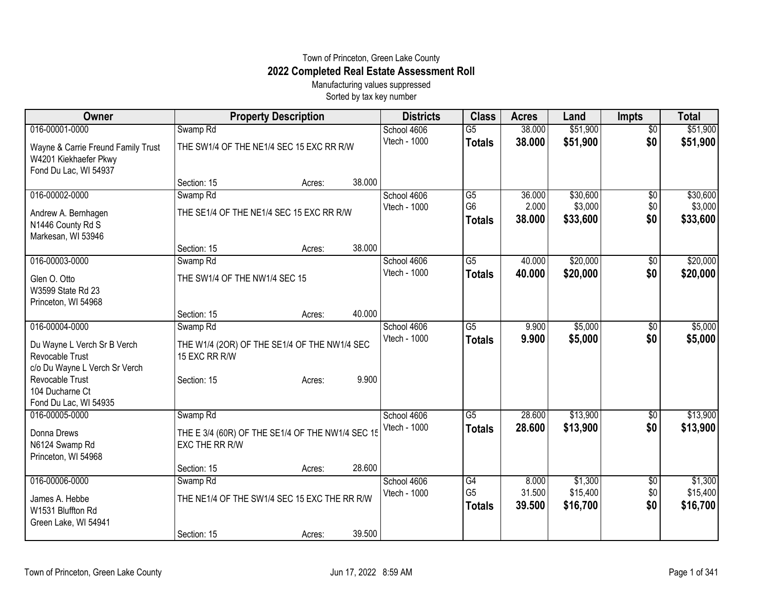Town of Princeton, Green Lake County

# 2022 Completed Real Estate Assessment Roll

Manufacturing values suppressed

Sorted by tax key number

| Owner | Property Description | Districts | Class | Acres | Land | Impts | Total |
|---|---|---|---|---|---|---|---|
| 016-00001-0000<br>Wayne & Carrie Freund Family Trust<br>W4201 Kiekhaefer Pkwy<br>Fond Du Lac, WI 54937 | Swamp Rd<br>THE SW1/4 OF THE NE1/4 SEC 15 EXC RR R/W<br>Section: 15 Acres: 38.000 | School 4606<br>Vtech - 1000 | G5<br>**Totals** | 38.000<br>**38.000** | $51,900<br>**$51,900** | $0<br>**$0** | $51,900<br>**$51,900** |
| 016-00002-0000<br>Andrew A. Bernhagen<br>N1446 County Rd S<br>Markesan, WI 53946 | Swamp Rd<br>THE SE1/4 OF THE NE1/4 SEC 15 EXC RR R/W<br>Section: 15 Acres: 38.000 | School 4606<br>Vtech - 1000 | G5<br>G6<br>**Totals** | 36.000<br>2.000<br>**38.000** | $30,600<br>$3,000<br>**$33,600** | $0<br>$0<br>**$0** | $30,600<br>$3,000<br>**$33,600** |
| 016-00003-0000<br>Glen O. Otto<br>W3599 State Rd 23<br>Princeton, WI 54968 | Swamp Rd<br>THE SW1/4 OF THE NW1/4 SEC 15<br>Section: 15 Acres: 40.000 | School 4606<br>Vtech - 1000 | G5<br>**Totals** | 40.000<br>**40.000** | $20,000<br>**$20,000** | $0<br>**$0** | $20,000<br>**$20,000** |
| 016-00004-0000<br>Du Wayne L Verch Sr B Verch Revocable Trust<br>c/o Du Wayne L Verch Sr Verch Revocable Trust<br>104 Ducharne Ct<br>Fond Du Lac, WI 54935 | Swamp Rd<br>THE W1/4 (2OR) OF THE SE1/4 OF THE NW1/4 SEC 15 EXC RR R/W<br>Section: 15 Acres: 9.900 | School 4606<br>Vtech - 1000 | G5<br>**Totals** | 9.900<br>**9.900** | $5,000<br>**$5,000** | $0<br>**$0** | $5,000<br>**$5,000** |
| 016-00005-0000<br>Donna Drews<br>N6124 Swamp Rd<br>Princeton, WI 54968 | Swamp Rd<br>THE E 3/4 (60R) OF THE SE1/4 OF THE NW1/4 SEC 15 EXC THE RR R/W<br>Section: 15 Acres: 28.600 | School 4606<br>Vtech - 1000 | G5<br>**Totals** | 28.600<br>**28.600** | $13,900<br>**$13,900** | $0<br>**$0** | $13,900<br>**$13,900** |
| 016-00006-0000<br>James A. Hebbe<br>W1531 Bluffton Rd<br>Green Lake, WI 54941 | Swamp Rd<br>THE NE1/4 OF THE SW1/4 SEC 15 EXC THE RR R/W<br>Section: 15 Acres: 39.500 | School 4606<br>Vtech - 1000 | G4<br>G5<br>**Totals** | 8.000<br>31.500<br>**39.500** | $1,300<br>$15,400<br>**$16,700** | $0<br>$0<br>**$0** | $1,300<br>$15,400<br>**$16,700** |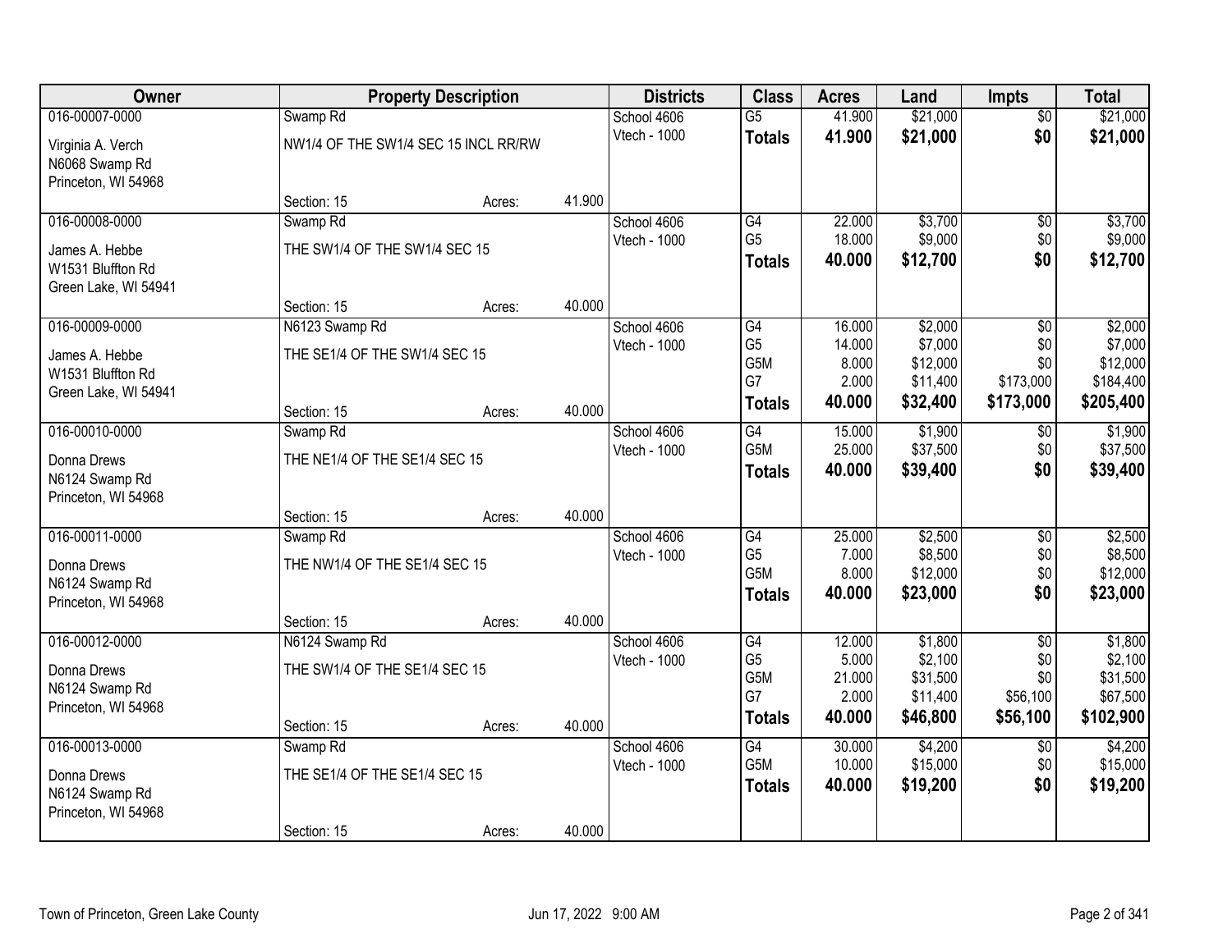| Owner | Property Description | | | Districts | Class | Acres | Land | Impts | Total |
|---|---|---|---|---|---|---|---|---|---|
| 016-00007-0000 | Swamp Rd | | | School 4606 | G5 | 41.900 | $21,000 | $0 | $21,000 |
| Virginia A. Verch<br>N6068 Swamp Rd<br>Princeton, WI 54968 | NW1/4 OF THE SW1/4 SEC 15 INCL RR/RW | | | Vtech - 1000 | **Totals** | **41.900** | **$21,000** | **$0** | **$21,000** |
| | Section: 15 | Acres: | 41.900 | | | | | | |
| 016-00008-0000 | Swamp Rd | | | School 4606 | G4 | 22.000 | $3,700 | $0 | $3,700 |
| James A. Hebbe<br>W1531 Bluffton Rd<br>Green Lake, WI 54941 | THE SW1/4 OF THE SW1/4 SEC 15 | | | Vtech - 1000 | G5 | 18.000 | $9,000 | $0 | $9,000 |
| | | | | | **Totals** | **40.000** | **$12,700** | **$0** | **$12,700** |
| | Section: 15 | Acres: | 40.000 | | | | | | |
| 016-00009-0000 | N6123 Swamp Rd | | | School 4606 | G4 | 16.000 | $2,000 | $0 | $2,000 |
| James A. Hebbe<br>W1531 Bluffton Rd<br>Green Lake, WI 54941 | THE SE1/4 OF THE SW1/4 SEC 15 | | | Vtech - 1000 | G5 | 14.000 | $7,000 | $0 | $7,000 |
| | | | | | G5M | 8.000 | $12,000 | $0 | $12,000 |
| | | | | | G7 | 2.000 | $11,400 | $173,000 | $184,400 |
| | Section: 15 | Acres: | 40.000 | | **Totals** | **40.000** | **$32,400** | **$173,000** | **$205,400** |
| 016-00010-0000 | Swamp Rd | | | School 4606 | G4 | 15.000 | $1,900 | $0 | $1,900 |
| Donna Drews<br>N6124 Swamp Rd<br>Princeton, WI 54968 | THE NE1/4 OF THE SE1/4 SEC 15 | | | Vtech - 1000 | G5M | 25.000 | $37,500 | $0 | $37,500 |
| | | | | | **Totals** | **40.000** | **$39,400** | **$0** | **$39,400** |
| | Section: 15 | Acres: | 40.000 | | | | | | |
| 016-00011-0000 | Swamp Rd | | | School 4606 | G4 | 25.000 | $2,500 | $0 | $2,500 |
| Donna Drews<br>N6124 Swamp Rd<br>Princeton, WI 54968 | THE NW1/4 OF THE SE1/4 SEC 15 | | | Vtech - 1000 | G5 | 7.000 | $8,500 | $0 | $8,500 |
| | | | | | G5M | 8.000 | $12,000 | $0 | $12,000 |
| | | | | | **Totals** | **40.000** | **$23,000** | **$0** | **$23,000** |
| | Section: 15 | Acres: | 40.000 | | | | | | |
| 016-00012-0000 | N6124 Swamp Rd | | | School 4606 | G4 | 12.000 | $1,800 | $0 | $1,800 |
| Donna Drews<br>N6124 Swamp Rd<br>Princeton, WI 54968 | THE SW1/4 OF THE SE1/4 SEC 15 | | | Vtech - 1000 | G5 | 5.000 | $2,100 | $0 | $2,100 |
| | | | | | G5M | 21.000 | $31,500 | $0 | $31,500 |
| | | | | | G7 | 2.000 | $11,400 | $56,100 | $67,500 |
| | Section: 15 | Acres: | 40.000 | | **Totals** | **40.000** | **$46,800** | **$56,100** | **$102,900** |
| 016-00013-0000 | Swamp Rd | | | School 4606 | G4 | 30.000 | $4,200 | $0 | $4,200 |
| Donna Drews<br>N6124 Swamp Rd<br>Princeton, WI 54968 | THE SE1/4 OF THE SE1/4 SEC 15 | | | Vtech - 1000 | G5M | 10.000 | $15,000 | $0 | $15,000 |
| | | | | | **Totals** | **40.000** | **$19,200** | **$0** | **$19,200** |
| | Section: 15 | Acres: | 40.000 | | | | | | |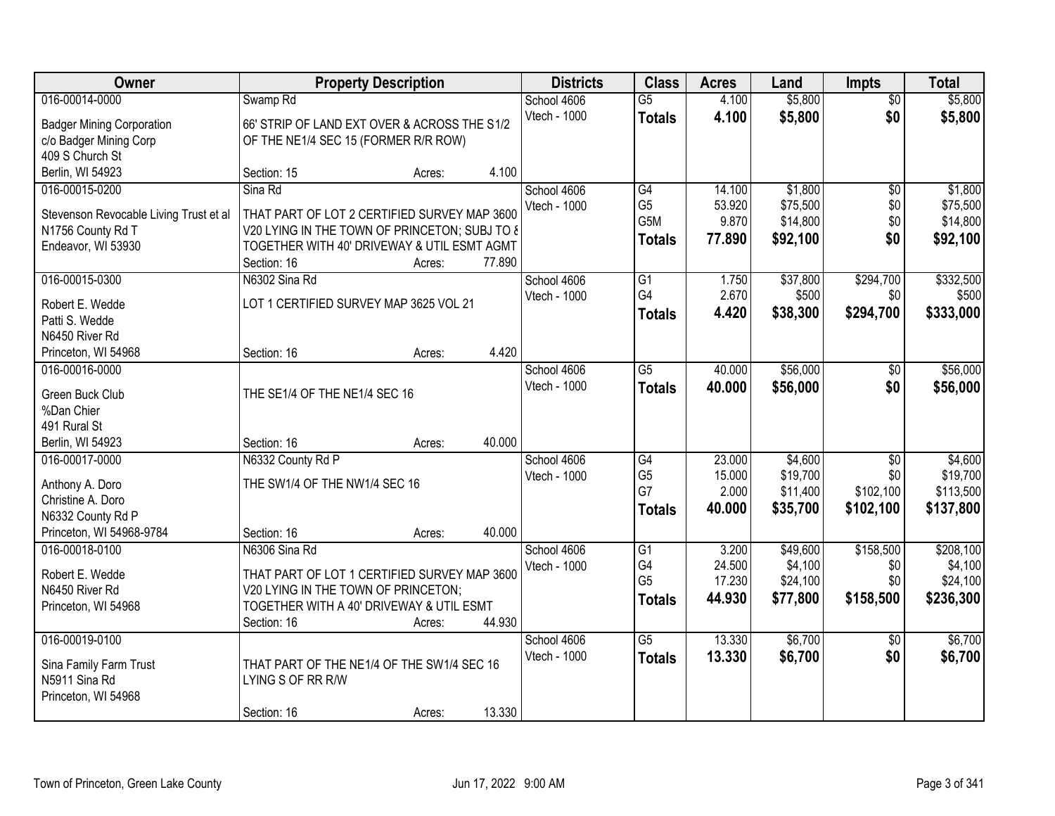| Owner | Property Description | Districts | Class | Acres | Land | Impts | Total |
|---|---|---|---|---|---|---|---|
| 016-00014-0000<br>Badger Mining Corporation<br>c/o Badger Mining Corp<br>409 S Church St<br>Berlin, WI 54923 | Swamp Rd<br>66' STRIP OF LAND EXT OVER & ACROSS THE S1/2 OF THE NE1/4 SEC 15 (FORMER R/R ROW)<br>Section: 15 Acres: 4.100 | School 4606<br>Vtech - 1000 | G5<br>**Totals** | 4.100<br>**4.100** | $5,800<br>**$5,800** | $0<br>**$0** | $5,800<br>**$5,800** |
| 016-00015-0200<br>Stevenson Revocable Living Trust et al<br>N1756 County Rd T<br>Endeavor, WI 53930 | Sina Rd<br>THAT PART OF LOT 2 CERTIFIED SURVEY MAP 3600 V20 LYING IN THE TOWN OF PRINCETON; SUBJ TO & TOGETHER WITH 40' DRIVEWAY & UTIL ESMT AGMT<br>Section: 16 Acres: 77.890 | School 4606<br>Vtech - 1000 | G4<br>G5<br>G5M<br>**Totals** | 14.100<br>53.920<br>9.870<br>**77.890** | $1,800<br>$75,500<br>$14,800<br>**$92,100** | $0<br>$0<br>$0<br>**$0** | $1,800<br>$75,500<br>$14,800<br>**$92,100** |
| 016-00015-0300<br>Robert E. Wedde<br>Patti S. Wedde<br>N6450 River Rd<br>Princeton, WI 54968 | N6302 Sina Rd<br>LOT 1 CERTIFIED SURVEY MAP 3625 VOL 21<br>Section: 16 Acres: 4.420 | School 4606<br>Vtech - 1000 | G1<br>G4<br>**Totals** | 1.750<br>2.670<br>**4.420** | $37,800<br>$500<br>**$38,300** | $294,700<br>$0<br>**$294,700** | $332,500<br>$500<br>**$333,000** |
| 016-00016-0000<br>Green Buck Club<br>%Dan Chier<br>491 Rural St<br>Berlin, WI 54923 | THE SE1/4 OF THE NE1/4 SEC 16<br>Section: 16 Acres: 40.000 | School 4606<br>Vtech - 1000 | G5<br>**Totals** | 40.000<br>**40.000** | $56,000<br>**$56,000** | $0<br>**$0** | $56,000<br>**$56,000** |
| 016-00017-0000<br>Anthony A. Doro<br>Christine A. Doro<br>N6332 County Rd P<br>Princeton, WI 54968-9784 | N6332 County Rd P<br>THE SW1/4 OF THE NW1/4 SEC 16<br>Section: 16 Acres: 40.000 | School 4606<br>Vtech - 1000 | G4<br>G5<br>G7<br>**Totals** | 23.000<br>15.000<br>2.000<br>**40.000** | $4,600<br>$19,700<br>$11,400<br>**$35,700** | $0<br>$0<br>$102,100<br>**$102,100** | $4,600<br>$19,700<br>$113,500<br>**$137,800** |
| 016-00018-0100<br>Robert E. Wedde<br>N6450 River Rd<br>Princeton, WI 54968 | N6306 Sina Rd<br>THAT PART OF LOT 1 CERTIFIED SURVEY MAP 3600 V20 LYING IN THE TOWN OF PRINCETON; TOGETHER WITH A 40' DRIVEWAY & UTIL ESMT<br>Section: 16 Acres: 44.930 | School 4606<br>Vtech - 1000 | G1<br>G4<br>G5<br>**Totals** | 3.200<br>24.500<br>17.230<br>**44.930** | $49,600<br>$4,100<br>$24,100<br>**$77,800** | $158,500<br>$0<br>$0<br>**$158,500** | $208,100<br>$4,100<br>$24,100<br>**$236,300** |
| 016-00019-0100<br>Sina Family Farm Trust<br>N5911 Sina Rd<br>Princeton, WI 54968 | THAT PART OF THE NE1/4 OF THE SW1/4 SEC 16 LYING S OF RR R/W<br>Section: 16 Acres: 13.330 | School 4606<br>Vtech - 1000 | G5<br>**Totals** | 13.330<br>**13.330** | $6,700<br>**$6,700** | $0<br>**$0** | $6,700<br>**$6,700** |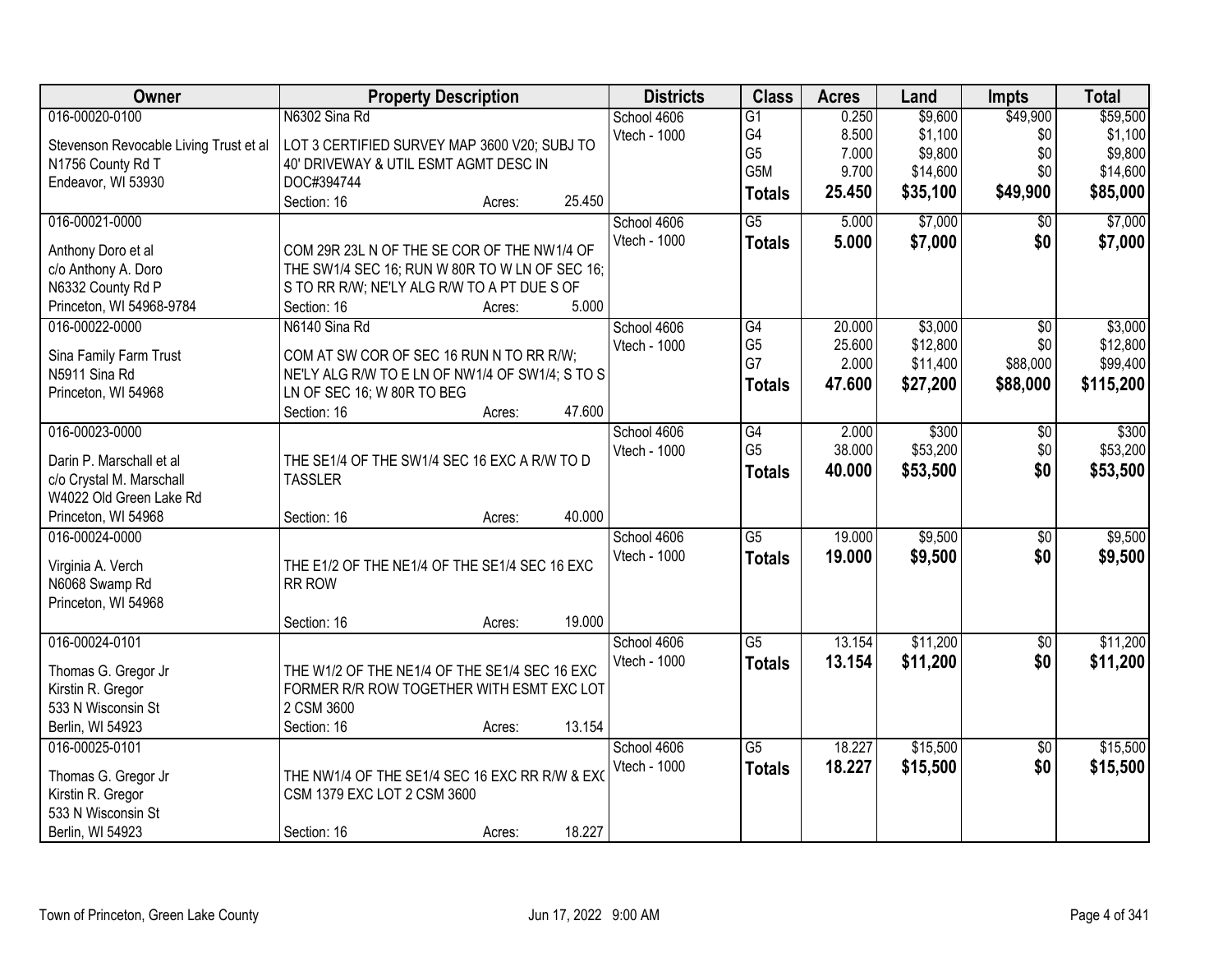| Owner | Property Description | Districts | Class | Acres | Land | Impts | Total |
|---|---|---|---|---|---|---|---|
| 016-00020-0100<br>Stevenson Revocable Living Trust et al<br>N1756 County Rd T<br>Endeavor, WI 53930 | N6302 Sina Rd<br>LOT 3 CERTIFIED SURVEY MAP 3600 V20; SUBJ TO 40' DRIVEWAY & UTIL ESMT AGMT DESC IN DOC#394744<br>Section: 16 Acres: 25.450 | School 4606<br>Vtech - 1000 | G1<br>G4<br>G5<br>G5M<br>**Totals** | 0.250<br>8.500<br>7.000<br>9.700<br>**25.450** | $9,600<br>$1,100<br>$9,800<br>$14,600<br>**$35,100** | $49,900<br>$0<br>$0<br>$0<br>**$49,900** | $59,500<br>$1,100<br>$9,800<br>$14,600<br>**$85,000** |
| 016-00021-0000<br>Anthony Doro et al<br>c/o Anthony A. Doro<br>N6332 County Rd P<br>Princeton, WI 54968-9784 | COM 29R 23L N OF THE SE COR OF THE NW1/4 OF THE SW1/4 SEC 16; RUN W 80R TO W LN OF SEC 16; S TO RR R/W; NE'LY ALG R/W TO A PT DUE S OF<br>Section: 16 Acres: 5.000 | School 4606<br>Vtech - 1000 | G5<br>**Totals** | 5.000<br>**5.000** | $7,000<br>**$7,000** | $0<br>**$0** | $7,000<br>**$7,000** |
| 016-00022-0000<br>Sina Family Farm Trust<br>N5911 Sina Rd<br>Princeton, WI 54968 | N6140 Sina Rd<br>COM AT SW COR OF SEC 16 RUN N TO RR R/W; NE'LY ALG R/W TO E LN OF NW1/4 OF SW1/4; S TO S LN OF SEC 16; W 80R TO BEG<br>Section: 16 Acres: 47.600 | School 4606<br>Vtech - 1000 | G4<br>G5<br>G7<br>**Totals** | 20.000<br>25.600<br>2.000<br>**47.600** | $3,000<br>$12,800<br>$11,400<br>**$27,200** | $0<br>$0<br>$88,000<br>**$88,000** | $3,000<br>$12,800<br>$99,400<br>**$115,200** |
| 016-00023-0000<br>Darin P. Marschall et al<br>c/o Crystal M. Marschall<br>W4022 Old Green Lake Rd<br>Princeton, WI 54968 | THE SE1/4 OF THE SW1/4 SEC 16 EXC A R/W TO D TASSLER<br>Section: 16 Acres: 40.000 | School 4606<br>Vtech - 1000 | G4<br>G5<br>**Totals** | 2.000<br>38.000<br>**40.000** | $300<br>$53,200<br>**$53,500** | $0<br>$0<br>**$0** | $300<br>$53,200<br>**$53,500** |
| 016-00024-0000<br>Virginia A. Verch<br>N6068 Swamp Rd<br>Princeton, WI 54968 | THE E1/2 OF THE NE1/4 OF THE SE1/4 SEC 16 EXC RR ROW<br>Section: 16 Acres: 19.000 | School 4606<br>Vtech - 1000 | G5<br>**Totals** | 19.000<br>**19.000** | $9,500<br>**$9,500** | $0<br>**$0** | $9,500<br>**$9,500** |
| 016-00024-0101<br>Thomas G. Gregor Jr<br>Kirstin R. Gregor<br>533 N Wisconsin St<br>Berlin, WI 54923 | THE W1/2 OF THE NE1/4 OF THE SE1/4 SEC 16 EXC FORMER R/R ROW TOGETHER WITH ESMT EXC LOT 2 CSM 3600<br>Section: 16 Acres: 13.154 | School 4606<br>Vtech - 1000 | G5<br>**Totals** | 13.154<br>**13.154** | $11,200<br>**$11,200** | $0<br>**$0** | $11,200<br>**$11,200** |
| 016-00025-0101<br>Thomas G. Gregor Jr<br>Kirstin R. Gregor<br>533 N Wisconsin St<br>Berlin, WI 54923 | THE NW1/4 OF THE SE1/4 SEC 16 EXC RR R/W & EXC CSM 1379 EXC LOT 2 CSM 3600<br>Section: 16 Acres: 18.227 | School 4606<br>Vtech - 1000 | G5<br>**Totals** | 18.227<br>**18.227** | $15,500<br>**$15,500** | $0<br>**$0** | $15,500<br>**$15,500** |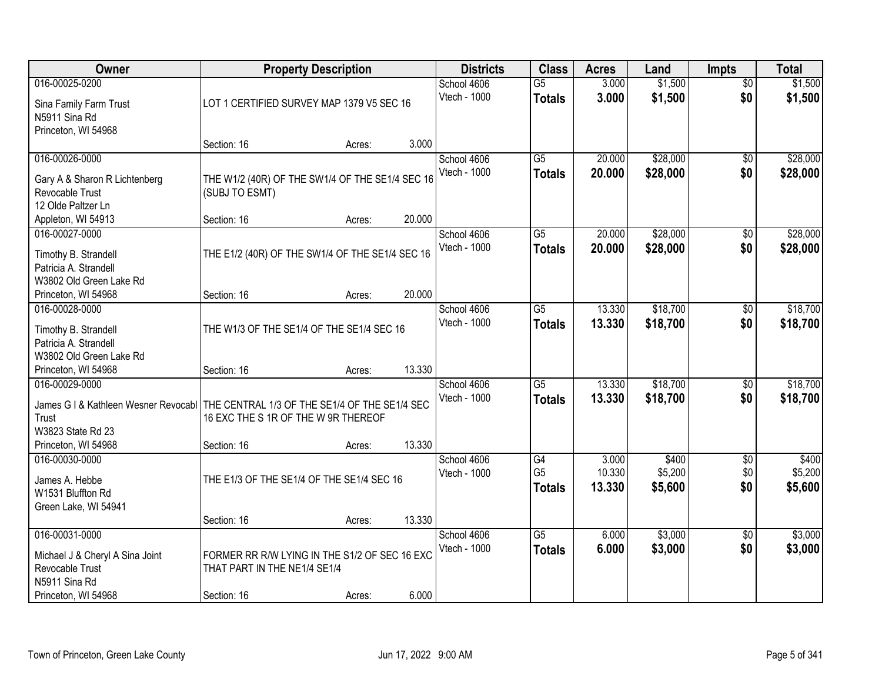| Owner | Property Description | | | Districts | Class | Acres | Land | Impts | Total |
|---|---|---|---|---|---|---|---|---|---|
| 016-00025-0200<br>Sina Family Farm Trust<br>N5911 Sina Rd<br>Princeton, WI 54968 | LOT 1 CERTIFIED SURVEY MAP 1379 V5 SEC 16<br>Section: 16 | Acres: | 3.000 | School 4606<br>Vtech - 1000 | G5<br>**Totals** | 3.000<br>**3.000** | $1,500<br>**$1,500** | $0<br>**$0** | $1,500<br>**$1,500** |
| 016-00026-0000<br>Gary A & Sharon R Lichtenberg Revocable Trust<br>12 Olde Paltzer Ln<br>Appleton, WI 54913 | THE W1/2 (40R) OF THE SW1/4 OF THE SE1/4 SEC 16 (SUBJ TO ESMT)<br>Section: 16 | Acres: | 20.000 | School 4606<br>Vtech - 1000 | G5<br>**Totals** | 20.000<br>**20.000** | $28,000<br>**$28,000** | $0<br>**$0** | $28,000<br>**$28,000** |
| 016-00027-0000<br>Timothy B. Strandell<br>Patricia A. Strandell<br>W3802 Old Green Lake Rd<br>Princeton, WI 54968 | THE E1/2 (40R) OF THE SW1/4 OF THE SE1/4 SEC 16<br>Section: 16 | Acres: | 20.000 | School 4606<br>Vtech - 1000 | G5<br>**Totals** | 20.000<br>**20.000** | $28,000<br>**$28,000** | $0<br>**$0** | $28,000<br>**$28,000** |
| 016-00028-0000<br>Timothy B. Strandell<br>Patricia A. Strandell<br>W3802 Old Green Lake Rd<br>Princeton, WI 54968 | THE W1/3 OF THE SE1/4 OF THE SE1/4 SEC 16<br>Section: 16 | Acres: | 13.330 | School 4606<br>Vtech - 1000 | G5<br>**Totals** | 13.330<br>**13.330** | $18,700<br>**$18,700** | $0<br>**$0** | $18,700<br>**$18,700** |
| 016-00029-0000<br>James G I & Kathleen Wesner Revocabl Trust<br>W3823 State Rd 23<br>Princeton, WI 54968 | THE CENTRAL 1/3 OF THE SE1/4 OF THE SE1/4 SEC 16 EXC THE S 1R OF THE W 9R THEREOF<br>Section: 16 | Acres: | 13.330 | School 4606<br>Vtech - 1000 | G5<br>**Totals** | 13.330<br>**13.330** | $18,700<br>**$18,700** | $0<br>**$0** | $18,700<br>**$18,700** |
| 016-00030-0000<br>James A. Hebbe<br>W1531 Bluffton Rd<br>Green Lake, WI 54941 | THE E1/3 OF THE SE1/4 OF THE SE1/4 SEC 16<br>Section: 16 | Acres: | 13.330 | School 4606<br>Vtech - 1000 | G4<br>G5<br>**Totals** | 3.000<br>10.330<br>**13.330** | $400<br>$5,200<br>**$5,600** | $0<br>$0<br>**$0** | $400<br>$5,200<br>**$5,600** |
| 016-00031-0000<br>Michael J & Cheryl A Sina Joint Revocable Trust<br>N5911 Sina Rd<br>Princeton, WI 54968 | FORMER RR R/W LYING IN THE S1/2 OF SEC 16 EXC THAT PART IN THE NE1/4 SE1/4<br>Section: 16 | Acres: | 6.000 | School 4606<br>Vtech - 1000 | G5<br>**Totals** | 6.000<br>**6.000** | $3,000<br>**$3,000** | $0<br>**$0** | $3,000<br>**$3,000** |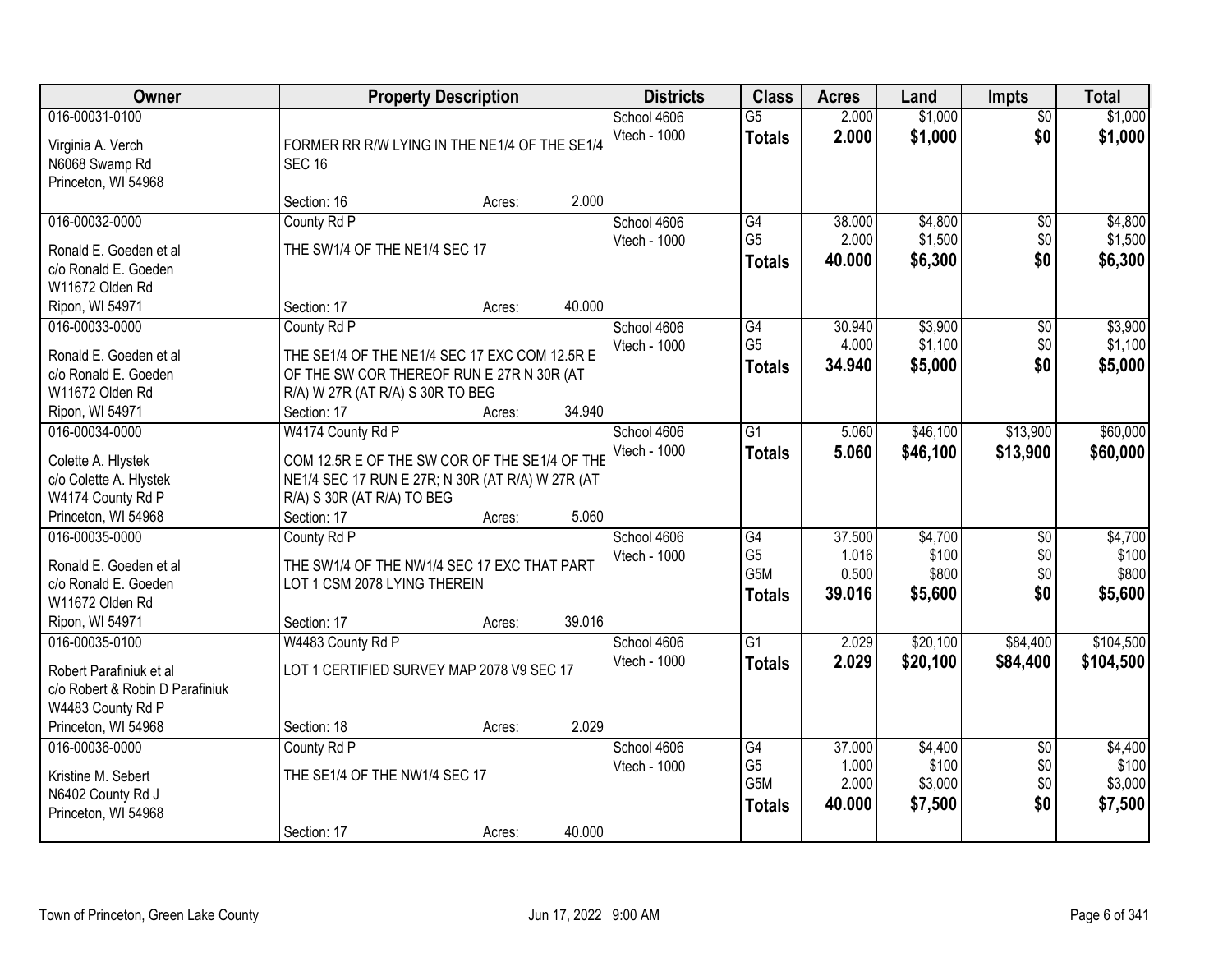| Owner | Property Description | Districts | Class | Acres | Land | Impts | Total |
|---|---|---|---|---|---|---|---|
| 016-00031-0100<br>Virginia A. Verch<br>N6068 Swamp Rd<br>Princeton, WI 54968 | FORMER RR R/W LYING IN THE NE1/4 OF THE SE1/4 SEC 16<br>Section: 16 Acres: 2.000 | School 4606<br>Vtech - 1000 | G5<br>**Totals** | 2.000<br>**2.000** | $1,000<br>**$1,000** | $0<br>**$0** | $1,000<br>**$1,000** |
| 016-00032-0000<br>Ronald E. Goeden et al<br>c/o Ronald E. Goeden<br>W11672 Olden Rd<br>Ripon, WI 54971 | County Rd P<br>THE SW1/4 OF THE NE1/4 SEC 17<br>Section: 17 Acres: 40.000 | School 4606<br>Vtech - 1000 | G4<br>G5<br>**Totals** | 38.000<br>2.000<br>**40.000** | $4,800<br>$1,500<br>**$6,300** | $0<br>$0<br>**$0** | $4,800<br>$1,500<br>**$6,300** |
| 016-00033-0000<br>Ronald E. Goeden et al<br>c/o Ronald E. Goeden<br>W11672 Olden Rd<br>Ripon, WI 54971 | County Rd P<br>THE SE1/4 OF THE NE1/4 SEC 17 EXC COM 12.5R E OF THE SW COR THEREOF RUN E 27R N 30R (AT R/A) W 27R (AT R/A) S 30R TO BEG<br>Section: 17 Acres: 34.940 | School 4606<br>Vtech - 1000 | G4<br>G5<br>**Totals** | 30.940<br>4.000<br>**34.940** | $3,900<br>$1,100<br>**$5,000** | $0<br>$0<br>**$0** | $3,900<br>$1,100<br>**$5,000** |
| 016-00034-0000<br>Colette A. Hlystek<br>c/o Colette A. Hlystek<br>W4174 County Rd P<br>Princeton, WI 54968 | W4174 County Rd P<br>COM 12.5R E OF THE SW COR OF THE SE1/4 OF THE NE1/4 SEC 17 RUN E 27R; N 30R (AT R/A) W 27R (AT R/A) S 30R (AT R/A) TO BEG<br>Section: 17 Acres: 5.060 | School 4606<br>Vtech - 1000 | G1<br>**Totals** | 5.060<br>**5.060** | $46,100<br>**$46,100** | $13,900<br>**$13,900** | $60,000<br>**$60,000** |
| 016-00035-0000<br>Ronald E. Goeden et al<br>c/o Ronald E. Goeden<br>W11672 Olden Rd<br>Ripon, WI 54971 | County Rd P<br>THE SW1/4 OF THE NW1/4 SEC 17 EXC THAT PART LOT 1 CSM 2078 LYING THEREIN<br>Section: 17 Acres: 39.016 | School 4606<br>Vtech - 1000 | G4<br>G5<br>G5M<br>**Totals** | 37.500<br>1.016<br>0.500<br>**39.016** | $4,700<br>$100<br>$800<br>**$5,600** | $0<br>$0<br>$0<br>**$0** | $4,700<br>$100<br>$800<br>**$5,600** |
| 016-00035-0100<br>Robert Parafiniuk et al<br>c/o Robert & Robin D Parafiniuk<br>W4483 County Rd P<br>Princeton, WI 54968 | W4483 County Rd P<br>LOT 1 CERTIFIED SURVEY MAP 2078 V9 SEC 17<br>Section: 18 Acres: 2.029 | School 4606<br>Vtech - 1000 | G1<br>**Totals** | 2.029<br>**2.029** | $20,100<br>**$20,100** | $84,400<br>**$84,400** | $104,500<br>**$104,500** |
| 016-00036-0000<br>Kristine M. Sebert<br>N6402 County Rd J<br>Princeton, WI 54968 | County Rd P<br>THE SE1/4 OF THE NW1/4 SEC 17<br>Section: 17 Acres: 40.000 | School 4606<br>Vtech - 1000 | G4<br>G5<br>G5M<br>**Totals** | 37.000<br>1.000<br>2.000<br>**40.000** | $4,400<br>$100<br>$3,000<br>**$7,500** | $0<br>$0<br>$0<br>**$0** | $4,400<br>$100<br>$3,000<br>**$7,500** |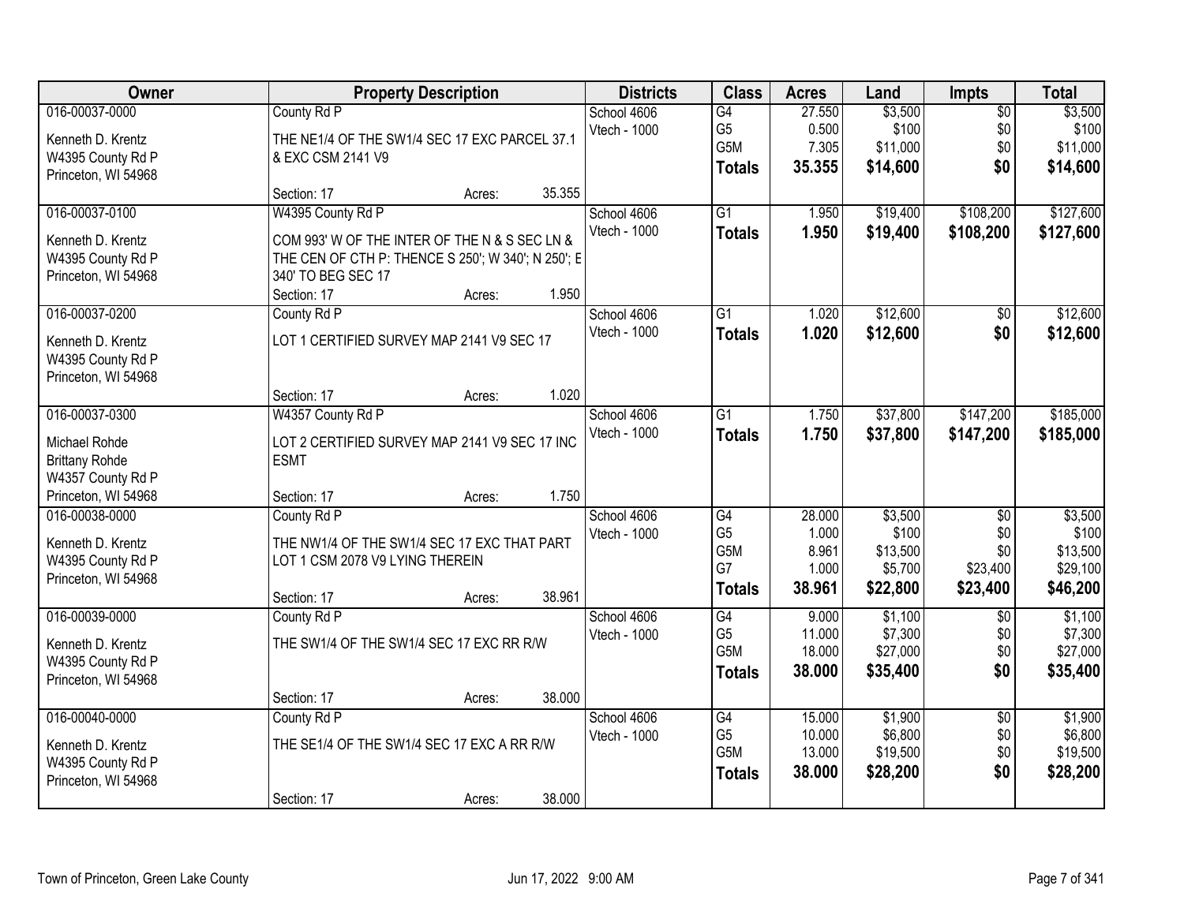| Owner | Property Description | Districts | Class | Acres | Land | Impts | Total |
|---|---|---|---|---|---|---|---|
| 016-00037-0000<br>Kenneth D. Krentz<br>W4395 County Rd P<br>Princeton, WI 54968 | County Rd P<br>THE NE1/4 OF THE SW1/4 SEC 17 EXC PARCEL 37.1 & EXC CSM 2141 V9<br>Section: 17 Acres: 35.355 | School 4606<br>Vtech - 1000 | G4<br>G5<br>G5M<br>**Totals** | 27.550<br>0.500<br>7.305<br>**35.355** | $3,500<br>$100<br>$11,000<br>**$14,600** | $0<br>$0<br>$0<br>**$0** | $3,500<br>$100<br>$11,000<br>**$14,600** |
| 016-00037-0100<br>Kenneth D. Krentz<br>W4395 County Rd P<br>Princeton, WI 54968 | W4395 County Rd P<br>COM 993' W OF THE INTER OF THE N & S SEC LN & THE CEN OF CTH P: THENCE S 250'; W 340'; N 250'; E 340' TO BEG SEC 17<br>Section: 17 Acres: 1.950 | School 4606<br>Vtech - 1000 | G1<br>**Totals** | 1.950<br>**1.950** | $19,400<br>**$19,400** | $108,200<br>**$108,200** | $127,600<br>**$127,600** |
| 016-00037-0200<br>Kenneth D. Krentz<br>W4395 County Rd P<br>Princeton, WI 54968 | County Rd P<br>LOT 1 CERTIFIED SURVEY MAP 2141 V9 SEC 17<br>Section: 17 Acres: 1.020 | School 4606<br>Vtech - 1000 | G1<br>**Totals** | 1.020<br>**1.020** | $12,600<br>**$12,600** | $0<br>**$0** | $12,600<br>**$12,600** |
| 016-00037-0300<br>Michael Rohde<br>Brittany Rohde<br>W4357 County Rd P<br>Princeton, WI 54968 | W4357 County Rd P<br>LOT 2 CERTIFIED SURVEY MAP 2141 V9 SEC 17 INC ESMT<br>Section: 17 Acres: 1.750 | School 4606<br>Vtech - 1000 | G1<br>**Totals** | 1.750<br>**1.750** | $37,800<br>**$37,800** | $147,200<br>**$147,200** | $185,000<br>**$185,000** |
| 016-00038-0000<br>Kenneth D. Krentz<br>W4395 County Rd P<br>Princeton, WI 54968 | County Rd P<br>THE NW1/4 OF THE SW1/4 SEC 17 EXC THAT PART LOT 1 CSM 2078 V9 LYING THEREIN<br>Section: 17 Acres: 38.961 | School 4606<br>Vtech - 1000 | G4<br>G5<br>G5M<br>G7<br>**Totals** | 28.000<br>1.000<br>8.961<br>1.000<br>**38.961** | $3,500<br>$100<br>$13,500<br>$5,700<br>**$22,800** | $0<br>$0<br>$0<br>$23,400<br>**$23,400** | $3,500<br>$100<br>$13,500<br>$29,100<br>**$46,200** |
| 016-00039-0000<br>Kenneth D. Krentz<br>W4395 County Rd P<br>Princeton, WI 54968 | County Rd P<br>THE SW1/4 OF THE SW1/4 SEC 17 EXC RR R/W<br>Section: 17 Acres: 38.000 | School 4606<br>Vtech - 1000 | G4<br>G5<br>G5M<br>**Totals** | 9.000<br>11.000<br>18.000<br>**38.000** | $1,100<br>$7,300<br>$27,000<br>**$35,400** | $0<br>$0<br>$0<br>**$0** | $1,100<br>$7,300<br>$27,000<br>**$35,400** |
| 016-00040-0000<br>Kenneth D. Krentz<br>W4395 County Rd P<br>Princeton, WI 54968 | County Rd P<br>THE SE1/4 OF THE SW1/4 SEC 17 EXC A RR R/W<br>Section: 17 Acres: 38.000 | School 4606<br>Vtech - 1000 | G4<br>G5<br>G5M<br>**Totals** | 15.000<br>10.000<br>13.000<br>**38.000** | $1,900<br>$6,800<br>$19,500<br>**$28,200** | $0<br>$0<br>$0<br>**$0** | $1,900<br>$6,800<br>$19,500<br>**$28,200** |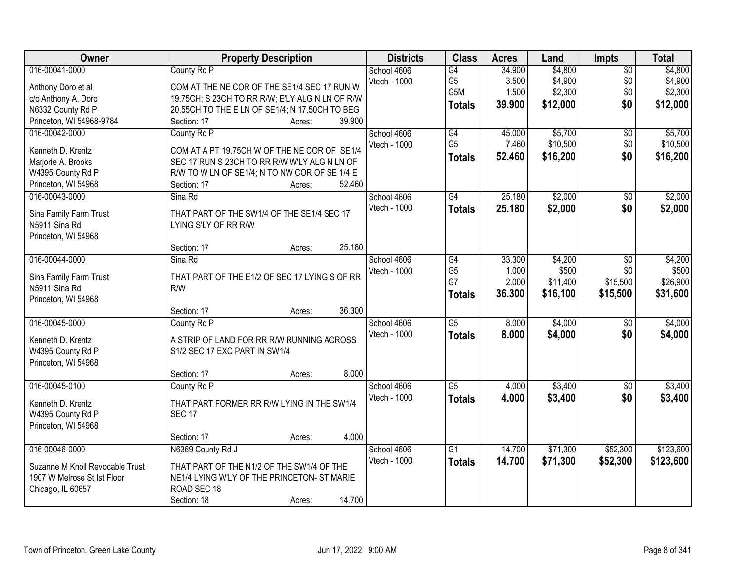| Owner | Property Description | Districts | Class | Acres | Land | Impts | Total |
|---|---|---|---|---|---|---|---|
| 016-00041-0000<br>Anthony Doro et al<br>c/o Anthony A. Doro<br>N6332 County Rd P<br>Princeton, WI 54968-9784 | County Rd P<br>COM AT THE NE COR OF THE SE1/4 SEC 17 RUN W 19.75CH; S 23CH TO RR R/W; E'LY ALG N LN OF R/W 20.55CH TO THE E LN OF SE1/4; N 17.50CH TO BEG<br>Section: 17 Acres: 39.900 | School 4606<br>Vtech - 1000 | G4<br>G5<br>G5M<br>**Totals** | 34.900<br>3.500<br>1.500<br>**39.900** | $4,800<br>$4,900<br>$2,300<br>**$12,000** | $0<br>$0<br>$0<br>**$0** | $4,800<br>$4,900<br>$2,300<br>**$12,000** |
| 016-00042-0000<br>Kenneth D. Krentz<br>Marjorie A. Brooks<br>W4395 County Rd P<br>Princeton, WI 54968 | County Rd P<br>COM AT A PT 19.75CH W OF THE NE COR OF SE1/4 SEC 17 RUN S 23CH TO RR R/W W'LY ALG N LN OF R/W TO W LN OF SE1/4; N TO NW COR OF SE 1/4 E<br>Section: 17 Acres: 52.460 | School 4606<br>Vtech - 1000 | G4<br>G5<br>**Totals** | 45.000<br>7.460<br>**52.460** | $5,700<br>$10,500<br>**$16,200** | $0<br>$0<br>**$0** | $5,700<br>$10,500<br>**$16,200** |
| 016-00043-0000<br>Sina Family Farm Trust<br>N5911 Sina Rd<br>Princeton, WI 54968 | Sina Rd<br>THAT PART OF THE SW1/4 OF THE SE1/4 SEC 17 LYING S'LY OF RR R/W<br>Section: 17 Acres: 25.180 | School 4606<br>Vtech - 1000 | G4<br>**Totals** | 25.180<br>**25.180** | $2,000<br>**$2,000** | $0<br>**$0** | $2,000<br>**$2,000** |
| 016-00044-0000<br>Sina Family Farm Trust<br>N5911 Sina Rd<br>Princeton, WI 54968 | Sina Rd<br>THAT PART OF THE E1/2 OF SEC 17 LYING S OF RR R/W<br>Section: 17 Acres: 36.300 | School 4606<br>Vtech - 1000 | G4<br>G5<br>G7<br>**Totals** | 33.300<br>1.000<br>2.000<br>**36.300** | $4,200<br>$500<br>$11,400<br>**$16,100** | $0<br>$0<br>$15,500<br>**$15,500** | $4,200<br>$500<br>$26,900<br>**$31,600** |
| 016-00045-0000<br>Kenneth D. Krentz<br>W4395 County Rd P<br>Princeton, WI 54968 | County Rd P<br>A STRIP OF LAND FOR RR R/W RUNNING ACROSS S1/2 SEC 17 EXC PART IN SW1/4<br>Section: 17 Acres: 8.000 | School 4606<br>Vtech - 1000 | G5<br>**Totals** | 8.000<br>**8.000** | $4,000<br>**$4,000** | $0<br>**$0** | $4,000<br>**$4,000** |
| 016-00045-0100<br>Kenneth D. Krentz<br>W4395 County Rd P<br>Princeton, WI 54968 | County Rd P<br>THAT PART FORMER RR R/W LYING IN THE SW1/4 SEC 17<br>Section: 17 Acres: 4.000 | School 4606<br>Vtech - 1000 | G5<br>**Totals** | 4.000<br>**4.000** | $3,400<br>**$3,400** | $0<br>**$0** | $3,400<br>**$3,400** |
| 016-00046-0000<br>Suzanne M Knoll Revocable Trust<br>1907 W Melrose St Ist Floor<br>Chicago, IL 60657 | N6369 County Rd J<br>THAT PART OF THE N1/2 OF THE SW1/4 OF THE NE1/4 LYING W'LY OF THE PRINCETON- ST MARIE ROAD SEC 18<br>Section: 18 Acres: 14.700 | School 4606<br>Vtech - 1000 | G1<br>**Totals** | 14.700<br>**14.700** | $71,300<br>**$71,300** | $52,300<br>**$52,300** | $123,600<br>**$123,600** |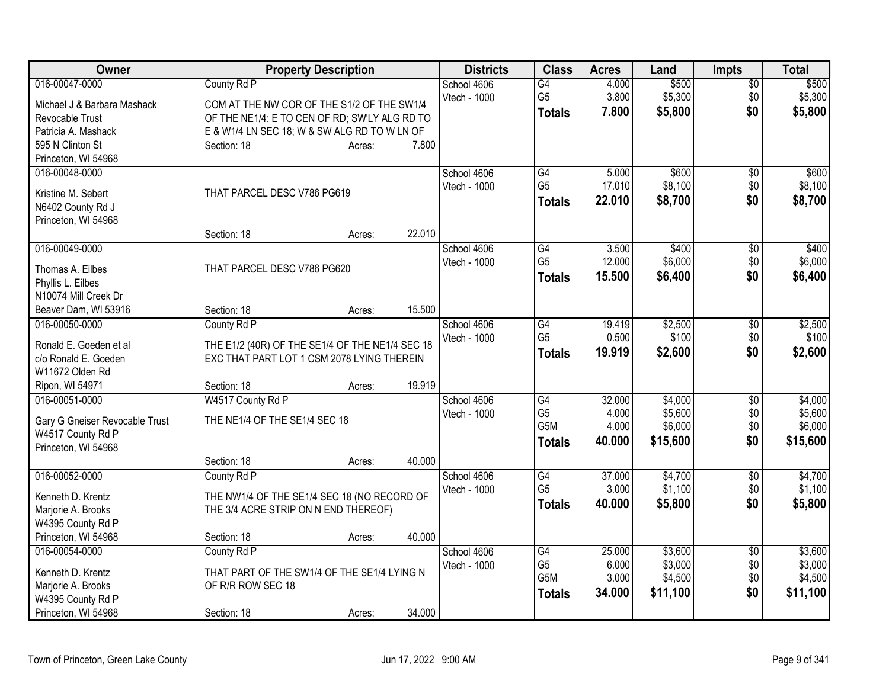| Owner | Property Description | Districts | Class | Acres | Land | Impts | Total |
|---|---|---|---|---|---|---|---|
| 016-00047-0000<br>Michael J & Barbara Mashack Revocable Trust<br>Patricia A. Mashack<br>595 N Clinton St<br>Princeton, WI 54968 | County Rd P<br>COM AT THE NW COR OF THE S1/2 OF THE SW1/4 OF THE NE1/4: E TO CEN OF RD; SW'LY ALG RD TO E & W1/4 LN SEC 18; W & SW ALG RD TO W LN OF<br>Section: 18 Acres: 7.800 | School 4606<br>Vtech - 1000 | G4<br>G5<br>**Totals** | 4.000<br>3.800<br>**7.800** | $500<br>$5,300<br>**$5,800** | $0<br>$0<br>**$0** | $500<br>$5,300<br>**$5,800** |
| 016-00048-0000<br>Kristine M. Sebert<br>N6402 County Rd J<br>Princeton, WI 54968 | THAT PARCEL DESC V786 PG619<br>Section: 18 Acres: 22.010 | School 4606<br>Vtech - 1000 | G4<br>G5<br>**Totals** | 5.000<br>17.010<br>**22.010** | $600<br>$8,100<br>**$8,700** | $0<br>$0<br>**$0** | $600<br>$8,100<br>**$8,700** |
| 016-00049-0000<br>Thomas A. Eilbes<br>Phyllis L. Eilbes<br>N10074 Mill Creek Dr<br>Beaver Dam, WI 53916 | THAT PARCEL DESC V786 PG620<br>Section: 18 Acres: 15.500 | School 4606<br>Vtech - 1000 | G4<br>G5<br>**Totals** | 3.500<br>12.000<br>**15.500** | $400<br>$6,000<br>**$6,400** | $0<br>$0<br>**$0** | $400<br>$6,000<br>**$6,400** |
| 016-00050-0000<br>Ronald E. Goeden et al<br>c/o Ronald E. Goeden<br>W11672 Olden Rd<br>Ripon, WI 54971 | County Rd P<br>THE E1/2 (40R) OF THE SE1/4 OF THE NE1/4 SEC 18 EXC THAT PART LOT 1 CSM 2078 LYING THEREIN<br>Section: 18 Acres: 19.919 | School 4606<br>Vtech - 1000 | G4<br>G5<br>**Totals** | 19.419<br>0.500<br>**19.919** | $2,500<br>$100<br>**$2,600** | $0<br>$0<br>**$0** | $2,500<br>$100<br>**$2,600** |
| 016-00051-0000<br>Gary G Gneiser Revocable Trust<br>W4517 County Rd P<br>Princeton, WI 54968 | W4517 County Rd P<br>THE NE1/4 OF THE SE1/4 SEC 18<br>Section: 18 Acres: 40.000 | School 4606<br>Vtech - 1000 | G4<br>G5<br>G5M<br>**Totals** | 32.000<br>4.000<br>4.000<br>**40.000** | $4,000<br>$5,600<br>$6,000<br>**$15,600** | $0<br>$0<br>$0<br>**$0** | $4,000<br>$5,600<br>$6,000<br>**$15,600** |
| 016-00052-0000<br>Kenneth D. Krentz<br>Marjorie A. Brooks<br>W4395 County Rd P<br>Princeton, WI 54968 | County Rd P<br>THE NW1/4 OF THE SE1/4 SEC 18 (NO RECORD OF THE 3/4 ACRE STRIP ON N END THEREOF)<br>Section: 18 Acres: 40.000 | School 4606<br>Vtech - 1000 | G4<br>G5<br>**Totals** | 37.000<br>3.000<br>**40.000** | $4,700<br>$1,100<br>**$5,800** | $0<br>$0<br>**$0** | $4,700<br>$1,100<br>**$5,800** |
| 016-00054-0000<br>Kenneth D. Krentz<br>Marjorie A. Brooks<br>W4395 County Rd P<br>Princeton, WI 54968 | County Rd P<br>THAT PART OF THE SW1/4 OF THE SE1/4 LYING N OF R/R ROW SEC 18<br>Section: 18 Acres: 34.000 | School 4606<br>Vtech - 1000 | G4<br>G5<br>G5M<br>**Totals** | 25.000<br>6.000<br>3.000<br>**34.000** | $3,600<br>$3,000<br>$4,500<br>**$11,100** | $0<br>$0<br>$0<br>**$0** | $3,600<br>$3,000<br>$4,500<br>**$11,100** |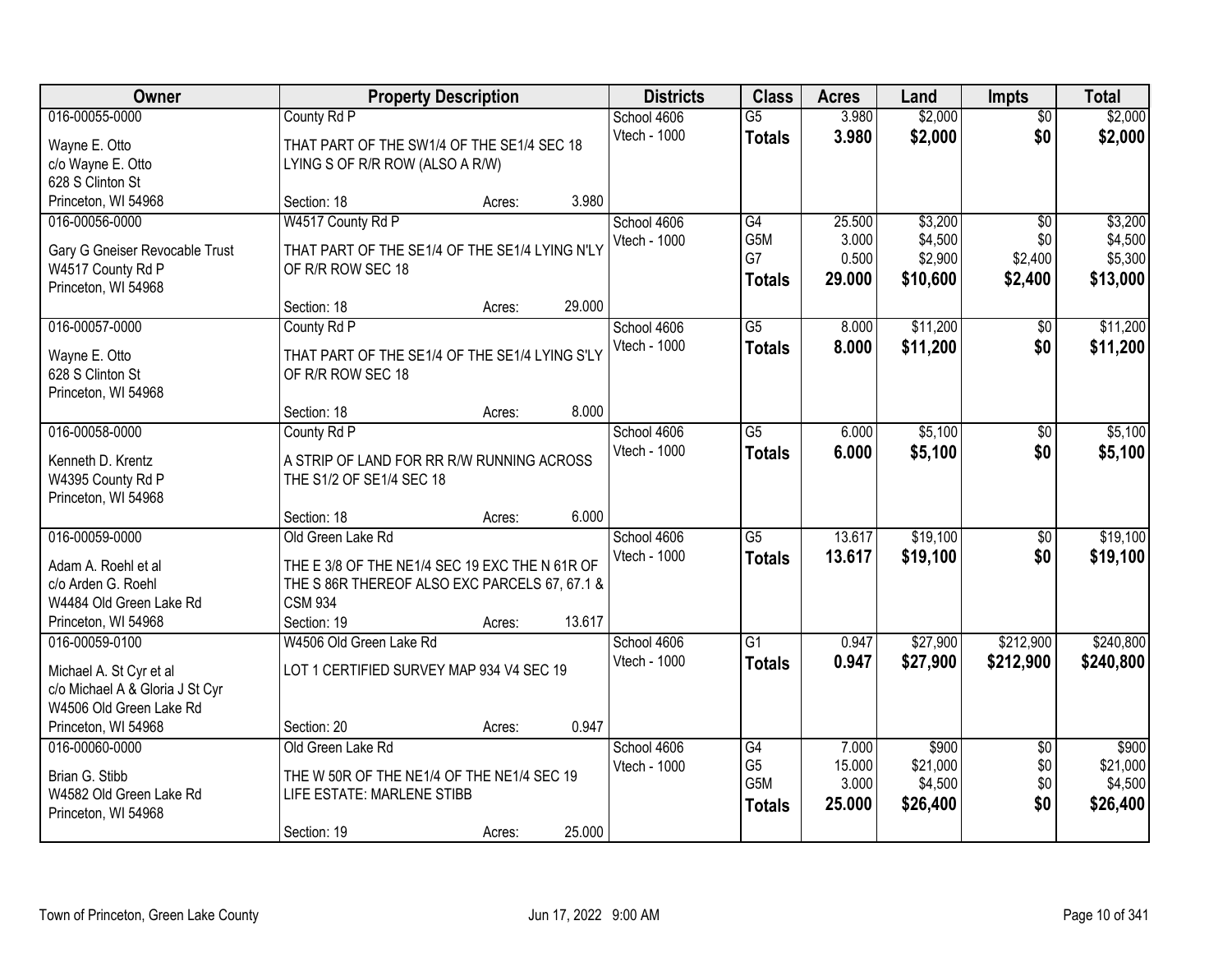| Owner | Property Description | Districts | Class | Acres | Land | Impts | Total |
|---|---|---|---|---|---|---|---|
| 016-00055-0000<br>Wayne E. Otto<br>c/o Wayne E. Otto<br>628 S Clinton St<br>Princeton, WI 54968 | County Rd P<br>THAT PART OF THE SW1/4 OF THE SE1/4 SEC 18 LYING S OF R/R ROW (ALSO A R/W)<br>Section: 18 Acres: 3.980 | School 4606<br>Vtech - 1000 | G5<br>**Totals** | 3.980<br>**3.980** | $2,000<br>**$2,000** | $0<br>**$0** | $2,000<br>**$2,000** |
| 016-00056-0000<br>Gary G Gneiser Revocable Trust<br>W4517 County Rd P<br>Princeton, WI 54968 | W4517 County Rd P<br>THAT PART OF THE SE1/4 OF THE SE1/4 LYING N'LY OF R/R ROW SEC 18<br>Section: 18 Acres: 29.000 | School 4606<br>Vtech - 1000 | G4<br>G5M<br>G7<br>**Totals** | 25.500<br>3.000<br>0.500<br>**29.000** | $3,200<br>$4,500<br>$2,900<br>**$10,600** | $0<br>$0<br>$2,400<br>**$2,400** | $3,200<br>$4,500<br>$5,300<br>**$13,000** |
| 016-00057-0000<br>Wayne E. Otto<br>628 S Clinton St<br>Princeton, WI 54968 | County Rd P<br>THAT PART OF THE SE1/4 OF THE SE1/4 LYING S'LY OF R/R ROW SEC 18<br>Section: 18 Acres: 8.000 | School 4606<br>Vtech - 1000 | G5<br>**Totals** | 8.000<br>**8.000** | $11,200<br>**$11,200** | $0<br>**$0** | $11,200<br>**$11,200** |
| 016-00058-0000<br>Kenneth D. Krentz<br>W4395 County Rd P<br>Princeton, WI 54968 | County Rd P<br>A STRIP OF LAND FOR RR R/W RUNNING ACROSS THE S1/2 OF SE1/4 SEC 18<br>Section: 18 Acres: 6.000 | School 4606<br>Vtech - 1000 | G5<br>**Totals** | 6.000<br>**6.000** | $5,100<br>**$5,100** | $0<br>**$0** | $5,100<br>**$5,100** |
| 016-00059-0000<br>Adam A. Roehl et al<br>c/o Arden G. Roehl<br>W4484 Old Green Lake Rd<br>Princeton, WI 54968 | Old Green Lake Rd<br>THE E 3/8 OF THE NE1/4 SEC 19 EXC THE N 61R OF THE S 86R THEREOF ALSO EXC PARCELS 67, 67.1 & CSM 934<br>Section: 19 Acres: 13.617 | School 4606<br>Vtech - 1000 | G5<br>**Totals** | 13.617<br>**13.617** | $19,100<br>**$19,100** | $0<br>**$0** | $19,100<br>**$19,100** |
| 016-00059-0100<br>Michael A. St Cyr et al<br>c/o Michael A & Gloria J St Cyr<br>W4506 Old Green Lake Rd<br>Princeton, WI 54968 | W4506 Old Green Lake Rd<br>LOT 1 CERTIFIED SURVEY MAP 934 V4 SEC 19<br>Section: 20 Acres: 0.947 | School 4606<br>Vtech - 1000 | G1<br>**Totals** | 0.947<br>**0.947** | $27,900<br>**$27,900** | $212,900<br>**$212,900** | $240,800<br>**$240,800** |
| 016-00060-0000<br>Brian G. Stibb<br>W4582 Old Green Lake Rd<br>Princeton, WI 54968 | Old Green Lake Rd<br>THE W 50R OF THE NE1/4 OF THE NE1/4 SEC 19 LIFE ESTATE: MARLENE STIBB<br>Section: 19 Acres: 25.000 | School 4606<br>Vtech - 1000 | G4<br>G5<br>G5M<br>**Totals** | 7.000<br>15.000<br>3.000<br>**25.000** | $900<br>$21,000<br>$4,500<br>**$26,400** | $0<br>$0<br>$0<br>**$0** | $900<br>$21,000<br>$4,500<br>**$26,400** |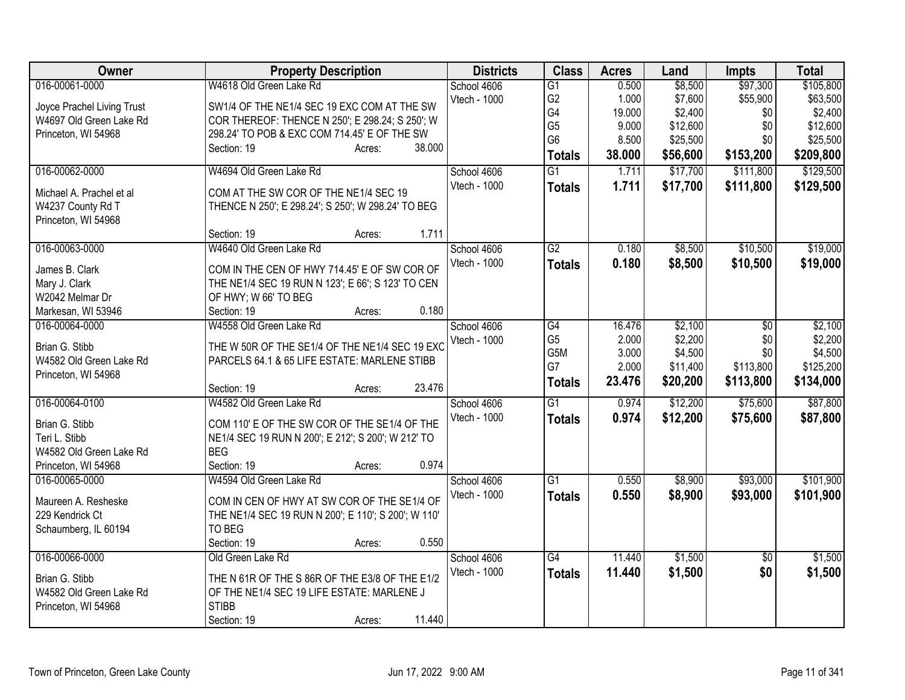| Owner | Property Description | Districts | Class | Acres | Land | Impts | Total |
|---|---|---|---|---|---|---|---|
| 016-00061-0000<br>Joyce Prachel Living Trust<br>W4697 Old Green Lake Rd<br>Princeton, WI 54968 | W4618 Old Green Lake Rd<br>SW1/4 OF THE NE1/4 SEC 19 EXC COM AT THE SW COR THEREOF: THENCE N 250'; E 298.24; S 250'; W 298.24' TO POB & EXC COM 714.45' E OF THE SW<br>Section: 19 Acres: 38.000 | School 4606<br>Vtech - 1000 | G1<br>G2<br>G4<br>G5<br>G6<br>**Totals** | 0.500<br>1.000<br>19.000<br>9.000<br>8.500<br>**38.000** | $8,500<br>$7,600<br>$2,400<br>$12,600<br>$25,500<br>**$56,600** | $97,300<br>$55,900<br>$0<br>$0<br>$0<br>**$153,200** | $105,800<br>$63,500<br>$2,400<br>$12,600<br>$25,500<br>**$209,800** |
| 016-00062-0000<br>Michael A. Prachel et al<br>W4237 County Rd T<br>Princeton, WI 54968 | W4694 Old Green Lake Rd<br>COM AT THE SW COR OF THE NE1/4 SEC 19 THENCE N 250'; E 298.24'; S 250'; W 298.24' TO BEG<br>Section: 19 Acres: 1.711 | School 4606<br>Vtech - 1000 | G1<br>**Totals** | 1.711<br>**1.711** | $17,700<br>**$17,700** | $111,800<br>**$111,800** | $129,500<br>**$129,500** |
| 016-00063-0000<br>James B. Clark<br>Mary J. Clark<br>W2042 Melmar Dr<br>Markesan, WI 53946 | W4640 Old Green Lake Rd<br>COM IN THE CEN OF HWY 714.45' E OF SW COR OF THE NE1/4 SEC 19 RUN N 123'; E 66'; S 123' TO CEN OF HWY; W 66' TO BEG<br>Section: 19 Acres: 0.180 | School 4606<br>Vtech - 1000 | G2<br>**Totals** | 0.180<br>**0.180** | $8,500<br>**$8,500** | $10,500<br>**$10,500** | $19,000<br>**$19,000** |
| 016-00064-0000<br>Brian G. Stibb<br>W4582 Old Green Lake Rd<br>Princeton, WI 54968 | W4558 Old Green Lake Rd<br>THE W 50R OF THE SE1/4 OF THE NE1/4 SEC 19 EXC PARCELS 64.1 & 65 LIFE ESTATE: MARLENE STIBB<br>Section: 19 Acres: 23.476 | School 4606<br>Vtech - 1000 | G4<br>G5<br>G5M<br>G7<br>**Totals** | 16.476<br>2.000<br>3.000<br>2.000<br>**23.476** | $2,100<br>$2,200<br>$4,500<br>$11,400<br>**$20,200** | $0<br>$0<br>$0<br>$113,800<br>**$113,800** | $2,100<br>$2,200<br>$4,500<br>$125,200<br>**$134,000** |
| 016-00064-0100<br>Brian G. Stibb<br>Teri L. Stibb<br>W4582 Old Green Lake Rd<br>Princeton, WI 54968 | W4582 Old Green Lake Rd<br>COM 110' E OF THE SW COR OF THE SE1/4 OF THE NE1/4 SEC 19 RUN N 200'; E 212'; S 200'; W 212' TO BEG<br>Section: 19 Acres: 0.974 | School 4606<br>Vtech - 1000 | G1<br>**Totals** | 0.974<br>**0.974** | $12,200<br>**$12,200** | $75,600<br>**$75,600** | $87,800<br>**$87,800** |
| 016-00065-0000<br>Maureen A. Resheske<br>229 Kendrick Ct<br>Schaumberg, IL 60194 | W4594 Old Green Lake Rd<br>COM IN CEN OF HWY AT SW COR OF THE SE1/4 OF THE NE1/4 SEC 19 RUN N 200'; E 110'; S 200'; W 110' TO BEG<br>Section: 19 Acres: 0.550 | School 4606<br>Vtech - 1000 | G1<br>**Totals** | 0.550<br>**0.550** | $8,900<br>**$8,900** | $93,000<br>**$93,000** | $101,900<br>**$101,900** |
| 016-00066-0000<br>Brian G. Stibb<br>W4582 Old Green Lake Rd<br>Princeton, WI 54968 | Old Green Lake Rd<br>THE N 61R OF THE S 86R OF THE E3/8 OF THE E1/2 OF THE NE1/4 SEC 19 LIFE ESTATE: MARLENE J STIBB<br>Section: 19 Acres: 11.440 | School 4606<br>Vtech - 1000 | G4<br>**Totals** | 11.440<br>**11.440** | $1,500<br>**$1,500** | $0<br>**$0** | $1,500<br>**$1,500** |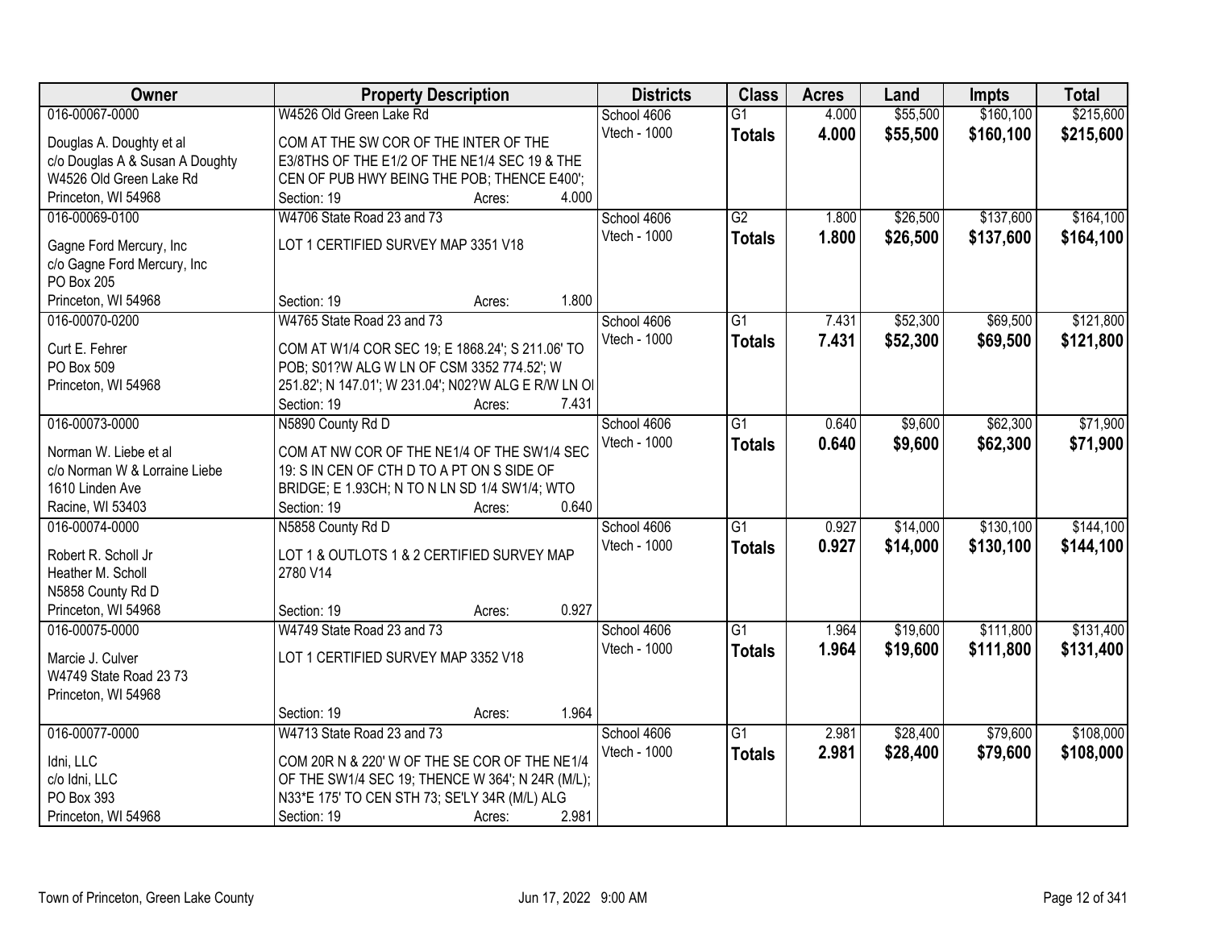| Owner | Property Description | Districts | Class | Acres | Land | Impts | Total |
|---|---|---|---|---|---|---|---|
| 016-00067-0000<br><br>Douglas A. Doughty et al<br>c/o Douglas A & Susan A Doughty<br>W4526 Old Green Lake Rd<br>Princeton, WI 54968 | W4526 Old Green Lake Rd<br><br>COM AT THE SW COR OF THE INTER OF THE E3/8THS OF THE E1/2 OF THE NE1/4 SEC 19 & THE CEN OF PUB HWY BEING THE POB; THENCE E400';<br>Section: 19 Acres: 4.000 | School 4606<br>Vtech - 1000 | G1<br>**Totals** | 4.000<br>**4.000** | $55,500<br>**$55,500** | $160,100<br>**$160,100** | $215,600<br>**$215,600** |
| 016-00069-0100<br><br>Gagne Ford Mercury, Inc<br>c/o Gagne Ford Mercury, Inc<br>PO Box 205<br>Princeton, WI 54968 | W4706 State Road 23 and 73<br><br>LOT 1 CERTIFIED SURVEY MAP 3351 V18<br><br>Section: 19 Acres: 1.800 | School 4606<br>Vtech - 1000 | G2<br>**Totals** | 1.800<br>**1.800** | $26,500<br>**$26,500** | $137,600<br>**$137,600** | $164,100<br>**$164,100** |
| 016-00070-0200<br><br>Curt E. Fehrer<br>PO Box 509<br>Princeton, WI 54968 | W4765 State Road 23 and 73<br><br>COM AT W1/4 COR SEC 19; E 1868.24'; S 211.06' TO POB; S01?W ALG W LN OF CSM 3352 774.52'; W 251.82'; N 147.01'; W 231.04'; N02?W ALG E R/W LN OI<br>Section: 19 Acres: 7.431 | School 4606<br>Vtech - 1000 | G1<br>**Totals** | 7.431<br>**7.431** | $52,300<br>**$52,300** | $69,500<br>**$69,500** | $121,800<br>**$121,800** |
| 016-00073-0000<br><br>Norman W. Liebe et al<br>c/o Norman W & Lorraine Liebe<br>1610 Linden Ave<br>Racine, WI 53403 | N5890 County Rd D<br><br>COM AT NW COR OF THE NE1/4 OF THE SW1/4 SEC 19: S IN CEN OF CTH D TO A PT ON S SIDE OF BRIDGE; E 1.93CH; N TO N LN SD 1/4 SW1/4; WTO<br>Section: 19 Acres: 0.640 | School 4606<br>Vtech - 1000 | G1<br>**Totals** | 0.640<br>**0.640** | $9,600<br>**$9,600** | $62,300<br>**$62,300** | $71,900<br>**$71,900** |
| 016-00074-0000<br><br>Robert R. Scholl Jr<br>Heather M. Scholl<br>N5858 County Rd D<br>Princeton, WI 54968 | N5858 County Rd D<br><br>LOT 1 & OUTLOTS 1 & 2 CERTIFIED SURVEY MAP 2780 V14<br><br>Section: 19 Acres: 0.927 | School 4606<br>Vtech - 1000 | G1<br>**Totals** | 0.927<br>**0.927** | $14,000<br>**$14,000** | $130,100<br>**$130,100** | $144,100<br>**$144,100** |
| 016-00075-0000<br><br>Marcie J. Culver<br>W4749 State Road 23 73<br>Princeton, WI 54968 | W4749 State Road 23 and 73<br><br>LOT 1 CERTIFIED SURVEY MAP 3352 V18<br><br>Section: 19 Acres: 1.964 | School 4606<br>Vtech - 1000 | G1<br>**Totals** | 1.964<br>**1.964** | $19,600<br>**$19,600** | $111,800<br>**$111,800** | $131,400<br>**$131,400** |
| 016-00077-0000<br><br>Idni, LLC<br>c/o Idni, LLC<br>PO Box 393<br>Princeton, WI 54968 | W4713 State Road 23 and 73<br><br>COM 20R N & 220' W OF THE SE COR OF THE NE1/4 OF THE SW1/4 SEC 19; THENCE W 364'; N 24R (M/L); N33*E 175' TO CEN STH 73; SE'LY 34R (M/L) ALG<br>Section: 19 Acres: 2.981 | School 4606<br>Vtech - 1000 | G1<br>**Totals** | 2.981<br>**2.981** | $28,400<br>**$28,400** | $79,600<br>**$79,600** | $108,000<br>**$108,000** |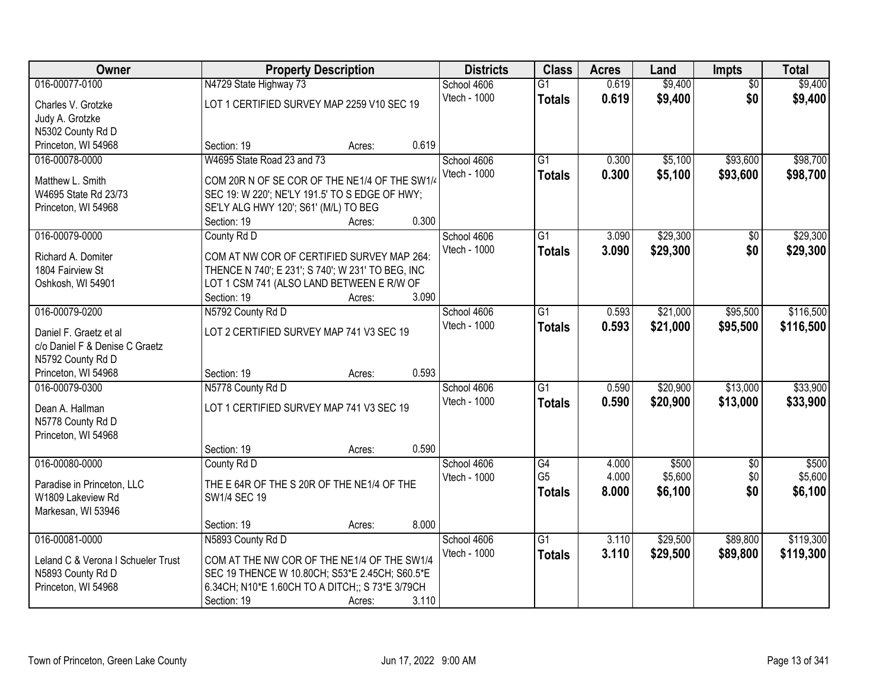| Owner | Property Description | Districts | Class | Acres | Land | Impts | Total |
|---|---|---|---|---|---|---|---|
| 016-00077-0100 | N4729 State Highway 73 | School 4606 | G1 | 0.619 | $9,400 | $0 | $9,400 |
| Charles V. Grotzke<br>Judy A. Grotzke<br>N5302 County Rd D<br>Princeton, WI 54968 | LOT 1 CERTIFIED SURVEY MAP 2259 V10 SEC 19<br>Section: 19 Acres: 0.619 | Vtech - 1000 | **Totals** | **0.619** | **$9,400** | **$0** | **$9,400** |
| 016-00078-0000 | W4695 State Road 23 and 73 | School 4606 | G1 | 0.300 | $5,100 | $93,600 | $98,700 |
| Matthew L. Smith<br>W4695 State Rd 23/73<br>Princeton, WI 54968 | COM 20R N OF SE COR OF THE NE1/4 OF THE SW1/4 SEC 19: W 220'; NE'LY 191.5' TO S EDGE OF HWY; SE'LY ALG HWY 120'; S61' (M/L) TO BEG<br>Section: 19 Acres: 0.300 | Vtech - 1000 | **Totals** | **0.300** | **$5,100** | **$93,600** | **$98,700** |
| 016-00079-0000 | County Rd D | School 4606 | G1 | 3.090 | $29,300 | $0 | $29,300 |
| Richard A. Domiter<br>1804 Fairview St<br>Oshkosh, WI 54901 | COM AT NW COR OF CERTIFIED SURVEY MAP 264: THENCE N 740'; E 231'; S 740'; W 231' TO BEG, INC LOT 1 CSM 741 (ALSO LAND BETWEEN E R/W OF<br>Section: 19 Acres: 3.090 | Vtech - 1000 | **Totals** | **3.090** | **$29,300** | **$0** | **$29,300** |
| 016-00079-0200 | N5792 County Rd D | School 4606 | G1 | 0.593 | $21,000 | $95,500 | $116,500 |
| Daniel F. Graetz et al<br>c/o Daniel F & Denise C Graetz<br>N5792 County Rd D<br>Princeton, WI 54968 | LOT 2 CERTIFIED SURVEY MAP 741 V3 SEC 19<br>Section: 19 Acres: 0.593 | Vtech - 1000 | **Totals** | **0.593** | **$21,000** | **$95,500** | **$116,500** |
| 016-00079-0300 | N5778 County Rd D | School 4606 | G1 | 0.590 | $20,900 | $13,000 | $33,900 |
| Dean A. Hallman<br>N5778 County Rd D<br>Princeton, WI 54968 | LOT 1 CERTIFIED SURVEY MAP 741 V3 SEC 19<br>Section: 19 Acres: 0.590 | Vtech - 1000 | **Totals** | **0.590** | **$20,900** | **$13,000** | **$33,900** |
| 016-00080-0000 | County Rd D | School 4606 | G4 | 4.000 | $500 | $0 | $500 |
| Paradise in Princeton, LLC<br>W1809 Lakeview Rd<br>Markesan, WI 53946 | THE E 64R OF THE S 20R OF THE NE1/4 OF THE SW1/4 SEC 19<br>Section: 19 Acres: 8.000 | Vtech - 1000 | G5 | 4.000 | $5,600 | $0 | $5,600 |
| | | | **Totals** | **8.000** | **$6,100** | **$0** | **$6,100** |
| 016-00081-0000 | N5893 County Rd D | School 4606 | G1 | 3.110 | $29,500 | $89,800 | $119,300 |
| Leland C & Verona I Schueler Trust<br>N5893 County Rd D<br>Princeton, WI 54968 | COM AT THE NW COR OF THE NE1/4 OF THE SW1/4 SEC 19 THENCE W 10.80CH; S53*E 2.45CH; S60.5*E 6.34CH; N10*E 1.60CH TO A DITCH;; S 73*E 3/79CH<br>Section: 19 Acres: 3.110 | Vtech - 1000 | **Totals** | **3.110** | **$29,500** | **$89,800** | **$119,300** |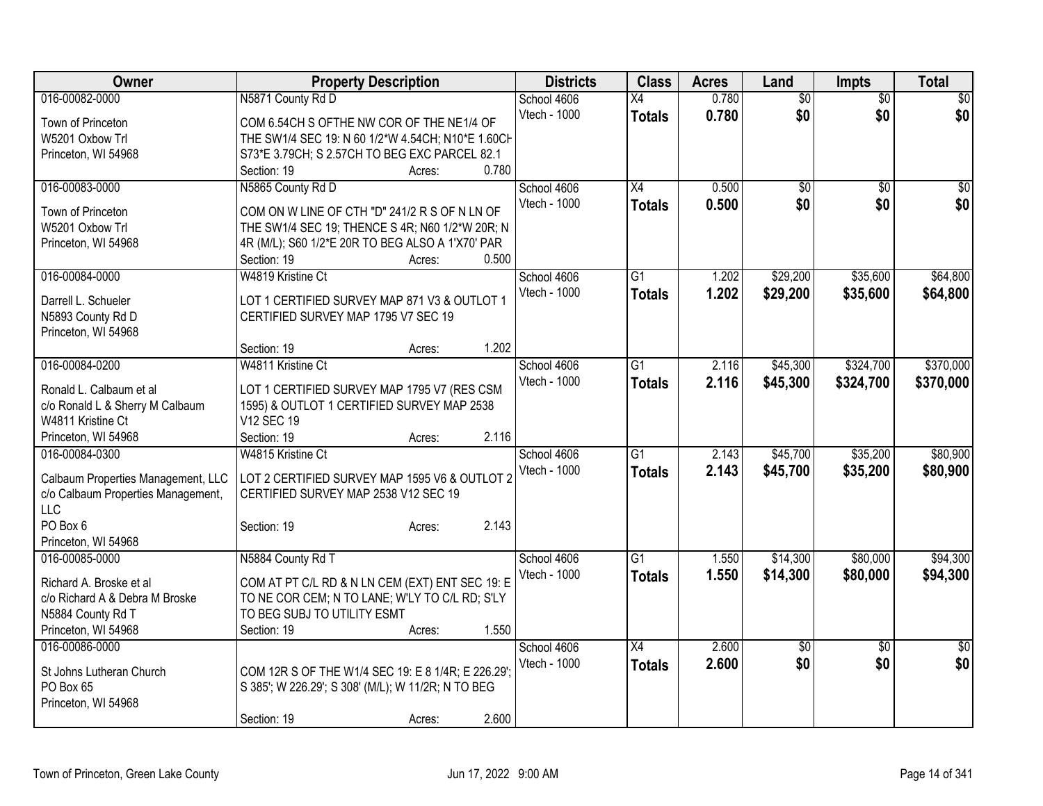| Owner | Property Description | Districts | Class | Acres | Land | Impts | Total |
|---|---|---|---|---|---|---|---|
| 016-00082-0000<br>Town of Princeton<br>W5201 Oxbow Trl<br>Princeton, WI 54968 | N5871 County Rd D<br>COM 6.54CH S OFTHE NW COR OF THE NE1/4 OF THE SW1/4 SEC 19: N 60 1/2*W 4.54CH; N10*E 1.60CH S73*E 3.79CH; S 2.57CH TO BEG EXC PARCEL 82.1<br>Section: 19 Acres: 0.780 | School 4606<br>Vtech - 1000 | X4<br>**Totals** | 0.780<br>**0.780** | $0<br>**$0** | $0<br>**$0** | $0<br>**$0** |
| 016-00083-0000<br>Town of Princeton<br>W5201 Oxbow Trl<br>Princeton, WI 54968 | N5865 County Rd D<br>COM ON W LINE OF CTH "D" 241/2 R S OF N LN OF THE SW1/4 SEC 19; THENCE S 4R; N60 1/2*W 20R; N 4R (M/L); S60 1/2*E 20R TO BEG ALSO A 1'X70' PAR<br>Section: 19 Acres: 0.500 | School 4606<br>Vtech - 1000 | X4<br>**Totals** | 0.500<br>**0.500** | $0<br>**$0** | $0<br>**$0** | $0<br>**$0** |
| 016-00084-0000<br>Darrell L. Schueler<br>N5893 County Rd D<br>Princeton, WI 54968 | W4819 Kristine Ct<br>LOT 1 CERTIFIED SURVEY MAP 871 V3 & OUTLOT 1 CERTIFIED SURVEY MAP 1795 V7 SEC 19<br>Section: 19 Acres: 1.202 | School 4606<br>Vtech - 1000 | G1<br>**Totals** | 1.202<br>**1.202** | $29,200<br>**$29,200** | $35,600<br>**$35,600** | $64,800<br>**$64,800** |
| 016-00084-0200<br>Ronald L. Calbaum et al<br>c/o Ronald L & Sherry M Calbaum<br>W4811 Kristine Ct<br>Princeton, WI 54968 | W4811 Kristine Ct<br>LOT 1 CERTIFIED SURVEY MAP 1795 V7 (RES CSM 1595) & OUTLOT 1 CERTIFIED SURVEY MAP 2538 V12 SEC 19<br>Section: 19 Acres: 2.116 | School 4606<br>Vtech - 1000 | G1<br>**Totals** | 2.116<br>**2.116** | $45,300<br>**$45,300** | $324,700<br>**$324,700** | $370,000<br>**$370,000** |
| 016-00084-0300<br>Calbaum Properties Management, LLC<br>c/o Calbaum Properties Management, LLC<br>PO Box 6<br>Princeton, WI 54968 | W4815 Kristine Ct<br>LOT 2 CERTIFIED SURVEY MAP 1595 V6 & OUTLOT 2 CERTIFIED SURVEY MAP 2538 V12 SEC 19<br>Section: 19 Acres: 2.143 | School 4606<br>Vtech - 1000 | G1<br>**Totals** | 2.143<br>**2.143** | $45,700<br>**$45,700** | $35,200<br>**$35,200** | $80,900<br>**$80,900** |
| 016-00085-0000<br>Richard A. Broske et al<br>c/o Richard A & Debra M Broske<br>N5884 County Rd T<br>Princeton, WI 54968 | N5884 County Rd T<br>COM AT PT C/L RD & N LN CEM (EXT) ENT SEC 19: E TO NE COR CEM; N TO LANE; W'LY TO C/L RD; S'LY TO BEG SUBJ TO UTILITY ESMT<br>Section: 19 Acres: 1.550 | School 4606<br>Vtech - 1000 | G1<br>**Totals** | 1.550<br>**1.550** | $14,300<br>**$14,300** | $80,000<br>**$80,000** | $94,300<br>**$94,300** |
| 016-00086-0000<br>St Johns Lutheran Church<br>PO Box 65<br>Princeton, WI 54968 | COM 12R S OF THE W1/4 SEC 19: E 8 1/4R; E 226.29'; S 385'; W 226.29'; S 308' (M/L); W 11/2R; N TO BEG<br>Section: 19 Acres: 2.600 | School 4606<br>Vtech - 1000 | X4<br>**Totals** | 2.600<br>**2.600** | $0<br>**$0** | $0<br>**$0** | $0<br>**$0** |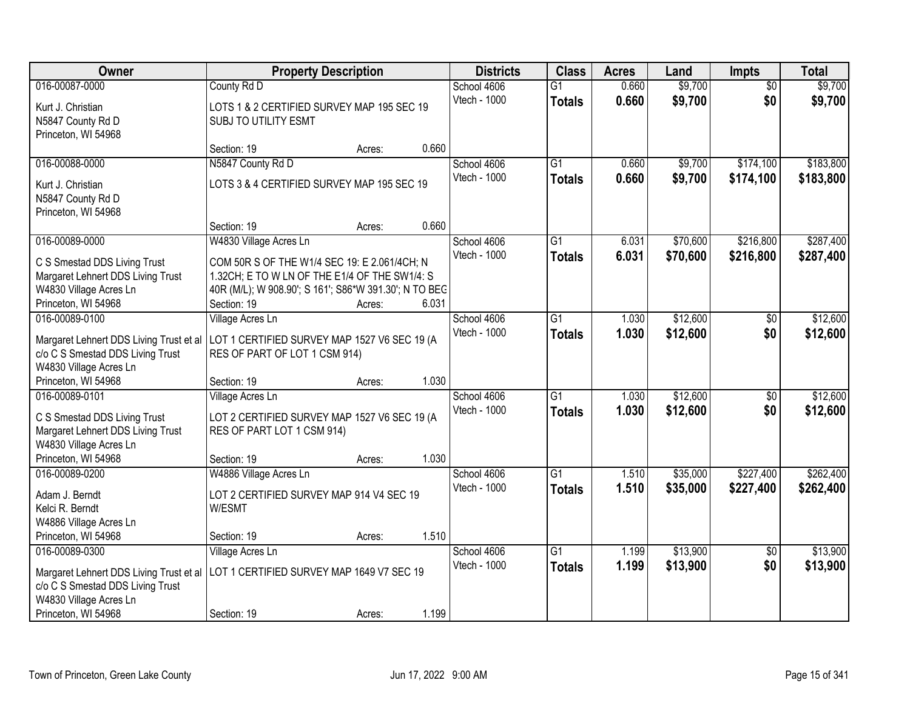| Owner | Property Description | | | Districts | Class | Acres | Land | Impts | Total |
|---|---|---|---|---|---|---|---|---|---|
| 016-00087-0000 | County Rd D | | | School 4606 | G1 | 0.660 | $9,700 | $0 | $9,700 |
| Kurt J. Christian<br>N5847 County Rd D<br>Princeton, WI 54968 | LOTS 1 & 2 CERTIFIED SURVEY MAP 195 SEC 19 SUBJ TO UTILITY ESMT | | | Vtech - 1000 | **Totals** | **0.660** | **$9,700** | **$0** | **$9,700** |
| | Section: 19 | Acres: | 0.660 | | | | | | |
| 016-00088-0000 | N5847 County Rd D | | | School 4606 | G1 | 0.660 | $9,700 | $174,100 | $183,800 |
| Kurt J. Christian<br>N5847 County Rd D<br>Princeton, WI 54968 | LOTS 3 & 4 CERTIFIED SURVEY MAP 195 SEC 19 | | | Vtech - 1000 | **Totals** | **0.660** | **$9,700** | **$174,100** | **$183,800** |
| | Section: 19 | Acres: | 0.660 | | | | | | |
| 016-00089-0000 | W4830 Village Acres Ln | | | School 4606 | G1 | 6.031 | $70,600 | $216,800 | $287,400 |
| C S Smestad DDS Living Trust<br>Margaret Lehnert DDS Living Trust<br>W4830 Village Acres Ln<br>Princeton, WI 54968 | COM 50R S OF THE W1/4 SEC 19: E 2.061/4CH; N 1.32CH; E TO W LN OF THE E1/4 OF THE SW1/4: S 40R (M/L); W 908.90'; S 161'; S86*W 391.30'; N TO BEG | | | Vtech - 1000 | **Totals** | **6.031** | **$70,600** | **$216,800** | **$287,400** |
| | Section: 19 | Acres: | 6.031 | | | | | | |
| 016-00089-0100 | Village Acres Ln | | | School 4606 | G1 | 1.030 | $12,600 | $0 | $12,600 |
| Margaret Lehnert DDS Living Trust et al<br>c/o C S Smestad DDS Living Trust<br>W4830 Village Acres Ln<br>Princeton, WI 54968 | LOT 1 CERTIFIED SURVEY MAP 1527 V6 SEC 19 (A RES OF PART OF LOT 1 CSM 914) | | | Vtech - 1000 | **Totals** | **1.030** | **$12,600** | **$0** | **$12,600** |
| | Section: 19 | Acres: | 1.030 | | | | | | |
| 016-00089-0101 | Village Acres Ln | | | School 4606 | G1 | 1.030 | $12,600 | $0 | $12,600 |
| C S Smestad DDS Living Trust<br>Margaret Lehnert DDS Living Trust<br>W4830 Village Acres Ln<br>Princeton, WI 54968 | LOT 2 CERTIFIED SURVEY MAP 1527 V6 SEC 19 (A RES OF PART LOT 1 CSM 914) | | | Vtech - 1000 | **Totals** | **1.030** | **$12,600** | **$0** | **$12,600** |
| | Section: 19 | Acres: | 1.030 | | | | | | |
| 016-00089-0200 | W4886 Village Acres Ln | | | School 4606 | G1 | 1.510 | $35,000 | $227,400 | $262,400 |
| Adam J. Berndt<br>Kelci R. Berndt<br>W4886 Village Acres Ln<br>Princeton, WI 54968 | LOT 2 CERTIFIED SURVEY MAP 914 V4 SEC 19 W/ESMT | | | Vtech - 1000 | **Totals** | **1.510** | **$35,000** | **$227,400** | **$262,400** |
| | Section: 19 | Acres: | 1.510 | | | | | | |
| 016-00089-0300 | Village Acres Ln | | | School 4606 | G1 | 1.199 | $13,900 | $0 | $13,900 |
| Margaret Lehnert DDS Living Trust et al<br>c/o C S Smestad DDS Living Trust<br>W4830 Village Acres Ln<br>Princeton, WI 54968 | LOT 1 CERTIFIED SURVEY MAP 1649 V7 SEC 19 | | | Vtech - 1000 | **Totals** | **1.199** | **$13,900** | **$0** | **$13,900** |
| | Section: 19 | Acres: | 1.199 | | | | | | |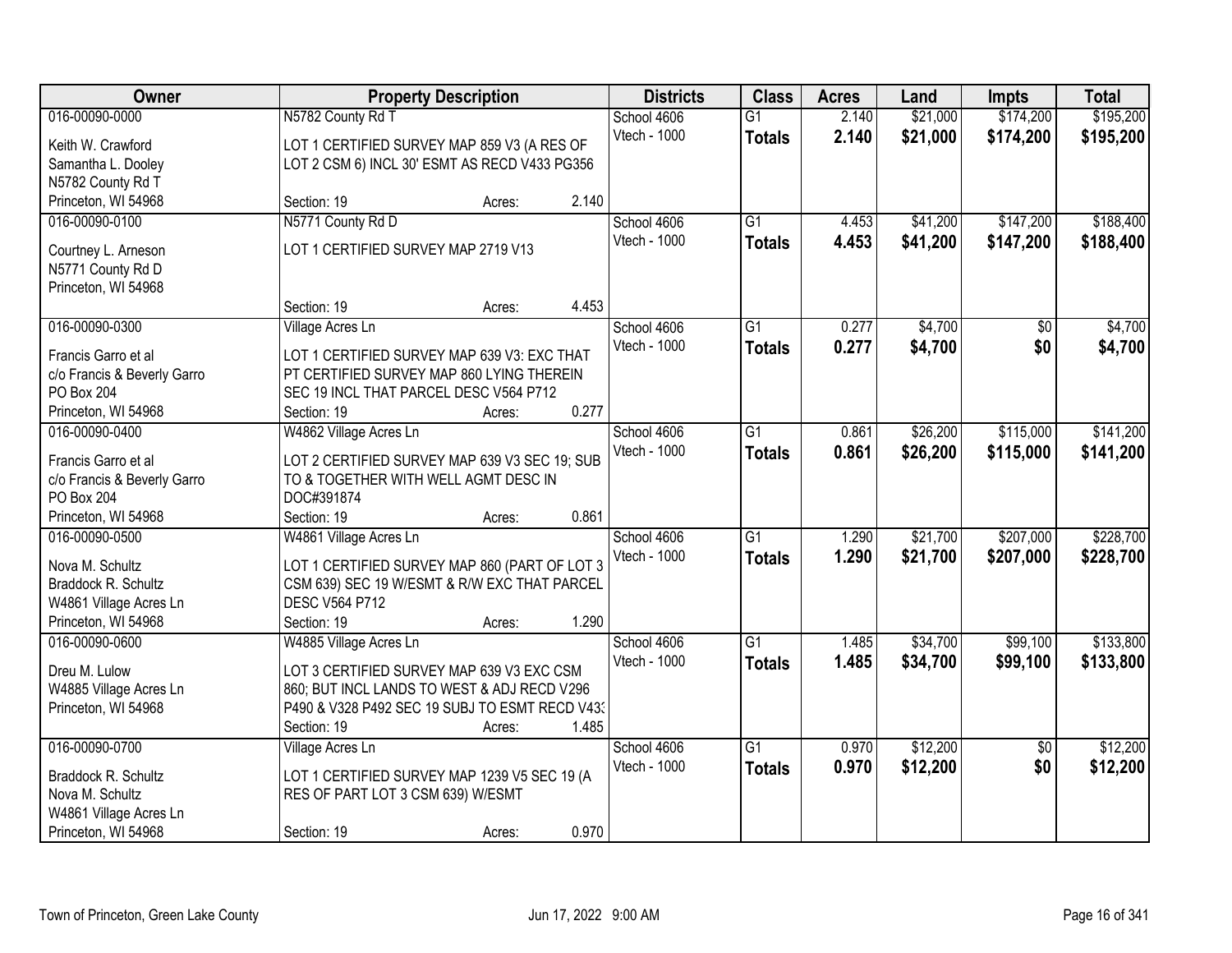| Owner | Property Description | Districts | Class | Acres | Land | Impts | Total |
|---|---|---|---|---|---|---|---|
| 016-00090-0000<br>Keith W. Crawford<br>Samantha L. Dooley<br>N5782 County Rd T<br>Princeton, WI 54968 | N5782 County Rd T<br>LOT 1 CERTIFIED SURVEY MAP 859 V3 (A RES OF LOT 2 CSM 6) INCL 30' ESMT AS RECD V433 PG356<br>Section: 19 Acres: 2.140 | School 4606<br>Vtech - 1000 | G1<br>**Totals** | 2.140<br>**2.140** | $21,000<br>**$21,000** | $174,200<br>**$174,200** | $195,200<br>**$195,200** |
| 016-00090-0100<br>Courtney L. Arneson<br>N5771 County Rd D<br>Princeton, WI 54968 | N5771 County Rd D<br>LOT 1 CERTIFIED SURVEY MAP 2719 V13<br>Section: 19 Acres: 4.453 | School 4606<br>Vtech - 1000 | G1<br>**Totals** | 4.453<br>**4.453** | $41,200<br>**$41,200** | $147,200<br>**$147,200** | $188,400<br>**$188,400** |
| 016-00090-0300<br>Francis Garro et al<br>c/o Francis & Beverly Garro<br>PO Box 204<br>Princeton, WI 54968 | Village Acres Ln<br>LOT 1 CERTIFIED SURVEY MAP 639 V3: EXC THAT PT CERTIFIED SURVEY MAP 860 LYING THEREIN SEC 19 INCL THAT PARCEL DESC V564 P712<br>Section: 19 Acres: 0.277 | School 4606<br>Vtech - 1000 | G1<br>**Totals** | 0.277<br>**0.277** | $4,700<br>**$4,700** | $0<br>**$0** | $4,700<br>**$4,700** |
| 016-00090-0400<br>Francis Garro et al<br>c/o Francis & Beverly Garro<br>PO Box 204<br>Princeton, WI 54968 | W4862 Village Acres Ln<br>LOT 2 CERTIFIED SURVEY MAP 639 V3 SEC 19; SUB TO & TOGETHER WITH WELL AGMT DESC IN DOC#391874<br>Section: 19 Acres: 0.861 | School 4606<br>Vtech - 1000 | G1<br>**Totals** | 0.861<br>**0.861** | $26,200<br>**$26,200** | $115,000<br>**$115,000** | $141,200<br>**$141,200** |
| 016-00090-0500<br>Nova M. Schultz<br>Braddock R. Schultz<br>W4861 Village Acres Ln<br>Princeton, WI 54968 | W4861 Village Acres Ln<br>LOT 1 CERTIFIED SURVEY MAP 860 (PART OF LOT 3 CSM 639) SEC 19 W/ESMT & R/W EXC THAT PARCEL DESC V564 P712<br>Section: 19 Acres: 1.290 | School 4606<br>Vtech - 1000 | G1<br>**Totals** | 1.290<br>**1.290** | $21,700<br>**$21,700** | $207,000<br>**$207,000** | $228,700<br>**$228,700** |
| 016-00090-0600<br>Dreu M. Lulow<br>W4885 Village Acres Ln<br>Princeton, WI 54968 | W4885 Village Acres Ln<br>LOT 3 CERTIFIED SURVEY MAP 639 V3 EXC CSM 860; BUT INCL LANDS TO WEST & ADJ RECD V296 P490 & V328 P492 SEC 19 SUBJ TO ESMT RECD V433<br>Section: 19 Acres: 1.485 | School 4606<br>Vtech - 1000 | G1<br>**Totals** | 1.485<br>**1.485** | $34,700<br>**$34,700** | $99,100<br>**$99,100** | $133,800<br>**$133,800** |
| 016-00090-0700<br>Braddock R. Schultz<br>Nova M. Schultz<br>W4861 Village Acres Ln<br>Princeton, WI 54968 | Village Acres Ln<br>LOT 1 CERTIFIED SURVEY MAP 1239 V5 SEC 19 (A RES OF PART LOT 3 CSM 639) W/ESMT<br>Section: 19 Acres: 0.970 | School 4606<br>Vtech - 1000 | G1<br>**Totals** | 0.970<br>**0.970** | $12,200<br>**$12,200** | $0<br>**$0** | $12,200<br>**$12,200** |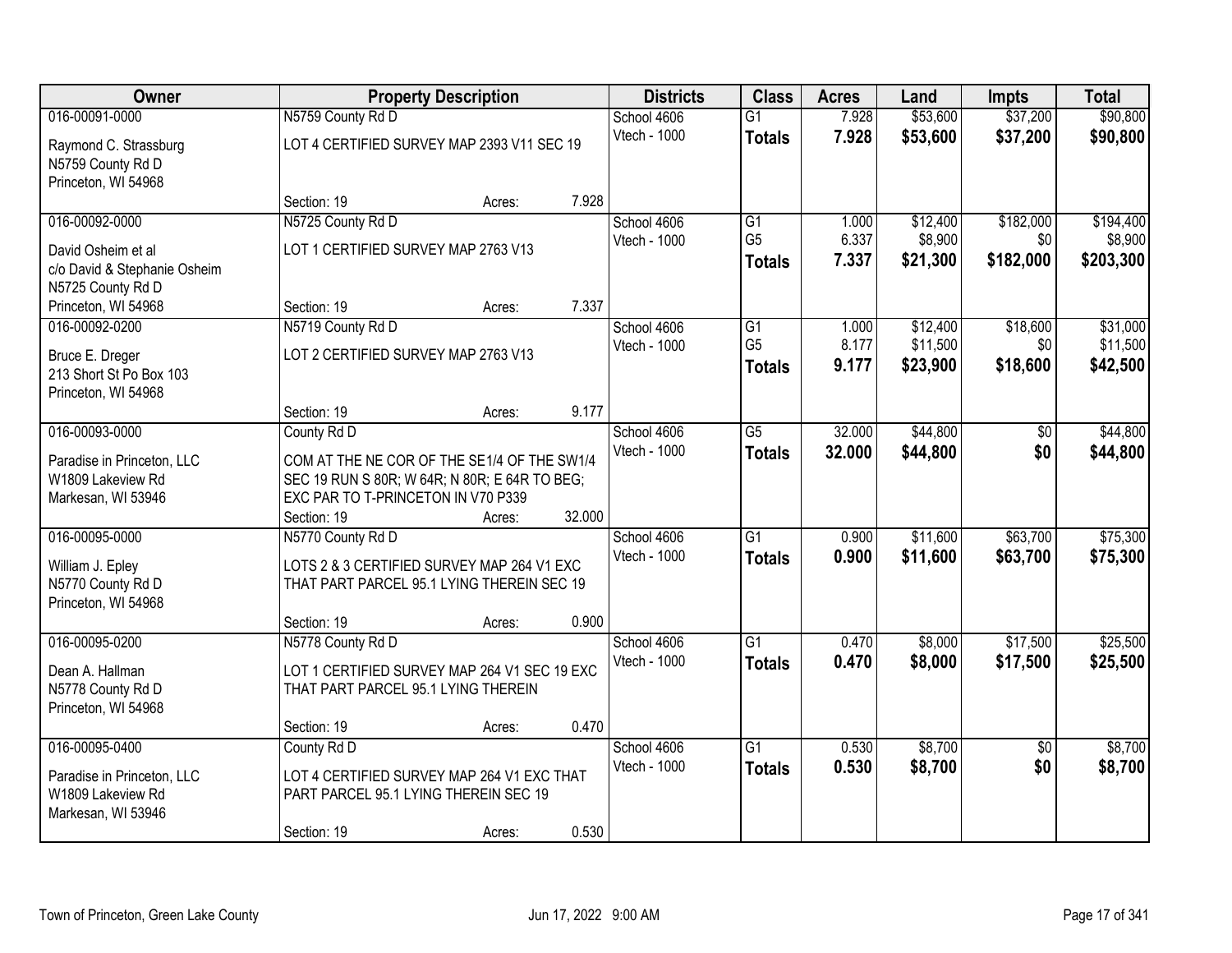| Owner | Property Description | | | Districts | Class | Acres | Land | Impts | Total |
|---|---|---|---|---|---|---|---|---|---|
| 016-00091-0000 | N5759 County Rd D | | | School 4606 | G1 | 7.928 | \$53,600 | \$37,200 | \$90,800 |
| Raymond C. Strassburg<br>N5759 County Rd D<br>Princeton, WI 54968 | LOT 4 CERTIFIED SURVEY MAP 2393 V11 SEC 19 | | | Vtech - 1000 | **Totals** | **7.928** | **\$53,600** | **\$37,200** | **\$90,800** |
| | Section: 19 | Acres: | 7.928 | | | | | | |
| 016-00092-0000 | N5725 County Rd D | | | School 4606 | G1 | 1.000 | \$12,400 | \$182,000 | \$194,400 |
| David Osheim et al<br>c/o David & Stephanie Osheim<br>N5725 County Rd D<br>Princeton, WI 54968 | LOT 1 CERTIFIED SURVEY MAP 2763 V13 | | | Vtech - 1000 | G5 | 6.337 | \$8,900 | \$0 | \$8,900 |
| | | | | | **Totals** | **7.337** | **\$21,300** | **\$182,000** | **\$203,300** |
| | Section: 19 | Acres: | 7.337 | | | | | | |
| 016-00092-0200 | N5719 County Rd D | | | School 4606 | G1 | 1.000 | \$12,400 | \$18,600 | \$31,000 |
| Bruce E. Dreger<br>213 Short St Po Box 103<br>Princeton, WI 54968 | LOT 2 CERTIFIED SURVEY MAP 2763 V13 | | | Vtech - 1000 | G5 | 8.177 | \$11,500 | \$0 | \$11,500 |
| | | | | | **Totals** | **9.177** | **\$23,900** | **\$18,600** | **\$42,500** |
| | Section: 19 | Acres: | 9.177 | | | | | | |
| 016-00093-0000 | County Rd D | | | School 4606 | G5 | 32.000 | \$44,800 | \$0 | \$44,800 |
| Paradise in Princeton, LLC<br>W1809 Lakeview Rd<br>Markesan, WI 53946 | COM AT THE NE COR OF THE SE1/4 OF THE SW1/4 SEC 19 RUN S 80R; W 64R; N 80R; E 64R TO BEG; EXC PAR TO T-PRINCETON IN V70 P339 | | | Vtech - 1000 | **Totals** | **32.000** | **\$44,800** | **\$0** | **\$44,800** |
| | Section: 19 | Acres: | 32.000 | | | | | | |
| 016-00095-0000 | N5770 County Rd D | | | School 4606 | G1 | 0.900 | \$11,600 | \$63,700 | \$75,300 |
| William J. Epley<br>N5770 County Rd D<br>Princeton, WI 54968 | LOTS 2 & 3 CERTIFIED SURVEY MAP 264 V1 EXC THAT PART PARCEL 95.1 LYING THEREIN SEC 19 | | | Vtech - 1000 | **Totals** | **0.900** | **\$11,600** | **\$63,700** | **\$75,300** |
| | Section: 19 | Acres: | 0.900 | | | | | | |
| 016-00095-0200 | N5778 County Rd D | | | School 4606 | G1 | 0.470 | \$8,000 | \$17,500 | \$25,500 |
| Dean A. Hallman<br>N5778 County Rd D<br>Princeton, WI 54968 | LOT 1 CERTIFIED SURVEY MAP 264 V1 SEC 19 EXC THAT PART PARCEL 95.1 LYING THEREIN | | | Vtech - 1000 | **Totals** | **0.470** | **\$8,000** | **\$17,500** | **\$25,500** |
| | Section: 19 | Acres: | 0.470 | | | | | | |
| 016-00095-0400 | County Rd D | | | School 4606 | G1 | 0.530 | \$8,700 | \$0 | \$8,700 |
| Paradise in Princeton, LLC<br>W1809 Lakeview Rd<br>Markesan, WI 53946 | LOT 4 CERTIFIED SURVEY MAP 264 V1 EXC THAT PART PARCEL 95.1 LYING THEREIN SEC 19 | | | Vtech - 1000 | **Totals** | **0.530** | **\$8,700** | **\$0** | **\$8,700** |
| | Section: 19 | Acres: | 0.530 | | | | | | |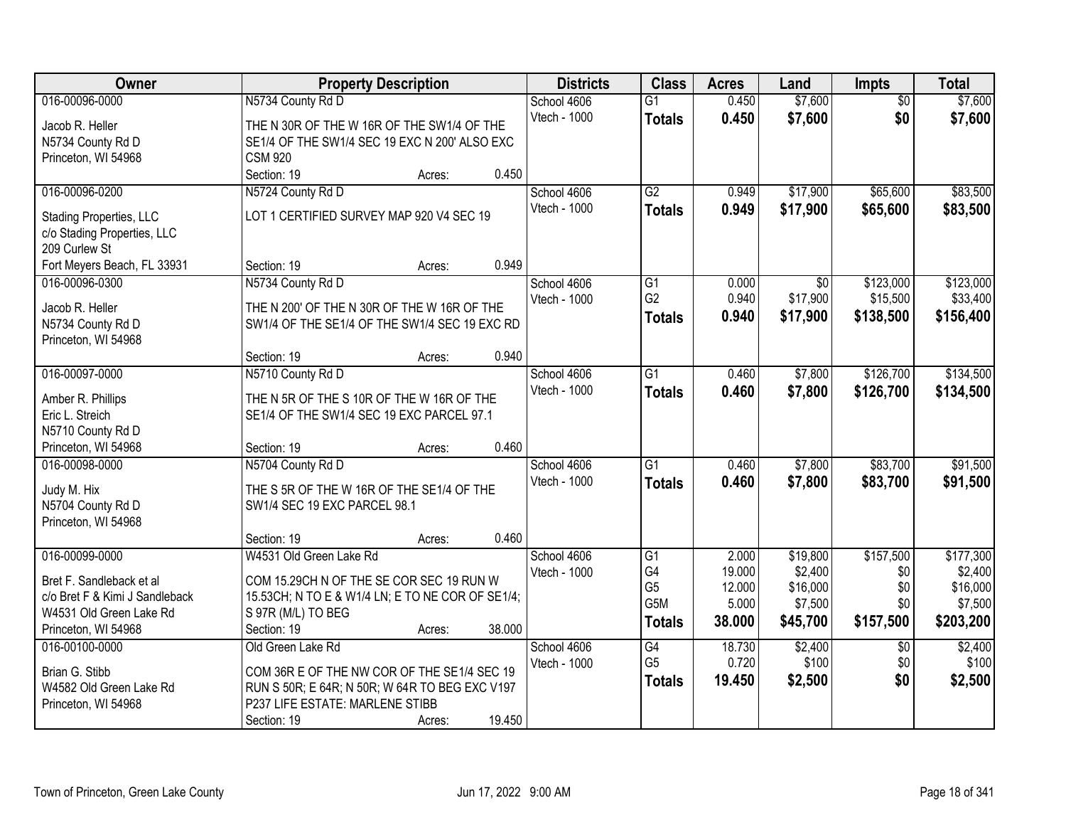| Owner | Property Description | Districts | Class | Acres | Land | Impts | Total |
|---|---|---|---|---|---|---|---|
| 016-00096-0000<br>Jacob R. Heller<br>N5734 County Rd D<br>Princeton, WI 54968 | N5734 County Rd D<br>THE N 30R OF THE W 16R OF THE SW1/4 OF THE SE1/4 OF THE SW1/4 SEC 19 EXC N 200' ALSO EXC CSM 920<br>Section: 19 Acres: 0.450 | School 4606<br>Vtech - 1000 | G1<br>**Totals** | 0.450<br>**0.450** | $7,600<br>**$7,600** | $0<br>**$0** | $7,600<br>**$7,600** |
| 016-00096-0200<br>Stading Properties, LLC<br>c/o Stading Properties, LLC<br>209 Curlew St<br>Fort Meyers Beach, FL 33931 | N5724 County Rd D<br>LOT 1 CERTIFIED SURVEY MAP 920 V4 SEC 19<br>Section: 19 Acres: 0.949 | School 4606<br>Vtech - 1000 | G2<br>**Totals** | 0.949<br>**0.949** | $17,900<br>**$17,900** | $65,600<br>**$65,600** | $83,500<br>**$83,500** |
| 016-00096-0300<br>Jacob R. Heller<br>N5734 County Rd D<br>Princeton, WI 54968 | N5734 County Rd D<br>THE N 200' OF THE N 30R OF THE W 16R OF THE SW1/4 OF THE SE1/4 OF THE SW1/4 SEC 19 EXC RD<br>Section: 19 Acres: 0.940 | School 4606<br>Vtech - 1000 | G1<br>G2<br>**Totals** | 0.000<br>0.940<br>**0.940** | $0<br>$17,900<br>**$17,900** | $123,000<br>$15,500<br>**$138,500** | $123,000<br>$33,400<br>**$156,400** |
| 016-00097-0000<br>Amber R. Phillips<br>Eric L. Streich<br>N5710 County Rd D<br>Princeton, WI 54968 | N5710 County Rd D<br>THE N 5R OF THE S 10R OF THE W 16R OF THE SE1/4 OF THE SW1/4 SEC 19 EXC PARCEL 97.1<br>Section: 19 Acres: 0.460 | School 4606<br>Vtech - 1000 | G1<br>**Totals** | 0.460<br>**0.460** | $7,800<br>**$7,800** | $126,700<br>**$126,700** | $134,500<br>**$134,500** |
| 016-00098-0000<br>Judy M. Hix<br>N5704 County Rd D<br>Princeton, WI 54968 | N5704 County Rd D<br>THE S 5R OF THE W 16R OF THE SE1/4 OF THE SW1/4 SEC 19 EXC PARCEL 98.1<br>Section: 19 Acres: 0.460 | School 4606<br>Vtech - 1000 | G1<br>**Totals** | 0.460<br>**0.460** | $7,800<br>**$7,800** | $83,700<br>**$83,700** | $91,500<br>**$91,500** |
| 016-00099-0000<br>Bret F. Sandleback et al<br>c/o Bret F & Kimi J Sandleback<br>W4531 Old Green Lake Rd<br>Princeton, WI 54968 | W4531 Old Green Lake Rd<br>COM 15.29CH N OF THE SE COR SEC 19 RUN W 15.53CH; N TO E & W1/4 LN; E TO NE COR OF SE1/4; S 97R (M/L) TO BEG<br>Section: 19 Acres: 38.000 | School 4606<br>Vtech - 1000 | G1<br>G4<br>G5<br>G5M<br>**Totals** | 2.000<br>19.000<br>12.000<br>5.000<br>**38.000** | $19,800<br>$2,400<br>$16,000<br>$7,500<br>**$45,700** | $157,500<br>$0<br>$0<br>$0<br>**$157,500** | $177,300<br>$2,400<br>$16,000<br>$7,500<br>**$203,200** |
| 016-00100-0000<br>Brian G. Stibb<br>W4582 Old Green Lake Rd<br>Princeton, WI 54968 | Old Green Lake Rd<br>COM 36R E OF THE NW COR OF THE SE1/4 SEC 19 RUN S 50R; E 64R; N 50R; W 64R TO BEG EXC V197 P237 LIFE ESTATE: MARLENE STIBB<br>Section: 19 Acres: 19.450 | School 4606<br>Vtech - 1000 | G4<br>G5<br>**Totals** | 18.730<br>0.720<br>**19.450** | $2,400<br>$100<br>**$2,500** | $0<br>$0<br>**$0** | $2,400<br>$100<br>**$2,500** |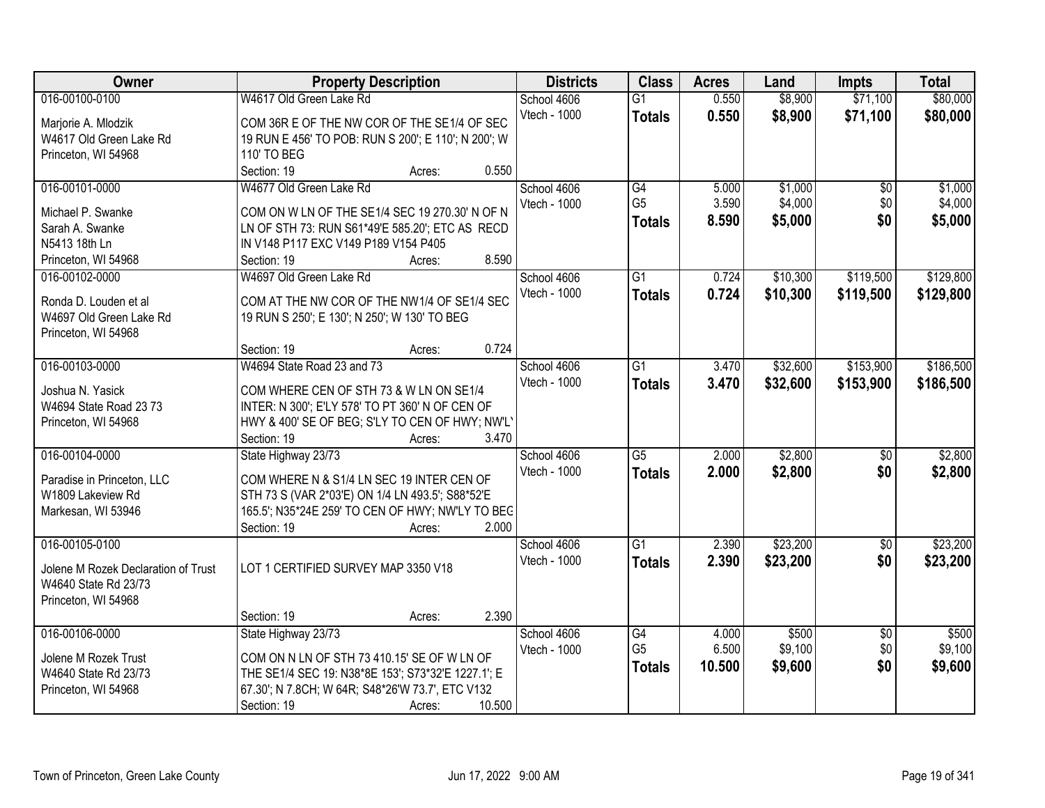| Owner | Property Description | Districts | Class | Acres | Land | Impts | Total |
|---|---|---|---|---|---|---|---|
| 016-00100-0100<br>Marjorie A. Mlodzik<br>W4617 Old Green Lake Rd<br>Princeton, WI 54968 | W4617 Old Green Lake Rd<br>COM 36R E OF THE NW COR OF THE SE1/4 OF SEC 19 RUN E 456' TO POB: RUN S 200'; E 110'; N 200'; W 110' TO BEG<br>Section: 19 Acres: 0.550 | School 4606<br>Vtech - 1000 | G1<br>**Totals** | 0.550<br>**0.550** | $8,900<br>**$8,900** | $71,100<br>**$71,100** | $80,000<br>**$80,000** |
| 016-00101-0000<br>Michael P. Swanke<br>Sarah A. Swanke<br>N5413 18th Ln<br>Princeton, WI 54968 | W4677 Old Green Lake Rd<br>COM ON W LN OF THE SE1/4 SEC 19 270.30' N OF N LN OF STH 73: RUN S61*49'E 585.20'; ETC AS RECD IN V148 P117 EXC V149 P189 V154 P405<br>Section: 19 Acres: 8.590 | School 4606<br>Vtech - 1000 | G4<br>G5<br>**Totals** | 5.000<br>3.590<br>**8.590** | $1,000<br>$4,000<br>**$5,000** | $0<br>$0<br>**$0** | $1,000<br>$4,000<br>**$5,000** |
| 016-00102-0000<br>Ronda D. Louden et al<br>W4697 Old Green Lake Rd<br>Princeton, WI 54968 | W4697 Old Green Lake Rd<br>COM AT THE NW COR OF THE NW1/4 OF SE1/4 SEC 19 RUN S 250'; E 130'; N 250'; W 130' TO BEG<br>Section: 19 Acres: 0.724 | School 4606<br>Vtech - 1000 | G1<br>**Totals** | 0.724<br>**0.724** | $10,300<br>**$10,300** | $119,500<br>**$119,500** | $129,800<br>**$129,800** |
| 016-00103-0000<br>Joshua N. Yasick<br>W4694 State Road 23 73<br>Princeton, WI 54968 | W4694 State Road 23 and 73<br>COM WHERE CEN OF STH 73 & W LN ON SE1/4 INTER: N 300'; E'LY 578' TO PT 360' N OF CEN OF HWY & 400' SE OF BEG; S'LY TO CEN OF HWY; NW'L'<br>Section: 19 Acres: 3.470 | School 4606<br>Vtech - 1000 | G1<br>**Totals** | 3.470<br>**3.470** | $32,600<br>**$32,600** | $153,900<br>**$153,900** | $186,500<br>**$186,500** |
| 016-00104-0000<br>Paradise in Princeton, LLC<br>W1809 Lakeview Rd<br>Markesan, WI 53946 | State Highway 23/73<br>COM WHERE N & S1/4 LN SEC 19 INTER CEN OF STH 73 S (VAR 2*03'E) ON 1/4 LN 493.5'; S88*52'E 165.5'; N35*24E 259' TO CEN OF HWY; NW'LY TO BEG<br>Section: 19 Acres: 2.000 | School 4606<br>Vtech - 1000 | G5<br>**Totals** | 2.000<br>**2.000** | $2,800<br>**$2,800** | $0<br>**$0** | $2,800<br>**$2,800** |
| 016-00105-0100<br>Jolene M Rozek Declaration of Trust<br>W4640 State Rd 23/73<br>Princeton, WI 54968 | LOT 1 CERTIFIED SURVEY MAP 3350 V18<br>Section: 19 Acres: 2.390 | School 4606<br>Vtech - 1000 | G1<br>**Totals** | 2.390<br>**2.390** | $23,200<br>**$23,200** | $0<br>**$0** | $23,200<br>**$23,200** |
| 016-00106-0000<br>Jolene M Rozek Trust<br>W4640 State Rd 23/73<br>Princeton, WI 54968 | State Highway 23/73<br>COM ON N LN OF STH 73 410.15' SE OF W LN OF THE SE1/4 SEC 19: N38*8E 153'; S73*32'E 1227.1'; E 67.30'; N 7.8CH; W 64R; S48*26'W 73.7', ETC V132<br>Section: 19 Acres: 10.500 | School 4606<br>Vtech - 1000 | G4<br>G5<br>**Totals** | 4.000<br>6.500<br>**10.500** | $500<br>$9,100<br>**$9,600** | $0<br>$0<br>**$0** | $500<br>$9,100<br>**$9,600** |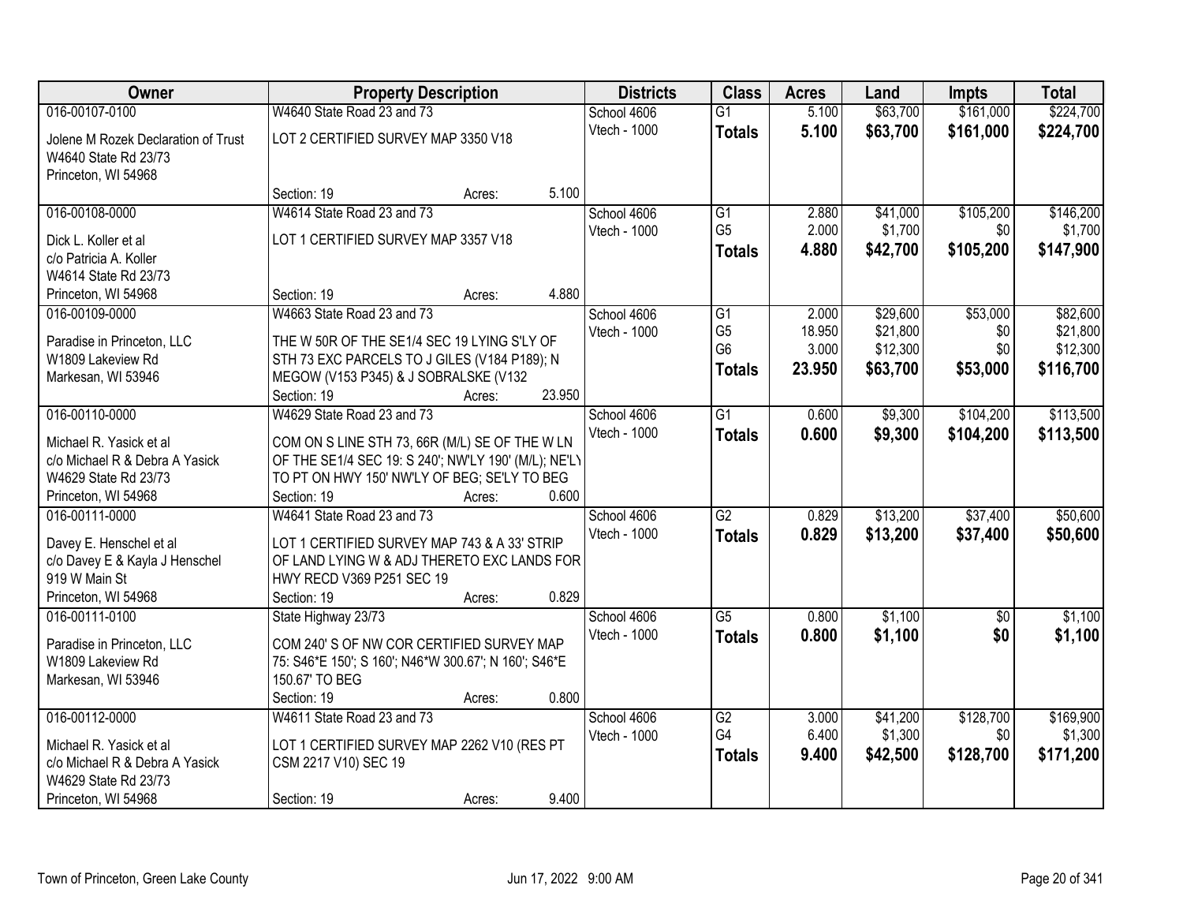| Owner | Property Description | Districts | Class | Acres | Land | Impts | Total |
|---|---|---|---|---|---|---|---|
| 016-00107-0100<br>Jolene M Rozek Declaration of Trust<br>W4640 State Rd 23/73<br>Princeton, WI 54968 | W4640 State Road 23 and 73<br>LOT 2 CERTIFIED SURVEY MAP 3350 V18<br>Section: 19 Acres: 5.100 | School 4606<br>Vtech - 1000 | G1<br>**Totals** | 5.100<br>**5.100** | $63,700<br>**$63,700** | $161,000<br>**$161,000** | $224,700<br>**$224,700** |
| 016-00108-0000<br>Dick L. Koller et al<br>c/o Patricia A. Koller<br>W4614 State Rd 23/73<br>Princeton, WI 54968 | W4614 State Road 23 and 73<br>LOT 1 CERTIFIED SURVEY MAP 3357 V18<br>Section: 19 Acres: 4.880 | School 4606<br>Vtech - 1000 | G1<br>G5<br>**Totals** | 2.880<br>2.000<br>**4.880** | $41,000<br>$1,700<br>**$42,700** | $105,200<br>$0<br>**$105,200** | $146,200<br>$1,700<br>**$147,900** |
| 016-00109-0000<br>Paradise in Princeton, LLC<br>W1809 Lakeview Rd<br>Markesan, WI 53946 | W4663 State Road 23 and 73<br>THE W 50R OF THE SE1/4 SEC 19 LYING S'LY OF STH 73 EXC PARCELS TO J GILES (V184 P189); N MEGOW (V153 P345) & J SOBRALSKE (V132<br>Section: 19 Acres: 23.950 | School 4606<br>Vtech - 1000 | G1<br>G5<br>G6<br>**Totals** | 2.000<br>18.950<br>3.000<br>**23.950** | $29,600<br>$21,800<br>$12,300<br>**$63,700** | $53,000<br>$0<br>$0<br>**$53,000** | $82,600<br>$21,800<br>$12,300<br>**$116,700** |
| 016-00110-0000<br>Michael R. Yasick et al<br>c/o Michael R & Debra A Yasick<br>W4629 State Rd 23/73<br>Princeton, WI 54968 | W4629 State Road 23 and 73<br>COM ON S LINE STH 73, 66R (M/L) SE OF THE W LN OF THE SE1/4 SEC 19: S 240'; NW'LY 190' (M/L); NE'LY TO PT ON HWY 150' NW'LY OF BEG; SE'LY TO BEG<br>Section: 19 Acres: 0.600 | School 4606<br>Vtech - 1000 | G1<br>**Totals** | 0.600<br>**0.600** | $9,300<br>**$9,300** | $104,200<br>**$104,200** | $113,500<br>**$113,500** |
| 016-00111-0000<br>Davey E. Henschel et al<br>c/o Davey E & Kayla J Henschel<br>919 W Main St<br>Princeton, WI 54968 | W4641 State Road 23 and 73<br>LOT 1 CERTIFIED SURVEY MAP 743 & A 33' STRIP OF LAND LYING W & ADJ THERETO EXC LANDS FOR HWY RECD V369 P251 SEC 19<br>Section: 19 Acres: 0.829 | School 4606<br>Vtech - 1000 | G2<br>**Totals** | 0.829<br>**0.829** | $13,200<br>**$13,200** | $37,400<br>**$37,400** | $50,600<br>**$50,600** |
| 016-00111-0100<br>Paradise in Princeton, LLC<br>W1809 Lakeview Rd<br>Markesan, WI 53946 | State Highway 23/73<br>COM 240' S OF NW COR CERTIFIED SURVEY MAP 75: S46*E 150'; S 160'; N46*W 300.67'; N 160'; S46*E 150.67' TO BEG<br>Section: 19 Acres: 0.800 | School 4606<br>Vtech - 1000 | G5<br>**Totals** | 0.800<br>**0.800** | $1,100<br>**$1,100** | $0<br>**$0** | $1,100<br>**$1,100** |
| 016-00112-0000<br>Michael R. Yasick et al<br>c/o Michael R & Debra A Yasick<br>W4629 State Rd 23/73<br>Princeton, WI 54968 | W4611 State Road 23 and 73<br>LOT 1 CERTIFIED SURVEY MAP 2262 V10 (RES PT CSM 2217 V10) SEC 19<br>Section: 19 Acres: 9.400 | School 4606<br>Vtech - 1000 | G2<br>G4<br>**Totals** | 3.000<br>6.400<br>**9.400** | $41,200<br>$1,300<br>**$42,500** | $128,700<br>$0<br>**$128,700** | $169,900<br>$1,300<br>**$171,200** |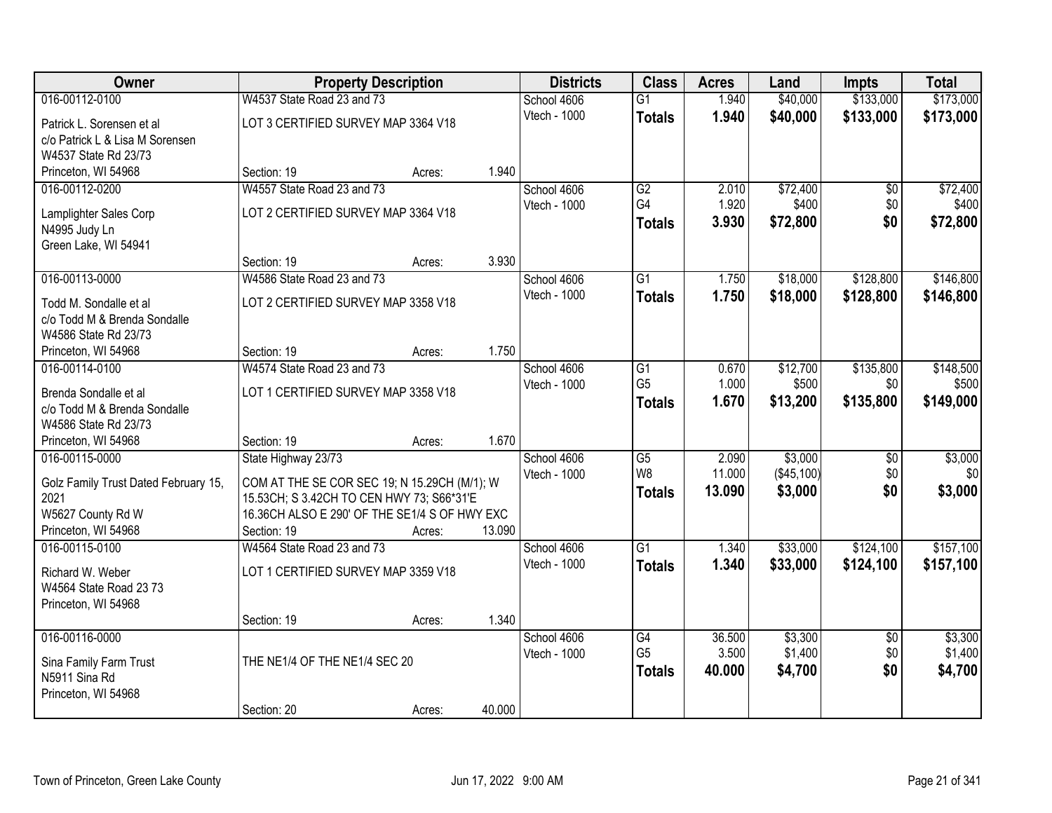| Owner | Property Description | | | Districts | Class | Acres | Land | Impts | Total |
|---|---|---|---|---|---|---|---|---|---|
| 016-00112-0100 | W4537 State Road 23 and 73 | | | School 4606 | G1 | 1.940 | $40,000 | $133,000 | $173,000 |
| Patrick L. Sorensen et al<br>c/o Patrick L & Lisa M Sorensen<br>W4537 State Rd 23/73<br>Princeton, WI 54968 | LOT 3 CERTIFIED SURVEY MAP 3364 V18 | | | Vtech - 1000 | **Totals** | **1.940** | **$40,000** | **$133,000** | **$173,000** |
| | Section: 19 | Acres: | 1.940 | | | | | | |
| 016-00112-0200 | W4557 State Road 23 and 73 | | | School 4606 | G2 | 2.010 | $72,400 | $0 | $72,400 |
| Lamplighter Sales Corp<br>N4995 Judy Ln<br>Green Lake, WI 54941 | LOT 2 CERTIFIED SURVEY MAP 3364 V18 | | | Vtech - 1000 | G4 | 1.920 | $400 | $0 | $400 |
| | | | | | **Totals** | **3.930** | **$72,800** | **$0** | **$72,800** |
| | Section: 19 | Acres: | 3.930 | | | | | | |
| 016-00113-0000 | W4586 State Road 23 and 73 | | | School 4606 | G1 | 1.750 | $18,000 | $128,800 | $146,800 |
| Todd M. Sondalle et al<br>c/o Todd M & Brenda Sondalle<br>W4586 State Rd 23/73<br>Princeton, WI 54968 | LOT 2 CERTIFIED SURVEY MAP 3358 V18 | | | Vtech - 1000 | **Totals** | **1.750** | **$18,000** | **$128,800** | **$146,800** |
| | Section: 19 | Acres: | 1.750 | | | | | | |
| 016-00114-0100 | W4574 State Road 23 and 73 | | | School 4606 | G1 | 0.670 | $12,700 | $135,800 | $148,500 |
| Brenda Sondalle et al<br>c/o Todd M & Brenda Sondalle<br>W4586 State Rd 23/73<br>Princeton, WI 54968 | LOT 1 CERTIFIED SURVEY MAP 3358 V18 | | | Vtech - 1000 | G5 | 1.000 | $500 | $0 | $500 |
| | | | | | **Totals** | **1.670** | **$13,200** | **$135,800** | **$149,000** |
| | Section: 19 | Acres: | 1.670 | | | | | | |
| 016-00115-0000 | State Highway 23/73 | | | School 4606 | G5 | 2.090 | $3,000 | $0 | $3,000 |
| Golz Family Trust Dated February 15, 2021<br>W5627 County Rd W<br>Princeton, WI 54968 | COM AT THE SE COR SEC 19; N 15.29CH (M/1); W 15.53CH; S 3.42CH TO CEN HWY 73; S66*31'E 16.36CH ALSO E 290' OF THE SE1/4 S OF HWY EXC | | | Vtech - 1000 | W8 | 11.000 | ($45,100) | $0 | $0 |
| | | | | | **Totals** | **13.090** | **$3,000** | **$0** | **$3,000** |
| | Section: 19 | Acres: | 13.090 | | | | | | |
| 016-00115-0100 | W4564 State Road 23 and 73 | | | School 4606 | G1 | 1.340 | $33,000 | $124,100 | $157,100 |
| Richard W. Weber<br>W4564 State Road 23 73<br>Princeton, WI 54968 | LOT 1 CERTIFIED SURVEY MAP 3359 V18 | | | Vtech - 1000 | **Totals** | **1.340** | **$33,000** | **$124,100** | **$157,100** |
| | Section: 19 | Acres: | 1.340 | | | | | | |
| 016-00116-0000 | | | | School 4606 | G4 | 36.500 | $3,300 | $0 | $3,300 |
| Sina Family Farm Trust<br>N5911 Sina Rd<br>Princeton, WI 54968 | THE NE1/4 OF THE NE1/4 SEC 20 | | | Vtech - 1000 | G5 | 3.500 | $1,400 | $0 | $1,400 |
| | | | | | **Totals** | **40.000** | **$4,700** | **$0** | **$4,700** |
| | Section: 20 | Acres: | 40.000 | | | | | | |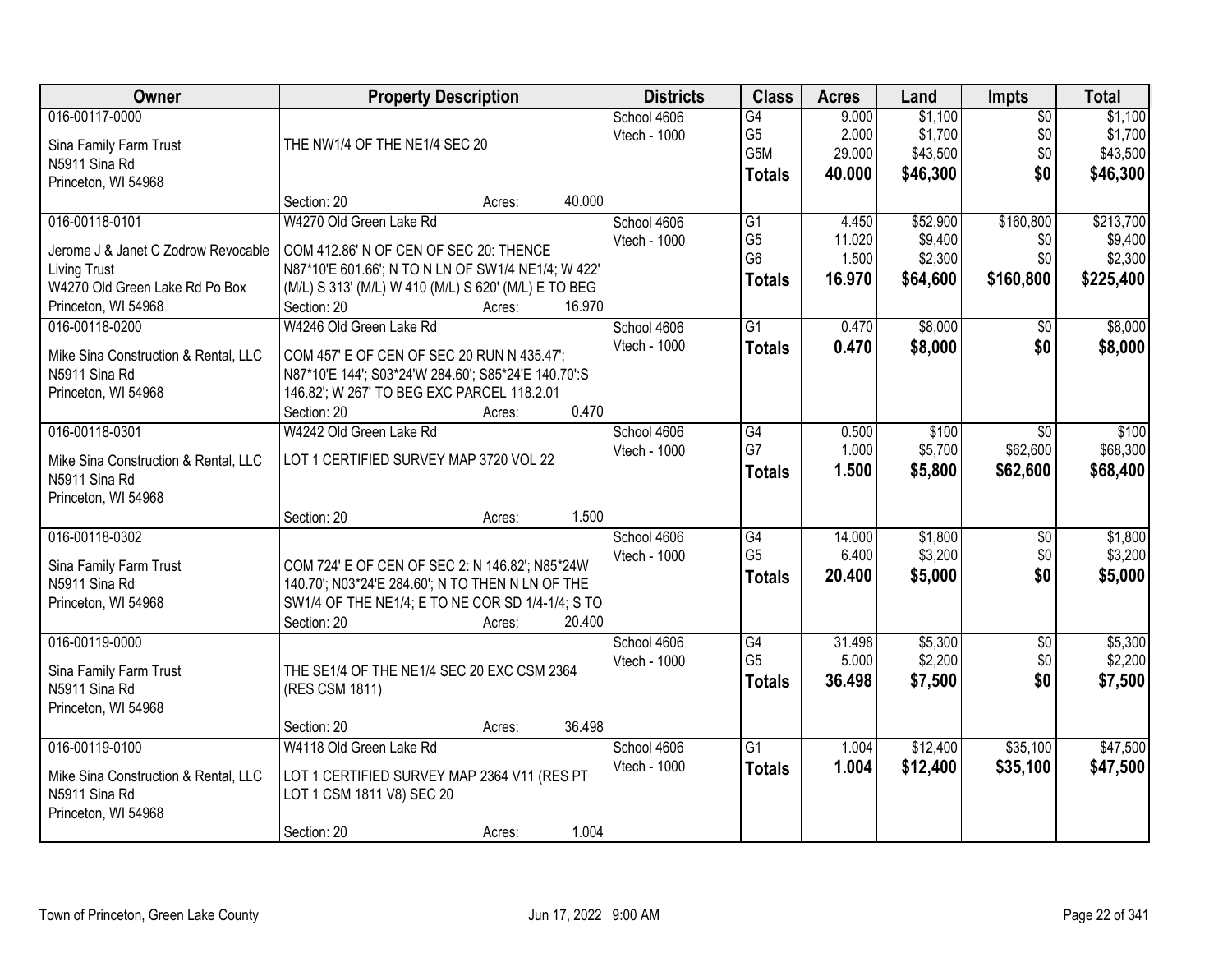| Owner | Property Description | Districts | Class | Acres | Land | Impts | Total |
|---|---|---|---|---|---|---|---|
| 016-00117-0000<br>Sina Family Farm Trust<br>N5911 Sina Rd<br>Princeton, WI 54968 | THE NW1/4 OF THE NE1/4 SEC 20<br>Section: 20 Acres: 40.000 | School 4606<br>Vtech - 1000 | G4<br>G5<br>G5M<br>**Totals** | 9.000<br>2.000<br>29.000<br>**40.000** | $1,100<br>$1,700<br>$43,500<br>**$46,300** | $0<br>$0<br>$0<br>**$0** | $1,100<br>$1,700<br>$43,500<br>**$46,300** |
| 016-00118-0101<br>Jerome J & Janet C Zodrow Revocable Living Trust<br>W4270 Old Green Lake Rd Po Box<br>Princeton, WI 54968 | W4270 Old Green Lake Rd<br>COM 412.86' N OF CEN OF SEC 20: THENCE N87*10'E 601.66'; N TO N LN OF SW1/4 NE1/4; W 422' (M/L) S 313' (M/L) W 410 (M/L) S 620' (M/L) E TO BEG<br>Section: 20 Acres: 16.970 | School 4606<br>Vtech - 1000 | G1<br>G5<br>G6<br>**Totals** | 4.450<br>11.020<br>1.500<br>**16.970** | $52,900<br>$9,400<br>$2,300<br>**$64,600** | $160,800<br>$0<br>$0<br>**$160,800** | $213,700<br>$9,400<br>$2,300<br>**$225,400** |
| 016-00118-0200<br>Mike Sina Construction & Rental, LLC<br>N5911 Sina Rd<br>Princeton, WI 54968 | W4246 Old Green Lake Rd<br>COM 457' E OF CEN OF SEC 20 RUN N 435.47'; N87*10'E 144'; S03*24'W 284.60'; S85*24'E 140.70':S 146.82'; W 267' TO BEG EXC PARCEL 118.2.01<br>Section: 20 Acres: 0.470 | School 4606<br>Vtech - 1000 | G1<br>**Totals** | 0.470<br>**0.470** | $8,000<br>**$8,000** | $0<br>**$0** | $8,000<br>**$8,000** |
| 016-00118-0301<br>Mike Sina Construction & Rental, LLC<br>N5911 Sina Rd<br>Princeton, WI 54968 | W4242 Old Green Lake Rd<br>LOT 1 CERTIFIED SURVEY MAP 3720 VOL 22<br>Section: 20 Acres: 1.500 | School 4606<br>Vtech - 1000 | G4<br>G7<br>**Totals** | 0.500<br>1.000<br>**1.500** | $100<br>$5,700<br>**$5,800** | $0<br>$62,600<br>**$62,600** | $100<br>$68,300<br>**$68,400** |
| 016-00118-0302<br>Sina Family Farm Trust<br>N5911 Sina Rd<br>Princeton, WI 54968 | COM 724' E OF CEN OF SEC 2: N 146.82'; N85*24W 140.70'; N03*24'E 284.60'; N TO THEN N LN OF THE SW1/4 OF THE NE1/4; E TO NE COR SD 1/4-1/4; S TO<br>Section: 20 Acres: 20.400 | School 4606<br>Vtech - 1000 | G4<br>G5<br>**Totals** | 14.000<br>6.400<br>**20.400** | $1,800<br>$3,200<br>**$5,000** | $0<br>$0<br>**$0** | $1,800<br>$3,200<br>**$5,000** |
| 016-00119-0000<br>Sina Family Farm Trust<br>N5911 Sina Rd<br>Princeton, WI 54968 | THE SE1/4 OF THE NE1/4 SEC 20 EXC CSM 2364 (RES CSM 1811)<br>Section: 20 Acres: 36.498 | School 4606<br>Vtech - 1000 | G4<br>G5<br>**Totals** | 31.498<br>5.000<br>**36.498** | $5,300<br>$2,200<br>**$7,500** | $0<br>$0<br>**$0** | $5,300<br>$2,200<br>**$7,500** |
| 016-00119-0100<br>Mike Sina Construction & Rental, LLC<br>N5911 Sina Rd<br>Princeton, WI 54968 | W4118 Old Green Lake Rd<br>LOT 1 CERTIFIED SURVEY MAP 2364 V11 (RES PT LOT 1 CSM 1811 V8) SEC 20<br>Section: 20 Acres: 1.004 | School 4606<br>Vtech - 1000 | G1<br>**Totals** | 1.004<br>**1.004** | $12,400<br>**$12,400** | $35,100<br>**$35,100** | $47,500<br>**$47,500** |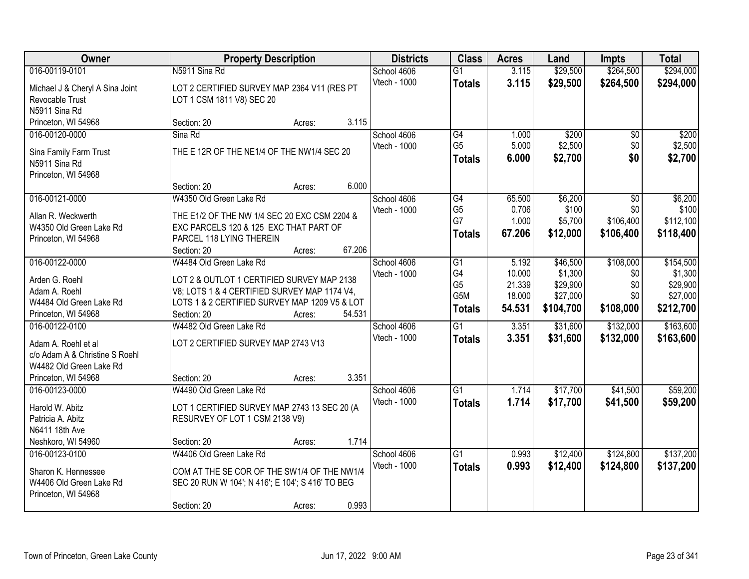| Owner | Property Description | Districts | Class | Acres | Land | Impts | Total |
|---|---|---|---|---|---|---|---|
| 016-00119-0101<br>Michael J & Cheryl A Sina Joint Revocable Trust<br>N5911 Sina Rd<br>Princeton, WI 54968 | N5911 Sina Rd<br>LOT 2 CERTIFIED SURVEY MAP 2364 V11 (RES PT LOT 1 CSM 1811 V8) SEC 20<br>Section: 20 Acres: 3.115 | School 4606<br>Vtech - 1000 | G1<br>**Totals** | 3.115<br>**3.115** | $29,500<br>**$29,500** | $264,500<br>**$264,500** | $294,000<br>**$294,000** |
| 016-00120-0000<br>Sina Family Farm Trust<br>N5911 Sina Rd<br>Princeton, WI 54968 | Sina Rd<br>THE E 12R OF THE NE1/4 OF THE NW1/4 SEC 20<br>Section: 20 Acres: 6.000 | School 4606<br>Vtech - 1000 | G4<br>G5<br>**Totals** | 1.000<br>5.000<br>**6.000** | $200<br>$2,500<br>**$2,700** | $0<br>$0<br>**$0** | $200<br>$2,500<br>**$2,700** |
| 016-00121-0000<br>Allan R. Weckwerth<br>W4350 Old Green Lake Rd<br>Princeton, WI 54968 | W4350 Old Green Lake Rd<br>THE E1/2 OF THE NW 1/4 SEC 20 EXC CSM 2204 & EXC PARCELS 120 & 125 EXC THAT PART OF PARCEL 118 LYING THEREIN<br>Section: 20 Acres: 67.206 | School 4606<br>Vtech - 1000 | G4<br>G5<br>G7<br>**Totals** | 65.500<br>0.706<br>1.000<br>**67.206** | $6,200<br>$100<br>$5,700<br>**$12,000** | $0<br>$0<br>$106,400<br>**$106,400** | $6,200<br>$100<br>$112,100<br>**$118,400** |
| 016-00122-0000<br>Arden G. Roehl<br>Adam A. Roehl<br>W4484 Old Green Lake Rd<br>Princeton, WI 54968 | W4484 Old Green Lake Rd<br>LOT 2 & OUTLOT 1 CERTIFIED SURVEY MAP 2138 V8; LOTS 1 & 4 CERTIFIED SURVEY MAP 1174 V4, LOTS 1 & 2 CERTIFIED SURVEY MAP 1209 V5 & LOT<br>Section: 20 Acres: 54.531 | School 4606<br>Vtech - 1000 | G1<br>G4<br>G5<br>G5M<br>**Totals** | 5.192<br>10.000<br>21.339<br>18.000<br>**54.531** | $46,500<br>$1,300<br>$29,900<br>$27,000<br>**$104,700** | $108,000<br>$0<br>$0<br>$0<br>**$108,000** | $154,500<br>$1,300<br>$29,900<br>$27,000<br>**$212,700** |
| 016-00122-0100<br>Adam A. Roehl et al<br>c/o Adam A & Christine S Roehl<br>W4482 Old Green Lake Rd<br>Princeton, WI 54968 | W4482 Old Green Lake Rd<br>LOT 2 CERTIFIED SURVEY MAP 2743 V13<br>Section: 20 Acres: 3.351 | School 4606<br>Vtech - 1000 | G1<br>**Totals** | 3.351<br>**3.351** | $31,600<br>**$31,600** | $132,000<br>**$132,000** | $163,600<br>**$163,600** |
| 016-00123-0000<br>Harold W. Abitz<br>Patricia A. Abitz<br>N6411 18th Ave<br>Neshkoro, WI 54960 | W4490 Old Green Lake Rd<br>LOT 1 CERTIFIED SURVEY MAP 2743 13 SEC 20 (A RESURVEY OF LOT 1 CSM 2138 V9)<br>Section: 20 Acres: 1.714 | School 4606<br>Vtech - 1000 | G1<br>**Totals** | 1.714<br>**1.714** | $17,700<br>**$17,700** | $41,500<br>**$41,500** | $59,200<br>**$59,200** |
| 016-00123-0100<br>Sharon K. Hennessee<br>W4406 Old Green Lake Rd<br>Princeton, WI 54968 | W4406 Old Green Lake Rd<br>COM AT THE SE COR OF THE SW1/4 OF THE NW1/4 SEC 20 RUN W 104'; N 416'; E 104'; S 416' TO BEG<br>Section: 20 Acres: 0.993 | School 4606<br>Vtech - 1000 | G1<br>**Totals** | 0.993<br>**0.993** | $12,400<br>**$12,400** | $124,800<br>**$124,800** | $137,200<br>**$137,200** |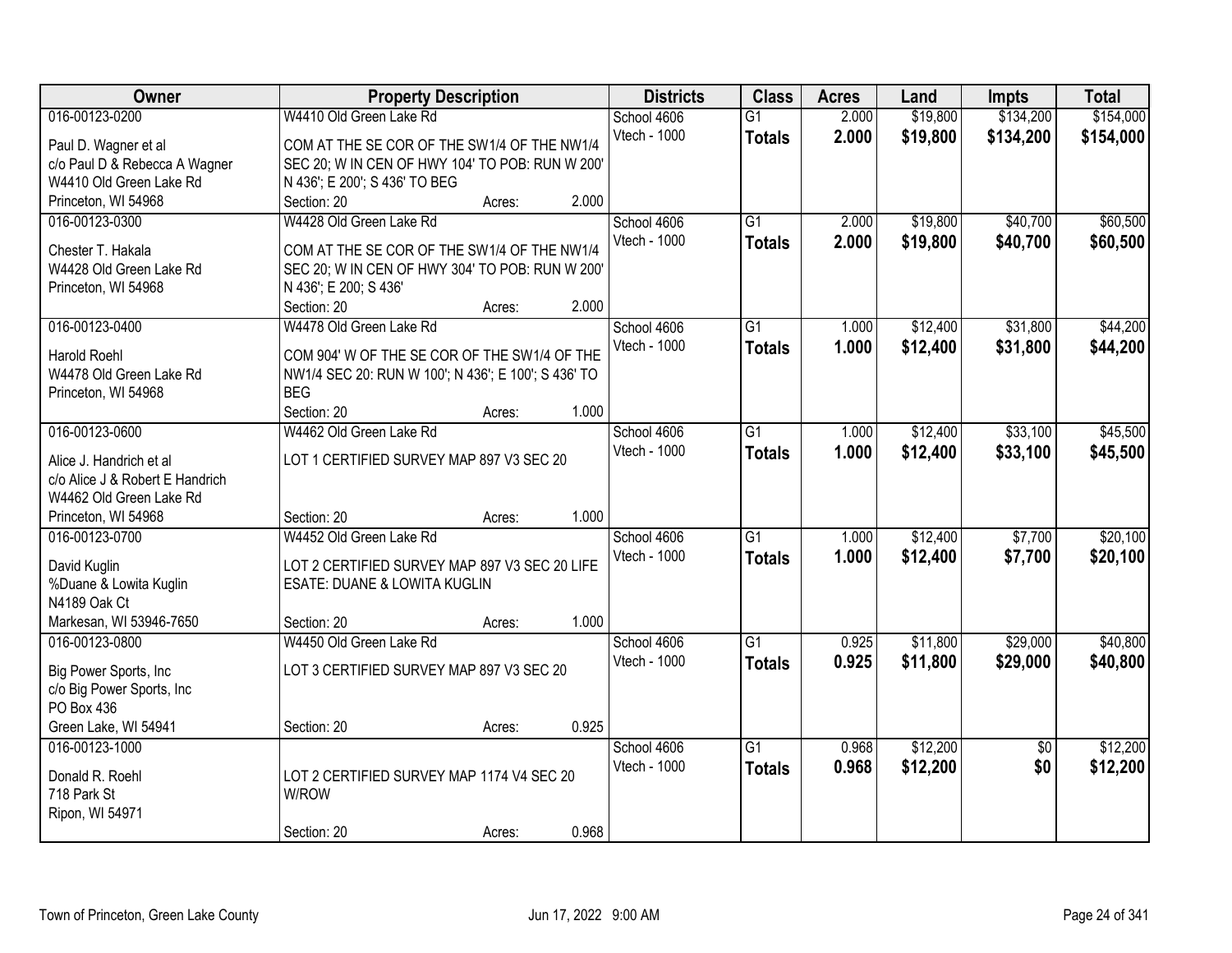| Owner | Property Description | Districts | Class | Acres | Land | Impts | Total |
|---|---|---|---|---|---|---|---|
| 016-00123-0200<br>Paul D. Wagner et al<br>c/o Paul D & Rebecca A Wagner<br>W4410 Old Green Lake Rd<br>Princeton, WI 54968 | W4410 Old Green Lake Rd<br>COM AT THE SE COR OF THE SW1/4 OF THE NW1/4 SEC 20; W IN CEN OF HWY 104' TO POB: RUN W 200' N 436'; E 200'; S 436' TO BEG<br>Section: 20 Acres: 2.000 | School 4606<br>Vtech - 1000 | G1<br>**Totals** | 2.000<br>**2.000** | $19,800<br>**$19,800** | $134,200<br>**$134,200** | $154,000<br>**$154,000** |
| 016-00123-0300<br>Chester T. Hakala<br>W4428 Old Green Lake Rd<br>Princeton, WI 54968 | W4428 Old Green Lake Rd<br>COM AT THE SE COR OF THE SW1/4 OF THE NW1/4 SEC 20; W IN CEN OF HWY 304' TO POB: RUN W 200' N 436'; E 200; S 436'<br>Section: 20 Acres: 2.000 | School 4606<br>Vtech - 1000 | G1<br>**Totals** | 2.000<br>**2.000** | $19,800<br>**$19,800** | $40,700<br>**$40,700** | $60,500<br>**$60,500** |
| 016-00123-0400<br>Harold Roehl<br>W4478 Old Green Lake Rd<br>Princeton, WI 54968 | W4478 Old Green Lake Rd<br>COM 904' W OF THE SE COR OF THE SW1/4 OF THE NW1/4 SEC 20: RUN W 100'; N 436'; E 100'; S 436' TO BEG<br>Section: 20 Acres: 1.000 | School 4606<br>Vtech - 1000 | G1<br>**Totals** | 1.000<br>**1.000** | $12,400<br>**$12,400** | $31,800<br>**$31,800** | $44,200<br>**$44,200** |
| 016-00123-0600<br>Alice J. Handrich et al<br>c/o Alice J & Robert E Handrich<br>W4462 Old Green Lake Rd<br>Princeton, WI 54968 | W4462 Old Green Lake Rd<br>LOT 1 CERTIFIED SURVEY MAP 897 V3 SEC 20<br>Section: 20 Acres: 1.000 | School 4606<br>Vtech - 1000 | G1<br>**Totals** | 1.000<br>**1.000** | $12,400<br>**$12,400** | $33,100<br>**$33,100** | $45,500<br>**$45,500** |
| 016-00123-0700<br>David Kuglin<br>%Duane & Lowita Kuglin<br>N4189 Oak Ct<br>Markesan, WI 53946-7650 | W4452 Old Green Lake Rd<br>LOT 2 CERTIFIED SURVEY MAP 897 V3 SEC 20 LIFE ESATE: DUANE & LOWITA KUGLIN<br>Section: 20 Acres: 1.000 | School 4606<br>Vtech - 1000 | G1<br>**Totals** | 1.000<br>**1.000** | $12,400<br>**$12,400** | $7,700<br>**$7,700** | $20,100<br>**$20,100** |
| 016-00123-0800<br>Big Power Sports, Inc<br>c/o Big Power Sports, Inc<br>PO Box 436<br>Green Lake, WI 54941 | W4450 Old Green Lake Rd<br>LOT 3 CERTIFIED SURVEY MAP 897 V3 SEC 20<br>Section: 20 Acres: 0.925 | School 4606<br>Vtech - 1000 | G1<br>**Totals** | 0.925<br>**0.925** | $11,800<br>**$11,800** | $29,000<br>**$29,000** | $40,800<br>**$40,800** |
| 016-00123-1000<br>Donald R. Roehl<br>718 Park St<br>Ripon, WI 54971 | LOT 2 CERTIFIED SURVEY MAP 1174 V4 SEC 20 W/ROW<br>Section: 20 Acres: 0.968 | School 4606<br>Vtech - 1000 | G1<br>**Totals** | 0.968<br>**0.968** | $12,200<br>**$12,200** | $0<br>**$0** | $12,200<br>**$12,200** |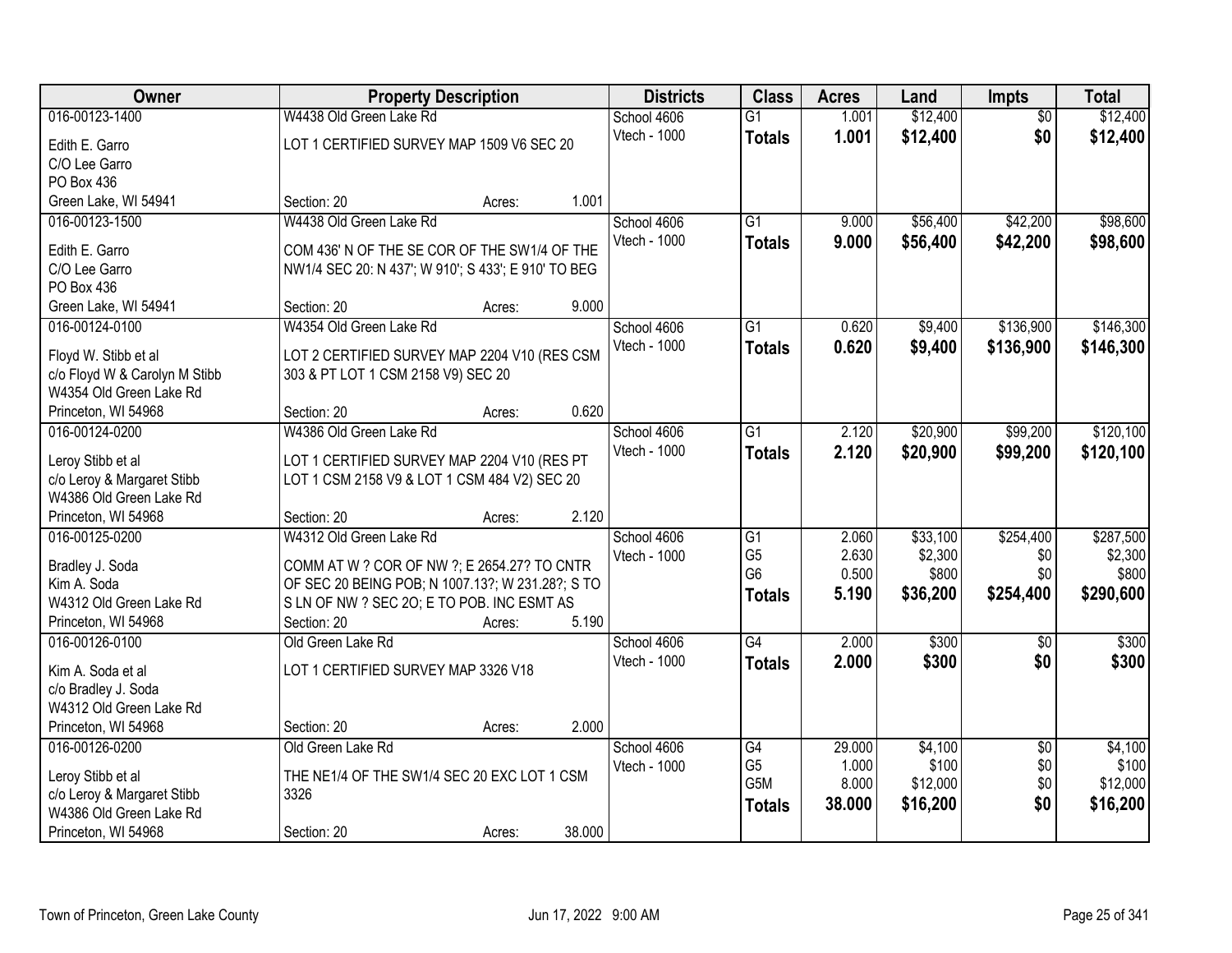| Owner | Property Description | Districts | Class | Acres | Land | Impts | Total |
|---|---|---|---|---|---|---|---|
| 016-00123-1400<br>Edith E. Garro<br>C/O Lee Garro<br>PO Box 436<br>Green Lake, WI 54941 | W4438 Old Green Lake Rd<br>LOT 1 CERTIFIED SURVEY MAP 1509 V6 SEC 20<br>Section: 20 Acres: 1.001 | School 4606<br>Vtech - 1000 | G1<br>**Totals** | 1.001<br>**1.001** | $12,400<br>**$12,400** | $0<br>**$0** | $12,400<br>**$12,400** |
| 016-00123-1500<br>Edith E. Garro<br>C/O Lee Garro<br>PO Box 436<br>Green Lake, WI 54941 | W4438 Old Green Lake Rd<br>COM 436' N OF THE SE COR OF THE SW1/4 OF THE NW1/4 SEC 20: N 437'; W 910'; S 433'; E 910' TO BEG<br>Section: 20 Acres: 9.000 | School 4606<br>Vtech - 1000 | G1<br>**Totals** | 9.000<br>**9.000** | $56,400<br>**$56,400** | $42,200<br>**$42,200** | $98,600<br>**$98,600** |
| 016-00124-0100<br>Floyd W. Stibb et al<br>c/o Floyd W & Carolyn M Stibb<br>W4354 Old Green Lake Rd<br>Princeton, WI 54968 | W4354 Old Green Lake Rd<br>LOT 2 CERTIFIED SURVEY MAP 2204 V10 (RES CSM 303 & PT LOT 1 CSM 2158 V9) SEC 20<br>Section: 20 Acres: 0.620 | School 4606<br>Vtech - 1000 | G1<br>**Totals** | 0.620<br>**0.620** | $9,400<br>**$9,400** | $136,900<br>**$136,900** | $146,300<br>**$146,300** |
| 016-00124-0200<br>Leroy Stibb et al<br>c/o Leroy & Margaret Stibb<br>W4386 Old Green Lake Rd<br>Princeton, WI 54968 | W4386 Old Green Lake Rd<br>LOT 1 CERTIFIED SURVEY MAP 2204 V10 (RES PT LOT 1 CSM 2158 V9 & LOT 1 CSM 484 V2) SEC 20<br>Section: 20 Acres: 2.120 | School 4606<br>Vtech - 1000 | G1<br>**Totals** | 2.120<br>**2.120** | $20,900<br>**$20,900** | $99,200<br>**$99,200** | $120,100<br>**$120,100** |
| 016-00125-0200<br>Bradley J. Soda<br>Kim A. Soda<br>W4312 Old Green Lake Rd<br>Princeton, WI 54968 | W4312 Old Green Lake Rd<br>COMM AT W ? COR OF NW ?; E 2654.27? TO CNTR OF SEC 20 BEING POB; N 1007.13?; W 231.28?; S TO S LN OF NW ? SEC 2O; E TO POB. INC ESMT AS<br>Section: 20 Acres: 5.190 | School 4606<br>Vtech - 1000 | G1<br>G5<br>G6<br>**Totals** | 2.060<br>2.630<br>0.500<br>**5.190** | $33,100<br>$2,300<br>$800<br>**$36,200** | $254,400<br>$0<br>$0<br>**$254,400** | $287,500<br>$2,300<br>$800<br>**$290,600** |
| 016-00126-0100<br>Kim A. Soda et al<br>c/o Bradley J. Soda<br>W4312 Old Green Lake Rd<br>Princeton, WI 54968 | Old Green Lake Rd<br>LOT 1 CERTIFIED SURVEY MAP 3326 V18<br>Section: 20 Acres: 2.000 | School 4606<br>Vtech - 1000 | G4<br>**Totals** | 2.000<br>**2.000** | $300<br>**$300** | $0<br>**$0** | $300<br>**$300** |
| 016-00126-0200<br>Leroy Stibb et al<br>c/o Leroy & Margaret Stibb<br>W4386 Old Green Lake Rd<br>Princeton, WI 54968 | Old Green Lake Rd<br>THE NE1/4 OF THE SW1/4 SEC 20 EXC LOT 1 CSM 3326<br>Section: 20 Acres: 38.000 | School 4606<br>Vtech - 1000 | G4<br>G5<br>G5M<br>**Totals** | 29.000<br>1.000<br>8.000<br>**38.000** | $4,100<br>$100<br>$12,000<br>**$16,200** | $0<br>$0<br>$0<br>**$0** | $4,100<br>$100<br>$12,000<br>**$16,200** |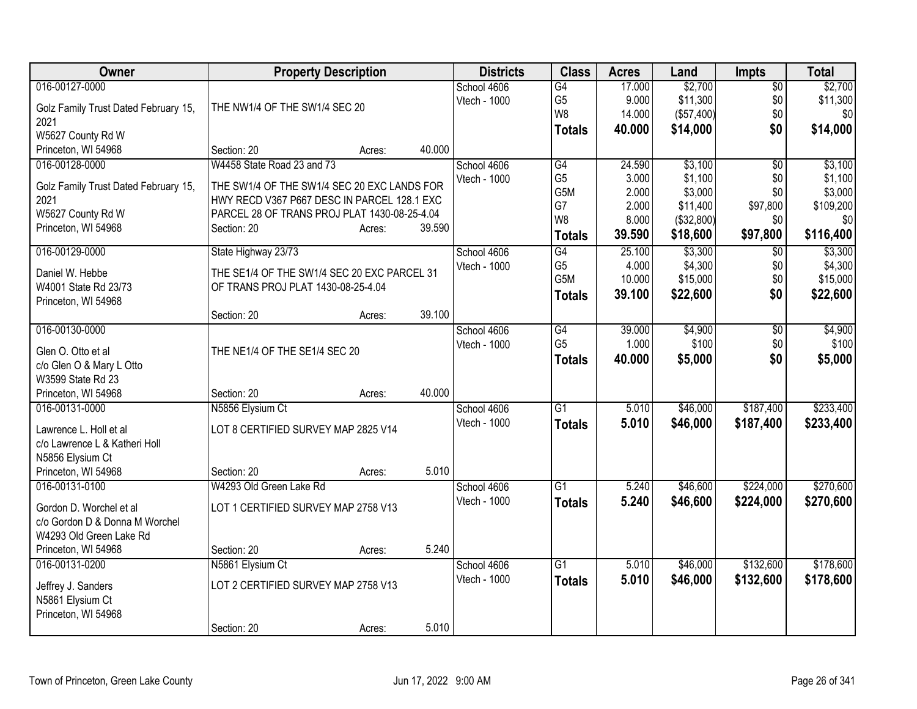| Owner | Property Description | Districts | Class | Acres | Land | Impts | Total |
|---|---|---|---|---|---|---|---|
| 016-00127-0000<br><br>Golz Family Trust Dated February 15, 2021<br>W5627 County Rd W<br>Princeton, WI 54968 | THE NW1/4 OF THE SW1/4 SEC 20<br><br>Section: 20 Acres: 40.000 | School 4606<br>Vtech - 1000 | G4<br>G5<br>W8<br>**Totals** | 17.000<br>9.000<br>14.000<br>**40.000** | $2,700<br>$11,300<br>($57,400)<br>**$14,000** | $0<br>$0<br>$0<br>**$0** | $2,700<br>$11,300<br>$0<br>**$14,000** |
| 016-00128-0000<br><br>Golz Family Trust Dated February 15, 2021<br>W5627 County Rd W<br>Princeton, WI 54968 | W4458 State Road 23 and 73<br><br>THE SW1/4 OF THE SW1/4 SEC 20 EXC LANDS FOR HWY RECD V367 P667 DESC IN PARCEL 128.1 EXC PARCEL 28 OF TRANS PROJ PLAT 1430-08-25-4.04<br>Section: 20 Acres: 39.590 | School 4606<br>Vtech - 1000 | G4<br>G5<br>G5M<br>G7<br>W8<br>**Totals** | 24.590<br>3.000<br>2.000<br>2.000<br>8.000<br>**39.590** | $3,100<br>$1,100<br>$3,000<br>$11,400<br>($32,800)<br>**$18,600** | $0<br>$0<br>$0<br>$97,800<br>$0<br>**$97,800** | $3,100<br>$1,100<br>$3,000<br>$109,200<br>$0<br>**$116,400** |
| 016-00129-0000<br><br>Daniel W. Hebbe<br>W4001 State Rd 23/73<br>Princeton, WI 54968 | State Highway 23/73<br><br>THE SE1/4 OF THE SW1/4 SEC 20 EXC PARCEL 31 OF TRANS PROJ PLAT 1430-08-25-4.04<br><br>Section: 20 Acres: 39.100 | School 4606<br>Vtech - 1000 | G4<br>G5<br>G5M<br>**Totals** | 25.100<br>4.000<br>10.000<br>**39.100** | $3,300<br>$4,300<br>$15,000<br>**$22,600** | $0<br>$0<br>$0<br>**$0** | $3,300<br>$4,300<br>$15,000<br>**$22,600** |
| 016-00130-0000<br><br>Glen O. Otto et al<br>c/o Glen O & Mary L Otto<br>W3599 State Rd 23<br>Princeton, WI 54968 | THE NE1/4 OF THE SE1/4 SEC 20<br><br>Section: 20 Acres: 40.000 | School 4606<br>Vtech - 1000 | G4<br>G5<br>**Totals** | 39.000<br>1.000<br>**40.000** | $4,900<br>$100<br>**$5,000** | $0<br>$0<br>**$0** | $4,900<br>$100<br>**$5,000** |
| 016-00131-0000<br><br>Lawrence L. Holl et al<br>c/o Lawrence L & Katheri Holl<br>N5856 Elysium Ct<br>Princeton, WI 54968 | N5856 Elysium Ct<br><br>LOT 8 CERTIFIED SURVEY MAP 2825 V14<br><br>Section: 20 Acres: 5.010 | School 4606<br>Vtech - 1000 | G1<br>**Totals** | 5.010<br>**5.010** | $46,000<br>**$46,000** | $187,400<br>**$187,400** | $233,400<br>**$233,400** |
| 016-00131-0100<br><br>Gordon D. Worchel et al<br>c/o Gordon D & Donna M Worchel<br>W4293 Old Green Lake Rd<br>Princeton, WI 54968 | W4293 Old Green Lake Rd<br><br>LOT 1 CERTIFIED SURVEY MAP 2758 V13<br><br>Section: 20 Acres: 5.240 | School 4606<br>Vtech - 1000 | G1<br>**Totals** | 5.240<br>**5.240** | $46,600<br>**$46,600** | $224,000<br>**$224,000** | $270,600<br>**$270,600** |
| 016-00131-0200<br><br>Jeffrey J. Sanders<br>N5861 Elysium Ct<br>Princeton, WI 54968 | N5861 Elysium Ct<br><br>LOT 2 CERTIFIED SURVEY MAP 2758 V13<br><br>Section: 20 Acres: 5.010 | School 4606<br>Vtech - 1000 | G1<br>**Totals** | 5.010<br>**5.010** | $46,000<br>**$46,000** | $132,600<br>**$132,600** | $178,600<br>**$178,600** |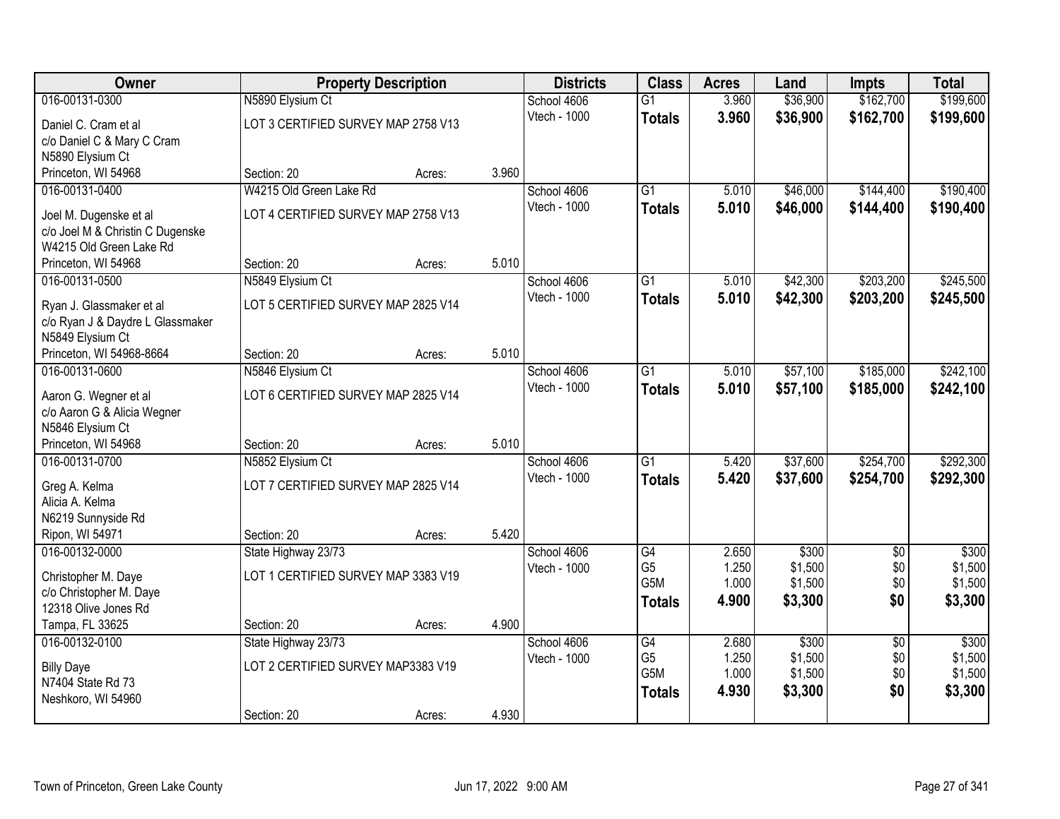| Owner | Property Description | | | Districts | Class | Acres | Land | Impts | Total |
|---|---|---|---|---|---|---|---|---|---|
| 016-00131-0300 | N5890 Elysium Ct | | | School 4606 | G1 | 3.960 | $36,900 | $162,700 | $199,600 |
| Daniel C. Cram et al<br>c/o Daniel C & Mary C Cram<br>N5890 Elysium Ct<br>Princeton, WI 54968 | LOT 3 CERTIFIED SURVEY MAP 2758 V13 | | | Vtech - 1000 | **Totals** | **3.960** | **$36,900** | **$162,700** | **$199,600** |
| | Section: 20 | Acres: | 3.960 | | | | | | |
| 016-00131-0400 | W4215 Old Green Lake Rd | | | School 4606 | G1 | 5.010 | $46,000 | $144,400 | $190,400 |
| Joel M. Dugenske et al<br>c/o Joel M & Christin C Dugenske<br>W4215 Old Green Lake Rd<br>Princeton, WI 54968 | LOT 4 CERTIFIED SURVEY MAP 2758 V13 | | | Vtech - 1000 | **Totals** | **5.010** | **$46,000** | **$144,400** | **$190,400** |
| | Section: 20 | Acres: | 5.010 | | | | | | |
| 016-00131-0500 | N5849 Elysium Ct | | | School 4606 | G1 | 5.010 | $42,300 | $203,200 | $245,500 |
| Ryan J. Glassmaker et al<br>c/o Ryan J & Daydre L Glassmaker<br>N5849 Elysium Ct<br>Princeton, WI 54968-8664 | LOT 5 CERTIFIED SURVEY MAP 2825 V14 | | | Vtech - 1000 | **Totals** | **5.010** | **$42,300** | **$203,200** | **$245,500** |
| | Section: 20 | Acres: | 5.010 | | | | | | |
| 016-00131-0600 | N5846 Elysium Ct | | | School 4606 | G1 | 5.010 | $57,100 | $185,000 | $242,100 |
| Aaron G. Wegner et al<br>c/o Aaron G & Alicia Wegner<br>N5846 Elysium Ct<br>Princeton, WI 54968 | LOT 6 CERTIFIED SURVEY MAP 2825 V14 | | | Vtech - 1000 | **Totals** | **5.010** | **$57,100** | **$185,000** | **$242,100** |
| | Section: 20 | Acres: | 5.010 | | | | | | |
| 016-00131-0700 | N5852 Elysium Ct | | | School 4606 | G1 | 5.420 | $37,600 | $254,700 | $292,300 |
| Greg A. Kelma<br>Alicia A. Kelma<br>N6219 Sunnyside Rd<br>Ripon, WI 54971 | LOT 7 CERTIFIED SURVEY MAP 2825 V14 | | | Vtech - 1000 | **Totals** | **5.420** | **$37,600** | **$254,700** | **$292,300** |
| | Section: 20 | Acres: | 5.420 | | | | | | |
| 016-00132-0000 | State Highway 23/73 | | | School 4606 | G4 | 2.650 | $300 | $0 | $300 |
| Christopher M. Daye<br>c/o Christopher M. Daye<br>12318 Olive Jones Rd<br>Tampa, FL 33625 | LOT 1 CERTIFIED SURVEY MAP 3383 V19 | | | Vtech - 1000 | G5 | 1.250 | $1,500 | $0 | $1,500 |
| | | | | | G5M | 1.000 | $1,500 | $0 | $1,500 |
| | | | | | **Totals** | **4.900** | **$3,300** | **$0** | **$3,300** |
| | Section: 20 | Acres: | 4.900 | | | | | | |
| 016-00132-0100 | State Highway 23/73 | | | School 4606 | G4 | 2.680 | $300 | $0 | $300 |
| Billy Daye<br>N7404 State Rd 73<br>Neshkoro, WI 54960 | LOT 2 CERTIFIED SURVEY MAP3383 V19 | | | Vtech - 1000 | G5 | 1.250 | $1,500 | $0 | $1,500 |
| | | | | | G5M | 1.000 | $1,500 | $0 | $1,500 |
| | | | | | **Totals** | **4.930** | **$3,300** | **$0** | **$3,300** |
| | Section: 20 | Acres: | 4.930 | | | | | | |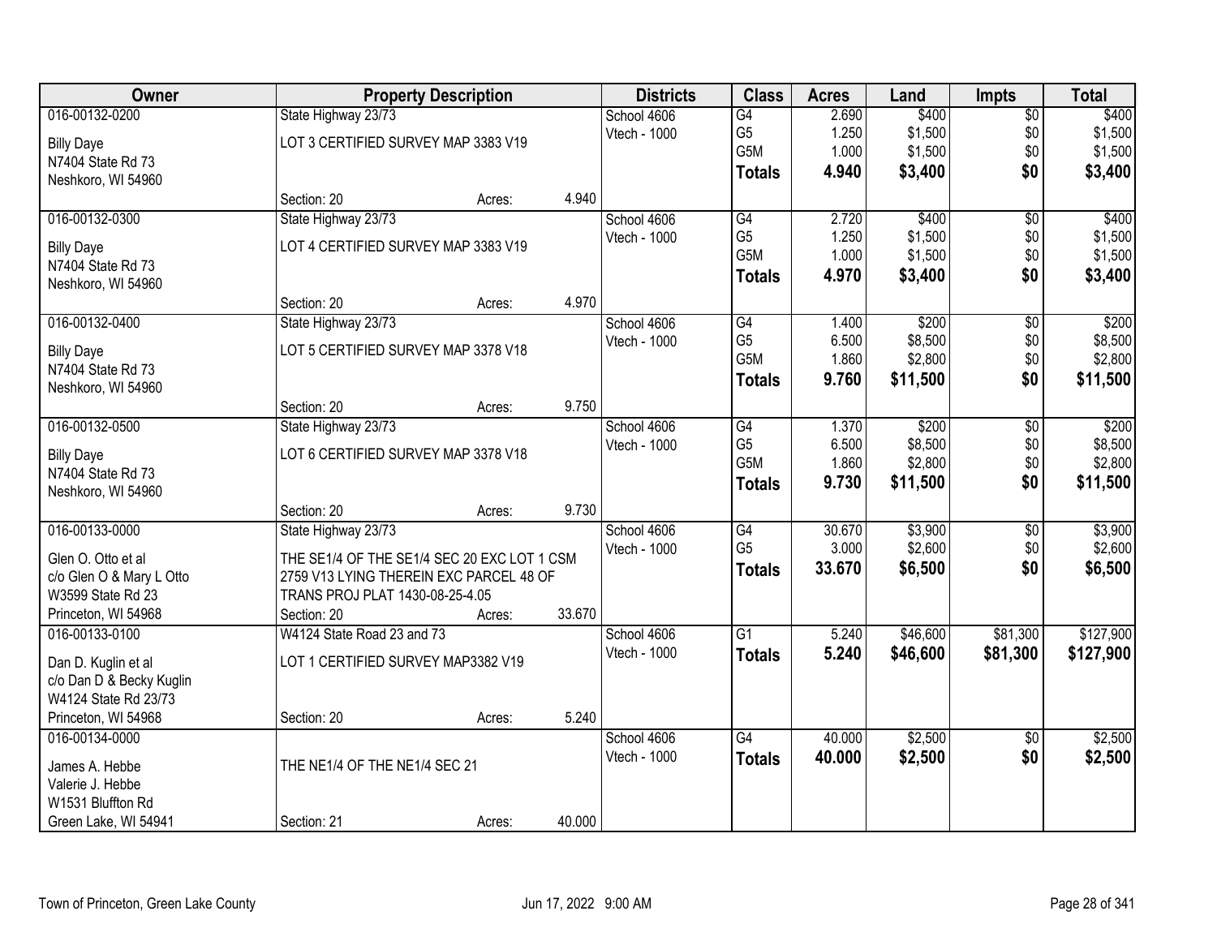| Owner | Property Description | | | Districts | Class | Acres | Land | Impts | Total |
|---|---|---|---|---|---|---|---|---|---|
| 016-00132-0200 | State Highway 23/73 | | | School 4606 | G4 | 2.690 | $400 | $0 | $400 |
| Billy Daye | LOT 3 CERTIFIED SURVEY MAP 3383 V19 | | | Vtech - 1000 | G5 | 1.250 | $1,500 | $0 | $1,500 |
| N7404 State Rd 73 | | | | | G5M | 1.000 | $1,500 | $0 | $1,500 |
| Neshkoro, WI 54960 | | | | | **Totals** | **4.940** | **$3,400** | **$0** | **$3,400** |
| | Section: 20 | Acres: | 4.940 | | | | | | |
| 016-00132-0300 | State Highway 23/73 | | | School 4606 | G4 | 2.720 | $400 | $0 | $400 |
| Billy Daye | LOT 4 CERTIFIED SURVEY MAP 3383 V19 | | | Vtech - 1000 | G5 | 1.250 | $1,500 | $0 | $1,500 |
| N7404 State Rd 73 | | | | | G5M | 1.000 | $1,500 | $0 | $1,500 |
| Neshkoro, WI 54960 | | | | | **Totals** | **4.970** | **$3,400** | **$0** | **$3,400** |
| | Section: 20 | Acres: | 4.970 | | | | | | |
| 016-00132-0400 | State Highway 23/73 | | | School 4606 | G4 | 1.400 | $200 | $0 | $200 |
| Billy Daye | LOT 5 CERTIFIED SURVEY MAP 3378 V18 | | | Vtech - 1000 | G5 | 6.500 | $8,500 | $0 | $8,500 |
| N7404 State Rd 73 | | | | | G5M | 1.860 | $2,800 | $0 | $2,800 |
| Neshkoro, WI 54960 | | | | | **Totals** | **9.760** | **$11,500** | **$0** | **$11,500** |
| | Section: 20 | Acres: | 9.750 | | | | | | |
| 016-00132-0500 | State Highway 23/73 | | | School 4606 | G4 | 1.370 | $200 | $0 | $200 |
| Billy Daye | LOT 6 CERTIFIED SURVEY MAP 3378 V18 | | | Vtech - 1000 | G5 | 6.500 | $8,500 | $0 | $8,500 |
| N7404 State Rd 73 | | | | | G5M | 1.860 | $2,800 | $0 | $2,800 |
| Neshkoro, WI 54960 | | | | | **Totals** | **9.730** | **$11,500** | **$0** | **$11,500** |
| | Section: 20 | Acres: | 9.730 | | | | | | |
| 016-00133-0000 | State Highway 23/73 | | | School 4606 | G4 | 30.670 | $3,900 | $0 | $3,900 |
| Glen O. Otto et al | THE SE1/4 OF THE SE1/4 SEC 20 EXC LOT 1 CSM | | | Vtech - 1000 | G5 | 3.000 | $2,600 | $0 | $2,600 |
| c/o Glen O & Mary L Otto | 2759 V13 LYING THEREIN EXC PARCEL 48 OF | | | | **Totals** | **33.670** | **$6,500** | **$0** | **$6,500** |
| W3599 State Rd 23 | TRANS PROJ PLAT 1430-08-25-4.05 | | | | | | | | |
| Princeton, WI 54968 | Section: 20 | Acres: | 33.670 | | | | | | |
| 016-00133-0100 | W4124 State Road 23 and 73 | | | School 4606 | G1 | 5.240 | $46,600 | $81,300 | $127,900 |
| Dan D. Kuglin et al | LOT 1 CERTIFIED SURVEY MAP3382 V19 | | | Vtech - 1000 | **Totals** | **5.240** | **$46,600** | **$81,300** | **$127,900** |
| c/o Dan D & Becky Kuglin | | | | | | | | | |
| W4124 State Rd 23/73 | | | | | | | | | |
| Princeton, WI 54968 | Section: 20 | Acres: | 5.240 | | | | | | |
| 016-00134-0000 | | | | School 4606 | G4 | 40.000 | $2,500 | $0 | $2,500 |
| James A. Hebbe | THE NE1/4 OF THE NE1/4 SEC 21 | | | Vtech - 1000 | **Totals** | **40.000** | **$2,500** | **$0** | **$2,500** |
| Valerie J. Hebbe | | | | | | | | | |
| W1531 Bluffton Rd | | | | | | | | | |
| Green Lake, WI 54941 | Section: 21 | Acres: | 40.000 | | | | | | |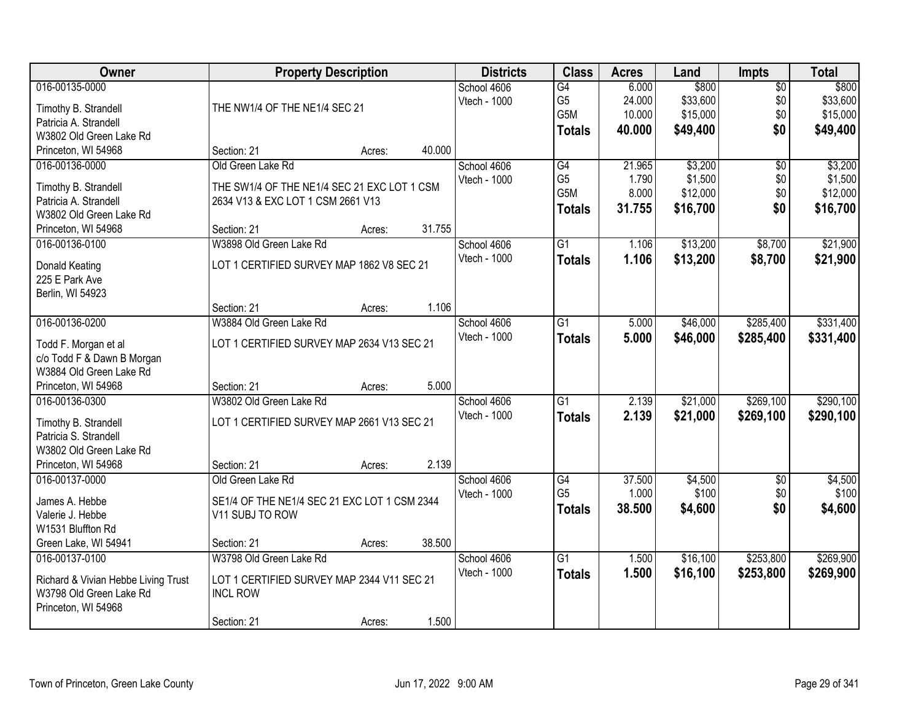| Owner | Property Description | Districts | Class | Acres | Land | Impts | Total |
|---|---|---|---|---|---|---|---|
| 016-00135-0000<br>Timothy B. Strandell<br>Patricia A. Strandell<br>W3802 Old Green Lake Rd<br>Princeton, WI 54968 | THE NW1/4 OF THE NE1/4 SEC 21<br>Section: 21 Acres: 40.000 | School 4606<br>Vtech - 1000 | G4<br>G5<br>G5M<br>**Totals** | 6.000<br>24.000<br>10.000<br>**40.000** | $800<br>$33,600<br>$15,000<br>**$49,400** | $0<br>$0<br>$0<br>**$0** | $800<br>$33,600<br>$15,000<br>**$49,400** |
| 016-00136-0000<br>Timothy B. Strandell<br>Patricia A. Strandell<br>W3802 Old Green Lake Rd<br>Princeton, WI 54968 | Old Green Lake Rd<br>THE SW1/4 OF THE NE1/4 SEC 21 EXC LOT 1 CSM 2634 V13 & EXC LOT 1 CSM 2661 V13<br>Section: 21 Acres: 31.755 | School 4606<br>Vtech - 1000 | G4<br>G5<br>G5M<br>**Totals** | 21.965<br>1.790<br>8.000<br>**31.755** | $3,200<br>$1,500<br>$12,000<br>**$16,700** | $0<br>$0<br>$0<br>**$0** | $3,200<br>$1,500<br>$12,000<br>**$16,700** |
| 016-00136-0100<br>Donald Keating<br>225 E Park Ave<br>Berlin, WI 54923 | W3898 Old Green Lake Rd<br>LOT 1 CERTIFIED SURVEY MAP 1862 V8 SEC 21<br>Section: 21 Acres: 1.106 | School 4606<br>Vtech - 1000 | G1<br>**Totals** | 1.106<br>**1.106** | $13,200<br>**$13,200** | $8,700<br>**$8,700** | $21,900<br>**$21,900** |
| 016-00136-0200<br>Todd F. Morgan et al<br>c/o Todd F & Dawn B Morgan<br>W3884 Old Green Lake Rd<br>Princeton, WI 54968 | W3884 Old Green Lake Rd<br>LOT 1 CERTIFIED SURVEY MAP 2634 V13 SEC 21<br>Section: 21 Acres: 5.000 | School 4606<br>Vtech - 1000 | G1<br>**Totals** | 5.000<br>**5.000** | $46,000<br>**$46,000** | $285,400<br>**$285,400** | $331,400<br>**$331,400** |
| 016-00136-0300<br>Timothy B. Strandell<br>Patricia S. Strandell<br>W3802 Old Green Lake Rd<br>Princeton, WI 54968 | W3802 Old Green Lake Rd<br>LOT 1 CERTIFIED SURVEY MAP 2661 V13 SEC 21<br>Section: 21 Acres: 2.139 | School 4606<br>Vtech - 1000 | G1<br>**Totals** | 2.139<br>**2.139** | $21,000<br>**$21,000** | $269,100<br>**$269,100** | $290,100<br>**$290,100** |
| 016-00137-0000<br>James A. Hebbe<br>Valerie J. Hebbe<br>W1531 Bluffton Rd<br>Green Lake, WI 54941 | Old Green Lake Rd<br>SE1/4 OF THE NE1/4 SEC 21 EXC LOT 1 CSM 2344 V11 SUBJ TO ROW<br>Section: 21 Acres: 38.500 | School 4606<br>Vtech - 1000 | G4<br>G5<br>**Totals** | 37.500<br>1.000<br>**38.500** | $4,500<br>$100<br>**$4,600** | $0<br>$0<br>**$0** | $4,500<br>$100<br>**$4,600** |
| 016-00137-0100<br>Richard & Vivian Hebbe Living Trust<br>W3798 Old Green Lake Rd<br>Princeton, WI 54968 | W3798 Old Green Lake Rd<br>LOT 1 CERTIFIED SURVEY MAP 2344 V11 SEC 21 INCL ROW<br>Section: 21 Acres: 1.500 | School 4606<br>Vtech - 1000 | G1<br>**Totals** | 1.500<br>**1.500** | $16,100<br>**$16,100** | $253,800<br>**$253,800** | $269,900<br>**$269,900** |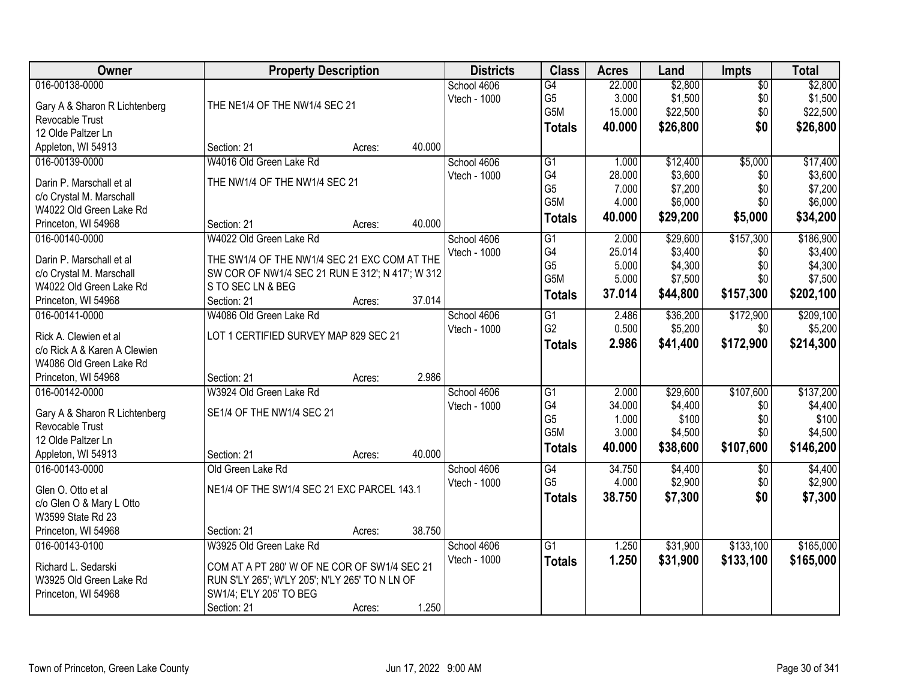| Owner | Property Description | | Districts | Class | Acres | Land | Impts | Total |
|---|---|---|---|---|---|---|---|---|
| 016-00138-0000<br>Gary A & Sharon R Lichtenberg Revocable Trust<br>12 Olde Paltzer Ln<br>Appleton, WI 54913 | THE NE1/4 OF THE NW1/4 SEC 21<br>Section: 21 | Acres: 40.000 | School 4606<br>Vtech - 1000 | G4<br>G5<br>G5M<br>**Totals** | 22.000<br>3.000<br>15.000<br>**40.000** | $2,800<br>$1,500<br>$22,500<br>**$26,800** | $0<br>$0<br>$0<br>**$0** | $2,800<br>$1,500<br>$22,500<br>**$26,800** |
| 016-00139-0000<br>Darin P. Marschall et al<br>c/o Crystal M. Marschall<br>W4022 Old Green Lake Rd<br>Princeton, WI 54968 | W4016 Old Green Lake Rd<br>THE NW1/4 OF THE NW1/4 SEC 21<br>Section: 21 | Acres: 40.000 | School 4606<br>Vtech - 1000 | G1<br>G4<br>G5<br>G5M<br>**Totals** | 1.000<br>28.000<br>7.000<br>4.000<br>**40.000** | $12,400<br>$3,600<br>$7,200<br>$6,000<br>**$29,200** | $5,000<br>$0<br>$0<br>$0<br>**$5,000** | $17,400<br>$3,600<br>$7,200<br>$6,000<br>**$34,200** |
| 016-00140-0000<br>Darin P. Marschall et al<br>c/o Crystal M. Marschall<br>W4022 Old Green Lake Rd<br>Princeton, WI 54968 | W4022 Old Green Lake Rd<br>THE SW1/4 OF THE NW1/4 SEC 21 EXC COM AT THE SW COR OF NW1/4 SEC 21 RUN E 312'; N 417'; W 312 S TO SEC LN & BEG<br>Section: 21 | Acres: 37.014 | School 4606<br>Vtech - 1000 | G1<br>G4<br>G5<br>G5M<br>**Totals** | 2.000<br>25.014<br>5.000<br>5.000<br>**37.014** | $29,600<br>$3,400<br>$4,300<br>$7,500<br>**$44,800** | $157,300<br>$0<br>$0<br>$0<br>**$157,300** | $186,900<br>$3,400<br>$4,300<br>$7,500<br>**$202,100** |
| 016-00141-0000<br>Rick A. Clewien et al<br>c/o Rick A & Karen A Clewien<br>W4086 Old Green Lake Rd<br>Princeton, WI 54968 | W4086 Old Green Lake Rd<br>LOT 1 CERTIFIED SURVEY MAP 829 SEC 21<br>Section: 21 | Acres: 2.986 | School 4606<br>Vtech - 1000 | G1<br>G2<br>**Totals** | 2.486<br>0.500<br>**2.986** | $36,200<br>$5,200<br>**$41,400** | $172,900<br>$0<br>**$172,900** | $209,100<br>$5,200<br>**$214,300** |
| 016-00142-0000<br>Gary A & Sharon R Lichtenberg Revocable Trust<br>12 Olde Paltzer Ln<br>Appleton, WI 54913 | W3924 Old Green Lake Rd<br>SE1/4 OF THE NW1/4 SEC 21<br>Section: 21 | Acres: 40.000 | School 4606<br>Vtech - 1000 | G1<br>G4<br>G5<br>G5M<br>**Totals** | 2.000<br>34.000<br>1.000<br>3.000<br>**40.000** | $29,600<br>$4,400<br>$100<br>$4,500<br>**$38,600** | $107,600<br>$0<br>$0<br>$0<br>**$107,600** | $137,200<br>$4,400<br>$100<br>$4,500<br>**$146,200** |
| 016-00143-0000<br>Glen O. Otto et al<br>c/o Glen O & Mary L Otto<br>W3599 State Rd 23<br>Princeton, WI 54968 | Old Green Lake Rd<br>NE1/4 OF THE SW1/4 SEC 21 EXC PARCEL 143.1<br>Section: 21 | Acres: 38.750 | School 4606<br>Vtech - 1000 | G4<br>G5<br>**Totals** | 34.750<br>4.000<br>**38.750** | $4,400<br>$2,900<br>**$7,300** | $0<br>$0<br>**$0** | $4,400<br>$2,900<br>**$7,300** |
| 016-00143-0100<br>Richard L. Sedarski<br>W3925 Old Green Lake Rd<br>Princeton, WI 54968 | W3925 Old Green Lake Rd<br>COM AT A PT 280' W OF NE COR OF SW1/4 SEC 21 RUN S'LY 265'; W'LY 205'; N'LY 265' TO N LN OF SW1/4; E'LY 205' TO BEG<br>Section: 21 | Acres: 1.250 | School 4606<br>Vtech - 1000 | G1<br>**Totals** | 1.250<br>**1.250** | $31,900<br>**$31,900** | $133,100<br>**$133,100** | $165,000<br>**$165,000** |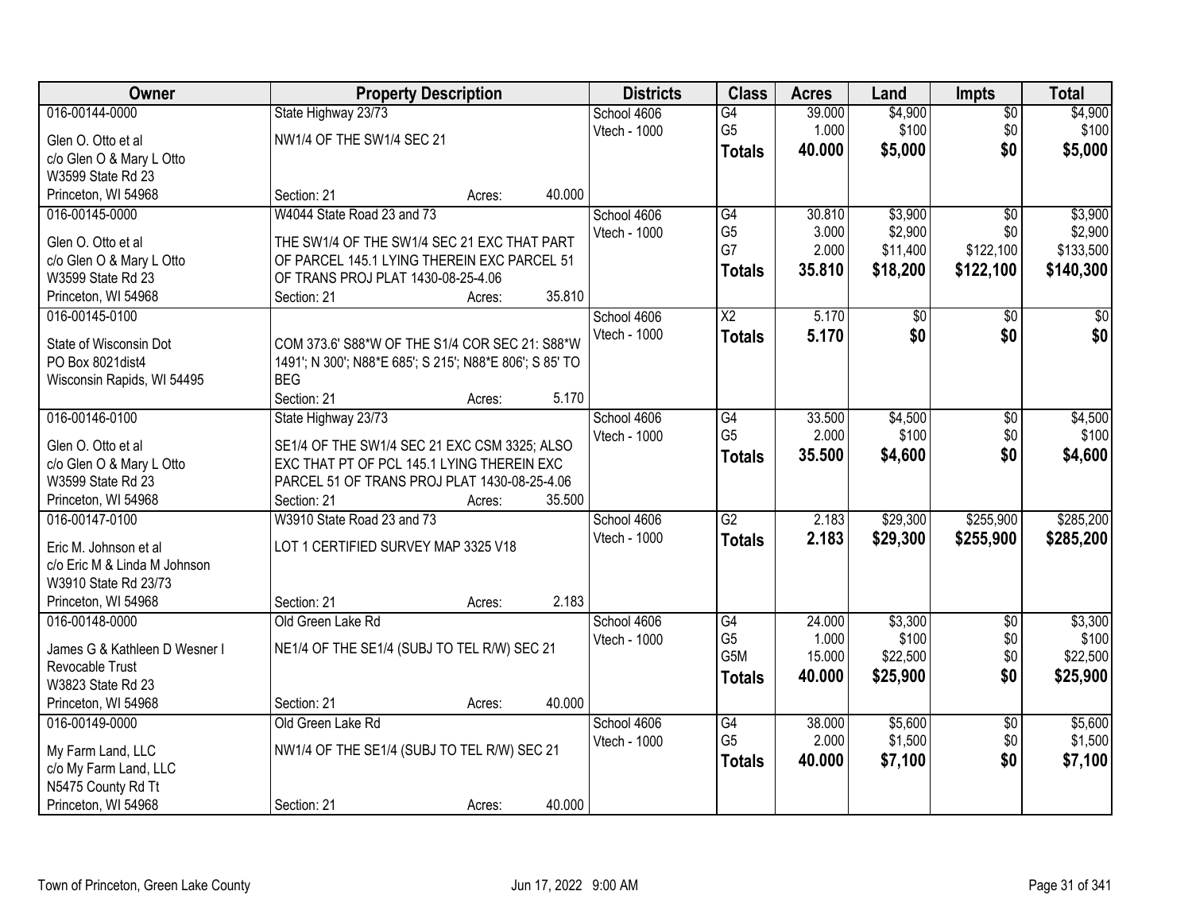| Owner | Property Description | Districts | Class | Acres | Land | Impts | Total |
|---|---|---|---|---|---|---|---|
| 016-00144-0000<br>Glen O. Otto et al<br>c/o Glen O & Mary L Otto<br>W3599 State Rd 23<br>Princeton, WI 54968 | State Highway 23/73<br>NW1/4 OF THE SW1/4 SEC 21<br>Section: 21 Acres: 40.000 | School 4606<br>Vtech - 1000 | G4<br>G5<br>**Totals** | 39.000<br>1.000<br>**40.000** | $4,900<br>$100<br>**$5,000** | $0<br>$0<br>**$0** | $4,900<br>$100<br>**$5,000** |
| 016-00145-0000<br>Glen O. Otto et al<br>c/o Glen O & Mary L Otto<br>W3599 State Rd 23<br>Princeton, WI 54968 | W4044 State Road 23 and 73<br>THE SW1/4 OF THE SW1/4 SEC 21 EXC THAT PART OF PARCEL 145.1 LYING THEREIN EXC PARCEL 51 OF TRANS PROJ PLAT 1430-08-25-4.06<br>Section: 21 Acres: 35.810 | School 4606<br>Vtech - 1000 | G4<br>G5<br>G7<br>**Totals** | 30.810<br>3.000<br>2.000<br>**35.810** | $3,900<br>$2,900<br>$11,400<br>**$18,200** | $0<br>$0<br>$122,100<br>**$122,100** | $3,900<br>$2,900<br>$133,500<br>**$140,300** |
| 016-00145-0100<br>State of Wisconsin Dot<br>PO Box 8021dist4<br>Wisconsin Rapids, WI 54495 | COM 373.6' S88*W OF THE S1/4 COR SEC 21: S88*W 1491'; N 300'; N88*E 685'; S 215'; N88*E 806'; S 85' TO BEG<br>Section: 21 Acres: 5.170 | School 4606<br>Vtech - 1000 | X2<br>**Totals** | 5.170<br>**5.170** | $0<br>**$0** | $0<br>**$0** | $0<br>**$0** |
| 016-00146-0100<br>Glen O. Otto et al<br>c/o Glen O & Mary L Otto<br>W3599 State Rd 23<br>Princeton, WI 54968 | State Highway 23/73<br>SE1/4 OF THE SW1/4 SEC 21 EXC CSM 3325; ALSO EXC THAT PT OF PCL 145.1 LYING THEREIN EXC PARCEL 51 OF TRANS PROJ PLAT 1430-08-25-4.06<br>Section: 21 Acres: 35.500 | School 4606<br>Vtech - 1000 | G4<br>G5<br>**Totals** | 33.500<br>2.000<br>**35.500** | $4,500<br>$100<br>**$4,600** | $0<br>$0<br>**$0** | $4,500<br>$100<br>**$4,600** |
| 016-00147-0100<br>Eric M. Johnson et al<br>c/o Eric M & Linda M Johnson<br>W3910 State Rd 23/73<br>Princeton, WI 54968 | W3910 State Road 23 and 73<br>LOT 1 CERTIFIED SURVEY MAP 3325 V18<br>Section: 21 Acres: 2.183 | School 4606<br>Vtech - 1000 | G2<br>**Totals** | 2.183<br>**2.183** | $29,300<br>**$29,300** | $255,900<br>**$255,900** | $285,200<br>**$285,200** |
| 016-00148-0000<br>James G & Kathleen D Wesner I Revocable Trust<br>W3823 State Rd 23<br>Princeton, WI 54968 | Old Green Lake Rd<br>NE1/4 OF THE SE1/4 (SUBJ TO TEL R/W) SEC 21<br>Section: 21 Acres: 40.000 | School 4606<br>Vtech - 1000 | G4<br>G5<br>G5M<br>**Totals** | 24.000<br>1.000<br>15.000<br>**40.000** | $3,300<br>$100<br>$22,500<br>**$25,900** | $0<br>$0<br>$0<br>**$0** | $3,300<br>$100<br>$22,500<br>**$25,900** |
| 016-00149-0000<br>My Farm Land, LLC<br>c/o My Farm Land, LLC<br>N5475 County Rd Tt<br>Princeton, WI 54968 | Old Green Lake Rd<br>NW1/4 OF THE SE1/4 (SUBJ TO TEL R/W) SEC 21<br>Section: 21 Acres: 40.000 | School 4606<br>Vtech - 1000 | G4<br>G5<br>**Totals** | 38.000<br>2.000<br>**40.000** | $5,600<br>$1,500<br>**$7,100** | $0<br>$0<br>**$0** | $5,600<br>$1,500<br>**$7,100** |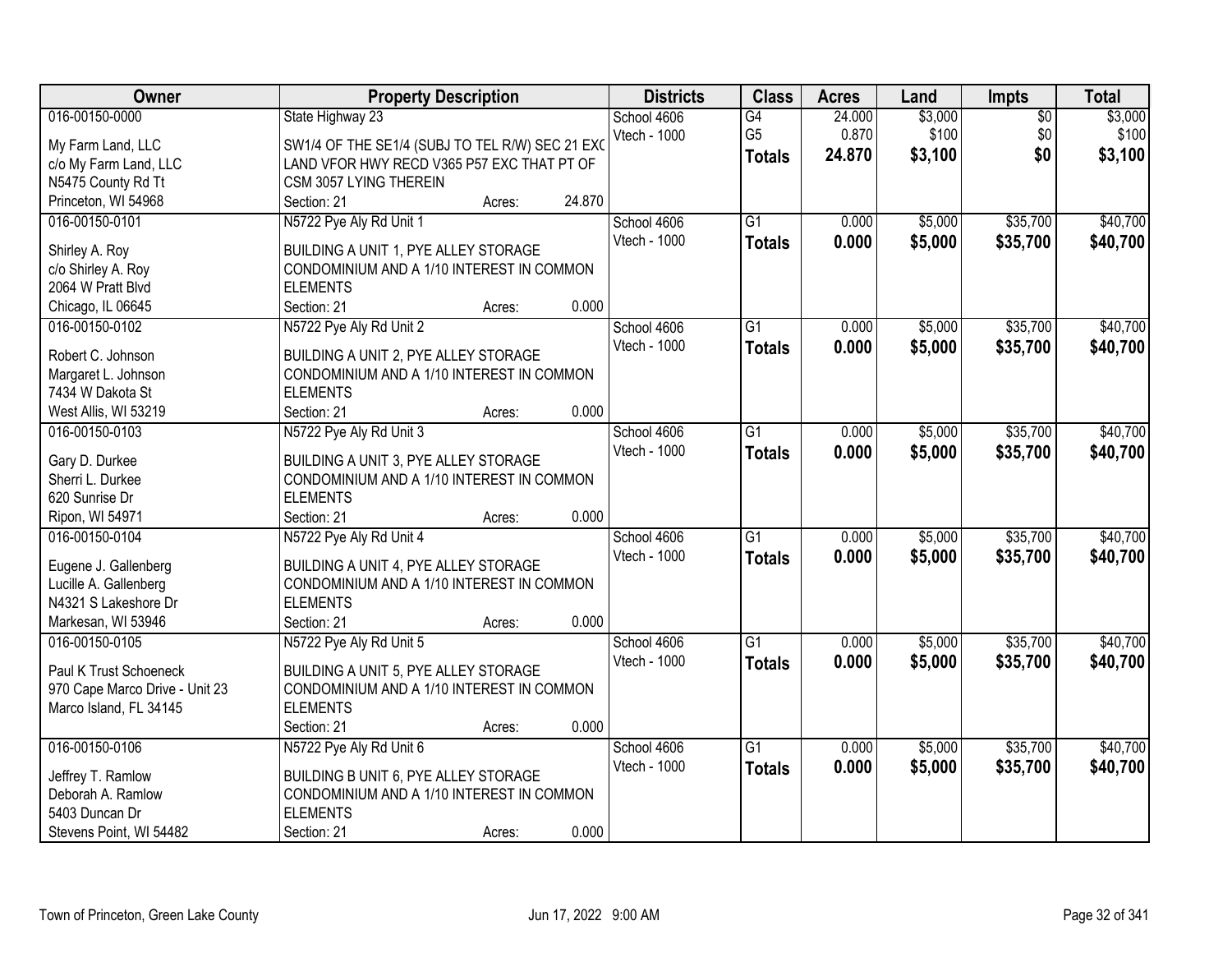| Owner | Property Description | Districts | Class | Acres | Land | Impts | Total |
|---|---|---|---|---|---|---|---|
| 016-00150-0000<br>My Farm Land, LLC<br>c/o My Farm Land, LLC<br>N5475 County Rd Tt<br>Princeton, WI 54968 | State Highway 23<br>SW1/4 OF THE SE1/4 (SUBJ TO TEL R/W) SEC 21 EXC LAND VFOR HWY RECD V365 P57 EXC THAT PT OF CSM 3057 LYING THEREIN<br>Section: 21 Acres: 24.870 | School 4606<br>Vtech - 1000 | G4<br>G5<br>**Totals** | 24.000<br>0.870<br>**24.870** | $3,000<br>$100<br>**$3,100** | $0<br>$0<br>**$0** | $3,000<br>$100<br>**$3,100** |
| 016-00150-0101<br>Shirley A. Roy<br>c/o Shirley A. Roy<br>2064 W Pratt Blvd<br>Chicago, IL 06645 | N5722 Pye Aly Rd Unit 1<br>BUILDING A UNIT 1, PYE ALLEY STORAGE CONDOMINIUM AND A 1/10 INTEREST IN COMMON ELEMENTS<br>Section: 21 Acres: 0.000 | School 4606<br>Vtech - 1000 | G1<br>**Totals** | 0.000<br>**0.000** | $5,000<br>**$5,000** | $35,700<br>**$35,700** | $40,700<br>**$40,700** |
| 016-00150-0102<br>Robert C. Johnson<br>Margaret L. Johnson<br>7434 W Dakota St<br>West Allis, WI 53219 | N5722 Pye Aly Rd Unit 2<br>BUILDING A UNIT 2, PYE ALLEY STORAGE CONDOMINIUM AND A 1/10 INTEREST IN COMMON ELEMENTS<br>Section: 21 Acres: 0.000 | School 4606<br>Vtech - 1000 | G1<br>**Totals** | 0.000<br>**0.000** | $5,000<br>**$5,000** | $35,700<br>**$35,700** | $40,700<br>**$40,700** |
| 016-00150-0103<br>Gary D. Durkee<br>Sherri L. Durkee<br>620 Sunrise Dr<br>Ripon, WI 54971 | N5722 Pye Aly Rd Unit 3<br>BUILDING A UNIT 3, PYE ALLEY STORAGE CONDOMINIUM AND A 1/10 INTEREST IN COMMON ELEMENTS<br>Section: 21 Acres: 0.000 | School 4606<br>Vtech - 1000 | G1<br>**Totals** | 0.000<br>**0.000** | $5,000<br>**$5,000** | $35,700<br>**$35,700** | $40,700<br>**$40,700** |
| 016-00150-0104<br>Eugene J. Gallenberg<br>Lucille A. Gallenberg<br>N4321 S Lakeshore Dr<br>Markesan, WI 53946 | N5722 Pye Aly Rd Unit 4<br>BUILDING A UNIT 4, PYE ALLEY STORAGE CONDOMINIUM AND A 1/10 INTEREST IN COMMON ELEMENTS<br>Section: 21 Acres: 0.000 | School 4606<br>Vtech - 1000 | G1<br>**Totals** | 0.000<br>**0.000** | $5,000<br>**$5,000** | $35,700<br>**$35,700** | $40,700<br>**$40,700** |
| 016-00150-0105<br>Paul K Trust Schoeneck<br>970 Cape Marco Drive - Unit 23<br>Marco Island, FL 34145 | N5722 Pye Aly Rd Unit 5<br>BUILDING A UNIT 5, PYE ALLEY STORAGE CONDOMINIUM AND A 1/10 INTEREST IN COMMON ELEMENTS<br>Section: 21 Acres: 0.000 | School 4606<br>Vtech - 1000 | G1<br>**Totals** | 0.000<br>**0.000** | $5,000<br>**$5,000** | $35,700<br>**$35,700** | $40,700<br>**$40,700** |
| 016-00150-0106<br>Jeffrey T. Ramlow<br>Deborah A. Ramlow<br>5403 Duncan Dr<br>Stevens Point, WI 54482 | N5722 Pye Aly Rd Unit 6<br>BUILDING B UNIT 6, PYE ALLEY STORAGE CONDOMINIUM AND A 1/10 INTEREST IN COMMON ELEMENTS<br>Section: 21 Acres: 0.000 | School 4606<br>Vtech - 1000 | G1<br>**Totals** | 0.000<br>**0.000** | $5,000<br>**$5,000** | $35,700<br>**$35,700** | $40,700<br>**$40,700** |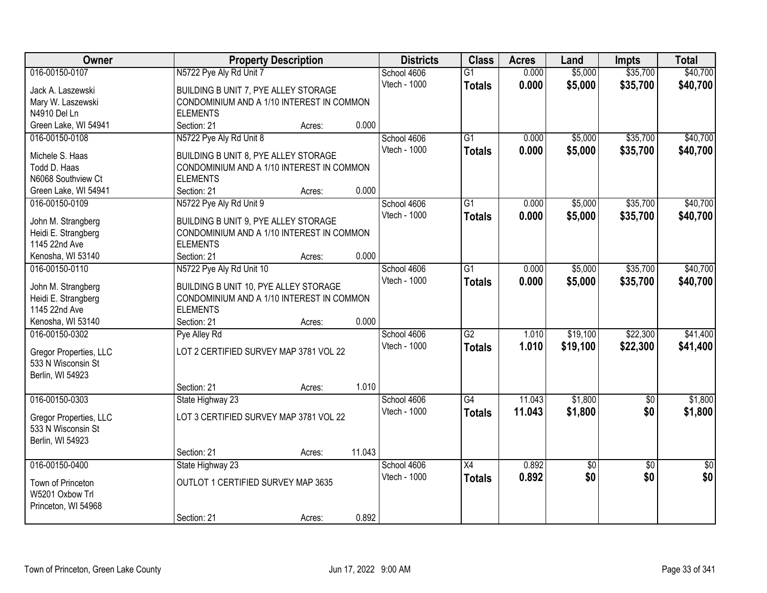| Owner | Property Description | Districts | Class | Acres | Land | Impts | Total |
|---|---|---|---|---|---|---|---|
| 016-00150-0107 | N5722 Pye Aly Rd Unit 7 | School 4606 | G1 | 0.000 | $5,000 | $35,700 | $40,700 |
| Jack A. Laszewski<br>Mary W. Laszewski<br>N4910 Del Ln<br>Green Lake, WI 54941 | BUILDING B UNIT 7, PYE ALLEY STORAGE CONDOMINIUM AND A 1/10 INTEREST IN COMMON ELEMENTS<br>Section: 21 Acres: 0.000 | Vtech - 1000 | **Totals** | **0.000** | **$5,000** | **$35,700** | **$40,700** |
| 016-00150-0108 | N5722 Pye Aly Rd Unit 8 | School 4606 | G1 | 0.000 | $5,000 | $35,700 | $40,700 |
| Michele S. Haas<br>Todd D. Haas<br>N6068 Southview Ct<br>Green Lake, WI 54941 | BUILDING B UNIT 8, PYE ALLEY STORAGE CONDOMINIUM AND A 1/10 INTEREST IN COMMON ELEMENTS<br>Section: 21 Acres: 0.000 | Vtech - 1000 | **Totals** | **0.000** | **$5,000** | **$35,700** | **$40,700** |
| 016-00150-0109 | N5722 Pye Aly Rd Unit 9 | School 4606 | G1 | 0.000 | $5,000 | $35,700 | $40,700 |
| John M. Strangberg<br>Heidi E. Strangberg<br>1145 22nd Ave<br>Kenosha, WI 53140 | BUILDING B UNIT 9, PYE ALLEY STORAGE CONDOMINIUM AND A 1/10 INTEREST IN COMMON ELEMENTS<br>Section: 21 Acres: 0.000 | Vtech - 1000 | **Totals** | **0.000** | **$5,000** | **$35,700** | **$40,700** |
| 016-00150-0110 | N5722 Pye Aly Rd Unit 10 | School 4606 | G1 | 0.000 | $5,000 | $35,700 | $40,700 |
| John M. Strangberg<br>Heidi E. Strangberg<br>1145 22nd Ave<br>Kenosha, WI 53140 | BUILDING B UNIT 10, PYE ALLEY STORAGE CONDOMINIUM AND A 1/10 INTEREST IN COMMON ELEMENTS<br>Section: 21 Acres: 0.000 | Vtech - 1000 | **Totals** | **0.000** | **$5,000** | **$35,700** | **$40,700** |
| 016-00150-0302 | Pye Alley Rd | School 4606 | G2 | 1.010 | $19,100 | $22,300 | $41,400 |
| Gregor Properties, LLC<br>533 N Wisconsin St<br>Berlin, WI 54923 | LOT 2 CERTIFIED SURVEY MAP 3781 VOL 22<br>Section: 21 Acres: 1.010 | Vtech - 1000 | **Totals** | **1.010** | **$19,100** | **$22,300** | **$41,400** |
| 016-00150-0303 | State Highway 23 | School 4606 | G4 | 11.043 | $1,800 | $0 | $1,800 |
| Gregor Properties, LLC<br>533 N Wisconsin St<br>Berlin, WI 54923 | LOT 3 CERTIFIED SURVEY MAP 3781 VOL 22<br>Section: 21 Acres: 11.043 | Vtech - 1000 | **Totals** | **11.043** | **$1,800** | **$0** | **$1,800** |
| 016-00150-0400 | State Highway 23 | School 4606 | X4 | 0.892 | $0 | $0 | $0 |
| Town of Princeton<br>W5201 Oxbow Trl<br>Princeton, WI 54968 | OUTLOT 1 CERTIFIED SURVEY MAP 3635<br>Section: 21 Acres: 0.892 | Vtech - 1000 | **Totals** | **0.892** | **$0** | **$0** | **$0** |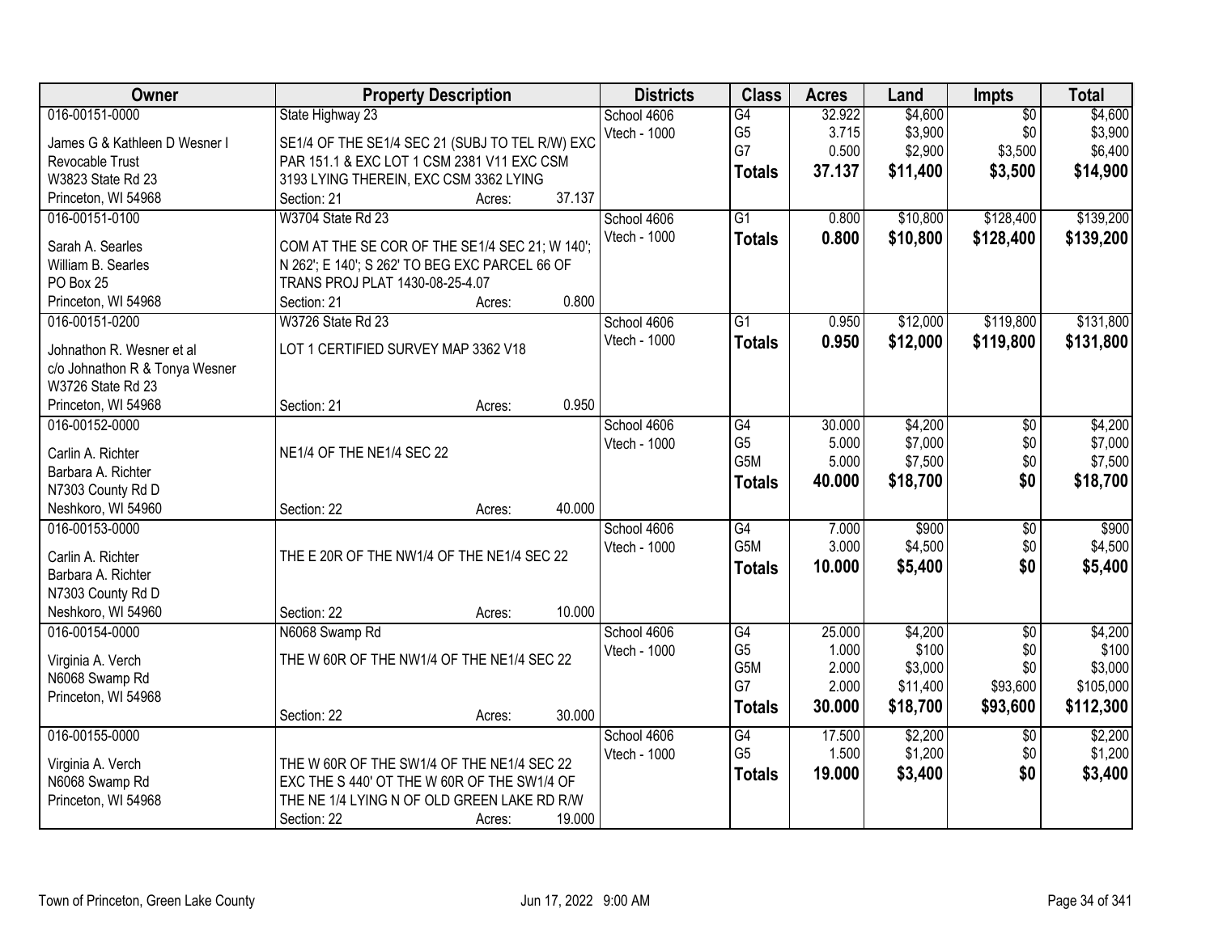| Owner | Property Description | Districts | Class | Acres | Land | Impts | Total |
|---|---|---|---|---|---|---|---|
| 016-00151-0000<br>James G & Kathleen D Wesner I<br>Revocable Trust<br>W3823 State Rd 23<br>Princeton, WI 54968 | State Highway 23<br>SE1/4 OF THE SE1/4 SEC 21 (SUBJ TO TEL R/W) EXC PAR 151.1 & EXC LOT 1 CSM 2381 V11 EXC CSM 3193 LYING THEREIN, EXC CSM 3362 LYING<br>Section: 21 Acres: 37.137 | School 4606<br>Vtech - 1000 | G4<br>G5<br>G7<br>**Totals** | 32.922<br>3.715<br>0.500<br>**37.137** | $4,600<br>$3,900<br>$2,900<br>**$11,400** | $0<br>$0<br>$3,500<br>**$3,500** | $4,600<br>$3,900<br>$6,400<br>**$14,900** |
| 016-00151-0100<br>Sarah A. Searles<br>William B. Searles<br>PO Box 25<br>Princeton, WI 54968 | W3704 State Rd 23<br>COM AT THE SE COR OF THE SE1/4 SEC 21; W 140'; N 262'; E 140'; S 262' TO BEG EXC PARCEL 66 OF TRANS PROJ PLAT 1430-08-25-4.07<br>Section: 21 Acres: 0.800 | School 4606<br>Vtech - 1000 | G1<br>**Totals** | 0.800<br>**0.800** | $10,800<br>**$10,800** | $128,400<br>**$128,400** | $139,200<br>**$139,200** |
| 016-00151-0200<br>Johnathon R. Wesner et al<br>c/o Johnathon R & Tonya Wesner<br>W3726 State Rd 23<br>Princeton, WI 54968 | W3726 State Rd 23<br>LOT 1 CERTIFIED SURVEY MAP 3362 V18<br>Section: 21 Acres: 0.950 | School 4606<br>Vtech - 1000 | G1<br>**Totals** | 0.950<br>**0.950** | $12,000<br>**$12,000** | $119,800<br>**$119,800** | $131,800<br>**$131,800** |
| 016-00152-0000<br>Carlin A. Richter<br>Barbara A. Richter<br>N7303 County Rd D<br>Neshkoro, WI 54960 | NE1/4 OF THE NE1/4 SEC 22<br>Section: 22 Acres: 40.000 | School 4606<br>Vtech - 1000 | G4<br>G5<br>G5M<br>**Totals** | 30.000<br>5.000<br>5.000<br>**40.000** | $4,200<br>$7,000<br>$7,500<br>**$18,700** | $0<br>$0<br>$0<br>**$0** | $4,200<br>$7,000<br>$7,500<br>**$18,700** |
| 016-00153-0000<br>Carlin A. Richter<br>Barbara A. Richter<br>N7303 County Rd D<br>Neshkoro, WI 54960 | THE E 20R OF THE NW1/4 OF THE NE1/4 SEC 22<br>Section: 22 Acres: 10.000 | School 4606<br>Vtech - 1000 | G4<br>G5M<br>**Totals** | 7.000<br>3.000<br>**10.000** | $900<br>$4,500<br>**$5,400** | $0<br>$0<br>**$0** | $900<br>$4,500<br>**$5,400** |
| 016-00154-0000<br>Virginia A. Verch<br>N6068 Swamp Rd<br>Princeton, WI 54968 | N6068 Swamp Rd<br>THE W 60R OF THE NW1/4 OF THE NE1/4 SEC 22<br>Section: 22 Acres: 30.000 | School 4606<br>Vtech - 1000 | G4<br>G5<br>G5M<br>G7<br>**Totals** | 25.000<br>1.000<br>2.000<br>2.000<br>**30.000** | $4,200<br>$100<br>$3,000<br>$11,400<br>**$18,700** | $0<br>$0<br>$0<br>$93,600<br>**$93,600** | $4,200<br>$100<br>$3,000<br>$105,000<br>**$112,300** |
| 016-00155-0000<br>Virginia A. Verch<br>N6068 Swamp Rd<br>Princeton, WI 54968 | THE W 60R OF THE SW1/4 OF THE NE1/4 SEC 22 EXC THE S 440' OT THE W 60R OF THE SW1/4 OF THE NE 1/4 LYING N OF OLD GREEN LAKE RD R/W<br>Section: 22 Acres: 19.000 | School 4606<br>Vtech - 1000 | G4<br>G5<br>**Totals** | 17.500<br>1.500<br>**19.000** | $2,200<br>$1,200<br>**$3,400** | $0<br>$0<br>**$0** | $2,200<br>$1,200<br>**$3,400** |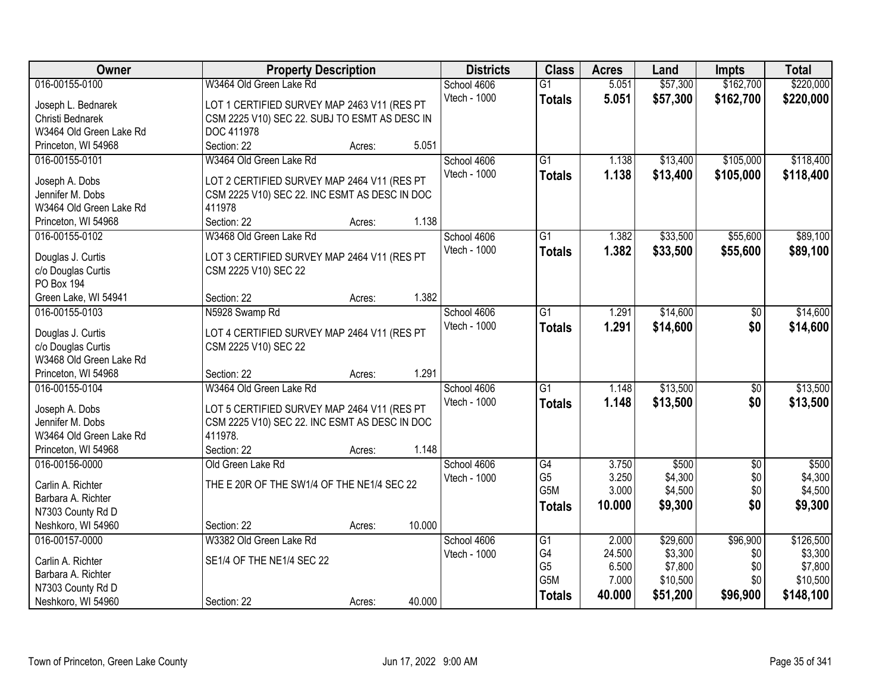| Owner | Property Description | Districts | Class | Acres | Land | Impts | Total |
|---|---|---|---|---|---|---|---|
| 016-00155-0100<br>Joseph L. Bednarek<br>Christi Bednarek<br>W3464 Old Green Lake Rd<br>Princeton, WI 54968 | W3464 Old Green Lake Rd<br>LOT 1 CERTIFIED SURVEY MAP 2463 V11 (RES PT CSM 2225 V10) SEC 22. SUBJ TO ESMT AS DESC IN DOC 411978<br>Section: 22 Acres: 5.051 | School 4606<br>Vtech - 1000 | G1<br>**Totals** | 5.051<br>**5.051** | $57,300<br>**$57,300** | $162,700<br>**$162,700** | $220,000<br>**$220,000** |
| 016-00155-0101<br>Joseph A. Dobs<br>Jennifer M. Dobs<br>W3464 Old Green Lake Rd<br>Princeton, WI 54968 | W3464 Old Green Lake Rd<br>LOT 2 CERTIFIED SURVEY MAP 2464 V11 (RES PT CSM 2225 V10) SEC 22. INC ESMT AS DESC IN DOC 411978<br>Section: 22 Acres: 1.138 | School 4606<br>Vtech - 1000 | G1<br>**Totals** | 1.138<br>**1.138** | $13,400<br>**$13,400** | $105,000<br>**$105,000** | $118,400<br>**$118,400** |
| 016-00155-0102<br>Douglas J. Curtis<br>c/o Douglas Curtis<br>PO Box 194<br>Green Lake, WI 54941 | W3468 Old Green Lake Rd<br>LOT 3 CERTIFIED SURVEY MAP 2464 V11 (RES PT CSM 2225 V10) SEC 22<br>Section: 22 Acres: 1.382 | School 4606<br>Vtech - 1000 | G1<br>**Totals** | 1.382<br>**1.382** | $33,500<br>**$33,500** | $55,600<br>**$55,600** | $89,100<br>**$89,100** |
| 016-00155-0103<br>Douglas J. Curtis<br>c/o Douglas Curtis<br>W3468 Old Green Lake Rd<br>Princeton, WI 54968 | N5928 Swamp Rd<br>LOT 4 CERTIFIED SURVEY MAP 2464 V11 (RES PT CSM 2225 V10) SEC 22<br>Section: 22 Acres: 1.291 | School 4606<br>Vtech - 1000 | G1<br>**Totals** | 1.291<br>**1.291** | $14,600<br>**$14,600** | $0<br>**$0** | $14,600<br>**$14,600** |
| 016-00155-0104<br>Joseph A. Dobs<br>Jennifer M. Dobs<br>W3464 Old Green Lake Rd<br>Princeton, WI 54968 | W3464 Old Green Lake Rd<br>LOT 5 CERTIFIED SURVEY MAP 2464 V11 (RES PT CSM 2225 V10) SEC 22. INC ESMT AS DESC IN DOC 411978.<br>Section: 22 Acres: 1.148 | School 4606<br>Vtech - 1000 | G1<br>**Totals** | 1.148<br>**1.148** | $13,500<br>**$13,500** | $0<br>**$0** | $13,500<br>**$13,500** |
| 016-00156-0000<br>Carlin A. Richter<br>Barbara A. Richter<br>N7303 County Rd D<br>Neshkoro, WI 54960 | Old Green Lake Rd<br>THE E 20R OF THE SW1/4 OF THE NE1/4 SEC 22<br>Section: 22 Acres: 10.000 | School 4606<br>Vtech - 1000 | G4<br>G5<br>G5M<br>**Totals** | 3.750<br>3.250<br>3.000<br>**10.000** | $500<br>$4,300<br>$4,500<br>**$9,300** | $0<br>$0<br>$0<br>**$0** | $500<br>$4,300<br>$4,500<br>**$9,300** |
| 016-00157-0000<br>Carlin A. Richter<br>Barbara A. Richter<br>N7303 County Rd D<br>Neshkoro, WI 54960 | W3382 Old Green Lake Rd<br>SE1/4 OF THE NE1/4 SEC 22<br>Section: 22 Acres: 40.000 | School 4606<br>Vtech - 1000 | G1<br>G4<br>G5<br>G5M<br>**Totals** | 2.000<br>24.500<br>6.500<br>7.000<br>**40.000** | $29,600<br>$3,300<br>$7,800<br>$10,500<br>**$51,200** | $96,900<br>$0<br>$0<br>$0<br>**$96,900** | $126,500<br>$3,300<br>$7,800<br>$10,500<br>**$148,100** |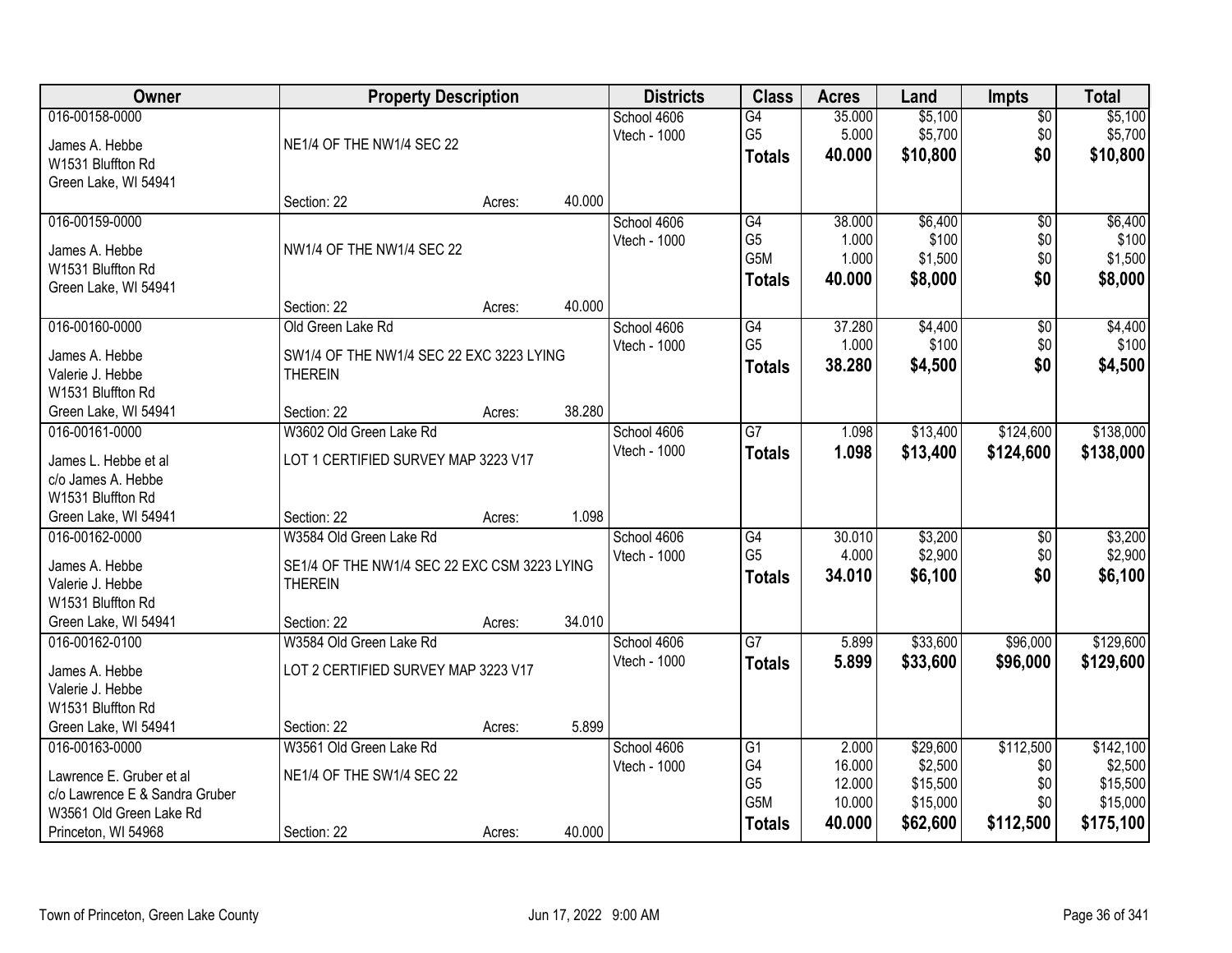| Owner | Property Description | | | Districts | Class | Acres | Land | Impts | Total |
|---|---|---|---|---|---|---|---|---|---|
| 016-00158-0000 | | | | School 4606 | G4 | 35.000 | $5,100 | $0 | $5,100 |
| James A. Hebbe | NE1/4 OF THE NW1/4 SEC 22 | | | Vtech - 1000 | G5 | 5.000 | $5,700 | $0 | $5,700 |
| W1531 Bluffton Rd | | | | | **Totals** | **40.000** | **$10,800** | **$0** | **$10,800** |
| Green Lake, WI 54941 | | | | | | | | | |
| | Section: 22 | Acres: | 40.000 | | | | | | |
| 016-00159-0000 | | | | School 4606 | G4 | 38.000 | $6,400 | $0 | $6,400 |
| James A. Hebbe | NW1/4 OF THE NW1/4 SEC 22 | | | Vtech - 1000 | G5 | 1.000 | $100 | $0 | $100 |
| W1531 Bluffton Rd | | | | | G5M | 1.000 | $1,500 | $0 | $1,500 |
| Green Lake, WI 54941 | | | | | **Totals** | **40.000** | **$8,000** | **$0** | **$8,000** |
| | Section: 22 | Acres: | 40.000 | | | | | | |
| 016-00160-0000 | Old Green Lake Rd | | | School 4606 | G4 | 37.280 | $4,400 | $0 | $4,400 |
| James A. Hebbe | SW1/4 OF THE NW1/4 SEC 22 EXC 3223 LYING THEREIN | | | Vtech - 1000 | G5 | 1.000 | $100 | $0 | $100 |
| Valerie J. Hebbe | | | | | **Totals** | **38.280** | **$4,500** | **$0** | **$4,500** |
| W1531 Bluffton Rd | | | | | | | | | |
| Green Lake, WI 54941 | Section: 22 | Acres: | 38.280 | | | | | | |
| 016-00161-0000 | W3602 Old Green Lake Rd | | | School 4606 | G7 | 1.098 | $13,400 | $124,600 | $138,000 |
| James L. Hebbe et al | LOT 1 CERTIFIED SURVEY MAP 3223 V17 | | | Vtech - 1000 | **Totals** | **1.098** | **$13,400** | **$124,600** | **$138,000** |
| c/o James A. Hebbe | | | | | | | | | |
| W1531 Bluffton Rd | | | | | | | | | |
| Green Lake, WI 54941 | Section: 22 | Acres: | 1.098 | | | | | | |
| 016-00162-0000 | W3584 Old Green Lake Rd | | | School 4606 | G4 | 30.010 | $3,200 | $0 | $3,200 |
| James A. Hebbe | SE1/4 OF THE NW1/4 SEC 22 EXC CSM 3223 LYING THEREIN | | | Vtech - 1000 | G5 | 4.000 | $2,900 | $0 | $2,900 |
| Valerie J. Hebbe | | | | | **Totals** | **34.010** | **$6,100** | **$0** | **$6,100** |
| W1531 Bluffton Rd | | | | | | | | | |
| Green Lake, WI 54941 | Section: 22 | Acres: | 34.010 | | | | | | |
| 016-00162-0100 | W3584 Old Green Lake Rd | | | School 4606 | G7 | 5.899 | $33,600 | $96,000 | $129,600 |
| James A. Hebbe | LOT 2 CERTIFIED SURVEY MAP 3223 V17 | | | Vtech - 1000 | **Totals** | **5.899** | **$33,600** | **$96,000** | **$129,600** |
| Valerie J. Hebbe | | | | | | | | | |
| W1531 Bluffton Rd | | | | | | | | | |
| Green Lake, WI 54941 | Section: 22 | Acres: | 5.899 | | | | | | |
| 016-00163-0000 | W3561 Old Green Lake Rd | | | School 4606 | G1 | 2.000 | $29,600 | $112,500 | $142,100 |
| Lawrence E. Gruber et al | NE1/4 OF THE SW1/4 SEC 22 | | | Vtech - 1000 | G4 | 16.000 | $2,500 | $0 | $2,500 |
| c/o Lawrence E & Sandra Gruber | | | | | G5 | 12.000 | $15,500 | $0 | $15,500 |
| W3561 Old Green Lake Rd | | | | | G5M | 10.000 | $15,000 | $0 | $15,000 |
| Princeton, WI 54968 | Section: 22 | Acres: | 40.000 | | **Totals** | **40.000** | **$62,600** | **$112,500** | **$175,100** |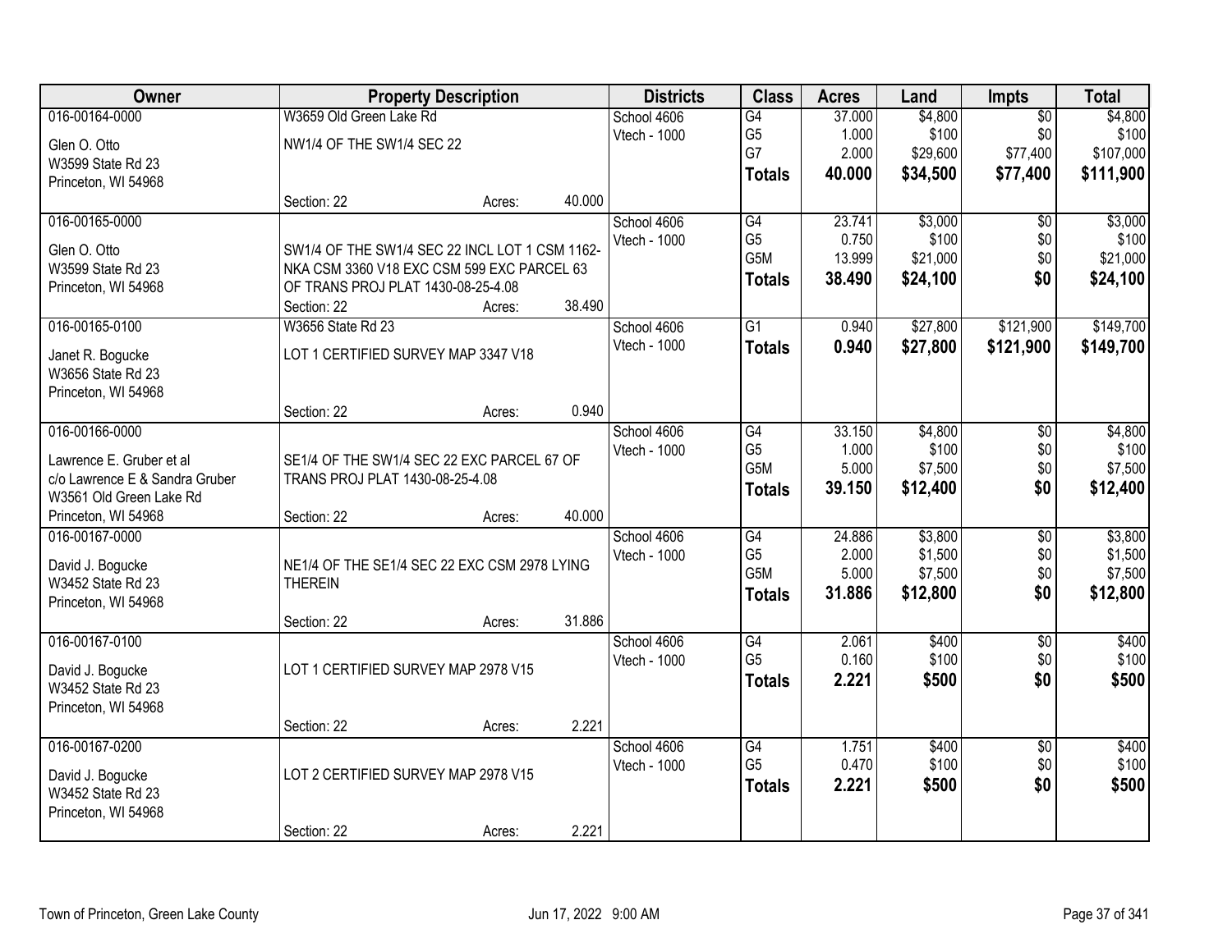| Owner | Property Description | | | Districts | Class | Acres | Land | Impts | Total |
|---|---|---|---|---|---|---|---|---|---|
| 016-00164-0000 | W3659 Old Green Lake Rd | | | School 4606 | G4 | 37.000 | $4,800 | $0 | $4,800 |
| Glen O. Otto | NW1/4 OF THE SW1/4 SEC 22 | | | Vtech - 1000 | G5 | 1.000 | $100 | $0 | $100 |
| W3599 State Rd 23 | | | | | G7 | 2.000 | $29,600 | $77,400 | $107,000 |
| Princeton, WI 54968 | | | | | **Totals** | **40.000** | **$34,500** | **$77,400** | **$111,900** |
| | Section: 22 | Acres: | 40.000 | | | | | | |
| 016-00165-0000 | | | | School 4606 | G4 | 23.741 | $3,000 | $0 | $3,000 |
| Glen O. Otto | SW1/4 OF THE SW1/4 SEC 22 INCL LOT 1 CSM 1162-NKA CSM 3360 V18 EXC CSM 599 EXC PARCEL 63 OF TRANS PROJ PLAT 1430-08-25-4.08 | | | Vtech - 1000 | G5 | 0.750 | $100 | $0 | $100 |
| W3599 State Rd 23 | | | | | G5M | 13.999 | $21,000 | $0 | $21,000 |
| Princeton, WI 54968 | | | | | **Totals** | **38.490** | **$24,100** | **$0** | **$24,100** |
| | Section: 22 | Acres: | 38.490 | | | | | | |
| 016-00165-0100 | W3656 State Rd 23 | | | School 4606 | G1 | 0.940 | $27,800 | $121,900 | $149,700 |
| Janet R. Bogucke | LOT 1 CERTIFIED SURVEY MAP 3347 V18 | | | Vtech - 1000 | **Totals** | **0.940** | **$27,800** | **$121,900** | **$149,700** |
| W3656 State Rd 23 | | | | | | | | | |
| Princeton, WI 54968 | | | | | | | | | |
| | Section: 22 | Acres: | 0.940 | | | | | | |
| 016-00166-0000 | | | | School 4606 | G4 | 33.150 | $4,800 | $0 | $4,800 |
| Lawrence E. Gruber et al | SE1/4 OF THE SW1/4 SEC 22 EXC PARCEL 67 OF TRANS PROJ PLAT 1430-08-25-4.08 | | | Vtech - 1000 | G5 | 1.000 | $100 | $0 | $100 |
| c/o Lawrence E & Sandra Gruber | | | | | G5M | 5.000 | $7,500 | $0 | $7,500 |
| W3561 Old Green Lake Rd | | | | | **Totals** | **39.150** | **$12,400** | **$0** | **$12,400** |
| Princeton, WI 54968 | Section: 22 | Acres: | 40.000 | | | | | | |
| 016-00167-0000 | | | | School 4606 | G4 | 24.886 | $3,800 | $0 | $3,800 |
| David J. Bogucke | NE1/4 OF THE SE1/4 SEC 22 EXC CSM 2978 LYING THEREIN | | | Vtech - 1000 | G5 | 2.000 | $1,500 | $0 | $1,500 |
| W3452 State Rd 23 | | | | | G5M | 5.000 | $7,500 | $0 | $7,500 |
| Princeton, WI 54968 | | | | | **Totals** | **31.886** | **$12,800** | **$0** | **$12,800** |
| | Section: 22 | Acres: | 31.886 | | | | | | |
| 016-00167-0100 | | | | School 4606 | G4 | 2.061 | $400 | $0 | $400 |
| David J. Bogucke | LOT 1 CERTIFIED SURVEY MAP 2978 V15 | | | Vtech - 1000 | G5 | 0.160 | $100 | $0 | $100 |
| W3452 State Rd 23 | | | | | **Totals** | **2.221** | **$500** | **$0** | **$500** |
| Princeton, WI 54968 | | | | | | | | | |
| | Section: 22 | Acres: | 2.221 | | | | | | |
| 016-00167-0200 | | | | School 4606 | G4 | 1.751 | $400 | $0 | $400 |
| David J. Bogucke | LOT 2 CERTIFIED SURVEY MAP 2978 V15 | | | Vtech - 1000 | G5 | 0.470 | $100 | $0 | $100 |
| W3452 State Rd 23 | | | | | **Totals** | **2.221** | **$500** | **$0** | **$500** |
| Princeton, WI 54968 | | | | | | | | | |
| | Section: 22 | Acres: | 2.221 | | | | | | |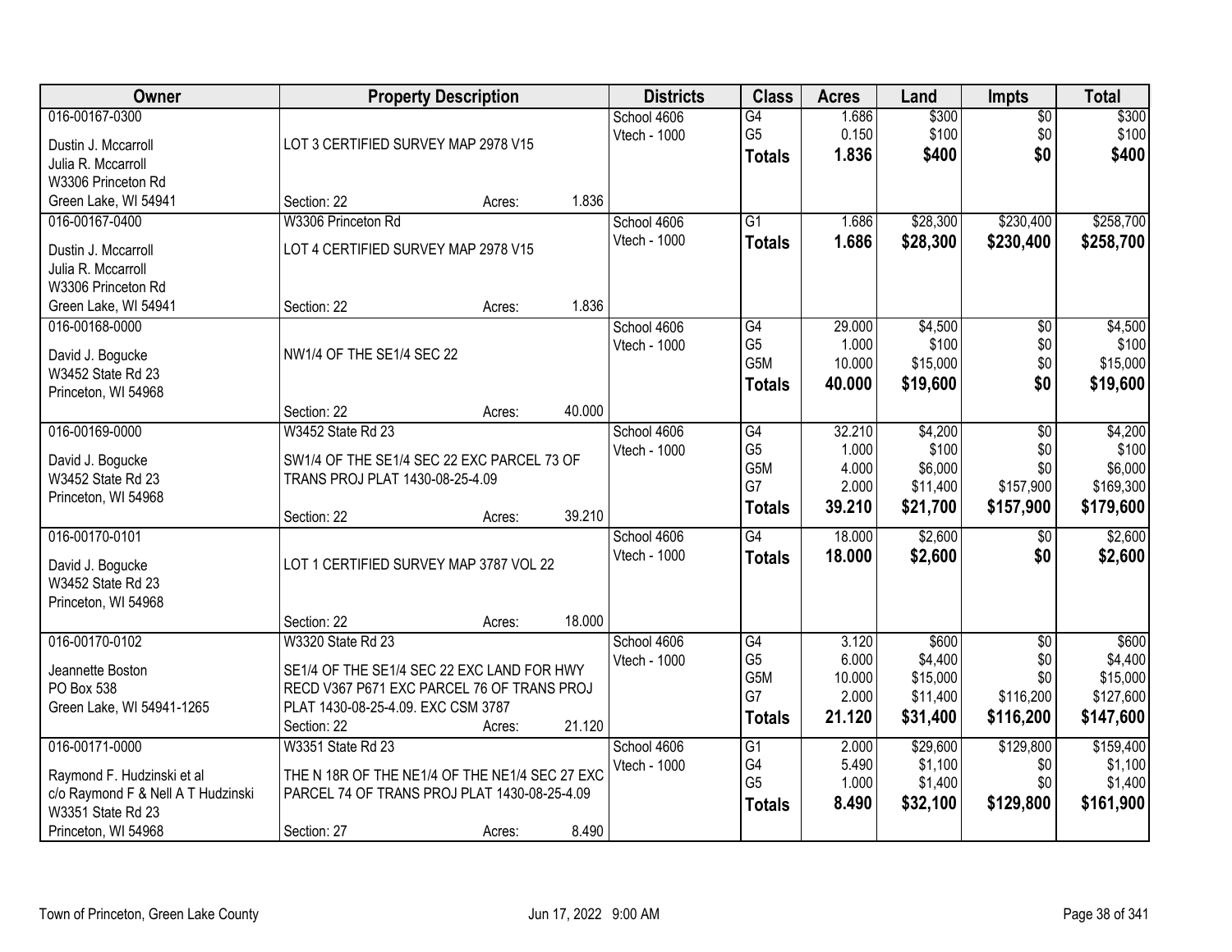| Owner | Property Description | Districts | Class | Acres | Land | Impts | Total |
|---|---|---|---|---|---|---|---|
| 016-00167-0300<br>Dustin J. Mccarroll<br>Julia R. Mccarroll<br>W3306 Princeton Rd<br>Green Lake, WI 54941 | LOT 3 CERTIFIED SURVEY MAP 2978 V15<br>Section: 22 Acres: 1.836 | School 4606<br>Vtech - 1000 | G4<br>G5<br>**Totals** | 1.686<br>0.150<br>**1.836** | $300<br>$100<br>**$400** | $0<br>$0<br>**$0** | $300<br>$100<br>**$400** |
| 016-00167-0400<br>Dustin J. Mccarroll<br>Julia R. Mccarroll<br>W3306 Princeton Rd<br>Green Lake, WI 54941 | W3306 Princeton Rd<br>LOT 4 CERTIFIED SURVEY MAP 2978 V15<br>Section: 22 Acres: 1.836 | School 4606<br>Vtech - 1000 | G1<br>**Totals** | 1.686<br>**1.686** | $28,300<br>**$28,300** | $230,400<br>**$230,400** | $258,700<br>**$258,700** |
| 016-00168-0000<br>David J. Bogucke<br>W3452 State Rd 23<br>Princeton, WI 54968 | NW1/4 OF THE SE1/4 SEC 22<br>Section: 22 Acres: 40.000 | School 4606<br>Vtech - 1000 | G4<br>G5<br>G5M<br>**Totals** | 29.000<br>1.000<br>10.000<br>**40.000** | $4,500<br>$100<br>$15,000<br>**$19,600** | $0<br>$0<br>$0<br>**$0** | $4,500<br>$100<br>$15,000<br>**$19,600** |
| 016-00169-0000<br>David J. Bogucke<br>W3452 State Rd 23<br>Princeton, WI 54968 | W3452 State Rd 23<br>SW1/4 OF THE SE1/4 SEC 22 EXC PARCEL 73 OF TRANS PROJ PLAT 1430-08-25-4.09<br>Section: 22 Acres: 39.210 | School 4606<br>Vtech - 1000 | G4<br>G5<br>G5M<br>G7<br>**Totals** | 32.210<br>1.000<br>4.000<br>2.000<br>**39.210** | $4,200<br>$100<br>$6,000<br>$11,400<br>**$21,700** | $0<br>$0<br>$0<br>$157,900<br>**$157,900** | $4,200<br>$100<br>$6,000<br>$169,300<br>**$179,600** |
| 016-00170-0101<br>David J. Bogucke<br>W3452 State Rd 23<br>Princeton, WI 54968 | LOT 1 CERTIFIED SURVEY MAP 3787 VOL 22<br>Section: 22 Acres: 18.000 | School 4606<br>Vtech - 1000 | G4<br>**Totals** | 18.000<br>**18.000** | $2,600<br>**$2,600** | $0<br>**$0** | $2,600<br>**$2,600** |
| 016-00170-0102<br>Jeannette Boston<br>PO Box 538<br>Green Lake, WI 54941-1265 | W3320 State Rd 23<br>SE1/4 OF THE SE1/4 SEC 22 EXC LAND FOR HWY RECD V367 P671 EXC PARCEL 76 OF TRANS PROJ PLAT 1430-08-25-4.09. EXC CSM 3787<br>Section: 22 Acres: 21.120 | School 4606<br>Vtech - 1000 | G4<br>G5<br>G5M<br>G7<br>**Totals** | 3.120<br>6.000<br>10.000<br>2.000<br>**21.120** | $600<br>$4,400<br>$15,000<br>$11,400<br>**$31,400** | $0<br>$0<br>$0<br>$116,200<br>**$116,200** | $600<br>$4,400<br>$15,000<br>$127,600<br>**$147,600** |
| 016-00171-0000<br>Raymond F. Hudzinski et al<br>c/o Raymond F & Nell A T Hudzinski<br>W3351 State Rd 23<br>Princeton, WI 54968 | W3351 State Rd 23<br>THE N 18R OF THE NE1/4 OF THE NE1/4 SEC 27 EXC PARCEL 74 OF TRANS PROJ PLAT 1430-08-25-4.09<br>Section: 27 Acres: 8.490 | School 4606<br>Vtech - 1000 | G1<br>G4<br>G5<br>**Totals** | 2.000<br>5.490<br>1.000<br>**8.490** | $29,600<br>$1,100<br>$1,400<br>**$32,100** | $129,800<br>$0<br>$0<br>**$129,800** | $159,400<br>$1,100<br>$1,400<br>**$161,900** |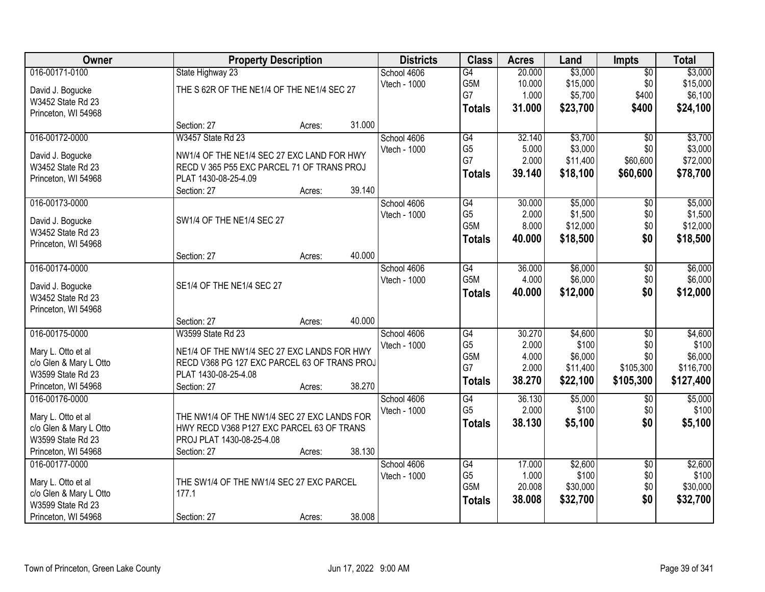| Owner | Property Description | Districts | Class | Acres | Land | Impts | Total |
|---|---|---|---|---|---|---|---|
| 016-00171-0100<br>David J. Bogucke<br>W3452 State Rd 23<br>Princeton, WI 54968 | State Highway 23<br>THE S 62R OF THE NE1/4 OF THE NE1/4 SEC 27<br>Section: 27 Acres: 31.000 | School 4606<br>Vtech - 1000 | G4<br>G5M<br>G7<br>**Totals** | 20.000<br>10.000<br>1.000<br>**31.000** | $3,000<br>$15,000<br>$5,700<br>**$23,700** | $0<br>$0<br>$400<br>**$400** | $3,000<br>$15,000<br>$6,100<br>**$24,100** |
| 016-00172-0000<br>David J. Bogucke<br>W3452 State Rd 23<br>Princeton, WI 54968 | W3457 State Rd 23<br>NW1/4 OF THE NE1/4 SEC 27 EXC LAND FOR HWY RECD V 365 P55 EXC PARCEL 71 OF TRANS PROJ PLAT 1430-08-25-4.09<br>Section: 27 Acres: 39.140 | School 4606<br>Vtech - 1000 | G4<br>G5<br>G7<br>**Totals** | 32.140<br>5.000<br>2.000<br>**39.140** | $3,700<br>$3,000<br>$11,400<br>**$18,100** | $0<br>$0<br>$60,600<br>**$60,600** | $3,700<br>$3,000<br>$72,000<br>**$78,700** |
| 016-00173-0000<br>David J. Bogucke<br>W3452 State Rd 23<br>Princeton, WI 54968 | SW1/4 OF THE NE1/4 SEC 27<br>Section: 27 Acres: 40.000 | School 4606<br>Vtech - 1000 | G4<br>G5<br>G5M<br>**Totals** | 30.000<br>2.000<br>8.000<br>**40.000** | $5,000<br>$1,500<br>$12,000<br>**$18,500** | $0<br>$0<br>$0<br>**$0** | $5,000<br>$1,500<br>$12,000<br>**$18,500** |
| 016-00174-0000<br>David J. Bogucke<br>W3452 State Rd 23<br>Princeton, WI 54968 | SE1/4 OF THE NE1/4 SEC 27<br>Section: 27 Acres: 40.000 | School 4606<br>Vtech - 1000 | G4<br>G5M<br>**Totals** | 36.000<br>4.000<br>**40.000** | $6,000<br>$6,000<br>**$12,000** | $0<br>$0<br>**$0** | $6,000<br>$6,000<br>**$12,000** |
| 016-00175-0000<br>Mary L. Otto et al<br>c/o Glen & Mary L Otto<br>W3599 State Rd 23<br>Princeton, WI 54968 | W3599 State Rd 23<br>NE1/4 OF THE NW1/4 SEC 27 EXC LANDS FOR HWY RECD V368 PG 127 EXC PARCEL 63 OF TRANS PROJ PLAT 1430-08-25-4.08<br>Section: 27 Acres: 38.270 | School 4606<br>Vtech - 1000 | G4<br>G5<br>G5M<br>G7<br>**Totals** | 30.270<br>2.000<br>4.000<br>2.000<br>**38.270** | $4,600<br>$100<br>$6,000<br>$11,400<br>**$22,100** | $0<br>$0<br>$0<br>$105,300<br>**$105,300** | $4,600<br>$100<br>$6,000<br>$116,700<br>**$127,400** |
| 016-00176-0000<br>Mary L. Otto et al<br>c/o Glen & Mary L Otto<br>W3599 State Rd 23<br>Princeton, WI 54968 | THE NW1/4 OF THE NW1/4 SEC 27 EXC LANDS FOR HWY RECD V368 P127 EXC PARCEL 63 OF TRANS PROJ PLAT 1430-08-25-4.08<br>Section: 27 Acres: 38.130 | School 4606<br>Vtech - 1000 | G4<br>G5<br>**Totals** | 36.130<br>2.000<br>**38.130** | $5,000<br>$100<br>**$5,100** | $0<br>$0<br>**$0** | $5,000<br>$100<br>**$5,100** |
| 016-00177-0000<br>Mary L. Otto et al<br>c/o Glen & Mary L Otto<br>W3599 State Rd 23<br>Princeton, WI 54968 | THE SW1/4 OF THE NW1/4 SEC 27 EXC PARCEL 177.1<br>Section: 27 Acres: 38.008 | School 4606<br>Vtech - 1000 | G4<br>G5<br>G5M<br>**Totals** | 17.000<br>1.000<br>20.008<br>**38.008** | $2,600<br>$100<br>$30,000<br>**$32,700** | $0<br>$0<br>$0<br>**$0** | $2,600<br>$100<br>$30,000<br>**$32,700** |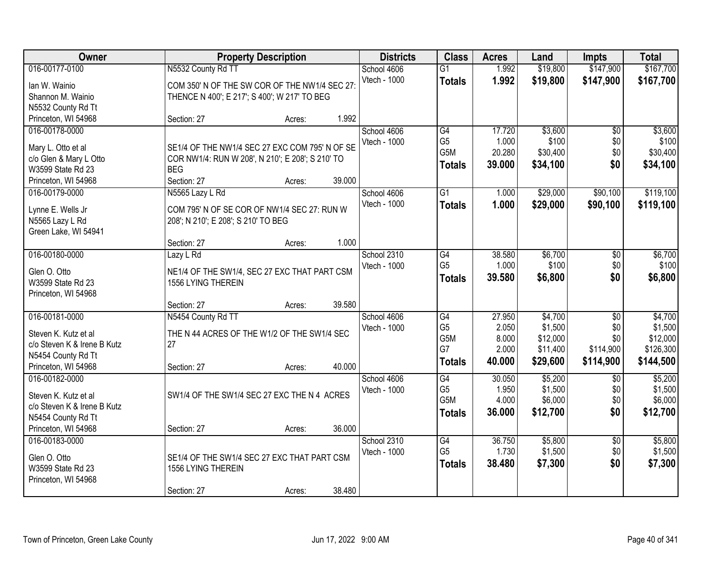| Owner | Property Description | Districts | Class | Acres | Land | Impts | Total |
|---|---|---|---|---|---|---|---|
| 016-00177-0100<br>Ian W. Wainio<br>Shannon M. Wainio<br>N5532 County Rd Tt<br>Princeton, WI 54968 | N5532 County Rd TT<br>COM 350' N OF THE SW COR OF THE NW1/4 SEC 27: THENCE N 400'; E 217'; S 400'; W 217' TO BEG<br>Section: 27 Acres: 1.992 | School 4606<br>Vtech - 1000 | G1<br>**Totals** | 1.992<br>**1.992** | $19,800<br>**$19,800** | $147,900<br>**$147,900** | $167,700<br>**$167,700** |
| 016-00178-0000<br>Mary L. Otto et al<br>c/o Glen & Mary L Otto<br>W3599 State Rd 23<br>Princeton, WI 54968 | SE1/4 OF THE NW1/4 SEC 27 EXC COM 795' N OF SE COR NW1/4: RUN W 208', N 210'; E 208'; S 210' TO BEG<br>Section: 27 Acres: 39.000 | School 4606<br>Vtech - 1000 | G4<br>G5<br>G5M<br>**Totals** | 17.720<br>1.000<br>20.280<br>**39.000** | $3,600<br>$100<br>$30,400<br>**$34,100** | $0<br>$0<br>$0<br>**$0** | $3,600<br>$100<br>$30,400<br>**$34,100** |
| 016-00179-0000<br>Lynne E. Wells Jr<br>N5565 Lazy L Rd<br>Green Lake, WI 54941 | N5565 Lazy L Rd<br>COM 795' N OF SE COR OF NW1/4 SEC 27: RUN W 208'; N 210'; E 208'; S 210' TO BEG<br>Section: 27 Acres: 1.000 | School 4606<br>Vtech - 1000 | G1<br>**Totals** | 1.000<br>**1.000** | $29,000<br>**$29,000** | $90,100<br>**$90,100** | $119,100<br>**$119,100** |
| 016-00180-0000<br>Glen O. Otto<br>W3599 State Rd 23<br>Princeton, WI 54968 | Lazy L Rd<br>NE1/4 OF THE SW1/4, SEC 27 EXC THAT PART CSM 1556 LYING THEREIN<br>Section: 27 Acres: 39.580 | School 2310<br>Vtech - 1000 | G4<br>G5<br>**Totals** | 38.580<br>1.000<br>**39.580** | $6,700<br>$100<br>**$6,800** | $0<br>$0<br>**$0** | $6,700<br>$100<br>**$6,800** |
| 016-00181-0000<br>Steven K. Kutz et al<br>c/o Steven K & Irene B Kutz<br>N5454 County Rd Tt<br>Princeton, WI 54968 | N5454 County Rd TT<br>THE N 44 ACRES OF THE W1/2 OF THE SW1/4 SEC 27<br>Section: 27 Acres: 40.000 | School 4606<br>Vtech - 1000 | G4<br>G5<br>G5M<br>G7<br>**Totals** | 27.950<br>2.050<br>8.000<br>2.000<br>**40.000** | $4,700<br>$1,500<br>$12,000<br>$11,400<br>**$29,600** | $0<br>$0<br>$0<br>$114,900<br>**$114,900** | $4,700<br>$1,500<br>$12,000<br>$126,300<br>**$144,500** |
| 016-00182-0000<br>Steven K. Kutz et al<br>c/o Steven K & Irene B Kutz<br>N5454 County Rd Tt<br>Princeton, WI 54968 | SW1/4 OF THE SW1/4 SEC 27 EXC THE N 4 ACRES<br>Section: 27 Acres: 36.000 | School 4606<br>Vtech - 1000 | G4<br>G5<br>G5M<br>**Totals** | 30.050<br>1.950<br>4.000<br>**36.000** | $5,200<br>$1,500<br>$6,000<br>**$12,700** | $0<br>$0<br>$0<br>**$0** | $5,200<br>$1,500<br>$6,000<br>**$12,700** |
| 016-00183-0000<br>Glen O. Otto<br>W3599 State Rd 23<br>Princeton, WI 54968 | SE1/4 OF THE SW1/4 SEC 27 EXC THAT PART CSM 1556 LYING THEREIN<br>Section: 27 Acres: 38.480 | School 2310<br>Vtech - 1000 | G4<br>G5<br>**Totals** | 36.750<br>1.730<br>**38.480** | $5,800<br>$1,500<br>**$7,300** | $0<br>$0<br>**$0** | $5,800<br>$1,500<br>**$7,300** |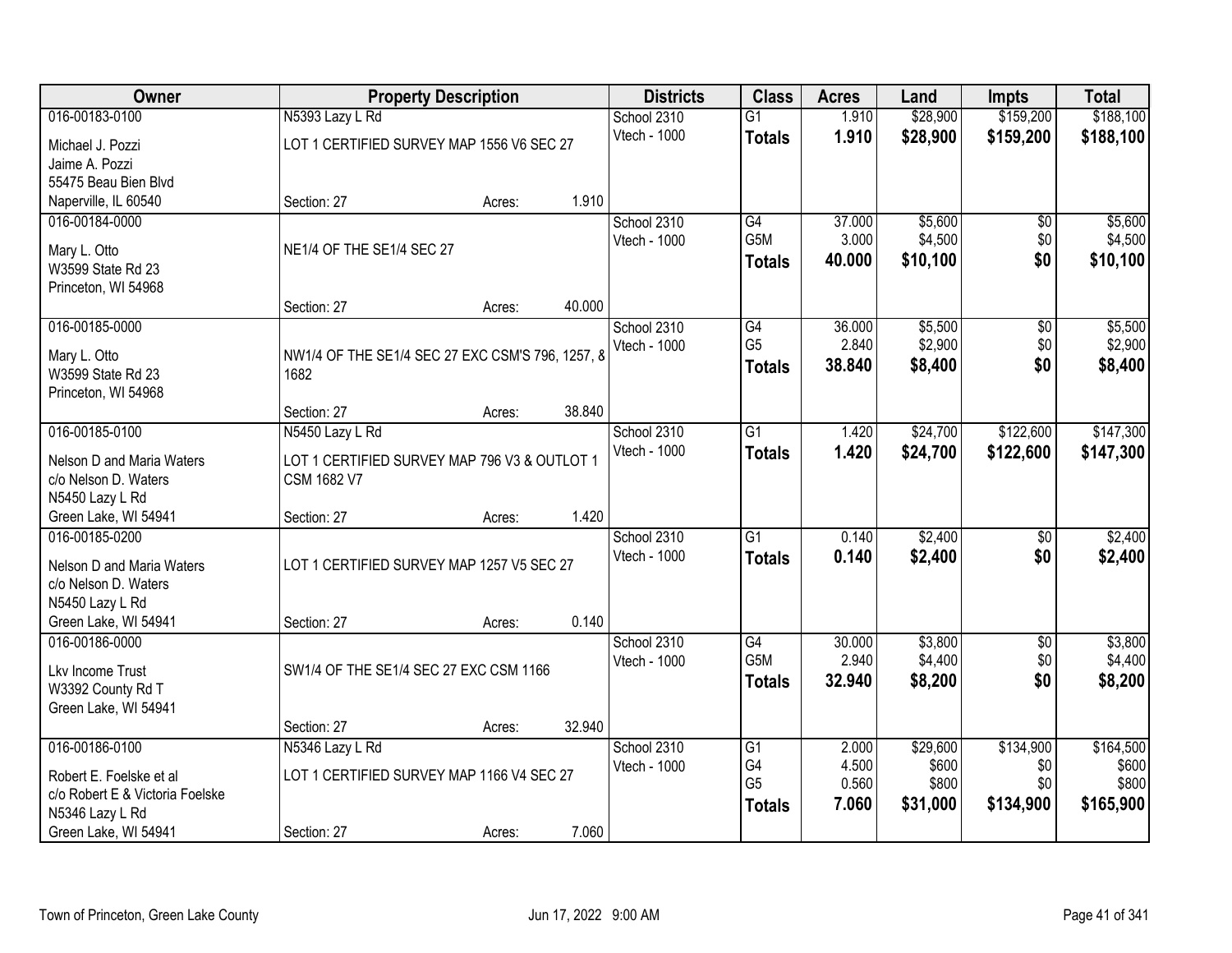| Owner | Property Description | | | Districts | Class | Acres | Land | Impts | Total |
|---|---|---|---|---|---|---|---|---|---|
| 016-00183-0100 | N5393 Lazy L Rd | | | School 2310 | G1 | 1.910 | $28,900 | $159,200 | $188,100 |
| Michael J. Pozzi | LOT 1 CERTIFIED SURVEY MAP 1556 V6 SEC 27 | | | Vtech - 1000 | **Totals** | **1.910** | **$28,900** | **$159,200** | **$188,100** |
| Jaime A. Pozzi | | | | | | | | | |
| 55475 Beau Bien Blvd | | | | | | | | | |
| Naperville, IL 60540 | Section: 27 | Acres: | 1.910 | | | | | | |
| 016-00184-0000 | | | | School 2310 | G4 | 37.000 | $5,600 | $0 | $5,600 |
| Mary L. Otto | NE1/4 OF THE SE1/4 SEC 27 | | | Vtech - 1000 | G5M | 3.000 | $4,500 | $0 | $4,500 |
| W3599 State Rd 23 | | | | | **Totals** | **40.000** | **$10,100** | **$0** | **$10,100** |
| Princeton, WI 54968 | | | | | | | | | |
| | Section: 27 | Acres: | 40.000 | | | | | | |
| 016-00185-0000 | | | | School 2310 | G4 | 36.000 | $5,500 | $0 | $5,500 |
| Mary L. Otto | NW1/4 OF THE SE1/4 SEC 27 EXC CSM'S 796, 1257, & 1682 | | | Vtech - 1000 | G5 | 2.840 | $2,900 | $0 | $2,900 |
| W3599 State Rd 23 | | | | | **Totals** | **38.840** | **$8,400** | **$0** | **$8,400** |
| Princeton, WI 54968 | | | | | | | | | |
| | Section: 27 | Acres: | 38.840 | | | | | | |
| 016-00185-0100 | N5450 Lazy L Rd | | | School 2310 | G1 | 1.420 | $24,700 | $122,600 | $147,300 |
| Nelson D and Maria Waters | LOT 1 CERTIFIED SURVEY MAP 796 V3 & OUTLOT 1 CSM 1682 V7 | | | Vtech - 1000 | **Totals** | **1.420** | **$24,700** | **$122,600** | **$147,300** |
| c/o Nelson D. Waters | | | | | | | | | |
| N5450 Lazy L Rd | | | | | | | | | |
| Green Lake, WI 54941 | Section: 27 | Acres: | 1.420 | | | | | | |
| 016-00185-0200 | | | | School 2310 | G1 | 0.140 | $2,400 | $0 | $2,400 |
| Nelson D and Maria Waters | LOT 1 CERTIFIED SURVEY MAP 1257 V5 SEC 27 | | | Vtech - 1000 | **Totals** | **0.140** | **$2,400** | **$0** | **$2,400** |
| c/o Nelson D. Waters | | | | | | | | | |
| N5450 Lazy L Rd | | | | | | | | | |
| Green Lake, WI 54941 | Section: 27 | Acres: | 0.140 | | | | | | |
| 016-00186-0000 | | | | School 2310 | G4 | 30.000 | $3,800 | $0 | $3,800 |
| Lkv Income Trust | SW1/4 OF THE SE1/4 SEC 27 EXC CSM 1166 | | | Vtech - 1000 | G5M | 2.940 | $4,400 | $0 | $4,400 |
| W3392 County Rd T | | | | | **Totals** | **32.940** | **$8,200** | **$0** | **$8,200** |
| Green Lake, WI 54941 | | | | | | | | | |
| | Section: 27 | Acres: | 32.940 | | | | | | |
| 016-00186-0100 | N5346 Lazy L Rd | | | School 2310 | G1 | 2.000 | $29,600 | $134,900 | $164,500 |
| Robert E. Foelske et al | LOT 1 CERTIFIED SURVEY MAP 1166 V4 SEC 27 | | | Vtech - 1000 | G4 | 4.500 | $600 | $0 | $600 |
| c/o Robert E & Victoria Foelske | | | | | G5 | 0.560 | $800 | $0 | $800 |
| N5346 Lazy L Rd | | | | | **Totals** | **7.060** | **$31,000** | **$134,900** | **$165,900** |
| Green Lake, WI 54941 | Section: 27 | Acres: | 7.060 | | | | | | |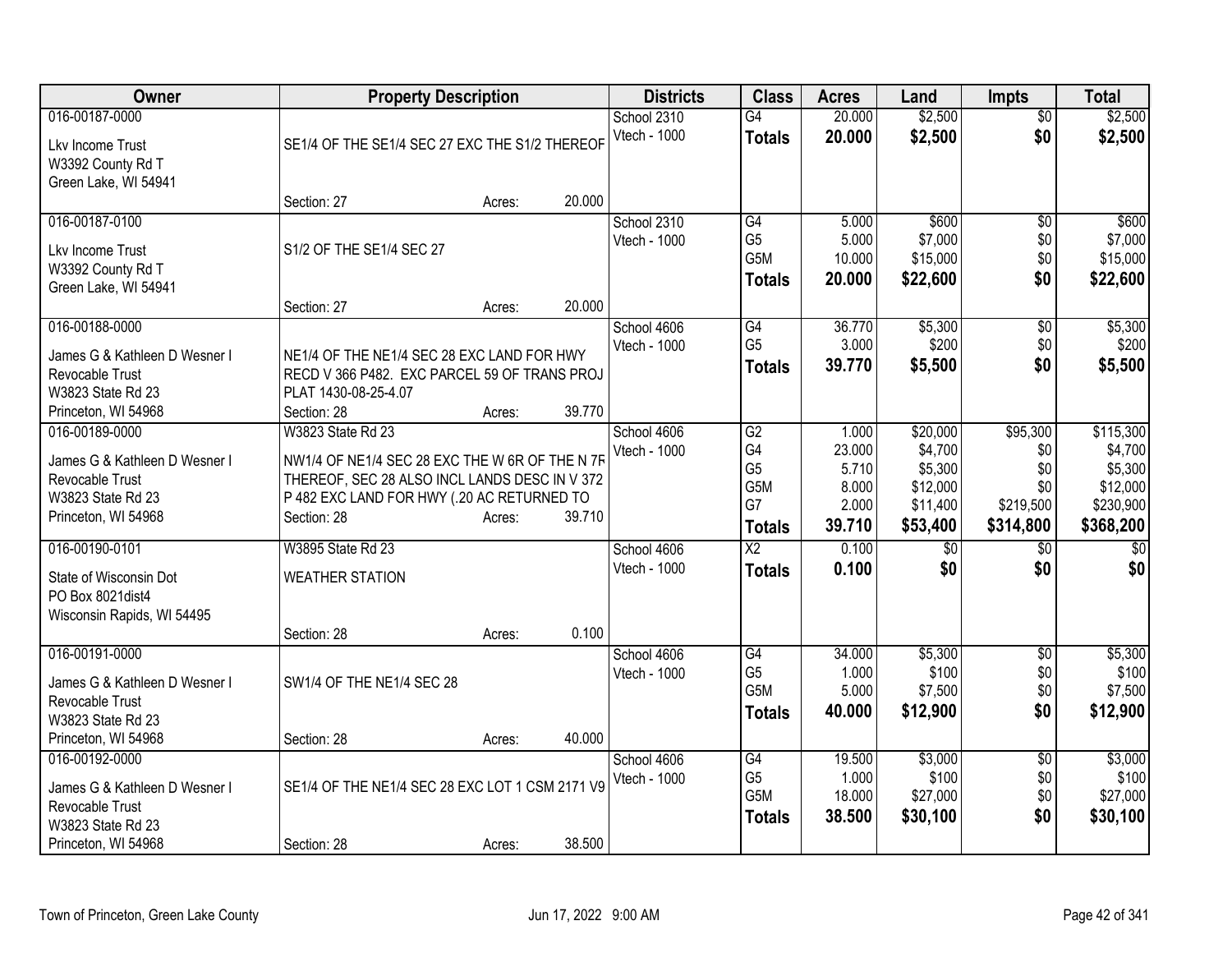| Owner | Property Description | Districts | Class | Acres | Land | Impts | Total |
|---|---|---|---|---|---|---|---|
| 016-00187-0000<br>Lkv Income Trust<br>W3392 County Rd T<br>Green Lake, WI 54941 | SE1/4 OF THE SE1/4 SEC 27 EXC THE S1/2 THEREOF<br>Section: 27 Acres: 20.000 | School 2310<br>Vtech - 1000 | G4<br>**Totals** | 20.000<br>**20.000** | $2,500<br>**$2,500** | $0<br>**$0** | $2,500<br>**$2,500** |
| 016-00187-0100<br>Lkv Income Trust<br>W3392 County Rd T<br>Green Lake, WI 54941 | S1/2 OF THE SE1/4 SEC 27<br>Section: 27 Acres: 20.000 | School 2310<br>Vtech - 1000 | G4<br>G5<br>G5M<br>**Totals** | 5.000<br>5.000<br>10.000<br>**20.000** | $600<br>$7,000<br>$15,000<br>**$22,600** | $0<br>$0<br>$0<br>**$0** | $600<br>$7,000<br>$15,000<br>**$22,600** |
| 016-00188-0000<br>James G & Kathleen D Wesner I<br>Revocable Trust<br>W3823 State Rd 23<br>Princeton, WI 54968 | NE1/4 OF THE NE1/4 SEC 28 EXC LAND FOR HWY RECD V 366 P482. EXC PARCEL 59 OF TRANS PROJ PLAT 1430-08-25-4.07<br>Section: 28 Acres: 39.770 | School 4606<br>Vtech - 1000 | G4<br>G5<br>**Totals** | 36.770<br>3.000<br>**39.770** | $5,300<br>$200<br>**$5,500** | $0<br>$0<br>**$0** | $5,300<br>$200<br>**$5,500** |
| 016-00189-0000<br>James G & Kathleen D Wesner I<br>Revocable Trust<br>W3823 State Rd 23<br>Princeton, WI 54968 | W3823 State Rd 23<br>NW1/4 OF NE1/4 SEC 28 EXC THE W 6R OF THE N 7R THEREOF, SEC 28 ALSO INCL LANDS DESC IN V 372 P 482 EXC LAND FOR HWY (.20 AC RETURNED TO<br>Section: 28 Acres: 39.710 | School 4606<br>Vtech - 1000 | G2<br>G4<br>G5<br>G5M<br>G7<br>**Totals** | 1.000<br>23.000<br>5.710<br>8.000<br>2.000<br>**39.710** | $20,000<br>$4,700<br>$5,300<br>$12,000<br>$11,400<br>**$53,400** | $95,300<br>$0<br>$0<br>$0<br>$219,500<br>**$314,800** | $115,300<br>$4,700<br>$5,300<br>$12,000<br>$230,900<br>**$368,200** |
| 016-00190-0101<br>State of Wisconsin Dot<br>PO Box 8021dist4<br>Wisconsin Rapids, WI 54495 | W3895 State Rd 23<br>WEATHER STATION<br>Section: 28 Acres: 0.100 | School 4606<br>Vtech - 1000 | X2<br>**Totals** | 0.100<br>**0.100** | $0<br>**$0** | $0<br>**$0** | $0<br>**$0** |
| 016-00191-0000<br>James G & Kathleen D Wesner I<br>Revocable Trust<br>W3823 State Rd 23<br>Princeton, WI 54968 | SW1/4 OF THE NE1/4 SEC 28<br>Section: 28 Acres: 40.000 | School 4606<br>Vtech - 1000 | G4<br>G5<br>G5M<br>**Totals** | 34.000<br>1.000<br>5.000<br>**40.000** | $5,300<br>$100<br>$7,500<br>**$12,900** | $0<br>$0<br>$0<br>**$0** | $5,300<br>$100<br>$7,500<br>**$12,900** |
| 016-00192-0000<br>James G & Kathleen D Wesner I<br>Revocable Trust<br>W3823 State Rd 23<br>Princeton, WI 54968 | SE1/4 OF THE NE1/4 SEC 28 EXC LOT 1 CSM 2171 V9<br>Section: 28 Acres: 38.500 | School 4606<br>Vtech - 1000 | G4<br>G5<br>G5M<br>**Totals** | 19.500<br>1.000<br>18.000<br>**38.500** | $3,000<br>$100<br>$27,000<br>**$30,100** | $0<br>$0<br>$0<br>**$0** | $3,000<br>$100<br>$27,000<br>**$30,100** |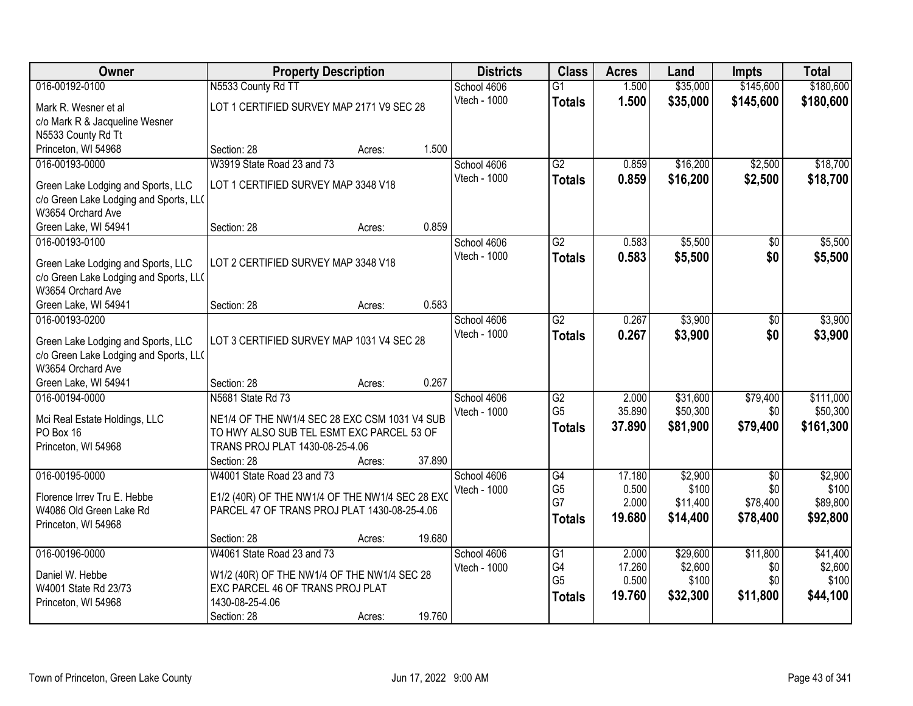| Owner | Property Description | | | Districts | Class | Acres | Land | Impts | Total |
|---|---|---|---|---|---|---|---|---|---|
| 016-00192-0100 | N5533 County Rd TT | | | School 4606 | G1 | 1.500 | $35,000 | $145,600 | $180,600 |
| Mark R. Wesner et al<br>c/o Mark R & Jacqueline Wesner<br>N5533 County Rd Tt<br>Princeton, WI 54968 | LOT 1 CERTIFIED SURVEY MAP 2171 V9 SEC 28 | | | Vtech - 1000 | **Totals** | **1.500** | **$35,000** | **$145,600** | **$180,600** |
| | Section: 28 | Acres: | 1.500 | | | | | | |
| 016-00193-0000 | W3919 State Road 23 and 73 | | | School 4606 | G2 | 0.859 | $16,200 | $2,500 | $18,700 |
| Green Lake Lodging and Sports, LLC<br>c/o Green Lake Lodging and Sports, LL(<br>W3654 Orchard Ave<br>Green Lake, WI 54941 | LOT 1 CERTIFIED SURVEY MAP 3348 V18 | | | Vtech - 1000 | **Totals** | **0.859** | **$16,200** | **$2,500** | **$18,700** |
| | Section: 28 | Acres: | 0.859 | | | | | | |
| 016-00193-0100 | | | | School 4606 | G2 | 0.583 | $5,500 | $0 | $5,500 |
| Green Lake Lodging and Sports, LLC<br>c/o Green Lake Lodging and Sports, LL(<br>W3654 Orchard Ave<br>Green Lake, WI 54941 | LOT 2 CERTIFIED SURVEY MAP 3348 V18 | | | Vtech - 1000 | **Totals** | **0.583** | **$5,500** | **$0** | **$5,500** |
| | Section: 28 | Acres: | 0.583 | | | | | | |
| 016-00193-0200 | | | | School 4606 | G2 | 0.267 | $3,900 | $0 | $3,900 |
| Green Lake Lodging and Sports, LLC<br>c/o Green Lake Lodging and Sports, LL(<br>W3654 Orchard Ave<br>Green Lake, WI 54941 | LOT 3 CERTIFIED SURVEY MAP 1031 V4 SEC 28 | | | Vtech - 1000 | **Totals** | **0.267** | **$3,900** | **$0** | **$3,900** |
| | Section: 28 | Acres: | 0.267 | | | | | | |
| 016-00194-0000 | N5681 State Rd 73 | | | School 4606 | G2 | 2.000 | $31,600 | $79,400 | $111,000 |
| Mci Real Estate Holdings, LLC<br>PO Box 16<br>Princeton, WI 54968 | NE1/4 OF THE NW1/4 SEC 28 EXC CSM 1031 V4 SUB TO HWY ALSO SUB TEL ESMT EXC PARCEL 53 OF TRANS PROJ PLAT 1430-08-25-4.06 | | | Vtech - 1000 | G5 | 35.890 | $50,300 | $0 | $50,300 |
| | | | | | **Totals** | **37.890** | **$81,900** | **$79,400** | **$161,300** |
| | Section: 28 | Acres: | 37.890 | | | | | | |
| 016-00195-0000 | W4001 State Road 23 and 73 | | | School 4606 | G4 | 17.180 | $2,900 | $0 | $2,900 |
| Florence Irrev Tru E. Hebbe<br>W4086 Old Green Lake Rd<br>Princeton, WI 54968 | E1/2 (40R) OF THE NW1/4 OF THE NW1/4 SEC 28 EXC PARCEL 47 OF TRANS PROJ PLAT 1430-08-25-4.06 | | | Vtech - 1000 | G5 | 0.500 | $100 | $0 | $100 |
| | | | | | G7 | 2.000 | $11,400 | $78,400 | $89,800 |
| | | | | | **Totals** | **19.680** | **$14,400** | **$78,400** | **$92,800** |
| | Section: 28 | Acres: | 19.680 | | | | | | |
| 016-00196-0000 | W4061 State Road 23 and 73 | | | School 4606 | G1 | 2.000 | $29,600 | $11,800 | $41,400 |
| Daniel W. Hebbe<br>W4001 State Rd 23/73<br>Princeton, WI 54968 | W1/2 (40R) OF THE NW1/4 OF THE NW1/4 SEC 28 EXC PARCEL 46 OF TRANS PROJ PLAT 1430-08-25-4.06 | | | Vtech - 1000 | G4 | 17.260 | $2,600 | $0 | $2,600 |
| | | | | | G5 | 0.500 | $100 | $0 | $100 |
| | | | | | **Totals** | **19.760** | **$32,300** | **$11,800** | **$44,100** |
| | Section: 28 | Acres: | 19.760 | | | | | | |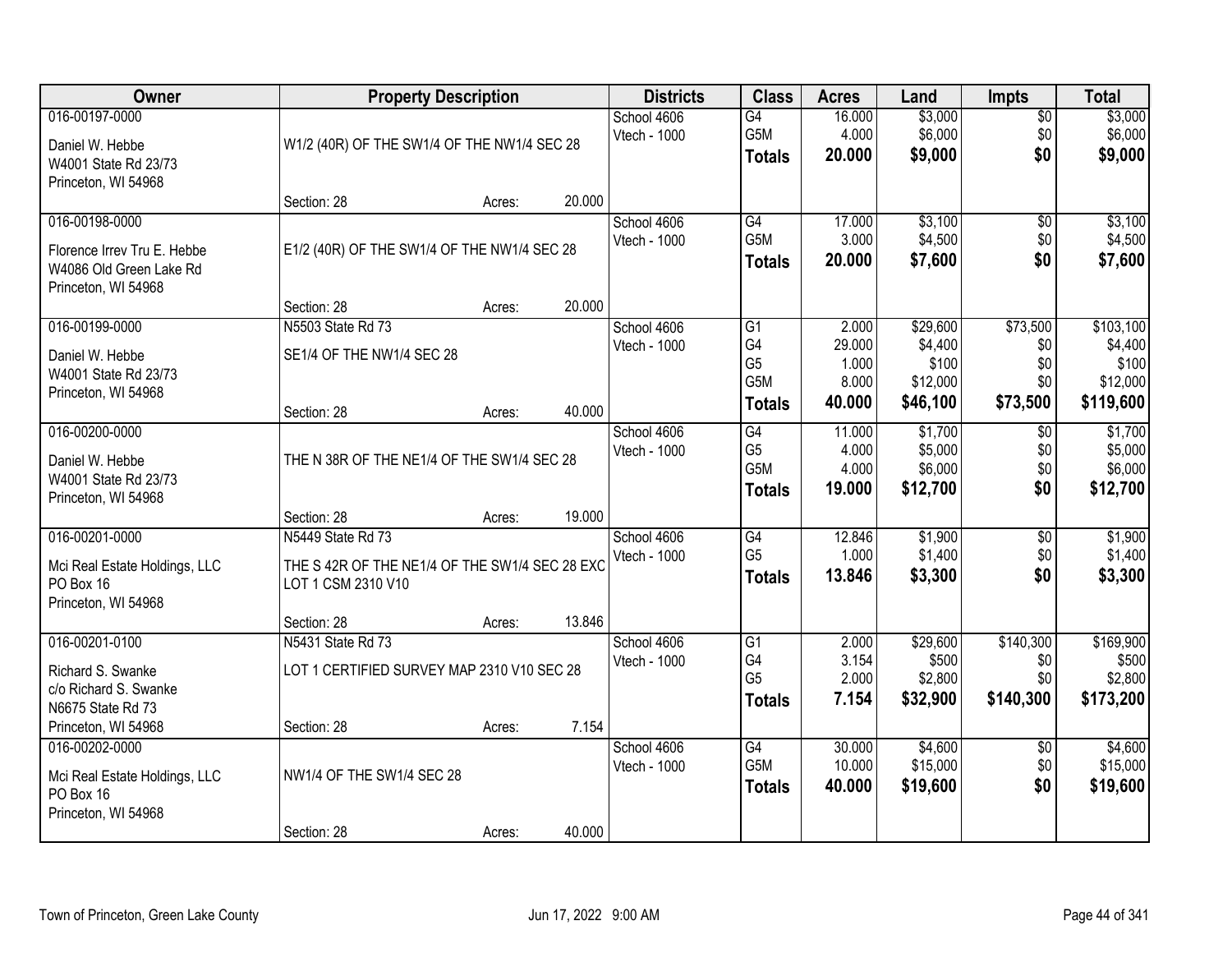| Owner | Property Description | Districts | Class | Acres | Land | Impts | Total |
|---|---|---|---|---|---|---|---|
| 016-00197-0000<br>Daniel W. Hebbe<br>W4001 State Rd 23/73<br>Princeton, WI 54968 | W1/2 (40R) OF THE SW1/4 OF THE NW1/4 SEC 28<br>Section: 28 Acres: 20.000 | School 4606<br>Vtech - 1000 | G4<br>G5M<br>**Totals** | 16.000<br>4.000<br>**20.000** | $3,000<br>$6,000<br>**$9,000** | $0<br>$0<br>**$0** | $3,000<br>$6,000<br>**$9,000** |
| 016-00198-0000<br>Florence Irrev Tru E. Hebbe<br>W4086 Old Green Lake Rd<br>Princeton, WI 54968 | E1/2 (40R) OF THE SW1/4 OF THE NW1/4 SEC 28<br>Section: 28 Acres: 20.000 | School 4606<br>Vtech - 1000 | G4<br>G5M<br>**Totals** | 17.000<br>3.000<br>**20.000** | $3,100<br>$4,500<br>**$7,600** | $0<br>$0<br>**$0** | $3,100<br>$4,500<br>**$7,600** |
| 016-00199-0000<br>Daniel W. Hebbe<br>W4001 State Rd 23/73<br>Princeton, WI 54968 | N5503 State Rd 73<br>SE1/4 OF THE NW1/4 SEC 28<br>Section: 28 Acres: 40.000 | School 4606<br>Vtech - 1000 | G1<br>G4<br>G5<br>G5M<br>**Totals** | 2.000<br>29.000<br>1.000<br>8.000<br>**40.000** | $29,600<br>$4,400<br>$100<br>$12,000<br>**$46,100** | $73,500<br>$0<br>$0<br>$0<br>**$73,500** | $103,100<br>$4,400<br>$100<br>$12,000<br>**$119,600** |
| 016-00200-0000<br>Daniel W. Hebbe<br>W4001 State Rd 23/73<br>Princeton, WI 54968 | THE N 38R OF THE NE1/4 OF THE SW1/4 SEC 28<br>Section: 28 Acres: 19.000 | School 4606<br>Vtech - 1000 | G4<br>G5<br>G5M<br>**Totals** | 11.000<br>4.000<br>4.000<br>**19.000** | $1,700<br>$5,000<br>$6,000<br>**$12,700** | $0<br>$0<br>$0<br>**$0** | $1,700<br>$5,000<br>$6,000<br>**$12,700** |
| 016-00201-0000<br>Mci Real Estate Holdings, LLC<br>PO Box 16<br>Princeton, WI 54968 | N5449 State Rd 73<br>THE S 42R OF THE NE1/4 OF THE SW1/4 SEC 28 EXC LOT 1 CSM 2310 V10<br>Section: 28 Acres: 13.846 | School 4606<br>Vtech - 1000 | G4<br>G5<br>**Totals** | 12.846<br>1.000<br>**13.846** | $1,900<br>$1,400<br>**$3,300** | $0<br>$0<br>**$0** | $1,900<br>$1,400<br>**$3,300** |
| 016-00201-0100<br>Richard S. Swanke<br>c/o Richard S. Swanke<br>N6675 State Rd 73<br>Princeton, WI 54968 | N5431 State Rd 73<br>LOT 1 CERTIFIED SURVEY MAP 2310 V10 SEC 28<br>Section: 28 Acres: 7.154 | School 4606<br>Vtech - 1000 | G1<br>G4<br>G5<br>**Totals** | 2.000<br>3.154<br>2.000<br>**7.154** | $29,600<br>$500<br>$2,800<br>**$32,900** | $140,300<br>$0<br>$0<br>**$140,300** | $169,900<br>$500<br>$2,800<br>**$173,200** |
| 016-00202-0000<br>Mci Real Estate Holdings, LLC<br>PO Box 16<br>Princeton, WI 54968 | NW1/4 OF THE SW1/4 SEC 28<br>Section: 28 Acres: 40.000 | School 4606<br>Vtech - 1000 | G4<br>G5M<br>**Totals** | 30.000<br>10.000<br>**40.000** | $4,600<br>$15,000<br>**$19,600** | $0<br>$0<br>**$0** | $4,600<br>$15,000<br>**$19,600** |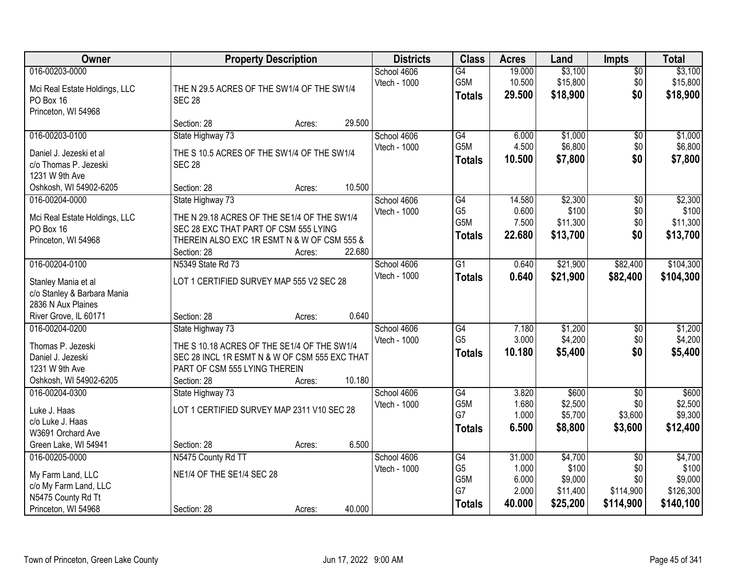| Owner | Property Description | Districts | Class | Acres | Land | Impts | Total |
|---|---|---|---|---|---|---|---|
| 016-00203-0000<br>Mci Real Estate Holdings, LLC<br>PO Box 16<br>Princeton, WI 54968 | THE N 29.5 ACRES OF THE SW1/4 OF THE SW1/4 SEC 28<br>Section: 28 Acres: 29.500 | School 4606<br>Vtech - 1000 | G4<br>G5M<br>**Totals** | 19.000<br>10.500<br>**29.500** | $3,100<br>$15,800<br>**$18,900** | $0<br>$0<br>**$0** | $3,100<br>$15,800<br>**$18,900** |
| 016-00203-0100<br>Daniel J. Jezeski et al<br>c/o Thomas P. Jezeski<br>1231 W 9th Ave<br>Oshkosh, WI 54902-6205 | State Highway 73<br>THE S 10.5 ACRES OF THE SW1/4 OF THE SW1/4 SEC 28<br>Section: 28 Acres: 10.500 | School 4606<br>Vtech - 1000 | G4<br>G5M<br>**Totals** | 6.000<br>4.500<br>**10.500** | $1,000<br>$6,800<br>**$7,800** | $0<br>$0<br>**$0** | $1,000<br>$6,800<br>**$7,800** |
| 016-00204-0000<br>Mci Real Estate Holdings, LLC<br>PO Box 16<br>Princeton, WI 54968 | State Highway 73<br>THE N 29.18 ACRES OF THE SE1/4 OF THE SW1/4 SEC 28 EXC THAT PART OF CSM 555 LYING THEREIN ALSO EXC 1R ESMT N & W OF CSM 555 &<br>Section: 28 Acres: 22.680 | School 4606<br>Vtech - 1000 | G4<br>G5<br>G5M<br>**Totals** | 14.580<br>0.600<br>7.500<br>**22.680** | $2,300<br>$100<br>$11,300<br>**$13,700** | $0<br>$0<br>$0<br>**$0** | $2,300<br>$100<br>$11,300<br>**$13,700** |
| 016-00204-0100<br>Stanley Mania et al<br>c/o Stanley & Barbara Mania<br>2836 N Aux Plaines<br>River Grove, IL 60171 | N5349 State Rd 73<br>LOT 1 CERTIFIED SURVEY MAP 555 V2 SEC 28<br>Section: 28 Acres: 0.640 | School 4606<br>Vtech - 1000 | G1<br>**Totals** | 0.640<br>**0.640** | $21,900<br>**$21,900** | $82,400<br>**$82,400** | $104,300<br>**$104,300** |
| 016-00204-0200<br>Thomas P. Jezeski<br>Daniel J. Jezeski<br>1231 W 9th Ave<br>Oshkosh, WI 54902-6205 | State Highway 73<br>THE S 10.18 ACRES OF THE SE1/4 OF THE SW1/4 SEC 28 INCL 1R ESMT N & W OF CSM 555 EXC THAT PART OF CSM 555 LYING THEREIN<br>Section: 28 Acres: 10.180 | School 4606<br>Vtech - 1000 | G4<br>G5<br>**Totals** | 7.180<br>3.000<br>**10.180** | $1,200<br>$4,200<br>**$5,400** | $0<br>$0<br>**$0** | $1,200<br>$4,200<br>**$5,400** |
| 016-00204-0300<br>Luke J. Haas<br>c/o Luke J. Haas<br>W3691 Orchard Ave<br>Green Lake, WI 54941 | State Highway 73<br>LOT 1 CERTIFIED SURVEY MAP 2311 V10 SEC 28<br>Section: 28 Acres: 6.500 | School 4606<br>Vtech - 1000 | G4<br>G5M<br>G7<br>**Totals** | 3.820<br>1.680<br>1.000<br>**6.500** | $600<br>$2,500<br>$5,700<br>**$8,800** | $0<br>$0<br>$3,600<br>**$3,600** | $600<br>$2,500<br>$9,300<br>**$12,400** |
| 016-00205-0000<br>My Farm Land, LLC<br>c/o My Farm Land, LLC<br>N5475 County Rd Tt<br>Princeton, WI 54968 | N5475 County Rd TT<br>NE1/4 OF THE SE1/4 SEC 28<br>Section: 28 Acres: 40.000 | School 4606<br>Vtech - 1000 | G4<br>G5<br>G5M<br>G7<br>**Totals** | 31.000<br>1.000<br>6.000<br>2.000<br>**40.000** | $4,700<br>$100<br>$9,000<br>$11,400<br>**$25,200** | $0<br>$0<br>$0<br>$114,900<br>**$114,900** | $4,700<br>$100<br>$9,000<br>$126,300<br>**$140,100** |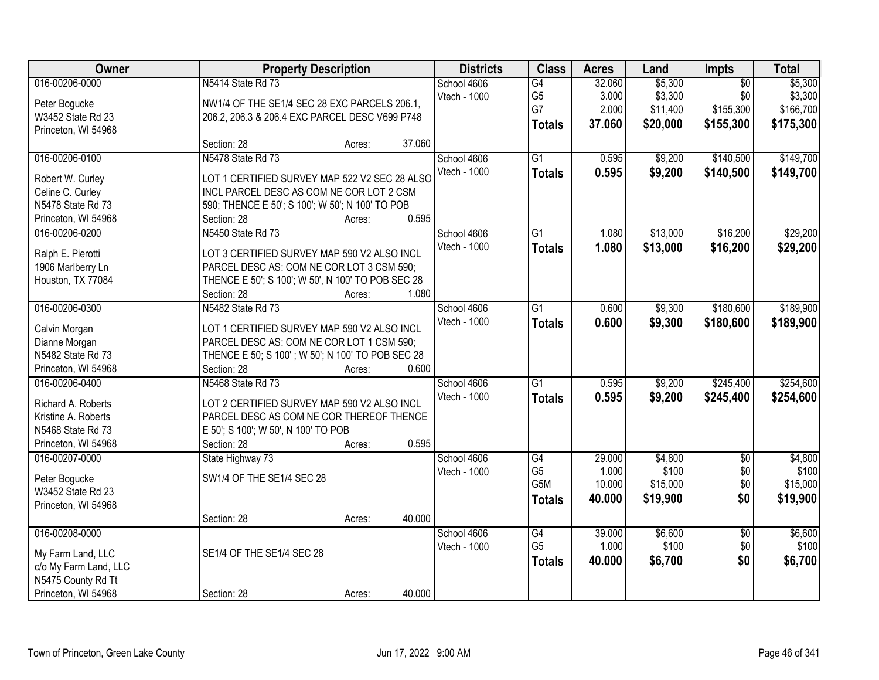| Owner | Property Description | Districts | Class | Acres | Land | Impts | Total |
|---|---|---|---|---|---|---|---|
| 016-00206-0000<br>Peter Bogucke<br>W3452 State Rd 23<br>Princeton, WI 54968 | N5414 State Rd 73<br>NW1/4 OF THE SE1/4 SEC 28 EXC PARCELS 206.1, 206.2, 206.3 & 206.4 EXC PARCEL DESC V699 P748<br>Section: 28 Acres: 37.060 | School 4606<br>Vtech - 1000 | G4<br>G5<br>G7<br>**Totals** | 32.060<br>3.000<br>2.000<br>**37.060** | $5,300<br>$3,300<br>$11,400<br>**$20,000** | $0<br>$0<br>$155,300<br>**$155,300** | $5,300<br>$3,300<br>$166,700<br>**$175,300** |
| 016-00206-0100<br>Robert W. Curley<br>Celine C. Curley<br>N5478 State Rd 73<br>Princeton, WI 54968 | N5478 State Rd 73<br>LOT 1 CERTIFIED SURVEY MAP 522 V2 SEC 28 ALSO INCL PARCEL DESC AS COM NE COR LOT 2 CSM 590; THENCE E 50'; S 100'; W 50'; N 100' TO POB<br>Section: 28 Acres: 0.595 | School 4606<br>Vtech - 1000 | G1<br>**Totals** | 0.595<br>**0.595** | $9,200<br>**$9,200** | $140,500<br>**$140,500** | $149,700<br>**$149,700** |
| 016-00206-0200<br>Ralph E. Pierotti<br>1906 Marlberry Ln<br>Houston, TX 77084 | N5450 State Rd 73<br>LOT 3 CERTIFIED SURVEY MAP 590 V2 ALSO INCL PARCEL DESC AS: COM NE COR LOT 3 CSM 590; THENCE E 50'; S 100'; W 50', N 100' TO POB SEC 28<br>Section: 28 Acres: 1.080 | School 4606<br>Vtech - 1000 | G1<br>**Totals** | 1.080<br>**1.080** | $13,000<br>**$13,000** | $16,200<br>**$16,200** | $29,200<br>**$29,200** |
| 016-00206-0300<br>Calvin Morgan<br>Dianne Morgan<br>N5482 State Rd 73<br>Princeton, WI 54968 | N5482 State Rd 73<br>LOT 1 CERTIFIED SURVEY MAP 590 V2 ALSO INCL PARCEL DESC AS: COM NE COR LOT 1 CSM 590; THENCE E 50; S 100' ; W 50'; N 100' TO POB SEC 28<br>Section: 28 Acres: 0.600 | School 4606<br>Vtech - 1000 | G1<br>**Totals** | 0.600<br>**0.600** | $9,300<br>**$9,300** | $180,600<br>**$180,600** | $189,900<br>**$189,900** |
| 016-00206-0400<br>Richard A. Roberts<br>Kristine A. Roberts<br>N5468 State Rd 73<br>Princeton, WI 54968 | N5468 State Rd 73<br>LOT 2 CERTIFIED SURVEY MAP 590 V2 ALSO INCL PARCEL DESC AS COM NE COR THEREOF THENCE E 50'; S 100'; W 50', N 100' TO POB<br>Section: 28 Acres: 0.595 | School 4606<br>Vtech - 1000 | G1<br>**Totals** | 0.595<br>**0.595** | $9,200<br>**$9,200** | $245,400<br>**$245,400** | $254,600<br>**$254,600** |
| 016-00207-0000<br>Peter Bogucke<br>W3452 State Rd 23<br>Princeton, WI 54968 | State Highway 73<br>SW1/4 OF THE SE1/4 SEC 28<br>Section: 28 Acres: 40.000 | School 4606<br>Vtech - 1000 | G4<br>G5<br>G5M<br>**Totals** | 29.000<br>1.000<br>10.000<br>**40.000** | $4,800<br>$100<br>$15,000<br>**$19,900** | $0<br>$0<br>$0<br>**$0** | $4,800<br>$100<br>$15,000<br>**$19,900** |
| 016-00208-0000<br>My Farm Land, LLC<br>c/o My Farm Land, LLC<br>N5475 County Rd Tt<br>Princeton, WI 54968 | SE1/4 OF THE SE1/4 SEC 28<br>Section: 28 Acres: 40.000 | School 4606<br>Vtech - 1000 | G4<br>G5<br>**Totals** | 39.000<br>1.000<br>**40.000** | $6,600<br>$100<br>**$6,700** | $0<br>$0<br>**$0** | $6,600<br>$100<br>**$6,700** |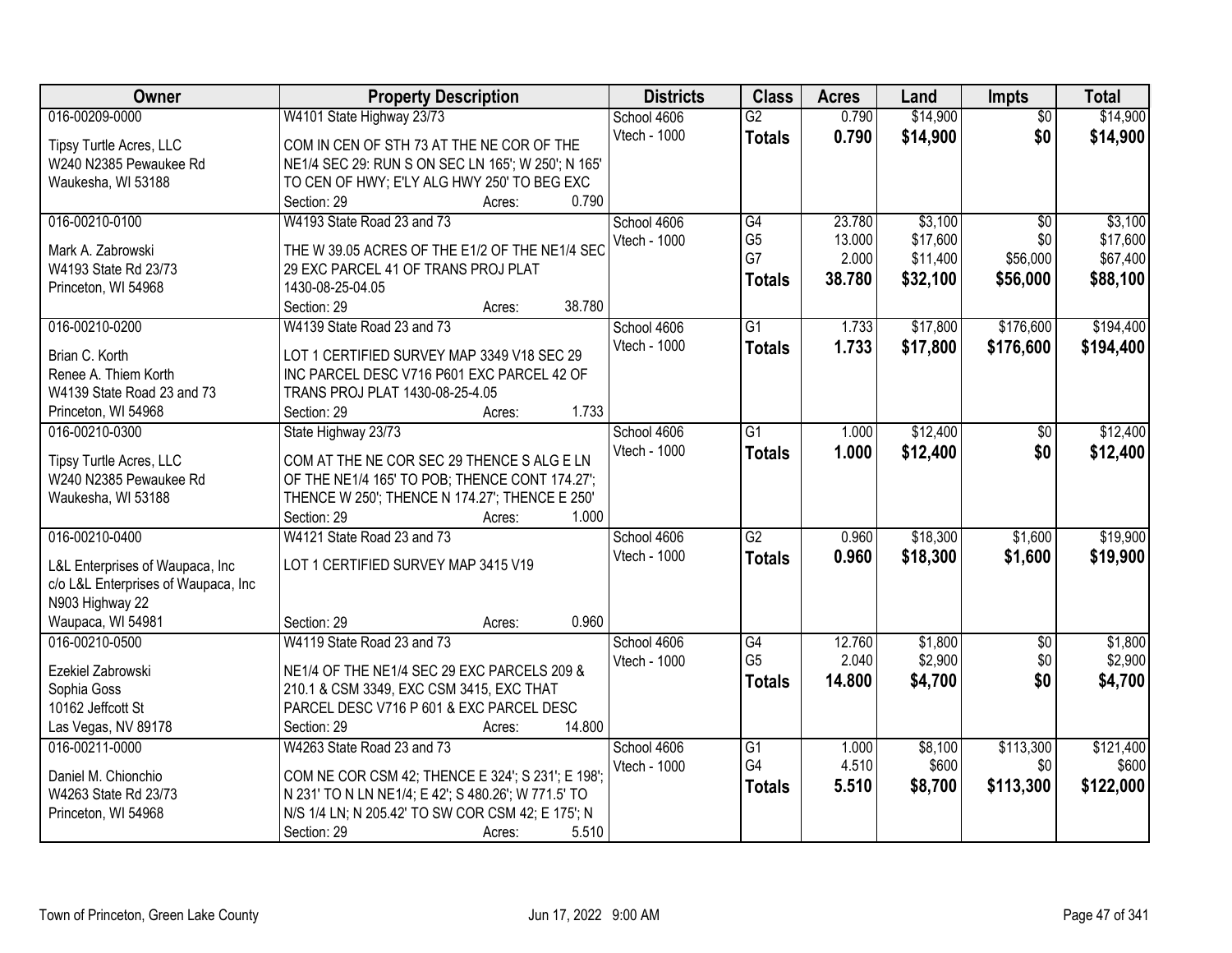| Owner | Property Description | Districts | Class | Acres | Land | Impts | Total |
|---|---|---|---|---|---|---|---|
| 016-00209-0000<br>Tipsy Turtle Acres, LLC<br>W240 N2385 Pewaukee Rd<br>Waukesha, WI 53188 | W4101 State Highway 23/73<br>COM IN CEN OF STH 73 AT THE NE COR OF THE NE1/4 SEC 29: RUN S ON SEC LN 165'; W 250'; N 165' TO CEN OF HWY; E'LY ALG HWY 250' TO BEG EXC<br>Section: 29 Acres: 0.790 | School 4606<br>Vtech - 1000 | G2<br>**Totals** | 0.790<br>**0.790** | $14,900<br>**$14,900** | $0<br>**$0** | $14,900<br>**$14,900** |
| 016-00210-0100<br>Mark A. Zabrowski<br>W4193 State Rd 23/73<br>Princeton, WI 54968 | W4193 State Road 23 and 73<br>THE W 39.05 ACRES OF THE E1/2 OF THE NE1/4 SEC 29 EXC PARCEL 41 OF TRANS PROJ PLAT 1430-08-25-04.05<br>Section: 29 Acres: 38.780 | School 4606<br>Vtech - 1000 | G4<br>G5<br>G7<br>**Totals** | 23.780<br>13.000<br>2.000<br>**38.780** | $3,100<br>$17,600<br>$11,400<br>**$32,100** | $0<br>$0<br>$56,000<br>**$56,000** | $3,100<br>$17,600<br>$67,400<br>**$88,100** |
| 016-00210-0200<br>Brian C. Korth<br>Renee A. Thiem Korth<br>W4139 State Road 23 and 73<br>Princeton, WI 54968 | W4139 State Road 23 and 73<br>LOT 1 CERTIFIED SURVEY MAP 3349 V18 SEC 29 INC PARCEL DESC V716 P601 EXC PARCEL 42 OF TRANS PROJ PLAT 1430-08-25-4.05<br>Section: 29 Acres: 1.733 | School 4606<br>Vtech - 1000 | G1<br>**Totals** | 1.733<br>**1.733** | $17,800<br>**$17,800** | $176,600<br>**$176,600** | $194,400<br>**$194,400** |
| 016-00210-0300<br>Tipsy Turtle Acres, LLC<br>W240 N2385 Pewaukee Rd<br>Waukesha, WI 53188 | State Highway 23/73<br>COM AT THE NE COR SEC 29 THENCE S ALG E LN OF THE NE1/4 165' TO POB; THENCE CONT 174.27'; THENCE W 250'; THENCE N 174.27'; THENCE E 250'<br>Section: 29 Acres: 1.000 | School 4606<br>Vtech - 1000 | G1<br>**Totals** | 1.000<br>**1.000** | $12,400<br>**$12,400** | $0<br>**$0** | $12,400<br>**$12,400** |
| 016-00210-0400<br>L&L Enterprises of Waupaca, Inc<br>c/o L&L Enterprises of Waupaca, Inc<br>N903 Highway 22<br>Waupaca, WI 54981 | W4121 State Road 23 and 73<br>LOT 1 CERTIFIED SURVEY MAP 3415 V19<br>Section: 29 Acres: 0.960 | School 4606<br>Vtech - 1000 | G2<br>**Totals** | 0.960<br>**0.960** | $18,300<br>**$18,300** | $1,600<br>**$1,600** | $19,900<br>**$19,900** |
| 016-00210-0500<br>Ezekiel Zabrowski<br>Sophia Goss<br>10162 Jeffcott St<br>Las Vegas, NV 89178 | W4119 State Road 23 and 73<br>NE1/4 OF THE NE1/4 SEC 29 EXC PARCELS 209 & 210.1 & CSM 3349, EXC CSM 3415, EXC THAT PARCEL DESC V716 P 601 & EXC PARCEL DESC<br>Section: 29 Acres: 14.800 | School 4606<br>Vtech - 1000 | G4<br>G5<br>**Totals** | 12.760<br>2.040<br>**14.800** | $1,800<br>$2,900<br>**$4,700** | $0<br>$0<br>**$0** | $1,800<br>$2,900<br>**$4,700** |
| 016-00211-0000<br>Daniel M. Chionchio<br>W4263 State Rd 23/73<br>Princeton, WI 54968 | W4263 State Road 23 and 73<br>COM NE COR CSM 42; THENCE E 324'; S 231'; E 198'; N 231' TO N LN NE1/4; E 42'; S 480.26'; W 771.5' TO N/S 1/4 LN; N 205.42' TO SW COR CSM 42; E 175'; N<br>Section: 29 Acres: 5.510 | School 4606<br>Vtech - 1000 | G1<br>G4<br>**Totals** | 1.000<br>4.510<br>**5.510** | $8,100<br>$600<br>**$8,700** | $113,300<br>$0<br>**$113,300** | $121,400<br>$600<br>**$122,000** |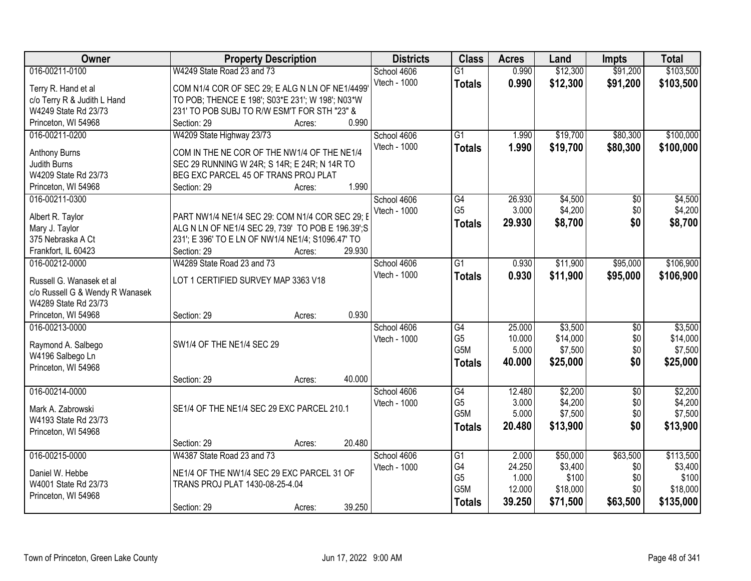| Owner | Property Description | Districts | Class | Acres | Land | Impts | Total |
|---|---|---|---|---|---|---|---|
| 016-00211-0100 | W4249 State Road 23 and 73 | School 4606 | G1 | 0.990 | $12,300 | $91,200 | $103,500 |
| Terry R. Hand et al<br>c/o Terry R & Judith L Hand<br>W4249 State Rd 23/73<br>Princeton, WI 54968 | COM N1/4 COR OF SEC 29; E ALG N LN OF NE1/4499' TO POB; THENCE E 198'; S03*E 231'; W 198'; N03*W 231' TO POB SUBJ TO R/W ESM'T FOR STH "23" &<br>Section: 29 Acres: 0.990 | Vtech - 1000 | **Totals** | **0.990** | **$12,300** | **$91,200** | **$103,500** |
| 016-00211-0200 | W4209 State Highway 23/73 | School 4606 | G1 | 1.990 | $19,700 | $80,300 | $100,000 |
| Anthony Burns<br>Judith Burns<br>W4209 State Rd 23/73<br>Princeton, WI 54968 | COM IN THE NE COR OF THE NW1/4 OF THE NE1/4 SEC 29 RUNNING W 24R; S 14R; E 24R; N 14R TO BEG EXC PARCEL 45 OF TRANS PROJ PLAT<br>Section: 29 Acres: 1.990 | Vtech - 1000 | **Totals** | **1.990** | **$19,700** | **$80,300** | **$100,000** |
| 016-00211-0300 | | School 4606 | G4 | 26.930 | $4,500 | $0 | $4,500 |
| | | Vtech - 1000 | G5 | 3.000 | $4,200 | $0 | $4,200 |
| Albert R. Taylor<br>Mary J. Taylor<br>375 Nebraska A Ct<br>Frankfort, IL 60423 | PART NW1/4 NE1/4 SEC 29: COM N1/4 COR SEC 29; E ALG N LN OF NE1/4 SEC 29, 739' TO POB E 196.39';S 231'; E 396' TO E LN OF NW1/4 NE1/4; S1096.47' TO<br>Section: 29 Acres: 29.930 | | **Totals** | **29.930** | **$8,700** | **$0** | **$8,700** |
| 016-00212-0000 | W4289 State Road 23 and 73 | School 4606 | G1 | 0.930 | $11,900 | $95,000 | $106,900 |
| Russell G. Wanasek et al<br>c/o Russell G & Wendy R Wanasek<br>W4289 State Rd 23/73<br>Princeton, WI 54968 | LOT 1 CERTIFIED SURVEY MAP 3363 V18<br>Section: 29 Acres: 0.930 | Vtech - 1000 | **Totals** | **0.930** | **$11,900** | **$95,000** | **$106,900** |
| 016-00213-0000 | | School 4606 | G4 | 25.000 | $3,500 | $0 | $3,500 |
| | | Vtech - 1000 | G5 | 10.000 | $14,000 | $0 | $14,000 |
| | | | G5M | 5.000 | $7,500 | $0 | $7,500 |
| Raymond A. Salbego<br>W4196 Salbego Ln<br>Princeton, WI 54968 | SW1/4 OF THE NE1/4 SEC 29<br>Section: 29 Acres: 40.000 | | **Totals** | **40.000** | **$25,000** | **$0** | **$25,000** |
| 016-00214-0000 | | School 4606 | G4 | 12.480 | $2,200 | $0 | $2,200 |
| | | Vtech - 1000 | G5 | 3.000 | $4,200 | $0 | $4,200 |
| | | | G5M | 5.000 | $7,500 | $0 | $7,500 |
| Mark A. Zabrowski<br>W4193 State Rd 23/73<br>Princeton, WI 54968 | SE1/4 OF THE NE1/4 SEC 29 EXC PARCEL 210.1<br>Section: 29 Acres: 20.480 | | **Totals** | **20.480** | **$13,900** | **$0** | **$13,900** |
| 016-00215-0000 | W4387 State Road 23 and 73 | School 4606 | G1 | 2.000 | $50,000 | $63,500 | $113,500 |
| | | Vtech - 1000 | G4 | 24.250 | $3,400 | $0 | $3,400 |
| | | | G5 | 1.000 | $100 | $0 | $100 |
| | | | G5M | 12.000 | $18,000 | $0 | $18,000 |
| Daniel W. Hebbe<br>W4001 State Rd 23/73<br>Princeton, WI 54968 | NE1/4 OF THE NW1/4 SEC 29 EXC PARCEL 31 OF TRANS PROJ PLAT 1430-08-25-4.04<br>Section: 29 Acres: 39.250 | | **Totals** | **39.250** | **$71,500** | **$63,500** | **$135,000** |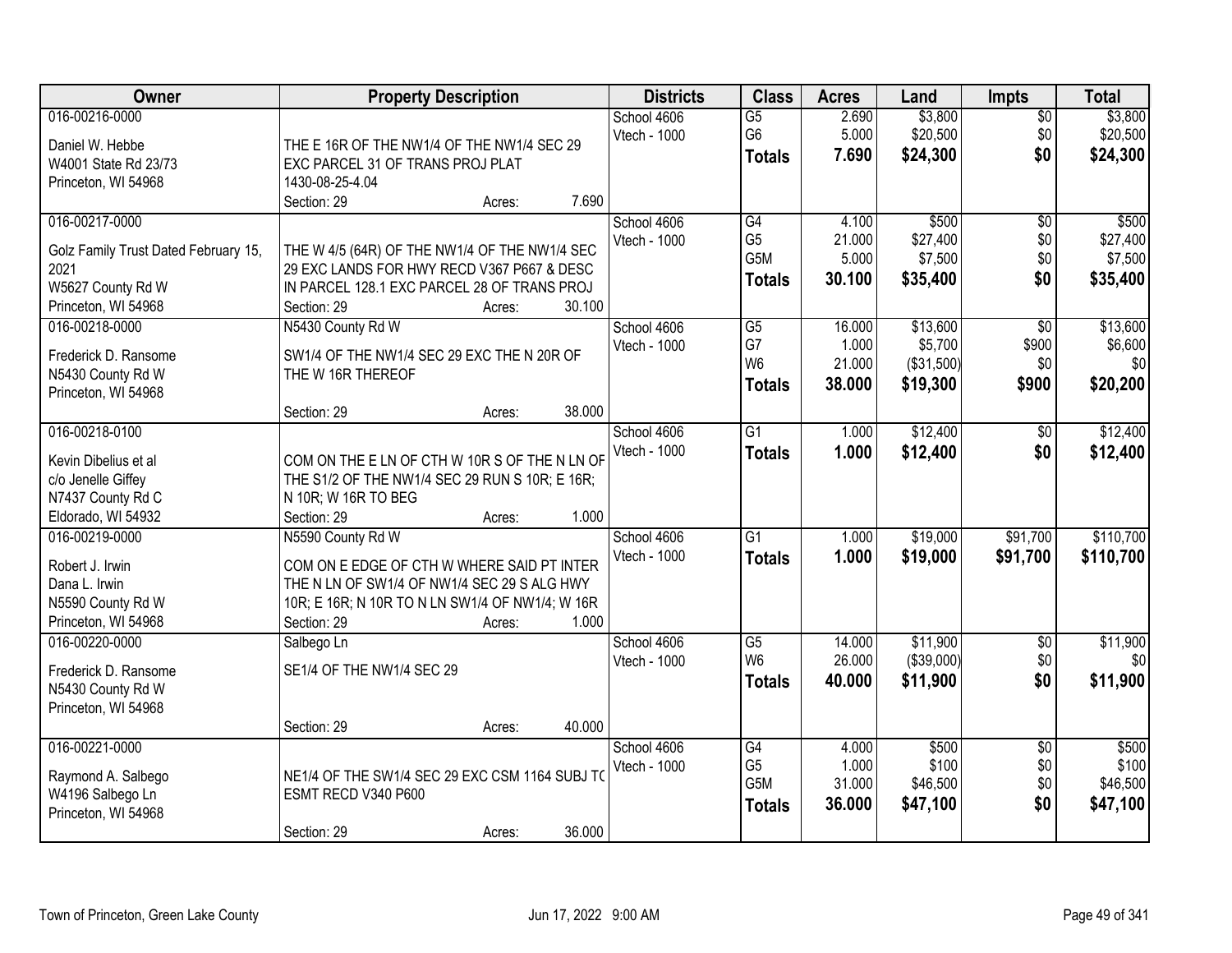| Owner | Property Description | Districts | Class | Acres | Land | Impts | Total |
|---|---|---|---|---|---|---|---|
| 016-00216-0000<br>Daniel W. Hebbe<br>W4001 State Rd 23/73<br>Princeton, WI 54968 | THE E 16R OF THE NW1/4 OF THE NW1/4 SEC 29 EXC PARCEL 31 OF TRANS PROJ PLAT 1430-08-25-4.04<br>Section: 29 Acres: 7.690 | School 4606<br>Vtech - 1000 | G5<br>G6<br>**Totals** | 2.690<br>5.000<br>**7.690** | $3,800<br>$20,500<br>**$24,300** | $0<br>$0<br>**$0** | $3,800<br>$20,500<br>**$24,300** |
| 016-00217-0000<br>Golz Family Trust Dated February 15, 2021<br>W5627 County Rd W<br>Princeton, WI 54968 | THE W 4/5 (64R) OF THE NW1/4 OF THE NW1/4 SEC 29 EXC LANDS FOR HWY RECD V367 P667 & DESC IN PARCEL 128.1 EXC PARCEL 28 OF TRANS PROJ<br>Section: 29 Acres: 30.100 | School 4606<br>Vtech - 1000 | G4<br>G5<br>G5M<br>**Totals** | 4.100<br>21.000<br>5.000<br>**30.100** | $500<br>$27,400<br>$7,500<br>**$35,400** | $0<br>$0<br>$0<br>**$0** | $500<br>$27,400<br>$7,500<br>**$35,400** |
| 016-00218-0000<br>Frederick D. Ransome<br>N5430 County Rd W<br>Princeton, WI 54968 | N5430 County Rd W<br>SW1/4 OF THE NW1/4 SEC 29 EXC THE N 20R OF THE W 16R THEREOF<br>Section: 29 Acres: 38.000 | School 4606<br>Vtech - 1000 | G5<br>G7<br>W6<br>**Totals** | 16.000<br>1.000<br>21.000<br>**38.000** | $13,600<br>$5,700<br>($31,500)<br>**$19,300** | $0<br>$900<br>$0<br>**$900** | $13,600<br>$6,600<br>$0<br>**$20,200** |
| 016-00218-0100<br>Kevin Dibelius et al<br>c/o Jenelle Giffey<br>N7437 County Rd C<br>Eldorado, WI 54932 | COM ON THE E LN OF CTH W 10R S OF THE N LN OF THE S1/2 OF THE NW1/4 SEC 29 RUN S 10R; E 16R; N 10R; W 16R TO BEG<br>Section: 29 Acres: 1.000 | School 4606<br>Vtech - 1000 | G1<br>**Totals** | 1.000<br>**1.000** | $12,400<br>**$12,400** | $0<br>**$0** | $12,400<br>**$12,400** |
| 016-00219-0000<br>Robert J. Irwin<br>Dana L. Irwin<br>N5590 County Rd W<br>Princeton, WI 54968 | N5590 County Rd W<br>COM ON E EDGE OF CTH W WHERE SAID PT INTER THE N LN OF SW1/4 OF NW1/4 SEC 29 S ALG HWY 10R; E 16R; N 10R TO N LN SW1/4 OF NW1/4; W 16R<br>Section: 29 Acres: 1.000 | School 4606<br>Vtech - 1000 | G1<br>**Totals** | 1.000<br>**1.000** | $19,000<br>**$19,000** | $91,700<br>**$91,700** | $110,700<br>**$110,700** |
| 016-00220-0000<br>Frederick D. Ransome<br>N5430 County Rd W<br>Princeton, WI 54968 | Salbego Ln<br>SE1/4 OF THE NW1/4 SEC 29<br>Section: 29 Acres: 40.000 | School 4606<br>Vtech - 1000 | G5<br>W6<br>**Totals** | 14.000<br>26.000<br>**40.000** | $11,900<br>($39,000)<br>**$11,900** | $0<br>$0<br>**$0** | $11,900<br>$0<br>**$11,900** |
| 016-00221-0000<br>Raymond A. Salbego<br>W4196 Salbego Ln<br>Princeton, WI 54968 | NE1/4 OF THE SW1/4 SEC 29 EXC CSM 1164 SUBJ TO ESMT RECD V340 P600<br>Section: 29 Acres: 36.000 | School 4606<br>Vtech - 1000 | G4<br>G5<br>G5M<br>**Totals** | 4.000<br>1.000<br>31.000<br>**36.000** | $500<br>$100<br>$46,500<br>**$47,100** | $0<br>$0<br>$0<br>**$0** | $500<br>$100<br>$46,500<br>**$47,100** |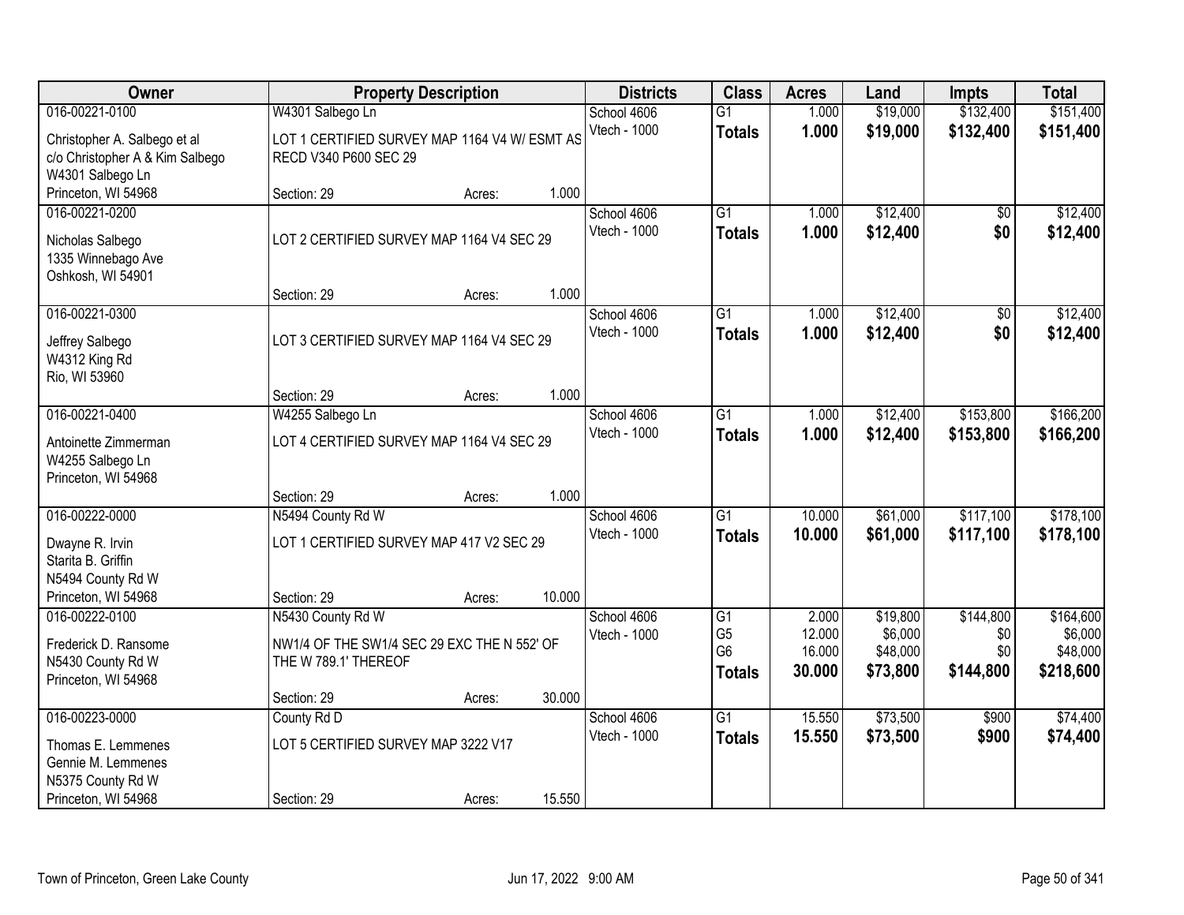| Owner | Property Description | Districts | Class | Acres | Land | Impts | Total |
|---|---|---|---|---|---|---|---|
| 016-00221-0100<br>Christopher A. Salbego et al<br>c/o Christopher A & Kim Salbego<br>W4301 Salbego Ln<br>Princeton, WI 54968 | W4301 Salbego Ln<br>LOT 1 CERTIFIED SURVEY MAP 1164 V4 W/ ESMT AS RECD V340 P600 SEC 29<br>Section: 29 Acres: 1.000 | School 4606<br>Vtech - 1000 | G1<br>**Totals** | 1.000<br>**1.000** | $19,000<br>**$19,000** | $132,400<br>**$132,400** | $151,400<br>**$151,400** |
| 016-00221-0200<br>Nicholas Salbego<br>1335 Winnebago Ave<br>Oshkosh, WI 54901 | LOT 2 CERTIFIED SURVEY MAP 1164 V4 SEC 29<br>Section: 29 Acres: 1.000 | School 4606<br>Vtech - 1000 | G1<br>**Totals** | 1.000<br>**1.000** | $12,400<br>**$12,400** | $0<br>**$0** | $12,400<br>**$12,400** |
| 016-00221-0300<br>Jeffrey Salbego<br>W4312 King Rd<br>Rio, WI 53960 | LOT 3 CERTIFIED SURVEY MAP 1164 V4 SEC 29<br>Section: 29 Acres: 1.000 | School 4606<br>Vtech - 1000 | G1<br>**Totals** | 1.000<br>**1.000** | $12,400<br>**$12,400** | $0<br>**$0** | $12,400<br>**$12,400** |
| 016-00221-0400<br>Antoinette Zimmerman<br>W4255 Salbego Ln<br>Princeton, WI 54968 | W4255 Salbego Ln<br>LOT 4 CERTIFIED SURVEY MAP 1164 V4 SEC 29<br>Section: 29 Acres: 1.000 | School 4606<br>Vtech - 1000 | G1<br>**Totals** | 1.000<br>**1.000** | $12,400<br>**$12,400** | $153,800<br>**$153,800** | $166,200<br>**$166,200** |
| 016-00222-0000<br>Dwayne R. Irvin<br>Starita B. Griffin<br>N5494 County Rd W<br>Princeton, WI 54968 | N5494 County Rd W<br>LOT 1 CERTIFIED SURVEY MAP 417 V2 SEC 29<br>Section: 29 Acres: 10.000 | School 4606<br>Vtech - 1000 | G1<br>**Totals** | 10.000<br>**10.000** | $61,000<br>**$61,000** | $117,100<br>**$117,100** | $178,100<br>**$178,100** |
| 016-00222-0100<br>Frederick D. Ransome<br>N5430 County Rd W<br>Princeton, WI 54968 | N5430 County Rd W<br>NW1/4 OF THE SW1/4 SEC 29 EXC THE N 552' OF THE W 789.1' THEREOF<br>Section: 29 Acres: 30.000 | School 4606<br>Vtech - 1000 | G1<br>G5<br>G6<br>**Totals** | 2.000<br>12.000<br>16.000<br>**30.000** | $19,800<br>$6,000<br>$48,000<br>**$73,800** | $144,800<br>$0<br>$0<br>**$144,800** | $164,600<br>$6,000<br>$48,000<br>**$218,600** |
| 016-00223-0000<br>Thomas E. Lemmenes<br>Gennie M. Lemmenes<br>N5375 County Rd W<br>Princeton, WI 54968 | County Rd D<br>LOT 5 CERTIFIED SURVEY MAP 3222 V17<br>Section: 29 Acres: 15.550 | School 4606<br>Vtech - 1000 | G1<br>**Totals** | 15.550<br>**15.550** | $73,500<br>**$73,500** | $900<br>**$900** | $74,400<br>**$74,400** |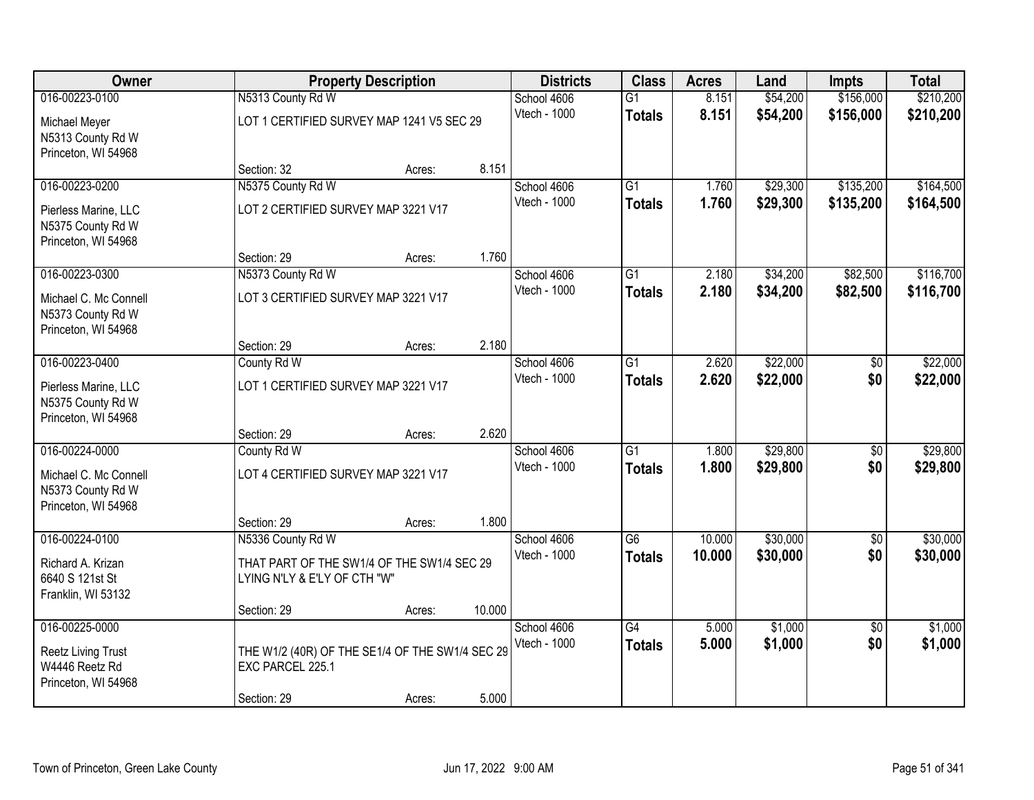| Owner | Property Description | | | Districts | Class | Acres | Land | Impts | Total |
|---|---|---|---|---|---|---|---|---|---|
| 016-00223-0100 | N5313 County Rd W | | | School 4606 | G1 | 8.151 | $54,200 | $156,000 | $210,200 |
| Michael Meyer<br>N5313 County Rd W<br>Princeton, WI 54968 | LOT 1 CERTIFIED SURVEY MAP 1241 V5 SEC 29 | | | Vtech - 1000 | **Totals** | **8.151** | **$54,200** | **$156,000** | **$210,200** |
| | Section: 32 | Acres: | 8.151 | | | | | | |
| 016-00223-0200 | N5375 County Rd W | | | School 4606 | G1 | 1.760 | $29,300 | $135,200 | $164,500 |
| Pierless Marine, LLC<br>N5375 County Rd W<br>Princeton, WI 54968 | LOT 2 CERTIFIED SURVEY MAP 3221 V17 | | | Vtech - 1000 | **Totals** | **1.760** | **$29,300** | **$135,200** | **$164,500** |
| | Section: 29 | Acres: | 1.760 | | | | | | |
| 016-00223-0300 | N5373 County Rd W | | | School 4606 | G1 | 2.180 | $34,200 | $82,500 | $116,700 |
| Michael C. Mc Connell<br>N5373 County Rd W<br>Princeton, WI 54968 | LOT 3 CERTIFIED SURVEY MAP 3221 V17 | | | Vtech - 1000 | **Totals** | **2.180** | **$34,200** | **$82,500** | **$116,700** |
| | Section: 29 | Acres: | 2.180 | | | | | | |
| 016-00223-0400 | County Rd W | | | School 4606 | G1 | 2.620 | $22,000 | $0 | $22,000 |
| Pierless Marine, LLC<br>N5375 County Rd W<br>Princeton, WI 54968 | LOT 1 CERTIFIED SURVEY MAP 3221 V17 | | | Vtech - 1000 | **Totals** | **2.620** | **$22,000** | **$0** | **$22,000** |
| | Section: 29 | Acres: | 2.620 | | | | | | |
| 016-00224-0000 | County Rd W | | | School 4606 | G1 | 1.800 | $29,800 | $0 | $29,800 |
| Michael C. Mc Connell<br>N5373 County Rd W<br>Princeton, WI 54968 | LOT 4 CERTIFIED SURVEY MAP 3221 V17 | | | Vtech - 1000 | **Totals** | **1.800** | **$29,800** | **$0** | **$29,800** |
| | Section: 29 | Acres: | 1.800 | | | | | | |
| 016-00224-0100 | N5336 County Rd W | | | School 4606 | G6 | 10.000 | $30,000 | $0 | $30,000 |
| Richard A. Krizan<br>6640 S 121st St<br>Franklin, WI 53132 | THAT PART OF THE SW1/4 OF THE SW1/4 SEC 29 LYING N'LY & E'LY OF CTH "W" | | | Vtech - 1000 | **Totals** | **10.000** | **$30,000** | **$0** | **$30,000** |
| | Section: 29 | Acres: | 10.000 | | | | | | |
| 016-00225-0000 | | | | School 4606 | G4 | 5.000 | $1,000 | $0 | $1,000 |
| Reetz Living Trust<br>W4446 Reetz Rd<br>Princeton, WI 54968 | THE W1/2 (40R) OF THE SE1/4 OF THE SW1/4 SEC 29 EXC PARCEL 225.1 | | | Vtech - 1000 | **Totals** | **5.000** | **$1,000** | **$0** | **$1,000** |
| | Section: 29 | Acres: | 5.000 | | | | | | |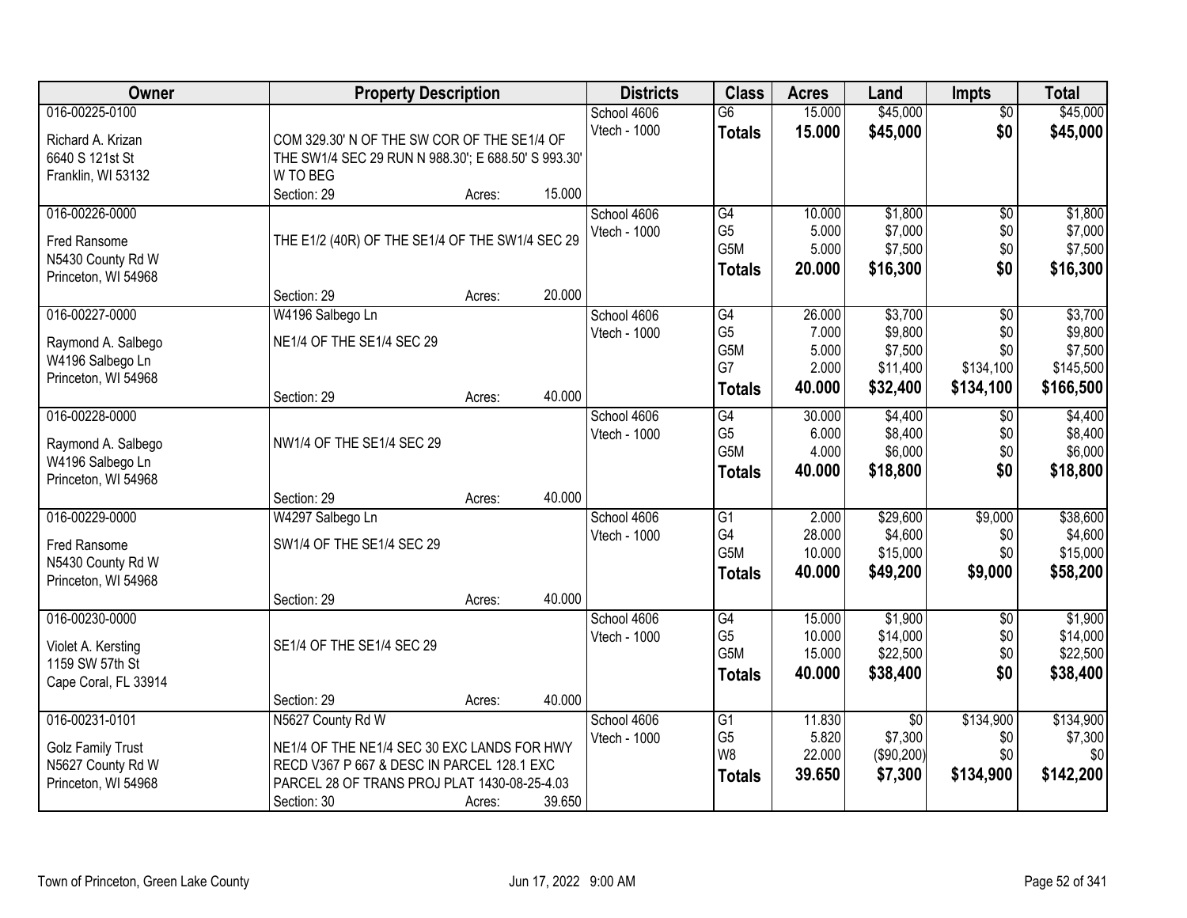| Owner | Property Description | | | Districts | Class | Acres | Land | Impts | Total |
|---|---|---|---|---|---|---|---|---|---|
| 016-00225-0100 | | | | School 4606 | G6 | 15.000 | $45,000 | $0 | $45,000 |
| Richard A. Krizan | COM 329.30' N OF THE SW COR OF THE SE1/4 OF THE SW1/4 SEC 29 RUN N 988.30'; E 688.50' S 993.30' W TO BEG | | | Vtech - 1000 | **Totals** | **15.000** | **$45,000** | **$0** | **$45,000** |
| 6640 S 121st St | | | | | | | | | |
| Franklin, WI 53132 | | | | | | | | | |
| | Section: 29 | Acres: | 15.000 | | | | | | |
| 016-00226-0000 | | | | School 4606 | G4 | 10.000 | $1,800 | $0 | $1,800 |
| Fred Ransome | THE E1/2 (40R) OF THE SE1/4 OF THE SW1/4 SEC 29 | | | Vtech - 1000 | G5 | 5.000 | $7,000 | $0 | $7,000 |
| N5430 County Rd W | | | | | G5M | 5.000 | $7,500 | $0 | $7,500 |
| Princeton, WI 54968 | | | | | **Totals** | **20.000** | **$16,300** | **$0** | **$16,300** |
| | Section: 29 | Acres: | 20.000 | | | | | | |
| 016-00227-0000 | W4196 Salbego Ln | | | School 4606 | G4 | 26.000 | $3,700 | $0 | $3,700 |
| Raymond A. Salbego | NE1/4 OF THE SE1/4 SEC 29 | | | Vtech - 1000 | G5 | 7.000 | $9,800 | $0 | $9,800 |
| W4196 Salbego Ln | | | | | G5M | 5.000 | $7,500 | $0 | $7,500 |
| Princeton, WI 54968 | | | | | G7 | 2.000 | $11,400 | $134,100 | $145,500 |
| | Section: 29 | Acres: | 40.000 | | **Totals** | **40.000** | **$32,400** | **$134,100** | **$166,500** |
| 016-00228-0000 | | | | School 4606 | G4 | 30.000 | $4,400 | $0 | $4,400 |
| Raymond A. Salbego | NW1/4 OF THE SE1/4 SEC 29 | | | Vtech - 1000 | G5 | 6.000 | $8,400 | $0 | $8,400 |
| W4196 Salbego Ln | | | | | G5M | 4.000 | $6,000 | $0 | $6,000 |
| Princeton, WI 54968 | | | | | **Totals** | **40.000** | **$18,800** | **$0** | **$18,800** |
| | Section: 29 | Acres: | 40.000 | | | | | | |
| 016-00229-0000 | W4297 Salbego Ln | | | School 4606 | G1 | 2.000 | $29,600 | $9,000 | $38,600 |
| Fred Ransome | SW1/4 OF THE SE1/4 SEC 29 | | | Vtech - 1000 | G4 | 28.000 | $4,600 | $0 | $4,600 |
| N5430 County Rd W | | | | | G5M | 10.000 | $15,000 | $0 | $15,000 |
| Princeton, WI 54968 | | | | | **Totals** | **40.000** | **$49,200** | **$9,000** | **$58,200** |
| | Section: 29 | Acres: | 40.000 | | | | | | |
| 016-00230-0000 | | | | School 4606 | G4 | 15.000 | $1,900 | $0 | $1,900 |
| Violet A. Kersting | SE1/4 OF THE SE1/4 SEC 29 | | | Vtech - 1000 | G5 | 10.000 | $14,000 | $0 | $14,000 |
| 1159 SW 57th St | | | | | G5M | 15.000 | $22,500 | $0 | $22,500 |
| Cape Coral, FL 33914 | | | | | **Totals** | **40.000** | **$38,400** | **$0** | **$38,400** |
| | Section: 29 | Acres: | 40.000 | | | | | | |
| 016-00231-0101 | N5627 County Rd W | | | School 4606 | G1 | 11.830 | $0 | $134,900 | $134,900 |
| Golz Family Trust | NE1/4 OF THE NE1/4 SEC 30 EXC LANDS FOR HWY RECD V367 P 667 & DESC IN PARCEL 128.1 EXC PARCEL 28 OF TRANS PROJ PLAT 1430-08-25-4.03 | | | Vtech - 1000 | G5 | 5.820 | $7,300 | $0 | $7,300 |
| N5627 County Rd W | | | | | W8 | 22.000 | ($90,200) | $0 | $0 |
| Princeton, WI 54968 | | | | | **Totals** | **39.650** | **$7,300** | **$134,900** | **$142,200** |
| | Section: 30 | Acres: | 39.650 | | | | | | |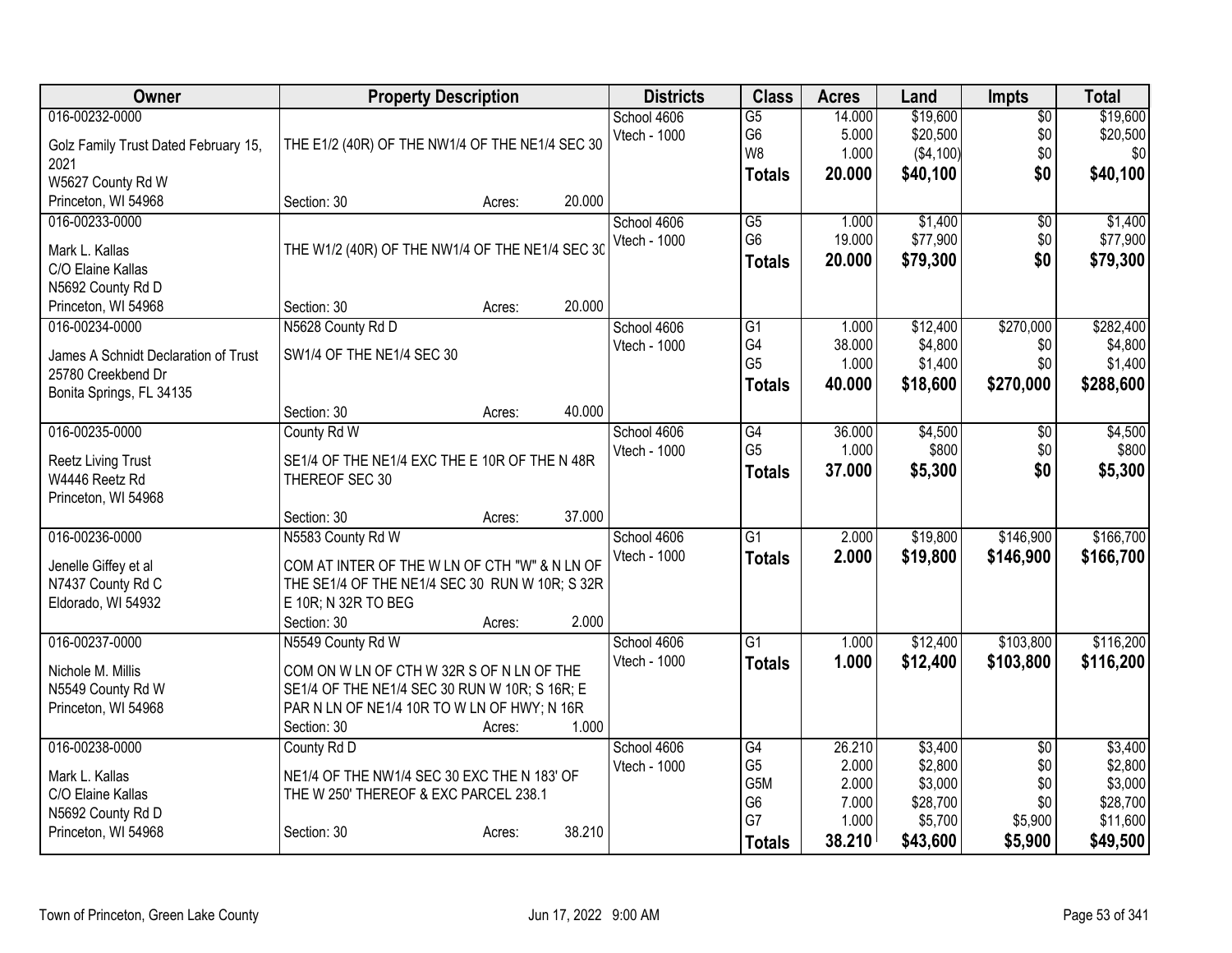| Owner | Property Description | Districts | Class | Acres | Land | Impts | Total |
|---|---|---|---|---|---|---|---|
| 016-00232-0000<br>Golz Family Trust Dated February 15, 2021<br>W5627 County Rd W<br>Princeton, WI 54968 | THE E1/2 (40R) OF THE NW1/4 OF THE NE1/4 SEC 30<br>Section: 30 Acres: 20.000 | School 4606<br>Vtech - 1000 | G5<br>G6<br>W8<br>**Totals** | 14.000<br>5.000<br>1.000<br>**20.000** | \$19,600<br>\$20,500<br>(\$4,100)<br>**\$40,100** | \$0<br>\$0<br>\$0<br>**\$0** | \$19,600<br>\$20,500<br>\$0<br>**\$40,100** |
| 016-00233-0000<br>Mark L. Kallas<br>C/O Elaine Kallas<br>N5692 County Rd D<br>Princeton, WI 54968 | THE W1/2 (40R) OF THE NW1/4 OF THE NE1/4 SEC 30<br>Section: 30 Acres: 20.000 | School 4606<br>Vtech - 1000 | G5<br>G6<br>**Totals** | 1.000<br>19.000<br>**20.000** | \$1,400<br>\$77,900<br>**\$79,300** | \$0<br>\$0<br>**\$0** | \$1,400<br>\$77,900<br>**\$79,300** |
| 016-00234-0000<br>James A Schnidt Declaration of Trust<br>25780 Creekbend Dr<br>Bonita Springs, FL 34135 | N5628 County Rd D<br>SW1/4 OF THE NE1/4 SEC 30<br>Section: 30 Acres: 40.000 | School 4606<br>Vtech - 1000 | G1<br>G4<br>G5<br>**Totals** | 1.000<br>38.000<br>1.000<br>**40.000** | \$12,400<br>\$4,800<br>\$1,400<br>**\$18,600** | \$270,000<br>\$0<br>\$0<br>**\$270,000** | \$282,400<br>\$4,800<br>\$1,400<br>**\$288,600** |
| 016-00235-0000<br>Reetz Living Trust<br>W4446 Reetz Rd<br>Princeton, WI 54968 | County Rd W<br>SE1/4 OF THE NE1/4 EXC THE E 10R OF THE N 48R THEREOF SEC 30<br>Section: 30 Acres: 37.000 | School 4606<br>Vtech - 1000 | G4<br>G5<br>**Totals** | 36.000<br>1.000<br>**37.000** | \$4,500<br>\$800<br>**\$5,300** | \$0<br>\$0<br>**\$0** | \$4,500<br>\$800<br>**\$5,300** |
| 016-00236-0000<br>Jenelle Giffey et al<br>N7437 County Rd C<br>Eldorado, WI 54932 | N5583 County Rd W<br>COM AT INTER OF THE W LN OF CTH "W" & N LN OF THE SE1/4 OF THE NE1/4 SEC 30 RUN W 10R; S 32R E 10R; N 32R TO BEG<br>Section: 30 Acres: 2.000 | School 4606<br>Vtech - 1000 | G1<br>**Totals** | 2.000<br>**2.000** | \$19,800<br>**\$19,800** | \$146,900<br>**\$146,900** | \$166,700<br>**\$166,700** |
| 016-00237-0000<br>Nichole M. Millis<br>N5549 County Rd W<br>Princeton, WI 54968 | N5549 County Rd W<br>COM ON W LN OF CTH W 32R S OF N LN OF THE SE1/4 OF THE NE1/4 SEC 30 RUN W 10R; S 16R; E PAR N LN OF NE1/4 10R TO W LN OF HWY; N 16R<br>Section: 30 Acres: 1.000 | School 4606<br>Vtech - 1000 | G1<br>**Totals** | 1.000<br>**1.000** | \$12,400<br>**\$12,400** | \$103,800<br>**\$103,800** | \$116,200<br>**\$116,200** |
| 016-00238-0000<br>Mark L. Kallas<br>C/O Elaine Kallas<br>N5692 County Rd D<br>Princeton, WI 54968 | County Rd D<br>NE1/4 OF THE NW1/4 SEC 30 EXC THE N 183' OF THE W 250' THEREOF & EXC PARCEL 238.1<br>Section: 30 Acres: 38.210 | School 4606<br>Vtech - 1000 | G4<br>G5<br>G5M<br>G6<br>G7<br>**Totals** | 26.210<br>2.000<br>2.000<br>7.000<br>1.000<br>**38.210** | \$3,400<br>\$2,800<br>\$3,000<br>\$28,700<br>\$5,700<br>**\$43,600** | \$0<br>\$0<br>\$0<br>\$0<br>\$5,900<br>**\$5,900** | \$3,400<br>\$2,800<br>\$3,000<br>\$28,700<br>\$11,600<br>**\$49,500** |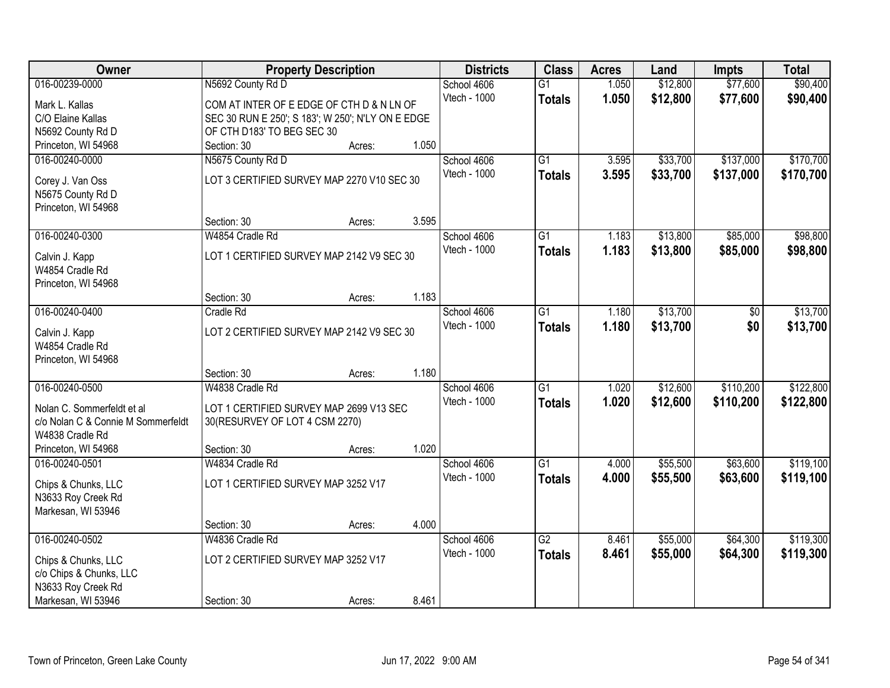| Owner | Property Description | | | Districts | Class | Acres | Land | Impts | Total |
|---|---|---|---|---|---|---|---|---|---|
| 016-00239-0000<br>Mark L. Kallas<br>C/O Elaine Kallas<br>N5692 County Rd D<br>Princeton, WI 54968 | N5692 County Rd D<br>COM AT INTER OF E EDGE OF CTH D & N LN OF SEC 30 RUN E 250'; S 183'; W 250'; N'LY ON E EDGE OF CTH D183' TO BEG SEC 30<br>Section: 30 | Acres: | 1.050 | School 4606<br>Vtech - 1000 | G1<br>**Totals** | 1.050<br>**1.050** | $12,800<br>**$12,800** | $77,600<br>**$77,600** | $90,400<br>**$90,400** |
| 016-00240-0000<br>Corey J. Van Oss<br>N5675 County Rd D<br>Princeton, WI 54968 | N5675 County Rd D<br>LOT 3 CERTIFIED SURVEY MAP 2270 V10 SEC 30<br>Section: 30 | Acres: | 3.595 | School 4606<br>Vtech - 1000 | G1<br>**Totals** | 3.595<br>**3.595** | $33,700<br>**$33,700** | $137,000<br>**$137,000** | $170,700<br>**$170,700** |
| 016-00240-0300<br>Calvin J. Kapp<br>W4854 Cradle Rd<br>Princeton, WI 54968 | W4854 Cradle Rd<br>LOT 1 CERTIFIED SURVEY MAP 2142 V9 SEC 30<br>Section: 30 | Acres: | 1.183 | School 4606<br>Vtech - 1000 | G1<br>**Totals** | 1.183<br>**1.183** | $13,800<br>**$13,800** | $85,000<br>**$85,000** | $98,800<br>**$98,800** |
| 016-00240-0400<br>Calvin J. Kapp<br>W4854 Cradle Rd<br>Princeton, WI 54968 | Cradle Rd<br>LOT 2 CERTIFIED SURVEY MAP 2142 V9 SEC 30<br>Section: 30 | Acres: | 1.180 | School 4606<br>Vtech - 1000 | G1<br>**Totals** | 1.180<br>**1.180** | $13,700<br>**$13,700** | $0<br>**$0** | $13,700<br>**$13,700** |
| 016-00240-0500<br>Nolan C. Sommerfeldt et al<br>c/o Nolan C & Connie M Sommerfeldt<br>W4838 Cradle Rd<br>Princeton, WI 54968 | W4838 Cradle Rd<br>LOT 1 CERTIFIED SURVEY MAP 2699 V13 SEC 30(RESURVEY OF LOT 4 CSM 2270)<br>Section: 30 | Acres: | 1.020 | School 4606<br>Vtech - 1000 | G1<br>**Totals** | 1.020<br>**1.020** | $12,600<br>**$12,600** | $110,200<br>**$110,200** | $122,800<br>**$122,800** |
| 016-00240-0501<br>Chips & Chunks, LLC<br>N3633 Roy Creek Rd<br>Markesan, WI 53946 | W4834 Cradle Rd<br>LOT 1 CERTIFIED SURVEY MAP 3252 V17<br>Section: 30 | Acres: | 4.000 | School 4606<br>Vtech - 1000 | G1<br>**Totals** | 4.000<br>**4.000** | $55,500<br>**$55,500** | $63,600<br>**$63,600** | $119,100<br>**$119,100** |
| 016-00240-0502<br>Chips & Chunks, LLC<br>c/o Chips & Chunks, LLC<br>N3633 Roy Creek Rd<br>Markesan, WI 53946 | W4836 Cradle Rd<br>LOT 2 CERTIFIED SURVEY MAP 3252 V17<br>Section: 30 | Acres: | 8.461 | School 4606<br>Vtech - 1000 | G2<br>**Totals** | 8.461<br>**8.461** | $55,000<br>**$55,000** | $64,300<br>**$64,300** | $119,300<br>**$119,300** |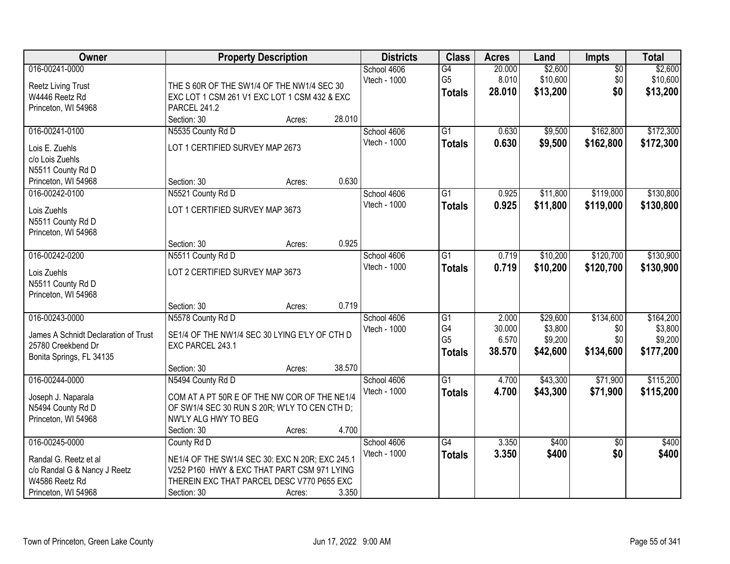| Owner | Property Description | Districts | Class | Acres | Land | Impts | Total |
|---|---|---|---|---|---|---|---|
| 016-00241-0000<br>Reetz Living Trust<br>W4446 Reetz Rd<br>Princeton, WI 54968 | THE S 60R OF THE SW1/4 OF THE NW1/4 SEC 30 EXC LOT 1 CSM 261 V1 EXC LOT 1 CSM 432 & EXC PARCEL 241.2<br>Section: 30 Acres: 28.010 | School 4606<br>Vtech - 1000 | G4<br>G5<br>**Totals** | 20.000<br>8.010<br>**28.010** | $2,600<br>$10,600<br>**$13,200** | $0<br>$0<br>**$0** | $2,600<br>$10,600<br>**$13,200** |
| 016-00241-0100<br>Lois E. Zuehls<br>c/o Lois Zuehls<br>N5511 County Rd D<br>Princeton, WI 54968 | N5535 County Rd D<br>LOT 1 CERTIFIED SURVEY MAP 2673<br>Section: 30 Acres: 0.630 | School 4606<br>Vtech - 1000 | G1<br>**Totals** | 0.630<br>**0.630** | $9,500<br>**$9,500** | $162,800<br>**$162,800** | $172,300<br>**$172,300** |
| 016-00242-0100<br>Lois Zuehls<br>N5511 County Rd D<br>Princeton, WI 54968 | N5521 County Rd D<br>LOT 1 CERTIFIED SURVEY MAP 3673<br>Section: 30 Acres: 0.925 | School 4606<br>Vtech - 1000 | G1<br>**Totals** | 0.925<br>**0.925** | $11,800<br>**$11,800** | $119,000<br>**$119,000** | $130,800<br>**$130,800** |
| 016-00242-0200<br>Lois Zuehls<br>N5511 County Rd D<br>Princeton, WI 54968 | N5511 County Rd D<br>LOT 2 CERTIFIED SURVEY MAP 3673<br>Section: 30 Acres: 0.719 | School 4606<br>Vtech - 1000 | G1<br>**Totals** | 0.719<br>**0.719** | $10,200<br>**$10,200** | $120,700<br>**$120,700** | $130,900<br>**$130,900** |
| 016-00243-0000<br>James A Schnidt Declaration of Trust<br>25780 Creekbend Dr<br>Bonita Springs, FL 34135 | N5578 County Rd D<br>SE1/4 OF THE NW1/4 SEC 30 LYING E'LY OF CTH D EXC PARCEL 243.1<br>Section: 30 Acres: 38.570 | School 4606<br>Vtech - 1000 | G1<br>G4<br>G5<br>**Totals** | 2.000<br>30.000<br>6.570<br>**38.570** | $29,600<br>$3,800<br>$9,200<br>**$42,600** | $134,600<br>$0<br>$0<br>**$134,600** | $164,200<br>$3,800<br>$9,200<br>**$177,200** |
| 016-00244-0000<br>Joseph J. Naparala<br>N5494 County Rd D<br>Princeton, WI 54968 | N5494 County Rd D<br>COM AT A PT 50R E OF THE NW COR OF THE NE1/4 OF SW1/4 SEC 30 RUN S 20R; W'LY TO CEN CTH D; NW'LY ALG HWY TO BEG<br>Section: 30 Acres: 4.700 | School 4606<br>Vtech - 1000 | G1<br>**Totals** | 4.700<br>**4.700** | $43,300<br>**$43,300** | $71,900<br>**$71,900** | $115,200<br>**$115,200** |
| 016-00245-0000<br>Randal G. Reetz et al<br>c/o Randal G & Nancy J Reetz<br>W4586 Reetz Rd<br>Princeton, WI 54968 | County Rd D<br>NE1/4 OF THE SW1/4 SEC 30: EXC N 20R; EXC 245.1 V252 P160 HWY & EXC THAT PART CSM 971 LYING THEREIN EXC THAT PARCEL DESC V770 P655 EXC<br>Section: 30 Acres: 3.350 | School 4606<br>Vtech - 1000 | G4<br>**Totals** | 3.350<br>**3.350** | $400<br>**$400** | $0<br>**$0** | $400<br>**$400** |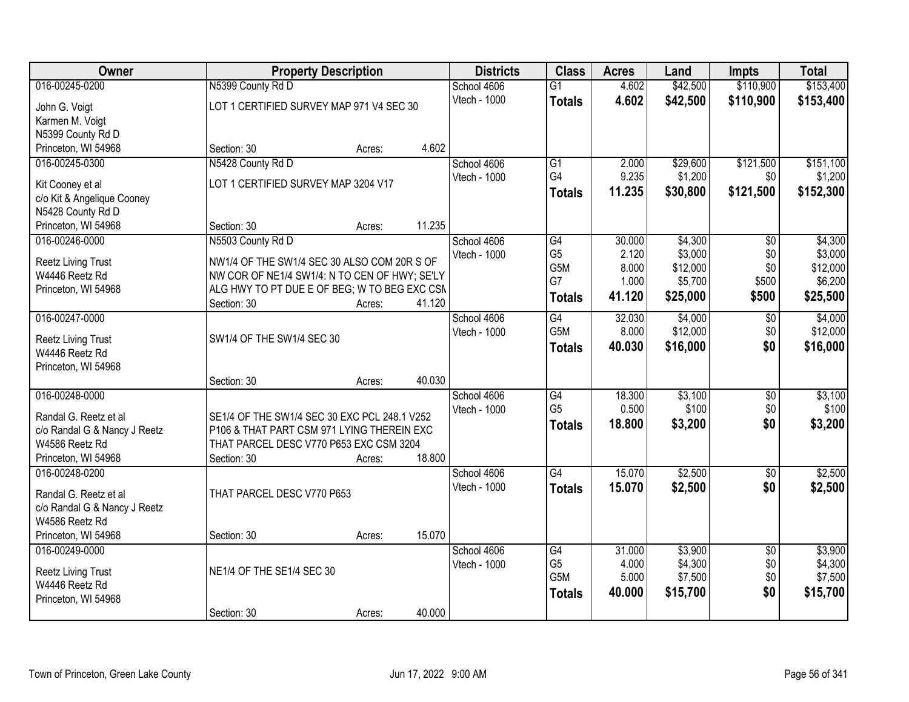| Owner | Property Description | | | Districts | Class | Acres | Land | Impts | Total |
|---|---|---|---|---|---|---|---|---|---|
| 016-00245-0200 | N5399 County Rd D | | | School 4606 | G1 | 4.602 | $42,500 | $110,900 | $153,400 |
| John G. Voigt<br>Karmen M. Voigt<br>N5399 County Rd D<br>Princeton, WI 54968 | LOT 1 CERTIFIED SURVEY MAP 971 V4 SEC 30 | | | Vtech - 1000 | **Totals** | **4.602** | **$42,500** | **$110,900** | **$153,400** |
| | Section: 30 | Acres: | 4.602 | | | | | | |
| 016-00245-0300 | N5428 County Rd D | | | School 4606 | G1 | 2.000 | $29,600 | $121,500 | $151,100 |
| Kit Cooney et al<br>c/o Kit & Angelique Cooney<br>N5428 County Rd D<br>Princeton, WI 54968 | LOT 1 CERTIFIED SURVEY MAP 3204 V17 | | | Vtech - 1000 | G4 | 9.235 | $1,200 | $0 | $1,200 |
| | | | | | **Totals** | **11.235** | **$30,800** | **$121,500** | **$152,300** |
| | Section: 30 | Acres: | 11.235 | | | | | | |
| 016-00246-0000 | N5503 County Rd D | | | School 4606 | G4 | 30.000 | $4,300 | $0 | $4,300 |
| Reetz Living Trust<br>W4446 Reetz Rd<br>Princeton, WI 54968 | NW1/4 OF THE SW1/4 SEC 30 ALSO COM 20R S OF NW COR OF NE1/4 SW1/4: N TO CEN OF HWY; SE'LY ALG HWY TO PT DUE E OF BEG; W TO BEG EXC CSM | | | Vtech - 1000 | G5 | 2.120 | $3,000 | $0 | $3,000 |
| | | | | | G5M | 8.000 | $12,000 | $0 | $12,000 |
| | | | | | G7 | 1.000 | $5,700 | $500 | $6,200 |
| | Section: 30 | Acres: | 41.120 | | **Totals** | **41.120** | **$25,000** | **$500** | **$25,500** |
| 016-00247-0000 | | | | School 4606 | G4 | 32.030 | $4,000 | $0 | $4,000 |
| Reetz Living Trust<br>W4446 Reetz Rd<br>Princeton, WI 54968 | SW1/4 OF THE SW1/4 SEC 30 | | | Vtech - 1000 | G5M | 8.000 | $12,000 | $0 | $12,000 |
| | | | | | **Totals** | **40.030** | **$16,000** | **$0** | **$16,000** |
| | Section: 30 | Acres: | 40.030 | | | | | | |
| 016-00248-0000 | | | | School 4606 | G4 | 18.300 | $3,100 | $0 | $3,100 |
| Randal G. Reetz et al<br>c/o Randal G & Nancy J Reetz<br>W4586 Reetz Rd<br>Princeton, WI 54968 | SE1/4 OF THE SW1/4 SEC 30 EXC PCL 248.1 V252 P106 & THAT PART CSM 971 LYING THEREIN EXC THAT PARCEL DESC V770 P653 EXC CSM 3204 | | | Vtech - 1000 | G5 | 0.500 | $100 | $0 | $100 |
| | | | | | **Totals** | **18.800** | **$3,200** | **$0** | **$3,200** |
| | Section: 30 | Acres: | 18.800 | | | | | | |
| 016-00248-0200 | | | | School 4606 | G4 | 15.070 | $2,500 | $0 | $2,500 |
| Randal G. Reetz et al<br>c/o Randal G & Nancy J Reetz<br>W4586 Reetz Rd<br>Princeton, WI 54968 | THAT PARCEL DESC V770 P653 | | | Vtech - 1000 | **Totals** | **15.070** | **$2,500** | **$0** | **$2,500** |
| | Section: 30 | Acres: | 15.070 | | | | | | |
| 016-00249-0000 | | | | School 4606 | G4 | 31.000 | $3,900 | $0 | $3,900 |
| Reetz Living Trust<br>W4446 Reetz Rd<br>Princeton, WI 54968 | NE1/4 OF THE SE1/4 SEC 30 | | | Vtech - 1000 | G5 | 4.000 | $4,300 | $0 | $4,300 |
| | | | | | G5M | 5.000 | $7,500 | $0 | $7,500 |
| | | | | | **Totals** | **40.000** | **$15,700** | **$0** | **$15,700** |
| | Section: 30 | Acres: | 40.000 | | | | | | |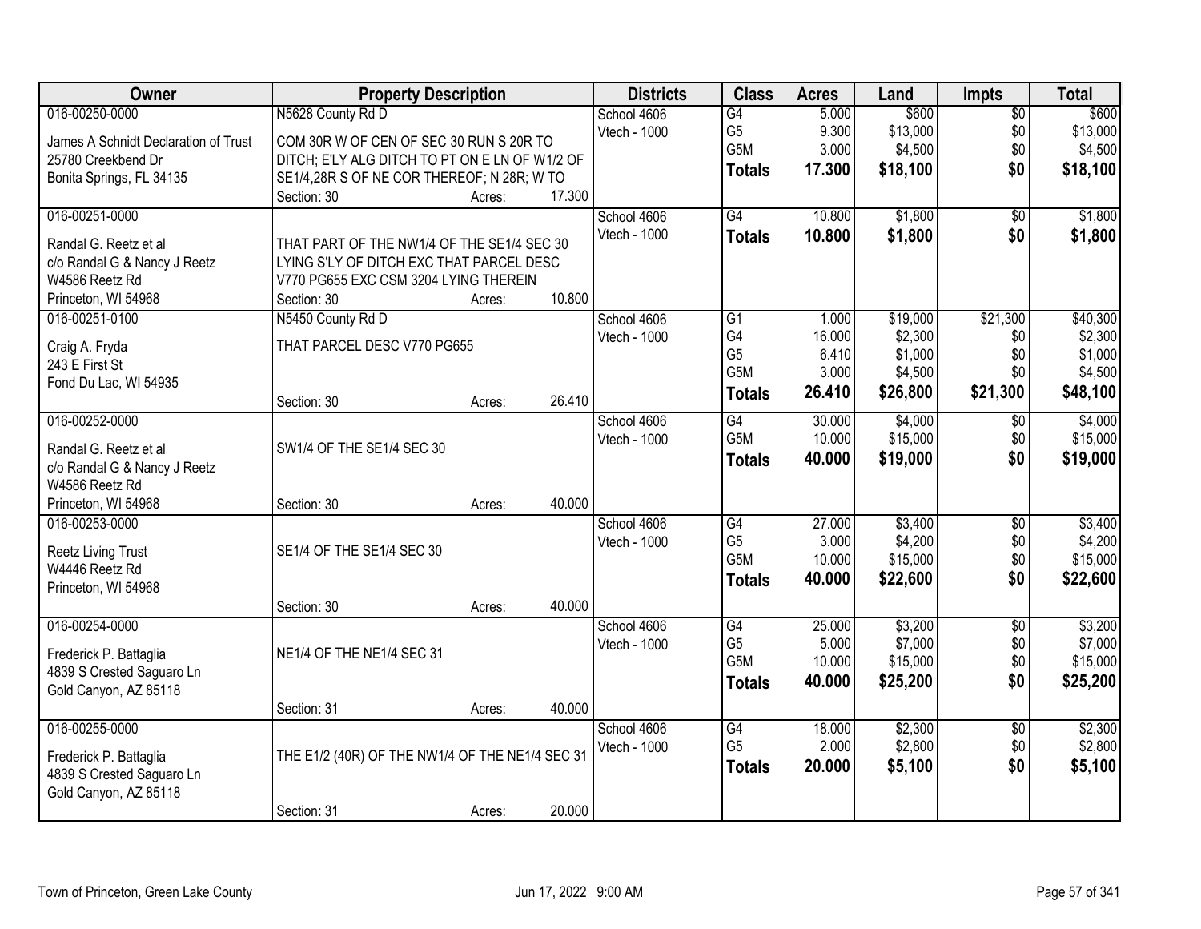| Owner | Property Description | Districts | Class | Acres | Land | Impts | Total |
|---|---|---|---|---|---|---|---|
| 016-00250-0000<br>James A Schnidt Declaration of Trust<br>25780 Creekbend Dr<br>Bonita Springs, FL 34135 | N5628 County Rd D<br>COM 30R W OF CEN OF SEC 30 RUN S 20R TO DITCH; E'LY ALG DITCH TO PT ON E LN OF W1/2 OF SE1/4,28R S OF NE COR THEREOF; N 28R; W TO<br>Section: 30 Acres: 17.300 | School 4606<br>Vtech - 1000 | G4<br>G5<br>G5M<br>**Totals** | 5.000<br>9.300<br>3.000<br>**17.300** | $600<br>$13,000<br>$4,500<br>**$18,100** | $0<br>$0<br>$0<br>**$0** | $600<br>$13,000<br>$4,500<br>**$18,100** |
| 016-00251-0000<br>Randal G. Reetz et al<br>c/o Randal G & Nancy J Reetz<br>W4586 Reetz Rd<br>Princeton, WI 54968 | THAT PART OF THE NW1/4 OF THE SE1/4 SEC 30 LYING S'LY OF DITCH EXC THAT PARCEL DESC V770 PG655 EXC CSM 3204 LYING THEREIN<br>Section: 30 Acres: 10.800 | School 4606<br>Vtech - 1000 | G4<br>**Totals** | 10.800<br>**10.800** | $1,800<br>**$1,800** | $0<br>**$0** | $1,800<br>**$1,800** |
| 016-00251-0100<br>Craig A. Fryda<br>243 E First St<br>Fond Du Lac, WI 54935 | N5450 County Rd D<br>THAT PARCEL DESC V770 PG655<br>Section: 30 Acres: 26.410 | School 4606<br>Vtech - 1000 | G1<br>G4<br>G5<br>G5M<br>**Totals** | 1.000<br>16.000<br>6.410<br>3.000<br>**26.410** | $19,000<br>$2,300<br>$1,000<br>$4,500<br>**$26,800** | $21,300<br>$0<br>$0<br>$0<br>**$21,300** | $40,300<br>$2,300<br>$1,000<br>$4,500<br>**$48,100** |
| 016-00252-0000<br>Randal G. Reetz et al<br>c/o Randal G & Nancy J Reetz<br>W4586 Reetz Rd<br>Princeton, WI 54968 | SW1/4 OF THE SE1/4 SEC 30<br>Section: 30 Acres: 40.000 | School 4606<br>Vtech - 1000 | G4<br>G5M<br>**Totals** | 30.000<br>10.000<br>**40.000** | $4,000<br>$15,000<br>**$19,000** | $0<br>$0<br>**$0** | $4,000<br>$15,000<br>**$19,000** |
| 016-00253-0000<br>Reetz Living Trust<br>W4446 Reetz Rd<br>Princeton, WI 54968 | SE1/4 OF THE SE1/4 SEC 30<br>Section: 30 Acres: 40.000 | School 4606<br>Vtech - 1000 | G4<br>G5<br>G5M<br>**Totals** | 27.000<br>3.000<br>10.000<br>**40.000** | $3,400<br>$4,200<br>$15,000<br>**$22,600** | $0<br>$0<br>$0<br>**$0** | $3,400<br>$4,200<br>$15,000<br>**$22,600** |
| 016-00254-0000<br>Frederick P. Battaglia<br>4839 S Crested Saguaro Ln<br>Gold Canyon, AZ 85118 | NE1/4 OF THE NE1/4 SEC 31<br>Section: 31 Acres: 40.000 | School 4606<br>Vtech - 1000 | G4<br>G5<br>G5M<br>**Totals** | 25.000<br>5.000<br>10.000<br>**40.000** | $3,200<br>$7,000<br>$15,000<br>**$25,200** | $0<br>$0<br>$0<br>**$0** | $3,200<br>$7,000<br>$15,000<br>**$25,200** |
| 016-00255-0000<br>Frederick P. Battaglia<br>4839 S Crested Saguaro Ln<br>Gold Canyon, AZ 85118 | THE E1/2 (40R) OF THE NW1/4 OF THE NE1/4 SEC 31<br>Section: 31 Acres: 20.000 | School 4606<br>Vtech - 1000 | G4<br>G5<br>**Totals** | 18.000<br>2.000<br>**20.000** | $2,300<br>$2,800<br>**$5,100** | $0<br>$0<br>**$0** | $2,300<br>$2,800<br>**$5,100** |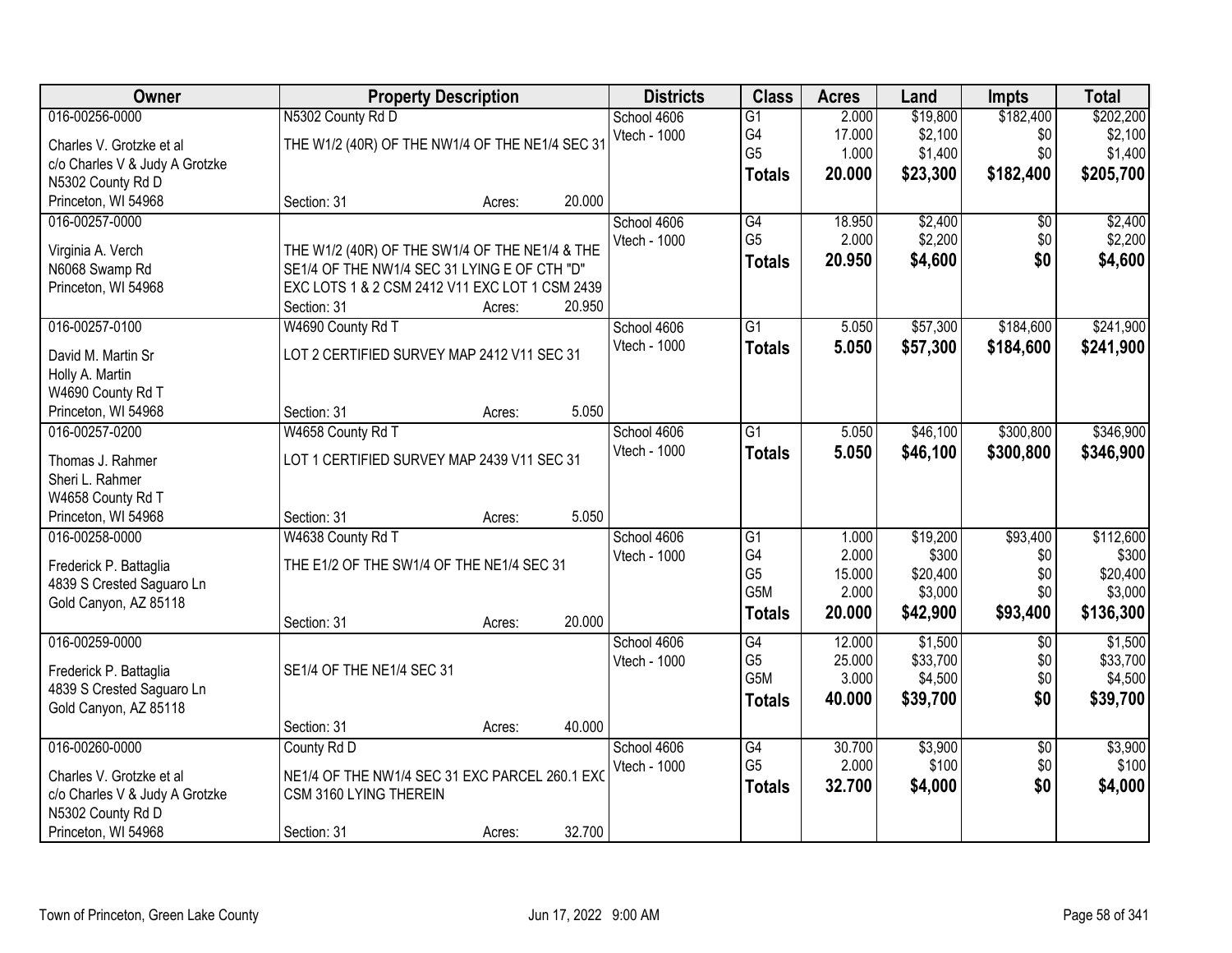| Owner | Property Description | | | Districts | Class | Acres | Land | Impts | Total |
|---|---|---|---|---|---|---|---|---|---|
| 016-00256-0000 | N5302 County Rd D | | | School 4606 | G1 | 2.000 | $19,800 | $182,400 | $202,200 |
| Charles V. Grotzke et al | THE W1/2 (40R) OF THE NW1/4 OF THE NE1/4 SEC 31 | | | Vtech - 1000 | G4 | 17.000 | $2,100 | $0 | $2,100 |
| c/o Charles V & Judy A Grotzke | | | | | G5 | 1.000 | $1,400 | $0 | $1,400 |
| N5302 County Rd D | | | | | **Totals** | **20.000** | **$23,300** | **$182,400** | **$205,700** |
| Princeton, WI 54968 | Section: 31 | Acres: | 20.000 | | | | | | |
| 016-00257-0000 | | | | School 4606 | G4 | 18.950 | $2,400 | $0 | $2,400 |
| Virginia A. Verch | THE W1/2 (40R) OF THE SW1/4 OF THE NE1/4 & THE SE1/4 OF THE NW1/4 SEC 31 LYING E OF CTH "D" EXC LOTS 1 & 2 CSM 2412 V11 EXC LOT 1 CSM 2439 | | | Vtech - 1000 | G5 | 2.000 | $2,200 | $0 | $2,200 |
| N6068 Swamp Rd | | | | | **Totals** | **20.950** | **$4,600** | **$0** | **$4,600** |
| Princeton, WI 54968 | Section: 31 | Acres: | 20.950 | | | | | | |
| 016-00257-0100 | W4690 County Rd T | | | School 4606 | G1 | 5.050 | $57,300 | $184,600 | $241,900 |
| David M. Martin Sr | LOT 2 CERTIFIED SURVEY MAP 2412 V11 SEC 31 | | | Vtech - 1000 | **Totals** | **5.050** | **$57,300** | **$184,600** | **$241,900** |
| Holly A. Martin | | | | | | | | | |
| W4690 County Rd T | | | | | | | | | |
| Princeton, WI 54968 | Section: 31 | Acres: | 5.050 | | | | | | |
| 016-00257-0200 | W4658 County Rd T | | | School 4606 | G1 | 5.050 | $46,100 | $300,800 | $346,900 |
| Thomas J. Rahmer | LOT 1 CERTIFIED SURVEY MAP 2439 V11 SEC 31 | | | Vtech - 1000 | **Totals** | **5.050** | **$46,100** | **$300,800** | **$346,900** |
| Sheri L. Rahmer | | | | | | | | | |
| W4658 County Rd T | | | | | | | | | |
| Princeton, WI 54968 | Section: 31 | Acres: | 5.050 | | | | | | |
| 016-00258-0000 | W4638 County Rd T | | | School 4606 | G1 | 1.000 | $19,200 | $93,400 | $112,600 |
| Frederick P. Battaglia | THE E1/2 OF THE SW1/4 OF THE NE1/4 SEC 31 | | | Vtech - 1000 | G4 | 2.000 | $300 | $0 | $300 |
| 4839 S Crested Saguaro Ln | | | | | G5 | 15.000 | $20,400 | $0 | $20,400 |
| Gold Canyon, AZ 85118 | | | | | G5M | 2.000 | $3,000 | $0 | $3,000 |
| | Section: 31 | Acres: | 20.000 | | **Totals** | **20.000** | **$42,900** | **$93,400** | **$136,300** |
| 016-00259-0000 | | | | School 4606 | G4 | 12.000 | $1,500 | $0 | $1,500 |
| Frederick P. Battaglia | SE1/4 OF THE NE1/4 SEC 31 | | | Vtech - 1000 | G5 | 25.000 | $33,700 | $0 | $33,700 |
| 4839 S Crested Saguaro Ln | | | | | G5M | 3.000 | $4,500 | $0 | $4,500 |
| Gold Canyon, AZ 85118 | | | | | **Totals** | **40.000** | **$39,700** | **$0** | **$39,700** |
| | Section: 31 | Acres: | 40.000 | | | | | | |
| 016-00260-0000 | County Rd D | | | School 4606 | G4 | 30.700 | $3,900 | $0 | $3,900 |
| Charles V. Grotzke et al | NE1/4 OF THE NW1/4 SEC 31 EXC PARCEL 260.1 EXC CSM 3160 LYING THEREIN | | | Vtech - 1000 | G5 | 2.000 | $100 | $0 | $100 |
| c/o Charles V & Judy A Grotzke | | | | | **Totals** | **32.700** | **$4,000** | **$0** | **$4,000** |
| N5302 County Rd D | | | | | | | | | |
| Princeton, WI 54968 | Section: 31 | Acres: | 32.700 | | | | | | |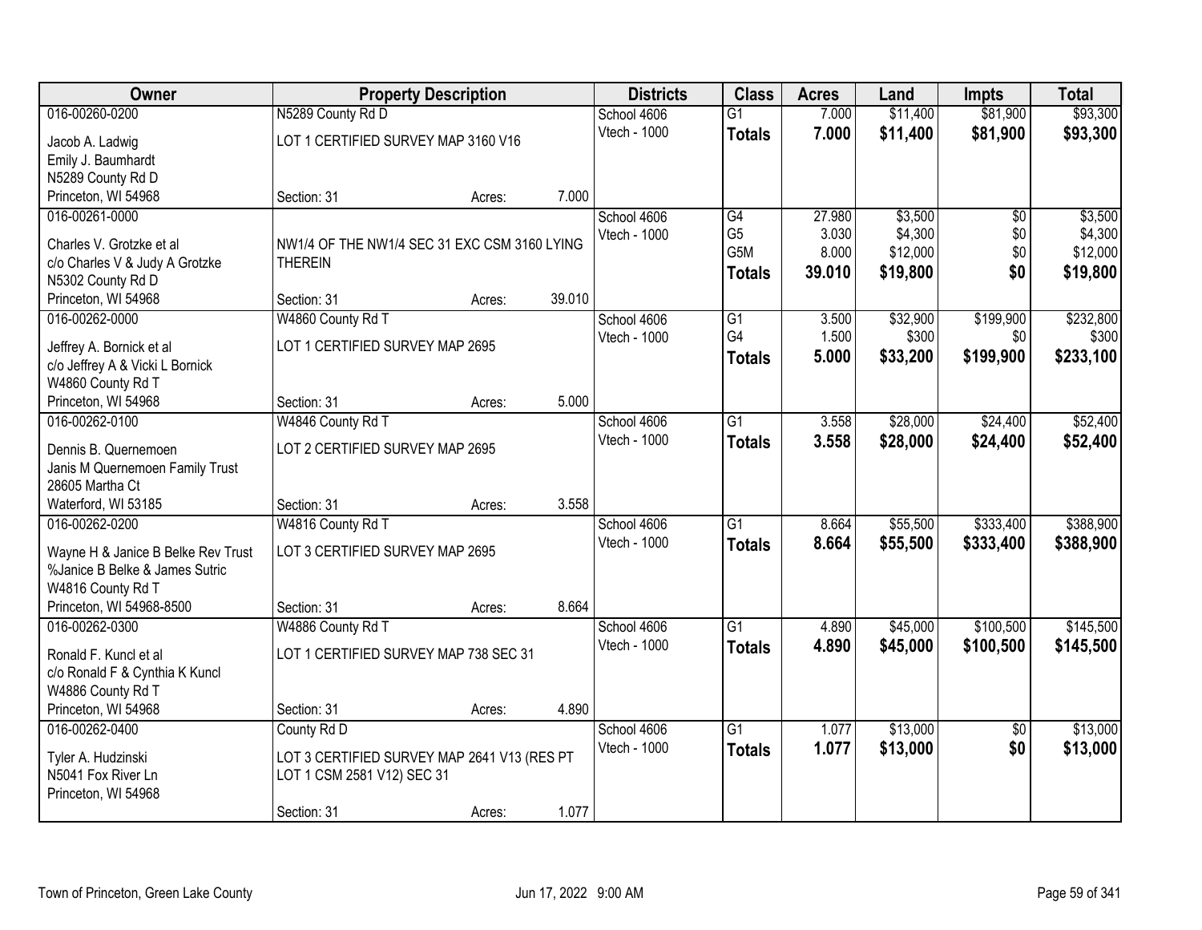| Owner | Property Description | | | Districts | Class | Acres | Land | Impts | Total |
|---|---|---|---|---|---|---|---|---|---|
| 016-00260-0200 | N5289 County Rd D | | | School 4606 | G1 | 7.000 | $11,400 | $81,900 | $93,300 |
| Jacob A. Ladwig<br>Emily J. Baumhardt<br>N5289 County Rd D<br>Princeton, WI 54968 | LOT 1 CERTIFIED SURVEY MAP 3160 V16 | | | Vtech - 1000 | **Totals** | **7.000** | **$11,400** | **$81,900** | **$93,300** |
| | Section: 31 | Acres: | 7.000 | | | | | | |
| 016-00261-0000 | | | | School 4606 | G4 | 27.980 | $3,500 | $0 | $3,500 |
| Charles V. Grotzke et al<br>c/o Charles V & Judy A Grotzke<br>N5302 County Rd D<br>Princeton, WI 54968 | NW1/4 OF THE NW1/4 SEC 31 EXC CSM 3160 LYING THEREIN | | | Vtech - 1000 | G5 | 3.030 | $4,300 | $0 | $4,300 |
| | | | | | G5M | 8.000 | $12,000 | $0 | $12,000 |
| | | | | | **Totals** | **39.010** | **$19,800** | **$0** | **$19,800** |
| | Section: 31 | Acres: | 39.010 | | | | | | |
| 016-00262-0000 | W4860 County Rd T | | | School 4606 | G1 | 3.500 | $32,900 | $199,900 | $232,800 |
| Jeffrey A. Bornick et al<br>c/o Jeffrey A & Vicki L Bornick<br>W4860 County Rd T<br>Princeton, WI 54968 | LOT 1 CERTIFIED SURVEY MAP 2695 | | | Vtech - 1000 | G4 | 1.500 | $300 | $0 | $300 |
| | | | | | **Totals** | **5.000** | **$33,200** | **$199,900** | **$233,100** |
| | Section: 31 | Acres: | 5.000 | | | | | | |
| 016-00262-0100 | W4846 County Rd T | | | School 4606 | G1 | 3.558 | $28,000 | $24,400 | $52,400 |
| Dennis B. Quernemoen<br>Janis M Quernemoen Family Trust<br>28605 Martha Ct<br>Waterford, WI 53185 | LOT 2 CERTIFIED SURVEY MAP 2695 | | | Vtech - 1000 | **Totals** | **3.558** | **$28,000** | **$24,400** | **$52,400** |
| | Section: 31 | Acres: | 3.558 | | | | | | |
| 016-00262-0200 | W4816 County Rd T | | | School 4606 | G1 | 8.664 | $55,500 | $333,400 | $388,900 |
| Wayne H & Janice B Belke Rev Trust<br>%Janice B Belke & James Sutric<br>W4816 County Rd T<br>Princeton, WI 54968-8500 | LOT 3 CERTIFIED SURVEY MAP 2695 | | | Vtech - 1000 | **Totals** | **8.664** | **$55,500** | **$333,400** | **$388,900** |
| | Section: 31 | Acres: | 8.664 | | | | | | |
| 016-00262-0300 | W4886 County Rd T | | | School 4606 | G1 | 4.890 | $45,000 | $100,500 | $145,500 |
| Ronald F. Kuncl et al<br>c/o Ronald F & Cynthia K Kuncl<br>W4886 County Rd T<br>Princeton, WI 54968 | LOT 1 CERTIFIED SURVEY MAP 738 SEC 31 | | | Vtech - 1000 | **Totals** | **4.890** | **$45,000** | **$100,500** | **$145,500** |
| | Section: 31 | Acres: | 4.890 | | | | | | |
| 016-00262-0400 | County Rd D | | | School 4606 | G1 | 1.077 | $13,000 | $0 | $13,000 |
| Tyler A. Hudzinski<br>N5041 Fox River Ln<br>Princeton, WI 54968 | LOT 3 CERTIFIED SURVEY MAP 2641 V13 (RES PT LOT 1 CSM 2581 V12) SEC 31 | | | Vtech - 1000 | **Totals** | **1.077** | **$13,000** | **$0** | **$13,000** |
| | Section: 31 | Acres: | 1.077 | | | | | | |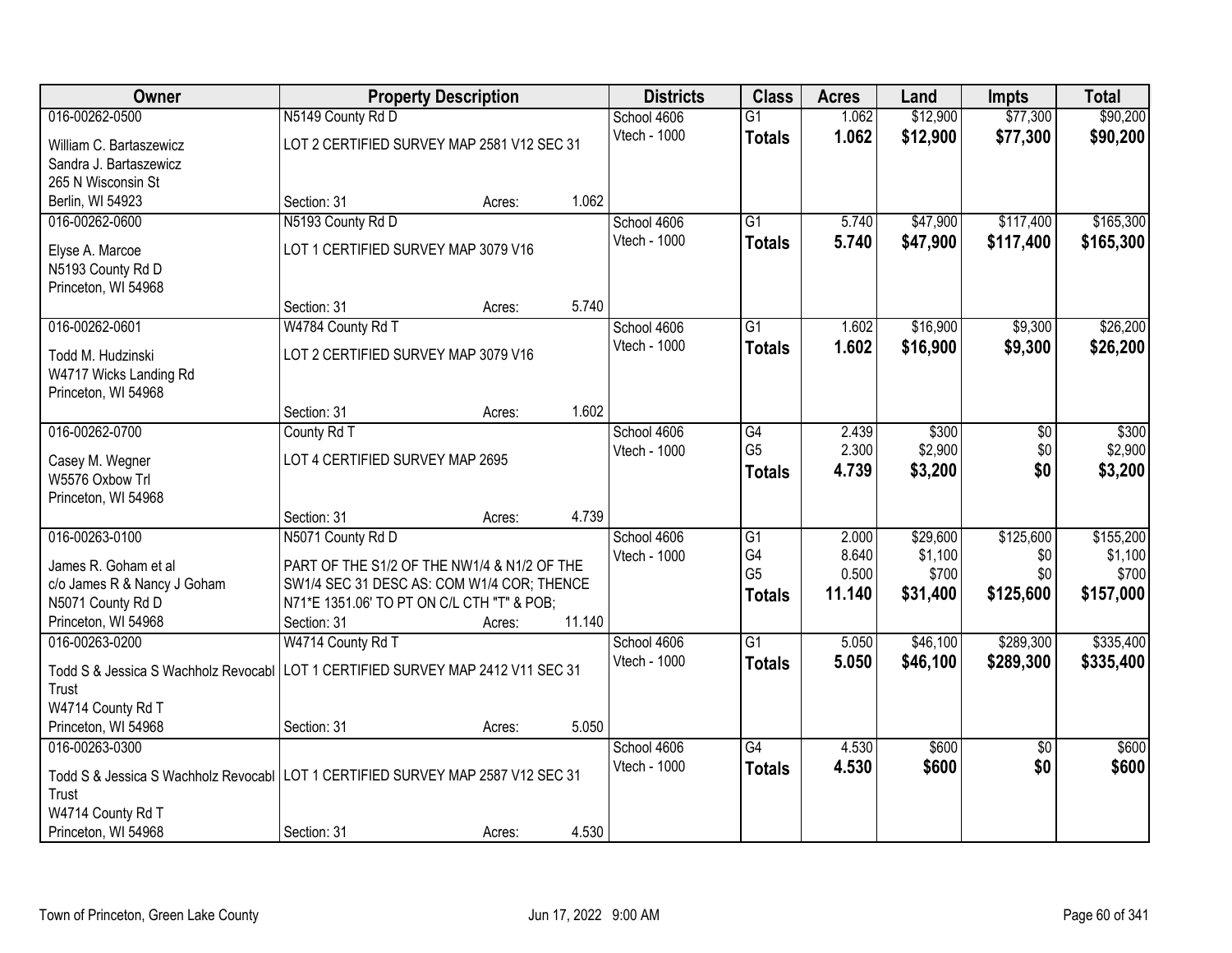| Owner | Property Description | | | Districts | Class | Acres | Land | Impts | Total |
|---|---|---|---|---|---|---|---|---|---|
| 016-00262-0500 | N5149 County Rd D | | | School 4606 | G1 | 1.062 | $12,900 | $77,300 | $90,200 |
| William C. Bartaszewicz<br>Sandra J. Bartaszewicz<br>265 N Wisconsin St<br>Berlin, WI 54923 | LOT 2 CERTIFIED SURVEY MAP 2581 V12 SEC 31 | | | Vtech - 1000 | **Totals** | **1.062** | **$12,900** | **$77,300** | **$90,200** |
| | Section: 31 | Acres: | 1.062 | | | | | | |
| 016-00262-0600 | N5193 County Rd D | | | School 4606 | G1 | 5.740 | $47,900 | $117,400 | $165,300 |
| Elyse A. Marcoe<br>N5193 County Rd D<br>Princeton, WI 54968 | LOT 1 CERTIFIED SURVEY MAP 3079 V16 | | | Vtech - 1000 | **Totals** | **5.740** | **$47,900** | **$117,400** | **$165,300** |
| | Section: 31 | Acres: | 5.740 | | | | | | |
| 016-00262-0601 | W4784 County Rd T | | | School 4606 | G1 | 1.602 | $16,900 | $9,300 | $26,200 |
| Todd M. Hudzinski<br>W4717 Wicks Landing Rd<br>Princeton, WI 54968 | LOT 2 CERTIFIED SURVEY MAP 3079 V16 | | | Vtech - 1000 | **Totals** | **1.602** | **$16,900** | **$9,300** | **$26,200** |
| | Section: 31 | Acres: | 1.602 | | | | | | |
| 016-00262-0700 | County Rd T | | | School 4606 | G4 | 2.439 | $300 | $0 | $300 |
| Casey M. Wegner<br>W5576 Oxbow Trl<br>Princeton, WI 54968 | LOT 4 CERTIFIED SURVEY MAP 2695 | | | Vtech - 1000 | G5 | 2.300 | $2,900 | $0 | $2,900 |
| | | | | | **Totals** | **4.739** | **$3,200** | **$0** | **$3,200** |
| | Section: 31 | Acres: | 4.739 | | | | | | |
| 016-00263-0100 | N5071 County Rd D | | | School 4606 | G1 | 2.000 | $29,600 | $125,600 | $155,200 |
| James R. Goham et al<br>c/o James R & Nancy J Goham<br>N5071 County Rd D<br>Princeton, WI 54968 | PART OF THE S1/2 OF THE NW1/4 & N1/2 OF THE SW1/4 SEC 31 DESC AS: COM W1/4 COR; THENCE N71*E 1351.06' TO PT ON C/L CTH "T" & POB; | | | Vtech - 1000 | G4 | 8.640 | $1,100 | $0 | $1,100 |
| | | | | | G5 | 0.500 | $700 | $0 | $700 |
| | | | | | **Totals** | **11.140** | **$31,400** | **$125,600** | **$157,000** |
| | Section: 31 | Acres: | 11.140 | | | | | | |
| 016-00263-0200 | W4714 County Rd T | | | School 4606 | G1 | 5.050 | $46,100 | $289,300 | $335,400 |
| Todd S & Jessica S Wachholz Revocabl Trust<br>W4714 County Rd T<br>Princeton, WI 54968 | LOT 1 CERTIFIED SURVEY MAP 2412 V11 SEC 31 | | | Vtech - 1000 | **Totals** | **5.050** | **$46,100** | **$289,300** | **$335,400** |
| | Section: 31 | Acres: | 5.050 | | | | | | |
| 016-00263-0300 | | | | School 4606 | G4 | 4.530 | $600 | $0 | $600 |
| Todd S & Jessica S Wachholz Revocabl Trust<br>W4714 County Rd T<br>Princeton, WI 54968 | LOT 1 CERTIFIED SURVEY MAP 2587 V12 SEC 31 | | | Vtech - 1000 | **Totals** | **4.530** | **$600** | **$0** | **$600** |
| | Section: 31 | Acres: | 4.530 | | | | | | |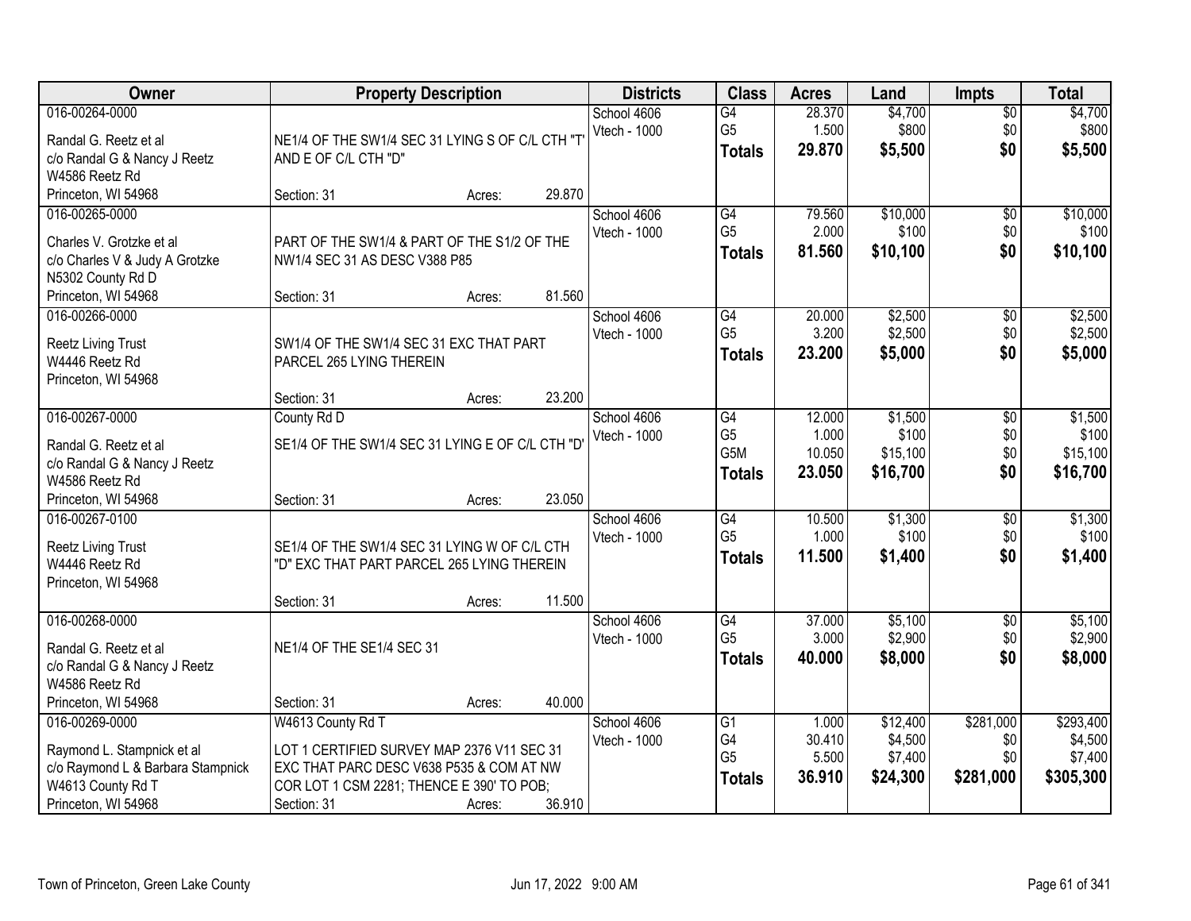| Owner | Property Description | Districts | Class | Acres | Land | Impts | Total |
|---|---|---|---|---|---|---|---|
| 016-00264-0000<br>Randal G. Reetz et al<br>c/o Randal G & Nancy J Reetz<br>W4586 Reetz Rd<br>Princeton, WI 54968 | NE1/4 OF THE SW1/4 SEC 31 LYING S OF C/L CTH "T' AND E OF C/L CTH "D"<br>Section: 31 Acres: 29.870 | School 4606<br>Vtech - 1000 | G4<br>G5<br>**Totals** | 28.370<br>1.500<br>**29.870** | $4,700<br>$800<br>**$5,500** | $0<br>$0<br>**$0** | $4,700<br>$800<br>**$5,500** |
| 016-00265-0000<br>Charles V. Grotzke et al<br>c/o Charles V & Judy A Grotzke<br>N5302 County Rd D<br>Princeton, WI 54968 | PART OF THE SW1/4 & PART OF THE S1/2 OF THE NW1/4 SEC 31 AS DESC V388 P85<br>Section: 31 Acres: 81.560 | School 4606<br>Vtech - 1000 | G4<br>G5<br>**Totals** | 79.560<br>2.000<br>**81.560** | $10,000<br>$100<br>**$10,100** | $0<br>$0<br>**$0** | $10,000<br>$100<br>**$10,100** |
| 016-00266-0000<br>Reetz Living Trust<br>W4446 Reetz Rd<br>Princeton, WI 54968 | SW1/4 OF THE SW1/4 SEC 31 EXC THAT PART PARCEL 265 LYING THEREIN<br>Section: 31 Acres: 23.200 | School 4606<br>Vtech - 1000 | G4<br>G5<br>**Totals** | 20.000<br>3.200<br>**23.200** | $2,500<br>$2,500<br>**$5,000** | $0<br>$0<br>**$0** | $2,500<br>$2,500<br>**$5,000** |
| 016-00267-0000<br>Randal G. Reetz et al<br>c/o Randal G & Nancy J Reetz<br>W4586 Reetz Rd<br>Princeton, WI 54968 | County Rd D<br>SE1/4 OF THE SW1/4 SEC 31 LYING E OF C/L CTH "D'<br>Section: 31 Acres: 23.050 | School 4606<br>Vtech - 1000 | G4<br>G5<br>G5M<br>**Totals** | 12.000<br>1.000<br>10.050<br>**23.050** | $1,500<br>$100<br>$15,100<br>**$16,700** | $0<br>$0<br>$0<br>**$0** | $1,500<br>$100<br>$15,100<br>**$16,700** |
| 016-00267-0100<br>Reetz Living Trust<br>W4446 Reetz Rd<br>Princeton, WI 54968 | SE1/4 OF THE SW1/4 SEC 31 LYING W OF C/L CTH "D" EXC THAT PART PARCEL 265 LYING THEREIN<br>Section: 31 Acres: 11.500 | School 4606<br>Vtech - 1000 | G4<br>G5<br>**Totals** | 10.500<br>1.000<br>**11.500** | $1,300<br>$100<br>**$1,400** | $0<br>$0<br>**$0** | $1,300<br>$100<br>**$1,400** |
| 016-00268-0000<br>Randal G. Reetz et al<br>c/o Randal G & Nancy J Reetz<br>W4586 Reetz Rd<br>Princeton, WI 54968 | NE1/4 OF THE SE1/4 SEC 31<br>Section: 31 Acres: 40.000 | School 4606<br>Vtech - 1000 | G4<br>G5<br>**Totals** | 37.000<br>3.000<br>**40.000** | $5,100<br>$2,900<br>**$8,000** | $0<br>$0<br>**$0** | $5,100<br>$2,900<br>**$8,000** |
| 016-00269-0000<br>Raymond L. Stampnick et al<br>c/o Raymond L & Barbara Stampnick<br>W4613 County Rd T<br>Princeton, WI 54968 | W4613 County Rd T<br>LOT 1 CERTIFIED SURVEY MAP 2376 V11 SEC 31 EXC THAT PARC DESC V638 P535 & COM AT NW COR LOT 1 CSM 2281; THENCE E 390' TO POB;<br>Section: 31 Acres: 36.910 | School 4606<br>Vtech - 1000 | G1<br>G4<br>G5<br>**Totals** | 1.000<br>30.410<br>5.500<br>**36.910** | $12,400<br>$4,500<br>$7,400<br>**$24,300** | $281,000<br>$0<br>$0<br>**$281,000** | $293,400<br>$4,500<br>$7,400<br>**$305,300** |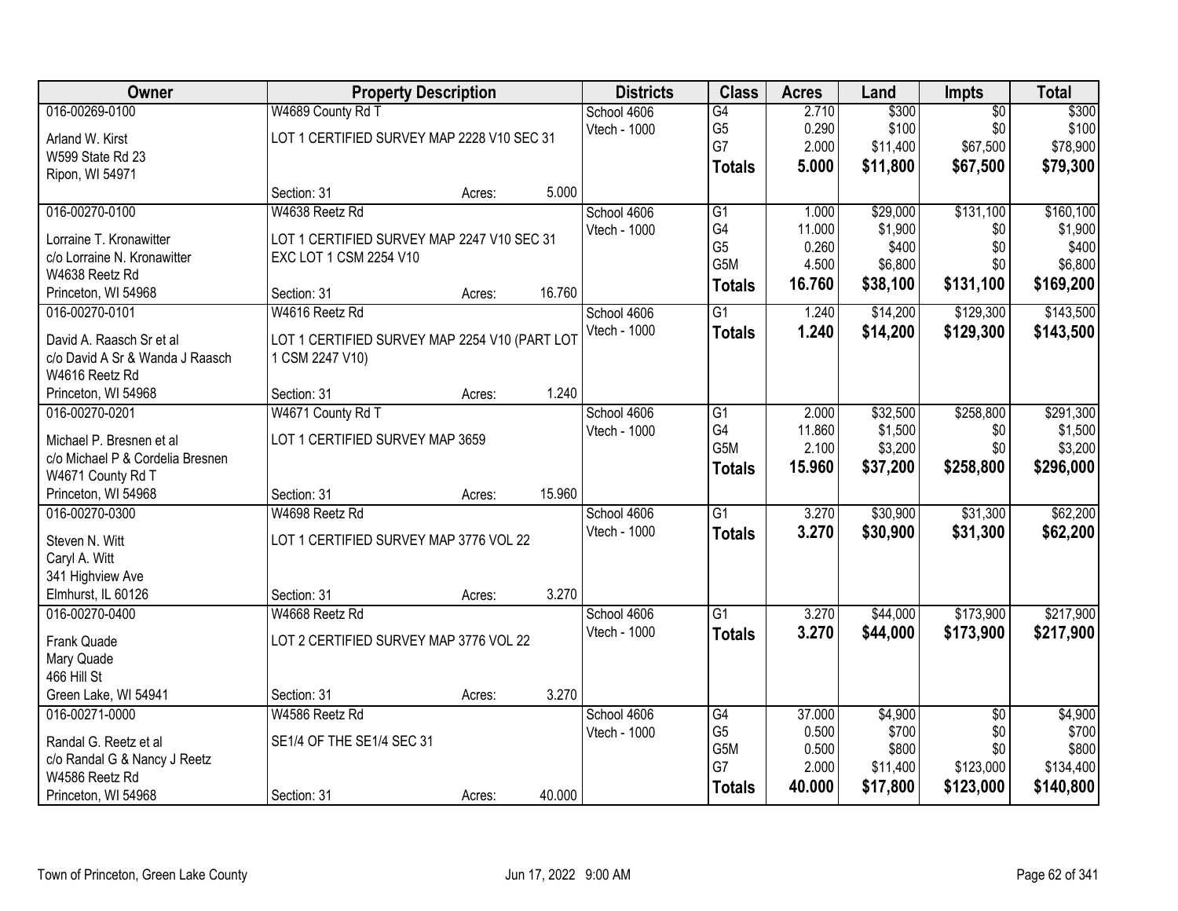| Owner | Property Description | | | Districts | Class | Acres | Land | Impts | Total |
|---|---|---|---|---|---|---|---|---|---|
| 016-00269-0100 | W4689 County Rd T | | | School 4606 | G4 | 2.710 | $300 | $0 | $300 |
| Arland W. Kirst | LOT 1 CERTIFIED SURVEY MAP 2228 V10 SEC 31 | | | Vtech - 1000 | G5 | 0.290 | $100 | $0 | $100 |
| W599 State Rd 23 | | | | | G7 | 2.000 | $11,400 | $67,500 | $78,900 |
| Ripon, WI 54971 | | | | | **Totals** | **5.000** | **$11,800** | **$67,500** | **$79,300** |
| | Section: 31 | Acres: | 5.000 | | | | | | |
| 016-00270-0100 | W4638 Reetz Rd | | | School 4606 | G1 | 1.000 | $29,000 | $131,100 | $160,100 |
| Lorraine T. Kronawitter | LOT 1 CERTIFIED SURVEY MAP 2247 V10 SEC 31 | | | Vtech - 1000 | G4 | 11.000 | $1,900 | $0 | $1,900 |
| c/o Lorraine N. Kronawitter | EXC LOT 1 CSM 2254 V10 | | | | G5 | 0.260 | $400 | $0 | $400 |
| W4638 Reetz Rd | | | | | G5M | 4.500 | $6,800 | $0 | $6,800 |
| Princeton, WI 54968 | Section: 31 | Acres: | 16.760 | | **Totals** | **16.760** | **$38,100** | **$131,100** | **$169,200** |
| 016-00270-0101 | W4616 Reetz Rd | | | School 4606 | G1 | 1.240 | $14,200 | $129,300 | $143,500 |
| David A. Raasch Sr et al | LOT 1 CERTIFIED SURVEY MAP 2254 V10 (PART LOT 1 CSM 2247 V10) | | | Vtech - 1000 | **Totals** | **1.240** | **$14,200** | **$129,300** | **$143,500** |
| c/o David A Sr & Wanda J Raasch | | | | | | | | | |
| W4616 Reetz Rd | | | | | | | | | |
| Princeton, WI 54968 | Section: 31 | Acres: | 1.240 | | | | | | |
| 016-00270-0201 | W4671 County Rd T | | | School 4606 | G1 | 2.000 | $32,500 | $258,800 | $291,300 |
| Michael P. Bresnen et al | LOT 1 CERTIFIED SURVEY MAP 3659 | | | Vtech - 1000 | G4 | 11.860 | $1,500 | $0 | $1,500 |
| c/o Michael P & Cordelia Bresnen | | | | | G5M | 2.100 | $3,200 | $0 | $3,200 |
| W4671 County Rd T | | | | | **Totals** | **15.960** | **$37,200** | **$258,800** | **$296,000** |
| Princeton, WI 54968 | Section: 31 | Acres: | 15.960 | | | | | | |
| 016-00270-0300 | W4698 Reetz Rd | | | School 4606 | G1 | 3.270 | $30,900 | $31,300 | $62,200 |
| Steven N. Witt | LOT 1 CERTIFIED SURVEY MAP 3776 VOL 22 | | | Vtech - 1000 | **Totals** | **3.270** | **$30,900** | **$31,300** | **$62,200** |
| Caryl A. Witt | | | | | | | | | |
| 341 Highview Ave | | | | | | | | | |
| Elmhurst, IL 60126 | Section: 31 | Acres: | 3.270 | | | | | | |
| 016-00270-0400 | W4668 Reetz Rd | | | School 4606 | G1 | 3.270 | $44,000 | $173,900 | $217,900 |
| Frank Quade | LOT 2 CERTIFIED SURVEY MAP 3776 VOL 22 | | | Vtech - 1000 | **Totals** | **3.270** | **$44,000** | **$173,900** | **$217,900** |
| Mary Quade | | | | | | | | | |
| 466 Hill St | | | | | | | | | |
| Green Lake, WI 54941 | Section: 31 | Acres: | 3.270 | | | | | | |
| 016-00271-0000 | W4586 Reetz Rd | | | School 4606 | G4 | 37.000 | $4,900 | $0 | $4,900 |
| Randal G. Reetz et al | SE1/4 OF THE SE1/4 SEC 31 | | | Vtech - 1000 | G5 | 0.500 | $700 | $0 | $700 |
| c/o Randal G & Nancy J Reetz | | | | | G5M | 0.500 | $800 | $0 | $800 |
| W4586 Reetz Rd | | | | | G7 | 2.000 | $11,400 | $123,000 | $134,400 |
| Princeton, WI 54968 | Section: 31 | Acres: | 40.000 | | **Totals** | **40.000** | **$17,800** | **$123,000** | **$140,800** |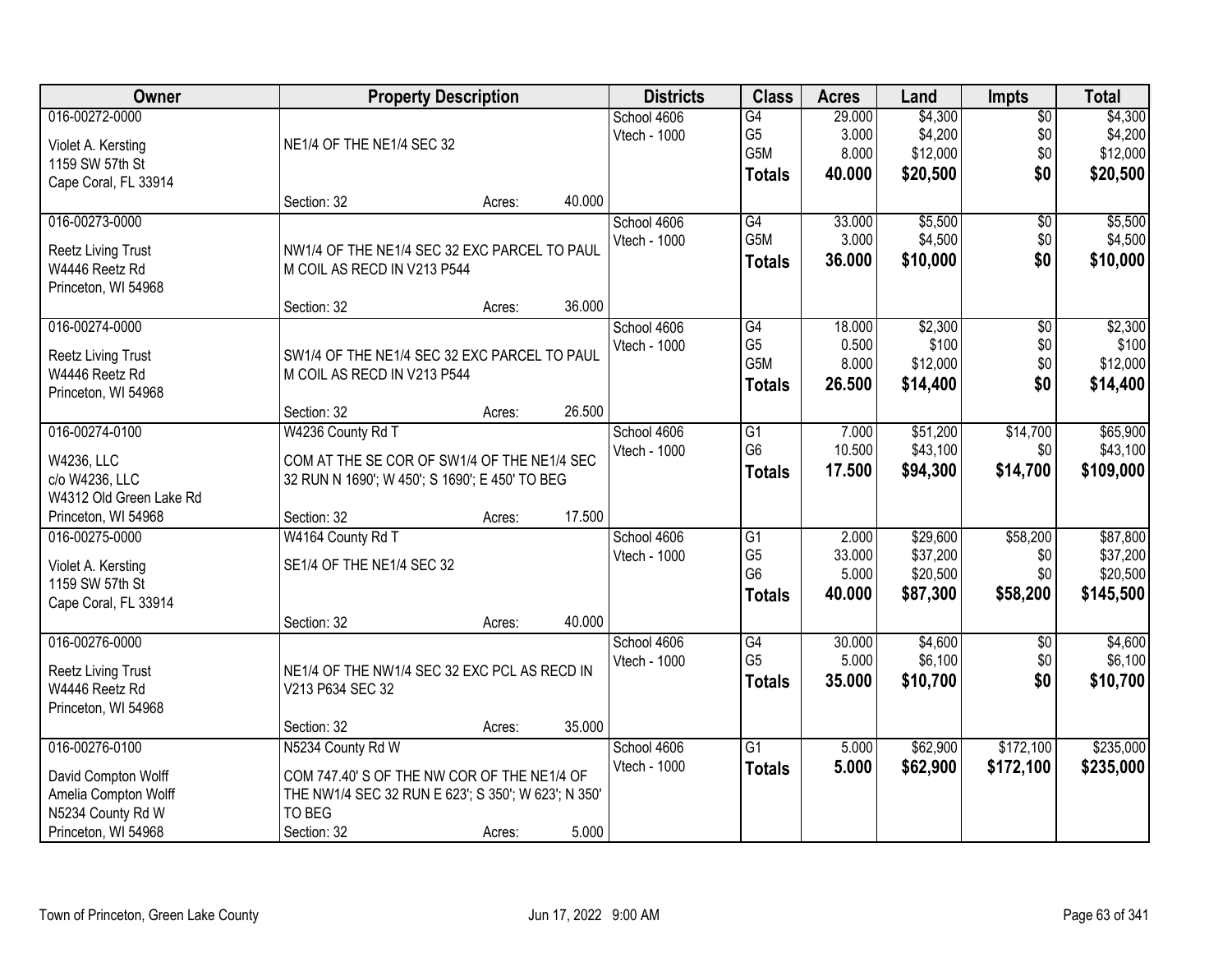| Owner | Property Description | Districts | Class | Acres | Land | Impts | Total |
|---|---|---|---|---|---|---|---|
| 016-00272-0000<br>Violet A. Kersting<br>1159 SW 57th St<br>Cape Coral, FL 33914 | NE1/4 OF THE NE1/4 SEC 32<br>Section: 32 Acres: 40.000 | School 4606<br>Vtech - 1000 | G4<br>G5<br>G5M<br>**Totals** | 29.000<br>3.000<br>8.000<br>**40.000** | $4,300<br>$4,200<br>$12,000<br>**$20,500** | $0<br>$0<br>$0<br>**$0** | $4,300<br>$4,200<br>$12,000<br>**$20,500** |
| 016-00273-0000<br>Reetz Living Trust<br>W4446 Reetz Rd<br>Princeton, WI 54968 | NW1/4 OF THE NE1/4 SEC 32 EXC PARCEL TO PAUL M COIL AS RECD IN V213 P544<br>Section: 32 Acres: 36.000 | School 4606<br>Vtech - 1000 | G4<br>G5M<br>**Totals** | 33.000<br>3.000<br>**36.000** | $5,500<br>$4,500<br>**$10,000** | $0<br>$0<br>**$0** | $5,500<br>$4,500<br>**$10,000** |
| 016-00274-0000<br>Reetz Living Trust<br>W4446 Reetz Rd<br>Princeton, WI 54968 | SW1/4 OF THE NE1/4 SEC 32 EXC PARCEL TO PAUL M COIL AS RECD IN V213 P544<br>Section: 32 Acres: 26.500 | School 4606<br>Vtech - 1000 | G4<br>G5<br>G5M<br>**Totals** | 18.000<br>0.500<br>8.000<br>**26.500** | $2,300<br>$100<br>$12,000<br>**$14,400** | $0<br>$0<br>$0<br>**$0** | $2,300<br>$100<br>$12,000<br>**$14,400** |
| 016-00274-0100<br>W4236, LLC<br>c/o W4236, LLC<br>W4312 Old Green Lake Rd<br>Princeton, WI 54968 | W4236 County Rd T<br>COM AT THE SE COR OF SW1/4 OF THE NE1/4 SEC 32 RUN N 1690'; W 450'; S 1690'; E 450' TO BEG<br>Section: 32 Acres: 17.500 | School 4606<br>Vtech - 1000 | G1<br>G6<br>**Totals** | 7.000<br>10.500<br>**17.500** | $51,200<br>$43,100<br>**$94,300** | $14,700<br>$0<br>**$14,700** | $65,900<br>$43,100<br>**$109,000** |
| 016-00275-0000<br>Violet A. Kersting<br>1159 SW 57th St<br>Cape Coral, FL 33914 | W4164 County Rd T<br>SE1/4 OF THE NE1/4 SEC 32<br>Section: 32 Acres: 40.000 | School 4606<br>Vtech - 1000 | G1<br>G5<br>G6<br>**Totals** | 2.000<br>33.000<br>5.000<br>**40.000** | $29,600<br>$37,200<br>$20,500<br>**$87,300** | $58,200<br>$0<br>$0<br>**$58,200** | $87,800<br>$37,200<br>$20,500<br>**$145,500** |
| 016-00276-0000<br>Reetz Living Trust<br>W4446 Reetz Rd<br>Princeton, WI 54968 | NE1/4 OF THE NW1/4 SEC 32 EXC PCL AS RECD IN V213 P634 SEC 32<br>Section: 32 Acres: 35.000 | School 4606<br>Vtech - 1000 | G4<br>G5<br>**Totals** | 30.000<br>5.000<br>**35.000** | $4,600<br>$6,100<br>**$10,700** | $0<br>$0<br>**$0** | $4,600<br>$6,100<br>**$10,700** |
| 016-00276-0100<br>David Compton Wolff<br>Amelia Compton Wolff<br>N5234 County Rd W<br>Princeton, WI 54968 | N5234 County Rd W<br>COM 747.40' S OF THE NW COR OF THE NE1/4 OF THE NW1/4 SEC 32 RUN E 623'; S 350'; W 623'; N 350' TO BEG<br>Section: 32 Acres: 5.000 | School 4606<br>Vtech - 1000 | G1<br>**Totals** | 5.000<br>**5.000** | $62,900<br>**$62,900** | $172,100<br>**$172,100** | $235,000<br>**$235,000** |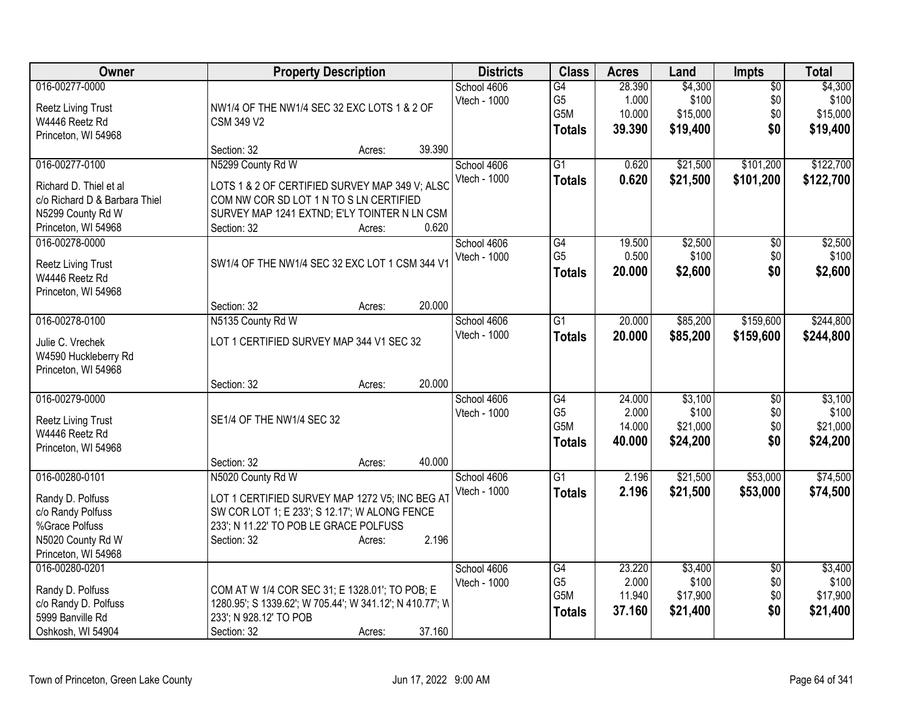| Owner | Property Description | Districts | Class | Acres | Land | Impts | Total |
|---|---|---|---|---|---|---|---|
| 016-00277-0000<br>Reetz Living Trust<br>W4446 Reetz Rd<br>Princeton, WI 54968 | NW1/4 OF THE NW1/4 SEC 32 EXC LOTS 1 & 2 OF CSM 349 V2<br>Section: 32 Acres: 39.390 | School 4606<br>Vtech - 1000 | G4<br>G5<br>G5M<br>**Totals** | 28.390<br>1.000<br>10.000<br>**39.390** | $4,300<br>$100<br>$15,000<br>**$19,400** | $0<br>$0<br>$0<br>**$0** | $4,300<br>$100<br>$15,000<br>**$19,400** |
| 016-00277-0100<br>Richard D. Thiel et al<br>c/o Richard D & Barbara Thiel<br>N5299 County Rd W<br>Princeton, WI 54968 | N5299 County Rd W<br>LOTS 1 & 2 OF CERTIFIED SURVEY MAP 349 V; ALSO COM NW COR SD LOT 1 N TO S LN CERTIFIED SURVEY MAP 1241 EXTND; E'LY TOINTER N LN CSM<br>Section: 32 Acres: 0.620 | School 4606<br>Vtech - 1000 | G1<br>**Totals** | 0.620<br>**0.620** | $21,500<br>**$21,500** | $101,200<br>**$101,200** | $122,700<br>**$122,700** |
| 016-00278-0000<br>Reetz Living Trust<br>W4446 Reetz Rd<br>Princeton, WI 54968 | SW1/4 OF THE NW1/4 SEC 32 EXC LOT 1 CSM 344 V1<br>Section: 32 Acres: 20.000 | School 4606<br>Vtech - 1000 | G4<br>G5<br>**Totals** | 19.500<br>0.500<br>**20.000** | $2,500<br>$100<br>**$2,600** | $0<br>$0<br>**$0** | $2,500<br>$100<br>**$2,600** |
| 016-00278-0100<br>Julie C. Vrechek<br>W4590 Huckleberry Rd<br>Princeton, WI 54968 | N5135 County Rd W<br>LOT 1 CERTIFIED SURVEY MAP 344 V1 SEC 32<br>Section: 32 Acres: 20.000 | School 4606<br>Vtech - 1000 | G1<br>**Totals** | 20.000<br>**20.000** | $85,200<br>**$85,200** | $159,600<br>**$159,600** | $244,800<br>**$244,800** |
| 016-00279-0000<br>Reetz Living Trust<br>W4446 Reetz Rd<br>Princeton, WI 54968 | SE1/4 OF THE NW1/4 SEC 32<br>Section: 32 Acres: 40.000 | School 4606<br>Vtech - 1000 | G4<br>G5<br>G5M<br>**Totals** | 24.000<br>2.000<br>14.000<br>**40.000** | $3,100<br>$100<br>$21,000<br>**$24,200** | $0<br>$0<br>$0<br>**$0** | $3,100<br>$100<br>$21,000<br>**$24,200** |
| 016-00280-0101<br>Randy D. Polfuss<br>c/o Randy Polfuss<br>%Grace Polfuss<br>N5020 County Rd W<br>Princeton, WI 54968 | N5020 County Rd W<br>LOT 1 CERTIFIED SURVEY MAP 1272 V5; INC BEG AT SW COR LOT 1; E 233'; S 12.17'; W ALONG FENCE 233'; N 11.22' TO POB LE GRACE POLFUSS<br>Section: 32 Acres: 2.196 | School 4606<br>Vtech - 1000 | G1<br>**Totals** | 2.196<br>**2.196** | $21,500<br>**$21,500** | $53,000<br>**$53,000** | $74,500<br>**$74,500** |
| 016-00280-0201<br>Randy D. Polfuss<br>c/o Randy D. Polfuss<br>5999 Banville Rd<br>Oshkosh, WI 54904 | COM AT W 1/4 COR SEC 31; E 1328.01'; TO POB; E 1280.95'; S 1339.62'; W 705.44'; W 341.12'; N 410.77'; W 233'; N 928.12' TO POB<br>Section: 32 Acres: 37.160 | School 4606<br>Vtech - 1000 | G4<br>G5<br>G5M<br>**Totals** | 23.220<br>2.000<br>11.940<br>**37.160** | $3,400<br>$100<br>$17,900<br>**$21,400** | $0<br>$0<br>$0<br>**$0** | $3,400<br>$100<br>$17,900<br>**$21,400** |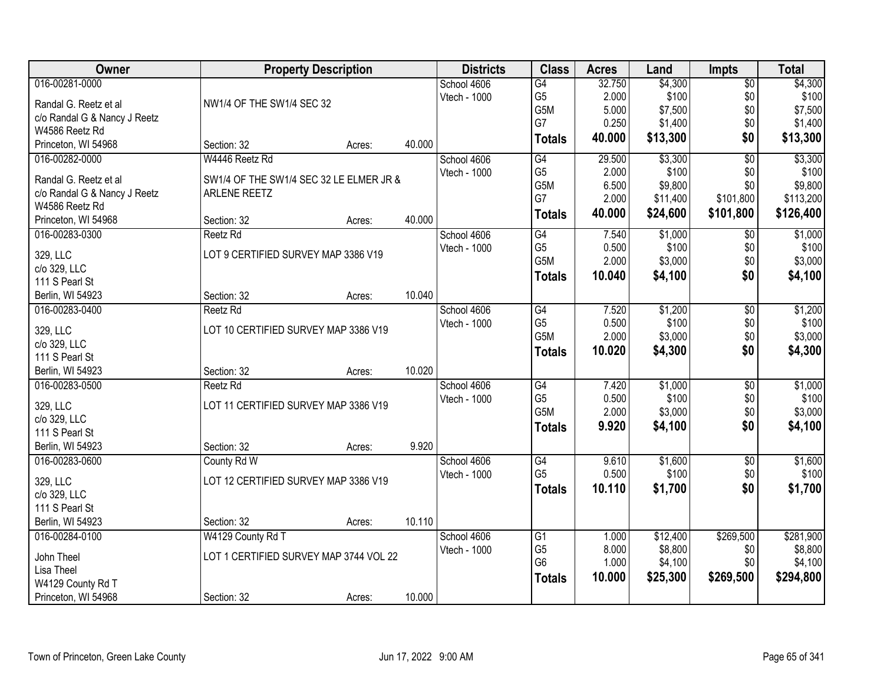| Owner | Property Description | | | Districts | Class | Acres | Land | Impts | Total |
|---|---|---|---|---|---|---|---|---|---|
| 016-00281-0000<br>Randal G. Reetz et al<br>c/o Randal G & Nancy J Reetz<br>W4586 Reetz Rd<br>Princeton, WI 54968 | NW1/4 OF THE SW1/4 SEC 32<br><br>Section: 32 | Acres: | 40.000 | School 4606<br>Vtech - 1000 | G4<br>G5<br>G5M<br>G7<br>**Totals** | 32.750<br>2.000<br>5.000<br>0.250<br>**40.000** | $4,300<br>$100<br>$7,500<br>$1,400<br>**$13,300** | $0<br>$0<br>$0<br>$0<br>**$0** | $4,300<br>$100<br>$7,500<br>$1,400<br>**$13,300** |
| 016-00282-0000<br>Randal G. Reetz et al<br>c/o Randal G & Nancy J Reetz<br>W4586 Reetz Rd<br>Princeton, WI 54968 | W4446 Reetz Rd<br>SW1/4 OF THE SW1/4 SEC 32 LE ELMER JR & ARLENE REETZ<br><br>Section: 32 | Acres: | 40.000 | School 4606<br>Vtech - 1000 | G4<br>G5<br>G5M<br>G7<br>**Totals** | 29.500<br>2.000<br>6.500<br>2.000<br>**40.000** | $3,300<br>$100<br>$9,800<br>$11,400<br>**$24,600** | $0<br>$0<br>$0<br>$101,800<br>**$101,800** | $3,300<br>$100<br>$9,800<br>$113,200<br>**$126,400** |
| 016-00283-0300<br>329, LLC<br>c/o 329, LLC<br>111 S Pearl St<br>Berlin, WI 54923 | Reetz Rd<br>LOT 9 CERTIFIED SURVEY MAP 3386 V19<br><br>Section: 32 | Acres: | 10.040 | School 4606<br>Vtech - 1000 | G4<br>G5<br>G5M<br>**Totals** | 7.540<br>0.500<br>2.000<br>**10.040** | $1,000<br>$100<br>$3,000<br>**$4,100** | $0<br>$0<br>$0<br>**$0** | $1,000<br>$100<br>$3,000<br>**$4,100** |
| 016-00283-0400<br>329, LLC<br>c/o 329, LLC<br>111 S Pearl St<br>Berlin, WI 54923 | Reetz Rd<br>LOT 10 CERTIFIED SURVEY MAP 3386 V19<br><br>Section: 32 | Acres: | 10.020 | School 4606<br>Vtech - 1000 | G4<br>G5<br>G5M<br>**Totals** | 7.520<br>0.500<br>2.000<br>**10.020** | $1,200<br>$100<br>$3,000<br>**$4,300** | $0<br>$0<br>$0<br>**$0** | $1,200<br>$100<br>$3,000<br>**$4,300** |
| 016-00283-0500<br>329, LLC<br>c/o 329, LLC<br>111 S Pearl St<br>Berlin, WI 54923 | Reetz Rd<br>LOT 11 CERTIFIED SURVEY MAP 3386 V19<br><br>Section: 32 | Acres: | 9.920 | School 4606<br>Vtech - 1000 | G4<br>G5<br>G5M<br>**Totals** | 7.420<br>0.500<br>2.000<br>**9.920** | $1,000<br>$100<br>$3,000<br>**$4,100** | $0<br>$0<br>$0<br>**$0** | $1,000<br>$100<br>$3,000<br>**$4,100** |
| 016-00283-0600<br>329, LLC<br>c/o 329, LLC<br>111 S Pearl St<br>Berlin, WI 54923 | County Rd W<br>LOT 12 CERTIFIED SURVEY MAP 3386 V19<br><br>Section: 32 | Acres: | 10.110 | School 4606<br>Vtech - 1000 | G4<br>G5<br>**Totals** | 9.610<br>0.500<br>**10.110** | $1,600<br>$100<br>**$1,700** | $0<br>$0<br>**$0** | $1,600<br>$100<br>**$1,700** |
| 016-00284-0100<br>John Theel<br>Lisa Theel<br>W4129 County Rd T<br>Princeton, WI 54968 | W4129 County Rd T<br>LOT 1 CERTIFIED SURVEY MAP 3744 VOL 22<br><br>Section: 32 | Acres: | 10.000 | School 4606<br>Vtech - 1000 | G1<br>G5<br>G6<br>**Totals** | 1.000<br>8.000<br>1.000<br>**10.000** | $12,400<br>$8,800<br>$4,100<br>**$25,300** | $269,500<br>$0<br>$0<br>**$269,500** | $281,900<br>$8,800<br>$4,100<br>**$294,800** |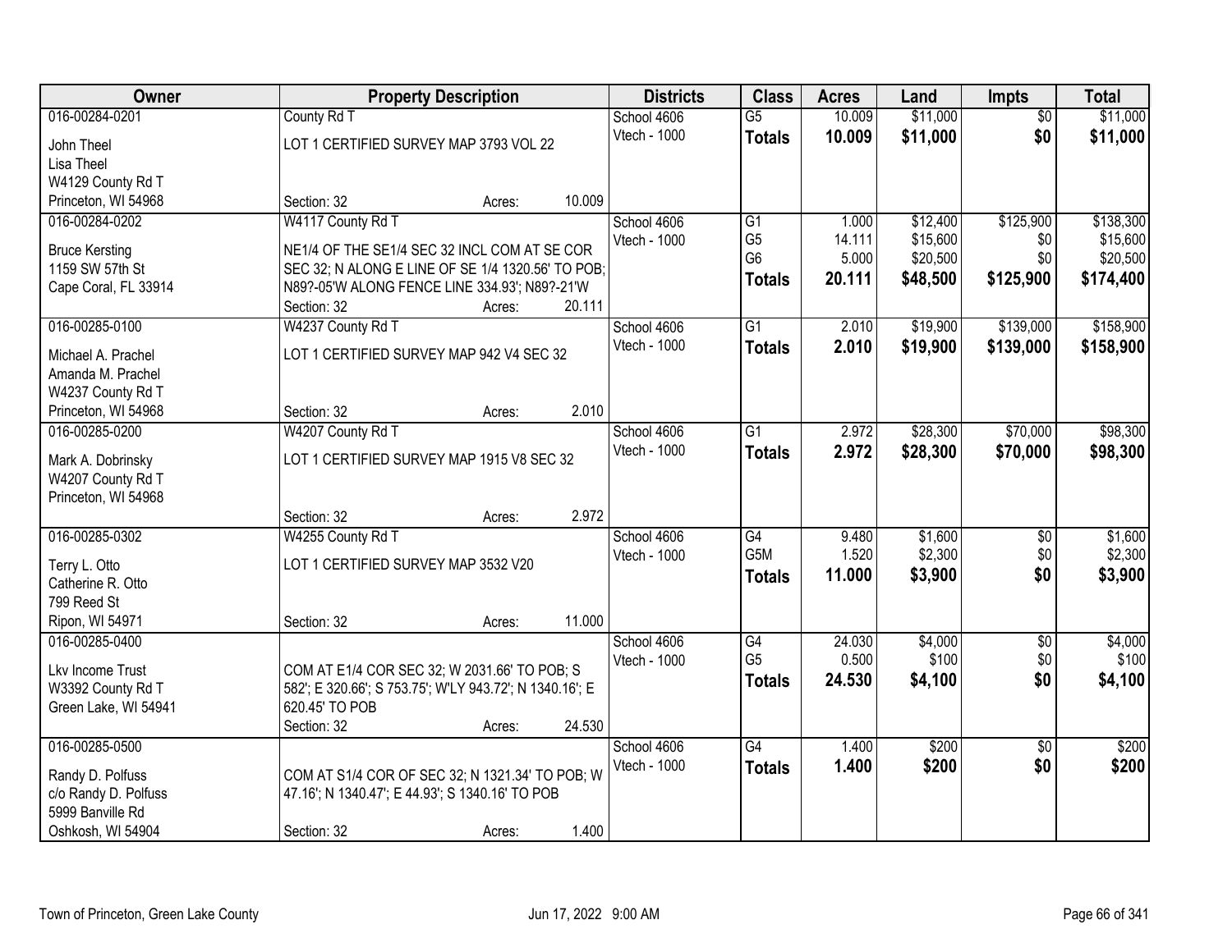| Owner | Property Description | Districts | Class | Acres | Land | Impts | Total |
|---|---|---|---|---|---|---|---|
| 016-00284-0201<br>John Theel<br>Lisa Theel<br>W4129 County Rd T<br>Princeton, WI 54968 | County Rd T<br>LOT 1 CERTIFIED SURVEY MAP 3793 VOL 22<br>Section: 32 Acres: 10.009 | School 4606<br>Vtech - 1000 | G5<br>**Totals** | 10.009<br>**10.009** | \$11,000<br>**\$11,000** | \$0<br>**\$0** | \$11,000<br>**\$11,000** |
| 016-00284-0202<br>Bruce Kersting<br>1159 SW 57th St<br>Cape Coral, FL 33914 | W4117 County Rd T<br>NE1/4 OF THE SE1/4 SEC 32 INCL COM AT SE COR SEC 32; N ALONG E LINE OF SE 1/4 1320.56' TO POB; N89?-05'W ALONG FENCE LINE 334.93'; N89?-21'W<br>Section: 32 Acres: 20.111 | School 4606<br>Vtech - 1000 | G1<br>G5<br>G6<br>**Totals** | 1.000<br>14.111<br>5.000<br>**20.111** | \$12,400<br>\$15,600<br>\$20,500<br>**\$48,500** | \$125,900<br>\$0<br>\$0<br>**\$125,900** | \$138,300<br>\$15,600<br>\$20,500<br>**\$174,400** |
| 016-00285-0100<br>Michael A. Prachel<br>Amanda M. Prachel<br>W4237 County Rd T<br>Princeton, WI 54968 | W4237 County Rd T<br>LOT 1 CERTIFIED SURVEY MAP 942 V4 SEC 32<br>Section: 32 Acres: 2.010 | School 4606<br>Vtech - 1000 | G1<br>**Totals** | 2.010<br>**2.010** | \$19,900<br>**\$19,900** | \$139,000<br>**\$139,000** | \$158,900<br>**\$158,900** |
| 016-00285-0200<br>Mark A. Dobrinsky<br>W4207 County Rd T<br>Princeton, WI 54968 | W4207 County Rd T<br>LOT 1 CERTIFIED SURVEY MAP 1915 V8 SEC 32<br>Section: 32 Acres: 2.972 | School 4606<br>Vtech - 1000 | G1<br>**Totals** | 2.972<br>**2.972** | \$28,300<br>**\$28,300** | \$70,000<br>**\$70,000** | \$98,300<br>**\$98,300** |
| 016-00285-0302<br>Terry L. Otto<br>Catherine R. Otto<br>799 Reed St<br>Ripon, WI 54971 | W4255 County Rd T<br>LOT 1 CERTIFIED SURVEY MAP 3532 V20<br>Section: 32 Acres: 11.000 | School 4606<br>Vtech - 1000 | G4<br>G5M<br>**Totals** | 9.480<br>1.520<br>**11.000** | \$1,600<br>\$2,300<br>**\$3,900** | \$0<br>\$0<br>**\$0** | \$1,600<br>\$2,300<br>**\$3,900** |
| 016-00285-0400<br>Lkv Income Trust<br>W3392 County Rd T<br>Green Lake, WI 54941 | COM AT E1/4 COR SEC 32; W 2031.66' TO POB; S 582'; E 320.66'; S 753.75'; W'LY 943.72'; N 1340.16'; E 620.45' TO POB<br>Section: 32 Acres: 24.530 | School 4606<br>Vtech - 1000 | G4<br>G5<br>**Totals** | 24.030<br>0.500<br>**24.530** | \$4,000<br>\$100<br>**\$4,100** | \$0<br>\$0<br>**\$0** | \$4,000<br>\$100<br>**\$4,100** |
| 016-00285-0500<br>Randy D. Polfuss<br>c/o Randy D. Polfuss<br>5999 Banville Rd<br>Oshkosh, WI 54904 | COM AT S1/4 COR OF SEC 32; N 1321.34' TO POB; W 47.16'; N 1340.47'; E 44.93'; S 1340.16' TO POB<br>Section: 32 Acres: 1.400 | School 4606<br>Vtech - 1000 | G4<br>**Totals** | 1.400<br>**1.400** | \$200<br>**\$200** | \$0<br>**\$0** | \$200<br>**\$200** |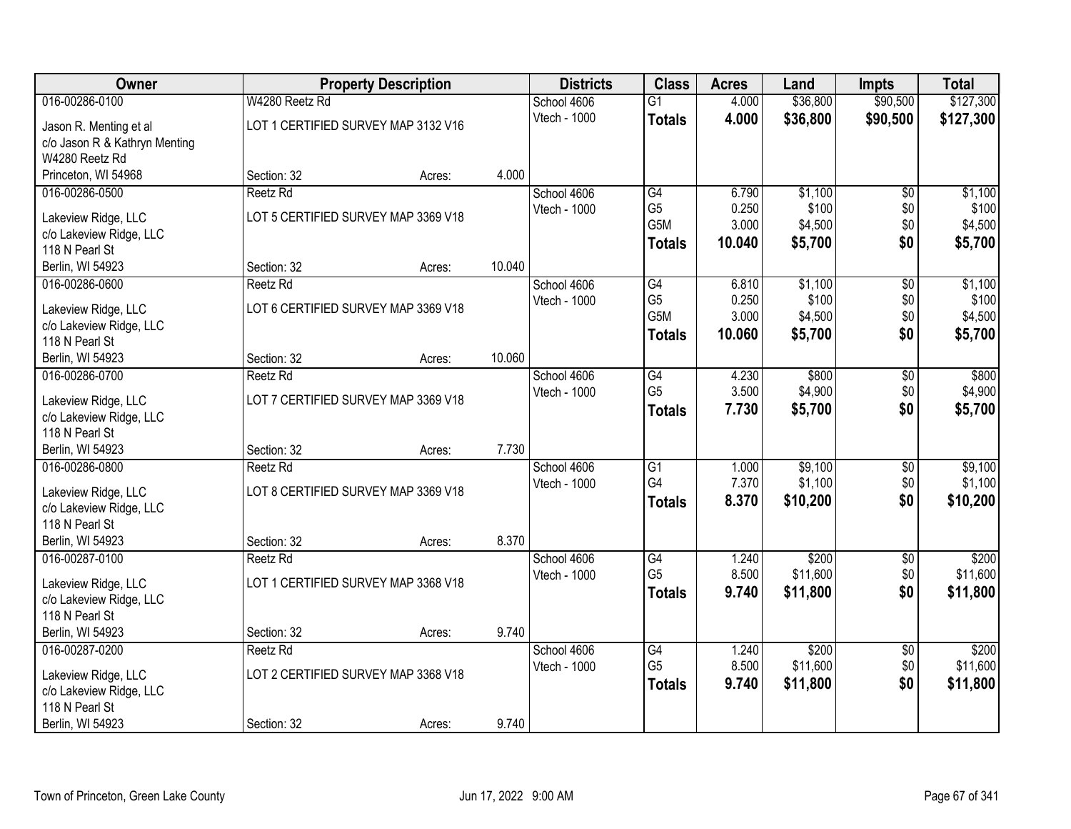| Owner | Property Description | | | Districts | Class | Acres | Land | Impts | Total |
|---|---|---|---|---|---|---|---|---|---|
| 016-00286-0100 | W4280 Reetz Rd | | | School 4606 | G1 | 4.000 | $36,800 | $90,500 | $127,300 |
| Jason R. Menting et al | LOT 1 CERTIFIED SURVEY MAP 3132 V16 | | | Vtech - 1000 | **Totals** | **4.000** | **$36,800** | **$90,500** | **$127,300** |
| c/o Jason R & Kathryn Menting | | | | | | | | | |
| W4280 Reetz Rd | | | | | | | | | |
| Princeton, WI 54968 | Section: 32 | Acres: | 4.000 | | | | | | |
| 016-00286-0500 | Reetz Rd | | | School 4606 | G4 | 6.790 | $1,100 | $0 | $1,100 |
| Lakeview Ridge, LLC | LOT 5 CERTIFIED SURVEY MAP 3369 V18 | | | Vtech - 1000 | G5 | 0.250 | $100 | $0 | $100 |
| c/o Lakeview Ridge, LLC | | | | | G5M | 3.000 | $4,500 | $0 | $4,500 |
| 118 N Pearl St | | | | | **Totals** | **10.040** | **$5,700** | **$0** | **$5,700** |
| Berlin, WI 54923 | Section: 32 | Acres: | 10.040 | | | | | | |
| 016-00286-0600 | Reetz Rd | | | School 4606 | G4 | 6.810 | $1,100 | $0 | $1,100 |
| Lakeview Ridge, LLC | LOT 6 CERTIFIED SURVEY MAP 3369 V18 | | | Vtech - 1000 | G5 | 0.250 | $100 | $0 | $100 |
| c/o Lakeview Ridge, LLC | | | | | G5M | 3.000 | $4,500 | $0 | $4,500 |
| 118 N Pearl St | | | | | **Totals** | **10.060** | **$5,700** | **$0** | **$5,700** |
| Berlin, WI 54923 | Section: 32 | Acres: | 10.060 | | | | | | |
| 016-00286-0700 | Reetz Rd | | | School 4606 | G4 | 4.230 | $800 | $0 | $800 |
| Lakeview Ridge, LLC | LOT 7 CERTIFIED SURVEY MAP 3369 V18 | | | Vtech - 1000 | G5 | 3.500 | $4,900 | $0 | $4,900 |
| c/o Lakeview Ridge, LLC | | | | | **Totals** | **7.730** | **$5,700** | **$0** | **$5,700** |
| 118 N Pearl St | | | | | | | | | |
| Berlin, WI 54923 | Section: 32 | Acres: | 7.730 | | | | | | |
| 016-00286-0800 | Reetz Rd | | | School 4606 | G1 | 1.000 | $9,100 | $0 | $9,100 |
| Lakeview Ridge, LLC | LOT 8 CERTIFIED SURVEY MAP 3369 V18 | | | Vtech - 1000 | G4 | 7.370 | $1,100 | $0 | $1,100 |
| c/o Lakeview Ridge, LLC | | | | | **Totals** | **8.370** | **$10,200** | **$0** | **$10,200** |
| 118 N Pearl St | | | | | | | | | |
| Berlin, WI 54923 | Section: 32 | Acres: | 8.370 | | | | | | |
| 016-00287-0100 | Reetz Rd | | | School 4606 | G4 | 1.240 | $200 | $0 | $200 |
| Lakeview Ridge, LLC | LOT 1 CERTIFIED SURVEY MAP 3368 V18 | | | Vtech - 1000 | G5 | 8.500 | $11,600 | $0 | $11,600 |
| c/o Lakeview Ridge, LLC | | | | | **Totals** | **9.740** | **$11,800** | **$0** | **$11,800** |
| 118 N Pearl St | | | | | | | | | |
| Berlin, WI 54923 | Section: 32 | Acres: | 9.740 | | | | | | |
| 016-00287-0200 | Reetz Rd | | | School 4606 | G4 | 1.240 | $200 | $0 | $200 |
| Lakeview Ridge, LLC | LOT 2 CERTIFIED SURVEY MAP 3368 V18 | | | Vtech - 1000 | G5 | 8.500 | $11,600 | $0 | $11,600 |
| c/o Lakeview Ridge, LLC | | | | | **Totals** | **9.740** | **$11,800** | **$0** | **$11,800** |
| 118 N Pearl St | | | | | | | | | |
| Berlin, WI 54923 | Section: 32 | Acres: | 9.740 | | | | | | |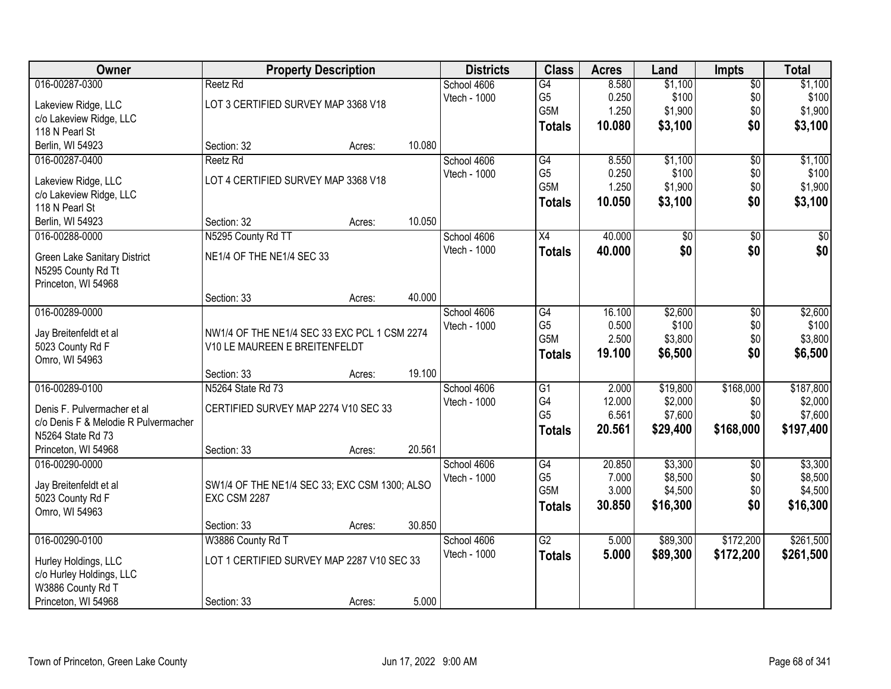| Owner | Property Description | | | Districts | Class | Acres | Land | Impts | Total |
|---|---|---|---|---|---|---|---|---|---|
| 016-00287-0300 | Reetz Rd | | | School 4606 | G4 | 8.580 | $1,100 | $0 | $1,100 |
| Lakeview Ridge, LLC | LOT 3 CERTIFIED SURVEY MAP 3368 V18 | | | Vtech - 1000 | G5 | 0.250 | $100 | $0 | $100 |
| c/o Lakeview Ridge, LLC | | | | | G5M | 1.250 | $1,900 | $0 | $1,900 |
| 118 N Pearl St | | | | | **Totals** | **10.080** | **$3,100** | **$0** | **$3,100** |
| Berlin, WI 54923 | Section: 32 | Acres: | 10.080 | | | | | | |
| 016-00287-0400 | Reetz Rd | | | School 4606 | G4 | 8.550 | $1,100 | $0 | $1,100 |
| Lakeview Ridge, LLC | LOT 4 CERTIFIED SURVEY MAP 3368 V18 | | | Vtech - 1000 | G5 | 0.250 | $100 | $0 | $100 |
| c/o Lakeview Ridge, LLC | | | | | G5M | 1.250 | $1,900 | $0 | $1,900 |
| 118 N Pearl St | | | | | **Totals** | **10.050** | **$3,100** | **$0** | **$3,100** |
| Berlin, WI 54923 | Section: 32 | Acres: | 10.050 | | | | | | |
| 016-00288-0000 | N5295 County Rd TT | | | School 4606 | X4 | 40.000 | $0 | $0 | $0 |
| Green Lake Sanitary District | NE1/4 OF THE NE1/4 SEC 33 | | | Vtech - 1000 | **Totals** | **40.000** | **$0** | **$0** | **$0** |
| N5295 County Rd Tt | | | | | | | | | |
| Princeton, WI 54968 | | | | | | | | | |
| | Section: 33 | Acres: | 40.000 | | | | | | |
| 016-00289-0000 | | | | School 4606 | G4 | 16.100 | $2,600 | $0 | $2,600 |
| Jay Breitenfeldt et al | NW1/4 OF THE NE1/4 SEC 33 EXC PCL 1 CSM 2274 | | | Vtech - 1000 | G5 | 0.500 | $100 | $0 | $100 |
| 5023 County Rd F | V10 LE MAUREEN E BREITENFELDT | | | | G5M | 2.500 | $3,800 | $0 | $3,800 |
| Omro, WI 54963 | | | | | **Totals** | **19.100** | **$6,500** | **$0** | **$6,500** |
| | Section: 33 | Acres: | 19.100 | | | | | | |
| 016-00289-0100 | N5264 State Rd 73 | | | School 4606 | G1 | 2.000 | $19,800 | $168,000 | $187,800 |
| Denis F. Pulvermacher et al | CERTIFIED SURVEY MAP 2274 V10 SEC 33 | | | Vtech - 1000 | G4 | 12.000 | $2,000 | $0 | $2,000 |
| c/o Denis F & Melodie R Pulvermacher | | | | | G5 | 6.561 | $7,600 | $0 | $7,600 |
| N5264 State Rd 73 | | | | | **Totals** | **20.561** | **$29,400** | **$168,000** | **$197,400** |
| Princeton, WI 54968 | Section: 33 | Acres: | 20.561 | | | | | | |
| 016-00290-0000 | | | | School 4606 | G4 | 20.850 | $3,300 | $0 | $3,300 |
| Jay Breitenfeldt et al | SW1/4 OF THE NE1/4 SEC 33; EXC CSM 1300; ALSO | | | Vtech - 1000 | G5 | 7.000 | $8,500 | $0 | $8,500 |
| 5023 County Rd F | EXC CSM 2287 | | | | G5M | 3.000 | $4,500 | $0 | $4,500 |
| Omro, WI 54963 | | | | | **Totals** | **30.850** | **$16,300** | **$0** | **$16,300** |
| | Section: 33 | Acres: | 30.850 | | | | | | |
| 016-00290-0100 | W3886 County Rd T | | | School 4606 | G2 | 5.000 | $89,300 | $172,200 | $261,500 |
| Hurley Holdings, LLC | LOT 1 CERTIFIED SURVEY MAP 2287 V10 SEC 33 | | | Vtech - 1000 | **Totals** | **5.000** | **$89,300** | **$172,200** | **$261,500** |
| c/o Hurley Holdings, LLC | | | | | | | | | |
| W3886 County Rd T | | | | | | | | | |
| Princeton, WI 54968 | Section: 33 | Acres: | 5.000 | | | | | | |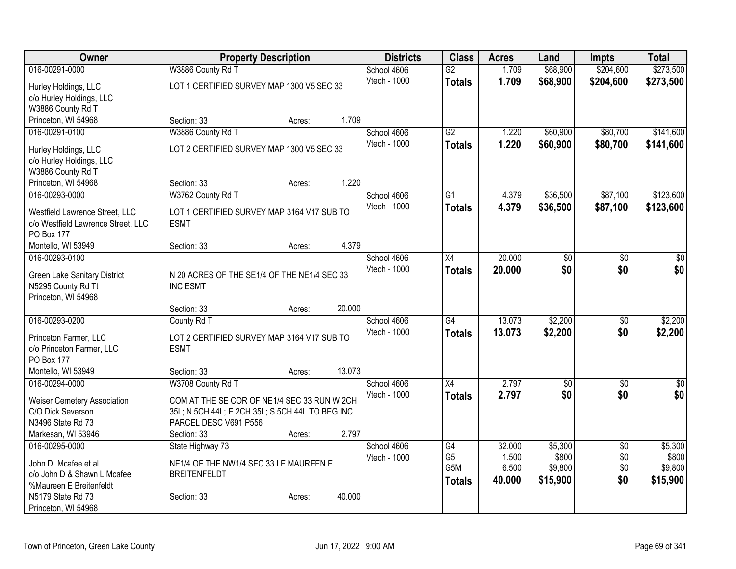| Owner | Property Description | | | Districts | Class | Acres | Land | Impts | Total |
|---|---|---|---|---|---|---|---|---|---|
| 016-00291-0000 | W3886 County Rd T | | | School 4606 | G2 | 1.709 | $68,900 | $204,600 | $273,500 |
| Hurley Holdings, LLC<br>c/o Hurley Holdings, LLC<br>W3886 County Rd T<br>Princeton, WI 54968 | LOT 1 CERTIFIED SURVEY MAP 1300 V5 SEC 33 | | | Vtech - 1000 | **Totals** | **1.709** | **$68,900** | **$204,600** | **$273,500** |
| | Section: 33 | Acres: | 1.709 | | | | | | |
| 016-00291-0100 | W3886 County Rd T | | | School 4606 | G2 | 1.220 | $60,900 | $80,700 | $141,600 |
| Hurley Holdings, LLC<br>c/o Hurley Holdings, LLC<br>W3886 County Rd T<br>Princeton, WI 54968 | LOT 2 CERTIFIED SURVEY MAP 1300 V5 SEC 33 | | | Vtech - 1000 | **Totals** | **1.220** | **$60,900** | **$80,700** | **$141,600** |
| | Section: 33 | Acres: | 1.220 | | | | | | |
| 016-00293-0000 | W3762 County Rd T | | | School 4606 | G1 | 4.379 | $36,500 | $87,100 | $123,600 |
| Westfield Lawrence Street, LLC<br>c/o Westfield Lawrence Street, LLC<br>PO Box 177<br>Montello, WI 53949 | LOT 1 CERTIFIED SURVEY MAP 3164 V17 SUB TO ESMT | | | Vtech - 1000 | **Totals** | **4.379** | **$36,500** | **$87,100** | **$123,600** |
| | Section: 33 | Acres: | 4.379 | | | | | | |
| 016-00293-0100 | | | | School 4606 | X4 | 20.000 | $0 | $0 | $0 |
| Green Lake Sanitary District<br>N5295 County Rd Tt<br>Princeton, WI 54968 | N 20 ACRES OF THE SE1/4 OF THE NE1/4 SEC 33 INC ESMT | | | Vtech - 1000 | **Totals** | **20.000** | **$0** | **$0** | **$0** |
| | Section: 33 | Acres: | 20.000 | | | | | | |
| 016-00293-0200 | County Rd T | | | School 4606 | G4 | 13.073 | $2,200 | $0 | $2,200 |
| Princeton Farmer, LLC<br>c/o Princeton Farmer, LLC<br>PO Box 177<br>Montello, WI 53949 | LOT 2 CERTIFIED SURVEY MAP 3164 V17 SUB TO ESMT | | | Vtech - 1000 | **Totals** | **13.073** | **$2,200** | **$0** | **$2,200** |
| | Section: 33 | Acres: | 13.073 | | | | | | |
| 016-00294-0000 | W3708 County Rd T | | | School 4606 | X4 | 2.797 | $0 | $0 | $0 |
| Weiser Cemetery Association<br>C/O Dick Severson<br>N3496 State Rd 73<br>Markesan, WI 53946 | COM AT THE SE COR OF NE1/4 SEC 33 RUN W 2CH 35L; N 5CH 44L; E 2CH 35L; S 5CH 44L TO BEG INC PARCEL DESC V691 P556 | | | Vtech - 1000 | **Totals** | **2.797** | **$0** | **$0** | **$0** |
| | Section: 33 | Acres: | 2.797 | | | | | | |
| 016-00295-0000 | State Highway 73 | | | School 4606 | G4 | 32.000 | $5,300 | $0 | $5,300 |
| John D. Mcafee et al<br>c/o John D & Shawn L Mcafee<br>%Maureen E Breitenfeldt<br>N5179 State Rd 73<br>Princeton, WI 54968 | NE1/4 OF THE NW1/4 SEC 33 LE MAUREEN E BREITENFELDT | | | Vtech - 1000 | G5 | 1.500 | $800 | $0 | $800 |
| | | | | | G5M | 6.500 | $9,800 | $0 | $9,800 |
| | | | | | **Totals** | **40.000** | **$15,900** | **$0** | **$15,900** |
| | Section: 33 | Acres: | 40.000 | | | | | | |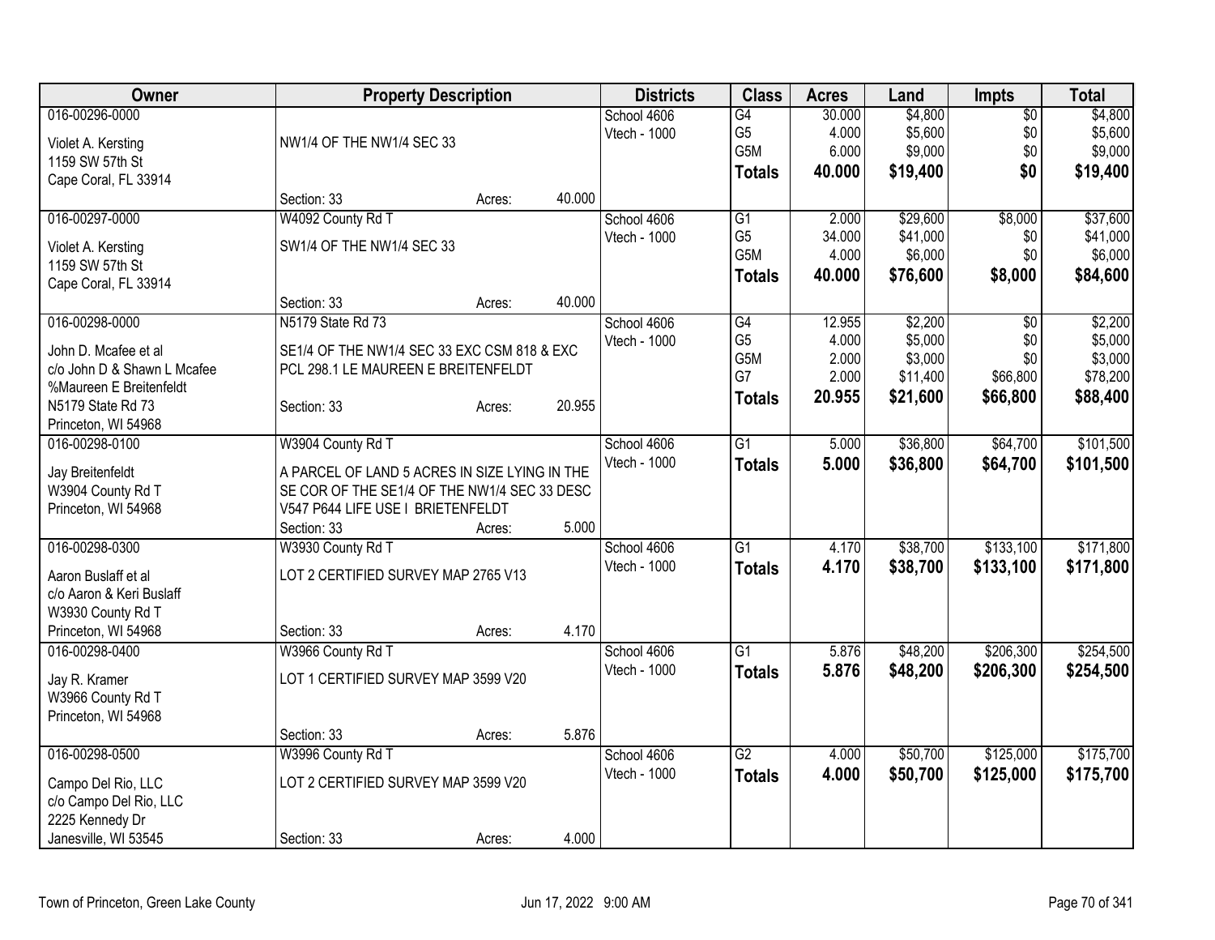| Owner | Property Description | Districts | Class | Acres | Land | Impts | Total |
|---|---|---|---|---|---|---|---|
| 016-00296-0000<br>Violet A. Kersting<br>1159 SW 57th St<br>Cape Coral, FL 33914 | NW1/4 OF THE NW1/4 SEC 33<br>Section: 33 Acres: 40.000 | School 4606<br>Vtech - 1000 | G4<br>G5<br>G5M<br>**Totals** | 30.000<br>4.000<br>6.000<br>**40.000** | $4,800<br>$5,600<br>$9,000<br>**$19,400** | $0<br>$0<br>$0<br>**$0** | $4,800<br>$5,600<br>$9,000<br>**$19,400** |
| 016-00297-0000<br>Violet A. Kersting<br>1159 SW 57th St<br>Cape Coral, FL 33914 | W4092 County Rd T<br>SW1/4 OF THE NW1/4 SEC 33<br>Section: 33 Acres: 40.000 | School 4606<br>Vtech - 1000 | G1<br>G5<br>G5M<br>**Totals** | 2.000<br>34.000<br>4.000<br>**40.000** | $29,600<br>$41,000<br>$6,000<br>**$76,600** | $8,000<br>$0<br>$0<br>**$8,000** | $37,600<br>$41,000<br>$6,000<br>**$84,600** |
| 016-00298-0000<br>John D. Mcafee et al<br>c/o John D & Shawn L Mcafee<br>%Maureen E Breitenfeldt<br>N5179 State Rd 73<br>Princeton, WI 54968 | N5179 State Rd 73<br>SE1/4 OF THE NW1/4 SEC 33 EXC CSM 818 & EXC PCL 298.1 LE MAUREEN E BREITENFELDT<br>Section: 33 Acres: 20.955 | School 4606<br>Vtech - 1000 | G4<br>G5<br>G5M<br>G7<br>**Totals** | 12.955<br>4.000<br>2.000<br>2.000<br>**20.955** | $2,200<br>$5,000<br>$3,000<br>$11,400<br>**$21,600** | $0<br>$0<br>$0<br>$66,800<br>**$66,800** | $2,200<br>$5,000<br>$3,000<br>$78,200<br>**$88,400** |
| 016-00298-0100<br>Jay Breitenfeldt<br>W3904 County Rd T<br>Princeton, WI 54968 | W3904 County Rd T<br>A PARCEL OF LAND 5 ACRES IN SIZE LYING IN THE SE COR OF THE SE1/4 OF THE NW1/4 SEC 33 DESC V547 P644 LIFE USE I BRIETENFELDT<br>Section: 33 Acres: 5.000 | School 4606<br>Vtech - 1000 | G1<br>**Totals** | 5.000<br>**5.000** | $36,800<br>**$36,800** | $64,700<br>**$64,700** | $101,500<br>**$101,500** |
| 016-00298-0300<br>Aaron Buslaff et al<br>c/o Aaron & Keri Buslaff<br>W3930 County Rd T<br>Princeton, WI 54968 | W3930 County Rd T<br>LOT 2 CERTIFIED SURVEY MAP 2765 V13<br>Section: 33 Acres: 4.170 | School 4606<br>Vtech - 1000 | G1<br>**Totals** | 4.170<br>**4.170** | $38,700<br>**$38,700** | $133,100<br>**$133,100** | $171,800<br>**$171,800** |
| 016-00298-0400<br>Jay R. Kramer<br>W3966 County Rd T<br>Princeton, WI 54968 | W3966 County Rd T<br>LOT 1 CERTIFIED SURVEY MAP 3599 V20<br>Section: 33 Acres: 5.876 | School 4606<br>Vtech - 1000 | G1<br>**Totals** | 5.876<br>**5.876** | $48,200<br>**$48,200** | $206,300<br>**$206,300** | $254,500<br>**$254,500** |
| 016-00298-0500<br>Campo Del Rio, LLC<br>c/o Campo Del Rio, LLC<br>2225 Kennedy Dr<br>Janesville, WI 53545 | W3996 County Rd T<br>LOT 2 CERTIFIED SURVEY MAP 3599 V20<br>Section: 33 Acres: 4.000 | School 4606<br>Vtech - 1000 | G2<br>**Totals** | 4.000<br>**4.000** | $50,700<br>**$50,700** | $125,000<br>**$125,000** | $175,700<br>**$175,700** |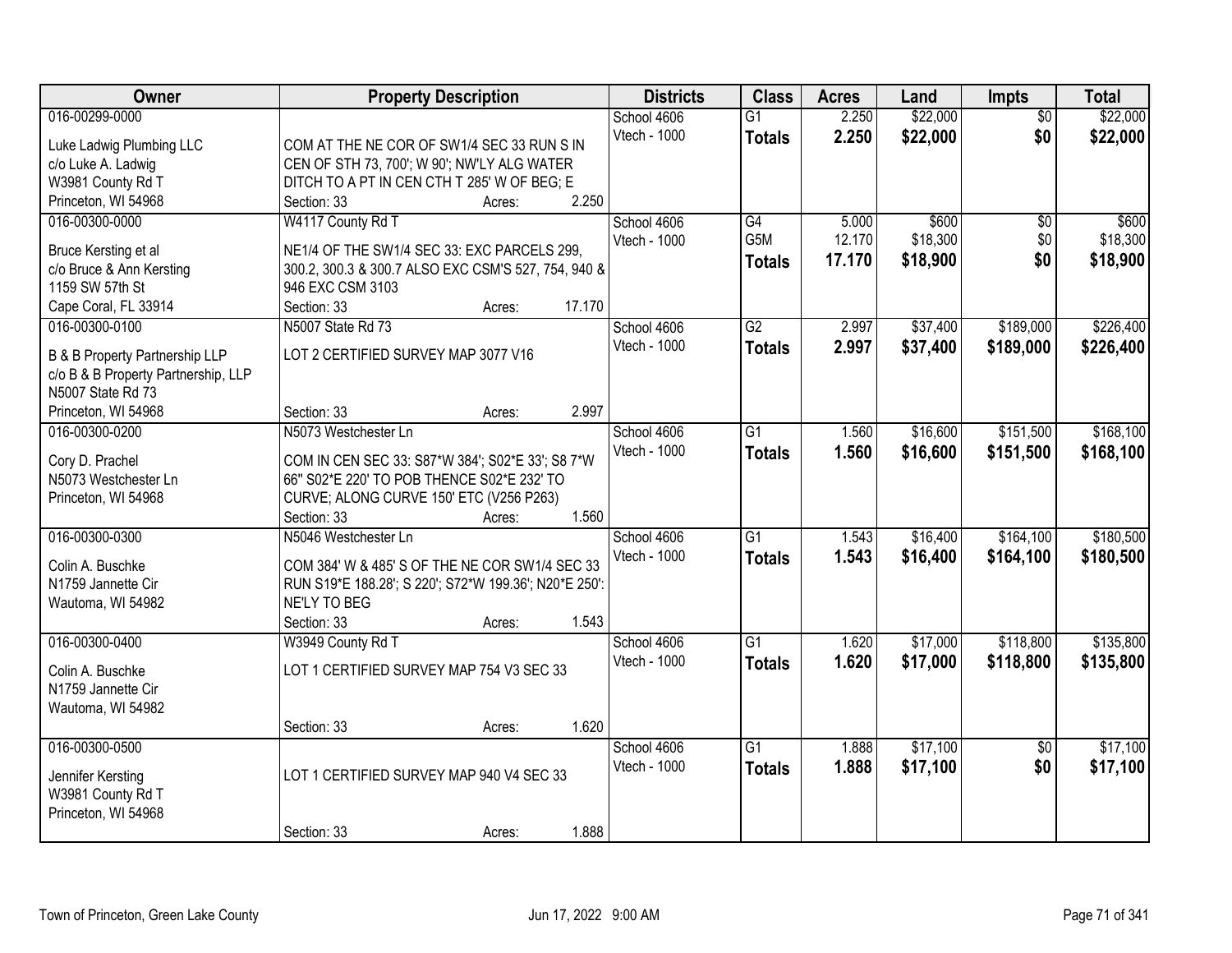| Owner | Property Description | Districts | Class | Acres | Land | Impts | Total |
|---|---|---|---|---|---|---|---|
| 016-00299-0000<br>Luke Ladwig Plumbing LLC<br>c/o Luke A. Ladwig<br>W3981 County Rd T<br>Princeton, WI 54968 | COM AT THE NE COR OF SW1/4 SEC 33 RUN S IN CEN OF STH 73, 700'; W 90'; NW'LY ALG WATER DITCH TO A PT IN CEN CTH T 285' W OF BEG; E<br>Section: 33 Acres: 2.250 | School 4606<br>Vtech - 1000 | G1<br>**Totals** | 2.250<br>**2.250** | $22,000<br>**$22,000** | $0<br>**$0** | $22,000<br>**$22,000** |
| 016-00300-0000<br>Bruce Kersting et al<br>c/o Bruce & Ann Kersting<br>1159 SW 57th St<br>Cape Coral, FL 33914 | W4117 County Rd T<br>NE1/4 OF THE SW1/4 SEC 33: EXC PARCELS 299, 300.2, 300.3 & 300.7 ALSO EXC CSM'S 527, 754, 940 & 946 EXC CSM 3103<br>Section: 33 Acres: 17.170 | School 4606<br>Vtech - 1000 | G4<br>G5M<br>**Totals** | 5.000<br>12.170<br>**17.170** | $600<br>$18,300<br>**$18,900** | $0<br>$0<br>**$0** | $600<br>$18,300<br>**$18,900** |
| 016-00300-0100<br>B & B Property Partnership LLP<br>c/o B & B Property Partnership, LLP<br>N5007 State Rd 73<br>Princeton, WI 54968 | N5007 State Rd 73<br>LOT 2 CERTIFIED SURVEY MAP 3077 V16<br>Section: 33 Acres: 2.997 | School 4606<br>Vtech - 1000 | G2<br>**Totals** | 2.997<br>**2.997** | $37,400<br>**$37,400** | $189,000<br>**$189,000** | $226,400<br>**$226,400** |
| 016-00300-0200<br>Cory D. Prachel<br>N5073 Westchester Ln<br>Princeton, WI 54968 | N5073 Westchester Ln<br>COM IN CEN SEC 33: S87*W 384'; S02*E 33'; S8 7*W 66" S02*E 220' TO POB THENCE S02*E 232' TO CURVE; ALONG CURVE 150' ETC (V256 P263)<br>Section: 33 Acres: 1.560 | School 4606<br>Vtech - 1000 | G1<br>**Totals** | 1.560<br>**1.560** | $16,600<br>**$16,600** | $151,500<br>**$151,500** | $168,100<br>**$168,100** |
| 016-00300-0300<br>Colin A. Buschke<br>N1759 Jannette Cir<br>Wautoma, WI 54982 | N5046 Westchester Ln<br>COM 384' W & 485' S OF THE NE COR SW1/4 SEC 33 RUN S19*E 188.28'; S 220'; S72*W 199.36'; N20*E 250': NE'LY TO BEG<br>Section: 33 Acres: 1.543 | School 4606<br>Vtech - 1000 | G1<br>**Totals** | 1.543<br>**1.543** | $16,400<br>**$16,400** | $164,100<br>**$164,100** | $180,500<br>**$180,500** |
| 016-00300-0400<br>Colin A. Buschke<br>N1759 Jannette Cir<br>Wautoma, WI 54982 | W3949 County Rd T<br>LOT 1 CERTIFIED SURVEY MAP 754 V3 SEC 33<br>Section: 33 Acres: 1.620 | School 4606<br>Vtech - 1000 | G1<br>**Totals** | 1.620<br>**1.620** | $17,000<br>**$17,000** | $118,800<br>**$118,800** | $135,800<br>**$135,800** |
| 016-00300-0500<br>Jennifer Kersting<br>W3981 County Rd T<br>Princeton, WI 54968 | LOT 1 CERTIFIED SURVEY MAP 940 V4 SEC 33<br>Section: 33 Acres: 1.888 | School 4606<br>Vtech - 1000 | G1<br>**Totals** | 1.888<br>**1.888** | $17,100<br>**$17,100** | $0<br>**$0** | $17,100<br>**$17,100** |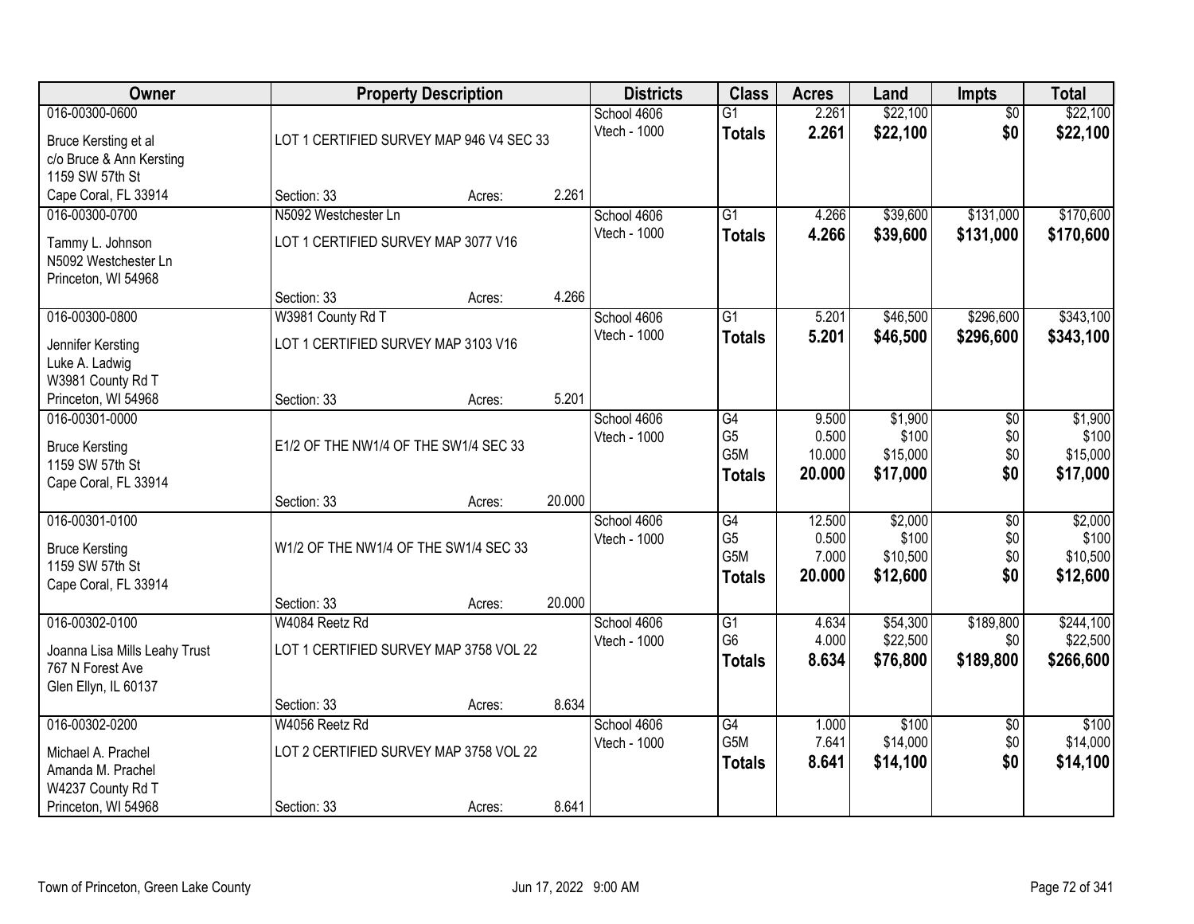| Owner | Property Description | | | Districts | Class | Acres | Land | Impts | Total |
|---|---|---|---|---|---|---|---|---|---|
| 016-00300-0600<br>Bruce Kersting et al<br>c/o Bruce & Ann Kersting<br>1159 SW 57th St<br>Cape Coral, FL 33914 | LOT 1 CERTIFIED SURVEY MAP 946 V4 SEC 33<br>Section: 33 | Acres: | 2.261 | School 4606<br>Vtech - 1000 | G1<br>**Totals** | 2.261<br>**2.261** | \$22,100<br>**\$22,100** | \$0<br>**\$0** | \$22,100<br>**\$22,100** |
| 016-00300-0700<br>Tammy L. Johnson<br>N5092 Westchester Ln<br>Princeton, WI 54968 | N5092 Westchester Ln<br>LOT 1 CERTIFIED SURVEY MAP 3077 V16<br>Section: 33 | Acres: | 4.266 | School 4606<br>Vtech - 1000 | G1<br>**Totals** | 4.266<br>**4.266** | \$39,600<br>**\$39,600** | \$131,000<br>**\$131,000** | \$170,600<br>**\$170,600** |
| 016-00300-0800<br>Jennifer Kersting<br>Luke A. Ladwig<br>W3981 County Rd T<br>Princeton, WI 54968 | W3981 County Rd T<br>LOT 1 CERTIFIED SURVEY MAP 3103 V16<br>Section: 33 | Acres: | 5.201 | School 4606<br>Vtech - 1000 | G1<br>**Totals** | 5.201<br>**5.201** | \$46,500<br>**\$46,500** | \$296,600<br>**\$296,600** | \$343,100<br>**\$343,100** |
| 016-00301-0000<br>Bruce Kersting<br>1159 SW 57th St<br>Cape Coral, FL 33914 | E1/2 OF THE NW1/4 OF THE SW1/4 SEC 33<br>Section: 33 | Acres: | 20.000 | School 4606<br>Vtech - 1000 | G4<br>G5<br>G5M<br>**Totals** | 9.500<br>0.500<br>10.000<br>**20.000** | \$1,900<br>\$100<br>\$15,000<br>**\$17,000** | \$0<br>\$0<br>\$0<br>**\$0** | \$1,900<br>\$100<br>\$15,000<br>**\$17,000** |
| 016-00301-0100<br>Bruce Kersting<br>1159 SW 57th St<br>Cape Coral, FL 33914 | W1/2 OF THE NW1/4 OF THE SW1/4 SEC 33<br>Section: 33 | Acres: | 20.000 | School 4606<br>Vtech - 1000 | G4<br>G5<br>G5M<br>**Totals** | 12.500<br>0.500<br>7.000<br>**20.000** | \$2,000<br>\$100<br>\$10,500<br>**\$12,600** | \$0<br>\$0<br>\$0<br>**\$0** | \$2,000<br>\$100<br>\$10,500<br>**\$12,600** |
| 016-00302-0100<br>Joanna Lisa Mills Leahy Trust<br>767 N Forest Ave<br>Glen Ellyn, IL 60137 | W4084 Reetz Rd<br>LOT 1 CERTIFIED SURVEY MAP 3758 VOL 22<br>Section: 33 | Acres: | 8.634 | School 4606<br>Vtech - 1000 | G1<br>G6<br>**Totals** | 4.634<br>4.000<br>**8.634** | \$54,300<br>\$22,500<br>**\$76,800** | \$189,800<br>\$0<br>**\$189,800** | \$244,100<br>\$22,500<br>**\$266,600** |
| 016-00302-0200<br>Michael A. Prachel<br>Amanda M. Prachel<br>W4237 County Rd T<br>Princeton, WI 54968 | W4056 Reetz Rd<br>LOT 2 CERTIFIED SURVEY MAP 3758 VOL 22<br>Section: 33 | Acres: | 8.641 | School 4606<br>Vtech - 1000 | G4<br>G5M<br>**Totals** | 1.000<br>7.641<br>**8.641** | \$100<br>\$14,000<br>**\$14,100** | \$0<br>\$0<br>**\$0** | \$100<br>\$14,000<br>**\$14,100** |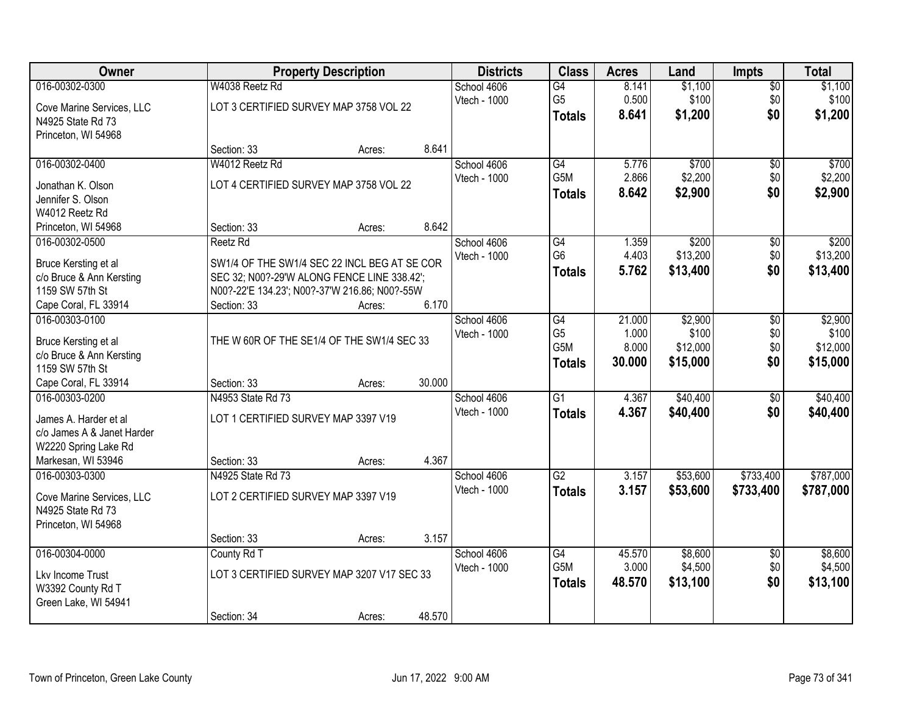| Owner | Property Description | | | Districts | Class | Acres | Land | Impts | Total |
|---|---|---|---|---|---|---|---|---|---|
| 016-00302-0300 | W4038 Reetz Rd | | | School 4606 | G4 | 8.141 | $1,100 | $0 | $1,100 |
| Cove Marine Services, LLC | LOT 3 CERTIFIED SURVEY MAP 3758 VOL 22 | | | Vtech - 1000 | G5 | 0.500 | $100 | $0 | $100 |
| N4925 State Rd 73 | | | | | **Totals** | **8.641** | **$1,200** | **$0** | **$1,200** |
| Princeton, WI 54968 | | | | | | | | | |
| | Section: 33 | Acres: | 8.641 | | | | | | |
| 016-00302-0400 | W4012 Reetz Rd | | | School 4606 | G4 | 5.776 | $700 | $0 | $700 |
| Jonathan K. Olson | LOT 4 CERTIFIED SURVEY MAP 3758 VOL 22 | | | Vtech - 1000 | G5M | 2.866 | $2,200 | $0 | $2,200 |
| Jennifer S. Olson | | | | | **Totals** | **8.642** | **$2,900** | **$0** | **$2,900** |
| W4012 Reetz Rd | | | | | | | | | |
| Princeton, WI 54968 | Section: 33 | Acres: | 8.642 | | | | | | |
| 016-00302-0500 | Reetz Rd | | | School 4606 | G4 | 1.359 | $200 | $0 | $200 |
| Bruce Kersting et al | SW1/4 OF THE SW1/4 SEC 22 INCL BEG AT SE COR | | | Vtech - 1000 | G6 | 4.403 | $13,200 | $0 | $13,200 |
| c/o Bruce & Ann Kersting | SEC 32; N00?-29'W ALONG FENCE LINE 338.42'; | | | | **Totals** | **5.762** | **$13,400** | **$0** | **$13,400** |
| 1159 SW 57th St | N00?-22'E 134.23'; N00?-37'W 216.86; N00?-55W | | | | | | | | |
| Cape Coral, FL 33914 | Section: 33 | Acres: | 6.170 | | | | | | |
| 016-00303-0100 | | | | School 4606 | G4 | 21.000 | $2,900 | $0 | $2,900 |
| Bruce Kersting et al | THE W 60R OF THE SE1/4 OF THE SW1/4 SEC 33 | | | Vtech - 1000 | G5 | 1.000 | $100 | $0 | $100 |
| c/o Bruce & Ann Kersting | | | | | G5M | 8.000 | $12,000 | $0 | $12,000 |
| 1159 SW 57th St | | | | | **Totals** | **30.000** | **$15,000** | **$0** | **$15,000** |
| Cape Coral, FL 33914 | Section: 33 | Acres: | 30.000 | | | | | | |
| 016-00303-0200 | N4953 State Rd 73 | | | School 4606 | G1 | 4.367 | $40,400 | $0 | $40,400 |
| James A. Harder et al | LOT 1 CERTIFIED SURVEY MAP 3397 V19 | | | Vtech - 1000 | **Totals** | **4.367** | **$40,400** | **$0** | **$40,400** |
| c/o James A & Janet Harder | | | | | | | | | |
| W2220 Spring Lake Rd | | | | | | | | | |
| Markesan, WI 53946 | Section: 33 | Acres: | 4.367 | | | | | | |
| 016-00303-0300 | N4925 State Rd 73 | | | School 4606 | G2 | 3.157 | $53,600 | $733,400 | $787,000 |
| Cove Marine Services, LLC | LOT 2 CERTIFIED SURVEY MAP 3397 V19 | | | Vtech - 1000 | **Totals** | **3.157** | **$53,600** | **$733,400** | **$787,000** |
| N4925 State Rd 73 | | | | | | | | | |
| Princeton, WI 54968 | | | | | | | | | |
| | Section: 33 | Acres: | 3.157 | | | | | | |
| 016-00304-0000 | County Rd T | | | School 4606 | G4 | 45.570 | $8,600 | $0 | $8,600 |
| Lkv Income Trust | LOT 3 CERTIFIED SURVEY MAP 3207 V17 SEC 33 | | | Vtech - 1000 | G5M | 3.000 | $4,500 | $0 | $4,500 |
| W3392 County Rd T | | | | | **Totals** | **48.570** | **$13,100** | **$0** | **$13,100** |
| Green Lake, WI 54941 | | | | | | | | | |
| | Section: 34 | Acres: | 48.570 | | | | | | |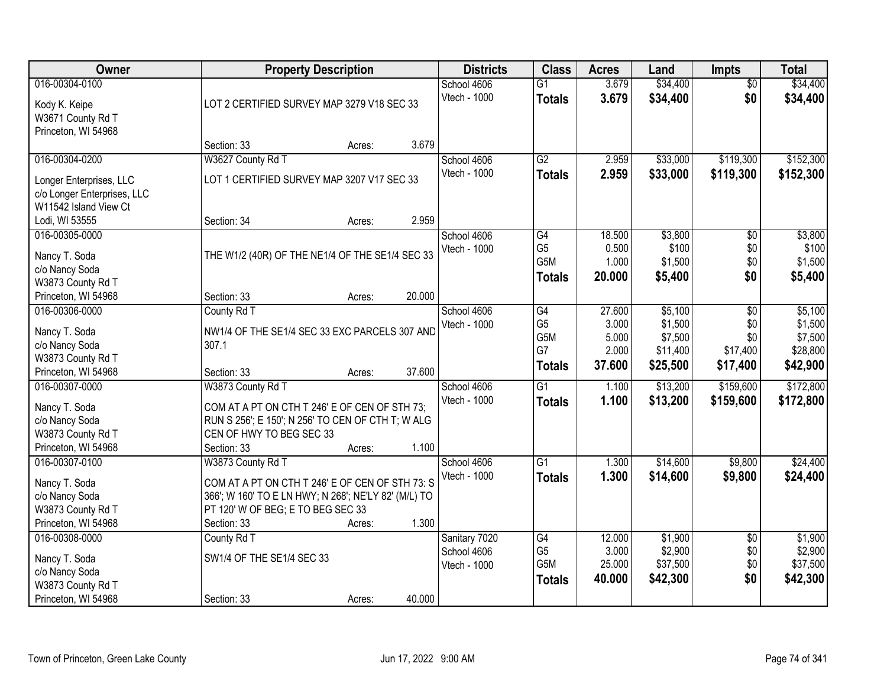| Owner | Property Description | Districts | Class | Acres | Land | Impts | Total |
|---|---|---|---|---|---|---|---|
| 016-00304-0100<br><br>Kody K. Keipe<br>W3671 County Rd T<br>Princeton, WI 54968 | LOT 2 CERTIFIED SURVEY MAP 3279 V18 SEC 33<br><br>Section: 33 Acres: 3.679 | School 4606<br>Vtech - 1000 | G1<br>**Totals** | 3.679<br>**3.679** | $34,400<br>**$34,400** | $0<br>**$0** | $34,400<br>**$34,400** |
| 016-00304-0200<br><br>Longer Enterprises, LLC<br>c/o Longer Enterprises, LLC<br>W11542 Island View Ct<br>Lodi, WI 53555 | W3627 County Rd T<br>LOT 1 CERTIFIED SURVEY MAP 3207 V17 SEC 33<br><br>Section: 34 Acres: 2.959 | School 4606<br>Vtech - 1000 | G2<br>**Totals** | 2.959<br>**2.959** | $33,000<br>**$33,000** | $119,300<br>**$119,300** | $152,300<br>**$152,300** |
| 016-00305-0000<br><br>Nancy T. Soda<br>c/o Nancy Soda<br>W3873 County Rd T<br>Princeton, WI 54968 | THE W1/2 (40R) OF THE NE1/4 OF THE SE1/4 SEC 33<br><br>Section: 33 Acres: 20.000 | School 4606<br>Vtech - 1000 | G4<br>G5<br>G5M<br>**Totals** | 18.500<br>0.500<br>1.000<br>**20.000** | $3,800<br>$100<br>$1,500<br>**$5,400** | $0<br>$0<br>$0<br>**$0** | $3,800<br>$100<br>$1,500<br>**$5,400** |
| 016-00306-0000<br><br>Nancy T. Soda<br>c/o Nancy Soda<br>W3873 County Rd T<br>Princeton, WI 54968 | County Rd T<br>NW1/4 OF THE SE1/4 SEC 33 EXC PARCELS 307 AND 307.1<br><br>Section: 33 Acres: 37.600 | School 4606<br>Vtech - 1000 | G4<br>G5<br>G5M<br>G7<br>**Totals** | 27.600<br>3.000<br>5.000<br>2.000<br>**37.600** | $5,100<br>$1,500<br>$7,500<br>$11,400<br>**$25,500** | $0<br>$0<br>$0<br>$17,400<br>**$17,400** | $5,100<br>$1,500<br>$7,500<br>$28,800<br>**$42,900** |
| 016-00307-0000<br><br>Nancy T. Soda<br>c/o Nancy Soda<br>W3873 County Rd T<br>Princeton, WI 54968 | W3873 County Rd T<br>COM AT A PT ON CTH T 246' E OF CEN OF STH 73; RUN S 256'; E 150'; N 256' TO CEN OF CTH T; W ALG CEN OF HWY TO BEG SEC 33<br>Section: 33 Acres: 1.100 | School 4606<br>Vtech - 1000 | G1<br>**Totals** | 1.100<br>**1.100** | $13,200<br>**$13,200** | $159,600<br>**$159,600** | $172,800<br>**$172,800** |
| 016-00307-0100<br><br>Nancy T. Soda<br>c/o Nancy Soda<br>W3873 County Rd T<br>Princeton, WI 54968 | W3873 County Rd T<br>COM AT A PT ON CTH T 246' E OF CEN OF STH 73: S 366'; W 160' TO E LN HWY; N 268'; NE'LY 82' (M/L) TO PT 120' W OF BEG; E TO BEG SEC 33<br>Section: 33 Acres: 1.300 | School 4606<br>Vtech - 1000 | G1<br>**Totals** | 1.300<br>**1.300** | $14,600<br>**$14,600** | $9,800<br>**$9,800** | $24,400<br>**$24,400** |
| 016-00308-0000<br><br>Nancy T. Soda<br>c/o Nancy Soda<br>W3873 County Rd T<br>Princeton, WI 54968 | County Rd T<br>SW1/4 OF THE SE1/4 SEC 33<br><br>Section: 33 Acres: 40.000 | Sanitary 7020<br>School 4606<br>Vtech - 1000 | G4<br>G5<br>G5M<br>**Totals** | 12.000<br>3.000<br>25.000<br>**40.000** | $1,900<br>$2,900<br>$37,500<br>**$42,300** | $0<br>$0<br>$0<br>**$0** | $1,900<br>$2,900<br>$37,500<br>**$42,300** |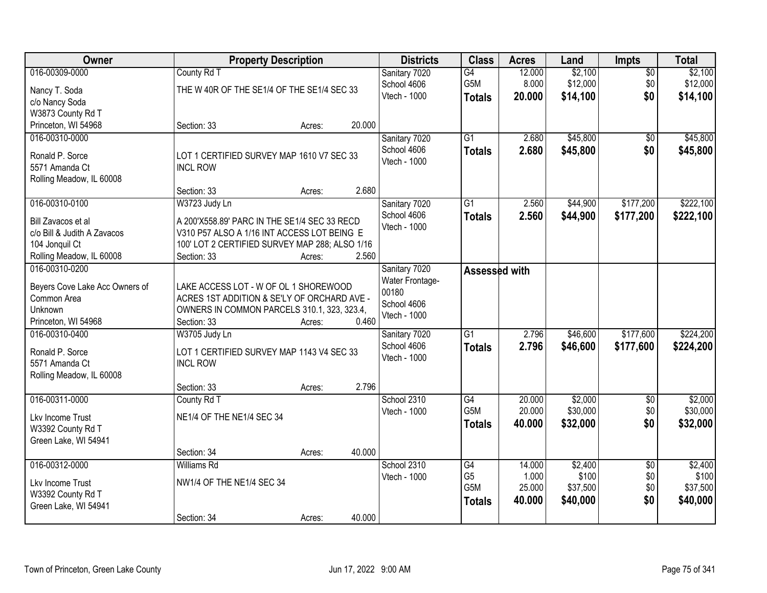| Owner | Property Description | Districts | Class | Acres | Land | Impts | Total |
|---|---|---|---|---|---|---|---|
| 016-00309-0000<br>Nancy T. Soda<br>c/o Nancy Soda<br>W3873 County Rd T<br>Princeton, WI 54968 | County Rd T<br>THE W 40R OF THE SE1/4 OF THE SE1/4 SEC 33<br>Section: 33 Acres: 20.000 | Sanitary 7020<br>School 4606<br>Vtech - 1000 | G4<br>G5M<br>**Totals** | 12.000<br>8.000<br>**20.000** | $2,100<br>$12,000<br>**$14,100** | $0<br>$0<br>**$0** | $2,100<br>$12,000<br>**$14,100** |
| 016-00310-0000<br>Ronald P. Sorce<br>5571 Amanda Ct<br>Rolling Meadow, IL 60008 | LOT 1 CERTIFIED SURVEY MAP 1610 V7 SEC 33 INCL ROW<br>Section: 33 Acres: 2.680 | Sanitary 7020<br>School 4606<br>Vtech - 1000 | G1<br>**Totals** | 2.680<br>**2.680** | $45,800<br>**$45,800** | $0<br>**$0** | $45,800<br>**$45,800** |
| 016-00310-0100<br>Bill Zavacos et al<br>c/o Bill & Judith A Zavacos<br>104 Jonquil Ct<br>Rolling Meadow, IL 60008 | W3723 Judy Ln<br>A 200'X558.89' PARC IN THE SE1/4 SEC 33 RECD V310 P57 ALSO A 1/16 INT ACCESS LOT BEING E 100' LOT 2 CERTIFIED SURVEY MAP 288; ALSO 1/16<br>Section: 33 Acres: 2.560 | Sanitary 7020<br>School 4606<br>Vtech - 1000 | G1<br>**Totals** | 2.560<br>**2.560** | $44,900<br>**$44,900** | $177,200<br>**$177,200** | $222,100<br>**$222,100** |
| 016-00310-0200<br>Beyers Cove Lake Acc Owners of<br>Common Area<br>Unknown<br>Princeton, WI 54968 | LAKE ACCESS LOT - W OF OL 1 SHOREWOOD ACRES 1ST ADDITION & SE'LY OF ORCHARD AVE - OWNERS IN COMMON PARCELS 310.1, 323, 323.4,<br>Section: 33 Acres: 0.460 | Sanitary 7020<br>Water Frontage-00180<br>School 4606<br>Vtech - 1000 | **Assessed with** | | | | |
| 016-00310-0400<br>Ronald P. Sorce<br>5571 Amanda Ct<br>Rolling Meadow, IL 60008 | W3705 Judy Ln<br>LOT 1 CERTIFIED SURVEY MAP 1143 V4 SEC 33 INCL ROW<br>Section: 33 Acres: 2.796 | Sanitary 7020<br>School 4606<br>Vtech - 1000 | G1<br>**Totals** | 2.796<br>**2.796** | $46,600<br>**$46,600** | $177,600<br>**$177,600** | $224,200<br>**$224,200** |
| 016-00311-0000<br>Lkv Income Trust<br>W3392 County Rd T<br>Green Lake, WI 54941 | County Rd T<br>NE1/4 OF THE NE1/4 SEC 34<br>Section: 34 Acres: 40.000 | School 2310<br>Vtech - 1000 | G4<br>G5M<br>**Totals** | 20.000<br>20.000<br>**40.000** | $2,000<br>$30,000<br>**$32,000** | $0<br>$0<br>**$0** | $2,000<br>$30,000<br>**$32,000** |
| 016-00312-0000<br>Lkv Income Trust<br>W3392 County Rd T<br>Green Lake, WI 54941 | Williams Rd<br>NW1/4 OF THE NE1/4 SEC 34<br>Section: 34 Acres: 40.000 | School 2310<br>Vtech - 1000 | G4<br>G5<br>G5M<br>**Totals** | 14.000<br>1.000<br>25.000<br>**40.000** | $2,400<br>$100<br>$37,500<br>**$40,000** | $0<br>$0<br>$0<br>**$0** | $2,400<br>$100<br>$37,500<br>**$40,000** |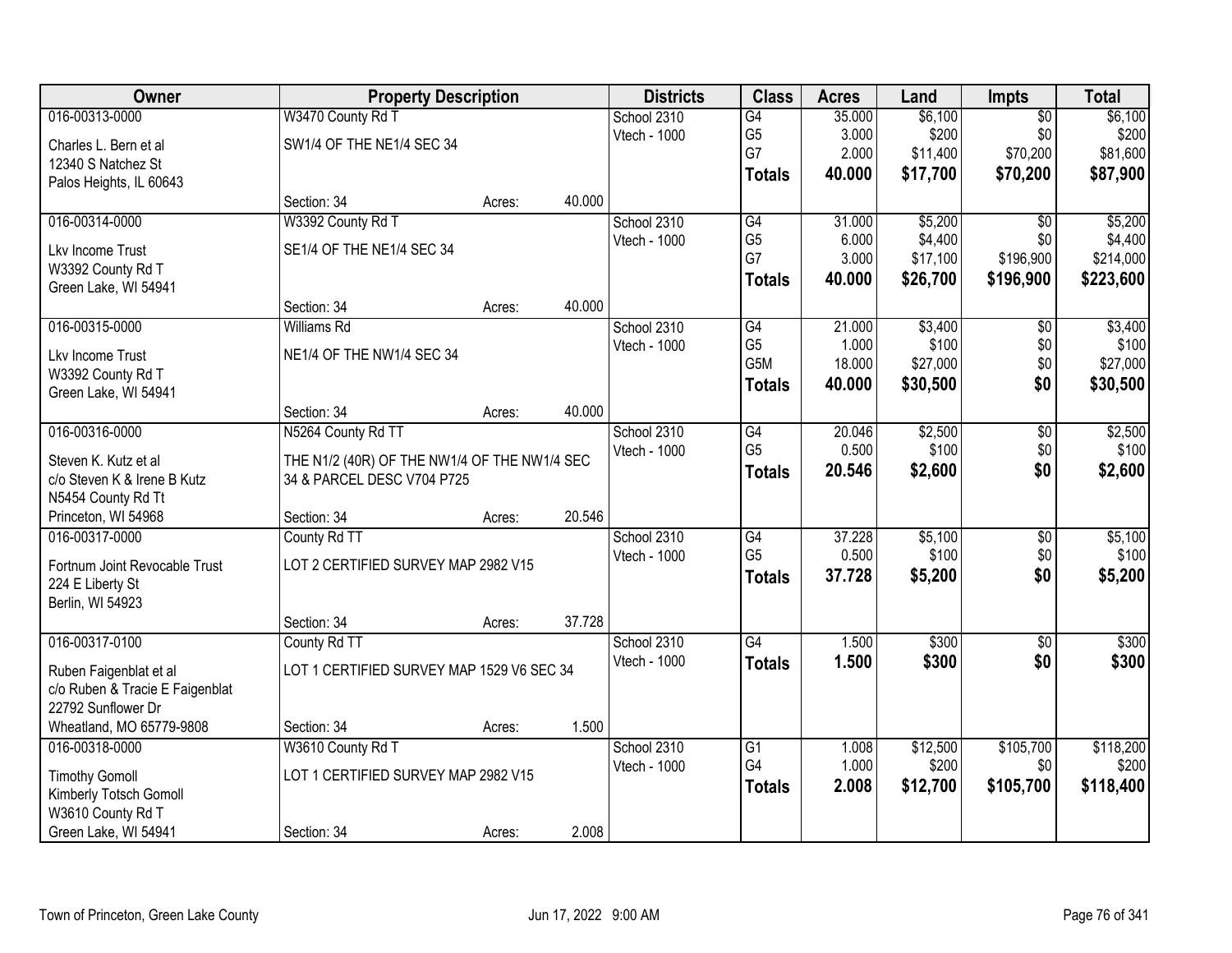| Owner | Property Description | | | Districts | Class | Acres | Land | Impts | Total |
|---|---|---|---|---|---|---|---|---|---|
| 016-00313-0000 | W3470 County Rd T | | | School 2310 | G4 | 35.000 | $6,100 | $0 | $6,100 |
| Charles L. Bern et al | SW1/4 OF THE NE1/4 SEC 34 | | | Vtech - 1000 | G5 | 3.000 | $200 | $0 | $200 |
| 12340 S Natchez St | | | | | G7 | 2.000 | $11,400 | $70,200 | $81,600 |
| Palos Heights, IL 60643 | | | | | **Totals** | **40.000** | **$17,700** | **$70,200** | **$87,900** |
| | Section: 34 | Acres: | 40.000 | | | | | | |
| 016-00314-0000 | W3392 County Rd T | | | School 2310 | G4 | 31.000 | $5,200 | $0 | $5,200 |
| Lkv Income Trust | SE1/4 OF THE NE1/4 SEC 34 | | | Vtech - 1000 | G5 | 6.000 | $4,400 | $0 | $4,400 |
| W3392 County Rd T | | | | | G7 | 3.000 | $17,100 | $196,900 | $214,000 |
| Green Lake, WI 54941 | | | | | **Totals** | **40.000** | **$26,700** | **$196,900** | **$223,600** |
| | Section: 34 | Acres: | 40.000 | | | | | | |
| 016-00315-0000 | Williams Rd | | | School 2310 | G4 | 21.000 | $3,400 | $0 | $3,400 |
| Lkv Income Trust | NE1/4 OF THE NW1/4 SEC 34 | | | Vtech - 1000 | G5 | 1.000 | $100 | $0 | $100 |
| W3392 County Rd T | | | | | G5M | 18.000 | $27,000 | $0 | $27,000 |
| Green Lake, WI 54941 | | | | | **Totals** | **40.000** | **$30,500** | **$0** | **$30,500** |
| | Section: 34 | Acres: | 40.000 | | | | | | |
| 016-00316-0000 | N5264 County Rd TT | | | School 2310 | G4 | 20.046 | $2,500 | $0 | $2,500 |
| Steven K. Kutz et al | THE N1/2 (40R) OF THE NW1/4 OF THE NW1/4 SEC | | | Vtech - 1000 | G5 | 0.500 | $100 | $0 | $100 |
| c/o Steven K & Irene B Kutz | 34 & PARCEL DESC V704 P725 | | | | **Totals** | **20.546** | **$2,600** | **$0** | **$2,600** |
| N5454 County Rd Tt | | | | | | | | | |
| Princeton, WI 54968 | Section: 34 | Acres: | 20.546 | | | | | | |
| 016-00317-0000 | County Rd TT | | | School 2310 | G4 | 37.228 | $5,100 | $0 | $5,100 |
| Fortnum Joint Revocable Trust | LOT 2 CERTIFIED SURVEY MAP 2982 V15 | | | Vtech - 1000 | G5 | 0.500 | $100 | $0 | $100 |
| 224 E Liberty St | | | | | **Totals** | **37.728** | **$5,200** | **$0** | **$5,200** |
| Berlin, WI 54923 | | | | | | | | | |
| | Section: 34 | Acres: | 37.728 | | | | | | |
| 016-00317-0100 | County Rd TT | | | School 2310 | G4 | 1.500 | $300 | $0 | $300 |
| Ruben Faigenblat et al | LOT 1 CERTIFIED SURVEY MAP 1529 V6 SEC 34 | | | Vtech - 1000 | **Totals** | **1.500** | **$300** | **$0** | **$300** |
| c/o Ruben & Tracie E Faigenblat | | | | | | | | | |
| 22792 Sunflower Dr | | | | | | | | | |
| Wheatland, MO 65779-9808 | Section: 34 | Acres: | 1.500 | | | | | | |
| 016-00318-0000 | W3610 County Rd T | | | School 2310 | G1 | 1.008 | $12,500 | $105,700 | $118,200 |
| Timothy Gomoll | LOT 1 CERTIFIED SURVEY MAP 2982 V15 | | | Vtech - 1000 | G4 | 1.000 | $200 | $0 | $200 |
| Kimberly Totsch Gomoll | | | | | **Totals** | **2.008** | **$12,700** | **$105,700** | **$118,400** |
| W3610 County Rd T | | | | | | | | | |
| Green Lake, WI 54941 | Section: 34 | Acres: | 2.008 | | | | | | |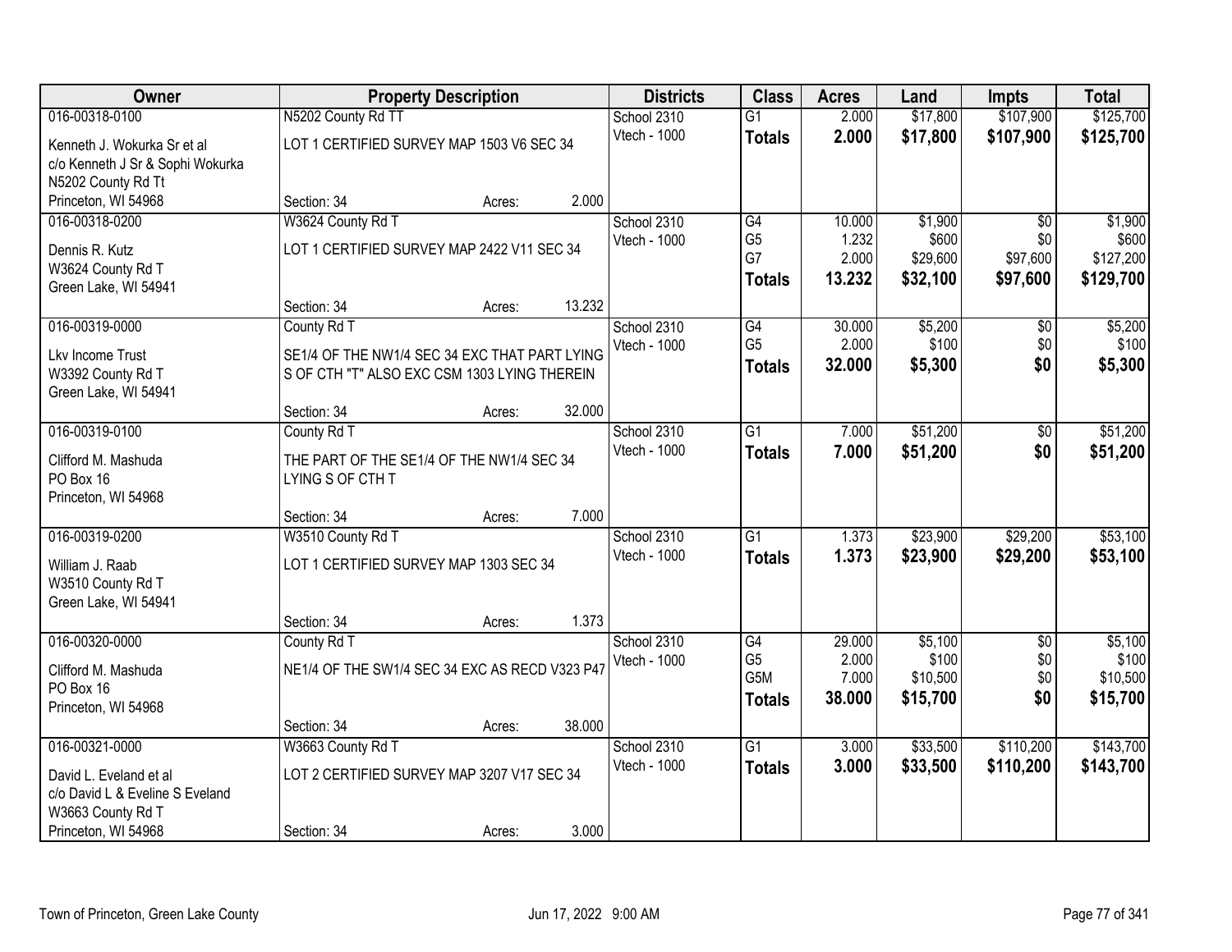| Owner | Property Description | | | Districts | Class | Acres | Land | Impts | Total |
|---|---|---|---|---|---|---|---|---|---|
| 016-00318-0100 | N5202 County Rd TT | | | School 2310 | G1 | 2.000 | $17,800 | $107,900 | $125,700 |
| Kenneth J. Wokurka Sr et al<br>c/o Kenneth J Sr & Sophi Wokurka<br>N5202 County Rd Tt<br>Princeton, WI 54968 | LOT 1 CERTIFIED SURVEY MAP 1503 V6 SEC 34 | | | Vtech - 1000 | **Totals** | **2.000** | **$17,800** | **$107,900** | **$125,700** |
| | Section: 34 | Acres: | 2.000 | | | | | | |
| 016-00318-0200 | W3624 County Rd T | | | School 2310 | G4 | 10.000 | $1,900 | $0 | $1,900 |
| Dennis R. Kutz<br>W3624 County Rd T<br>Green Lake, WI 54941 | LOT 1 CERTIFIED SURVEY MAP 2422 V11 SEC 34 | | | Vtech - 1000 | G5 | 1.232 | $600 | $0 | $600 |
| | | | | | G7 | 2.000 | $29,600 | $97,600 | $127,200 |
| | | | | | **Totals** | **13.232** | **$32,100** | **$97,600** | **$129,700** |
| | Section: 34 | Acres: | 13.232 | | | | | | |
| 016-00319-0000 | County Rd T | | | School 2310 | G4 | 30.000 | $5,200 | $0 | $5,200 |
| Lkv Income Trust<br>W3392 County Rd T<br>Green Lake, WI 54941 | SE1/4 OF THE NW1/4 SEC 34 EXC THAT PART LYING S OF CTH "T" ALSO EXC CSM 1303 LYING THEREIN | | | Vtech - 1000 | G5 | 2.000 | $100 | $0 | $100 |
| | | | | | **Totals** | **32.000** | **$5,300** | **$0** | **$5,300** |
| | Section: 34 | Acres: | 32.000 | | | | | | |
| 016-00319-0100 | County Rd T | | | School 2310 | G1 | 7.000 | $51,200 | $0 | $51,200 |
| Clifford M. Mashuda<br>PO Box 16<br>Princeton, WI 54968 | THE PART OF THE SE1/4 OF THE NW1/4 SEC 34 LYING S OF CTH T | | | Vtech - 1000 | **Totals** | **7.000** | **$51,200** | **$0** | **$51,200** |
| | Section: 34 | Acres: | 7.000 | | | | | | |
| 016-00319-0200 | W3510 County Rd T | | | School 2310 | G1 | 1.373 | $23,900 | $29,200 | $53,100 |
| William J. Raab<br>W3510 County Rd T<br>Green Lake, WI 54941 | LOT 1 CERTIFIED SURVEY MAP 1303 SEC 34 | | | Vtech - 1000 | **Totals** | **1.373** | **$23,900** | **$29,200** | **$53,100** |
| | Section: 34 | Acres: | 1.373 | | | | | | |
| 016-00320-0000 | County Rd T | | | School 2310 | G4 | 29.000 | $5,100 | $0 | $5,100 |
| Clifford M. Mashuda<br>PO Box 16<br>Princeton, WI 54968 | NE1/4 OF THE SW1/4 SEC 34 EXC AS RECD V323 P47 | | | Vtech - 1000 | G5 | 2.000 | $100 | $0 | $100 |
| | | | | | G5M | 7.000 | $10,500 | $0 | $10,500 |
| | | | | | **Totals** | **38.000** | **$15,700** | **$0** | **$15,700** |
| | Section: 34 | Acres: | 38.000 | | | | | | |
| 016-00321-0000 | W3663 County Rd T | | | School 2310 | G1 | 3.000 | $33,500 | $110,200 | $143,700 |
| David L. Eveland et al<br>c/o David L & Eveline S Eveland<br>W3663 County Rd T<br>Princeton, WI 54968 | LOT 2 CERTIFIED SURVEY MAP 3207 V17 SEC 34 | | | Vtech - 1000 | **Totals** | **3.000** | **$33,500** | **$110,200** | **$143,700** |
| | Section: 34 | Acres: | 3.000 | | | | | | |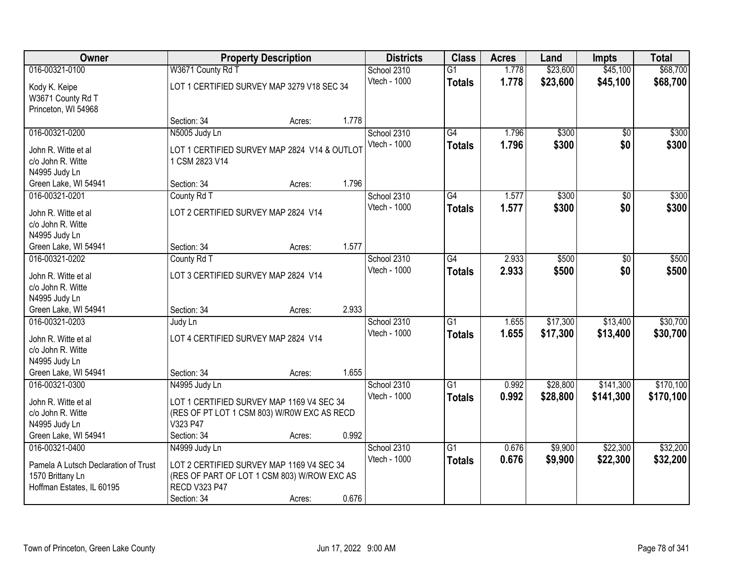| Owner | Property Description | Districts | Class | Acres | Land | Impts | Total |
|---|---|---|---|---|---|---|---|
| 016-00321-0100<br>Kody K. Keipe<br>W3671 County Rd T<br>Princeton, WI 54968 | W3671 County Rd T<br>LOT 1 CERTIFIED SURVEY MAP 3279 V18 SEC 34<br>Section: 34 Acres: 1.778 | School 2310<br>Vtech - 1000 | G1<br>**Totals** | 1.778<br>**1.778** | $23,600<br>**$23,600** | $45,100<br>**$45,100** | $68,700<br>**$68,700** |
| 016-00321-0200<br>John R. Witte et al<br>c/o John R. Witte<br>N4995 Judy Ln<br>Green Lake, WI 54941 | N5005 Judy Ln<br>LOT 1 CERTIFIED SURVEY MAP 2824 V14 & OUTLOT 1 CSM 2823 V14<br>Section: 34 Acres: 1.796 | School 2310<br>Vtech - 1000 | G4<br>**Totals** | 1.796<br>**1.796** | $300<br>**$300** | $0<br>**$0** | $300<br>**$300** |
| 016-00321-0201<br>John R. Witte et al<br>c/o John R. Witte<br>N4995 Judy Ln<br>Green Lake, WI 54941 | County Rd T<br>LOT 2 CERTIFIED SURVEY MAP 2824 V14<br>Section: 34 Acres: 1.577 | School 2310<br>Vtech - 1000 | G4<br>**Totals** | 1.577<br>**1.577** | $300<br>**$300** | $0<br>**$0** | $300<br>**$300** |
| 016-00321-0202<br>John R. Witte et al<br>c/o John R. Witte<br>N4995 Judy Ln<br>Green Lake, WI 54941 | County Rd T<br>LOT 3 CERTIFIED SURVEY MAP 2824 V14<br>Section: 34 Acres: 2.933 | School 2310<br>Vtech - 1000 | G4<br>**Totals** | 2.933<br>**2.933** | $500<br>**$500** | $0<br>**$0** | $500<br>**$500** |
| 016-00321-0203<br>John R. Witte et al<br>c/o John R. Witte<br>N4995 Judy Ln<br>Green Lake, WI 54941 | Judy Ln<br>LOT 4 CERTIFIED SURVEY MAP 2824 V14<br>Section: 34 Acres: 1.655 | School 2310<br>Vtech - 1000 | G1<br>**Totals** | 1.655<br>**1.655** | $17,300<br>**$17,300** | $13,400<br>**$13,400** | $30,700<br>**$30,700** |
| 016-00321-0300<br>John R. Witte et al<br>c/o John R. Witte<br>N4995 Judy Ln<br>Green Lake, WI 54941 | N4995 Judy Ln<br>LOT 1 CERTIFIED SURVEY MAP 1169 V4 SEC 34 (RES OF PT LOT 1 CSM 803) W/R0W EXC AS RECD V323 P47<br>Section: 34 Acres: 0.992 | School 2310<br>Vtech - 1000 | G1<br>**Totals** | 0.992<br>**0.992** | $28,800<br>**$28,800** | $141,300<br>**$141,300** | $170,100<br>**$170,100** |
| 016-00321-0400<br>Pamela A Lutsch Declaration of Trust<br>1570 Brittany Ln<br>Hoffman Estates, IL 60195 | N4999 Judy Ln<br>LOT 2 CERTIFIED SURVEY MAP 1169 V4 SEC 34 (RES OF PART OF LOT 1 CSM 803) W/ROW EXC AS RECD V323 P47<br>Section: 34 Acres: 0.676 | School 2310<br>Vtech - 1000 | G1<br>**Totals** | 0.676<br>**0.676** | $9,900<br>**$9,900** | $22,300<br>**$22,300** | $32,200<br>**$32,200** |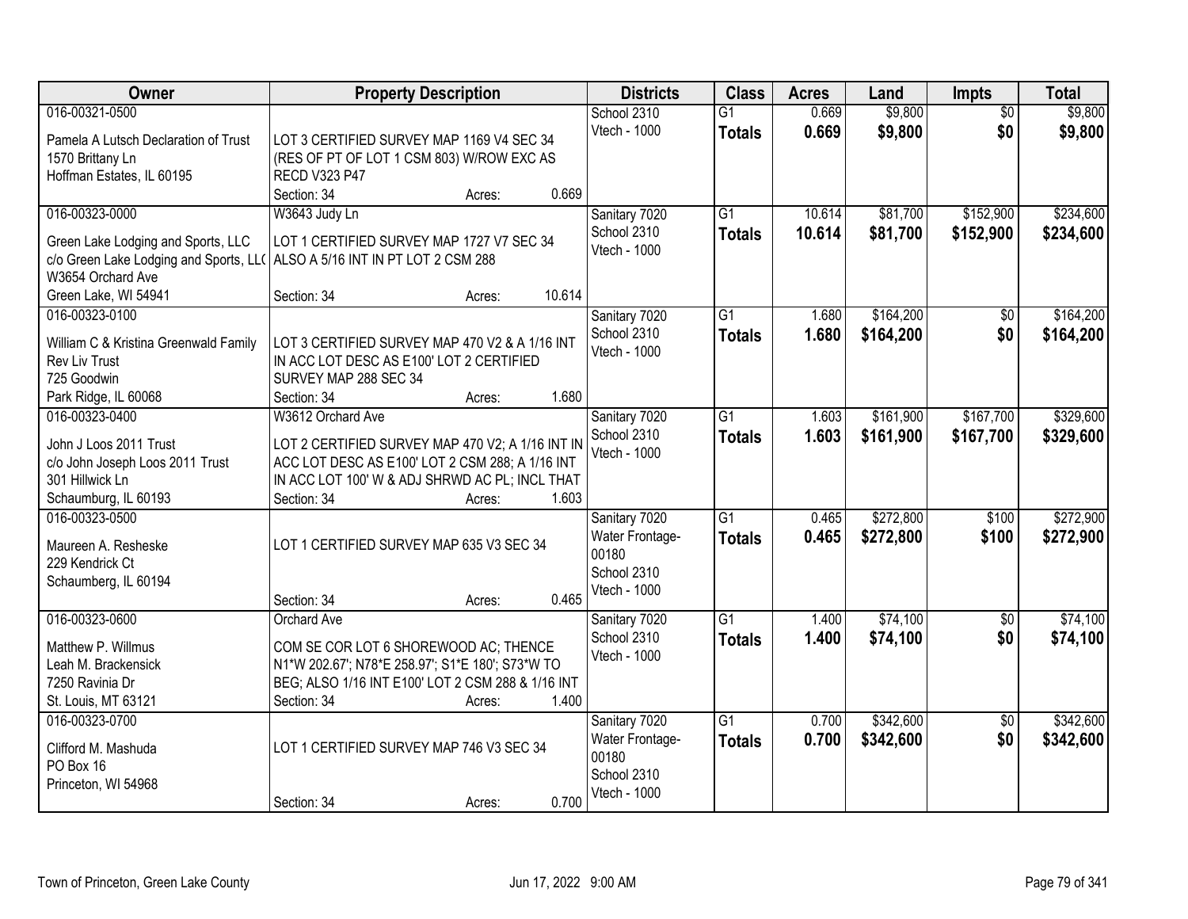| Owner | Property Description | Districts | Class | Acres | Land | Impts | Total |
|---|---|---|---|---|---|---|---|
| 016-00321-0500<br>Pamela A Lutsch Declaration of Trust<br>1570 Brittany Ln<br>Hoffman Estates, IL 60195 | LOT 3 CERTIFIED SURVEY MAP 1169 V4 SEC 34 (RES OF PT OF LOT 1 CSM 803) W/ROW EXC AS RECD V323 P47<br>Section: 34 Acres: 0.669 | School 2310<br>Vtech - 1000 | G1<br>**Totals** | 0.669<br>**0.669** | $9,800<br>**$9,800** | $0<br>**$0** | $9,800<br>**$9,800** |
| 016-00323-0000<br>Green Lake Lodging and Sports, LLC<br>c/o Green Lake Lodging and Sports, LLC<br>W3654 Orchard Ave<br>Green Lake, WI 54941 | W3643 Judy Ln<br>LOT 1 CERTIFIED SURVEY MAP 1727 V7 SEC 34 ALSO A 5/16 INT IN PT LOT 2 CSM 288<br>Section: 34 Acres: 10.614 | Sanitary 7020<br>School 2310<br>Vtech - 1000 | G1<br>**Totals** | 10.614<br>**10.614** | $81,700<br>**$81,700** | $152,900<br>**$152,900** | $234,600<br>**$234,600** |
| 016-00323-0100<br>William C & Kristina Greenwald Family Rev Liv Trust<br>725 Goodwin<br>Park Ridge, IL 60068 | LOT 3 CERTIFIED SURVEY MAP 470 V2 & A 1/16 INT IN ACC LOT DESC AS E100' LOT 2 CERTIFIED SURVEY MAP 288 SEC 34<br>Section: 34 Acres: 1.680 | Sanitary 7020<br>School 2310<br>Vtech - 1000 | G1<br>**Totals** | 1.680<br>**1.680** | $164,200<br>**$164,200** | $0<br>**$0** | $164,200<br>**$164,200** |
| 016-00323-0400<br>John J Loos 2011 Trust<br>c/o John Joseph Loos 2011 Trust<br>301 Hillwick Ln<br>Schaumburg, IL 60193 | W3612 Orchard Ave<br>LOT 2 CERTIFIED SURVEY MAP 470 V2; A 1/16 INT IN ACC LOT DESC AS E100' LOT 2 CSM 288; A 1/16 INT IN ACC LOT 100' W & ADJ SHRWD AC PL; INCL THAT<br>Section: 34 Acres: 1.603 | Sanitary 7020<br>School 2310<br>Vtech - 1000 | G1<br>**Totals** | 1.603<br>**1.603** | $161,900<br>**$161,900** | $167,700<br>**$167,700** | $329,600<br>**$329,600** |
| 016-00323-0500<br>Maureen A. Resheske<br>229 Kendrick Ct<br>Schaumberg, IL 60194 | LOT 1 CERTIFIED SURVEY MAP 635 V3 SEC 34<br>Section: 34 Acres: 0.465 | Sanitary 7020<br>Water Frontage-00180<br>School 2310<br>Vtech - 1000 | G1<br>**Totals** | 0.465<br>**0.465** | $272,800<br>**$272,800** | $100<br>**$100** | $272,900<br>**$272,900** |
| 016-00323-0600<br>Matthew P. Willmus<br>Leah M. Brackensick<br>7250 Ravinia Dr<br>St. Louis, MT 63121 | Orchard Ave<br>COM SE COR LOT 6 SHOREWOOD AC; THENCE N1*W 202.67'; N78*E 258.97'; S1*E 180'; S73*W TO BEG; ALSO 1/16 INT E100' LOT 2 CSM 288 & 1/16 INT<br>Section: 34 Acres: 1.400 | Sanitary 7020<br>School 2310<br>Vtech - 1000 | G1<br>**Totals** | 1.400<br>**1.400** | $74,100<br>**$74,100** | $0<br>**$0** | $74,100<br>**$74,100** |
| 016-00323-0700<br>Clifford M. Mashuda<br>PO Box 16<br>Princeton, WI 54968 | LOT 1 CERTIFIED SURVEY MAP 746 V3 SEC 34<br>Section: 34 Acres: 0.700 | Sanitary 7020<br>Water Frontage-00180<br>School 2310<br>Vtech - 1000 | G1<br>**Totals** | 0.700<br>**0.700** | $342,600<br>**$342,600** | $0<br>**$0** | $342,600<br>**$342,600** |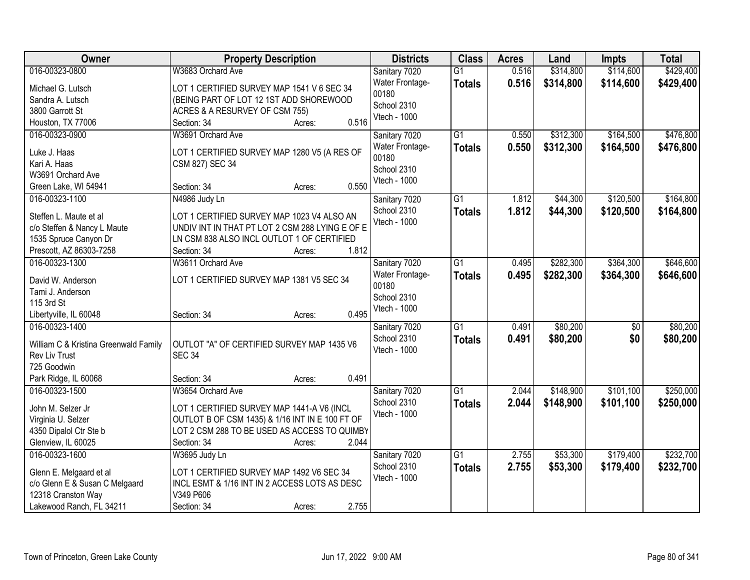| Owner | Property Description | Districts | Class | Acres | Land | Impts | Total |
|---|---|---|---|---|---|---|---|
| 016-00323-0800<br>Michael G. Lutsch<br>Sandra A. Lutsch<br>3800 Garrott St<br>Houston, TX 77006 | W3683 Orchard Ave<br>LOT 1 CERTIFIED SURVEY MAP 1541 V 6 SEC 34 (BEING PART OF LOT 12 1ST ADD SHOREWOOD ACRES & A RESURVEY OF CSM 755)<br>Section: 34 Acres: 0.516 | Sanitary 7020<br>Water Frontage-00180<br>School 2310<br>Vtech - 1000 | G1<br>**Totals** | 0.516<br>**0.516** | $314,800<br>**$314,800** | $114,600<br>**$114,600** | $429,400<br>**$429,400** |
| 016-00323-0900<br>Luke J. Haas<br>Kari A. Haas<br>W3691 Orchard Ave<br>Green Lake, WI 54941 | W3691 Orchard Ave<br>LOT 1 CERTIFIED SURVEY MAP 1280 V5 (A RES OF CSM 827) SEC 34<br>Section: 34 Acres: 0.550 | Sanitary 7020<br>Water Frontage-00180<br>School 2310<br>Vtech - 1000 | G1<br>**Totals** | 0.550<br>**0.550** | $312,300<br>**$312,300** | $164,500<br>**$164,500** | $476,800<br>**$476,800** |
| 016-00323-1100<br>Steffen L. Maute et al<br>c/o Steffen & Nancy L Maute<br>1535 Spruce Canyon Dr<br>Prescott, AZ 86303-7258 | N4986 Judy Ln<br>LOT 1 CERTIFIED SURVEY MAP 1023 V4 ALSO AN UNDIV INT IN THAT PT LOT 2 CSM 288 LYING E OF E LN CSM 838 ALSO INCL OUTLOT 1 OF CERTIFIED<br>Section: 34 Acres: 1.812 | Sanitary 7020<br>School 2310<br>Vtech - 1000 | G1<br>**Totals** | 1.812<br>**1.812** | $44,300<br>**$44,300** | $120,500<br>**$120,500** | $164,800<br>**$164,800** |
| 016-00323-1300<br>David W. Anderson<br>Tami J. Anderson<br>115 3rd St<br>Libertyville, IL 60048 | W3611 Orchard Ave<br>LOT 1 CERTIFIED SURVEY MAP 1381 V5 SEC 34<br>Section: 34 Acres: 0.495 | Sanitary 7020<br>Water Frontage-00180<br>School 2310<br>Vtech - 1000 | G1<br>**Totals** | 0.495<br>**0.495** | $282,300<br>**$282,300** | $364,300<br>**$364,300** | $646,600<br>**$646,600** |
| 016-00323-1400<br>William C & Kristina Greenwald Family Rev Liv Trust<br>725 Goodwin<br>Park Ridge, IL 60068 | OUTLOT "A" OF CERTIFIED SURVEY MAP 1435 V6 SEC 34<br>Section: 34 Acres: 0.491 | Sanitary 7020<br>School 2310<br>Vtech - 1000 | G1<br>**Totals** | 0.491<br>**0.491** | $80,200<br>**$80,200** | $0<br>**$0** | $80,200<br>**$80,200** |
| 016-00323-1500<br>John M. Selzer Jr<br>Virginia U. Selzer<br>4350 Dipalol Ctr Ste b<br>Glenview, IL 60025 | W3654 Orchard Ave<br>LOT 1 CERTIFIED SURVEY MAP 1441-A V6 (INCL OUTLOT B OF CSM 1435) & 1/16 INT IN E 100 FT OF LOT 2 CSM 288 TO BE USED AS ACCESS TO QUIMBY<br>Section: 34 Acres: 2.044 | Sanitary 7020<br>School 2310<br>Vtech - 1000 | G1<br>**Totals** | 2.044<br>**2.044** | $148,900<br>**$148,900** | $101,100<br>**$101,100** | $250,000<br>**$250,000** |
| 016-00323-1600<br>Glenn E. Melgaard et al<br>c/o Glenn E & Susan C Melgaard<br>12318 Cranston Way<br>Lakewood Ranch, FL 34211 | W3695 Judy Ln<br>LOT 1 CERTIFIED SURVEY MAP 1492 V6 SEC 34 INCL ESMT & 1/16 INT IN 2 ACCESS LOTS AS DESC V349 P606<br>Section: 34 Acres: 2.755 | Sanitary 7020<br>School 2310<br>Vtech - 1000 | G1<br>**Totals** | 2.755<br>**2.755** | $53,300<br>**$53,300** | $179,400<br>**$179,400** | $232,700<br>**$232,700** |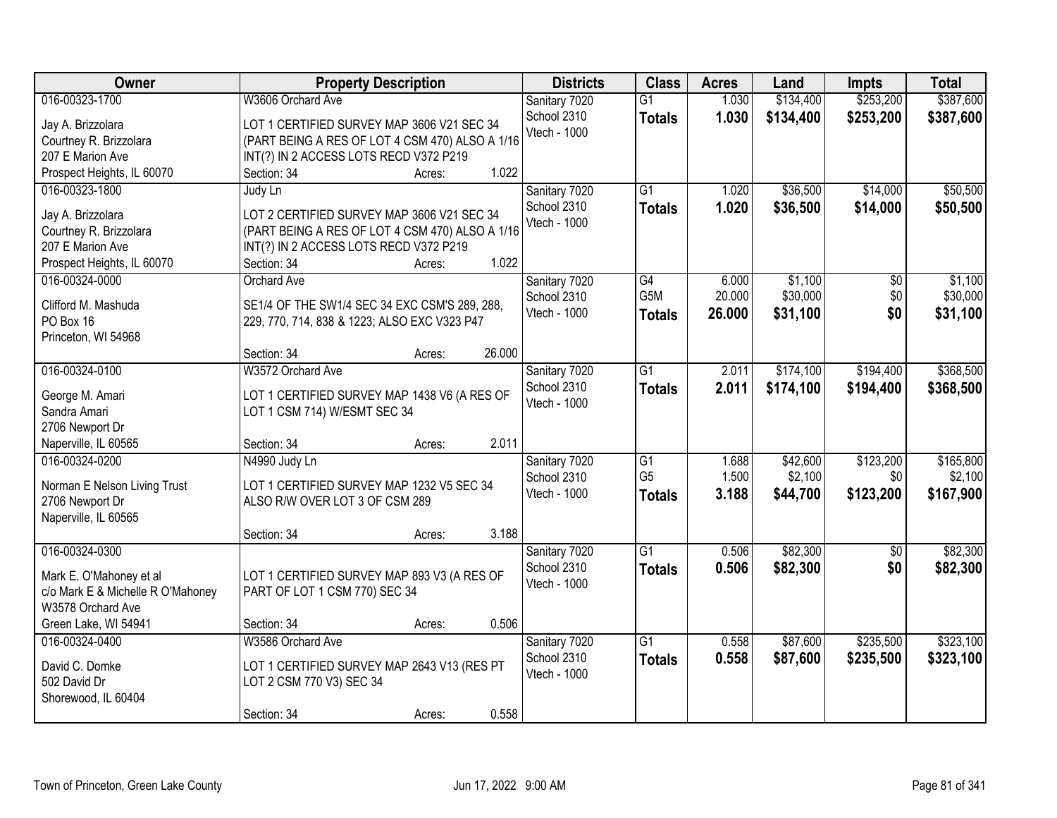| Owner | Property Description | Districts | Class | Acres | Land | Impts | Total |
|---|---|---|---|---|---|---|---|
| 016-00323-1700<br>Jay A. Brizzolara<br>Courtney R. Brizzolara<br>207 E Marion Ave<br>Prospect Heights, IL 60070 | W3606 Orchard Ave<br>LOT 1 CERTIFIED SURVEY MAP 3606 V21 SEC 34 (PART BEING A RES OF LOT 4 CSM 470) ALSO A 1/16 INT(?) IN 2 ACCESS LOTS RECD V372 P219<br>Section: 34 Acres: 1.022 | Sanitary 7020<br>School 2310<br>Vtech - 1000 | G1<br>**Totals** | 1.030<br>**1.030** | $134,400<br>**$134,400** | $253,200<br>**$253,200** | $387,600<br>**$387,600** |
| 016-00323-1800<br>Jay A. Brizzolara<br>Courtney R. Brizzolara<br>207 E Marion Ave<br>Prospect Heights, IL 60070 | Judy Ln<br>LOT 2 CERTIFIED SURVEY MAP 3606 V21 SEC 34 (PART BEING A RES OF LOT 4 CSM 470) ALSO A 1/16 INT(?) IN 2 ACCESS LOTS RECD V372 P219<br>Section: 34 Acres: 1.022 | Sanitary 7020<br>School 2310<br>Vtech - 1000 | G1<br>**Totals** | 1.020<br>**1.020** | $36,500<br>**$36,500** | $14,000<br>**$14,000** | $50,500<br>**$50,500** |
| 016-00324-0000<br>Clifford M. Mashuda<br>PO Box 16<br>Princeton, WI 54968 | Orchard Ave<br>SE1/4 OF THE SW1/4 SEC 34 EXC CSM'S 289, 288, 229, 770, 714, 838 & 1223; ALSO EXC V323 P47<br>Section: 34 Acres: 26.000 | Sanitary 7020<br>School 2310<br>Vtech - 1000 | G4<br>G5M<br>**Totals** | 6.000<br>20.000<br>**26.000** | $1,100<br>$30,000<br>**$31,100** | $0<br>$0<br>**$0** | $1,100<br>$30,000<br>**$31,100** |
| 016-00324-0100<br>George M. Amari<br>Sandra Amari<br>2706 Newport Dr<br>Naperville, IL 60565 | W3572 Orchard Ave<br>LOT 1 CERTIFIED SURVEY MAP 1438 V6 (A RES OF LOT 1 CSM 714) W/ESMT SEC 34<br>Section: 34 Acres: 2.011 | Sanitary 7020<br>School 2310<br>Vtech - 1000 | G1<br>**Totals** | 2.011<br>**2.011** | $174,100<br>**$174,100** | $194,400<br>**$194,400** | $368,500<br>**$368,500** |
| 016-00324-0200<br>Norman E Nelson Living Trust<br>2706 Newport Dr<br>Naperville, IL 60565 | N4990 Judy Ln<br>LOT 1 CERTIFIED SURVEY MAP 1232 V5 SEC 34 ALSO R/W OVER LOT 3 OF CSM 289<br>Section: 34 Acres: 3.188 | Sanitary 7020<br>School 2310<br>Vtech - 1000 | G1<br>G5<br>**Totals** | 1.688<br>1.500<br>**3.188** | $42,600<br>$2,100<br>**$44,700** | $123,200<br>$0<br>**$123,200** | $165,800<br>$2,100<br>**$167,900** |
| 016-00324-0300<br>Mark E. O'Mahoney et al<br>c/o Mark E & Michelle R O'Mahoney<br>W3578 Orchard Ave<br>Green Lake, WI 54941 | LOT 1 CERTIFIED SURVEY MAP 893 V3 (A RES OF PART OF LOT 1 CSM 770) SEC 34<br>Section: 34 Acres: 0.506 | Sanitary 7020<br>School 2310<br>Vtech - 1000 | G1<br>**Totals** | 0.506<br>**0.506** | $82,300<br>**$82,300** | $0<br>**$0** | $82,300<br>**$82,300** |
| 016-00324-0400<br>David C. Domke<br>502 David Dr<br>Shorewood, IL 60404 | W3586 Orchard Ave<br>LOT 1 CERTIFIED SURVEY MAP 2643 V13 (RES PT LOT 2 CSM 770 V3) SEC 34<br>Section: 34 Acres: 0.558 | Sanitary 7020<br>School 2310<br>Vtech - 1000 | G1<br>**Totals** | 0.558<br>**0.558** | $87,600<br>**$87,600** | $235,500<br>**$235,500** | $323,100<br>**$323,100** |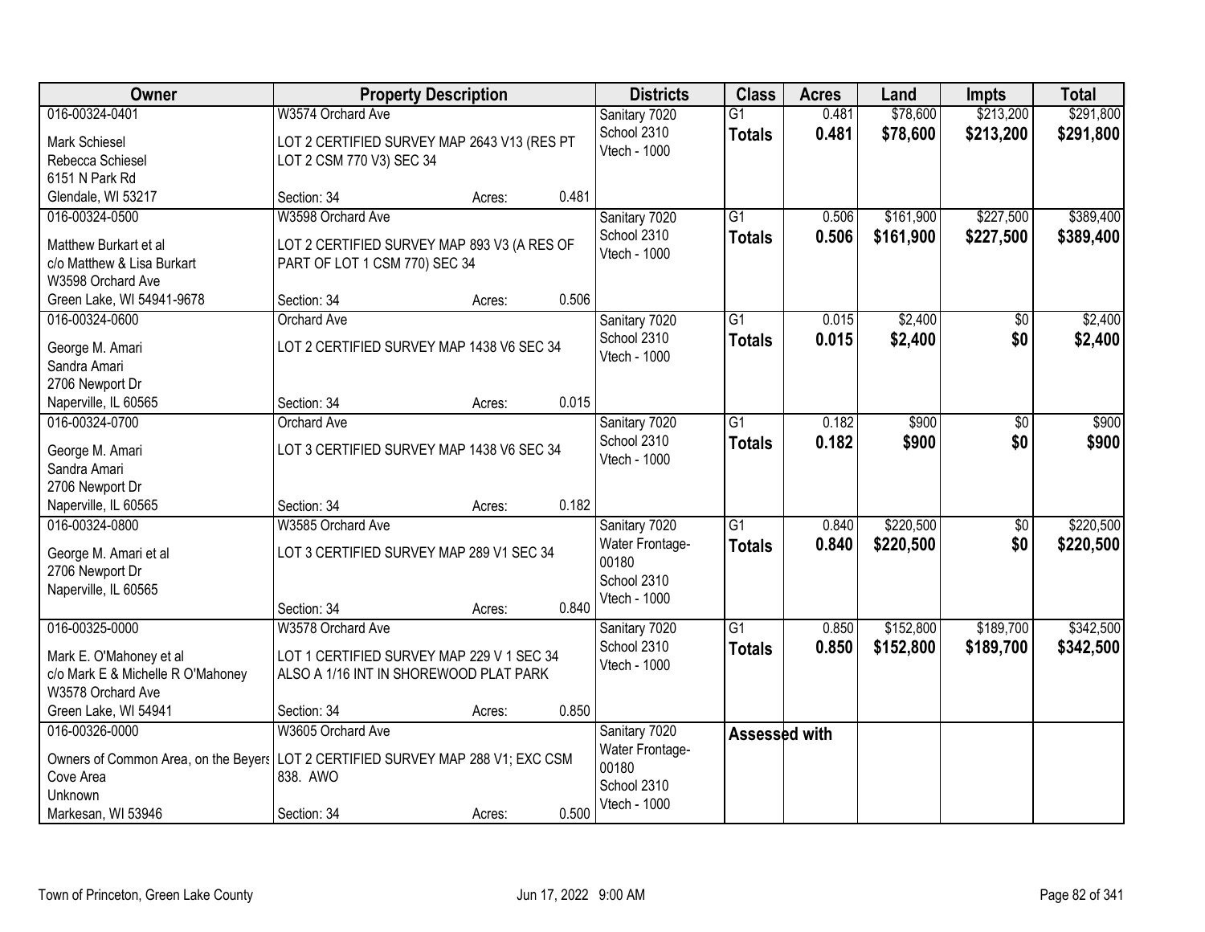| Owner | Property Description | | | Districts | Class | Acres | Land | Impts | Total |
|---|---|---|---|---|---|---|---|---|---|
| 016-00324-0401 | W3574 Orchard Ave | | | Sanitary 7020 | G1 | 0.481 | $78,600 | $213,200 | $291,800 |
| Mark Schiesel<br>Rebecca Schiesel<br>6151 N Park Rd<br>Glendale, WI 53217 | LOT 2 CERTIFIED SURVEY MAP 2643 V13 (RES PT LOT 2 CSM 770 V3) SEC 34 | | | School 2310<br>Vtech - 1000 | **Totals** | **0.481** | **$78,600** | **$213,200** | **$291,800** |
| | Section: 34 | Acres: | 0.481 | | | | | | |
| 016-00324-0500 | W3598 Orchard Ave | | | Sanitary 7020 | G1 | 0.506 | $161,900 | $227,500 | $389,400 |
| Matthew Burkart et al<br>c/o Matthew & Lisa Burkart<br>W3598 Orchard Ave<br>Green Lake, WI 54941-9678 | LOT 2 CERTIFIED SURVEY MAP 893 V3 (A RES OF PART OF LOT 1 CSM 770) SEC 34 | | | School 2310<br>Vtech - 1000 | **Totals** | **0.506** | **$161,900** | **$227,500** | **$389,400** |
| | Section: 34 | Acres: | 0.506 | | | | | | |
| 016-00324-0600 | Orchard Ave | | | Sanitary 7020 | G1 | 0.015 | $2,400 | $0 | $2,400 |
| George M. Amari<br>Sandra Amari<br>2706 Newport Dr<br>Naperville, IL 60565 | LOT 2 CERTIFIED SURVEY MAP 1438 V6 SEC 34 | | | School 2310<br>Vtech - 1000 | **Totals** | **0.015** | **$2,400** | **$0** | **$2,400** |
| | Section: 34 | Acres: | 0.015 | | | | | | |
| 016-00324-0700 | Orchard Ave | | | Sanitary 7020 | G1 | 0.182 | $900 | $0 | $900 |
| George M. Amari<br>Sandra Amari<br>2706 Newport Dr<br>Naperville, IL 60565 | LOT 3 CERTIFIED SURVEY MAP 1438 V6 SEC 34 | | | School 2310<br>Vtech - 1000 | **Totals** | **0.182** | **$900** | **$0** | **$900** |
| | Section: 34 | Acres: | 0.182 | | | | | | |
| 016-00324-0800 | W3585 Orchard Ave | | | Sanitary 7020 | G1 | 0.840 | $220,500 | $0 | $220,500 |
| George M. Amari et al<br>2706 Newport Dr<br>Naperville, IL 60565 | LOT 3 CERTIFIED SURVEY MAP 289 V1 SEC 34 | | | Water Frontage-00180<br>School 2310<br>Vtech - 1000 | **Totals** | **0.840** | **$220,500** | **$0** | **$220,500** |
| | Section: 34 | Acres: | 0.840 | | | | | | |
| 016-00325-0000 | W3578 Orchard Ave | | | Sanitary 7020 | G1 | 0.850 | $152,800 | $189,700 | $342,500 |
| Mark E. O'Mahoney et al<br>c/o Mark E & Michelle R O'Mahoney<br>W3578 Orchard Ave<br>Green Lake, WI 54941 | LOT 1 CERTIFIED SURVEY MAP 229 V 1 SEC 34 ALSO A 1/16 INT IN SHOREWOOD PLAT PARK | | | School 2310<br>Vtech - 1000 | **Totals** | **0.850** | **$152,800** | **$189,700** | **$342,500** |
| | Section: 34 | Acres: | 0.850 | | | | | | |
| 016-00326-0000 | W3605 Orchard Ave | | | Sanitary 7020 | Assessed with | | | | |
| Owners of Common Area, on the Beyers Cove Area<br>Unknown<br>Markesan, WI 53946 | LOT 2 CERTIFIED SURVEY MAP 288 V1; EXC CSM 838. AWO | | | Water Frontage-00180<br>School 2310<br>Vtech - 1000 | | | | | |
| | Section: 34 | Acres: | 0.500 | | | | | | |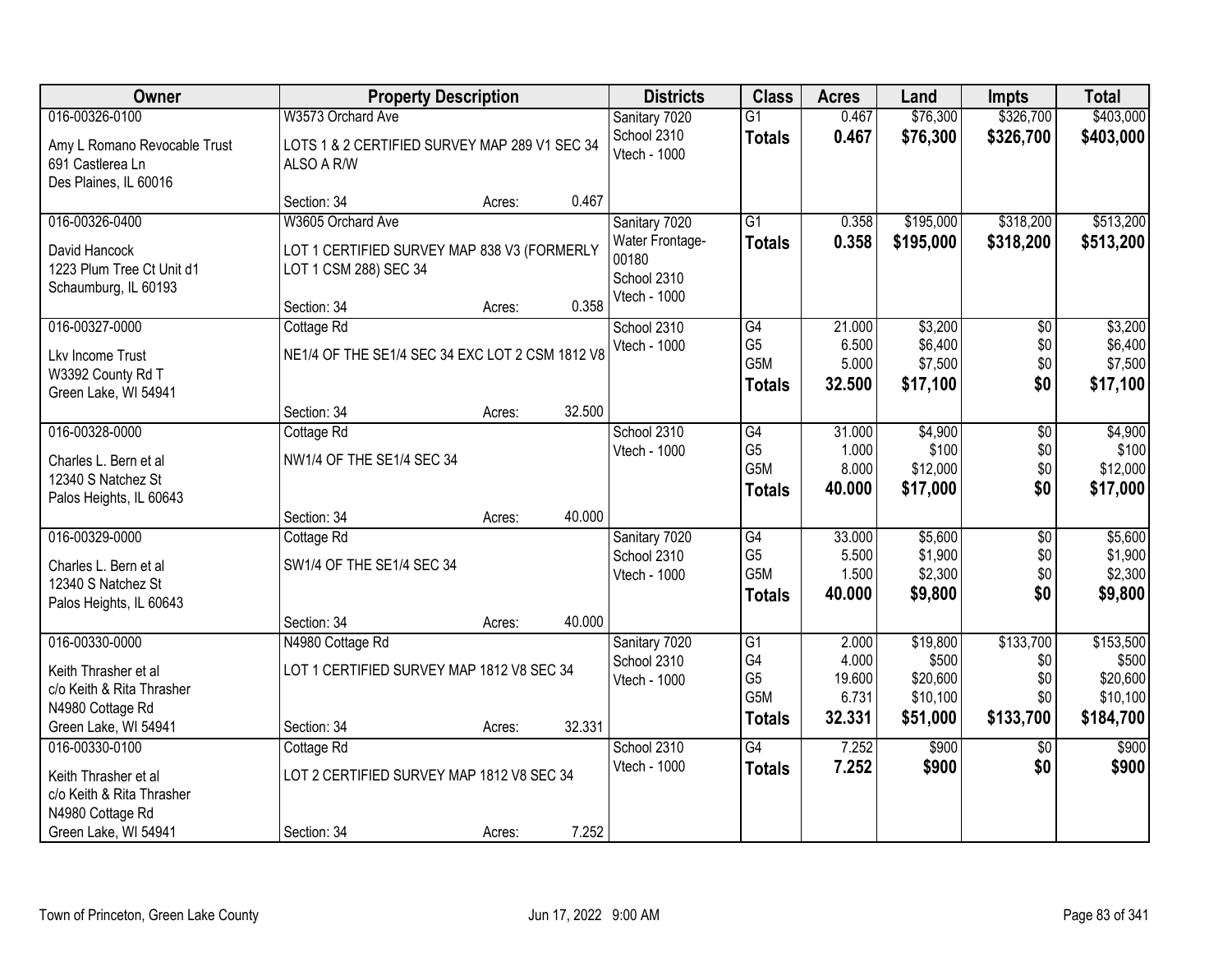| Owner | Property Description | | | Districts | Class | Acres | Land | Impts | Total |
|---|---|---|---|---|---|---|---|---|---|
| 016-00326-0100<br>Amy L Romano Revocable Trust<br>691 Castlerea Ln<br>Des Plaines, IL 60016 | W3573 Orchard Ave<br>LOTS 1 & 2 CERTIFIED SURVEY MAP 289 V1 SEC 34 ALSO A R/W<br>Section: 34 | Acres: | 0.467 | Sanitary 7020<br>School 2310<br>Vtech - 1000 | G1<br>**Totals** | 0.467<br>**0.467** | $76,300<br>**$76,300** | $326,700<br>**$326,700** | $403,000<br>**$403,000** |
| 016-00326-0400<br>David Hancock<br>1223 Plum Tree Ct Unit d1<br>Schaumburg, IL 60193 | W3605 Orchard Ave<br>LOT 1 CERTIFIED SURVEY MAP 838 V3 (FORMERLY LOT 1 CSM 288) SEC 34<br>Section: 34 | Acres: | 0.358 | Sanitary 7020<br>Water Frontage-00180<br>School 2310<br>Vtech - 1000 | G1<br>**Totals** | 0.358<br>**0.358** | $195,000<br>**$195,000** | $318,200<br>**$318,200** | $513,200<br>**$513,200** |
| 016-00327-0000<br>Lkv Income Trust<br>W3392 County Rd T<br>Green Lake, WI 54941 | Cottage Rd<br>NE1/4 OF THE SE1/4 SEC 34 EXC LOT 2 CSM 1812 V8<br>Section: 34 | Acres: | 32.500 | School 2310<br>Vtech - 1000 | G4<br>G5<br>G5M<br>**Totals** | 21.000<br>6.500<br>5.000<br>**32.500** | $3,200<br>$6,400<br>$7,500<br>**$17,100** | $0<br>$0<br>$0<br>**$0** | $3,200<br>$6,400<br>$7,500<br>**$17,100** |
| 016-00328-0000<br>Charles L. Bern et al<br>12340 S Natchez St<br>Palos Heights, IL 60643 | Cottage Rd<br>NW1/4 OF THE SE1/4 SEC 34<br>Section: 34 | Acres: | 40.000 | School 2310<br>Vtech - 1000 | G4<br>G5<br>G5M<br>**Totals** | 31.000<br>1.000<br>8.000<br>**40.000** | $4,900<br>$100<br>$12,000<br>**$17,000** | $0<br>$0<br>$0<br>**$0** | $4,900<br>$100<br>$12,000<br>**$17,000** |
| 016-00329-0000<br>Charles L. Bern et al<br>12340 S Natchez St<br>Palos Heights, IL 60643 | Cottage Rd<br>SW1/4 OF THE SE1/4 SEC 34<br>Section: 34 | Acres: | 40.000 | Sanitary 7020<br>School 2310<br>Vtech - 1000 | G4<br>G5<br>G5M<br>**Totals** | 33.000<br>5.500<br>1.500<br>**40.000** | $5,600<br>$1,900<br>$2,300<br>**$9,800** | $0<br>$0<br>$0<br>**$0** | $5,600<br>$1,900<br>$2,300<br>**$9,800** |
| 016-00330-0000<br>Keith Thrasher et al<br>c/o Keith & Rita Thrasher<br>N4980 Cottage Rd<br>Green Lake, WI 54941 | N4980 Cottage Rd<br>LOT 1 CERTIFIED SURVEY MAP 1812 V8 SEC 34<br>Section: 34 | Acres: | 32.331 | Sanitary 7020<br>School 2310<br>Vtech - 1000 | G1<br>G4<br>G5<br>G5M<br>**Totals** | 2.000<br>4.000<br>19.600<br>6.731<br>**32.331** | $19,800<br>$500<br>$20,600<br>$10,100<br>**$51,000** | $133,700<br>$0<br>$0<br>$0<br>**$133,700** | $153,500<br>$500<br>$20,600<br>$10,100<br>**$184,700** |
| 016-00330-0100<br>Keith Thrasher et al<br>c/o Keith & Rita Thrasher<br>N4980 Cottage Rd<br>Green Lake, WI 54941 | Cottage Rd<br>LOT 2 CERTIFIED SURVEY MAP 1812 V8 SEC 34<br>Section: 34 | Acres: | 7.252 | School 2310<br>Vtech - 1000 | G4<br>**Totals** | 7.252<br>**7.252** | $900<br>**$900** | $0<br>**$0** | $900<br>**$900** |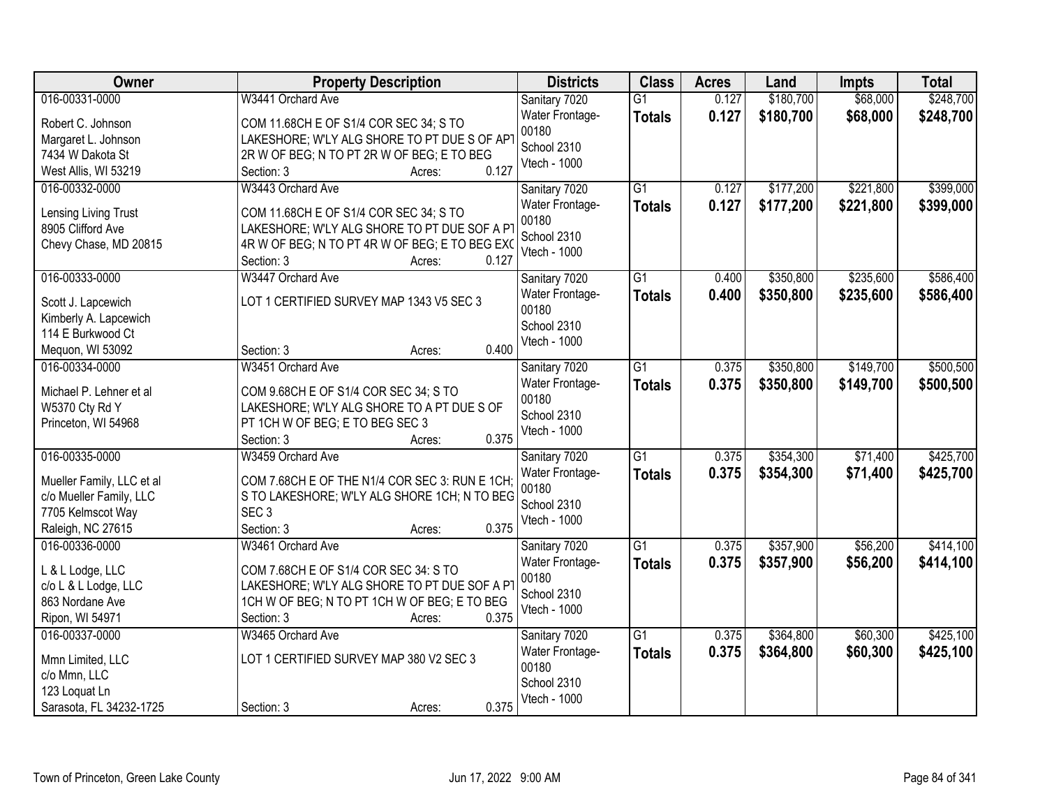| Owner | Property Description | Districts | Class | Acres | Land | Impts | Total |
|---|---|---|---|---|---|---|---|
| 016-00331-0000<br>Robert C. Johnson<br>Margaret L. Johnson<br>7434 W Dakota St<br>West Allis, WI 53219 | W3441 Orchard Ave<br>COM 11.68CH E OF S1/4 COR SEC 34; S TO LAKESHORE; W'LY ALG SHORE TO PT DUE S OF APT 2R W OF BEG; N TO PT 2R W OF BEG; E TO BEG<br>Section: 3 Acres: 0.127 | Sanitary 7020<br>Water Frontage-00180<br>School 2310<br>Vtech - 1000 | G1<br>**Totals** | 0.127<br>**0.127** | $180,700<br>**$180,700** | $68,000<br>**$68,000** | $248,700<br>**$248,700** |
| 016-00332-0000<br>Lensing Living Trust<br>8905 Clifford Ave<br>Chevy Chase, MD 20815 | W3443 Orchard Ave<br>COM 11.68CH E OF S1/4 COR SEC 34; S TO LAKESHORE; W'LY ALG SHORE TO PT DUE SOF A PT 4R W OF BEG; N TO PT 4R W OF BEG; E TO BEG EXC<br>Section: 3 Acres: 0.127 | Sanitary 7020<br>Water Frontage-00180<br>School 2310<br>Vtech - 1000 | G1<br>**Totals** | 0.127<br>**0.127** | $177,200<br>**$177,200** | $221,800<br>**$221,800** | $399,000<br>**$399,000** |
| 016-00333-0000<br>Scott J. Lapcewich<br>Kimberly A. Lapcewich<br>114 E Burkwood Ct<br>Mequon, WI 53092 | W3447 Orchard Ave<br>LOT 1 CERTIFIED SURVEY MAP 1343 V5 SEC 3<br>Section: 3 Acres: 0.400 | Sanitary 7020<br>Water Frontage-00180<br>School 2310<br>Vtech - 1000 | G1<br>**Totals** | 0.400<br>**0.400** | $350,800<br>**$350,800** | $235,600<br>**$235,600** | $586,400<br>**$586,400** |
| 016-00334-0000<br>Michael P. Lehner et al<br>W5370 Cty Rd Y<br>Princeton, WI 54968 | W3451 Orchard Ave<br>COM 9.68CH E OF S1/4 COR SEC 34; S TO LAKESHORE; W'LY ALG SHORE TO A PT DUE S OF PT 1CH W OF BEG; E TO BEG SEC 3<br>Section: 3 Acres: 0.375 | Sanitary 7020<br>Water Frontage-00180<br>School 2310<br>Vtech - 1000 | G1<br>**Totals** | 0.375<br>**0.375** | $350,800<br>**$350,800** | $149,700<br>**$149,700** | $500,500<br>**$500,500** |
| 016-00335-0000<br>Mueller Family, LLC et al<br>c/o Mueller Family, LLC<br>7705 Kelmscot Way<br>Raleigh, NC 27615 | W3459 Orchard Ave<br>COM 7.68CH E OF THE N1/4 COR SEC 3: RUN E 1CH; S TO LAKESHORE; W'LY ALG SHORE 1CH; N TO BEG SEC 3<br>Section: 3 Acres: 0.375 | Sanitary 7020<br>Water Frontage-00180<br>School 2310<br>Vtech - 1000 | G1<br>**Totals** | 0.375<br>**0.375** | $354,300<br>**$354,300** | $71,400<br>**$71,400** | $425,700<br>**$425,700** |
| 016-00336-0000<br>L & L Lodge, LLC<br>c/o L & L Lodge, LLC<br>863 Nordane Ave<br>Ripon, WI 54971 | W3461 Orchard Ave<br>COM 7.68CH E OF S1/4 COR SEC 34: S TO LAKESHORE; W'LY ALG SHORE TO PT DUE SOF A PT 1CH W OF BEG; N TO PT 1CH W OF BEG; E TO BEG<br>Section: 3 Acres: 0.375 | Sanitary 7020<br>Water Frontage-00180<br>School 2310<br>Vtech - 1000 | G1<br>**Totals** | 0.375<br>**0.375** | $357,900<br>**$357,900** | $56,200<br>**$56,200** | $414,100<br>**$414,100** |
| 016-00337-0000<br>Mmn Limited, LLC<br>c/o Mmn, LLC<br>123 Loquat Ln<br>Sarasota, FL 34232-1725 | W3465 Orchard Ave<br>LOT 1 CERTIFIED SURVEY MAP 380 V2 SEC 3<br>Section: 3 Acres: 0.375 | Sanitary 7020<br>Water Frontage-00180<br>School 2310<br>Vtech - 1000 | G1<br>**Totals** | 0.375<br>**0.375** | $364,800<br>**$364,800** | $60,300<br>**$60,300** | $425,100<br>**$425,100** |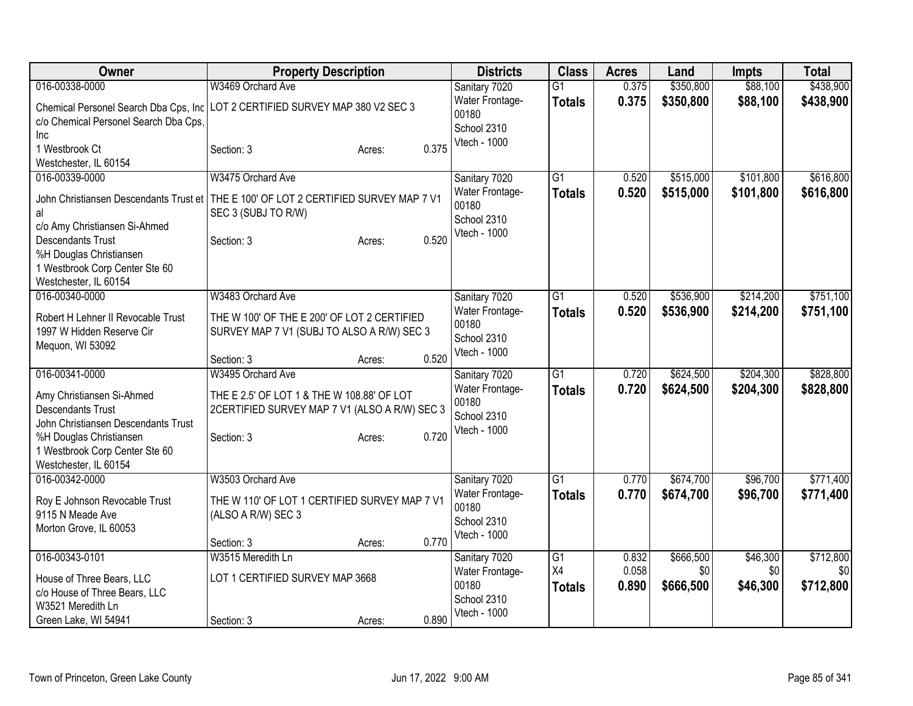| Owner | Property Description | | | Districts | Class | Acres | Land | Impts | Total |
|---|---|---|---|---|---|---|---|---|---|
| 016-00338-0000 | W3469 Orchard Ave | | | Sanitary 7020 | G1 | 0.375 | $350,800 | $88,100 | $438,900 |
| Chemical Personel Search Dba Cps, Inc c/o Chemical Personel Search Dba Cps, Inc 1 Westbrook Ct Westchester, IL 60154 | LOT 2 CERTIFIED SURVEY MAP 380 V2 SEC 3 | | | Water Frontage-00180 School 2310 Vtech - 1000 | **Totals** | **0.375** | **$350,800** | **$88,100** | **$438,900** |
| | Section: 3 | Acres: | 0.375 | | | | | | |
| 016-00339-0000 | W3475 Orchard Ave | | | Sanitary 7020 | G1 | 0.520 | $515,000 | $101,800 | $616,800 |
| John Christiansen Descendants Trust et al c/o Amy Christiansen Si-Ahmed Descendants Trust %H Douglas Christiansen 1 Westbrook Corp Center Ste 60 Westchester, IL 60154 | THE E 100' OF LOT 2 CERTIFIED SURVEY MAP 7 V1 SEC 3 (SUBJ TO R/W) | | | Water Frontage-00180 School 2310 Vtech - 1000 | **Totals** | **0.520** | **$515,000** | **$101,800** | **$616,800** |
| | Section: 3 | Acres: | 0.520 | | | | | | |
| 016-00340-0000 | W3483 Orchard Ave | | | Sanitary 7020 | G1 | 0.520 | $536,900 | $214,200 | $751,100 |
| Robert H Lehner II Revocable Trust 1997 W Hidden Reserve Cir Mequon, WI 53092 | THE W 100' OF THE E 200' OF LOT 2 CERTIFIED SURVEY MAP 7 V1 (SUBJ TO ALSO A R/W) SEC 3 | | | Water Frontage-00180 School 2310 Vtech - 1000 | **Totals** | **0.520** | **$536,900** | **$214,200** | **$751,100** |
| | Section: 3 | Acres: | 0.520 | | | | | | |
| 016-00341-0000 | W3495 Orchard Ave | | | Sanitary 7020 | G1 | 0.720 | $624,500 | $204,300 | $828,800 |
| Amy Christiansen Si-Ahmed Descendants Trust John Christiansen Descendants Trust %H Douglas Christiansen 1 Westbrook Corp Center Ste 60 Westchester, IL 60154 | THE E 2.5' OF LOT 1 & THE W 108.88' OF LOT 2CERTIFIED SURVEY MAP 7 V1 (ALSO A R/W) SEC 3 | | | Water Frontage-00180 School 2310 Vtech - 1000 | **Totals** | **0.720** | **$624,500** | **$204,300** | **$828,800** |
| | Section: 3 | Acres: | 0.720 | | | | | | |
| 016-00342-0000 | W3503 Orchard Ave | | | Sanitary 7020 | G1 | 0.770 | $674,700 | $96,700 | $771,400 |
| Roy E Johnson Revocable Trust 9115 N Meade Ave Morton Grove, IL 60053 | THE W 110' OF LOT 1 CERTIFIED SURVEY MAP 7 V1 (ALSO A R/W) SEC 3 | | | Water Frontage-00180 School 2310 Vtech - 1000 | **Totals** | **0.770** | **$674,700** | **$96,700** | **$771,400** |
| | Section: 3 | Acres: | 0.770 | | | | | | |
| 016-00343-0101 | W3515 Meredith Ln | | | Sanitary 7020 | G1 | 0.832 | $666,500 | $46,300 | $712,800 |
| House of Three Bears, LLC c/o House of Three Bears, LLC W3521 Meredith Ln Green Lake, WI 54941 | LOT 1 CERTIFIED SURVEY MAP 3668 | | | Water Frontage-00180 School 2310 Vtech - 1000 | X4 | 0.058 | $0 | $0 | $0 |
| | | | | | **Totals** | **0.890** | **$666,500** | **$46,300** | **$712,800** |
| | Section: 3 | Acres: | 0.890 | | | | | | |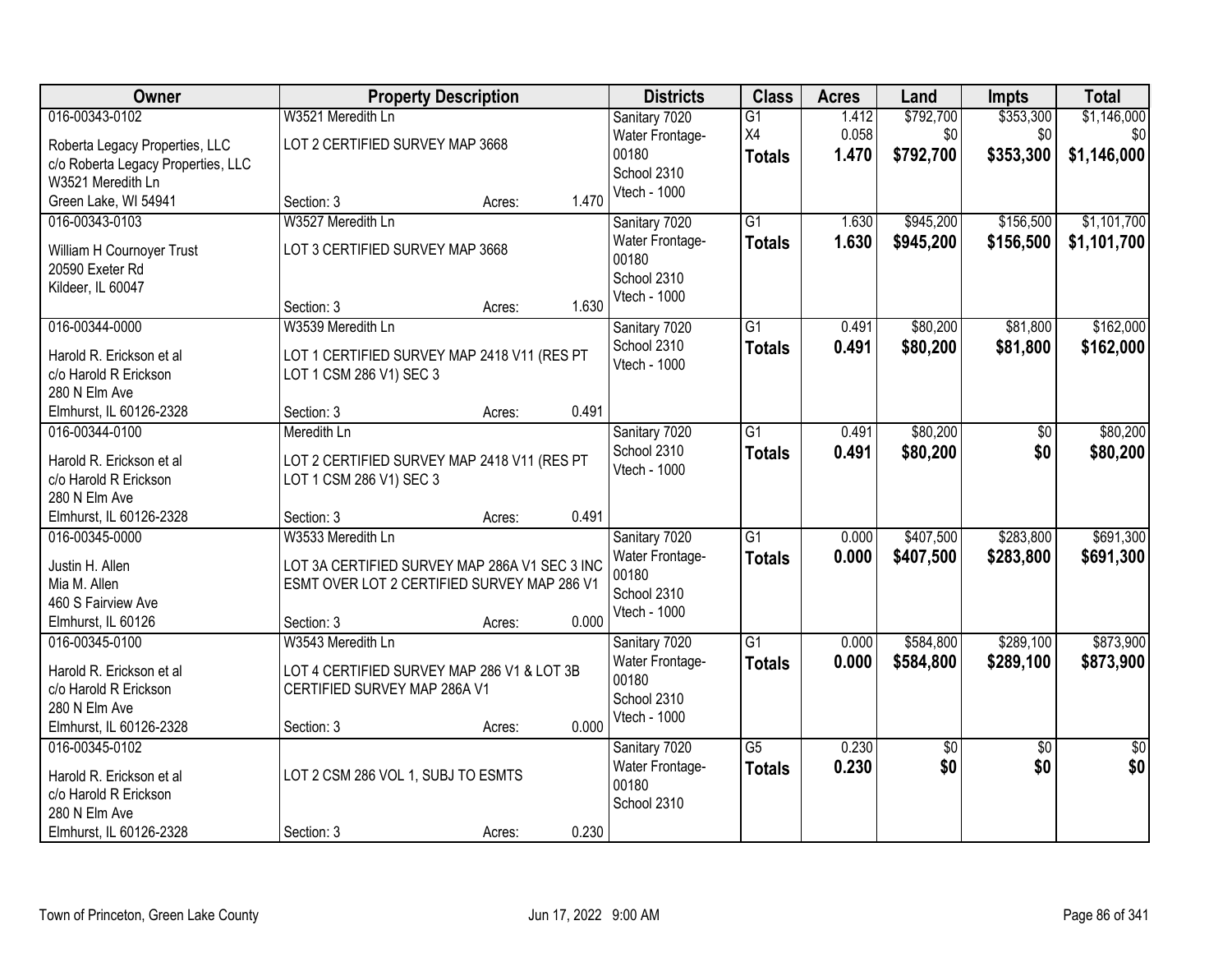| Owner | Property Description | | | Districts | Class | Acres | Land | Impts | Total |
|---|---|---|---|---|---|---|---|---|---|
| 016-00343-0102<br>Roberta Legacy Properties, LLC<br>c/o Roberta Legacy Properties, LLC<br>W3521 Meredith Ln<br>Green Lake, WI 54941 | W3521 Meredith Ln<br>LOT 2 CERTIFIED SURVEY MAP 3668<br>Section: 3 | Acres: | 1.470 | Sanitary 7020<br>Water Frontage-00180<br>School 2310<br>Vtech - 1000 | G1<br>X4<br>**Totals** | 1.412<br>0.058<br>**1.470** | $792,700<br>$0<br>**$792,700** | $353,300<br>$0<br>**$353,300** | $1,146,000<br>$0<br>**$1,146,000** |
| 016-00343-0103<br>William H Cournoyer Trust<br>20590 Exeter Rd<br>Kildeer, IL 60047 | W3527 Meredith Ln<br>LOT 3 CERTIFIED SURVEY MAP 3668<br>Section: 3 | Acres: | 1.630 | Sanitary 7020<br>Water Frontage-00180<br>School 2310<br>Vtech - 1000 | G1<br>**Totals** | 1.630<br>**1.630** | $945,200<br>**$945,200** | $156,500<br>**$156,500** | $1,101,700<br>**$1,101,700** |
| 016-00344-0000<br>Harold R. Erickson et al<br>c/o Harold R Erickson<br>280 N Elm Ave<br>Elmhurst, IL 60126-2328 | W3539 Meredith Ln<br>LOT 1 CERTIFIED SURVEY MAP 2418 V11 (RES PT LOT 1 CSM 286 V1) SEC 3<br>Section: 3 | Acres: | 0.491 | Sanitary 7020<br>School 2310<br>Vtech - 1000 | G1<br>**Totals** | 0.491<br>**0.491** | $80,200<br>**$80,200** | $81,800<br>**$81,800** | $162,000<br>**$162,000** |
| 016-00344-0100<br>Harold R. Erickson et al<br>c/o Harold R Erickson<br>280 N Elm Ave<br>Elmhurst, IL 60126-2328 | Meredith Ln<br>LOT 2 CERTIFIED SURVEY MAP 2418 V11 (RES PT LOT 1 CSM 286 V1) SEC 3<br>Section: 3 | Acres: | 0.491 | Sanitary 7020<br>School 2310<br>Vtech - 1000 | G1<br>**Totals** | 0.491<br>**0.491** | $80,200<br>**$80,200** | $0<br>**$0** | $80,200<br>**$80,200** |
| 016-00345-0000<br>Justin H. Allen<br>Mia M. Allen<br>460 S Fairview Ave<br>Elmhurst, IL 60126 | W3533 Meredith Ln<br>LOT 3A CERTIFIED SURVEY MAP 286A V1 SEC 3 INC ESMT OVER LOT 2 CERTIFIED SURVEY MAP 286 V1<br>Section: 3 | Acres: | 0.000 | Sanitary 7020<br>Water Frontage-00180<br>School 2310<br>Vtech - 1000 | G1<br>**Totals** | 0.000<br>**0.000** | $407,500<br>**$407,500** | $283,800<br>**$283,800** | $691,300<br>**$691,300** |
| 016-00345-0100<br>Harold R. Erickson et al<br>c/o Harold R Erickson<br>280 N Elm Ave<br>Elmhurst, IL 60126-2328 | W3543 Meredith Ln<br>LOT 4 CERTIFIED SURVEY MAP 286 V1 & LOT 3B CERTIFIED SURVEY MAP 286A V1<br>Section: 3 | Acres: | 0.000 | Sanitary 7020<br>Water Frontage-00180<br>School 2310<br>Vtech - 1000 | G1<br>**Totals** | 0.000<br>**0.000** | $584,800<br>**$584,800** | $289,100<br>**$289,100** | $873,900<br>**$873,900** |
| 016-00345-0102<br>Harold R. Erickson et al<br>c/o Harold R Erickson<br>280 N Elm Ave<br>Elmhurst, IL 60126-2328 | LOT 2 CSM 286 VOL 1, SUBJ TO ESMTS<br>Section: 3 | Acres: | 0.230 | Sanitary 7020<br>Water Frontage-00180<br>School 2310 | G5<br>**Totals** | 0.230<br>**0.230** | $0<br>**$0** | $0<br>**$0** | $0<br>**$0** |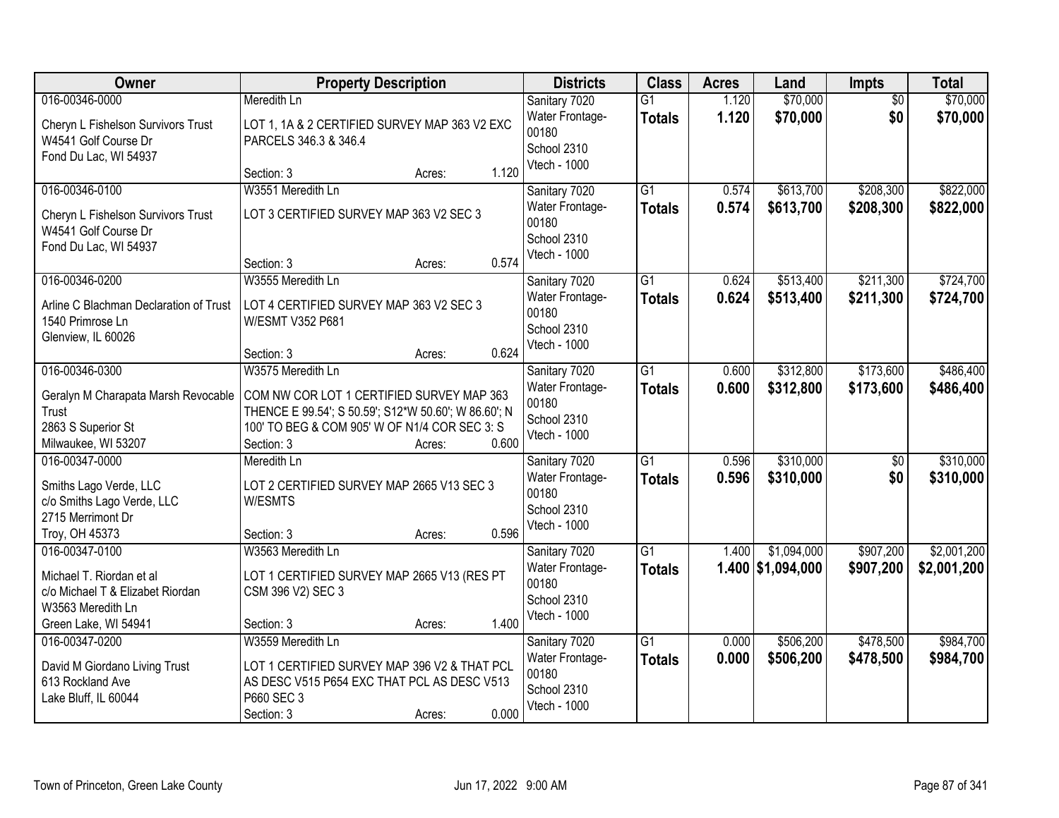| Owner | Property Description | Districts | Class | Acres | Land | Impts | Total |
|---|---|---|---|---|---|---|---|
| 016-00346-0000<br>Cheryn L Fishelson Survivors Trust<br>W4541 Golf Course Dr<br>Fond Du Lac, WI 54937 | Meredith Ln<br>LOT 1, 1A & 2 CERTIFIED SURVEY MAP 363 V2 EXC PARCELS 346.3 & 346.4<br>Section: 3 Acres: 1.120 | Sanitary 7020<br>Water Frontage-00180<br>School 2310<br>Vtech - 1000 | G1<br>**Totals** | 1.120<br>**1.120** | $70,000<br>**$70,000** | $0<br>**$0** | $70,000<br>**$70,000** |
| 016-00346-0100<br>Cheryn L Fishelson Survivors Trust<br>W4541 Golf Course Dr<br>Fond Du Lac, WI 54937 | W3551 Meredith Ln<br>LOT 3 CERTIFIED SURVEY MAP 363 V2 SEC 3<br>Section: 3 Acres: 0.574 | Sanitary 7020<br>Water Frontage-00180<br>School 2310<br>Vtech - 1000 | G1<br>**Totals** | 0.574<br>**0.574** | $613,700<br>**$613,700** | $208,300<br>**$208,300** | $822,000<br>**$822,000** |
| 016-00346-0200<br>Arline C Blachman Declaration of Trust<br>1540 Primrose Ln<br>Glenview, IL 60026 | W3555 Meredith Ln<br>LOT 4 CERTIFIED SURVEY MAP 363 V2 SEC 3 W/ESMT V352 P681<br>Section: 3 Acres: 0.624 | Sanitary 7020<br>Water Frontage-00180<br>School 2310<br>Vtech - 1000 | G1<br>**Totals** | 0.624<br>**0.624** | $513,400<br>**$513,400** | $211,300<br>**$211,300** | $724,700<br>**$724,700** |
| 016-00346-0300<br>Geralyn M Charapata Marsh Revocable Trust<br>2863 S Superior St<br>Milwaukee, WI 53207 | W3575 Meredith Ln<br>COM NW COR LOT 1 CERTIFIED SURVEY MAP 363 THENCE E 99.54'; S 50.59'; S12*W 50.60'; W 86.60'; N 100' TO BEG & COM 905' W OF N1/4 COR SEC 3: S<br>Section: 3 Acres: 0.600 | Sanitary 7020<br>Water Frontage-00180<br>School 2310<br>Vtech - 1000 | G1<br>**Totals** | 0.600<br>**0.600** | $312,800<br>**$312,800** | $173,600<br>**$173,600** | $486,400<br>**$486,400** |
| 016-00347-0000<br>Smiths Lago Verde, LLC<br>c/o Smiths Lago Verde, LLC<br>2715 Merrimont Dr<br>Troy, OH 45373 | Meredith Ln<br>LOT 2 CERTIFIED SURVEY MAP 2665 V13 SEC 3 W/ESMTS<br>Section: 3 Acres: 0.596 | Sanitary 7020<br>Water Frontage-00180<br>School 2310<br>Vtech - 1000 | G1<br>**Totals** | 0.596<br>**0.596** | $310,000<br>**$310,000** | $0<br>**$0** | $310,000<br>**$310,000** |
| 016-00347-0100<br>Michael T. Riordan et al<br>c/o Michael T & Elizabet Riordan<br>W3563 Meredith Ln<br>Green Lake, WI 54941 | W3563 Meredith Ln<br>LOT 1 CERTIFIED SURVEY MAP 2665 V13 (RES PT CSM 396 V2) SEC 3<br>Section: 3 Acres: 1.400 | Sanitary 7020<br>Water Frontage-00180<br>School 2310<br>Vtech - 1000 | G1<br>**Totals** | 1.400<br>**1.400** | $1,094,000<br>**$1,094,000** | $907,200<br>**$907,200** | $2,001,200<br>**$2,001,200** |
| 016-00347-0200<br>David M Giordano Living Trust<br>613 Rockland Ave<br>Lake Bluff, IL 60044 | W3559 Meredith Ln<br>LOT 1 CERTIFIED SURVEY MAP 396 V2 & THAT PCL AS DESC V515 P654 EXC THAT PCL AS DESC V513 P660 SEC 3<br>Section: 3 Acres: 0.000 | Sanitary 7020<br>Water Frontage-00180<br>School 2310<br>Vtech - 1000 | G1<br>**Totals** | 0.000<br>**0.000** | $506,200<br>**$506,200** | $478,500<br>**$478,500** | $984,700<br>**$984,700** |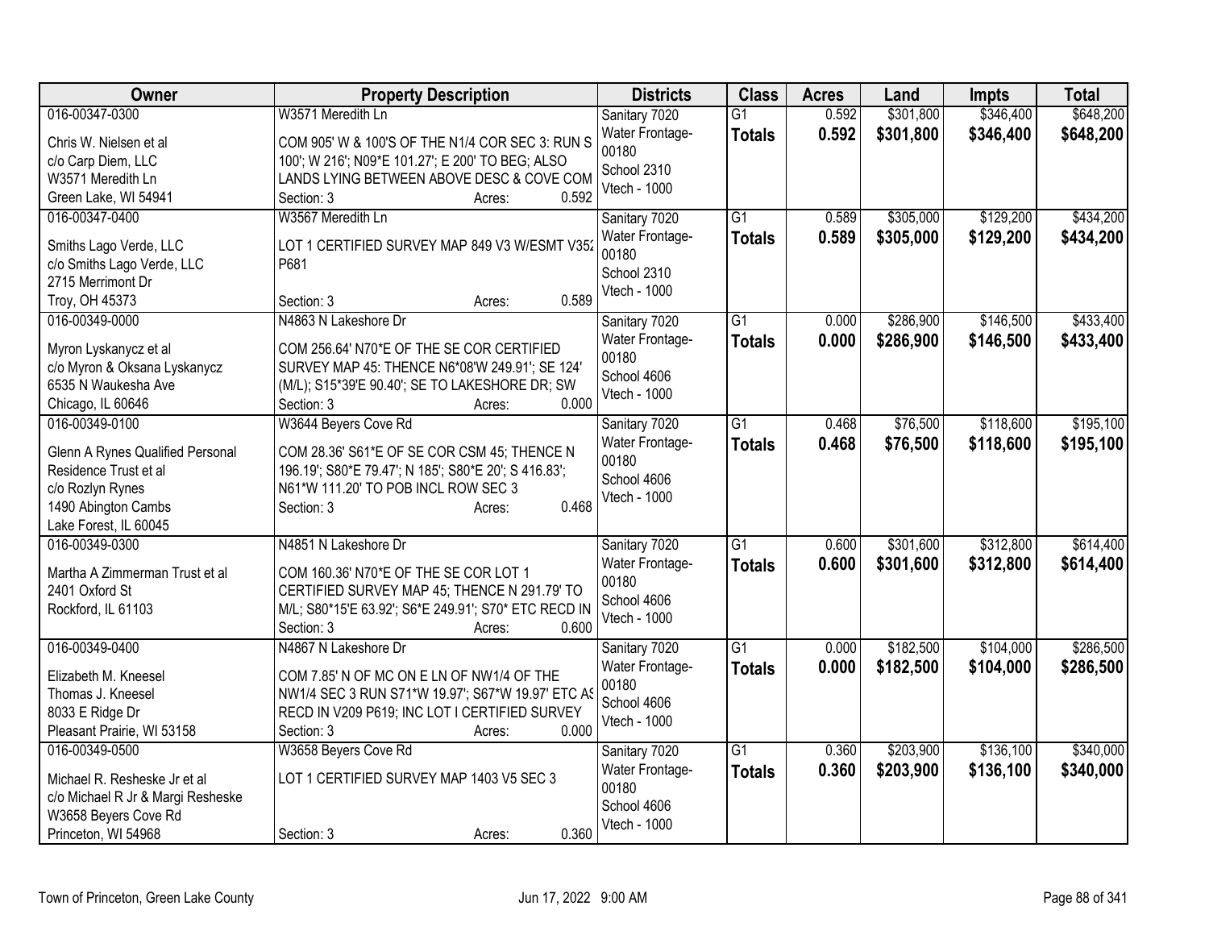| Owner | Property Description | Districts | Class | Acres | Land | Impts | Total |
|---|---|---|---|---|---|---|---|
| 016-00347-0300<br>Chris W. Nielsen et al<br>c/o Carp Diem, LLC<br>W3571 Meredith Ln<br>Green Lake, WI 54941 | W3571 Meredith Ln<br>COM 905' W & 100'S OF THE N1/4 COR SEC 3: RUN S 100'; W 216'; N09*E 101.27'; E 200' TO BEG; ALSO LANDS LYING BETWEEN ABOVE DESC & COVE COM<br>Section: 3 Acres: 0.592 | Sanitary 7020<br>Water Frontage-00180<br>School 2310<br>Vtech - 1000 | G1<br>**Totals** | 0.592<br>**0.592** | $301,800<br>**$301,800** | $346,400<br>**$346,400** | $648,200<br>**$648,200** |
| 016-00347-0400<br>Smiths Lago Verde, LLC<br>c/o Smiths Lago Verde, LLC<br>2715 Merrimont Dr<br>Troy, OH 45373 | W3567 Meredith Ln<br>LOT 1 CERTIFIED SURVEY MAP 849 V3 W/ESMT V352 P681<br>Section: 3 Acres: 0.589 | Sanitary 7020<br>Water Frontage-00180<br>School 2310<br>Vtech - 1000 | G1<br>**Totals** | 0.589<br>**0.589** | $305,000<br>**$305,000** | $129,200<br>**$129,200** | $434,200<br>**$434,200** |
| 016-00349-0000<br>Myron Lyskanycz et al<br>c/o Myron & Oksana Lyskanycz<br>6535 N Waukesha Ave<br>Chicago, IL 60646 | N4863 N Lakeshore Dr<br>COM 256.64' N70*E OF THE SE COR CERTIFIED SURVEY MAP 45: THENCE N6*08'W 249.91'; SE 124' (M/L); S15*39'E 90.40'; SE TO LAKESHORE DR; SW<br>Section: 3 Acres: 0.000 | Sanitary 7020<br>Water Frontage-00180<br>School 4606<br>Vtech - 1000 | G1<br>**Totals** | 0.000<br>**0.000** | $286,900<br>**$286,900** | $146,500<br>**$146,500** | $433,400<br>**$433,400** |
| 016-00349-0100<br>Glenn A Rynes Qualified Personal Residence Trust et al<br>c/o Rozlyn Rynes<br>1490 Abington Cambs<br>Lake Forest, IL 60045 | W3644 Beyers Cove Rd<br>COM 28.36' S61*E OF SE COR CSM 45; THENCE N 196.19'; S80*E 79.47'; N 185'; S80*E 20'; S 416.83'; N61*W 111.20' TO POB INCL ROW SEC 3<br>Section: 3 Acres: 0.468 | Sanitary 7020<br>Water Frontage-00180<br>School 4606<br>Vtech - 1000 | G1<br>**Totals** | 0.468<br>**0.468** | $76,500<br>**$76,500** | $118,600<br>**$118,600** | $195,100<br>**$195,100** |
| 016-00349-0300<br>Martha A Zimmerman Trust et al<br>2401 Oxford St<br>Rockford, IL 61103 | N4851 N Lakeshore Dr<br>COM 160.36' N70*E OF THE SE COR LOT 1 CERTIFIED SURVEY MAP 45; THENCE N 291.79' TO M/L; S80*15'E 63.92'; S6*E 249.91'; S70* ETC RECD IN<br>Section: 3 Acres: 0.600 | Sanitary 7020<br>Water Frontage-00180<br>School 4606<br>Vtech - 1000 | G1<br>**Totals** | 0.600<br>**0.600** | $301,600<br>**$301,600** | $312,800<br>**$312,800** | $614,400<br>**$614,400** |
| 016-00349-0400<br>Elizabeth M. Kneesel<br>Thomas J. Kneesel<br>8033 E Ridge Dr<br>Pleasant Prairie, WI 53158 | N4867 N Lakeshore Dr<br>COM 7.85' N OF MC ON E LN OF NW1/4 OF THE NW1/4 SEC 3 RUN S71*W 19.97'; S67*W 19.97' ETC AS RECD IN V209 P619; INC LOT I CERTIFIED SURVEY<br>Section: 3 Acres: 0.000 | Sanitary 7020<br>Water Frontage-00180<br>School 4606<br>Vtech - 1000 | G1<br>**Totals** | 0.000<br>**0.000** | $182,500<br>**$182,500** | $104,000<br>**$104,000** | $286,500<br>**$286,500** |
| 016-00349-0500<br>Michael R. Resheske Jr et al<br>c/o Michael R Jr & Margi Resheske<br>W3658 Beyers Cove Rd<br>Princeton, WI 54968 | W3658 Beyers Cove Rd<br>LOT 1 CERTIFIED SURVEY MAP 1403 V5 SEC 3<br>Section: 3 Acres: 0.360 | Sanitary 7020<br>Water Frontage-00180<br>School 4606<br>Vtech - 1000 | G1<br>**Totals** | 0.360<br>**0.360** | $203,900<br>**$203,900** | $136,100<br>**$136,100** | $340,000<br>**$340,000** |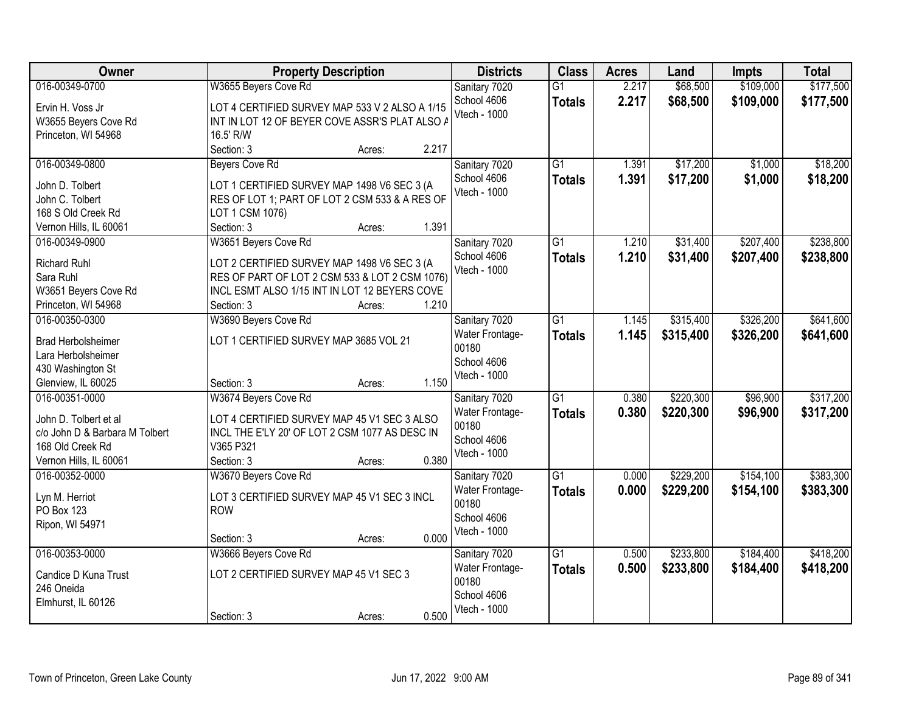| Owner | Property Description | Districts | Class | Acres | Land | Impts | Total |
|---|---|---|---|---|---|---|---|
| 016-00349-0700<br>Ervin H. Voss Jr<br>W3655 Beyers Cove Rd<br>Princeton, WI 54968 | W3655 Beyers Cove Rd<br>LOT 4 CERTIFIED SURVEY MAP 533 V 2 ALSO A 1/15 INT IN LOT 12 OF BEYER COVE ASSR'S PLAT ALSO A 16.5' R/W<br>Section: 3 Acres: 2.217 | Sanitary 7020<br>School 4606<br>Vtech - 1000 | G1<br>**Totals** | 2.217<br>**2.217** | $68,500<br>**$68,500** | $109,000<br>**$109,000** | $177,500<br>**$177,500** |
| 016-00349-0800<br>John D. Tolbert<br>John C. Tolbert<br>168 S Old Creek Rd<br>Vernon Hills, IL 60061 | Beyers Cove Rd<br>LOT 1 CERTIFIED SURVEY MAP 1498 V6 SEC 3 (A RES OF LOT 1; PART OF LOT 2 CSM 533 & A RES OF LOT 1 CSM 1076)<br>Section: 3 Acres: 1.391 | Sanitary 7020<br>School 4606<br>Vtech - 1000 | G1<br>**Totals** | 1.391<br>**1.391** | $17,200<br>**$17,200** | $1,000<br>**$1,000** | $18,200<br>**$18,200** |
| 016-00349-0900<br>Richard Ruhl<br>Sara Ruhl<br>W3651 Beyers Cove Rd<br>Princeton, WI 54968 | W3651 Beyers Cove Rd<br>LOT 2 CERTIFIED SURVEY MAP 1498 V6 SEC 3 (A RES OF PART OF LOT 2 CSM 533 & LOT 2 CSM 1076) INCL ESMT ALSO 1/15 INT IN LOT 12 BEYERS COVE<br>Section: 3 Acres: 1.210 | Sanitary 7020<br>School 4606<br>Vtech - 1000 | G1<br>**Totals** | 1.210<br>**1.210** | $31,400<br>**$31,400** | $207,400<br>**$207,400** | $238,800<br>**$238,800** |
| 016-00350-0300<br>Brad Herbolsheimer<br>Lara Herbolsheimer<br>430 Washington St<br>Glenview, IL 60025 | W3690 Beyers Cove Rd<br>LOT 1 CERTIFIED SURVEY MAP 3685 VOL 21<br>Section: 3 Acres: 1.150 | Sanitary 7020<br>Water Frontage-00180<br>School 4606<br>Vtech - 1000 | G1<br>**Totals** | 1.145<br>**1.145** | $315,400<br>**$315,400** | $326,200<br>**$326,200** | $641,600<br>**$641,600** |
| 016-00351-0000<br>John D. Tolbert et al<br>c/o John D & Barbara M Tolbert<br>168 Old Creek Rd<br>Vernon Hills, IL 60061 | W3674 Beyers Cove Rd<br>LOT 4 CERTIFIED SURVEY MAP 45 V1 SEC 3 ALSO INCL THE E'LY 20' OF LOT 2 CSM 1077 AS DESC IN V365 P321<br>Section: 3 Acres: 0.380 | Sanitary 7020<br>Water Frontage-00180<br>School 4606<br>Vtech - 1000 | G1<br>**Totals** | 0.380<br>**0.380** | $220,300<br>**$220,300** | $96,900<br>**$96,900** | $317,200<br>**$317,200** |
| 016-00352-0000<br>Lyn M. Herriot<br>PO Box 123<br>Ripon, WI 54971 | W3670 Beyers Cove Rd<br>LOT 3 CERTIFIED SURVEY MAP 45 V1 SEC 3 INCL ROW<br>Section: 3 Acres: 0.000 | Sanitary 7020<br>Water Frontage-00180<br>School 4606<br>Vtech - 1000 | G1<br>**Totals** | 0.000<br>**0.000** | $229,200<br>**$229,200** | $154,100<br>**$154,100** | $383,300<br>**$383,300** |
| 016-00353-0000<br>Candice D Kuna Trust<br>246 Oneida<br>Elmhurst, IL 60126 | W3666 Beyers Cove Rd<br>LOT 2 CERTIFIED SURVEY MAP 45 V1 SEC 3<br>Section: 3 Acres: 0.500 | Sanitary 7020<br>Water Frontage-00180<br>School 4606<br>Vtech - 1000 | G1<br>**Totals** | 0.500<br>**0.500** | $233,800<br>**$233,800** | $184,400<br>**$184,400** | $418,200<br>**$418,200** |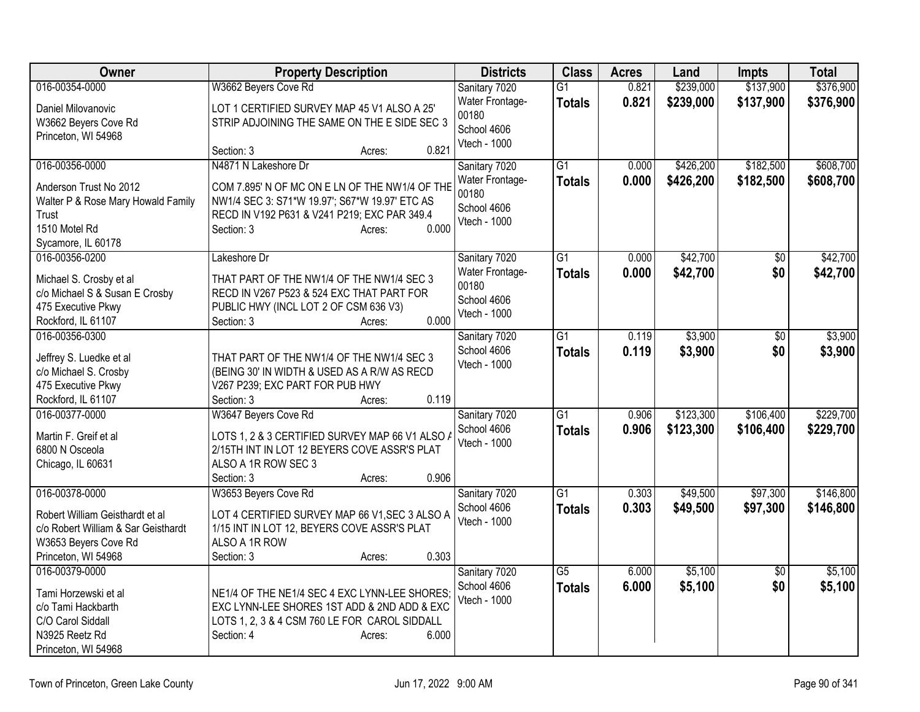| Owner | Property Description | Districts | Class | Acres | Land | Impts | Total |
|---|---|---|---|---|---|---|---|
| 016-00354-0000<br><br>Daniel Milovanovic<br>W3662 Beyers Cove Rd<br>Princeton, WI 54968 | W3662 Beyers Cove Rd<br><br>LOT 1 CERTIFIED SURVEY MAP 45 V1 ALSO A 25' STRIP ADJOINING THE SAME ON THE E SIDE SEC 3<br><br>Section: 3 Acres: 0.821 | Sanitary 7020<br>Water Frontage-00180<br>School 4606<br>Vtech - 1000 | G1<br>**Totals** | 0.821<br>**0.821** | $239,000<br>**$239,000** | $137,900<br>**$137,900** | $376,900<br>**$376,900** |
| 016-00356-0000<br><br>Anderson Trust No 2012<br>Walter P & Rose Mary Howald Family Trust<br>1510 Motel Rd<br>Sycamore, IL 60178 | N4871 N Lakeshore Dr<br><br>COM 7.895' N OF MC ON E LN OF THE NW1/4 OF THE NW1/4 SEC 3: S71*W 19.97'; S67*W 19.97' ETC AS RECD IN V192 P631 & V241 P219; EXC PAR 349.4<br>Section: 3 Acres: 0.000 | Sanitary 7020<br>Water Frontage-00180<br>School 4606<br>Vtech - 1000 | G1<br>**Totals** | 0.000<br>**0.000** | $426,200<br>**$426,200** | $182,500<br>**$182,500** | $608,700<br>**$608,700** |
| 016-00356-0200<br><br>Michael S. Crosby et al<br>c/o Michael S & Susan E Crosby<br>475 Executive Pkwy<br>Rockford, IL 61107 | Lakeshore Dr<br><br>THAT PART OF THE NW1/4 OF THE NW1/4 SEC 3 RECD IN V267 P523 & 524 EXC THAT PART FOR PUBLIC HWY (INCL LOT 2 OF CSM 636 V3)<br>Section: 3 Acres: 0.000 | Sanitary 7020<br>Water Frontage-00180<br>School 4606<br>Vtech - 1000 | G1<br>**Totals** | 0.000<br>**0.000** | $42,700<br>**$42,700** | $0<br>**$0** | $42,700<br>**$42,700** |
| 016-00356-0300<br><br>Jeffrey S. Luedke et al<br>c/o Michael S. Crosby<br>475 Executive Pkwy<br>Rockford, IL 61107 | THAT PART OF THE NW1/4 OF THE NW1/4 SEC 3 (BEING 30' IN WIDTH & USED AS A R/W AS RECD V267 P239; EXC PART FOR PUB HWY<br>Section: 3 Acres: 0.119 | Sanitary 7020<br>School 4606<br>Vtech - 1000 | G1<br>**Totals** | 0.119<br>**0.119** | $3,900<br>**$3,900** | $0<br>**$0** | $3,900<br>**$3,900** |
| 016-00377-0000<br><br>Martin F. Greif et al<br>6800 N Osceola<br>Chicago, IL 60631 | W3647 Beyers Cove Rd<br><br>LOTS 1, 2 & 3 CERTIFIED SURVEY MAP 66 V1 ALSO A 2/15TH INT IN LOT 12 BEYERS COVE ASSR'S PLAT ALSO A 1R ROW SEC 3<br>Section: 3 Acres: 0.906 | Sanitary 7020<br>School 4606<br>Vtech - 1000 | G1<br>**Totals** | 0.906<br>**0.906** | $123,300<br>**$123,300** | $106,400<br>**$106,400** | $229,700<br>**$229,700** |
| 016-00378-0000<br><br>Robert William Geisthardt et al<br>c/o Robert William & Sar Geisthardt<br>W3653 Beyers Cove Rd<br>Princeton, WI 54968 | W3653 Beyers Cove Rd<br><br>LOT 4 CERTIFIED SURVEY MAP 66 V1,SEC 3 ALSO A 1/15 INT IN LOT 12, BEYERS COVE ASSR'S PLAT ALSO A 1R ROW<br>Section: 3 Acres: 0.303 | Sanitary 7020<br>School 4606<br>Vtech - 1000 | G1<br>**Totals** | 0.303<br>**0.303** | $49,500<br>**$49,500** | $97,300<br>**$97,300** | $146,800<br>**$146,800** |
| 016-00379-0000<br><br>Tami Horzewski et al<br>c/o Tami Hackbarth<br>C/O Carol Siddall<br>N3925 Reetz Rd<br>Princeton, WI 54968 | NE1/4 OF THE NE1/4 SEC 4 EXC LYNN-LEE SHORES; EXC LYNN-LEE SHORES 1ST ADD & 2ND ADD & EXC LOTS 1, 2, 3 & 4 CSM 760 LE FOR CAROL SIDDALL<br>Section: 4 Acres: 6.000 | Sanitary 7020<br>School 4606<br>Vtech - 1000 | G5<br>**Totals** | 6.000<br>**6.000** | $5,100<br>**$5,100** | $0<br>**$0** | $5,100<br>**$5,100** |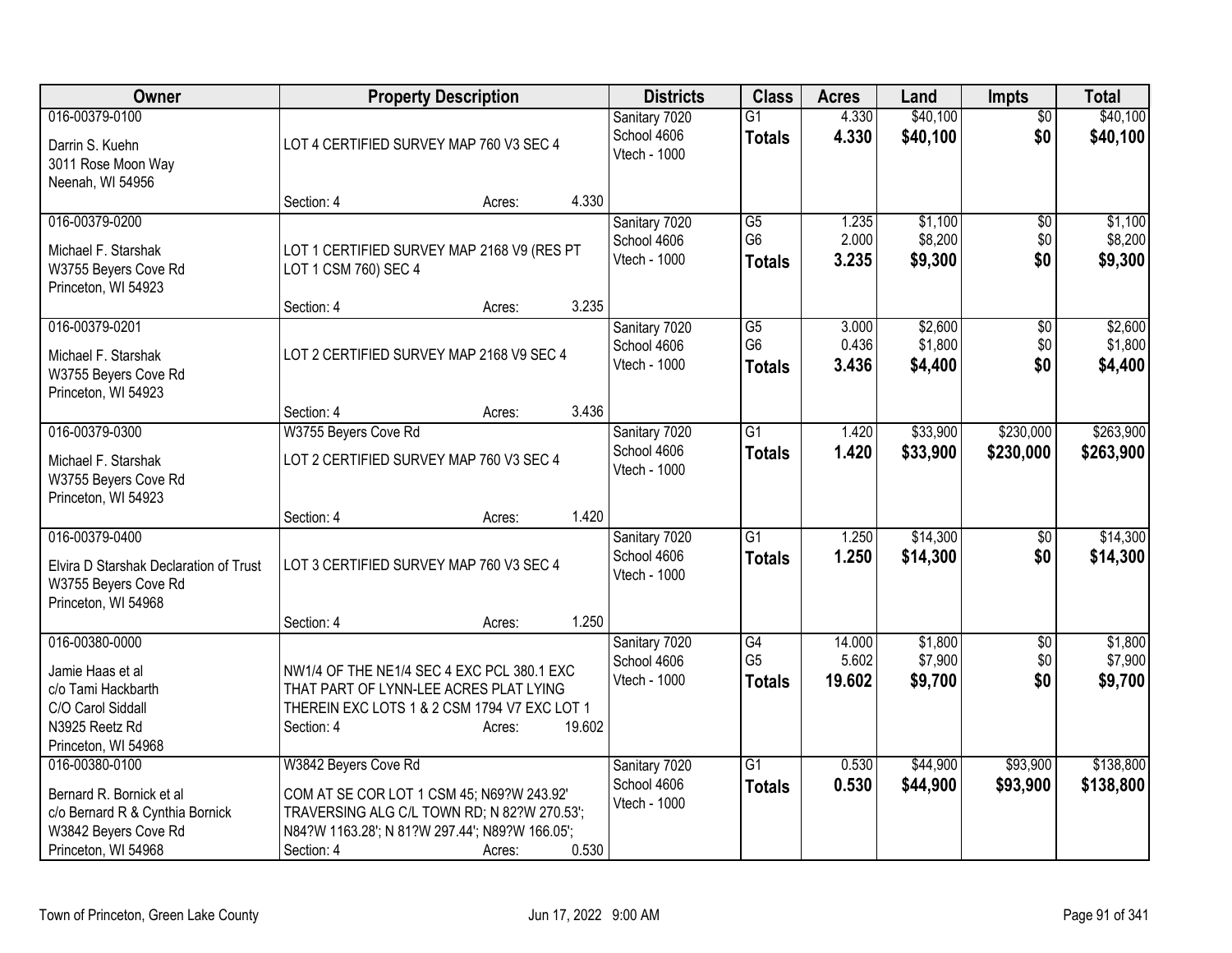| Owner | Property Description | Districts | Class | Acres | Land | Impts | Total |
|---|---|---|---|---|---|---|---|
| 016-00379-0100<br>Darrin S. Kuehn<br>3011 Rose Moon Way<br>Neenah, WI 54956 | LOT 4 CERTIFIED SURVEY MAP 760 V3 SEC 4<br>Section: 4 Acres: 4.330 | Sanitary 7020<br>School 4606<br>Vtech - 1000 | G1<br>**Totals** | 4.330<br>**4.330** | $40,100<br>**$40,100** | $0<br>**$0** | $40,100<br>**$40,100** |
| 016-00379-0200<br>Michael F. Starshak<br>W3755 Beyers Cove Rd<br>Princeton, WI 54923 | LOT 1 CERTIFIED SURVEY MAP 2168 V9 (RES PT LOT 1 CSM 760) SEC 4<br>Section: 4 Acres: 3.235 | Sanitary 7020<br>School 4606<br>Vtech - 1000 | G5<br>G6<br>**Totals** | 1.235<br>2.000<br>**3.235** | $1,100<br>$8,200<br>**$9,300** | $0<br>$0<br>**$0** | $1,100<br>$8,200<br>**$9,300** |
| 016-00379-0201<br>Michael F. Starshak<br>W3755 Beyers Cove Rd<br>Princeton, WI 54923 | LOT 2 CERTIFIED SURVEY MAP 2168 V9 SEC 4<br>Section: 4 Acres: 3.436 | Sanitary 7020<br>School 4606<br>Vtech - 1000 | G5<br>G6<br>**Totals** | 3.000<br>0.436<br>**3.436** | $2,600<br>$1,800<br>**$4,400** | $0<br>$0<br>**$0** | $2,600<br>$1,800<br>**$4,400** |
| 016-00379-0300<br>Michael F. Starshak<br>W3755 Beyers Cove Rd<br>Princeton, WI 54923 | W3755 Beyers Cove Rd<br>LOT 2 CERTIFIED SURVEY MAP 760 V3 SEC 4<br>Section: 4 Acres: 1.420 | Sanitary 7020<br>School 4606<br>Vtech - 1000 | G1<br>**Totals** | 1.420<br>**1.420** | $33,900<br>**$33,900** | $230,000<br>**$230,000** | $263,900<br>**$263,900** |
| 016-00379-0400<br>Elvira D Starshak Declaration of Trust<br>W3755 Beyers Cove Rd<br>Princeton, WI 54968 | LOT 3 CERTIFIED SURVEY MAP 760 V3 SEC 4<br>Section: 4 Acres: 1.250 | Sanitary 7020<br>School 4606<br>Vtech - 1000 | G1<br>**Totals** | 1.250<br>**1.250** | $14,300<br>**$14,300** | $0<br>**$0** | $14,300<br>**$14,300** |
| 016-00380-0000<br>Jamie Haas et al<br>c/o Tami Hackbarth<br>C/O Carol Siddall<br>N3925 Reetz Rd<br>Princeton, WI 54968 | NW1/4 OF THE NE1/4 SEC 4 EXC PCL 380.1 EXC THAT PART OF LYNN-LEE ACRES PLAT LYING THEREIN EXC LOTS 1 & 2 CSM 1794 V7 EXC LOT 1<br>Section: 4 Acres: 19.602 | Sanitary 7020<br>School 4606<br>Vtech - 1000 | G4<br>G5<br>**Totals** | 14.000<br>5.602<br>**19.602** | $1,800<br>$7,900<br>**$9,700** | $0<br>$0<br>**$0** | $1,800<br>$7,900<br>**$9,700** |
| 016-00380-0100<br>Bernard R. Bornick et al<br>c/o Bernard R & Cynthia Bornick<br>W3842 Beyers Cove Rd<br>Princeton, WI 54968 | W3842 Beyers Cove Rd<br>COM AT SE COR LOT 1 CSM 45; N69?W 243.92' TRAVERSING ALG C/L TOWN RD; N 82?W 270.53'; N84?W 1163.28'; N 81?W 297.44'; N89?W 166.05';<br>Section: 4 Acres: 0.530 | Sanitary 7020<br>School 4606<br>Vtech - 1000 | G1<br>**Totals** | 0.530<br>**0.530** | $44,900<br>**$44,900** | $93,900<br>**$93,900** | $138,800<br>**$138,800** |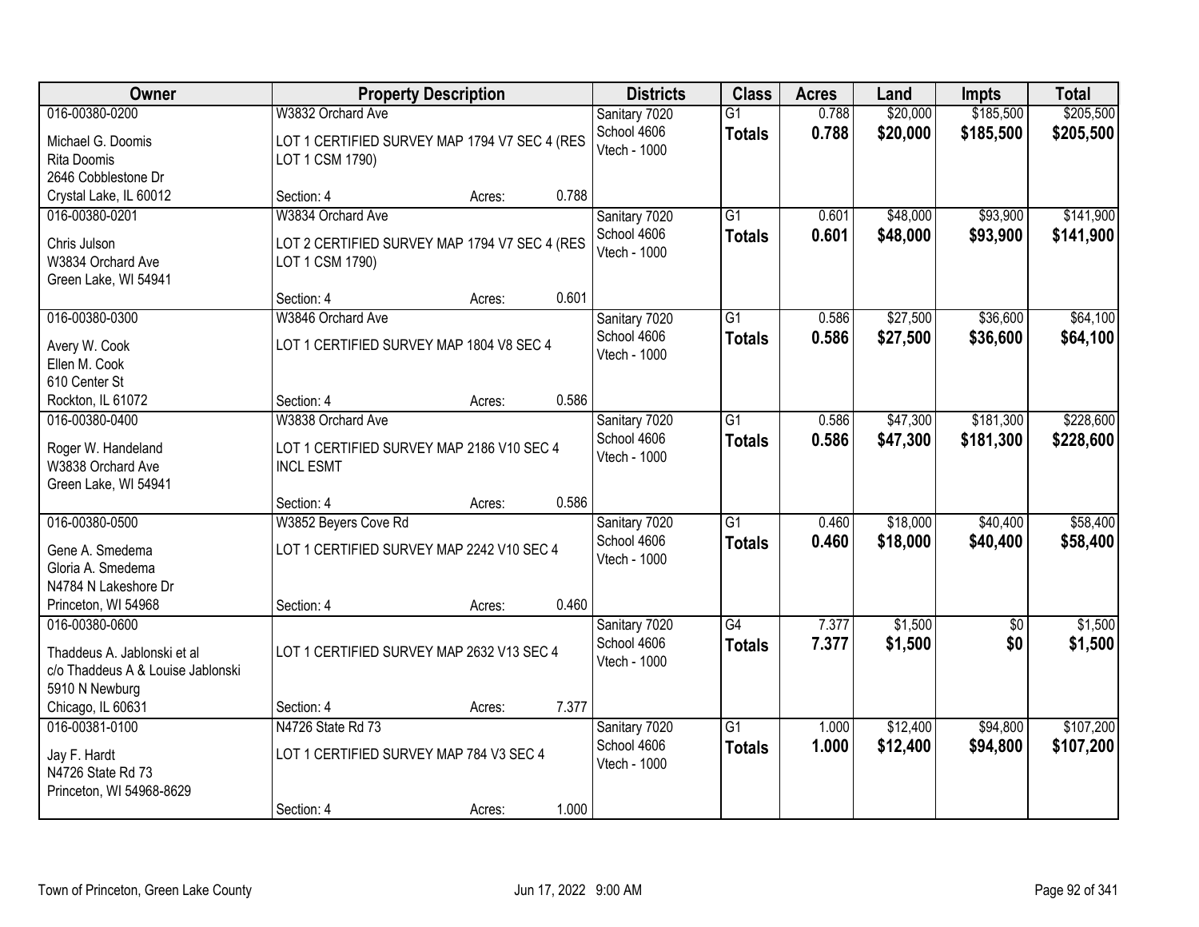| Owner | Property Description | Districts | Class | Acres | Land | Impts | Total |
|---|---|---|---|---|---|---|---|
| 016-00380-0200<br>Michael G. Doomis<br>Rita Doomis<br>2646 Cobblestone Dr<br>Crystal Lake, IL 60012 | W3832 Orchard Ave<br>LOT 1 CERTIFIED SURVEY MAP 1794 V7 SEC 4 (RES LOT 1 CSM 1790)<br>Section: 4 Acres: 0.788 | Sanitary 7020<br>School 4606<br>Vtech - 1000 | G1<br>**Totals** | 0.788<br>**0.788** | $20,000<br>**$20,000** | $185,500<br>**$185,500** | $205,500<br>**$205,500** |
| 016-00380-0201<br>Chris Julson<br>W3834 Orchard Ave<br>Green Lake, WI 54941 | W3834 Orchard Ave<br>LOT 2 CERTIFIED SURVEY MAP 1794 V7 SEC 4 (RES LOT 1 CSM 1790)<br>Section: 4 Acres: 0.601 | Sanitary 7020<br>School 4606<br>Vtech - 1000 | G1<br>**Totals** | 0.601<br>**0.601** | $48,000<br>**$48,000** | $93,900<br>**$93,900** | $141,900<br>**$141,900** |
| 016-00380-0300<br>Avery W. Cook<br>Ellen M. Cook<br>610 Center St<br>Rockton, IL 61072 | W3846 Orchard Ave<br>LOT 1 CERTIFIED SURVEY MAP 1804 V8 SEC 4<br>Section: 4 Acres: 0.586 | Sanitary 7020<br>School 4606<br>Vtech - 1000 | G1<br>**Totals** | 0.586<br>**0.586** | $27,500<br>**$27,500** | $36,600<br>**$36,600** | $64,100<br>**$64,100** |
| 016-00380-0400<br>Roger W. Handeland<br>W3838 Orchard Ave<br>Green Lake, WI 54941 | W3838 Orchard Ave<br>LOT 1 CERTIFIED SURVEY MAP 2186 V10 SEC 4 INCL ESMT<br>Section: 4 Acres: 0.586 | Sanitary 7020<br>School 4606<br>Vtech - 1000 | G1<br>**Totals** | 0.586<br>**0.586** | $47,300<br>**$47,300** | $181,300<br>**$181,300** | $228,600<br>**$228,600** |
| 016-00380-0500<br>Gene A. Smedema<br>Gloria A. Smedema<br>N4784 N Lakeshore Dr<br>Princeton, WI 54968 | W3852 Beyers Cove Rd<br>LOT 1 CERTIFIED SURVEY MAP 2242 V10 SEC 4<br>Section: 4 Acres: 0.460 | Sanitary 7020<br>School 4606<br>Vtech - 1000 | G1<br>**Totals** | 0.460<br>**0.460** | $18,000<br>**$18,000** | $40,400<br>**$40,400** | $58,400<br>**$58,400** |
| 016-00380-0600<br>Thaddeus A. Jablonski et al<br>c/o Thaddeus A & Louise Jablonski<br>5910 N Newburg<br>Chicago, IL 60631 | LOT 1 CERTIFIED SURVEY MAP 2632 V13 SEC 4<br>Section: 4 Acres: 7.377 | Sanitary 7020<br>School 4606<br>Vtech - 1000 | G4<br>**Totals** | 7.377<br>**7.377** | $1,500<br>**$1,500** | $0<br>**$0** | $1,500<br>**$1,500** |
| 016-00381-0100<br>Jay F. Hardt<br>N4726 State Rd 73<br>Princeton, WI 54968-8629 | N4726 State Rd 73<br>LOT 1 CERTIFIED SURVEY MAP 784 V3 SEC 4<br>Section: 4 Acres: 1.000 | Sanitary 7020<br>School 4606<br>Vtech - 1000 | G1<br>**Totals** | 1.000<br>**1.000** | $12,400<br>**$12,400** | $94,800<br>**$94,800** | $107,200<br>**$107,200** |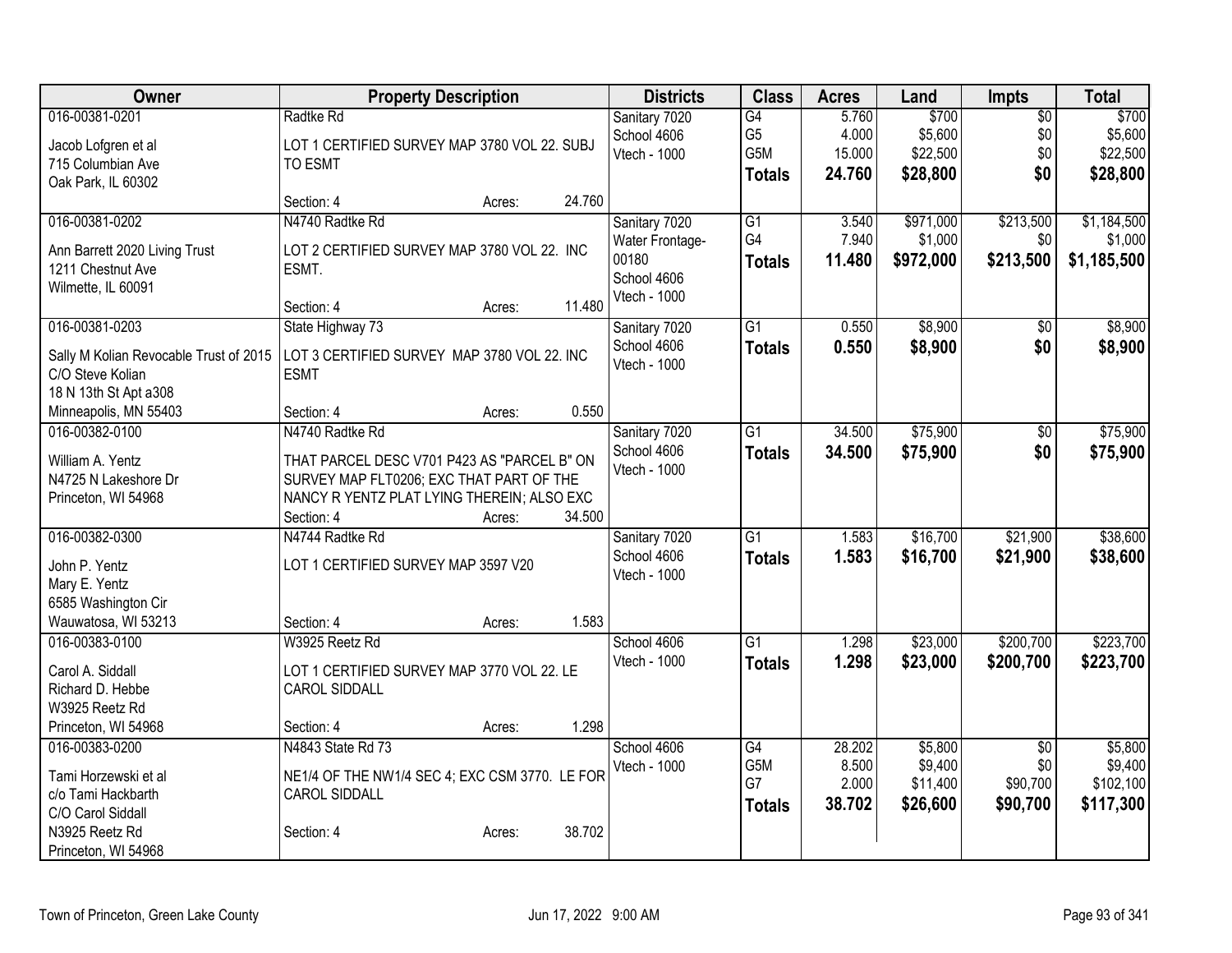| Owner | Property Description | Districts | Class | Acres | Land | Impts | Total |
|---|---|---|---|---|---|---|---|
| 016-00381-0201<br>Jacob Lofgren et al<br>715 Columbian Ave<br>Oak Park, IL 60302 | Radtke Rd<br>LOT 1 CERTIFIED SURVEY MAP 3780 VOL 22. SUBJ TO ESMT<br>Section: 4 Acres: 24.760 | Sanitary 7020<br>School 4606<br>Vtech - 1000 | G4<br>G5<br>G5M<br>**Totals** | 5.760<br>4.000<br>15.000<br>**24.760** | $700<br>$5,600<br>$22,500<br>**$28,800** | $0<br>$0<br>$0<br>**$0** | $700<br>$5,600<br>$22,500<br>**$28,800** |
| 016-00381-0202<br>Ann Barrett 2020 Living Trust<br>1211 Chestnut Ave<br>Wilmette, IL 60091 | N4740 Radtke Rd<br>LOT 2 CERTIFIED SURVEY MAP 3780 VOL 22. INC ESMT.<br>Section: 4 Acres: 11.480 | Sanitary 7020<br>Water Frontage-00180<br>School 4606<br>Vtech - 1000 | G1<br>G4<br>**Totals** | 3.540<br>7.940<br>**11.480** | $971,000<br>$1,000<br>**$972,000** | $213,500<br>$0<br>**$213,500** | $1,184,500<br>$1,000<br>**$1,185,500** |
| 016-00381-0203<br>Sally M Kolian Revocable Trust of 2015<br>C/O Steve Kolian<br>18 N 13th St Apt a308<br>Minneapolis, MN 55403 | State Highway 73<br>LOT 3 CERTIFIED SURVEY MAP 3780 VOL 22. INC ESMT<br>Section: 4 Acres: 0.550 | Sanitary 7020<br>School 4606<br>Vtech - 1000 | G1<br>**Totals** | 0.550<br>**0.550** | $8,900<br>**$8,900** | $0<br>**$0** | $8,900<br>**$8,900** |
| 016-00382-0100<br>William A. Yentz<br>N4725 N Lakeshore Dr<br>Princeton, WI 54968 | N4740 Radtke Rd<br>THAT PARCEL DESC V701 P423 AS "PARCEL B" ON SURVEY MAP FLT0206; EXC THAT PART OF THE NANCY R YENTZ PLAT LYING THEREIN; ALSO EXC<br>Section: 4 Acres: 34.500 | Sanitary 7020<br>School 4606<br>Vtech - 1000 | G1<br>**Totals** | 34.500<br>**34.500** | $75,900<br>**$75,900** | $0<br>**$0** | $75,900<br>**$75,900** |
| 016-00382-0300<br>John P. Yentz<br>Mary E. Yentz<br>6585 Washington Cir<br>Wauwatosa, WI 53213 | N4744 Radtke Rd<br>LOT 1 CERTIFIED SURVEY MAP 3597 V20<br>Section: 4 Acres: 1.583 | Sanitary 7020<br>School 4606<br>Vtech - 1000 | G1<br>**Totals** | 1.583<br>**1.583** | $16,700<br>**$16,700** | $21,900<br>**$21,900** | $38,600<br>**$38,600** |
| 016-00383-0100<br>Carol A. Siddall<br>Richard D. Hebbe<br>W3925 Reetz Rd<br>Princeton, WI 54968 | W3925 Reetz Rd<br>LOT 1 CERTIFIED SURVEY MAP 3770 VOL 22. LE CAROL SIDDALL<br>Section: 4 Acres: 1.298 | School 4606<br>Vtech - 1000 | G1<br>**Totals** | 1.298<br>**1.298** | $23,000<br>**$23,000** | $200,700<br>**$200,700** | $223,700<br>**$223,700** |
| 016-00383-0200<br>Tami Horzewski et al<br>c/o Tami Hackbarth<br>C/O Carol Siddall<br>N3925 Reetz Rd<br>Princeton, WI 54968 | N4843 State Rd 73<br>NE1/4 OF THE NW1/4 SEC 4; EXC CSM 3770. LE FOR CAROL SIDDALL<br>Section: 4 Acres: 38.702 | School 4606<br>Vtech - 1000 | G4<br>G5M<br>G7<br>**Totals** | 28.202<br>8.500<br>2.000<br>**38.702** | $5,800<br>$9,400<br>$11,400<br>**$26,600** | $0<br>$0<br>$90,700<br>**$90,700** | $5,800<br>$9,400<br>$102,100<br>**$117,300** |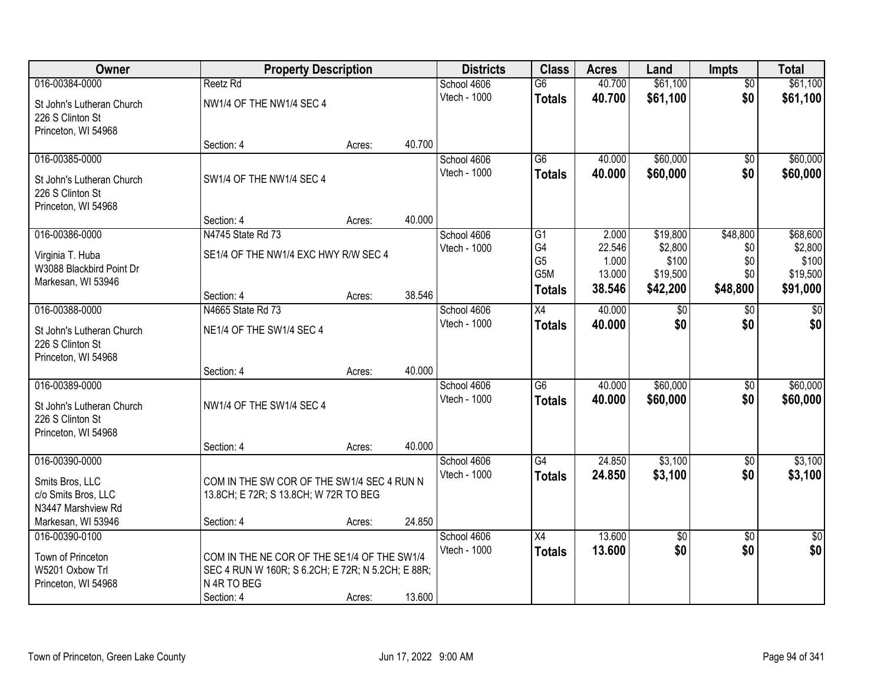| Owner | Property Description | | | Districts | Class | Acres | Land | Impts | Total |
|---|---|---|---|---|---|---|---|---|---|
| 016-00384-0000 | Reetz Rd | | | School 4606 | G6 | 40.700 | $61,100 | $0 | $61,100 |
| St John's Lutheran Church<br>226 S Clinton St<br>Princeton, WI 54968 | NW1/4 OF THE NW1/4 SEC 4 | | | Vtech - 1000 | **Totals** | **40.700** | **$61,100** | **$0** | **$61,100** |
| | Section: 4 | Acres: | 40.700 | | | | | | |
| 016-00385-0000 | | | | School 4606 | G6 | 40.000 | $60,000 | $0 | $60,000 |
| St John's Lutheran Church<br>226 S Clinton St<br>Princeton, WI 54968 | SW1/4 OF THE NW1/4 SEC 4 | | | Vtech - 1000 | **Totals** | **40.000** | **$60,000** | **$0** | **$60,000** |
| | Section: 4 | Acres: | 40.000 | | | | | | |
| 016-00386-0000 | N4745 State Rd 73 | | | School 4606 | G1 | 2.000 | $19,800 | $48,800 | $68,600 |
| Virginia T. Huba<br>W3088 Blackbird Point Dr<br>Markesan, WI 53946 | SE1/4 OF THE NW1/4 EXC HWY R/W SEC 4 | | | Vtech - 1000 | G4 | 22.546 | $2,800 | $0 | $2,800 |
| | | | | | G5 | 1.000 | $100 | $0 | $100 |
| | | | | | G5M | 13.000 | $19,500 | $0 | $19,500 |
| | Section: 4 | Acres: | 38.546 | | **Totals** | **38.546** | **$42,200** | **$48,800** | **$91,000** |
| 016-00388-0000 | N4665 State Rd 73 | | | School 4606 | X4 | 40.000 | $0 | $0 | $0 |
| St John's Lutheran Church<br>226 S Clinton St<br>Princeton, WI 54968 | NE1/4 OF THE SW1/4 SEC 4 | | | Vtech - 1000 | **Totals** | **40.000** | **$0** | **$0** | **$0** |
| | Section: 4 | Acres: | 40.000 | | | | | | |
| 016-00389-0000 | | | | School 4606 | G6 | 40.000 | $60,000 | $0 | $60,000 |
| St John's Lutheran Church<br>226 S Clinton St<br>Princeton, WI 54968 | NW1/4 OF THE SW1/4 SEC 4 | | | Vtech - 1000 | **Totals** | **40.000** | **$60,000** | **$0** | **$60,000** |
| | Section: 4 | Acres: | 40.000 | | | | | | |
| 016-00390-0000 | | | | School 4606 | G4 | 24.850 | $3,100 | $0 | $3,100 |
| Smits Bros, LLC<br>c/o Smits Bros, LLC<br>N3447 Marshview Rd<br>Markesan, WI 53946 | COM IN THE SW COR OF THE SW1/4 SEC 4 RUN N 13.8CH; E 72R; S 13.8CH; W 72R TO BEG | | | Vtech - 1000 | **Totals** | **24.850** | **$3,100** | **$0** | **$3,100** |
| | Section: 4 | Acres: | 24.850 | | | | | | |
| 016-00390-0100 | | | | School 4606 | X4 | 13.600 | $0 | $0 | $0 |
| Town of Princeton<br>W5201 Oxbow Trl<br>Princeton, WI 54968 | COM IN THE NE COR OF THE SE1/4 OF THE SW1/4 SEC 4 RUN W 160R; S 6.2CH; E 72R; N 5.2CH; E 88R; N 4R TO BEG | | | Vtech - 1000 | **Totals** | **13.600** | **$0** | **$0** | **$0** |
| | Section: 4 | Acres: | 13.600 | | | | | | |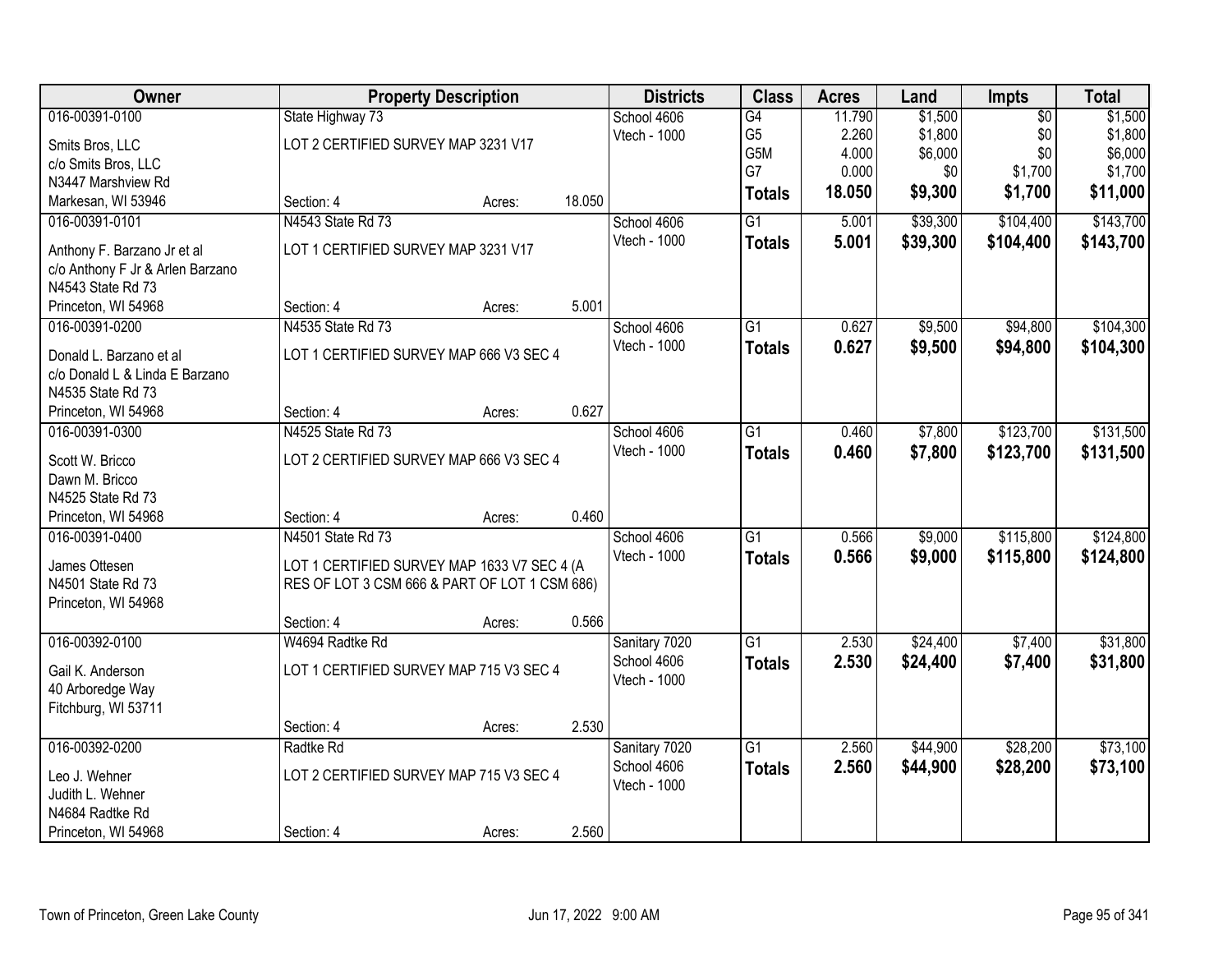| Owner | Property Description | Districts | Class | Acres | Land | Impts | Total |
|---|---|---|---|---|---|---|---|
| 016-00391-0100<br>Smits Bros, LLC<br>c/o Smits Bros, LLC<br>N3447 Marshview Rd<br>Markesan, WI 53946 | State Highway 73<br>LOT 2 CERTIFIED SURVEY MAP 3231 V17<br>Section: 4 Acres: 18.050 | School 4606<br>Vtech - 1000 | G4<br>G5<br>G5M<br>G7<br>**Totals** | 11.790<br>2.260<br>4.000<br>0.000<br>**18.050** | $1,500<br>$1,800<br>$6,000<br>$0<br>**$9,300** | $0<br>$0<br>$0<br>$1,700<br>**$1,700** | $1,500<br>$1,800<br>$6,000<br>$1,700<br>**$11,000** |
| 016-00391-0101<br>Anthony F. Barzano Jr et al<br>c/o Anthony F Jr & Arlen Barzano<br>N4543 State Rd 73<br>Princeton, WI 54968 | N4543 State Rd 73<br>LOT 1 CERTIFIED SURVEY MAP 3231 V17<br>Section: 4 Acres: 5.001 | School 4606<br>Vtech - 1000 | G1<br>**Totals** | 5.001<br>**5.001** | $39,300<br>**$39,300** | $104,400<br>**$104,400** | $143,700<br>**$143,700** |
| 016-00391-0200<br>Donald L. Barzano et al<br>c/o Donald L & Linda E Barzano<br>N4535 State Rd 73<br>Princeton, WI 54968 | N4535 State Rd 73<br>LOT 1 CERTIFIED SURVEY MAP 666 V3 SEC 4<br>Section: 4 Acres: 0.627 | School 4606<br>Vtech - 1000 | G1<br>**Totals** | 0.627<br>**0.627** | $9,500<br>**$9,500** | $94,800<br>**$94,800** | $104,300<br>**$104,300** |
| 016-00391-0300<br>Scott W. Bricco<br>Dawn M. Bricco<br>N4525 State Rd 73<br>Princeton, WI 54968 | N4525 State Rd 73<br>LOT 2 CERTIFIED SURVEY MAP 666 V3 SEC 4<br>Section: 4 Acres: 0.460 | School 4606<br>Vtech - 1000 | G1<br>**Totals** | 0.460<br>**0.460** | $7,800<br>**$7,800** | $123,700<br>**$123,700** | $131,500<br>**$131,500** |
| 016-00391-0400<br>James Ottesen<br>N4501 State Rd 73<br>Princeton, WI 54968 | N4501 State Rd 73<br>LOT 1 CERTIFIED SURVEY MAP 1633 V7 SEC 4 (A RES OF LOT 3 CSM 666 & PART OF LOT 1 CSM 686)<br>Section: 4 Acres: 0.566 | School 4606<br>Vtech - 1000 | G1<br>**Totals** | 0.566<br>**0.566** | $9,000<br>**$9,000** | $115,800<br>**$115,800** | $124,800<br>**$124,800** |
| 016-00392-0100<br>Gail K. Anderson<br>40 Arboredge Way<br>Fitchburg, WI 53711 | W4694 Radtke Rd<br>LOT 1 CERTIFIED SURVEY MAP 715 V3 SEC 4<br>Section: 4 Acres: 2.530 | Sanitary 7020<br>School 4606<br>Vtech - 1000 | G1<br>**Totals** | 2.530<br>**2.530** | $24,400<br>**$24,400** | $7,400<br>**$7,400** | $31,800<br>**$31,800** |
| 016-00392-0200<br>Leo J. Wehner<br>Judith L. Wehner<br>N4684 Radtke Rd<br>Princeton, WI 54968 | Radtke Rd<br>LOT 2 CERTIFIED SURVEY MAP 715 V3 SEC 4<br>Section: 4 Acres: 2.560 | Sanitary 7020<br>School 4606<br>Vtech - 1000 | G1<br>**Totals** | 2.560<br>**2.560** | $44,900<br>**$44,900** | $28,200<br>**$28,200** | $73,100<br>**$73,100** |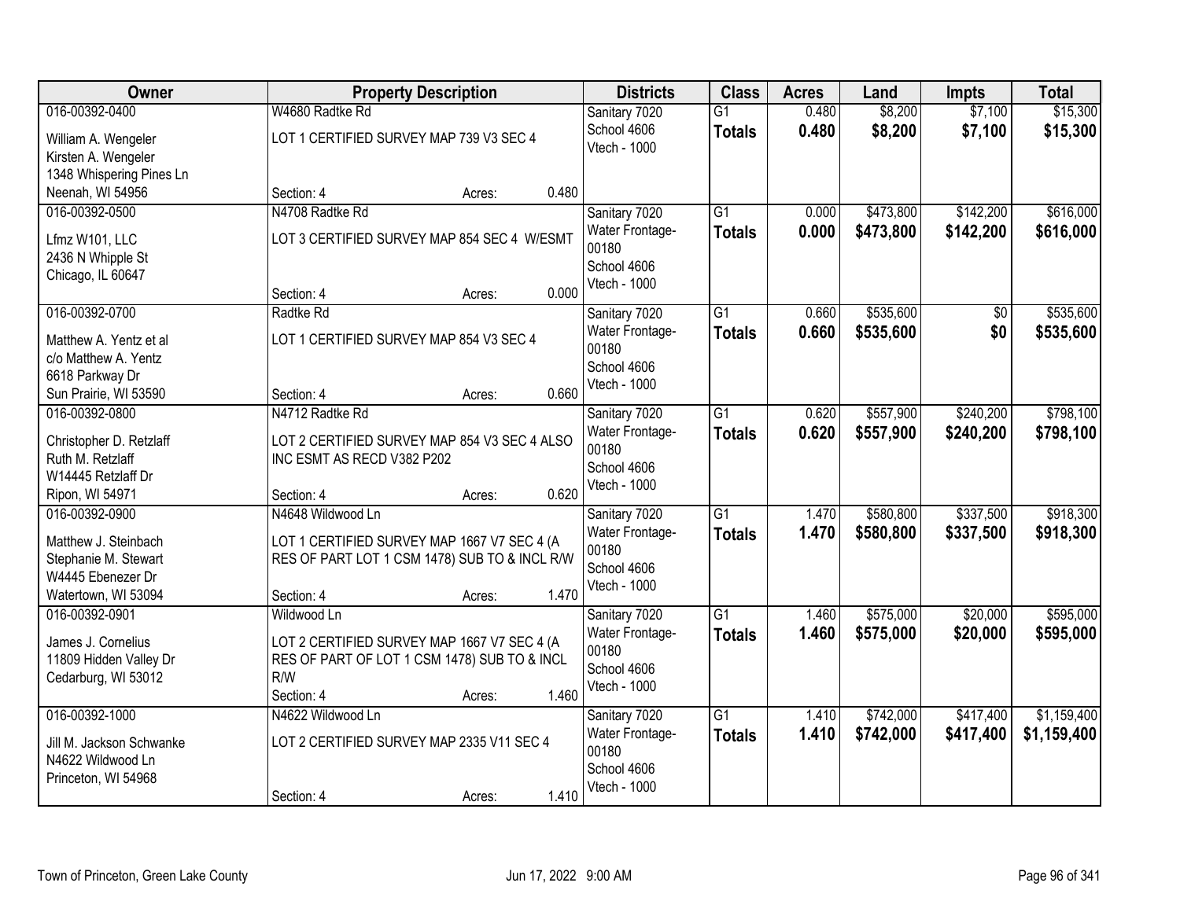| Owner | Property Description | Districts | Class | Acres | Land | Impts | Total |
|---|---|---|---|---|---|---|---|
| 016-00392-0400<br>William A. Wengeler<br>Kirsten A. Wengeler<br>1348 Whispering Pines Ln<br>Neenah, WI 54956 | W4680 Radtke Rd<br>LOT 1 CERTIFIED SURVEY MAP 739 V3 SEC 4<br>Section: 4 Acres: 0.480 | Sanitary 7020<br>School 4606<br>Vtech - 1000 | G1<br>**Totals** | 0.480<br>**0.480** | $8,200<br>**$8,200** | $7,100<br>**$7,100** | $15,300<br>**$15,300** |
| 016-00392-0500<br>Lfmz W101, LLC<br>2436 N Whipple St<br>Chicago, IL 60647 | N4708 Radtke Rd<br>LOT 3 CERTIFIED SURVEY MAP 854 SEC 4 W/ESMT<br>Section: 4 Acres: 0.000 | Sanitary 7020<br>Water Frontage-00180<br>School 4606<br>Vtech - 1000 | G1<br>**Totals** | 0.000<br>**0.000** | $473,800<br>**$473,800** | $142,200<br>**$142,200** | $616,000<br>**$616,000** |
| 016-00392-0700<br>Matthew A. Yentz et al<br>c/o Matthew A. Yentz<br>6618 Parkway Dr<br>Sun Prairie, WI 53590 | Radtke Rd<br>LOT 1 CERTIFIED SURVEY MAP 854 V3 SEC 4<br>Section: 4 Acres: 0.660 | Sanitary 7020<br>Water Frontage-00180<br>School 4606<br>Vtech - 1000 | G1<br>**Totals** | 0.660<br>**0.660** | $535,600<br>**$535,600** | $0<br>**$0** | $535,600<br>**$535,600** |
| 016-00392-0800<br>Christopher D. Retzlaff<br>Ruth M. Retzlaff<br>W14445 Retzlaff Dr<br>Ripon, WI 54971 | N4712 Radtke Rd<br>LOT 2 CERTIFIED SURVEY MAP 854 V3 SEC 4 ALSO INC ESMT AS RECD V382 P202<br>Section: 4 Acres: 0.620 | Sanitary 7020<br>Water Frontage-00180<br>School 4606<br>Vtech - 1000 | G1<br>**Totals** | 0.620<br>**0.620** | $557,900<br>**$557,900** | $240,200<br>**$240,200** | $798,100<br>**$798,100** |
| 016-00392-0900<br>Matthew J. Steinbach<br>Stephanie M. Stewart<br>W4445 Ebenezer Dr<br>Watertown, WI 53094 | N4648 Wildwood Ln<br>LOT 1 CERTIFIED SURVEY MAP 1667 V7 SEC 4 (A RES OF PART LOT 1 CSM 1478) SUB TO & INCL R/W<br>Section: 4 Acres: 1.470 | Sanitary 7020<br>Water Frontage-00180<br>School 4606<br>Vtech - 1000 | G1<br>**Totals** | 1.470<br>**1.470** | $580,800<br>**$580,800** | $337,500<br>**$337,500** | $918,300<br>**$918,300** |
| 016-00392-0901<br>James J. Cornelius<br>11809 Hidden Valley Dr<br>Cedarburg, WI 53012 | Wildwood Ln<br>LOT 2 CERTIFIED SURVEY MAP 1667 V7 SEC 4 (A RES OF PART OF LOT 1 CSM 1478) SUB TO & INCL R/W<br>Section: 4 Acres: 1.460 | Sanitary 7020<br>Water Frontage-00180<br>School 4606<br>Vtech - 1000 | G1<br>**Totals** | 1.460<br>**1.460** | $575,000<br>**$575,000** | $20,000<br>**$20,000** | $595,000<br>**$595,000** |
| 016-00392-1000<br>Jill M. Jackson Schwanke<br>N4622 Wildwood Ln<br>Princeton, WI 54968 | N4622 Wildwood Ln<br>LOT 2 CERTIFIED SURVEY MAP 2335 V11 SEC 4<br>Section: 4 Acres: 1.410 | Sanitary 7020<br>Water Frontage-00180<br>School 4606<br>Vtech - 1000 | G1<br>**Totals** | 1.410<br>**1.410** | $742,000<br>**$742,000** | $417,400<br>**$417,400** | $1,159,400<br>**$1,159,400** |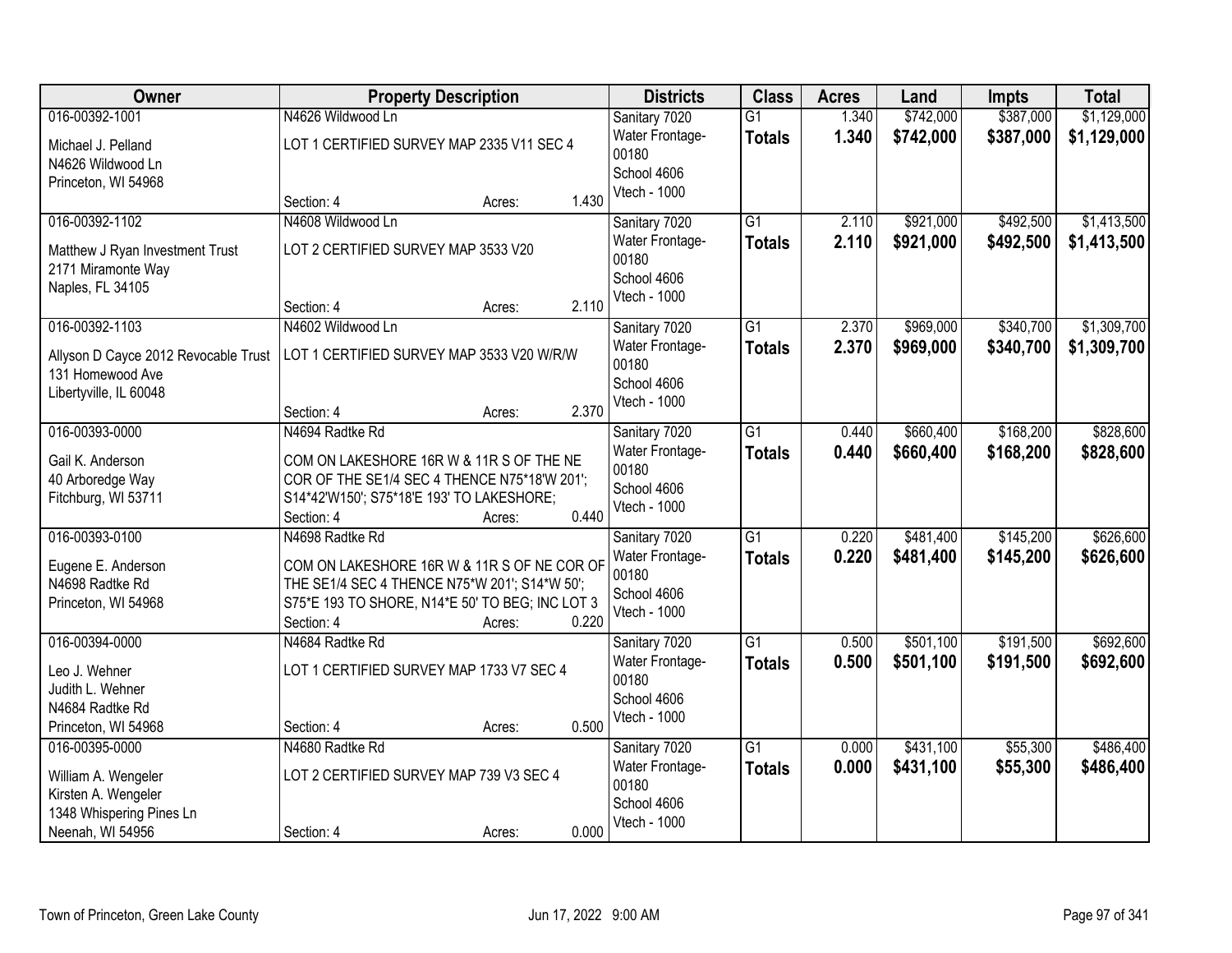| Owner | Property Description | Districts | Class | Acres | Land | Impts | Total |
|---|---|---|---|---|---|---|---|
| 016-00392-1001<br>Michael J. Pelland<br>N4626 Wildwood Ln<br>Princeton, WI 54968 | N4626 Wildwood Ln<br>LOT 1 CERTIFIED SURVEY MAP 2335 V11 SEC 4<br>Section: 4 Acres: 1.430 | Sanitary 7020<br>Water Frontage-00180<br>School 4606<br>Vtech - 1000 | G1<br>**Totals** | 1.340<br>**1.340** | $742,000<br>**$742,000** | $387,000<br>**$387,000** | $1,129,000<br>**$1,129,000** |
| 016-00392-1102<br>Matthew J Ryan Investment Trust<br>2171 Miramonte Way<br>Naples, FL 34105 | N4608 Wildwood Ln<br>LOT 2 CERTIFIED SURVEY MAP 3533 V20<br>Section: 4 Acres: 2.110 | Sanitary 7020<br>Water Frontage-00180<br>School 4606<br>Vtech - 1000 | G1<br>**Totals** | 2.110<br>**2.110** | $921,000<br>**$921,000** | $492,500<br>**$492,500** | $1,413,500<br>**$1,413,500** |
| 016-00392-1103<br>Allyson D Cayce 2012 Revocable Trust<br>131 Homewood Ave<br>Libertyville, IL 60048 | N4602 Wildwood Ln<br>LOT 1 CERTIFIED SURVEY MAP 3533 V20 W/R/W<br>Section: 4 Acres: 2.370 | Sanitary 7020<br>Water Frontage-00180<br>School 4606<br>Vtech - 1000 | G1<br>**Totals** | 2.370<br>**2.370** | $969,000<br>**$969,000** | $340,700<br>**$340,700** | $1,309,700<br>**$1,309,700** |
| 016-00393-0000<br>Gail K. Anderson<br>40 Arboredge Way<br>Fitchburg, WI 53711 | N4694 Radtke Rd<br>COM ON LAKESHORE 16R W & 11R S OF THE NE COR OF THE SE1/4 SEC 4 THENCE N75*18'W 201'; S14*42'W150'; S75*18'E 193' TO LAKESHORE;<br>Section: 4 Acres: 0.440 | Sanitary 7020<br>Water Frontage-00180<br>School 4606<br>Vtech - 1000 | G1<br>**Totals** | 0.440<br>**0.440** | $660,400<br>**$660,400** | $168,200<br>**$168,200** | $828,600<br>**$828,600** |
| 016-00393-0100<br>Eugene E. Anderson<br>N4698 Radtke Rd<br>Princeton, WI 54968 | N4698 Radtke Rd<br>COM ON LAKESHORE 16R W & 11R S OF NE COR OF THE SE1/4 SEC 4 THENCE N75*W 201'; S14*W 50'; S75*E 193 TO SHORE, N14*E 50' TO BEG; INC LOT 3<br>Section: 4 Acres: 0.220 | Sanitary 7020<br>Water Frontage-00180<br>School 4606<br>Vtech - 1000 | G1<br>**Totals** | 0.220<br>**0.220** | $481,400<br>**$481,400** | $145,200<br>**$145,200** | $626,600<br>**$626,600** |
| 016-00394-0000<br>Leo J. Wehner<br>Judith L. Wehner<br>N4684 Radtke Rd<br>Princeton, WI 54968 | N4684 Radtke Rd<br>LOT 1 CERTIFIED SURVEY MAP 1733 V7 SEC 4<br>Section: 4 Acres: 0.500 | Sanitary 7020<br>Water Frontage-00180<br>School 4606<br>Vtech - 1000 | G1<br>**Totals** | 0.500<br>**0.500** | $501,100<br>**$501,100** | $191,500<br>**$191,500** | $692,600<br>**$692,600** |
| 016-00395-0000<br>William A. Wengeler<br>Kirsten A. Wengeler<br>1348 Whispering Pines Ln<br>Neenah, WI 54956 | N4680 Radtke Rd<br>LOT 2 CERTIFIED SURVEY MAP 739 V3 SEC 4<br>Section: 4 Acres: 0.000 | Sanitary 7020<br>Water Frontage-00180<br>School 4606<br>Vtech - 1000 | G1<br>**Totals** | 0.000<br>**0.000** | $431,100<br>**$431,100** | $55,300<br>**$55,300** | $486,400<br>**$486,400** |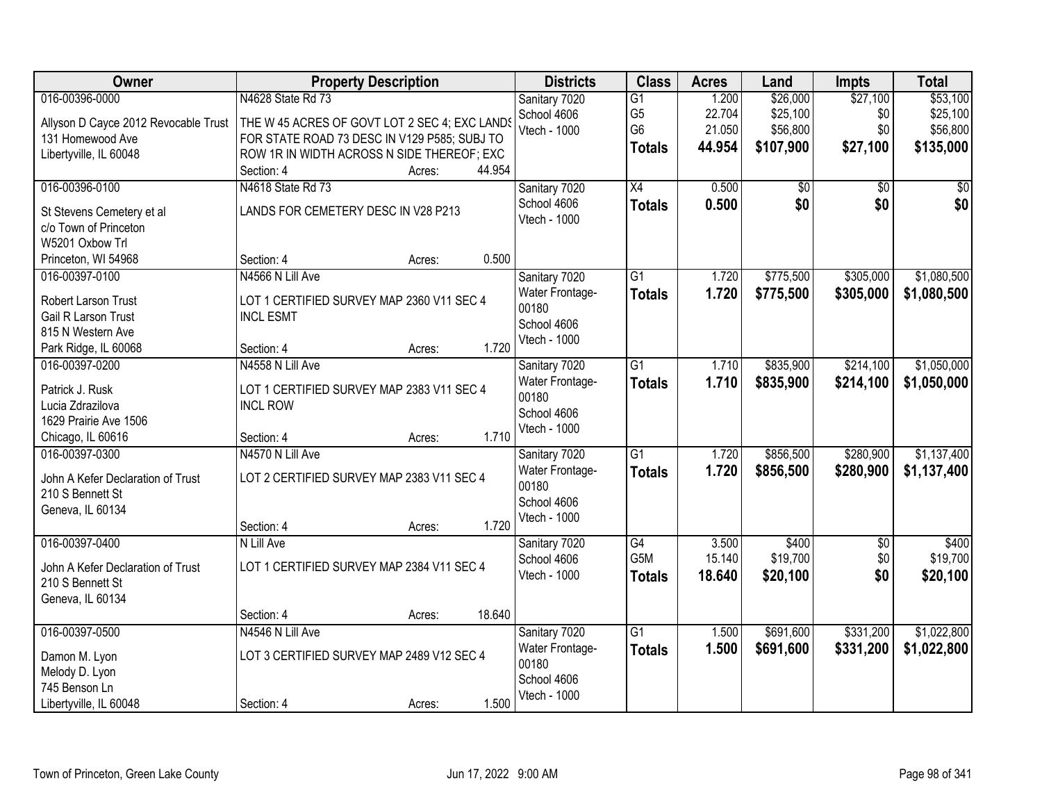| Owner | Property Description | Districts | Class | Acres | Land | Impts | Total |
|---|---|---|---|---|---|---|---|
| 016-00396-0000<br>Allyson D Cayce 2012 Revocable Trust<br>131 Homewood Ave<br>Libertyville, IL 60048 | N4628 State Rd 73<br>THE W 45 ACRES OF GOVT LOT 2 SEC 4; EXC LANDS FOR STATE ROAD 73 DESC IN V129 P585; SUBJ TO ROW 1R IN WIDTH ACROSS N SIDE THEREOF; EXC<br>Section: 4 Acres: 44.954 | Sanitary 7020<br>School 4606<br>Vtech - 1000 | G1<br>G5<br>G6<br>**Totals** | 1.200<br>22.704<br>21.050<br>**44.954** | $26,000<br>$25,100<br>$56,800<br>**$107,900** | $27,100<br>$0<br>$0<br>**$27,100** | $53,100<br>$25,100<br>$56,800<br>**$135,000** |
| 016-00396-0100<br>St Stevens Cemetery et al<br>c/o Town of Princeton<br>W5201 Oxbow Trl<br>Princeton, WI 54968 | N4618 State Rd 73<br>LANDS FOR CEMETERY DESC IN V28 P213<br>Section: 4 Acres: 0.500 | Sanitary 7020<br>School 4606<br>Vtech - 1000 | X4<br>**Totals** | 0.500<br>**0.500** | $0<br>**$0** | $0<br>**$0** | $0<br>**$0** |
| 016-00397-0100<br>Robert Larson Trust<br>Gail R Larson Trust<br>815 N Western Ave<br>Park Ridge, IL 60068 | N4566 N Lill Ave<br>LOT 1 CERTIFIED SURVEY MAP 2360 V11 SEC 4 INCL ESMT<br>Section: 4 Acres: 1.720 | Sanitary 7020<br>Water Frontage-00180<br>School 4606<br>Vtech - 1000 | G1<br>**Totals** | 1.720<br>**1.720** | $775,500<br>**$775,500** | $305,000<br>**$305,000** | $1,080,500<br>**$1,080,500** |
| 016-00397-0200<br>Patrick J. Rusk<br>Lucia Zdrazilova<br>1629 Prairie Ave 1506<br>Chicago, IL 60616 | N4558 N Lill Ave<br>LOT 1 CERTIFIED SURVEY MAP 2383 V11 SEC 4 INCL ROW<br>Section: 4 Acres: 1.710 | Sanitary 7020<br>Water Frontage-00180<br>School 4606<br>Vtech - 1000 | G1<br>**Totals** | 1.710<br>**1.710** | $835,900<br>**$835,900** | $214,100<br>**$214,100** | $1,050,000<br>**$1,050,000** |
| 016-00397-0300<br>John A Kefer Declaration of Trust<br>210 S Bennett St<br>Geneva, IL 60134 | N4570 N Lill Ave<br>LOT 2 CERTIFIED SURVEY MAP 2383 V11 SEC 4<br>Section: 4 Acres: 1.720 | Sanitary 7020<br>Water Frontage-00180<br>School 4606<br>Vtech - 1000 | G1<br>**Totals** | 1.720<br>**1.720** | $856,500<br>**$856,500** | $280,900<br>**$280,900** | $1,137,400<br>**$1,137,400** |
| 016-00397-0400<br>John A Kefer Declaration of Trust<br>210 S Bennett St<br>Geneva, IL 60134 | N Lill Ave<br>LOT 1 CERTIFIED SURVEY MAP 2384 V11 SEC 4<br>Section: 4 Acres: 18.640 | Sanitary 7020<br>School 4606<br>Vtech - 1000 | G4<br>G5M<br>**Totals** | 3.500<br>15.140<br>**18.640** | $400<br>$19,700<br>**$20,100** | $0<br>$0<br>**$0** | $400<br>$19,700<br>**$20,100** |
| 016-00397-0500<br>Damon M. Lyon<br>Melody D. Lyon<br>745 Benson Ln<br>Libertyville, IL 60048 | N4546 N Lill Ave<br>LOT 3 CERTIFIED SURVEY MAP 2489 V12 SEC 4<br>Section: 4 Acres: 1.500 | Sanitary 7020<br>Water Frontage-00180<br>School 4606<br>Vtech - 1000 | G1<br>**Totals** | 1.500<br>**1.500** | $691,600<br>**$691,600** | $331,200<br>**$331,200** | $1,022,800<br>**$1,022,800** |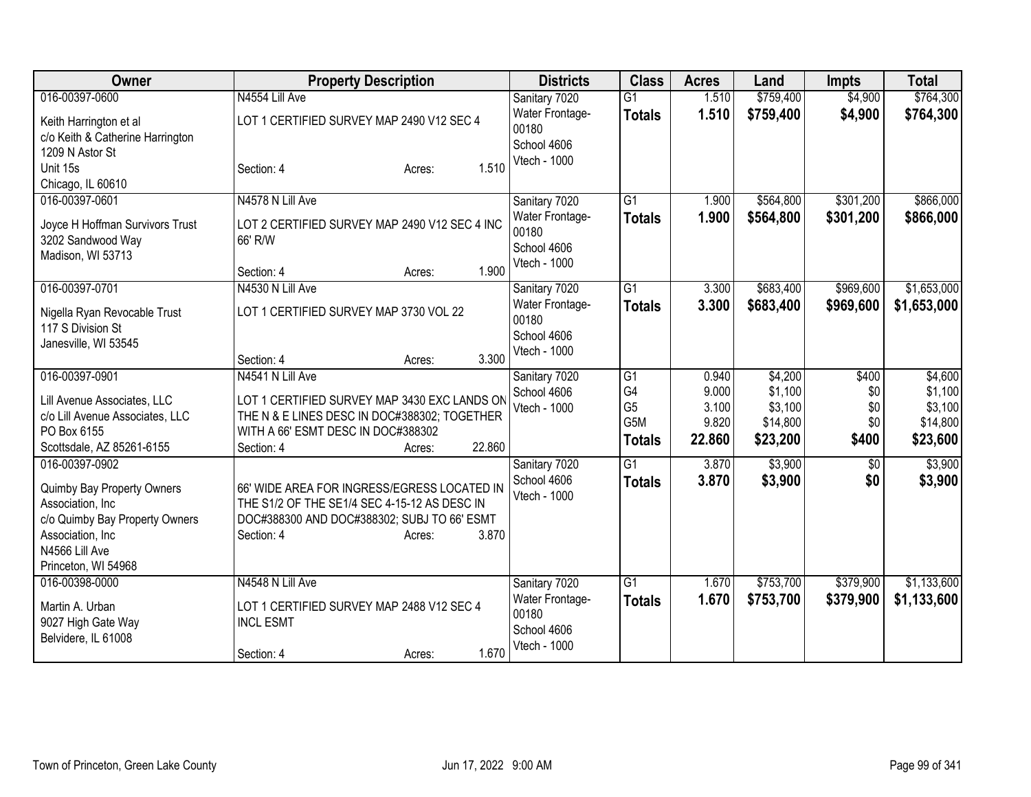| Owner | Property Description | Districts | Class | Acres | Land | Impts | Total |
|---|---|---|---|---|---|---|---|
| 016-00397-0600<br>Keith Harrington et al<br>c/o Keith & Catherine Harrington<br>1209 N Astor St<br>Unit 15s<br>Chicago, IL 60610 | N4554 Lill Ave<br>LOT 1 CERTIFIED SURVEY MAP 2490 V12 SEC 4<br>Section: 4 Acres: 1.510 | Sanitary 7020<br>Water Frontage-00180<br>School 4606<br>Vtech - 1000 | G1<br>**Totals** | 1.510<br>**1.510** | $759,400<br>**$759,400** | $4,900<br>**$4,900** | $764,300<br>**$764,300** |
| 016-00397-0601<br>Joyce H Hoffman Survivors Trust<br>3202 Sandwood Way<br>Madison, WI 53713 | N4578 N Lill Ave<br>LOT 2 CERTIFIED SURVEY MAP 2490 V12 SEC 4 INC 66' R/W<br>Section: 4 Acres: 1.900 | Sanitary 7020<br>Water Frontage-00180<br>School 4606<br>Vtech - 1000 | G1<br>**Totals** | 1.900<br>**1.900** | $564,800<br>**$564,800** | $301,200<br>**$301,200** | $866,000<br>**$866,000** |
| 016-00397-0701<br>Nigella Ryan Revocable Trust<br>117 S Division St<br>Janesville, WI 53545 | N4530 N Lill Ave<br>LOT 1 CERTIFIED SURVEY MAP 3730 VOL 22<br>Section: 4 Acres: 3.300 | Sanitary 7020<br>Water Frontage-00180<br>School 4606<br>Vtech - 1000 | G1<br>**Totals** | 3.300<br>**3.300** | $683,400<br>**$683,400** | $969,600<br>**$969,600** | $1,653,000<br>**$1,653,000** |
| 016-00397-0901<br>Lill Avenue Associates, LLC<br>c/o Lill Avenue Associates, LLC<br>PO Box 6155<br>Scottsdale, AZ 85261-6155 | N4541 N Lill Ave<br>LOT 1 CERTIFIED SURVEY MAP 3430 EXC LANDS ON THE N & E LINES DESC IN DOC#388302; TOGETHER WITH A 66' ESMT DESC IN DOC#388302<br>Section: 4 Acres: 22.860 | Sanitary 7020<br>School 4606<br>Vtech - 1000 | G1<br>G4<br>G5<br>G5M<br>**Totals** | 0.940<br>9.000<br>3.100<br>9.820<br>**22.860** | $4,200<br>$1,100<br>$3,100<br>$14,800<br>**$23,200** | $400<br>$0<br>$0<br>$0<br>**$400** | $4,600<br>$1,100<br>$3,100<br>$14,800<br>**$23,600** |
| 016-00397-0902<br>Quimby Bay Property Owners Association, Inc<br>c/o Quimby Bay Property Owners Association, Inc<br>N4566 Lill Ave<br>Princeton, WI 54968 | 66' WIDE AREA FOR INGRESS/EGRESS LOCATED IN THE S1/2 OF THE SE1/4 SEC 4-15-12 AS DESC IN DOC#388300 AND DOC#388302; SUBJ TO 66' ESMT<br>Section: 4 Acres: 3.870 | Sanitary 7020<br>School 4606<br>Vtech - 1000 | G1<br>**Totals** | 3.870<br>**3.870** | $3,900<br>**$3,900** | $0<br>**$0** | $3,900<br>**$3,900** |
| 016-00398-0000<br>Martin A. Urban<br>9027 High Gate Way<br>Belvidere, IL 61008 | N4548 N Lill Ave<br>LOT 1 CERTIFIED SURVEY MAP 2488 V12 SEC 4 INCL ESMT<br>Section: 4 Acres: 1.670 | Sanitary 7020<br>Water Frontage-00180<br>School 4606<br>Vtech - 1000 | G1<br>**Totals** | 1.670<br>**1.670** | $753,700<br>**$753,700** | $379,900<br>**$379,900** | $1,133,600<br>**$1,133,600** |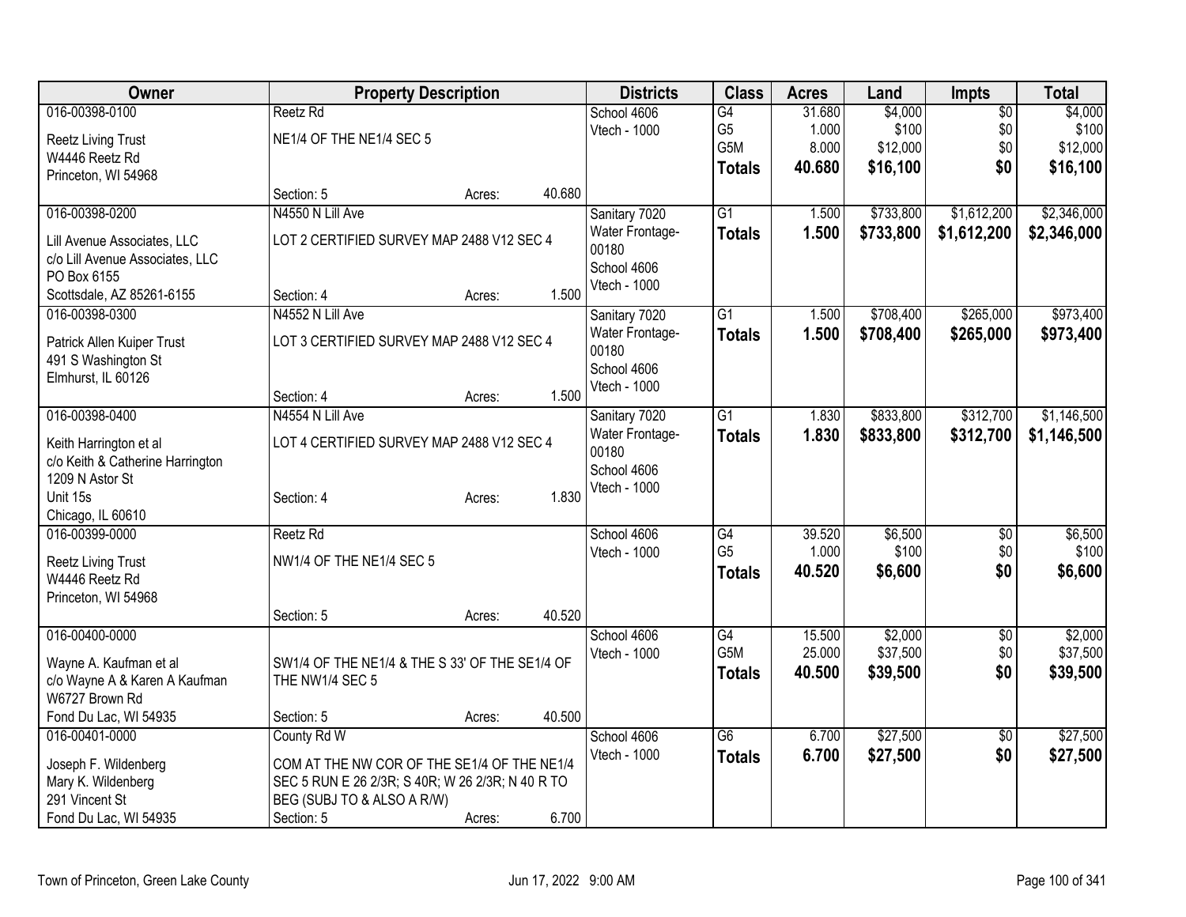| Owner | Property Description | | | Districts | Class | Acres | Land | Impts | Total |
|---|---|---|---|---|---|---|---|---|---|
| 016-00398-0100<br>Reetz Living Trust<br>W4446 Reetz Rd<br>Princeton, WI 54968 | Reetz Rd<br>NE1/4 OF THE NE1/4 SEC 5<br>Section: 5 | Acres: | 40.680 | School 4606<br>Vtech - 1000 | G4<br>G5<br>G5M<br>**Totals** | 31.680<br>1.000<br>8.000<br>**40.680** | $4,000<br>$100<br>$12,000<br>**$16,100** | $0<br>$0<br>$0<br>**$0** | $4,000<br>$100<br>$12,000<br>**$16,100** |
| 016-00398-0200<br>Lill Avenue Associates, LLC<br>c/o Lill Avenue Associates, LLC<br>PO Box 6155<br>Scottsdale, AZ 85261-6155 | N4550 N Lill Ave<br>LOT 2 CERTIFIED SURVEY MAP 2488 V12 SEC 4<br>Section: 4 | Acres: | 1.500 | Sanitary 7020<br>Water Frontage-00180<br>School 4606<br>Vtech - 1000 | G1<br>**Totals** | 1.500<br>**1.500** | $733,800<br>**$733,800** | $1,612,200<br>**$1,612,200** | $2,346,000<br>**$2,346,000** |
| 016-00398-0300<br>Patrick Allen Kuiper Trust<br>491 S Washington St<br>Elmhurst, IL 60126 | N4552 N Lill Ave<br>LOT 3 CERTIFIED SURVEY MAP 2488 V12 SEC 4<br>Section: 4 | Acres: | 1.500 | Sanitary 7020<br>Water Frontage-00180<br>School 4606<br>Vtech - 1000 | G1<br>**Totals** | 1.500<br>**1.500** | $708,400<br>**$708,400** | $265,000<br>**$265,000** | $973,400<br>**$973,400** |
| 016-00398-0400<br>Keith Harrington et al<br>c/o Keith & Catherine Harrington<br>1209 N Astor St<br>Unit 15s<br>Chicago, IL 60610 | N4554 N Lill Ave<br>LOT 4 CERTIFIED SURVEY MAP 2488 V12 SEC 4<br>Section: 4 | Acres: | 1.830 | Sanitary 7020<br>Water Frontage-00180<br>School 4606<br>Vtech - 1000 | G1<br>**Totals** | 1.830<br>**1.830** | $833,800<br>**$833,800** | $312,700<br>**$312,700** | $1,146,500<br>**$1,146,500** |
| 016-00399-0000<br>Reetz Living Trust<br>W4446 Reetz Rd<br>Princeton, WI 54968 | Reetz Rd<br>NW1/4 OF THE NE1/4 SEC 5<br>Section: 5 | Acres: | 40.520 | School 4606<br>Vtech - 1000 | G4<br>G5<br>**Totals** | 39.520<br>1.000<br>**40.520** | $6,500<br>$100<br>**$6,600** | $0<br>$0<br>**$0** | $6,500<br>$100<br>**$6,600** |
| 016-00400-0000<br>Wayne A. Kaufman et al<br>c/o Wayne A & Karen A Kaufman<br>W6727 Brown Rd<br>Fond Du Lac, WI 54935 | SW1/4 OF THE NE1/4 & THE S 33' OF THE SE1/4 OF THE NW1/4 SEC 5<br>Section: 5 | Acres: | 40.500 | School 4606<br>Vtech - 1000 | G4<br>G5M<br>**Totals** | 15.500<br>25.000<br>**40.500** | $2,000<br>$37,500<br>**$39,500** | $0<br>$0<br>**$0** | $2,000<br>$37,500<br>**$39,500** |
| 016-00401-0000<br>Joseph F. Wildenberg<br>Mary K. Wildenberg<br>291 Vincent St<br>Fond Du Lac, WI 54935 | County Rd W<br>COM AT THE NW COR OF THE SE1/4 OF THE NE1/4 SEC 5 RUN E 26 2/3R; S 40R; W 26 2/3R; N 40 R TO BEG (SUBJ TO & ALSO A R/W)<br>Section: 5 | Acres: | 6.700 | School 4606<br>Vtech - 1000 | G6<br>**Totals** | 6.700<br>**6.700** | $27,500<br>**$27,500** | $0<br>**$0** | $27,500<br>**$27,500** |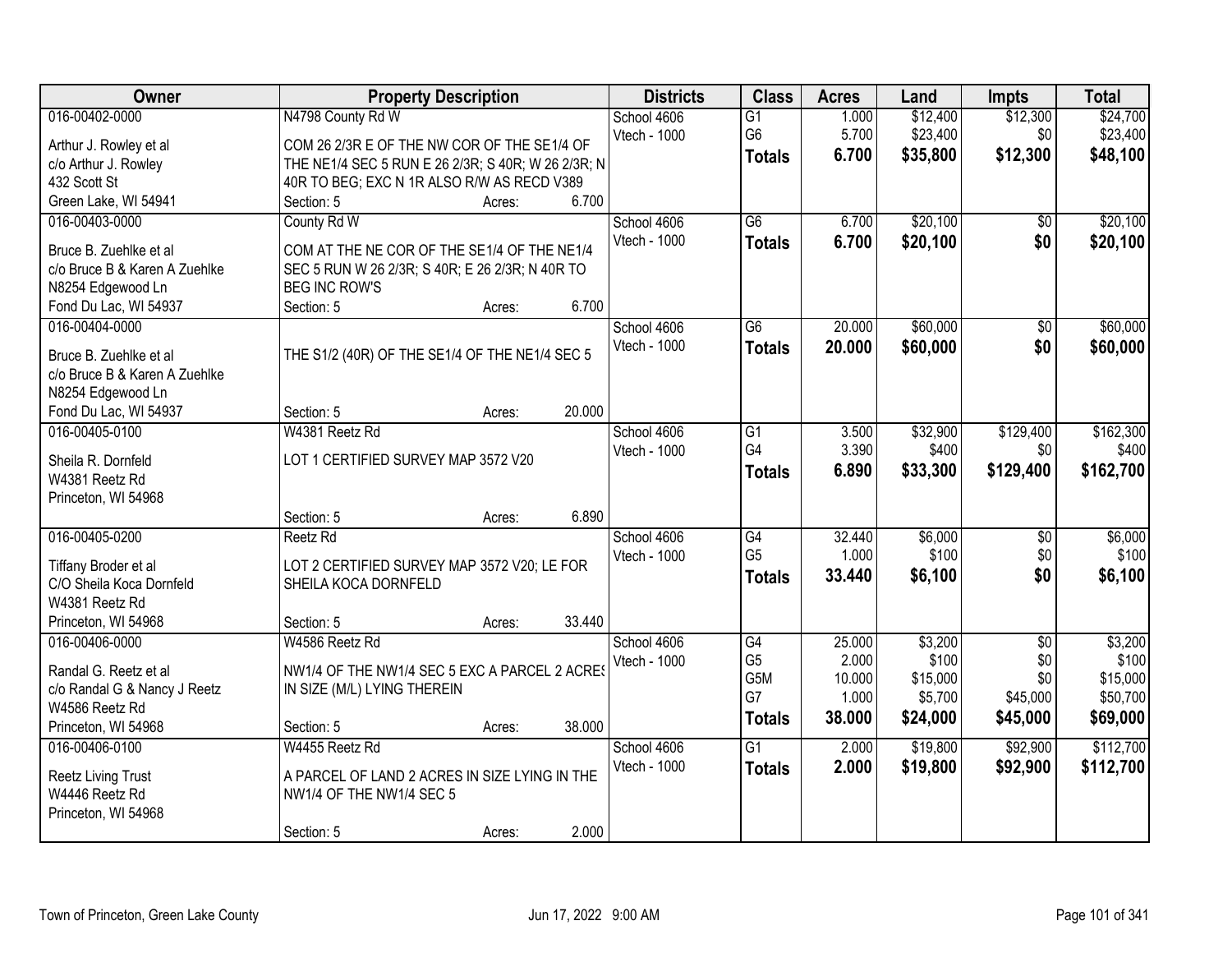| Owner | Property Description | Districts | Class | Acres | Land | Impts | Total |
|---|---|---|---|---|---|---|---|
| 016-00402-0000 | N4798 County Rd W | School 4606 | G1 | 1.000 | $12,400 | $12,300 | $24,700 |
| Arthur J. Rowley et al | COM 26 2/3R E OF THE NW COR OF THE SE1/4 OF | Vtech - 1000 | G6 | 5.700 | $23,400 | $0 | $23,400 |
| c/o Arthur J. Rowley | THE NE1/4 SEC 5 RUN E 26 2/3R; S 40R; W 26 2/3R; N | | **Totals** | **6.700** | **$35,800** | **$12,300** | **$48,100** |
| 432 Scott St | 40R TO BEG; EXC N 1R ALSO R/W AS RECD V389 | | | | | | |
| Green Lake, WI 54941 | Section: 5 Acres: 6.700 | | | | | | |
| 016-00403-0000 | County Rd W | School 4606 | G6 | 6.700 | $20,100 | $0 | $20,100 |
| Bruce B. Zuehlke et al | COM AT THE NE COR OF THE SE1/4 OF THE NE1/4 | Vtech - 1000 | **Totals** | **6.700** | **$20,100** | **$0** | **$20,100** |
| c/o Bruce B & Karen A Zuehlke | SEC 5 RUN W 26 2/3R; S 40R; E 26 2/3R; N 40R TO | | | | | | |
| N8254 Edgewood Ln | BEG INC ROW'S | | | | | | |
| Fond Du Lac, WI 54937 | Section: 5 Acres: 6.700 | | | | | | |
| 016-00404-0000 | | School 4606 | G6 | 20.000 | $60,000 | $0 | $60,000 |
| Bruce B. Zuehlke et al | THE S1/2 (40R) OF THE SE1/4 OF THE NE1/4 SEC 5 | Vtech - 1000 | **Totals** | **20.000** | **$60,000** | **$0** | **$60,000** |
| c/o Bruce B & Karen A Zuehlke | | | | | | | |
| N8254 Edgewood Ln | | | | | | | |
| Fond Du Lac, WI 54937 | Section: 5 Acres: 20.000 | | | | | | |
| 016-00405-0100 | W4381 Reetz Rd | School 4606 | G1 | 3.500 | $32,900 | $129,400 | $162,300 |
| Sheila R. Dornfeld | LOT 1 CERTIFIED SURVEY MAP 3572 V20 | Vtech - 1000 | G4 | 3.390 | $400 | $0 | $400 |
| W4381 Reetz Rd | | | **Totals** | **6.890** | **$33,300** | **$129,400** | **$162,700** |
| Princeton, WI 54968 | | | | | | | |
| | Section: 5 Acres: 6.890 | | | | | | |
| 016-00405-0200 | Reetz Rd | School 4606 | G4 | 32.440 | $6,000 | $0 | $6,000 |
| Tiffany Broder et al | LOT 2 CERTIFIED SURVEY MAP 3572 V20; LE FOR | Vtech - 1000 | G5 | 1.000 | $100 | $0 | $100 |
| C/O Sheila Koca Dornfeld | SHEILA KOCA DORNFELD | | **Totals** | **33.440** | **$6,100** | **$0** | **$6,100** |
| W4381 Reetz Rd | | | | | | | |
| Princeton, WI 54968 | Section: 5 Acres: 33.440 | | | | | | |
| 016-00406-0000 | W4586 Reetz Rd | School 4606 | G4 | 25.000 | $3,200 | $0 | $3,200 |
| Randal G. Reetz et al | NW1/4 OF THE NW1/4 SEC 5 EXC A PARCEL 2 ACRES | Vtech - 1000 | G5 | 2.000 | $100 | $0 | $100 |
| c/o Randal G & Nancy J Reetz | IN SIZE (M/L) LYING THEREIN | | G5M | 10.000 | $15,000 | $0 | $15,000 |
| W4586 Reetz Rd | | | G7 | 1.000 | $5,700 | $45,000 | $50,700 |
| Princeton, WI 54968 | Section: 5 Acres: 38.000 | | **Totals** | **38.000** | **$24,000** | **$45,000** | **$69,000** |
| 016-00406-0100 | W4455 Reetz Rd | School 4606 | G1 | 2.000 | $19,800 | $92,900 | $112,700 |
| Reetz Living Trust | A PARCEL OF LAND 2 ACRES IN SIZE LYING IN THE | Vtech - 1000 | **Totals** | **2.000** | **$19,800** | **$92,900** | **$112,700** |
| W4446 Reetz Rd | NW1/4 OF THE NW1/4 SEC 5 | | | | | | |
| Princeton, WI 54968 | | | | | | | |
| | Section: 5 Acres: 2.000 | | | | | | |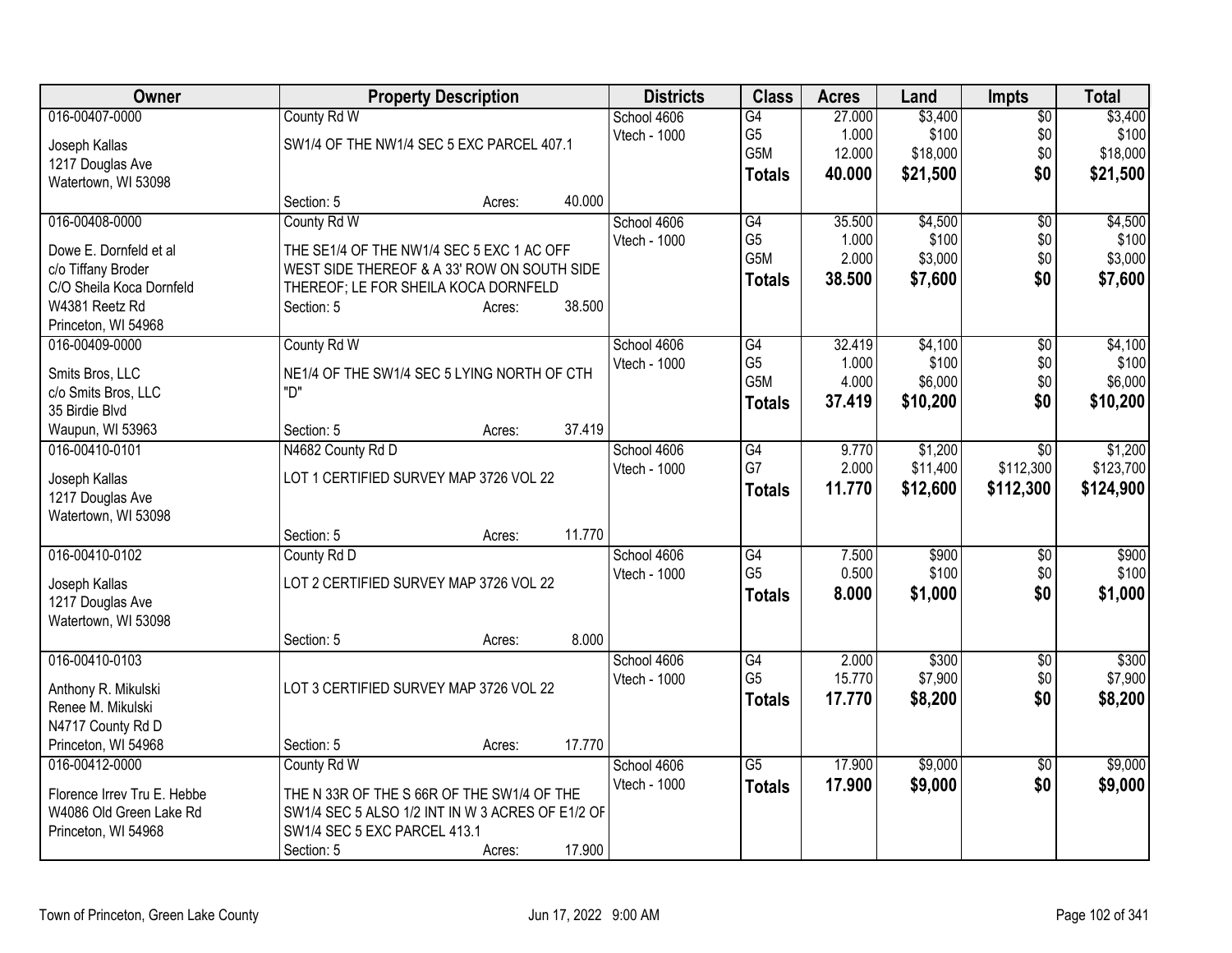| Owner | Property Description | Districts | Class | Acres | Land | Impts | Total |
|---|---|---|---|---|---|---|---|
| 016-00407-0000<br>Joseph Kallas<br>1217 Douglas Ave<br>Watertown, WI 53098 | County Rd W<br>SW1/4 OF THE NW1/4 SEC 5 EXC PARCEL 407.1<br>Section: 5 Acres: 40.000 | School 4606<br>Vtech - 1000 | G4<br>G5<br>G5M<br>**Totals** | 27.000<br>1.000<br>12.000<br>**40.000** | $3,400<br>$100<br>$18,000<br>**$21,500** | $0<br>$0<br>$0<br>**$0** | $3,400<br>$100<br>$18,000<br>**$21,500** |
| 016-00408-0000<br>Dowe E. Dornfeld et al<br>c/o Tiffany Broder<br>C/O Sheila Koca Dornfeld<br>W4381 Reetz Rd<br>Princeton, WI 54968 | County Rd W<br>THE SE1/4 OF THE NW1/4 SEC 5 EXC 1 AC OFF WEST SIDE THEREOF & A 33' ROW ON SOUTH SIDE THEREOF; LE FOR SHEILA KOCA DORNFELD<br>Section: 5 Acres: 38.500 | School 4606<br>Vtech - 1000 | G4<br>G5<br>G5M<br>**Totals** | 35.500<br>1.000<br>2.000<br>**38.500** | $4,500<br>$100<br>$3,000<br>**$7,600** | $0<br>$0<br>$0<br>**$0** | $4,500<br>$100<br>$3,000<br>**$7,600** |
| 016-00409-0000<br>Smits Bros, LLC<br>c/o Smits Bros, LLC<br>35 Birdie Blvd<br>Waupun, WI 53963 | County Rd W<br>NE1/4 OF THE SW1/4 SEC 5 LYING NORTH OF CTH "D"<br>Section: 5 Acres: 37.419 | School 4606<br>Vtech - 1000 | G4<br>G5<br>G5M<br>**Totals** | 32.419<br>1.000<br>4.000<br>**37.419** | $4,100<br>$100<br>$6,000<br>**$10,200** | $0<br>$0<br>$0<br>**$0** | $4,100<br>$100<br>$6,000<br>**$10,200** |
| 016-00410-0101<br>Joseph Kallas<br>1217 Douglas Ave<br>Watertown, WI 53098 | N4682 County Rd D<br>LOT 1 CERTIFIED SURVEY MAP 3726 VOL 22<br>Section: 5 Acres: 11.770 | School 4606<br>Vtech - 1000 | G4<br>G7<br>**Totals** | 9.770<br>2.000<br>**11.770** | $1,200<br>$11,400<br>**$12,600** | $0<br>$112,300<br>**$112,300** | $1,200<br>$123,700<br>**$124,900** |
| 016-00410-0102<br>Joseph Kallas<br>1217 Douglas Ave<br>Watertown, WI 53098 | County Rd D<br>LOT 2 CERTIFIED SURVEY MAP 3726 VOL 22<br>Section: 5 Acres: 8.000 | School 4606<br>Vtech - 1000 | G4<br>G5<br>**Totals** | 7.500<br>0.500<br>**8.000** | $900<br>$100<br>**$1,000** | $0<br>$0<br>**$0** | $900<br>$100<br>**$1,000** |
| 016-00410-0103<br>Anthony R. Mikulski<br>Renee M. Mikulski<br>N4717 County Rd D<br>Princeton, WI 54968 | LOT 3 CERTIFIED SURVEY MAP 3726 VOL 22<br>Section: 5 Acres: 17.770 | School 4606<br>Vtech - 1000 | G4<br>G5<br>**Totals** | 2.000<br>15.770<br>**17.770** | $300<br>$7,900<br>**$8,200** | $0<br>$0<br>**$0** | $300<br>$7,900<br>**$8,200** |
| 016-00412-0000<br>Florence Irrev Tru E. Hebbe<br>W4086 Old Green Lake Rd<br>Princeton, WI 54968 | County Rd W<br>THE N 33R OF THE S 66R OF THE SW1/4 OF THE SW1/4 SEC 5 ALSO 1/2 INT IN W 3 ACRES OF E1/2 OF SW1/4 SEC 5 EXC PARCEL 413.1<br>Section: 5 Acres: 17.900 | School 4606<br>Vtech - 1000 | G5<br>**Totals** | 17.900<br>**17.900** | $9,000<br>**$9,000** | $0<br>**$0** | $9,000<br>**$9,000** |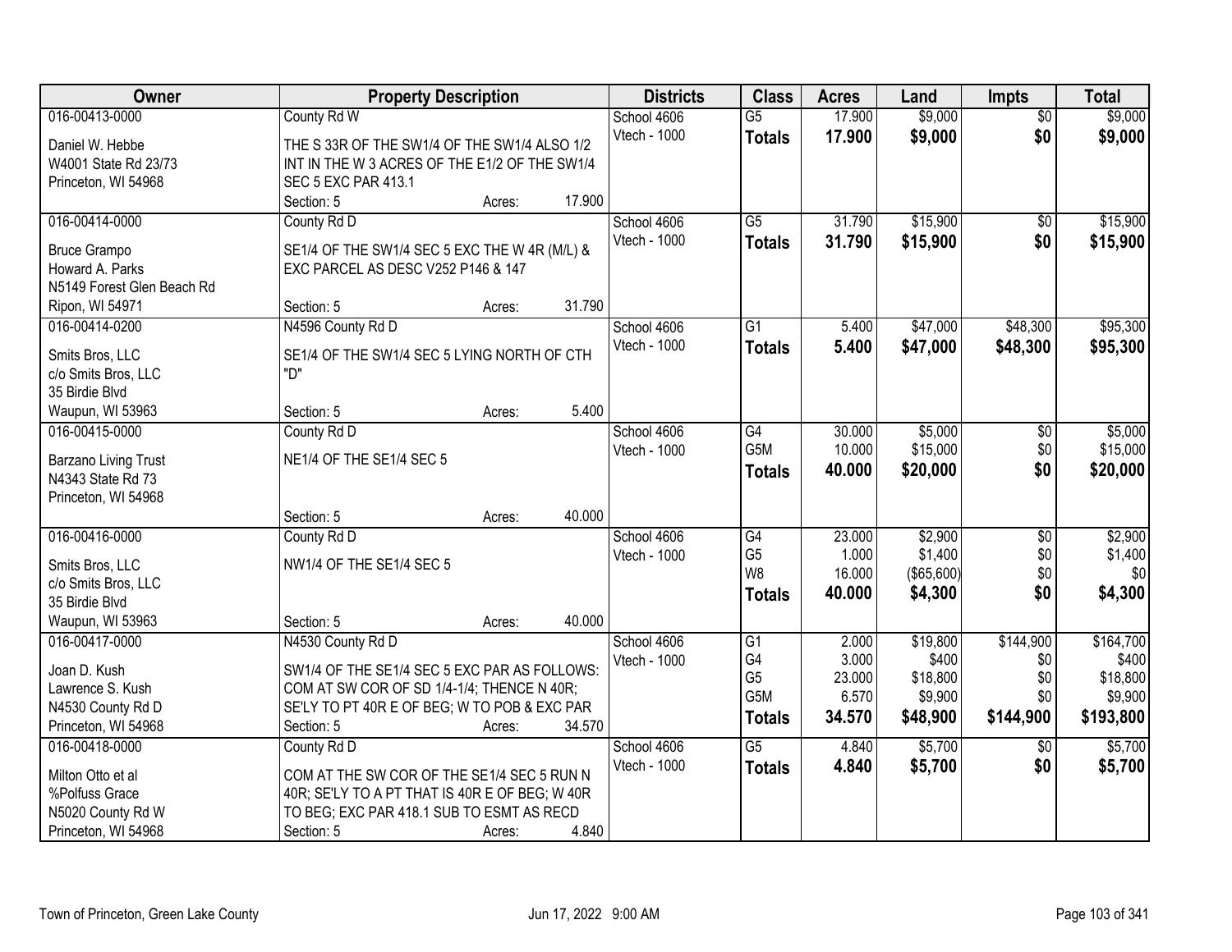| Owner | Property Description | Districts | Class | Acres | Land | Impts | Total |
|---|---|---|---|---|---|---|---|
| 016-00413-0000<br>Daniel W. Hebbe<br>W4001 State Rd 23/73<br>Princeton, WI 54968 | County Rd W<br>THE S 33R OF THE SW1/4 OF THE SW1/4 ALSO 1/2 INT IN THE W 3 ACRES OF THE E1/2 OF THE SW1/4 SEC 5 EXC PAR 413.1<br>Section: 5 Acres: 17.900 | School 4606<br>Vtech - 1000 | G5<br>**Totals** | 17.900<br>**17.900** | $9,000<br>**$9,000** | $0<br>**$0** | $9,000<br>**$9,000** |
| 016-00414-0000<br>Bruce Grampo<br>Howard A. Parks<br>N5149 Forest Glen Beach Rd<br>Ripon, WI 54971 | County Rd D<br>SE1/4 OF THE SW1/4 SEC 5 EXC THE W 4R (M/L) & EXC PARCEL AS DESC V252 P146 & 147<br>Section: 5 Acres: 31.790 | School 4606<br>Vtech - 1000 | G5<br>**Totals** | 31.790<br>**31.790** | $15,900<br>**$15,900** | $0<br>**$0** | $15,900<br>**$15,900** |
| 016-00414-0200<br>Smits Bros, LLC<br>c/o Smits Bros, LLC<br>35 Birdie Blvd<br>Waupun, WI 53963 | N4596 County Rd D<br>SE1/4 OF THE SW1/4 SEC 5 LYING NORTH OF CTH "D"<br>Section: 5 Acres: 5.400 | School 4606<br>Vtech - 1000 | G1<br>**Totals** | 5.400<br>**5.400** | $47,000<br>**$47,000** | $48,300<br>**$48,300** | $95,300<br>**$95,300** |
| 016-00415-0000<br>Barzano Living Trust<br>N4343 State Rd 73<br>Princeton, WI 54968 | County Rd D<br>NE1/4 OF THE SE1/4 SEC 5<br>Section: 5 Acres: 40.000 | School 4606<br>Vtech - 1000 | G4<br>G5M<br>**Totals** | 30.000<br>10.000<br>**40.000** | $5,000<br>$15,000<br>**$20,000** | $0<br>$0<br>**$0** | $5,000<br>$15,000<br>**$20,000** |
| 016-00416-0000<br>Smits Bros, LLC<br>c/o Smits Bros, LLC<br>35 Birdie Blvd<br>Waupun, WI 53963 | County Rd D<br>NW1/4 OF THE SE1/4 SEC 5<br>Section: 5 Acres: 40.000 | School 4606<br>Vtech - 1000 | G4<br>G5<br>W8<br>**Totals** | 23.000<br>1.000<br>16.000<br>**40.000** | $2,900<br>$1,400<br>($65,600)<br>**$4,300** | $0<br>$0<br>$0<br>**$0** | $2,900<br>$1,400<br>$0<br>**$4,300** |
| 016-00417-0000<br>Joan D. Kush<br>Lawrence S. Kush<br>N4530 County Rd D<br>Princeton, WI 54968 | N4530 County Rd D<br>SW1/4 OF THE SE1/4 SEC 5 EXC PAR AS FOLLOWS: COM AT SW COR OF SD 1/4-1/4; THENCE N 40R; SE'LY TO PT 40R E OF BEG; W TO POB & EXC PAR<br>Section: 5 Acres: 34.570 | School 4606<br>Vtech - 1000 | G1<br>G4<br>G5<br>G5M<br>**Totals** | 2.000<br>3.000<br>23.000<br>6.570<br>**34.570** | $19,800<br>$400<br>$18,800<br>$9,900<br>**$48,900** | $144,900<br>$0<br>$0<br>$0<br>**$144,900** | $164,700<br>$400<br>$18,800<br>$9,900<br>**$193,800** |
| 016-00418-0000<br>Milton Otto et al<br>%Polfuss Grace<br>N5020 County Rd W<br>Princeton, WI 54968 | County Rd D<br>COM AT THE SW COR OF THE SE1/4 SEC 5 RUN N 40R; SE'LY TO A PT THAT IS 40R E OF BEG; W 40R TO BEG; EXC PAR 418.1 SUB TO ESMT AS RECD<br>Section: 5 Acres: 4.840 | School 4606<br>Vtech - 1000 | G5<br>**Totals** | 4.840<br>**4.840** | $5,700<br>**$5,700** | $0<br>**$0** | $5,700<br>**$5,700** |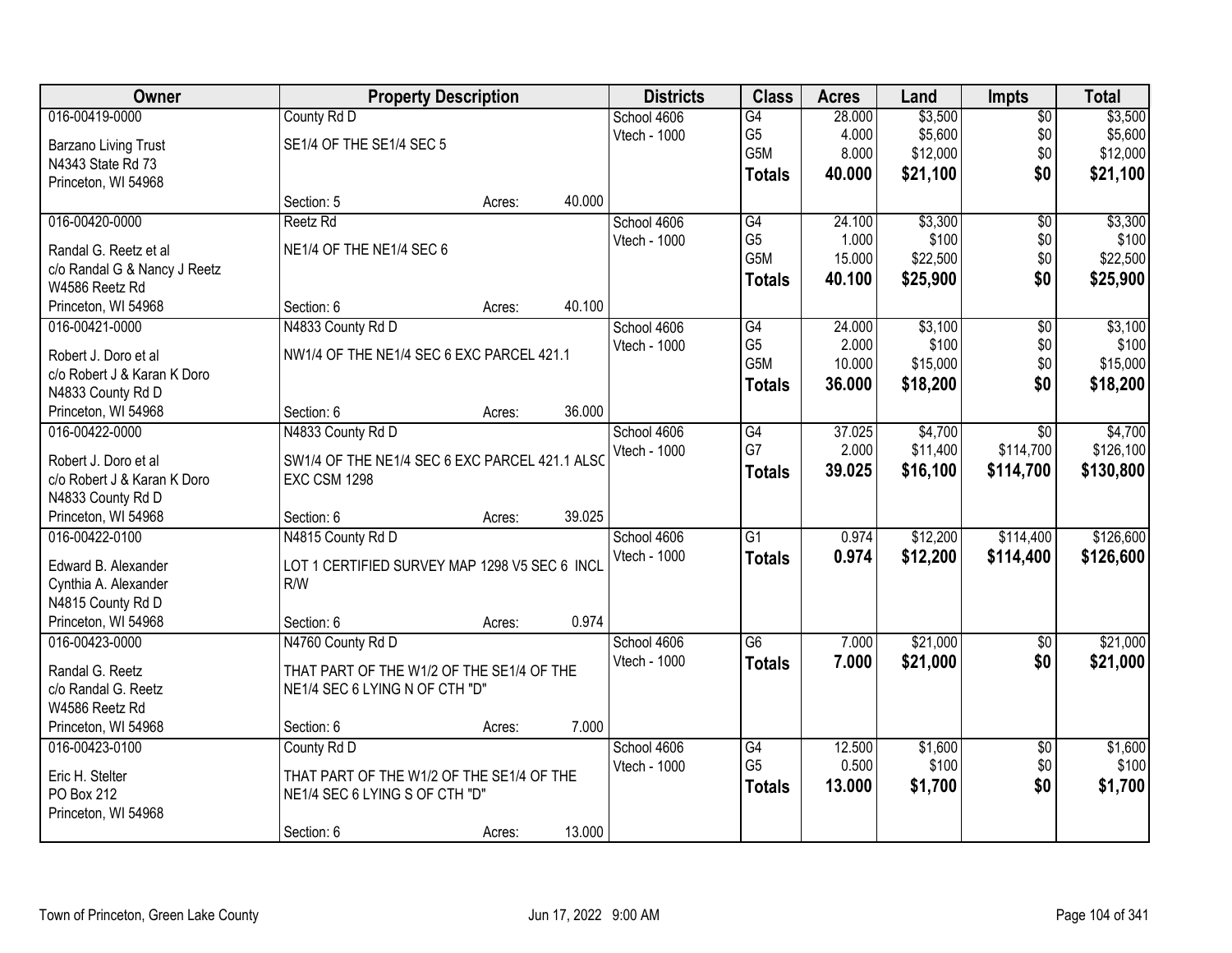| Owner | Property Description | | | Districts | Class | Acres | Land | Impts | Total |
|---|---|---|---|---|---|---|---|---|---|
| 016-00419-0000 | County Rd D | | | School 4606 | G4 | 28.000 | $3,500 | $0 | $3,500 |
| Barzano Living Trust | SE1/4 OF THE SE1/4 SEC 5 | | | Vtech - 1000 | G5 | 4.000 | $5,600 | $0 | $5,600 |
| N4343 State Rd 73 | | | | | G5M | 8.000 | $12,000 | $0 | $12,000 |
| Princeton, WI 54968 | | | | | **Totals** | **40.000** | **$21,100** | **$0** | **$21,100** |
| | Section: 5 | Acres: | 40.000 | | | | | | |
| 016-00420-0000 | Reetz Rd | | | School 4606 | G4 | 24.100 | $3,300 | $0 | $3,300 |
| Randal G. Reetz et al | NE1/4 OF THE NE1/4 SEC 6 | | | Vtech - 1000 | G5 | 1.000 | $100 | $0 | $100 |
| c/o Randal G & Nancy J Reetz | | | | | G5M | 15.000 | $22,500 | $0 | $22,500 |
| W4586 Reetz Rd | | | | | **Totals** | **40.100** | **$25,900** | **$0** | **$25,900** |
| Princeton, WI 54968 | Section: 6 | Acres: | 40.100 | | | | | | |
| 016-00421-0000 | N4833 County Rd D | | | School 4606 | G4 | 24.000 | $3,100 | $0 | $3,100 |
| Robert J. Doro et al | NW1/4 OF THE NE1/4 SEC 6 EXC PARCEL 421.1 | | | Vtech - 1000 | G5 | 2.000 | $100 | $0 | $100 |
| c/o Robert J & Karan K Doro | | | | | G5M | 10.000 | $15,000 | $0 | $15,000 |
| N4833 County Rd D | | | | | **Totals** | **36.000** | **$18,200** | **$0** | **$18,200** |
| Princeton, WI 54968 | Section: 6 | Acres: | 36.000 | | | | | | |
| 016-00422-0000 | N4833 County Rd D | | | School 4606 | G4 | 37.025 | $4,700 | $0 | $4,700 |
| Robert J. Doro et al | SW1/4 OF THE NE1/4 SEC 6 EXC PARCEL 421.1 ALSO | | | Vtech - 1000 | G7 | 2.000 | $11,400 | $114,700 | $126,100 |
| c/o Robert J & Karan K Doro | EXC CSM 1298 | | | | **Totals** | **39.025** | **$16,100** | **$114,700** | **$130,800** |
| N4833 County Rd D | | | | | | | | | |
| Princeton, WI 54968 | Section: 6 | Acres: | 39.025 | | | | | | |
| 016-00422-0100 | N4815 County Rd D | | | School 4606 | G1 | 0.974 | $12,200 | $114,400 | $126,600 |
| Edward B. Alexander | LOT 1 CERTIFIED SURVEY MAP 1298 V5 SEC 6 INCL | | | Vtech - 1000 | **Totals** | **0.974** | **$12,200** | **$114,400** | **$126,600** |
| Cynthia A. Alexander | R/W | | | | | | | | |
| N4815 County Rd D | | | | | | | | | |
| Princeton, WI 54968 | Section: 6 | Acres: | 0.974 | | | | | | |
| 016-00423-0000 | N4760 County Rd D | | | School 4606 | G6 | 7.000 | $21,000 | $0 | $21,000 |
| Randal G. Reetz | THAT PART OF THE W1/2 OF THE SE1/4 OF THE | | | Vtech - 1000 | **Totals** | **7.000** | **$21,000** | **$0** | **$21,000** |
| c/o Randal G. Reetz | NE1/4 SEC 6 LYING N OF CTH "D" | | | | | | | | |
| W4586 Reetz Rd | | | | | | | | | |
| Princeton, WI 54968 | Section: 6 | Acres: | 7.000 | | | | | | |
| 016-00423-0100 | County Rd D | | | School 4606 | G4 | 12.500 | $1,600 | $0 | $1,600 |
| Eric H. Stelter | THAT PART OF THE W1/2 OF THE SE1/4 OF THE | | | Vtech - 1000 | G5 | 0.500 | $100 | $0 | $100 |
| PO Box 212 | NE1/4 SEC 6 LYING S OF CTH "D" | | | | **Totals** | **13.000** | **$1,700** | **$0** | **$1,700** |
| Princeton, WI 54968 | | | | | | | | | |
| | Section: 6 | Acres: | 13.000 | | | | | | |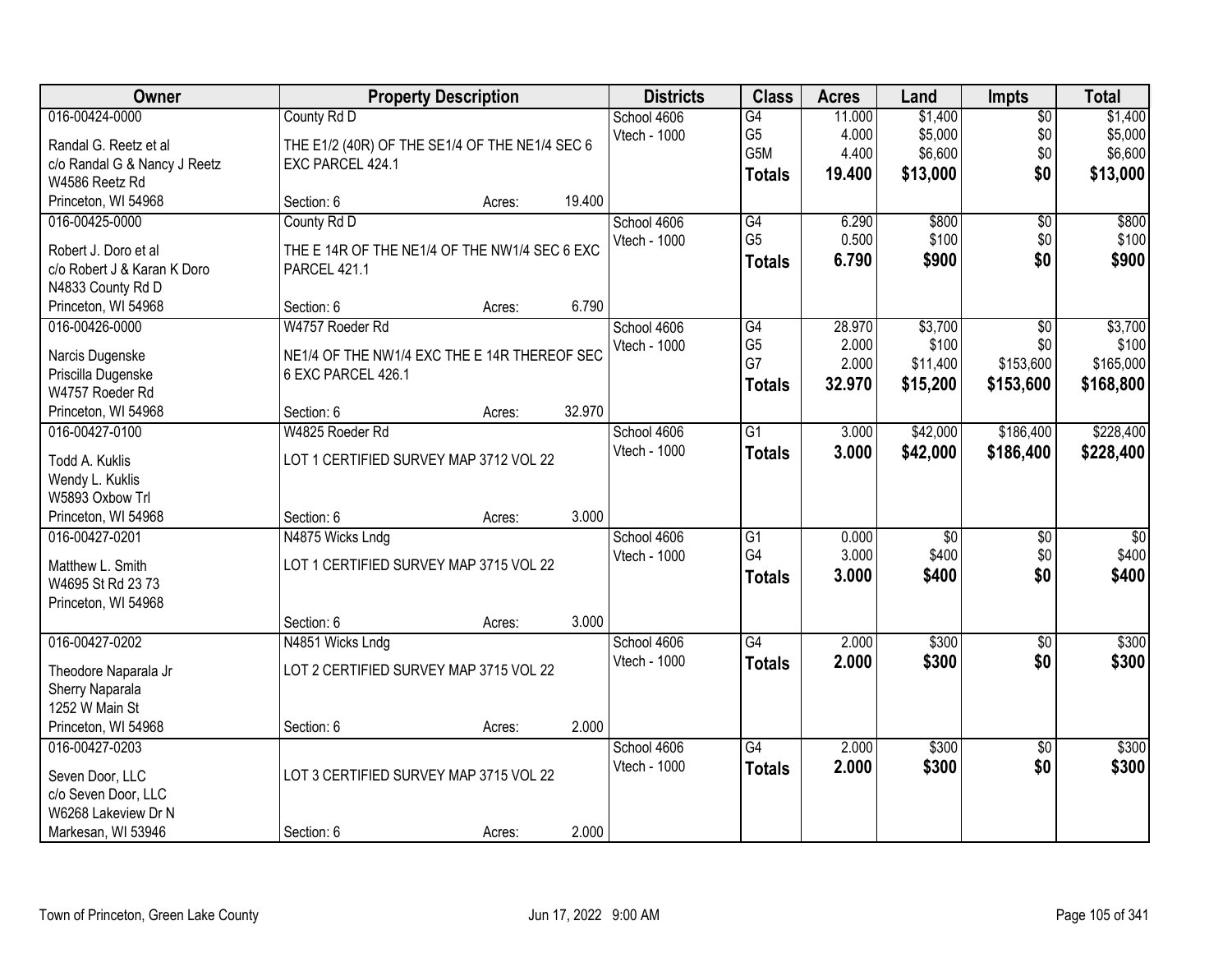| Owner | Property Description | Districts | Class | Acres | Land | Impts | Total |
|---|---|---|---|---|---|---|---|
| 016-00424-0000<br>Randal G. Reetz et al<br>c/o Randal G & Nancy J Reetz<br>W4586 Reetz Rd<br>Princeton, WI 54968 | County Rd D<br>THE E1/2 (40R) OF THE SE1/4 OF THE NE1/4 SEC 6 EXC PARCEL 424.1<br>Section: 6 Acres: 19.400 | School 4606<br>Vtech - 1000 | G4<br>G5<br>G5M<br>**Totals** | 11.000<br>4.000<br>4.400<br>**19.400** | $1,400<br>$5,000<br>$6,600<br>**$13,000** | $0<br>$0<br>$0<br>**$0** | $1,400<br>$5,000<br>$6,600<br>**$13,000** |
| 016-00425-0000<br>Robert J. Doro et al<br>c/o Robert J & Karan K Doro<br>N4833 County Rd D<br>Princeton, WI 54968 | County Rd D<br>THE E 14R OF THE NE1/4 OF THE NW1/4 SEC 6 EXC PARCEL 421.1<br>Section: 6 Acres: 6.790 | School 4606<br>Vtech - 1000 | G4<br>G5<br>**Totals** | 6.290<br>0.500<br>**6.790** | $800<br>$100<br>**$900** | $0<br>$0<br>**$0** | $800<br>$100<br>**$900** |
| 016-00426-0000<br>Narcis Dugenske<br>Priscilla Dugenske<br>W4757 Roeder Rd<br>Princeton, WI 54968 | W4757 Roeder Rd<br>NE1/4 OF THE NW1/4 EXC THE E 14R THEREOF SEC 6 EXC PARCEL 426.1<br>Section: 6 Acres: 32.970 | School 4606<br>Vtech - 1000 | G4<br>G5<br>G7<br>**Totals** | 28.970<br>2.000<br>2.000<br>**32.970** | $3,700<br>$100<br>$11,400<br>**$15,200** | $0<br>$0<br>$153,600<br>**$153,600** | $3,700<br>$100<br>$165,000<br>**$168,800** |
| 016-00427-0100<br>Todd A. Kuklis<br>Wendy L. Kuklis<br>W5893 Oxbow Trl<br>Princeton, WI 54968 | W4825 Roeder Rd<br>LOT 1 CERTIFIED SURVEY MAP 3712 VOL 22<br>Section: 6 Acres: 3.000 | School 4606<br>Vtech - 1000 | G1<br>**Totals** | 3.000<br>**3.000** | $42,000<br>**$42,000** | $186,400<br>**$186,400** | $228,400<br>**$228,400** |
| 016-00427-0201<br>Matthew L. Smith<br>W4695 St Rd 23 73<br>Princeton, WI 54968 | N4875 Wicks Lndg<br>LOT 1 CERTIFIED SURVEY MAP 3715 VOL 22<br>Section: 6 Acres: 3.000 | School 4606<br>Vtech - 1000 | G1<br>G4<br>**Totals** | 0.000<br>3.000<br>**3.000** | $0<br>$400<br>**$400** | $0<br>$0<br>**$0** | $0<br>$400<br>**$400** |
| 016-00427-0202<br>Theodore Naparala Jr<br>Sherry Naparala<br>1252 W Main St<br>Princeton, WI 54968 | N4851 Wicks Lndg<br>LOT 2 CERTIFIED SURVEY MAP 3715 VOL 22<br>Section: 6 Acres: 2.000 | School 4606<br>Vtech - 1000 | G4<br>**Totals** | 2.000<br>**2.000** | $300<br>**$300** | $0<br>**$0** | $300<br>**$300** |
| 016-00427-0203<br>Seven Door, LLC<br>c/o Seven Door, LLC<br>W6268 Lakeview Dr N<br>Markesan, WI 53946 | LOT 3 CERTIFIED SURVEY MAP 3715 VOL 22<br>Section: 6 Acres: 2.000 | School 4606<br>Vtech - 1000 | G4<br>**Totals** | 2.000<br>**2.000** | $300<br>**$300** | $0<br>**$0** | $300<br>**$300** |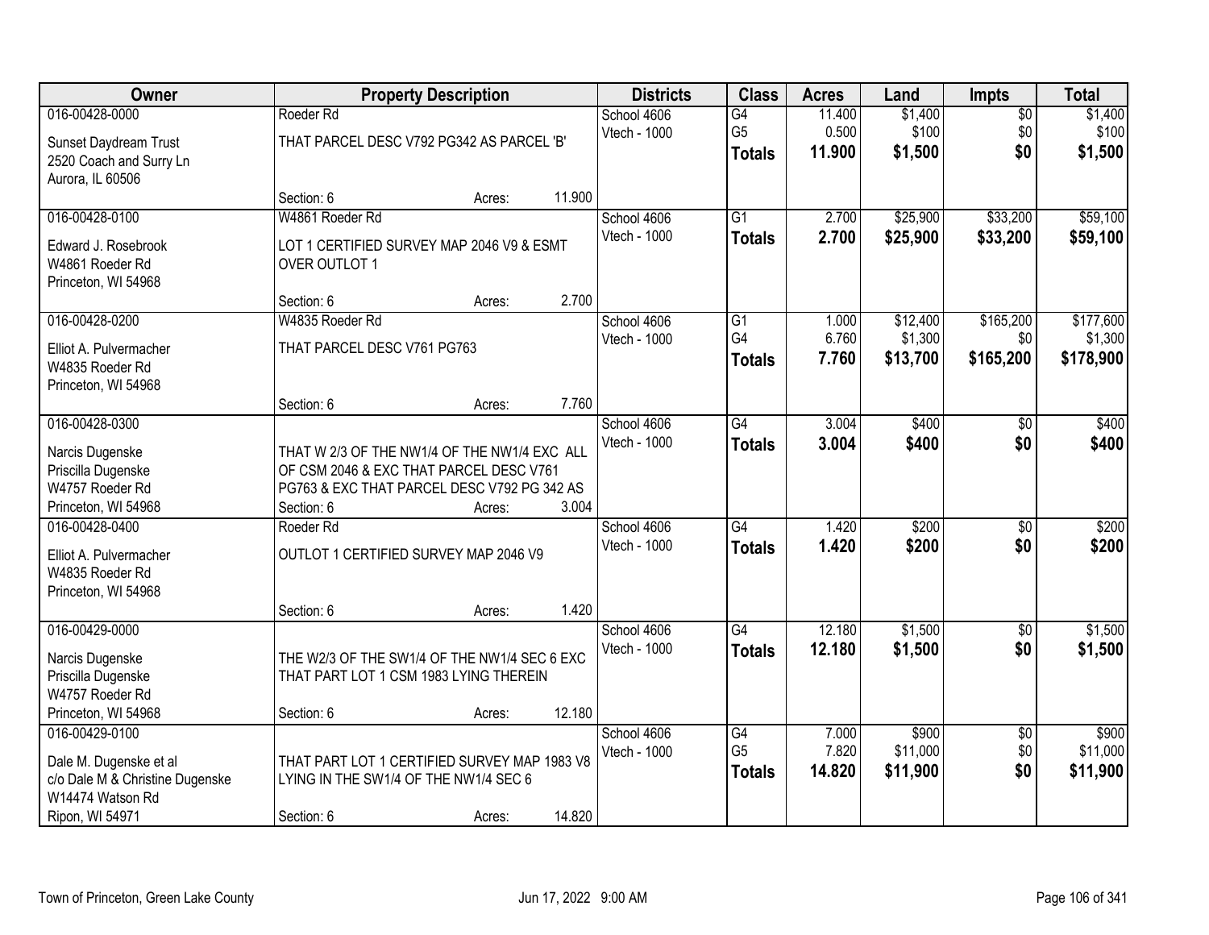| Owner | Property Description | | | Districts | Class | Acres | Land | Impts | Total |
|---|---|---|---|---|---|---|---|---|---|
| 016-00428-0000 | Roeder Rd | | | School 4606 | G4 | 11.400 | $1,400 | $0 | $1,400 |
| Sunset Daydream Trust<br>2520 Coach and Surry Ln<br>Aurora, IL 60506 | THAT PARCEL DESC V792 PG342 AS PARCEL 'B' | | | Vtech - 1000 | G5 | 0.500 | $100 | $0 | $100 |
| | | | | | **Totals** | **11.900** | **$1,500** | **$0** | **$1,500** |
| | Section: 6 | Acres: | 11.900 | | | | | | |
| 016-00428-0100 | W4861 Roeder Rd | | | School 4606 | G1 | 2.700 | $25,900 | $33,200 | $59,100 |
| Edward J. Rosebrook<br>W4861 Roeder Rd<br>Princeton, WI 54968 | LOT 1 CERTIFIED SURVEY MAP 2046 V9 & ESMT OVER OUTLOT 1 | | | Vtech - 1000 | **Totals** | **2.700** | **$25,900** | **$33,200** | **$59,100** |
| | Section: 6 | Acres: | 2.700 | | | | | | |
| 016-00428-0200 | W4835 Roeder Rd | | | School 4606 | G1 | 1.000 | $12,400 | $165,200 | $177,600 |
| Elliot A. Pulvermacher<br>W4835 Roeder Rd<br>Princeton, WI 54968 | THAT PARCEL DESC V761 PG763 | | | Vtech - 1000 | G4 | 6.760 | $1,300 | $0 | $1,300 |
| | | | | | **Totals** | **7.760** | **$13,700** | **$165,200** | **$178,900** |
| | Section: 6 | Acres: | 7.760 | | | | | | |
| 016-00428-0300 | | | | School 4606 | G4 | 3.004 | $400 | $0 | $400 |
| Narcis Dugenske<br>Priscilla Dugenske<br>W4757 Roeder Rd<br>Princeton, WI 54968 | THAT W 2/3 OF THE NW1/4 OF THE NW1/4 EXC ALL OF CSM 2046 & EXC THAT PARCEL DESC V761 PG763 & EXC THAT PARCEL DESC V792 PG 342 AS | | | Vtech - 1000 | **Totals** | **3.004** | **$400** | **$0** | **$400** |
| | Section: 6 | Acres: | 3.004 | | | | | | |
| 016-00428-0400 | Roeder Rd | | | School 4606 | G4 | 1.420 | $200 | $0 | $200 |
| Elliot A. Pulvermacher<br>W4835 Roeder Rd<br>Princeton, WI 54968 | OUTLOT 1 CERTIFIED SURVEY MAP 2046 V9 | | | Vtech - 1000 | **Totals** | **1.420** | **$200** | **$0** | **$200** |
| | Section: 6 | Acres: | 1.420 | | | | | | |
| 016-00429-0000 | | | | School 4606 | G4 | 12.180 | $1,500 | $0 | $1,500 |
| Narcis Dugenske<br>Priscilla Dugenske<br>W4757 Roeder Rd<br>Princeton, WI 54968 | THE W2/3 OF THE SW1/4 OF THE NW1/4 SEC 6 EXC THAT PART LOT 1 CSM 1983 LYING THEREIN | | | Vtech - 1000 | **Totals** | **12.180** | **$1,500** | **$0** | **$1,500** |
| | Section: 6 | Acres: | 12.180 | | | | | | |
| 016-00429-0100 | | | | School 4606 | G4 | 7.000 | $900 | $0 | $900 |
| Dale M. Dugenske et al<br>c/o Dale M & Christine Dugenske<br>W14474 Watson Rd<br>Ripon, WI 54971 | THAT PART LOT 1 CERTIFIED SURVEY MAP 1983 V8 LYING IN THE SW1/4 OF THE NW1/4 SEC 6 | | | Vtech - 1000 | G5 | 7.820 | $11,000 | $0 | $11,000 |
| | | | | | **Totals** | **14.820** | **$11,900** | **$0** | **$11,900** |
| | Section: 6 | Acres: | 14.820 | | | | | | |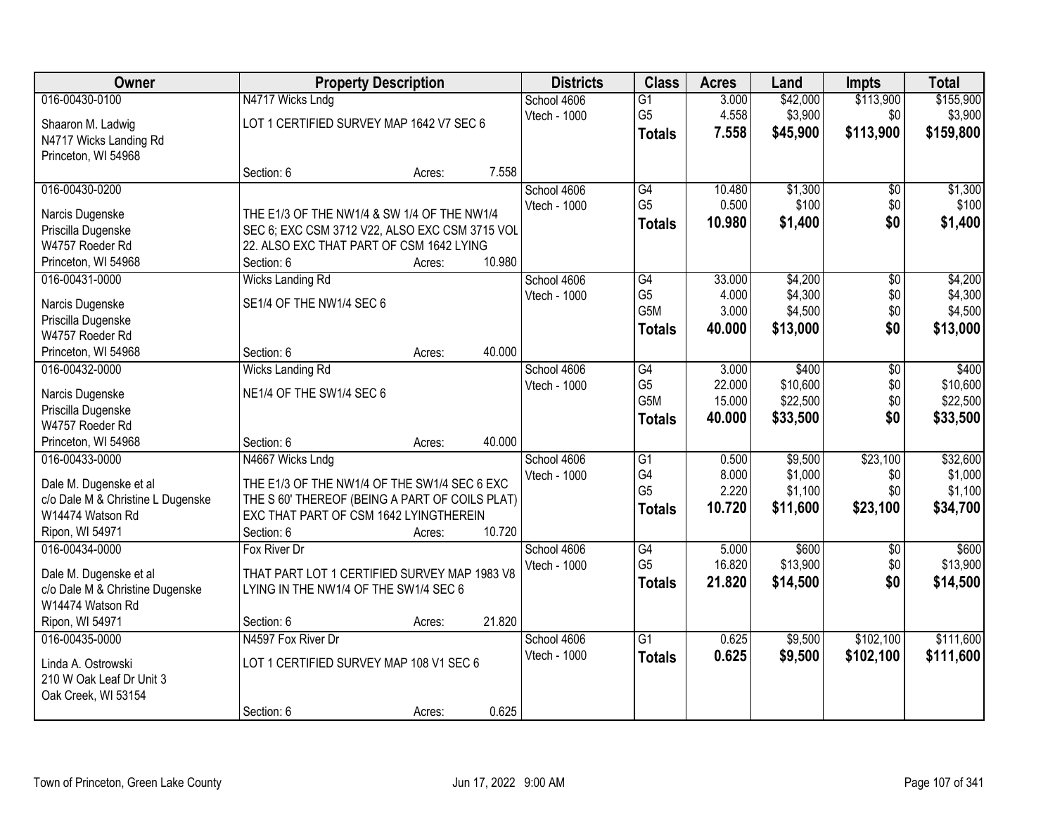| Owner | Property Description | Districts | Class | Acres | Land | Impts | Total |
|---|---|---|---|---|---|---|---|
| 016-00430-0100 | N4717 Wicks Lndg | School 4606 | G1 | 3.000 | $42,000 | $113,900 | $155,900 |
| Shaaron M. Ladwig | LOT 1 CERTIFIED SURVEY MAP 1642 V7 SEC 6 | Vtech - 1000 | G5 | 4.558 | $3,900 | $0 | $3,900 |
| N4717 Wicks Landing Rd | | | **Totals** | **7.558** | **$45,900** | **$113,900** | **$159,800** |
| Princeton, WI 54968 | | | | | | | |
| | Section: 6 Acres: 7.558 | | | | | | |
| 016-00430-0200 | | School 4606 | G4 | 10.480 | $1,300 | $0 | $1,300 |
| Narcis Dugenske | THE E1/3 OF THE NW1/4 & SW 1/4 OF THE NW1/4 | Vtech - 1000 | G5 | 0.500 | $100 | $0 | $100 |
| Priscilla Dugenske | SEC 6; EXC CSM 3712 V22, ALSO EXC CSM 3715 VOL | | **Totals** | **10.980** | **$1,400** | **$0** | **$1,400** |
| W4757 Roeder Rd | 22. ALSO EXC THAT PART OF CSM 1642 LYING | | | | | | |
| Princeton, WI 54968 | Section: 6 Acres: 10.980 | | | | | | |
| 016-00431-0000 | Wicks Landing Rd | School 4606 | G4 | 33.000 | $4,200 | $0 | $4,200 |
| Narcis Dugenske | SE1/4 OF THE NW1/4 SEC 6 | Vtech - 1000 | G5 | 4.000 | $4,300 | $0 | $4,300 |
| Priscilla Dugenske | | | G5M | 3.000 | $4,500 | $0 | $4,500 |
| W4757 Roeder Rd | | | **Totals** | **40.000** | **$13,000** | **$0** | **$13,000** |
| Princeton, WI 54968 | Section: 6 Acres: 40.000 | | | | | | |
| 016-00432-0000 | Wicks Landing Rd | School 4606 | G4 | 3.000 | $400 | $0 | $400 |
| Narcis Dugenske | NE1/4 OF THE SW1/4 SEC 6 | Vtech - 1000 | G5 | 22.000 | $10,600 | $0 | $10,600 |
| Priscilla Dugenske | | | G5M | 15.000 | $22,500 | $0 | $22,500 |
| W4757 Roeder Rd | | | **Totals** | **40.000** | **$33,500** | **$0** | **$33,500** |
| Princeton, WI 54968 | Section: 6 Acres: 40.000 | | | | | | |
| 016-00433-0000 | N4667 Wicks Lndg | School 4606 | G1 | 0.500 | $9,500 | $23,100 | $32,600 |
| Dale M. Dugenske et al | THE E1/3 OF THE NW1/4 OF THE SW1/4 SEC 6 EXC | Vtech - 1000 | G4 | 8.000 | $1,000 | $0 | $1,000 |
| c/o Dale M & Christine L Dugenske | THE S 60' THEREOF (BEING A PART OF COILS PLAT) | | G5 | 2.220 | $1,100 | $0 | $1,100 |
| W14474 Watson Rd | EXC THAT PART OF CSM 1642 LYINGTHEREIN | | **Totals** | **10.720** | **$11,600** | **$23,100** | **$34,700** |
| Ripon, WI 54971 | Section: 6 Acres: 10.720 | | | | | | |
| 016-00434-0000 | Fox River Dr | School 4606 | G4 | 5.000 | $600 | $0 | $600 |
| Dale M. Dugenske et al | THAT PART LOT 1 CERTIFIED SURVEY MAP 1983 V8 | Vtech - 1000 | G5 | 16.820 | $13,900 | $0 | $13,900 |
| c/o Dale M & Christine Dugenske | LYING IN THE NW1/4 OF THE SW1/4 SEC 6 | | **Totals** | **21.820** | **$14,500** | **$0** | **$14,500** |
| W14474 Watson Rd | | | | | | | |
| Ripon, WI 54971 | Section: 6 Acres: 21.820 | | | | | | |
| 016-00435-0000 | N4597 Fox River Dr | School 4606 | G1 | 0.625 | $9,500 | $102,100 | $111,600 |
| Linda A. Ostrowski | LOT 1 CERTIFIED SURVEY MAP 108 V1 SEC 6 | Vtech - 1000 | **Totals** | **0.625** | **$9,500** | **$102,100** | **$111,600** |
| 210 W Oak Leaf Dr Unit 3 | | | | | | | |
| Oak Creek, WI 53154 | | | | | | | |
| | Section: 6 Acres: 0.625 | | | | | | |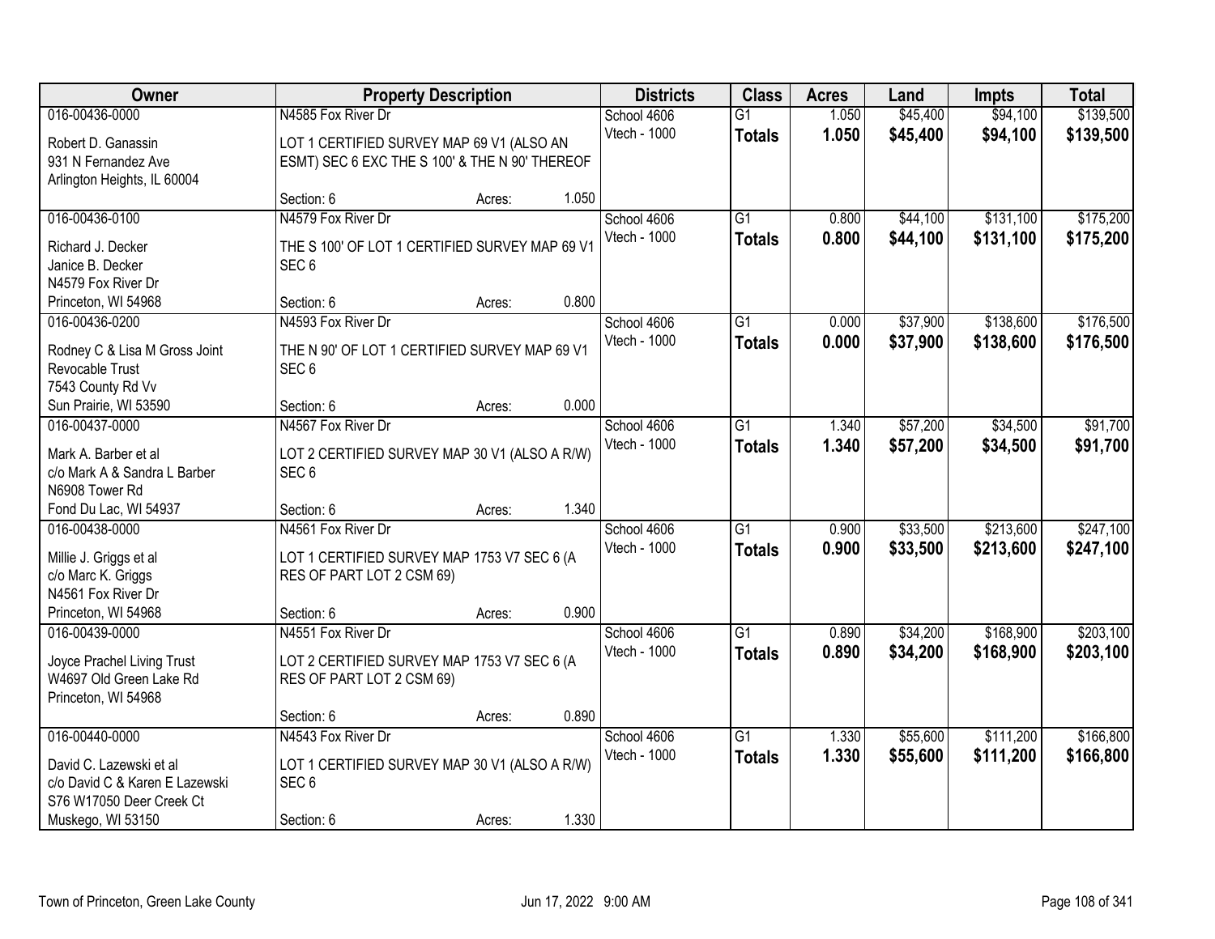| Owner | Property Description | Districts | Class | Acres | Land | Impts | Total |
|---|---|---|---|---|---|---|---|
| 016-00436-0000<br>Robert D. Ganassin<br>931 N Fernandez Ave<br>Arlington Heights, IL 60004 | N4585 Fox River Dr<br>LOT 1 CERTIFIED SURVEY MAP 69 V1 (ALSO AN ESMT) SEC 6 EXC THE S 100' & THE N 90' THEREOF<br>Section: 6 Acres: 1.050 | School 4606<br>Vtech - 1000 | G1<br>**Totals** | 1.050<br>**1.050** | $45,400<br>**$45,400** | $94,100<br>**$94,100** | $139,500<br>**$139,500** |
| 016-00436-0100<br>Richard J. Decker<br>Janice B. Decker<br>N4579 Fox River Dr<br>Princeton, WI 54968 | N4579 Fox River Dr<br>THE S 100' OF LOT 1 CERTIFIED SURVEY MAP 69 V1 SEC 6<br>Section: 6 Acres: 0.800 | School 4606<br>Vtech - 1000 | G1<br>**Totals** | 0.800<br>**0.800** | $44,100<br>**$44,100** | $131,100<br>**$131,100** | $175,200<br>**$175,200** |
| 016-00436-0200<br>Rodney C & Lisa M Gross Joint Revocable Trust<br>7543 County Rd Vv<br>Sun Prairie, WI 53590 | N4593 Fox River Dr<br>THE N 90' OF LOT 1 CERTIFIED SURVEY MAP 69 V1 SEC 6<br>Section: 6 Acres: 0.000 | School 4606<br>Vtech - 1000 | G1<br>**Totals** | 0.000<br>**0.000** | $37,900<br>**$37,900** | $138,600<br>**$138,600** | $176,500<br>**$176,500** |
| 016-00437-0000<br>Mark A. Barber et al<br>c/o Mark A & Sandra L Barber<br>N6908 Tower Rd<br>Fond Du Lac, WI 54937 | N4567 Fox River Dr<br>LOT 2 CERTIFIED SURVEY MAP 30 V1 (ALSO A R/W) SEC 6<br>Section: 6 Acres: 1.340 | School 4606<br>Vtech - 1000 | G1<br>**Totals** | 1.340<br>**1.340** | $57,200<br>**$57,200** | $34,500<br>**$34,500** | $91,700<br>**$91,700** |
| 016-00438-0000<br>Millie J. Griggs et al<br>c/o Marc K. Griggs<br>N4561 Fox River Dr<br>Princeton, WI 54968 | N4561 Fox River Dr<br>LOT 1 CERTIFIED SURVEY MAP 1753 V7 SEC 6 (A RES OF PART LOT 2 CSM 69)<br>Section: 6 Acres: 0.900 | School 4606<br>Vtech - 1000 | G1<br>**Totals** | 0.900<br>**0.900** | $33,500<br>**$33,500** | $213,600<br>**$213,600** | $247,100<br>**$247,100** |
| 016-00439-0000<br>Joyce Prachel Living Trust<br>W4697 Old Green Lake Rd<br>Princeton, WI 54968 | N4551 Fox River Dr<br>LOT 2 CERTIFIED SURVEY MAP 1753 V7 SEC 6 (A RES OF PART LOT 2 CSM 69)<br>Section: 6 Acres: 0.890 | School 4606<br>Vtech - 1000 | G1<br>**Totals** | 0.890<br>**0.890** | $34,200<br>**$34,200** | $168,900<br>**$168,900** | $203,100<br>**$203,100** |
| 016-00440-0000<br>David C. Lazewski et al<br>c/o David C & Karen E Lazewski<br>S76 W17050 Deer Creek Ct<br>Muskego, WI 53150 | N4543 Fox River Dr<br>LOT 1 CERTIFIED SURVEY MAP 30 V1 (ALSO A R/W) SEC 6<br>Section: 6 Acres: 1.330 | School 4606<br>Vtech - 1000 | G1<br>**Totals** | 1.330<br>**1.330** | $55,600<br>**$55,600** | $111,200<br>**$111,200** | $166,800<br>**$166,800** |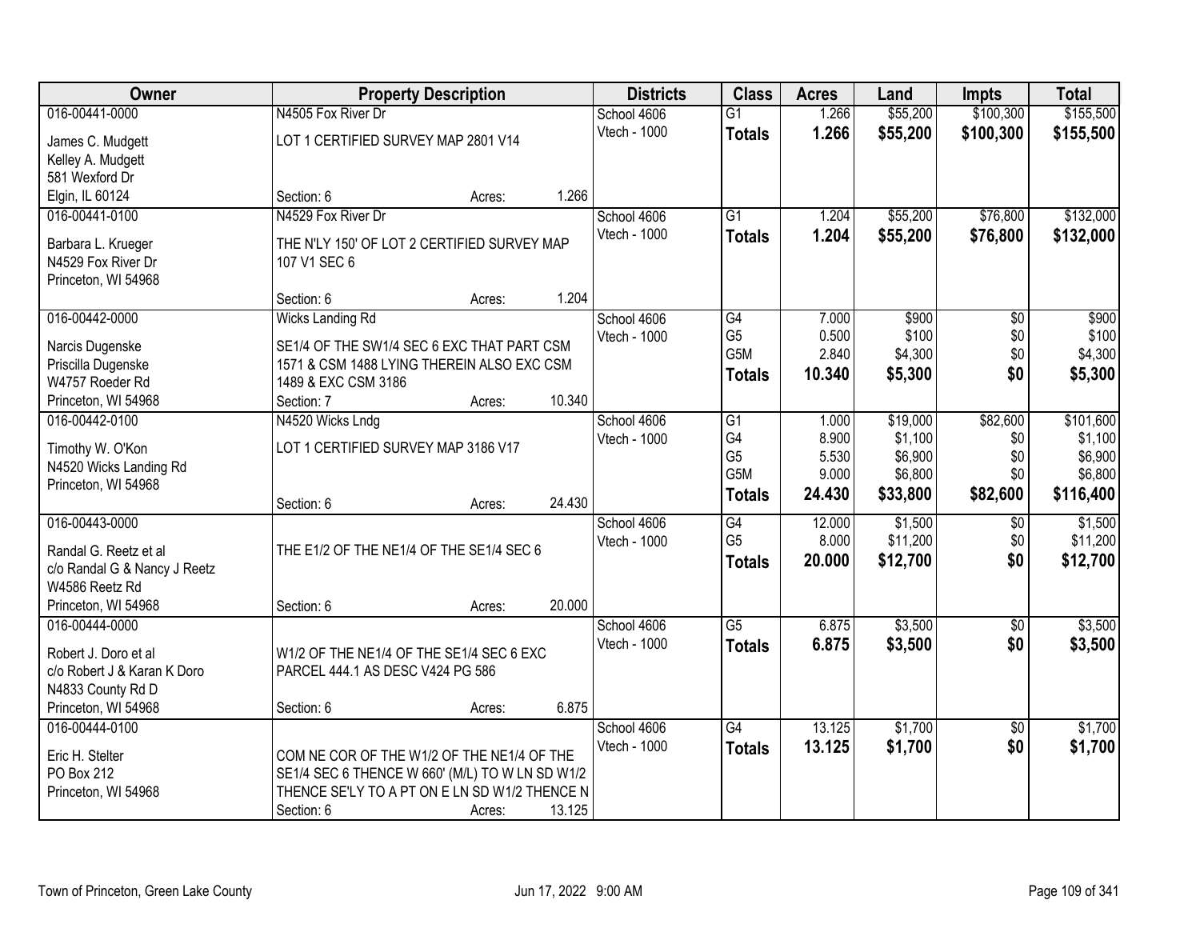| Owner | Property Description | | | Districts | Class | Acres | Land | Impts | Total |
|---|---|---|---|---|---|---|---|---|---|
| 016-00441-0000 | N4505 Fox River Dr | | | School 4606 | G1 | 1.266 | $55,200 | $100,300 | $155,500 |
| James C. Mudgett | LOT 1 CERTIFIED SURVEY MAP 2801 V14 | | | Vtech - 1000 | **Totals** | **1.266** | **$55,200** | **$100,300** | **$155,500** |
| Kelley A. Mudgett | | | | | | | | | |
| 581 Wexford Dr | | | | | | | | | |
| Elgin, IL 60124 | Section: 6 | Acres: | 1.266 | | | | | | |
| 016-00441-0100 | N4529 Fox River Dr | | | School 4606 | G1 | 1.204 | $55,200 | $76,800 | $132,000 |
| Barbara L. Krueger | THE N'LY 150' OF LOT 2 CERTIFIED SURVEY MAP | | | Vtech - 1000 | **Totals** | **1.204** | **$55,200** | **$76,800** | **$132,000** |
| N4529 Fox River Dr | 107 V1 SEC 6 | | | | | | | | |
| Princeton, WI 54968 | | | | | | | | | |
| | Section: 6 | Acres: | 1.204 | | | | | | |
| 016-00442-0000 | Wicks Landing Rd | | | School 4606 | G4 | 7.000 | $900 | $0 | $900 |
| Narcis Dugenske | SE1/4 OF THE SW1/4 SEC 6 EXC THAT PART CSM | | | Vtech - 1000 | G5 | 0.500 | $100 | $0 | $100 |
| Priscilla Dugenske | 1571 & CSM 1488 LYING THEREIN ALSO EXC CSM | | | | G5M | 2.840 | $4,300 | $0 | $4,300 |
| W4757 Roeder Rd | 1489 & EXC CSM 3186 | | | | **Totals** | **10.340** | **$5,300** | **$0** | **$5,300** |
| Princeton, WI 54968 | Section: 7 | Acres: | 10.340 | | | | | | |
| 016-00442-0100 | N4520 Wicks Lndg | | | School 4606 | G1 | 1.000 | $19,000 | $82,600 | $101,600 |
| Timothy W. O'Kon | LOT 1 CERTIFIED SURVEY MAP 3186 V17 | | | Vtech - 1000 | G4 | 8.900 | $1,100 | $0 | $1,100 |
| N4520 Wicks Landing Rd | | | | | G5 | 5.530 | $6,900 | $0 | $6,900 |
| Princeton, WI 54968 | | | | | G5M | 9.000 | $6,800 | $0 | $6,800 |
| | Section: 6 | Acres: | 24.430 | | **Totals** | **24.430** | **$33,800** | **$82,600** | **$116,400** |
| 016-00443-0000 | | | | School 4606 | G4 | 12.000 | $1,500 | $0 | $1,500 |
| Randal G. Reetz et al | THE E1/2 OF THE NE1/4 OF THE SE1/4 SEC 6 | | | Vtech - 1000 | G5 | 8.000 | $11,200 | $0 | $11,200 |
| c/o Randal G & Nancy J Reetz | | | | | **Totals** | **20.000** | **$12,700** | **$0** | **$12,700** |
| W4586 Reetz Rd | | | | | | | | | |
| Princeton, WI 54968 | Section: 6 | Acres: | 20.000 | | | | | | |
| 016-00444-0000 | | | | School 4606 | G5 | 6.875 | $3,500 | $0 | $3,500 |
| Robert J. Doro et al | W1/2 OF THE NE1/4 OF THE SE1/4 SEC 6 EXC | | | Vtech - 1000 | **Totals** | **6.875** | **$3,500** | **$0** | **$3,500** |
| c/o Robert J & Karan K Doro | PARCEL 444.1 AS DESC V424 PG 586 | | | | | | | | |
| N4833 County Rd D | | | | | | | | | |
| Princeton, WI 54968 | Section: 6 | Acres: | 6.875 | | | | | | |
| 016-00444-0100 | | | | School 4606 | G4 | 13.125 | $1,700 | $0 | $1,700 |
| Eric H. Stelter | COM NE COR OF THE W1/2 OF THE NE1/4 OF THE | | | Vtech - 1000 | **Totals** | **13.125** | **$1,700** | **$0** | **$1,700** |
| PO Box 212 | SE1/4 SEC 6 THENCE W 660' (M/L) TO W LN SD W1/2 | | | | | | | | |
| Princeton, WI 54968 | THENCE SE'LY TO A PT ON E LN SD W1/2 THENCE N | | | | | | | | |
| | Section: 6 | Acres: | 13.125 | | | | | | |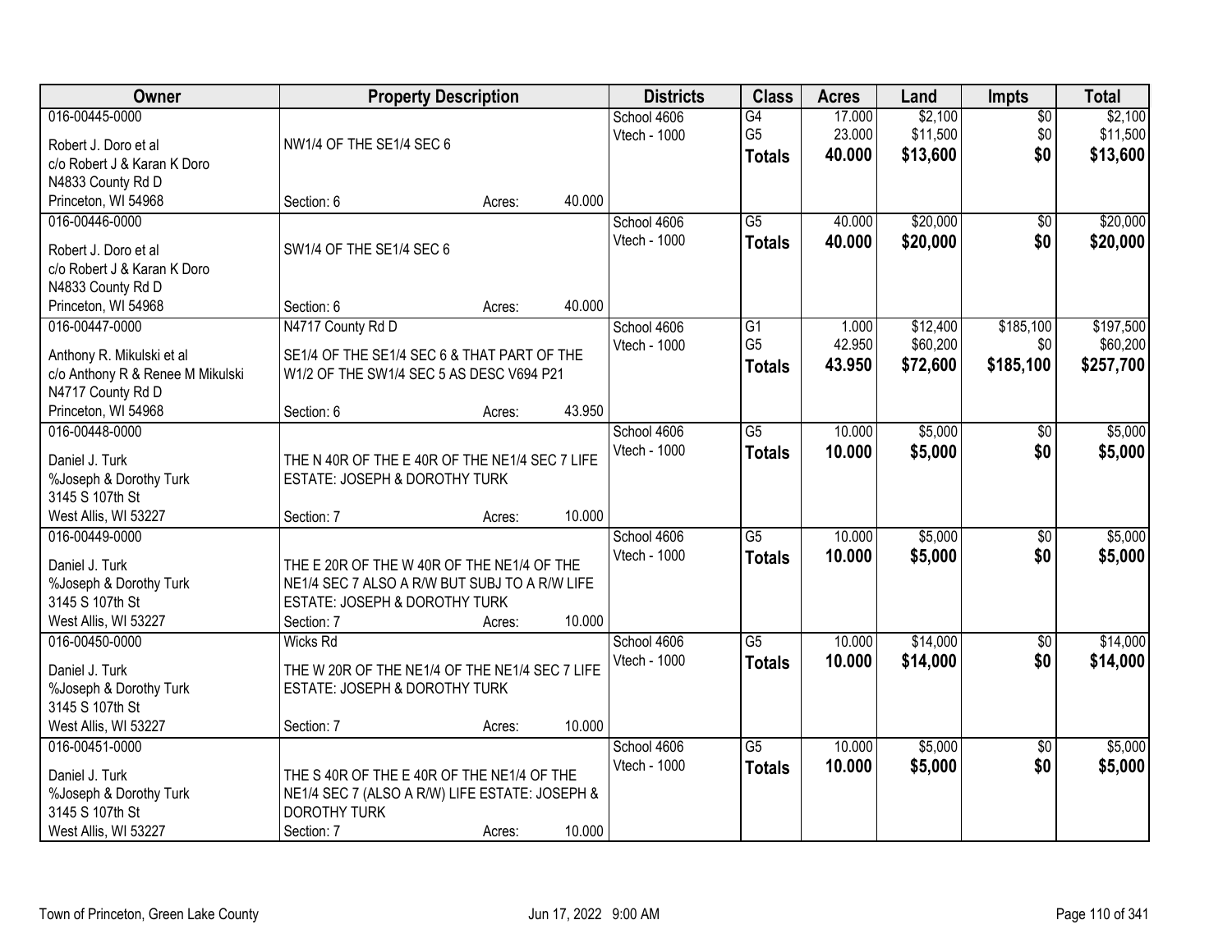| Owner | Property Description | Districts | Class | Acres | Land | Impts | Total |
|---|---|---|---|---|---|---|---|
| 016-00445-0000<br>Robert J. Doro et al<br>c/o Robert J & Karan K Doro<br>N4833 County Rd D<br>Princeton, WI 54968 | NW1/4 OF THE SE1/4 SEC 6<br>Section: 6 Acres: 40.000 | School 4606<br>Vtech - 1000 | G4<br>G5<br>**Totals** | 17.000<br>23.000<br>**40.000** | $2,100<br>$11,500<br>**$13,600** | $0<br>$0<br>**$0** | $2,100<br>$11,500<br>**$13,600** |
| 016-00446-0000<br>Robert J. Doro et al<br>c/o Robert J & Karan K Doro<br>N4833 County Rd D<br>Princeton, WI 54968 | SW1/4 OF THE SE1/4 SEC 6<br>Section: 6 Acres: 40.000 | School 4606<br>Vtech - 1000 | G5<br>**Totals** | 40.000<br>**40.000** | $20,000<br>**$20,000** | $0<br>**$0** | $20,000<br>**$20,000** |
| 016-00447-0000<br>Anthony R. Mikulski et al<br>c/o Anthony R & Renee M Mikulski<br>N4717 County Rd D<br>Princeton, WI 54968 | N4717 County Rd D<br>SE1/4 OF THE SE1/4 SEC 6 & THAT PART OF THE W1/2 OF THE SW1/4 SEC 5 AS DESC V694 P21<br>Section: 6 Acres: 43.950 | School 4606<br>Vtech - 1000 | G1<br>G5<br>**Totals** | 1.000<br>42.950<br>**43.950** | $12,400<br>$60,200<br>**$72,600** | $185,100<br>$0<br>**$185,100** | $197,500<br>$60,200<br>**$257,700** |
| 016-00448-0000<br>Daniel J. Turk<br>%Joseph & Dorothy Turk<br>3145 S 107th St<br>West Allis, WI 53227 | THE N 40R OF THE E 40R OF THE NE1/4 SEC 7 LIFE ESTATE: JOSEPH & DOROTHY TURK<br>Section: 7 Acres: 10.000 | School 4606<br>Vtech - 1000 | G5<br>**Totals** | 10.000<br>**10.000** | $5,000<br>**$5,000** | $0<br>**$0** | $5,000<br>**$5,000** |
| 016-00449-0000<br>Daniel J. Turk<br>%Joseph & Dorothy Turk<br>3145 S 107th St<br>West Allis, WI 53227 | THE E 20R OF THE W 40R OF THE NE1/4 OF THE NE1/4 SEC 7 ALSO A R/W BUT SUBJ TO A R/W LIFE ESTATE: JOSEPH & DOROTHY TURK<br>Section: 7 Acres: 10.000 | School 4606<br>Vtech - 1000 | G5<br>**Totals** | 10.000<br>**10.000** | $5,000<br>**$5,000** | $0<br>**$0** | $5,000<br>**$5,000** |
| 016-00450-0000<br>Daniel J. Turk<br>%Joseph & Dorothy Turk<br>3145 S 107th St<br>West Allis, WI 53227 | Wicks Rd<br>THE W 20R OF THE NE1/4 OF THE NE1/4 SEC 7 LIFE ESTATE: JOSEPH & DOROTHY TURK<br>Section: 7 Acres: 10.000 | School 4606<br>Vtech - 1000 | G5<br>**Totals** | 10.000<br>**10.000** | $14,000<br>**$14,000** | $0<br>**$0** | $14,000<br>**$14,000** |
| 016-00451-0000<br>Daniel J. Turk<br>%Joseph & Dorothy Turk<br>3145 S 107th St<br>West Allis, WI 53227 | THE S 40R OF THE E 40R OF THE NE1/4 OF THE NE1/4 SEC 7 (ALSO A R/W) LIFE ESTATE: JOSEPH & DOROTHY TURK<br>Section: 7 Acres: 10.000 | School 4606<br>Vtech - 1000 | G5<br>**Totals** | 10.000<br>**10.000** | $5,000<br>**$5,000** | $0<br>**$0** | $5,000<br>**$5,000** |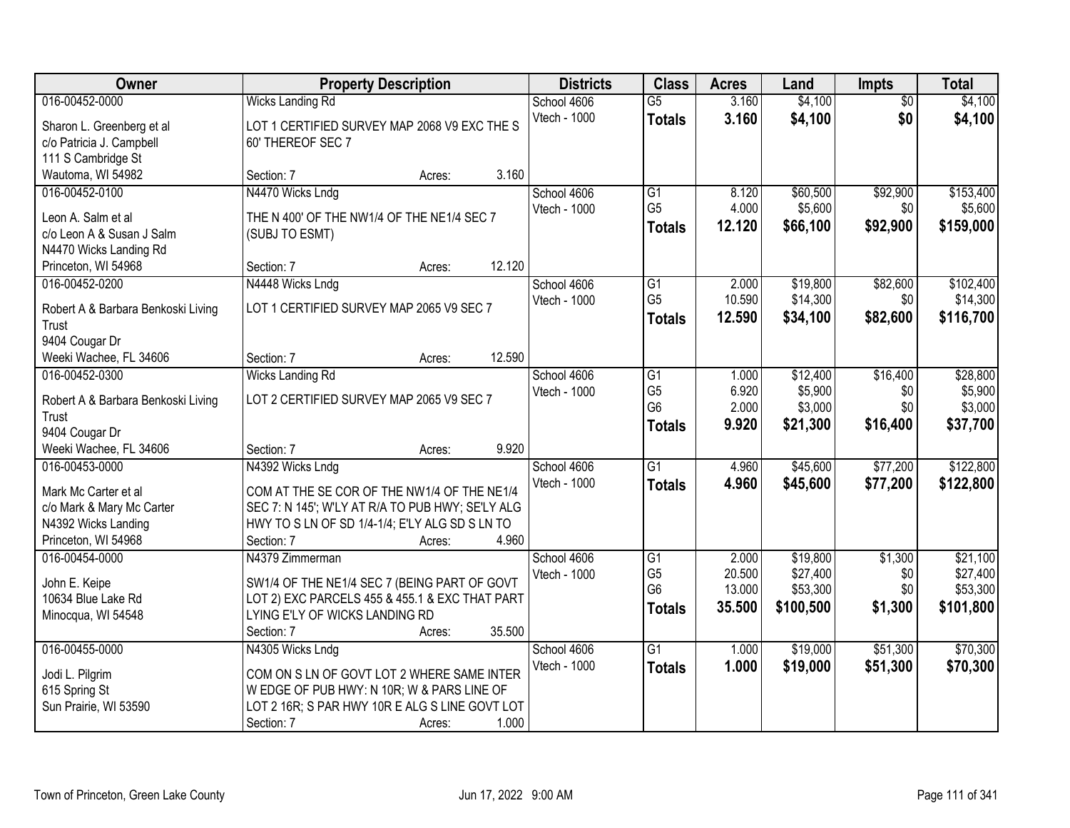| Owner | Property Description | Districts | Class | Acres | Land | Impts | Total |
|---|---|---|---|---|---|---|---|
| 016-00452-0000<br>Sharon L. Greenberg et al<br>c/o Patricia J. Campbell<br>111 S Cambridge St<br>Wautoma, WI 54982 | Wicks Landing Rd<br>LOT 1 CERTIFIED SURVEY MAP 2068 V9 EXC THE S 60' THEREOF SEC 7<br>Section: 7 Acres: 3.160 | School 4606<br>Vtech - 1000 | G5<br>**Totals** | 3.160<br>**3.160** | $4,100<br>**$4,100** | $0<br>**$0** | $4,100<br>**$4,100** |
| 016-00452-0100<br>Leon A. Salm et al<br>c/o Leon A & Susan J Salm<br>N4470 Wicks Landing Rd<br>Princeton, WI 54968 | N4470 Wicks Lndg<br>THE N 400' OF THE NW1/4 OF THE NE1/4 SEC 7 (SUBJ TO ESMT)<br>Section: 7 Acres: 12.120 | School 4606<br>Vtech - 1000 | G1<br>G5<br>**Totals** | 8.120<br>4.000<br>**12.120** | $60,500<br>$5,600<br>**$66,100** | $92,900<br>$0<br>**$92,900** | $153,400<br>$5,600<br>**$159,000** |
| 016-00452-0200<br>Robert A & Barbara Benkoski Living Trust<br>9404 Cougar Dr<br>Weeki Wachee, FL 34606 | N4448 Wicks Lndg<br>LOT 1 CERTIFIED SURVEY MAP 2065 V9 SEC 7<br>Section: 7 Acres: 12.590 | School 4606<br>Vtech - 1000 | G1<br>G5<br>**Totals** | 2.000<br>10.590<br>**12.590** | $19,800<br>$14,300<br>**$34,100** | $82,600<br>$0<br>**$82,600** | $102,400<br>$14,300<br>**$116,700** |
| 016-00452-0300<br>Robert A & Barbara Benkoski Living Trust<br>9404 Cougar Dr<br>Weeki Wachee, FL 34606 | Wicks Landing Rd<br>LOT 2 CERTIFIED SURVEY MAP 2065 V9 SEC 7<br>Section: 7 Acres: 9.920 | School 4606<br>Vtech - 1000 | G1<br>G5<br>G6<br>**Totals** | 1.000<br>6.920<br>2.000<br>**9.920** | $12,400<br>$5,900<br>$3,000<br>**$21,300** | $16,400<br>$0<br>$0<br>**$16,400** | $28,800<br>$5,900<br>$3,000<br>**$37,700** |
| 016-00453-0000<br>Mark Mc Carter et al<br>c/o Mark & Mary Mc Carter<br>N4392 Wicks Landing<br>Princeton, WI 54968 | N4392 Wicks Lndg<br>COM AT THE SE COR OF THE NW1/4 OF THE NE1/4 SEC 7: N 145'; W'LY AT R/A TO PUB HWY; SE'LY ALG HWY TO S LN OF SD 1/4-1/4; E'LY ALG SD S LN TO<br>Section: 7 Acres: 4.960 | School 4606<br>Vtech - 1000 | G1<br>**Totals** | 4.960<br>**4.960** | $45,600<br>**$45,600** | $77,200<br>**$77,200** | $122,800<br>**$122,800** |
| 016-00454-0000<br>John E. Keipe<br>10634 Blue Lake Rd<br>Minocqua, WI 54548 | N4379 Zimmerman<br>SW1/4 OF THE NE1/4 SEC 7 (BEING PART OF GOVT LOT 2) EXC PARCELS 455 & 455.1 & EXC THAT PART LYING E'LY OF WICKS LANDING RD<br>Section: 7 Acres: 35.500 | School 4606<br>Vtech - 1000 | G1<br>G5<br>G6<br>**Totals** | 2.000<br>20.500<br>13.000<br>**35.500** | $19,800<br>$27,400<br>$53,300<br>**$100,500** | $1,300<br>$0<br>$0<br>**$1,300** | $21,100<br>$27,400<br>$53,300<br>**$101,800** |
| 016-00455-0000<br>Jodi L. Pilgrim<br>615 Spring St<br>Sun Prairie, WI 53590 | N4305 Wicks Lndg<br>COM ON S LN OF GOVT LOT 2 WHERE SAME INTER W EDGE OF PUB HWY: N 10R; W & PARS LINE OF LOT 2 16R; S PAR HWY 10R E ALG S LINE GOVT LOT<br>Section: 7 Acres: 1.000 | School 4606<br>Vtech - 1000 | G1<br>**Totals** | 1.000<br>**1.000** | $19,000<br>**$19,000** | $51,300<br>**$51,300** | $70,300<br>**$70,300** |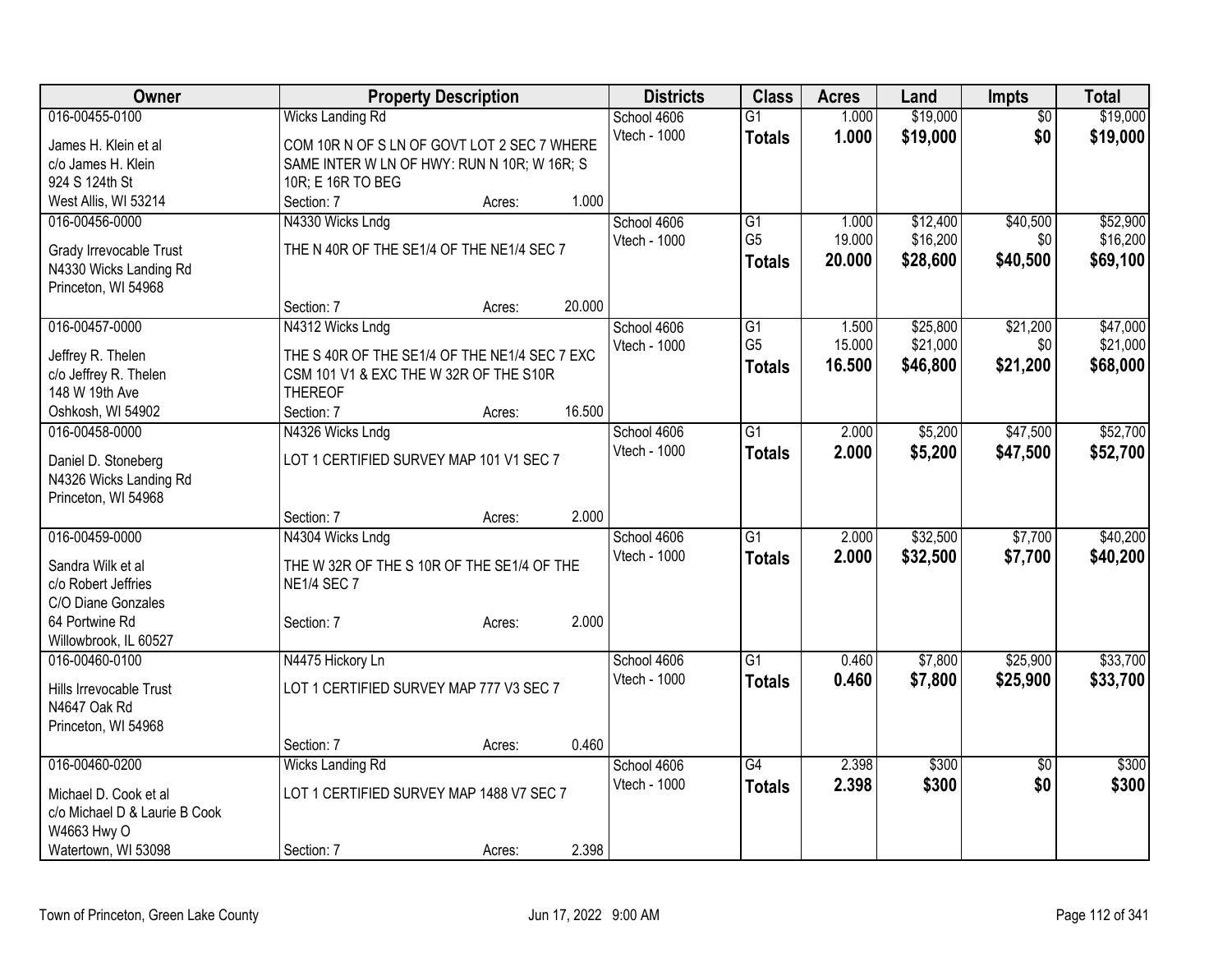| Owner | Property Description | Districts | Class | Acres | Land | Impts | Total |
|---|---|---|---|---|---|---|---|
| 016-00455-0100<br>James H. Klein et al<br>c/o James H. Klein<br>924 S 124th St<br>West Allis, WI 53214 | Wicks Landing Rd<br>COM 10R N OF S LN OF GOVT LOT 2 SEC 7 WHERE SAME INTER W LN OF HWY: RUN N 10R; W 16R; S 10R; E 16R TO BEG<br>Section: 7 Acres: 1.000 | School 4606<br>Vtech - 1000 | G1<br>**Totals** | 1.000<br>**1.000** | $19,000<br>**$19,000** | $0<br>**$0** | $19,000<br>**$19,000** |
| 016-00456-0000<br>Grady Irrevocable Trust<br>N4330 Wicks Landing Rd<br>Princeton, WI 54968 | N4330 Wicks Lndg<br>THE N 40R OF THE SE1/4 OF THE NE1/4 SEC 7<br>Section: 7 Acres: 20.000 | School 4606<br>Vtech - 1000 | G1<br>G5<br>**Totals** | 1.000<br>19.000<br>**20.000** | $12,400<br>$16,200<br>**$28,600** | $40,500<br>$0<br>**$40,500** | $52,900<br>$16,200<br>**$69,100** |
| 016-00457-0000<br>Jeffrey R. Thelen<br>c/o Jeffrey R. Thelen<br>148 W 19th Ave<br>Oshkosh, WI 54902 | N4312 Wicks Lndg<br>THE S 40R OF THE SE1/4 OF THE NE1/4 SEC 7 EXC CSM 101 V1 & EXC THE W 32R OF THE S10R THEREOF<br>Section: 7 Acres: 16.500 | School 4606<br>Vtech - 1000 | G1<br>G5<br>**Totals** | 1.500<br>15.000<br>**16.500** | $25,800<br>$21,000<br>**$46,800** | $21,200<br>$0<br>**$21,200** | $47,000<br>$21,000<br>**$68,000** |
| 016-00458-0000<br>Daniel D. Stoneberg<br>N4326 Wicks Landing Rd<br>Princeton, WI 54968 | N4326 Wicks Lndg<br>LOT 1 CERTIFIED SURVEY MAP 101 V1 SEC 7<br>Section: 7 Acres: 2.000 | School 4606<br>Vtech - 1000 | G1<br>**Totals** | 2.000<br>**2.000** | $5,200<br>**$5,200** | $47,500<br>**$47,500** | $52,700<br>**$52,700** |
| 016-00459-0000<br>Sandra Wilk et al<br>c/o Robert Jeffries<br>C/O Diane Gonzales<br>64 Portwine Rd<br>Willowbrook, IL 60527 | N4304 Wicks Lndg<br>THE W 32R OF THE S 10R OF THE SE1/4 OF THE NE1/4 SEC 7<br>Section: 7 Acres: 2.000 | School 4606<br>Vtech - 1000 | G1<br>**Totals** | 2.000<br>**2.000** | $32,500<br>**$32,500** | $7,700<br>**$7,700** | $40,200<br>**$40,200** |
| 016-00460-0100<br>Hills Irrevocable Trust<br>N4647 Oak Rd<br>Princeton, WI 54968 | N4475 Hickory Ln<br>LOT 1 CERTIFIED SURVEY MAP 777 V3 SEC 7<br>Section: 7 Acres: 0.460 | School 4606<br>Vtech - 1000 | G1<br>**Totals** | 0.460<br>**0.460** | $7,800<br>**$7,800** | $25,900<br>**$25,900** | $33,700<br>**$33,700** |
| 016-00460-0200<br>Michael D. Cook et al<br>c/o Michael D & Laurie B Cook<br>W4663 Hwy O<br>Watertown, WI 53098 | Wicks Landing Rd<br>LOT 1 CERTIFIED SURVEY MAP 1488 V7 SEC 7<br>Section: 7 Acres: 2.398 | School 4606<br>Vtech - 1000 | G4<br>**Totals** | 2.398<br>**2.398** | $300<br>**$300** | $0<br>**$0** | $300<br>**$300** |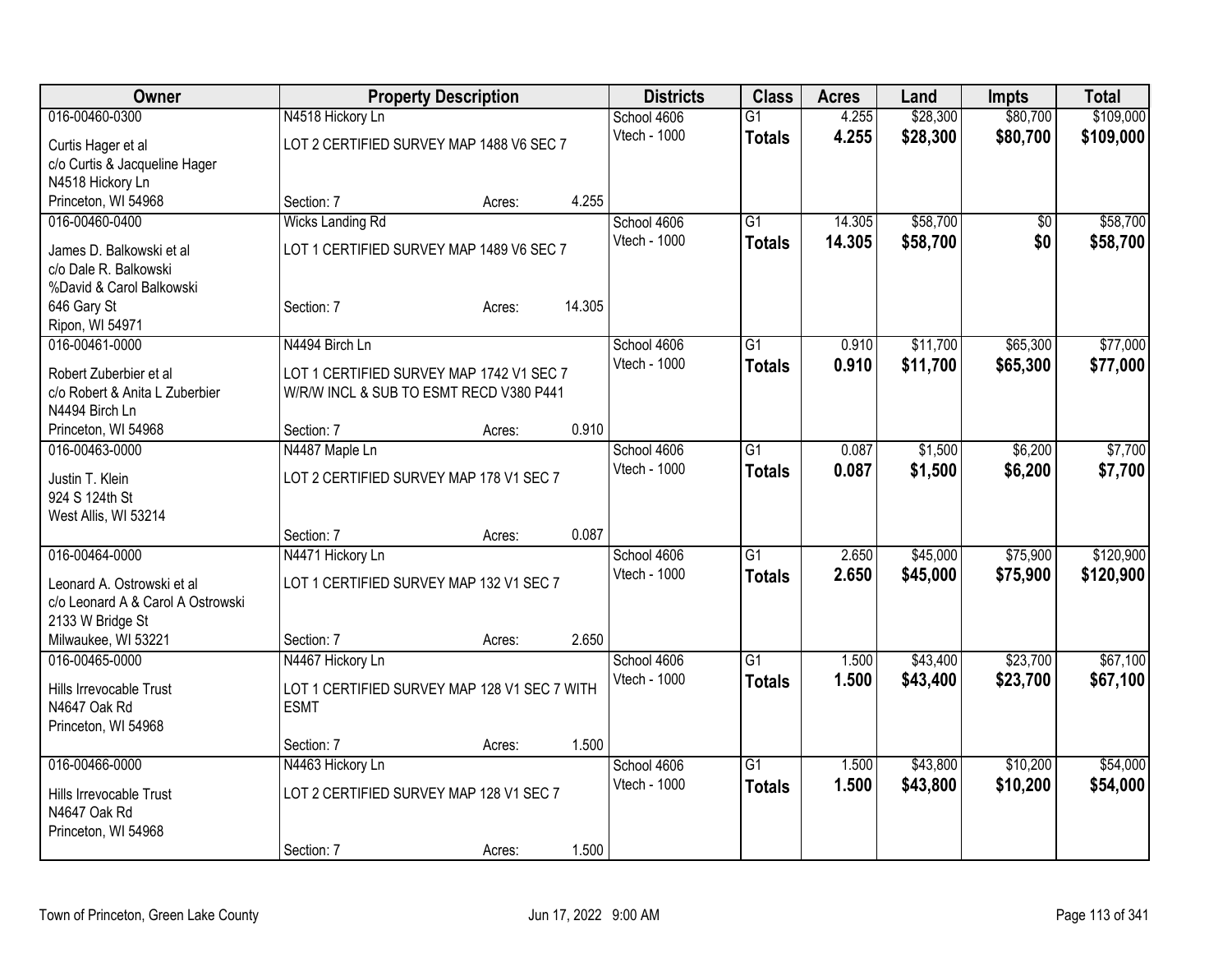| Owner | Property Description | | | Districts | Class | Acres | Land | Impts | Total |
|---|---|---|---|---|---|---|---|---|---|
| 016-00460-0300 | N4518 Hickory Ln | | | School 4606 | G1 | 4.255 | $28,300 | $80,700 | $109,000 |
| Curtis Hager et al<br>c/o Curtis & Jacqueline Hager<br>N4518 Hickory Ln<br>Princeton, WI 54968 | LOT 2 CERTIFIED SURVEY MAP 1488 V6 SEC 7 | | | Vtech - 1000 | **Totals** | **4.255** | **$28,300** | **$80,700** | **$109,000** |
| | Section: 7 | Acres: | 4.255 | | | | | | |
| 016-00460-0400 | Wicks Landing Rd | | | School 4606 | G1 | 14.305 | $58,700 | $0 | $58,700 |
| James D. Balkowski et al<br>c/o Dale R. Balkowski<br>%David & Carol Balkowski<br>646 Gary St<br>Ripon, WI 54971 | LOT 1 CERTIFIED SURVEY MAP 1489 V6 SEC 7 | | | Vtech - 1000 | **Totals** | **14.305** | **$58,700** | **$0** | **$58,700** |
| | Section: 7 | Acres: | 14.305 | | | | | | |
| 016-00461-0000 | N4494 Birch Ln | | | School 4606 | G1 | 0.910 | $11,700 | $65,300 | $77,000 |
| Robert Zuberbier et al<br>c/o Robert & Anita L Zuberbier<br>N4494 Birch Ln<br>Princeton, WI 54968 | LOT 1 CERTIFIED SURVEY MAP 1742 V1 SEC 7<br>W/R/W INCL & SUB TO ESMT RECD V380 P441 | | | Vtech - 1000 | **Totals** | **0.910** | **$11,700** | **$65,300** | **$77,000** |
| | Section: 7 | Acres: | 0.910 | | | | | | |
| 016-00463-0000 | N4487 Maple Ln | | | School 4606 | G1 | 0.087 | $1,500 | $6,200 | $7,700 |
| Justin T. Klein<br>924 S 124th St<br>West Allis, WI 53214 | LOT 2 CERTIFIED SURVEY MAP 178 V1 SEC 7 | | | Vtech - 1000 | **Totals** | **0.087** | **$1,500** | **$6,200** | **$7,700** |
| | Section: 7 | Acres: | 0.087 | | | | | | |
| 016-00464-0000 | N4471 Hickory Ln | | | School 4606 | G1 | 2.650 | $45,000 | $75,900 | $120,900 |
| Leonard A. Ostrowski et al<br>c/o Leonard A & Carol A Ostrowski<br>2133 W Bridge St<br>Milwaukee, WI 53221 | LOT 1 CERTIFIED SURVEY MAP 132 V1 SEC 7 | | | Vtech - 1000 | **Totals** | **2.650** | **$45,000** | **$75,900** | **$120,900** |
| | Section: 7 | Acres: | 2.650 | | | | | | |
| 016-00465-0000 | N4467 Hickory Ln | | | School 4606 | G1 | 1.500 | $43,400 | $23,700 | $67,100 |
| Hills Irrevocable Trust<br>N4647 Oak Rd<br>Princeton, WI 54968 | LOT 1 CERTIFIED SURVEY MAP 128 V1 SEC 7 WITH ESMT | | | Vtech - 1000 | **Totals** | **1.500** | **$43,400** | **$23,700** | **$67,100** |
| | Section: 7 | Acres: | 1.500 | | | | | | |
| 016-00466-0000 | N4463 Hickory Ln | | | School 4606 | G1 | 1.500 | $43,800 | $10,200 | $54,000 |
| Hills Irrevocable Trust<br>N4647 Oak Rd<br>Princeton, WI 54968 | LOT 2 CERTIFIED SURVEY MAP 128 V1 SEC 7 | | | Vtech - 1000 | **Totals** | **1.500** | **$43,800** | **$10,200** | **$54,000** |
| | Section: 7 | Acres: | 1.500 | | | | | | |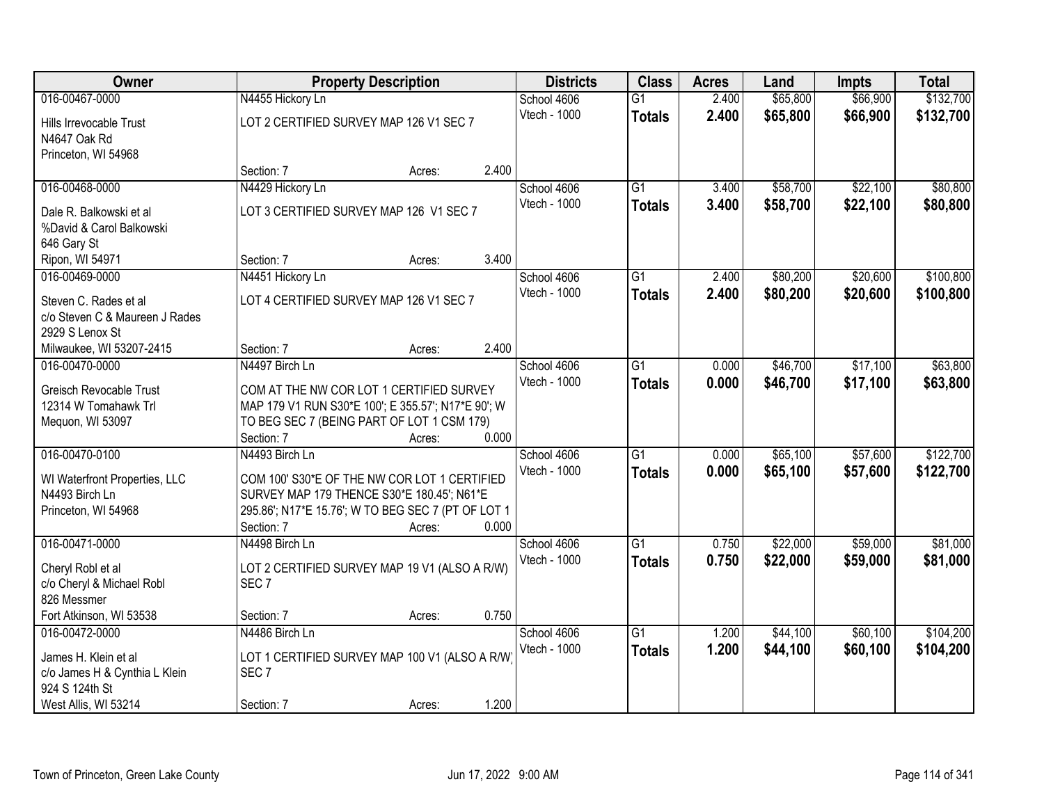| Owner | Property Description | | | Districts | Class | Acres | Land | Impts | Total |
|---|---|---|---|---|---|---|---|---|---|
| 016-00467-0000 | N4455 Hickory Ln | | | School 4606 | G1 | 2.400 | $65,800 | $66,900 | $132,700 |
| Hills Irrevocable Trust<br>N4647 Oak Rd<br>Princeton, WI 54968 | LOT 2 CERTIFIED SURVEY MAP 126 V1 SEC 7 | | | Vtech - 1000 | **Totals** | **2.400** | **$65,800** | **$66,900** | **$132,700** |
| | Section: 7 | Acres: | 2.400 | | | | | | |
| 016-00468-0000 | N4429 Hickory Ln | | | School 4606 | G1 | 3.400 | $58,700 | $22,100 | $80,800 |
| Dale R. Balkowski et al<br>%David & Carol Balkowski<br>646 Gary St<br>Ripon, WI 54971 | LOT 3 CERTIFIED SURVEY MAP 126 V1 SEC 7 | | | Vtech - 1000 | **Totals** | **3.400** | **$58,700** | **$22,100** | **$80,800** |
| | Section: 7 | Acres: | 3.400 | | | | | | |
| 016-00469-0000 | N4451 Hickory Ln | | | School 4606 | G1 | 2.400 | $80,200 | $20,600 | $100,800 |
| Steven C. Rades et al<br>c/o Steven C & Maureen J Rades<br>2929 S Lenox St<br>Milwaukee, WI 53207-2415 | LOT 4 CERTIFIED SURVEY MAP 126 V1 SEC 7 | | | Vtech - 1000 | **Totals** | **2.400** | **$80,200** | **$20,600** | **$100,800** |
| | Section: 7 | Acres: | 2.400 | | | | | | |
| 016-00470-0000 | N4497 Birch Ln | | | School 4606 | G1 | 0.000 | $46,700 | $17,100 | $63,800 |
| Greisch Revocable Trust<br>12314 W Tomahawk Trl<br>Mequon, WI 53097 | COM AT THE NW COR LOT 1 CERTIFIED SURVEY MAP 179 V1 RUN S30*E 100'; E 355.57'; N17*E 90'; W TO BEG SEC 7 (BEING PART OF LOT 1 CSM 179) | | | Vtech - 1000 | **Totals** | **0.000** | **$46,700** | **$17,100** | **$63,800** |
| | Section: 7 | Acres: | 0.000 | | | | | | |
| 016-00470-0100 | N4493 Birch Ln | | | School 4606 | G1 | 0.000 | $65,100 | $57,600 | $122,700 |
| WI Waterfront Properties, LLC<br>N4493 Birch Ln<br>Princeton, WI 54968 | COM 100' S30*E OF THE NW COR LOT 1 CERTIFIED SURVEY MAP 179 THENCE S30*E 180.45'; N61*E 295.86'; N17*E 15.76'; W TO BEG SEC 7 (PT OF LOT 1 | | | Vtech - 1000 | **Totals** | **0.000** | **$65,100** | **$57,600** | **$122,700** |
| | Section: 7 | Acres: | 0.000 | | | | | | |
| 016-00471-0000 | N4498 Birch Ln | | | School 4606 | G1 | 0.750 | $22,000 | $59,000 | $81,000 |
| Cheryl Robl et al<br>c/o Cheryl & Michael Robl<br>826 Messmer<br>Fort Atkinson, WI 53538 | LOT 2 CERTIFIED SURVEY MAP 19 V1 (ALSO A R/W) SEC 7 | | | Vtech - 1000 | **Totals** | **0.750** | **$22,000** | **$59,000** | **$81,000** |
| | Section: 7 | Acres: | 0.750 | | | | | | |
| 016-00472-0000 | N4486 Birch Ln | | | School 4606 | G1 | 1.200 | $44,100 | $60,100 | $104,200 |
| James H. Klein et al<br>c/o James H & Cynthia L Klein<br>924 S 124th St<br>West Allis, WI 53214 | LOT 1 CERTIFIED SURVEY MAP 100 V1 (ALSO A R/W) SEC 7 | | | Vtech - 1000 | **Totals** | **1.200** | **$44,100** | **$60,100** | **$104,200** |
| | Section: 7 | Acres: | 1.200 | | | | | | |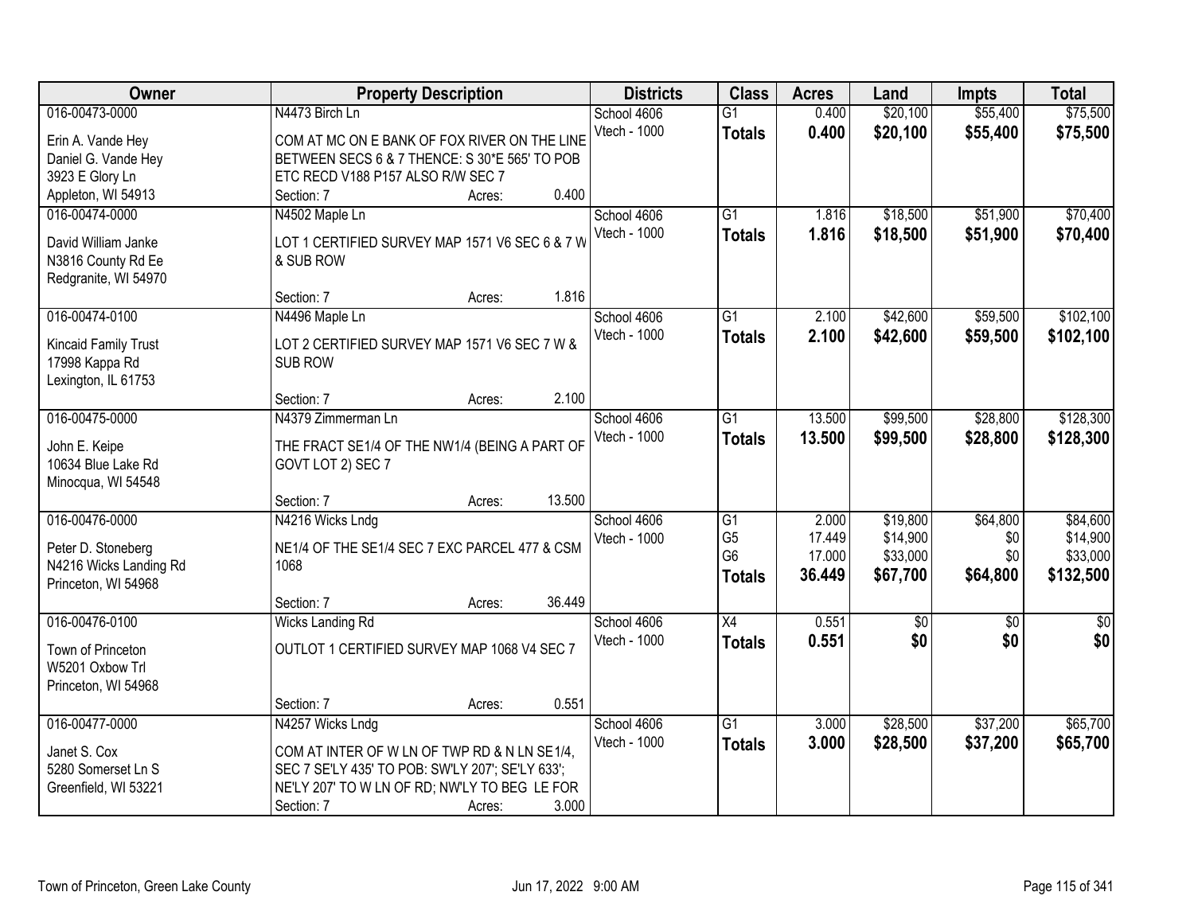| Owner | Property Description | Districts | Class | Acres | Land | Impts | Total |
|---|---|---|---|---|---|---|---|
| 016-00473-0000<br>Erin A. Vande Hey<br>Daniel G. Vande Hey<br>3923 E Glory Ln<br>Appleton, WI 54913 | N4473 Birch Ln<br>COM AT MC ON E BANK OF FOX RIVER ON THE LINE BETWEEN SECS 6 & 7 THENCE: S 30*E 565' TO POB ETC RECD V188 P157 ALSO R/W SEC 7<br>Section: 7 Acres: 0.400 | School 4606<br>Vtech - 1000 | G1<br>**Totals** | 0.400<br>**0.400** | $20,100<br>**$20,100** | $55,400<br>**$55,400** | $75,500<br>**$75,500** |
| 016-00474-0000<br>David William Janke<br>N3816 County Rd Ee<br>Redgranite, WI 54970 | N4502 Maple Ln<br>LOT 1 CERTIFIED SURVEY MAP 1571 V6 SEC 6 & 7 W & SUB ROW<br>Section: 7 Acres: 1.816 | School 4606<br>Vtech - 1000 | G1<br>**Totals** | 1.816<br>**1.816** | $18,500<br>**$18,500** | $51,900<br>**$51,900** | $70,400<br>**$70,400** |
| 016-00474-0100<br>Kincaid Family Trust<br>17998 Kappa Rd<br>Lexington, IL 61753 | N4496 Maple Ln<br>LOT 2 CERTIFIED SURVEY MAP 1571 V6 SEC 7 W & SUB ROW<br>Section: 7 Acres: 2.100 | School 4606<br>Vtech - 1000 | G1<br>**Totals** | 2.100<br>**2.100** | $42,600<br>**$42,600** | $59,500<br>**$59,500** | $102,100<br>**$102,100** |
| 016-00475-0000<br>John E. Keipe<br>10634 Blue Lake Rd<br>Minocqua, WI 54548 | N4379 Zimmerman Ln<br>THE FRACT SE1/4 OF THE NW1/4 (BEING A PART OF GOVT LOT 2) SEC 7<br>Section: 7 Acres: 13.500 | School 4606<br>Vtech - 1000 | G1<br>**Totals** | 13.500<br>**13.500** | $99,500<br>**$99,500** | $28,800<br>**$28,800** | $128,300<br>**$128,300** |
| 016-00476-0000<br>Peter D. Stoneberg<br>N4216 Wicks Landing Rd<br>Princeton, WI 54968 | N4216 Wicks Lndg<br>NE1/4 OF THE SE1/4 SEC 7 EXC PARCEL 477 & CSM 1068<br>Section: 7 Acres: 36.449 | School 4606<br>Vtech - 1000 | G1<br>G5<br>G6<br>**Totals** | 2.000<br>17.449<br>17.000<br>**36.449** | $19,800<br>$14,900<br>$33,000<br>**$67,700** | $64,800<br>$0<br>$0<br>**$64,800** | $84,600<br>$14,900<br>$33,000<br>**$132,500** |
| 016-00476-0100<br>Town of Princeton<br>W5201 Oxbow Trl<br>Princeton, WI 54968 | Wicks Landing Rd<br>OUTLOT 1 CERTIFIED SURVEY MAP 1068 V4 SEC 7<br>Section: 7 Acres: 0.551 | School 4606<br>Vtech - 1000 | X4<br>**Totals** | 0.551<br>**0.551** | $0<br>**$0** | $0<br>**$0** | $0<br>**$0** |
| 016-00477-0000<br>Janet S. Cox<br>5280 Somerset Ln S<br>Greenfield, WI 53221 | N4257 Wicks Lndg<br>COM AT INTER OF W LN OF TWP RD & N LN SE1/4, SEC 7 SE'LY 435' TO POB: SW'LY 207'; SE'LY 633'; NE'LY 207' TO W LN OF RD; NW'LY TO BEG LE FOR<br>Section: 7 Acres: 3.000 | School 4606<br>Vtech - 1000 | G1<br>**Totals** | 3.000<br>**3.000** | $28,500<br>**$28,500** | $37,200<br>**$37,200** | $65,700<br>**$65,700** |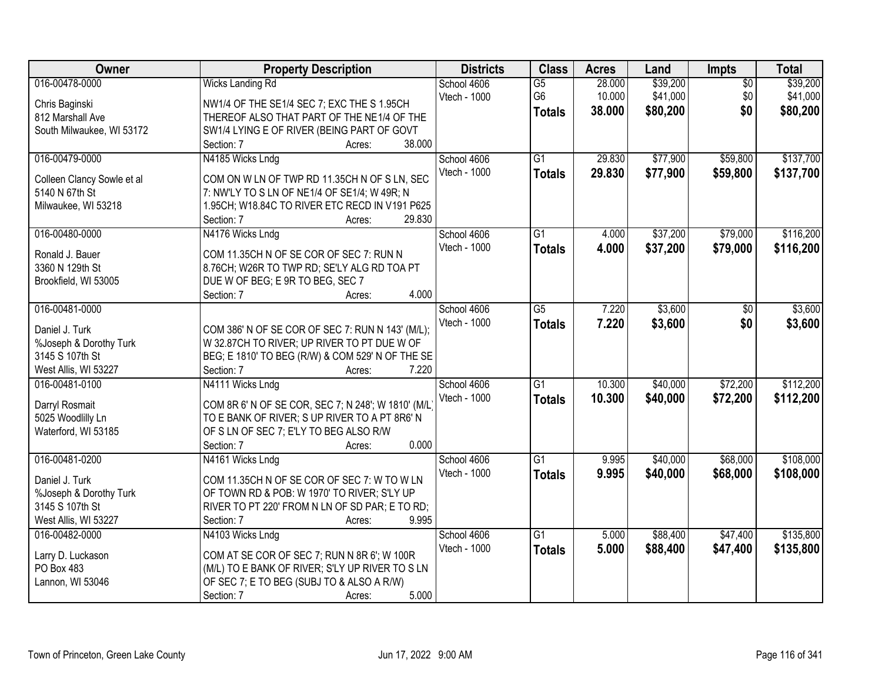| Owner | Property Description | Districts | Class | Acres | Land | Impts | Total |
|---|---|---|---|---|---|---|---|
| 016-00478-0000 | Wicks Landing Rd | School 4606 | G5 | 28.000 | $39,200 | $0 | $39,200 |
| Chris Baginski | NW1/4 OF THE SE1/4 SEC 7; EXC THE S 1.95CH | Vtech - 1000 | G6 | 10.000 | $41,000 | $0 | $41,000 |
| 812 Marshall Ave | THEREOF ALSO THAT PART OF THE NE1/4 OF THE | | **Totals** | **38.000** | **$80,200** | **$0** | **$80,200** |
| South Milwaukee, WI 53172 | SW1/4 LYING E OF RIVER (BEING PART OF GOVT | | | | | | |
| | Section: 7 Acres: 38.000 | | | | | | |
| 016-00479-0000 | N4185 Wicks Lndg | School 4606 | G1 | 29.830 | $77,900 | $59,800 | $137,700 |
| Colleen Clancy Sowle et al | COM ON W LN OF TWP RD 11.35CH N OF S LN, SEC | Vtech - 1000 | **Totals** | **29.830** | **$77,900** | **$59,800** | **$137,700** |
| 5140 N 67th St | 7: NW'LY TO S LN OF NE1/4 OF SE1/4; W 49R; N | | | | | | |
| Milwaukee, WI 53218 | 1.95CH; W18.84C TO RIVER ETC RECD IN V191 P625 | | | | | | |
| | Section: 7 Acres: 29.830 | | | | | | |
| 016-00480-0000 | N4176 Wicks Lndg | School 4606 | G1 | 4.000 | $37,200 | $79,000 | $116,200 |
| Ronald J. Bauer | COM 11.35CH N OF SE COR OF SEC 7: RUN N | Vtech - 1000 | **Totals** | **4.000** | **$37,200** | **$79,000** | **$116,200** |
| 3360 N 129th St | 8.76CH; W26R TO TWP RD; SE'LY ALG RD TOA PT | | | | | | |
| Brookfield, WI 53005 | DUE W OF BEG; E 9R TO BEG, SEC 7 | | | | | | |
| | Section: 7 Acres: 4.000 | | | | | | |
| 016-00481-0000 | | School 4606 | G5 | 7.220 | $3,600 | $0 | $3,600 |
| Daniel J. Turk | COM 386' N OF SE COR OF SEC 7: RUN N 143' (M/L); | Vtech - 1000 | **Totals** | **7.220** | **$3,600** | **$0** | **$3,600** |
| %Joseph & Dorothy Turk | W 32.87CH TO RIVER; UP RIVER TO PT DUE W OF | | | | | | |
| 3145 S 107th St | BEG; E 1810' TO BEG (R/W) & COM 529' N OF THE SE | | | | | | |
| West Allis, WI 53227 | Section: 7 Acres: 7.220 | | | | | | |
| 016-00481-0100 | N4111 Wicks Lndg | School 4606 | G1 | 10.300 | $40,000 | $72,200 | $112,200 |
| Darryl Rosmait | COM 8R 6' N OF SE COR, SEC 7; N 248'; W 1810' (M/L) | Vtech - 1000 | **Totals** | **10.300** | **$40,000** | **$72,200** | **$112,200** |
| 5025 Woodlilly Ln | TO E BANK OF RIVER; S UP RIVER TO A PT 8R6' N | | | | | | |
| Waterford, WI 53185 | OF S LN OF SEC 7; E'LY TO BEG ALSO R/W | | | | | | |
| | Section: 7 Acres: 0.000 | | | | | | |
| 016-00481-0200 | N4161 Wicks Lndg | School 4606 | G1 | 9.995 | $40,000 | $68,000 | $108,000 |
| Daniel J. Turk | COM 11.35CH N OF SE COR OF SEC 7: W TO W LN | Vtech - 1000 | **Totals** | **9.995** | **$40,000** | **$68,000** | **$108,000** |
| %Joseph & Dorothy Turk | OF TOWN RD & POB: W 1970' TO RIVER; S'LY UP | | | | | | |
| 3145 S 107th St | RIVER TO PT 220' FROM N LN OF SD PAR; E TO RD; | | | | | | |
| West Allis, WI 53227 | Section: 7 Acres: 9.995 | | | | | | |
| 016-00482-0000 | N4103 Wicks Lndg | School 4606 | G1 | 5.000 | $88,400 | $47,400 | $135,800 |
| Larry D. Luckason | COM AT SE COR OF SEC 7; RUN N 8R 6'; W 100R | Vtech - 1000 | **Totals** | **5.000** | **$88,400** | **$47,400** | **$135,800** |
| PO Box 483 | (M/L) TO E BANK OF RIVER; S'LY UP RIVER TO S LN | | | | | | |
| Lannon, WI 53046 | OF SEC 7; E TO BEG (SUBJ TO & ALSO A R/W) | | | | | | |
| | Section: 7 Acres: 5.000 | | | | | | |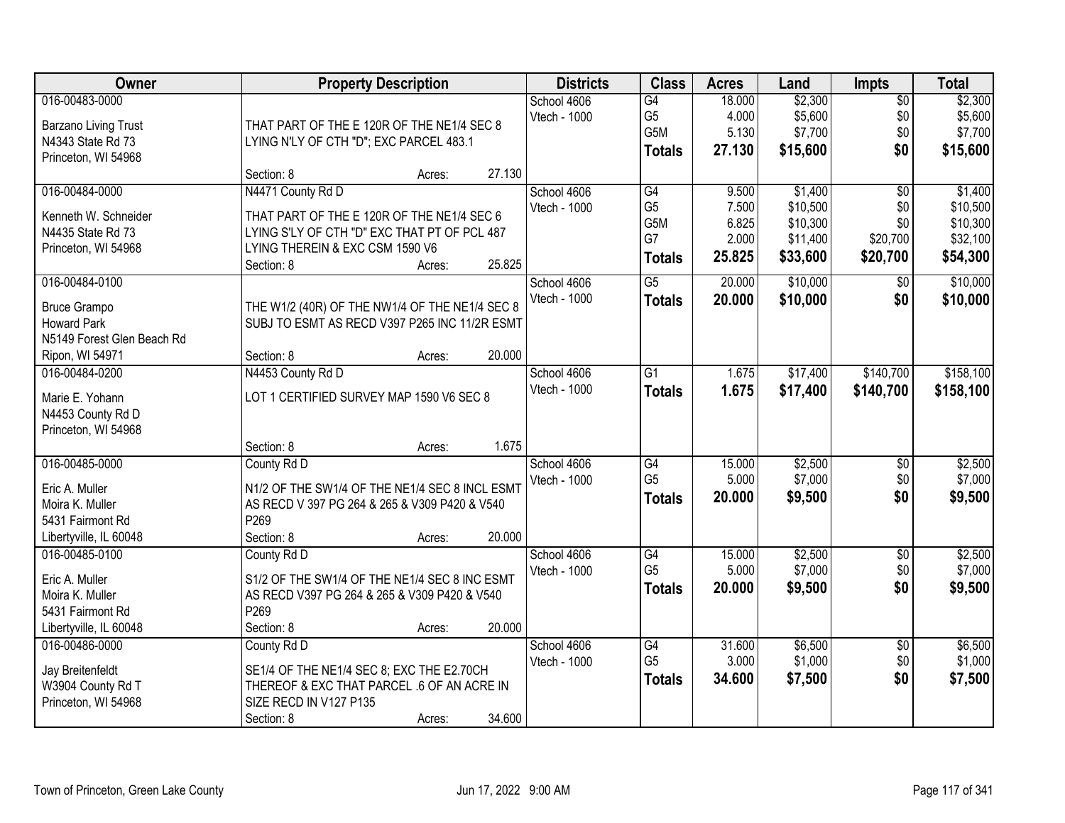| Owner | Property Description | Districts | Class | Acres | Land | Impts | Total |
|---|---|---|---|---|---|---|---|
| 016-00483-0000<br>Barzano Living Trust<br>N4343 State Rd 73<br>Princeton, WI 54968 | THAT PART OF THE E 120R OF THE NE1/4 SEC 8 LYING N'LY OF CTH "D"; EXC PARCEL 483.1<br>Section: 8 Acres: 27.130 | School 4606<br>Vtech - 1000 | G4<br>G5<br>G5M<br>**Totals** | 18.000<br>4.000<br>5.130<br>**27.130** | $2,300<br>$5,600<br>$7,700<br>**$15,600** | $0<br>$0<br>$0<br>**$0** | $2,300<br>$5,600<br>$7,700<br>**$15,600** |
| 016-00484-0000<br>Kenneth W. Schneider<br>N4435 State Rd 73<br>Princeton, WI 54968 | N4471 County Rd D<br>THAT PART OF THE E 120R OF THE NE1/4 SEC 6 LYING S'LY OF CTH "D" EXC THAT PT OF PCL 487 LYING THEREIN & EXC CSM 1590 V6<br>Section: 8 Acres: 25.825 | School 4606<br>Vtech - 1000 | G4<br>G5<br>G5M<br>G7<br>**Totals** | 9.500<br>7.500<br>6.825<br>2.000<br>**25.825** | $1,400<br>$10,500<br>$10,300<br>$11,400<br>**$33,600** | $0<br>$0<br>$0<br>$20,700<br>**$20,700** | $1,400<br>$10,500<br>$10,300<br>$32,100<br>**$54,300** |
| 016-00484-0100<br>Bruce Grampo<br>Howard Park<br>N5149 Forest Glen Beach Rd<br>Ripon, WI 54971 | THE W1/2 (40R) OF THE NW1/4 OF THE NE1/4 SEC 8 SUBJ TO ESMT AS RECD V397 P265 INC 11/2R ESMT<br>Section: 8 Acres: 20.000 | School 4606<br>Vtech - 1000 | G5<br>**Totals** | 20.000<br>**20.000** | $10,000<br>**$10,000** | $0<br>**$0** | $10,000<br>**$10,000** |
| 016-00484-0200<br>Marie E. Yohann<br>N4453 County Rd D<br>Princeton, WI 54968 | N4453 County Rd D<br>LOT 1 CERTIFIED SURVEY MAP 1590 V6 SEC 8<br>Section: 8 Acres: 1.675 | School 4606<br>Vtech - 1000 | G1<br>**Totals** | 1.675<br>**1.675** | $17,400<br>**$17,400** | $140,700<br>**$140,700** | $158,100<br>**$158,100** |
| 016-00485-0000<br>Eric A. Muller<br>Moira K. Muller<br>5431 Fairmont Rd<br>Libertyville, IL 60048 | County Rd D<br>N1/2 OF THE SW1/4 OF THE NE1/4 SEC 8 INCL ESMT AS RECD V 397 PG 264 & 265 & V309 P420 & V540 P269<br>Section: 8 Acres: 20.000 | School 4606<br>Vtech - 1000 | G4<br>G5<br>**Totals** | 15.000<br>5.000<br>**20.000** | $2,500<br>$7,000<br>**$9,500** | $0<br>$0<br>**$0** | $2,500<br>$7,000<br>**$9,500** |
| 016-00485-0100<br>Eric A. Muller<br>Moira K. Muller<br>5431 Fairmont Rd<br>Libertyville, IL 60048 | County Rd D<br>S1/2 OF THE SW1/4 OF THE NE1/4 SEC 8 INC ESMT AS RECD V397 PG 264 & 265 & V309 P420 & V540 P269<br>Section: 8 Acres: 20.000 | School 4606<br>Vtech - 1000 | G4<br>G5<br>**Totals** | 15.000<br>5.000<br>**20.000** | $2,500<br>$7,000<br>**$9,500** | $0<br>$0<br>**$0** | $2,500<br>$7,000<br>**$9,500** |
| 016-00486-0000<br>Jay Breitenfeldt<br>W3904 County Rd T<br>Princeton, WI 54968 | County Rd D<br>SE1/4 OF THE NE1/4 SEC 8; EXC THE E2.70CH THEREOF & EXC THAT PARCEL .6 OF AN ACRE IN SIZE RECD IN V127 P135<br>Section: 8 Acres: 34.600 | School 4606<br>Vtech - 1000 | G4<br>G5<br>**Totals** | 31.600<br>3.000<br>**34.600** | $6,500<br>$1,000<br>**$7,500** | $0<br>$0<br>**$0** | $6,500<br>$1,000<br>**$7,500** |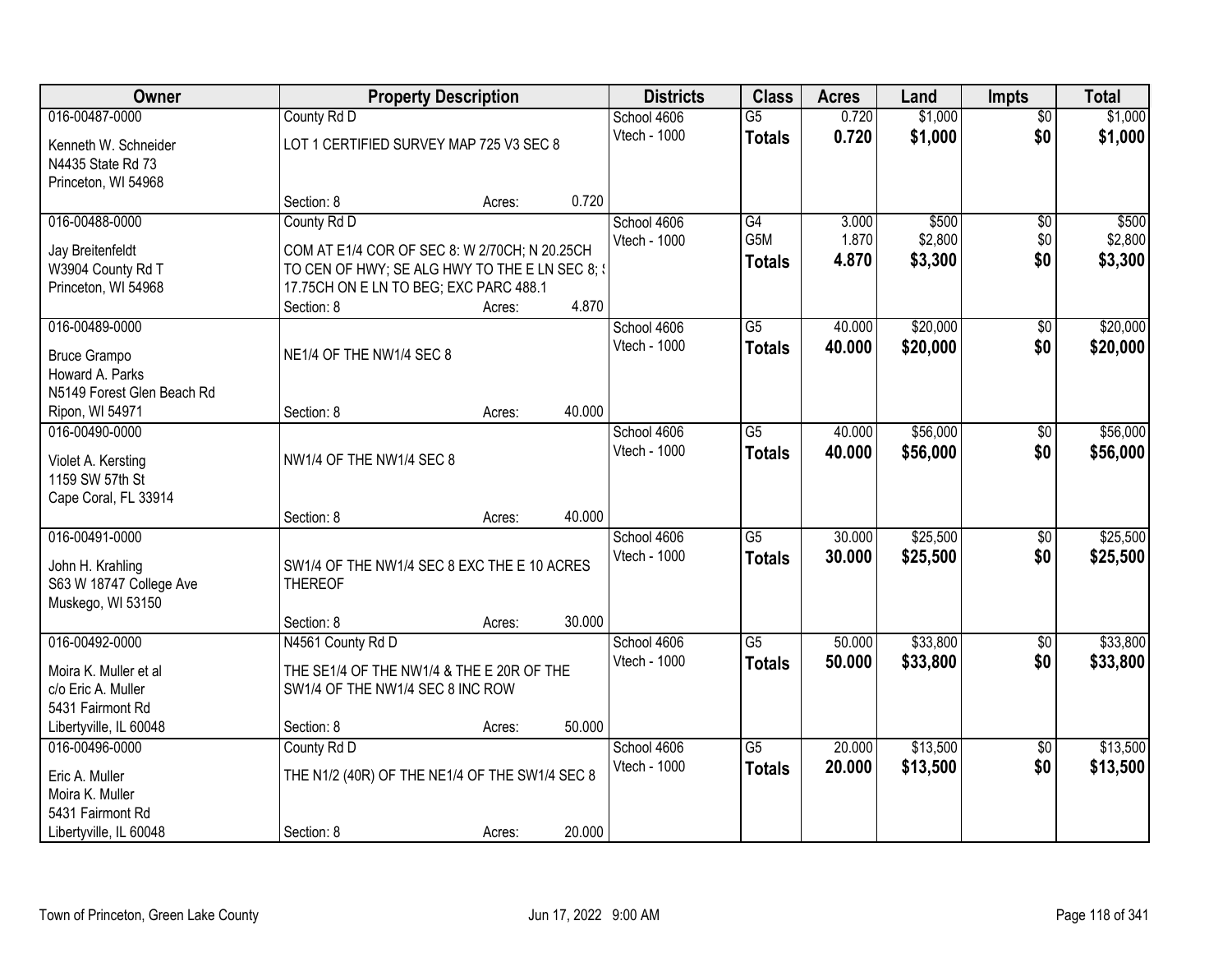| Owner | Property Description | | | Districts | Class | Acres | Land | Impts | Total |
|---|---|---|---|---|---|---|---|---|---|
| 016-00487-0000 | County Rd D | | | School 4606 | G5 | 0.720 | $1,000 | $0 | $1,000 |
| Kenneth W. Schneider<br>N4435 State Rd 73<br>Princeton, WI 54968 | LOT 1 CERTIFIED SURVEY MAP 725 V3 SEC 8 | | | Vtech - 1000 | **Totals** | **0.720** | **$1,000** | **$0** | **$1,000** |
| | Section: 8 | Acres: | 0.720 | | | | | | |
| 016-00488-0000 | County Rd D | | | School 4606 | G4 | 3.000 | $500 | $0 | $500 |
| Jay Breitenfeldt<br>W3904 County Rd T<br>Princeton, WI 54968 | COM AT E1/4 COR OF SEC 8: W 2/70CH; N 20.25CH TO CEN OF HWY; SE ALG HWY TO THE E LN SEC 8; S 17.75CH ON E LN TO BEG; EXC PARC 488.1 | | | Vtech - 1000 | G5M | 1.870 | $2,800 | $0 | $2,800 |
| | | | | | **Totals** | **4.870** | **$3,300** | **$0** | **$3,300** |
| | Section: 8 | Acres: | 4.870 | | | | | | |
| 016-00489-0000 | | | | School 4606 | G5 | 40.000 | $20,000 | $0 | $20,000 |
| Bruce Grampo<br>Howard A. Parks<br>N5149 Forest Glen Beach Rd<br>Ripon, WI 54971 | NE1/4 OF THE NW1/4 SEC 8 | | | Vtech - 1000 | **Totals** | **40.000** | **$20,000** | **$0** | **$20,000** |
| | Section: 8 | Acres: | 40.000 | | | | | | |
| 016-00490-0000 | | | | School 4606 | G5 | 40.000 | $56,000 | $0 | $56,000 |
| Violet A. Kersting<br>1159 SW 57th St<br>Cape Coral, FL 33914 | NW1/4 OF THE NW1/4 SEC 8 | | | Vtech - 1000 | **Totals** | **40.000** | **$56,000** | **$0** | **$56,000** |
| | Section: 8 | Acres: | 40.000 | | | | | | |
| 016-00491-0000 | | | | School 4606 | G5 | 30.000 | $25,500 | $0 | $25,500 |
| John H. Krahling<br>S63 W 18747 College Ave<br>Muskego, WI 53150 | SW1/4 OF THE NW1/4 SEC 8 EXC THE E 10 ACRES THEREOF | | | Vtech - 1000 | **Totals** | **30.000** | **$25,500** | **$0** | **$25,500** |
| | Section: 8 | Acres: | 30.000 | | | | | | |
| 016-00492-0000 | N4561 County Rd D | | | School 4606 | G5 | 50.000 | $33,800 | $0 | $33,800 |
| Moira K. Muller et al<br>c/o Eric A. Muller<br>5431 Fairmont Rd<br>Libertyville, IL 60048 | THE SE1/4 OF THE NW1/4 & THE E 20R OF THE SW1/4 OF THE NW1/4 SEC 8 INC ROW | | | Vtech - 1000 | **Totals** | **50.000** | **$33,800** | **$0** | **$33,800** |
| | Section: 8 | Acres: | 50.000 | | | | | | |
| 016-00496-0000 | County Rd D | | | School 4606 | G5 | 20.000 | $13,500 | $0 | $13,500 |
| Eric A. Muller<br>Moira K. Muller<br>5431 Fairmont Rd<br>Libertyville, IL 60048 | THE N1/2 (40R) OF THE NE1/4 OF THE SW1/4 SEC 8 | | | Vtech - 1000 | **Totals** | **20.000** | **$13,500** | **$0** | **$13,500** |
| | Section: 8 | Acres: | 20.000 | | | | | | |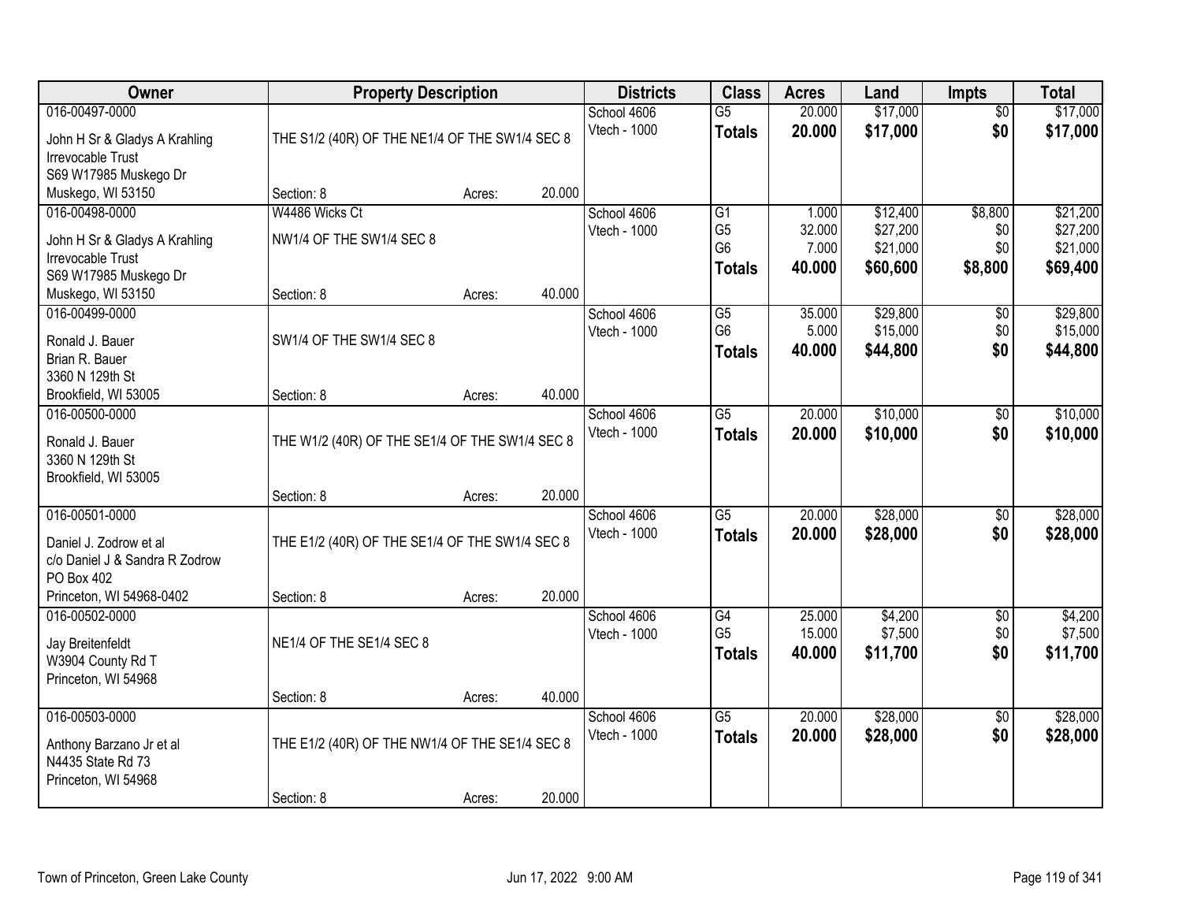| Owner | Property Description | Districts | Class | Acres | Land | Impts | Total |
|---|---|---|---|---|---|---|---|
| 016-00497-0000<br>John H Sr & Gladys A Krahling Irrevocable Trust<br>S69 W17985 Muskego Dr<br>Muskego, WI 53150 | THE S1/2 (40R) OF THE NE1/4 OF THE SW1/4 SEC 8<br>Section: 8 Acres: 20.000 | School 4606<br>Vtech - 1000 | G5<br>**Totals** | 20.000<br>**20.000** | $17,000<br>**$17,000** | $0<br>**$0** | $17,000<br>**$17,000** |
| 016-00498-0000<br>John H Sr & Gladys A Krahling Irrevocable Trust<br>S69 W17985 Muskego Dr<br>Muskego, WI 53150 | W4486 Wicks Ct<br>NW1/4 OF THE SW1/4 SEC 8<br>Section: 8 Acres: 40.000 | School 4606<br>Vtech - 1000 | G1<br>G5<br>G6<br>**Totals** | 1.000<br>32.000<br>7.000<br>**40.000** | $12,400<br>$27,200<br>$21,000<br>**$60,600** | $8,800<br>$0<br>$0<br>**$8,800** | $21,200<br>$27,200<br>$21,000<br>**$69,400** |
| 016-00499-0000<br>Ronald J. Bauer<br>Brian R. Bauer<br>3360 N 129th St<br>Brookfield, WI 53005 | SW1/4 OF THE SW1/4 SEC 8<br>Section: 8 Acres: 40.000 | School 4606<br>Vtech - 1000 | G5<br>G6<br>**Totals** | 35.000<br>5.000<br>**40.000** | $29,800<br>$15,000<br>**$44,800** | $0<br>$0<br>**$0** | $29,800<br>$15,000<br>**$44,800** |
| 016-00500-0000<br>Ronald J. Bauer<br>3360 N 129th St<br>Brookfield, WI 53005 | THE W1/2 (40R) OF THE SE1/4 OF THE SW1/4 SEC 8<br>Section: 8 Acres: 20.000 | School 4606<br>Vtech - 1000 | G5<br>**Totals** | 20.000<br>**20.000** | $10,000<br>**$10,000** | $0<br>**$0** | $10,000<br>**$10,000** |
| 016-00501-0000<br>Daniel J. Zodrow et al<br>c/o Daniel J & Sandra R Zodrow<br>PO Box 402<br>Princeton, WI 54968-0402 | THE E1/2 (40R) OF THE SE1/4 OF THE SW1/4 SEC 8<br>Section: 8 Acres: 20.000 | School 4606<br>Vtech - 1000 | G5<br>**Totals** | 20.000<br>**20.000** | $28,000<br>**$28,000** | $0<br>**$0** | $28,000<br>**$28,000** |
| 016-00502-0000<br>Jay Breitenfeldt<br>W3904 County Rd T<br>Princeton, WI 54968 | NE1/4 OF THE SE1/4 SEC 8<br>Section: 8 Acres: 40.000 | School 4606<br>Vtech - 1000 | G4<br>G5<br>**Totals** | 25.000<br>15.000<br>**40.000** | $4,200<br>$7,500<br>**$11,700** | $0<br>$0<br>**$0** | $4,200<br>$7,500<br>**$11,700** |
| 016-00503-0000<br>Anthony Barzano Jr et al<br>N4435 State Rd 73<br>Princeton, WI 54968 | THE E1/2 (40R) OF THE NW1/4 OF THE SE1/4 SEC 8<br>Section: 8 Acres: 20.000 | School 4606<br>Vtech - 1000 | G5<br>**Totals** | 20.000<br>**20.000** | $28,000<br>**$28,000** | $0<br>**$0** | $28,000<br>**$28,000** |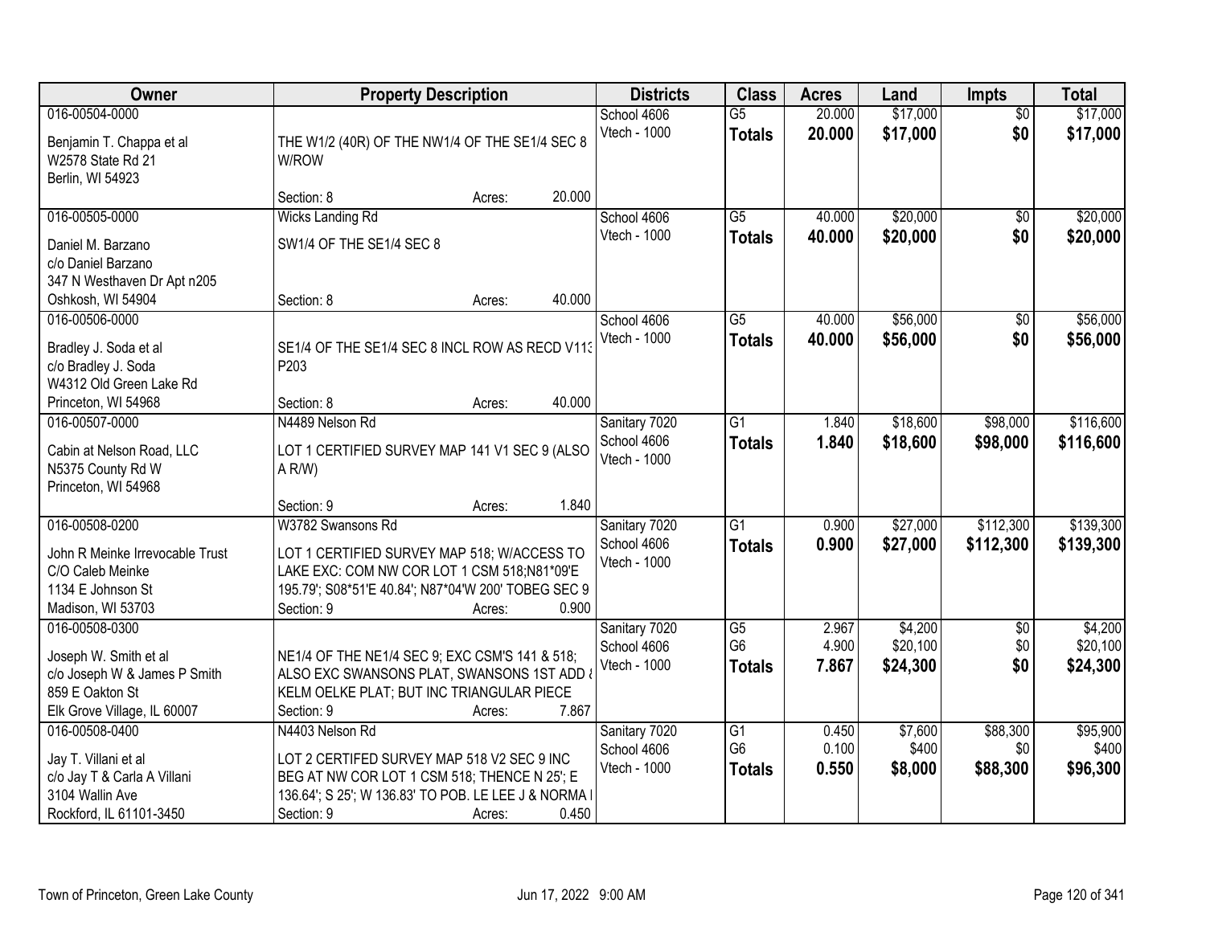| Owner | Property Description | Districts | Class | Acres | Land | Impts | Total |
|---|---|---|---|---|---|---|---|
| 016-00504-0000<br>Benjamin T. Chappa et al<br>W2578 State Rd 21<br>Berlin, WI 54923 | THE W1/2 (40R) OF THE NW1/4 OF THE SE1/4 SEC 8 W/ROW<br>Section: 8 Acres: 20.000 | School 4606<br>Vtech - 1000 | G5<br>**Totals** | 20.000<br>**20.000** | $17,000<br>**$17,000** | $0<br>**$0** | $17,000<br>**$17,000** |
| 016-00505-0000<br>Daniel M. Barzano<br>c/o Daniel Barzano<br>347 N Westhaven Dr Apt n205<br>Oshkosh, WI 54904 | Wicks Landing Rd<br>SW1/4 OF THE SE1/4 SEC 8<br>Section: 8 Acres: 40.000 | School 4606<br>Vtech - 1000 | G5<br>**Totals** | 40.000<br>**40.000** | $20,000<br>**$20,000** | $0<br>**$0** | $20,000<br>**$20,000** |
| 016-00506-0000<br>Bradley J. Soda et al<br>c/o Bradley J. Soda<br>W4312 Old Green Lake Rd<br>Princeton, WI 54968 | SE1/4 OF THE SE1/4 SEC 8 INCL ROW AS RECD V113 P203<br>Section: 8 Acres: 40.000 | School 4606<br>Vtech - 1000 | G5<br>**Totals** | 40.000<br>**40.000** | $56,000<br>**$56,000** | $0<br>**$0** | $56,000<br>**$56,000** |
| 016-00507-0000<br>Cabin at Nelson Road, LLC<br>N5375 County Rd W<br>Princeton, WI 54968 | N4489 Nelson Rd<br>LOT 1 CERTIFIED SURVEY MAP 141 V1 SEC 9 (ALSO A R/W)<br>Section: 9 Acres: 1.840 | Sanitary 7020<br>School 4606<br>Vtech - 1000 | G1<br>**Totals** | 1.840<br>**1.840** | $18,600<br>**$18,600** | $98,000<br>**$98,000** | $116,600<br>**$116,600** |
| 016-00508-0200<br>John R Meinke Irrevocable Trust<br>C/O Caleb Meinke<br>1134 E Johnson St<br>Madison, WI 53703 | W3782 Swansons Rd<br>LOT 1 CERTIFIED SURVEY MAP 518; W/ACCESS TO LAKE EXC: COM NW COR LOT 1 CSM 518;N81*09'E 195.79'; S08*51'E 40.84'; N87*04'W 200' TOBEG SEC 9<br>Section: 9 Acres: 0.900 | Sanitary 7020<br>School 4606<br>Vtech - 1000 | G1<br>**Totals** | 0.900<br>**0.900** | $27,000<br>**$27,000** | $112,300<br>**$112,300** | $139,300<br>**$139,300** |
| 016-00508-0300<br>Joseph W. Smith et al<br>c/o Joseph W & James P Smith<br>859 E Oakton St<br>Elk Grove Village, IL 60007 | NE1/4 OF THE NE1/4 SEC 9; EXC CSM'S 141 & 518; ALSO EXC SWANSONS PLAT, SWANSONS 1ST ADD & KELM OELKE PLAT; BUT INC TRIANGULAR PIECE<br>Section: 9 Acres: 7.867 | Sanitary 7020<br>School 4606<br>Vtech - 1000 | G5<br>G6<br>**Totals** | 2.967<br>4.900<br>**7.867** | $4,200<br>$20,100<br>**$24,300** | $0<br>$0<br>**$0** | $4,200<br>$20,100<br>**$24,300** |
| 016-00508-0400<br>Jay T. Villani et al<br>c/o Jay T & Carla A Villani<br>3104 Wallin Ave<br>Rockford, IL 61101-3450 | N4403 Nelson Rd<br>LOT 2 CERTIFED SURVEY MAP 518 V2 SEC 9 INC BEG AT NW COR LOT 1 CSM 518; THENCE N 25'; E 136.64'; S 25'; W 136.83' TO POB. LE LEE J & NORMA I<br>Section: 9 Acres: 0.450 | Sanitary 7020<br>School 4606<br>Vtech - 1000 | G1<br>G6<br>**Totals** | 0.450<br>0.100<br>**0.550** | $7,600<br>$400<br>**$8,000** | $88,300<br>$0<br>**$88,300** | $95,900<br>$400<br>**$96,300** |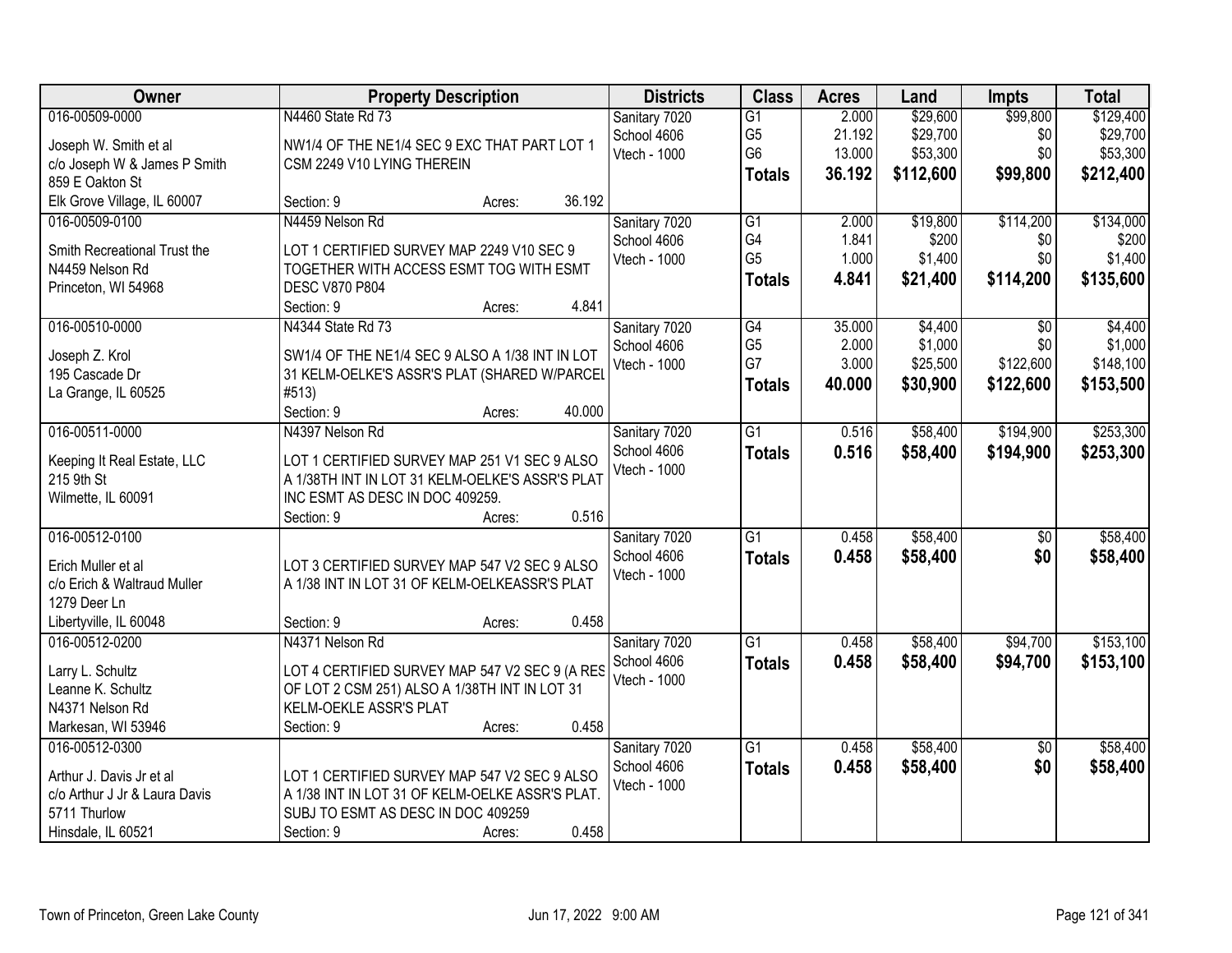| Owner | Property Description | Districts | Class | Acres | Land | Impts | Total |
|---|---|---|---|---|---|---|---|
| 016-00509-0000<br>Joseph W. Smith et al<br>c/o Joseph W & James P Smith<br>859 E Oakton St<br>Elk Grove Village, IL 60007 | N4460 State Rd 73<br>NW1/4 OF THE NE1/4 SEC 9 EXC THAT PART LOT 1 CSM 2249 V10 LYING THEREIN<br>Section: 9 Acres: 36.192 | Sanitary 7020<br>School 4606<br>Vtech - 1000 | G1<br>G5<br>G6<br>**Totals** | 2.000<br>21.192<br>13.000<br>**36.192** | $29,600<br>$29,700<br>$53,300<br>**$112,600** | $99,800<br>$0<br>$0<br>**$99,800** | $129,400<br>$29,700<br>$53,300<br>**$212,400** |
| 016-00509-0100<br>Smith Recreational Trust the<br>N4459 Nelson Rd<br>Princeton, WI 54968 | N4459 Nelson Rd<br>LOT 1 CERTIFIED SURVEY MAP 2249 V10 SEC 9 TOGETHER WITH ACCESS ESMT TOG WITH ESMT DESC V870 P804<br>Section: 9 Acres: 4.841 | Sanitary 7020<br>School 4606<br>Vtech - 1000 | G1<br>G4<br>G5<br>**Totals** | 2.000<br>1.841<br>1.000<br>**4.841** | $19,800<br>$200<br>$1,400<br>**$21,400** | $114,200<br>$0<br>$0<br>**$114,200** | $134,000<br>$200<br>$1,400<br>**$135,600** |
| 016-00510-0000<br>Joseph Z. Krol<br>195 Cascade Dr<br>La Grange, IL 60525 | N4344 State Rd 73<br>SW1/4 OF THE NE1/4 SEC 9 ALSO A 1/38 INT IN LOT 31 KELM-OELKE'S ASSR'S PLAT (SHARED W/PARCEL #513)<br>Section: 9 Acres: 40.000 | Sanitary 7020<br>School 4606<br>Vtech - 1000 | G4<br>G5<br>G7<br>**Totals** | 35.000<br>2.000<br>3.000<br>**40.000** | $4,400<br>$1,000<br>$25,500<br>**$30,900** | $0<br>$0<br>$122,600<br>**$122,600** | $4,400<br>$1,000<br>$148,100<br>**$153,500** |
| 016-00511-0000<br>Keeping It Real Estate, LLC<br>215 9th St<br>Wilmette, IL 60091 | N4397 Nelson Rd<br>LOT 1 CERTIFIED SURVEY MAP 251 V1 SEC 9 ALSO A 1/38TH INT IN LOT 31 KELM-OELKE'S ASSR'S PLAT INC ESMT AS DESC IN DOC 409259.<br>Section: 9 Acres: 0.516 | Sanitary 7020<br>School 4606<br>Vtech - 1000 | G1<br>**Totals** | 0.516<br>**0.516** | $58,400<br>**$58,400** | $194,900<br>**$194,900** | $253,300<br>**$253,300** |
| 016-00512-0100<br>Erich Muller et al<br>c/o Erich & Waltraud Muller<br>1279 Deer Ln<br>Libertyville, IL 60048 | LOT 3 CERTIFIED SURVEY MAP 547 V2 SEC 9 ALSO A 1/38 INT IN LOT 31 OF KELM-OELKEASSR'S PLAT<br>Section: 9 Acres: 0.458 | Sanitary 7020<br>School 4606<br>Vtech - 1000 | G1<br>**Totals** | 0.458<br>**0.458** | $58,400<br>**$58,400** | $0<br>**$0** | $58,400<br>**$58,400** |
| 016-00512-0200<br>Larry L. Schultz<br>Leanne K. Schultz<br>N4371 Nelson Rd<br>Markesan, WI 53946 | N4371 Nelson Rd<br>LOT 4 CERTIFIED SURVEY MAP 547 V2 SEC 9 (A RES OF LOT 2 CSM 251) ALSO A 1/38TH INT IN LOT 31 KELM-OEKLE ASSR'S PLAT<br>Section: 9 Acres: 0.458 | Sanitary 7020<br>School 4606<br>Vtech - 1000 | G1<br>**Totals** | 0.458<br>**0.458** | $58,400<br>**$58,400** | $94,700<br>**$94,700** | $153,100<br>**$153,100** |
| 016-00512-0300<br>Arthur J. Davis Jr et al<br>c/o Arthur J Jr & Laura Davis<br>5711 Thurlow<br>Hinsdale, IL 60521 | LOT 1 CERTIFIED SURVEY MAP 547 V2 SEC 9 ALSO A 1/38 INT IN LOT 31 OF KELM-OELKE ASSR'S PLAT. SUBJ TO ESMT AS DESC IN DOC 409259<br>Section: 9 Acres: 0.458 | Sanitary 7020<br>School 4606<br>Vtech - 1000 | G1<br>**Totals** | 0.458<br>**0.458** | $58,400<br>**$58,400** | $0<br>**$0** | $58,400<br>**$58,400** |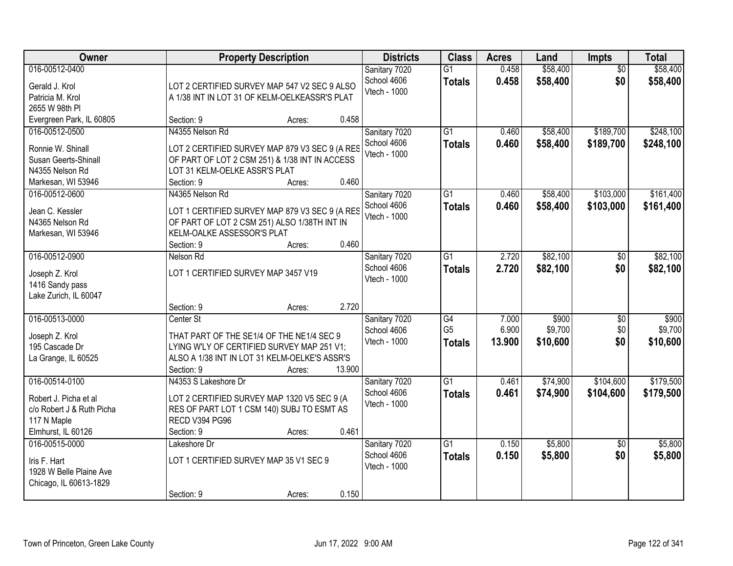| Owner | Property Description | Districts | Class | Acres | Land | Impts | Total |
|---|---|---|---|---|---|---|---|
| 016-00512-0400<br>Gerald J. Krol<br>Patricia M. Krol<br>2655 W 98th Pl<br>Evergreen Park, IL 60805 | LOT 2 CERTIFIED SURVEY MAP 547 V2 SEC 9 ALSO A 1/38 INT IN LOT 31 OF KELM-OELKEASSR'S PLAT<br>Section: 9 Acres: 0.458 | Sanitary 7020<br>School 4606<br>Vtech - 1000 | G1<br>**Totals** | 0.458<br>**0.458** | $58,400<br>**$58,400** | $0<br>**$0** | $58,400<br>**$58,400** |
| 016-00512-0500<br>Ronnie W. Shinall<br>Susan Geerts-Shinall<br>N4355 Nelson Rd<br>Markesan, WI 53946 | N4355 Nelson Rd<br>LOT 2 CERTIFIED SURVEY MAP 879 V3 SEC 9 (A RES OF PART OF LOT 2 CSM 251) & 1/38 INT IN ACCESS LOT 31 KELM-OELKE ASSR'S PLAT<br>Section: 9 Acres: 0.460 | Sanitary 7020<br>School 4606<br>Vtech - 1000 | G1<br>**Totals** | 0.460<br>**0.460** | $58,400<br>**$58,400** | $189,700<br>**$189,700** | $248,100<br>**$248,100** |
| 016-00512-0600<br>Jean C. Kessler<br>N4365 Nelson Rd<br>Markesan, WI 53946 | N4365 Nelson Rd<br>LOT 1 CERTIFIED SURVEY MAP 879 V3 SEC 9 (A RES OF PART OF LOT 2 CSM 251) ALSO 1/38TH INT IN KELM-OALKE ASSESSOR'S PLAT<br>Section: 9 Acres: 0.460 | Sanitary 7020<br>School 4606<br>Vtech - 1000 | G1<br>**Totals** | 0.460<br>**0.460** | $58,400<br>**$58,400** | $103,000<br>**$103,000** | $161,400<br>**$161,400** |
| 016-00512-0900<br>Joseph Z. Krol<br>1416 Sandy pass<br>Lake Zurich, IL 60047 | Nelson Rd<br>LOT 1 CERTIFIED SURVEY MAP 3457 V19<br>Section: 9 Acres: 2.720 | Sanitary 7020<br>School 4606<br>Vtech - 1000 | G1<br>**Totals** | 2.720<br>**2.720** | $82,100<br>**$82,100** | $0<br>**$0** | $82,100<br>**$82,100** |
| 016-00513-0000<br>Joseph Z. Krol<br>195 Cascade Dr<br>La Grange, IL 60525 | Center St<br>THAT PART OF THE SE1/4 OF THE NE1/4 SEC 9 LYING W'LY OF CERTIFIED SURVEY MAP 251 V1; ALSO A 1/38 INT IN LOT 31 KELM-OELKE'S ASSR'S<br>Section: 9 Acres: 13.900 | Sanitary 7020<br>School 4606<br>Vtech - 1000 | G4<br>G5<br>**Totals** | 7.000<br>6.900<br>**13.900** | $900<br>$9,700<br>**$10,600** | $0<br>$0<br>**$0** | $900<br>$9,700<br>**$10,600** |
| 016-00514-0100<br>Robert J. Picha et al<br>c/o Robert J & Ruth Picha<br>117 N Maple<br>Elmhurst, IL 60126 | N4353 S Lakeshore Dr<br>LOT 2 CERTIFIED SURVEY MAP 1320 V5 SEC 9 (A RES OF PART LOT 1 CSM 140) SUBJ TO ESMT AS RECD V394 PG96<br>Section: 9 Acres: 0.461 | Sanitary 7020<br>School 4606<br>Vtech - 1000 | G1<br>**Totals** | 0.461<br>**0.461** | $74,900<br>**$74,900** | $104,600<br>**$104,600** | $179,500<br>**$179,500** |
| 016-00515-0000<br>Iris F. Hart<br>1928 W Belle Plaine Ave<br>Chicago, IL 60613-1829 | Lakeshore Dr<br>LOT 1 CERTIFIED SURVEY MAP 35 V1 SEC 9<br>Section: 9 Acres: 0.150 | Sanitary 7020<br>School 4606<br>Vtech - 1000 | G1<br>**Totals** | 0.150<br>**0.150** | $5,800<br>**$5,800** | $0<br>**$0** | $5,800<br>**$5,800** |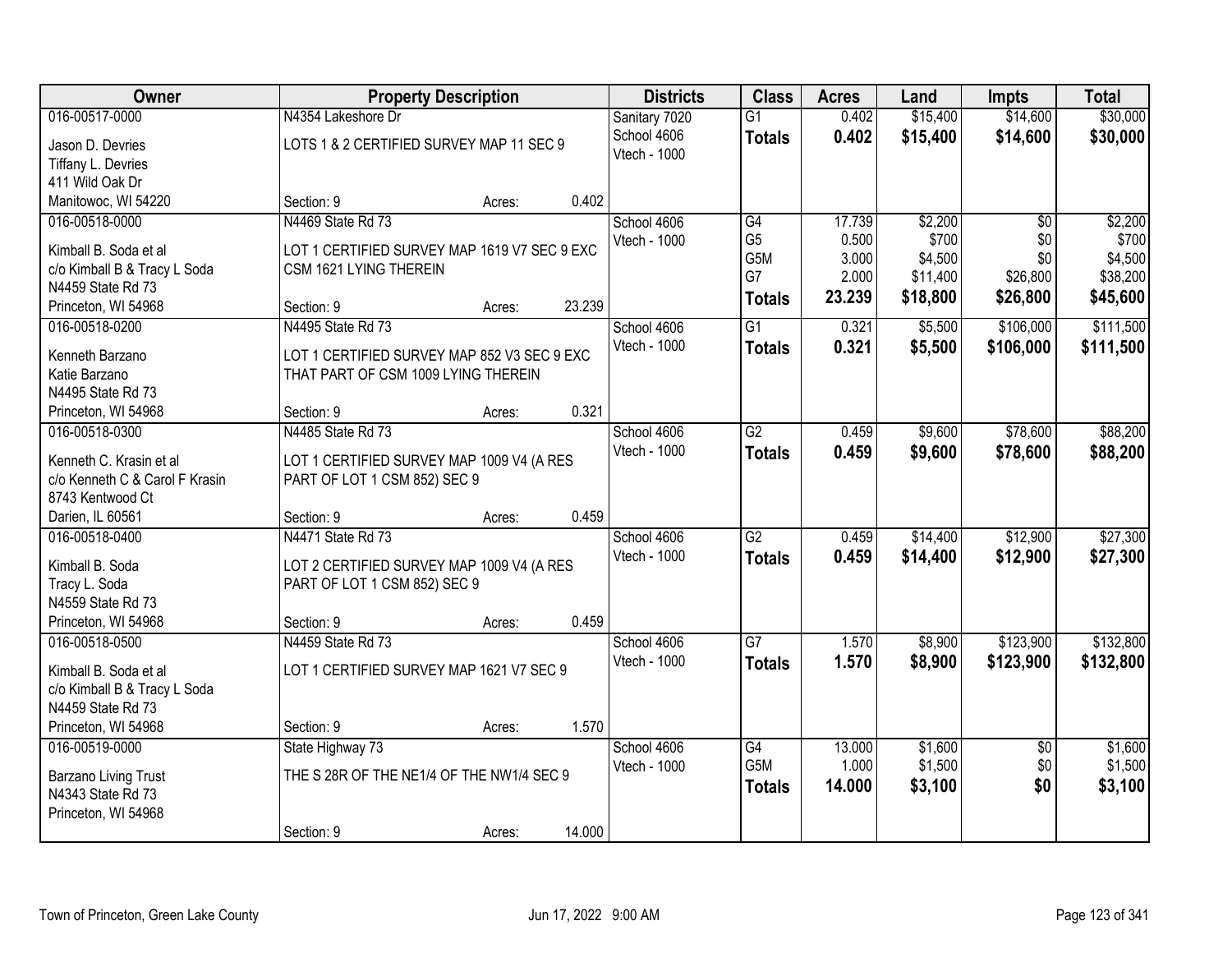| Owner | Property Description | | | Districts | Class | Acres | Land | Impts | Total |
|---|---|---|---|---|---|---|---|---|---|
| 016-00517-0000 | N4354 Lakeshore Dr | | | Sanitary 7020 | G1 | 0.402 | $15,400 | $14,600 | $30,000 |
| Jason D. Devries<br>Tiffany L. Devries<br>411 Wild Oak Dr<br>Manitowoc, WI 54220 | LOTS 1 & 2 CERTIFIED SURVEY MAP 11 SEC 9 | | | School 4606<br>Vtech - 1000 | **Totals** | **0.402** | **$15,400** | **$14,600** | **$30,000** |
| | Section: 9 | Acres: | 0.402 | | | | | | |
| 016-00518-0000 | N4469 State Rd 73 | | | School 4606 | G4 | 17.739 | $2,200 | $0 | $2,200 |
| Kimball B. Soda et al<br>c/o Kimball B & Tracy L Soda<br>N4459 State Rd 73<br>Princeton, WI 54968 | LOT 1 CERTIFIED SURVEY MAP 1619 V7 SEC 9 EXC CSM 1621 LYING THEREIN | | | Vtech - 1000 | G5<br>G5M<br>G7 | 0.500<br>3.000<br>2.000 | $700<br>$4,500<br>$11,400 | $0<br>$0<br>$26,800 | $700<br>$4,500<br>$38,200 |
| | | | | | **Totals** | **23.239** | **$18,800** | **$26,800** | **$45,600** |
| | Section: 9 | Acres: | 23.239 | | | | | | |
| 016-00518-0200 | N4495 State Rd 73 | | | School 4606 | G1 | 0.321 | $5,500 | $106,000 | $111,500 |
| Kenneth Barzano<br>Katie Barzano<br>N4495 State Rd 73<br>Princeton, WI 54968 | LOT 1 CERTIFIED SURVEY MAP 852 V3 SEC 9 EXC THAT PART OF CSM 1009 LYING THEREIN | | | Vtech - 1000 | **Totals** | **0.321** | **$5,500** | **$106,000** | **$111,500** |
| | Section: 9 | Acres: | 0.321 | | | | | | |
| 016-00518-0300 | N4485 State Rd 73 | | | School 4606 | G2 | 0.459 | $9,600 | $78,600 | $88,200 |
| Kenneth C. Krasin et al<br>c/o Kenneth C & Carol F Krasin<br>8743 Kentwood Ct<br>Darien, IL 60561 | LOT 1 CERTIFIED SURVEY MAP 1009 V4 (A RES PART OF LOT 1 CSM 852) SEC 9 | | | Vtech - 1000 | **Totals** | **0.459** | **$9,600** | **$78,600** | **$88,200** |
| | Section: 9 | Acres: | 0.459 | | | | | | |
| 016-00518-0400 | N4471 State Rd 73 | | | School 4606 | G2 | 0.459 | $14,400 | $12,900 | $27,300 |
| Kimball B. Soda<br>Tracy L. Soda<br>N4559 State Rd 73<br>Princeton, WI 54968 | LOT 2 CERTIFIED SURVEY MAP 1009 V4 (A RES PART OF LOT 1 CSM 852) SEC 9 | | | Vtech - 1000 | **Totals** | **0.459** | **$14,400** | **$12,900** | **$27,300** |
| | Section: 9 | Acres: | 0.459 | | | | | | |
| 016-00518-0500 | N4459 State Rd 73 | | | School 4606 | G7 | 1.570 | $8,900 | $123,900 | $132,800 |
| Kimball B. Soda et al<br>c/o Kimball B & Tracy L Soda<br>N4459 State Rd 73<br>Princeton, WI 54968 | LOT 1 CERTIFIED SURVEY MAP 1621 V7 SEC 9 | | | Vtech - 1000 | **Totals** | **1.570** | **$8,900** | **$123,900** | **$132,800** |
| | Section: 9 | Acres: | 1.570 | | | | | | |
| 016-00519-0000 | State Highway 73 | | | School 4606 | G4 | 13.000 | $1,600 | $0 | $1,600 |
| Barzano Living Trust<br>N4343 State Rd 73<br>Princeton, WI 54968 | THE S 28R OF THE NE1/4 OF THE NW1/4 SEC 9 | | | Vtech - 1000 | G5M | 1.000 | $1,500 | $0 | $1,500 |
| | | | | | **Totals** | **14.000** | **$3,100** | **$0** | **$3,100** |
| | Section: 9 | Acres: | 14.000 | | | | | | |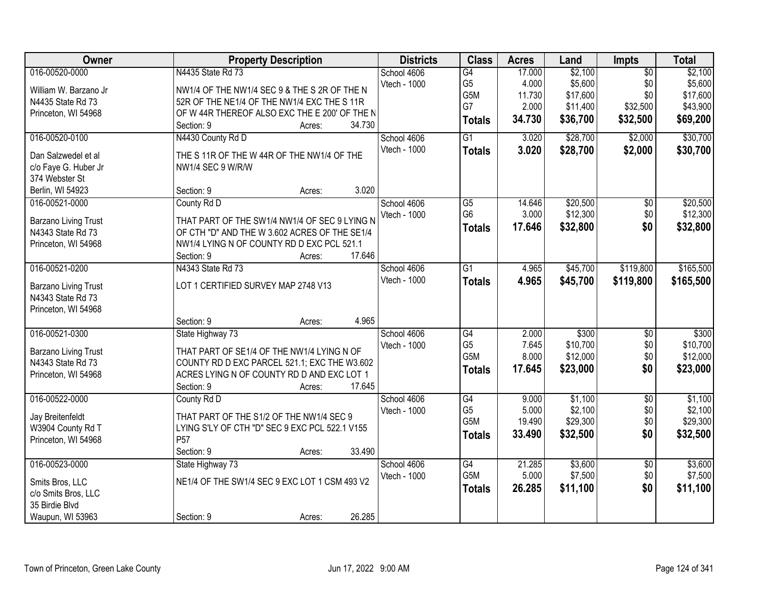| Owner | Property Description | Districts | Class | Acres | Land | Impts | Total |
|---|---|---|---|---|---|---|---|
| 016-00520-0000<br>William W. Barzano Jr<br>N4435 State Rd 73<br>Princeton, WI 54968 | N4435 State Rd 73<br>NW1/4 OF THE NW1/4 SEC 9 & THE S 2R OF THE N 52R OF THE NE1/4 OF THE NW1/4 EXC THE S 11R OF W 44R THEREOF ALSO EXC THE E 200' OF THE N<br>Section: 9 Acres: 34.730 | School 4606<br>Vtech - 1000 | G4<br>G5<br>G5M<br>G7<br>**Totals** | 17.000<br>4.000<br>11.730<br>2.000<br>**34.730** | $2,100<br>$5,600<br>$17,600<br>$11,400<br>**$36,700** | $0<br>$0<br>$0<br>$32,500<br>**$32,500** | $2,100<br>$5,600<br>$17,600<br>$43,900<br>**$69,200** |
| 016-00520-0100<br>Dan Salzwedel et al<br>c/o Faye G. Huber Jr<br>374 Webster St<br>Berlin, WI 54923 | N4430 County Rd D<br>THE S 11R OF THE W 44R OF THE NW1/4 OF THE NW1/4 SEC 9 W/R/W<br>Section: 9 Acres: 3.020 | School 4606<br>Vtech - 1000 | G1<br>**Totals** | 3.020<br>**3.020** | $28,700<br>**$28,700** | $2,000<br>**$2,000** | $30,700<br>**$30,700** |
| 016-00521-0000<br>Barzano Living Trust<br>N4343 State Rd 73<br>Princeton, WI 54968 | County Rd D<br>THAT PART OF THE SW1/4 NW1/4 OF SEC 9 LYING N OF CTH "D" AND THE W 3.602 ACRES OF THE SE1/4 NW1/4 LYING N OF COUNTY RD D EXC PCL 521.1<br>Section: 9 Acres: 17.646 | School 4606<br>Vtech - 1000 | G5<br>G6<br>**Totals** | 14.646<br>3.000<br>**17.646** | $20,500<br>$12,300<br>**$32,800** | $0<br>$0<br>**$0** | $20,500<br>$12,300<br>**$32,800** |
| 016-00521-0200<br>Barzano Living Trust<br>N4343 State Rd 73<br>Princeton, WI 54968 | N4343 State Rd 73<br>LOT 1 CERTIFIED SURVEY MAP 2748 V13<br>Section: 9 Acres: 4.965 | School 4606<br>Vtech - 1000 | G1<br>**Totals** | 4.965<br>**4.965** | $45,700<br>**$45,700** | $119,800<br>**$119,800** | $165,500<br>**$165,500** |
| 016-00521-0300<br>Barzano Living Trust<br>N4343 State Rd 73<br>Princeton, WI 54968 | State Highway 73<br>THAT PART OF SE1/4 OF THE NW1/4 LYING N OF COUNTY RD D EXC PARCEL 521.1; EXC THE W3.602 ACRES LYING N OF COUNTY RD D AND EXC LOT 1<br>Section: 9 Acres: 17.645 | School 4606<br>Vtech - 1000 | G4<br>G5<br>G5M<br>**Totals** | 2.000<br>7.645<br>8.000<br>**17.645** | $300<br>$10,700<br>$12,000<br>**$23,000** | $0<br>$0<br>$0<br>**$0** | $300<br>$10,700<br>$12,000<br>**$23,000** |
| 016-00522-0000<br>Jay Breitenfeldt<br>W3904 County Rd T<br>Princeton, WI 54968 | County Rd D<br>THAT PART OF THE S1/2 OF THE NW1/4 SEC 9 LYING S'LY OF CTH "D" SEC 9 EXC PCL 522.1 V155 P57<br>Section: 9 Acres: 33.490 | School 4606<br>Vtech - 1000 | G4<br>G5<br>G5M<br>**Totals** | 9.000<br>5.000<br>19.490<br>**33.490** | $1,100<br>$2,100<br>$29,300<br>**$32,500** | $0<br>$0<br>$0<br>**$0** | $1,100<br>$2,100<br>$29,300<br>**$32,500** |
| 016-00523-0000<br>Smits Bros, LLC<br>c/o Smits Bros, LLC<br>35 Birdie Blvd<br>Waupun, WI 53963 | State Highway 73<br>NE1/4 OF THE SW1/4 SEC 9 EXC LOT 1 CSM 493 V2<br>Section: 9 Acres: 26.285 | School 4606<br>Vtech - 1000 | G4<br>G5M<br>**Totals** | 21.285<br>5.000<br>**26.285** | $3,600<br>$7,500<br>**$11,100** | $0<br>$0<br>**$0** | $3,600<br>$7,500<br>**$11,100** |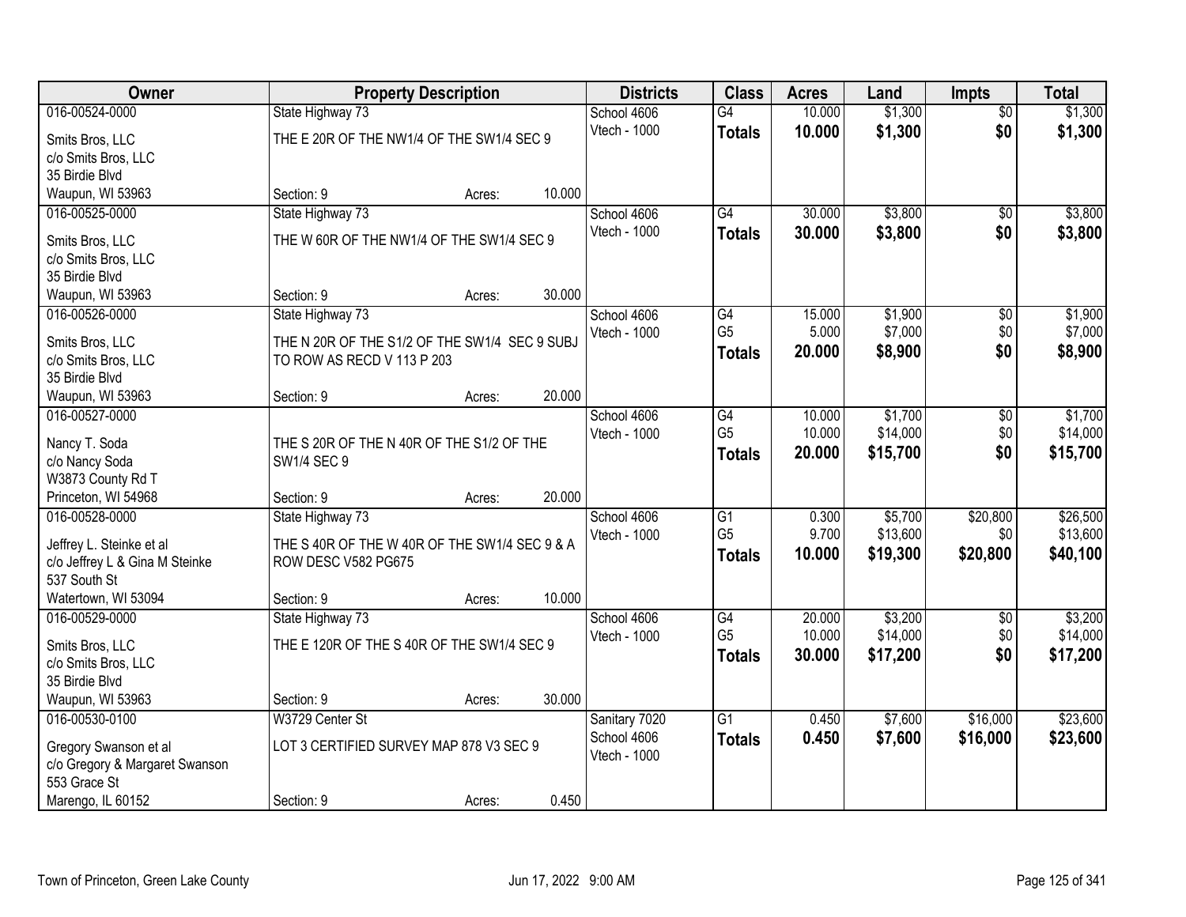| Owner | Property Description | Districts | Class | Acres | Land | Impts | Total |
|---|---|---|---|---|---|---|---|
| 016-00524-0000<br>Smits Bros, LLC<br>c/o Smits Bros, LLC<br>35 Birdie Blvd<br>Waupun, WI 53963 | State Highway 73<br>THE E 20R OF THE NW1/4 OF THE SW1/4 SEC 9<br>Section: 9 Acres: 10.000 | School 4606<br>Vtech - 1000 | G4<br>**Totals** | 10.000<br>**10.000** | $1,300<br>**$1,300** | $0<br>**$0** | $1,300<br>**$1,300** |
| 016-00525-0000<br>Smits Bros, LLC<br>c/o Smits Bros, LLC<br>35 Birdie Blvd<br>Waupun, WI 53963 | State Highway 73<br>THE W 60R OF THE NW1/4 OF THE SW1/4 SEC 9<br>Section: 9 Acres: 30.000 | School 4606<br>Vtech - 1000 | G4<br>**Totals** | 30.000<br>**30.000** | $3,800<br>**$3,800** | $0<br>**$0** | $3,800<br>**$3,800** |
| 016-00526-0000<br>Smits Bros, LLC<br>c/o Smits Bros, LLC<br>35 Birdie Blvd<br>Waupun, WI 53963 | State Highway 73<br>THE N 20R OF THE S1/2 OF THE SW1/4 SEC 9 SUBJ TO ROW AS RECD V 113 P 203<br>Section: 9 Acres: 20.000 | School 4606<br>Vtech - 1000 | G4<br>G5<br>**Totals** | 15.000<br>5.000<br>**20.000** | $1,900<br>$7,000<br>**$8,900** | $0<br>$0<br>**$0** | $1,900<br>$7,000<br>**$8,900** |
| 016-00527-0000<br>Nancy T. Soda<br>c/o Nancy Soda<br>W3873 County Rd T<br>Princeton, WI 54968 | THE S 20R OF THE N 40R OF THE S1/2 OF THE SW1/4 SEC 9<br>Section: 9 Acres: 20.000 | School 4606<br>Vtech - 1000 | G4<br>G5<br>**Totals** | 10.000<br>10.000<br>**20.000** | $1,700<br>$14,000<br>**$15,700** | $0<br>$0<br>**$0** | $1,700<br>$14,000<br>**$15,700** |
| 016-00528-0000<br>Jeffrey L. Steinke et al<br>c/o Jeffrey L & Gina M Steinke<br>537 South St<br>Watertown, WI 53094 | State Highway 73<br>THE S 40R OF THE W 40R OF THE SW1/4 SEC 9 & A ROW DESC V582 PG675<br>Section: 9 Acres: 10.000 | School 4606<br>Vtech - 1000 | G1<br>G5<br>**Totals** | 0.300<br>9.700<br>**10.000** | $5,700<br>$13,600<br>**$19,300** | $20,800<br>$0<br>**$20,800** | $26,500<br>$13,600<br>**$40,100** |
| 016-00529-0000<br>Smits Bros, LLC<br>c/o Smits Bros, LLC<br>35 Birdie Blvd<br>Waupun, WI 53963 | State Highway 73<br>THE E 120R OF THE S 40R OF THE SW1/4 SEC 9<br>Section: 9 Acres: 30.000 | School 4606<br>Vtech - 1000 | G4<br>G5<br>**Totals** | 20.000<br>10.000<br>**30.000** | $3,200<br>$14,000<br>**$17,200** | $0<br>$0<br>**$0** | $3,200<br>$14,000<br>**$17,200** |
| 016-00530-0100<br>Gregory Swanson et al<br>c/o Gregory & Margaret Swanson<br>553 Grace St<br>Marengo, IL 60152 | W3729 Center St<br>LOT 3 CERTIFIED SURVEY MAP 878 V3 SEC 9<br>Section: 9 Acres: 0.450 | Sanitary 7020<br>School 4606<br>Vtech - 1000 | G1<br>**Totals** | 0.450<br>**0.450** | $7,600<br>**$7,600** | $16,000<br>**$16,000** | $23,600<br>**$23,600** |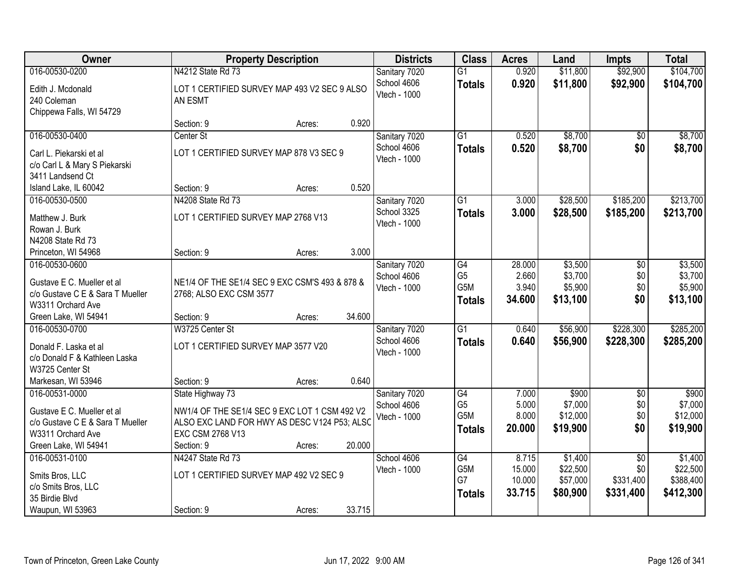| Owner | Property Description | Districts | Class | Acres | Land | Impts | Total |
|---|---|---|---|---|---|---|---|
| 016-00530-0200<br>Edith J. Mcdonald<br>240 Coleman<br>Chippewa Falls, WI 54729 | N4212 State Rd 73<br>LOT 1 CERTIFIED SURVEY MAP 493 V2 SEC 9 ALSO AN ESMT<br>Section: 9 Acres: 0.920 | Sanitary 7020<br>School 4606<br>Vtech - 1000 | G1<br>**Totals** | 0.920<br>**0.920** | \$11,800<br>**\$11,800** | \$92,900<br>**\$92,900** | \$104,700<br>**\$104,700** |
| 016-00530-0400<br>Carl L. Piekarski et al<br>c/o Carl L & Mary S Piekarski<br>3411 Landsend Ct<br>Island Lake, IL 60042 | Center St<br>LOT 1 CERTIFIED SURVEY MAP 878 V3 SEC 9<br>Section: 9 Acres: 0.520 | Sanitary 7020<br>School 4606<br>Vtech - 1000 | G1<br>**Totals** | 0.520<br>**0.520** | \$8,700<br>**\$8,700** | \$0<br>**\$0** | \$8,700<br>**\$8,700** |
| 016-00530-0500<br>Matthew J. Burk<br>Rowan J. Burk<br>N4208 State Rd 73<br>Princeton, WI 54968 | N4208 State Rd 73<br>LOT 1 CERTIFIED SURVEY MAP 2768 V13<br>Section: 9 Acres: 3.000 | Sanitary 7020<br>School 3325<br>Vtech - 1000 | G1<br>**Totals** | 3.000<br>**3.000** | \$28,500<br>**\$28,500** | \$185,200<br>**\$185,200** | \$213,700<br>**\$213,700** |
| 016-00530-0600<br>Gustave E C. Mueller et al<br>c/o Gustave C E & Sara T Mueller<br>W3311 Orchard Ave<br>Green Lake, WI 54941 | NE1/4 OF THE SE1/4 SEC 9 EXC CSM'S 493 & 878 & 2768; ALSO EXC CSM 3577<br>Section: 9 Acres: 34.600 | Sanitary 7020<br>School 4606<br>Vtech - 1000 | G4<br>G5<br>G5M<br>**Totals** | 28.000<br>2.660<br>3.940<br>**34.600** | \$3,500<br>\$3,700<br>\$5,900<br>**\$13,100** | \$0<br>\$0<br>\$0<br>**\$0** | \$3,500<br>\$3,700<br>\$5,900<br>**\$13,100** |
| 016-00530-0700<br>Donald F. Laska et al<br>c/o Donald F & Kathleen Laska<br>W3725 Center St<br>Markesan, WI 53946 | W3725 Center St<br>LOT 1 CERTIFIED SURVEY MAP 3577 V20<br>Section: 9 Acres: 0.640 | Sanitary 7020<br>School 4606<br>Vtech - 1000 | G1<br>**Totals** | 0.640<br>**0.640** | \$56,900<br>**\$56,900** | \$228,300<br>**\$228,300** | \$285,200<br>**\$285,200** |
| 016-00531-0000<br>Gustave E C. Mueller et al<br>c/o Gustave C E & Sara T Mueller<br>W3311 Orchard Ave<br>Green Lake, WI 54941 | State Highway 73<br>NW1/4 OF THE SE1/4 SEC 9 EXC LOT 1 CSM 492 V2 ALSO EXC LAND FOR HWY AS DESC V124 P53; ALSO EXC CSM 2768 V13<br>Section: 9 Acres: 20.000 | Sanitary 7020<br>School 4606<br>Vtech - 1000 | G4<br>G5<br>G5M<br>**Totals** | 7.000<br>5.000<br>8.000<br>**20.000** | \$900<br>\$7,000<br>\$12,000<br>**\$19,900** | \$0<br>\$0<br>\$0<br>**\$0** | \$900<br>\$7,000<br>\$12,000<br>**\$19,900** |
| 016-00531-0100<br>Smits Bros, LLC<br>c/o Smits Bros, LLC<br>35 Birdie Blvd<br>Waupun, WI 53963 | N4247 State Rd 73<br>LOT 1 CERTIFIED SURVEY MAP 492 V2 SEC 9<br>Section: 9 Acres: 33.715 | School 4606<br>Vtech - 1000 | G4<br>G5M<br>G7<br>**Totals** | 8.715<br>15.000<br>10.000<br>**33.715** | \$1,400<br>\$22,500<br>\$57,000<br>**\$80,900** | \$0<br>\$0<br>\$331,400<br>**\$331,400** | \$1,400<br>\$22,500<br>\$388,400<br>**\$412,300** |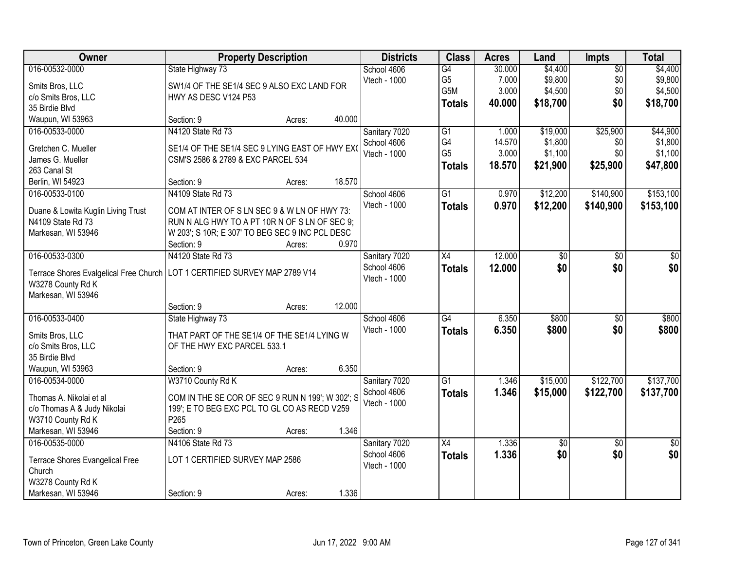| Owner | Property Description | Districts | Class | Acres | Land | Impts | Total |
|---|---|---|---|---|---|---|---|
| 016-00532-0000<br>Smits Bros, LLC<br>c/o Smits Bros, LLC<br>35 Birdie Blvd<br>Waupun, WI 53963 | State Highway 73<br>SW1/4 OF THE SE1/4 SEC 9 ALSO EXC LAND FOR HWY AS DESC V124 P53<br>Section: 9 Acres: 40.000 | School 4606<br>Vtech - 1000 | G4<br>G5<br>G5M<br>**Totals** | 30.000<br>7.000<br>3.000<br>**40.000** | $4,400<br>$9,800<br>$4,500<br>**$18,700** | $0<br>$0<br>$0<br>**$0** | $4,400<br>$9,800<br>$4,500<br>**$18,700** |
| 016-00533-0000<br>Gretchen C. Mueller<br>James G. Mueller<br>263 Canal St<br>Berlin, WI 54923 | N4120 State Rd 73<br>SE1/4 OF THE SE1/4 SEC 9 LYING EAST OF HWY EXC CSM'S 2586 & 2789 & EXC PARCEL 534<br>Section: 9 Acres: 18.570 | Sanitary 7020<br>School 4606<br>Vtech - 1000 | G1<br>G4<br>G5<br>**Totals** | 1.000<br>14.570<br>3.000<br>**18.570** | $19,000<br>$1,800<br>$1,100<br>**$21,900** | $25,900<br>$0<br>$0<br>**$25,900** | $44,900<br>$1,800<br>$1,100<br>**$47,800** |
| 016-00533-0100<br>Duane & Lowita Kuglin Living Trust<br>N4109 State Rd 73<br>Markesan, WI 53946 | N4109 State Rd 73<br>COM AT INTER OF S LN SEC 9 & W LN OF HWY 73: RUN N ALG HWY TO A PT 10R N OF S LN OF SEC 9; W 203'; S 10R; E 307' TO BEG SEC 9 INC PCL DESC<br>Section: 9 Acres: 0.970 | School 4606<br>Vtech - 1000 | G1<br>**Totals** | 0.970<br>**0.970** | $12,200<br>**$12,200** | $140,900<br>**$140,900** | $153,100<br>**$153,100** |
| 016-00533-0300<br>Terrace Shores Evalgelical Free Church<br>W3278 County Rd K<br>Markesan, WI 53946 | N4120 State Rd 73<br>LOT 1 CERTIFIED SURVEY MAP 2789 V14<br>Section: 9 Acres: 12.000 | Sanitary 7020<br>School 4606<br>Vtech - 1000 | X4<br>**Totals** | 12.000<br>**12.000** | $0<br>**$0** | $0<br>**$0** | $0<br>**$0** |
| 016-00533-0400<br>Smits Bros, LLC<br>c/o Smits Bros, LLC<br>35 Birdie Blvd<br>Waupun, WI 53963 | State Highway 73<br>THAT PART OF THE SE1/4 OF THE SE1/4 LYING W OF THE HWY EXC PARCEL 533.1<br>Section: 9 Acres: 6.350 | School 4606<br>Vtech - 1000 | G4<br>**Totals** | 6.350<br>**6.350** | $800<br>**$800** | $0<br>**$0** | $800<br>**$800** |
| 016-00534-0000<br>Thomas A. Nikolai et al<br>c/o Thomas A & Judy Nikolai<br>W3710 County Rd K<br>Markesan, WI 53946 | W3710 County Rd K<br>COM IN THE SE COR OF SEC 9 RUN N 199'; W 302'; S 199'; E TO BEG EXC PCL TO GL CO AS RECD V259 P265<br>Section: 9 Acres: 1.346 | Sanitary 7020<br>School 4606<br>Vtech - 1000 | G1<br>**Totals** | 1.346<br>**1.346** | $15,000<br>**$15,000** | $122,700<br>**$122,700** | $137,700<br>**$137,700** |
| 016-00535-0000<br>Terrace Shores Evangelical Free Church<br>W3278 County Rd K<br>Markesan, WI 53946 | N4106 State Rd 73<br>LOT 1 CERTIFIED SURVEY MAP 2586<br>Section: 9 Acres: 1.336 | Sanitary 7020<br>School 4606<br>Vtech - 1000 | X4<br>**Totals** | 1.336<br>**1.336** | $0<br>**$0** | $0<br>**$0** | $0<br>**$0** |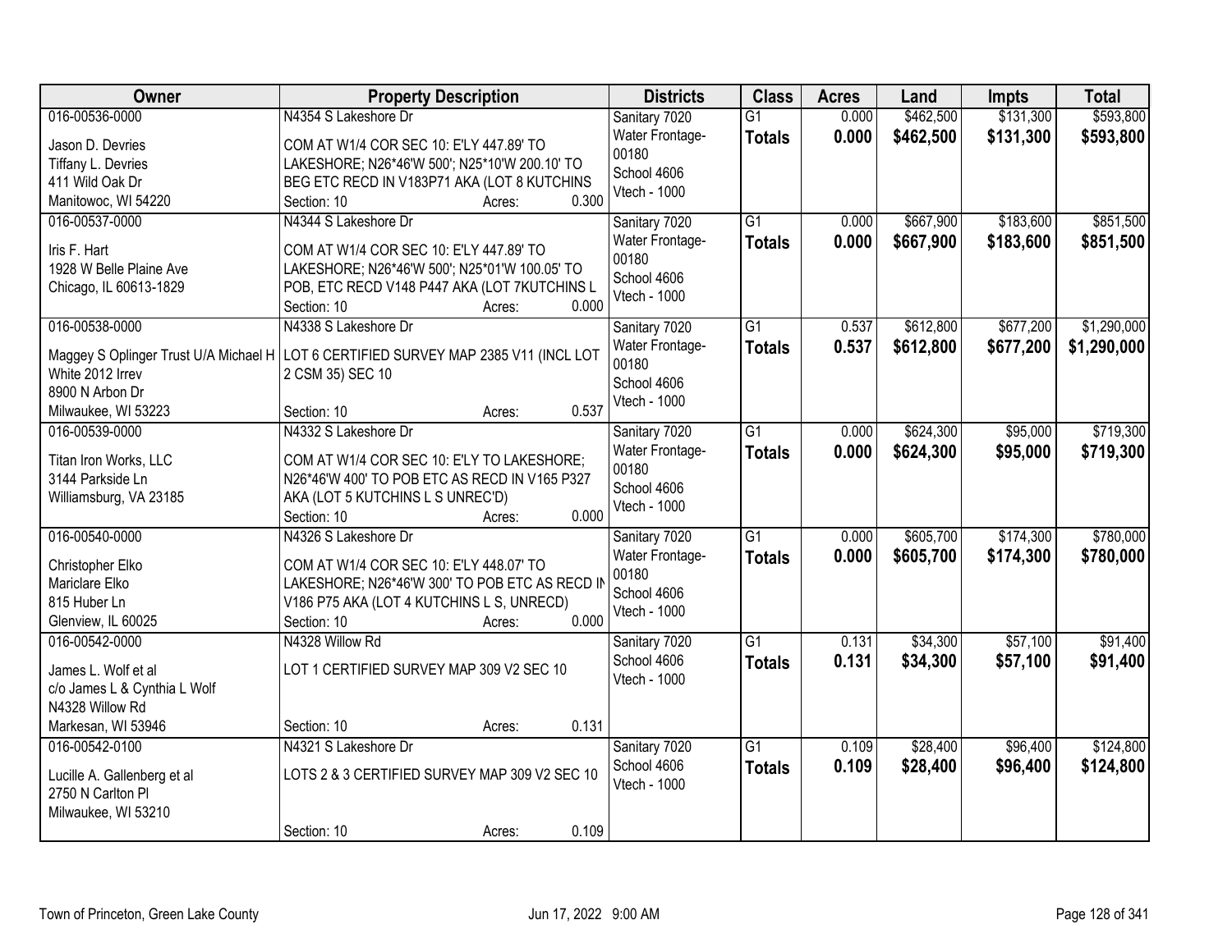| Owner | Property Description | Districts | Class | Acres | Land | Impts | Total |
|---|---|---|---|---|---|---|---|
| 016-00536-0000<br>Jason D. Devries<br>Tiffany L. Devries<br>411 Wild Oak Dr<br>Manitowoc, WI 54220 | N4354 S Lakeshore Dr<br>COM AT W1/4 COR SEC 10: E'LY 447.89' TO LAKESHORE; N26*46'W 500'; N25*10'W 200.10' TO BEG ETC RECD IN V183P71 AKA (LOT 8 KUTCHINS<br>Section: 10 Acres: 0.300 | Sanitary 7020<br>Water Frontage-00180<br>School 4606<br>Vtech - 1000 | G1<br>**Totals** | 0.000<br>**0.000** | $462,500<br>**$462,500** | $131,300<br>**$131,300** | $593,800<br>**$593,800** |
| 016-00537-0000<br>Iris F. Hart<br>1928 W Belle Plaine Ave<br>Chicago, IL 60613-1829 | N4344 S Lakeshore Dr<br>COM AT W1/4 COR SEC 10: E'LY 447.89' TO LAKESHORE; N26*46'W 500'; N25*01'W 100.05' TO POB, ETC RECD V148 P447 AKA (LOT 7KUTCHINS L<br>Section: 10 Acres: 0.000 | Sanitary 7020<br>Water Frontage-00180<br>School 4606<br>Vtech - 1000 | G1<br>**Totals** | 0.000<br>**0.000** | $667,900<br>**$667,900** | $183,600<br>**$183,600** | $851,500<br>**$851,500** |
| 016-00538-0000<br>Maggey S Oplinger Trust U/A Michael H White 2012 Irrev<br>8900 N Arbon Dr<br>Milwaukee, WI 53223 | N4338 S Lakeshore Dr<br>LOT 6 CERTIFIED SURVEY MAP 2385 V11 (INCL LOT 2 CSM 35) SEC 10<br>Section: 10 Acres: 0.537 | Sanitary 7020<br>Water Frontage-00180<br>School 4606<br>Vtech - 1000 | G1<br>**Totals** | 0.537<br>**0.537** | $612,800<br>**$612,800** | $677,200<br>**$677,200** | $1,290,000<br>**$1,290,000** |
| 016-00539-0000<br>Titan Iron Works, LLC<br>3144 Parkside Ln<br>Williamsburg, VA 23185 | N4332 S Lakeshore Dr<br>COM AT W1/4 COR SEC 10: E'LY TO LAKESHORE; N26*46'W 400' TO POB ETC AS RECD IN V165 P327 AKA (LOT 5 KUTCHINS L S UNREC'D)<br>Section: 10 Acres: 0.000 | Sanitary 7020<br>Water Frontage-00180<br>School 4606<br>Vtech - 1000 | G1<br>**Totals** | 0.000<br>**0.000** | $624,300<br>**$624,300** | $95,000<br>**$95,000** | $719,300<br>**$719,300** |
| 016-00540-0000<br>Christopher Elko<br>Mariclare Elko<br>815 Huber Ln<br>Glenview, IL 60025 | N4326 S Lakeshore Dr<br>COM AT W1/4 COR SEC 10: E'LY 448.07' TO LAKESHORE; N26*46'W 300' TO POB ETC AS RECD IN V186 P75 AKA (LOT 4 KUTCHINS L S, UNRECD)<br>Section: 10 Acres: 0.000 | Sanitary 7020<br>Water Frontage-00180<br>School 4606<br>Vtech - 1000 | G1<br>**Totals** | 0.000<br>**0.000** | $605,700<br>**$605,700** | $174,300<br>**$174,300** | $780,000<br>**$780,000** |
| 016-00542-0000<br>James L. Wolf et al<br>c/o James L & Cynthia L Wolf<br>N4328 Willow Rd<br>Markesan, WI 53946 | N4328 Willow Rd<br>LOT 1 CERTIFIED SURVEY MAP 309 V2 SEC 10<br>Section: 10 Acres: 0.131 | Sanitary 7020<br>School 4606<br>Vtech - 1000 | G1<br>**Totals** | 0.131<br>**0.131** | $34,300<br>**$34,300** | $57,100<br>**$57,100** | $91,400<br>**$91,400** |
| 016-00542-0100<br>Lucille A. Gallenberg et al<br>2750 N Carlton Pl<br>Milwaukee, WI 53210 | N4321 S Lakeshore Dr<br>LOTS 2 & 3 CERTIFIED SURVEY MAP 309 V2 SEC 10<br>Section: 10 Acres: 0.109 | Sanitary 7020<br>School 4606<br>Vtech - 1000 | G1<br>**Totals** | 0.109<br>**0.109** | $28,400<br>**$28,400** | $96,400<br>**$96,400** | $124,800<br>**$124,800** |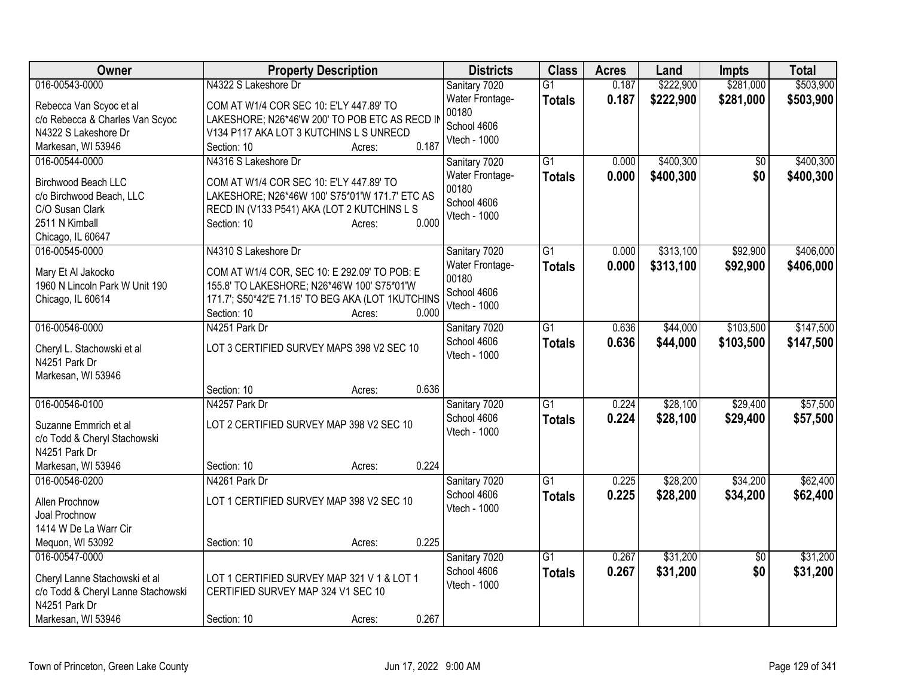| Owner | Property Description | Districts | Class | Acres | Land | Impts | Total |
|---|---|---|---|---|---|---|---|
| 016-00543-0000<br>Rebecca Van Scyoc et al<br>c/o Rebecca & Charles Van Scyoc<br>N4322 S Lakeshore Dr<br>Markesan, WI 53946 | N4322 S Lakeshore Dr<br>COM AT W1/4 COR SEC 10: E'LY 447.89' TO LAKESHORE; N26*46'W 200' TO POB ETC AS RECD IN V134 P117 AKA LOT 3 KUTCHINS L S UNRECD<br>Section: 10 Acres: 0.187 | Sanitary 7020<br>Water Frontage-00180<br>School 4606<br>Vtech - 1000 | G1<br>**Totals** | 0.187<br>**0.187** | $222,900<br>**$222,900** | $281,000<br>**$281,000** | $503,900<br>**$503,900** |
| 016-00544-0000<br>Birchwood Beach LLC<br>c/o Birchwood Beach, LLC<br>C/O Susan Clark<br>2511 N Kimball<br>Chicago, IL 60647 | N4316 S Lakeshore Dr<br>COM AT W1/4 COR SEC 10: E'LY 447.89' TO LAKESHORE; N26*46W 100' S75*01'W 171.7' ETC AS RECD IN (V133 P541) AKA (LOT 2 KUTCHINS L S<br>Section: 10 Acres: 0.000 | Sanitary 7020<br>Water Frontage-00180<br>School 4606<br>Vtech - 1000 | G1<br>**Totals** | 0.000<br>**0.000** | $400,300<br>**$400,300** | $0<br>**$0** | $400,300<br>**$400,300** |
| 016-00545-0000<br>Mary Et Al Jakocko<br>1960 N Lincoln Park W Unit 190<br>Chicago, IL 60614 | N4310 S Lakeshore Dr<br>COM AT W1/4 COR, SEC 10: E 292.09' TO POB: E 155.8' TO LAKESHORE; N26*46'W 100' S75*01'W 171.7'; S50*42'E 71.15' TO BEG AKA (LOT 1KUTCHINS<br>Section: 10 Acres: 0.000 | Sanitary 7020<br>Water Frontage-00180<br>School 4606<br>Vtech - 1000 | G1<br>**Totals** | 0.000<br>**0.000** | $313,100<br>**$313,100** | $92,900<br>**$92,900** | $406,000<br>**$406,000** |
| 016-00546-0000<br>Cheryl L. Stachowski et al<br>N4251 Park Dr<br>Markesan, WI 53946 | N4251 Park Dr<br>LOT 3 CERTIFIED SURVEY MAPS 398 V2 SEC 10<br>Section: 10 Acres: 0.636 | Sanitary 7020<br>School 4606<br>Vtech - 1000 | G1<br>**Totals** | 0.636<br>**0.636** | $44,000<br>**$44,000** | $103,500<br>**$103,500** | $147,500<br>**$147,500** |
| 016-00546-0100<br>Suzanne Emmrich et al<br>c/o Todd & Cheryl Stachowski<br>N4251 Park Dr<br>Markesan, WI 53946 | N4257 Park Dr<br>LOT 2 CERTIFIED SURVEY MAP 398 V2 SEC 10<br>Section: 10 Acres: 0.224 | Sanitary 7020<br>School 4606<br>Vtech - 1000 | G1<br>**Totals** | 0.224<br>**0.224** | $28,100<br>**$28,100** | $29,400<br>**$29,400** | $57,500<br>**$57,500** |
| 016-00546-0200<br>Allen Prochnow<br>Joal Prochnow<br>1414 W De La Warr Cir<br>Mequon, WI 53092 | N4261 Park Dr<br>LOT 1 CERTIFIED SURVEY MAP 398 V2 SEC 10<br>Section: 10 Acres: 0.225 | Sanitary 7020<br>School 4606<br>Vtech - 1000 | G1<br>**Totals** | 0.225<br>**0.225** | $28,200<br>**$28,200** | $34,200<br>**$34,200** | $62,400<br>**$62,400** |
| 016-00547-0000<br>Cheryl Lanne Stachowski et al<br>c/o Todd & Cheryl Lanne Stachowski<br>N4251 Park Dr<br>Markesan, WI 53946 | LOT 1 CERTIFIED SURVEY MAP 321 V 1 & LOT 1 CERTIFIED SURVEY MAP 324 V1 SEC 10<br>Section: 10 Acres: 0.267 | Sanitary 7020<br>School 4606<br>Vtech - 1000 | G1<br>**Totals** | 0.267<br>**0.267** | $31,200<br>**$31,200** | $0<br>**$0** | $31,200<br>**$31,200** |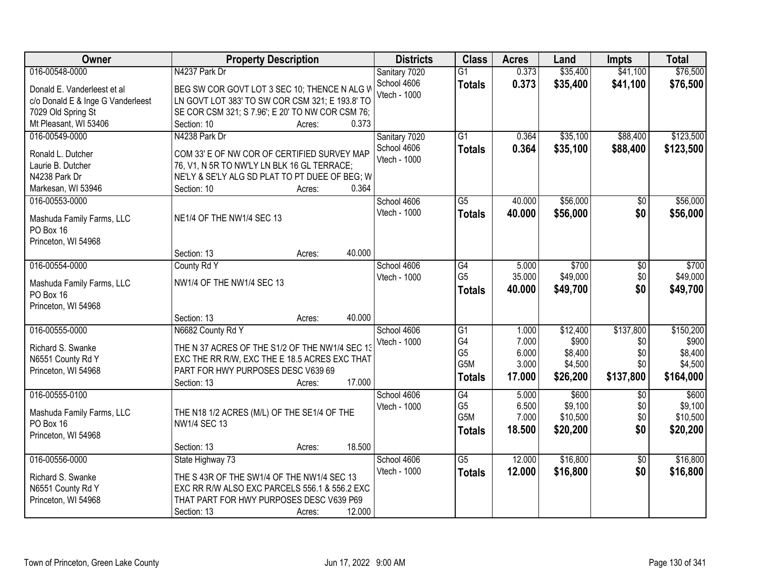| Owner | Property Description | Districts | Class | Acres | Land | Impts | Total |
|---|---|---|---|---|---|---|---|
| 016-00548-0000 | N4237 Park Dr | Sanitary 7020 | G1 | 0.373 | $35,400 | $41,100 | $76,500 |
| Donald E. Vanderleest et al<br>c/o Donald E & Inge G Vanderleest<br>7029 Old Spring St<br>Mt Pleasant, WI 53406 | BEG SW COR GOVT LOT 3 SEC 10; THENCE N ALG W LN GOVT LOT 383' TO SW COR CSM 321; E 193.8' TO SE COR CSM 321; S 7.96'; E 20' TO NW COR CSM 76;<br>Section: 10 Acres: 0.373 | School 4606<br>Vtech - 1000 | **Totals** | **0.373** | **$35,400** | **$41,100** | **$76,500** |
| 016-00549-0000 | N4238 Park Dr | Sanitary 7020 | G1 | 0.364 | $35,100 | $88,400 | $123,500 |
| Ronald L. Dutcher<br>Laurie B. Dutcher<br>N4238 Park Dr<br>Markesan, WI 53946 | COM 33' E OF NW COR OF CERTIFIED SURVEY MAP 76, V1, N 5R TO NW'LY LN BLK 16 GL TERRACE; NE'LY & SE'LY ALG SD PLAT TO PT DUEE OF BEG; W<br>Section: 10 Acres: 0.364 | School 4606<br>Vtech - 1000 | **Totals** | **0.364** | **$35,100** | **$88,400** | **$123,500** |
| 016-00553-0000 | | School 4606 | G5 | 40.000 | $56,000 | $0 | $56,000 |
| Mashuda Family Farms, LLC<br>PO Box 16<br>Princeton, WI 54968 | NE1/4 OF THE NW1/4 SEC 13<br>Section: 13 Acres: 40.000 | Vtech - 1000 | **Totals** | **40.000** | **$56,000** | **$0** | **$56,000** |
| 016-00554-0000 | County Rd Y | School 4606 | G4 | 5.000 | $700 | $0 | $700 |
| Mashuda Family Farms, LLC<br>PO Box 16<br>Princeton, WI 54968 | NW1/4 OF THE NW1/4 SEC 13<br>Section: 13 Acres: 40.000 | Vtech - 1000 | G5 | 35.000 | $49,000 | $0 | $49,000 |
| | | | **Totals** | **40.000** | **$49,700** | **$0** | **$49,700** |
| 016-00555-0000 | N6682 County Rd Y | School 4606 | G1 | 1.000 | $12,400 | $137,800 | $150,200 |
| Richard S. Swanke<br>N6551 County Rd Y<br>Princeton, WI 54968 | THE N 37 ACRES OF THE S1/2 OF THE NW1/4 SEC 13 EXC THE RR R/W, EXC THE E 18.5 ACRES EXC THAT PART FOR HWY PURPOSES DESC V639 69<br>Section: 13 Acres: 17.000 | Vtech - 1000 | G4 | 7.000 | $900 | $0 | $900 |
| | | | G5 | 6.000 | $8,400 | $0 | $8,400 |
| | | | G5M | 3.000 | $4,500 | $0 | $4,500 |
| | | | **Totals** | **17.000** | **$26,200** | **$137,800** | **$164,000** |
| 016-00555-0100 | | School 4606 | G4 | 5.000 | $600 | $0 | $600 |
| Mashuda Family Farms, LLC<br>PO Box 16<br>Princeton, WI 54968 | THE N18 1/2 ACRES (M/L) OF THE SE1/4 OF THE NW1/4 SEC 13<br>Section: 13 Acres: 18.500 | Vtech - 1000 | G5 | 6.500 | $9,100 | $0 | $9,100 |
| | | | G5M | 7.000 | $10,500 | $0 | $10,500 |
| | | | **Totals** | **18.500** | **$20,200** | **$0** | **$20,200** |
| 016-00556-0000 | State Highway 73 | School 4606 | G5 | 12.000 | $16,800 | $0 | $16,800 |
| Richard S. Swanke<br>N6551 County Rd Y<br>Princeton, WI 54968 | THE S 43R OF THE SW1/4 OF THE NW1/4 SEC 13 EXC RR R/W ALSO EXC PARCELS 556.1 & 556.2 EXC THAT PART FOR HWY PURPOSES DESC V639 P69<br>Section: 13 Acres: 12.000 | Vtech - 1000 | **Totals** | **12.000** | **$16,800** | **$0** | **$16,800** |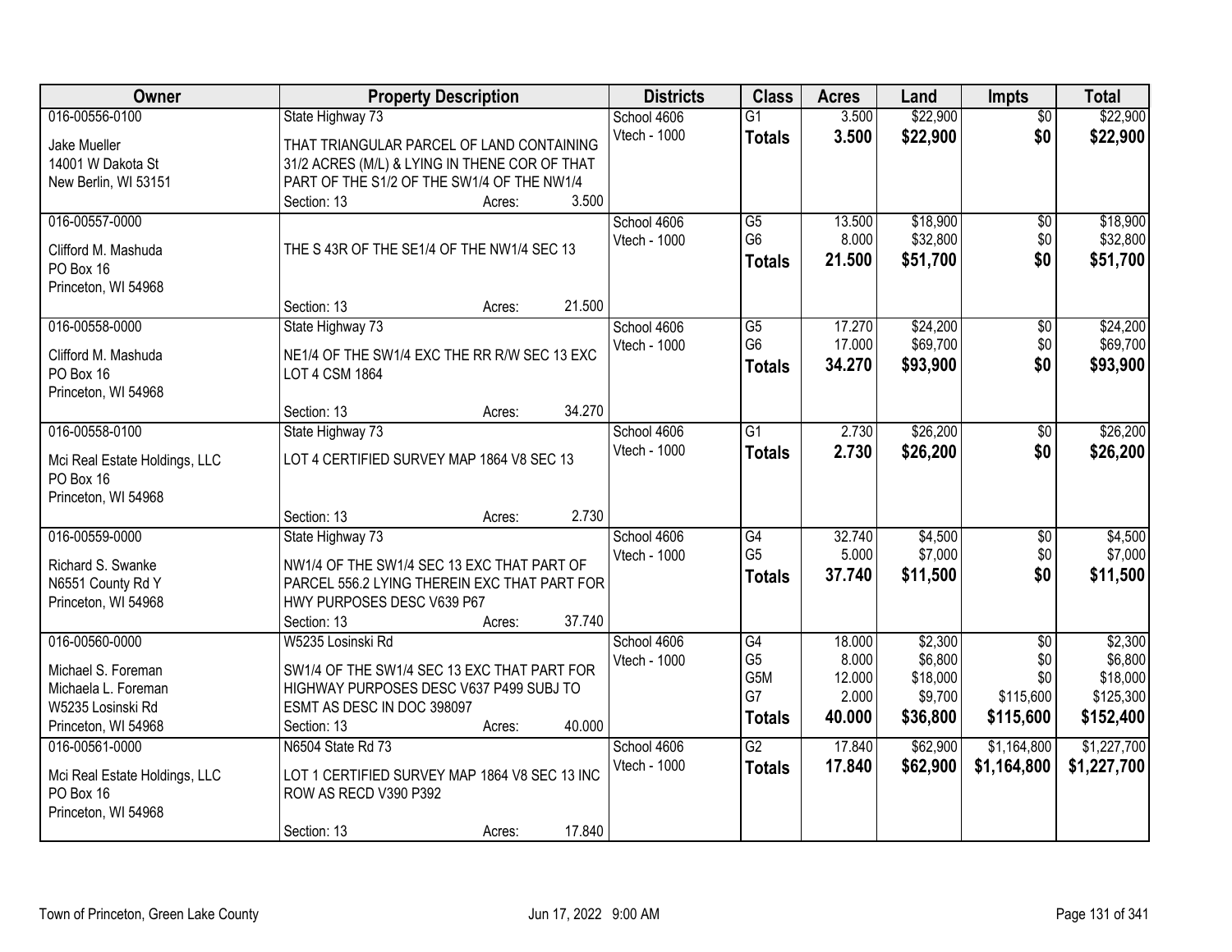| Owner | Property Description | Districts | Class | Acres | Land | Impts | Total |
|---|---|---|---|---|---|---|---|
| 016-00556-0100<br>Jake Mueller<br>14001 W Dakota St<br>New Berlin, WI 53151 | State Highway 73<br>THAT TRIANGULAR PARCEL OF LAND CONTAINING 31/2 ACRES (M/L) & LYING IN THENE COR OF THAT PART OF THE S1/2 OF THE SW1/4 OF THE NW1/4<br>Section: 13 Acres: 3.500 | School 4606<br>Vtech - 1000 | G1<br>**Totals** | 3.500<br>**3.500** | $22,900<br>**$22,900** | $0<br>**$0** | $22,900<br>**$22,900** |
| 016-00557-0000<br>Clifford M. Mashuda<br>PO Box 16<br>Princeton, WI 54968 | THE S 43R OF THE SE1/4 OF THE NW1/4 SEC 13<br>Section: 13 Acres: 21.500 | School 4606<br>Vtech - 1000 | G5<br>G6<br>**Totals** | 13.500<br>8.000<br>**21.500** | $18,900<br>$32,800<br>**$51,700** | $0<br>$0<br>**$0** | $18,900<br>$32,800<br>**$51,700** |
| 016-00558-0000<br>Clifford M. Mashuda<br>PO Box 16<br>Princeton, WI 54968 | State Highway 73<br>NE1/4 OF THE SW1/4 EXC THE RR R/W SEC 13 EXC LOT 4 CSM 1864<br>Section: 13 Acres: 34.270 | School 4606<br>Vtech - 1000 | G5<br>G6<br>**Totals** | 17.270<br>17.000<br>**34.270** | $24,200<br>$69,700<br>**$93,900** | $0<br>$0<br>**$0** | $24,200<br>$69,700<br>**$93,900** |
| 016-00558-0100<br>Mci Real Estate Holdings, LLC<br>PO Box 16<br>Princeton, WI 54968 | State Highway 73<br>LOT 4 CERTIFIED SURVEY MAP 1864 V8 SEC 13<br>Section: 13 Acres: 2.730 | School 4606<br>Vtech - 1000 | G1<br>**Totals** | 2.730<br>**2.730** | $26,200<br>**$26,200** | $0<br>**$0** | $26,200<br>**$26,200** |
| 016-00559-0000<br>Richard S. Swanke<br>N6551 County Rd Y<br>Princeton, WI 54968 | State Highway 73<br>NW1/4 OF THE SW1/4 SEC 13 EXC THAT PART OF PARCEL 556.2 LYING THEREIN EXC THAT PART FOR HWY PURPOSES DESC V639 P67<br>Section: 13 Acres: 37.740 | School 4606<br>Vtech - 1000 | G4<br>G5<br>**Totals** | 32.740<br>5.000<br>**37.740** | $4,500<br>$7,000<br>**$11,500** | $0<br>$0<br>**$0** | $4,500<br>$7,000<br>**$11,500** |
| 016-00560-0000<br>Michael S. Foreman<br>Michaela L. Foreman<br>W5235 Losinski Rd<br>Princeton, WI 54968 | W5235 Losinski Rd<br>SW1/4 OF THE SW1/4 SEC 13 EXC THAT PART FOR HIGHWAY PURPOSES DESC V637 P499 SUBJ TO ESMT AS DESC IN DOC 398097<br>Section: 13 Acres: 40.000 | School 4606<br>Vtech - 1000 | G4<br>G5<br>G5M<br>G7<br>**Totals** | 18.000<br>8.000<br>12.000<br>2.000<br>**40.000** | $2,300<br>$6,800<br>$18,000<br>$9,700<br>**$36,800** | $0<br>$0<br>$0<br>$115,600<br>**$115,600** | $2,300<br>$6,800<br>$18,000<br>$125,300<br>**$152,400** |
| 016-00561-0000<br>Mci Real Estate Holdings, LLC<br>PO Box 16<br>Princeton, WI 54968 | N6504 State Rd 73<br>LOT 1 CERTIFIED SURVEY MAP 1864 V8 SEC 13 INC ROW AS RECD V390 P392<br>Section: 13 Acres: 17.840 | School 4606<br>Vtech - 1000 | G2<br>**Totals** | 17.840<br>**17.840** | $62,900<br>**$62,900** | $1,164,800<br>**$1,164,800** | $1,227,700<br>**$1,227,700** |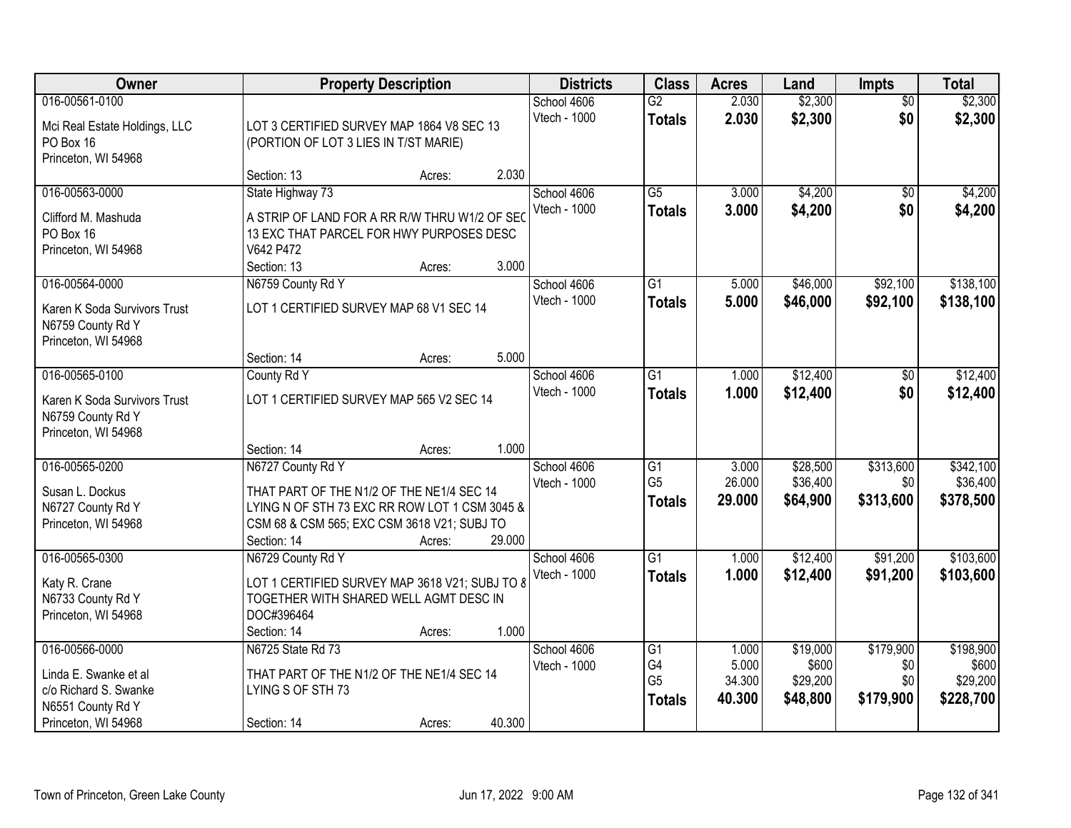| Owner | Property Description | Districts | Class | Acres | Land | Impts | Total |
|---|---|---|---|---|---|---|---|
| 016-00561-0100<br><br>Mci Real Estate Holdings, LLC<br>PO Box 16<br>Princeton, WI 54968 | LOT 3 CERTIFIED SURVEY MAP 1864 V8 SEC 13 (PORTION OF LOT 3 LIES IN T/ST MARIE)<br><br>Section: 13 Acres: 2.030 | School 4606<br>Vtech - 1000 | G2<br>**Totals** | 2.030<br>**2.030** | $2,300<br>**$2,300** | $0<br>**$0** | $2,300<br>**$2,300** |
| 016-00563-0000<br><br>Clifford M. Mashuda<br>PO Box 16<br>Princeton, WI 54968 | State Highway 73<br><br>A STRIP OF LAND FOR A RR R/W THRU W1/2 OF SEC 13 EXC THAT PARCEL FOR HWY PURPOSES DESC V642 P472<br>Section: 13 Acres: 3.000 | School 4606<br>Vtech - 1000 | G5<br>**Totals** | 3.000<br>**3.000** | $4,200<br>**$4,200** | $0<br>**$0** | $4,200<br>**$4,200** |
| 016-00564-0000<br><br>Karen K Soda Survivors Trust<br>N6759 County Rd Y<br>Princeton, WI 54968 | N6759 County Rd Y<br><br>LOT 1 CERTIFIED SURVEY MAP 68 V1 SEC 14<br><br>Section: 14 Acres: 5.000 | School 4606<br>Vtech - 1000 | G1<br>**Totals** | 5.000<br>**5.000** | $46,000<br>**$46,000** | $92,100<br>**$92,100** | $138,100<br>**$138,100** |
| 016-00565-0100<br><br>Karen K Soda Survivors Trust<br>N6759 County Rd Y<br>Princeton, WI 54968 | County Rd Y<br><br>LOT 1 CERTIFIED SURVEY MAP 565 V2 SEC 14<br><br>Section: 14 Acres: 1.000 | School 4606<br>Vtech - 1000 | G1<br>**Totals** | 1.000<br>**1.000** | $12,400<br>**$12,400** | $0<br>**$0** | $12,400<br>**$12,400** |
| 016-00565-0200<br><br>Susan L. Dockus<br>N6727 County Rd Y<br>Princeton, WI 54968 | N6727 County Rd Y<br><br>THAT PART OF THE N1/2 OF THE NE1/4 SEC 14 LYING N OF STH 73 EXC RR ROW LOT 1 CSM 3045 & CSM 68 & CSM 565; EXC CSM 3618 V21; SUBJ TO<br>Section: 14 Acres: 29.000 | School 4606<br>Vtech - 1000 | G1<br>G5<br>**Totals** | 3.000<br>26.000<br>**29.000** | $28,500<br>$36,400<br>**$64,900** | $313,600<br>$0<br>**$313,600** | $342,100<br>$36,400<br>**$378,500** |
| 016-00565-0300<br><br>Katy R. Crane<br>N6733 County Rd Y<br>Princeton, WI 54968 | N6729 County Rd Y<br><br>LOT 1 CERTIFIED SURVEY MAP 3618 V21; SUBJ TO & TOGETHER WITH SHARED WELL AGMT DESC IN DOC#396464<br>Section: 14 Acres: 1.000 | School 4606<br>Vtech - 1000 | G1<br>**Totals** | 1.000<br>**1.000** | $12,400<br>**$12,400** | $91,200<br>**$91,200** | $103,600<br>**$103,600** |
| 016-00566-0000<br><br>Linda E. Swanke et al<br>c/o Richard S. Swanke<br>N6551 County Rd Y<br>Princeton, WI 54968 | N6725 State Rd 73<br><br>THAT PART OF THE N1/2 OF THE NE1/4 SEC 14 LYING S OF STH 73<br><br>Section: 14 Acres: 40.300 | School 4606<br>Vtech - 1000 | G1<br>G4<br>G5<br>**Totals** | 1.000<br>5.000<br>34.300<br>**40.300** | $19,000<br>$600<br>$29,200<br>**$48,800** | $179,900<br>$0<br>$0<br>**$179,900** | $198,900<br>$600<br>$29,200<br>**$228,700** |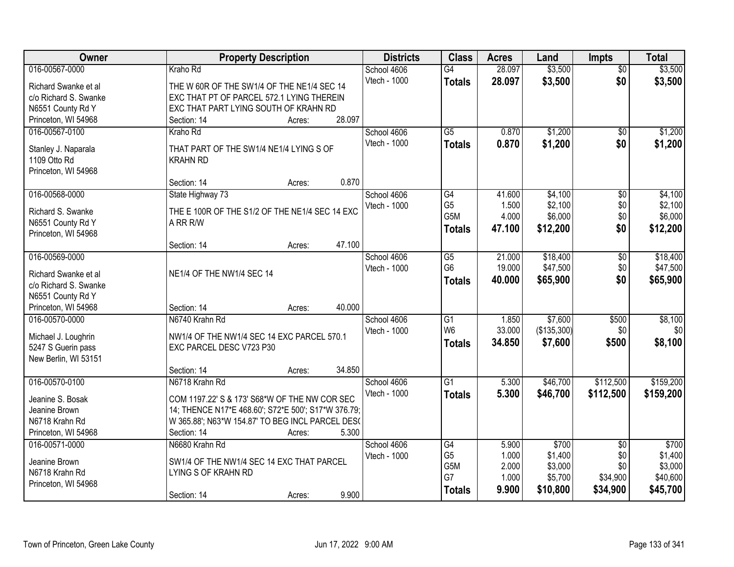| Owner | Property Description | Districts | Class | Acres | Land | Impts | Total |
|---|---|---|---|---|---|---|---|
| 016-00567-0000<br>Richard Swanke et al<br>c/o Richard S. Swanke<br>N6551 County Rd Y<br>Princeton, WI 54968 | Kraho Rd<br>THE W 60R OF THE SW1/4 OF THE NE1/4 SEC 14 EXC THAT PT OF PARCEL 572.1 LYING THEREIN EXC THAT PART LYING SOUTH OF KRAHN RD<br>Section: 14 Acres: 28.097 | School 4606<br>Vtech - 1000 | G4<br>**Totals** | 28.097<br>**28.097** | $3,500<br>**$3,500** | $0<br>**$0** | $3,500<br>**$3,500** |
| 016-00567-0100<br>Stanley J. Naparala<br>1109 Otto Rd<br>Princeton, WI 54968 | Kraho Rd<br>THAT PART OF THE SW1/4 NE1/4 LYING S OF KRAHN RD<br>Section: 14 Acres: 0.870 | School 4606<br>Vtech - 1000 | G5<br>**Totals** | 0.870<br>**0.870** | $1,200<br>**$1,200** | $0<br>**$0** | $1,200<br>**$1,200** |
| 016-00568-0000<br>Richard S. Swanke<br>N6551 County Rd Y<br>Princeton, WI 54968 | State Highway 73<br>THE E 100R OF THE S1/2 OF THE NE1/4 SEC 14 EXC A RR R/W<br>Section: 14 Acres: 47.100 | School 4606<br>Vtech - 1000 | G4<br>G5<br>G5M<br>**Totals** | 41.600<br>1.500<br>4.000<br>**47.100** | $4,100<br>$2,100<br>$6,000<br>**$12,200** | $0<br>$0<br>$0<br>**$0** | $4,100<br>$2,100<br>$6,000<br>**$12,200** |
| 016-00569-0000<br>Richard Swanke et al<br>c/o Richard S. Swanke<br>N6551 County Rd Y<br>Princeton, WI 54968 | NE1/4 OF THE NW1/4 SEC 14<br>Section: 14 Acres: 40.000 | School 4606<br>Vtech - 1000 | G5<br>G6<br>**Totals** | 21.000<br>19.000<br>**40.000** | $18,400<br>$47,500<br>**$65,900** | $0<br>$0<br>**$0** | $18,400<br>$47,500<br>**$65,900** |
| 016-00570-0000<br>Michael J. Loughrin<br>5247 S Guerin pass<br>New Berlin, WI 53151 | N6740 Krahn Rd<br>NW1/4 OF THE NW1/4 SEC 14 EXC PARCEL 570.1 EXC PARCEL DESC V723 P30<br>Section: 14 Acres: 34.850 | School 4606<br>Vtech - 1000 | G1<br>W6<br>**Totals** | 1.850<br>33.000<br>**34.850** | $7,600<br>($135,300)<br>**$7,600** | $500<br>$0<br>**$500** | $8,100<br>$0<br>**$8,100** |
| 016-00570-0100<br>Jeanine S. Bosak<br>Jeanine Brown<br>N6718 Krahn Rd<br>Princeton, WI 54968 | N6718 Krahn Rd<br>COM 1197.22' S & 173' S68*W OF THE NW COR SEC 14; THENCE N17*E 468.60'; S72*E 500'; S17*W 376.79; W 365.88'; N63*W 154.87' TO BEG INCL PARCEL DES(<br>Section: 14 Acres: 5.300 | School 4606<br>Vtech - 1000 | G1<br>**Totals** | 5.300<br>**5.300** | $46,700<br>**$46,700** | $112,500<br>**$112,500** | $159,200<br>**$159,200** |
| 016-00571-0000<br>Jeanine Brown<br>N6718 Krahn Rd<br>Princeton, WI 54968 | N6680 Krahn Rd<br>SW1/4 OF THE NW1/4 SEC 14 EXC THAT PARCEL LYING S OF KRAHN RD<br>Section: 14 Acres: 9.900 | School 4606<br>Vtech - 1000 | G4<br>G5<br>G5M<br>G7<br>**Totals** | 5.900<br>1.000<br>2.000<br>1.000<br>**9.900** | $700<br>$1,400<br>$3,000<br>$5,700<br>**$10,800** | $0<br>$0<br>$0<br>$34,900<br>**$34,900** | $700<br>$1,400<br>$3,000<br>$40,600<br>**$45,700** |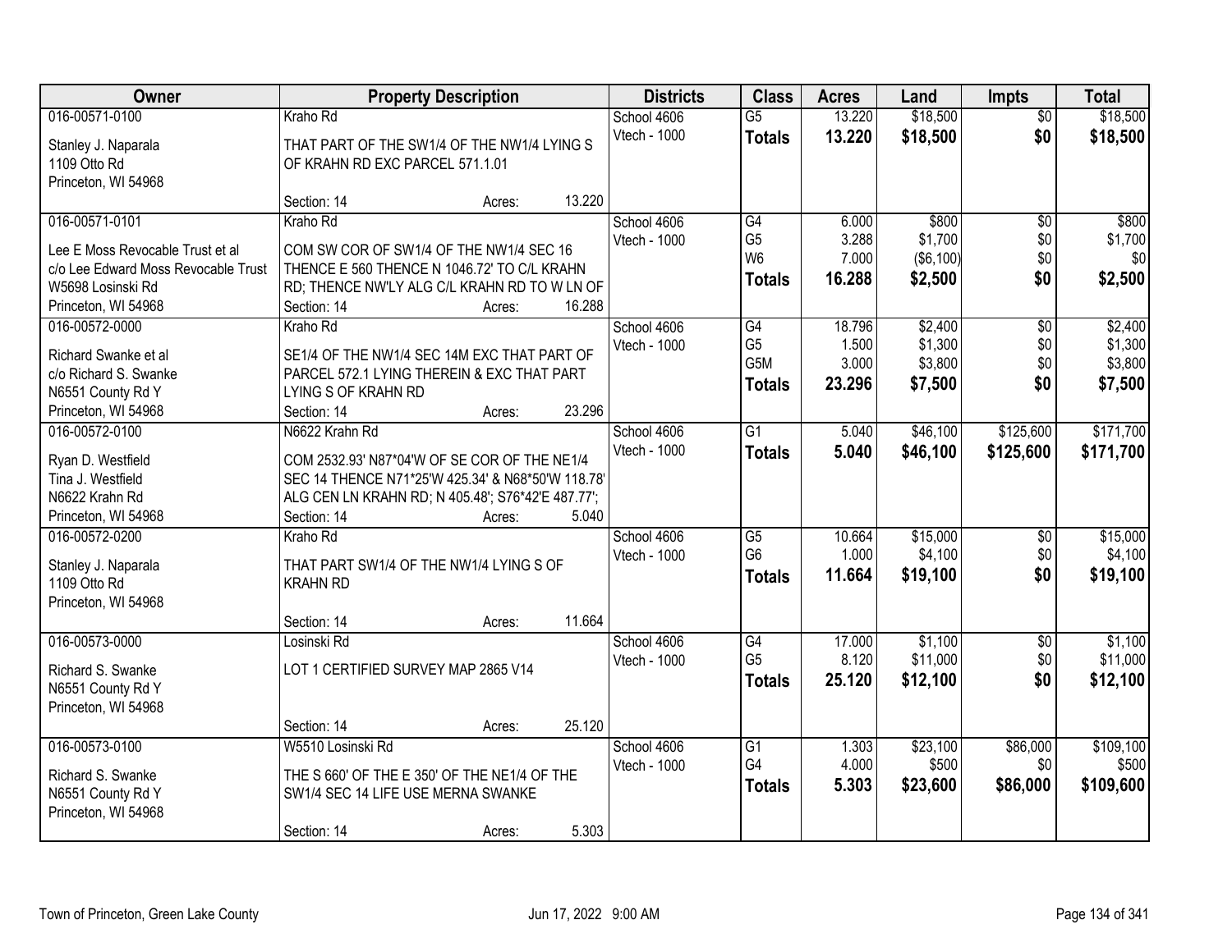| Owner | Property Description | Districts | Class | Acres | Land | Impts | Total |
|---|---|---|---|---|---|---|---|
| 016-00571-0100<br>Stanley J. Naparala<br>1109 Otto Rd<br>Princeton, WI 54968 | Kraho Rd<br>THAT PART OF THE SW1/4 OF THE NW1/4 LYING S OF KRAHN RD EXC PARCEL 571.1.01<br>Section: 14 Acres: 13.220 | School 4606<br>Vtech - 1000 | G5<br>**Totals** | 13.220<br>**13.220** | $18,500<br>**$18,500** | $0<br>**$0** | $18,500<br>**$18,500** |
| 016-00571-0101<br>Lee E Moss Revocable Trust et al<br>c/o Lee Edward Moss Revocable Trust<br>W5698 Losinski Rd<br>Princeton, WI 54968 | Kraho Rd<br>COM SW COR OF SW1/4 OF THE NW1/4 SEC 16 THENCE E 560 THENCE N 1046.72' TO C/L KRAHN RD; THENCE NW'LY ALG C/L KRAHN RD TO W LN OF<br>Section: 14 Acres: 16.288 | School 4606<br>Vtech - 1000 | G4<br>G5<br>W6<br>**Totals** | 6.000<br>3.288<br>7.000<br>**16.288** | $800<br>$1,700<br>($6,100)<br>**$2,500** | $0<br>$0<br>$0<br>**$0** | $800<br>$1,700<br>$0<br>**$2,500** |
| 016-00572-0000<br>Richard Swanke et al<br>c/o Richard S. Swanke<br>N6551 County Rd Y<br>Princeton, WI 54968 | Kraho Rd<br>SE1/4 OF THE NW1/4 SEC 14M EXC THAT PART OF PARCEL 572.1 LYING THEREIN & EXC THAT PART LYING S OF KRAHN RD<br>Section: 14 Acres: 23.296 | School 4606<br>Vtech - 1000 | G4<br>G5<br>G5M<br>**Totals** | 18.796<br>1.500<br>3.000<br>**23.296** | $2,400<br>$1,300<br>$3,800<br>**$7,500** | $0<br>$0<br>$0<br>**$0** | $2,400<br>$1,300<br>$3,800<br>**$7,500** |
| 016-00572-0100<br>Ryan D. Westfield<br>Tina J. Westfield<br>N6622 Krahn Rd<br>Princeton, WI 54968 | N6622 Krahn Rd<br>COM 2532.93' N87*04'W OF SE COR OF THE NE1/4 SEC 14 THENCE N71*25'W 425.34' & N68*50'W 118.78' ALG CEN LN KRAHN RD; N 405.48'; S76*42'E 487.77';<br>Section: 14 Acres: 5.040 | School 4606<br>Vtech - 1000 | G1<br>**Totals** | 5.040<br>**5.040** | $46,100<br>**$46,100** | $125,600<br>**$125,600** | $171,700<br>**$171,700** |
| 016-00572-0200<br>Stanley J. Naparala<br>1109 Otto Rd<br>Princeton, WI 54968 | Kraho Rd<br>THAT PART SW1/4 OF THE NW1/4 LYING S OF KRAHN RD<br>Section: 14 Acres: 11.664 | School 4606<br>Vtech - 1000 | G5<br>G6<br>**Totals** | 10.664<br>1.000<br>**11.664** | $15,000<br>$4,100<br>**$19,100** | $0<br>$0<br>**$0** | $15,000<br>$4,100<br>**$19,100** |
| 016-00573-0000<br>Richard S. Swanke<br>N6551 County Rd Y<br>Princeton, WI 54968 | Losinski Rd<br>LOT 1 CERTIFIED SURVEY MAP 2865 V14<br>Section: 14 Acres: 25.120 | School 4606<br>Vtech - 1000 | G4<br>G5<br>**Totals** | 17.000<br>8.120<br>**25.120** | $1,100<br>$11,000<br>**$12,100** | $0<br>$0<br>**$0** | $1,100<br>$11,000<br>**$12,100** |
| 016-00573-0100<br>Richard S. Swanke<br>N6551 County Rd Y<br>Princeton, WI 54968 | W5510 Losinski Rd<br>THE S 660' OF THE E 350' OF THE NE1/4 OF THE SW1/4 SEC 14 LIFE USE MERNA SWANKE<br>Section: 14 Acres: 5.303 | School 4606<br>Vtech - 1000 | G1<br>G4<br>**Totals** | 1.303<br>4.000<br>**5.303** | $23,100<br>$500<br>**$23,600** | $86,000<br>$0<br>**$86,000** | $109,100<br>$500<br>**$109,600** |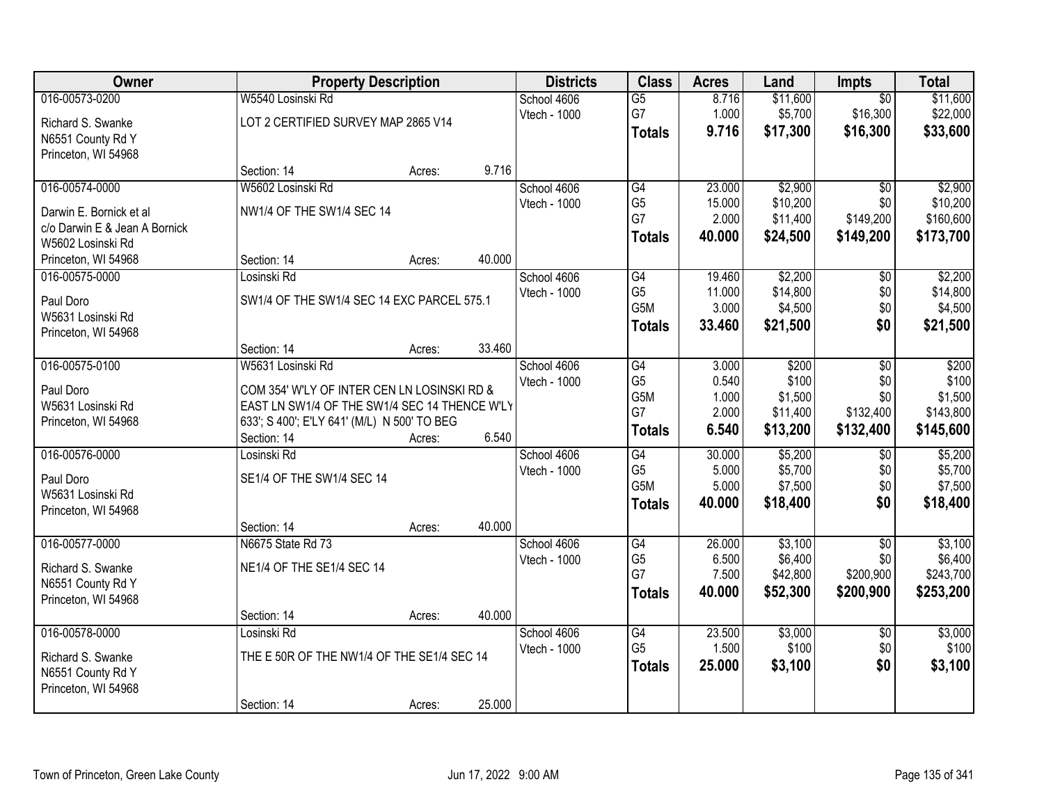| Owner | Property Description | Districts | Class | Acres | Land | Impts | Total |
|---|---|---|---|---|---|---|---|
| 016-00573-0200 | W5540 Losinski Rd | School 4606 | G5 | 8.716 | $11,600 | $0 | $11,600 |
| Richard S. Swanke | LOT 2 CERTIFIED SURVEY MAP 2865 V14 | Vtech - 1000 | G7 | 1.000 | $5,700 | $16,300 | $22,000 |
| N6551 County Rd Y | | | **Totals** | **9.716** | **$17,300** | **$16,300** | **$33,600** |
| Princeton, WI 54968 | | | | | | | |
| | Section: 14 Acres: 9.716 | | | | | | |
| 016-00574-0000 | W5602 Losinski Rd | School 4606 | G4 | 23.000 | $2,900 | $0 | $2,900 |
| Darwin E. Bornick et al | NW1/4 OF THE SW1/4 SEC 14 | Vtech - 1000 | G5 | 15.000 | $10,200 | $0 | $10,200 |
| c/o Darwin E & Jean A Bornick | | | G7 | 2.000 | $11,400 | $149,200 | $160,600 |
| W5602 Losinski Rd | | | **Totals** | **40.000** | **$24,500** | **$149,200** | **$173,700** |
| Princeton, WI 54968 | Section: 14 Acres: 40.000 | | | | | | |
| 016-00575-0000 | Losinski Rd | School 4606 | G4 | 19.460 | $2,200 | $0 | $2,200 |
| Paul Doro | SW1/4 OF THE SW1/4 SEC 14 EXC PARCEL 575.1 | Vtech - 1000 | G5 | 11.000 | $14,800 | $0 | $14,800 |
| W5631 Losinski Rd | | | G5M | 3.000 | $4,500 | $0 | $4,500 |
| Princeton, WI 54968 | | | **Totals** | **33.460** | **$21,500** | **$0** | **$21,500** |
| | Section: 14 Acres: 33.460 | | | | | | |
| 016-00575-0100 | W5631 Losinski Rd | School 4606 | G4 | 3.000 | $200 | $0 | $200 |
| Paul Doro | COM 354' W'LY OF INTER CEN LN LOSINSKI RD & | Vtech - 1000 | G5 | 0.540 | $100 | $0 | $100 |
| W5631 Losinski Rd | EAST LN SW1/4 OF THE SW1/4 SEC 14 THENCE W'LY | | G5M | 1.000 | $1,500 | $0 | $1,500 |
| Princeton, WI 54968 | 633'; S 400'; E'LY 641' (M/L) N 500' TO BEG | | G7 | 2.000 | $11,400 | $132,400 | $143,800 |
| | Section: 14 Acres: 6.540 | | **Totals** | **6.540** | **$13,200** | **$132,400** | **$145,600** |
| 016-00576-0000 | Losinski Rd | School 4606 | G4 | 30.000 | $5,200 | $0 | $5,200 |
| Paul Doro | SE1/4 OF THE SW1/4 SEC 14 | Vtech - 1000 | G5 | 5.000 | $5,700 | $0 | $5,700 |
| W5631 Losinski Rd | | | G5M | 5.000 | $7,500 | $0 | $7,500 |
| Princeton, WI 54968 | | | **Totals** | **40.000** | **$18,400** | **$0** | **$18,400** |
| | Section: 14 Acres: 40.000 | | | | | | |
| 016-00577-0000 | N6675 State Rd 73 | School 4606 | G4 | 26.000 | $3,100 | $0 | $3,100 |
| Richard S. Swanke | NE1/4 OF THE SE1/4 SEC 14 | Vtech - 1000 | G5 | 6.500 | $6,400 | $0 | $6,400 |
| N6551 County Rd Y | | | G7 | 7.500 | $42,800 | $200,900 | $243,700 |
| Princeton, WI 54968 | | | **Totals** | **40.000** | **$52,300** | **$200,900** | **$253,200** |
| | Section: 14 Acres: 40.000 | | | | | | |
| 016-00578-0000 | Losinski Rd | School 4606 | G4 | 23.500 | $3,000 | $0 | $3,000 |
| Richard S. Swanke | THE E 50R OF THE NW1/4 OF THE SE1/4 SEC 14 | Vtech - 1000 | G5 | 1.500 | $100 | $0 | $100 |
| N6551 County Rd Y | | | **Totals** | **25.000** | **$3,100** | **$0** | **$3,100** |
| Princeton, WI 54968 | | | | | | | |
| | Section: 14 Acres: 25.000 | | | | | | |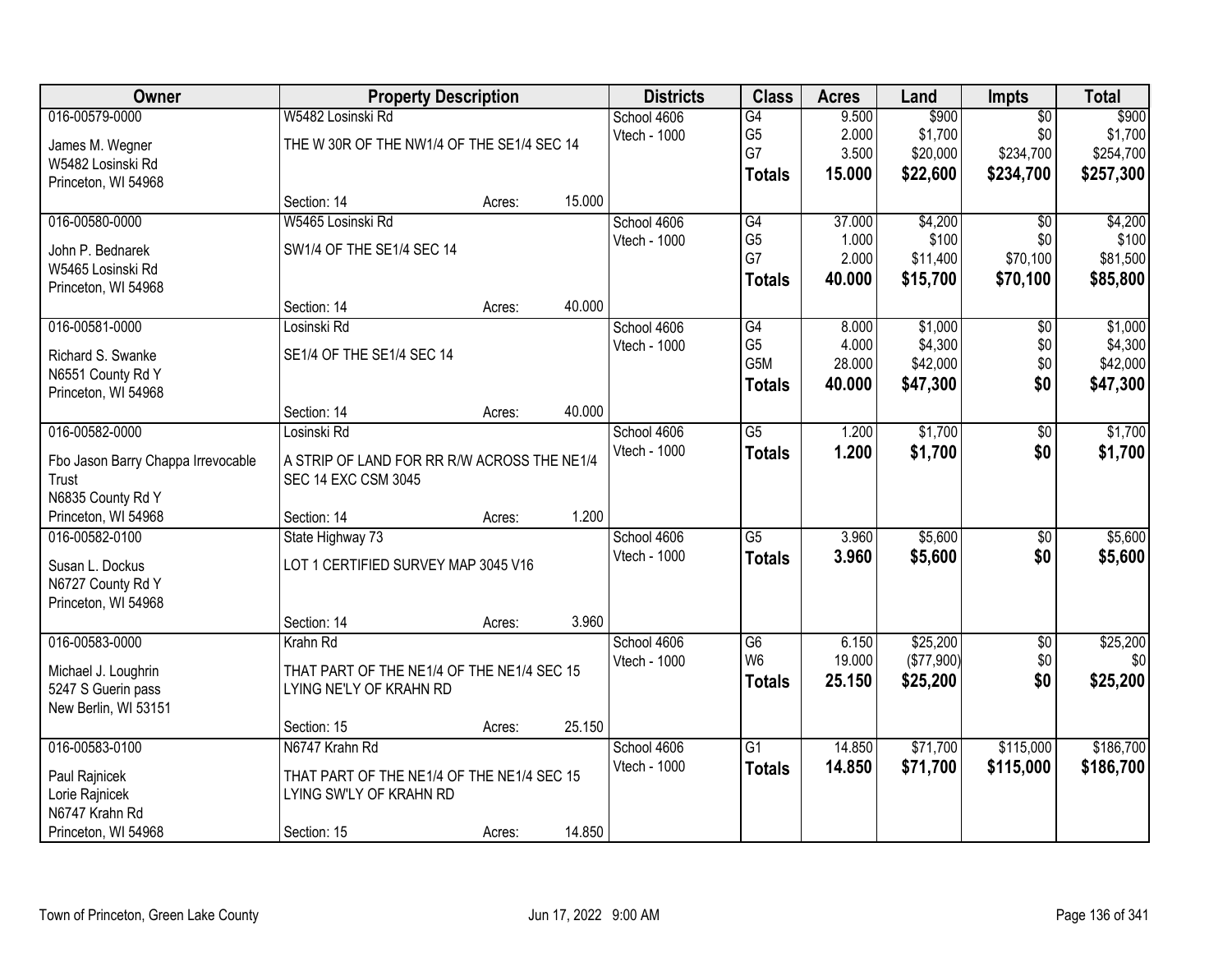| Owner | Property Description | | | Districts | Class | Acres | Land | Impts | Total |
|---|---|---|---|---|---|---|---|---|---|
| 016-00579-0000 | W5482 Losinski Rd | | | School 4606 | G4 | 9.500 | $900 | $0 | $900 |
| James M. Wegner | THE W 30R OF THE NW1/4 OF THE SE1/4 SEC 14 | | | Vtech - 1000 | G5 | 2.000 | $1,700 | $0 | $1,700 |
| W5482 Losinski Rd | | | | | G7 | 3.500 | $20,000 | $234,700 | $254,700 |
| Princeton, WI 54968 | | | | | **Totals** | **15.000** | **$22,600** | **$234,700** | **$257,300** |
| | Section: 14 | Acres: | 15.000 | | | | | | |
| 016-00580-0000 | W5465 Losinski Rd | | | School 4606 | G4 | 37.000 | $4,200 | $0 | $4,200 |
| John P. Bednarek | SW1/4 OF THE SE1/4 SEC 14 | | | Vtech - 1000 | G5 | 1.000 | $100 | $0 | $100 |
| W5465 Losinski Rd | | | | | G7 | 2.000 | $11,400 | $70,100 | $81,500 |
| Princeton, WI 54968 | | | | | **Totals** | **40.000** | **$15,700** | **$70,100** | **$85,800** |
| | Section: 14 | Acres: | 40.000 | | | | | | |
| 016-00581-0000 | Losinski Rd | | | School 4606 | G4 | 8.000 | $1,000 | $0 | $1,000 |
| Richard S. Swanke | SE1/4 OF THE SE1/4 SEC 14 | | | Vtech - 1000 | G5 | 4.000 | $4,300 | $0 | $4,300 |
| N6551 County Rd Y | | | | | G5M | 28.000 | $42,000 | $0 | $42,000 |
| Princeton, WI 54968 | | | | | **Totals** | **40.000** | **$47,300** | **$0** | **$47,300** |
| | Section: 14 | Acres: | 40.000 | | | | | | |
| 016-00582-0000 | Losinski Rd | | | School 4606 | G5 | 1.200 | $1,700 | $0 | $1,700 |
| Fbo Jason Barry Chappa Irrevocable Trust | A STRIP OF LAND FOR RR R/W ACROSS THE NE1/4 SEC 14 EXC CSM 3045 | | | Vtech - 1000 | **Totals** | **1.200** | **$1,700** | **$0** | **$1,700** |
| N6835 County Rd Y | | | | | | | | | |
| Princeton, WI 54968 | Section: 14 | Acres: | 1.200 | | | | | | |
| 016-00582-0100 | State Highway 73 | | | School 4606 | G5 | 3.960 | $5,600 | $0 | $5,600 |
| Susan L. Dockus | LOT 1 CERTIFIED SURVEY MAP 3045 V16 | | | Vtech - 1000 | **Totals** | **3.960** | **$5,600** | **$0** | **$5,600** |
| N6727 County Rd Y | | | | | | | | | |
| Princeton, WI 54968 | | | | | | | | | |
| | Section: 14 | Acres: | 3.960 | | | | | | |
| 016-00583-0000 | Krahn Rd | | | School 4606 | G6 | 6.150 | $25,200 | $0 | $25,200 |
| Michael J. Loughrin | THAT PART OF THE NE1/4 OF THE NE1/4 SEC 15 LYING NE'LY OF KRAHN RD | | | Vtech - 1000 | W6 | 19.000 | ($77,900) | $0 | $0 |
| 5247 S Guerin pass | | | | | **Totals** | **25.150** | **$25,200** | **$0** | **$25,200** |
| New Berlin, WI 53151 | | | | | | | | | |
| | Section: 15 | Acres: | 25.150 | | | | | | |
| 016-00583-0100 | N6747 Krahn Rd | | | School 4606 | G1 | 14.850 | $71,700 | $115,000 | $186,700 |
| Paul Rajnicek | THAT PART OF THE NE1/4 OF THE NE1/4 SEC 15 LYING SW'LY OF KRAHN RD | | | Vtech - 1000 | **Totals** | **14.850** | **$71,700** | **$115,000** | **$186,700** |
| Lorie Rajnicek | | | | | | | | | |
| N6747 Krahn Rd | | | | | | | | | |
| Princeton, WI 54968 | Section: 15 | Acres: | 14.850 | | | | | | |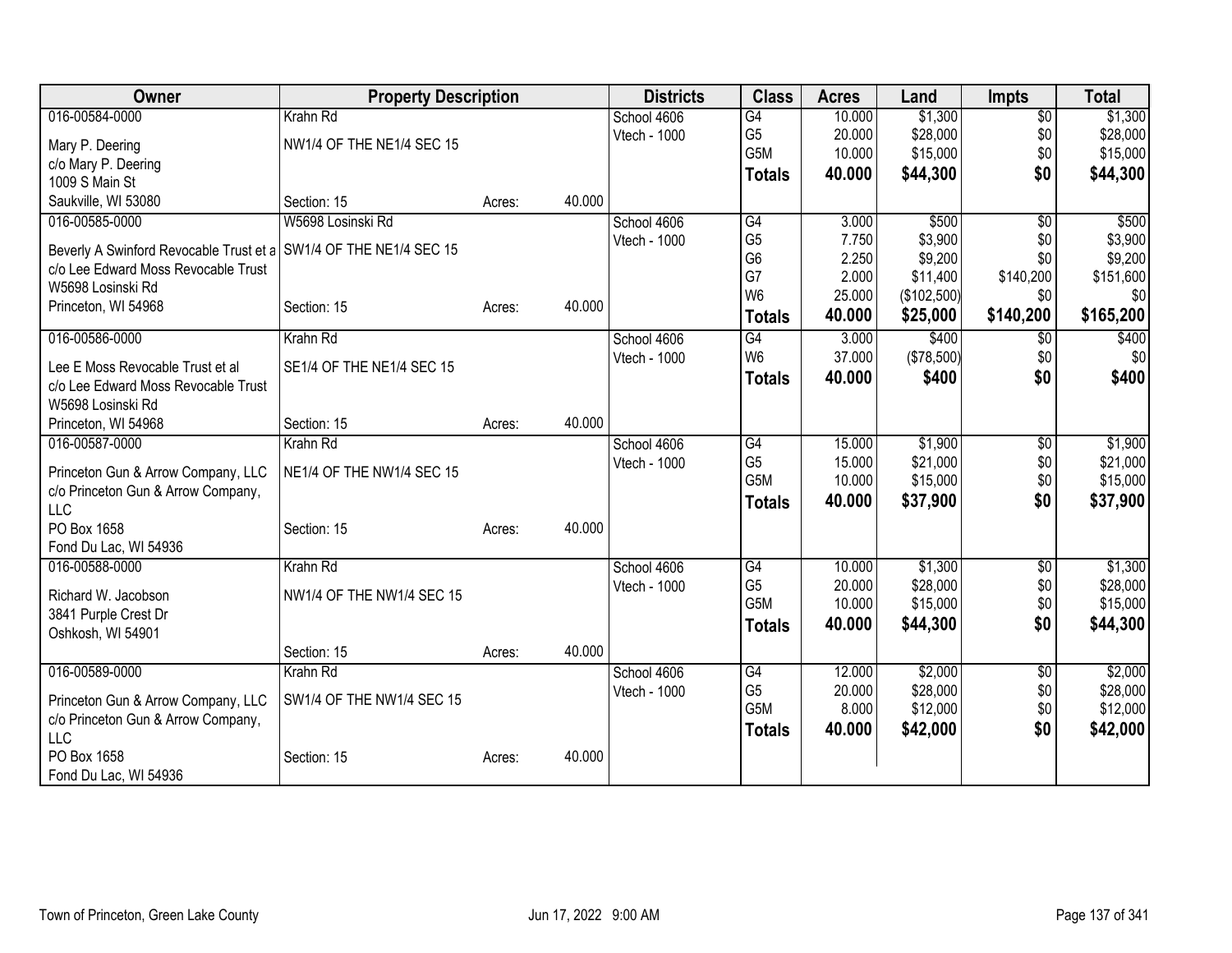| Owner | Property Description | | | Districts | Class | Acres | Land | Impts | Total |
|---|---|---|---|---|---|---|---|---|---|
| 016-00584-0000 | Krahn Rd | | | School 4606 | G4 | 10.000 | $1,300 | $0 | $1,300 |
| Mary P. Deering | NW1/4 OF THE NE1/4 SEC 15 | | | Vtech - 1000 | G5 | 20.000 | $28,000 | $0 | $28,000 |
| c/o Mary P. Deering | | | | | G5M | 10.000 | $15,000 | $0 | $15,000 |
| 1009 S Main St | | | | | **Totals** | **40.000** | **$44,300** | **$0** | **$44,300** |
| Saukville, WI 53080 | Section: 15 | Acres: | 40.000 | | | | | | |
| 016-00585-0000 | W5698 Losinski Rd | | | School 4606 | G4 | 3.000 | $500 | $0 | $500 |
| Beverly A Swinford Revocable Trust et a | SW1/4 OF THE NE1/4 SEC 15 | | | Vtech - 1000 | G5 | 7.750 | $3,900 | $0 | $3,900 |
| c/o Lee Edward Moss Revocable Trust | | | | | G6 | 2.250 | $9,200 | $0 | $9,200 |
| W5698 Losinski Rd | | | | | G7 | 2.000 | $11,400 | $140,200 | $151,600 |
| Princeton, WI 54968 | Section: 15 | Acres: | 40.000 | | W6 | 25.000 | ($102,500) | $0 | $0 |
| | | | | | **Totals** | **40.000** | **$25,000** | **$140,200** | **$165,200** |
| 016-00586-0000 | Krahn Rd | | | School 4606 | G4 | 3.000 | $400 | $0 | $400 |
| Lee E Moss Revocable Trust et al | SE1/4 OF THE NE1/4 SEC 15 | | | Vtech - 1000 | W6 | 37.000 | ($78,500) | $0 | $0 |
| c/o Lee Edward Moss Revocable Trust | | | | | **Totals** | **40.000** | **$400** | **$0** | **$400** |
| W5698 Losinski Rd | | | | | | | | | |
| Princeton, WI 54968 | Section: 15 | Acres: | 40.000 | | | | | | |
| 016-00587-0000 | Krahn Rd | | | School 4606 | G4 | 15.000 | $1,900 | $0 | $1,900 |
| Princeton Gun & Arrow Company, LLC | NE1/4 OF THE NW1/4 SEC 15 | | | Vtech - 1000 | G5 | 15.000 | $21,000 | $0 | $21,000 |
| c/o Princeton Gun & Arrow Company, LLC | | | | | G5M | 10.000 | $15,000 | $0 | $15,000 |
| | | | | | **Totals** | **40.000** | **$37,900** | **$0** | **$37,900** |
| PO Box 1658 | Section: 15 | Acres: | 40.000 | | | | | | |
| Fond Du Lac, WI 54936 | | | | | | | | | |
| 016-00588-0000 | Krahn Rd | | | School 4606 | G4 | 10.000 | $1,300 | $0 | $1,300 |
| Richard W. Jacobson | NW1/4 OF THE NW1/4 SEC 15 | | | Vtech - 1000 | G5 | 20.000 | $28,000 | $0 | $28,000 |
| 3841 Purple Crest Dr | | | | | G5M | 10.000 | $15,000 | $0 | $15,000 |
| Oshkosh, WI 54901 | | | | | **Totals** | **40.000** | **$44,300** | **$0** | **$44,300** |
| | Section: 15 | Acres: | 40.000 | | | | | | |
| 016-00589-0000 | Krahn Rd | | | School 4606 | G4 | 12.000 | $2,000 | $0 | $2,000 |
| Princeton Gun & Arrow Company, LLC | SW1/4 OF THE NW1/4 SEC 15 | | | Vtech - 1000 | G5 | 20.000 | $28,000 | $0 | $28,000 |
| c/o Princeton Gun & Arrow Company, LLC | | | | | G5M | 8.000 | $12,000 | $0 | $12,000 |
| | | | | | **Totals** | **40.000** | **$42,000** | **$0** | **$42,000** |
| PO Box 1658 | Section: 15 | Acres: | 40.000 | | | | | | |
| Fond Du Lac, WI 54936 | | | | | | | | | |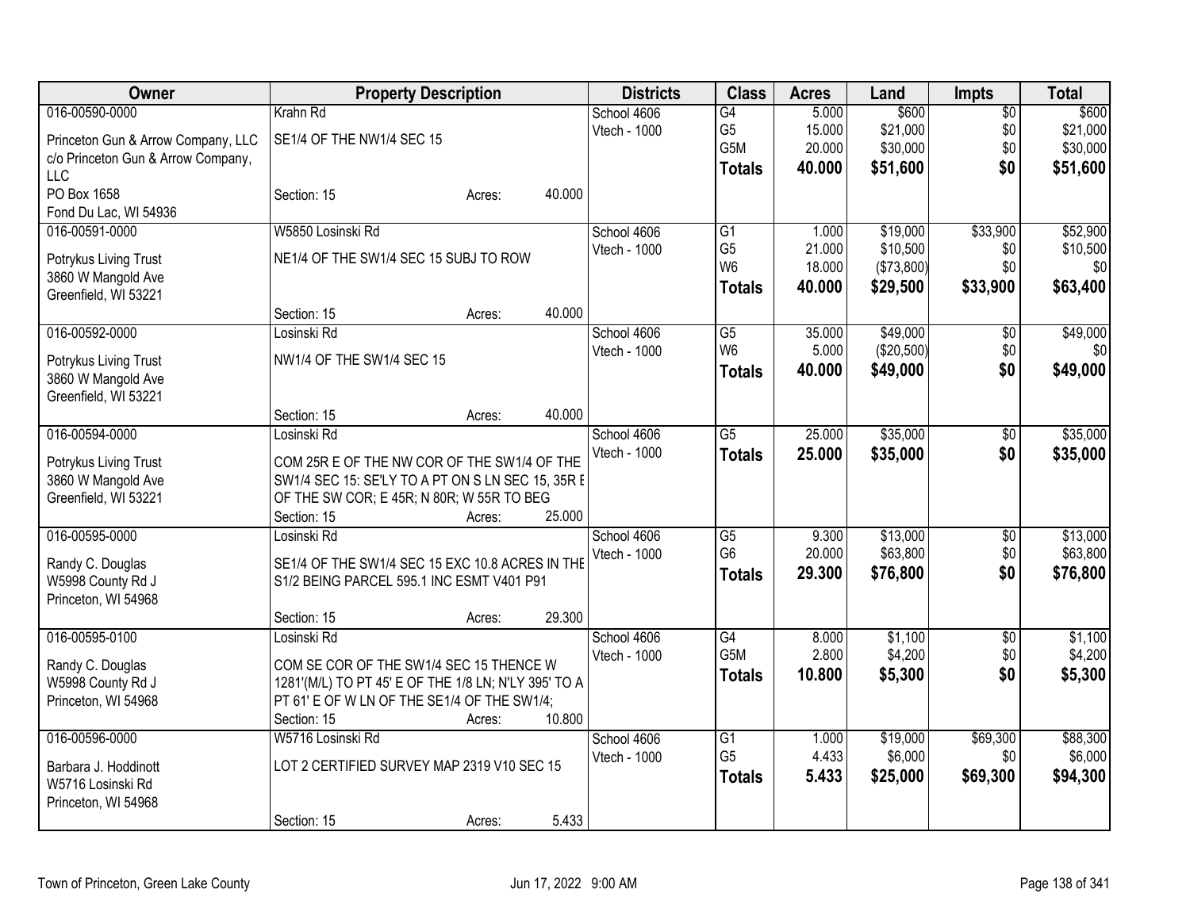| Owner | Property Description | Districts | Class | Acres | Land | Impts | Total |
|---|---|---|---|---|---|---|---|
| 016-00590-0000 | Krahn Rd | School 4606 | G4 | 5.000 | $600 | $0 | $600 |
| Princeton Gun & Arrow Company, LLC | SE1/4 OF THE NW1/4 SEC 15 | Vtech - 1000 | G5 | 15.000 | $21,000 | $0 | $21,000 |
| c/o Princeton Gun & Arrow Company, LLC | | | G5M | 20.000 | $30,000 | $0 | $30,000 |
| PO Box 1658 | Section: 15 Acres: 40.000 | | **Totals** | **40.000** | **$51,600** | **$0** | **$51,600** |
| Fond Du Lac, WI 54936 | | | | | | | |
| 016-00591-0000 | W5850 Losinski Rd | School 4606 | G1 | 1.000 | $19,000 | $33,900 | $52,900 |
| Potrykus Living Trust | NE1/4 OF THE SW1/4 SEC 15 SUBJ TO ROW | Vtech - 1000 | G5 | 21.000 | $10,500 | $0 | $10,500 |
| 3860 W Mangold Ave | | | W6 | 18.000 | ($73,800) | $0 | $0 |
| Greenfield, WI 53221 | | | **Totals** | **40.000** | **$29,500** | **$33,900** | **$63,400** |
| | Section: 15 Acres: 40.000 | | | | | | |
| 016-00592-0000 | Losinski Rd | School 4606 | G5 | 35.000 | $49,000 | $0 | $49,000 |
| Potrykus Living Trust | NW1/4 OF THE SW1/4 SEC 15 | Vtech - 1000 | W6 | 5.000 | ($20,500) | $0 | $0 |
| 3860 W Mangold Ave | | | **Totals** | **40.000** | **$49,000** | **$0** | **$49,000** |
| Greenfield, WI 53221 | | | | | | | |
| | Section: 15 Acres: 40.000 | | | | | | |
| 016-00594-0000 | Losinski Rd | School 4606 | G5 | 25.000 | $35,000 | $0 | $35,000 |
| Potrykus Living Trust | COM 25R E OF THE NW COR OF THE SW1/4 OF THE SW1/4 SEC 15: SE'LY TO A PT ON S LN SEC 15, 35R E OF THE SW COR; E 45R; N 80R; W 55R TO BEG | Vtech - 1000 | **Totals** | **25.000** | **$35,000** | **$0** | **$35,000** |
| 3860 W Mangold Ave | | | | | | | |
| Greenfield, WI 53221 | | | | | | | |
| | Section: 15 Acres: 25.000 | | | | | | |
| 016-00595-0000 | Losinski Rd | School 4606 | G5 | 9.300 | $13,000 | $0 | $13,000 |
| Randy C. Douglas | SE1/4 OF THE SW1/4 SEC 15 EXC 10.8 ACRES IN THE S1/2 BEING PARCEL 595.1 INC ESMT V401 P91 | Vtech - 1000 | G6 | 20.000 | $63,800 | $0 | $63,800 |
| W5998 County Rd J | | | **Totals** | **29.300** | **$76,800** | **$0** | **$76,800** |
| Princeton, WI 54968 | | | | | | | |
| | Section: 15 Acres: 29.300 | | | | | | |
| 016-00595-0100 | Losinski Rd | School 4606 | G4 | 8.000 | $1,100 | $0 | $1,100 |
| Randy C. Douglas | COM SE COR OF THE SW1/4 SEC 15 THENCE W 1281'(M/L) TO PT 45' E OF THE 1/8 LN; N'LY 395' TO A PT 61' E OF W LN OF THE SE1/4 OF THE SW1/4; | Vtech - 1000 | G5M | 2.800 | $4,200 | $0 | $4,200 |
| W5998 County Rd J | | | **Totals** | **10.800** | **$5,300** | **$0** | **$5,300** |
| Princeton, WI 54968 | | | | | | | |
| | Section: 15 Acres: 10.800 | | | | | | |
| 016-00596-0000 | W5716 Losinski Rd | School 4606 | G1 | 1.000 | $19,000 | $69,300 | $88,300 |
| Barbara J. Hoddinott | LOT 2 CERTIFIED SURVEY MAP 2319 V10 SEC 15 | Vtech - 1000 | G5 | 4.433 | $6,000 | $0 | $6,000 |
| W5716 Losinski Rd | | | **Totals** | **5.433** | **$25,000** | **$69,300** | **$94,300** |
| Princeton, WI 54968 | | | | | | | |
| | Section: 15 Acres: 5.433 | | | | | | |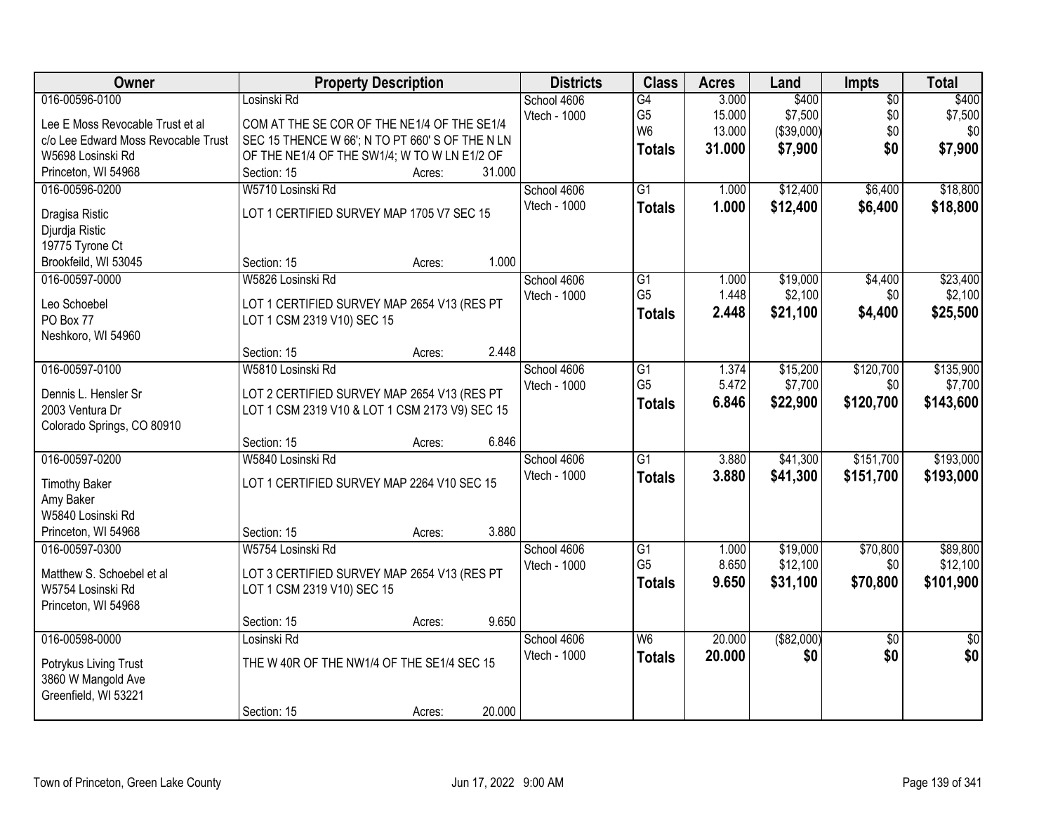| Owner | Property Description | Districts | Class | Acres | Land | Impts | Total |
|---|---|---|---|---|---|---|---|
| 016-00596-0100<br>Lee E Moss Revocable Trust et al<br>c/o Lee Edward Moss Revocable Trust<br>W5698 Losinski Rd<br>Princeton, WI 54968 | Losinski Rd<br>COM AT THE SE COR OF THE NE1/4 OF THE SE1/4 SEC 15 THENCE W 66'; N TO PT 660' S OF THE N LN OF THE NE1/4 OF THE SW1/4; W TO W LN E1/2 OF<br>Section: 15 Acres: 31.000 | School 4606<br>Vtech - 1000 | G4<br>G5<br>W6<br>**Totals** | 3.000<br>15.000<br>13.000<br>**31.000** | $400<br>$7,500<br>($39,000)<br>**$7,900** | $0<br>$0<br>$0<br>**$0** | $400<br>$7,500<br>$0<br>**$7,900** |
| 016-00596-0200<br>Dragisa Ristic<br>Djurdja Ristic<br>19775 Tyrone Ct<br>Brookfeild, WI 53045 | W5710 Losinski Rd<br>LOT 1 CERTIFIED SURVEY MAP 1705 V7 SEC 15<br>Section: 15 Acres: 1.000 | School 4606<br>Vtech - 1000 | G1<br>**Totals** | 1.000<br>**1.000** | $12,400<br>**$12,400** | $6,400<br>**$6,400** | $18,800<br>**$18,800** |
| 016-00597-0000<br>Leo Schoebel<br>PO Box 77<br>Neshkoro, WI 54960 | W5826 Losinski Rd<br>LOT 1 CERTIFIED SURVEY MAP 2654 V13 (RES PT LOT 1 CSM 2319 V10) SEC 15<br>Section: 15 Acres: 2.448 | School 4606<br>Vtech - 1000 | G1<br>G5<br>**Totals** | 1.000<br>1.448<br>**2.448** | $19,000<br>$2,100<br>**$21,100** | $4,400<br>$0<br>**$4,400** | $23,400<br>$2,100<br>**$25,500** |
| 016-00597-0100<br>Dennis L. Hensler Sr<br>2003 Ventura Dr<br>Colorado Springs, CO 80910 | W5810 Losinski Rd<br>LOT 2 CERTIFIED SURVEY MAP 2654 V13 (RES PT LOT 1 CSM 2319 V10 & LOT 1 CSM 2173 V9) SEC 15<br>Section: 15 Acres: 6.846 | School 4606<br>Vtech - 1000 | G1<br>G5<br>**Totals** | 1.374<br>5.472<br>**6.846** | $15,200<br>$7,700<br>**$22,900** | $120,700<br>$0<br>**$120,700** | $135,900<br>$7,700<br>**$143,600** |
| 016-00597-0200<br>Timothy Baker<br>Amy Baker<br>W5840 Losinski Rd<br>Princeton, WI 54968 | W5840 Losinski Rd<br>LOT 1 CERTIFIED SURVEY MAP 2264 V10 SEC 15<br>Section: 15 Acres: 3.880 | School 4606<br>Vtech - 1000 | G1<br>**Totals** | 3.880<br>**3.880** | $41,300<br>**$41,300** | $151,700<br>**$151,700** | $193,000<br>**$193,000** |
| 016-00597-0300<br>Matthew S. Schoebel et al<br>W5754 Losinski Rd<br>Princeton, WI 54968 | W5754 Losinski Rd<br>LOT 3 CERTIFIED SURVEY MAP 2654 V13 (RES PT LOT 1 CSM 2319 V10) SEC 15<br>Section: 15 Acres: 9.650 | School 4606<br>Vtech - 1000 | G1<br>G5<br>**Totals** | 1.000<br>8.650<br>**9.650** | $19,000<br>$12,100<br>**$31,100** | $70,800<br>$0<br>**$70,800** | $89,800<br>$12,100<br>**$101,900** |
| 016-00598-0000<br>Potrykus Living Trust<br>3860 W Mangold Ave<br>Greenfield, WI 53221 | Losinski Rd<br>THE W 40R OF THE NW1/4 OF THE SE1/4 SEC 15<br>Section: 15 Acres: 20.000 | School 4606<br>Vtech - 1000 | W6<br>**Totals** | 20.000<br>**20.000** | ($82,000)<br>**$0** | $0<br>**$0** | $0<br>**$0** |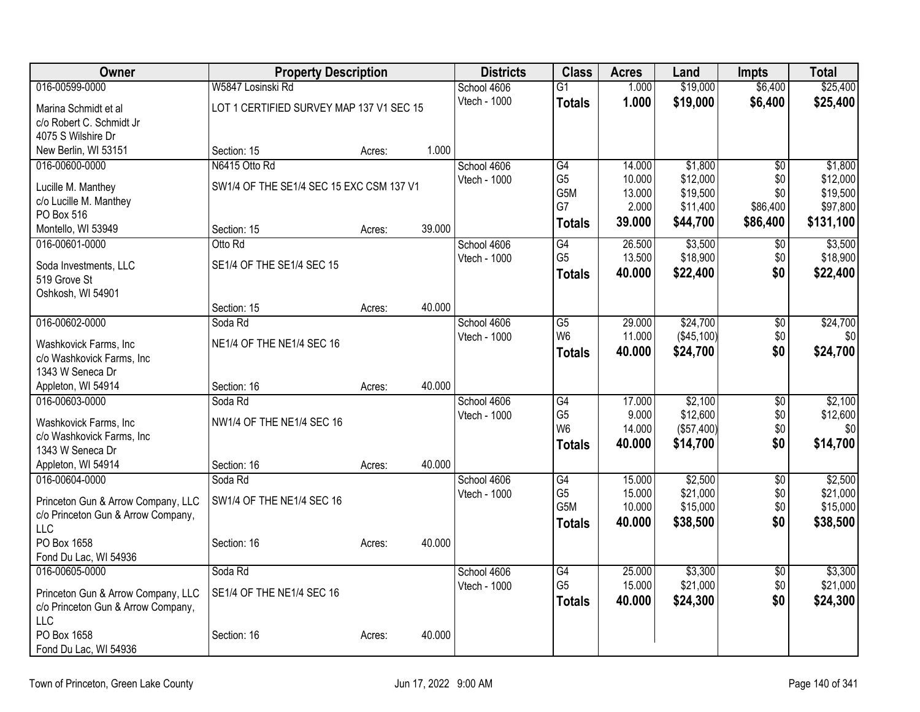| Owner | Property Description | | | Districts | Class | Acres | Land | Impts | Total |
|---|---|---|---|---|---|---|---|---|---|
| 016-00599-0000 | W5847 Losinski Rd | | | School 4606 | G1 | 1.000 | $19,000 | $6,400 | $25,400 |
| Marina Schmidt et al | LOT 1 CERTIFIED SURVEY MAP 137 V1 SEC 15 | | | Vtech - 1000 | **Totals** | **1.000** | **$19,000** | **$6,400** | **$25,400** |
| c/o Robert C. Schmidt Jr | | | | | | | | | |
| 4075 S Wilshire Dr | | | | | | | | | |
| New Berlin, WI 53151 | Section: 15 | Acres: | 1.000 | | | | | | |
| 016-00600-0000 | N6415 Otto Rd | | | School 4606 | G4 | 14.000 | $1,800 | $0 | $1,800 |
| Lucille M. Manthey | SW1/4 OF THE SE1/4 SEC 15 EXC CSM 137 V1 | | | Vtech - 1000 | G5 | 10.000 | $12,000 | $0 | $12,000 |
| c/o Lucille M. Manthey | | | | | G5M | 13.000 | $19,500 | $0 | $19,500 |
| PO Box 516 | | | | | G7 | 2.000 | $11,400 | $86,400 | $97,800 |
| Montello, WI 53949 | Section: 15 | Acres: | 39.000 | | **Totals** | **39.000** | **$44,700** | **$86,400** | **$131,100** |
| 016-00601-0000 | Otto Rd | | | School 4606 | G4 | 26.500 | $3,500 | $0 | $3,500 |
| Soda Investments, LLC | SE1/4 OF THE SE1/4 SEC 15 | | | Vtech - 1000 | G5 | 13.500 | $18,900 | $0 | $18,900 |
| 519 Grove St | | | | | **Totals** | **40.000** | **$22,400** | **$0** | **$22,400** |
| Oshkosh, WI 54901 | | | | | | | | | |
| | Section: 15 | Acres: | 40.000 | | | | | | |
| 016-00602-0000 | Soda Rd | | | School 4606 | G5 | 29.000 | $24,700 | $0 | $24,700 |
| Washkovick Farms, Inc | NE1/4 OF THE NE1/4 SEC 16 | | | Vtech - 1000 | W6 | 11.000 | ($45,100) | $0 | $0 |
| c/o Washkovick Farms, Inc | | | | | **Totals** | **40.000** | **$24,700** | **$0** | **$24,700** |
| 1343 W Seneca Dr | | | | | | | | | |
| Appleton, WI 54914 | Section: 16 | Acres: | 40.000 | | | | | | |
| 016-00603-0000 | Soda Rd | | | School 4606 | G4 | 17.000 | $2,100 | $0 | $2,100 |
| Washkovick Farms, Inc | NW1/4 OF THE NE1/4 SEC 16 | | | Vtech - 1000 | G5 | 9.000 | $12,600 | $0 | $12,600 |
| c/o Washkovick Farms, Inc | | | | | W6 | 14.000 | ($57,400) | $0 | $0 |
| 1343 W Seneca Dr | | | | | **Totals** | **40.000** | **$14,700** | **$0** | **$14,700** |
| Appleton, WI 54914 | Section: 16 | Acres: | 40.000 | | | | | | |
| 016-00604-0000 | Soda Rd | | | School 4606 | G4 | 15.000 | $2,500 | $0 | $2,500 |
| Princeton Gun & Arrow Company, LLC | SW1/4 OF THE NE1/4 SEC 16 | | | Vtech - 1000 | G5 | 15.000 | $21,000 | $0 | $21,000 |
| c/o Princeton Gun & Arrow Company, LLC | | | | | G5M | 10.000 | $15,000 | $0 | $15,000 |
| | | | | | **Totals** | **40.000** | **$38,500** | **$0** | **$38,500** |
| PO Box 1658 | Section: 16 | Acres: | 40.000 | | | | | | |
| Fond Du Lac, WI 54936 | | | | | | | | | |
| 016-00605-0000 | Soda Rd | | | School 4606 | G4 | 25.000 | $3,300 | $0 | $3,300 |
| Princeton Gun & Arrow Company, LLC | SE1/4 OF THE NE1/4 SEC 16 | | | Vtech - 1000 | G5 | 15.000 | $21,000 | $0 | $21,000 |
| c/o Princeton Gun & Arrow Company, LLC | | | | | **Totals** | **40.000** | **$24,300** | **$0** | **$24,300** |
| PO Box 1658 | Section: 16 | Acres: | 40.000 | | | | | | |
| Fond Du Lac, WI 54936 | | | | | | | | | |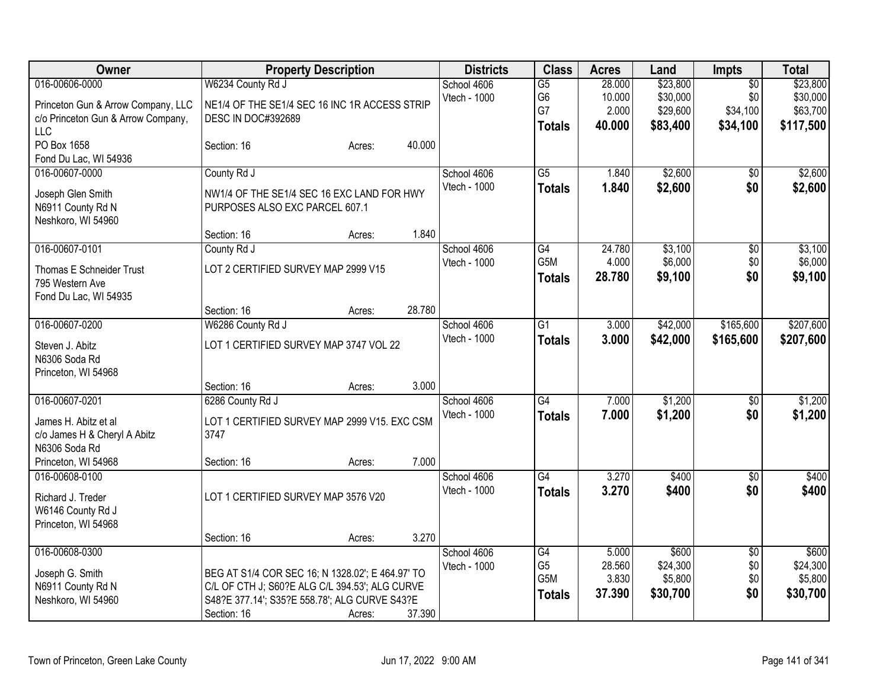| Owner | Property Description | | | Districts | Class | Acres | Land | Impts | Total |
|---|---|---|---|---|---|---|---|---|---|
| 016-00606-0000<br>Princeton Gun & Arrow Company, LLC<br>c/o Princeton Gun & Arrow Company, LLC<br>PO Box 1658<br>Fond Du Lac, WI 54936 | W6234 County Rd J<br>NE1/4 OF THE SE1/4 SEC 16 INC 1R ACCESS STRIP DESC IN DOC#392689<br>Section: 16 | Acres: | 40.000 | School 4606<br>Vtech - 1000 | G5<br>G6<br>G7<br>**Totals** | 28.000<br>10.000<br>2.000<br>**40.000** | $23,800<br>$30,000<br>$29,600<br>**$83,400** | $0<br>$0<br>$34,100<br>**$34,100** | $23,800<br>$30,000<br>$63,700<br>**$117,500** |
| 016-00607-0000<br>Joseph Glen Smith<br>N6911 County Rd N<br>Neshkoro, WI 54960 | County Rd J<br>NW1/4 OF THE SE1/4 SEC 16 EXC LAND FOR HWY PURPOSES ALSO EXC PARCEL 607.1<br>Section: 16 | Acres: | 1.840 | School 4606<br>Vtech - 1000 | G5<br>**Totals** | 1.840<br>**1.840** | $2,600<br>**$2,600** | $0<br>**$0** | $2,600<br>**$2,600** |
| 016-00607-0101<br>Thomas E Schneider Trust<br>795 Western Ave<br>Fond Du Lac, WI 54935 | County Rd J<br>LOT 2 CERTIFIED SURVEY MAP 2999 V15<br>Section: 16 | Acres: | 28.780 | School 4606<br>Vtech - 1000 | G4<br>G5M<br>**Totals** | 24.780<br>4.000<br>**28.780** | $3,100<br>$6,000<br>**$9,100** | $0<br>$0<br>**$0** | $3,100<br>$6,000<br>**$9,100** |
| 016-00607-0200<br>Steven J. Abitz<br>N6306 Soda Rd<br>Princeton, WI 54968 | W6286 County Rd J<br>LOT 1 CERTIFIED SURVEY MAP 3747 VOL 22<br>Section: 16 | Acres: | 3.000 | School 4606<br>Vtech - 1000 | G1<br>**Totals** | 3.000<br>**3.000** | $42,000<br>**$42,000** | $165,600<br>**$165,600** | $207,600<br>**$207,600** |
| 016-00607-0201<br>James H. Abitz et al<br>c/o James H & Cheryl A Abitz<br>N6306 Soda Rd<br>Princeton, WI 54968 | 6286 County Rd J<br>LOT 1 CERTIFIED SURVEY MAP 2999 V15. EXC CSM 3747<br>Section: 16 | Acres: | 7.000 | School 4606<br>Vtech - 1000 | G4<br>**Totals** | 7.000<br>**7.000** | $1,200<br>**$1,200** | $0<br>**$0** | $1,200<br>**$1,200** |
| 016-00608-0100<br>Richard J. Treder<br>W6146 County Rd J<br>Princeton, WI 54968 | LOT 1 CERTIFIED SURVEY MAP 3576 V20<br>Section: 16 | Acres: | 3.270 | School 4606<br>Vtech - 1000 | G4<br>**Totals** | 3.270<br>**3.270** | $400<br>**$400** | $0<br>**$0** | $400<br>**$400** |
| 016-00608-0300<br>Joseph G. Smith<br>N6911 County Rd N<br>Neshkoro, WI 54960 | BEG AT S1/4 COR SEC 16; N 1328.02'; E 464.97' TO C/L OF CTH J; S60?E ALG C/L 394.53'; ALG CURVE S48?E 377.14'; S35?E 558.78'; ALG CURVE S43?E<br>Section: 16 | Acres: | 37.390 | School 4606<br>Vtech - 1000 | G4<br>G5<br>G5M<br>**Totals** | 5.000<br>28.560<br>3.830<br>**37.390** | $600<br>$24,300<br>$5,800<br>**$30,700** | $0<br>$0<br>$0<br>**$0** | $600<br>$24,300<br>$5,800<br>**$30,700** |

Town of Princeton, Green Lake County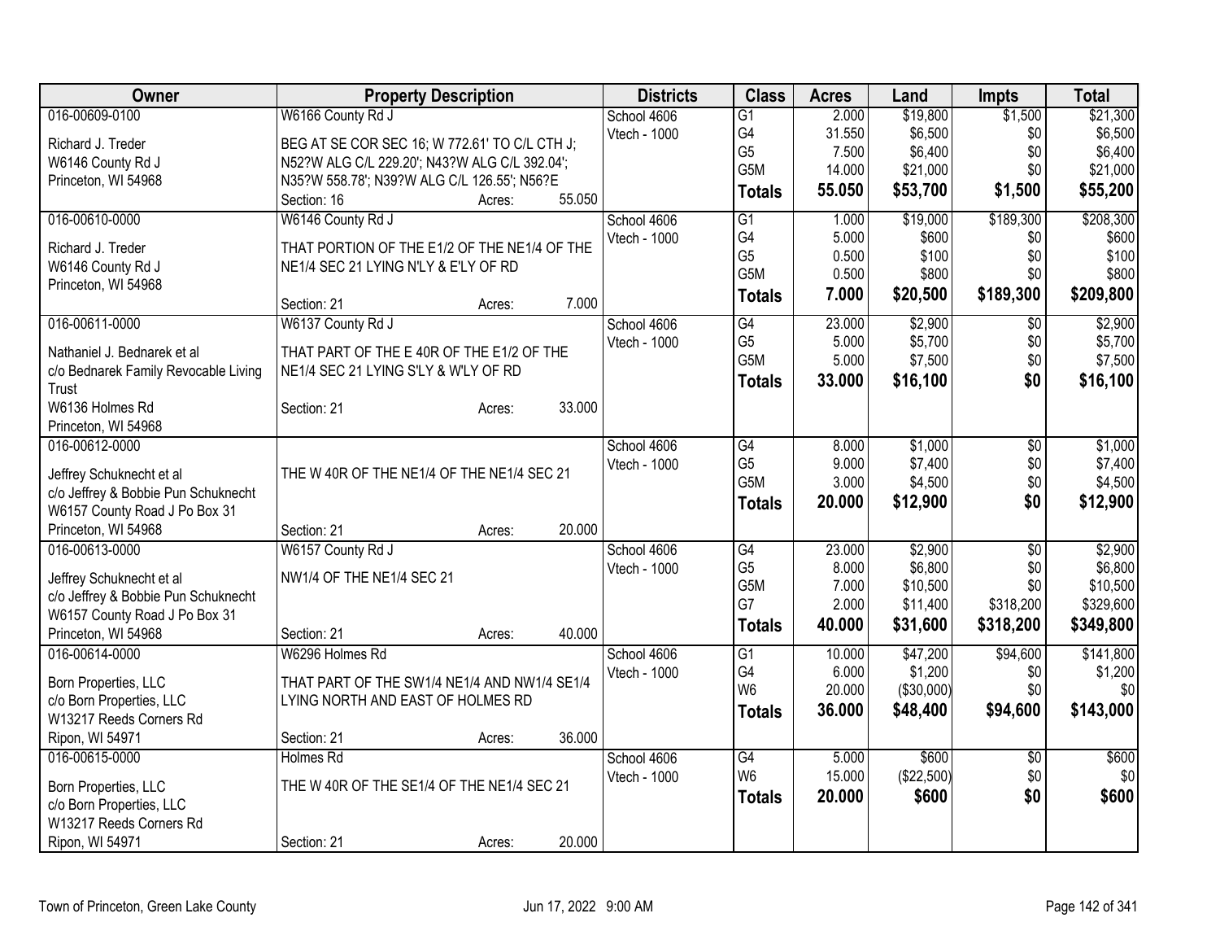| Owner | Property Description | | | Districts | Class | Acres | Land | Impts | Total |
|---|---|---|---|---|---|---|---|---|---|
| 016-00609-0100 | W6166 County Rd J | | | School 4606 | G1 | 2.000 | $19,800 | $1,500 | $21,300 |
| Richard J. Treder | BEG AT SE COR SEC 16; W 772.61' TO C/L CTH J; | | | Vtech - 1000 | G4 | 31.550 | $6,500 | $0 | $6,500 |
| W6146 County Rd J | N52?W ALG C/L 229.20'; N43?W ALG C/L 392.04'; | | | | G5 | 7.500 | $6,400 | $0 | $6,400 |
| Princeton, WI 54968 | N35?W 558.78'; N39?W ALG C/L 126.55'; N56?E | | | | G5M | 14.000 | $21,000 | $0 | $21,000 |
| | Section: 16 | Acres: | 55.050 | | **Totals** | **55.050** | **$53,700** | **$1,500** | **$55,200** |
| 016-00610-0000 | W6146 County Rd J | | | School 4606 | G1 | 1.000 | $19,000 | $189,300 | $208,300 |
| Richard J. Treder | THAT PORTION OF THE E1/2 OF THE NE1/4 OF THE | | | Vtech - 1000 | G4 | 5.000 | $600 | $0 | $600 |
| W6146 County Rd J | NE1/4 SEC 21 LYING N'LY & E'LY OF RD | | | | G5 | 0.500 | $100 | $0 | $100 |
| Princeton, WI 54968 | | | | | G5M | 0.500 | $800 | $0 | $800 |
| | Section: 21 | Acres: | 7.000 | | **Totals** | **7.000** | **$20,500** | **$189,300** | **$209,800** |
| 016-00611-0000 | W6137 County Rd J | | | School 4606 | G4 | 23.000 | $2,900 | $0 | $2,900 |
| Nathaniel J. Bednarek et al | THAT PART OF THE E 40R OF THE E1/2 OF THE | | | Vtech - 1000 | G5 | 5.000 | $5,700 | $0 | $5,700 |
| c/o Bednarek Family Revocable Living Trust | NE1/4 SEC 21 LYING S'LY & W'LY OF RD | | | | G5M | 5.000 | $7,500 | $0 | $7,500 |
| W6136 Holmes Rd | | | | | **Totals** | **33.000** | **$16,100** | **$0** | **$16,100** |
| Princeton, WI 54968 | Section: 21 | Acres: | 33.000 | | | | | | |
| 016-00612-0000 | | | | School 4606 | G4 | 8.000 | $1,000 | $0 | $1,000 |
| Jeffrey Schuknecht et al | THE W 40R OF THE NE1/4 OF THE NE1/4 SEC 21 | | | Vtech - 1000 | G5 | 9.000 | $7,400 | $0 | $7,400 |
| c/o Jeffrey & Bobbie Pun Schuknecht | | | | | G5M | 3.000 | $4,500 | $0 | $4,500 |
| W6157 County Road J Po Box 31 | | | | | **Totals** | **20.000** | **$12,900** | **$0** | **$12,900** |
| Princeton, WI 54968 | Section: 21 | Acres: | 20.000 | | | | | | |
| 016-00613-0000 | W6157 County Rd J | | | School 4606 | G4 | 23.000 | $2,900 | $0 | $2,900 |
| Jeffrey Schuknecht et al | NW1/4 OF THE NE1/4 SEC 21 | | | Vtech - 1000 | G5 | 8.000 | $6,800 | $0 | $6,800 |
| c/o Jeffrey & Bobbie Pun Schuknecht | | | | | G5M | 7.000 | $10,500 | $0 | $10,500 |
| W6157 County Road J Po Box 31 | | | | | G7 | 2.000 | $11,400 | $318,200 | $329,600 |
| Princeton, WI 54968 | Section: 21 | Acres: | 40.000 | | **Totals** | **40.000** | **$31,600** | **$318,200** | **$349,800** |
| 016-00614-0000 | W6296 Holmes Rd | | | School 4606 | G1 | 10.000 | $47,200 | $94,600 | $141,800 |
| Born Properties, LLC | THAT PART OF THE SW1/4 NE1/4 AND NW1/4 SE1/4 | | | Vtech - 1000 | G4 | 6.000 | $1,200 | $0 | $1,200 |
| c/o Born Properties, LLC | LYING NORTH AND EAST OF HOLMES RD | | | | W6 | 20.000 | ($30,000) | $0 | $0 |
| W13217 Reeds Corners Rd | | | | | **Totals** | **36.000** | **$48,400** | **$94,600** | **$143,000** |
| Ripon, WI 54971 | Section: 21 | Acres: | 36.000 | | | | | | |
| 016-00615-0000 | Holmes Rd | | | School 4606 | G4 | 5.000 | $600 | $0 | $600 |
| Born Properties, LLC | THE W 40R OF THE SE1/4 OF THE NE1/4 SEC 21 | | | Vtech - 1000 | W6 | 15.000 | ($22,500) | $0 | $0 |
| c/o Born Properties, LLC | | | | | **Totals** | **20.000** | **$600** | **$0** | **$600** |
| W13217 Reeds Corners Rd | | | | | | | | | |
| Ripon, WI 54971 | Section: 21 | Acres: | 20.000 | | | | | | |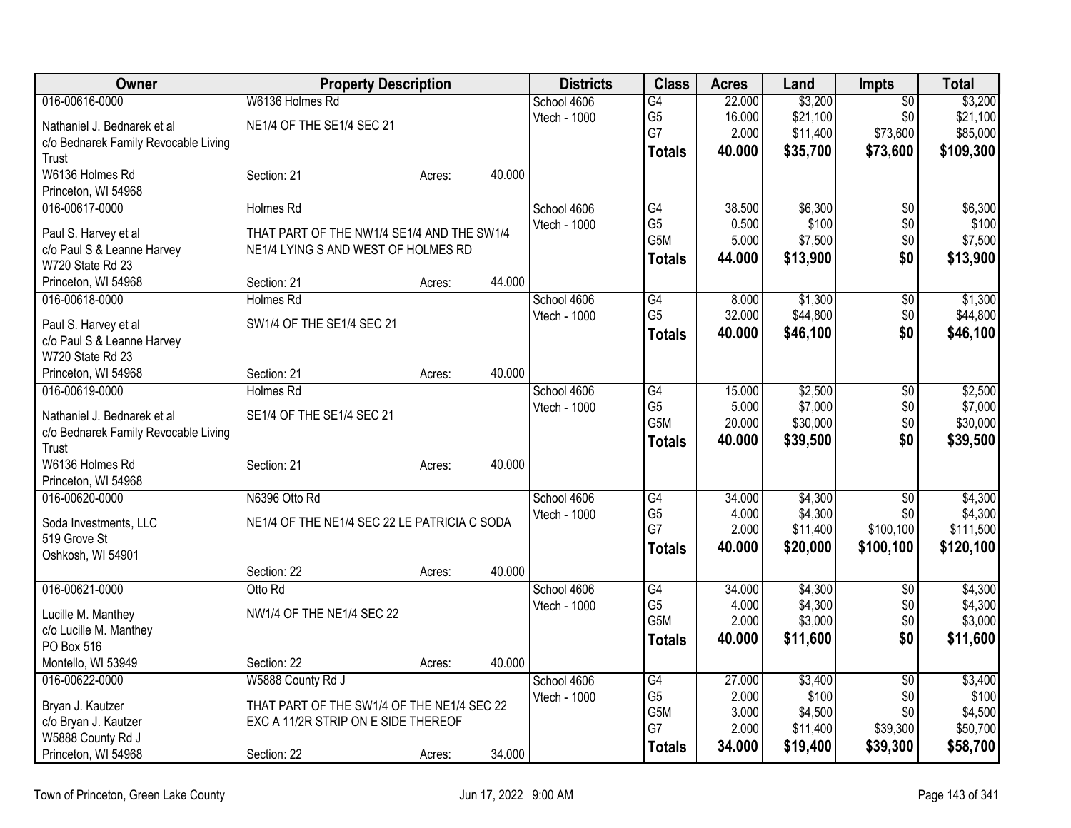| Owner | Property Description | | | Districts | Class | Acres | Land | Impts | Total |
|---|---|---|---|---|---|---|---|---|---|
| 016-00616-0000 | W6136 Holmes Rd | | | School 4606 | G4 | 22.000 | $3,200 | $0 | $3,200 |
| Nathaniel J. Bednarek et al | NE1/4 OF THE SE1/4 SEC 21 | | | Vtech - 1000 | G5 | 16.000 | $21,100 | $0 | $21,100 |
| c/o Bednarek Family Revocable Living Trust | | | | | G7 | 2.000 | $11,400 | $73,600 | $85,000 |
| | | | | | **Totals** | **40.000** | **$35,700** | **$73,600** | **$109,300** |
| W6136 Holmes Rd | Section: 21 | Acres: | 40.000 | | | | | | |
| Princeton, WI 54968 | | | | | | | | | |
| 016-00617-0000 | Holmes Rd | | | School 4606 | G4 | 38.500 | $6,300 | $0 | $6,300 |
| Paul S. Harvey et al | THAT PART OF THE NW1/4 SE1/4 AND THE SW1/4 NE1/4 LYING S AND WEST OF HOLMES RD | | | Vtech - 1000 | G5 | 0.500 | $100 | $0 | $100 |
| c/o Paul S & Leanne Harvey | | | | | G5M | 5.000 | $7,500 | $0 | $7,500 |
| W720 State Rd 23 | | | | | **Totals** | **44.000** | **$13,900** | **$0** | **$13,900** |
| Princeton, WI 54968 | Section: 21 | Acres: | 44.000 | | | | | | |
| 016-00618-0000 | Holmes Rd | | | School 4606 | G4 | 8.000 | $1,300 | $0 | $1,300 |
| Paul S. Harvey et al | SW1/4 OF THE SE1/4 SEC 21 | | | Vtech - 1000 | G5 | 32.000 | $44,800 | $0 | $44,800 |
| c/o Paul S & Leanne Harvey | | | | | **Totals** | **40.000** | **$46,100** | **$0** | **$46,100** |
| W720 State Rd 23 | | | | | | | | | |
| Princeton, WI 54968 | Section: 21 | Acres: | 40.000 | | | | | | |
| 016-00619-0000 | Holmes Rd | | | School 4606 | G4 | 15.000 | $2,500 | $0 | $2,500 |
| Nathaniel J. Bednarek et al | SE1/4 OF THE SE1/4 SEC 21 | | | Vtech - 1000 | G5 | 5.000 | $7,000 | $0 | $7,000 |
| c/o Bednarek Family Revocable Living Trust | | | | | G5M | 20.000 | $30,000 | $0 | $30,000 |
| | | | | | **Totals** | **40.000** | **$39,500** | **$0** | **$39,500** |
| W6136 Holmes Rd | Section: 21 | Acres: | 40.000 | | | | | | |
| Princeton, WI 54968 | | | | | | | | | |
| 016-00620-0000 | N6396 Otto Rd | | | School 4606 | G4 | 34.000 | $4,300 | $0 | $4,300 |
| Soda Investments, LLC | NE1/4 OF THE NE1/4 SEC 22 LE PATRICIA C SODA | | | Vtech - 1000 | G5 | 4.000 | $4,300 | $0 | $4,300 |
| 519 Grove St | | | | | G7 | 2.000 | $11,400 | $100,100 | $111,500 |
| Oshkosh, WI 54901 | | | | | **Totals** | **40.000** | **$20,000** | **$100,100** | **$120,100** |
| | Section: 22 | Acres: | 40.000 | | | | | | |
| 016-00621-0000 | Otto Rd | | | School 4606 | G4 | 34.000 | $4,300 | $0 | $4,300 |
| Lucille M. Manthey | NW1/4 OF THE NE1/4 SEC 22 | | | Vtech - 1000 | G5 | 4.000 | $4,300 | $0 | $4,300 |
| c/o Lucille M. Manthey | | | | | G5M | 2.000 | $3,000 | $0 | $3,000 |
| PO Box 516 | | | | | **Totals** | **40.000** | **$11,600** | **$0** | **$11,600** |
| Montello, WI 53949 | Section: 22 | Acres: | 40.000 | | | | | | |
| 016-00622-0000 | W5888 County Rd J | | | School 4606 | G4 | 27.000 | $3,400 | $0 | $3,400 |
| Bryan J. Kautzer | THAT PART OF THE SW1/4 OF THE NE1/4 SEC 22 EXC A 11/2R STRIP ON E SIDE THEREOF | | | Vtech - 1000 | G5 | 2.000 | $100 | $0 | $100 |
| c/o Bryan J. Kautzer | | | | | G5M | 3.000 | $4,500 | $0 | $4,500 |
| W5888 County Rd J | | | | | G7 | 2.000 | $11,400 | $39,300 | $50,700 |
| Princeton, WI 54968 | Section: 22 | Acres: | 34.000 | | **Totals** | **34.000** | **$19,400** | **$39,300** | **$58,700** |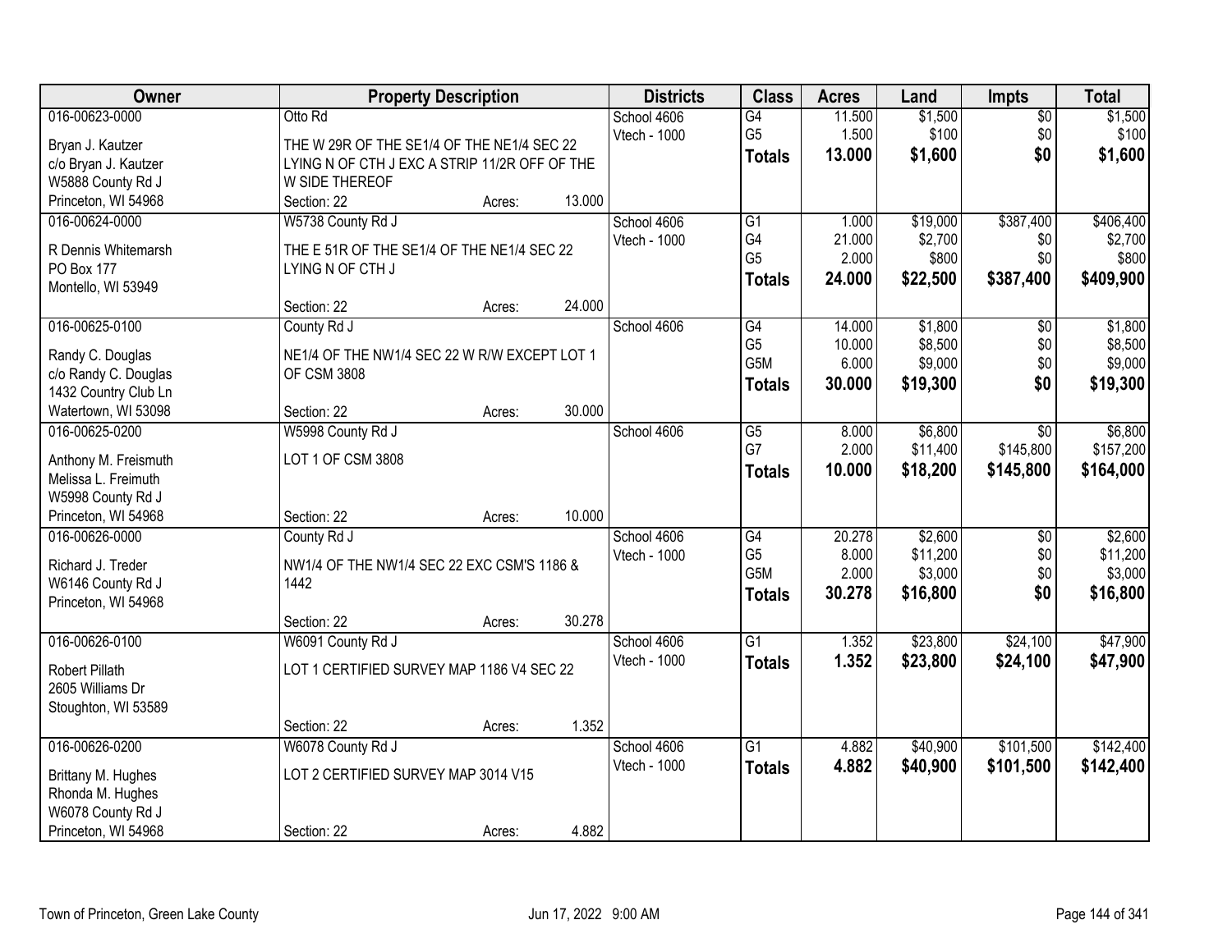| Owner | Property Description | Districts | Class | Acres | Land | Impts | Total |
|---|---|---|---|---|---|---|---|
| 016-00623-0000<br>Bryan J. Kautzer<br>c/o Bryan J. Kautzer<br>W5888 County Rd J<br>Princeton, WI 54968 | Otto Rd<br>THE W 29R OF THE SE1/4 OF THE NE1/4 SEC 22 LYING N OF CTH J EXC A STRIP 11/2R OFF OF THE W SIDE THEREOF<br>Section: 22 Acres: 13.000 | School 4606<br>Vtech - 1000 | G4<br>G5<br>**Totals** | 11.500<br>1.500<br>**13.000** | $1,500<br>$100<br>**$1,600** | $0<br>$0<br>**$0** | $1,500<br>$100<br>**$1,600** |
| 016-00624-0000<br>R Dennis Whitemarsh<br>PO Box 177<br>Montello, WI 53949 | W5738 County Rd J<br>THE E 51R OF THE SE1/4 OF THE NE1/4 SEC 22 LYING N OF CTH J<br>Section: 22 Acres: 24.000 | School 4606<br>Vtech - 1000 | G1<br>G4<br>G5<br>**Totals** | 1.000<br>21.000<br>2.000<br>**24.000** | $19,000<br>$2,700<br>$800<br>**$22,500** | $387,400<br>$0<br>$0<br>**$387,400** | $406,400<br>$2,700<br>$800<br>**$409,900** |
| 016-00625-0100<br>Randy C. Douglas<br>c/o Randy C. Douglas<br>1432 Country Club Ln<br>Watertown, WI 53098 | County Rd J<br>NE1/4 OF THE NW1/4 SEC 22 W R/W EXCEPT LOT 1 OF CSM 3808<br>Section: 22 Acres: 30.000 | School 4606 | G4<br>G5<br>G5M<br>**Totals** | 14.000<br>10.000<br>6.000<br>**30.000** | $1,800<br>$8,500<br>$9,000<br>**$19,300** | $0<br>$0<br>$0<br>**$0** | $1,800<br>$8,500<br>$9,000<br>**$19,300** |
| 016-00625-0200<br>Anthony M. Freismuth<br>Melissa L. Freimuth<br>W5998 County Rd J<br>Princeton, WI 54968 | W5998 County Rd J<br>LOT 1 OF CSM 3808<br>Section: 22 Acres: 10.000 | School 4606 | G5<br>G7<br>**Totals** | 8.000<br>2.000<br>**10.000** | $6,800<br>$11,400<br>**$18,200** | $0<br>$145,800<br>**$145,800** | $6,800<br>$157,200<br>**$164,000** |
| 016-00626-0000<br>Richard J. Treder<br>W6146 County Rd J<br>Princeton, WI 54968 | County Rd J<br>NW1/4 OF THE NW1/4 SEC 22 EXC CSM'S 1186 & 1442<br>Section: 22 Acres: 30.278 | School 4606<br>Vtech - 1000 | G4<br>G5<br>G5M<br>**Totals** | 20.278<br>8.000<br>2.000<br>**30.278** | $2,600<br>$11,200<br>$3,000<br>**$16,800** | $0<br>$0<br>$0<br>**$0** | $2,600<br>$11,200<br>$3,000<br>**$16,800** |
| 016-00626-0100<br>Robert Pillath<br>2605 Williams Dr<br>Stoughton, WI 53589 | W6091 County Rd J<br>LOT 1 CERTIFIED SURVEY MAP 1186 V4 SEC 22<br>Section: 22 Acres: 1.352 | School 4606<br>Vtech - 1000 | G1<br>**Totals** | 1.352<br>**1.352** | $23,800<br>**$23,800** | $24,100<br>**$24,100** | $47,900<br>**$47,900** |
| 016-00626-0200<br>Brittany M. Hughes<br>Rhonda M. Hughes<br>W6078 County Rd J<br>Princeton, WI 54968 | W6078 County Rd J<br>LOT 2 CERTIFIED SURVEY MAP 3014 V15<br>Section: 22 Acres: 4.882 | School 4606<br>Vtech - 1000 | G1<br>**Totals** | 4.882<br>**4.882** | $40,900<br>**$40,900** | $101,500<br>**$101,500** | $142,400<br>**$142,400** |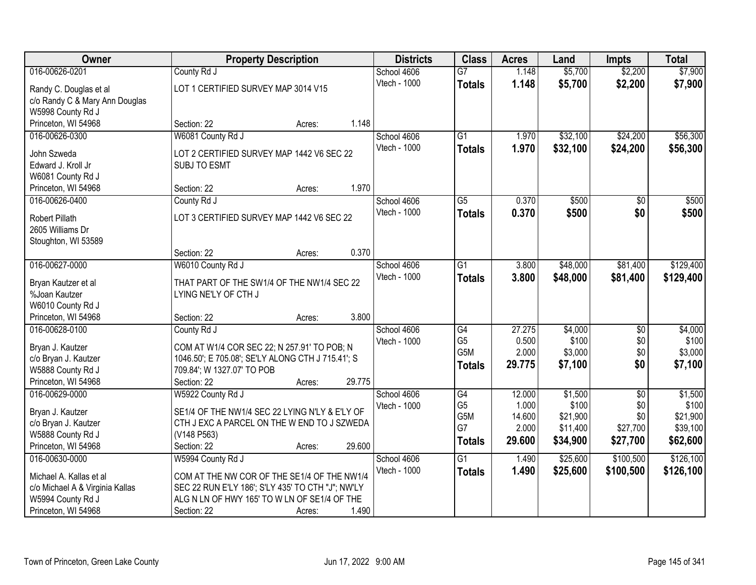| Owner | Property Description | | | Districts | Class | Acres | Land | Impts | Total |
|---|---|---|---|---|---|---|---|---|---|
| 016-00626-0201 | County Rd J | | | School 4606 | G7 | 1.148 | $5,700 | $2,200 | $7,900 |
| Randy C. Douglas et al<br>c/o Randy C & Mary Ann Douglas<br>W5998 County Rd J<br>Princeton, WI 54968 | LOT 1 CERTIFIED SURVEY MAP 3014 V15 | | | Vtech - 1000 | **Totals** | **1.148** | **$5,700** | **$2,200** | **$7,900** |
| | Section: 22 | Acres: | 1.148 | | | | | | |
| 016-00626-0300 | W6081 County Rd J | | | School 4606 | G1 | 1.970 | $32,100 | $24,200 | $56,300 |
| John Szweda<br>Edward J. Kroll Jr<br>W6081 County Rd J<br>Princeton, WI 54968 | LOT 2 CERTIFIED SURVEY MAP 1442 V6 SEC 22 SUBJ TO ESMT | | | Vtech - 1000 | **Totals** | **1.970** | **$32,100** | **$24,200** | **$56,300** |
| | Section: 22 | Acres: | 1.970 | | | | | | |
| 016-00626-0400 | County Rd J | | | School 4606 | G5 | 0.370 | $500 | $0 | $500 |
| Robert Pillath<br>2605 Williams Dr<br>Stoughton, WI 53589 | LOT 3 CERTIFIED SURVEY MAP 1442 V6 SEC 22 | | | Vtech - 1000 | **Totals** | **0.370** | **$500** | **$0** | **$500** |
| | Section: 22 | Acres: | 0.370 | | | | | | |
| 016-00627-0000 | W6010 County Rd J | | | School 4606 | G1 | 3.800 | $48,000 | $81,400 | $129,400 |
| Bryan Kautzer et al<br>%Joan Kautzer<br>W6010 County Rd J<br>Princeton, WI 54968 | THAT PART OF THE SW1/4 OF THE NW1/4 SEC 22 LYING NE'LY OF CTH J | | | Vtech - 1000 | **Totals** | **3.800** | **$48,000** | **$81,400** | **$129,400** |
| | Section: 22 | Acres: | 3.800 | | | | | | |
| 016-00628-0100 | County Rd J | | | School 4606 | G4 | 27.275 | $4,000 | $0 | $4,000 |
| Bryan J. Kautzer<br>c/o Bryan J. Kautzer<br>W5888 County Rd J<br>Princeton, WI 54968 | COM AT W1/4 COR SEC 22; N 257.91' TO POB; N 1046.50'; E 705.08'; SE'LY ALONG CTH J 715.41'; S 709.84'; W 1327.07' TO POB | | | Vtech - 1000 | G5 | 0.500 | $100 | $0 | $100 |
| | | | | | G5M | 2.000 | $3,000 | $0 | $3,000 |
| | | | | | **Totals** | **29.775** | **$7,100** | **$0** | **$7,100** |
| | Section: 22 | Acres: | 29.775 | | | | | | |
| 016-00629-0000 | W5922 County Rd J | | | School 4606 | G4 | 12.000 | $1,500 | $0 | $1,500 |
| Bryan J. Kautzer<br>c/o Bryan J. Kautzer<br>W5888 County Rd J<br>Princeton, WI 54968 | SE1/4 OF THE NW1/4 SEC 22 LYING N'LY & E'LY OF CTH J EXC A PARCEL ON THE W END TO J SZWEDA (V148 P563) | | | Vtech - 1000 | G5 | 1.000 | $100 | $0 | $100 |
| | | | | | G5M | 14.600 | $21,900 | $0 | $21,900 |
| | | | | | G7 | 2.000 | $11,400 | $27,700 | $39,100 |
| | | | | | **Totals** | **29.600** | **$34,900** | **$27,700** | **$62,600** |
| | Section: 22 | Acres: | 29.600 | | | | | | |
| 016-00630-0000 | W5994 County Rd J | | | School 4606 | G1 | 1.490 | $25,600 | $100,500 | $126,100 |
| Michael A. Kallas et al<br>c/o Michael A & Virginia Kallas<br>W5994 County Rd J<br>Princeton, WI 54968 | COM AT THE NW COR OF THE SE1/4 OF THE NW1/4 SEC 22 RUN E'LY 186'; S'LY 435' TO CTH "J"; NW'LY ALG N LN OF HWY 165' TO W LN OF SE1/4 OF THE | | | Vtech - 1000 | **Totals** | **1.490** | **$25,600** | **$100,500** | **$126,100** |
| | Section: 22 | Acres: | 1.490 | | | | | | |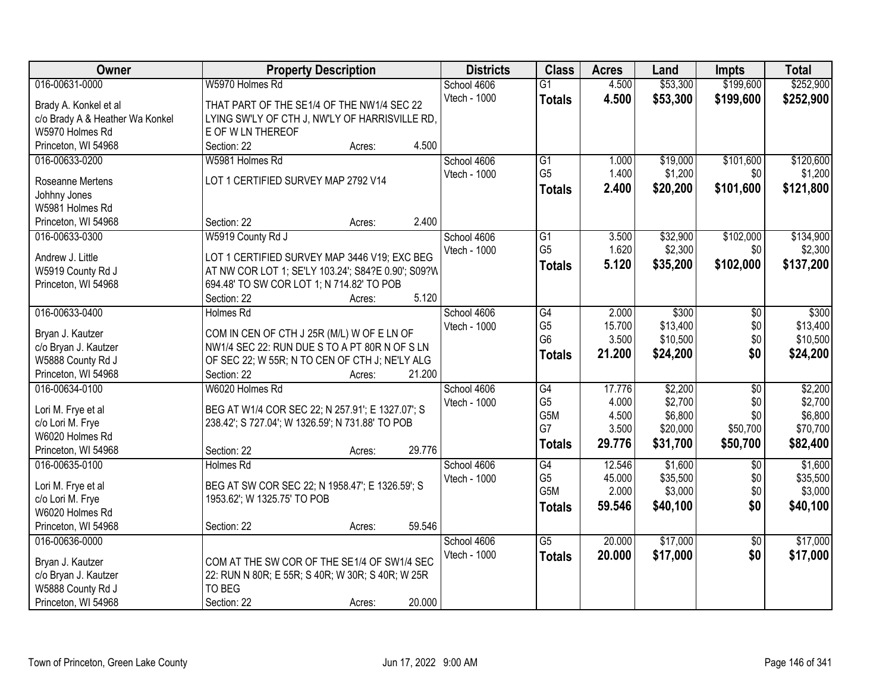| Owner | Property Description | Districts | Class | Acres | Land | Impts | Total |
|---|---|---|---|---|---|---|---|
| 016-00631-0000<br>Brady A. Konkel et al<br>c/o Brady A & Heather Wa Konkel<br>W5970 Holmes Rd<br>Princeton, WI 54968 | W5970 Holmes Rd<br>THAT PART OF THE SE1/4 OF THE NW1/4 SEC 22 LYING SW'LY OF CTH J, NW'LY OF HARRISVILLE RD, E OF W LN THEREOF<br>Section: 22 Acres: 4.500 | School 4606<br>Vtech - 1000 | G1<br>**Totals** | 4.500<br>**4.500** | $53,300<br>**$53,300** | $199,600<br>**$199,600** | $252,900<br>**$252,900** |
| 016-00633-0200<br>Roseanne Mertens<br>Johhny Jones<br>W5981 Holmes Rd<br>Princeton, WI 54968 | W5981 Holmes Rd<br>LOT 1 CERTIFIED SURVEY MAP 2792 V14<br>Section: 22 Acres: 2.400 | School 4606<br>Vtech - 1000 | G1<br>G5<br>**Totals** | 1.000<br>1.400<br>**2.400** | $19,000<br>$1,200<br>**$20,200** | $101,600<br>$0<br>**$101,600** | $120,600<br>$1,200<br>**$121,800** |
| 016-00633-0300<br>Andrew J. Little<br>W5919 County Rd J<br>Princeton, WI 54968 | W5919 County Rd J<br>LOT 1 CERTIFIED SURVEY MAP 3446 V19; EXC BEG AT NW COR LOT 1; SE'LY 103.24'; S84?E 0.90'; S09?W 694.48' TO SW COR LOT 1; N 714.82' TO POB<br>Section: 22 Acres: 5.120 | School 4606<br>Vtech - 1000 | G1<br>G5<br>**Totals** | 3.500<br>1.620<br>**5.120** | $32,900<br>$2,300<br>**$35,200** | $102,000<br>$0<br>**$102,000** | $134,900<br>$2,300<br>**$137,200** |
| 016-00633-0400<br>Bryan J. Kautzer<br>c/o Bryan J. Kautzer<br>W5888 County Rd J<br>Princeton, WI 54968 | Holmes Rd<br>COM IN CEN OF CTH J 25R (M/L) W OF E LN OF NW1/4 SEC 22: RUN DUE S TO A PT 80R N OF S LN OF SEC 22; W 55R; N TO CEN OF CTH J; NE'LY ALG<br>Section: 22 Acres: 21.200 | School 4606<br>Vtech - 1000 | G4<br>G5<br>G6<br>**Totals** | 2.000<br>15.700<br>3.500<br>**21.200** | $300<br>$13,400<br>$10,500<br>**$24,200** | $0<br>$0<br>$0<br>**$0** | $300<br>$13,400<br>$10,500<br>**$24,200** |
| 016-00634-0100<br>Lori M. Frye et al<br>c/o Lori M. Frye<br>W6020 Holmes Rd<br>Princeton, WI 54968 | W6020 Holmes Rd<br>BEG AT W1/4 COR SEC 22; N 257.91'; E 1327.07'; S 238.42'; S 727.04'; W 1326.59'; N 731.88' TO POB<br>Section: 22 Acres: 29.776 | School 4606<br>Vtech - 1000 | G4<br>G5<br>G5M<br>G7<br>**Totals** | 17.776<br>4.000<br>4.500<br>3.500<br>**29.776** | $2,200<br>$2,700<br>$6,800<br>$20,000<br>**$31,700** | $0<br>$0<br>$0<br>$50,700<br>**$50,700** | $2,200<br>$2,700<br>$6,800<br>$70,700<br>**$82,400** |
| 016-00635-0100<br>Lori M. Frye et al<br>c/o Lori M. Frye<br>W6020 Holmes Rd<br>Princeton, WI 54968 | Holmes Rd<br>BEG AT SW COR SEC 22; N 1958.47'; E 1326.59'; S 1953.62'; W 1325.75' TO POB<br>Section: 22 Acres: 59.546 | School 4606<br>Vtech - 1000 | G4<br>G5<br>G5M<br>**Totals** | 12.546<br>45.000<br>2.000<br>**59.546** | $1,600<br>$35,500<br>$3,000<br>**$40,100** | $0<br>$0<br>$0<br>**$0** | $1,600<br>$35,500<br>$3,000<br>**$40,100** |
| 016-00636-0000<br>Bryan J. Kautzer<br>c/o Bryan J. Kautzer<br>W5888 County Rd J<br>Princeton, WI 54968 | COM AT THE SW COR OF THE SE1/4 OF SW1/4 SEC 22: RUN N 80R; E 55R; S 40R; W 30R; S 40R; W 25R TO BEG<br>Section: 22 Acres: 20.000 | School 4606<br>Vtech - 1000 | G5<br>**Totals** | 20.000<br>**20.000** | $17,000<br>**$17,000** | $0<br>**$0** | $17,000<br>**$17,000** |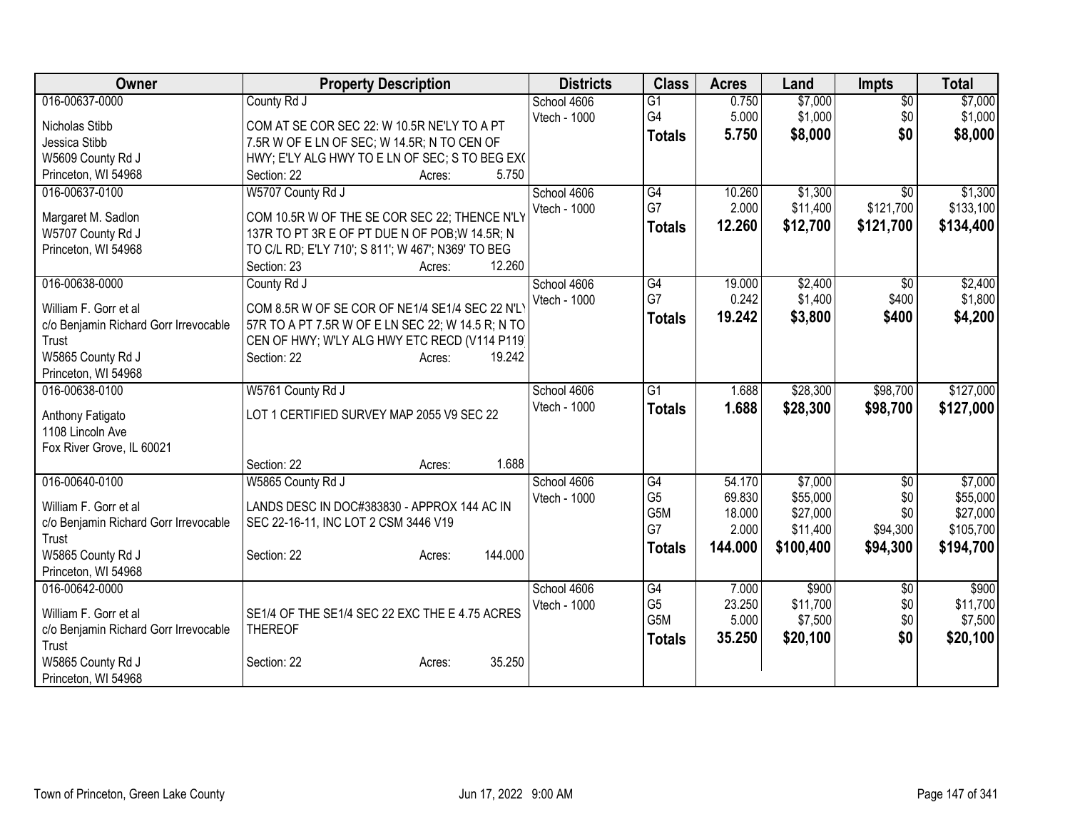| Owner | Property Description | Districts | Class | Acres | Land | Impts | Total |
|---|---|---|---|---|---|---|---|
| 016-00637-0000<br><br>Nicholas Stibb<br>Jessica Stibb<br>W5609 County Rd J<br>Princeton, WI 54968 | County Rd J<br><br>COM AT SE COR SEC 22: W 10.5R NE'LY TO A PT 7.5R W OF E LN OF SEC; W 14.5R; N TO CEN OF HWY; E'LY ALG HWY TO E LN OF SEC; S TO BEG EX(<br>Section: 22 Acres: 5.750 | School 4606<br>Vtech - 1000 | G1<br>G4<br>**Totals** | 0.750<br>5.000<br>**5.750** | $7,000<br>$1,000<br>**$8,000** | $0<br>$0<br>**$0** | $7,000<br>$1,000<br>**$8,000** |
| 016-00637-0100<br><br>Margaret M. Sadlon<br>W5707 County Rd J<br>Princeton, WI 54968 | W5707 County Rd J<br><br>COM 10.5R W OF THE SE COR SEC 22; THENCE N'LY 137R TO PT 3R E OF PT DUE N OF POB;W 14.5R; N TO C/L RD; E'LY 710'; S 811'; W 467'; N369' TO BEG<br>Section: 23 Acres: 12.260 | School 4606<br>Vtech - 1000 | G4<br>G7<br>**Totals** | 10.260<br>2.000<br>**12.260** | $1,300<br>$11,400<br>**$12,700** | $0<br>$121,700<br>**$121,700** | $1,300<br>$133,100<br>**$134,400** |
| 016-00638-0000<br><br>William F. Gorr et al<br>c/o Benjamin Richard Gorr Irrevocable Trust<br>W5865 County Rd J<br>Princeton, WI 54968 | County Rd J<br><br>COM 8.5R W OF SE COR OF NE1/4 SE1/4 SEC 22 N'L' 57R TO A PT 7.5R W OF E LN SEC 22; W 14.5 R; N TO CEN OF HWY; W'LY ALG HWY ETC RECD (V114 P119<br>Section: 22 Acres: 19.242 | School 4606<br>Vtech - 1000 | G4<br>G7<br>**Totals** | 19.000<br>0.242<br>**19.242** | $2,400<br>$1,400<br>**$3,800** | $0<br>$400<br>**$400** | $2,400<br>$1,800<br>**$4,200** |
| 016-00638-0100<br><br>Anthony Fatigato<br>1108 Lincoln Ave<br>Fox River Grove, IL 60021 | W5761 County Rd J<br><br>LOT 1 CERTIFIED SURVEY MAP 2055 V9 SEC 22<br><br>Section: 22 Acres: 1.688 | School 4606<br>Vtech - 1000 | G1<br>**Totals** | 1.688<br>**1.688** | $28,300<br>**$28,300** | $98,700<br>**$98,700** | $127,000<br>**$127,000** |
| 016-00640-0100<br><br>William F. Gorr et al<br>c/o Benjamin Richard Gorr Irrevocable Trust<br>W5865 County Rd J<br>Princeton, WI 54968 | W5865 County Rd J<br><br>LANDS DESC IN DOC#383830 - APPROX 144 AC IN SEC 22-16-11, INC LOT 2 CSM 3446 V19<br><br>Section: 22 Acres: 144.000 | School 4606<br>Vtech - 1000 | G4<br>G5<br>G5M<br>G7<br>**Totals** | 54.170<br>69.830<br>18.000<br>2.000<br>**144.000** | $7,000<br>$55,000<br>$27,000<br>$11,400<br>**$100,400** | $0<br>$0<br>$0<br>$94,300<br>**$94,300** | $7,000<br>$55,000<br>$27,000<br>$105,700<br>**$194,700** |
| 016-00642-0000<br><br>William F. Gorr et al<br>c/o Benjamin Richard Gorr Irrevocable Trust<br>W5865 County Rd J<br>Princeton, WI 54968 | <br><br>SE1/4 OF THE SE1/4 SEC 22 EXC THE E 4.75 ACRES THEREOF<br><br>Section: 22 Acres: 35.250 | School 4606<br>Vtech - 1000 | G4<br>G5<br>G5M<br>**Totals** | 7.000<br>23.250<br>5.000<br>**35.250** | $900<br>$11,700<br>$7,500<br>**$20,100** | $0<br>$0<br>$0<br>**$0** | $900<br>$11,700<br>$7,500<br>**$20,100** |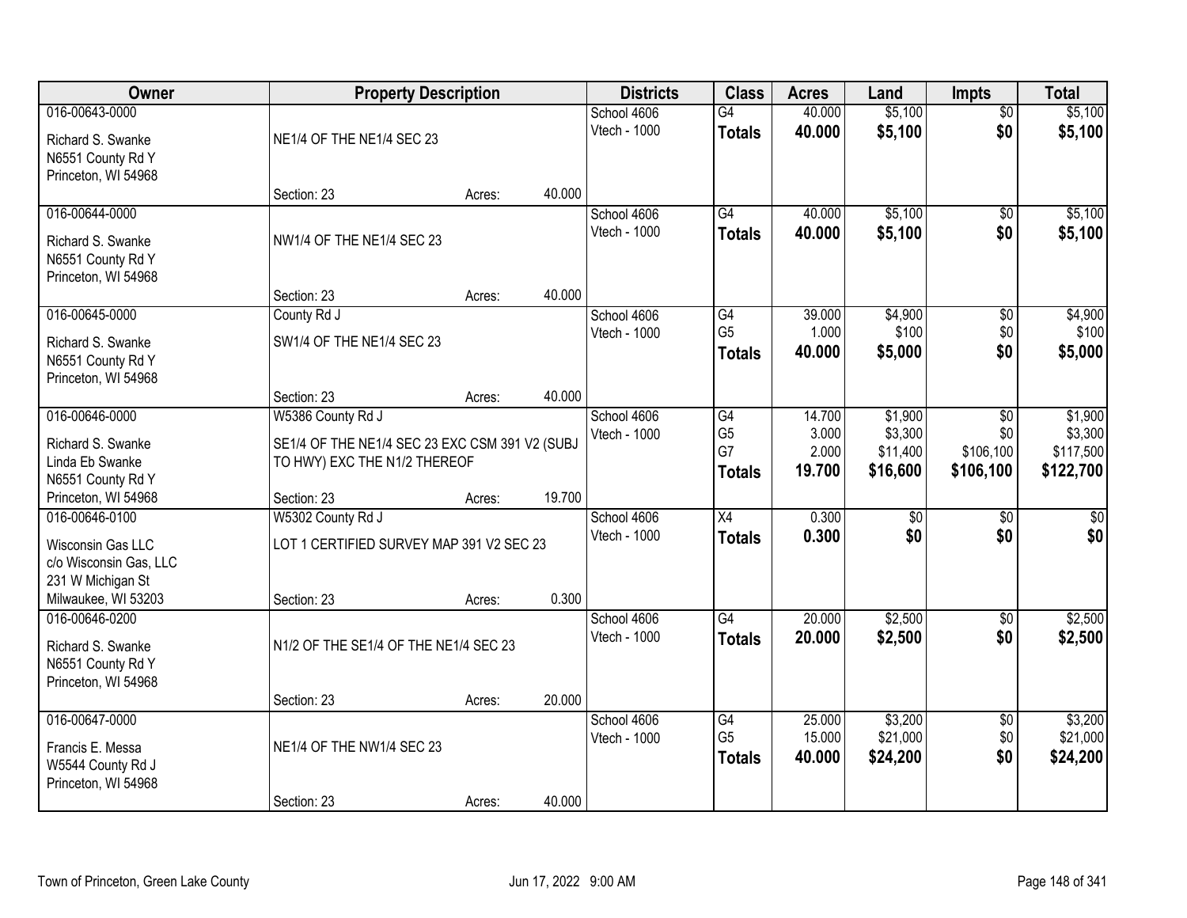| Owner | Property Description | | | Districts | Class | Acres | Land | Impts | Total |
|---|---|---|---|---|---|---|---|---|---|
| 016-00643-0000<br>Richard S. Swanke<br>N6551 County Rd Y<br>Princeton, WI 54968 | NE1/4 OF THE NE1/4 SEC 23<br>Section: 23 | Acres: | 40.000 | School 4606<br>Vtech - 1000 | G4<br>**Totals** | 40.000<br>**40.000** | $5,100<br>**$5,100** | $0<br>**$0** | $5,100<br>**$5,100** |
| 016-00644-0000<br>Richard S. Swanke<br>N6551 County Rd Y<br>Princeton, WI 54968 | NW1/4 OF THE NE1/4 SEC 23<br>Section: 23 | Acres: | 40.000 | School 4606<br>Vtech - 1000 | G4<br>**Totals** | 40.000<br>**40.000** | $5,100<br>**$5,100** | $0<br>**$0** | $5,100<br>**$5,100** |
| 016-00645-0000<br>Richard S. Swanke<br>N6551 County Rd Y<br>Princeton, WI 54968 | County Rd J<br>SW1/4 OF THE NE1/4 SEC 23<br>Section: 23 | Acres: | 40.000 | School 4606<br>Vtech - 1000 | G4<br>G5<br>**Totals** | 39.000<br>1.000<br>**40.000** | $4,900<br>$100<br>**$5,000** | $0<br>$0<br>**$0** | $4,900<br>$100<br>**$5,000** |
| 016-00646-0000<br>Richard S. Swanke<br>Linda Eb Swanke<br>N6551 County Rd Y<br>Princeton, WI 54968 | W5386 County Rd J<br>SE1/4 OF THE NE1/4 SEC 23 EXC CSM 391 V2 (SUBJ TO HWY) EXC THE N1/2 THEREOF<br>Section: 23 | Acres: | 19.700 | School 4606<br>Vtech - 1000 | G4<br>G5<br>G7<br>**Totals** | 14.700<br>3.000<br>2.000<br>**19.700** | $1,900<br>$3,300<br>$11,400<br>**$16,600** | $0<br>$0<br>$106,100<br>**$106,100** | $1,900<br>$3,300<br>$117,500<br>**$122,700** |
| 016-00646-0100<br>Wisconsin Gas LLC<br>c/o Wisconsin Gas, LLC<br>231 W Michigan St<br>Milwaukee, WI 53203 | W5302 County Rd J<br>LOT 1 CERTIFIED SURVEY MAP 391 V2 SEC 23<br>Section: 23 | Acres: | 0.300 | School 4606<br>Vtech - 1000 | X4<br>**Totals** | 0.300<br>**0.300** | $0<br>**$0** | $0<br>**$0** | $0<br>**$0** |
| 016-00646-0200<br>Richard S. Swanke<br>N6551 County Rd Y<br>Princeton, WI 54968 | N1/2 OF THE SE1/4 OF THE NE1/4 SEC 23<br>Section: 23 | Acres: | 20.000 | School 4606<br>Vtech - 1000 | G4<br>**Totals** | 20.000<br>**20.000** | $2,500<br>**$2,500** | $0<br>**$0** | $2,500<br>**$2,500** |
| 016-00647-0000<br>Francis E. Messa<br>W5544 County Rd J<br>Princeton, WI 54968 | NE1/4 OF THE NW1/4 SEC 23<br>Section: 23 | Acres: | 40.000 | School 4606<br>Vtech - 1000 | G4<br>G5<br>**Totals** | 25.000<br>15.000<br>**40.000** | $3,200<br>$21,000<br>**$24,200** | $0<br>$0<br>**$0** | $3,200<br>$21,000<br>**$24,200** |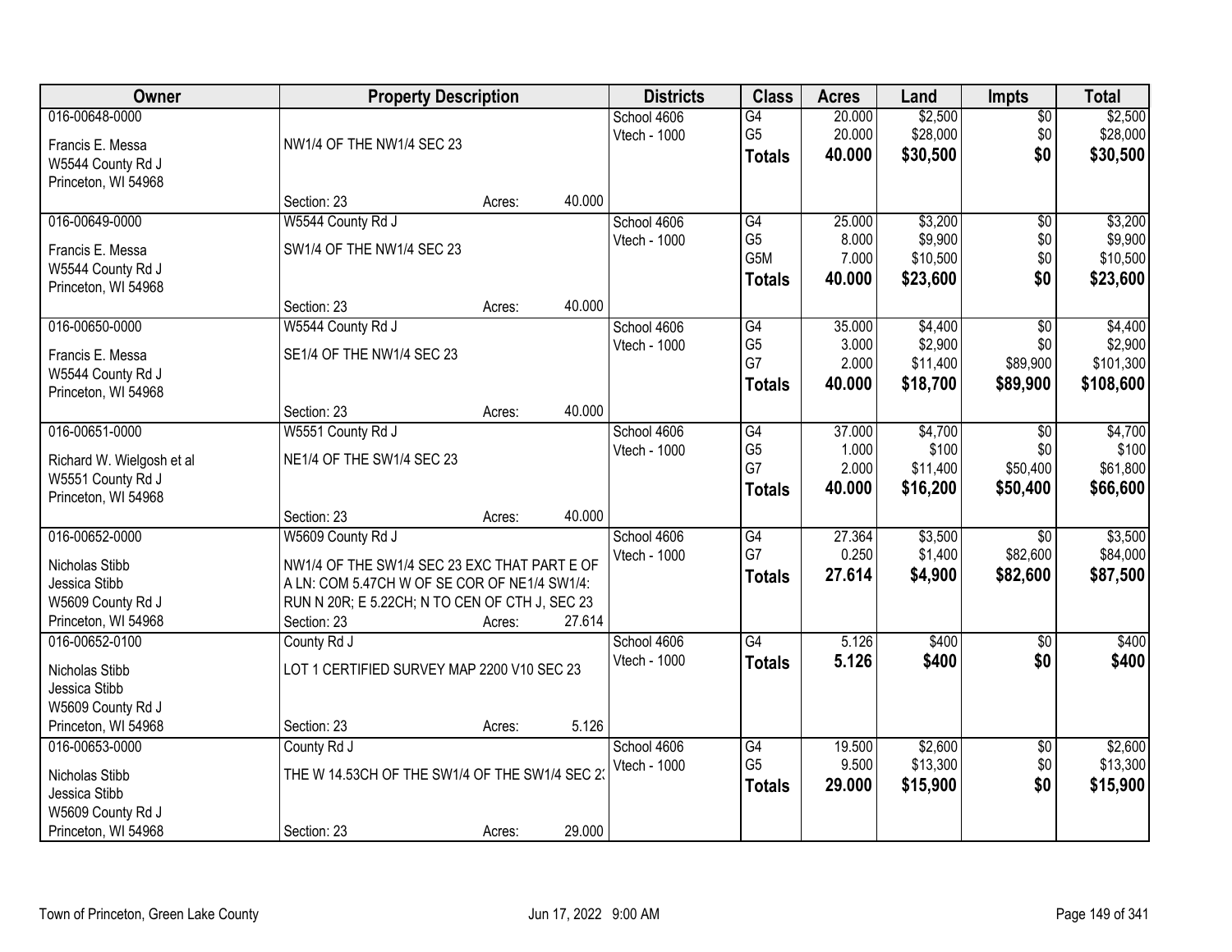| Owner | Property Description | | | Districts | Class | Acres | Land | Impts | Total |
|---|---|---|---|---|---|---|---|---|---|
| 016-00648-0000 | | | | School 4606 | G4 | 20.000 | $2,500 | $0 | $2,500 |
| Francis E. Messa | NW1/4 OF THE NW1/4 SEC 23 | | | Vtech - 1000 | G5 | 20.000 | $28,000 | $0 | $28,000 |
| W5544 County Rd J | | | | | **Totals** | **40.000** | **$30,500** | **$0** | **$30,500** |
| Princeton, WI 54968 | Section: 23 | Acres: | 40.000 | | | | | | |
| 016-00649-0000 | W5544 County Rd J | | | School 4606 | G4 | 25.000 | $3,200 | $0 | $3,200 |
| Francis E. Messa | SW1/4 OF THE NW1/4 SEC 23 | | | Vtech - 1000 | G5 | 8.000 | $9,900 | $0 | $9,900 |
| W5544 County Rd J | | | | | G5M | 7.000 | $10,500 | $0 | $10,500 |
| Princeton, WI 54968 | | | | | **Totals** | **40.000** | **$23,600** | **$0** | **$23,600** |
| | Section: 23 | Acres: | 40.000 | | | | | | |
| 016-00650-0000 | W5544 County Rd J | | | School 4606 | G4 | 35.000 | $4,400 | $0 | $4,400 |
| Francis E. Messa | SE1/4 OF THE NW1/4 SEC 23 | | | Vtech - 1000 | G5 | 3.000 | $2,900 | $0 | $2,900 |
| W5544 County Rd J | | | | | G7 | 2.000 | $11,400 | $89,900 | $101,300 |
| Princeton, WI 54968 | | | | | **Totals** | **40.000** | **$18,700** | **$89,900** | **$108,600** |
| | Section: 23 | Acres: | 40.000 | | | | | | |
| 016-00651-0000 | W5551 County Rd J | | | School 4606 | G4 | 37.000 | $4,700 | $0 | $4,700 |
| Richard W. Wielgosh et al | NE1/4 OF THE SW1/4 SEC 23 | | | Vtech - 1000 | G5 | 1.000 | $100 | $0 | $100 |
| W5551 County Rd J | | | | | G7 | 2.000 | $11,400 | $50,400 | $61,800 |
| Princeton, WI 54968 | | | | | **Totals** | **40.000** | **$16,200** | **$50,400** | **$66,600** |
| | Section: 23 | Acres: | 40.000 | | | | | | |
| 016-00652-0000 | W5609 County Rd J | | | School 4606 | G4 | 27.364 | $3,500 | $0 | $3,500 |
| Nicholas Stibb | NW1/4 OF THE SW1/4 SEC 23 EXC THAT PART E OF | | | Vtech - 1000 | G7 | 0.250 | $1,400 | $82,600 | $84,000 |
| Jessica Stibb | A LN: COM 5.47CH W OF SE COR OF NE1/4 SW1/4: | | | | **Totals** | **27.614** | **$4,900** | **$82,600** | **$87,500** |
| W5609 County Rd J | RUN N 20R; E 5.22CH; N TO CEN OF CTH J, SEC 23 | | | | | | | | |
| Princeton, WI 54968 | Section: 23 | Acres: | 27.614 | | | | | | |
| 016-00652-0100 | County Rd J | | | School 4606 | G4 | 5.126 | $400 | $0 | $400 |
| Nicholas Stibb | LOT 1 CERTIFIED SURVEY MAP 2200 V10 SEC 23 | | | Vtech - 1000 | **Totals** | **5.126** | **$400** | **$0** | **$400** |
| Jessica Stibb | | | | | | | | | |
| W5609 County Rd J | | | | | | | | | |
| Princeton, WI 54968 | Section: 23 | Acres: | 5.126 | | | | | | |
| 016-00653-0000 | County Rd J | | | School 4606 | G4 | 19.500 | $2,600 | $0 | $2,600 |
| Nicholas Stibb | THE W 14.53CH OF THE SW1/4 OF THE SW1/4 SEC 23 | | | Vtech - 1000 | G5 | 9.500 | $13,300 | $0 | $13,300 |
| Jessica Stibb | | | | | **Totals** | **29.000** | **$15,900** | **$0** | **$15,900** |
| W5609 County Rd J | | | | | | | | | |
| Princeton, WI 54968 | Section: 23 | Acres: | 29.000 | | | | | | |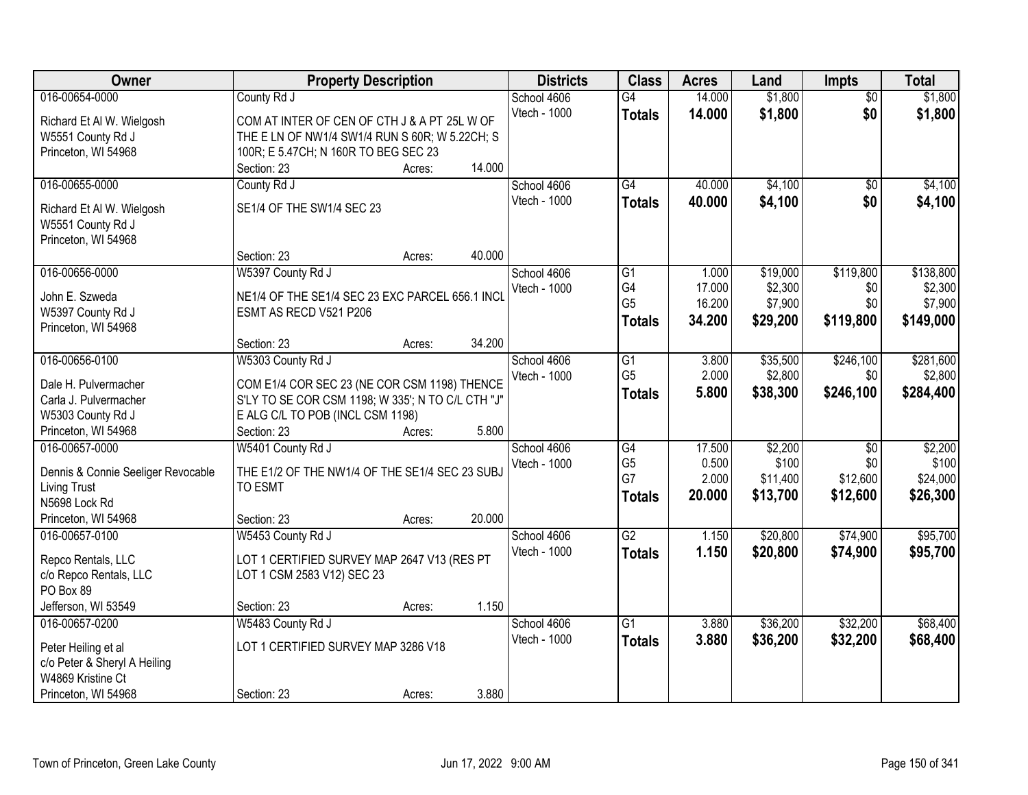| Owner | Property Description | | | Districts | Class | Acres | Land | Impts | Total |
|---|---|---|---|---|---|---|---|---|---|
| 016-00654-0000 | County Rd J | | | School 4606 | G4 | 14.000 | $1,800 | $0 | $1,800 |
| Richard Et Al W. Wielgosh<br>W5551 County Rd J<br>Princeton, WI 54968 | COM AT INTER OF CEN OF CTH J & A PT 25L W OF THE E LN OF NW1/4 SW1/4 RUN S 60R; W 5.22CH; S 100R; E 5.47CH; N 160R TO BEG SEC 23 | | | Vtech - 1000 | **Totals** | **14.000** | **$1,800** | **$0** | **$1,800** |
| | Section: 23 | Acres: | 14.000 | | | | | | |
| 016-00655-0000 | County Rd J | | | School 4606 | G4 | 40.000 | $4,100 | $0 | $4,100 |
| Richard Et Al W. Wielgosh<br>W5551 County Rd J<br>Princeton, WI 54968 | SE1/4 OF THE SW1/4 SEC 23 | | | Vtech - 1000 | **Totals** | **40.000** | **$4,100** | **$0** | **$4,100** |
| | Section: 23 | Acres: | 40.000 | | | | | | |
| 016-00656-0000 | W5397 County Rd J | | | School 4606 | G1 | 1.000 | $19,000 | $119,800 | $138,800 |
| John E. Szweda<br>W5397 County Rd J<br>Princeton, WI 54968 | NE1/4 OF THE SE1/4 SEC 23 EXC PARCEL 656.1 INCL ESMT AS RECD V521 P206 | | | Vtech - 1000 | G4 | 17.000 | $2,300 | $0 | $2,300 |
| | | | | | G5 | 16.200 | $7,900 | $0 | $7,900 |
| | | | | | **Totals** | **34.200** | **$29,200** | **$119,800** | **$149,000** |
| | Section: 23 | Acres: | 34.200 | | | | | | |
| 016-00656-0100 | W5303 County Rd J | | | School 4606 | G1 | 3.800 | $35,500 | $246,100 | $281,600 |
| Dale H. Pulvermacher<br>Carla J. Pulvermacher<br>W5303 County Rd J<br>Princeton, WI 54968 | COM E1/4 COR SEC 23 (NE COR CSM 1198) THENCE S'LY TO SE COR CSM 1198; W 335'; N TO C/L CTH "J" E ALG C/L TO POB (INCL CSM 1198) | | | Vtech - 1000 | G5 | 2.000 | $2,800 | $0 | $2,800 |
| | | | | | **Totals** | **5.800** | **$38,300** | **$246,100** | **$284,400** |
| | Section: 23 | Acres: | 5.800 | | | | | | |
| 016-00657-0000 | W5401 County Rd J | | | School 4606 | G4 | 17.500 | $2,200 | $0 | $2,200 |
| Dennis & Connie Seeliger Revocable Living Trust<br>N5698 Lock Rd<br>Princeton, WI 54968 | THE E1/2 OF THE NW1/4 OF THE SE1/4 SEC 23 SUBJ TO ESMT | | | Vtech - 1000 | G5 | 0.500 | $100 | $0 | $100 |
| | | | | | G7 | 2.000 | $11,400 | $12,600 | $24,000 |
| | | | | | **Totals** | **20.000** | **$13,700** | **$12,600** | **$26,300** |
| | Section: 23 | Acres: | 20.000 | | | | | | |
| 016-00657-0100 | W5453 County Rd J | | | School 4606 | G2 | 1.150 | $20,800 | $74,900 | $95,700 |
| Repco Rentals, LLC<br>c/o Repco Rentals, LLC<br>PO Box 89<br>Jefferson, WI 53549 | LOT 1 CERTIFIED SURVEY MAP 2647 V13 (RES PT LOT 1 CSM 2583 V12) SEC 23 | | | Vtech - 1000 | **Totals** | **1.150** | **$20,800** | **$74,900** | **$95,700** |
| | Section: 23 | Acres: | 1.150 | | | | | | |
| 016-00657-0200 | W5483 County Rd J | | | School 4606 | G1 | 3.880 | $36,200 | $32,200 | $68,400 |
| Peter Heiling et al<br>c/o Peter & Sheryl A Heiling<br>W4869 Kristine Ct<br>Princeton, WI 54968 | LOT 1 CERTIFIED SURVEY MAP 3286 V18 | | | Vtech - 1000 | **Totals** | **3.880** | **$36,200** | **$32,200** | **$68,400** |
| | Section: 23 | Acres: | 3.880 | | | | | | |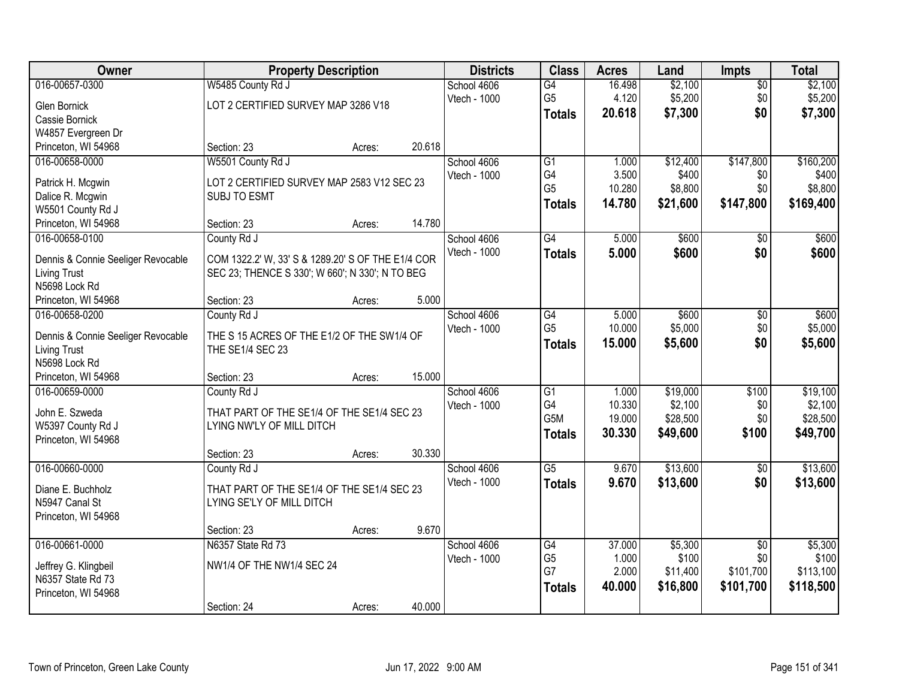| Owner | Property Description | Districts | Class | Acres | Land | Impts | Total |
|---|---|---|---|---|---|---|---|
| 016-00657-0300 | W5485 County Rd J | School 4606 | G4 | 16.498 | $2,100 | $0 | $2,100 |
| Glen Bornick | LOT 2 CERTIFIED SURVEY MAP 3286 V18 | Vtech - 1000 | G5 | 4.120 | $5,200 | $0 | $5,200 |
| Cassie Bornick | | | **Totals** | **20.618** | **$7,300** | **$0** | **$7,300** |
| W4857 Evergreen Dr | | | | | | | |
| Princeton, WI 54968 | Section: 23 Acres: 20.618 | | | | | | |
| 016-00658-0000 | W5501 County Rd J | School 4606 | G1 | 1.000 | $12,400 | $147,800 | $160,200 |
| Patrick H. Mcgwin | LOT 2 CERTIFIED SURVEY MAP 2583 V12 SEC 23 | Vtech - 1000 | G4 | 3.500 | $400 | $0 | $400 |
| Dalice R. Mcgwin | SUBJ TO ESMT | | G5 | 10.280 | $8,800 | $0 | $8,800 |
| W5501 County Rd J | | | **Totals** | **14.780** | **$21,600** | **$147,800** | **$169,400** |
| Princeton, WI 54968 | Section: 23 Acres: 14.780 | | | | | | |
| 016-00658-0100 | County Rd J | School 4606 | G4 | 5.000 | $600 | $0 | $600 |
| Dennis & Connie Seeliger Revocable Living Trust | COM 1322.2' W, 33' S & 1289.20' S OF THE E1/4 COR SEC 23; THENCE S 330'; W 660'; N 330'; N TO BEG | Vtech - 1000 | **Totals** | **5.000** | **$600** | **$0** | **$600** |
| N5698 Lock Rd | | | | | | | |
| Princeton, WI 54968 | Section: 23 Acres: 5.000 | | | | | | |
| 016-00658-0200 | County Rd J | School 4606 | G4 | 5.000 | $600 | $0 | $600 |
| Dennis & Connie Seeliger Revocable Living Trust | THE S 15 ACRES OF THE E1/2 OF THE SW1/4 OF THE SE1/4 SEC 23 | Vtech - 1000 | G5 | 10.000 | $5,000 | $0 | $5,000 |
| N5698 Lock Rd | | | **Totals** | **15.000** | **$5,600** | **$0** | **$5,600** |
| Princeton, WI 54968 | Section: 23 Acres: 15.000 | | | | | | |
| 016-00659-0000 | County Rd J | School 4606 | G1 | 1.000 | $19,000 | $100 | $19,100 |
| John E. Szweda | THAT PART OF THE SE1/4 OF THE SE1/4 SEC 23 | Vtech - 1000 | G4 | 10.330 | $2,100 | $0 | $2,100 |
| W5397 County Rd J | LYING NW'LY OF MILL DITCH | | G5M | 19.000 | $28,500 | $0 | $28,500 |
| Princeton, WI 54968 | | | **Totals** | **30.330** | **$49,600** | **$100** | **$49,700** |
| | Section: 23 Acres: 30.330 | | | | | | |
| 016-00660-0000 | County Rd J | School 4606 | G5 | 9.670 | $13,600 | $0 | $13,600 |
| Diane E. Buchholz | THAT PART OF THE SE1/4 OF THE SE1/4 SEC 23 | Vtech - 1000 | **Totals** | **9.670** | **$13,600** | **$0** | **$13,600** |
| N5947 Canal St | LYING SE'LY OF MILL DITCH | | | | | | |
| Princeton, WI 54968 | | | | | | | |
| | Section: 23 Acres: 9.670 | | | | | | |
| 016-00661-0000 | N6357 State Rd 73 | School 4606 | G4 | 37.000 | $5,300 | $0 | $5,300 |
| Jeffrey G. Klingbeil | NW1/4 OF THE NW1/4 SEC 24 | Vtech - 1000 | G5 | 1.000 | $100 | $0 | $100 |
| N6357 State Rd 73 | | | G7 | 2.000 | $11,400 | $101,700 | $113,100 |
| Princeton, WI 54968 | | | **Totals** | **40.000** | **$16,800** | **$101,700** | **$118,500** |
| | Section: 24 Acres: 40.000 | | | | | | |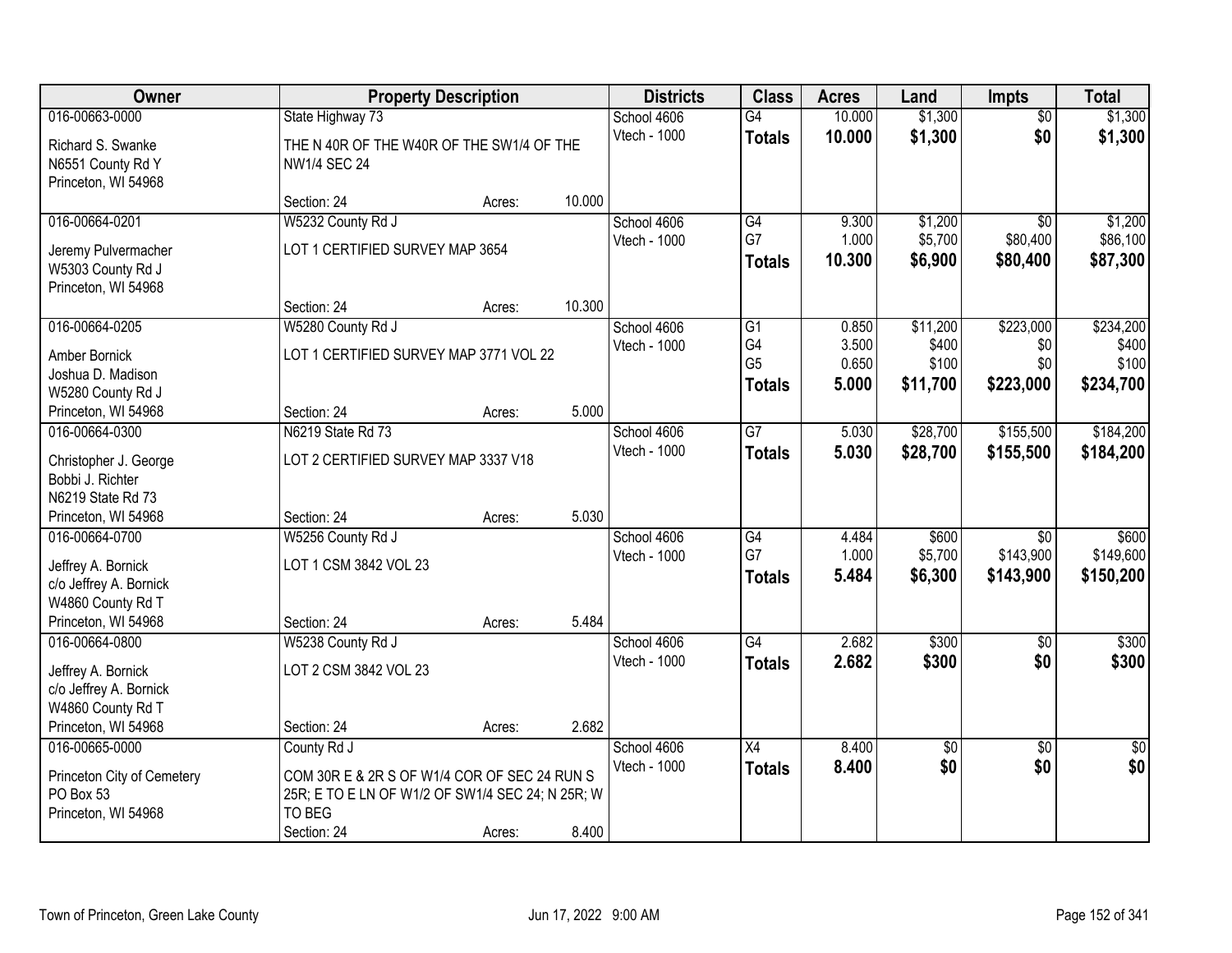| Owner | Property Description | | | Districts | Class | Acres | Land | Impts | Total |
|---|---|---|---|---|---|---|---|---|---|
| 016-00663-0000 | State Highway 73 | | | School 4606 | G4 | 10.000 | $1,300 | $0 | $1,300 |
| Richard S. Swanke<br>N6551 County Rd Y<br>Princeton, WI 54968 | THE N 40R OF THE W40R OF THE SW1/4 OF THE NW1/4 SEC 24 | | | Vtech - 1000 | **Totals** | **10.000** | **$1,300** | **$0** | **$1,300** |
| | Section: 24 | Acres: | 10.000 | | | | | | |
| 016-00664-0201 | W5232 County Rd J | | | School 4606 | G4 | 9.300 | $1,200 | $0 | $1,200 |
| Jeremy Pulvermacher<br>W5303 County Rd J<br>Princeton, WI 54968 | LOT 1 CERTIFIED SURVEY MAP 3654 | | | Vtech - 1000 | G7 | 1.000 | $5,700 | $80,400 | $86,100 |
| | | | | | **Totals** | **10.300** | **$6,900** | **$80,400** | **$87,300** |
| | Section: 24 | Acres: | 10.300 | | | | | | |
| 016-00664-0205 | W5280 County Rd J | | | School 4606 | G1 | 0.850 | $11,200 | $223,000 | $234,200 |
| Amber Bornick<br>Joshua D. Madison<br>W5280 County Rd J<br>Princeton, WI 54968 | LOT 1 CERTIFIED SURVEY MAP 3771 VOL 22 | | | Vtech - 1000 | G4 | 3.500 | $400 | $0 | $400 |
| | | | | | G5 | 0.650 | $100 | $0 | $100 |
| | | | | | **Totals** | **5.000** | **$11,700** | **$223,000** | **$234,700** |
| | Section: 24 | Acres: | 5.000 | | | | | | |
| 016-00664-0300 | N6219 State Rd 73 | | | School 4606 | G7 | 5.030 | $28,700 | $155,500 | $184,200 |
| Christopher J. George<br>Bobbi J. Richter<br>N6219 State Rd 73<br>Princeton, WI 54968 | LOT 2 CERTIFIED SURVEY MAP 3337 V18 | | | Vtech - 1000 | **Totals** | **5.030** | **$28,700** | **$155,500** | **$184,200** |
| | Section: 24 | Acres: | 5.030 | | | | | | |
| 016-00664-0700 | W5256 County Rd J | | | School 4606 | G4 | 4.484 | $600 | $0 | $600 |
| Jeffrey A. Bornick<br>c/o Jeffrey A. Bornick<br>W4860 County Rd T<br>Princeton, WI 54968 | LOT 1 CSM 3842 VOL 23 | | | Vtech - 1000 | G7 | 1.000 | $5,700 | $143,900 | $149,600 |
| | | | | | **Totals** | **5.484** | **$6,300** | **$143,900** | **$150,200** |
| | Section: 24 | Acres: | 5.484 | | | | | | |
| 016-00664-0800 | W5238 County Rd J | | | School 4606 | G4 | 2.682 | $300 | $0 | $300 |
| Jeffrey A. Bornick<br>c/o Jeffrey A. Bornick<br>W4860 County Rd T<br>Princeton, WI 54968 | LOT 2 CSM 3842 VOL 23 | | | Vtech - 1000 | **Totals** | **2.682** | **$300** | **$0** | **$300** |
| | Section: 24 | Acres: | 2.682 | | | | | | |
| 016-00665-0000 | County Rd J | | | School 4606 | X4 | 8.400 | $0 | $0 | $0 |
| Princeton City of Cemetery<br>PO Box 53<br>Princeton, WI 54968 | COM 30R E & 2R S OF W1/4 COR OF SEC 24 RUN S 25R; E TO E LN OF W1/2 OF SW1/4 SEC 24; N 25R; W TO BEG | | | Vtech - 1000 | **Totals** | **8.400** | **$0** | **$0** | **$0** |
| | Section: 24 | Acres: | 8.400 | | | | | | |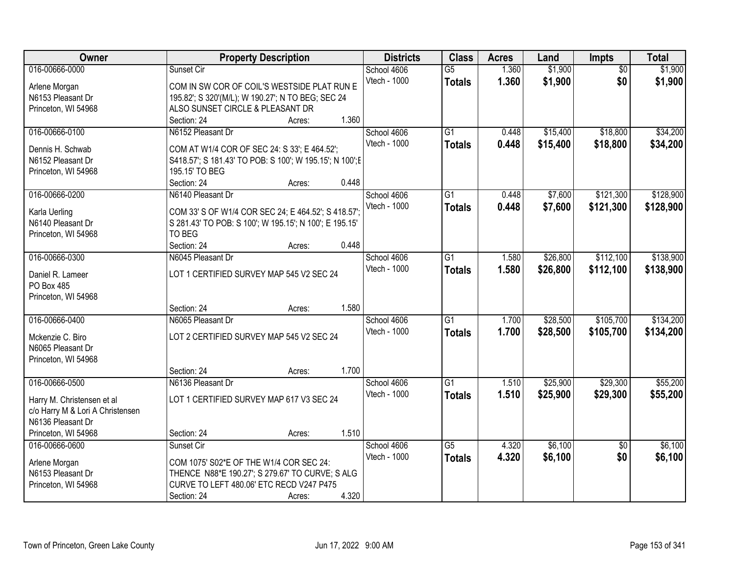| Owner | Property Description | Districts | Class | Acres | Land | Impts | Total |
|---|---|---|---|---|---|---|---|
| 016-00666-0000<br>Arlene Morgan<br>N6153 Pleasant Dr<br>Princeton, WI 54968 | Sunset Cir<br>COM IN SW COR OF COIL'S WESTSIDE PLAT RUN E 195.82'; S 320'(M/L); W 190.27'; N TO BEG; SEC 24 ALSO SUNSET CIRCLE & PLEASANT DR<br>Section: 24 Acres: 1.360 | School 4606<br>Vtech - 1000 | G5<br>**Totals** | 1.360<br>**1.360** | $1,900<br>**$1,900** | $0<br>**$0** | $1,900<br>**$1,900** |
| 016-00666-0100<br>Dennis H. Schwab<br>N6152 Pleasant Dr<br>Princeton, WI 54968 | N6152 Pleasant Dr<br>COM AT W1/4 COR OF SEC 24: S 33'; E 464.52'; S418.57'; S 181.43' TO POB: S 100'; W 195.15'; N 100';E 195.15' TO BEG<br>Section: 24 Acres: 0.448 | School 4606<br>Vtech - 1000 | G1<br>**Totals** | 0.448<br>**0.448** | $15,400<br>**$15,400** | $18,800<br>**$18,800** | $34,200<br>**$34,200** |
| 016-00666-0200<br>Karla Uerling<br>N6140 Pleasant Dr<br>Princeton, WI 54968 | N6140 Pleasant Dr<br>COM 33' S OF W1/4 COR SEC 24; E 464.52'; S 418.57'; S 281.43' TO POB: S 100'; W 195.15'; N 100'; E 195.15' TO BEG<br>Section: 24 Acres: 0.448 | School 4606<br>Vtech - 1000 | G1<br>**Totals** | 0.448<br>**0.448** | $7,600<br>**$7,600** | $121,300<br>**$121,300** | $128,900<br>**$128,900** |
| 016-00666-0300<br>Daniel R. Lameer<br>PO Box 485<br>Princeton, WI 54968 | N6045 Pleasant Dr<br>LOT 1 CERTIFIED SURVEY MAP 545 V2 SEC 24<br>Section: 24 Acres: 1.580 | School 4606<br>Vtech - 1000 | G1<br>**Totals** | 1.580<br>**1.580** | $26,800<br>**$26,800** | $112,100<br>**$112,100** | $138,900<br>**$138,900** |
| 016-00666-0400<br>Mckenzie C. Biro<br>N6065 Pleasant Dr<br>Princeton, WI 54968 | N6065 Pleasant Dr<br>LOT 2 CERTIFIED SURVEY MAP 545 V2 SEC 24<br>Section: 24 Acres: 1.700 | School 4606<br>Vtech - 1000 | G1<br>**Totals** | 1.700<br>**1.700** | $28,500<br>**$28,500** | $105,700<br>**$105,700** | $134,200<br>**$134,200** |
| 016-00666-0500<br>Harry M. Christensen et al<br>c/o Harry M & Lori A Christensen<br>N6136 Pleasant Dr<br>Princeton, WI 54968 | N6136 Pleasant Dr<br>LOT 1 CERTIFIED SURVEY MAP 617 V3 SEC 24<br>Section: 24 Acres: 1.510 | School 4606<br>Vtech - 1000 | G1<br>**Totals** | 1.510<br>**1.510** | $25,900<br>**$25,900** | $29,300<br>**$29,300** | $55,200<br>**$55,200** |
| 016-00666-0600<br>Arlene Morgan<br>N6153 Pleasant Dr<br>Princeton, WI 54968 | Sunset Cir<br>COM 1075' S02*E OF THE W1/4 COR SEC 24: THENCE N88*E 190.27'; S 279.67' TO CURVE; S ALG CURVE TO LEFT 480.06' ETC RECD V247 P475<br>Section: 24 Acres: 4.320 | School 4606<br>Vtech - 1000 | G5<br>**Totals** | 4.320<br>**4.320** | $6,100<br>**$6,100** | $0<br>**$0** | $6,100<br>**$6,100** |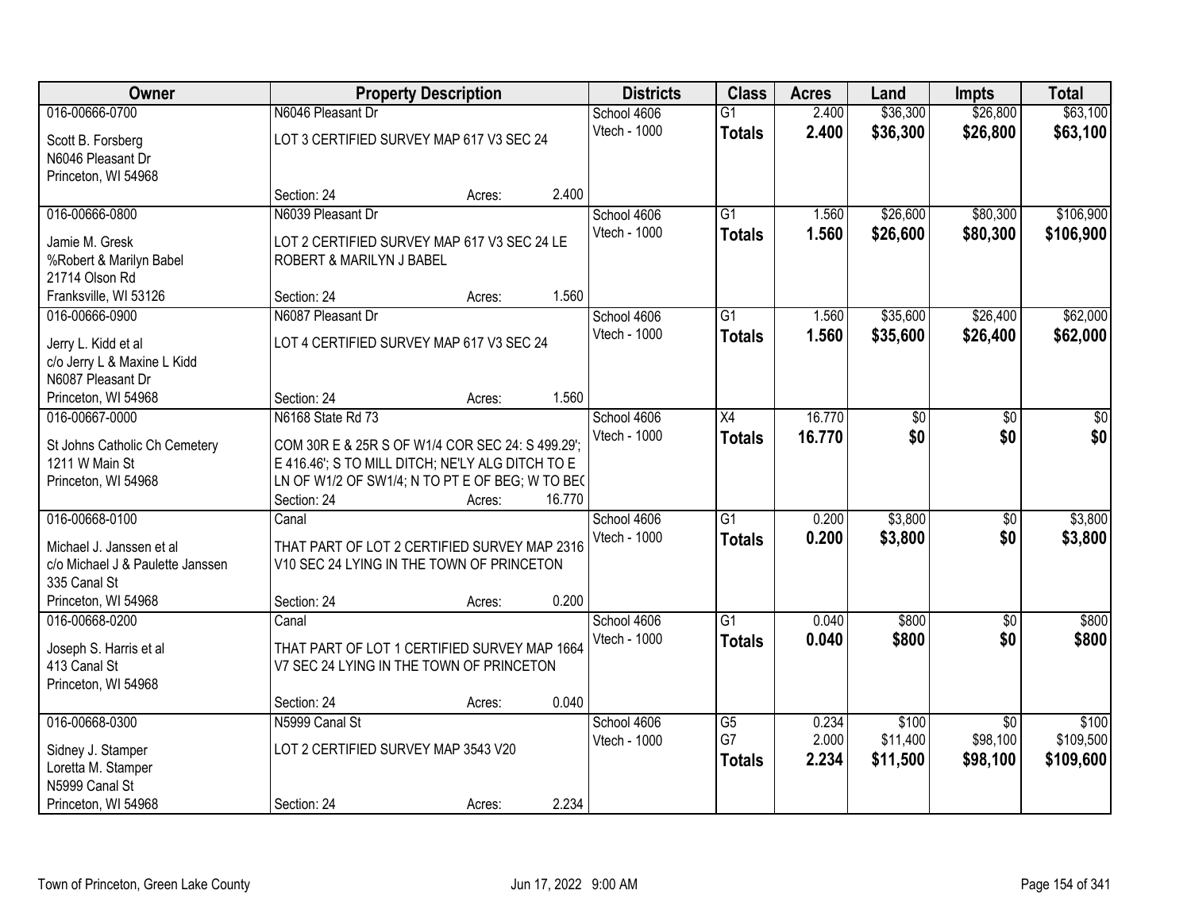| Owner | Property Description | | | Districts | Class | Acres | Land | Impts | Total |
|---|---|---|---|---|---|---|---|---|---|
| 016-00666-0700 | N6046 Pleasant Dr | | | School 4606 | G1 | 2.400 | $36,300 | $26,800 | $63,100 |
| Scott B. Forsberg<br>N6046 Pleasant Dr<br>Princeton, WI 54968 | LOT 3 CERTIFIED SURVEY MAP 617 V3 SEC 24 | | | Vtech - 1000 | **Totals** | **2.400** | **$36,300** | **$26,800** | **$63,100** |
| | Section: 24 | Acres: | 2.400 | | | | | | |
| 016-00666-0800 | N6039 Pleasant Dr | | | School 4606 | G1 | 1.560 | $26,600 | $80,300 | $106,900 |
| Jamie M. Gresk<br>%Robert & Marilyn Babel<br>21714 Olson Rd<br>Franksville, WI 53126 | LOT 2 CERTIFIED SURVEY MAP 617 V3 SEC 24 LE ROBERT & MARILYN J BABEL | | | Vtech - 1000 | **Totals** | **1.560** | **$26,600** | **$80,300** | **$106,900** |
| | Section: 24 | Acres: | 1.560 | | | | | | |
| 016-00666-0900 | N6087 Pleasant Dr | | | School 4606 | G1 | 1.560 | $35,600 | $26,400 | $62,000 |
| Jerry L. Kidd et al<br>c/o Jerry L & Maxine L Kidd<br>N6087 Pleasant Dr<br>Princeton, WI 54968 | LOT 4 CERTIFIED SURVEY MAP 617 V3 SEC 24 | | | Vtech - 1000 | **Totals** | **1.560** | **$35,600** | **$26,400** | **$62,000** |
| | Section: 24 | Acres: | 1.560 | | | | | | |
| 016-00667-0000 | N6168 State Rd 73 | | | School 4606 | X4 | 16.770 | $0 | $0 | $0 |
| St Johns Catholic Ch Cemetery<br>1211 W Main St<br>Princeton, WI 54968 | COM 30R E & 25R S OF W1/4 COR SEC 24: S 499.29'; E 416.46'; S TO MILL DITCH; NE'LY ALG DITCH TO E LN OF W1/2 OF SW1/4; N TO PT E OF BEG; W TO BE( | | | Vtech - 1000 | **Totals** | **16.770** | **$0** | **$0** | **$0** |
| | Section: 24 | Acres: | 16.770 | | | | | | |
| 016-00668-0100 | Canal | | | School 4606 | G1 | 0.200 | $3,800 | $0 | $3,800 |
| Michael J. Janssen et al<br>c/o Michael J & Paulette Janssen<br>335 Canal St<br>Princeton, WI 54968 | THAT PART OF LOT 2 CERTIFIED SURVEY MAP 2316 V10 SEC 24 LYING IN THE TOWN OF PRINCETON | | | Vtech - 1000 | **Totals** | **0.200** | **$3,800** | **$0** | **$3,800** |
| | Section: 24 | Acres: | 0.200 | | | | | | |
| 016-00668-0200 | Canal | | | School 4606 | G1 | 0.040 | $800 | $0 | $800 |
| Joseph S. Harris et al<br>413 Canal St<br>Princeton, WI 54968 | THAT PART OF LOT 1 CERTIFIED SURVEY MAP 1664 V7 SEC 24 LYING IN THE TOWN OF PRINCETON | | | Vtech - 1000 | **Totals** | **0.040** | **$800** | **$0** | **$800** |
| | Section: 24 | Acres: | 0.040 | | | | | | |
| 016-00668-0300 | N5999 Canal St | | | School 4606 | G5 | 0.234 | $100 | $0 | $100 |
| Sidney J. Stamper<br>Loretta M. Stamper<br>N5999 Canal St<br>Princeton, WI 54968 | LOT 2 CERTIFIED SURVEY MAP 3543 V20 | | | Vtech - 1000 | G7 | 2.000 | $11,400 | $98,100 | $109,500 |
| | | | | | **Totals** | **2.234** | **$11,500** | **$98,100** | **$109,600** |
| | Section: 24 | Acres: | 2.234 | | | | | | |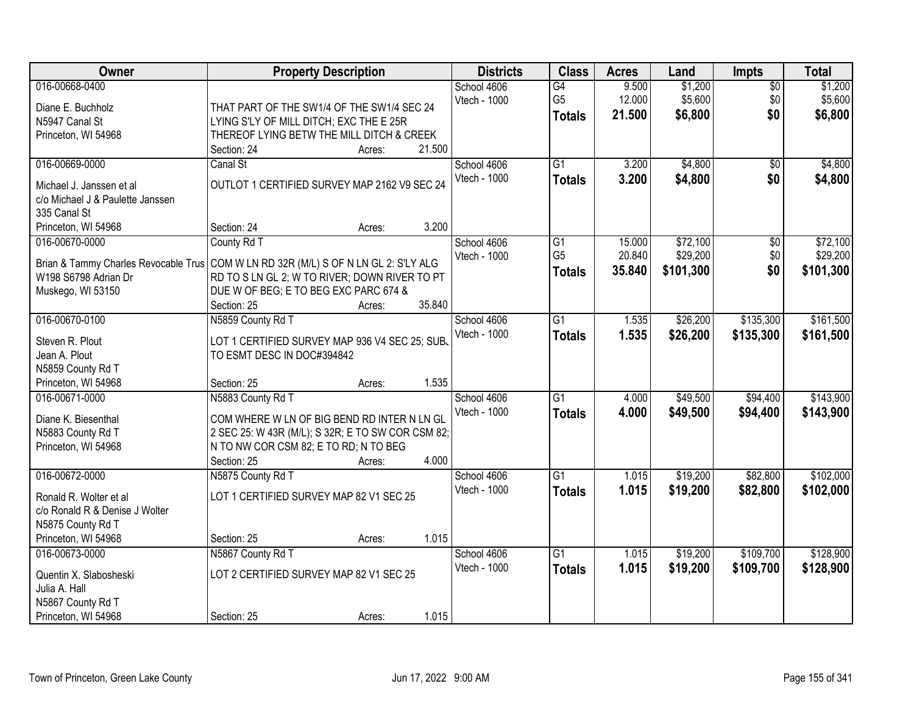| Owner | Property Description | Districts | Class | Acres | Land | Impts | Total |
|---|---|---|---|---|---|---|---|
| 016-00668-0400<br>Diane E. Buchholz<br>N5947 Canal St<br>Princeton, WI 54968 | THAT PART OF THE SW1/4 OF THE SW1/4 SEC 24 LYING S'LY OF MILL DITCH; EXC THE E 25R THEREOF LYING BETW THE MILL DITCH & CREEK<br>Section: 24 Acres: 21.500 | School 4606<br>Vtech - 1000 | G4<br>G5<br>**Totals** | 9.500<br>12.000<br>**21.500** | $1,200<br>$5,600<br>**$6,800** | $0<br>$0<br>**$0** | $1,200<br>$5,600<br>**$6,800** |
| 016-00669-0000<br>Michael J. Janssen et al<br>c/o Michael J & Paulette Janssen<br>335 Canal St<br>Princeton, WI 54968 | Canal St<br>OUTLOT 1 CERTIFIED SURVEY MAP 2162 V9 SEC 24<br>Section: 24 Acres: 3.200 | School 4606<br>Vtech - 1000 | G1<br>**Totals** | 3.200<br>**3.200** | $4,800<br>**$4,800** | $0<br>**$0** | $4,800<br>**$4,800** |
| 016-00670-0000<br>Brian & Tammy Charles Revocable Trus<br>W198 S6798 Adrian Dr<br>Muskego, WI 53150 | County Rd T<br>COM W LN RD 32R (M/L) S OF N LN GL 2: S'LY ALG RD TO S LN GL 2; W TO RIVER; DOWN RIVER TO PT DUE W OF BEG; E TO BEG EXC PARC 674 &<br>Section: 25 Acres: 35.840 | School 4606<br>Vtech - 1000 | G1<br>G5<br>**Totals** | 15.000<br>20.840<br>**35.840** | $72,100<br>$29,200<br>**$101,300** | $0<br>$0<br>**$0** | $72,100<br>$29,200<br>**$101,300** |
| 016-00670-0100<br>Steven R. Plout<br>Jean A. Plout<br>N5859 County Rd T<br>Princeton, WI 54968 | N5859 County Rd T<br>LOT 1 CERTIFIED SURVEY MAP 936 V4 SEC 25; SUBJ TO ESMT DESC IN DOC#394842<br>Section: 25 Acres: 1.535 | School 4606<br>Vtech - 1000 | G1<br>**Totals** | 1.535<br>**1.535** | $26,200<br>**$26,200** | $135,300<br>**$135,300** | $161,500<br>**$161,500** |
| 016-00671-0000<br>Diane K. Biesenthal<br>N5883 County Rd T<br>Princeton, WI 54968 | N5883 County Rd T<br>COM WHERE W LN OF BIG BEND RD INTER N LN GL 2 SEC 25: W 43R (M/L); S 32R; E TO SW COR CSM 82; N TO NW COR CSM 82; E TO RD; N TO BEG<br>Section: 25 Acres: 4.000 | School 4606<br>Vtech - 1000 | G1<br>**Totals** | 4.000<br>**4.000** | $49,500<br>**$49,500** | $94,400<br>**$94,400** | $143,900<br>**$143,900** |
| 016-00672-0000<br>Ronald R. Wolter et al<br>c/o Ronald R & Denise J Wolter<br>N5875 County Rd T<br>Princeton, WI 54968 | N5875 County Rd T<br>LOT 1 CERTIFIED SURVEY MAP 82 V1 SEC 25<br>Section: 25 Acres: 1.015 | School 4606<br>Vtech - 1000 | G1<br>**Totals** | 1.015<br>**1.015** | $19,200<br>**$19,200** | $82,800<br>**$82,800** | $102,000<br>**$102,000** |
| 016-00673-0000<br>Quentin X. Slabosheski<br>Julia A. Hall<br>N5867 County Rd T<br>Princeton, WI 54968 | N5867 County Rd T<br>LOT 2 CERTIFIED SURVEY MAP 82 V1 SEC 25<br>Section: 25 Acres: 1.015 | School 4606<br>Vtech - 1000 | G1<br>**Totals** | 1.015<br>**1.015** | $19,200<br>**$19,200** | $109,700<br>**$109,700** | $128,900<br>**$128,900** |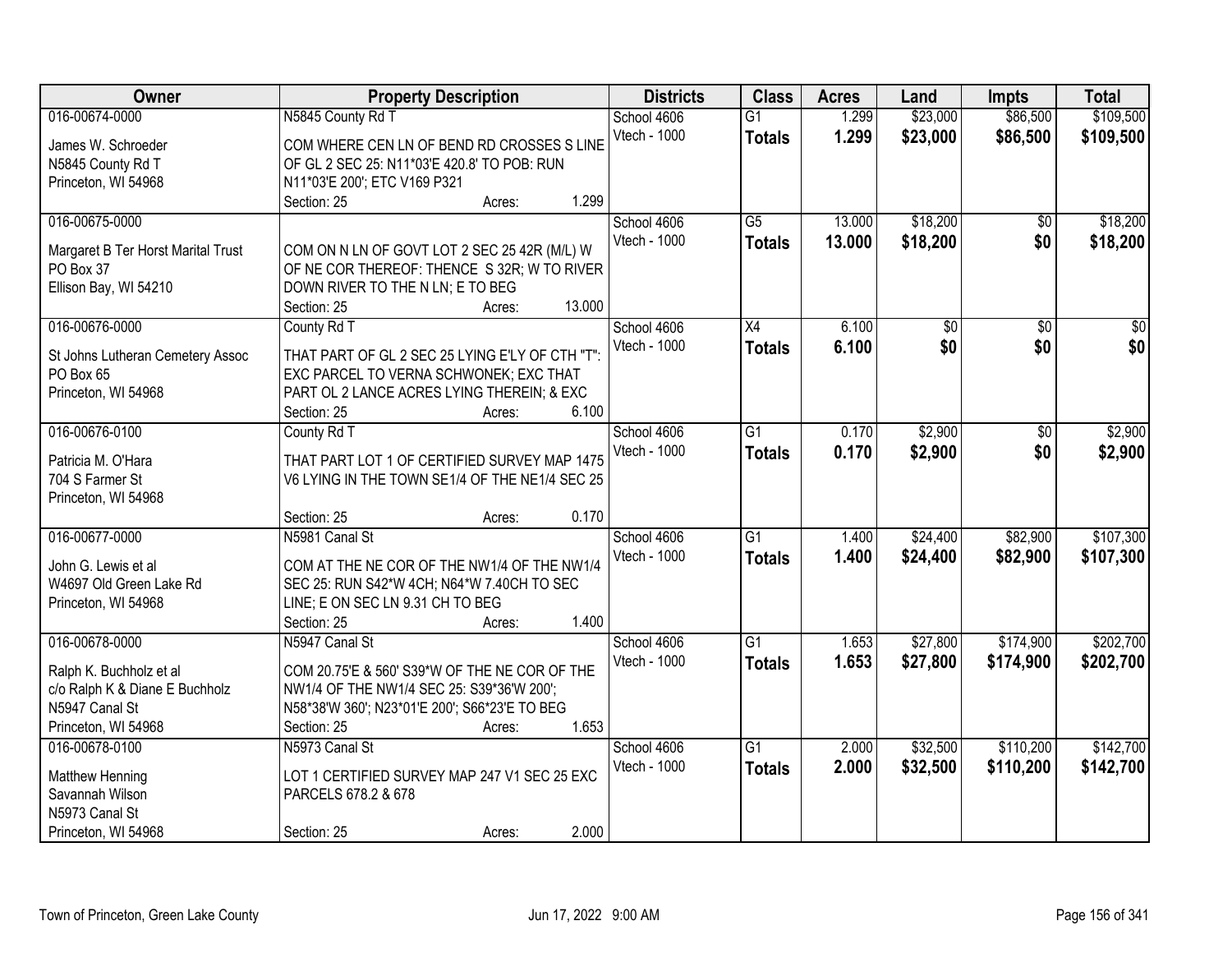| Owner | Property Description | Districts | Class | Acres | Land | Impts | Total |
|---|---|---|---|---|---|---|---|
| 016-00674-0000<br>James W. Schroeder<br>N5845 County Rd T<br>Princeton, WI 54968 | N5845 County Rd T<br>COM WHERE CEN LN OF BEND RD CROSSES S LINE OF GL 2 SEC 25: N11*03'E 420.8' TO POB: RUN N11*03'E 200'; ETC V169 P321<br>Section: 25 Acres: 1.299 | School 4606<br>Vtech - 1000 | G1<br>**Totals** | 1.299<br>**1.299** | $23,000<br>**$23,000** | $86,500<br>**$86,500** | $109,500<br>**$109,500** |
| 016-00675-0000<br>Margaret B Ter Horst Marital Trust<br>PO Box 37<br>Ellison Bay, WI 54210 | COM ON N LN OF GOVT LOT 2 SEC 25 42R (M/L) W OF NE COR THEREOF: THENCE S 32R; W TO RIVER DOWN RIVER TO THE N LN; E TO BEG<br>Section: 25 Acres: 13.000 | School 4606<br>Vtech - 1000 | G5<br>**Totals** | 13.000<br>**13.000** | $18,200<br>**$18,200** | $0<br>**$0** | $18,200<br>**$18,200** |
| 016-00676-0000<br>St Johns Lutheran Cemetery Assoc<br>PO Box 65<br>Princeton, WI 54968 | County Rd T<br>THAT PART OF GL 2 SEC 25 LYING E'LY OF CTH "T": EXC PARCEL TO VERNA SCHWONEK; EXC THAT PART OL 2 LANCE ACRES LYING THEREIN; & EXC<br>Section: 25 Acres: 6.100 | School 4606<br>Vtech - 1000 | X4<br>**Totals** | 6.100<br>**6.100** | $0<br>**$0** | $0<br>**$0** | $0<br>**$0** |
| 016-00676-0100<br>Patricia M. O'Hara<br>704 S Farmer St<br>Princeton, WI 54968 | County Rd T<br>THAT PART LOT 1 OF CERTIFIED SURVEY MAP 1475 V6 LYING IN THE TOWN SE1/4 OF THE NE1/4 SEC 25<br>Section: 25 Acres: 0.170 | School 4606<br>Vtech - 1000 | G1<br>**Totals** | 0.170<br>**0.170** | $2,900<br>**$2,900** | $0<br>**$0** | $2,900<br>**$2,900** |
| 016-00677-0000<br>John G. Lewis et al<br>W4697 Old Green Lake Rd<br>Princeton, WI 54968 | N5981 Canal St<br>COM AT THE NE COR OF THE NW1/4 OF THE NW1/4 SEC 25: RUN S42*W 4CH; N64*W 7.40CH TO SEC LINE; E ON SEC LN 9.31 CH TO BEG<br>Section: 25 Acres: 1.400 | School 4606<br>Vtech - 1000 | G1<br>**Totals** | 1.400<br>**1.400** | $24,400<br>**$24,400** | $82,900<br>**$82,900** | $107,300<br>**$107,300** |
| 016-00678-0000<br>Ralph K. Buchholz et al<br>c/o Ralph K & Diane E Buchholz<br>N5947 Canal St<br>Princeton, WI 54968 | N5947 Canal St<br>COM 20.75'E & 560' S39*W OF THE NE COR OF THE NW1/4 OF THE NW1/4 SEC 25: S39*36'W 200'; N58*38'W 360'; N23*01'E 200'; S66*23'E TO BEG<br>Section: 25 Acres: 1.653 | School 4606<br>Vtech - 1000 | G1<br>**Totals** | 1.653<br>**1.653** | $27,800<br>**$27,800** | $174,900<br>**$174,900** | $202,700<br>**$202,700** |
| 016-00678-0100<br>Matthew Henning<br>Savannah Wilson<br>N5973 Canal St<br>Princeton, WI 54968 | N5973 Canal St<br>LOT 1 CERTIFIED SURVEY MAP 247 V1 SEC 25 EXC PARCELS 678.2 & 678<br>Section: 25 Acres: 2.000 | School 4606<br>Vtech - 1000 | G1<br>**Totals** | 2.000<br>**2.000** | $32,500<br>**$32,500** | $110,200<br>**$110,200** | $142,700<br>**$142,700** |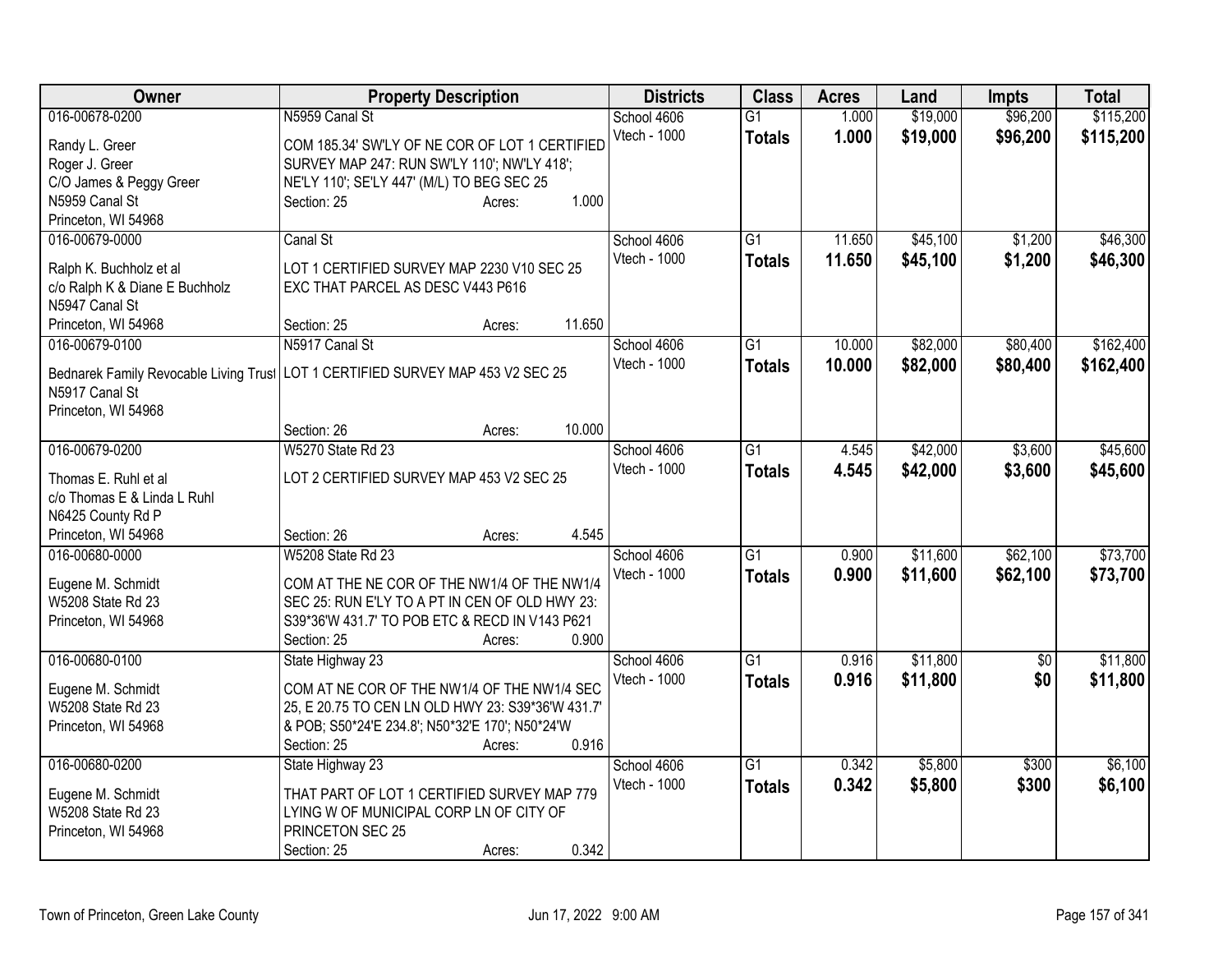| Owner | Property Description | Districts | Class | Acres | Land | Impts | Total |
|---|---|---|---|---|---|---|---|
| 016-00678-0200<br>Randy L. Greer<br>Roger J. Greer<br>C/O James & Peggy Greer<br>N5959 Canal St<br>Princeton, WI 54968 | N5959 Canal St<br>COM 185.34' SW'LY OF NE COR OF LOT 1 CERTIFIED SURVEY MAP 247: RUN SW'LY 110'; NW'LY 418'; NE'LY 110'; SE'LY 447' (M/L) TO BEG SEC 25<br>Section: 25 Acres: 1.000 | School 4606<br>Vtech - 1000 | G1<br>**Totals** | 1.000<br>**1.000** | $19,000<br>**$19,000** | $96,200<br>**$96,200** | $115,200<br>**$115,200** |
| 016-00679-0000<br>Ralph K. Buchholz et al<br>c/o Ralph K & Diane E Buchholz<br>N5947 Canal St<br>Princeton, WI 54968 | Canal St<br>LOT 1 CERTIFIED SURVEY MAP 2230 V10 SEC 25 EXC THAT PARCEL AS DESC V443 P616<br>Section: 25 Acres: 11.650 | School 4606<br>Vtech - 1000 | G1<br>**Totals** | 11.650<br>**11.650** | $45,100<br>**$45,100** | $1,200<br>**$1,200** | $46,300<br>**$46,300** |
| 016-00679-0100<br>Bednarek Family Revocable Living Trust<br>N5917 Canal St<br>Princeton, WI 54968 | N5917 Canal St<br>LOT 1 CERTIFIED SURVEY MAP 453 V2 SEC 25<br>Section: 26 Acres: 10.000 | School 4606<br>Vtech - 1000 | G1<br>**Totals** | 10.000<br>**10.000** | $82,000<br>**$82,000** | $80,400<br>**$80,400** | $162,400<br>**$162,400** |
| 016-00679-0200<br>Thomas E. Ruhl et al<br>c/o Thomas E & Linda L Ruhl<br>N6425 County Rd P<br>Princeton, WI 54968 | W5270 State Rd 23<br>LOT 2 CERTIFIED SURVEY MAP 453 V2 SEC 25<br>Section: 26 Acres: 4.545 | School 4606<br>Vtech - 1000 | G1<br>**Totals** | 4.545<br>**4.545** | $42,000<br>**$42,000** | $3,600<br>**$3,600** | $45,600<br>**$45,600** |
| 016-00680-0000<br>Eugene M. Schmidt<br>W5208 State Rd 23<br>Princeton, WI 54968 | W5208 State Rd 23<br>COM AT THE NE COR OF THE NW1/4 OF THE NW1/4 SEC 25: RUN E'LY TO A PT IN CEN OF OLD HWY 23: S39*36'W 431.7' TO POB ETC & RECD IN V143 P621<br>Section: 25 Acres: 0.900 | School 4606<br>Vtech - 1000 | G1<br>**Totals** | 0.900<br>**0.900** | $11,600<br>**$11,600** | $62,100<br>**$62,100** | $73,700<br>**$73,700** |
| 016-00680-0100<br>Eugene M. Schmidt<br>W5208 State Rd 23<br>Princeton, WI 54968 | State Highway 23<br>COM AT NE COR OF THE NW1/4 OF THE NW1/4 SEC 25, E 20.75 TO CEN LN OLD HWY 23: S39*36'W 431.7' & POB; S50*24'E 234.8'; N50*32'E 170'; N50*24'W<br>Section: 25 Acres: 0.916 | School 4606<br>Vtech - 1000 | G1<br>**Totals** | 0.916<br>**0.916** | $11,800<br>**$11,800** | $0<br>**$0** | $11,800<br>**$11,800** |
| 016-00680-0200<br>Eugene M. Schmidt<br>W5208 State Rd 23<br>Princeton, WI 54968 | State Highway 23<br>THAT PART OF LOT 1 CERTIFIED SURVEY MAP 779 LYING W OF MUNICIPAL CORP LN OF CITY OF PRINCETON SEC 25<br>Section: 25 Acres: 0.342 | School 4606<br>Vtech - 1000 | G1<br>**Totals** | 0.342<br>**0.342** | $5,800<br>**$5,800** | $300<br>**$300** | $6,100<br>**$6,100** |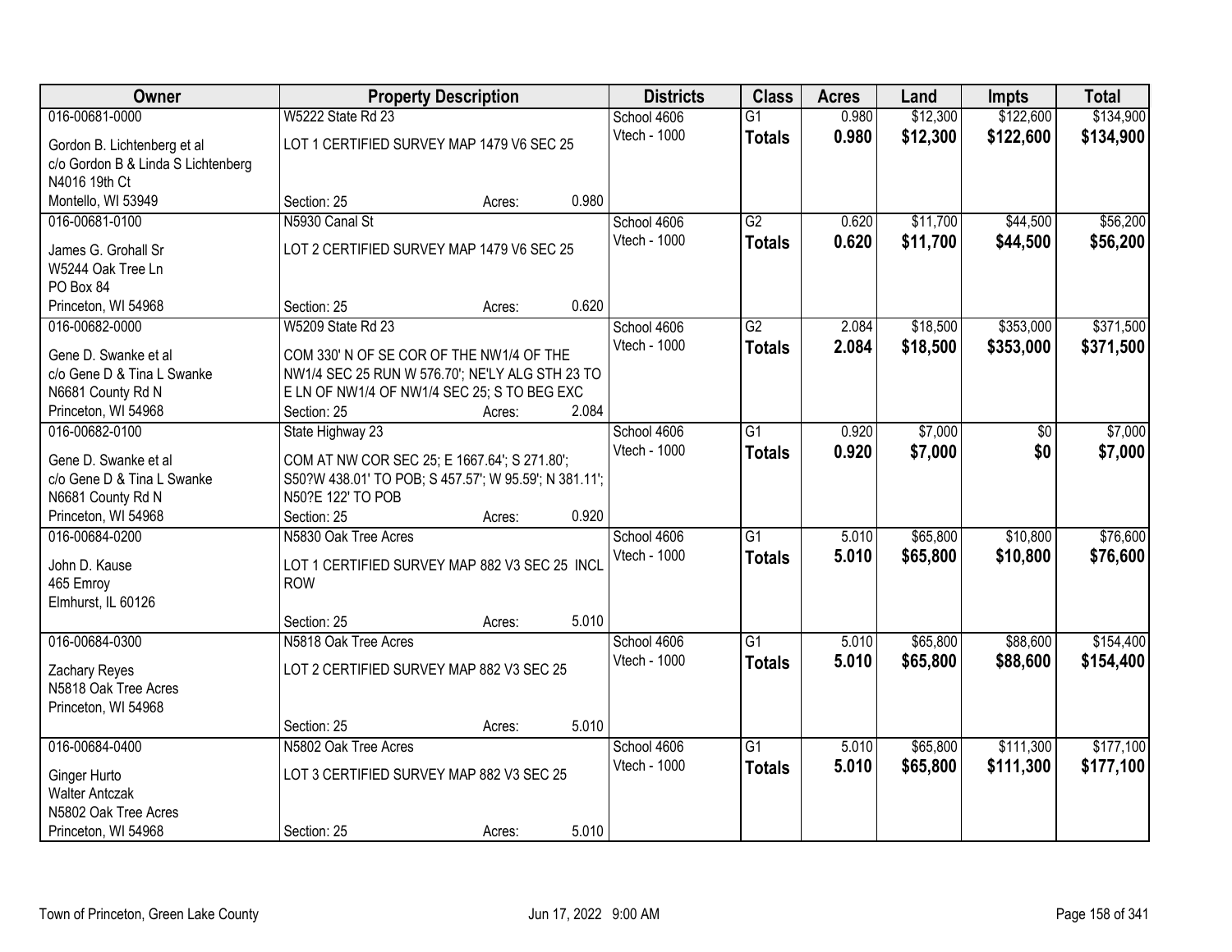| Owner | Property Description | Districts | Class | Acres | Land | Impts | Total |
|---|---|---|---|---|---|---|---|
| 016-00681-0000<br>Gordon B. Lichtenberg et al<br>c/o Gordon B & Linda S Lichtenberg<br>N4016 19th Ct<br>Montello, WI 53949 | W5222 State Rd 23<br>LOT 1 CERTIFIED SURVEY MAP 1479 V6 SEC 25<br>Section: 25 Acres: 0.980 | School 4606<br>Vtech - 1000 | G1<br>**Totals** | 0.980<br>**0.980** | $12,300<br>**$12,300** | $122,600<br>**$122,600** | $134,900<br>**$134,900** |
| 016-00681-0100<br>James G. Grohall Sr<br>W5244 Oak Tree Ln<br>PO Box 84<br>Princeton, WI 54968 | N5930 Canal St<br>LOT 2 CERTIFIED SURVEY MAP 1479 V6 SEC 25<br>Section: 25 Acres: 0.620 | School 4606<br>Vtech - 1000 | G2<br>**Totals** | 0.620<br>**0.620** | $11,700<br>**$11,700** | $44,500<br>**$44,500** | $56,200<br>**$56,200** |
| 016-00682-0000<br>Gene D. Swanke et al<br>c/o Gene D & Tina L Swanke<br>N6681 County Rd N<br>Princeton, WI 54968 | W5209 State Rd 23<br>COM 330' N OF SE COR OF THE NW1/4 OF THE NW1/4 SEC 25 RUN W 576.70'; NE'LY ALG STH 23 TO E LN OF NW1/4 OF NW1/4 SEC 25; S TO BEG EXC<br>Section: 25 Acres: 2.084 | School 4606<br>Vtech - 1000 | G2<br>**Totals** | 2.084<br>**2.084** | $18,500<br>**$18,500** | $353,000<br>**$353,000** | $371,500<br>**$371,500** |
| 016-00682-0100<br>Gene D. Swanke et al<br>c/o Gene D & Tina L Swanke<br>N6681 County Rd N<br>Princeton, WI 54968 | State Highway 23<br>COM AT NW COR SEC 25; E 1667.64'; S 271.80'; S50?W 438.01' TO POB; S 457.57'; W 95.59'; N 381.11'; N50?E 122' TO POB<br>Section: 25 Acres: 0.920 | School 4606<br>Vtech - 1000 | G1<br>**Totals** | 0.920<br>**0.920** | $7,000<br>**$7,000** | $0<br>**$0** | $7,000<br>**$7,000** |
| 016-00684-0200<br>John D. Kause<br>465 Emroy<br>Elmhurst, IL 60126 | N5830 Oak Tree Acres<br>LOT 1 CERTIFIED SURVEY MAP 882 V3 SEC 25 INCL ROW<br>Section: 25 Acres: 5.010 | School 4606<br>Vtech - 1000 | G1<br>**Totals** | 5.010<br>**5.010** | $65,800<br>**$65,800** | $10,800<br>**$10,800** | $76,600<br>**$76,600** |
| 016-00684-0300<br>Zachary Reyes<br>N5818 Oak Tree Acres<br>Princeton, WI 54968 | N5818 Oak Tree Acres<br>LOT 2 CERTIFIED SURVEY MAP 882 V3 SEC 25<br>Section: 25 Acres: 5.010 | School 4606<br>Vtech - 1000 | G1<br>**Totals** | 5.010<br>**5.010** | $65,800<br>**$65,800** | $88,600<br>**$88,600** | $154,400<br>**$154,400** |
| 016-00684-0400<br>Ginger Hurto<br>Walter Antczak<br>N5802 Oak Tree Acres<br>Princeton, WI 54968 | N5802 Oak Tree Acres<br>LOT 3 CERTIFIED SURVEY MAP 882 V3 SEC 25<br>Section: 25 Acres: 5.010 | School 4606<br>Vtech - 1000 | G1<br>**Totals** | 5.010<br>**5.010** | $65,800<br>**$65,800** | $111,300<br>**$111,300** | $177,100<br>**$177,100** |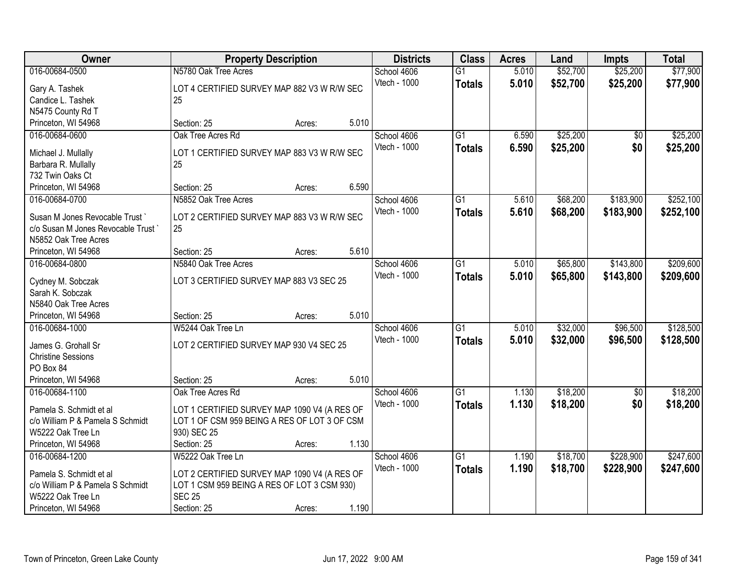| Owner | Property Description | Districts | Class | Acres | Land | Impts | Total |
|---|---|---|---|---|---|---|---|
| 016-00684-0500<br>Gary A. Tashek<br>Candice L. Tashek<br>N5475 County Rd T<br>Princeton, WI 54968 | N5780 Oak Tree Acres<br>LOT 4 CERTIFIED SURVEY MAP 882 V3 W R/W SEC 25<br>Section: 25 Acres: 5.010 | School 4606<br>Vtech - 1000 | G1<br>**Totals** | 5.010<br>**5.010** | $52,700<br>**$52,700** | $25,200<br>**$25,200** | $77,900<br>**$77,900** |
| 016-00684-0600<br>Michael J. Mullally<br>Barbara R. Mullally<br>732 Twin Oaks Ct<br>Princeton, WI 54968 | Oak Tree Acres Rd<br>LOT 1 CERTIFIED SURVEY MAP 883 V3 W R/W SEC 25<br>Section: 25 Acres: 6.590 | School 4606<br>Vtech - 1000 | G1<br>**Totals** | 6.590<br>**6.590** | $25,200<br>**$25,200** | $0<br>**$0** | $25,200<br>**$25,200** |
| 016-00684-0700<br>Susan M Jones Revocable Trust `<br>c/o Susan M Jones Revocable Trust `<br>N5852 Oak Tree Acres<br>Princeton, WI 54968 | N5852 Oak Tree Acres<br>LOT 2 CERTIFIED SURVEY MAP 883 V3 W R/W SEC 25<br>Section: 25 Acres: 5.610 | School 4606<br>Vtech - 1000 | G1<br>**Totals** | 5.610<br>**5.610** | $68,200<br>**$68,200** | $183,900<br>**$183,900** | $252,100<br>**$252,100** |
| 016-00684-0800<br>Cydney M. Sobczak<br>Sarah K. Sobczak<br>N5840 Oak Tree Acres<br>Princeton, WI 54968 | N5840 Oak Tree Acres<br>LOT 3 CERTIFIED SURVEY MAP 883 V3 SEC 25<br>Section: 25 Acres: 5.010 | School 4606<br>Vtech - 1000 | G1<br>**Totals** | 5.010<br>**5.010** | $65,800<br>**$65,800** | $143,800<br>**$143,800** | $209,600<br>**$209,600** |
| 016-00684-1000<br>James G. Grohall Sr<br>Christine Sessions<br>PO Box 84<br>Princeton, WI 54968 | W5244 Oak Tree Ln<br>LOT 2 CERTIFIED SURVEY MAP 930 V4 SEC 25<br>Section: 25 Acres: 5.010 | School 4606<br>Vtech - 1000 | G1<br>**Totals** | 5.010<br>**5.010** | $32,000<br>**$32,000** | $96,500<br>**$96,500** | $128,500<br>**$128,500** |
| 016-00684-1100<br>Pamela S. Schmidt et al<br>c/o William P & Pamela S Schmidt<br>W5222 Oak Tree Ln<br>Princeton, WI 54968 | Oak Tree Acres Rd<br>LOT 1 CERTIFIED SURVEY MAP 1090 V4 (A RES OF LOT 1 OF CSM 959 BEING A RES OF LOT 3 OF CSM 930) SEC 25<br>Section: 25 Acres: 1.130 | School 4606<br>Vtech - 1000 | G1<br>**Totals** | 1.130<br>**1.130** | $18,200<br>**$18,200** | $0<br>**$0** | $18,200<br>**$18,200** |
| 016-00684-1200<br>Pamela S. Schmidt et al<br>c/o William P & Pamela S Schmidt<br>W5222 Oak Tree Ln<br>Princeton, WI 54968 | W5222 Oak Tree Ln<br>LOT 2 CERTIFIED SURVEY MAP 1090 V4 (A RES OF LOT 1 CSM 959 BEING A RES OF LOT 3 CSM 930) SEC 25<br>Section: 25 Acres: 1.190 | School 4606<br>Vtech - 1000 | G1<br>**Totals** | 1.190<br>**1.190** | $18,700<br>**$18,700** | $228,900<br>**$228,900** | $247,600<br>**$247,600** |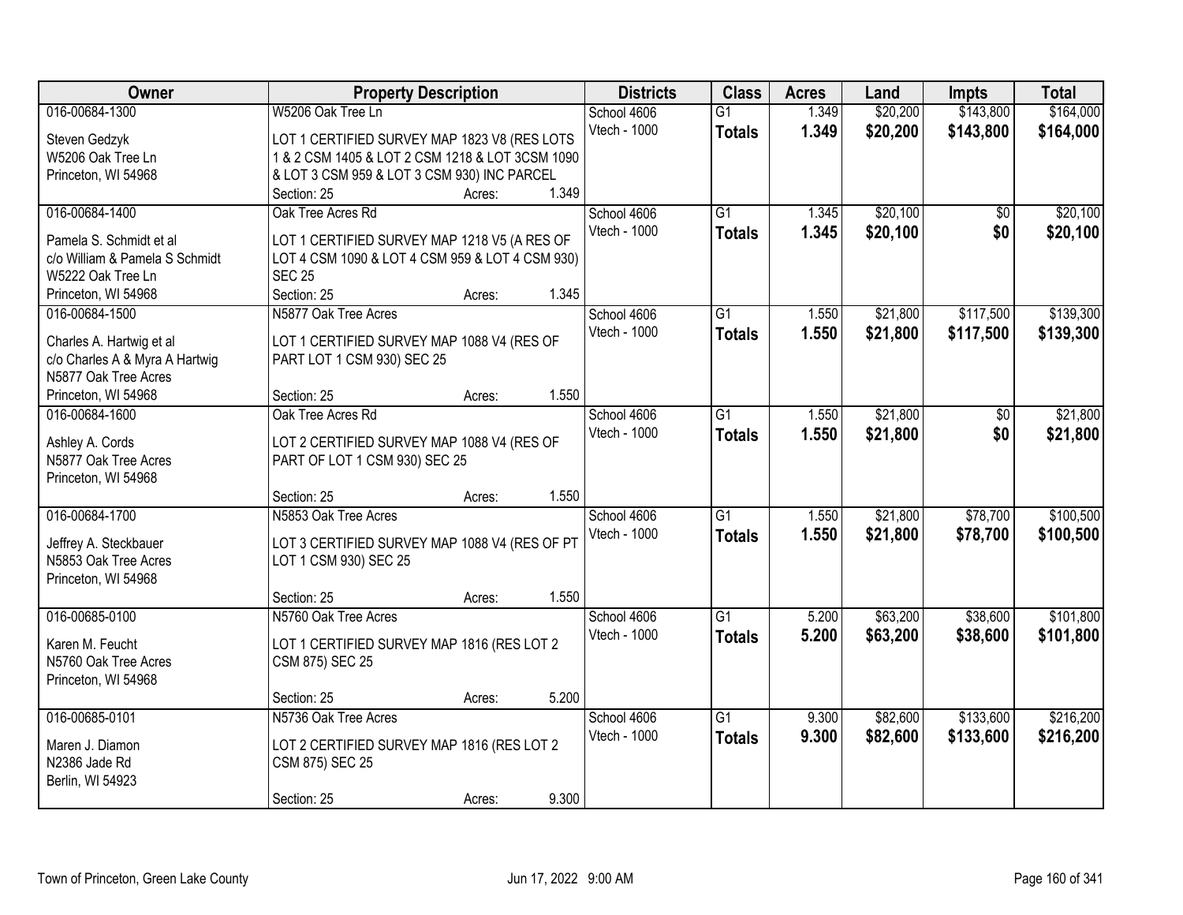| Owner | Property Description | Districts | Class | Acres | Land | Impts | Total |
|---|---|---|---|---|---|---|---|
| 016-00684-1300<br>Steven Gedzyk<br>W5206 Oak Tree Ln<br>Princeton, WI 54968 | W5206 Oak Tree Ln<br>LOT 1 CERTIFIED SURVEY MAP 1823 V8 (RES LOTS 1 & 2 CSM 1405 & LOT 2 CSM 1218 & LOT 3CSM 1090 & LOT 3 CSM 959 & LOT 3 CSM 930) INC PARCEL<br>Section: 25 Acres: 1.349 | School 4606<br>Vtech - 1000 | G1<br>**Totals** | 1.349<br>**1.349** | $20,200<br>**$20,200** | $143,800<br>**$143,800** | $164,000<br>**$164,000** |
| 016-00684-1400<br>Pamela S. Schmidt et al<br>c/o William & Pamela S Schmidt<br>W5222 Oak Tree Ln<br>Princeton, WI 54968 | Oak Tree Acres Rd<br>LOT 1 CERTIFIED SURVEY MAP 1218 V5 (A RES OF LOT 4 CSM 1090 & LOT 4 CSM 959 & LOT 4 CSM 930) SEC 25<br>Section: 25 Acres: 1.345 | School 4606<br>Vtech - 1000 | G1<br>**Totals** | 1.345<br>**1.345** | $20,100<br>**$20,100** | $0<br>**$0** | $20,100<br>**$20,100** |
| 016-00684-1500<br>Charles A. Hartwig et al<br>c/o Charles A & Myra A Hartwig<br>N5877 Oak Tree Acres<br>Princeton, WI 54968 | N5877 Oak Tree Acres<br>LOT 1 CERTIFIED SURVEY MAP 1088 V4 (RES OF PART LOT 1 CSM 930) SEC 25<br>Section: 25 Acres: 1.550 | School 4606<br>Vtech - 1000 | G1<br>**Totals** | 1.550<br>**1.550** | $21,800<br>**$21,800** | $117,500<br>**$117,500** | $139,300<br>**$139,300** |
| 016-00684-1600<br>Ashley A. Cords<br>N5877 Oak Tree Acres<br>Princeton, WI 54968 | Oak Tree Acres Rd<br>LOT 2 CERTIFIED SURVEY MAP 1088 V4 (RES OF PART OF LOT 1 CSM 930) SEC 25<br>Section: 25 Acres: 1.550 | School 4606<br>Vtech - 1000 | G1<br>**Totals** | 1.550<br>**1.550** | $21,800<br>**$21,800** | $0<br>**$0** | $21,800<br>**$21,800** |
| 016-00684-1700<br>Jeffrey A. Steckbauer<br>N5853 Oak Tree Acres<br>Princeton, WI 54968 | N5853 Oak Tree Acres<br>LOT 3 CERTIFIED SURVEY MAP 1088 V4 (RES OF PT LOT 1 CSM 930) SEC 25<br>Section: 25 Acres: 1.550 | School 4606<br>Vtech - 1000 | G1<br>**Totals** | 1.550<br>**1.550** | $21,800<br>**$21,800** | $78,700<br>**$78,700** | $100,500<br>**$100,500** |
| 016-00685-0100<br>Karen M. Feucht<br>N5760 Oak Tree Acres<br>Princeton, WI 54968 | N5760 Oak Tree Acres<br>LOT 1 CERTIFIED SURVEY MAP 1816 (RES LOT 2 CSM 875) SEC 25<br>Section: 25 Acres: 5.200 | School 4606<br>Vtech - 1000 | G1<br>**Totals** | 5.200<br>**5.200** | $63,200<br>**$63,200** | $38,600<br>**$38,600** | $101,800<br>**$101,800** |
| 016-00685-0101<br>Maren J. Diamon<br>N2386 Jade Rd<br>Berlin, WI 54923 | N5736 Oak Tree Acres<br>LOT 2 CERTIFIED SURVEY MAP 1816 (RES LOT 2 CSM 875) SEC 25<br>Section: 25 Acres: 9.300 | School 4606<br>Vtech - 1000 | G1<br>**Totals** | 9.300<br>**9.300** | $82,600<br>**$82,600** | $133,600<br>**$133,600** | $216,200<br>**$216,200** |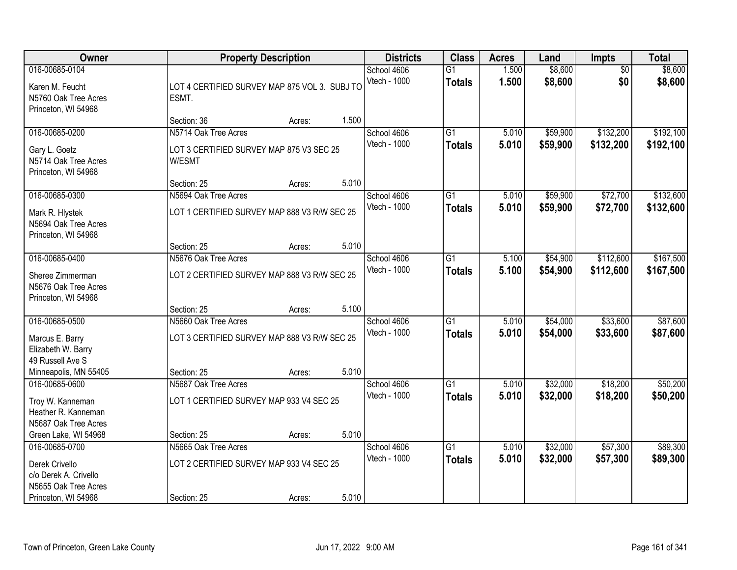| Owner | Property Description | Districts | Class | Acres | Land | Impts | Total |
|---|---|---|---|---|---|---|---|
| 016-00685-0104<br>Karen M. Feucht<br>N5760 Oak Tree Acres<br>Princeton, WI 54968 | LOT 4 CERTIFIED SURVEY MAP 875 VOL 3. SUBJ TO ESMT.<br>Section: 36 Acres: 1.500 | School 4606<br>Vtech - 1000 | G1<br>**Totals** | 1.500<br>**1.500** | $8,600<br>**$8,600** | $0<br>**$0** | $8,600<br>**$8,600** |
| 016-00685-0200<br>Gary L. Goetz<br>N5714 Oak Tree Acres<br>Princeton, WI 54968 | N5714 Oak Tree Acres<br>LOT 3 CERTIFIED SURVEY MAP 875 V3 SEC 25 W/ESMT<br>Section: 25 Acres: 5.010 | School 4606<br>Vtech - 1000 | G1<br>**Totals** | 5.010<br>**5.010** | $59,900<br>**$59,900** | $132,200<br>**$132,200** | $192,100<br>**$192,100** |
| 016-00685-0300<br>Mark R. Hlystek<br>N5694 Oak Tree Acres<br>Princeton, WI 54968 | N5694 Oak Tree Acres<br>LOT 1 CERTIFIED SURVEY MAP 888 V3 R/W SEC 25<br>Section: 25 Acres: 5.010 | School 4606<br>Vtech - 1000 | G1<br>**Totals** | 5.010<br>**5.010** | $59,900<br>**$59,900** | $72,700<br>**$72,700** | $132,600<br>**$132,600** |
| 016-00685-0400<br>Sheree Zimmerman<br>N5676 Oak Tree Acres<br>Princeton, WI 54968 | N5676 Oak Tree Acres<br>LOT 2 CERTIFIED SURVEY MAP 888 V3 R/W SEC 25<br>Section: 25 Acres: 5.100 | School 4606<br>Vtech - 1000 | G1<br>**Totals** | 5.100<br>**5.100** | $54,900<br>**$54,900** | $112,600<br>**$112,600** | $167,500<br>**$167,500** |
| 016-00685-0500<br>Marcus E. Barry<br>Elizabeth W. Barry<br>49 Russell Ave S<br>Minneapolis, MN 55405 | N5660 Oak Tree Acres<br>LOT 3 CERTIFIED SURVEY MAP 888 V3 R/W SEC 25<br>Section: 25 Acres: 5.010 | School 4606<br>Vtech - 1000 | G1<br>**Totals** | 5.010<br>**5.010** | $54,000<br>**$54,000** | $33,600<br>**$33,600** | $87,600<br>**$87,600** |
| 016-00685-0600<br>Troy W. Kanneman<br>Heather R. Kanneman<br>N5687 Oak Tree Acres<br>Green Lake, WI 54968 | N5687 Oak Tree Acres<br>LOT 1 CERTIFIED SURVEY MAP 933 V4 SEC 25<br>Section: 25 Acres: 5.010 | School 4606<br>Vtech - 1000 | G1<br>**Totals** | 5.010<br>**5.010** | $32,000<br>**$32,000** | $18,200<br>**$18,200** | $50,200<br>**$50,200** |
| 016-00685-0700<br>Derek Crivello<br>c/o Derek A. Crivello<br>N5655 Oak Tree Acres<br>Princeton, WI 54968 | N5665 Oak Tree Acres<br>LOT 2 CERTIFIED SURVEY MAP 933 V4 SEC 25<br>Section: 25 Acres: 5.010 | School 4606<br>Vtech - 1000 | G1<br>**Totals** | 5.010<br>**5.010** | $32,000<br>**$32,000** | $57,300<br>**$57,300** | $89,300<br>**$89,300** |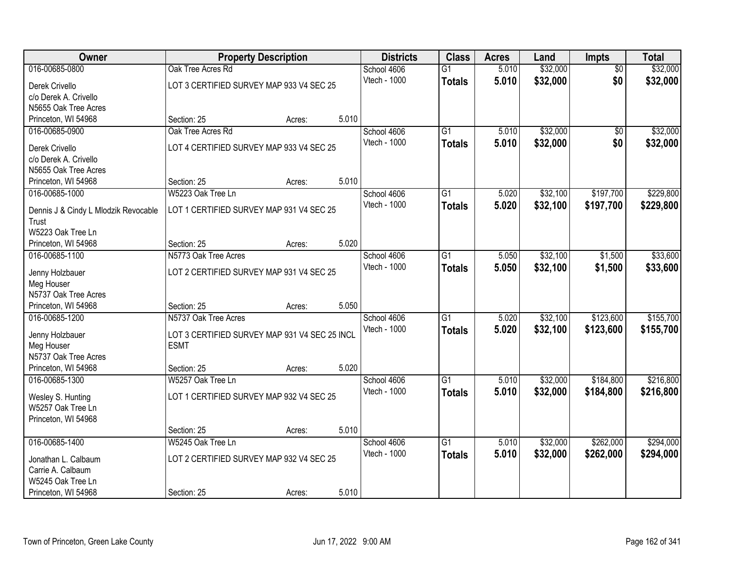| Owner | Property Description | | | Districts | Class | Acres | Land | Impts | Total |
|---|---|---|---|---|---|---|---|---|---|
| 016-00685-0800 | Oak Tree Acres Rd | | | School 4606 | G1 | 5.010 | $32,000 | $0 | $32,000 |
| Derek Crivello<br>c/o Derek A. Crivello<br>N5655 Oak Tree Acres<br>Princeton, WI 54968 | LOT 3 CERTIFIED SURVEY MAP 933 V4 SEC 25 | | | Vtech - 1000 | **Totals** | **5.010** | **$32,000** | **$0** | **$32,000** |
| | Section: 25 | Acres: | 5.010 | | | | | | |
| 016-00685-0900 | Oak Tree Acres Rd | | | School 4606 | G1 | 5.010 | $32,000 | $0 | $32,000 |
| Derek Crivello<br>c/o Derek A. Crivello<br>N5655 Oak Tree Acres<br>Princeton, WI 54968 | LOT 4 CERTIFIED SURVEY MAP 933 V4 SEC 25 | | | Vtech - 1000 | **Totals** | **5.010** | **$32,000** | **$0** | **$32,000** |
| | Section: 25 | Acres: | 5.010 | | | | | | |
| 016-00685-1000 | W5223 Oak Tree Ln | | | School 4606 | G1 | 5.020 | $32,100 | $197,700 | $229,800 |
| Dennis J & Cindy L Mlodzik Revocable Trust<br>W5223 Oak Tree Ln<br>Princeton, WI 54968 | LOT 1 CERTIFIED SURVEY MAP 931 V4 SEC 25 | | | Vtech - 1000 | **Totals** | **5.020** | **$32,100** | **$197,700** | **$229,800** |
| | Section: 25 | Acres: | 5.020 | | | | | | |
| 016-00685-1100 | N5773 Oak Tree Acres | | | School 4606 | G1 | 5.050 | $32,100 | $1,500 | $33,600 |
| Jenny Holzbauer<br>Meg Houser<br>N5737 Oak Tree Acres<br>Princeton, WI 54968 | LOT 2 CERTIFIED SURVEY MAP 931 V4 SEC 25 | | | Vtech - 1000 | **Totals** | **5.050** | **$32,100** | **$1,500** | **$33,600** |
| | Section: 25 | Acres: | 5.050 | | | | | | |
| 016-00685-1200 | N5737 Oak Tree Acres | | | School 4606 | G1 | 5.020 | $32,100 | $123,600 | $155,700 |
| Jenny Holzbauer<br>Meg Houser<br>N5737 Oak Tree Acres<br>Princeton, WI 54968 | LOT 3 CERTIFIED SURVEY MAP 931 V4 SEC 25 INCL ESMT | | | Vtech - 1000 | **Totals** | **5.020** | **$32,100** | **$123,600** | **$155,700** |
| | Section: 25 | Acres: | 5.020 | | | | | | |
| 016-00685-1300 | W5257 Oak Tree Ln | | | School 4606 | G1 | 5.010 | $32,000 | $184,800 | $216,800 |
| Wesley S. Hunting<br>W5257 Oak Tree Ln<br>Princeton, WI 54968 | LOT 1 CERTIFIED SURVEY MAP 932 V4 SEC 25 | | | Vtech - 1000 | **Totals** | **5.010** | **$32,000** | **$184,800** | **$216,800** |
| | Section: 25 | Acres: | 5.010 | | | | | | |
| 016-00685-1400 | W5245 Oak Tree Ln | | | School 4606 | G1 | 5.010 | $32,000 | $262,000 | $294,000 |
| Jonathan L. Calbaum<br>Carrie A. Calbaum<br>W5245 Oak Tree Ln<br>Princeton, WI 54968 | LOT 2 CERTIFIED SURVEY MAP 932 V4 SEC 25 | | | Vtech - 1000 | **Totals** | **5.010** | **$32,000** | **$262,000** | **$294,000** |
| | Section: 25 | Acres: | 5.010 | | | | | | |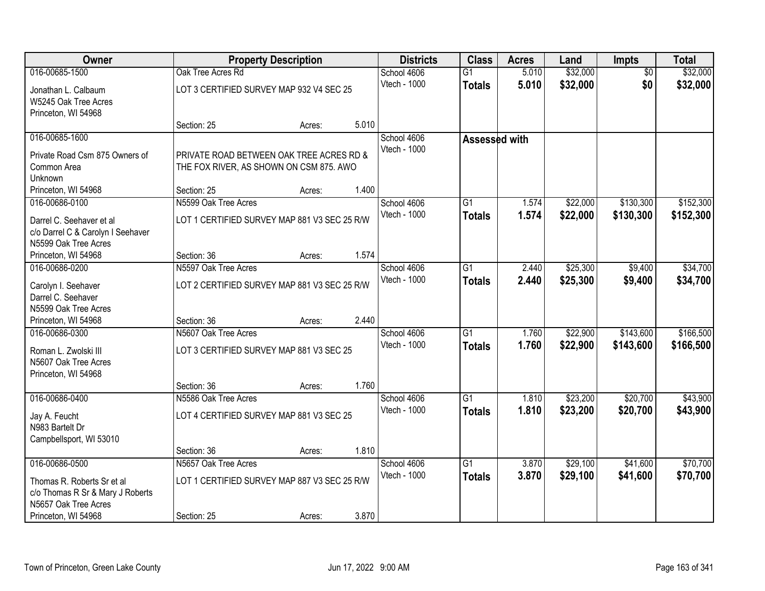| Owner | Property Description | | | Districts | Class | Acres | Land | Impts | Total |
|---|---|---|---|---|---|---|---|---|---|
| 016-00685-1500 | Oak Tree Acres Rd | | | School 4606 | G1 | 5.010 | $32,000 | $0 | $32,000 |
| Jonathan L. Calbaum<br>W5245 Oak Tree Acres<br>Princeton, WI 54968 | LOT 3 CERTIFIED SURVEY MAP 932 V4 SEC 25 | | | Vtech - 1000 | **Totals** | **5.010** | **$32,000** | **$0** | **$32,000** |
| | Section: 25 | Acres: | 5.010 | | | | | | |
| 016-00685-1600 | | | | School 4606 | **Assessed with** | | | | |
| Private Road Csm 875 Owners of Common Area<br>Unknown<br>Princeton, WI 54968 | PRIVATE ROAD BETWEEN OAK TREE ACRES RD & THE FOX RIVER, AS SHOWN ON CSM 875. AWO | | | Vtech - 1000 | | | | | |
| | Section: 25 | Acres: | 1.400 | | | | | | |
| 016-00686-0100 | N5599 Oak Tree Acres | | | School 4606 | G1 | 1.574 | $22,000 | $130,300 | $152,300 |
| Darrel C. Seehaver et al<br>c/o Darrel C & Carolyn I Seehaver<br>N5599 Oak Tree Acres<br>Princeton, WI 54968 | LOT 1 CERTIFIED SURVEY MAP 881 V3 SEC 25 R/W | | | Vtech - 1000 | **Totals** | **1.574** | **$22,000** | **$130,300** | **$152,300** |
| | Section: 36 | Acres: | 1.574 | | | | | | |
| 016-00686-0200 | N5597 Oak Tree Acres | | | School 4606 | G1 | 2.440 | $25,300 | $9,400 | $34,700 |
| Carolyn I. Seehaver<br>Darrel C. Seehaver<br>N5599 Oak Tree Acres<br>Princeton, WI 54968 | LOT 2 CERTIFIED SURVEY MAP 881 V3 SEC 25 R/W | | | Vtech - 1000 | **Totals** | **2.440** | **$25,300** | **$9,400** | **$34,700** |
| | Section: 36 | Acres: | 2.440 | | | | | | |
| 016-00686-0300 | N5607 Oak Tree Acres | | | School 4606 | G1 | 1.760 | $22,900 | $143,600 | $166,500 |
| Roman L. Zwolski III<br>N5607 Oak Tree Acres<br>Princeton, WI 54968 | LOT 3 CERTIFIED SURVEY MAP 881 V3 SEC 25 | | | Vtech - 1000 | **Totals** | **1.760** | **$22,900** | **$143,600** | **$166,500** |
| | Section: 36 | Acres: | 1.760 | | | | | | |
| 016-00686-0400 | N5586 Oak Tree Acres | | | School 4606 | G1 | 1.810 | $23,200 | $20,700 | $43,900 |
| Jay A. Feucht<br>N983 Bartelt Dr<br>Campbellsport, WI 53010 | LOT 4 CERTIFIED SURVEY MAP 881 V3 SEC 25 | | | Vtech - 1000 | **Totals** | **1.810** | **$23,200** | **$20,700** | **$43,900** |
| | Section: 36 | Acres: | 1.810 | | | | | | |
| 016-00686-0500 | N5657 Oak Tree Acres | | | School 4606 | G1 | 3.870 | $29,100 | $41,600 | $70,700 |
| Thomas R. Roberts Sr et al<br>c/o Thomas R Sr & Mary J Roberts<br>N5657 Oak Tree Acres<br>Princeton, WI 54968 | LOT 1 CERTIFIED SURVEY MAP 887 V3 SEC 25 R/W | | | Vtech - 1000 | **Totals** | **3.870** | **$29,100** | **$41,600** | **$70,700** |
| | Section: 25 | Acres: | 3.870 | | | | | | |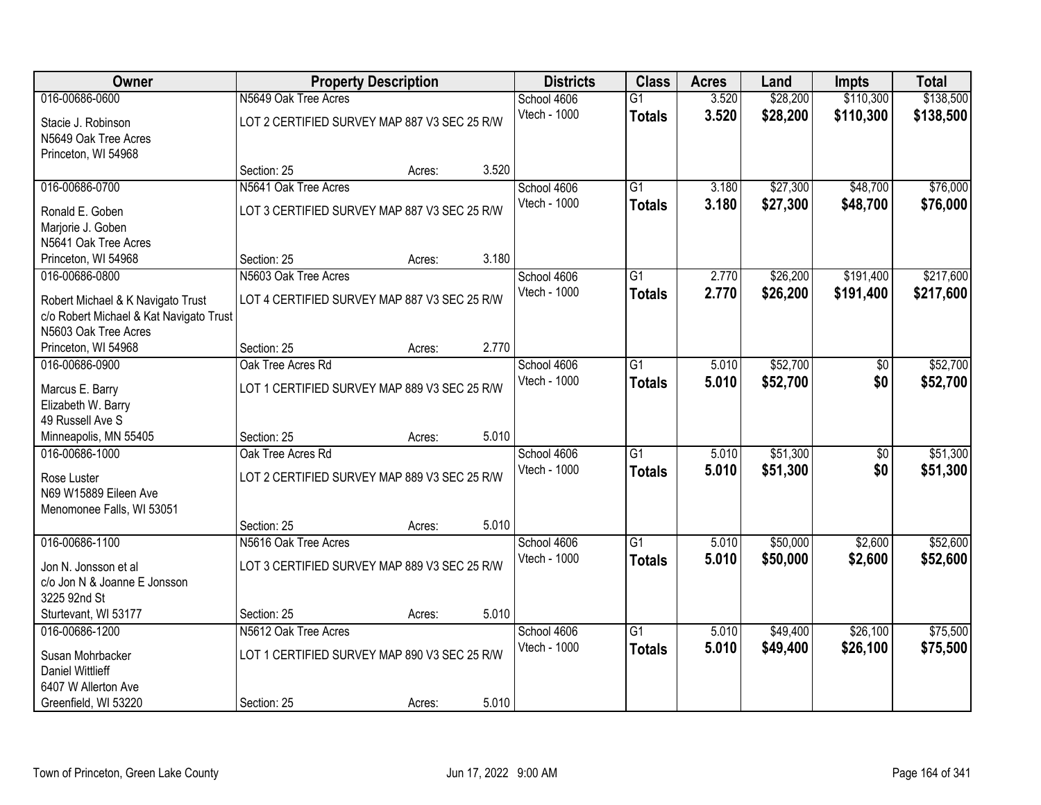| Owner | Property Description | | | Districts | Class | Acres | Land | Impts | Total |
|---|---|---|---|---|---|---|---|---|---|
| 016-00686-0600 | N5649 Oak Tree Acres | | | School 4606 | G1 | 3.520 | $28,200 | $110,300 | $138,500 |
| Stacie J. Robinson<br>N5649 Oak Tree Acres<br>Princeton, WI 54968 | LOT 2 CERTIFIED SURVEY MAP 887 V3 SEC 25 R/W | | | Vtech - 1000 | **Totals** | **3.520** | **$28,200** | **$110,300** | **$138,500** |
| | Section: 25 | Acres: | 3.520 | | | | | | |
| 016-00686-0700 | N5641 Oak Tree Acres | | | School 4606 | G1 | 3.180 | $27,300 | $48,700 | $76,000 |
| Ronald E. Goben<br>Marjorie J. Goben<br>N5641 Oak Tree Acres<br>Princeton, WI 54968 | LOT 3 CERTIFIED SURVEY MAP 887 V3 SEC 25 R/W | | | Vtech - 1000 | **Totals** | **3.180** | **$27,300** | **$48,700** | **$76,000** |
| | Section: 25 | Acres: | 3.180 | | | | | | |
| 016-00686-0800 | N5603 Oak Tree Acres | | | School 4606 | G1 | 2.770 | $26,200 | $191,400 | $217,600 |
| Robert Michael & K Navigato Trust<br>c/o Robert Michael & Kat Navigato Trust<br>N5603 Oak Tree Acres<br>Princeton, WI 54968 | LOT 4 CERTIFIED SURVEY MAP 887 V3 SEC 25 R/W | | | Vtech - 1000 | **Totals** | **2.770** | **$26,200** | **$191,400** | **$217,600** |
| | Section: 25 | Acres: | 2.770 | | | | | | |
| 016-00686-0900 | Oak Tree Acres Rd | | | School 4606 | G1 | 5.010 | $52,700 | $0 | $52,700 |
| Marcus E. Barry<br>Elizabeth W. Barry<br>49 Russell Ave S<br>Minneapolis, MN 55405 | LOT 1 CERTIFIED SURVEY MAP 889 V3 SEC 25 R/W | | | Vtech - 1000 | **Totals** | **5.010** | **$52,700** | **$0** | **$52,700** |
| | Section: 25 | Acres: | 5.010 | | | | | | |
| 016-00686-1000 | Oak Tree Acres Rd | | | School 4606 | G1 | 5.010 | $51,300 | $0 | $51,300 |
| Rose Luster<br>N69 W15889 Eileen Ave<br>Menomonee Falls, WI 53051 | LOT 2 CERTIFIED SURVEY MAP 889 V3 SEC 25 R/W | | | Vtech - 1000 | **Totals** | **5.010** | **$51,300** | **$0** | **$51,300** |
| | Section: 25 | Acres: | 5.010 | | | | | | |
| 016-00686-1100 | N5616 Oak Tree Acres | | | School 4606 | G1 | 5.010 | $50,000 | $2,600 | $52,600 |
| Jon N. Jonsson et al<br>c/o Jon N & Joanne E Jonsson<br>3225 92nd St<br>Sturtevant, WI 53177 | LOT 3 CERTIFIED SURVEY MAP 889 V3 SEC 25 R/W | | | Vtech - 1000 | **Totals** | **5.010** | **$50,000** | **$2,600** | **$52,600** |
| | Section: 25 | Acres: | 5.010 | | | | | | |
| 016-00686-1200 | N5612 Oak Tree Acres | | | School 4606 | G1 | 5.010 | $49,400 | $26,100 | $75,500 |
| Susan Mohrbacker<br>Daniel Wittlieff<br>6407 W Allerton Ave<br>Greenfield, WI 53220 | LOT 1 CERTIFIED SURVEY MAP 890 V3 SEC 25 R/W | | | Vtech - 1000 | **Totals** | **5.010** | **$49,400** | **$26,100** | **$75,500** |
| | Section: 25 | Acres: | 5.010 | | | | | | |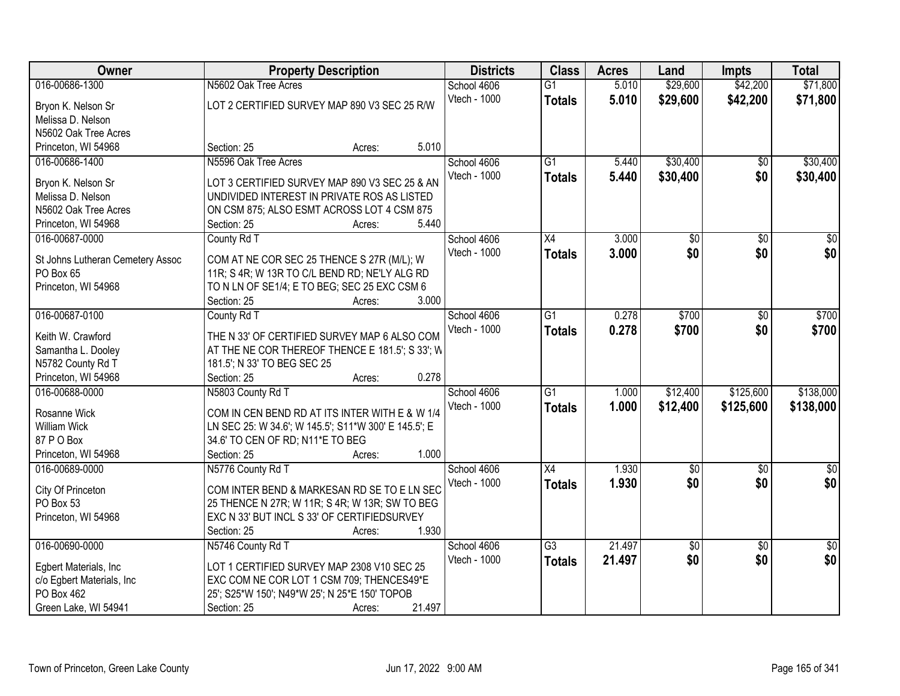| Owner | Property Description | Districts | Class | Acres | Land | Impts | Total |
|---|---|---|---|---|---|---|---|
| 016-00686-1300<br>Bryon K. Nelson Sr<br>Melissa D. Nelson<br>N5602 Oak Tree Acres<br>Princeton, WI 54968 | N5602 Oak Tree Acres<br>LOT 2 CERTIFIED SURVEY MAP 890 V3 SEC 25 R/W<br>Section: 25 Acres: 5.010 | School 4606<br>Vtech - 1000 | G1<br>**Totals** | 5.010<br>**5.010** | $29,600<br>**$29,600** | $42,200<br>**$42,200** | $71,800<br>**$71,800** |
| 016-00686-1400<br>Bryon K. Nelson Sr<br>Melissa D. Nelson<br>N5602 Oak Tree Acres<br>Princeton, WI 54968 | N5596 Oak Tree Acres<br>LOT 3 CERTIFIED SURVEY MAP 890 V3 SEC 25 & AN UNDIVIDED INTEREST IN PRIVATE ROS AS LISTED ON CSM 875; ALSO ESMT ACROSS LOT 4 CSM 875<br>Section: 25 Acres: 5.440 | School 4606<br>Vtech - 1000 | G1<br>**Totals** | 5.440<br>**5.440** | $30,400<br>**$30,400** | $0<br>**$0** | $30,400<br>**$30,400** |
| 016-00687-0000<br>St Johns Lutheran Cemetery Assoc<br>PO Box 65<br>Princeton, WI 54968 | County Rd T<br>COM AT NE COR SEC 25 THENCE S 27R (M/L); W 11R; S 4R; W 13R TO C/L BEND RD; NE'LY ALG RD TO N LN OF SE1/4; E TO BEG; SEC 25 EXC CSM 6<br>Section: 25 Acres: 3.000 | School 4606<br>Vtech - 1000 | X4<br>**Totals** | 3.000<br>**3.000** | $0<br>**$0** | $0<br>**$0** | $0<br>**$0** |
| 016-00687-0100<br>Keith W. Crawford<br>Samantha L. Dooley<br>N5782 County Rd T<br>Princeton, WI 54968 | County Rd T<br>THE N 33' OF CERTIFIED SURVEY MAP 6 ALSO COM AT THE NE COR THEREOF THENCE E 181.5'; S 33'; W 181.5'; N 33' TO BEG SEC 25<br>Section: 25 Acres: 0.278 | School 4606<br>Vtech - 1000 | G1<br>**Totals** | 0.278<br>**0.278** | $700<br>**$700** | $0<br>**$0** | $700<br>**$700** |
| 016-00688-0000<br>Rosanne Wick<br>William Wick<br>87 P O Box<br>Princeton, WI 54968 | N5803 County Rd T<br>COM IN CEN BEND RD AT ITS INTER WITH E & W 1/4 LN SEC 25: W 34.6'; W 145.5'; S11*W 300' E 145.5'; E 34.6' TO CEN OF RD; N11*E TO BEG<br>Section: 25 Acres: 1.000 | School 4606<br>Vtech - 1000 | G1<br>**Totals** | 1.000<br>**1.000** | $12,400<br>**$12,400** | $125,600<br>**$125,600** | $138,000<br>**$138,000** |
| 016-00689-0000<br>City Of Princeton<br>PO Box 53<br>Princeton, WI 54968 | N5776 County Rd T<br>COM INTER BEND & MARKESAN RD SE TO E LN SEC 25 THENCE N 27R; W 11R; S 4R; W 13R; SW TO BEG EXC N 33' BUT INCL S 33' OF CERTIFIEDSURVEY<br>Section: 25 Acres: 1.930 | School 4606<br>Vtech - 1000 | X4<br>**Totals** | 1.930<br>**1.930** | $0<br>**$0** | $0<br>**$0** | $0<br>**$0** |
| 016-00690-0000<br>Egbert Materials, Inc<br>c/o Egbert Materials, Inc<br>PO Box 462<br>Green Lake, WI 54941 | N5746 County Rd T<br>LOT 1 CERTIFIED SURVEY MAP 2308 V10 SEC 25 EXC COM NE COR LOT 1 CSM 709; THENCES49*E 25'; S25*W 150'; N49*W 25'; N 25*E 150' TOPOB<br>Section: 25 Acres: 21.497 | School 4606<br>Vtech - 1000 | G3<br>**Totals** | 21.497<br>**21.497** | $0<br>**$0** | $0<br>**$0** | $0<br>**$0** |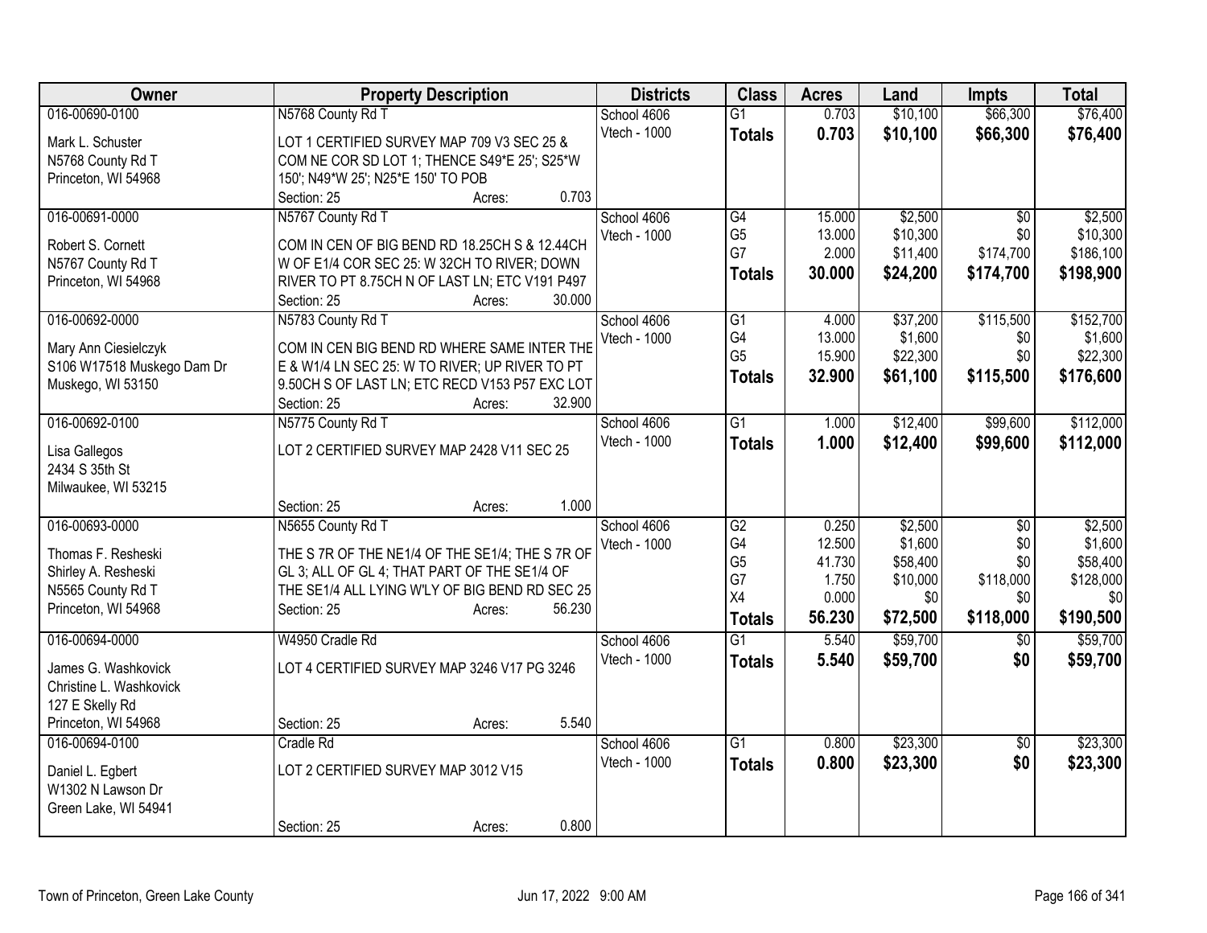| Owner | Property Description | Districts | Class | Acres | Land | Impts | Total |
|---|---|---|---|---|---|---|---|
| 016-00690-0100<br>Mark L. Schuster<br>N5768 County Rd T<br>Princeton, WI 54968 | N5768 County Rd T<br>LOT 1 CERTIFIED SURVEY MAP 709 V3 SEC 25 & COM NE COR SD LOT 1; THENCE S49*E 25'; S25*W 150'; N49*W 25'; N25*E 150' TO POB<br>Section: 25 Acres: 0.703 | School 4606<br>Vtech - 1000 | G1<br>**Totals** | 0.703<br>**0.703** | \$10,100<br>**\$10,100** | \$66,300<br>**\$66,300** | \$76,400<br>**\$76,400** |
| 016-00691-0000<br>Robert S. Cornett<br>N5767 County Rd T<br>Princeton, WI 54968 | N5767 County Rd T<br>COM IN CEN OF BIG BEND RD 18.25CH S & 12.44CH W OF E1/4 COR SEC 25: W 32CH TO RIVER; DOWN RIVER TO PT 8.75CH N OF LAST LN; ETC V191 P497<br>Section: 25 Acres: 30.000 | School 4606<br>Vtech - 1000 | G4<br>G5<br>G7<br>**Totals** | 15.000<br>13.000<br>2.000<br>**30.000** | \$2,500<br>\$10,300<br>\$11,400<br>**\$24,200** | \$0<br>\$0<br>\$174,700<br>**\$174,700** | \$2,500<br>\$10,300<br>\$186,100<br>**\$198,900** |
| 016-00692-0000<br>Mary Ann Ciesielczyk<br>S106 W17518 Muskego Dam Dr<br>Muskego, WI 53150 | N5783 County Rd T<br>COM IN CEN BIG BEND RD WHERE SAME INTER THE E & W1/4 LN SEC 25: W TO RIVER; UP RIVER TO PT 9.50CH S OF LAST LN; ETC RECD V153 P57 EXC LOT<br>Section: 25 Acres: 32.900 | School 4606<br>Vtech - 1000 | G1<br>G4<br>G5<br>**Totals** | 4.000<br>13.000<br>15.900<br>**32.900** | \$37,200<br>\$1,600<br>\$22,300<br>**\$61,100** | \$115,500<br>\$0<br>\$0<br>**\$115,500** | \$152,700<br>\$1,600<br>\$22,300<br>**\$176,600** |
| 016-00692-0100<br>Lisa Gallegos<br>2434 S 35th St<br>Milwaukee, WI 53215 | N5775 County Rd T<br>LOT 2 CERTIFIED SURVEY MAP 2428 V11 SEC 25<br>Section: 25 Acres: 1.000 | School 4606<br>Vtech - 1000 | G1<br>**Totals** | 1.000<br>**1.000** | \$12,400<br>**\$12,400** | \$99,600<br>**\$99,600** | \$112,000<br>**\$112,000** |
| 016-00693-0000<br>Thomas F. Resheski<br>Shirley A. Resheski<br>N5565 County Rd T<br>Princeton, WI 54968 | N5655 County Rd T<br>THE S 7R OF THE NE1/4 OF THE SE1/4; THE S 7R OF GL 3; ALL OF GL 4; THAT PART OF THE SE1/4 OF THE SE1/4 ALL LYING W'LY OF BIG BEND RD SEC 25<br>Section: 25 Acres: 56.230 | School 4606<br>Vtech - 1000 | G2<br>G4<br>G5<br>G7<br>X4<br>**Totals** | 0.250<br>12.500<br>41.730<br>1.750<br>0.000<br>**56.230** | \$2,500<br>\$1,600<br>\$58,400<br>\$10,000<br>\$0<br>**\$72,500** | \$0<br>\$0<br>\$0<br>\$118,000<br>\$0<br>**\$118,000** | \$2,500<br>\$1,600<br>\$58,400<br>\$128,000<br>\$0<br>**\$190,500** |
| 016-00694-0000<br>James G. Washkovick<br>Christine L. Washkovick<br>127 E Skelly Rd<br>Princeton, WI 54968 | W4950 Cradle Rd<br>LOT 4 CERTIFIED SURVEY MAP 3246 V17 PG 3246<br>Section: 25 Acres: 5.540 | School 4606<br>Vtech - 1000 | G1<br>**Totals** | 5.540<br>**5.540** | \$59,700<br>**\$59,700** | \$0<br>**\$0** | \$59,700<br>**\$59,700** |
| 016-00694-0100<br>Daniel L. Egbert<br>W1302 N Lawson Dr<br>Green Lake, WI 54941 | Cradle Rd<br>LOT 2 CERTIFIED SURVEY MAP 3012 V15<br>Section: 25 Acres: 0.800 | School 4606<br>Vtech - 1000 | G1<br>**Totals** | 0.800<br>**0.800** | \$23,300<br>**\$23,300** | \$0<br>**\$0** | \$23,300<br>**\$23,300** |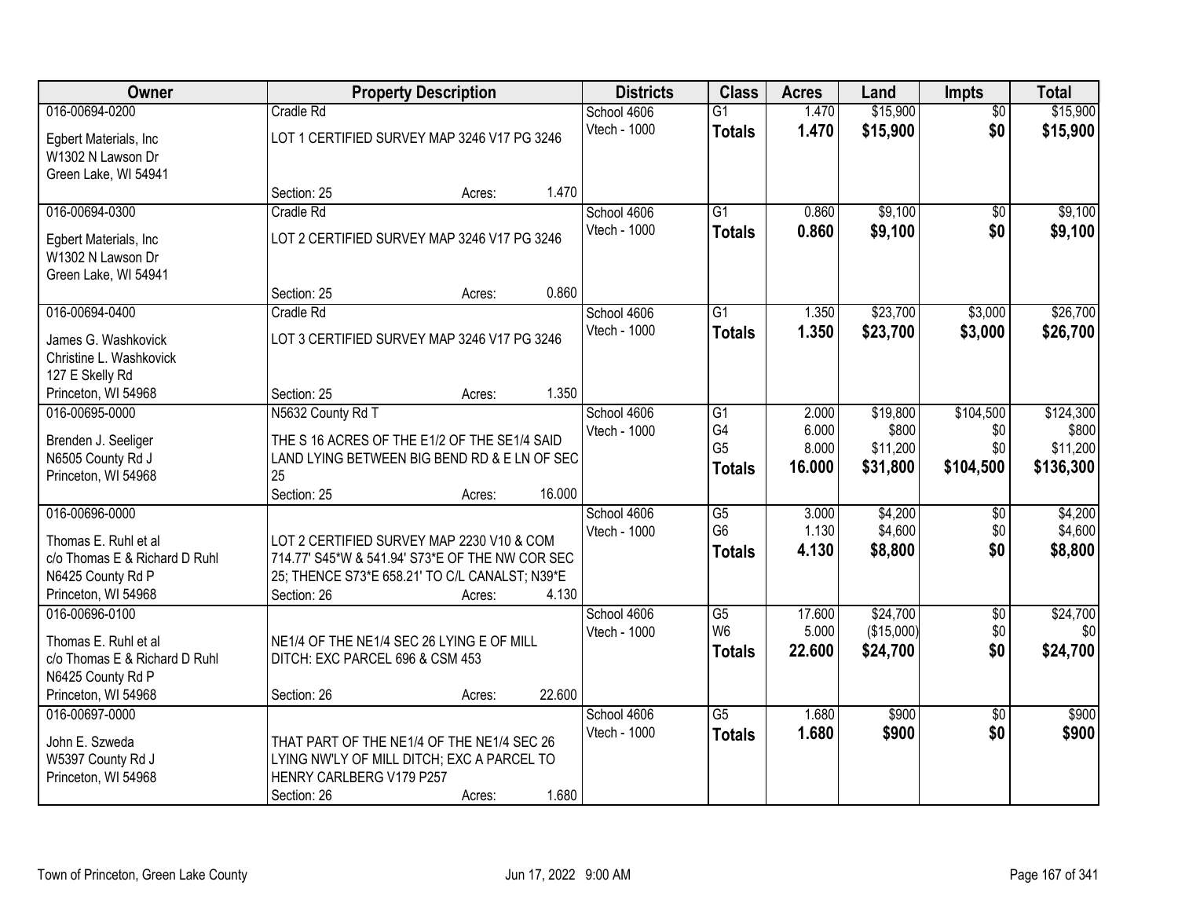| Owner | Property Description | | | Districts | Class | Acres | Land | Impts | Total |
|---|---|---|---|---|---|---|---|---|---|
| 016-00694-0200 | Cradle Rd | | | School 4606 | G1 | 1.470 | $15,900 | $0 | $15,900 |
| Egbert Materials, Inc<br>W1302 N Lawson Dr<br>Green Lake, WI 54941 | LOT 1 CERTIFIED SURVEY MAP 3246 V17 PG 3246 | | | Vtech - 1000 | **Totals** | **1.470** | **$15,900** | **$0** | **$15,900** |
| | Section: 25 | Acres: | 1.470 | | | | | | |
| 016-00694-0300 | Cradle Rd | | | School 4606 | G1 | 0.860 | $9,100 | $0 | $9,100 |
| Egbert Materials, Inc<br>W1302 N Lawson Dr<br>Green Lake, WI 54941 | LOT 2 CERTIFIED SURVEY MAP 3246 V17 PG 3246 | | | Vtech - 1000 | **Totals** | **0.860** | **$9,100** | **$0** | **$9,100** |
| | Section: 25 | Acres: | 0.860 | | | | | | |
| 016-00694-0400 | Cradle Rd | | | School 4606 | G1 | 1.350 | $23,700 | $3,000 | $26,700 |
| James G. Washkovick<br>Christine L. Washkovick<br>127 E Skelly Rd<br>Princeton, WI 54968 | LOT 3 CERTIFIED SURVEY MAP 3246 V17 PG 3246 | | | Vtech - 1000 | **Totals** | **1.350** | **$23,700** | **$3,000** | **$26,700** |
| | Section: 25 | Acres: | 1.350 | | | | | | |
| 016-00695-0000 | N5632 County Rd T | | | School 4606 | G1 | 2.000 | $19,800 | $104,500 | $124,300 |
| Brenden J. Seeliger<br>N6505 County Rd J<br>Princeton, WI 54968 | THE S 16 ACRES OF THE E1/2 OF THE SE1/4 SAID LAND LYING BETWEEN BIG BEND RD & E LN OF SEC 25 | | | Vtech - 1000 | G4 | 6.000 | $800 | $0 | $800 |
| | | | | | G5 | 8.000 | $11,200 | $0 | $11,200 |
| | | | | | **Totals** | **16.000** | **$31,800** | **$104,500** | **$136,300** |
| | Section: 25 | Acres: | 16.000 | | | | | | |
| 016-00696-0000 | | | | School 4606 | G5 | 3.000 | $4,200 | $0 | $4,200 |
| Thomas E. Ruhl et al<br>c/o Thomas E & Richard D Ruhl<br>N6425 County Rd P<br>Princeton, WI 54968 | LOT 2 CERTIFIED SURVEY MAP 2230 V10 & COM 714.77' S45*W & 541.94' S73*E OF THE NW COR SEC 25; THENCE S73*E 658.21' TO C/L CANALST; N39*E | | | Vtech - 1000 | G6 | 1.130 | $4,600 | $0 | $4,600 |
| | | | | | **Totals** | **4.130** | **$8,800** | **$0** | **$8,800** |
| | Section: 26 | Acres: | 4.130 | | | | | | |
| 016-00696-0100 | | | | School 4606 | G5 | 17.600 | $24,700 | $0 | $24,700 |
| Thomas E. Ruhl et al<br>c/o Thomas E & Richard D Ruhl<br>N6425 County Rd P<br>Princeton, WI 54968 | NE1/4 OF THE NE1/4 SEC 26 LYING E OF MILL DITCH: EXC PARCEL 696 & CSM 453 | | | Vtech - 1000 | W6 | 5.000 | ($15,000) | $0 | $0 |
| | | | | | **Totals** | **22.600** | **$24,700** | **$0** | **$24,700** |
| | Section: 26 | Acres: | 22.600 | | | | | | |
| 016-00697-0000 | | | | School 4606 | G5 | 1.680 | $900 | $0 | $900 |
| John E. Szweda<br>W5397 County Rd J<br>Princeton, WI 54968 | THAT PART OF THE NE1/4 OF THE NE1/4 SEC 26 LYING NW'LY OF MILL DITCH; EXC A PARCEL TO HENRY CARLBERG V179 P257 | | | Vtech - 1000 | **Totals** | **1.680** | **$900** | **$0** | **$900** |
| | Section: 26 | Acres: | 1.680 | | | | | | |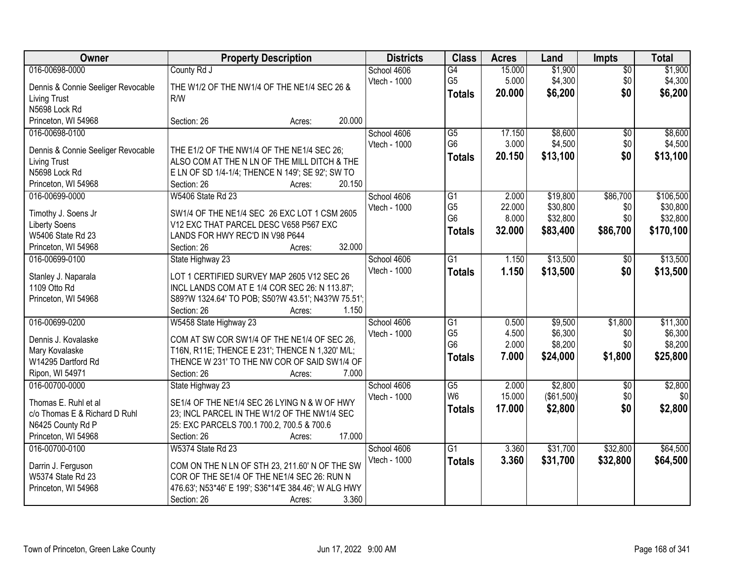| Owner | Property Description | Districts | Class | Acres | Land | Impts | Total |
|---|---|---|---|---|---|---|---|
| 016-00698-0000<br>Dennis & Connie Seeliger Revocable Living Trust<br>N5698 Lock Rd<br>Princeton, WI 54968 | County Rd J<br>THE W1/2 OF THE NW1/4 OF THE NE1/4 SEC 26 & R/W<br>Section: 26 Acres: 20.000 | School 4606<br>Vtech - 1000 | G4<br>G5<br>**Totals** | 15.000<br>5.000<br>**20.000** | $1,900<br>$4,300<br>**$6,200** | $0<br>$0<br>**$0** | $1,900<br>$4,300<br>**$6,200** |
| 016-00698-0100<br>Dennis & Connie Seeliger Revocable Living Trust<br>N5698 Lock Rd<br>Princeton, WI 54968 | THE E1/2 OF THE NW1/4 OF THE NE1/4 SEC 26; ALSO COM AT THE N LN OF THE MILL DITCH & THE E LN OF SD 1/4-1/4; THENCE N 149'; SE 92'; SW TO<br>Section: 26 Acres: 20.150 | School 4606<br>Vtech - 1000 | G5<br>G6<br>**Totals** | 17.150<br>3.000<br>**20.150** | $8,600<br>$4,500<br>**$13,100** | $0<br>$0<br>**$0** | $8,600<br>$4,500<br>**$13,100** |
| 016-00699-0000<br>Timothy J. Soens Jr<br>Liberty Soens<br>W5406 State Rd 23<br>Princeton, WI 54968 | W5406 State Rd 23<br>SW1/4 OF THE NE1/4 SEC 26 EXC LOT 1 CSM 2605 V12 EXC THAT PARCEL DESC V658 P567 EXC LANDS FOR HWY REC'D IN V98 P644<br>Section: 26 Acres: 32.000 | School 4606<br>Vtech - 1000 | G1<br>G5<br>G6<br>**Totals** | 2.000<br>22.000<br>8.000<br>**32.000** | $19,800<br>$30,800<br>$32,800<br>**$83,400** | $86,700<br>$0<br>$0<br>**$86,700** | $106,500<br>$30,800<br>$32,800<br>**$170,100** |
| 016-00699-0100<br>Stanley J. Naparala<br>1109 Otto Rd<br>Princeton, WI 54968 | State Highway 23<br>LOT 1 CERTIFIED SURVEY MAP 2605 V12 SEC 26 INCL LANDS COM AT E 1/4 COR SEC 26: N 113.87'; S89?W 1324.64' TO POB; S50?W 43.51'; N43?W 75.51';<br>Section: 26 Acres: 1.150 | School 4606<br>Vtech - 1000 | G1<br>**Totals** | 1.150<br>**1.150** | $13,500<br>**$13,500** | $0<br>**$0** | $13,500<br>**$13,500** |
| 016-00699-0200<br>Dennis J. Kovalaske<br>Mary Kovalaske<br>W14295 Dartford Rd<br>Ripon, WI 54971 | W5458 State Highway 23<br>COM AT SW COR SW1/4 OF THE NE1/4 OF SEC 26, T16N, R11E; THENCE E 231'; THENCE N 1,320' M/L; THENCE W 231' TO THE NW COR OF SAID SW1/4 OF<br>Section: 26 Acres: 7.000 | School 4606<br>Vtech - 1000 | G1<br>G5<br>G6<br>**Totals** | 0.500<br>4.500<br>2.000<br>**7.000** | $9,500<br>$6,300<br>$8,200<br>**$24,000** | $1,800<br>$0<br>$0<br>**$1,800** | $11,300<br>$6,300<br>$8,200<br>**$25,800** |
| 016-00700-0000<br>Thomas E. Ruhl et al<br>c/o Thomas E & Richard D Ruhl<br>N6425 County Rd P<br>Princeton, WI 54968 | State Highway 23<br>SE1/4 OF THE NE1/4 SEC 26 LYING N & W OF HWY 23; INCL PARCEL IN THE W1/2 OF THE NW1/4 SEC 25: EXC PARCELS 700.1 700.2, 700.5 & 700.6<br>Section: 26 Acres: 17.000 | School 4606<br>Vtech - 1000 | G5<br>W6<br>**Totals** | 2.000<br>15.000<br>**17.000** | $2,800<br>($61,500)<br>**$2,800** | $0<br>$0<br>**$0** | $2,800<br>$0<br>**$2,800** |
| 016-00700-0100<br>Darrin J. Ferguson<br>W5374 State Rd 23<br>Princeton, WI 54968 | W5374 State Rd 23<br>COM ON THE N LN OF STH 23, 211.60' N OF THE SW COR OF THE SE1/4 OF THE NE1/4 SEC 26: RUN N 476.63'; N53*46' E 199'; S36*14'E 384.46'; W ALG HWY<br>Section: 26 Acres: 3.360 | School 4606<br>Vtech - 1000 | G1<br>**Totals** | 3.360<br>**3.360** | $31,700<br>**$31,700** | $32,800<br>**$32,800** | $64,500<br>**$64,500** |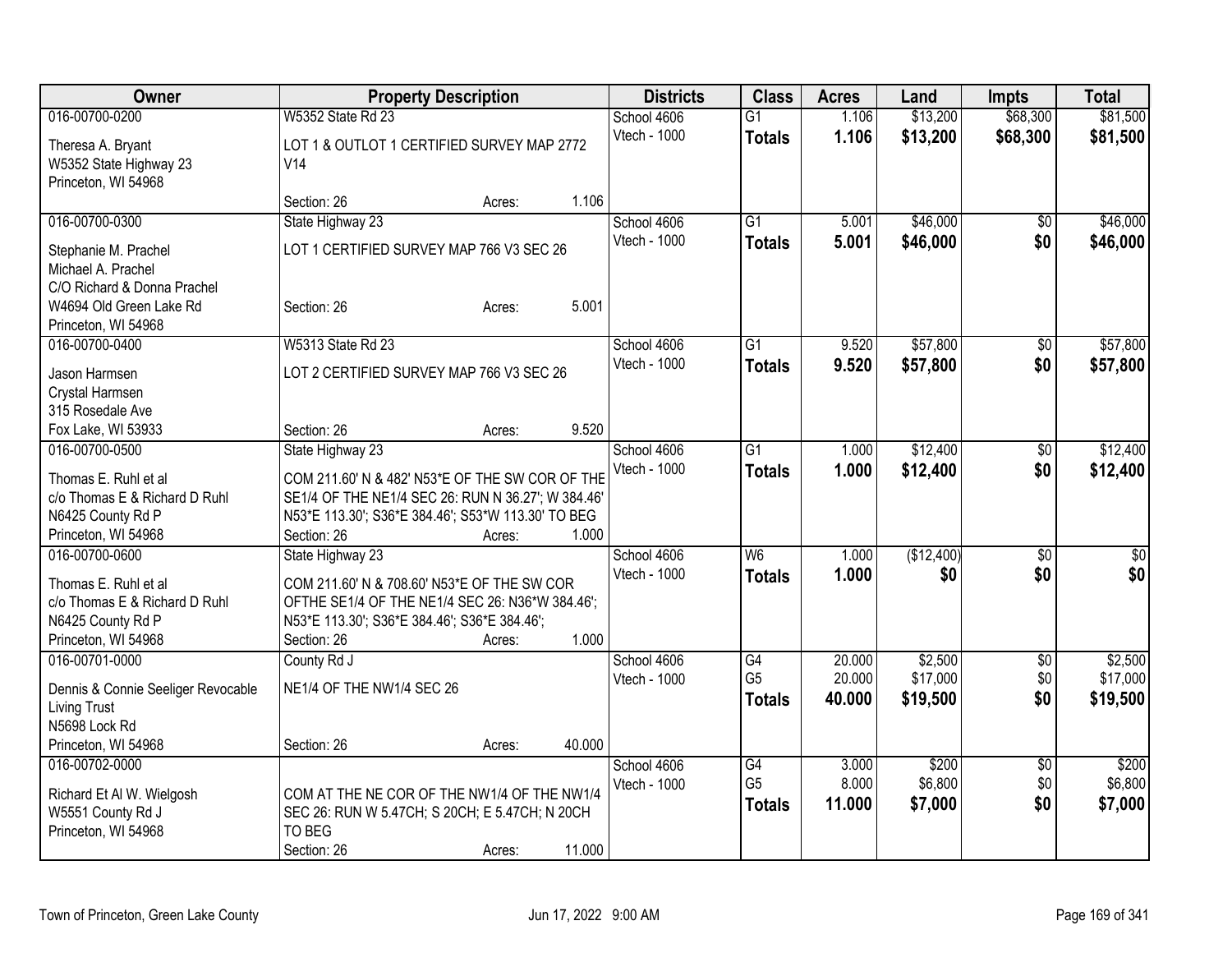| Owner | Property Description | | | Districts | Class | Acres | Land | Impts | Total |
|---|---|---|---|---|---|---|---|---|---|
| 016-00700-0200 | W5352 State Rd 23 | | | School 4606 | G1 | 1.106 | $13,200 | $68,300 | $81,500 |
| Theresa A. Bryant<br>W5352 State Highway 23<br>Princeton, WI 54968 | LOT 1 & OUTLOT 1 CERTIFIED SURVEY MAP 2772 V14 | | | Vtech - 1000 | **Totals** | **1.106** | **$13,200** | **$68,300** | **$81,500** |
| | Section: 26 | Acres: | 1.106 | | | | | | |
| 016-00700-0300 | State Highway 23 | | | School 4606 | G1 | 5.001 | $46,000 | $0 | $46,000 |
| Stephanie M. Prachel<br>Michael A. Prachel<br>C/O Richard & Donna Prachel<br>W4694 Old Green Lake Rd<br>Princeton, WI 54968 | LOT 1 CERTIFIED SURVEY MAP 766 V3 SEC 26 | | | Vtech - 1000 | **Totals** | **5.001** | **$46,000** | **$0** | **$46,000** |
| | Section: 26 | Acres: | 5.001 | | | | | | |
| 016-00700-0400 | W5313 State Rd 23 | | | School 4606 | G1 | 9.520 | $57,800 | $0 | $57,800 |
| Jason Harmsen<br>Crystal Harmsen<br>315 Rosedale Ave<br>Fox Lake, WI 53933 | LOT 2 CERTIFIED SURVEY MAP 766 V3 SEC 26 | | | Vtech - 1000 | **Totals** | **9.520** | **$57,800** | **$0** | **$57,800** |
| | Section: 26 | Acres: | 9.520 | | | | | | |
| 016-00700-0500 | State Highway 23 | | | School 4606 | G1 | 1.000 | $12,400 | $0 | $12,400 |
| Thomas E. Ruhl et al<br>c/o Thomas E & Richard D Ruhl<br>N6425 County Rd P<br>Princeton, WI 54968 | COM 211.60' N & 482' N53*E OF THE SW COR OF THE SE1/4 OF THE NE1/4 SEC 26: RUN N 36.27'; W 384.46' N53*E 113.30'; S36*E 384.46'; S53*W 113.30' TO BEG | | | Vtech - 1000 | **Totals** | **1.000** | **$12,400** | **$0** | **$12,400** |
| | Section: 26 | Acres: | 1.000 | | | | | | |
| 016-00700-0600 | State Highway 23 | | | School 4606 | W6 | 1.000 | ($12,400) | $0 | $0 |
| Thomas E. Ruhl et al<br>c/o Thomas E & Richard D Ruhl<br>N6425 County Rd P<br>Princeton, WI 54968 | COM 211.60' N & 708.60' N53*E OF THE SW COR OFTHE SE1/4 OF THE NE1/4 SEC 26: N36*W 384.46'; N53*E 113.30'; S36*E 384.46'; S36*E 384.46'; | | | Vtech - 1000 | **Totals** | **1.000** | **$0** | **$0** | **$0** |
| | Section: 26 | Acres: | 1.000 | | | | | | |
| 016-00701-0000 | County Rd J | | | School 4606 | G4 | 20.000 | $2,500 | $0 | $2,500 |
| Dennis & Connie Seeliger Revocable Living Trust<br>N5698 Lock Rd<br>Princeton, WI 54968 | NE1/4 OF THE NW1/4 SEC 26 | | | Vtech - 1000 | G5 | 20.000 | $17,000 | $0 | $17,000 |
| | | | | | **Totals** | **40.000** | **$19,500** | **$0** | **$19,500** |
| | Section: 26 | Acres: | 40.000 | | | | | | |
| 016-00702-0000 | | | | School 4606 | G4 | 3.000 | $200 | $0 | $200 |
| Richard Et Al W. Wielgosh<br>W5551 County Rd J<br>Princeton, WI 54968 | COM AT THE NE COR OF THE NW1/4 OF THE NW1/4 SEC 26: RUN W 5.47CH; S 20CH; E 5.47CH; N 20CH TO BEG | | | Vtech - 1000 | G5 | 8.000 | $6,800 | $0 | $6,800 |
| | | | | | **Totals** | **11.000** | **$7,000** | **$0** | **$7,000** |
| | Section: 26 | Acres: | 11.000 | | | | | | |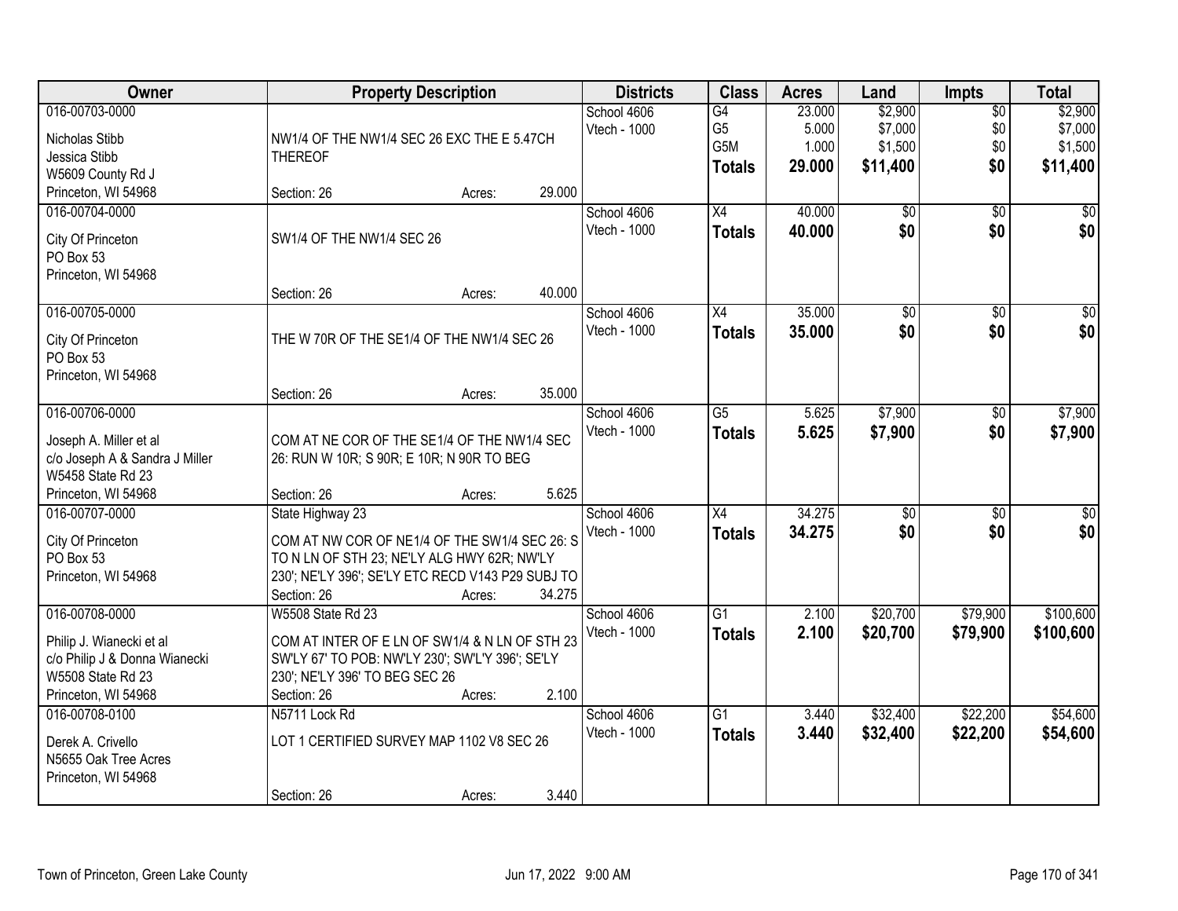| Owner | Property Description | Districts | Class | Acres | Land | Impts | Total |
|---|---|---|---|---|---|---|---|
| 016-00703-0000<br>Nicholas Stibb<br>Jessica Stibb<br>W5609 County Rd J<br>Princeton, WI 54968 | NW1/4 OF THE NW1/4 SEC 26 EXC THE E 5.47CH THEREOF<br>Section: 26 Acres: 29.000 | School 4606<br>Vtech - 1000 | G4<br>G5<br>G5M<br>**Totals** | 23.000<br>5.000<br>1.000<br>**29.000** | $2,900<br>$7,000<br>$1,500<br>**$11,400** | $0<br>$0<br>$0<br>**$0** | $2,900<br>$7,000<br>$1,500<br>**$11,400** |
| 016-00704-0000<br>City Of Princeton<br>PO Box 53<br>Princeton, WI 54968 | SW1/4 OF THE NW1/4 SEC 26<br>Section: 26 Acres: 40.000 | School 4606<br>Vtech - 1000 | X4<br>**Totals** | 40.000<br>**40.000** | $0<br>**$0** | $0<br>**$0** | $0<br>**$0** |
| 016-00705-0000<br>City Of Princeton<br>PO Box 53<br>Princeton, WI 54968 | THE W 70R OF THE SE1/4 OF THE NW1/4 SEC 26<br>Section: 26 Acres: 35.000 | School 4606<br>Vtech - 1000 | X4<br>**Totals** | 35.000<br>**35.000** | $0<br>**$0** | $0<br>**$0** | $0<br>**$0** |
| 016-00706-0000<br>Joseph A. Miller et al<br>c/o Joseph A & Sandra J Miller<br>W5458 State Rd 23<br>Princeton, WI 54968 | COM AT NE COR OF THE SE1/4 OF THE NW1/4 SEC 26: RUN W 10R; S 90R; E 10R; N 90R TO BEG<br>Section: 26 Acres: 5.625 | School 4606<br>Vtech - 1000 | G5<br>**Totals** | 5.625<br>**5.625** | $7,900<br>**$7,900** | $0<br>**$0** | $7,900<br>**$7,900** |
| 016-00707-0000<br>City Of Princeton<br>PO Box 53<br>Princeton, WI 54968 | State Highway 23<br>COM AT NW COR OF NE1/4 OF THE SW1/4 SEC 26: S TO N LN OF STH 23; NE'LY ALG HWY 62R; NW'LY 230'; NE'LY 396'; SE'LY ETC RECD V143 P29 SUBJ TO<br>Section: 26 Acres: 34.275 | School 4606<br>Vtech - 1000 | X4<br>**Totals** | 34.275<br>**34.275** | $0<br>**$0** | $0<br>**$0** | $0<br>**$0** |
| 016-00708-0000<br>Philip J. Wianecki et al<br>c/o Philip J & Donna Wianecki<br>W5508 State Rd 23<br>Princeton, WI 54968 | W5508 State Rd 23<br>COM AT INTER OF E LN OF SW1/4 & N LN OF STH 23 SW'LY 67' TO POB: NW'LY 230'; SW'L'Y 396'; SE'LY 230'; NE'LY 396' TO BEG SEC 26<br>Section: 26 Acres: 2.100 | School 4606<br>Vtech - 1000 | G1<br>**Totals** | 2.100<br>**2.100** | $20,700<br>**$20,700** | $79,900<br>**$79,900** | $100,600<br>**$100,600** |
| 016-00708-0100<br>Derek A. Crivello<br>N5655 Oak Tree Acres<br>Princeton, WI 54968 | N5711 Lock Rd<br>LOT 1 CERTIFIED SURVEY MAP 1102 V8 SEC 26<br>Section: 26 Acres: 3.440 | School 4606<br>Vtech - 1000 | G1<br>**Totals** | 3.440<br>**3.440** | $32,400<br>**$32,400** | $22,200<br>**$22,200** | $54,600<br>**$54,600** |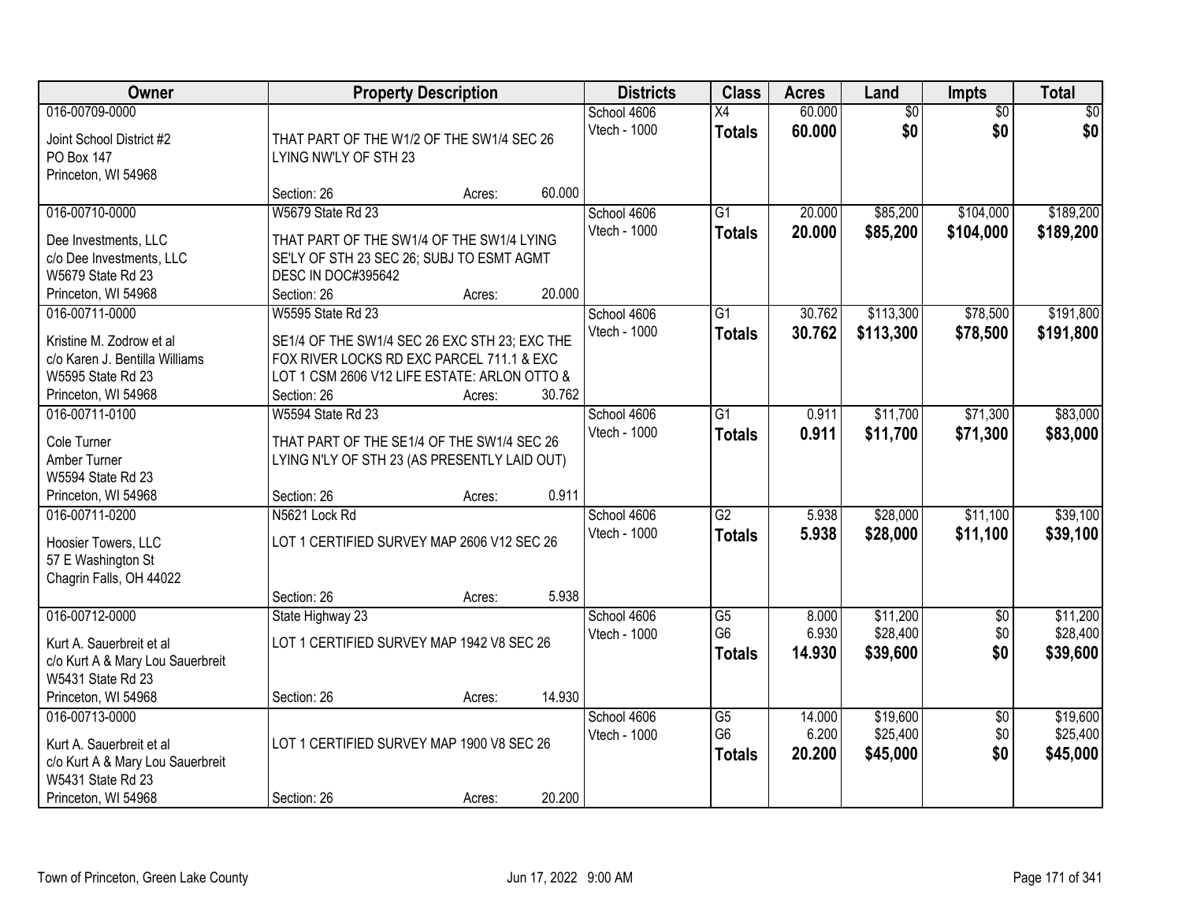| Owner | Property Description | Districts | Class | Acres | Land | Impts | Total |
|---|---|---|---|---|---|---|---|
| 016-00709-0000<br>Joint School District #2<br>PO Box 147<br>Princeton, WI 54968 | THAT PART OF THE W1/2 OF THE SW1/4 SEC 26 LYING NW'LY OF STH 23<br>Section: 26 Acres: 60.000 | School 4606<br>Vtech - 1000 | X4<br>**Totals** | 60.000<br>**60.000** | $0<br>**$0** | $0<br>**$0** | $0<br>**$0** |
| 016-00710-0000<br>Dee Investments, LLC<br>c/o Dee Investments, LLC<br>W5679 State Rd 23<br>Princeton, WI 54968 | W5679 State Rd 23<br>THAT PART OF THE SW1/4 OF THE SW1/4 LYING SE'LY OF STH 23 SEC 26; SUBJ TO ESMT AGMT DESC IN DOC#395642<br>Section: 26 Acres: 20.000 | School 4606<br>Vtech - 1000 | G1<br>**Totals** | 20.000<br>**20.000** | $85,200<br>**$85,200** | $104,000<br>**$104,000** | $189,200<br>**$189,200** |
| 016-00711-0000<br>Kristine M. Zodrow et al<br>c/o Karen J. Bentilla Williams<br>W5595 State Rd 23<br>Princeton, WI 54968 | W5595 State Rd 23<br>SE1/4 OF THE SW1/4 SEC 26 EXC STH 23; EXC THE FOX RIVER LOCKS RD EXC PARCEL 711.1 & EXC LOT 1 CSM 2606 V12 LIFE ESTATE: ARLON OTTO &<br>Section: 26 Acres: 30.762 | School 4606<br>Vtech - 1000 | G1<br>**Totals** | 30.762<br>**30.762** | $113,300<br>**$113,300** | $78,500<br>**$78,500** | $191,800<br>**$191,800** |
| 016-00711-0100<br>Cole Turner<br>Amber Turner<br>W5594 State Rd 23<br>Princeton, WI 54968 | W5594 State Rd 23<br>THAT PART OF THE SE1/4 OF THE SW1/4 SEC 26 LYING N'LY OF STH 23 (AS PRESENTLY LAID OUT)<br>Section: 26 Acres: 0.911 | School 4606<br>Vtech - 1000 | G1<br>**Totals** | 0.911<br>**0.911** | $11,700<br>**$11,700** | $71,300<br>**$71,300** | $83,000<br>**$83,000** |
| 016-00711-0200<br>Hoosier Towers, LLC<br>57 E Washington St<br>Chagrin Falls, OH 44022 | N5621 Lock Rd<br>LOT 1 CERTIFIED SURVEY MAP 2606 V12 SEC 26<br>Section: 26 Acres: 5.938 | School 4606<br>Vtech - 1000 | G2<br>**Totals** | 5.938<br>**5.938** | $28,000<br>**$28,000** | $11,100<br>**$11,100** | $39,100<br>**$39,100** |
| 016-00712-0000<br>Kurt A. Sauerbreit et al<br>c/o Kurt A & Mary Lou Sauerbreit<br>W5431 State Rd 23<br>Princeton, WI 54968 | State Highway 23<br>LOT 1 CERTIFIED SURVEY MAP 1942 V8 SEC 26<br>Section: 26 Acres: 14.930 | School 4606<br>Vtech - 1000 | G5<br>G6<br>**Totals** | 8.000<br>6.930<br>**14.930** | $11,200<br>$28,400<br>**$39,600** | $0<br>$0<br>**$0** | $11,200<br>$28,400<br>**$39,600** |
| 016-00713-0000<br>Kurt A. Sauerbreit et al<br>c/o Kurt A & Mary Lou Sauerbreit<br>W5431 State Rd 23<br>Princeton, WI 54968 | LOT 1 CERTIFIED SURVEY MAP 1900 V8 SEC 26<br>Section: 26 Acres: 20.200 | School 4606<br>Vtech - 1000 | G5<br>G6<br>**Totals** | 14.000<br>6.200<br>**20.200** | $19,600<br>$25,400<br>**$45,000** | $0<br>$0<br>**$0** | $19,600<br>$25,400<br>**$45,000** |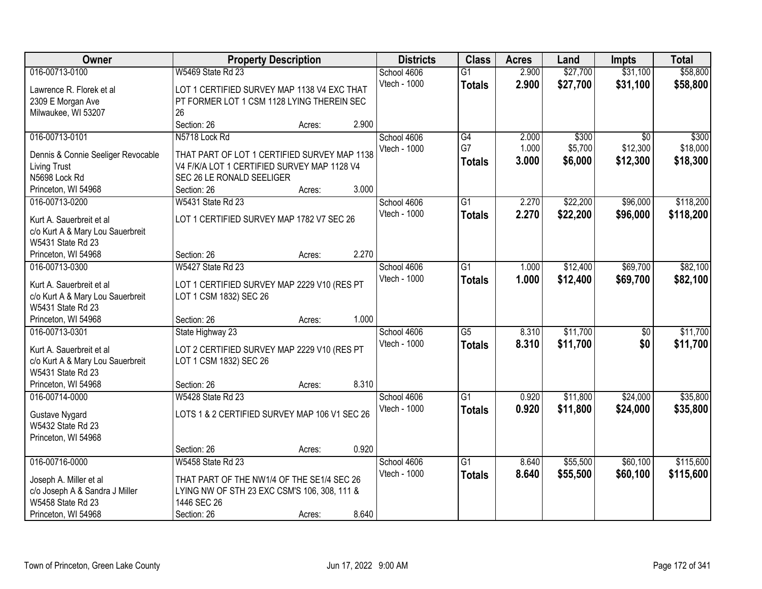| Owner | Property Description | Districts | Class | Acres | Land | Impts | Total |
|---|---|---|---|---|---|---|---|
| 016-00713-0100<br>Lawrence R. Florek et al<br>2309 E Morgan Ave<br>Milwaukee, WI 53207 | W5469 State Rd 23<br>LOT 1 CERTIFIED SURVEY MAP 1138 V4 EXC THAT PT FORMER LOT 1 CSM 1128 LYING THEREIN SEC 26<br>Section: 26 Acres: 2.900 | School 4606<br>Vtech - 1000 | G1<br>**Totals** | 2.900<br>**2.900** | $27,700<br>**$27,700** | $31,100<br>**$31,100** | $58,800<br>**$58,800** |
| 016-00713-0101<br>Dennis & Connie Seeliger Revocable Living Trust<br>N5698 Lock Rd<br>Princeton, WI 54968 | N5718 Lock Rd<br>THAT PART OF LOT 1 CERTIFIED SURVEY MAP 1138 V4 F/K/A LOT 1 CERTIFIED SURVEY MAP 1128 V4 SEC 26 LE RONALD SEELIGER<br>Section: 26 Acres: 3.000 | School 4606<br>Vtech - 1000 | G4<br>G7<br>**Totals** | 2.000<br>1.000<br>**3.000** | $300<br>$5,700<br>**$6,000** | $0<br>$12,300<br>**$12,300** | $300<br>$18,000<br>**$18,300** |
| 016-00713-0200<br>Kurt A. Sauerbreit et al<br>c/o Kurt A & Mary Lou Sauerbreit<br>W5431 State Rd 23<br>Princeton, WI 54968 | W5431 State Rd 23<br>LOT 1 CERTIFIED SURVEY MAP 1782 V7 SEC 26<br>Section: 26 Acres: 2.270 | School 4606<br>Vtech - 1000 | G1<br>**Totals** | 2.270<br>**2.270** | $22,200<br>**$22,200** | $96,000<br>**$96,000** | $118,200<br>**$118,200** |
| 016-00713-0300<br>Kurt A. Sauerbreit et al<br>c/o Kurt A & Mary Lou Sauerbreit<br>W5431 State Rd 23<br>Princeton, WI 54968 | W5427 State Rd 23<br>LOT 1 CERTIFIED SURVEY MAP 2229 V10 (RES PT LOT 1 CSM 1832) SEC 26<br>Section: 26 Acres: 1.000 | School 4606<br>Vtech - 1000 | G1<br>**Totals** | 1.000<br>**1.000** | $12,400<br>**$12,400** | $69,700<br>**$69,700** | $82,100<br>**$82,100** |
| 016-00713-0301<br>Kurt A. Sauerbreit et al<br>c/o Kurt A & Mary Lou Sauerbreit<br>W5431 State Rd 23<br>Princeton, WI 54968 | State Highway 23<br>LOT 2 CERTIFIED SURVEY MAP 2229 V10 (RES PT LOT 1 CSM 1832) SEC 26<br>Section: 26 Acres: 8.310 | School 4606<br>Vtech - 1000 | G5<br>**Totals** | 8.310<br>**8.310** | $11,700<br>**$11,700** | $0<br>**$0** | $11,700<br>**$11,700** |
| 016-00714-0000<br>Gustave Nygard<br>W5432 State Rd 23<br>Princeton, WI 54968 | W5428 State Rd 23<br>LOTS 1 & 2 CERTIFIED SURVEY MAP 106 V1 SEC 26<br>Section: 26 Acres: 0.920 | School 4606<br>Vtech - 1000 | G1<br>**Totals** | 0.920<br>**0.920** | $11,800<br>**$11,800** | $24,000<br>**$24,000** | $35,800<br>**$35,800** |
| 016-00716-0000<br>Joseph A. Miller et al<br>c/o Joseph A & Sandra J Miller<br>W5458 State Rd 23<br>Princeton, WI 54968 | W5458 State Rd 23<br>THAT PART OF THE NW1/4 OF THE SE1/4 SEC 26 LYING NW OF STH 23 EXC CSM'S 106, 308, 111 & 1446 SEC 26<br>Section: 26 Acres: 8.640 | School 4606<br>Vtech - 1000 | G1<br>**Totals** | 8.640<br>**8.640** | $55,500<br>**$55,500** | $60,100<br>**$60,100** | $115,600<br>**$115,600** |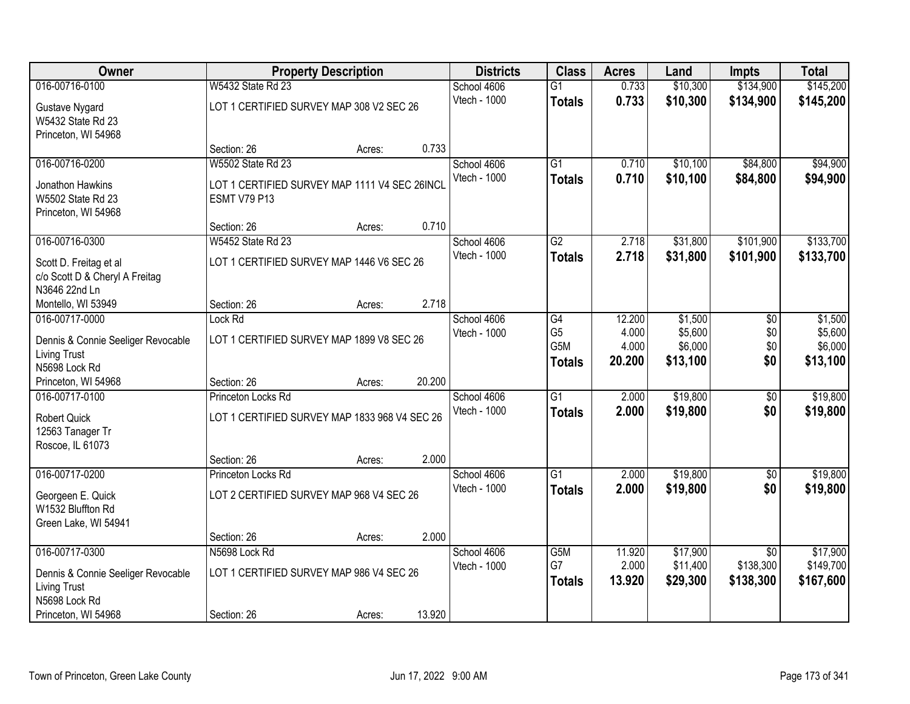| Owner | Property Description | | | Districts | Class | Acres | Land | Impts | Total |
|---|---|---|---|---|---|---|---|---|---|
| 016-00716-0100 | W5432 State Rd 23 | | | School 4606 | G1 | 0.733 | $10,300 | $134,900 | $145,200 |
| Gustave Nygard<br>W5432 State Rd 23<br>Princeton, WI 54968 | LOT 1 CERTIFIED SURVEY MAP 308 V2 SEC 26 | | | Vtech - 1000 | **Totals** | **0.733** | **$10,300** | **$134,900** | **$145,200** |
| | Section: 26 | Acres: | 0.733 | | | | | | |
| 016-00716-0200 | W5502 State Rd 23 | | | School 4606 | G1 | 0.710 | $10,100 | $84,800 | $94,900 |
| Jonathon Hawkins<br>W5502 State Rd 23<br>Princeton, WI 54968 | LOT 1 CERTIFIED SURVEY MAP 1111 V4 SEC 26INCL ESMT V79 P13 | | | Vtech - 1000 | **Totals** | **0.710** | **$10,100** | **$84,800** | **$94,900** |
| | Section: 26 | Acres: | 0.710 | | | | | | |
| 016-00716-0300 | W5452 State Rd 23 | | | School 4606 | G2 | 2.718 | $31,800 | $101,900 | $133,700 |
| Scott D. Freitag et al<br>c/o Scott D & Cheryl A Freitag<br>N3646 22nd Ln<br>Montello, WI 53949 | LOT 1 CERTIFIED SURVEY MAP 1446 V6 SEC 26 | | | Vtech - 1000 | **Totals** | **2.718** | **$31,800** | **$101,900** | **$133,700** |
| | Section: 26 | Acres: | 2.718 | | | | | | |
| 016-00717-0000 | Lock Rd | | | School 4606 | G4 | 12.200 | $1,500 | $0 | $1,500 |
| Dennis & Connie Seeliger Revocable Living Trust<br>N5698 Lock Rd<br>Princeton, WI 54968 | LOT 1 CERTIFIED SURVEY MAP 1899 V8 SEC 26 | | | Vtech - 1000 | G5 | 4.000 | $5,600 | $0 | $5,600 |
| | | | | | G5M | 4.000 | $6,000 | $0 | $6,000 |
| | | | | | **Totals** | **20.200** | **$13,100** | **$0** | **$13,100** |
| | Section: 26 | Acres: | 20.200 | | | | | | |
| 016-00717-0100 | Princeton Locks Rd | | | School 4606 | G1 | 2.000 | $19,800 | $0 | $19,800 |
| Robert Quick<br>12563 Tanager Tr<br>Roscoe, IL 61073 | LOT 1 CERTIFIED SURVEY MAP 1833 968 V4 SEC 26 | | | Vtech - 1000 | **Totals** | **2.000** | **$19,800** | **$0** | **$19,800** |
| | Section: 26 | Acres: | 2.000 | | | | | | |
| 016-00717-0200 | Princeton Locks Rd | | | School 4606 | G1 | 2.000 | $19,800 | $0 | $19,800 |
| Georgeen E. Quick<br>W1532 Bluffton Rd<br>Green Lake, WI 54941 | LOT 2 CERTIFIED SURVEY MAP 968 V4 SEC 26 | | | Vtech - 1000 | **Totals** | **2.000** | **$19,800** | **$0** | **$19,800** |
| | Section: 26 | Acres: | 2.000 | | | | | | |
| 016-00717-0300 | N5698 Lock Rd | | | School 4606 | G5M | 11.920 | $17,900 | $0 | $17,900 |
| Dennis & Connie Seeliger Revocable Living Trust<br>N5698 Lock Rd<br>Princeton, WI 54968 | LOT 1 CERTIFIED SURVEY MAP 986 V4 SEC 26 | | | Vtech - 1000 | G7 | 2.000 | $11,400 | $138,300 | $149,700 |
| | | | | | **Totals** | **13.920** | **$29,300** | **$138,300** | **$167,600** |
| | Section: 26 | Acres: | 13.920 | | | | | | |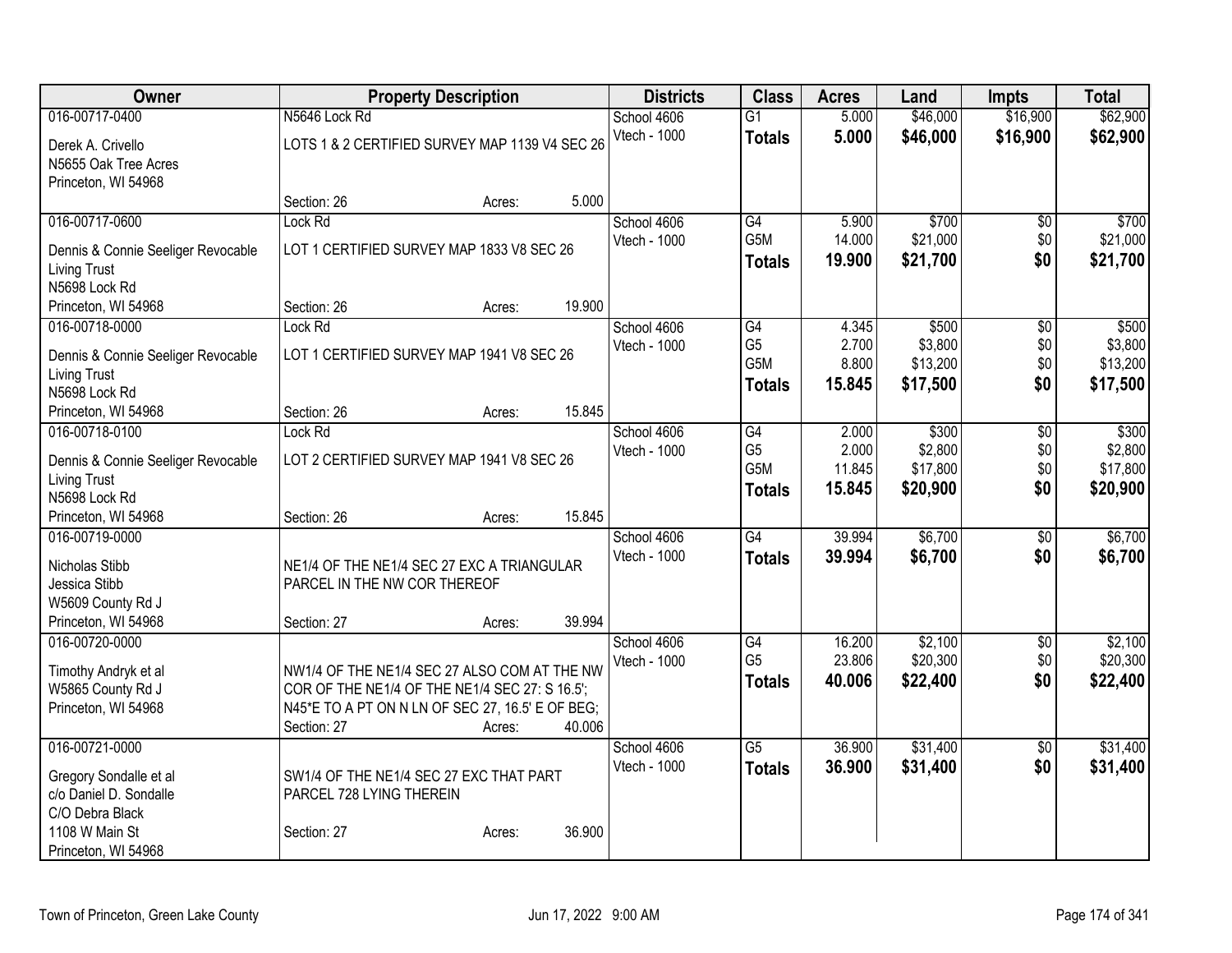| Owner | Property Description | Districts | Class | Acres | Land | Impts | Total |
|---|---|---|---|---|---|---|---|
| 016-00717-0400<br>Derek A. Crivello<br>N5655 Oak Tree Acres<br>Princeton, WI 54968 | N5646 Lock Rd<br>LOTS 1 & 2 CERTIFIED SURVEY MAP 1139 V4 SEC 26<br>Section: 26 Acres: 5.000 | School 4606<br>Vtech - 1000 | G1<br>**Totals** | 5.000<br>**5.000** | $46,000<br>**$46,000** | $16,900<br>**$16,900** | $62,900<br>**$62,900** |
| 016-00717-0600<br>Dennis & Connie Seeliger Revocable Living Trust<br>N5698 Lock Rd<br>Princeton, WI 54968 | Lock Rd<br>LOT 1 CERTIFIED SURVEY MAP 1833 V8 SEC 26<br>Section: 26 Acres: 19.900 | School 4606<br>Vtech - 1000 | G4<br>G5M<br>**Totals** | 5.900<br>14.000<br>**19.900** | $700<br>$21,000<br>**$21,700** | $0<br>$0<br>**$0** | $700<br>$21,000<br>**$21,700** |
| 016-00718-0000<br>Dennis & Connie Seeliger Revocable Living Trust<br>N5698 Lock Rd<br>Princeton, WI 54968 | Lock Rd<br>LOT 1 CERTIFIED SURVEY MAP 1941 V8 SEC 26<br>Section: 26 Acres: 15.845 | School 4606<br>Vtech - 1000 | G4<br>G5<br>G5M<br>**Totals** | 4.345<br>2.700<br>8.800<br>**15.845** | $500<br>$3,800<br>$13,200<br>**$17,500** | $0<br>$0<br>$0<br>**$0** | $500<br>$3,800<br>$13,200<br>**$17,500** |
| 016-00718-0100<br>Dennis & Connie Seeliger Revocable Living Trust<br>N5698 Lock Rd<br>Princeton, WI 54968 | Lock Rd<br>LOT 2 CERTIFIED SURVEY MAP 1941 V8 SEC 26<br>Section: 26 Acres: 15.845 | School 4606<br>Vtech - 1000 | G4<br>G5<br>G5M<br>**Totals** | 2.000<br>2.000<br>11.845<br>**15.845** | $300<br>$2,800<br>$17,800<br>**$20,900** | $0<br>$0<br>$0<br>**$0** | $300<br>$2,800<br>$17,800<br>**$20,900** |
| 016-00719-0000<br>Nicholas Stibb<br>Jessica Stibb<br>W5609 County Rd J<br>Princeton, WI 54968 | NE1/4 OF THE NE1/4 SEC 27 EXC A TRIANGULAR PARCEL IN THE NW COR THEREOF<br>Section: 27 Acres: 39.994 | School 4606<br>Vtech - 1000 | G4<br>**Totals** | 39.994<br>**39.994** | $6,700<br>**$6,700** | $0<br>**$0** | $6,700<br>**$6,700** |
| 016-00720-0000<br>Timothy Andryk et al<br>W5865 County Rd J<br>Princeton, WI 54968 | NW1/4 OF THE NE1/4 SEC 27 ALSO COM AT THE NW COR OF THE NE1/4 OF THE NE1/4 SEC 27: S 16.5'; N45*E TO A PT ON N LN OF SEC 27, 16.5' E OF BEG;<br>Section: 27 Acres: 40.006 | School 4606<br>Vtech - 1000 | G4<br>G5<br>**Totals** | 16.200<br>23.806<br>**40.006** | $2,100<br>$20,300<br>**$22,400** | $0<br>$0<br>**$0** | $2,100<br>$20,300<br>**$22,400** |
| 016-00721-0000<br>Gregory Sondalle et al<br>c/o Daniel D. Sondalle<br>C/O Debra Black<br>1108 W Main St<br>Princeton, WI 54968 | SW1/4 OF THE NE1/4 SEC 27 EXC THAT PART PARCEL 728 LYING THEREIN<br>Section: 27 Acres: 36.900 | School 4606<br>Vtech - 1000 | G5<br>**Totals** | 36.900<br>**36.900** | $31,400<br>**$31,400** | $0<br>**$0** | $31,400<br>**$31,400** |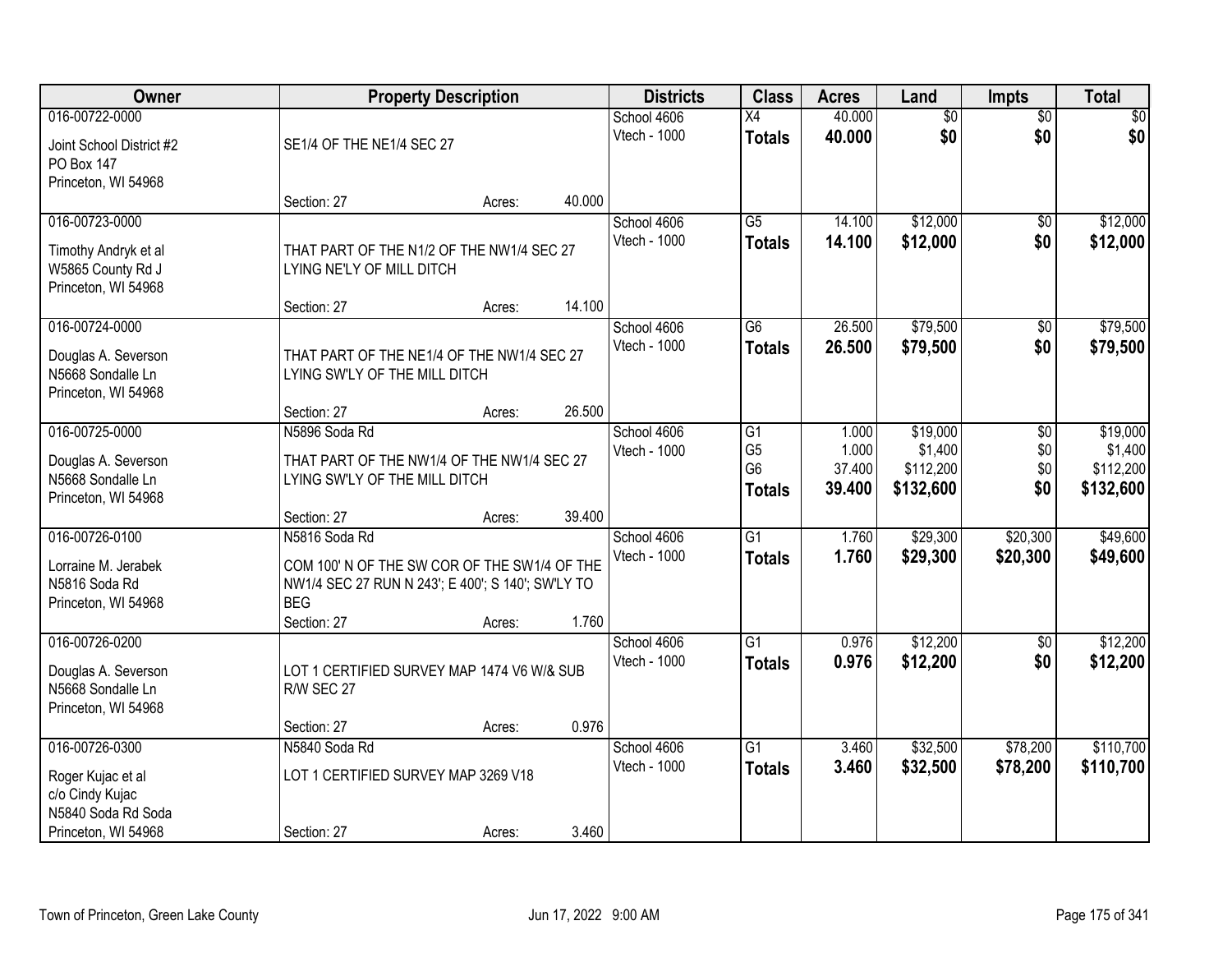| Owner | Property Description | Districts | Class | Acres | Land | Impts | Total |
|---|---|---|---|---|---|---|---|
| 016-00722-0000<br>Joint School District #2<br>PO Box 147<br>Princeton, WI 54968 | SE1/4 OF THE NE1/4 SEC 27<br>Section: 27 Acres: 40.000 | School 4606<br>Vtech - 1000 | X4<br>**Totals** | 40.000<br>**40.000** | $0<br>**$0** | $0<br>**$0** | $0<br>**$0** |
| 016-00723-0000<br>Timothy Andryk et al<br>W5865 County Rd J<br>Princeton, WI 54968 | THAT PART OF THE N1/2 OF THE NW1/4 SEC 27 LYING NE'LY OF MILL DITCH<br>Section: 27 Acres: 14.100 | School 4606<br>Vtech - 1000 | G5<br>**Totals** | 14.100<br>**14.100** | $12,000<br>**$12,000** | $0<br>**$0** | $12,000<br>**$12,000** |
| 016-00724-0000<br>Douglas A. Severson<br>N5668 Sondalle Ln<br>Princeton, WI 54968 | THAT PART OF THE NE1/4 OF THE NW1/4 SEC 27 LYING SW'LY OF THE MILL DITCH<br>Section: 27 Acres: 26.500 | School 4606<br>Vtech - 1000 | G6<br>**Totals** | 26.500<br>**26.500** | $79,500<br>**$79,500** | $0<br>**$0** | $79,500<br>**$79,500** |
| 016-00725-0000<br>Douglas A. Severson<br>N5668 Sondalle Ln<br>Princeton, WI 54968 | N5896 Soda Rd<br>THAT PART OF THE NW1/4 OF THE NW1/4 SEC 27 LYING SW'LY OF THE MILL DITCH<br>Section: 27 Acres: 39.400 | School 4606<br>Vtech - 1000 | G1<br>G5<br>G6<br>**Totals** | 1.000<br>1.000<br>37.400<br>**39.400** | $19,000<br>$1,400<br>$112,200<br>**$132,600** | $0<br>$0<br>$0<br>**$0** | $19,000<br>$1,400<br>$112,200<br>**$132,600** |
| 016-00726-0100<br>Lorraine M. Jerabek<br>N5816 Soda Rd<br>Princeton, WI 54968 | N5816 Soda Rd<br>COM 100' N OF THE SW COR OF THE SW1/4 OF THE NW1/4 SEC 27 RUN N 243'; E 400'; S 140'; SW'LY TO BEG<br>Section: 27 Acres: 1.760 | School 4606<br>Vtech - 1000 | G1<br>**Totals** | 1.760<br>**1.760** | $29,300<br>**$29,300** | $20,300<br>**$20,300** | $49,600<br>**$49,600** |
| 016-00726-0200<br>Douglas A. Severson<br>N5668 Sondalle Ln<br>Princeton, WI 54968 | LOT 1 CERTIFIED SURVEY MAP 1474 V6 W/& SUB R/W SEC 27<br>Section: 27 Acres: 0.976 | School 4606<br>Vtech - 1000 | G1<br>**Totals** | 0.976<br>**0.976** | $12,200<br>**$12,200** | $0<br>**$0** | $12,200<br>**$12,200** |
| 016-00726-0300<br>Roger Kujac et al<br>c/o Cindy Kujac<br>N5840 Soda Rd Soda<br>Princeton, WI 54968 | N5840 Soda Rd<br>LOT 1 CERTIFIED SURVEY MAP 3269 V18<br>Section: 27 Acres: 3.460 | School 4606<br>Vtech - 1000 | G1<br>**Totals** | 3.460<br>**3.460** | $32,500<br>**$32,500** | $78,200<br>**$78,200** | $110,700<br>**$110,700** |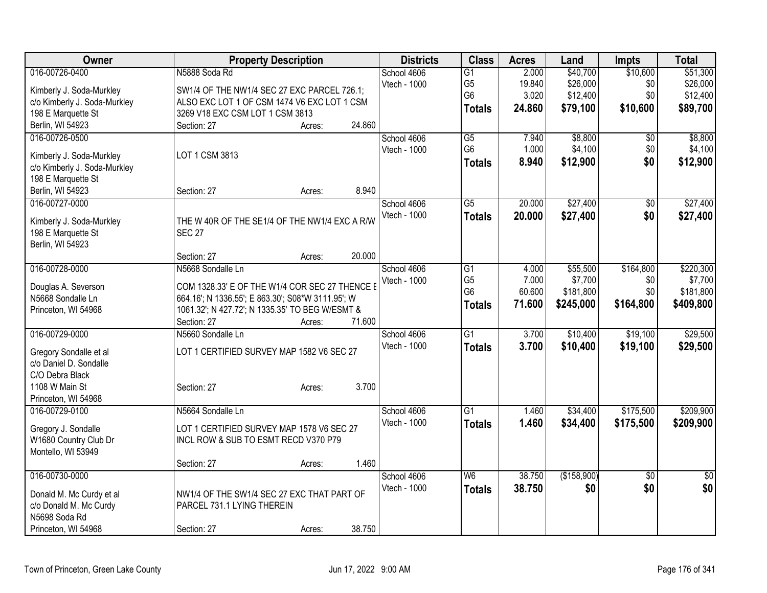| Owner | Property Description | Districts | Class | Acres | Land | Impts | Total |
|---|---|---|---|---|---|---|---|
| 016-00726-0400<br>Kimberly J. Soda-Murkley<br>c/o Kimberly J. Soda-Murkley<br>198 E Marquette St<br>Berlin, WI 54923 | N5888 Soda Rd<br>SW1/4 OF THE NW1/4 SEC 27 EXC PARCEL 726.1; ALSO EXC LOT 1 OF CSM 1474 V6 EXC LOT 1 CSM 3269 V18 EXC CSM LOT 1 CSM 3813<br>Section: 27 Acres: 24.860 | School 4606<br>Vtech - 1000 | G1<br>G5<br>G6<br>**Totals** | 2.000<br>19.840<br>3.020<br>**24.860** | $40,700<br>$26,000<br>$12,400<br>**$79,100** | $10,600<br>$0<br>$0<br>**$10,600** | $51,300<br>$26,000<br>$12,400<br>**$89,700** |
| 016-00726-0500<br>Kimberly J. Soda-Murkley<br>c/o Kimberly J. Soda-Murkley<br>198 E Marquette St<br>Berlin, WI 54923 | LOT 1 CSM 3813<br>Section: 27 Acres: 8.940 | School 4606<br>Vtech - 1000 | G5<br>G6<br>**Totals** | 7.940<br>1.000<br>**8.940** | $8,800<br>$4,100<br>**$12,900** | $0<br>$0<br>**$0** | $8,800<br>$4,100<br>**$12,900** |
| 016-00727-0000<br>Kimberly J. Soda-Murkley<br>198 E Marquette St<br>Berlin, WI 54923 | THE W 40R OF THE SE1/4 OF THE NW1/4 EXC A R/W SEC 27<br>Section: 27 Acres: 20.000 | School 4606<br>Vtech - 1000 | G5<br>**Totals** | 20.000<br>**20.000** | $27,400<br>**$27,400** | $0<br>**$0** | $27,400<br>**$27,400** |
| 016-00728-0000<br>Douglas A. Severson<br>N5668 Sondalle Ln<br>Princeton, WI 54968 | N5668 Sondalle Ln<br>COM 1328.33' E OF THE W1/4 COR SEC 27 THENCE E 664.16'; N 1336.55'; E 863.30'; S08*W 3111.95'; W 1061.32'; N 427.72'; N 1335.35' TO BEG W/ESMT &<br>Section: 27 Acres: 71.600 | School 4606<br>Vtech - 1000 | G1<br>G5<br>G6<br>**Totals** | 4.000<br>7.000<br>60.600<br>**71.600** | $55,500<br>$7,700<br>$181,800<br>**$245,000** | $164,800<br>$0<br>$0<br>**$164,800** | $220,300<br>$7,700<br>$181,800<br>**$409,800** |
| 016-00729-0000<br>Gregory Sondalle et al<br>c/o Daniel D. Sondalle<br>C/O Debra Black<br>1108 W Main St<br>Princeton, WI 54968 | N5660 Sondalle Ln<br>LOT 1 CERTIFIED SURVEY MAP 1582 V6 SEC 27<br>Section: 27 Acres: 3.700 | School 4606<br>Vtech - 1000 | G1<br>**Totals** | 3.700<br>**3.700** | $10,400<br>**$10,400** | $19,100<br>**$19,100** | $29,500<br>**$29,500** |
| 016-00729-0100<br>Gregory J. Sondalle<br>W1680 Country Club Dr<br>Montello, WI 53949 | N5664 Sondalle Ln<br>LOT 1 CERTIFIED SURVEY MAP 1578 V6 SEC 27 INCL ROW & SUB TO ESMT RECD V370 P79<br>Section: 27 Acres: 1.460 | School 4606<br>Vtech - 1000 | G1<br>**Totals** | 1.460<br>**1.460** | $34,400<br>**$34,400** | $175,500<br>**$175,500** | $209,900<br>**$209,900** |
| 016-00730-0000<br>Donald M. Mc Curdy et al<br>c/o Donald M. Mc Curdy<br>N5698 Soda Rd<br>Princeton, WI 54968 | NW1/4 OF THE SW1/4 SEC 27 EXC THAT PART OF PARCEL 731.1 LYING THEREIN<br>Section: 27 Acres: 38.750 | School 4606<br>Vtech - 1000 | W6<br>**Totals** | 38.750<br>**38.750** | ($158,900)<br>**$0** | $0<br>**$0** | $0<br>**$0** |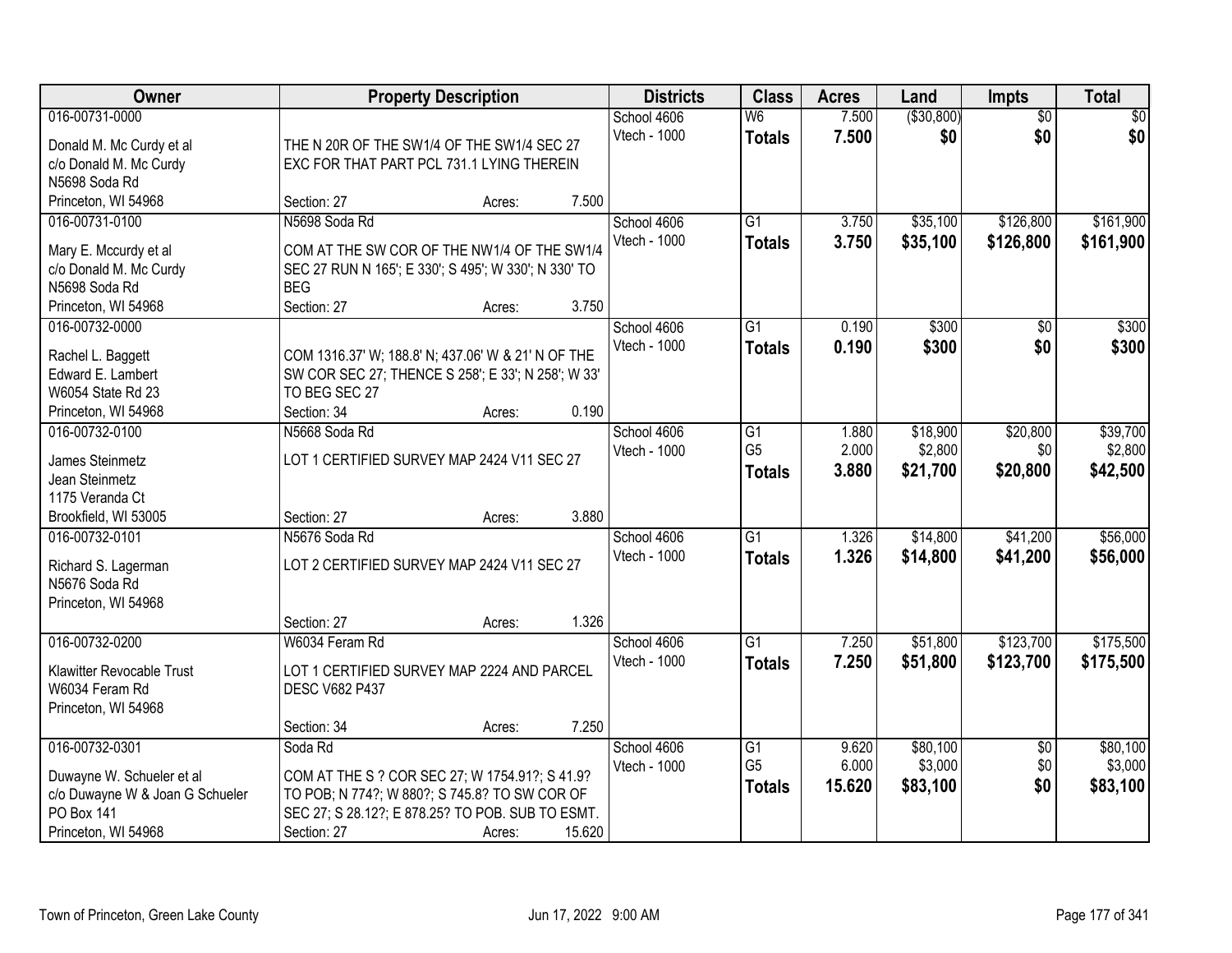| Owner | Property Description | Districts | Class | Acres | Land | Impts | Total |
|---|---|---|---|---|---|---|---|
| 016-00731-0000<br>Donald M. Mc Curdy et al<br>c/o Donald M. Mc Curdy<br>N5698 Soda Rd<br>Princeton, WI 54968 | THE N 20R OF THE SW1/4 OF THE SW1/4 SEC 27 EXC FOR THAT PART PCL 731.1 LYING THEREIN<br>Section: 27 Acres: 7.500 | School 4606<br>Vtech - 1000 | W6<br>**Totals** | 7.500<br>**7.500** | ($30,800)<br>**$0** | $0<br>**$0** | $0<br>**$0** |
| 016-00731-0100<br>Mary E. Mccurdy et al<br>c/o Donald M. Mc Curdy<br>N5698 Soda Rd<br>Princeton, WI 54968 | N5698 Soda Rd<br>COM AT THE SW COR OF THE NW1/4 OF THE SW1/4 SEC 27 RUN N 165'; E 330'; S 495'; W 330'; N 330' TO BEG<br>Section: 27 Acres: 3.750 | School 4606<br>Vtech - 1000 | G1<br>**Totals** | 3.750<br>**3.750** | $35,100<br>**$35,100** | $126,800<br>**$126,800** | $161,900<br>**$161,900** |
| 016-00732-0000<br>Rachel L. Baggett<br>Edward E. Lambert<br>W6054 State Rd 23<br>Princeton, WI 54968 | COM 1316.37' W; 188.8' N; 437.06' W & 21' N OF THE SW COR SEC 27; THENCE S 258'; E 33'; N 258'; W 33' TO BEG SEC 27<br>Section: 34 Acres: 0.190 | School 4606<br>Vtech - 1000 | G1<br>**Totals** | 0.190<br>**0.190** | $300<br>**$300** | $0<br>**$0** | $300<br>**$300** |
| 016-00732-0100<br>James Steinmetz<br>Jean Steinmetz<br>1175 Veranda Ct<br>Brookfield, WI 53005 | N5668 Soda Rd<br>LOT 1 CERTIFIED SURVEY MAP 2424 V11 SEC 27<br>Section: 27 Acres: 3.880 | School 4606<br>Vtech - 1000 | G1<br>G5<br>**Totals** | 1.880<br>2.000<br>**3.880** | $18,900<br>$2,800<br>**$21,700** | $20,800<br>$0<br>**$20,800** | $39,700<br>$2,800<br>**$42,500** |
| 016-00732-0101<br>Richard S. Lagerman<br>N5676 Soda Rd<br>Princeton, WI 54968 | N5676 Soda Rd<br>LOT 2 CERTIFIED SURVEY MAP 2424 V11 SEC 27<br>Section: 27 Acres: 1.326 | School 4606<br>Vtech - 1000 | G1<br>**Totals** | 1.326<br>**1.326** | $14,800<br>**$14,800** | $41,200<br>**$41,200** | $56,000<br>**$56,000** |
| 016-00732-0200<br>Klawitter Revocable Trust<br>W6034 Feram Rd<br>Princeton, WI 54968 | W6034 Feram Rd<br>LOT 1 CERTIFIED SURVEY MAP 2224 AND PARCEL DESC V682 P437<br>Section: 34 Acres: 7.250 | School 4606<br>Vtech - 1000 | G1<br>**Totals** | 7.250<br>**7.250** | $51,800<br>**$51,800** | $123,700<br>**$123,700** | $175,500<br>**$175,500** |
| 016-00732-0301<br>Duwayne W. Schueler et al<br>c/o Duwayne W & Joan G Schueler<br>PO Box 141<br>Princeton, WI 54968 | Soda Rd<br>COM AT THE S ? COR SEC 27; W 1754.91?; S 41.9? TO POB; N 774?; W 880?; S 745.8? TO SW COR OF SEC 27; S 28.12?; E 878.25? TO POB. SUB TO ESMT.<br>Section: 27 Acres: 15.620 | School 4606<br>Vtech - 1000 | G1<br>G5<br>**Totals** | 9.620<br>6.000<br>**15.620** | $80,100<br>$3,000<br>**$83,100** | $0<br>$0<br>**$0** | $80,100<br>$3,000<br>**$83,100** |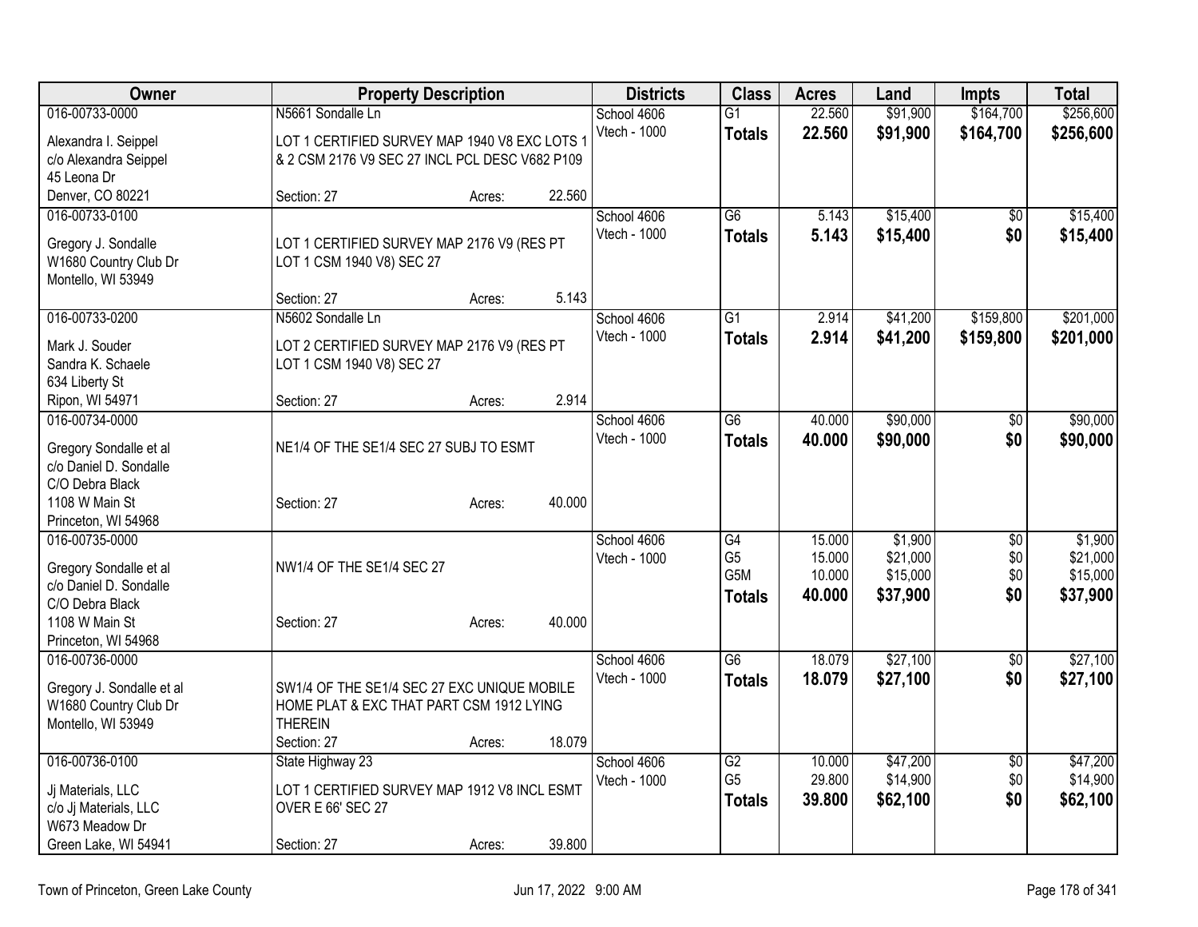| Owner | Property Description | Districts | Class | Acres | Land | Impts | Total |
|---|---|---|---|---|---|---|---|
| 016-00733-0000<br>Alexandra I. Seippel<br>c/o Alexandra Seippel<br>45 Leona Dr<br>Denver, CO 80221 | N5661 Sondalle Ln<br>LOT 1 CERTIFIED SURVEY MAP 1940 V8 EXC LOTS 1 & 2 CSM 2176 V9 SEC 27 INCL PCL DESC V682 P109<br>Section: 27 Acres: 22.560 | School 4606<br>Vtech - 1000 | G1<br>**Totals** | 22.560<br>**22.560** | $91,900<br>**$91,900** | $164,700<br>**$164,700** | $256,600<br>**$256,600** |
| 016-00733-0100<br>Gregory J. Sondalle<br>W1680 Country Club Dr<br>Montello, WI 53949 | LOT 1 CERTIFIED SURVEY MAP 2176 V9 (RES PT LOT 1 CSM 1940 V8) SEC 27<br>Section: 27 Acres: 5.143 | School 4606<br>Vtech - 1000 | G6<br>**Totals** | 5.143<br>**5.143** | $15,400<br>**$15,400** | $0<br>**$0** | $15,400<br>**$15,400** |
| 016-00733-0200<br>Mark J. Souder<br>Sandra K. Schaele<br>634 Liberty St<br>Ripon, WI 54971 | N5602 Sondalle Ln<br>LOT 2 CERTIFIED SURVEY MAP 2176 V9 (RES PT LOT 1 CSM 1940 V8) SEC 27<br>Section: 27 Acres: 2.914 | School 4606<br>Vtech - 1000 | G1<br>**Totals** | 2.914<br>**2.914** | $41,200<br>**$41,200** | $159,800<br>**$159,800** | $201,000<br>**$201,000** |
| 016-00734-0000<br>Gregory Sondalle et al<br>c/o Daniel D. Sondalle<br>C/O Debra Black<br>1108 W Main St<br>Princeton, WI 54968 | NE1/4 OF THE SE1/4 SEC 27 SUBJ TO ESMT<br>Section: 27 Acres: 40.000 | School 4606<br>Vtech - 1000 | G6<br>**Totals** | 40.000<br>**40.000** | $90,000<br>**$90,000** | $0<br>**$0** | $90,000<br>**$90,000** |
| 016-00735-0000<br>Gregory Sondalle et al<br>c/o Daniel D. Sondalle<br>C/O Debra Black<br>1108 W Main St<br>Princeton, WI 54968 | NW1/4 OF THE SE1/4 SEC 27<br>Section: 27 Acres: 40.000 | School 4606<br>Vtech - 1000 | G4<br>G5<br>G5M<br>**Totals** | 15.000<br>15.000<br>10.000<br>**40.000** | $1,900<br>$21,000<br>$15,000<br>**$37,900** | $0<br>$0<br>$0<br>**$0** | $1,900<br>$21,000<br>$15,000<br>**$37,900** |
| 016-00736-0000<br>Gregory J. Sondalle et al<br>W1680 Country Club Dr<br>Montello, WI 53949 | SW1/4 OF THE SE1/4 SEC 27 EXC UNIQUE MOBILE HOME PLAT & EXC THAT PART CSM 1912 LYING THEREIN<br>Section: 27 Acres: 18.079 | School 4606<br>Vtech - 1000 | G6<br>**Totals** | 18.079<br>**18.079** | $27,100<br>**$27,100** | $0<br>**$0** | $27,100<br>**$27,100** |
| 016-00736-0100<br>Jj Materials, LLC<br>c/o Jj Materials, LLC<br>W673 Meadow Dr<br>Green Lake, WI 54941 | State Highway 23<br>LOT 1 CERTIFIED SURVEY MAP 1912 V8 INCL ESMT OVER E 66' SEC 27<br>Section: 27 Acres: 39.800 | School 4606<br>Vtech - 1000 | G2<br>G5<br>**Totals** | 10.000<br>29.800<br>**39.800** | $47,200<br>$14,900<br>**$62,100** | $0<br>$0<br>**$0** | $47,200<br>$14,900<br>**$62,100** |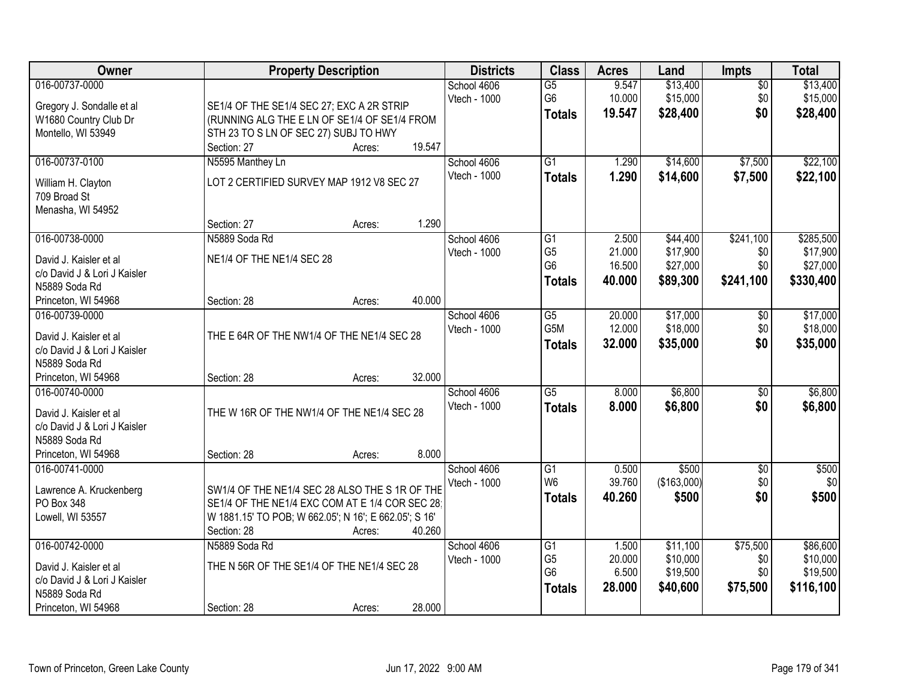| Owner | Property Description | Districts | Class | Acres | Land | Impts | Total |
|---|---|---|---|---|---|---|---|
| 016-00737-0000<br>Gregory J. Sondalle et al<br>W1680 Country Club Dr<br>Montello, WI 53949 | SE1/4 OF THE SE1/4 SEC 27; EXC A 2R STRIP (RUNNING ALG THE E LN OF SE1/4 OF SE1/4 FROM STH 23 TO S LN OF SEC 27) SUBJ TO HWY<br>Section: 27 Acres: 19.547 | School 4606<br>Vtech - 1000 | G5<br>G6<br>**Totals** | 9.547<br>10.000<br>**19.547** | $13,400<br>$15,000<br>**$28,400** | $0<br>$0<br>**$0** | $13,400<br>$15,000<br>**$28,400** |
| 016-00737-0100<br>William H. Clayton<br>709 Broad St<br>Menasha, WI 54952 | N5595 Manthey Ln<br>LOT 2 CERTIFIED SURVEY MAP 1912 V8 SEC 27<br>Section: 27 Acres: 1.290 | School 4606<br>Vtech - 1000 | G1<br>**Totals** | 1.290<br>**1.290** | $14,600<br>**$14,600** | $7,500<br>**$7,500** | $22,100<br>**$22,100** |
| 016-00738-0000<br>David J. Kaisler et al<br>c/o David J & Lori J Kaisler<br>N5889 Soda Rd<br>Princeton, WI 54968 | N5889 Soda Rd<br>NE1/4 OF THE NE1/4 SEC 28<br>Section: 28 Acres: 40.000 | School 4606<br>Vtech - 1000 | G1<br>G5<br>G6<br>**Totals** | 2.500<br>21.000<br>16.500<br>**40.000** | $44,400<br>$17,900<br>$27,000<br>**$89,300** | $241,100<br>$0<br>$0<br>**$241,100** | $285,500<br>$17,900<br>$27,000<br>**$330,400** |
| 016-00739-0000<br>David J. Kaisler et al<br>c/o David J & Lori J Kaisler<br>N5889 Soda Rd<br>Princeton, WI 54968 | THE E 64R OF THE NW1/4 OF THE NE1/4 SEC 28<br>Section: 28 Acres: 32.000 | School 4606<br>Vtech - 1000 | G5<br>G5M<br>**Totals** | 20.000<br>12.000<br>**32.000** | $17,000<br>$18,000<br>**$35,000** | $0<br>$0<br>**$0** | $17,000<br>$18,000<br>**$35,000** |
| 016-00740-0000<br>David J. Kaisler et al<br>c/o David J & Lori J Kaisler<br>N5889 Soda Rd<br>Princeton, WI 54968 | THE W 16R OF THE NW1/4 OF THE NE1/4 SEC 28<br>Section: 28 Acres: 8.000 | School 4606<br>Vtech - 1000 | G5<br>**Totals** | 8.000<br>**8.000** | $6,800<br>**$6,800** | $0<br>**$0** | $6,800<br>**$6,800** |
| 016-00741-0000<br>Lawrence A. Kruckenberg<br>PO Box 348<br>Lowell, WI 53557 | SW1/4 OF THE NE1/4 SEC 28 ALSO THE S 1R OF THE SE1/4 OF THE NE1/4 EXC COM AT E 1/4 COR SEC 28; W 1881.15' TO POB; W 662.05'; N 16'; E 662.05'; S 16'<br>Section: 28 Acres: 40.260 | School 4606<br>Vtech - 1000 | G1<br>W6<br>**Totals** | 0.500<br>39.760<br>**40.260** | $500<br>($163,000)<br>**$500** | $0<br>$0<br>**$0** | $500<br>$0<br>**$500** |
| 016-00742-0000<br>David J. Kaisler et al<br>c/o David J & Lori J Kaisler<br>N5889 Soda Rd<br>Princeton, WI 54968 | N5889 Soda Rd<br>THE N 56R OF THE SE1/4 OF THE NE1/4 SEC 28<br>Section: 28 Acres: 28.000 | School 4606<br>Vtech - 1000 | G1<br>G5<br>G6<br>**Totals** | 1.500<br>20.000<br>6.500<br>**28.000** | $11,100<br>$10,000<br>$19,500<br>**$40,600** | $75,500<br>$0<br>$0<br>**$75,500** | $86,600<br>$10,000<br>$19,500<br>**$116,100** |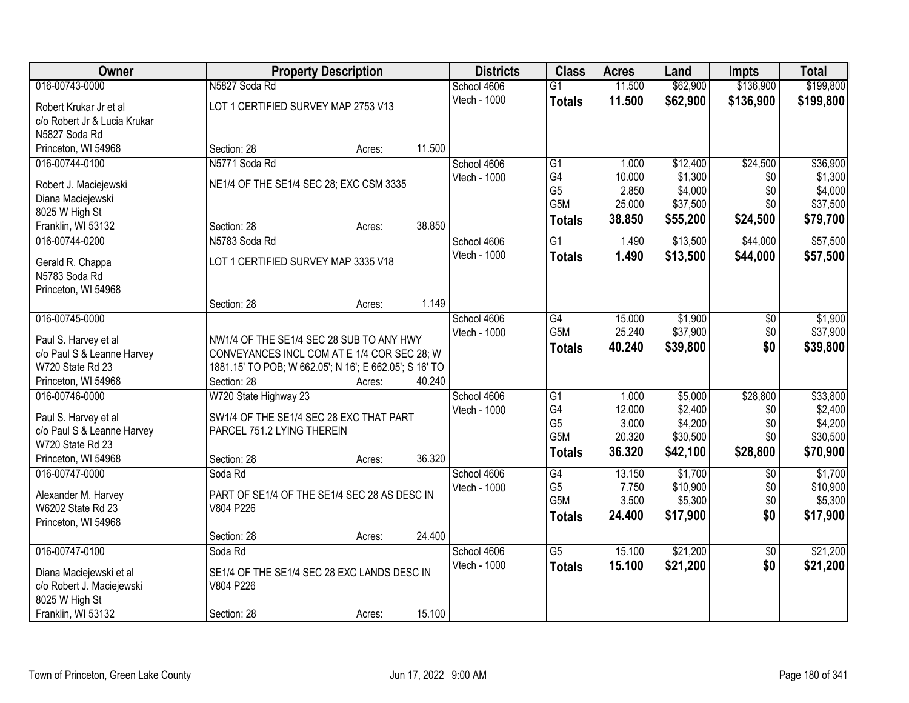| Owner | Property Description | Districts | Class | Acres | Land | Impts | Total |
|---|---|---|---|---|---|---|---|
| 016-00743-0000<br>Robert Krukar Jr et al<br>c/o Robert Jr & Lucia Krukar<br>N5827 Soda Rd<br>Princeton, WI 54968 | N5827 Soda Rd<br>LOT 1 CERTIFIED SURVEY MAP 2753 V13<br>Section: 28 Acres: 11.500 | School 4606<br>Vtech - 1000 | G1<br>**Totals** | 11.500<br>**11.500** | $62,900<br>**$62,900** | $136,900<br>**$136,900** | $199,800<br>**$199,800** |
| 016-00744-0100<br>Robert J. Maciejewski<br>Diana Maciejewski<br>8025 W High St<br>Franklin, WI 53132 | N5771 Soda Rd<br>NE1/4 OF THE SE1/4 SEC 28; EXC CSM 3335<br>Section: 28 Acres: 38.850 | School 4606<br>Vtech - 1000 | G1<br>G4<br>G5<br>G5M<br>**Totals** | 1.000<br>10.000<br>2.850<br>25.000<br>**38.850** | $12,400<br>$1,300<br>$4,000<br>$37,500<br>**$55,200** | $24,500<br>$0<br>$0<br>$0<br>**$24,500** | $36,900<br>$1,300<br>$4,000<br>$37,500<br>**$79,700** |
| 016-00744-0200<br>Gerald R. Chappa<br>N5783 Soda Rd<br>Princeton, WI 54968 | N5783 Soda Rd<br>LOT 1 CERTIFIED SURVEY MAP 3335 V18<br>Section: 28 Acres: 1.149 | School 4606<br>Vtech - 1000 | G1<br>**Totals** | 1.490<br>**1.490** | $13,500<br>**$13,500** | $44,000<br>**$44,000** | $57,500<br>**$57,500** |
| 016-00745-0000<br>Paul S. Harvey et al<br>c/o Paul S & Leanne Harvey<br>W720 State Rd 23<br>Princeton, WI 54968 | NW1/4 OF THE SE1/4 SEC 28 SUB TO ANY HWY CONVEYANCES INCL COM AT E 1/4 COR SEC 28; W 1881.15' TO POB; W 662.05'; N 16'; E 662.05'; S 16' TO<br>Section: 28 Acres: 40.240 | School 4606<br>Vtech - 1000 | G4<br>G5M<br>**Totals** | 15.000<br>25.240<br>**40.240** | $1,900<br>$37,900<br>**$39,800** | $0<br>$0<br>**$0** | $1,900<br>$37,900<br>**$39,800** |
| 016-00746-0000<br>Paul S. Harvey et al<br>c/o Paul S & Leanne Harvey<br>W720 State Rd 23<br>Princeton, WI 54968 | W720 State Highway 23<br>SW1/4 OF THE SE1/4 SEC 28 EXC THAT PART PARCEL 751.2 LYING THEREIN<br>Section: 28 Acres: 36.320 | School 4606<br>Vtech - 1000 | G1<br>G4<br>G5<br>G5M<br>**Totals** | 1.000<br>12.000<br>3.000<br>20.320<br>**36.320** | $5,000<br>$2,400<br>$4,200<br>$30,500<br>**$42,100** | $28,800<br>$0<br>$0<br>$0<br>**$28,800** | $33,800<br>$2,400<br>$4,200<br>$30,500<br>**$70,900** |
| 016-00747-0000<br>Alexander M. Harvey<br>W6202 State Rd 23<br>Princeton, WI 54968 | Soda Rd<br>PART OF SE1/4 OF THE SE1/4 SEC 28 AS DESC IN V804 P226<br>Section: 28 Acres: 24.400 | School 4606<br>Vtech - 1000 | G4<br>G5<br>G5M<br>**Totals** | 13.150<br>7.750<br>3.500<br>**24.400** | $1,700<br>$10,900<br>$5,300<br>**$17,900** | $0<br>$0<br>$0<br>**$0** | $1,700<br>$10,900<br>$5,300<br>**$17,900** |
| 016-00747-0100<br>Diana Maciejewski et al<br>c/o Robert J. Maciejewski<br>8025 W High St<br>Franklin, WI 53132 | Soda Rd<br>SE1/4 OF THE SE1/4 SEC 28 EXC LANDS DESC IN V804 P226<br>Section: 28 Acres: 15.100 | School 4606<br>Vtech - 1000 | G5<br>**Totals** | 15.100<br>**15.100** | $21,200<br>**$21,200** | $0<br>**$0** | $21,200<br>**$21,200** |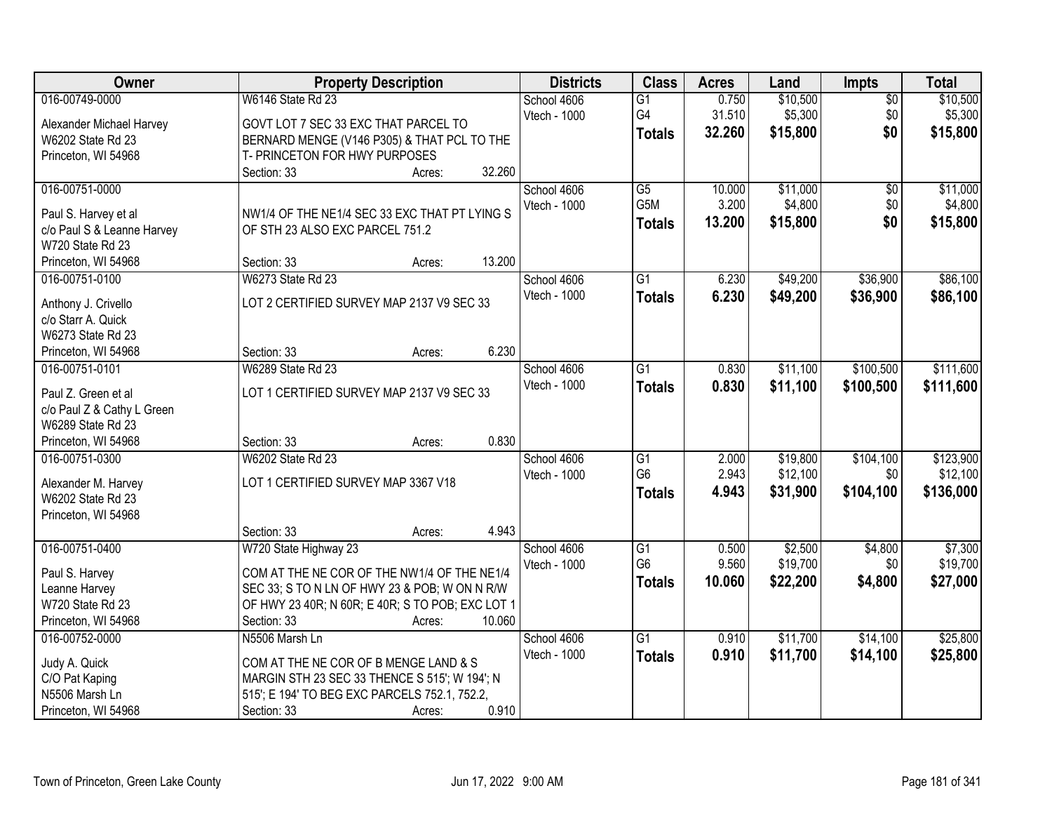| Owner | Property Description | Districts | Class | Acres | Land | Impts | Total |
|---|---|---|---|---|---|---|---|
| 016-00749-0000<br>Alexander Michael Harvey<br>W6202 State Rd 23<br>Princeton, WI 54968 | W6146 State Rd 23<br>GOVT LOT 7 SEC 33 EXC THAT PARCEL TO BERNARD MENGE (V146 P305) & THAT PCL TO THE T- PRINCETON FOR HWY PURPOSES<br>Section: 33 Acres: 32.260 | School 4606<br>Vtech - 1000 | G1<br>G4<br>**Totals** | 0.750<br>31.510<br>**32.260** | $10,500<br>$5,300<br>**$15,800** | $0<br>$0<br>**$0** | $10,500<br>$5,300<br>**$15,800** |
| 016-00751-0000<br>Paul S. Harvey et al<br>c/o Paul S & Leanne Harvey<br>W720 State Rd 23<br>Princeton, WI 54968 | NW1/4 OF THE NE1/4 SEC 33 EXC THAT PT LYING S OF STH 23 ALSO EXC PARCEL 751.2<br>Section: 33 Acres: 13.200 | School 4606<br>Vtech - 1000 | G5<br>G5M<br>**Totals** | 10.000<br>3.200<br>**13.200** | $11,000<br>$4,800<br>**$15,800** | $0<br>$0<br>**$0** | $11,000<br>$4,800<br>**$15,800** |
| 016-00751-0100<br>Anthony J. Crivello<br>c/o Starr A. Quick<br>W6273 State Rd 23<br>Princeton, WI 54968 | W6273 State Rd 23<br>LOT 2 CERTIFIED SURVEY MAP 2137 V9 SEC 33<br>Section: 33 Acres: 6.230 | School 4606<br>Vtech - 1000 | G1<br>**Totals** | 6.230<br>**6.230** | $49,200<br>**$49,200** | $36,900<br>**$36,900** | $86,100<br>**$86,100** |
| 016-00751-0101<br>Paul Z. Green et al<br>c/o Paul Z & Cathy L Green<br>W6289 State Rd 23<br>Princeton, WI 54968 | W6289 State Rd 23<br>LOT 1 CERTIFIED SURVEY MAP 2137 V9 SEC 33<br>Section: 33 Acres: 0.830 | School 4606<br>Vtech - 1000 | G1<br>**Totals** | 0.830<br>**0.830** | $11,100<br>**$11,100** | $100,500<br>**$100,500** | $111,600<br>**$111,600** |
| 016-00751-0300<br>Alexander M. Harvey<br>W6202 State Rd 23<br>Princeton, WI 54968 | W6202 State Rd 23<br>LOT 1 CERTIFIED SURVEY MAP 3367 V18<br>Section: 33 Acres: 4.943 | School 4606<br>Vtech - 1000 | G1<br>G6<br>**Totals** | 2.000<br>2.943<br>**4.943** | $19,800<br>$12,100<br>**$31,900** | $104,100<br>$0<br>**$104,100** | $123,900<br>$12,100<br>**$136,000** |
| 016-00751-0400<br>Paul S. Harvey<br>Leanne Harvey<br>W720 State Rd 23<br>Princeton, WI 54968 | W720 State Highway 23<br>COM AT THE NE COR OF THE NW1/4 OF THE NE1/4 SEC 33; S TO N LN OF HWY 23 & POB; W ON N R/W OF HWY 23 40R; N 60R; E 40R; S TO POB; EXC LOT 1<br>Section: 33 Acres: 10.060 | School 4606<br>Vtech - 1000 | G1<br>G6<br>**Totals** | 0.500<br>9.560<br>**10.060** | $2,500<br>$19,700<br>**$22,200** | $4,800<br>$0<br>**$4,800** | $7,300<br>$19,700<br>**$27,000** |
| 016-00752-0000<br>Judy A. Quick<br>C/O Pat Kaping<br>N5506 Marsh Ln<br>Princeton, WI 54968 | N5506 Marsh Ln<br>COM AT THE NE COR OF B MENGE LAND & S MARGIN STH 23 SEC 33 THENCE S 515'; W 194'; N 515'; E 194' TO BEG EXC PARCELS 752.1, 752.2,<br>Section: 33 Acres: 0.910 | School 4606<br>Vtech - 1000 | G1<br>**Totals** | 0.910<br>**0.910** | $11,700<br>**$11,700** | $14,100<br>**$14,100** | $25,800<br>**$25,800** |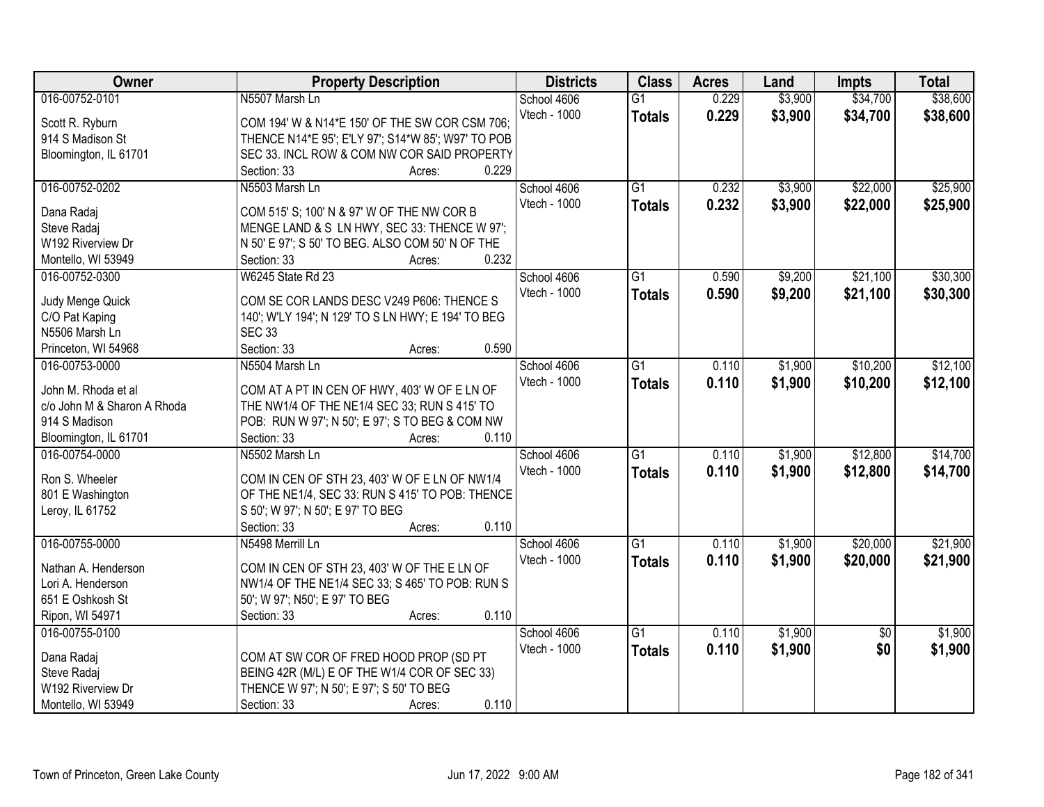| Owner | Property Description | Districts | Class | Acres | Land | Impts | Total |
|---|---|---|---|---|---|---|---|
| 016-00752-0101 | N5507 Marsh Ln | School 4606 | G1 | 0.229 | $3,900 | $34,700 | $38,600 |
| Scott R. Ryburn<br>914 S Madison St<br>Bloomington, IL 61701 | COM 194' W & N14*E 150' OF THE SW COR CSM 706; THENCE N14*E 95'; E'LY 97'; S14*W 85'; W97' TO POB SEC 33. INCL ROW & COM NW COR SAID PROPERTY<br>Section: 33 Acres: 0.229 | Vtech - 1000 | **Totals** | **0.229** | **$3,900** | **$34,700** | **$38,600** |
| 016-00752-0202 | N5503 Marsh Ln | School 4606 | G1 | 0.232 | $3,900 | $22,000 | $25,900 |
| Dana Radaj<br>Steve Radaj<br>W192 Riverview Dr<br>Montello, WI 53949 | COM 515' S; 100' N & 97' W OF THE NW COR B MENGE LAND & S LN HWY, SEC 33: THENCE W 97'; N 50' E 97'; S 50' TO BEG. ALSO COM 50' N OF THE<br>Section: 33 Acres: 0.232 | Vtech - 1000 | **Totals** | **0.232** | **$3,900** | **$22,000** | **$25,900** |
| 016-00752-0300 | W6245 State Rd 23 | School 4606 | G1 | 0.590 | $9,200 | $21,100 | $30,300 |
| Judy Menge Quick<br>C/O Pat Kaping<br>N5506 Marsh Ln<br>Princeton, WI 54968 | COM SE COR LANDS DESC V249 P606: THENCE S 140'; W'LY 194'; N 129' TO S LN HWY; E 194' TO BEG SEC 33<br>Section: 33 Acres: 0.590 | Vtech - 1000 | **Totals** | **0.590** | **$9,200** | **$21,100** | **$30,300** |
| 016-00753-0000 | N5504 Marsh Ln | School 4606 | G1 | 0.110 | $1,900 | $10,200 | $12,100 |
| John M. Rhoda et al<br>c/o John M & Sharon A Rhoda<br>914 S Madison<br>Bloomington, IL 61701 | COM AT A PT IN CEN OF HWY, 403' W OF E LN OF THE NW1/4 OF THE NE1/4 SEC 33; RUN S 415' TO POB: RUN W 97'; N 50'; E 97'; S TO BEG & COM NW<br>Section: 33 Acres: 0.110 | Vtech - 1000 | **Totals** | **0.110** | **$1,900** | **$10,200** | **$12,100** |
| 016-00754-0000 | N5502 Marsh Ln | School 4606 | G1 | 0.110 | $1,900 | $12,800 | $14,700 |
| Ron S. Wheeler<br>801 E Washington<br>Leroy, IL 61752 | COM IN CEN OF STH 23, 403' W OF E LN OF NW1/4 OF THE NE1/4, SEC 33: RUN S 415' TO POB: THENCE S 50'; W 97'; N 50'; E 97' TO BEG<br>Section: 33 Acres: 0.110 | Vtech - 1000 | **Totals** | **0.110** | **$1,900** | **$12,800** | **$14,700** |
| 016-00755-0000 | N5498 Merrill Ln | School 4606 | G1 | 0.110 | $1,900 | $20,000 | $21,900 |
| Nathan A. Henderson<br>Lori A. Henderson<br>651 E Oshkosh St<br>Ripon, WI 54971 | COM IN CEN OF STH 23, 403' W OF THE E LN OF NW1/4 OF THE NE1/4 SEC 33; S 465' TO POB: RUN S 50'; W 97'; N50'; E 97' TO BEG<br>Section: 33 Acres: 0.110 | Vtech - 1000 | **Totals** | **0.110** | **$1,900** | **$20,000** | **$21,900** |
| 016-00755-0100 | | School 4606 | G1 | 0.110 | $1,900 | $0 | $1,900 |
| Dana Radaj<br>Steve Radaj<br>W192 Riverview Dr<br>Montello, WI 53949 | COM AT SW COR OF FRED HOOD PROP (SD PT BEING 42R (M/L) E OF THE W1/4 COR OF SEC 33) THENCE W 97'; N 50'; E 97'; S 50' TO BEG<br>Section: 33 Acres: 0.110 | Vtech - 1000 | **Totals** | **0.110** | **$1,900** | **$0** | **$1,900** |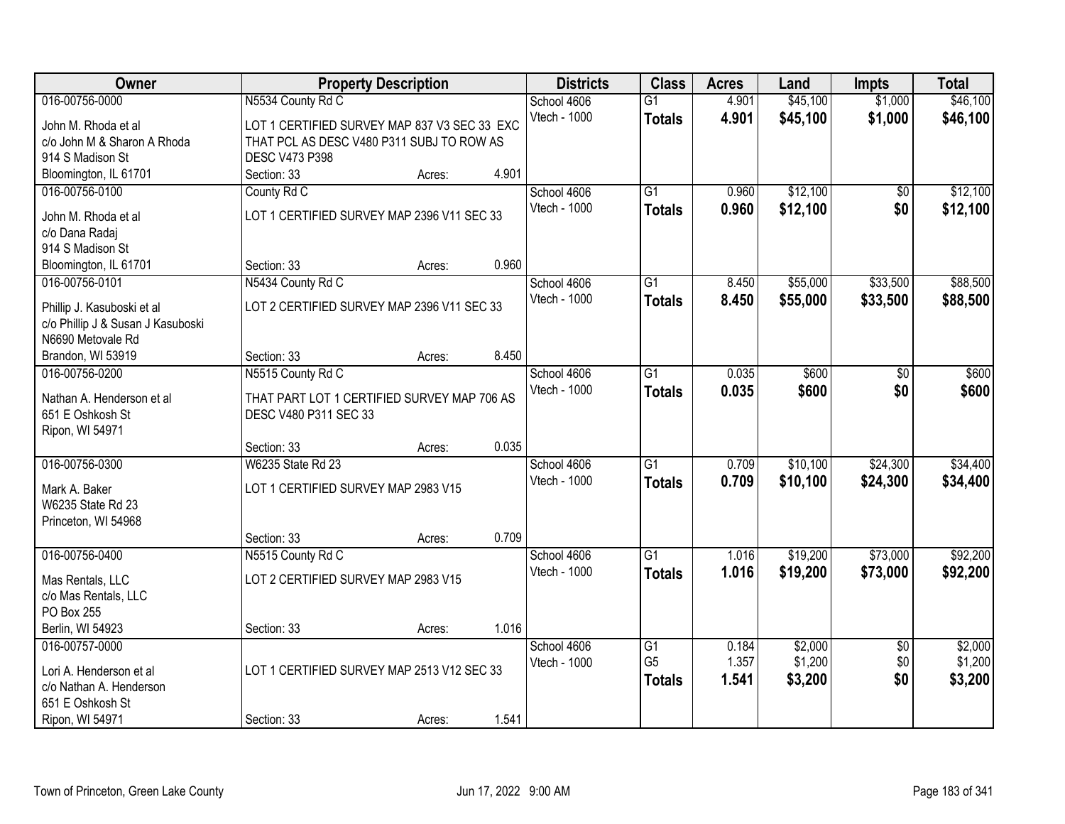| Owner | Property Description | | | Districts | Class | Acres | Land | Impts | Total |
|---|---|---|---|---|---|---|---|---|---|
| 016-00756-0000 | N5534 County Rd C | | | School 4606 | G1 | 4.901 | $45,100 | $1,000 | $46,100 |
| John M. Rhoda et al<br>c/o John M & Sharon A Rhoda<br>914 S Madison St<br>Bloomington, IL 61701 | LOT 1 CERTIFIED SURVEY MAP 837 V3 SEC 33 EXC THAT PCL AS DESC V480 P311 SUBJ TO ROW AS DESC V473 P398 | | | Vtech - 1000 | **Totals** | **4.901** | **$45,100** | **$1,000** | **$46,100** |
| | Section: 33 | Acres: | 4.901 | | | | | | |
| 016-00756-0100 | County Rd C | | | School 4606 | G1 | 0.960 | $12,100 | $0 | $12,100 |
| John M. Rhoda et al<br>c/o Dana Radaj<br>914 S Madison St<br>Bloomington, IL 61701 | LOT 1 CERTIFIED SURVEY MAP 2396 V11 SEC 33 | | | Vtech - 1000 | **Totals** | **0.960** | **$12,100** | **$0** | **$12,100** |
| | Section: 33 | Acres: | 0.960 | | | | | | |
| 016-00756-0101 | N5434 County Rd C | | | School 4606 | G1 | 8.450 | $55,000 | $33,500 | $88,500 |
| Phillip J. Kasuboski et al<br>c/o Phillip J & Susan J Kasuboski<br>N6690 Metovale Rd<br>Brandon, WI 53919 | LOT 2 CERTIFIED SURVEY MAP 2396 V11 SEC 33 | | | Vtech - 1000 | **Totals** | **8.450** | **$55,000** | **$33,500** | **$88,500** |
| | Section: 33 | Acres: | 8.450 | | | | | | |
| 016-00756-0200 | N5515 County Rd C | | | School 4606 | G1 | 0.035 | $600 | $0 | $600 |
| Nathan A. Henderson et al<br>651 E Oshkosh St<br>Ripon, WI 54971 | THAT PART LOT 1 CERTIFIED SURVEY MAP 706 AS DESC V480 P311 SEC 33 | | | Vtech - 1000 | **Totals** | **0.035** | **$600** | **$0** | **$600** |
| | Section: 33 | Acres: | 0.035 | | | | | | |
| 016-00756-0300 | W6235 State Rd 23 | | | School 4606 | G1 | 0.709 | $10,100 | $24,300 | $34,400 |
| Mark A. Baker<br>W6235 State Rd 23<br>Princeton, WI 54968 | LOT 1 CERTIFIED SURVEY MAP 2983 V15 | | | Vtech - 1000 | **Totals** | **0.709** | **$10,100** | **$24,300** | **$34,400** |
| | Section: 33 | Acres: | 0.709 | | | | | | |
| 016-00756-0400 | N5515 County Rd C | | | School 4606 | G1 | 1.016 | $19,200 | $73,000 | $92,200 |
| Mas Rentals, LLC<br>c/o Mas Rentals, LLC<br>PO Box 255<br>Berlin, WI 54923 | LOT 2 CERTIFIED SURVEY MAP 2983 V15 | | | Vtech - 1000 | **Totals** | **1.016** | **$19,200** | **$73,000** | **$92,200** |
| | Section: 33 | Acres: | 1.016 | | | | | | |
| 016-00757-0000 | | | | School 4606 | G1 | 0.184 | $2,000 | $0 | $2,000 |
| Lori A. Henderson et al<br>c/o Nathan A. Henderson<br>651 E Oshkosh St<br>Ripon, WI 54971 | LOT 1 CERTIFIED SURVEY MAP 2513 V12 SEC 33 | | | Vtech - 1000 | G5 | 1.357 | $1,200 | $0 | $1,200 |
| | | | | | **Totals** | **1.541** | **$3,200** | **$0** | **$3,200** |
| | Section: 33 | Acres: | 1.541 | | | | | | |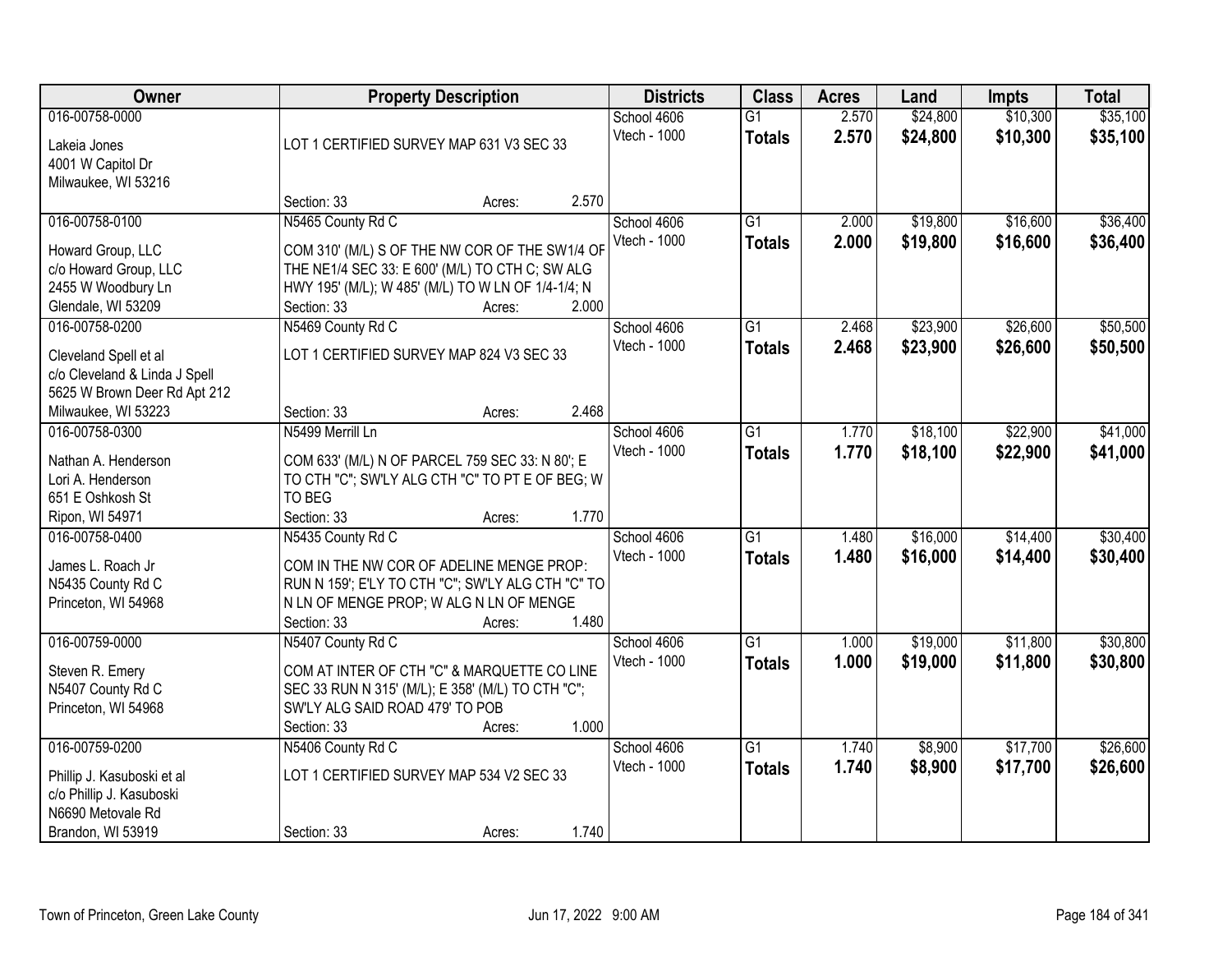| Owner | Property Description | Districts | Class | Acres | Land | Impts | Total |
|---|---|---|---|---|---|---|---|
| 016-00758-0000<br>Lakeia Jones<br>4001 W Capitol Dr<br>Milwaukee, WI 53216 | LOT 1 CERTIFIED SURVEY MAP 631 V3 SEC 33<br>Section: 33 Acres: 2.570 | School 4606<br>Vtech - 1000 | G1<br>**Totals** | 2.570<br>**2.570** | $24,800<br>**$24,800** | $10,300<br>**$10,300** | $35,100<br>**$35,100** |
| 016-00758-0100<br>Howard Group, LLC<br>c/o Howard Group, LLC<br>2455 W Woodbury Ln<br>Glendale, WI 53209 | N5465 County Rd C<br>COM 310' (M/L) S OF THE NW COR OF THE SW1/4 OF THE NE1/4 SEC 33: E 600' (M/L) TO CTH C; SW ALG HWY 195' (M/L); W 485' (M/L) TO W LN OF 1/4-1/4; N<br>Section: 33 Acres: 2.000 | School 4606<br>Vtech - 1000 | G1<br>**Totals** | 2.000<br>**2.000** | $19,800<br>**$19,800** | $16,600<br>**$16,600** | $36,400<br>**$36,400** |
| 016-00758-0200<br>Cleveland Spell et al<br>c/o Cleveland & Linda J Spell<br>5625 W Brown Deer Rd Apt 212<br>Milwaukee, WI 53223 | N5469 County Rd C<br>LOT 1 CERTIFIED SURVEY MAP 824 V3 SEC 33<br>Section: 33 Acres: 2.468 | School 4606<br>Vtech - 1000 | G1<br>**Totals** | 2.468<br>**2.468** | $23,900<br>**$23,900** | $26,600<br>**$26,600** | $50,500<br>**$50,500** |
| 016-00758-0300<br>Nathan A. Henderson<br>Lori A. Henderson<br>651 E Oshkosh St<br>Ripon, WI 54971 | N5499 Merrill Ln<br>COM 633' (M/L) N OF PARCEL 759 SEC 33: N 80'; E TO CTH "C"; SW'LY ALG CTH "C" TO PT E OF BEG; W TO BEG<br>Section: 33 Acres: 1.770 | School 4606<br>Vtech - 1000 | G1<br>**Totals** | 1.770<br>**1.770** | $18,100<br>**$18,100** | $22,900<br>**$22,900** | $41,000<br>**$41,000** |
| 016-00758-0400<br>James L. Roach Jr<br>N5435 County Rd C<br>Princeton, WI 54968 | N5435 County Rd C<br>COM IN THE NW COR OF ADELINE MENGE PROP: RUN N 159'; E'LY TO CTH "C"; SW'LY ALG CTH "C" TO N LN OF MENGE PROP; W ALG N LN OF MENGE<br>Section: 33 Acres: 1.480 | School 4606<br>Vtech - 1000 | G1<br>**Totals** | 1.480<br>**1.480** | $16,000<br>**$16,000** | $14,400<br>**$14,400** | $30,400<br>**$30,400** |
| 016-00759-0000<br>Steven R. Emery<br>N5407 County Rd C<br>Princeton, WI 54968 | N5407 County Rd C<br>COM AT INTER OF CTH "C" & MARQUETTE CO LINE SEC 33 RUN N 315' (M/L); E 358' (M/L) TO CTH "C"; SW'LY ALG SAID ROAD 479' TO POB<br>Section: 33 Acres: 1.000 | School 4606<br>Vtech - 1000 | G1<br>**Totals** | 1.000<br>**1.000** | $19,000<br>**$19,000** | $11,800<br>**$11,800** | $30,800<br>**$30,800** |
| 016-00759-0200<br>Phillip J. Kasuboski et al<br>c/o Phillip J. Kasuboski<br>N6690 Metovale Rd<br>Brandon, WI 53919 | N5406 County Rd C<br>LOT 1 CERTIFIED SURVEY MAP 534 V2 SEC 33<br>Section: 33 Acres: 1.740 | School 4606<br>Vtech - 1000 | G1<br>**Totals** | 1.740<br>**1.740** | $8,900<br>**$8,900** | $17,700<br>**$17,700** | $26,600<br>**$26,600** |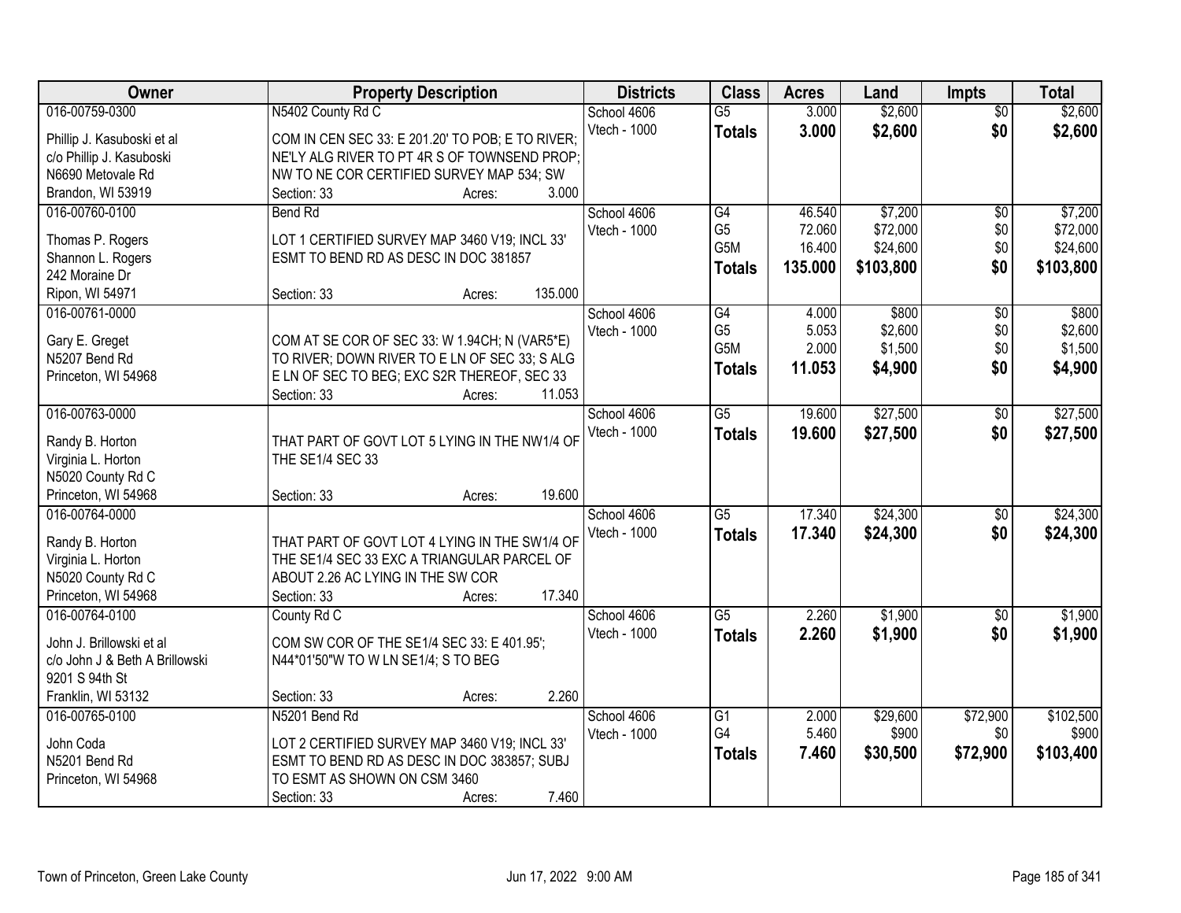| Owner | Property Description | Districts | Class | Acres | Land | Impts | Total |
|---|---|---|---|---|---|---|---|
| 016-00759-0300<br>Phillip J. Kasuboski et al<br>c/o Phillip J. Kasuboski<br>N6690 Metovale Rd<br>Brandon, WI 53919 | N5402 County Rd C<br>COM IN CEN SEC 33: E 201.20' TO POB; E TO RIVER; NE'LY ALG RIVER TO PT 4R S OF TOWNSEND PROP; NW TO NE COR CERTIFIED SURVEY MAP 534; SW<br>Section: 33 Acres: 3.000 | School 4606<br>Vtech - 1000 | G5<br>**Totals** | 3.000<br>**3.000** | $2,600<br>**$2,600** | $0<br>**$0** | $2,600<br>**$2,600** |
| 016-00760-0100<br>Thomas P. Rogers<br>Shannon L. Rogers<br>242 Moraine Dr<br>Ripon, WI 54971 | Bend Rd<br>LOT 1 CERTIFIED SURVEY MAP 3460 V19; INCL 33' ESMT TO BEND RD AS DESC IN DOC 381857<br>Section: 33 Acres: 135.000 | School 4606<br>Vtech - 1000 | G4<br>G5<br>G5M<br>**Totals** | 46.540<br>72.060<br>16.400<br>**135.000** | $7,200<br>$72,000<br>$24,600<br>**$103,800** | $0<br>$0<br>$0<br>**$0** | $7,200<br>$72,000<br>$24,600<br>**$103,800** |
| 016-00761-0000<br>Gary E. Greget<br>N5207 Bend Rd<br>Princeton, WI 54968 | COM AT SE COR OF SEC 33: W 1.94CH; N (VAR5*E) TO RIVER; DOWN RIVER TO E LN OF SEC 33; S ALG E LN OF SEC TO BEG; EXC S2R THEREOF, SEC 33<br>Section: 33 Acres: 11.053 | School 4606<br>Vtech - 1000 | G4<br>G5<br>G5M<br>**Totals** | 4.000<br>5.053<br>2.000<br>**11.053** | $800<br>$2,600<br>$1,500<br>**$4,900** | $0<br>$0<br>$0<br>**$0** | $800<br>$2,600<br>$1,500<br>**$4,900** |
| 016-00763-0000<br>Randy B. Horton<br>Virginia L. Horton<br>N5020 County Rd C<br>Princeton, WI 54968 | THAT PART OF GOVT LOT 5 LYING IN THE NW1/4 OF THE SE1/4 SEC 33<br>Section: 33 Acres: 19.600 | School 4606<br>Vtech - 1000 | G5<br>**Totals** | 19.600<br>**19.600** | $27,500<br>**$27,500** | $0<br>**$0** | $27,500<br>**$27,500** |
| 016-00764-0000<br>Randy B. Horton<br>Virginia L. Horton<br>N5020 County Rd C<br>Princeton, WI 54968 | THAT PART OF GOVT LOT 4 LYING IN THE SW1/4 OF THE SE1/4 SEC 33 EXC A TRIANGULAR PARCEL OF ABOUT 2.26 AC LYING IN THE SW COR<br>Section: 33 Acres: 17.340 | School 4606<br>Vtech - 1000 | G5<br>**Totals** | 17.340<br>**17.340** | $24,300<br>**$24,300** | $0<br>**$0** | $24,300<br>**$24,300** |
| 016-00764-0100<br>John J. Brillowski et al<br>c/o John J & Beth A Brillowski<br>9201 S 94th St<br>Franklin, WI 53132 | County Rd C<br>COM SW COR OF THE SE1/4 SEC 33: E 401.95'; N44*01'50"W TO W LN SE1/4; S TO BEG<br>Section: 33 Acres: 2.260 | School 4606<br>Vtech - 1000 | G5<br>**Totals** | 2.260<br>**2.260** | $1,900<br>**$1,900** | $0<br>**$0** | $1,900<br>**$1,900** |
| 016-00765-0100<br>John Coda<br>N5201 Bend Rd<br>Princeton, WI 54968 | N5201 Bend Rd<br>LOT 2 CERTIFIED SURVEY MAP 3460 V19; INCL 33' ESMT TO BEND RD AS DESC IN DOC 383857; SUBJ TO ESMT AS SHOWN ON CSM 3460<br>Section: 33 Acres: 7.460 | School 4606<br>Vtech - 1000 | G1<br>G4<br>**Totals** | 2.000<br>5.460<br>**7.460** | $29,600<br>$900<br>**$30,500** | $72,900<br>$0<br>**$72,900** | $102,500<br>$900<br>**$103,400** |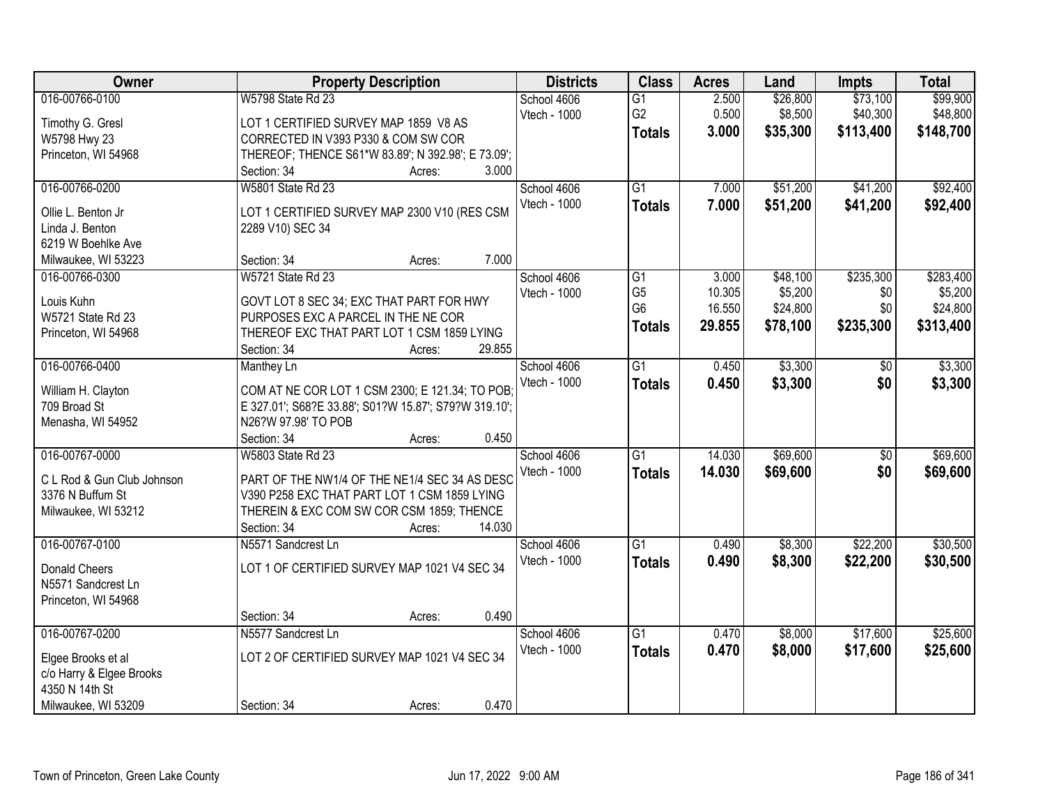| Owner | Property Description | Districts | Class | Acres | Land | Impts | Total |
|---|---|---|---|---|---|---|---|
| 016-00766-0100<br>Timothy G. Gresl<br>W5798 Hwy 23<br>Princeton, WI 54968 | W5798 State Rd 23<br>LOT 1 CERTIFIED SURVEY MAP 1859 V8 AS CORRECTED IN V393 P330 & COM SW COR THEREOF; THENCE S61*W 83.89'; N 392.98'; E 73.09';<br>Section: 34 Acres: 3.000 | School 4606<br>Vtech - 1000 | G1<br>G2<br>**Totals** | 2.500<br>0.500<br>**3.000** | $26,800<br>$8,500<br>**$35,300** | $73,100<br>$40,300<br>**$113,400** | $99,900<br>$48,800<br>**$148,700** |
| 016-00766-0200<br>Ollie L. Benton Jr<br>Linda J. Benton<br>6219 W Boehlke Ave<br>Milwaukee, WI 53223 | W5801 State Rd 23<br>LOT 1 CERTIFIED SURVEY MAP 2300 V10 (RES CSM 2289 V10) SEC 34<br>Section: 34 Acres: 7.000 | School 4606<br>Vtech - 1000 | G1<br>**Totals** | 7.000<br>**7.000** | $51,200<br>**$51,200** | $41,200<br>**$41,200** | $92,400<br>**$92,400** |
| 016-00766-0300<br>Louis Kuhn<br>W5721 State Rd 23<br>Princeton, WI 54968 | W5721 State Rd 23<br>GOVT LOT 8 SEC 34; EXC THAT PART FOR HWY PURPOSES EXC A PARCEL IN THE NE COR THEREOF EXC THAT PART LOT 1 CSM 1859 LYING<br>Section: 34 Acres: 29.855 | School 4606<br>Vtech - 1000 | G1<br>G5<br>G6<br>**Totals** | 3.000<br>10.305<br>16.550<br>**29.855** | $48,100<br>$5,200<br>$24,800<br>**$78,100** | $235,300<br>$0<br>$0<br>**$235,300** | $283,400<br>$5,200<br>$24,800<br>**$313,400** |
| 016-00766-0400<br>William H. Clayton<br>709 Broad St<br>Menasha, WI 54952 | Manthey Ln<br>COM AT NE COR LOT 1 CSM 2300; E 121.34; TO POB; E 327.01'; S68?E 33.88'; S01?W 15.87'; S79?W 319.10'; N26?W 97.98' TO POB<br>Section: 34 Acres: 0.450 | School 4606<br>Vtech - 1000 | G1<br>**Totals** | 0.450<br>**0.450** | $3,300<br>**$3,300** | $0<br>**$0** | $3,300<br>**$3,300** |
| 016-00767-0000<br>C L Rod & Gun Club Johnson<br>3376 N Buffum St<br>Milwaukee, WI 53212 | W5803 State Rd 23<br>PART OF THE NW1/4 OF THE NE1/4 SEC 34 AS DESC V390 P258 EXC THAT PART LOT 1 CSM 1859 LYING THEREIN & EXC COM SW COR CSM 1859; THENCE<br>Section: 34 Acres: 14.030 | School 4606<br>Vtech - 1000 | G1<br>**Totals** | 14.030<br>**14.030** | $69,600<br>**$69,600** | $0<br>**$0** | $69,600<br>**$69,600** |
| 016-00767-0100<br>Donald Cheers<br>N5571 Sandcrest Ln<br>Princeton, WI 54968 | N5571 Sandcrest Ln<br>LOT 1 OF CERTIFIED SURVEY MAP 1021 V4 SEC 34<br>Section: 34 Acres: 0.490 | School 4606<br>Vtech - 1000 | G1<br>**Totals** | 0.490<br>**0.490** | $8,300<br>**$8,300** | $22,200<br>**$22,200** | $30,500<br>**$30,500** |
| 016-00767-0200<br>Elgee Brooks et al<br>c/o Harry & Elgee Brooks<br>4350 N 14th St<br>Milwaukee, WI 53209 | N5577 Sandcrest Ln<br>LOT 2 OF CERTIFIED SURVEY MAP 1021 V4 SEC 34<br>Section: 34 Acres: 0.470 | School 4606<br>Vtech - 1000 | G1<br>**Totals** | 0.470<br>**0.470** | $8,000<br>**$8,000** | $17,600<br>**$17,600** | $25,600<br>**$25,600** |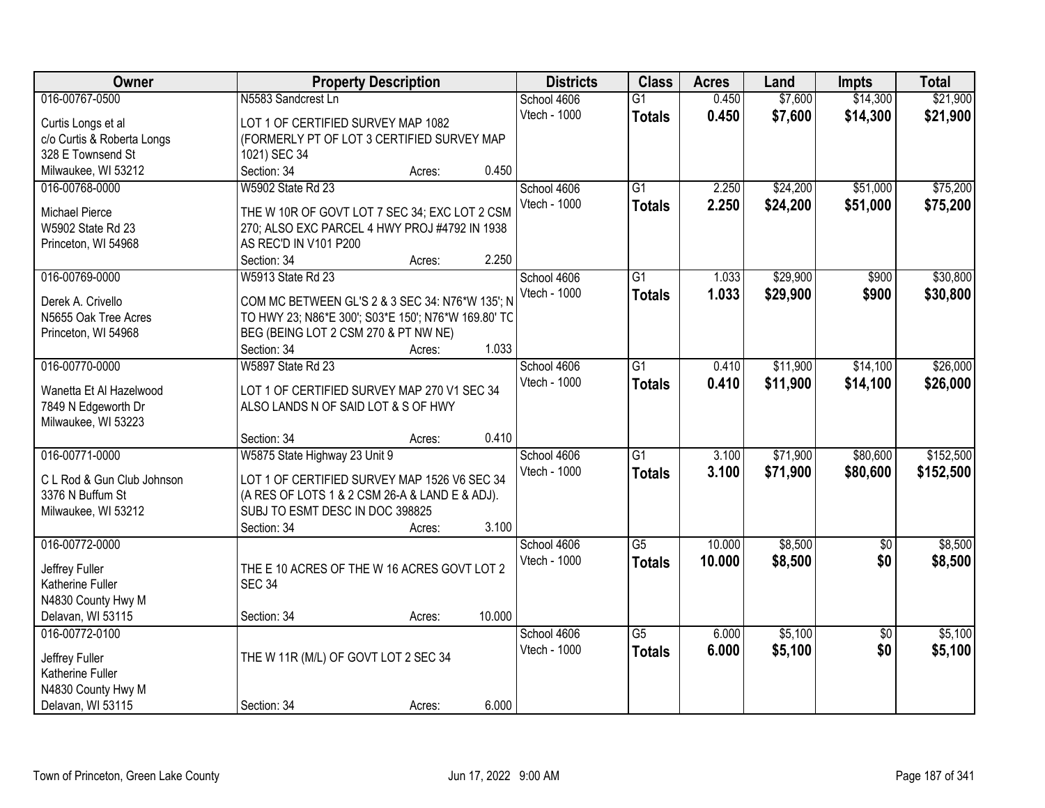| Owner | Property Description | Districts | Class | Acres | Land | Impts | Total |
|---|---|---|---|---|---|---|---|
| 016-00767-0500<br>Curtis Longs et al<br>c/o Curtis & Roberta Longs<br>328 E Townsend St<br>Milwaukee, WI 53212 | N5583 Sandcrest Ln<br>LOT 1 OF CERTIFIED SURVEY MAP 1082 (FORMERLY PT OF LOT 3 CERTIFIED SURVEY MAP 1021) SEC 34<br>Section: 34 Acres: 0.450 | School 4606<br>Vtech - 1000 | G1<br>**Totals** | 0.450<br>**0.450** | $7,600<br>**$7,600** | $14,300<br>**$14,300** | $21,900<br>**$21,900** |
| 016-00768-0000<br>Michael Pierce<br>W5902 State Rd 23<br>Princeton, WI 54968 | W5902 State Rd 23<br>THE W 10R OF GOVT LOT 7 SEC 34; EXC LOT 2 CSM 270; ALSO EXC PARCEL 4 HWY PROJ #4792 IN 1938 AS REC'D IN V101 P200<br>Section: 34 Acres: 2.250 | School 4606<br>Vtech - 1000 | G1<br>**Totals** | 2.250<br>**2.250** | $24,200<br>**$24,200** | $51,000<br>**$51,000** | $75,200<br>**$75,200** |
| 016-00769-0000<br>Derek A. Crivello<br>N5655 Oak Tree Acres<br>Princeton, WI 54968 | W5913 State Rd 23<br>COM MC BETWEEN GL'S 2 & 3 SEC 34: N76*W 135'; N TO HWY 23; N86*E 300'; S03*E 150'; N76*W 169.80' TO BEG (BEING LOT 2 CSM 270 & PT NW NE)<br>Section: 34 Acres: 1.033 | School 4606<br>Vtech - 1000 | G1<br>**Totals** | 1.033<br>**1.033** | $29,900<br>**$29,900** | $900<br>**$900** | $30,800<br>**$30,800** |
| 016-00770-0000<br>Wanetta Et Al Hazelwood<br>7849 N Edgeworth Dr<br>Milwaukee, WI 53223 | W5897 State Rd 23<br>LOT 1 OF CERTIFIED SURVEY MAP 270 V1 SEC 34 ALSO LANDS N OF SAID LOT & S OF HWY<br>Section: 34 Acres: 0.410 | School 4606<br>Vtech - 1000 | G1<br>**Totals** | 0.410<br>**0.410** | $11,900<br>**$11,900** | $14,100<br>**$14,100** | $26,000<br>**$26,000** |
| 016-00771-0000<br>C L Rod & Gun Club Johnson<br>3376 N Buffum St<br>Milwaukee, WI 53212 | W5875 State Highway 23 Unit 9<br>LOT 1 OF CERTIFIED SURVEY MAP 1526 V6 SEC 34 (A RES OF LOTS 1 & 2 CSM 26-A & LAND E & ADJ). SUBJ TO ESMT DESC IN DOC 398825<br>Section: 34 Acres: 3.100 | School 4606<br>Vtech - 1000 | G1<br>**Totals** | 3.100<br>**3.100** | $71,900<br>**$71,900** | $80,600<br>**$80,600** | $152,500<br>**$152,500** |
| 016-00772-0000<br>Jeffrey Fuller<br>Katherine Fuller<br>N4830 County Hwy M<br>Delavan, WI 53115 | THE E 10 ACRES OF THE W 16 ACRES GOVT LOT 2 SEC 34<br>Section: 34 Acres: 10.000 | School 4606<br>Vtech - 1000 | G5<br>**Totals** | 10.000<br>**10.000** | $8,500<br>**$8,500** | $0<br>**$0** | $8,500<br>**$8,500** |
| 016-00772-0100<br>Jeffrey Fuller<br>Katherine Fuller<br>N4830 County Hwy M<br>Delavan, WI 53115 | THE W 11R (M/L) OF GOVT LOT 2 SEC 34<br>Section: 34 Acres: 6.000 | School 4606<br>Vtech - 1000 | G5<br>**Totals** | 6.000<br>**6.000** | $5,100<br>**$5,100** | $0<br>**$0** | $5,100<br>**$5,100** |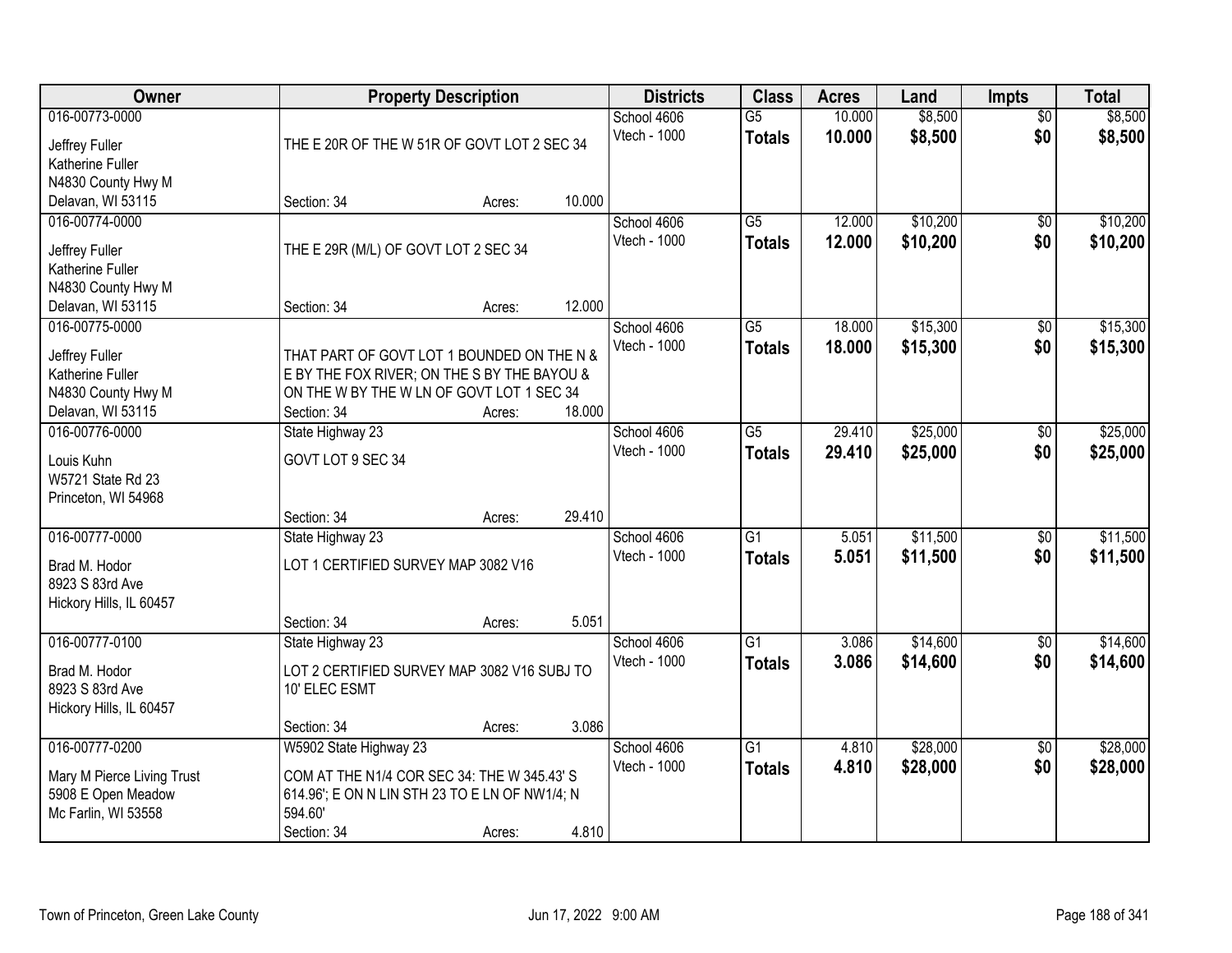| Owner | Property Description | Districts | Class | Acres | Land | Impts | Total |
|---|---|---|---|---|---|---|---|
| 016-00773-0000<br>Jeffrey Fuller<br>Katherine Fuller<br>N4830 County Hwy M<br>Delavan, WI 53115 | THE E 20R OF THE W 51R OF GOVT LOT 2 SEC 34<br>Section: 34 Acres: 10.000 | School 4606<br>Vtech - 1000 | G5<br>**Totals** | 10.000<br>**10.000** | $8,500<br>**$8,500** | $0<br>**$0** | $8,500<br>**$8,500** |
| 016-00774-0000<br>Jeffrey Fuller<br>Katherine Fuller<br>N4830 County Hwy M<br>Delavan, WI 53115 | THE E 29R (M/L) OF GOVT LOT 2 SEC 34<br>Section: 34 Acres: 12.000 | School 4606<br>Vtech - 1000 | G5<br>**Totals** | 12.000<br>**12.000** | $10,200<br>**$10,200** | $0<br>**$0** | $10,200<br>**$10,200** |
| 016-00775-0000<br>Jeffrey Fuller<br>Katherine Fuller<br>N4830 County Hwy M<br>Delavan, WI 53115 | THAT PART OF GOVT LOT 1 BOUNDED ON THE N & E BY THE FOX RIVER; ON THE S BY THE BAYOU & ON THE W BY THE W LN OF GOVT LOT 1 SEC 34<br>Section: 34 Acres: 18.000 | School 4606<br>Vtech - 1000 | G5<br>**Totals** | 18.000<br>**18.000** | $15,300<br>**$15,300** | $0<br>**$0** | $15,300<br>**$15,300** |
| 016-00776-0000<br>Louis Kuhn<br>W5721 State Rd 23<br>Princeton, WI 54968 | State Highway 23<br>GOVT LOT 9 SEC 34<br>Section: 34 Acres: 29.410 | School 4606<br>Vtech - 1000 | G5<br>**Totals** | 29.410<br>**29.410** | $25,000<br>**$25,000** | $0<br>**$0** | $25,000<br>**$25,000** |
| 016-00777-0000<br>Brad M. Hodor<br>8923 S 83rd Ave<br>Hickory Hills, IL 60457 | State Highway 23<br>LOT 1 CERTIFIED SURVEY MAP 3082 V16<br>Section: 34 Acres: 5.051 | School 4606<br>Vtech - 1000 | G1<br>**Totals** | 5.051<br>**5.051** | $11,500<br>**$11,500** | $0<br>**$0** | $11,500<br>**$11,500** |
| 016-00777-0100<br>Brad M. Hodor<br>8923 S 83rd Ave<br>Hickory Hills, IL 60457 | State Highway 23<br>LOT 2 CERTIFIED SURVEY MAP 3082 V16 SUBJ TO 10' ELEC ESMT<br>Section: 34 Acres: 3.086 | School 4606<br>Vtech - 1000 | G1<br>**Totals** | 3.086<br>**3.086** | $14,600<br>**$14,600** | $0<br>**$0** | $14,600<br>**$14,600** |
| 016-00777-0200<br>Mary M Pierce Living Trust<br>5908 E Open Meadow<br>Mc Farlin, WI 53558 | W5902 State Highway 23<br>COM AT THE N1/4 COR SEC 34: THE W 345.43' S 614.96'; E ON N LIN STH 23 TO E LN OF NW1/4; N 594.60'<br>Section: 34 Acres: 4.810 | School 4606<br>Vtech - 1000 | G1<br>**Totals** | 4.810<br>**4.810** | $28,000<br>**$28,000** | $0<br>**$0** | $28,000<br>**$28,000** |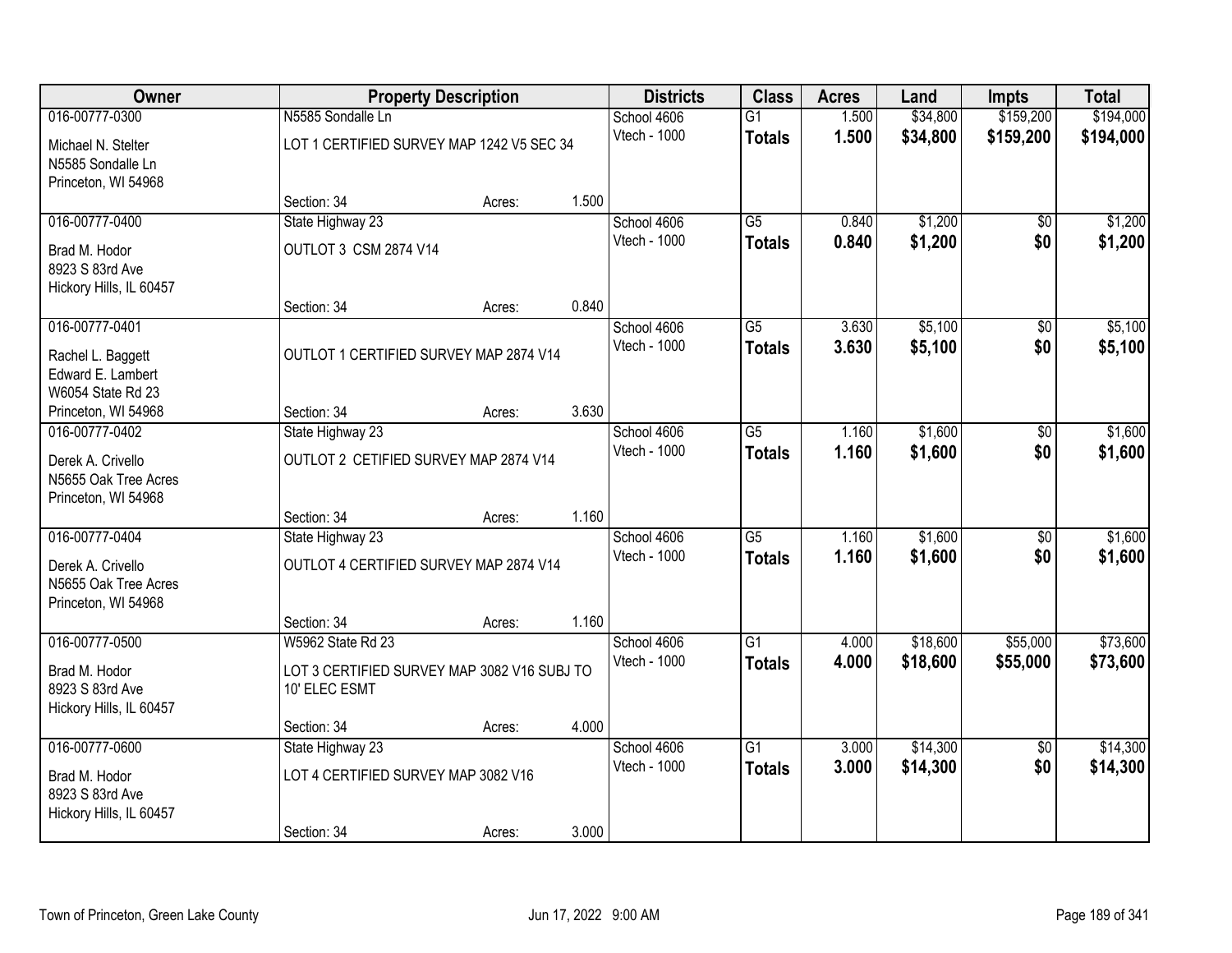| Owner | Property Description | | | Districts | Class | Acres | Land | Impts | Total |
|---|---|---|---|---|---|---|---|---|---|
| 016-00777-0300 | N5585 Sondalle Ln | | | School 4606 | G1 | 1.500 | $34,800 | $159,200 | $194,000 |
| Michael N. Stelter<br>N5585 Sondalle Ln<br>Princeton, WI 54968 | LOT 1 CERTIFIED SURVEY MAP 1242 V5 SEC 34 | | | Vtech - 1000 | **Totals** | **1.500** | **$34,800** | **$159,200** | **$194,000** |
| | Section: 34 | Acres: | 1.500 | | | | | | |
| 016-00777-0400 | State Highway 23 | | | School 4606 | G5 | 0.840 | $1,200 | $0 | $1,200 |
| Brad M. Hodor<br>8923 S 83rd Ave<br>Hickory Hills, IL 60457 | OUTLOT 3 CSM 2874 V14 | | | Vtech - 1000 | **Totals** | **0.840** | **$1,200** | **$0** | **$1,200** |
| | Section: 34 | Acres: | 0.840 | | | | | | |
| 016-00777-0401 | | | | School 4606 | G5 | 3.630 | $5,100 | $0 | $5,100 |
| Rachel L. Baggett<br>Edward E. Lambert<br>W6054 State Rd 23<br>Princeton, WI 54968 | OUTLOT 1 CERTIFIED SURVEY MAP 2874 V14 | | | Vtech - 1000 | **Totals** | **3.630** | **$5,100** | **$0** | **$5,100** |
| | Section: 34 | Acres: | 3.630 | | | | | | |
| 016-00777-0402 | State Highway 23 | | | School 4606 | G5 | 1.160 | $1,600 | $0 | $1,600 |
| Derek A. Crivello<br>N5655 Oak Tree Acres<br>Princeton, WI 54968 | OUTLOT 2 CETIFIED SURVEY MAP 2874 V14 | | | Vtech - 1000 | **Totals** | **1.160** | **$1,600** | **$0** | **$1,600** |
| | Section: 34 | Acres: | 1.160 | | | | | | |
| 016-00777-0404 | State Highway 23 | | | School 4606 | G5 | 1.160 | $1,600 | $0 | $1,600 |
| Derek A. Crivello<br>N5655 Oak Tree Acres<br>Princeton, WI 54968 | OUTLOT 4 CERTIFIED SURVEY MAP 2874 V14 | | | Vtech - 1000 | **Totals** | **1.160** | **$1,600** | **$0** | **$1,600** |
| | Section: 34 | Acres: | 1.160 | | | | | | |
| 016-00777-0500 | W5962 State Rd 23 | | | School 4606 | G1 | 4.000 | $18,600 | $55,000 | $73,600 |
| Brad M. Hodor<br>8923 S 83rd Ave<br>Hickory Hills, IL 60457 | LOT 3 CERTIFIED SURVEY MAP 3082 V16 SUBJ TO 10' ELEC ESMT | | | Vtech - 1000 | **Totals** | **4.000** | **$18,600** | **$55,000** | **$73,600** |
| | Section: 34 | Acres: | 4.000 | | | | | | |
| 016-00777-0600 | State Highway 23 | | | School 4606 | G1 | 3.000 | $14,300 | $0 | $14,300 |
| Brad M. Hodor<br>8923 S 83rd Ave<br>Hickory Hills, IL 60457 | LOT 4 CERTIFIED SURVEY MAP 3082 V16 | | | Vtech - 1000 | **Totals** | **3.000** | **$14,300** | **$0** | **$14,300** |
| | Section: 34 | Acres: | 3.000 | | | | | | |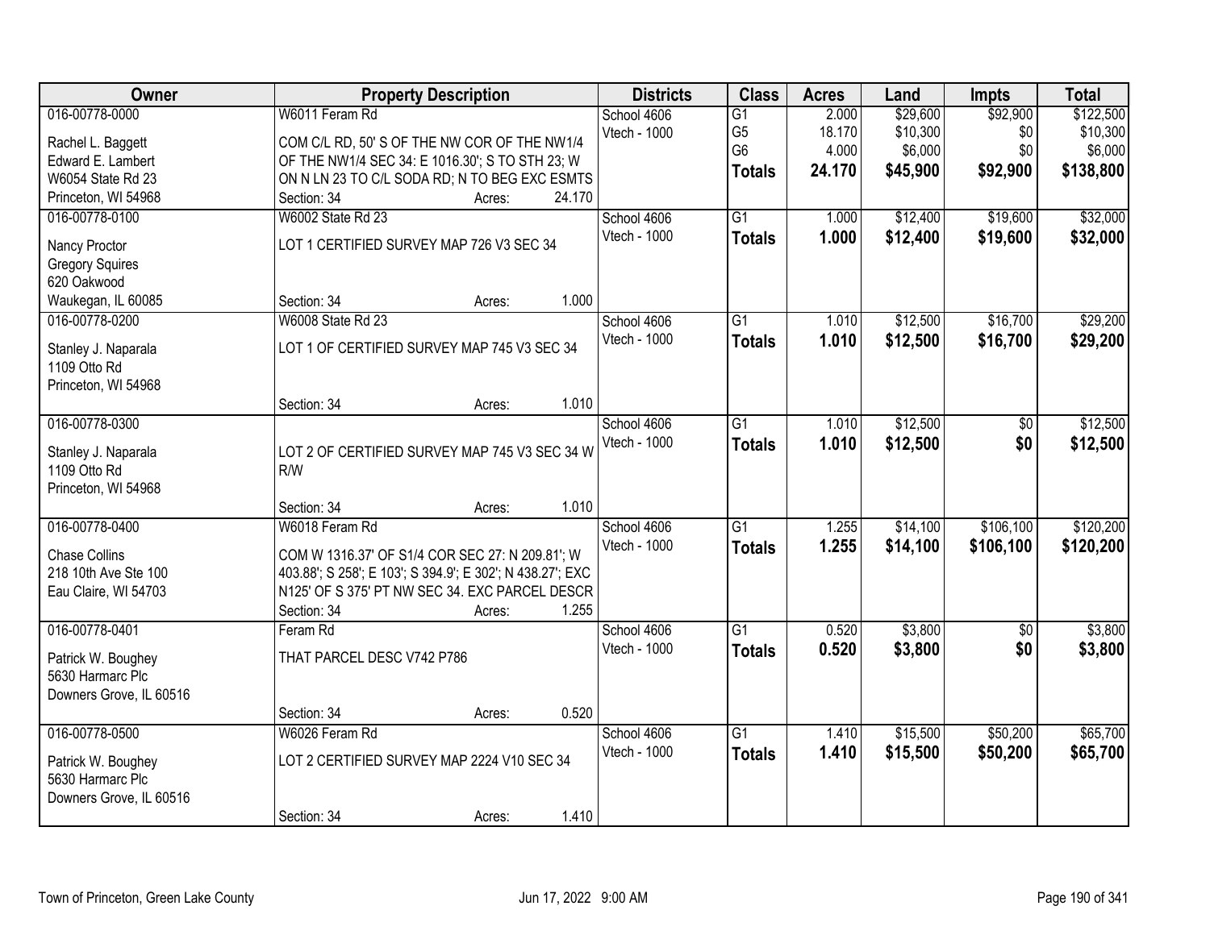| Owner | Property Description | Districts | Class | Acres | Land | Impts | Total |
|---|---|---|---|---|---|---|---|
| 016-00778-0000<br>Rachel L. Baggett<br>Edward E. Lambert<br>W6054 State Rd 23<br>Princeton, WI 54968 | W6011 Feram Rd<br>COM C/L RD, 50' S OF THE NW COR OF THE NW1/4 OF THE NW1/4 SEC 34: E 1016.30'; S TO STH 23; W ON N LN 23 TO C/L SODA RD; N TO BEG EXC ESMTS<br>Section: 34 Acres: 24.170 | School 4606<br>Vtech - 1000 | G1<br>G5<br>G6<br>**Totals** | 2.000<br>18.170<br>4.000<br>**24.170** | $29,600<br>$10,300<br>$6,000<br>**$45,900** | $92,900<br>$0<br>$0<br>**$92,900** | $122,500<br>$10,300<br>$6,000<br>**$138,800** |
| 016-00778-0100<br>Nancy Proctor<br>Gregory Squires<br>620 Oakwood<br>Waukegan, IL 60085 | W6002 State Rd 23<br>LOT 1 CERTIFIED SURVEY MAP 726 V3 SEC 34<br>Section: 34 Acres: 1.000 | School 4606<br>Vtech - 1000 | G1<br>**Totals** | 1.000<br>**1.000** | $12,400<br>**$12,400** | $19,600<br>**$19,600** | $32,000<br>**$32,000** |
| 016-00778-0200<br>Stanley J. Naparala<br>1109 Otto Rd<br>Princeton, WI 54968 | W6008 State Rd 23<br>LOT 1 OF CERTIFIED SURVEY MAP 745 V3 SEC 34<br>Section: 34 Acres: 1.010 | School 4606<br>Vtech - 1000 | G1<br>**Totals** | 1.010<br>**1.010** | $12,500<br>**$12,500** | $16,700<br>**$16,700** | $29,200<br>**$29,200** |
| 016-00778-0300<br>Stanley J. Naparala<br>1109 Otto Rd<br>Princeton, WI 54968 | LOT 2 OF CERTIFIED SURVEY MAP 745 V3 SEC 34 W R/W<br>Section: 34 Acres: 1.010 | School 4606<br>Vtech - 1000 | G1<br>**Totals** | 1.010<br>**1.010** | $12,500<br>**$12,500** | $0<br>**$0** | $12,500<br>**$12,500** |
| 016-00778-0400<br>Chase Collins<br>218 10th Ave Ste 100<br>Eau Claire, WI 54703 | W6018 Feram Rd<br>COM W 1316.37' OF S1/4 COR SEC 27: N 209.81'; W 403.88'; S 258'; E 103'; S 394.9'; E 302'; N 438.27'; EXC N125' OF S 375' PT NW SEC 34. EXC PARCEL DESCR<br>Section: 34 Acres: 1.255 | School 4606<br>Vtech - 1000 | G1<br>**Totals** | 1.255<br>**1.255** | $14,100<br>**$14,100** | $106,100<br>**$106,100** | $120,200<br>**$120,200** |
| 016-00778-0401<br>Patrick W. Boughey<br>5630 Harmarc Plc<br>Downers Grove, IL 60516 | Feram Rd<br>THAT PARCEL DESC V742 P786<br>Section: 34 Acres: 0.520 | School 4606<br>Vtech - 1000 | G1<br>**Totals** | 0.520<br>**0.520** | $3,800<br>**$3,800** | $0<br>**$0** | $3,800<br>**$3,800** |
| 016-00778-0500<br>Patrick W. Boughey<br>5630 Harmarc Plc<br>Downers Grove, IL 60516 | W6026 Feram Rd<br>LOT 2 CERTIFIED SURVEY MAP 2224 V10 SEC 34<br>Section: 34 Acres: 1.410 | School 4606<br>Vtech - 1000 | G1<br>**Totals** | 1.410<br>**1.410** | $15,500<br>**$15,500** | $50,200<br>**$50,200** | $65,700<br>**$65,700** |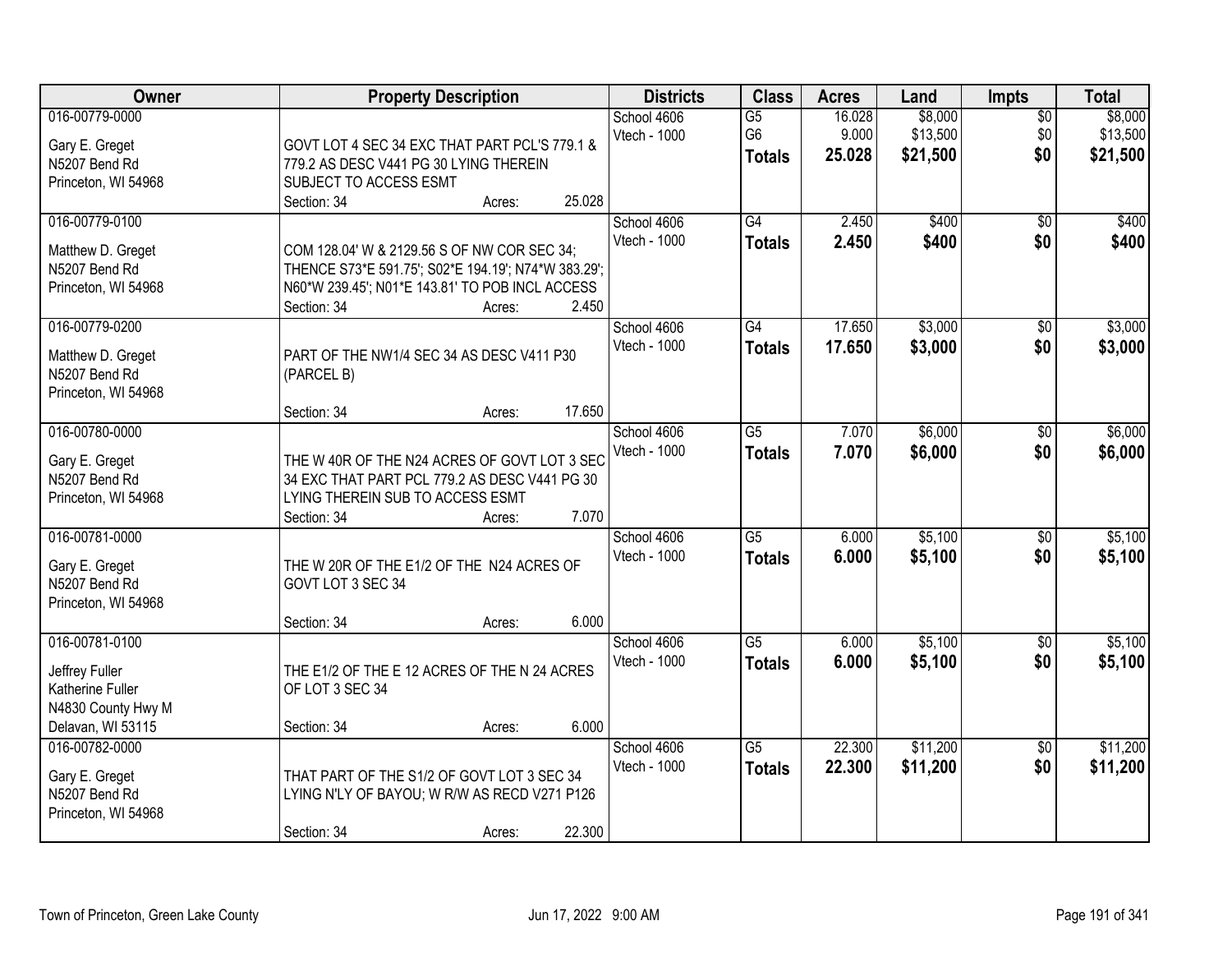| Owner | Property Description | Districts | Class | Acres | Land | Impts | Total |
|---|---|---|---|---|---|---|---|
| 016-00779-0000<br>Gary E. Greget<br>N5207 Bend Rd<br>Princeton, WI 54968 | GOVT LOT 4 SEC 34 EXC THAT PART PCL'S 779.1 & 779.2 AS DESC V441 PG 30 LYING THEREIN SUBJECT TO ACCESS ESMT<br>Section: 34 Acres: 25.028 | School 4606<br>Vtech - 1000 | G5<br>G6<br>**Totals** | 16.028<br>9.000<br>**25.028** | $8,000<br>$13,500<br>**$21,500** | $0<br>$0<br>**$0** | $8,000<br>$13,500<br>**$21,500** |
| 016-00779-0100<br>Matthew D. Greget<br>N5207 Bend Rd<br>Princeton, WI 54968 | COM 128.04' W & 2129.56 S OF NW COR SEC 34; THENCE S73*E 591.75'; S02*E 194.19'; N74*W 383.29'; N60*W 239.45'; N01*E 143.81' TO POB INCL ACCESS<br>Section: 34 Acres: 2.450 | School 4606<br>Vtech - 1000 | G4<br>**Totals** | 2.450<br>**2.450** | $400<br>**$400** | $0<br>**$0** | $400<br>**$400** |
| 016-00779-0200<br>Matthew D. Greget<br>N5207 Bend Rd<br>Princeton, WI 54968 | PART OF THE NW1/4 SEC 34 AS DESC V411 P30 (PARCEL B)<br>Section: 34 Acres: 17.650 | School 4606<br>Vtech - 1000 | G4<br>**Totals** | 17.650<br>**17.650** | $3,000<br>**$3,000** | $0<br>**$0** | $3,000<br>**$3,000** |
| 016-00780-0000<br>Gary E. Greget<br>N5207 Bend Rd<br>Princeton, WI 54968 | THE W 40R OF THE N24 ACRES OF GOVT LOT 3 SEC 34 EXC THAT PART PCL 779.2 AS DESC V441 PG 30 LYING THEREIN SUB TO ACCESS ESMT<br>Section: 34 Acres: 7.070 | School 4606<br>Vtech - 1000 | G5<br>**Totals** | 7.070<br>**7.070** | $6,000<br>**$6,000** | $0<br>**$0** | $6,000<br>**$6,000** |
| 016-00781-0000<br>Gary E. Greget<br>N5207 Bend Rd<br>Princeton, WI 54968 | THE W 20R OF THE E1/2 OF THE N24 ACRES OF GOVT LOT 3 SEC 34<br>Section: 34 Acres: 6.000 | School 4606<br>Vtech - 1000 | G5<br>**Totals** | 6.000<br>**6.000** | $5,100<br>**$5,100** | $0<br>**$0** | $5,100<br>**$5,100** |
| 016-00781-0100<br>Jeffrey Fuller<br>Katherine Fuller<br>N4830 County Hwy M<br>Delavan, WI 53115 | THE E1/2 OF THE E 12 ACRES OF THE N 24 ACRES OF LOT 3 SEC 34<br>Section: 34 Acres: 6.000 | School 4606<br>Vtech - 1000 | G5<br>**Totals** | 6.000<br>**6.000** | $5,100<br>**$5,100** | $0<br>**$0** | $5,100<br>**$5,100** |
| 016-00782-0000<br>Gary E. Greget<br>N5207 Bend Rd<br>Princeton, WI 54968 | THAT PART OF THE S1/2 OF GOVT LOT 3 SEC 34 LYING N'LY OF BAYOU; W R/W AS RECD V271 P126<br>Section: 34 Acres: 22.300 | School 4606<br>Vtech - 1000 | G5<br>**Totals** | 22.300<br>**22.300** | $11,200<br>**$11,200** | $0<br>**$0** | $11,200<br>**$11,200** |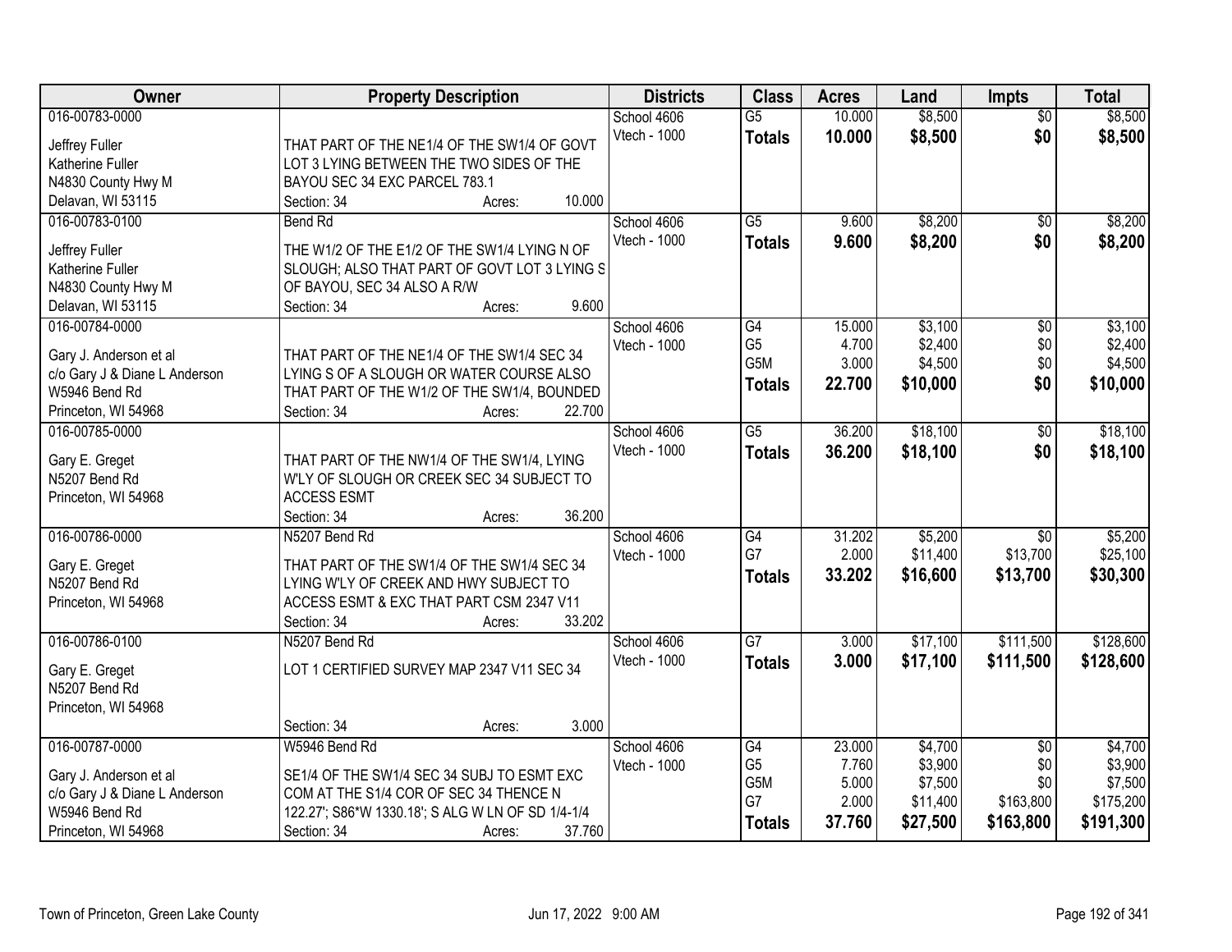| Owner | Property Description | Districts | Class | Acres | Land | Impts | Total |
|---|---|---|---|---|---|---|---|
| 016-00783-0000<br>Jeffrey Fuller<br>Katherine Fuller<br>N4830 County Hwy M<br>Delavan, WI 53115 | THAT PART OF THE NE1/4 OF THE SW1/4 OF GOVT LOT 3 LYING BETWEEN THE TWO SIDES OF THE BAYOU SEC 34 EXC PARCEL 783.1<br>Section: 34 Acres: 10.000 | School 4606<br>Vtech - 1000 | G5<br>**Totals** | 10.000<br>**10.000** | $8,500<br>**$8,500** | $0<br>**$0** | $8,500<br>**$8,500** |
| 016-00783-0100<br>Jeffrey Fuller<br>Katherine Fuller<br>N4830 County Hwy M<br>Delavan, WI 53115 | Bend Rd<br>THE W1/2 OF THE E1/2 OF THE SW1/4 LYING N OF SLOUGH; ALSO THAT PART OF GOVT LOT 3 LYING S OF BAYOU, SEC 34 ALSO A R/W<br>Section: 34 Acres: 9.600 | School 4606<br>Vtech - 1000 | G5<br>**Totals** | 9.600<br>**9.600** | $8,200<br>**$8,200** | $0<br>**$0** | $8,200<br>**$8,200** |
| 016-00784-0000<br>Gary J. Anderson et al<br>c/o Gary J & Diane L Anderson<br>W5946 Bend Rd<br>Princeton, WI 54968 | THAT PART OF THE NE1/4 OF THE SW1/4 SEC 34 LYING S OF A SLOUGH OR WATER COURSE ALSO THAT PART OF THE W1/2 OF THE SW1/4, BOUNDED<br>Section: 34 Acres: 22.700 | School 4606<br>Vtech - 1000 | G4<br>G5<br>G5M<br>**Totals** | 15.000<br>4.700<br>3.000<br>**22.700** | $3,100<br>$2,400<br>$4,500<br>**$10,000** | $0<br>$0<br>$0<br>**$0** | $3,100<br>$2,400<br>$4,500<br>**$10,000** |
| 016-00785-0000<br>Gary E. Greget<br>N5207 Bend Rd<br>Princeton, WI 54968 | THAT PART OF THE NW1/4 OF THE SW1/4, LYING W'LY OF SLOUGH OR CREEK SEC 34 SUBJECT TO ACCESS ESMT<br>Section: 34 Acres: 36.200 | School 4606<br>Vtech - 1000 | G5<br>**Totals** | 36.200<br>**36.200** | $18,100<br>**$18,100** | $0<br>**$0** | $18,100<br>**$18,100** |
| 016-00786-0000<br>Gary E. Greget<br>N5207 Bend Rd<br>Princeton, WI 54968 | N5207 Bend Rd<br>THAT PART OF THE SW1/4 OF THE SW1/4 SEC 34 LYING W'LY OF CREEK AND HWY SUBJECT TO ACCESS ESMT & EXC THAT PART CSM 2347 V11<br>Section: 34 Acres: 33.202 | School 4606<br>Vtech - 1000 | G4<br>G7<br>**Totals** | 31.202<br>2.000<br>**33.202** | $5,200<br>$11,400<br>**$16,600** | $0<br>$13,700<br>**$13,700** | $5,200<br>$25,100<br>**$30,300** |
| 016-00786-0100<br>Gary E. Greget<br>N5207 Bend Rd<br>Princeton, WI 54968 | N5207 Bend Rd<br>LOT 1 CERTIFIED SURVEY MAP 2347 V11 SEC 34<br>Section: 34 Acres: 3.000 | School 4606<br>Vtech - 1000 | G7<br>**Totals** | 3.000<br>**3.000** | $17,100<br>**$17,100** | $111,500<br>**$111,500** | $128,600<br>**$128,600** |
| 016-00787-0000<br>Gary J. Anderson et al<br>c/o Gary J & Diane L Anderson<br>W5946 Bend Rd<br>Princeton, WI 54968 | W5946 Bend Rd<br>SE1/4 OF THE SW1/4 SEC 34 SUBJ TO ESMT EXC COM AT THE S1/4 COR OF SEC 34 THENCE N 122.27'; S86*W 1330.18'; S ALG W LN OF SD 1/4-1/4<br>Section: 34 Acres: 37.760 | School 4606<br>Vtech - 1000 | G4<br>G5<br>G5M<br>G7<br>**Totals** | 23.000<br>7.760<br>5.000<br>2.000<br>**37.760** | $4,700<br>$3,900<br>$7,500<br>$11,400<br>**$27,500** | $0<br>$0<br>$0<br>$163,800<br>**$163,800** | $4,700<br>$3,900<br>$7,500<br>$175,200<br>**$191,300** |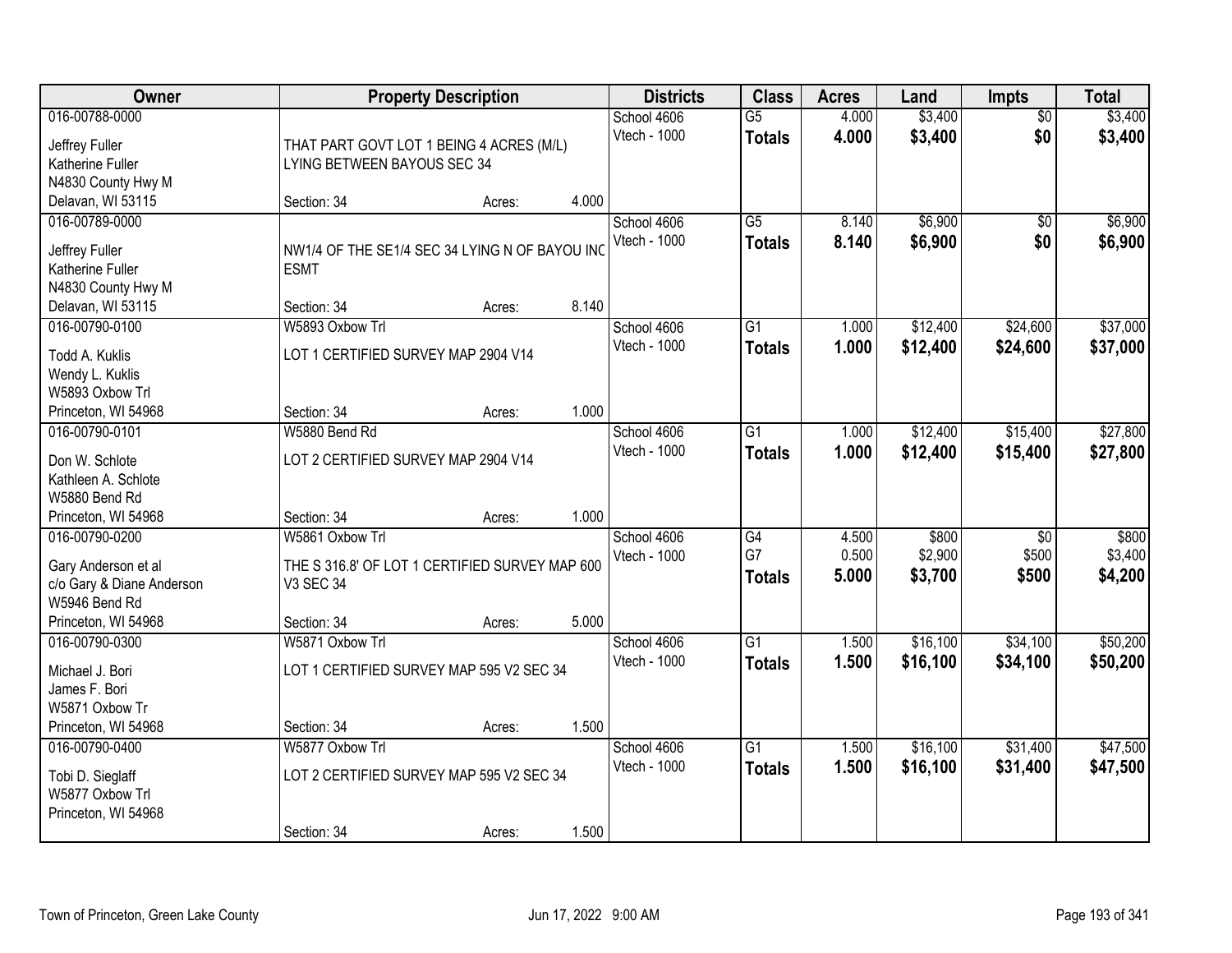| Owner | Property Description | Districts | Class | Acres | Land | Impts | Total |
|---|---|---|---|---|---|---|---|
| 016-00788-0000<br>Jeffrey Fuller<br>Katherine Fuller<br>N4830 County Hwy M<br>Delavan, WI 53115 | THAT PART GOVT LOT 1 BEING 4 ACRES (M/L) LYING BETWEEN BAYOUS SEC 34<br>Section: 34 Acres: 4.000 | School 4606<br>Vtech - 1000 | G5<br>**Totals** | 4.000<br>**4.000** | $3,400<br>**$3,400** | $0<br>**$0** | $3,400<br>**$3,400** |
| 016-00789-0000<br>Jeffrey Fuller<br>Katherine Fuller<br>N4830 County Hwy M<br>Delavan, WI 53115 | NW1/4 OF THE SE1/4 SEC 34 LYING N OF BAYOU INC ESMT<br>Section: 34 Acres: 8.140 | School 4606<br>Vtech - 1000 | G5<br>**Totals** | 8.140<br>**8.140** | $6,900<br>**$6,900** | $0<br>**$0** | $6,900<br>**$6,900** |
| 016-00790-0100<br>Todd A. Kuklis<br>Wendy L. Kuklis<br>W5893 Oxbow Trl<br>Princeton, WI 54968 | W5893 Oxbow Trl<br>LOT 1 CERTIFIED SURVEY MAP 2904 V14<br>Section: 34 Acres: 1.000 | School 4606<br>Vtech - 1000 | G1<br>**Totals** | 1.000<br>**1.000** | $12,400<br>**$12,400** | $24,600<br>**$24,600** | $37,000<br>**$37,000** |
| 016-00790-0101<br>Don W. Schlote<br>Kathleen A. Schlote<br>W5880 Bend Rd<br>Princeton, WI 54968 | W5880 Bend Rd<br>LOT 2 CERTIFIED SURVEY MAP 2904 V14<br>Section: 34 Acres: 1.000 | School 4606<br>Vtech - 1000 | G1<br>**Totals** | 1.000<br>**1.000** | $12,400<br>**$12,400** | $15,400<br>**$15,400** | $27,800<br>**$27,800** |
| 016-00790-0200<br>Gary Anderson et al<br>c/o Gary & Diane Anderson<br>W5946 Bend Rd<br>Princeton, WI 54968 | W5861 Oxbow Trl<br>THE S 316.8' OF LOT 1 CERTIFIED SURVEY MAP 600 V3 SEC 34<br>Section: 34 Acres: 5.000 | School 4606<br>Vtech - 1000 | G4<br>G7<br>**Totals** | 4.500<br>0.500<br>**5.000** | $800<br>$2,900<br>**$3,700** | $0<br>$500<br>**$500** | $800<br>$3,400<br>**$4,200** |
| 016-00790-0300<br>Michael J. Bori<br>James F. Bori<br>W5871 Oxbow Tr<br>Princeton, WI 54968 | W5871 Oxbow Trl<br>LOT 1 CERTIFIED SURVEY MAP 595 V2 SEC 34<br>Section: 34 Acres: 1.500 | School 4606<br>Vtech - 1000 | G1<br>**Totals** | 1.500<br>**1.500** | $16,100<br>**$16,100** | $34,100<br>**$34,100** | $50,200<br>**$50,200** |
| 016-00790-0400<br>Tobi D. Sieglaff<br>W5877 Oxbow Trl<br>Princeton, WI 54968 | W5877 Oxbow Trl<br>LOT 2 CERTIFIED SURVEY MAP 595 V2 SEC 34<br>Section: 34 Acres: 1.500 | School 4606<br>Vtech - 1000 | G1<br>**Totals** | 1.500<br>**1.500** | $16,100<br>**$16,100** | $31,400<br>**$31,400** | $47,500<br>**$47,500** |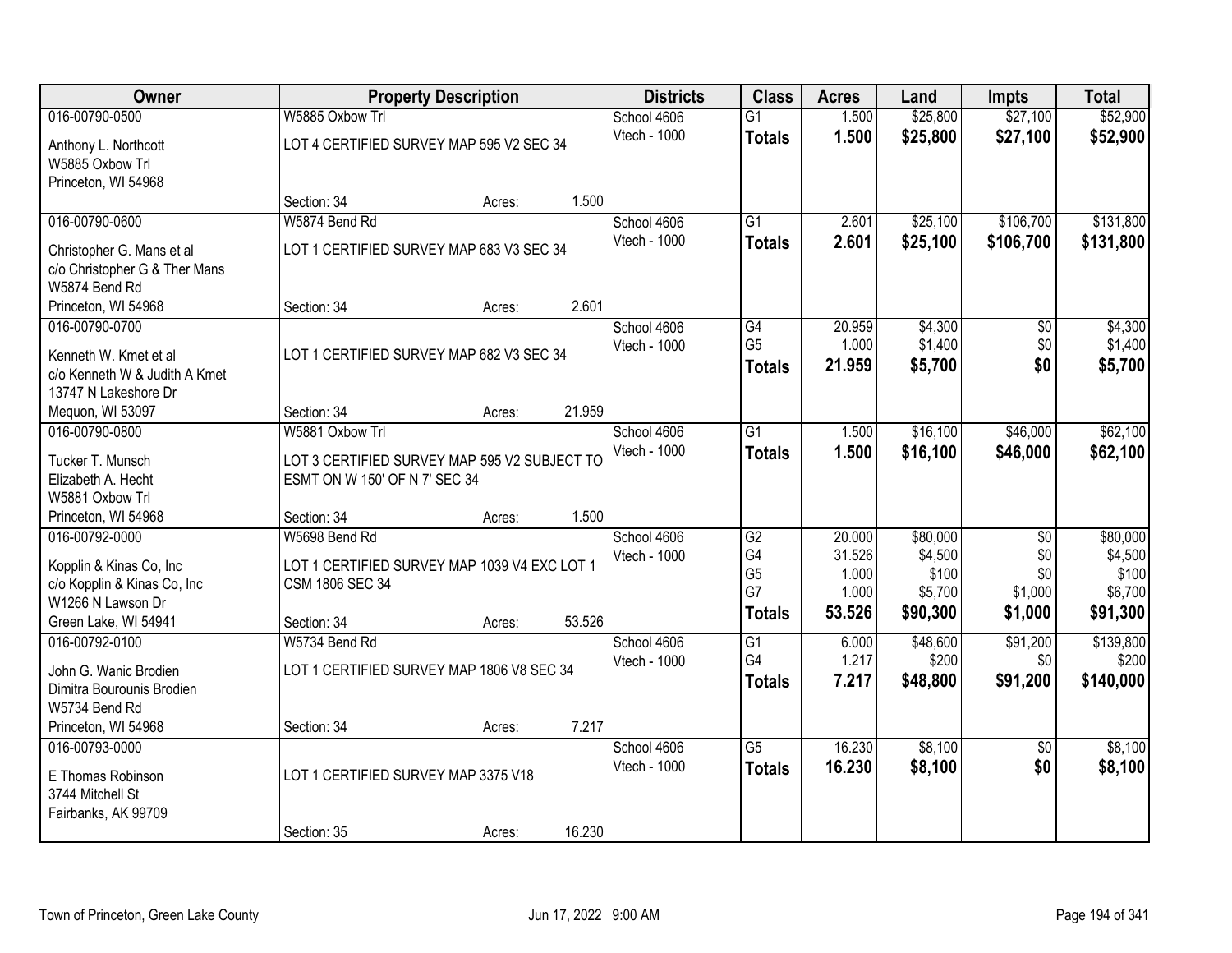| Owner | Property Description | | | Districts | Class | Acres | Land | Impts | Total |
|---|---|---|---|---|---|---|---|---|---|
| 016-00790-0500 | W5885 Oxbow Trl | | | School 4606 | G1 | 1.500 | $25,800 | $27,100 | $52,900 |
| Anthony L. Northcott<br>W5885 Oxbow Trl<br>Princeton, WI 54968 | LOT 4 CERTIFIED SURVEY MAP 595 V2 SEC 34 | | | Vtech - 1000 | **Totals** | **1.500** | **$25,800** | **$27,100** | **$52,900** |
| | Section: 34 | Acres: | 1.500 | | | | | | |
| 016-00790-0600 | W5874 Bend Rd | | | School 4606 | G1 | 2.601 | $25,100 | $106,700 | $131,800 |
| Christopher G. Mans et al<br>c/o Christopher G & Ther Mans<br>W5874 Bend Rd<br>Princeton, WI 54968 | LOT 1 CERTIFIED SURVEY MAP 683 V3 SEC 34 | | | Vtech - 1000 | **Totals** | **2.601** | **$25,100** | **$106,700** | **$131,800** |
| | Section: 34 | Acres: | 2.601 | | | | | | |
| 016-00790-0700 | | | | School 4606 | G4 | 20.959 | $4,300 | $0 | $4,300 |
| Kenneth W. Kmet et al<br>c/o Kenneth W & Judith A Kmet<br>13747 N Lakeshore Dr<br>Mequon, WI 53097 | LOT 1 CERTIFIED SURVEY MAP 682 V3 SEC 34 | | | Vtech - 1000 | G5 | 1.000 | $1,400 | $0 | $1,400 |
| | | | | | **Totals** | **21.959** | **$5,700** | **$0** | **$5,700** |
| | Section: 34 | Acres: | 21.959 | | | | | | |
| 016-00790-0800 | W5881 Oxbow Trl | | | School 4606 | G1 | 1.500 | $16,100 | $46,000 | $62,100 |
| Tucker T. Munsch<br>Elizabeth A. Hecht<br>W5881 Oxbow Trl<br>Princeton, WI 54968 | LOT 3 CERTIFIED SURVEY MAP 595 V2 SUBJECT TO ESMT ON W 150' OF N 7' SEC 34 | | | Vtech - 1000 | **Totals** | **1.500** | **$16,100** | **$46,000** | **$62,100** |
| | Section: 34 | Acres: | 1.500 | | | | | | |
| 016-00792-0000 | W5698 Bend Rd | | | School 4606 | G2 | 20.000 | $80,000 | $0 | $80,000 |
| Kopplin & Kinas Co, Inc<br>c/o Kopplin & Kinas Co, Inc<br>W1266 N Lawson Dr<br>Green Lake, WI 54941 | LOT 1 CERTIFIED SURVEY MAP 1039 V4 EXC LOT 1 CSM 1806 SEC 34 | | | Vtech - 1000 | G4 | 31.526 | $4,500 | $0 | $4,500 |
| | | | | | G5 | 1.000 | $100 | $0 | $100 |
| | | | | | G7 | 1.000 | $5,700 | $1,000 | $6,700 |
| | | | | | **Totals** | **53.526** | **$90,300** | **$1,000** | **$91,300** |
| | Section: 34 | Acres: | 53.526 | | | | | | |
| 016-00792-0100 | W5734 Bend Rd | | | School 4606 | G1 | 6.000 | $48,600 | $91,200 | $139,800 |
| John G. Wanic Brodien<br>Dimitra Bourounis Brodien<br>W5734 Bend Rd<br>Princeton, WI 54968 | LOT 1 CERTIFIED SURVEY MAP 1806 V8 SEC 34 | | | Vtech - 1000 | G4 | 1.217 | $200 | $0 | $200 |
| | | | | | **Totals** | **7.217** | **$48,800** | **$91,200** | **$140,000** |
| | Section: 34 | Acres: | 7.217 | | | | | | |
| 016-00793-0000 | | | | School 4606 | G5 | 16.230 | $8,100 | $0 | $8,100 |
| E Thomas Robinson<br>3744 Mitchell St<br>Fairbanks, AK 99709 | LOT 1 CERTIFIED SURVEY MAP 3375 V18 | | | Vtech - 1000 | **Totals** | **16.230** | **$8,100** | **$0** | **$8,100** |
| | Section: 35 | Acres: | 16.230 | | | | | | |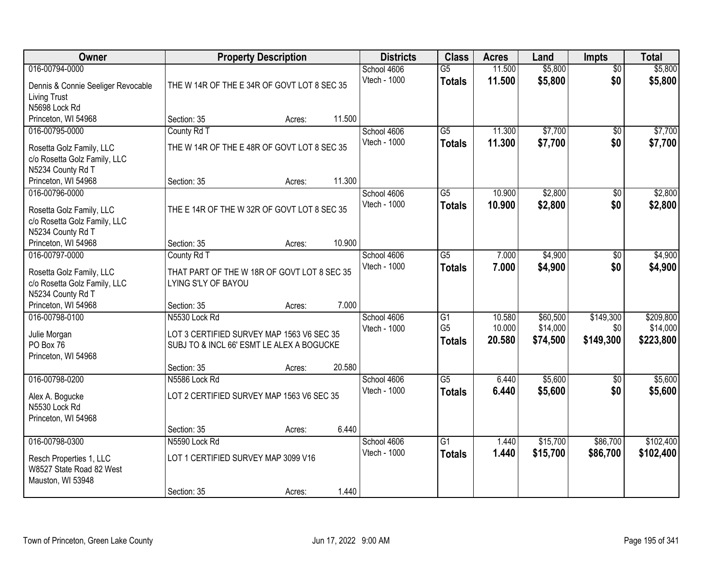| Owner | Property Description | Districts | Class | Acres | Land | Impts | Total |
|---|---|---|---|---|---|---|---|
| 016-00794-0000<br>Dennis & Connie Seeliger Revocable Living Trust<br>N5698 Lock Rd<br>Princeton, WI 54968 | THE W 14R OF THE E 34R OF GOVT LOT 8 SEC 35<br>Section: 35 Acres: 11.500 | School 4606<br>Vtech - 1000 | G5<br>**Totals** | 11.500<br>**11.500** | $5,800<br>**$5,800** | $0<br>**$0** | $5,800<br>**$5,800** |
| 016-00795-0000<br>Rosetta Golz Family, LLC<br>c/o Rosetta Golz Family, LLC<br>N5234 County Rd T<br>Princeton, WI 54968 | County Rd T<br>THE W 14R OF THE E 48R OF GOVT LOT 8 SEC 35<br>Section: 35 Acres: 11.300 | School 4606<br>Vtech - 1000 | G5<br>**Totals** | 11.300<br>**11.300** | $7,700<br>**$7,700** | $0<br>**$0** | $7,700<br>**$7,700** |
| 016-00796-0000<br>Rosetta Golz Family, LLC<br>c/o Rosetta Golz Family, LLC<br>N5234 County Rd T<br>Princeton, WI 54968 | THE E 14R OF THE W 32R OF GOVT LOT 8 SEC 35<br>Section: 35 Acres: 10.900 | School 4606<br>Vtech - 1000 | G5<br>**Totals** | 10.900<br>**10.900** | $2,800<br>**$2,800** | $0<br>**$0** | $2,800<br>**$2,800** |
| 016-00797-0000<br>Rosetta Golz Family, LLC<br>c/o Rosetta Golz Family, LLC<br>N5234 County Rd T<br>Princeton, WI 54968 | County Rd T<br>THAT PART OF THE W 18R OF GOVT LOT 8 SEC 35 LYING S'LY OF BAYOU<br>Section: 35 Acres: 7.000 | School 4606<br>Vtech - 1000 | G5<br>**Totals** | 7.000<br>**7.000** | $4,900<br>**$4,900** | $0<br>**$0** | $4,900<br>**$4,900** |
| 016-00798-0100<br>Julie Morgan<br>PO Box 76<br>Princeton, WI 54968 | N5530 Lock Rd<br>LOT 3 CERTIFIED SURVEY MAP 1563 V6 SEC 35 SUBJ TO & INCL 66' ESMT LE ALEX A BOGUCKE<br>Section: 35 Acres: 20.580 | School 4606<br>Vtech - 1000 | G1<br>G5<br>**Totals** | 10.580<br>10.000<br>**20.580** | $60,500<br>$14,000<br>**$74,500** | $149,300<br>$0<br>**$149,300** | $209,800<br>$14,000<br>**$223,800** |
| 016-00798-0200<br>Alex A. Bogucke<br>N5530 Lock Rd<br>Princeton, WI 54968 | N5586 Lock Rd<br>LOT 2 CERTIFIED SURVEY MAP 1563 V6 SEC 35<br>Section: 35 Acres: 6.440 | School 4606<br>Vtech - 1000 | G5<br>**Totals** | 6.440<br>**6.440** | $5,600<br>**$5,600** | $0<br>**$0** | $5,600<br>**$5,600** |
| 016-00798-0300<br>Resch Properties 1, LLC<br>W8527 State Road 82 West<br>Mauston, WI 53948 | N5590 Lock Rd<br>LOT 1 CERTIFIED SURVEY MAP 3099 V16<br>Section: 35 Acres: 1.440 | School 4606<br>Vtech - 1000 | G1<br>**Totals** | 1.440<br>**1.440** | $15,700<br>**$15,700** | $86,700<br>**$86,700** | $102,400<br>**$102,400** |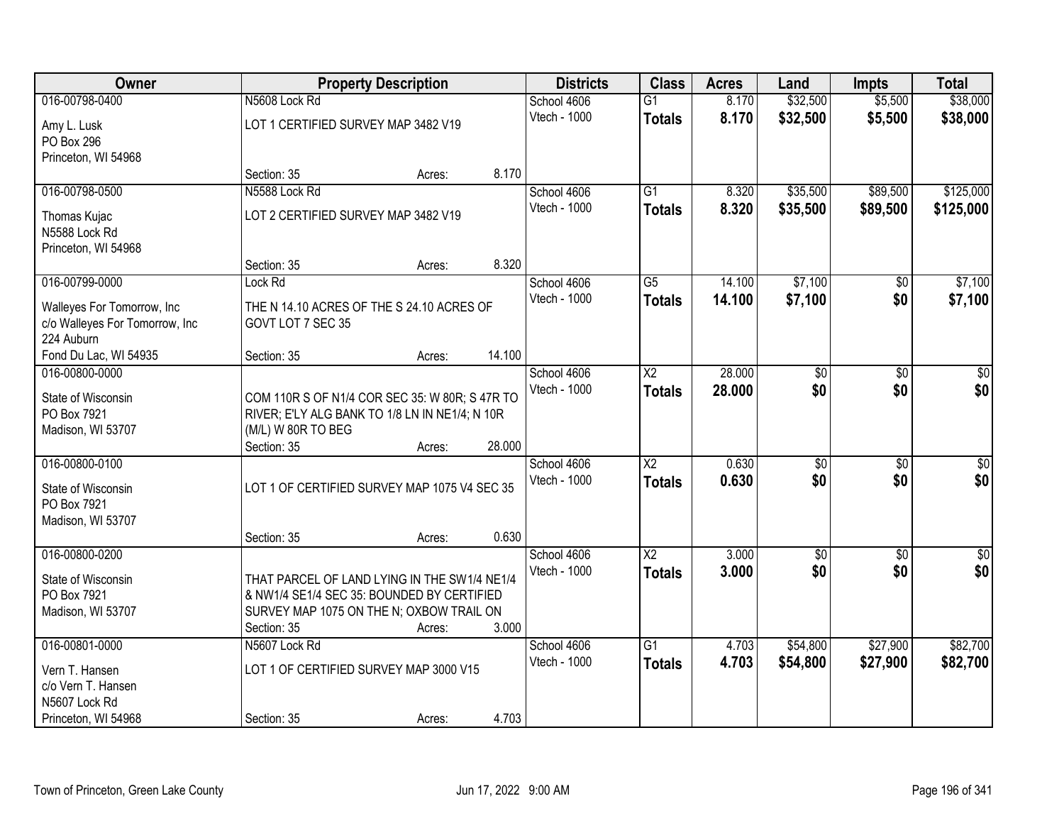| Owner | Property Description | Districts | Class | Acres | Land | Impts | Total |
|---|---|---|---|---|---|---|---|
| 016-00798-0400<br>Amy L. Lusk<br>PO Box 296<br>Princeton, WI 54968 | N5608 Lock Rd<br>LOT 1 CERTIFIED SURVEY MAP 3482 V19<br>Section: 35 Acres: 8.170 | School 4606<br>Vtech - 1000 | G1<br>**Totals** | 8.170<br>**8.170** | \$32,500<br>**\$32,500** | \$5,500<br>**\$5,500** | \$38,000<br>**\$38,000** |
| 016-00798-0500<br>Thomas Kujac<br>N5588 Lock Rd<br>Princeton, WI 54968 | N5588 Lock Rd<br>LOT 2 CERTIFIED SURVEY MAP 3482 V19<br>Section: 35 Acres: 8.320 | School 4606<br>Vtech - 1000 | G1<br>**Totals** | 8.320<br>**8.320** | \$35,500<br>**\$35,500** | \$89,500<br>**\$89,500** | \$125,000<br>**\$125,000** |
| 016-00799-0000<br>Walleyes For Tomorrow, Inc<br>c/o Walleyes For Tomorrow, Inc<br>224 Auburn<br>Fond Du Lac, WI 54935 | Lock Rd<br>THE N 14.10 ACRES OF THE S 24.10 ACRES OF GOVT LOT 7 SEC 35<br>Section: 35 Acres: 14.100 | School 4606<br>Vtech - 1000 | G5<br>**Totals** | 14.100<br>**14.100** | \$7,100<br>**\$7,100** | \$0<br>**\$0** | \$7,100<br>**\$7,100** |
| 016-00800-0000<br>State of Wisconsin<br>PO Box 7921<br>Madison, WI 53707 | COM 110R S OF N1/4 COR SEC 35: W 80R; S 47R TO RIVER; E'LY ALG BANK TO 1/8 LN IN NE1/4; N 10R (M/L) W 80R TO BEG<br>Section: 35 Acres: 28.000 | School 4606<br>Vtech - 1000 | X2<br>**Totals** | 28.000<br>**28.000** | \$0<br>**\$0** | \$0<br>**\$0** | \$0<br>**\$0** |
| 016-00800-0100<br>State of Wisconsin<br>PO Box 7921<br>Madison, WI 53707 | LOT 1 OF CERTIFIED SURVEY MAP 1075 V4 SEC 35<br>Section: 35 Acres: 0.630 | School 4606<br>Vtech - 1000 | X2<br>**Totals** | 0.630<br>**0.630** | \$0<br>**\$0** | \$0<br>**\$0** | \$0<br>**\$0** |
| 016-00800-0200<br>State of Wisconsin<br>PO Box 7921<br>Madison, WI 53707 | THAT PARCEL OF LAND LYING IN THE SW1/4 NE1/4 & NW1/4 SE1/4 SEC 35: BOUNDED BY CERTIFIED SURVEY MAP 1075 ON THE N; OXBOW TRAIL ON<br>Section: 35 Acres: 3.000 | School 4606<br>Vtech - 1000 | X2<br>**Totals** | 3.000<br>**3.000** | \$0<br>**\$0** | \$0<br>**\$0** | \$0<br>**\$0** |
| 016-00801-0000<br>Vern T. Hansen<br>c/o Vern T. Hansen<br>N5607 Lock Rd<br>Princeton, WI 54968 | N5607 Lock Rd<br>LOT 1 OF CERTIFIED SURVEY MAP 3000 V15<br>Section: 35 Acres: 4.703 | School 4606<br>Vtech - 1000 | G1<br>**Totals** | 4.703<br>**4.703** | \$54,800<br>**\$54,800** | \$27,900<br>**\$27,900** | \$82,700<br>**\$82,700** |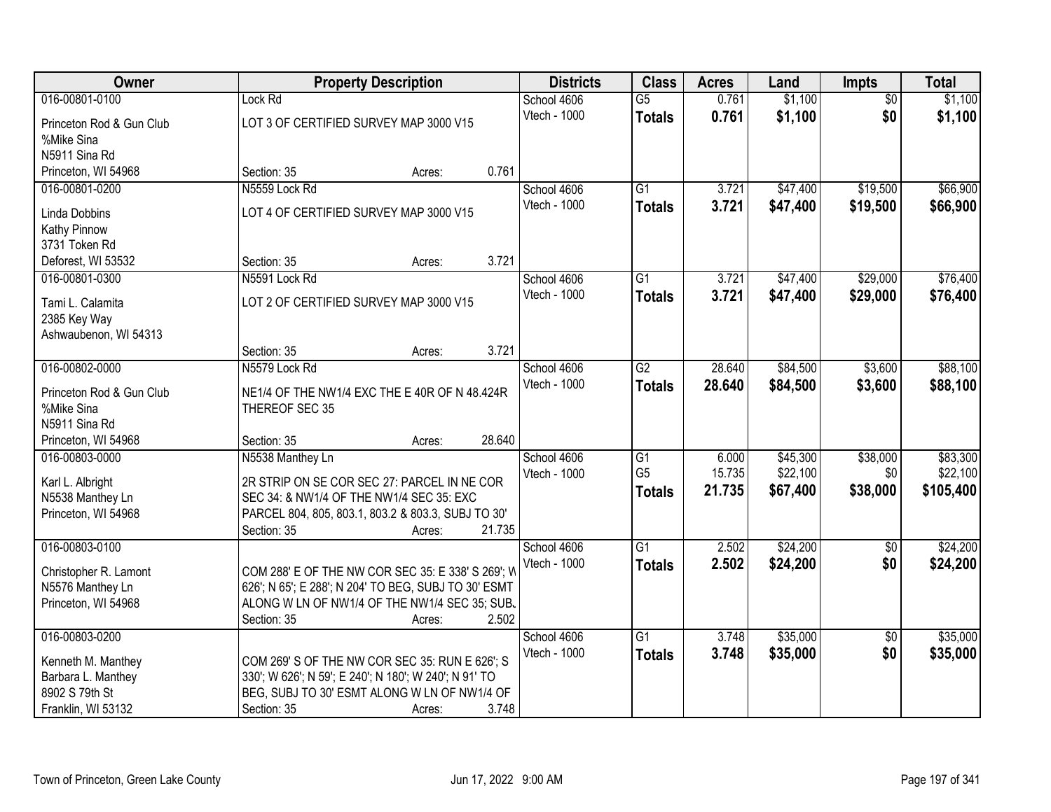| Owner | Property Description | Districts | Class | Acres | Land | Impts | Total |
|---|---|---|---|---|---|---|---|
| 016-00801-0100 | Lock Rd | School 4606 | G5 | 0.761 | $1,100 | $0 | $1,100 |
| Princeton Rod & Gun Club<br>%Mike Sina<br>N5911 Sina Rd<br>Princeton, WI 54968 | LOT 3 OF CERTIFIED SURVEY MAP 3000 V15<br>Section: 35 Acres: 0.761 | Vtech - 1000 | **Totals** | **0.761** | **$1,100** | **$0** | **$1,100** |
| 016-00801-0200 | N5559 Lock Rd | School 4606 | G1 | 3.721 | $47,400 | $19,500 | $66,900 |
| Linda Dobbins<br>Kathy Pinnow<br>3731 Token Rd<br>Deforest, WI 53532 | LOT 4 OF CERTIFIED SURVEY MAP 3000 V15<br>Section: 35 Acres: 3.721 | Vtech - 1000 | **Totals** | **3.721** | **$47,400** | **$19,500** | **$66,900** |
| 016-00801-0300 | N5591 Lock Rd | School 4606 | G1 | 3.721 | $47,400 | $29,000 | $76,400 |
| Tami L. Calamita<br>2385 Key Way<br>Ashwaubenon, WI 54313 | LOT 2 OF CERTIFIED SURVEY MAP 3000 V15<br>Section: 35 Acres: 3.721 | Vtech - 1000 | **Totals** | **3.721** | **$47,400** | **$29,000** | **$76,400** |
| 016-00802-0000 | N5579 Lock Rd | School 4606 | G2 | 28.640 | $84,500 | $3,600 | $88,100 |
| Princeton Rod & Gun Club<br>%Mike Sina<br>N5911 Sina Rd<br>Princeton, WI 54968 | NE1/4 OF THE NW1/4 EXC THE E 40R OF N 48.424R THEREOF SEC 35<br>Section: 35 Acres: 28.640 | Vtech - 1000 | **Totals** | **28.640** | **$84,500** | **$3,600** | **$88,100** |
| 016-00803-0000 | N5538 Manthey Ln | School 4606 | G1 | 6.000 | $45,300 | $38,000 | $83,300 |
| Karl L. Albright<br>N5538 Manthey Ln<br>Princeton, WI 54968 | 2R STRIP ON SE COR SEC 27: PARCEL IN NE COR SEC 34: & NW1/4 OF THE NW1/4 SEC 35: EXC PARCEL 804, 805, 803.1, 803.2 & 803.3, SUBJ TO 30'<br>Section: 35 Acres: 21.735 | Vtech - 1000 | G5 | 15.735 | $22,100 | $0 | $22,100 |
| | | | **Totals** | **21.735** | **$67,400** | **$38,000** | **$105,400** |
| 016-00803-0100 | | School 4606 | G1 | 2.502 | $24,200 | $0 | $24,200 |
| Christopher R. Lamont<br>N5576 Manthey Ln<br>Princeton, WI 54968 | COM 288' E OF THE NW COR SEC 35: E 338' S 269'; W 626'; N 65'; E 288'; N 204' TO BEG, SUBJ TO 30' ESMT ALONG W LN OF NW1/4 OF THE NW1/4 SEC 35; SUBJ<br>Section: 35 Acres: 2.502 | Vtech - 1000 | **Totals** | **2.502** | **$24,200** | **$0** | **$24,200** |
| 016-00803-0200 | | School 4606 | G1 | 3.748 | $35,000 | $0 | $35,000 |
| Kenneth M. Manthey<br>Barbara L. Manthey<br>8902 S 79th St<br>Franklin, WI 53132 | COM 269' S OF THE NW COR SEC 35: RUN E 626'; S 330'; W 626'; N 59'; E 240'; N 180'; W 240'; N 91' TO BEG, SUBJ TO 30' ESMT ALONG W LN OF NW1/4 OF<br>Section: 35 Acres: 3.748 | Vtech - 1000 | **Totals** | **3.748** | **$35,000** | **$0** | **$35,000** |

Town of Princeton, Green Lake County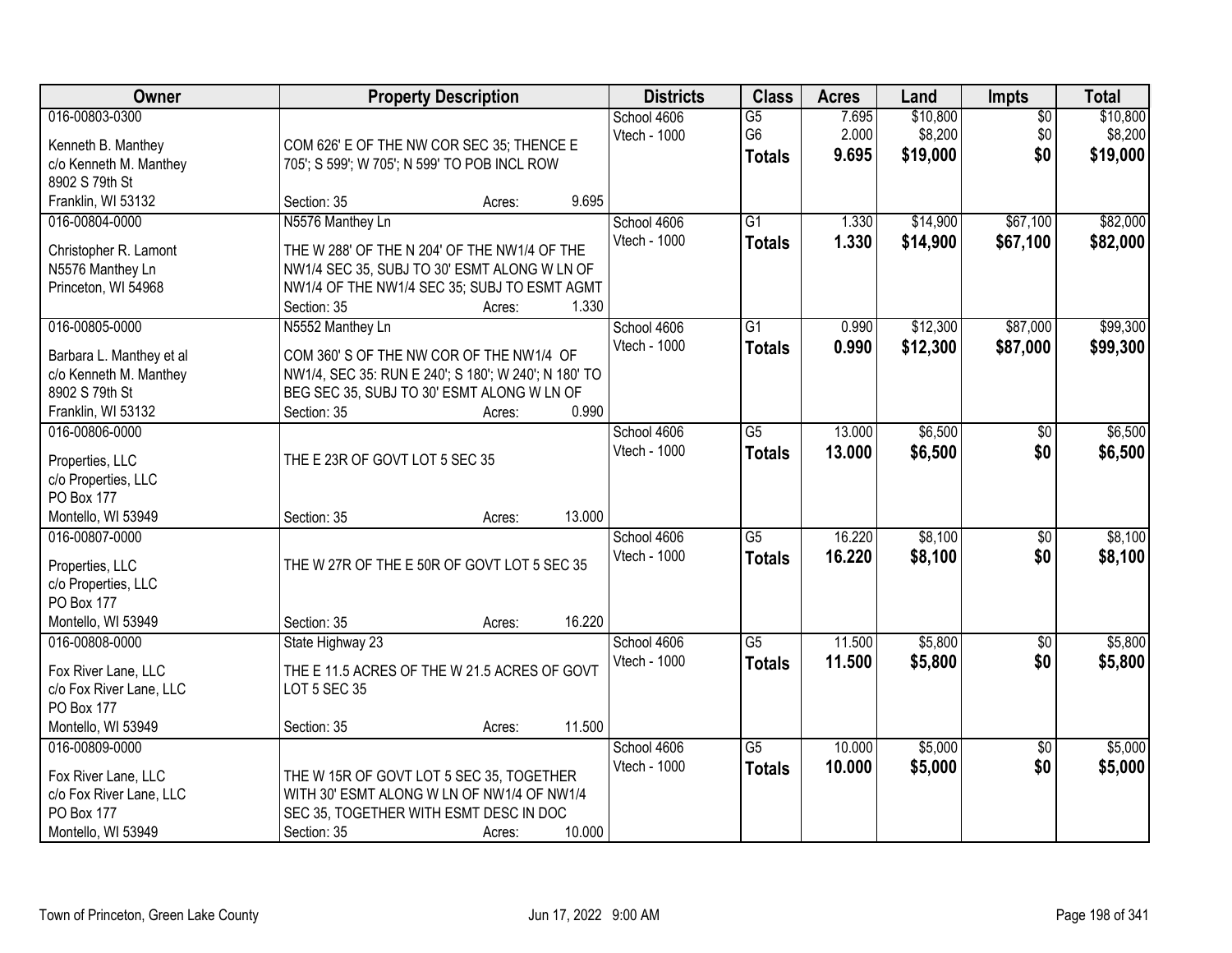| Owner | Property Description | Districts | Class | Acres | Land | Impts | Total |
|---|---|---|---|---|---|---|---|
| 016-00803-0300<br>Kenneth B. Manthey<br>c/o Kenneth M. Manthey<br>8902 S 79th St<br>Franklin, WI 53132 | COM 626' E OF THE NW COR SEC 35; THENCE E 705'; S 599'; W 705'; N 599' TO POB INCL ROW<br>Section: 35 Acres: 9.695 | School 4606<br>Vtech - 1000 | G5<br>G6<br>**Totals** | 7.695<br>2.000<br>**9.695** | \$10,800<br>\$8,200<br>**\$19,000** | \$0<br>\$0<br>**\$0** | \$10,800<br>\$8,200<br>**\$19,000** |
| 016-00804-0000<br>Christopher R. Lamont<br>N5576 Manthey Ln<br>Princeton, WI 54968 | N5576 Manthey Ln<br>THE W 288' OF THE N 204' OF THE NW1/4 OF THE NW1/4 SEC 35, SUBJ TO 30' ESMT ALONG W LN OF NW1/4 OF THE NW1/4 SEC 35; SUBJ TO ESMT AGMT<br>Section: 35 Acres: 1.330 | School 4606<br>Vtech - 1000 | G1<br>**Totals** | 1.330<br>**1.330** | \$14,900<br>**\$14,900** | \$67,100<br>**\$67,100** | \$82,000<br>**\$82,000** |
| 016-00805-0000<br>Barbara L. Manthey et al<br>c/o Kenneth M. Manthey<br>8902 S 79th St<br>Franklin, WI 53132 | N5552 Manthey Ln<br>COM 360' S OF THE NW COR OF THE NW1/4 OF NW1/4, SEC 35: RUN E 240'; S 180'; W 240'; N 180' TO BEG SEC 35, SUBJ TO 30' ESMT ALONG W LN OF<br>Section: 35 Acres: 0.990 | School 4606<br>Vtech - 1000 | G1<br>**Totals** | 0.990<br>**0.990** | \$12,300<br>**\$12,300** | \$87,000<br>**\$87,000** | \$99,300<br>**\$99,300** |
| 016-00806-0000<br>Properties, LLC<br>c/o Properties, LLC<br>PO Box 177<br>Montello, WI 53949 | THE E 23R OF GOVT LOT 5 SEC 35<br>Section: 35 Acres: 13.000 | School 4606<br>Vtech - 1000 | G5<br>**Totals** | 13.000<br>**13.000** | \$6,500<br>**\$6,500** | \$0<br>**\$0** | \$6,500<br>**\$6,500** |
| 016-00807-0000<br>Properties, LLC<br>c/o Properties, LLC<br>PO Box 177<br>Montello, WI 53949 | THE W 27R OF THE E 50R OF GOVT LOT 5 SEC 35<br>Section: 35 Acres: 16.220 | School 4606<br>Vtech - 1000 | G5<br>**Totals** | 16.220<br>**16.220** | \$8,100<br>**\$8,100** | \$0<br>**\$0** | \$8,100<br>**\$8,100** |
| 016-00808-0000<br>Fox River Lane, LLC<br>c/o Fox River Lane, LLC<br>PO Box 177<br>Montello, WI 53949 | State Highway 23<br>THE E 11.5 ACRES OF THE W 21.5 ACRES OF GOVT LOT 5 SEC 35<br>Section: 35 Acres: 11.500 | School 4606<br>Vtech - 1000 | G5<br>**Totals** | 11.500<br>**11.500** | \$5,800<br>**\$5,800** | \$0<br>**\$0** | \$5,800<br>**\$5,800** |
| 016-00809-0000<br>Fox River Lane, LLC<br>c/o Fox River Lane, LLC<br>PO Box 177<br>Montello, WI 53949 | THE W 15R OF GOVT LOT 5 SEC 35, TOGETHER WITH 30' ESMT ALONG W LN OF NW1/4 OF NW1/4 SEC 35, TOGETHER WITH ESMT DESC IN DOC<br>Section: 35 Acres: 10.000 | School 4606<br>Vtech - 1000 | G5<br>**Totals** | 10.000<br>**10.000** | \$5,000<br>**\$5,000** | \$0<br>**\$0** | \$5,000<br>**\$5,000** |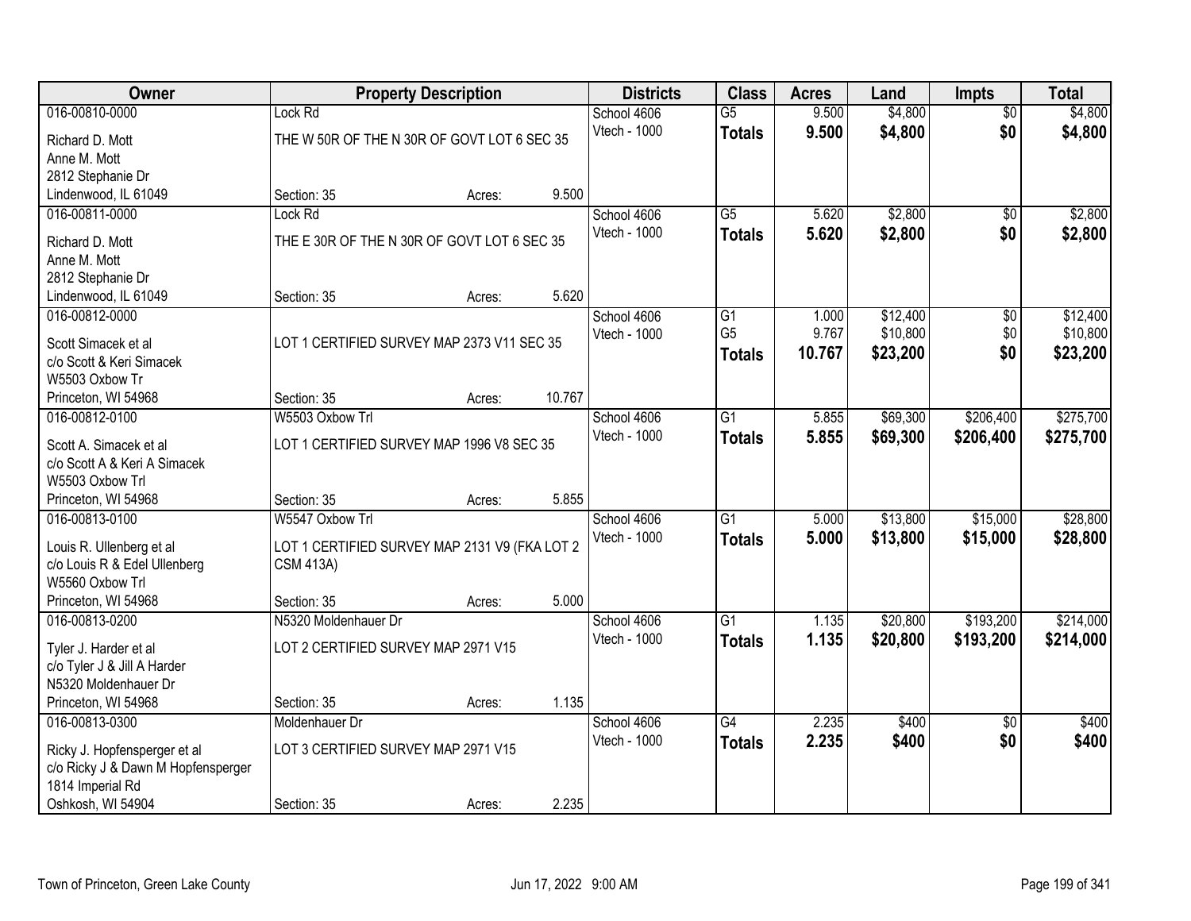| Owner | Property Description | | | Districts | Class | Acres | Land | Impts | Total |
|---|---|---|---|---|---|---|---|---|---|
| 016-00810-0000 | Lock Rd | | | School 4606 | G5 | 9.500 | $4,800 | $0 | $4,800 |
| Richard D. Mott<br>Anne M. Mott<br>2812 Stephanie Dr<br>Lindenwood, IL 61049 | THE W 50R OF THE N 30R OF GOVT LOT 6 SEC 35 | | | Vtech - 1000 | **Totals** | **9.500** | **$4,800** | **$0** | **$4,800** |
| | Section: 35 | Acres: | 9.500 | | | | | | |
| 016-00811-0000 | Lock Rd | | | School 4606 | G5 | 5.620 | $2,800 | $0 | $2,800 |
| Richard D. Mott<br>Anne M. Mott<br>2812 Stephanie Dr<br>Lindenwood, IL 61049 | THE E 30R OF THE N 30R OF GOVT LOT 6 SEC 35 | | | Vtech - 1000 | **Totals** | **5.620** | **$2,800** | **$0** | **$2,800** |
| | Section: 35 | Acres: | 5.620 | | | | | | |
| 016-00812-0000 | | | | School 4606 | G1 | 1.000 | $12,400 | $0 | $12,400 |
| Scott Simacek et al<br>c/o Scott & Keri Simacek<br>W5503 Oxbow Tr<br>Princeton, WI 54968 | LOT 1 CERTIFIED SURVEY MAP 2373 V11 SEC 35 | | | Vtech - 1000 | G5 | 9.767 | $10,800 | $0 | $10,800 |
| | | | | | **Totals** | **10.767** | **$23,200** | **$0** | **$23,200** |
| | Section: 35 | Acres: | 10.767 | | | | | | |
| 016-00812-0100 | W5503 Oxbow Trl | | | School 4606 | G1 | 5.855 | $69,300 | $206,400 | $275,700 |
| Scott A. Simacek et al<br>c/o Scott A & Keri A Simacek<br>W5503 Oxbow Trl<br>Princeton, WI 54968 | LOT 1 CERTIFIED SURVEY MAP 1996 V8 SEC 35 | | | Vtech - 1000 | **Totals** | **5.855** | **$69,300** | **$206,400** | **$275,700** |
| | Section: 35 | Acres: | 5.855 | | | | | | |
| 016-00813-0100 | W5547 Oxbow Trl | | | School 4606 | G1 | 5.000 | $13,800 | $15,000 | $28,800 |
| Louis R. Ullenberg et al<br>c/o Louis R & Edel Ullenberg<br>W5560 Oxbow Trl<br>Princeton, WI 54968 | LOT 1 CERTIFIED SURVEY MAP 2131 V9 (FKA LOT 2 CSM 413A) | | | Vtech - 1000 | **Totals** | **5.000** | **$13,800** | **$15,000** | **$28,800** |
| | Section: 35 | Acres: | 5.000 | | | | | | |
| 016-00813-0200 | N5320 Moldenhauer Dr | | | School 4606 | G1 | 1.135 | $20,800 | $193,200 | $214,000 |
| Tyler J. Harder et al<br>c/o Tyler J & Jill A Harder<br>N5320 Moldenhauer Dr<br>Princeton, WI 54968 | LOT 2 CERTIFIED SURVEY MAP 2971 V15 | | | Vtech - 1000 | **Totals** | **1.135** | **$20,800** | **$193,200** | **$214,000** |
| | Section: 35 | Acres: | 1.135 | | | | | | |
| 016-00813-0300 | Moldenhauer Dr | | | School 4606 | G4 | 2.235 | $400 | $0 | $400 |
| Ricky J. Hopfensperger et al<br>c/o Ricky J & Dawn M Hopfensperger<br>1814 Imperial Rd<br>Oshkosh, WI 54904 | LOT 3 CERTIFIED SURVEY MAP 2971 V15 | | | Vtech - 1000 | **Totals** | **2.235** | **$400** | **$0** | **$400** |
| | Section: 35 | Acres: | 2.235 | | | | | | |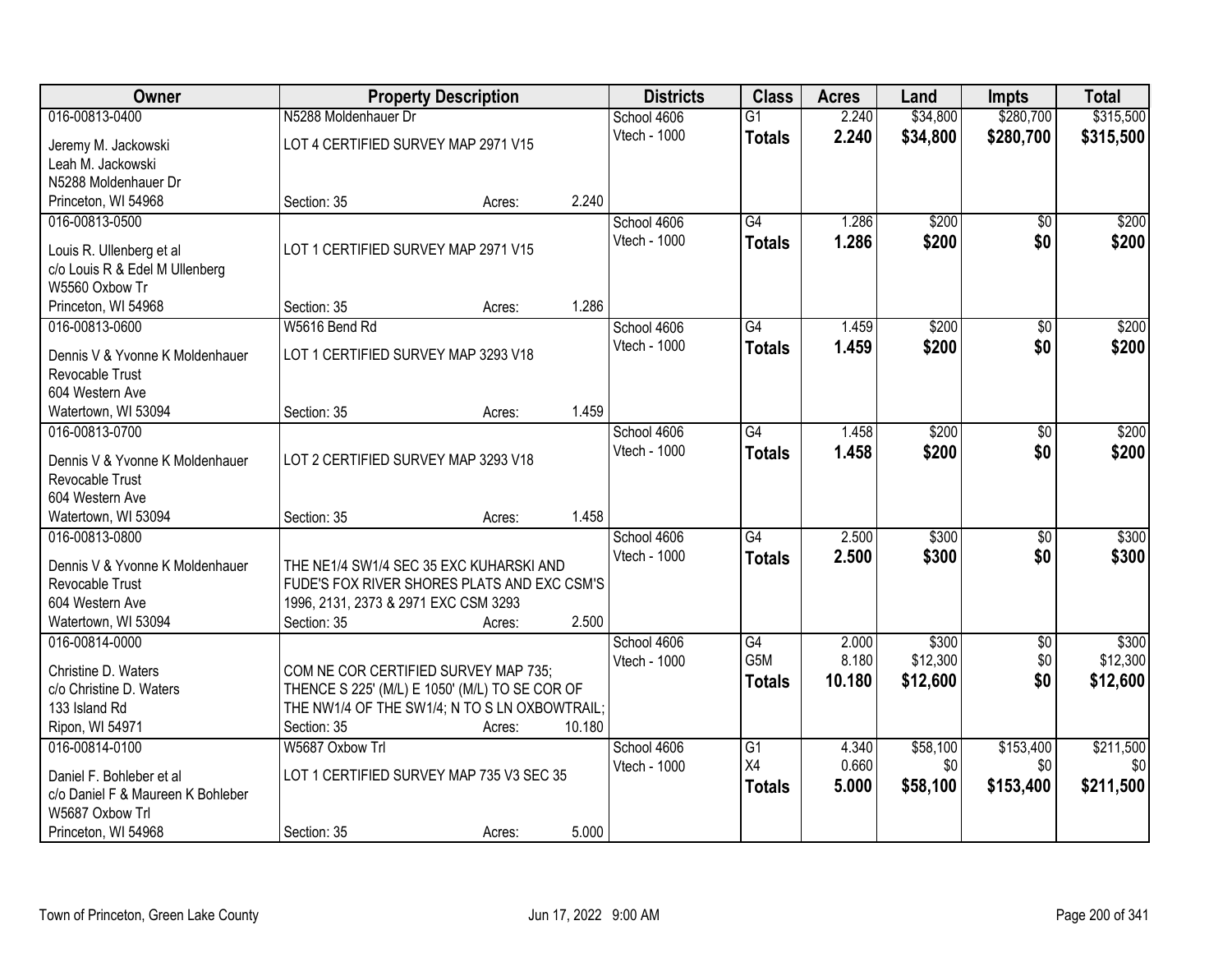| Owner | Property Description | | | Districts | Class | Acres | Land | Impts | Total |
|---|---|---|---|---|---|---|---|---|---|
| 016-00813-0400 | N5288 Moldenhauer Dr | | | School 4606 | G1 | 2.240 | $34,800 | $280,700 | $315,500 |
| Jeremy M. Jackowski<br>Leah M. Jackowski<br>N5288 Moldenhauer Dr<br>Princeton, WI 54968 | LOT 4 CERTIFIED SURVEY MAP 2971 V15 | | | Vtech - 1000 | **Totals** | **2.240** | **$34,800** | **$280,700** | **$315,500** |
| | Section: 35 | Acres: | 2.240 | | | | | | |
| 016-00813-0500 | | | | School 4606 | G4 | 1.286 | $200 | $0 | $200 |
| Louis R. Ullenberg et al<br>c/o Louis R & Edel M Ullenberg<br>W5560 Oxbow Tr<br>Princeton, WI 54968 | LOT 1 CERTIFIED SURVEY MAP 2971 V15 | | | Vtech - 1000 | **Totals** | **1.286** | **$200** | **$0** | **$200** |
| | Section: 35 | Acres: | 1.286 | | | | | | |
| 016-00813-0600 | W5616 Bend Rd | | | School 4606 | G4 | 1.459 | $200 | $0 | $200 |
| Dennis V & Yvonne K Moldenhauer<br>Revocable Trust<br>604 Western Ave<br>Watertown, WI 53094 | LOT 1 CERTIFIED SURVEY MAP 3293 V18 | | | Vtech - 1000 | **Totals** | **1.459** | **$200** | **$0** | **$200** |
| | Section: 35 | Acres: | 1.459 | | | | | | |
| 016-00813-0700 | | | | School 4606 | G4 | 1.458 | $200 | $0 | $200 |
| Dennis V & Yvonne K Moldenhauer<br>Revocable Trust<br>604 Western Ave<br>Watertown, WI 53094 | LOT 2 CERTIFIED SURVEY MAP 3293 V18 | | | Vtech - 1000 | **Totals** | **1.458** | **$200** | **$0** | **$200** |
| | Section: 35 | Acres: | 1.458 | | | | | | |
| 016-00813-0800 | | | | School 4606 | G4 | 2.500 | $300 | $0 | $300 |
| Dennis V & Yvonne K Moldenhauer<br>Revocable Trust<br>604 Western Ave<br>Watertown, WI 53094 | THE NE1/4 SW1/4 SEC 35 EXC KUHARSKI AND FUDE'S FOX RIVER SHORES PLATS AND EXC CSM'S 1996, 2131, 2373 & 2971 EXC CSM 3293 | | | Vtech - 1000 | **Totals** | **2.500** | **$300** | **$0** | **$300** |
| | Section: 35 | Acres: | 2.500 | | | | | | |
| 016-00814-0000 | | | | School 4606 | G4 | 2.000 | $300 | $0 | $300 |
| Christine D. Waters<br>c/o Christine D. Waters<br>133 Island Rd<br>Ripon, WI 54971 | COM NE COR CERTIFIED SURVEY MAP 735; THENCE S 225' (M/L) E 1050' (M/L) TO SE COR OF THE NW1/4 OF THE SW1/4; N TO S LN OXBOWTRAIL; | | | Vtech - 1000 | G5M | 8.180 | $12,300 | $0 | $12,300 |
| | | | | | **Totals** | **10.180** | **$12,600** | **$0** | **$12,600** |
| | Section: 35 | Acres: | 10.180 | | | | | | |
| 016-00814-0100 | W5687 Oxbow Trl | | | School 4606 | G1 | 4.340 | $58,100 | $153,400 | $211,500 |
| Daniel F. Bohleber et al<br>c/o Daniel F & Maureen K Bohleber<br>W5687 Oxbow Trl<br>Princeton, WI 54968 | LOT 1 CERTIFIED SURVEY MAP 735 V3 SEC 35 | | | Vtech - 1000 | X4 | 0.660 | $0 | $0 | $0 |
| | | | | | **Totals** | **5.000** | **$58,100** | **$153,400** | **$211,500** |
| | Section: 35 | Acres: | 5.000 | | | | | | |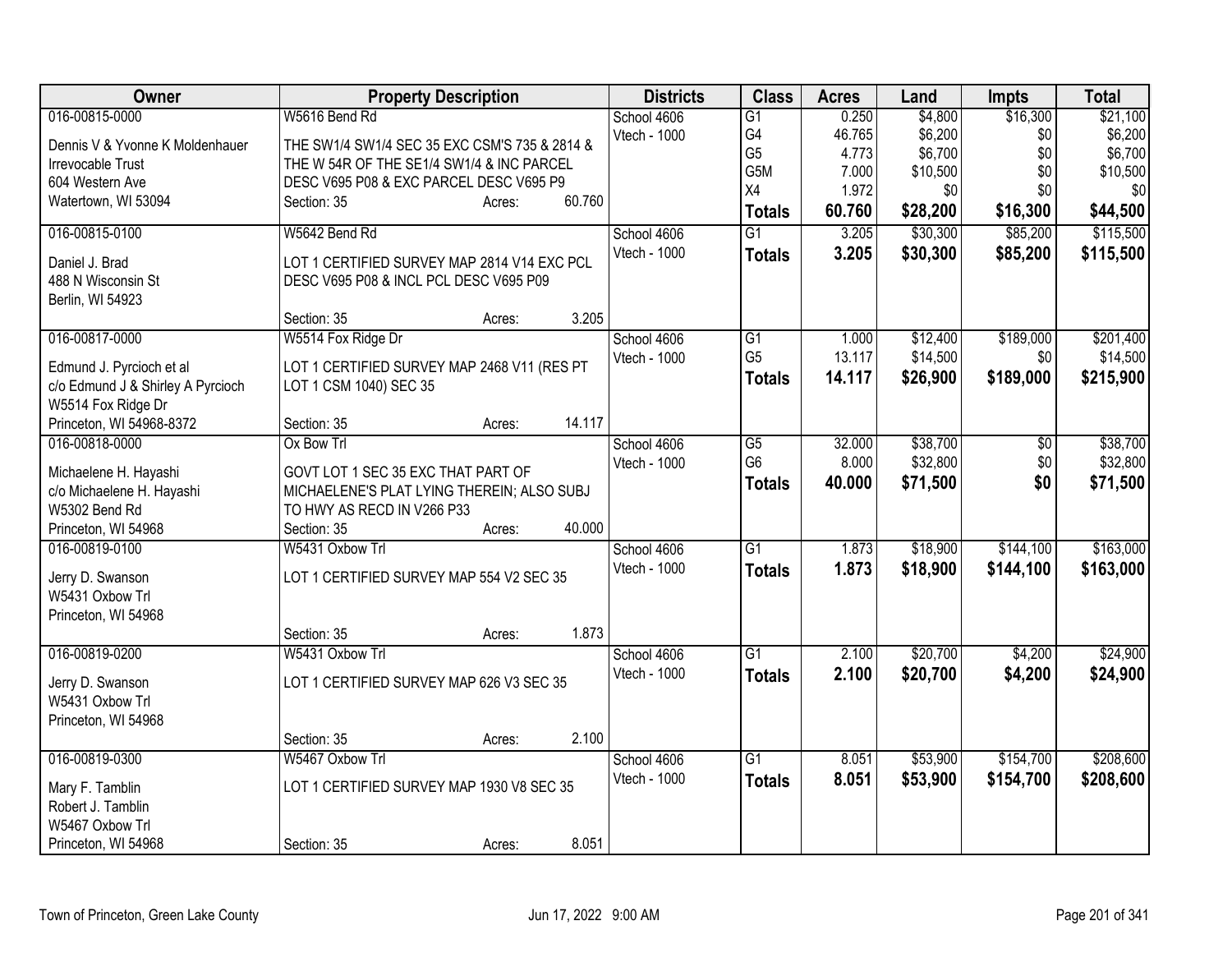| Owner | Property Description | Districts | Class | Acres | Land | Impts | Total |
|---|---|---|---|---|---|---|---|
| 016-00815-0000<br>Dennis V & Yvonne K Moldenhauer<br>Irrevocable Trust<br>604 Western Ave<br>Watertown, WI 53094 | W5616 Bend Rd<br>THE SW1/4 SW1/4 SEC 35 EXC CSM'S 735 & 2814 & THE W 54R OF THE SE1/4 SW1/4 & INC PARCEL DESC V695 P08 & EXC PARCEL DESC V695 P9<br>Section: 35 Acres: 60.760 | School 4606<br>Vtech - 1000 | G1<br>G4<br>G5<br>G5M<br>X4<br>**Totals** | 0.250<br>46.765<br>4.773<br>7.000<br>1.972<br>**60.760** | $4,800<br>$6,200<br>$6,700<br>$10,500<br>$0<br>**$28,200** | $16,300<br>$0<br>$0<br>$0<br>$0<br>**$16,300** | $21,100<br>$6,200<br>$6,700<br>$10,500<br>$0<br>**$44,500** |
| 016-00815-0100<br>Daniel J. Brad<br>488 N Wisconsin St<br>Berlin, WI 54923 | W5642 Bend Rd<br>LOT 1 CERTIFIED SURVEY MAP 2814 V14 EXC PCL DESC V695 P08 & INCL PCL DESC V695 P09<br>Section: 35 Acres: 3.205 | School 4606<br>Vtech - 1000 | G1<br>**Totals** | 3.205<br>**3.205** | $30,300<br>**$30,300** | $85,200<br>**$85,200** | $115,500<br>**$115,500** |
| 016-00817-0000<br>Edmund J. Pyrcioch et al<br>c/o Edmund J & Shirley A Pyrcioch<br>W5514 Fox Ridge Dr<br>Princeton, WI 54968-8372 | W5514 Fox Ridge Dr<br>LOT 1 CERTIFIED SURVEY MAP 2468 V11 (RES PT LOT 1 CSM 1040) SEC 35<br>Section: 35 Acres: 14.117 | School 4606<br>Vtech - 1000 | G1<br>G5<br>**Totals** | 1.000<br>13.117<br>**14.117** | $12,400<br>$14,500<br>**$26,900** | $189,000<br>$0<br>**$189,000** | $201,400<br>$14,500<br>**$215,900** |
| 016-00818-0000<br>Michaelene H. Hayashi<br>c/o Michaelene H. Hayashi<br>W5302 Bend Rd<br>Princeton, WI 54968 | Ox Bow Trl<br>GOVT LOT 1 SEC 35 EXC THAT PART OF MICHAELENE'S PLAT LYING THEREIN; ALSO SUBJ TO HWY AS RECD IN V266 P33<br>Section: 35 Acres: 40.000 | School 4606<br>Vtech - 1000 | G5<br>G6<br>**Totals** | 32.000<br>8.000<br>**40.000** | $38,700<br>$32,800<br>**$71,500** | $0<br>$0<br>**$0** | $38,700<br>$32,800<br>**$71,500** |
| 016-00819-0100<br>Jerry D. Swanson<br>W5431 Oxbow Trl<br>Princeton, WI 54968 | W5431 Oxbow Trl<br>LOT 1 CERTIFIED SURVEY MAP 554 V2 SEC 35<br>Section: 35 Acres: 1.873 | School 4606<br>Vtech - 1000 | G1<br>**Totals** | 1.873<br>**1.873** | $18,900<br>**$18,900** | $144,100<br>**$144,100** | $163,000<br>**$163,000** |
| 016-00819-0200<br>Jerry D. Swanson<br>W5431 Oxbow Trl<br>Princeton, WI 54968 | W5431 Oxbow Trl<br>LOT 1 CERTIFIED SURVEY MAP 626 V3 SEC 35<br>Section: 35 Acres: 2.100 | School 4606<br>Vtech - 1000 | G1<br>**Totals** | 2.100<br>**2.100** | $20,700<br>**$20,700** | $4,200<br>**$4,200** | $24,900<br>**$24,900** |
| 016-00819-0300<br>Mary F. Tamblin<br>Robert J. Tamblin<br>W5467 Oxbow Trl<br>Princeton, WI 54968 | W5467 Oxbow Trl<br>LOT 1 CERTIFIED SURVEY MAP 1930 V8 SEC 35<br>Section: 35 Acres: 8.051 | School 4606<br>Vtech - 1000 | G1<br>**Totals** | 8.051<br>**8.051** | $53,900<br>**$53,900** | $154,700<br>**$154,700** | $208,600<br>**$208,600** |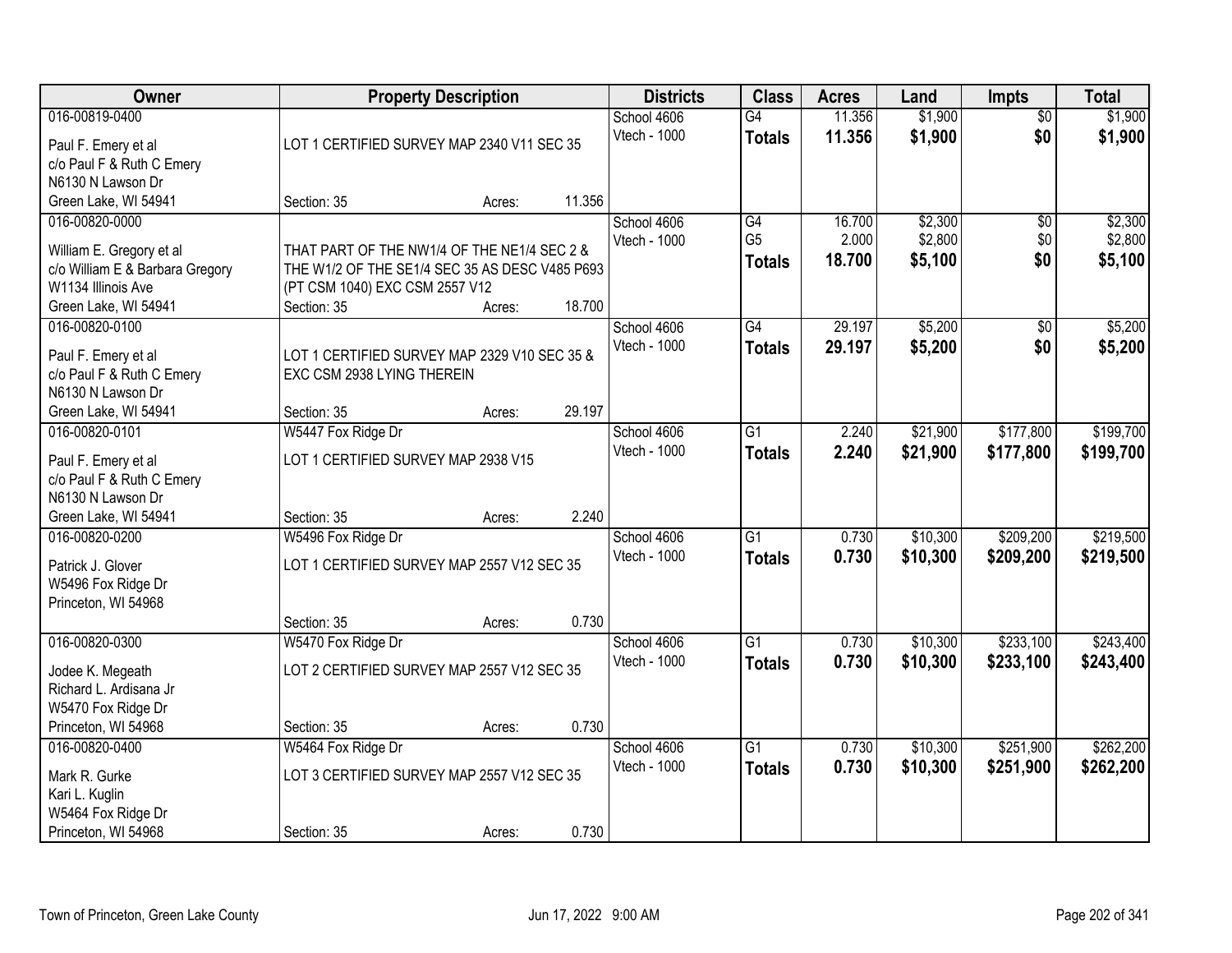| Owner | Property Description | Districts | Class | Acres | Land | Impts | Total |
|---|---|---|---|---|---|---|---|
| 016-00819-0400<br>Paul F. Emery et al<br>c/o Paul F & Ruth C Emery<br>N6130 N Lawson Dr<br>Green Lake, WI 54941 | LOT 1 CERTIFIED SURVEY MAP 2340 V11 SEC 35<br>Section: 35 Acres: 11.356 | School 4606<br>Vtech - 1000 | G4<br>**Totals** | 11.356<br>**11.356** | $1,900<br>**$1,900** | $0<br>**$0** | $1,900<br>**$1,900** |
| 016-00820-0000<br>William E. Gregory et al<br>c/o William E & Barbara Gregory<br>W1134 Illinois Ave<br>Green Lake, WI 54941 | THAT PART OF THE NW1/4 OF THE NE1/4 SEC 2 & THE W1/2 OF THE SE1/4 SEC 35 AS DESC V485 P693 (PT CSM 1040) EXC CSM 2557 V12<br>Section: 35 Acres: 18.700 | School 4606<br>Vtech - 1000 | G4<br>G5<br>**Totals** | 16.700<br>2.000<br>**18.700** | $2,300<br>$2,800<br>**$5,100** | $0<br>$0<br>**$0** | $2,300<br>$2,800<br>**$5,100** |
| 016-00820-0100<br>Paul F. Emery et al<br>c/o Paul F & Ruth C Emery<br>N6130 N Lawson Dr<br>Green Lake, WI 54941 | LOT 1 CERTIFIED SURVEY MAP 2329 V10 SEC 35 & EXC CSM 2938 LYING THEREIN<br>Section: 35 Acres: 29.197 | School 4606<br>Vtech - 1000 | G4<br>**Totals** | 29.197<br>**29.197** | $5,200<br>**$5,200** | $0<br>**$0** | $5,200<br>**$5,200** |
| 016-00820-0101<br>Paul F. Emery et al<br>c/o Paul F & Ruth C Emery<br>N6130 N Lawson Dr<br>Green Lake, WI 54941 | W5447 Fox Ridge Dr<br>LOT 1 CERTIFIED SURVEY MAP 2938 V15<br>Section: 35 Acres: 2.240 | School 4606<br>Vtech - 1000 | G1<br>**Totals** | 2.240<br>**2.240** | $21,900<br>**$21,900** | $177,800<br>**$177,800** | $199,700<br>**$199,700** |
| 016-00820-0200<br>Patrick J. Glover<br>W5496 Fox Ridge Dr<br>Princeton, WI 54968 | W5496 Fox Ridge Dr<br>LOT 1 CERTIFIED SURVEY MAP 2557 V12 SEC 35<br>Section: 35 Acres: 0.730 | School 4606<br>Vtech - 1000 | G1<br>**Totals** | 0.730<br>**0.730** | $10,300<br>**$10,300** | $209,200<br>**$209,200** | $219,500<br>**$219,500** |
| 016-00820-0300<br>Jodee K. Megeath<br>Richard L. Ardisana Jr<br>W5470 Fox Ridge Dr<br>Princeton, WI 54968 | W5470 Fox Ridge Dr<br>LOT 2 CERTIFIED SURVEY MAP 2557 V12 SEC 35<br>Section: 35 Acres: 0.730 | School 4606<br>Vtech - 1000 | G1<br>**Totals** | 0.730<br>**0.730** | $10,300<br>**$10,300** | $233,100<br>**$233,100** | $243,400<br>**$243,400** |
| 016-00820-0400<br>Mark R. Gurke<br>Kari L. Kuglin<br>W5464 Fox Ridge Dr<br>Princeton, WI 54968 | W5464 Fox Ridge Dr<br>LOT 3 CERTIFIED SURVEY MAP 2557 V12 SEC 35<br>Section: 35 Acres: 0.730 | School 4606<br>Vtech - 1000 | G1<br>**Totals** | 0.730<br>**0.730** | $10,300<br>**$10,300** | $251,900<br>**$251,900** | $262,200<br>**$262,200** |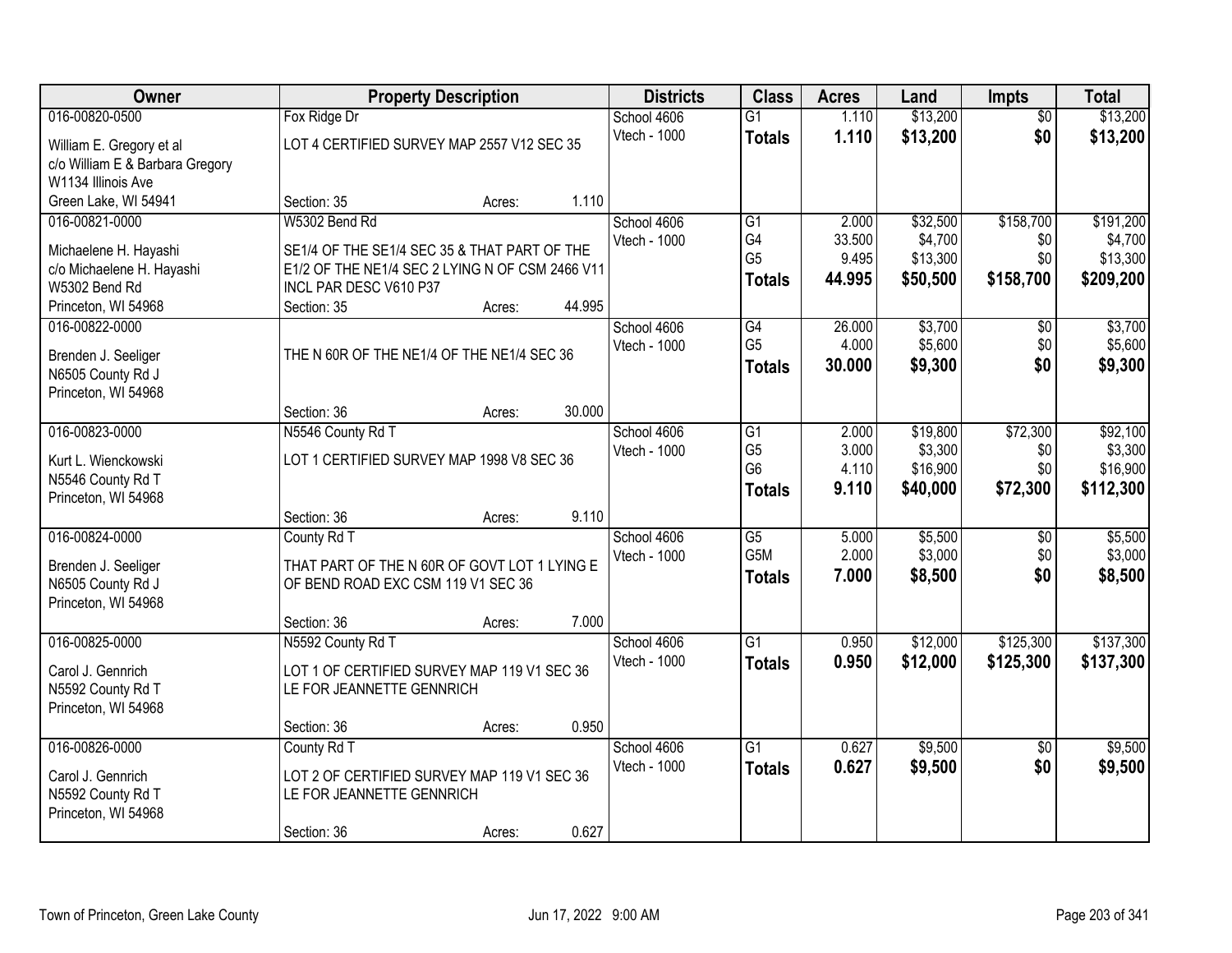| Owner | Property Description | | | Districts | Class | Acres | Land | Impts | Total |
|---|---|---|---|---|---|---|---|---|---|
| 016-00820-0500 | Fox Ridge Dr | | | School 4606 | G1 | 1.110 | $13,200 | $0 | $13,200 |
| William E. Gregory et al<br>c/o William E & Barbara Gregory<br>W1134 Illinois Ave<br>Green Lake, WI 54941 | LOT 4 CERTIFIED SURVEY MAP 2557 V12 SEC 35 | | | Vtech - 1000 | **Totals** | **1.110** | **$13,200** | **$0** | **$13,200** |
| | Section: 35 | Acres: | 1.110 | | | | | | |
| 016-00821-0000 | W5302 Bend Rd | | | School 4606 | G1 | 2.000 | $32,500 | $158,700 | $191,200 |
| Michaelene H. Hayashi<br>c/o Michaelene H. Hayashi<br>W5302 Bend Rd<br>Princeton, WI 54968 | SE1/4 OF THE SE1/4 SEC 35 & THAT PART OF THE E1/2 OF THE NE1/4 SEC 2 LYING N OF CSM 2466 V11 INCL PAR DESC V610 P37 | | | Vtech - 1000 | G4 | 33.500 | $4,700 | $0 | $4,700 |
| | | | | | G5 | 9.495 | $13,300 | $0 | $13,300 |
| | | | | | **Totals** | **44.995** | **$50,500** | **$158,700** | **$209,200** |
| | Section: 35 | Acres: | 44.995 | | | | | | |
| 016-00822-0000 | | | | School 4606 | G4 | 26.000 | $3,700 | $0 | $3,700 |
| Brenden J. Seeliger<br>N6505 County Rd J<br>Princeton, WI 54968 | THE N 60R OF THE NE1/4 OF THE NE1/4 SEC 36 | | | Vtech - 1000 | G5 | 4.000 | $5,600 | $0 | $5,600 |
| | | | | | **Totals** | **30.000** | **$9,300** | **$0** | **$9,300** |
| | Section: 36 | Acres: | 30.000 | | | | | | |
| 016-00823-0000 | N5546 County Rd T | | | School 4606 | G1 | 2.000 | $19,800 | $72,300 | $92,100 |
| Kurt L. Wienckowski<br>N5546 County Rd T<br>Princeton, WI 54968 | LOT 1 CERTIFIED SURVEY MAP 1998 V8 SEC 36 | | | Vtech - 1000 | G5 | 3.000 | $3,300 | $0 | $3,300 |
| | | | | | G6 | 4.110 | $16,900 | $0 | $16,900 |
| | | | | | **Totals** | **9.110** | **$40,000** | **$72,300** | **$112,300** |
| | Section: 36 | Acres: | 9.110 | | | | | | |
| 016-00824-0000 | County Rd T | | | School 4606 | G5 | 5.000 | $5,500 | $0 | $5,500 |
| Brenden J. Seeliger<br>N6505 County Rd J<br>Princeton, WI 54968 | THAT PART OF THE N 60R OF GOVT LOT 1 LYING E OF BEND ROAD EXC CSM 119 V1 SEC 36 | | | Vtech - 1000 | G5M | 2.000 | $3,000 | $0 | $3,000 |
| | | | | | **Totals** | **7.000** | **$8,500** | **$0** | **$8,500** |
| | Section: 36 | Acres: | 7.000 | | | | | | |
| 016-00825-0000 | N5592 County Rd T | | | School 4606 | G1 | 0.950 | $12,000 | $125,300 | $137,300 |
| Carol J. Gennrich<br>N5592 County Rd T<br>Princeton, WI 54968 | LOT 1 OF CERTIFIED SURVEY MAP 119 V1 SEC 36 LE FOR JEANNETTE GENNRICH | | | Vtech - 1000 | **Totals** | **0.950** | **$12,000** | **$125,300** | **$137,300** |
| | Section: 36 | Acres: | 0.950 | | | | | | |
| 016-00826-0000 | County Rd T | | | School 4606 | G1 | 0.627 | $9,500 | $0 | $9,500 |
| Carol J. Gennrich<br>N5592 County Rd T<br>Princeton, WI 54968 | LOT 2 OF CERTIFIED SURVEY MAP 119 V1 SEC 36 LE FOR JEANNETTE GENNRICH | | | Vtech - 1000 | **Totals** | **0.627** | **$9,500** | **$0** | **$9,500** |
| | Section: 36 | Acres: | 0.627 | | | | | | |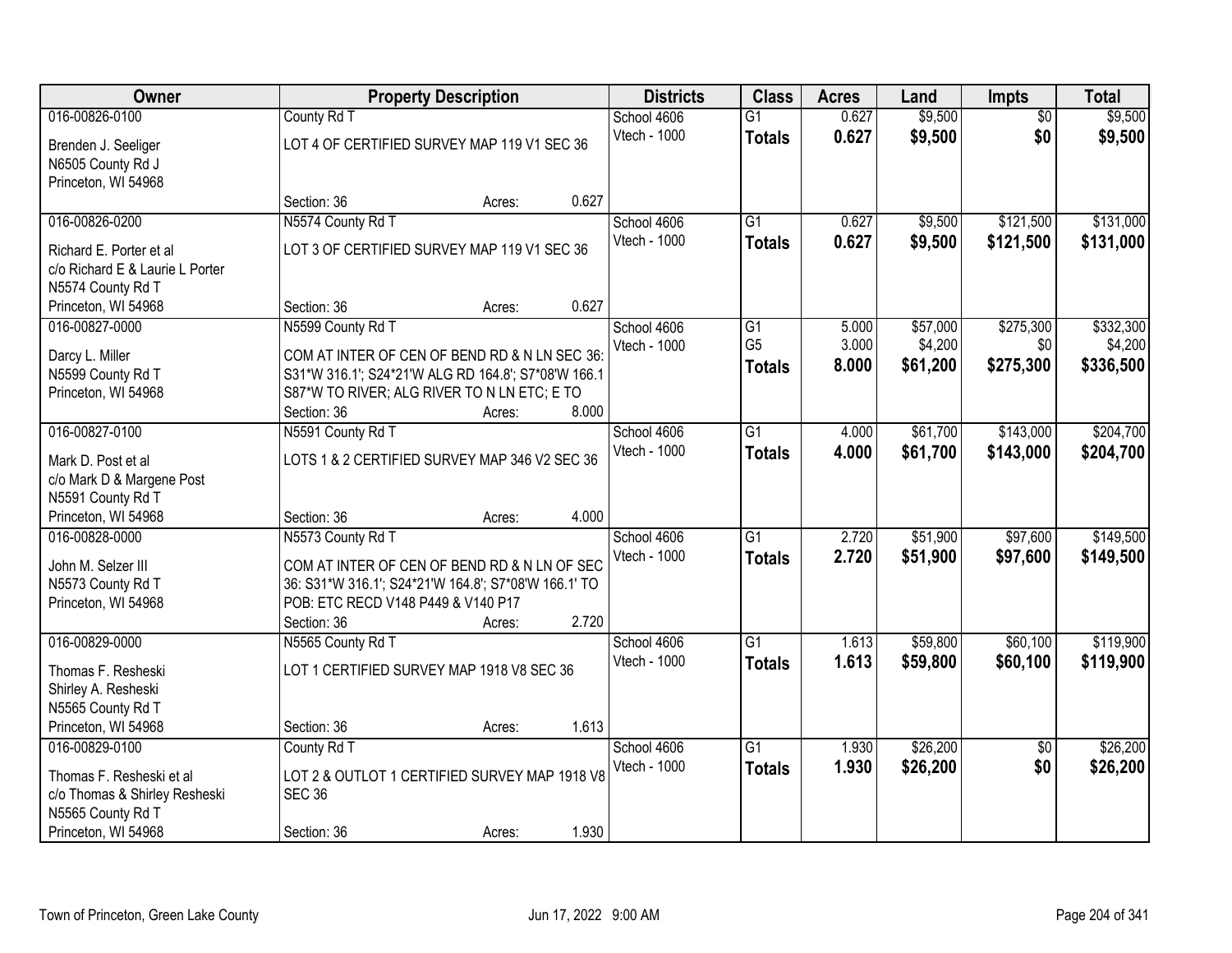| Owner | Property Description | Districts | Class | Acres | Land | Impts | Total |
|---|---|---|---|---|---|---|---|
| 016-00826-0100<br>Brenden J. Seeliger<br>N6505 County Rd J<br>Princeton, WI 54968 | County Rd T<br>LOT 4 OF CERTIFIED SURVEY MAP 119 V1 SEC 36<br>Section: 36 Acres: 0.627 | School 4606<br>Vtech - 1000 | G1<br>**Totals** | 0.627<br>**0.627** | $9,500<br>**$9,500** | $0<br>**$0** | $9,500<br>**$9,500** |
| 016-00826-0200<br>Richard E. Porter et al<br>c/o Richard E & Laurie L Porter<br>N5574 County Rd T<br>Princeton, WI 54968 | N5574 County Rd T<br>LOT 3 OF CERTIFIED SURVEY MAP 119 V1 SEC 36<br>Section: 36 Acres: 0.627 | School 4606<br>Vtech - 1000 | G1<br>**Totals** | 0.627<br>**0.627** | $9,500<br>**$9,500** | $121,500<br>**$121,500** | $131,000<br>**$131,000** |
| 016-00827-0000<br>Darcy L. Miller<br>N5599 County Rd T<br>Princeton, WI 54968 | N5599 County Rd T<br>COM AT INTER OF CEN OF BEND RD & N LN SEC 36: S31*W 316.1'; S24*21'W ALG RD 164.8'; S7*08'W 166.1 S87*W TO RIVER; ALG RIVER TO N LN ETC; E TO<br>Section: 36 Acres: 8.000 | School 4606<br>Vtech - 1000 | G1<br>G5<br>**Totals** | 5.000<br>3.000<br>**8.000** | $57,000<br>$4,200<br>**$61,200** | $275,300<br>$0<br>**$275,300** | $332,300<br>$4,200<br>**$336,500** |
| 016-00827-0100<br>Mark D. Post et al<br>c/o Mark D & Margene Post<br>N5591 County Rd T<br>Princeton, WI 54968 | N5591 County Rd T<br>LOTS 1 & 2 CERTIFIED SURVEY MAP 346 V2 SEC 36<br>Section: 36 Acres: 4.000 | School 4606<br>Vtech - 1000 | G1<br>**Totals** | 4.000<br>**4.000** | $61,700<br>**$61,700** | $143,000<br>**$143,000** | $204,700<br>**$204,700** |
| 016-00828-0000<br>John M. Selzer III<br>N5573 County Rd T<br>Princeton, WI 54968 | N5573 County Rd T<br>COM AT INTER OF CEN OF BEND RD & N LN OF SEC 36: S31*W 316.1'; S24*21'W 164.8'; S7*08'W 166.1' TO POB: ETC RECD V148 P449 & V140 P17<br>Section: 36 Acres: 2.720 | School 4606<br>Vtech - 1000 | G1<br>**Totals** | 2.720<br>**2.720** | $51,900<br>**$51,900** | $97,600<br>**$97,600** | $149,500<br>**$149,500** |
| 016-00829-0000<br>Thomas F. Resheski<br>Shirley A. Resheski<br>N5565 County Rd T<br>Princeton, WI 54968 | N5565 County Rd T<br>LOT 1 CERTIFIED SURVEY MAP 1918 V8 SEC 36<br>Section: 36 Acres: 1.613 | School 4606<br>Vtech - 1000 | G1<br>**Totals** | 1.613<br>**1.613** | $59,800<br>**$59,800** | $60,100<br>**$60,100** | $119,900<br>**$119,900** |
| 016-00829-0100<br>Thomas F. Resheski et al<br>c/o Thomas & Shirley Resheski<br>N5565 County Rd T<br>Princeton, WI 54968 | County Rd T<br>LOT 2 & OUTLOT 1 CERTIFIED SURVEY MAP 1918 V8 SEC 36<br>Section: 36 Acres: 1.930 | School 4606<br>Vtech - 1000 | G1<br>**Totals** | 1.930<br>**1.930** | $26,200<br>**$26,200** | $0<br>**$0** | $26,200<br>**$26,200** |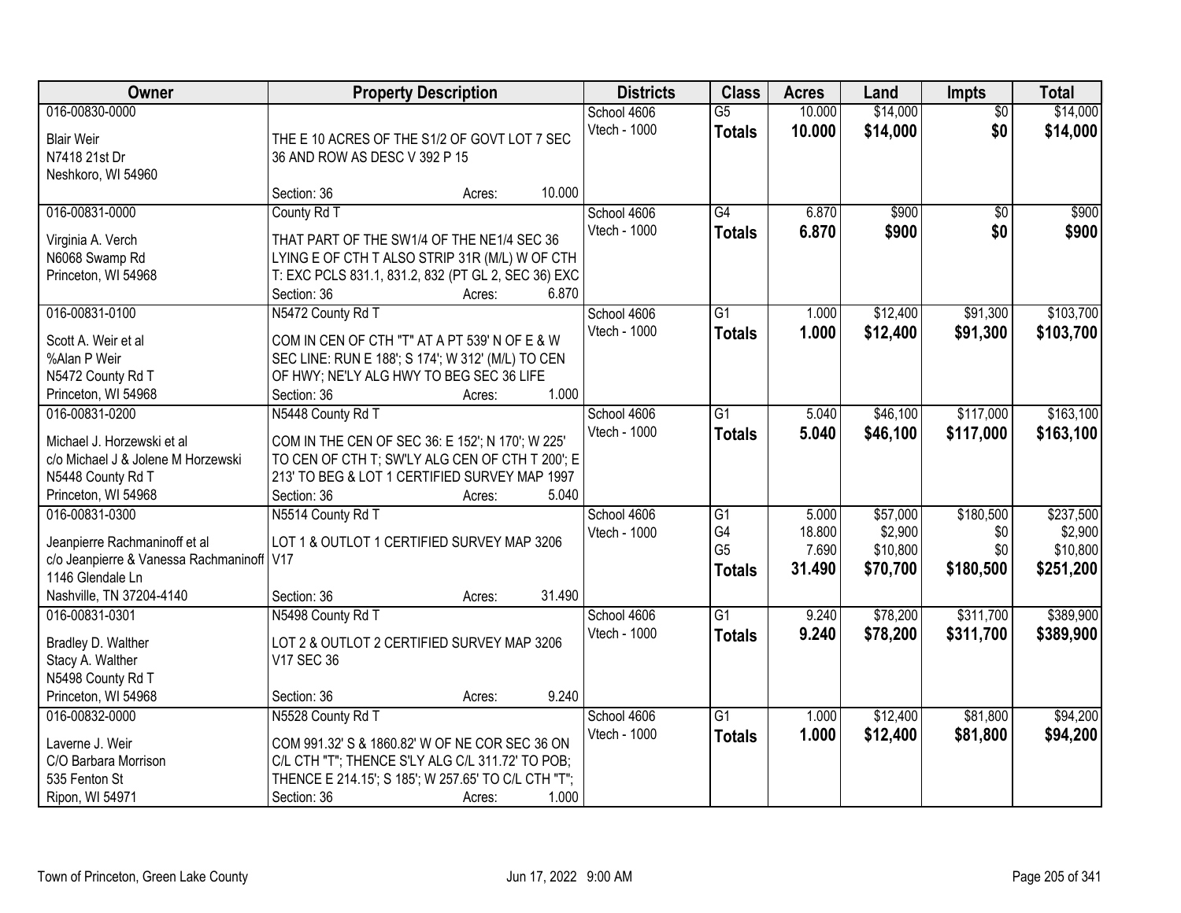| Owner | Property Description | Districts | Class | Acres | Land | Impts | Total |
|---|---|---|---|---|---|---|---|
| 016-00830-0000<br>Blair Weir<br>N7418 21st Dr<br>Neshkoro, WI 54960 | THE E 10 ACRES OF THE S1/2 OF GOVT LOT 7 SEC 36 AND ROW AS DESC V 392 P 15<br>Section: 36 Acres: 10.000 | School 4606<br>Vtech - 1000 | G5<br>**Totals** | 10.000<br>**10.000** | $14,000<br>**$14,000** | $0<br>**$0** | $14,000<br>**$14,000** |
| 016-00831-0000<br>Virginia A. Verch<br>N6068 Swamp Rd<br>Princeton, WI 54968 | County Rd T<br>THAT PART OF THE SW1/4 OF THE NE1/4 SEC 36 LYING E OF CTH T ALSO STRIP 31R (M/L) W OF CTH T: EXC PCLS 831.1, 831.2, 832 (PT GL 2, SEC 36) EXC<br>Section: 36 Acres: 6.870 | School 4606<br>Vtech - 1000 | G4<br>**Totals** | 6.870<br>**6.870** | $900<br>**$900** | $0<br>**$0** | $900<br>**$900** |
| 016-00831-0100<br>Scott A. Weir et al<br>%Alan P Weir<br>N5472 County Rd T<br>Princeton, WI 54968 | N5472 County Rd T<br>COM IN CEN OF CTH "T" AT A PT 539' N OF E & W SEC LINE: RUN E 188'; S 174'; W 312' (M/L) TO CEN OF HWY; NE'LY ALG HWY TO BEG SEC 36 LIFE<br>Section: 36 Acres: 1.000 | School 4606<br>Vtech - 1000 | G1<br>**Totals** | 1.000<br>**1.000** | $12,400<br>**$12,400** | $91,300<br>**$91,300** | $103,700<br>**$103,700** |
| 016-00831-0200<br>Michael J. Horzewski et al<br>c/o Michael J & Jolene M Horzewski<br>N5448 County Rd T<br>Princeton, WI 54968 | N5448 County Rd T<br>COM IN THE CEN OF SEC 36: E 152'; N 170'; W 225' TO CEN OF CTH T; SW'LY ALG CEN OF CTH T 200'; E 213' TO BEG & LOT 1 CERTIFIED SURVEY MAP 1997<br>Section: 36 Acres: 5.040 | School 4606<br>Vtech - 1000 | G1<br>**Totals** | 5.040<br>**5.040** | $46,100<br>**$46,100** | $117,000<br>**$117,000** | $163,100<br>**$163,100** |
| 016-00831-0300<br>Jeanpierre Rachmaninoff et al<br>c/o Jeanpierre & Vanessa Rachmaninoff<br>1146 Glendale Ln<br>Nashville, TN 37204-4140 | N5514 County Rd T<br>LOT 1 & OUTLOT 1 CERTIFIED SURVEY MAP 3206 V17<br>Section: 36 Acres: 31.490 | School 4606<br>Vtech - 1000 | G1<br>G4<br>G5<br>**Totals** | 5.000<br>18.800<br>7.690<br>**31.490** | $57,000<br>$2,900<br>$10,800<br>**$70,700** | $180,500<br>$0<br>$0<br>**$180,500** | $237,500<br>$2,900<br>$10,800<br>**$251,200** |
| 016-00831-0301<br>Bradley D. Walther<br>Stacy A. Walther<br>N5498 County Rd T<br>Princeton, WI 54968 | N5498 County Rd T<br>LOT 2 & OUTLOT 2 CERTIFIED SURVEY MAP 3206 V17 SEC 36<br>Section: 36 Acres: 9.240 | School 4606<br>Vtech - 1000 | G1<br>**Totals** | 9.240<br>**9.240** | $78,200<br>**$78,200** | $311,700<br>**$311,700** | $389,900<br>**$389,900** |
| 016-00832-0000<br>Laverne J. Weir<br>C/O Barbara Morrison<br>535 Fenton St<br>Ripon, WI 54971 | N5528 County Rd T<br>COM 991.32' S & 1860.82' W OF NE COR SEC 36 ON C/L CTH "T"; THENCE S'LY ALG C/L 311.72' TO POB; THENCE E 214.15'; S 185'; W 257.65' TO C/L CTH "T";<br>Section: 36 Acres: 1.000 | School 4606<br>Vtech - 1000 | G1<br>**Totals** | 1.000<br>**1.000** | $12,400<br>**$12,400** | $81,800<br>**$81,800** | $94,200<br>**$94,200** |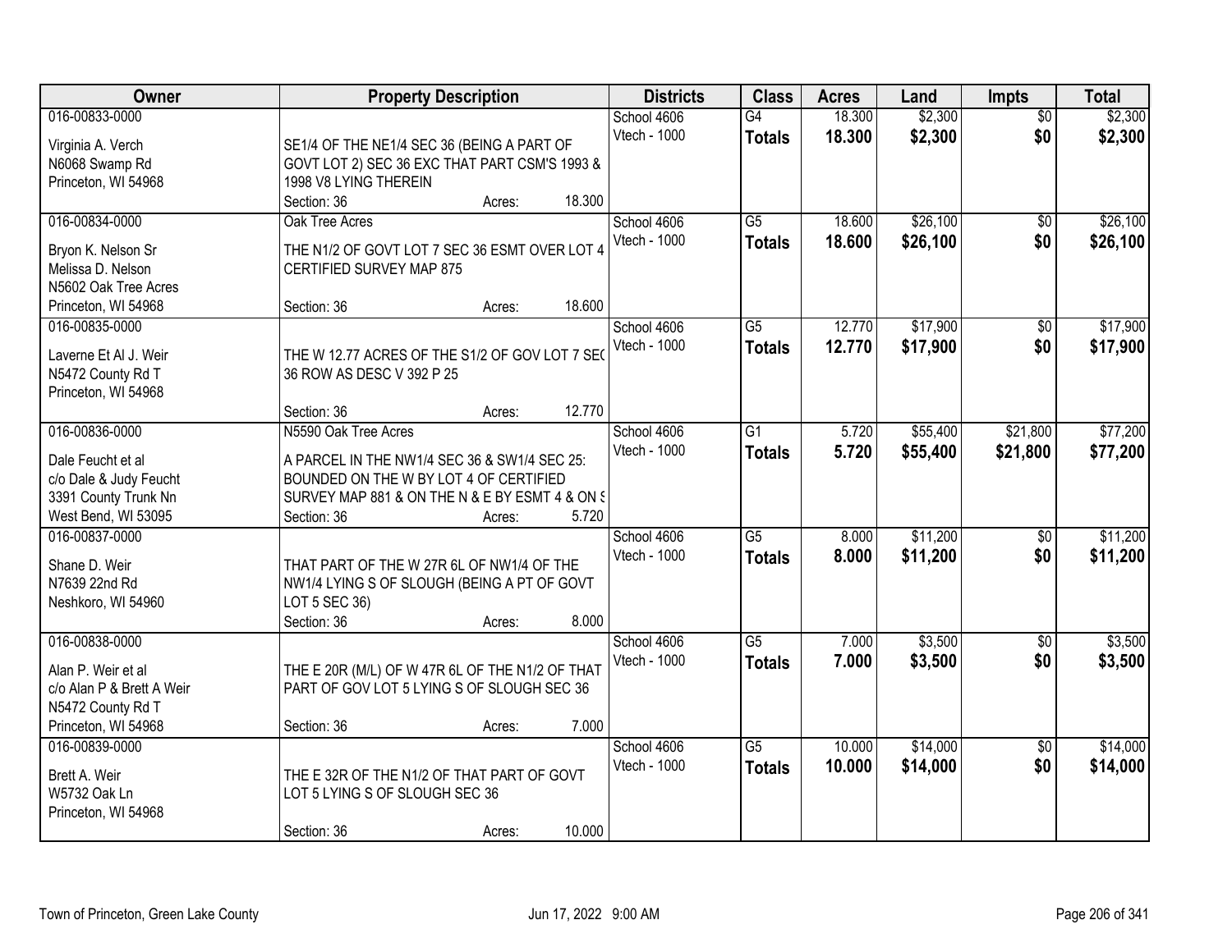| Owner | Property Description | Districts | Class | Acres | Land | Impts | Total |
|---|---|---|---|---|---|---|---|
| 016-00833-0000<br>Virginia A. Verch<br>N6068 Swamp Rd<br>Princeton, WI 54968 | SE1/4 OF THE NE1/4 SEC 36 (BEING A PART OF GOVT LOT 2) SEC 36 EXC THAT PART CSM'S 1993 & 1998 V8 LYING THEREIN<br>Section: 36 Acres: 18.300 | School 4606<br>Vtech - 1000 | G4<br>**Totals** | 18.300<br>**18.300** | $2,300<br>**$2,300** | $0<br>**$0** | $2,300<br>**$2,300** |
| 016-00834-0000<br>Bryon K. Nelson Sr<br>Melissa D. Nelson<br>N5602 Oak Tree Acres<br>Princeton, WI 54968 | Oak Tree Acres<br>THE N1/2 OF GOVT LOT 7 SEC 36 ESMT OVER LOT 4 CERTIFIED SURVEY MAP 875<br>Section: 36 Acres: 18.600 | School 4606<br>Vtech - 1000 | G5<br>**Totals** | 18.600<br>**18.600** | $26,100<br>**$26,100** | $0<br>**$0** | $26,100<br>**$26,100** |
| 016-00835-0000<br>Laverne Et Al J. Weir<br>N5472 County Rd T<br>Princeton, WI 54968 | THE W 12.77 ACRES OF THE S1/2 OF GOV LOT 7 SEC 36 ROW AS DESC V 392 P 25<br>Section: 36 Acres: 12.770 | School 4606<br>Vtech - 1000 | G5<br>**Totals** | 12.770<br>**12.770** | $17,900<br>**$17,900** | $0<br>**$0** | $17,900<br>**$17,900** |
| 016-00836-0000<br>Dale Feucht et al<br>c/o Dale & Judy Feucht<br>3391 County Trunk Nn<br>West Bend, WI 53095 | N5590 Oak Tree Acres<br>A PARCEL IN THE NW1/4 SEC 36 & SW1/4 SEC 25: BOUNDED ON THE W BY LOT 4 OF CERTIFIED SURVEY MAP 881 & ON THE N & E BY ESMT 4 & ON S<br>Section: 36 Acres: 5.720 | School 4606<br>Vtech - 1000 | G1<br>**Totals** | 5.720<br>**5.720** | $55,400<br>**$55,400** | $21,800<br>**$21,800** | $77,200<br>**$77,200** |
| 016-00837-0000<br>Shane D. Weir<br>N7639 22nd Rd<br>Neshkoro, WI 54960 | THAT PART OF THE W 27R 6L OF NW1/4 OF THE NW1/4 LYING S OF SLOUGH (BEING A PT OF GOVT LOT 5 SEC 36)<br>Section: 36 Acres: 8.000 | School 4606<br>Vtech - 1000 | G5<br>**Totals** | 8.000<br>**8.000** | $11,200<br>**$11,200** | $0<br>**$0** | $11,200<br>**$11,200** |
| 016-00838-0000<br>Alan P. Weir et al<br>c/o Alan P & Brett A Weir<br>N5472 County Rd T<br>Princeton, WI 54968 | THE E 20R (M/L) OF W 47R 6L OF THE N1/2 OF THAT PART OF GOV LOT 5 LYING S OF SLOUGH SEC 36<br>Section: 36 Acres: 7.000 | School 4606<br>Vtech - 1000 | G5<br>**Totals** | 7.000<br>**7.000** | $3,500<br>**$3,500** | $0<br>**$0** | $3,500<br>**$3,500** |
| 016-00839-0000<br>Brett A. Weir<br>W5732 Oak Ln<br>Princeton, WI 54968 | THE E 32R OF THE N1/2 OF THAT PART OF GOVT LOT 5 LYING S OF SLOUGH SEC 36<br>Section: 36 Acres: 10.000 | School 4606<br>Vtech - 1000 | G5<br>**Totals** | 10.000<br>**10.000** | $14,000<br>**$14,000** | $0<br>**$0** | $14,000<br>**$14,000** |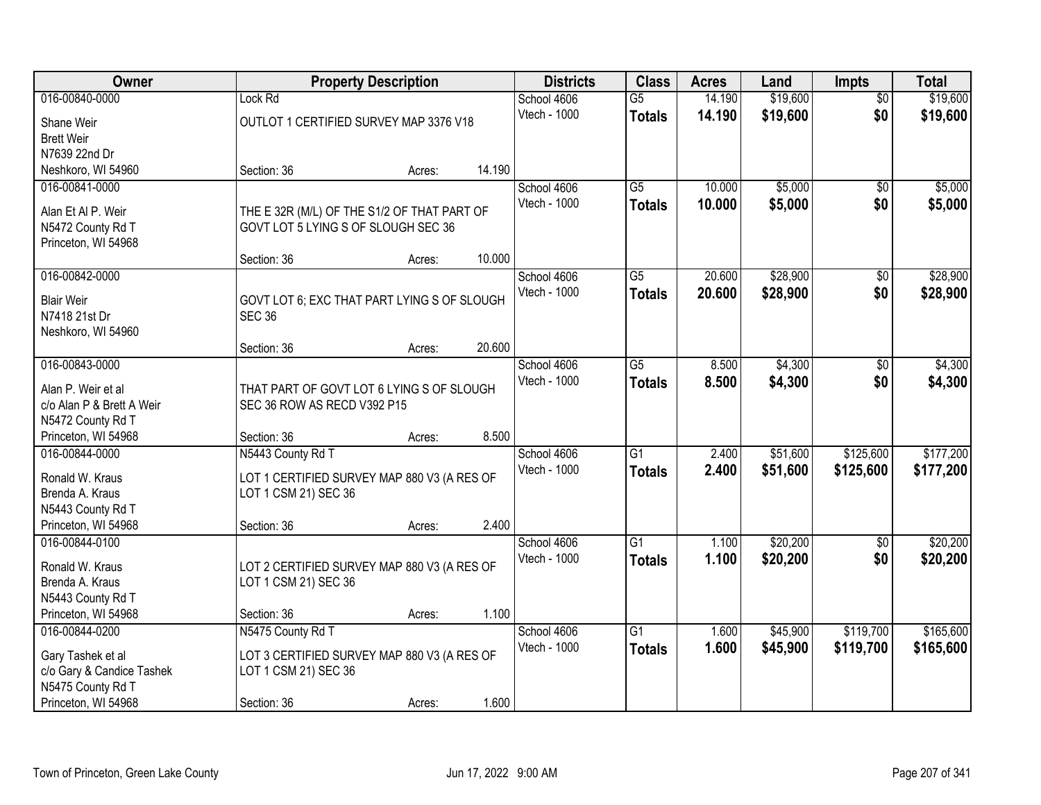| Owner | Property Description | | Districts | Class | Acres | Land | Impts | Total |
|---|---|---|---|---|---|---|---|---|
| 016-00840-0000 | Lock Rd | | School 4606 | G5 | 14.190 | $19,600 | $0 | $19,600 |
| Shane Weir<br>Brett Weir<br>N7639 22nd Dr<br>Neshkoro, WI 54960 | OUTLOT 1 CERTIFIED SURVEY MAP 3376 V18 | | Vtech - 1000 | **Totals** | **14.190** | **$19,600** | **$0** | **$19,600** |
| | Section: 36 | Acres: 14.190 | | | | | | |
| 016-00841-0000 | | | School 4606 | G5 | 10.000 | $5,000 | $0 | $5,000 |
| Alan Et Al P. Weir<br>N5472 County Rd T<br>Princeton, WI 54968 | THE E 32R (M/L) OF THE S1/2 OF THAT PART OF GOVT LOT 5 LYING S OF SLOUGH SEC 36 | | Vtech - 1000 | **Totals** | **10.000** | **$5,000** | **$0** | **$5,000** |
| | Section: 36 | Acres: 10.000 | | | | | | |
| 016-00842-0000 | | | School 4606 | G5 | 20.600 | $28,900 | $0 | $28,900 |
| Blair Weir<br>N7418 21st Dr<br>Neshkoro, WI 54960 | GOVT LOT 6; EXC THAT PART LYING S OF SLOUGH SEC 36 | | Vtech - 1000 | **Totals** | **20.600** | **$28,900** | **$0** | **$28,900** |
| | Section: 36 | Acres: 20.600 | | | | | | |
| 016-00843-0000 | | | School 4606 | G5 | 8.500 | $4,300 | $0 | $4,300 |
| Alan P. Weir et al<br>c/o Alan P & Brett A Weir<br>N5472 County Rd T<br>Princeton, WI 54968 | THAT PART OF GOVT LOT 6 LYING S OF SLOUGH SEC 36 ROW AS RECD V392 P15 | | Vtech - 1000 | **Totals** | **8.500** | **$4,300** | **$0** | **$4,300** |
| | Section: 36 | Acres: 8.500 | | | | | | |
| 016-00844-0000 | N5443 County Rd T | | School 4606 | G1 | 2.400 | $51,600 | $125,600 | $177,200 |
| Ronald W. Kraus<br>Brenda A. Kraus<br>N5443 County Rd T<br>Princeton, WI 54968 | LOT 1 CERTIFIED SURVEY MAP 880 V3 (A RES OF LOT 1 CSM 21) SEC 36 | | Vtech - 1000 | **Totals** | **2.400** | **$51,600** | **$125,600** | **$177,200** |
| | Section: 36 | Acres: 2.400 | | | | | | |
| 016-00844-0100 | | | School 4606 | G1 | 1.100 | $20,200 | $0 | $20,200 |
| Ronald W. Kraus<br>Brenda A. Kraus<br>N5443 County Rd T<br>Princeton, WI 54968 | LOT 2 CERTIFIED SURVEY MAP 880 V3 (A RES OF LOT 1 CSM 21) SEC 36 | | Vtech - 1000 | **Totals** | **1.100** | **$20,200** | **$0** | **$20,200** |
| | Section: 36 | Acres: 1.100 | | | | | | |
| 016-00844-0200 | N5475 County Rd T | | School 4606 | G1 | 1.600 | $45,900 | $119,700 | $165,600 |
| Gary Tashek et al<br>c/o Gary & Candice Tashek<br>N5475 County Rd T<br>Princeton, WI 54968 | LOT 3 CERTIFIED SURVEY MAP 880 V3 (A RES OF LOT 1 CSM 21) SEC 36 | | Vtech - 1000 | **Totals** | **1.600** | **$45,900** | **$119,700** | **$165,600** |
| | Section: 36 | Acres: 1.600 | | | | | | |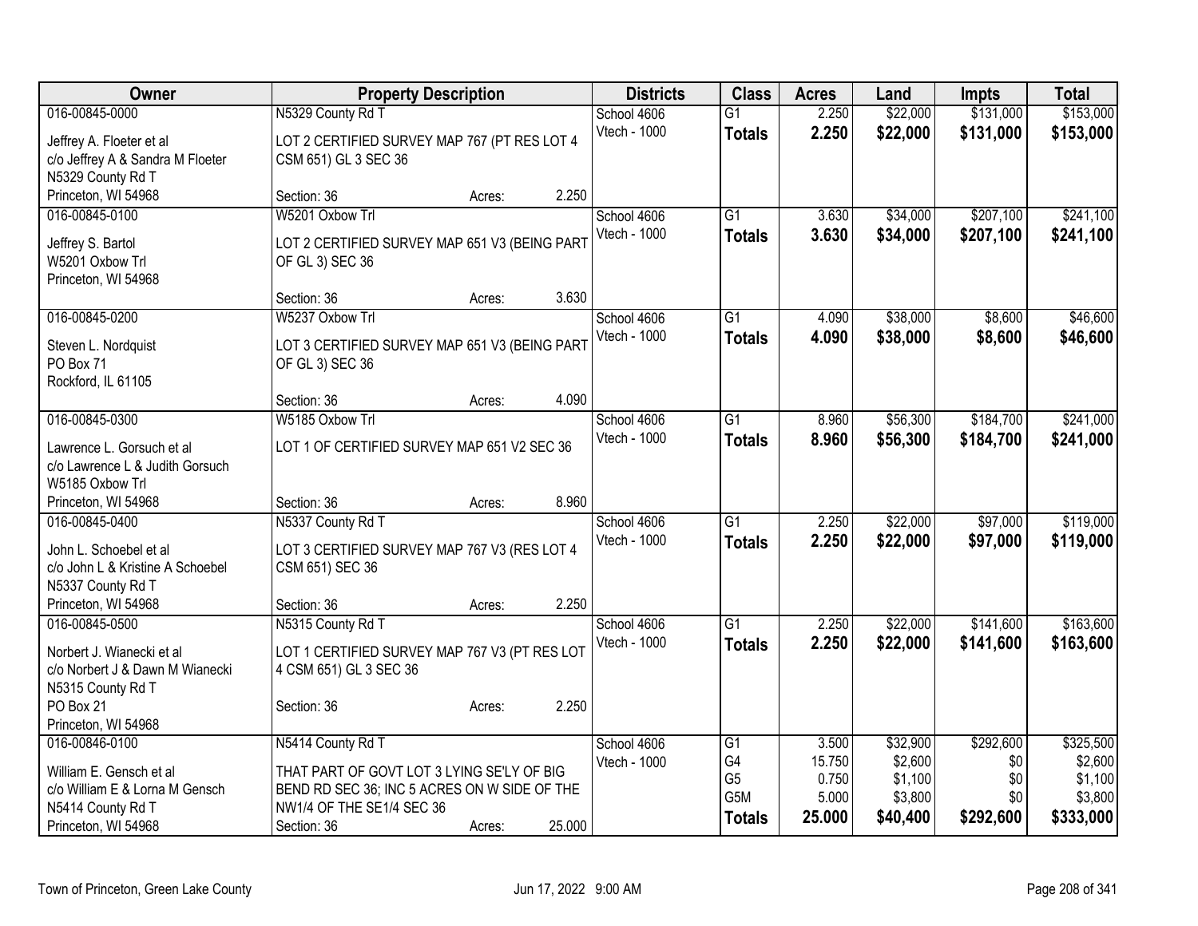| Owner | Property Description | Districts | Class | Acres | Land | Impts | Total |
|---|---|---|---|---|---|---|---|
| 016-00845-0000<br>Jeffrey A. Floeter et al<br>c/o Jeffrey A & Sandra M Floeter<br>N5329 County Rd T<br>Princeton, WI 54968 | N5329 County Rd T<br>LOT 2 CERTIFIED SURVEY MAP 767 (PT RES LOT 4 CSM 651) GL 3 SEC 36<br>Section: 36 Acres: 2.250 | School 4606<br>Vtech - 1000 | G1<br>**Totals** | 2.250<br>**2.250** | \$22,000<br>**\$22,000** | \$131,000<br>**\$131,000** | \$153,000<br>**\$153,000** |
| 016-00845-0100<br>Jeffrey S. Bartol<br>W5201 Oxbow Trl<br>Princeton, WI 54968 | W5201 Oxbow Trl<br>LOT 2 CERTIFIED SURVEY MAP 651 V3 (BEING PART OF GL 3) SEC 36<br>Section: 36 Acres: 3.630 | School 4606<br>Vtech - 1000 | G1<br>**Totals** | 3.630<br>**3.630** | \$34,000<br>**\$34,000** | \$207,100<br>**\$207,100** | \$241,100<br>**\$241,100** |
| 016-00845-0200<br>Steven L. Nordquist<br>PO Box 71<br>Rockford, IL 61105 | W5237 Oxbow Trl<br>LOT 3 CERTIFIED SURVEY MAP 651 V3 (BEING PART OF GL 3) SEC 36<br>Section: 36 Acres: 4.090 | School 4606<br>Vtech - 1000 | G1<br>**Totals** | 4.090<br>**4.090** | \$38,000<br>**\$38,000** | \$8,600<br>**\$8,600** | \$46,600<br>**\$46,600** |
| 016-00845-0300<br>Lawrence L. Gorsuch et al<br>c/o Lawrence L & Judith Gorsuch<br>W5185 Oxbow Trl<br>Princeton, WI 54968 | W5185 Oxbow Trl<br>LOT 1 OF CERTIFIED SURVEY MAP 651 V2 SEC 36<br>Section: 36 Acres: 8.960 | School 4606<br>Vtech - 1000 | G1<br>**Totals** | 8.960<br>**8.960** | \$56,300<br>**\$56,300** | \$184,700<br>**\$184,700** | \$241,000<br>**\$241,000** |
| 016-00845-0400<br>John L. Schoebel et al<br>c/o John L & Kristine A Schoebel<br>N5337 County Rd T<br>Princeton, WI 54968 | N5337 County Rd T<br>LOT 3 CERTIFIED SURVEY MAP 767 V3 (RES LOT 4 CSM 651) SEC 36<br>Section: 36 Acres: 2.250 | School 4606<br>Vtech - 1000 | G1<br>**Totals** | 2.250<br>**2.250** | \$22,000<br>**\$22,000** | \$97,000<br>**\$97,000** | \$119,000<br>**\$119,000** |
| 016-00845-0500<br>Norbert J. Wianecki et al<br>c/o Norbert J & Dawn M Wianecki<br>N5315 County Rd T<br>PO Box 21<br>Princeton, WI 54968 | N5315 County Rd T<br>LOT 1 CERTIFIED SURVEY MAP 767 V3 (PT RES LOT 4 CSM 651) GL 3 SEC 36<br>Section: 36 Acres: 2.250 | School 4606<br>Vtech - 1000 | G1<br>**Totals** | 2.250<br>**2.250** | \$22,000<br>**\$22,000** | \$141,600<br>**\$141,600** | \$163,600<br>**\$163,600** |
| 016-00846-0100<br>William E. Gensch et al<br>c/o William E & Lorna M Gensch<br>N5414 County Rd T<br>Princeton, WI 54968 | N5414 County Rd T<br>THAT PART OF GOVT LOT 3 LYING SE'LY OF BIG BEND RD SEC 36; INC 5 ACRES ON W SIDE OF THE NW1/4 OF THE SE1/4 SEC 36<br>Section: 36 Acres: 25.000 | School 4606<br>Vtech - 1000 | G1<br>G4<br>G5<br>G5M<br>**Totals** | 3.500<br>15.750<br>0.750<br>5.000<br>**25.000** | \$32,900<br>\$2,600<br>\$1,100<br>\$3,800<br>**\$40,400** | \$292,600<br>\$0<br>\$0<br>\$0<br>**\$292,600** | \$325,500<br>\$2,600<br>\$1,100<br>\$3,800<br>**\$333,000** |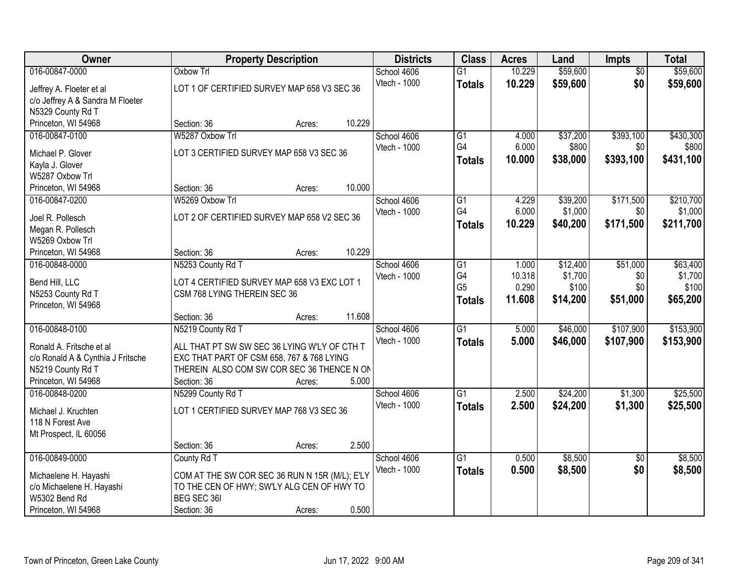| Owner | Property Description | Districts | Class | Acres | Land | Impts | Total |
|---|---|---|---|---|---|---|---|
| 016-00847-0000<br>Jeffrey A. Floeter et al<br>c/o Jeffrey A & Sandra M Floeter<br>N5329 County Rd T<br>Princeton, WI 54968 | Oxbow Trl<br>LOT 1 OF CERTIFIED SURVEY MAP 658 V3 SEC 36<br>Section: 36 Acres: 10.229 | School 4606<br>Vtech - 1000 | G1<br>**Totals** | 10.229<br>**10.229** | $59,600<br>**$59,600** | $0<br>**$0** | $59,600<br>**$59,600** |
| 016-00847-0100<br>Michael P. Glover<br>Kayla J. Glover<br>W5287 Oxbow Trl<br>Princeton, WI 54968 | W5287 Oxbow Trl<br>LOT 3 CERTIFIED SURVEY MAP 658 V3 SEC 36<br>Section: 36 Acres: 10.000 | School 4606<br>Vtech - 1000 | G1<br>G4<br>**Totals** | 4.000<br>6.000<br>**10.000** | $37,200<br>$800<br>**$38,000** | $393,100<br>$0<br>**$393,100** | $430,300<br>$800<br>**$431,100** |
| 016-00847-0200<br>Joel R. Pollesch<br>Megan R. Pollesch<br>W5269 Oxbow Trl<br>Princeton, WI 54968 | W5269 Oxbow Trl<br>LOT 2 OF CERTIFIED SURVEY MAP 658 V2 SEC 36<br>Section: 36 Acres: 10.229 | School 4606<br>Vtech - 1000 | G1<br>G4<br>**Totals** | 4.229<br>6.000<br>**10.229** | $39,200<br>$1,000<br>**$40,200** | $171,500<br>$0<br>**$171,500** | $210,700<br>$1,000<br>**$211,700** |
| 016-00848-0000<br>Bend Hill, LLC<br>N5253 County Rd T<br>Princeton, WI 54968 | N5253 County Rd T<br>LOT 4 CERTIFIED SURVEY MAP 658 V3 EXC LOT 1 CSM 768 LYING THEREIN SEC 36<br>Section: 36 Acres: 11.608 | School 4606<br>Vtech - 1000 | G1<br>G4<br>G5<br>**Totals** | 1.000<br>10.318<br>0.290<br>**11.608** | $12,400<br>$1,700<br>$100<br>**$14,200** | $51,000<br>$0<br>$0<br>**$51,000** | $63,400<br>$1,700<br>$100<br>**$65,200** |
| 016-00848-0100<br>Ronald A. Fritsche et al<br>c/o Ronald A & Cynthia J Fritsche<br>N5219 County Rd T<br>Princeton, WI 54968 | N5219 County Rd T<br>ALL THAT PT SW SW SEC 36 LYING W'LY OF CTH T EXC THAT PART OF CSM 658, 767 & 768 LYING THEREIN ALSO COM SW COR SEC 36 THENCE N ON<br>Section: 36 Acres: 5.000 | School 4606<br>Vtech - 1000 | G1<br>**Totals** | 5.000<br>**5.000** | $46,000<br>**$46,000** | $107,900<br>**$107,900** | $153,900<br>**$153,900** |
| 016-00848-0200<br>Michael J. Kruchten<br>118 N Forest Ave<br>Mt Prospect, IL 60056 | N5299 County Rd T<br>LOT 1 CERTIFIED SURVEY MAP 768 V3 SEC 36<br>Section: 36 Acres: 2.500 | School 4606<br>Vtech - 1000 | G1<br>**Totals** | 2.500<br>**2.500** | $24,200<br>**$24,200** | $1,300<br>**$1,300** | $25,500<br>**$25,500** |
| 016-00849-0000<br>Michaelene H. Hayashi<br>c/o Michaelene H. Hayashi<br>W5302 Bend Rd<br>Princeton, WI 54968 | County Rd T<br>COM AT THE SW COR SEC 36 RUN N 15R (M/L); E'LY TO THE CEN OF HWY; SW'LY ALG CEN OF HWY TO BEG SEC 36I<br>Section: 36 Acres: 0.500 | School 4606<br>Vtech - 1000 | G1<br>**Totals** | 0.500<br>**0.500** | $8,500<br>**$8,500** | $0<br>**$0** | $8,500<br>**$8,500** |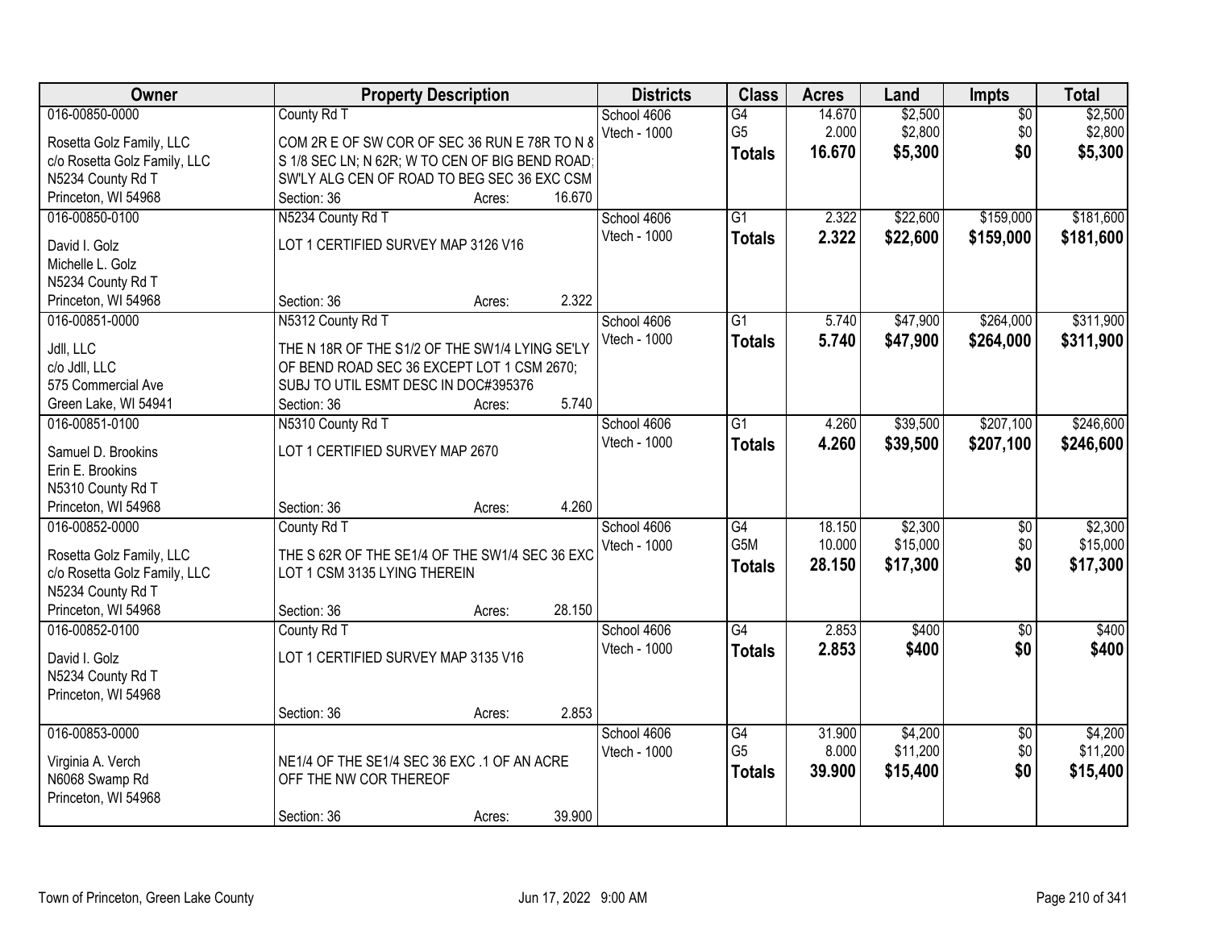| Owner | Property Description | Districts | Class | Acres | Land | Impts | Total |
|---|---|---|---|---|---|---|---|
| 016-00850-0000<br>Rosetta Golz Family, LLC<br>c/o Rosetta Golz Family, LLC<br>N5234 County Rd T<br>Princeton, WI 54968 | County Rd T<br>COM 2R E OF SW COR OF SEC 36 RUN E 78R TO N &<br>S 1/8 SEC LN; N 62R; W TO CEN OF BIG BEND ROAD;<br>SW'LY ALG CEN OF ROAD TO BEG SEC 36 EXC CSM<br>Section: 36 Acres: 16.670 | School 4606<br>Vtech - 1000 | G4<br>G5<br>**Totals** | 14.670<br>2.000<br>**16.670** | $2,500<br>$2,800<br>**$5,300** | $0<br>$0<br>**$0** | $2,500<br>$2,800<br>**$5,300** |
| 016-00850-0100<br>David I. Golz<br>Michelle L. Golz<br>N5234 County Rd T<br>Princeton, WI 54968 | N5234 County Rd T<br>LOT 1 CERTIFIED SURVEY MAP 3126 V16<br>Section: 36 Acres: 2.322 | School 4606<br>Vtech - 1000 | G1<br>**Totals** | 2.322<br>**2.322** | $22,600<br>**$22,600** | $159,000<br>**$159,000** | $181,600<br>**$181,600** |
| 016-00851-0000<br>Jdll, LLC<br>c/o Jdll, LLC<br>575 Commercial Ave<br>Green Lake, WI 54941 | N5312 County Rd T<br>THE N 18R OF THE S1/2 OF THE SW1/4 LYING SE'LY<br>OF BEND ROAD SEC 36 EXCEPT LOT 1 CSM 2670;<br>SUBJ TO UTIL ESMT DESC IN DOC#395376<br>Section: 36 Acres: 5.740 | School 4606<br>Vtech - 1000 | G1<br>**Totals** | 5.740<br>**5.740** | $47,900<br>**$47,900** | $264,000<br>**$264,000** | $311,900<br>**$311,900** |
| 016-00851-0100<br>Samuel D. Brookins<br>Erin E. Brookins<br>N5310 County Rd T<br>Princeton, WI 54968 | N5310 County Rd T<br>LOT 1 CERTIFIED SURVEY MAP 2670<br>Section: 36 Acres: 4.260 | School 4606<br>Vtech - 1000 | G1<br>**Totals** | 4.260<br>**4.260** | $39,500<br>**$39,500** | $207,100<br>**$207,100** | $246,600<br>**$246,600** |
| 016-00852-0000<br>Rosetta Golz Family, LLC<br>c/o Rosetta Golz Family, LLC<br>N5234 County Rd T<br>Princeton, WI 54968 | County Rd T<br>THE S 62R OF THE SE1/4 OF THE SW1/4 SEC 36 EXC<br>LOT 1 CSM 3135 LYING THEREIN<br>Section: 36 Acres: 28.150 | School 4606<br>Vtech - 1000 | G4<br>G5M<br>**Totals** | 18.150<br>10.000<br>**28.150** | $2,300<br>$15,000<br>**$17,300** | $0<br>$0<br>**$0** | $2,300<br>$15,000<br>**$17,300** |
| 016-00852-0100<br>David I. Golz<br>N5234 County Rd T<br>Princeton, WI 54968 | County Rd T<br>LOT 1 CERTIFIED SURVEY MAP 3135 V16<br>Section: 36 Acres: 2.853 | School 4606<br>Vtech - 1000 | G4<br>**Totals** | 2.853<br>**2.853** | $400<br>**$400** | $0<br>**$0** | $400<br>**$400** |
| 016-00853-0000<br>Virginia A. Verch<br>N6068 Swamp Rd<br>Princeton, WI 54968 | NE1/4 OF THE SE1/4 SEC 36 EXC .1 OF AN ACRE<br>OFF THE NW COR THEREOF<br>Section: 36 Acres: 39.900 | School 4606<br>Vtech - 1000 | G4<br>G5<br>**Totals** | 31.900<br>8.000<br>**39.900** | $4,200<br>$11,200<br>**$15,400** | $0<br>$0<br>**$0** | $4,200<br>$11,200<br>**$15,400** |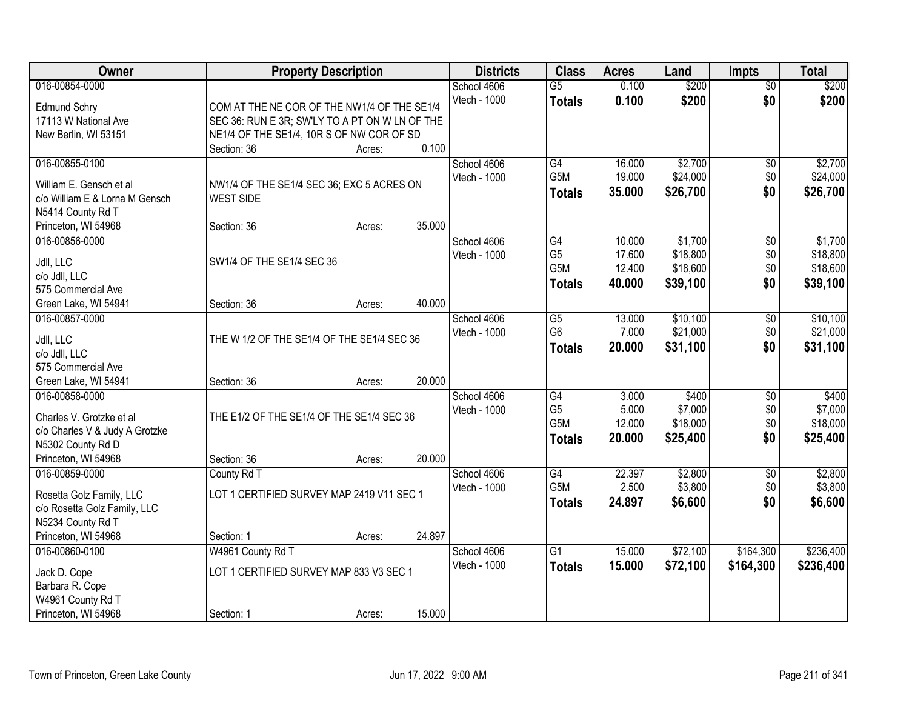| Owner | Property Description | Districts | Class | Acres | Land | Impts | Total |
|---|---|---|---|---|---|---|---|
| 016-00854-0000<br>Edmund Schry<br>17113 W National Ave<br>New Berlin, WI 53151 | COM AT THE NE COR OF THE NW1/4 OF THE SE1/4 SEC 36: RUN E 3R; SW'LY TO A PT ON W LN OF THE NE1/4 OF THE SE1/4, 10R S OF NW COR OF SD<br>Section: 36 Acres: 0.100 | School 4606<br>Vtech - 1000 | G5<br>**Totals** | 0.100<br>**0.100** | $200<br>**$200** | $0<br>**$0** | $200<br>**$200** |
| 016-00855-0100<br>William E. Gensch et al<br>c/o William E & Lorna M Gensch<br>N5414 County Rd T<br>Princeton, WI 54968 | NW1/4 OF THE SE1/4 SEC 36; EXC 5 ACRES ON WEST SIDE<br>Section: 36 Acres: 35.000 | School 4606<br>Vtech - 1000 | G4<br>G5M<br>**Totals** | 16.000<br>19.000<br>**35.000** | $2,700<br>$24,000<br>**$26,700** | $0<br>$0<br>**$0** | $2,700<br>$24,000<br>**$26,700** |
| 016-00856-0000<br>Jdll, LLC<br>c/o Jdll, LLC<br>575 Commercial Ave<br>Green Lake, WI 54941 | SW1/4 OF THE SE1/4 SEC 36<br>Section: 36 Acres: 40.000 | School 4606<br>Vtech - 1000 | G4<br>G5<br>G5M<br>**Totals** | 10.000<br>17.600<br>12.400<br>**40.000** | $1,700<br>$18,800<br>$18,600<br>**$39,100** | $0<br>$0<br>$0<br>**$0** | $1,700<br>$18,800<br>$18,600<br>**$39,100** |
| 016-00857-0000<br>Jdll, LLC<br>c/o Jdll, LLC<br>575 Commercial Ave<br>Green Lake, WI 54941 | THE W 1/2 OF THE SE1/4 OF THE SE1/4 SEC 36<br>Section: 36 Acres: 20.000 | School 4606<br>Vtech - 1000 | G5<br>G6<br>**Totals** | 13.000<br>7.000<br>**20.000** | $10,100<br>$21,000<br>**$31,100** | $0<br>$0<br>**$0** | $10,100<br>$21,000<br>**$31,100** |
| 016-00858-0000<br>Charles V. Grotzke et al<br>c/o Charles V & Judy A Grotzke<br>N5302 County Rd D<br>Princeton, WI 54968 | THE E1/2 OF THE SE1/4 OF THE SE1/4 SEC 36<br>Section: 36 Acres: 20.000 | School 4606<br>Vtech - 1000 | G4<br>G5<br>G5M<br>**Totals** | 3.000<br>5.000<br>12.000<br>**20.000** | $400<br>$7,000<br>$18,000<br>**$25,400** | $0<br>$0<br>$0<br>**$0** | $400<br>$7,000<br>$18,000<br>**$25,400** |
| 016-00859-0000<br>Rosetta Golz Family, LLC<br>c/o Rosetta Golz Family, LLC<br>N5234 County Rd T<br>Princeton, WI 54968 | County Rd T<br>LOT 1 CERTIFIED SURVEY MAP 2419 V11 SEC 1<br>Section: 1 Acres: 24.897 | School 4606<br>Vtech - 1000 | G4<br>G5M<br>**Totals** | 22.397<br>2.500<br>**24.897** | $2,800<br>$3,800<br>**$6,600** | $0<br>$0<br>**$0** | $2,800<br>$3,800<br>**$6,600** |
| 016-00860-0100<br>Jack D. Cope<br>Barbara R. Cope<br>W4961 County Rd T<br>Princeton, WI 54968 | W4961 County Rd T<br>LOT 1 CERTIFIED SURVEY MAP 833 V3 SEC 1<br>Section: 1 Acres: 15.000 | School 4606<br>Vtech - 1000 | G1<br>**Totals** | 15.000<br>**15.000** | $72,100<br>**$72,100** | $164,300<br>**$164,300** | $236,400<br>**$236,400** |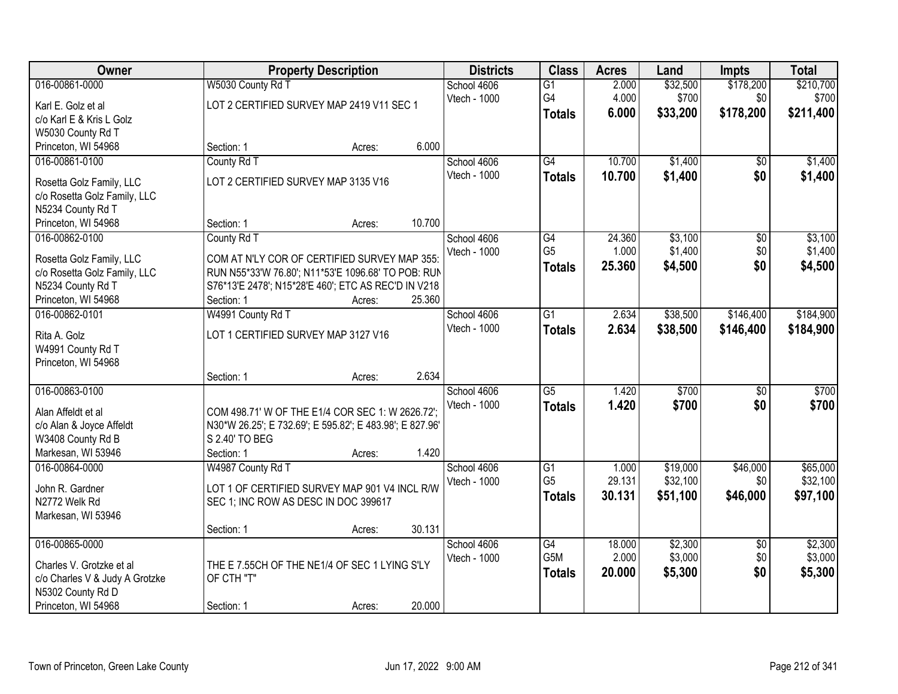| Owner | Property Description | | | Districts | Class | Acres | Land | Impts | Total |
|---|---|---|---|---|---|---|---|---|---|
| 016-00861-0000 | W5030 County Rd T | | | School 4606 | G1 | 2.000 | $32,500 | $178,200 | $210,700 |
| Karl E. Golz et al | LOT 2 CERTIFIED SURVEY MAP 2419 V11 SEC 1 | | | Vtech - 1000 | G4 | 4.000 | $700 | $0 | $700 |
| c/o Karl E & Kris L Golz | | | | | **Totals** | **6.000** | **$33,200** | **$178,200** | **$211,400** |
| W5030 County Rd T | | | | | | | | | |
| Princeton, WI 54968 | Section: 1 | Acres: | 6.000 | | | | | | |
| 016-00861-0100 | County Rd T | | | School 4606 | G4 | 10.700 | $1,400 | $0 | $1,400 |
| Rosetta Golz Family, LLC | LOT 2 CERTIFIED SURVEY MAP 3135 V16 | | | Vtech - 1000 | **Totals** | **10.700** | **$1,400** | **$0** | **$1,400** |
| c/o Rosetta Golz Family, LLC | | | | | | | | | |
| N5234 County Rd T | | | | | | | | | |
| Princeton, WI 54968 | Section: 1 | Acres: | 10.700 | | | | | | |
| 016-00862-0100 | County Rd T | | | School 4606 | G4 | 24.360 | $3,100 | $0 | $3,100 |
| Rosetta Golz Family, LLC | COM AT N'LY COR OF CERTIFIED SURVEY MAP 355: | | | Vtech - 1000 | G5 | 1.000 | $1,400 | $0 | $1,400 |
| c/o Rosetta Golz Family, LLC | RUN N55*33'W 76.80'; N11*53'E 1096.68' TO POB: RUN | | | | **Totals** | **25.360** | **$4,500** | **$0** | **$4,500** |
| N5234 County Rd T | S76*13'E 2478'; N15*28'E 460'; ETC AS REC'D IN V218 | | | | | | | | |
| Princeton, WI 54968 | Section: 1 | Acres: | 25.360 | | | | | | |
| 016-00862-0101 | W4991 County Rd T | | | School 4606 | G1 | 2.634 | $38,500 | $146,400 | $184,900 |
| Rita A. Golz | LOT 1 CERTIFIED SURVEY MAP 3127 V16 | | | Vtech - 1000 | **Totals** | **2.634** | **$38,500** | **$146,400** | **$184,900** |
| W4991 County Rd T | | | | | | | | | |
| Princeton, WI 54968 | | | | | | | | | |
| | Section: 1 | Acres: | 2.634 | | | | | | |
| 016-00863-0100 | | | | School 4606 | G5 | 1.420 | $700 | $0 | $700 |
| Alan Affeldt et al | COM 498.71' W OF THE E1/4 COR SEC 1: W 2626.72'; | | | Vtech - 1000 | **Totals** | **1.420** | **$700** | **$0** | **$700** |
| c/o Alan & Joyce Affeldt | N30*W 26.25'; E 732.69'; E 595.82'; E 483.98'; E 827.96' | | | | | | | | |
| W3408 County Rd B | S 2.40' TO BEG | | | | | | | | |
| Markesan, WI 53946 | Section: 1 | Acres: | 1.420 | | | | | | |
| 016-00864-0000 | W4987 County Rd T | | | School 4606 | G1 | 1.000 | $19,000 | $46,000 | $65,000 |
| John R. Gardner | LOT 1 OF CERTIFIED SURVEY MAP 901 V4 INCL R/W | | | Vtech - 1000 | G5 | 29.131 | $32,100 | $0 | $32,100 |
| N2772 Welk Rd | SEC 1; INC ROW AS DESC IN DOC 399617 | | | | **Totals** | **30.131** | **$51,100** | **$46,000** | **$97,100** |
| Markesan, WI 53946 | | | | | | | | | |
| | Section: 1 | Acres: | 30.131 | | | | | | |
| 016-00865-0000 | | | | School 4606 | G4 | 18.000 | $2,300 | $0 | $2,300 |
| Charles V. Grotzke et al | THE E 7.55CH OF THE NE1/4 OF SEC 1 LYING S'LY | | | Vtech - 1000 | G5M | 2.000 | $3,000 | $0 | $3,000 |
| c/o Charles V & Judy A Grotzke | OF CTH "T" | | | | **Totals** | **20.000** | **$5,300** | **$0** | **$5,300** |
| N5302 County Rd D | | | | | | | | | |
| Princeton, WI 54968 | Section: 1 | Acres: | 20.000 | | | | | | |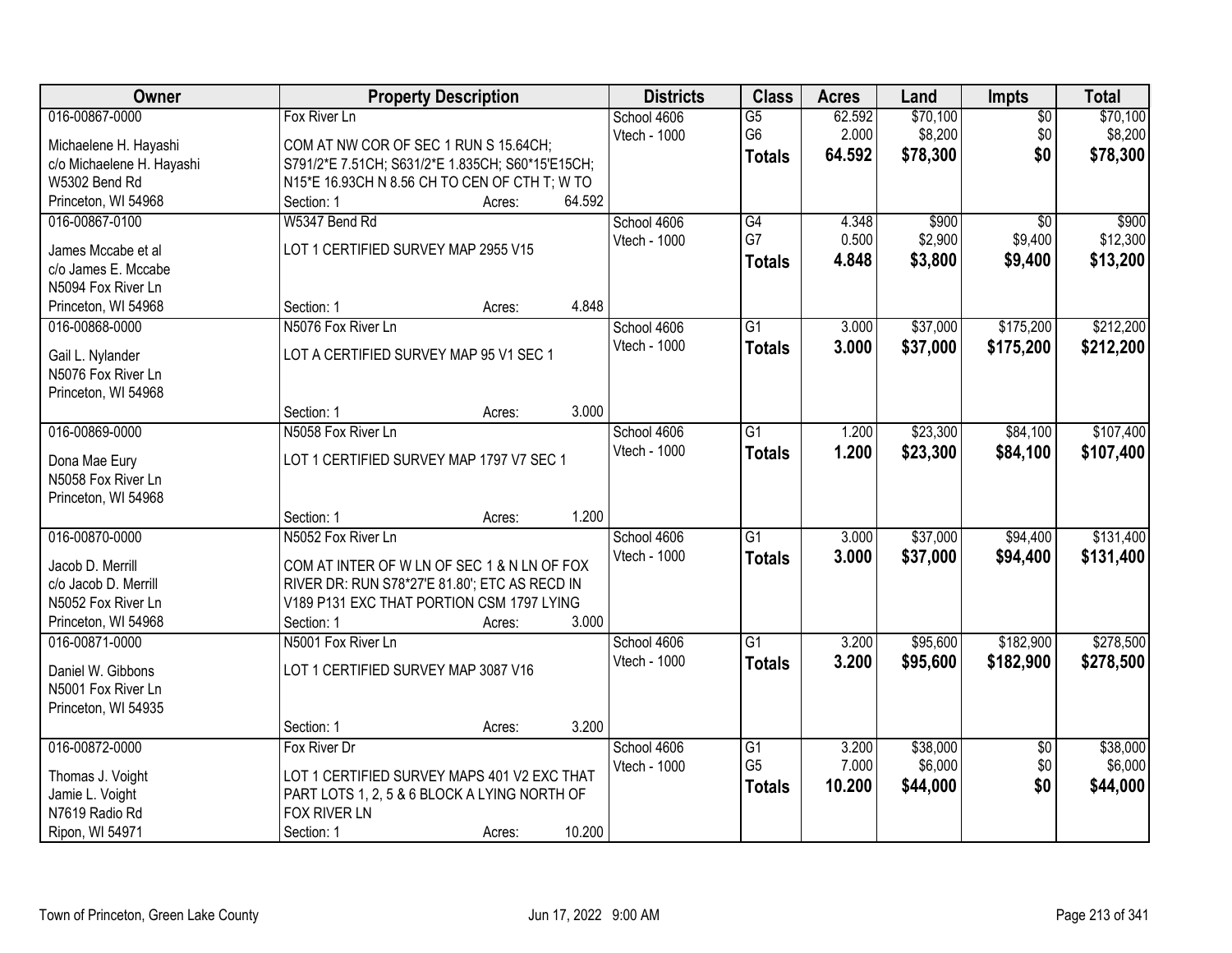| Owner | Property Description | | | Districts | Class | Acres | Land | Impts | Total |
|---|---|---|---|---|---|---|---|---|---|
| 016-00867-0000 | Fox River Ln | | | School 4606 | G5 | 62.592 | $70,100 | $0 | $70,100 |
| Michaelene H. Hayashi | COM AT NW COR OF SEC 1 RUN S 15.64CH; | | | Vtech - 1000 | G6 | 2.000 | $8,200 | $0 | $8,200 |
| c/o Michaelene H. Hayashi | S791/2*E 7.51CH; S631/2*E 1.835CH; S60*15'E15CH; | | | | **Totals** | **64.592** | **$78,300** | **$0** | **$78,300** |
| W5302 Bend Rd | N15*E 16.93CH N 8.56 CH TO CEN OF CTH T; W TO | | | | | | | | |
| Princeton, WI 54968 | Section: 1 | Acres: | 64.592 | | | | | | |
| 016-00867-0100 | W5347 Bend Rd | | | School 4606 | G4 | 4.348 | $900 | $0 | $900 |
| James Mccabe et al | LOT 1 CERTIFIED SURVEY MAP 2955 V15 | | | Vtech - 1000 | G7 | 0.500 | $2,900 | $9,400 | $12,300 |
| c/o James E. Mccabe | | | | | **Totals** | **4.848** | **$3,800** | **$9,400** | **$13,200** |
| N5094 Fox River Ln | | | | | | | | | |
| Princeton, WI 54968 | Section: 1 | Acres: | 4.848 | | | | | | |
| 016-00868-0000 | N5076 Fox River Ln | | | School 4606 | G1 | 3.000 | $37,000 | $175,200 | $212,200 |
| Gail L. Nylander | LOT A CERTIFIED SURVEY MAP 95 V1 SEC 1 | | | Vtech - 1000 | **Totals** | **3.000** | **$37,000** | **$175,200** | **$212,200** |
| N5076 Fox River Ln | | | | | | | | | |
| Princeton, WI 54968 | | | | | | | | | |
| | Section: 1 | Acres: | 3.000 | | | | | | |
| 016-00869-0000 | N5058 Fox River Ln | | | School 4606 | G1 | 1.200 | $23,300 | $84,100 | $107,400 |
| Dona Mae Eury | LOT 1 CERTIFIED SURVEY MAP 1797 V7 SEC 1 | | | Vtech - 1000 | **Totals** | **1.200** | **$23,300** | **$84,100** | **$107,400** |
| N5058 Fox River Ln | | | | | | | | | |
| Princeton, WI 54968 | | | | | | | | | |
| | Section: 1 | Acres: | 1.200 | | | | | | |
| 016-00870-0000 | N5052 Fox River Ln | | | School 4606 | G1 | 3.000 | $37,000 | $94,400 | $131,400 |
| Jacob D. Merrill | COM AT INTER OF W LN OF SEC 1 & N LN OF FOX | | | Vtech - 1000 | **Totals** | **3.000** | **$37,000** | **$94,400** | **$131,400** |
| c/o Jacob D. Merrill | RIVER DR: RUN S78*27'E 81.80'; ETC AS RECD IN | | | | | | | | |
| N5052 Fox River Ln | V189 P131 EXC THAT PORTION CSM 1797 LYING | | | | | | | | |
| Princeton, WI 54968 | Section: 1 | Acres: | 3.000 | | | | | | |
| 016-00871-0000 | N5001 Fox River Ln | | | School 4606 | G1 | 3.200 | $95,600 | $182,900 | $278,500 |
| Daniel W. Gibbons | LOT 1 CERTIFIED SURVEY MAP 3087 V16 | | | Vtech - 1000 | **Totals** | **3.200** | **$95,600** | **$182,900** | **$278,500** |
| N5001 Fox River Ln | | | | | | | | | |
| Princeton, WI 54935 | | | | | | | | | |
| | Section: 1 | Acres: | 3.200 | | | | | | |
| 016-00872-0000 | Fox River Dr | | | School 4606 | G1 | 3.200 | $38,000 | $0 | $38,000 |
| Thomas J. Voight | LOT 1 CERTIFIED SURVEY MAPS 401 V2 EXC THAT | | | Vtech - 1000 | G5 | 7.000 | $6,000 | $0 | $6,000 |
| Jamie L. Voight | PART LOTS 1, 2, 5 & 6 BLOCK A LYING NORTH OF | | | | **Totals** | **10.200** | **$44,000** | **$0** | **$44,000** |
| N7619 Radio Rd | FOX RIVER LN | | | | | | | | |
| Ripon, WI 54971 | Section: 1 | Acres: | 10.200 | | | | | | |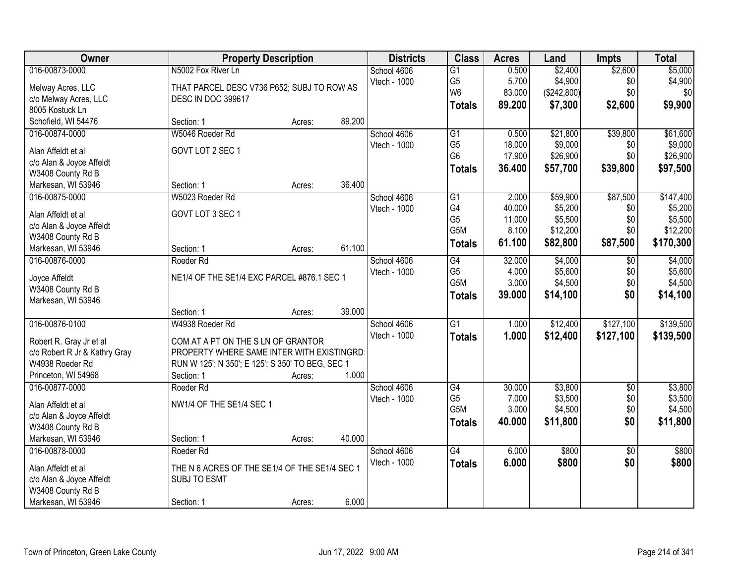| Owner | Property Description | | | Districts | Class | Acres | Land | Impts | Total |
|---|---|---|---|---|---|---|---|---|---|
| 016-00873-0000 | N5002 Fox River Ln | | | School 4606 | G1 | 0.500 | $2,400 | $2,600 | $5,000 |
| Melway Acres, LLC | THAT PARCEL DESC V736 P652; SUBJ TO ROW AS | | | Vtech - 1000 | G5 | 5.700 | $4,900 | $0 | $4,900 |
| c/o Melway Acres, LLC | DESC IN DOC 399617 | | | | W6 | 83.000 | ($242,800) | $0 | $0 |
| 8005 Kostuck Ln | | | | | **Totals** | **89.200** | **$7,300** | **$2,600** | **$9,900** |
| Schofield, WI 54476 | Section: 1 | Acres: | 89.200 | | | | | | |
| 016-00874-0000 | W5046 Roeder Rd | | | School 4606 | G1 | 0.500 | $21,800 | $39,800 | $61,600 |
| Alan Affeldt et al | GOVT LOT 2 SEC 1 | | | Vtech - 1000 | G5 | 18.000 | $9,000 | $0 | $9,000 |
| c/o Alan & Joyce Affeldt | | | | | G6 | 17.900 | $26,900 | $0 | $26,900 |
| W3408 County Rd B | | | | | **Totals** | **36.400** | **$57,700** | **$39,800** | **$97,500** |
| Markesan, WI 53946 | Section: 1 | Acres: | 36.400 | | | | | | |
| 016-00875-0000 | W5023 Roeder Rd | | | School 4606 | G1 | 2.000 | $59,900 | $87,500 | $147,400 |
| Alan Affeldt et al | GOVT LOT 3 SEC 1 | | | Vtech - 1000 | G4 | 40.000 | $5,200 | $0 | $5,200 |
| c/o Alan & Joyce Affeldt | | | | | G5 | 11.000 | $5,500 | $0 | $5,500 |
| W3408 County Rd B | | | | | G5M | 8.100 | $12,200 | $0 | $12,200 |
| Markesan, WI 53946 | Section: 1 | Acres: | 61.100 | | **Totals** | **61.100** | **$82,800** | **$87,500** | **$170,300** |
| 016-00876-0000 | Roeder Rd | | | School 4606 | G4 | 32.000 | $4,000 | $0 | $4,000 |
| Joyce Affeldt | NE1/4 OF THE SE1/4 EXC PARCEL #876.1 SEC 1 | | | Vtech - 1000 | G5 | 4.000 | $5,600 | $0 | $5,600 |
| W3408 County Rd B | | | | | G5M | 3.000 | $4,500 | $0 | $4,500 |
| Markesan, WI 53946 | | | | | **Totals** | **39.000** | **$14,100** | **$0** | **$14,100** |
| | Section: 1 | Acres: | 39.000 | | | | | | |
| 016-00876-0100 | W4938 Roeder Rd | | | School 4606 | G1 | 1.000 | $12,400 | $127,100 | $139,500 |
| Robert R. Gray Jr et al | COM AT A PT ON THE S LN OF GRANTOR | | | Vtech - 1000 | **Totals** | **1.000** | **$12,400** | **$127,100** | **$139,500** |
| c/o Robert R Jr & Kathry Gray | PROPERTY WHERE SAME INTER WITH EXISTINGRD: | | | | | | | | |
| W4938 Roeder Rd | RUN W 125'; N 350'; E 125'; S 350' TO BEG, SEC 1 | | | | | | | | |
| Princeton, WI 54968 | Section: 1 | Acres: | 1.000 | | | | | | |
| 016-00877-0000 | Roeder Rd | | | School 4606 | G4 | 30.000 | $3,800 | $0 | $3,800 |
| Alan Affeldt et al | NW1/4 OF THE SE1/4 SEC 1 | | | Vtech - 1000 | G5 | 7.000 | $3,500 | $0 | $3,500 |
| c/o Alan & Joyce Affeldt | | | | | G5M | 3.000 | $4,500 | $0 | $4,500 |
| W3408 County Rd B | | | | | **Totals** | **40.000** | **$11,800** | **$0** | **$11,800** |
| Markesan, WI 53946 | Section: 1 | Acres: | 40.000 | | | | | | |
| 016-00878-0000 | Roeder Rd | | | School 4606 | G4 | 6.000 | $800 | $0 | $800 |
| Alan Affeldt et al | THE N 6 ACRES OF THE SE1/4 OF THE SE1/4 SEC 1 | | | Vtech - 1000 | **Totals** | **6.000** | **$800** | **$0** | **$800** |
| c/o Alan & Joyce Affeldt | SUBJ TO ESMT | | | | | | | | |
| W3408 County Rd B | | | | | | | | | |
| Markesan, WI 53946 | Section: 1 | Acres: | 6.000 | | | | | | |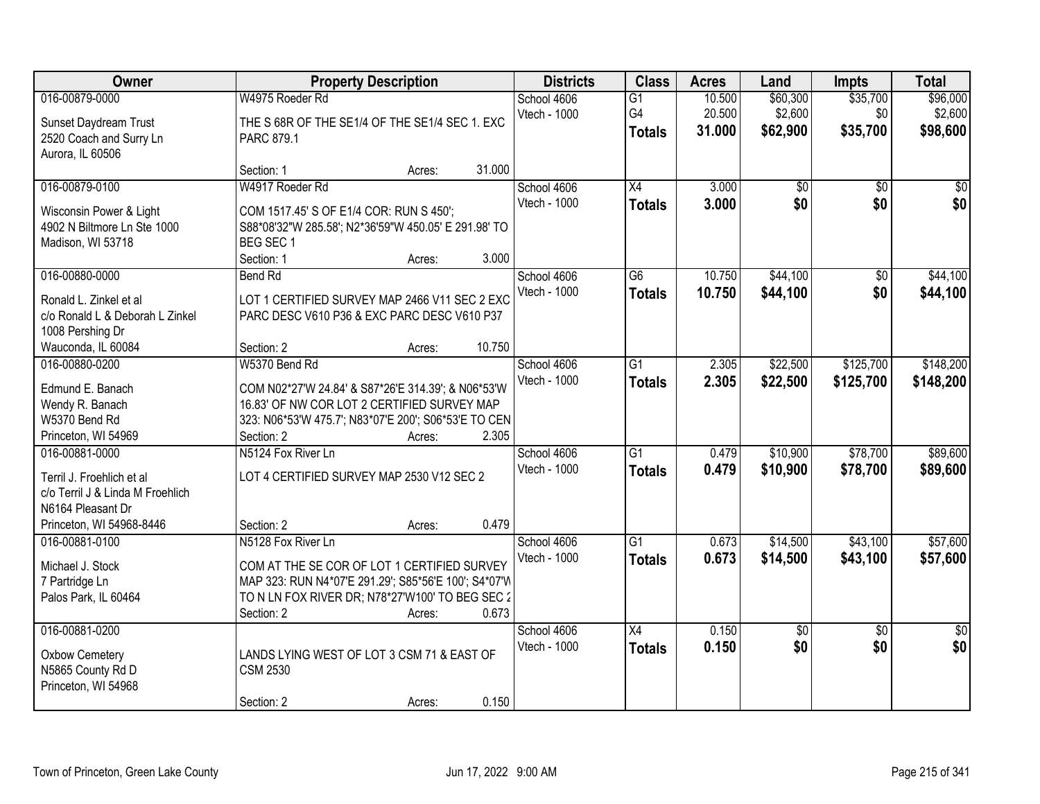| Owner | Property Description | Districts | Class | Acres | Land | Impts | Total |
|---|---|---|---|---|---|---|---|
| 016-00879-0000<br>Sunset Daydream Trust<br>2520 Coach and Surry Ln<br>Aurora, IL 60506 | W4975 Roeder Rd<br>THE S 68R OF THE SE1/4 OF THE SE1/4 SEC 1. EXC PARC 879.1<br>Section: 1 Acres: 31.000 | School 4606<br>Vtech - 1000 | G1<br>G4<br>**Totals** | 10.500<br>20.500<br>**31.000** | $60,300<br>$2,600<br>**$62,900** | $35,700<br>$0<br>**$35,700** | $96,000<br>$2,600<br>**$98,600** |
| 016-00879-0100<br>Wisconsin Power & Light<br>4902 N Biltmore Ln Ste 1000<br>Madison, WI 53718 | W4917 Roeder Rd<br>COM 1517.45' S OF E1/4 COR: RUN S 450'; S88*08'32"W 285.58'; N2*36'59"W 450.05' E 291.98' TO BEG SEC 1<br>Section: 1 Acres: 3.000 | School 4606<br>Vtech - 1000 | X4<br>**Totals** | 3.000<br>**3.000** | $0<br>**$0** | $0<br>**$0** | $0<br>**$0** |
| 016-00880-0000<br>Ronald L. Zinkel et al<br>c/o Ronald L & Deborah L Zinkel<br>1008 Pershing Dr<br>Wauconda, IL 60084 | Bend Rd<br>LOT 1 CERTIFIED SURVEY MAP 2466 V11 SEC 2 EXC PARC DESC V610 P36 & EXC PARC DESC V610 P37<br>Section: 2 Acres: 10.750 | School 4606<br>Vtech - 1000 | G6<br>**Totals** | 10.750<br>**10.750** | $44,100<br>**$44,100** | $0<br>**$0** | $44,100<br>**$44,100** |
| 016-00880-0200<br>Edmund E. Banach<br>Wendy R. Banach<br>W5370 Bend Rd<br>Princeton, WI 54969 | W5370 Bend Rd<br>COM N02*27'W 24.84' & S87*26'E 314.39'; & N06*53'W 16.83' OF NW COR LOT 2 CERTIFIED SURVEY MAP 323: N06*53'W 475.7'; N83*07'E 200'; S06*53'E TO CEN<br>Section: 2 Acres: 2.305 | School 4606<br>Vtech - 1000 | G1<br>**Totals** | 2.305<br>**2.305** | $22,500<br>**$22,500** | $125,700<br>**$125,700** | $148,200<br>**$148,200** |
| 016-00881-0000<br>Terril J. Froehlich et al<br>c/o Terril J & Linda M Froehlich<br>N6164 Pleasant Dr<br>Princeton, WI 54968-8446 | N5124 Fox River Ln<br>LOT 4 CERTIFIED SURVEY MAP 2530 V12 SEC 2<br>Section: 2 Acres: 0.479 | School 4606<br>Vtech - 1000 | G1<br>**Totals** | 0.479<br>**0.479** | $10,900<br>**$10,900** | $78,700<br>**$78,700** | $89,600<br>**$89,600** |
| 016-00881-0100<br>Michael J. Stock<br>7 Partridge Ln<br>Palos Park, IL 60464 | N5128 Fox River Ln<br>COM AT THE SE COR OF LOT 1 CERTIFIED SURVEY MAP 323: RUN N4*07'E 291.29'; S85*56'E 100'; S4*07'W TO N LN FOX RIVER DR; N78*27'W100' TO BEG SEC 2<br>Section: 2 Acres: 0.673 | School 4606<br>Vtech - 1000 | G1<br>**Totals** | 0.673<br>**0.673** | $14,500<br>**$14,500** | $43,100<br>**$43,100** | $57,600<br>**$57,600** |
| 016-00881-0200<br>Oxbow Cemetery<br>N5865 County Rd D<br>Princeton, WI 54968 | LANDS LYING WEST OF LOT 3 CSM 71 & EAST OF CSM 2530<br>Section: 2 Acres: 0.150 | School 4606<br>Vtech - 1000 | X4<br>**Totals** | 0.150<br>**0.150** | $0<br>**$0** | $0<br>**$0** | $0<br>**$0** |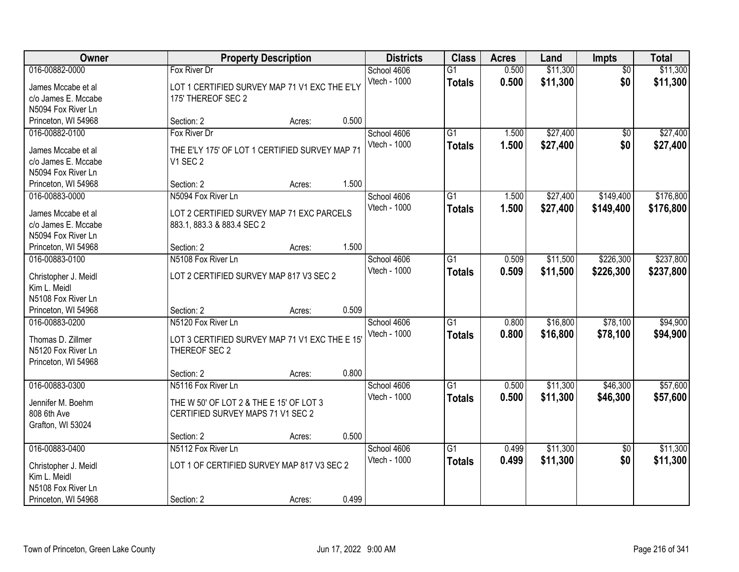| Owner | Property Description | Districts | Class | Acres | Land | Impts | Total |
|---|---|---|---|---|---|---|---|
| 016-00882-0000<br>James Mccabe et al<br>c/o James E. Mccabe<br>N5094 Fox River Ln<br>Princeton, WI 54968 | Fox River Dr<br>LOT 1 CERTIFIED SURVEY MAP 71 V1 EXC THE E'LY 175' THEREOF SEC 2<br>Section: 2 Acres: 0.500 | School 4606<br>Vtech - 1000 | G1<br>**Totals** | 0.500<br>**0.500** | $11,300<br>**$11,300** | $0<br>**$0** | $11,300<br>**$11,300** |
| 016-00882-0100<br>James Mccabe et al<br>c/o James E. Mccabe<br>N5094 Fox River Ln<br>Princeton, WI 54968 | Fox River Dr<br>THE E'LY 175' OF LOT 1 CERTIFIED SURVEY MAP 71 V1 SEC 2<br>Section: 2 Acres: 1.500 | School 4606<br>Vtech - 1000 | G1<br>**Totals** | 1.500<br>**1.500** | $27,400<br>**$27,400** | $0<br>**$0** | $27,400<br>**$27,400** |
| 016-00883-0000<br>James Mccabe et al<br>c/o James E. Mccabe<br>N5094 Fox River Ln<br>Princeton, WI 54968 | N5094 Fox River Ln<br>LOT 2 CERTIFIED SURVEY MAP 71 EXC PARCELS 883.1, 883.3 & 883.4 SEC 2<br>Section: 2 Acres: 1.500 | School 4606<br>Vtech - 1000 | G1<br>**Totals** | 1.500<br>**1.500** | $27,400<br>**$27,400** | $149,400<br>**$149,400** | $176,800<br>**$176,800** |
| 016-00883-0100<br>Christopher J. Meidl<br>Kim L. Meidl<br>N5108 Fox River Ln<br>Princeton, WI 54968 | N5108 Fox River Ln<br>LOT 2 CERTIFIED SURVEY MAP 817 V3 SEC 2<br>Section: 2 Acres: 0.509 | School 4606<br>Vtech - 1000 | G1<br>**Totals** | 0.509<br>**0.509** | $11,500<br>**$11,500** | $226,300<br>**$226,300** | $237,800<br>**$237,800** |
| 016-00883-0200<br>Thomas D. Zillmer<br>N5120 Fox River Ln<br>Princeton, WI 54968 | N5120 Fox River Ln<br>LOT 3 CERTIFIED SURVEY MAP 71 V1 EXC THE E 15' THEREOF SEC 2<br>Section: 2 Acres: 0.800 | School 4606<br>Vtech - 1000 | G1<br>**Totals** | 0.800<br>**0.800** | $16,800<br>**$16,800** | $78,100<br>**$78,100** | $94,900<br>**$94,900** |
| 016-00883-0300<br>Jennifer M. Boehm<br>808 6th Ave<br>Grafton, WI 53024 | N5116 Fox River Ln<br>THE W 50' OF LOT 2 & THE E 15' OF LOT 3 CERTIFIED SURVEY MAPS 71 V1 SEC 2<br>Section: 2 Acres: 0.500 | School 4606<br>Vtech - 1000 | G1<br>**Totals** | 0.500<br>**0.500** | $11,300<br>**$11,300** | $46,300<br>**$46,300** | $57,600<br>**$57,600** |
| 016-00883-0400<br>Christopher J. Meidl<br>Kim L. Meidl<br>N5108 Fox River Ln<br>Princeton, WI 54968 | N5112 Fox River Ln<br>LOT 1 OF CERTIFIED SURVEY MAP 817 V3 SEC 2<br>Section: 2 Acres: 0.499 | School 4606<br>Vtech - 1000 | G1<br>**Totals** | 0.499<br>**0.499** | $11,300<br>**$11,300** | $0<br>**$0** | $11,300<br>**$11,300** |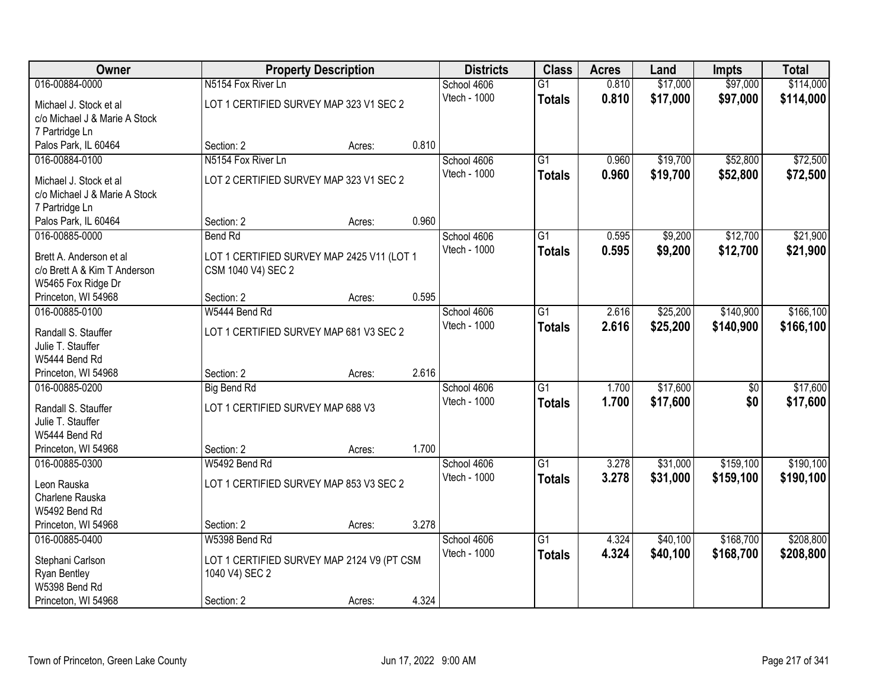| Owner | Property Description | | | Districts | Class | Acres | Land | Impts | Total |
|---|---|---|---|---|---|---|---|---|---|
| 016-00884-0000 | N5154 Fox River Ln | | | School 4606 | G1 | 0.810 | $17,000 | $97,000 | $114,000 |
| Michael J. Stock et al<br>c/o Michael J & Marie A Stock<br>7 Partridge Ln<br>Palos Park, IL 60464 | LOT 1 CERTIFIED SURVEY MAP 323 V1 SEC 2 | | | Vtech - 1000 | **Totals** | **0.810** | **$17,000** | **$97,000** | **$114,000** |
| | Section: 2 | Acres: | 0.810 | | | | | | |
| 016-00884-0100 | N5154 Fox River Ln | | | School 4606 | G1 | 0.960 | $19,700 | $52,800 | $72,500 |
| Michael J. Stock et al<br>c/o Michael J & Marie A Stock<br>7 Partridge Ln<br>Palos Park, IL 60464 | LOT 2 CERTIFIED SURVEY MAP 323 V1 SEC 2 | | | Vtech - 1000 | **Totals** | **0.960** | **$19,700** | **$52,800** | **$72,500** |
| | Section: 2 | Acres: | 0.960 | | | | | | |
| 016-00885-0000 | Bend Rd | | | School 4606 | G1 | 0.595 | $9,200 | $12,700 | $21,900 |
| Brett A. Anderson et al<br>c/o Brett A & Kim T Anderson<br>W5465 Fox Ridge Dr<br>Princeton, WI 54968 | LOT 1 CERTIFIED SURVEY MAP 2425 V11 (LOT 1 CSM 1040 V4) SEC 2 | | | Vtech - 1000 | **Totals** | **0.595** | **$9,200** | **$12,700** | **$21,900** |
| | Section: 2 | Acres: | 0.595 | | | | | | |
| 016-00885-0100 | W5444 Bend Rd | | | School 4606 | G1 | 2.616 | $25,200 | $140,900 | $166,100 |
| Randall S. Stauffer<br>Julie T. Stauffer<br>W5444 Bend Rd<br>Princeton, WI 54968 | LOT 1 CERTIFIED SURVEY MAP 681 V3 SEC 2 | | | Vtech - 1000 | **Totals** | **2.616** | **$25,200** | **$140,900** | **$166,100** |
| | Section: 2 | Acres: | 2.616 | | | | | | |
| 016-00885-0200 | Big Bend Rd | | | School 4606 | G1 | 1.700 | $17,600 | $0 | $17,600 |
| Randall S. Stauffer<br>Julie T. Stauffer<br>W5444 Bend Rd<br>Princeton, WI 54968 | LOT 1 CERTIFIED SURVEY MAP 688 V3 | | | Vtech - 1000 | **Totals** | **1.700** | **$17,600** | **$0** | **$17,600** |
| | Section: 2 | Acres: | 1.700 | | | | | | |
| 016-00885-0300 | W5492 Bend Rd | | | School 4606 | G1 | 3.278 | $31,000 | $159,100 | $190,100 |
| Leon Rauska<br>Charlene Rauska<br>W5492 Bend Rd<br>Princeton, WI 54968 | LOT 1 CERTIFIED SURVEY MAP 853 V3 SEC 2 | | | Vtech - 1000 | **Totals** | **3.278** | **$31,000** | **$159,100** | **$190,100** |
| | Section: 2 | Acres: | 3.278 | | | | | | |
| 016-00885-0400 | W5398 Bend Rd | | | School 4606 | G1 | 4.324 | $40,100 | $168,700 | $208,800 |
| Stephani Carlson<br>Ryan Bentley<br>W5398 Bend Rd<br>Princeton, WI 54968 | LOT 1 CERTIFIED SURVEY MAP 2124 V9 (PT CSM 1040 V4) SEC 2 | | | Vtech - 1000 | **Totals** | **4.324** | **$40,100** | **$168,700** | **$208,800** |
| | Section: 2 | Acres: | 4.324 | | | | | | |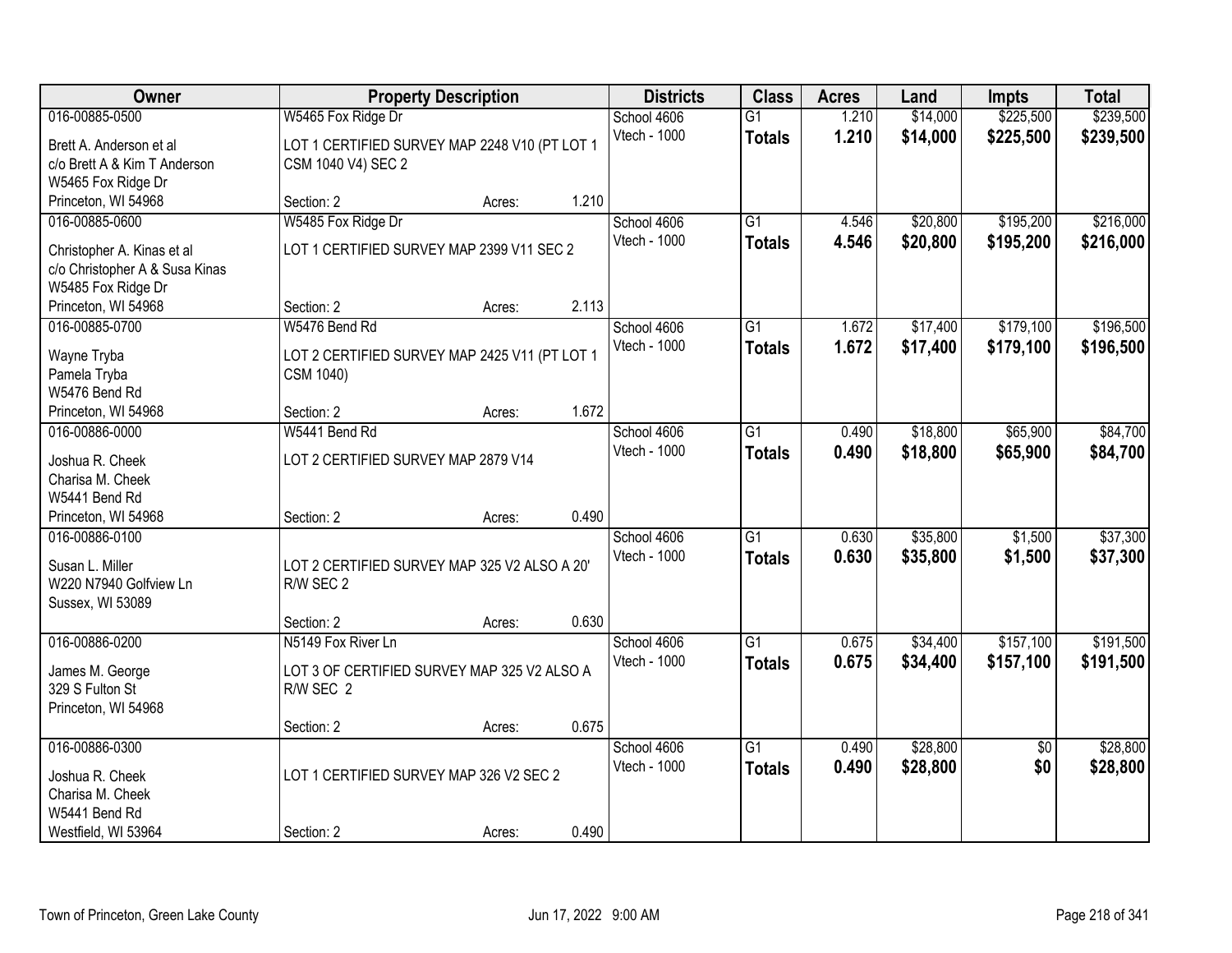| Owner | Property Description | | | Districts | Class | Acres | Land | Impts | Total |
|---|---|---|---|---|---|---|---|---|---|
| 016-00885-0500 | W5465 Fox Ridge Dr | | | School 4606 | G1 | 1.210 | $14,000 | $225,500 | $239,500 |
| Brett A. Anderson et al<br>c/o Brett A & Kim T Anderson<br>W5465 Fox Ridge Dr<br>Princeton, WI 54968 | LOT 1 CERTIFIED SURVEY MAP 2248 V10 (PT LOT 1 CSM 1040 V4) SEC 2 | | | Vtech - 1000 | **Totals** | **1.210** | **$14,000** | **$225,500** | **$239,500** |
| | Section: 2 | Acres: | 1.210 | | | | | | |
| 016-00885-0600 | W5485 Fox Ridge Dr | | | School 4606 | G1 | 4.546 | $20,800 | $195,200 | $216,000 |
| Christopher A. Kinas et al<br>c/o Christopher A & Susa Kinas<br>W5485 Fox Ridge Dr<br>Princeton, WI 54968 | LOT 1 CERTIFIED SURVEY MAP 2399 V11 SEC 2 | | | Vtech - 1000 | **Totals** | **4.546** | **$20,800** | **$195,200** | **$216,000** |
| | Section: 2 | Acres: | 2.113 | | | | | | |
| 016-00885-0700 | W5476 Bend Rd | | | School 4606 | G1 | 1.672 | $17,400 | $179,100 | $196,500 |
| Wayne Tryba<br>Pamela Tryba<br>W5476 Bend Rd<br>Princeton, WI 54968 | LOT 2 CERTIFIED SURVEY MAP 2425 V11 (PT LOT 1 CSM 1040) | | | Vtech - 1000 | **Totals** | **1.672** | **$17,400** | **$179,100** | **$196,500** |
| | Section: 2 | Acres: | 1.672 | | | | | | |
| 016-00886-0000 | W5441 Bend Rd | | | School 4606 | G1 | 0.490 | $18,800 | $65,900 | $84,700 |
| Joshua R. Cheek<br>Charisa M. Cheek<br>W5441 Bend Rd<br>Princeton, WI 54968 | LOT 2 CERTIFIED SURVEY MAP 2879 V14 | | | Vtech - 1000 | **Totals** | **0.490** | **$18,800** | **$65,900** | **$84,700** |
| | Section: 2 | Acres: | 0.490 | | | | | | |
| 016-00886-0100 | | | | School 4606 | G1 | 0.630 | $35,800 | $1,500 | $37,300 |
| Susan L. Miller<br>W220 N7940 Golfview Ln<br>Sussex, WI 53089 | LOT 2 CERTIFIED SURVEY MAP 325 V2 ALSO A 20' R/W SEC 2 | | | Vtech - 1000 | **Totals** | **0.630** | **$35,800** | **$1,500** | **$37,300** |
| | Section: 2 | Acres: | 0.630 | | | | | | |
| 016-00886-0200 | N5149 Fox River Ln | | | School 4606 | G1 | 0.675 | $34,400 | $157,100 | $191,500 |
| James M. George<br>329 S Fulton St<br>Princeton, WI 54968 | LOT 3 OF CERTIFIED SURVEY MAP 325 V2 ALSO A R/W SEC 2 | | | Vtech - 1000 | **Totals** | **0.675** | **$34,400** | **$157,100** | **$191,500** |
| | Section: 2 | Acres: | 0.675 | | | | | | |
| 016-00886-0300 | | | | School 4606 | G1 | 0.490 | $28,800 | $0 | $28,800 |
| Joshua R. Cheek<br>Charisa M. Cheek<br>W5441 Bend Rd<br>Westfield, WI 53964 | LOT 1 CERTIFIED SURVEY MAP 326 V2 SEC 2 | | | Vtech - 1000 | **Totals** | **0.490** | **$28,800** | **$0** | **$28,800** |
| | Section: 2 | Acres: | 0.490 | | | | | | |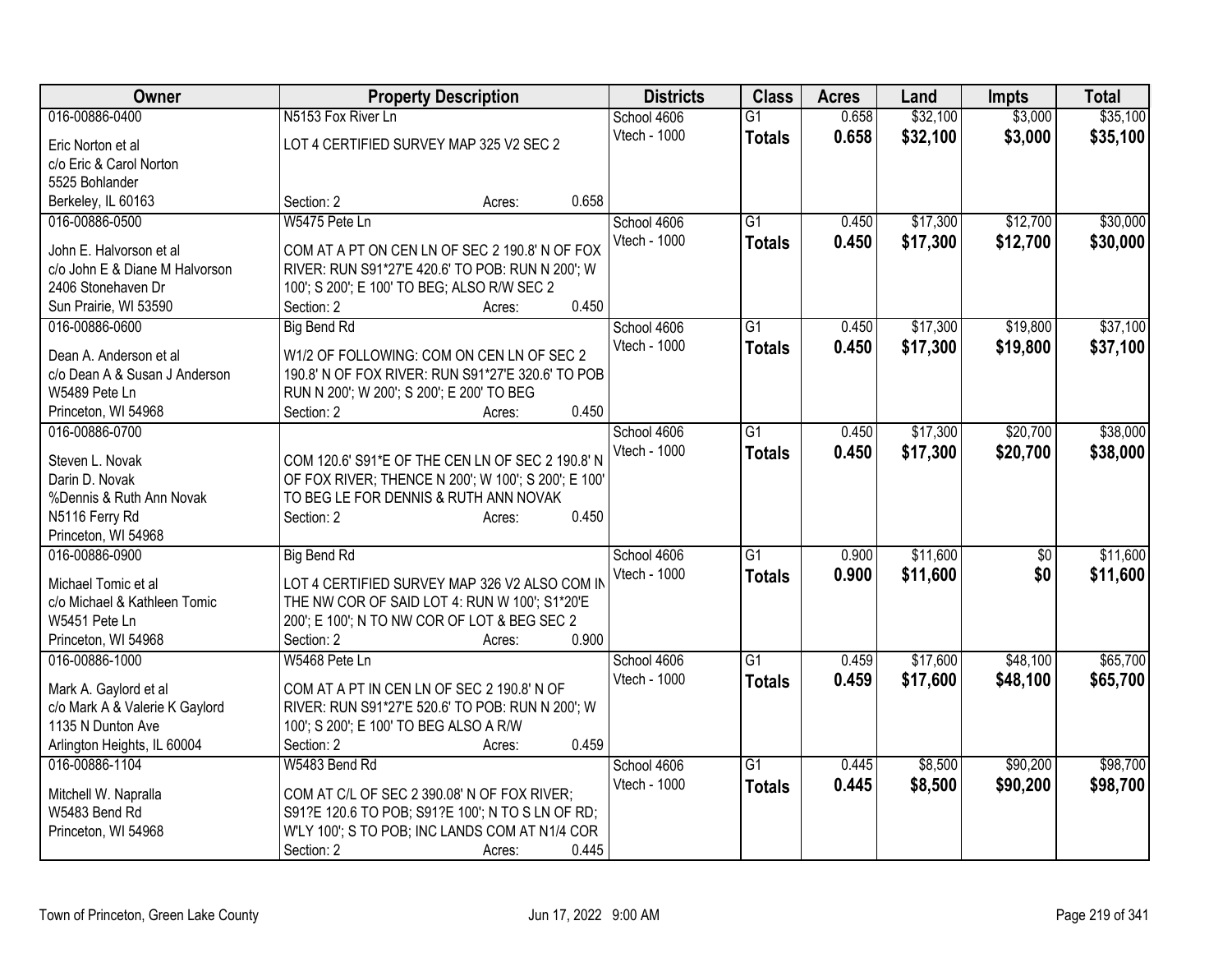| Owner | Property Description | Districts | Class | Acres | Land | Impts | Total |
|---|---|---|---|---|---|---|---|
| 016-00886-0400<br>Eric Norton et al<br>c/o Eric & Carol Norton<br>5525 Bohlander<br>Berkeley, IL 60163 | N5153 Fox River Ln<br>LOT 4 CERTIFIED SURVEY MAP 325 V2 SEC 2<br>Section: 2 Acres: 0.658 | School 4606<br>Vtech - 1000 | G1<br>**Totals** | 0.658<br>**0.658** | $32,100<br>**$32,100** | $3,000<br>**$3,000** | $35,100<br>**$35,100** |
| 016-00886-0500<br>John E. Halvorson et al<br>c/o John E & Diane M Halvorson<br>2406 Stonehaven Dr<br>Sun Prairie, WI 53590 | W5475 Pete Ln<br>COM AT A PT ON CEN LN OF SEC 2 190.8' N OF FOX RIVER: RUN S91*27'E 420.6' TO POB: RUN N 200'; W 100'; S 200'; E 100' TO BEG; ALSO R/W SEC 2<br>Section: 2 Acres: 0.450 | School 4606<br>Vtech - 1000 | G1<br>**Totals** | 0.450<br>**0.450** | $17,300<br>**$17,300** | $12,700<br>**$12,700** | $30,000<br>**$30,000** |
| 016-00886-0600<br>Dean A. Anderson et al<br>c/o Dean A & Susan J Anderson<br>W5489 Pete Ln<br>Princeton, WI 54968 | Big Bend Rd<br>W1/2 OF FOLLOWING: COM ON CEN LN OF SEC 2 190.8' N OF FOX RIVER: RUN S91*27'E 320.6' TO POB RUN N 200'; W 200'; S 200'; E 200' TO BEG<br>Section: 2 Acres: 0.450 | School 4606<br>Vtech - 1000 | G1<br>**Totals** | 0.450<br>**0.450** | $17,300<br>**$17,300** | $19,800<br>**$19,800** | $37,100<br>**$37,100** |
| 016-00886-0700<br>Steven L. Novak<br>Darin D. Novak<br>%Dennis & Ruth Ann Novak<br>N5116 Ferry Rd<br>Princeton, WI 54968 | COM 120.6' S91*E OF THE CEN LN OF SEC 2 190.8' N OF FOX RIVER; THENCE N 200'; W 100'; S 200'; E 100' TO BEG LE FOR DENNIS & RUTH ANN NOVAK<br>Section: 2 Acres: 0.450 | School 4606<br>Vtech - 1000 | G1<br>**Totals** | 0.450<br>**0.450** | $17,300<br>**$17,300** | $20,700<br>**$20,700** | $38,000<br>**$38,000** |
| 016-00886-0900<br>Michael Tomic et al<br>c/o Michael & Kathleen Tomic<br>W5451 Pete Ln<br>Princeton, WI 54968 | Big Bend Rd<br>LOT 4 CERTIFIED SURVEY MAP 326 V2 ALSO COM IN THE NW COR OF SAID LOT 4: RUN W 100'; S1*20'E 200'; E 100'; N TO NW COR OF LOT & BEG SEC 2<br>Section: 2 Acres: 0.900 | School 4606<br>Vtech - 1000 | G1<br>**Totals** | 0.900<br>**0.900** | $11,600<br>**$11,600** | $0<br>**$0** | $11,600<br>**$11,600** |
| 016-00886-1000<br>Mark A. Gaylord et al<br>c/o Mark A & Valerie K Gaylord<br>1135 N Dunton Ave<br>Arlington Heights, IL 60004 | W5468 Pete Ln<br>COM AT A PT IN CEN LN OF SEC 2 190.8' N OF RIVER: RUN S91*27'E 520.6' TO POB: RUN N 200'; W 100'; S 200'; E 100' TO BEG ALSO A R/W<br>Section: 2 Acres: 0.459 | School 4606<br>Vtech - 1000 | G1<br>**Totals** | 0.459<br>**0.459** | $17,600<br>**$17,600** | $48,100<br>**$48,100** | $65,700<br>**$65,700** |
| 016-00886-1104<br>Mitchell W. Napralla<br>W5483 Bend Rd<br>Princeton, WI 54968 | W5483 Bend Rd<br>COM AT C/L OF SEC 2 390.08' N OF FOX RIVER; S91?E 120.6 TO POB; S91?E 100'; N TO S LN OF RD; W'LY 100'; S TO POB; INC LANDS COM AT N1/4 COR<br>Section: 2 Acres: 0.445 | School 4606<br>Vtech - 1000 | G1<br>**Totals** | 0.445<br>**0.445** | $8,500<br>**$8,500** | $90,200<br>**$90,200** | $98,700<br>**$98,700** |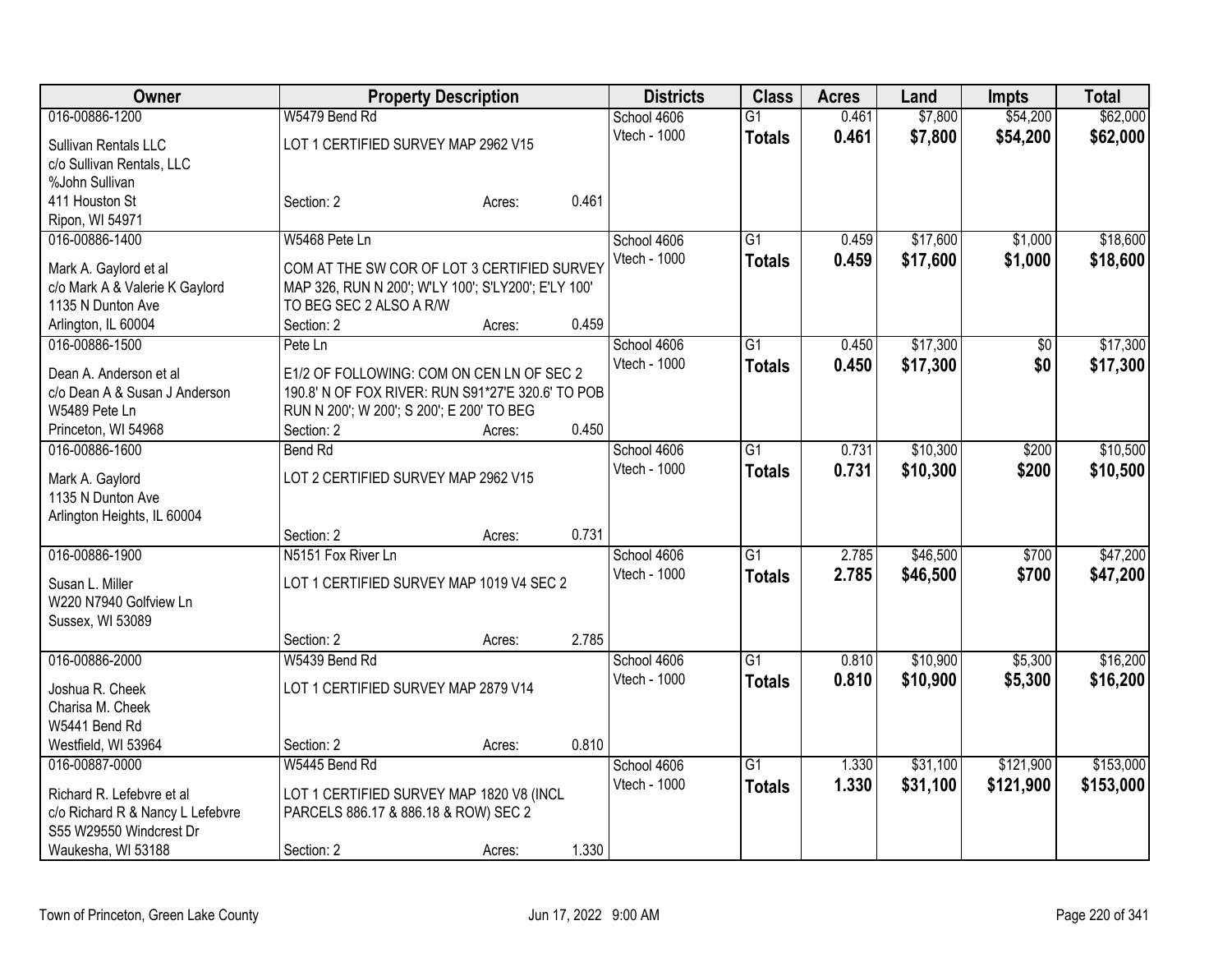| Owner | Property Description | | | Districts | Class | Acres | Land | Impts | Total |
|---|---|---|---|---|---|---|---|---|---|
| 016-00886-1200 | W5479 Bend Rd | | | School 4606 | G1 | 0.461 | $7,800 | $54,200 | $62,000 |
| Sullivan Rentals LLC<br>c/o Sullivan Rentals, LLC<br>%John Sullivan<br>411 Houston St<br>Ripon, WI 54971 | LOT 1 CERTIFIED SURVEY MAP 2962 V15 | | | Vtech - 1000 | **Totals** | **0.461** | **$7,800** | **$54,200** | **$62,000** |
| | Section: 2 | Acres: | 0.461 | | | | | | |
| 016-00886-1400 | W5468 Pete Ln | | | School 4606 | G1 | 0.459 | $17,600 | $1,000 | $18,600 |
| Mark A. Gaylord et al<br>c/o Mark A & Valerie K Gaylord<br>1135 N Dunton Ave<br>Arlington, IL 60004 | COM AT THE SW COR OF LOT 3 CERTIFIED SURVEY MAP 326, RUN N 200'; W'LY 100'; S'LY200'; E'LY 100' TO BEG SEC 2 ALSO A R/W | | | Vtech - 1000 | **Totals** | **0.459** | **$17,600** | **$1,000** | **$18,600** |
| | Section: 2 | Acres: | 0.459 | | | | | | |
| 016-00886-1500 | Pete Ln | | | School 4606 | G1 | 0.450 | $17,300 | $0 | $17,300 |
| Dean A. Anderson et al<br>c/o Dean A & Susan J Anderson<br>W5489 Pete Ln<br>Princeton, WI 54968 | E1/2 OF FOLLOWING: COM ON CEN LN OF SEC 2 190.8' N OF FOX RIVER: RUN S91*27'E 320.6' TO POB RUN N 200'; W 200'; S 200'; E 200' TO BEG | | | Vtech - 1000 | **Totals** | **0.450** | **$17,300** | **$0** | **$17,300** |
| | Section: 2 | Acres: | 0.450 | | | | | | |
| 016-00886-1600 | Bend Rd | | | School 4606 | G1 | 0.731 | $10,300 | $200 | $10,500 |
| Mark A. Gaylord<br>1135 N Dunton Ave<br>Arlington Heights, IL 60004 | LOT 2 CERTIFIED SURVEY MAP 2962 V15 | | | Vtech - 1000 | **Totals** | **0.731** | **$10,300** | **$200** | **$10,500** |
| | Section: 2 | Acres: | 0.731 | | | | | | |
| 016-00886-1900 | N5151 Fox River Ln | | | School 4606 | G1 | 2.785 | $46,500 | $700 | $47,200 |
| Susan L. Miller<br>W220 N7940 Golfview Ln<br>Sussex, WI 53089 | LOT 1 CERTIFIED SURVEY MAP 1019 V4 SEC 2 | | | Vtech - 1000 | **Totals** | **2.785** | **$46,500** | **$700** | **$47,200** |
| | Section: 2 | Acres: | 2.785 | | | | | | |
| 016-00886-2000 | W5439 Bend Rd | | | School 4606 | G1 | 0.810 | $10,900 | $5,300 | $16,200 |
| Joshua R. Cheek<br>Charisa M. Cheek<br>W5441 Bend Rd<br>Westfield, WI 53964 | LOT 1 CERTIFIED SURVEY MAP 2879 V14 | | | Vtech - 1000 | **Totals** | **0.810** | **$10,900** | **$5,300** | **$16,200** |
| | Section: 2 | Acres: | 0.810 | | | | | | |
| 016-00887-0000 | W5445 Bend Rd | | | School 4606 | G1 | 1.330 | $31,100 | $121,900 | $153,000 |
| Richard R. Lefebvre et al<br>c/o Richard R & Nancy L Lefebvre<br>S55 W29550 Windcrest Dr<br>Waukesha, WI 53188 | LOT 1 CERTIFIED SURVEY MAP 1820 V8 (INCL PARCELS 886.17 & 886.18 & ROW) SEC 2 | | | Vtech - 1000 | **Totals** | **1.330** | **$31,100** | **$121,900** | **$153,000** |
| | Section: 2 | Acres: | 1.330 | | | | | | |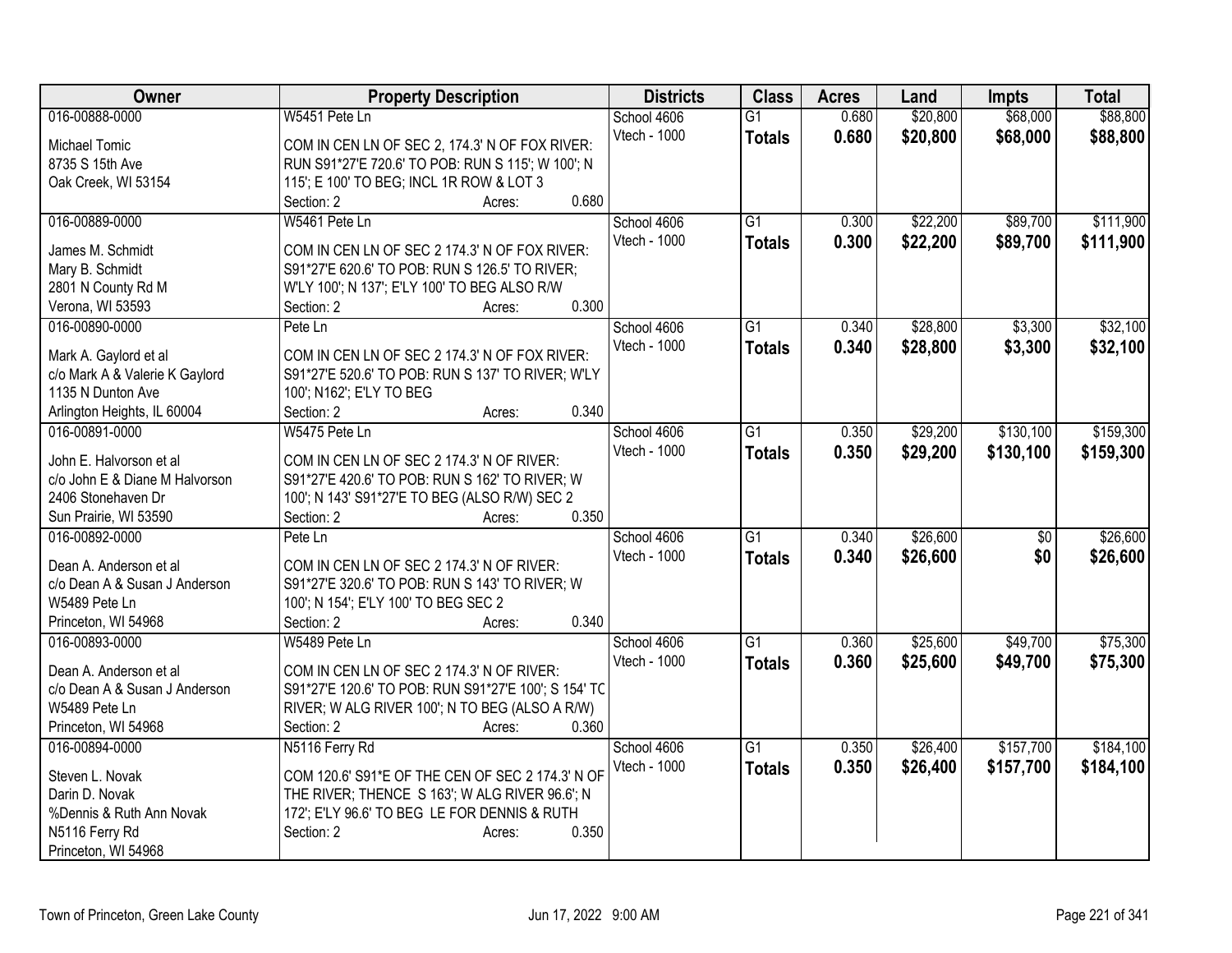| Owner | Property Description | Districts | Class | Acres | Land | Impts | Total |
|---|---|---|---|---|---|---|---|
| 016-00888-0000<br><br>Michael Tomic<br>8735 S 15th Ave<br>Oak Creek, WI 53154 | W5451 Pete Ln<br><br>COM IN CEN LN OF SEC 2, 174.3' N OF FOX RIVER: RUN S91*27'E 720.6' TO POB: RUN S 115'; W 100'; N 115'; E 100' TO BEG; INCL 1R ROW & LOT 3<br>Section: 2 Acres: 0.680 | School 4606<br>Vtech - 1000 | G1<br>**Totals** | 0.680<br>**0.680** | $20,800<br>**$20,800** | $68,000<br>**$68,000** | $88,800<br>**$88,800** |
| 016-00889-0000<br><br>James M. Schmidt<br>Mary B. Schmidt<br>2801 N County Rd M<br>Verona, WI 53593 | W5461 Pete Ln<br><br>COM IN CEN LN OF SEC 2 174.3' N OF FOX RIVER: S91*27'E 620.6' TO POB: RUN S 126.5' TO RIVER; W'LY 100'; N 137'; E'LY 100' TO BEG ALSO R/W<br>Section: 2 Acres: 0.300 | School 4606<br>Vtech - 1000 | G1<br>**Totals** | 0.300<br>**0.300** | $22,200<br>**$22,200** | $89,700<br>**$89,700** | $111,900<br>**$111,900** |
| 016-00890-0000<br><br>Mark A. Gaylord et al<br>c/o Mark A & Valerie K Gaylord<br>1135 N Dunton Ave<br>Arlington Heights, IL 60004 | Pete Ln<br><br>COM IN CEN LN OF SEC 2 174.3' N OF FOX RIVER: S91*27'E 520.6' TO POB: RUN S 137' TO RIVER; W'LY 100'; N162'; E'LY TO BEG<br>Section: 2 Acres: 0.340 | School 4606<br>Vtech - 1000 | G1<br>**Totals** | 0.340<br>**0.340** | $28,800<br>**$28,800** | $3,300<br>**$3,300** | $32,100<br>**$32,100** |
| 016-00891-0000<br><br>John E. Halvorson et al<br>c/o John E & Diane M Halvorson<br>2406 Stonehaven Dr<br>Sun Prairie, WI 53590 | W5475 Pete Ln<br><br>COM IN CEN LN OF SEC 2 174.3' N OF RIVER: S91*27'E 420.6' TO POB: RUN S 162' TO RIVER; W 100'; N 143' S91*27'E TO BEG (ALSO R/W) SEC 2<br>Section: 2 Acres: 0.350 | School 4606<br>Vtech - 1000 | G1<br>**Totals** | 0.350<br>**0.350** | $29,200<br>**$29,200** | $130,100<br>**$130,100** | $159,300<br>**$159,300** |
| 016-00892-0000<br><br>Dean A. Anderson et al<br>c/o Dean A & Susan J Anderson<br>W5489 Pete Ln<br>Princeton, WI 54968 | Pete Ln<br><br>COM IN CEN LN OF SEC 2 174.3' N OF RIVER: S91*27'E 320.6' TO POB: RUN S 143' TO RIVER; W 100'; N 154'; E'LY 100' TO BEG SEC 2<br>Section: 2 Acres: 0.340 | School 4606<br>Vtech - 1000 | G1<br>**Totals** | 0.340<br>**0.340** | $26,600<br>**$26,600** | $0<br>**$0** | $26,600<br>**$26,600** |
| 016-00893-0000<br><br>Dean A. Anderson et al<br>c/o Dean A & Susan J Anderson<br>W5489 Pete Ln<br>Princeton, WI 54968 | W5489 Pete Ln<br><br>COM IN CEN LN OF SEC 2 174.3' N OF RIVER: S91*27'E 120.6' TO POB: RUN S91*27'E 100'; S 154' TO RIVER; W ALG RIVER 100'; N TO BEG (ALSO A R/W)<br>Section: 2 Acres: 0.360 | School 4606<br>Vtech - 1000 | G1<br>**Totals** | 0.360<br>**0.360** | $25,600<br>**$25,600** | $49,700<br>**$49,700** | $75,300<br>**$75,300** |
| 016-00894-0000<br><br>Steven L. Novak<br>Darin D. Novak<br>%Dennis & Ruth Ann Novak<br>N5116 Ferry Rd<br>Princeton, WI 54968 | N5116 Ferry Rd<br><br>COM 120.6' S91*E OF THE CEN OF SEC 2 174.3' N OF THE RIVER; THENCE S 163'; W ALG RIVER 96.6'; N 172'; E'LY 96.6' TO BEG LE FOR DENNIS & RUTH<br>Section: 2 Acres: 0.350 | School 4606<br>Vtech - 1000 | G1<br>**Totals** | 0.350<br>**0.350** | $26,400<br>**$26,400** | $157,700<br>**$157,700** | $184,100<br>**$184,100** |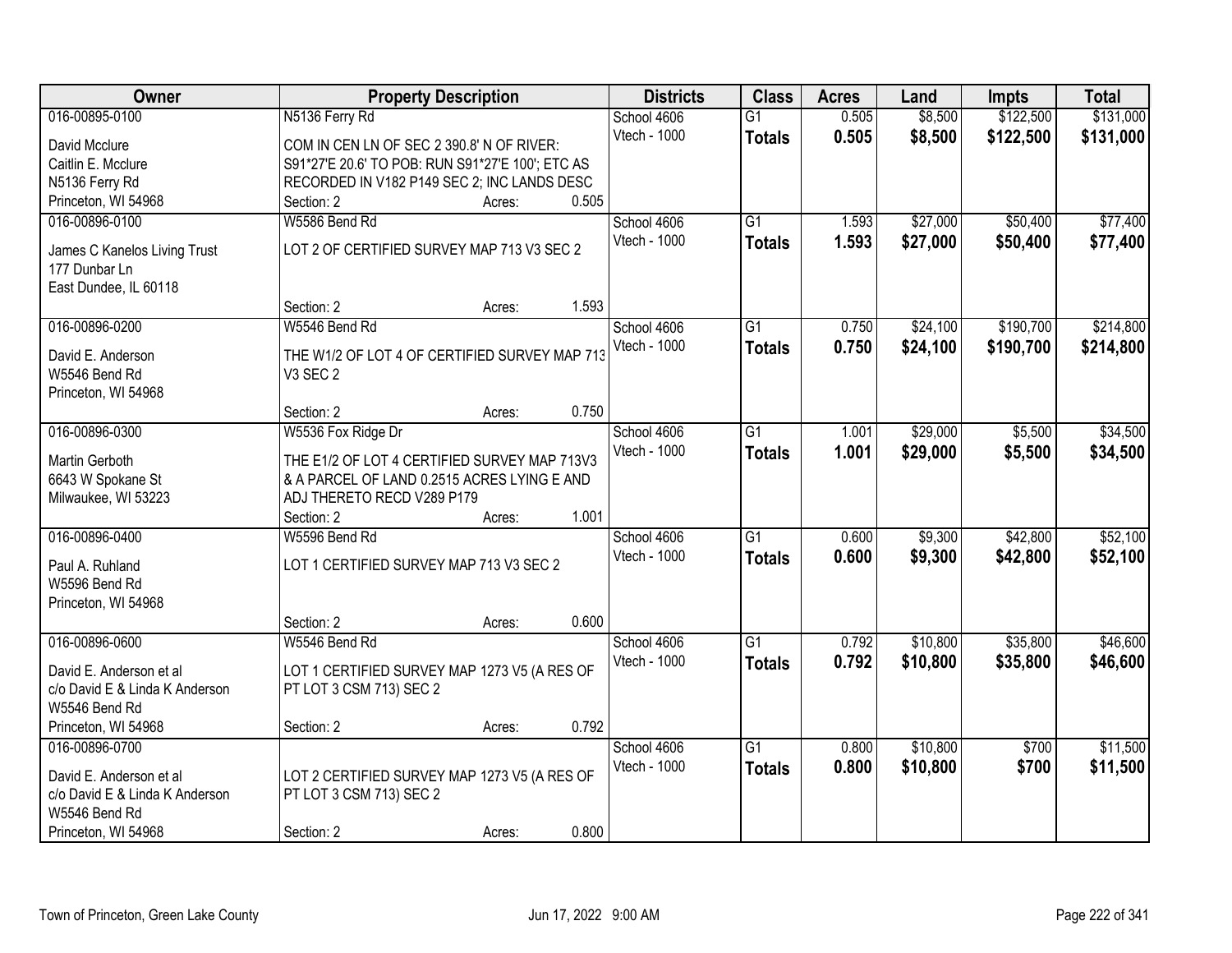| Owner | Property Description | Districts | Class | Acres | Land | Impts | Total |
|---|---|---|---|---|---|---|---|
| 016-00895-0100<br>David Mcclure<br>Caitlin E. Mcclure<br>N5136 Ferry Rd<br>Princeton, WI 54968 | N5136 Ferry Rd<br>COM IN CEN LN OF SEC 2 390.8' N OF RIVER: S91*27'E 20.6' TO POB: RUN S91*27'E 100'; ETC AS RECORDED IN V182 P149 SEC 2; INC LANDS DESC<br>Section: 2 Acres: 0.505 | School 4606<br>Vtech - 1000 | G1<br>**Totals** | 0.505<br>**0.505** | $8,500<br>**$8,500** | $122,500<br>**$122,500** | $131,000<br>**$131,000** |
| 016-00896-0100<br>James C Kanelos Living Trust<br>177 Dunbar Ln<br>East Dundee, IL 60118 | W5586 Bend Rd<br>LOT 2 OF CERTIFIED SURVEY MAP 713 V3 SEC 2<br>Section: 2 Acres: 1.593 | School 4606<br>Vtech - 1000 | G1<br>**Totals** | 1.593<br>**1.593** | $27,000<br>**$27,000** | $50,400<br>**$50,400** | $77,400<br>**$77,400** |
| 016-00896-0200<br>David E. Anderson<br>W5546 Bend Rd<br>Princeton, WI 54968 | W5546 Bend Rd<br>THE W1/2 OF LOT 4 OF CERTIFIED SURVEY MAP 713 V3 SEC 2<br>Section: 2 Acres: 0.750 | School 4606<br>Vtech - 1000 | G1<br>**Totals** | 0.750<br>**0.750** | $24,100<br>**$24,100** | $190,700<br>**$190,700** | $214,800<br>**$214,800** |
| 016-00896-0300<br>Martin Gerboth<br>6643 W Spokane St<br>Milwaukee, WI 53223 | W5536 Fox Ridge Dr<br>THE E1/2 OF LOT 4 CERTIFIED SURVEY MAP 713V3 & A PARCEL OF LAND 0.2515 ACRES LYING E AND ADJ THERETO RECD V289 P179<br>Section: 2 Acres: 1.001 | School 4606<br>Vtech - 1000 | G1<br>**Totals** | 1.001<br>**1.001** | $29,000<br>**$29,000** | $5,500<br>**$5,500** | $34,500<br>**$34,500** |
| 016-00896-0400<br>Paul A. Ruhland<br>W5596 Bend Rd<br>Princeton, WI 54968 | W5596 Bend Rd<br>LOT 1 CERTIFIED SURVEY MAP 713 V3 SEC 2<br>Section: 2 Acres: 0.600 | School 4606<br>Vtech - 1000 | G1<br>**Totals** | 0.600<br>**0.600** | $9,300<br>**$9,300** | $42,800<br>**$42,800** | $52,100<br>**$52,100** |
| 016-00896-0600<br>David E. Anderson et al<br>c/o David E & Linda K Anderson<br>W5546 Bend Rd<br>Princeton, WI 54968 | W5546 Bend Rd<br>LOT 1 CERTIFIED SURVEY MAP 1273 V5 (A RES OF PT LOT 3 CSM 713) SEC 2<br>Section: 2 Acres: 0.792 | School 4606<br>Vtech - 1000 | G1<br>**Totals** | 0.792<br>**0.792** | $10,800<br>**$10,800** | $35,800<br>**$35,800** | $46,600<br>**$46,600** |
| 016-00896-0700<br>David E. Anderson et al<br>c/o David E & Linda K Anderson<br>W5546 Bend Rd<br>Princeton, WI 54968 | LOT 2 CERTIFIED SURVEY MAP 1273 V5 (A RES OF PT LOT 3 CSM 713) SEC 2<br>Section: 2 Acres: 0.800 | School 4606<br>Vtech - 1000 | G1<br>**Totals** | 0.800<br>**0.800** | $10,800<br>**$10,800** | $700<br>**$700** | $11,500<br>**$11,500** |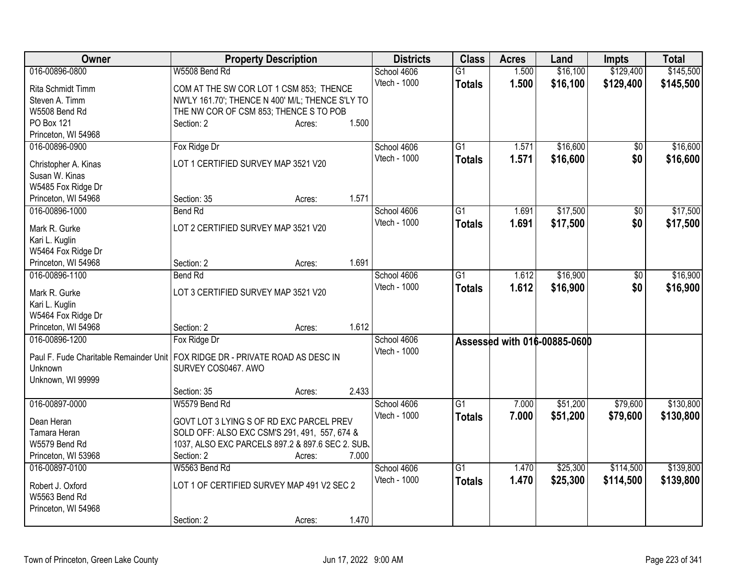| Owner | Property Description | | | Districts | Class | Acres | Land | Impts | Total |
|---|---|---|---|---|---|---|---|---|---|
| 016-00896-0800 | W5508 Bend Rd | | | School 4606 | G1 | 1.500 | $16,100 | $129,400 | $145,500 |
| Rita Schmidt Timm<br>Steven A. Timm<br>W5508 Bend Rd<br>PO Box 121<br>Princeton, WI 54968 | COM AT THE SW COR LOT 1 CSM 853; THENCE NW'LY 161.70'; THENCE N 400' M/L; THENCE S'LY TO THE NW COR OF CSM 853; THENCE S TO POB | | | Vtech - 1000 | **Totals** | **1.500** | **$16,100** | **$129,400** | **$145,500** |
| | Section: 2 | Acres: | 1.500 | | | | | | |
| 016-00896-0900 | Fox Ridge Dr | | | School 4606 | G1 | 1.571 | $16,600 | $0 | $16,600 |
| Christopher A. Kinas<br>Susan W. Kinas<br>W5485 Fox Ridge Dr<br>Princeton, WI 54968 | LOT 1 CERTIFIED SURVEY MAP 3521 V20 | | | Vtech - 1000 | **Totals** | **1.571** | **$16,600** | **$0** | **$16,600** |
| | Section: 35 | Acres: | 1.571 | | | | | | |
| 016-00896-1000 | Bend Rd | | | School 4606 | G1 | 1.691 | $17,500 | $0 | $17,500 |
| Mark R. Gurke<br>Kari L. Kuglin<br>W5464 Fox Ridge Dr<br>Princeton, WI 54968 | LOT 2 CERTIFIED SURVEY MAP 3521 V20 | | | Vtech - 1000 | **Totals** | **1.691** | **$17,500** | **$0** | **$17,500** |
| | Section: 2 | Acres: | 1.691 | | | | | | |
| 016-00896-1100 | Bend Rd | | | School 4606 | G1 | 1.612 | $16,900 | $0 | $16,900 |
| Mark R. Gurke<br>Kari L. Kuglin<br>W5464 Fox Ridge Dr<br>Princeton, WI 54968 | LOT 3 CERTIFIED SURVEY MAP 3521 V20 | | | Vtech - 1000 | **Totals** | **1.612** | **$16,900** | **$0** | **$16,900** |
| | Section: 2 | Acres: | 1.612 | | | | | | |
| 016-00896-1200 | Fox Ridge Dr | | | School 4606 | Assessed with 016-00885-0600 | | | | |
| Paul F. Fude Charitable Remainder Unit<br>Unknown<br>Unknown, WI 99999 | FOX RIDGE DR - PRIVATE ROAD AS DESC IN SURVEY COS0467. AWO | | | Vtech - 1000 | | | | | |
| | Section: 35 | Acres: | 2.433 | | | | | | |
| 016-00897-0000 | W5579 Bend Rd | | | School 4606 | G1 | 7.000 | $51,200 | $79,600 | $130,800 |
| Dean Heran<br>Tamara Heran<br>W5579 Bend Rd<br>Princeton, WI 53968 | GOVT LOT 3 LYING S OF RD EXC PARCEL PREV SOLD OFF: ALSO EXC CSM'S 291, 491, 557, 674 & 1037, ALSO EXC PARCELS 897.2 & 897.6 SEC 2. SUB. | | | Vtech - 1000 | **Totals** | **7.000** | **$51,200** | **$79,600** | **$130,800** |
| | Section: 2 | Acres: | 7.000 | | | | | | |
| 016-00897-0100 | W5563 Bend Rd | | | School 4606 | G1 | 1.470 | $25,300 | $114,500 | $139,800 |
| Robert J. Oxford<br>W5563 Bend Rd<br>Princeton, WI 54968 | LOT 1 OF CERTIFIED SURVEY MAP 491 V2 SEC 2 | | | Vtech - 1000 | **Totals** | **1.470** | **$25,300** | **$114,500** | **$139,800** |
| | Section: 2 | Acres: | 1.470 | | | | | | |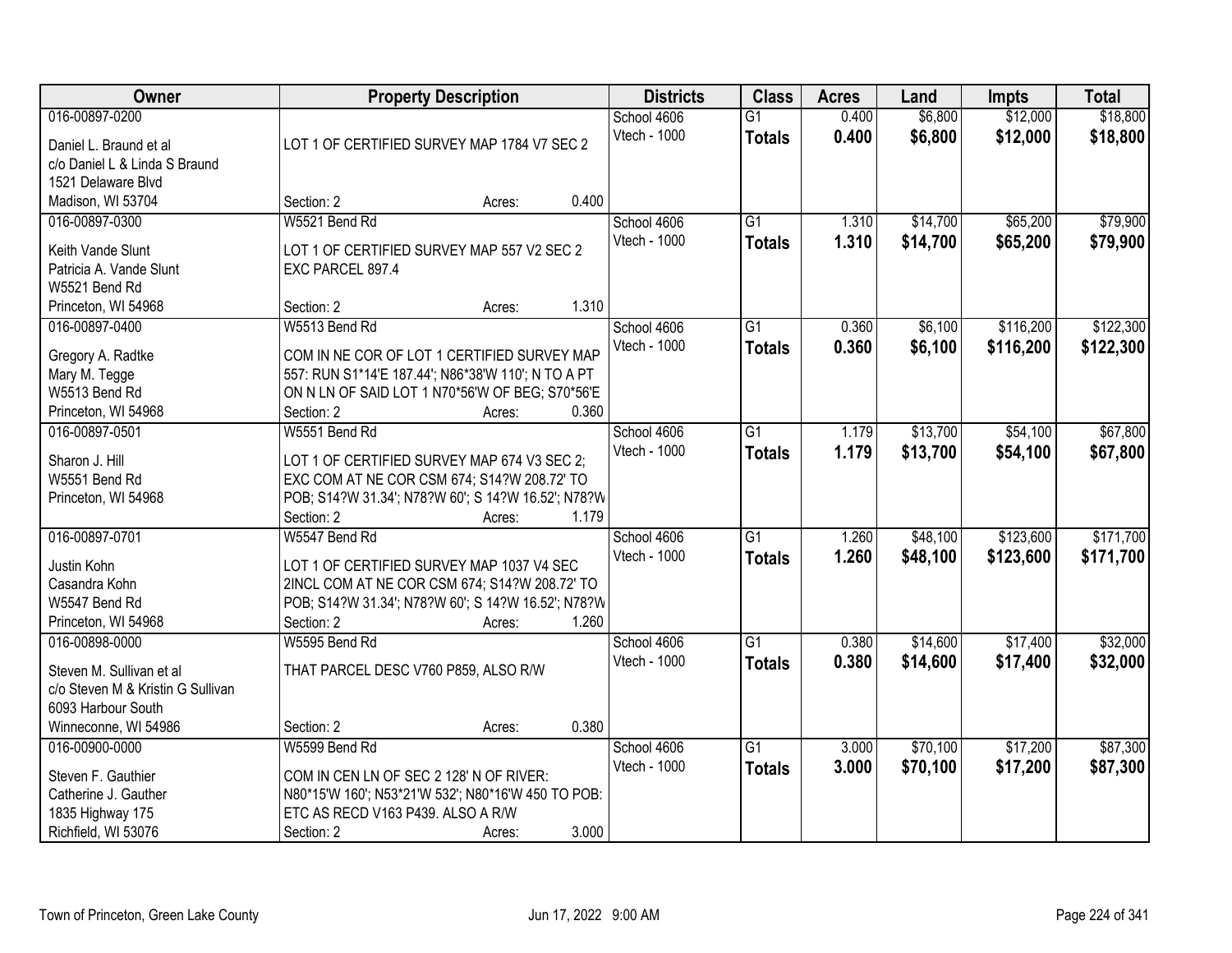| Owner | Property Description | Districts | Class | Acres | Land | Impts | Total |
|---|---|---|---|---|---|---|---|
| 016-00897-0200<br>Daniel L. Braund et al<br>c/o Daniel L & Linda S Braund<br>1521 Delaware Blvd<br>Madison, WI 53704 | LOT 1 OF CERTIFIED SURVEY MAP 1784 V7 SEC 2<br>Section: 2 Acres: 0.400 | School 4606<br>Vtech - 1000 | G1<br>**Totals** | 0.400<br>**0.400** | $6,800<br>**$6,800** | $12,000<br>**$12,000** | $18,800<br>**$18,800** |
| 016-00897-0300<br>Keith Vande Slunt<br>Patricia A. Vande Slunt<br>W5521 Bend Rd<br>Princeton, WI 54968 | W5521 Bend Rd<br>LOT 1 OF CERTIFIED SURVEY MAP 557 V2 SEC 2 EXC PARCEL 897.4<br>Section: 2 Acres: 1.310 | School 4606<br>Vtech - 1000 | G1<br>**Totals** | 1.310<br>**1.310** | $14,700<br>**$14,700** | $65,200<br>**$65,200** | $79,900<br>**$79,900** |
| 016-00897-0400<br>Gregory A. Radtke<br>Mary M. Tegge<br>W5513 Bend Rd<br>Princeton, WI 54968 | W5513 Bend Rd<br>COM IN NE COR OF LOT 1 CERTIFIED SURVEY MAP 557: RUN S1*14'E 187.44'; N86*38'W 110'; N TO A PT ON N LN OF SAID LOT 1 N70*56'W OF BEG; S70*56'E<br>Section: 2 Acres: 0.360 | School 4606<br>Vtech - 1000 | G1<br>**Totals** | 0.360<br>**0.360** | $6,100<br>**$6,100** | $116,200<br>**$116,200** | $122,300<br>**$122,300** |
| 016-00897-0501<br>Sharon J. Hill<br>W5551 Bend Rd<br>Princeton, WI 54968 | W5551 Bend Rd<br>LOT 1 OF CERTIFIED SURVEY MAP 674 V3 SEC 2; EXC COM AT NE COR CSM 674; S14?W 208.72' TO POB; S14?W 31.34'; N78?W 60'; S 14?W 16.52'; N78?W<br>Section: 2 Acres: 1.179 | School 4606<br>Vtech - 1000 | G1<br>**Totals** | 1.179<br>**1.179** | $13,700<br>**$13,700** | $54,100<br>**$54,100** | $67,800<br>**$67,800** |
| 016-00897-0701<br>Justin Kohn<br>Casandra Kohn<br>W5547 Bend Rd<br>Princeton, WI 54968 | W5547 Bend Rd<br>LOT 1 OF CERTIFIED SURVEY MAP 1037 V4 SEC 2INCL COM AT NE COR CSM 674; S14?W 208.72' TO POB; S14?W 31.34'; N78?W 60'; S 14?W 16.52'; N78?W<br>Section: 2 Acres: 1.260 | School 4606<br>Vtech - 1000 | G1<br>**Totals** | 1.260<br>**1.260** | $48,100<br>**$48,100** | $123,600<br>**$123,600** | $171,700<br>**$171,700** |
| 016-00898-0000<br>Steven M. Sullivan et al<br>c/o Steven M & Kristin G Sullivan<br>6093 Harbour South<br>Winneconne, WI 54986 | W5595 Bend Rd<br>THAT PARCEL DESC V760 P859, ALSO R/W<br>Section: 2 Acres: 0.380 | School 4606<br>Vtech - 1000 | G1<br>**Totals** | 0.380<br>**0.380** | $14,600<br>**$14,600** | $17,400<br>**$17,400** | $32,000<br>**$32,000** |
| 016-00900-0000<br>Steven F. Gauthier<br>Catherine J. Gauther<br>1835 Highway 175<br>Richfield, WI 53076 | W5599 Bend Rd<br>COM IN CEN LN OF SEC 2 128' N OF RIVER: N80*15'W 160'; N53*21'W 532'; N80*16'W 450 TO POB: ETC AS RECD V163 P439. ALSO A R/W<br>Section: 2 Acres: 3.000 | School 4606<br>Vtech - 1000 | G1<br>**Totals** | 3.000<br>**3.000** | $70,100<br>**$70,100** | $17,200<br>**$17,200** | $87,300<br>**$87,300** |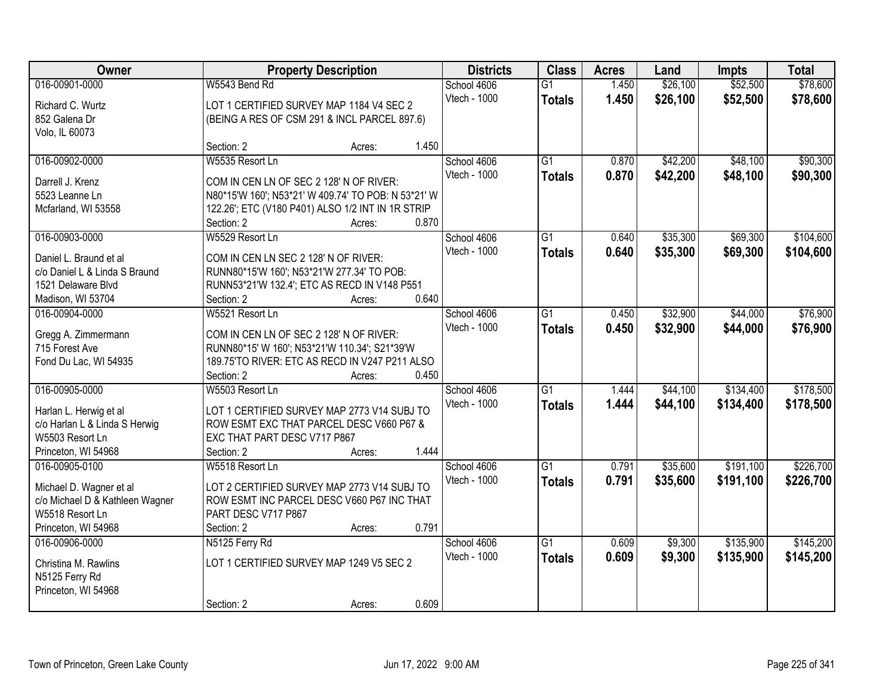| Owner | Property Description | Districts | Class | Acres | Land | Impts | Total |
|---|---|---|---|---|---|---|---|
| 016-00901-0000<br>Richard C. Wurtz<br>852 Galena Dr<br>Volo, IL 60073 | W5543 Bend Rd<br>LOT 1 CERTIFIED SURVEY MAP 1184 V4 SEC 2 (BEING A RES OF CSM 291 & INCL PARCEL 897.6)<br>Section: 2 Acres: 1.450 | School 4606<br>Vtech - 1000 | G1<br>**Totals** | 1.450<br>**1.450** | $26,100<br>**$26,100** | $52,500<br>**$52,500** | $78,600<br>**$78,600** |
| 016-00902-0000<br>Darrell J. Krenz<br>5523 Leanne Ln<br>Mcfarland, WI 53558 | W5535 Resort Ln<br>COM IN CEN LN OF SEC 2 128' N OF RIVER: N80*15'W 160'; N53*21' W 409.74' TO POB: N 53*21' W 122.26'; ETC (V180 P401) ALSO 1/2 INT IN 1R STRIP<br>Section: 2 Acres: 0.870 | School 4606<br>Vtech - 1000 | G1<br>**Totals** | 0.870<br>**0.870** | $42,200<br>**$42,200** | $48,100<br>**$48,100** | $90,300<br>**$90,300** |
| 016-00903-0000<br>Daniel L. Braund et al<br>c/o Daniel L & Linda S Braund<br>1521 Delaware Blvd<br>Madison, WI 53704 | W5529 Resort Ln<br>COM IN CEN LN SEC 2 128' N OF RIVER: RUNN80*15'W 160'; N53*21'W 277.34' TO POB: RUNN53*21'W 132.4'; ETC AS RECD IN V148 P551<br>Section: 2 Acres: 0.640 | School 4606<br>Vtech - 1000 | G1<br>**Totals** | 0.640<br>**0.640** | $35,300<br>**$35,300** | $69,300<br>**$69,300** | $104,600<br>**$104,600** |
| 016-00904-0000<br>Gregg A. Zimmermann<br>715 Forest Ave<br>Fond Du Lac, WI 54935 | W5521 Resort Ln<br>COM IN CEN LN OF SEC 2 128' N OF RIVER: RUNN80*15' W 160'; N53*21'W 110.34'; S21*39'W 189.75'TO RIVER: ETC AS RECD IN V247 P211 ALSO<br>Section: 2 Acres: 0.450 | School 4606<br>Vtech - 1000 | G1<br>**Totals** | 0.450<br>**0.450** | $32,900<br>**$32,900** | $44,000<br>**$44,000** | $76,900<br>**$76,900** |
| 016-00905-0000<br>Harlan L. Herwig et al<br>c/o Harlan L & Linda S Herwig<br>W5503 Resort Ln<br>Princeton, WI 54968 | W5503 Resort Ln<br>LOT 1 CERTIFIED SURVEY MAP 2773 V14 SUBJ TO ROW ESMT EXC THAT PARCEL DESC V660 P67 & EXC THAT PART DESC V717 P867<br>Section: 2 Acres: 1.444 | School 4606<br>Vtech - 1000 | G1<br>**Totals** | 1.444<br>**1.444** | $44,100<br>**$44,100** | $134,400<br>**$134,400** | $178,500<br>**$178,500** |
| 016-00905-0100<br>Michael D. Wagner et al<br>c/o Michael D & Kathleen Wagner<br>W5518 Resort Ln<br>Princeton, WI 54968 | W5518 Resort Ln<br>LOT 2 CERTIFIED SURVEY MAP 2773 V14 SUBJ TO ROW ESMT INC PARCEL DESC V660 P67 INC THAT PART DESC V717 P867<br>Section: 2 Acres: 0.791 | School 4606<br>Vtech - 1000 | G1<br>**Totals** | 0.791<br>**0.791** | $35,600<br>**$35,600** | $191,100<br>**$191,100** | $226,700<br>**$226,700** |
| 016-00906-0000<br>Christina M. Rawlins<br>N5125 Ferry Rd<br>Princeton, WI 54968 | N5125 Ferry Rd<br>LOT 1 CERTIFIED SURVEY MAP 1249 V5 SEC 2<br>Section: 2 Acres: 0.609 | School 4606<br>Vtech - 1000 | G1<br>**Totals** | 0.609<br>**0.609** | $9,300<br>**$9,300** | $135,900<br>**$135,900** | $145,200<br>**$145,200** |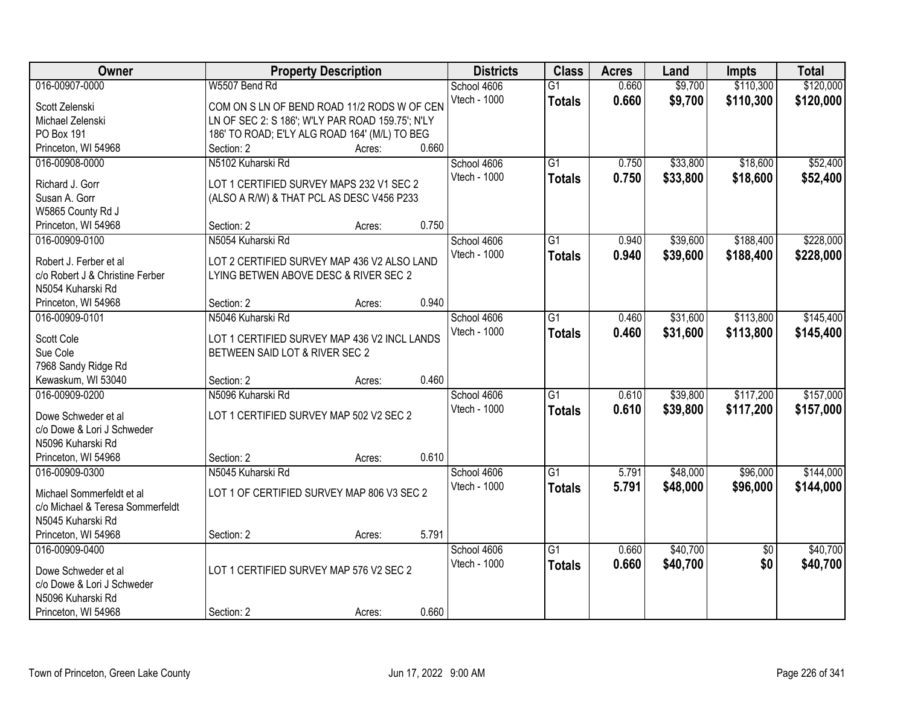| Owner | Property Description | Districts | Class | Acres | Land | Impts | Total |
|---|---|---|---|---|---|---|---|
| 016-00907-0000 | W5507 Bend Rd | School 4606 | G1 | 0.660 | $9,700 | $110,300 | $120,000 |
| Scott Zelenski<br>Michael Zelenski<br>PO Box 191<br>Princeton, WI 54968 | COM ON S LN OF BEND ROAD 11/2 RODS W OF CEN LN OF SEC 2: S 186'; W'LY PAR ROAD 159.75'; N'LY 186' TO ROAD; E'LY ALG ROAD 164' (M/L) TO BEG<br>Section: 2 Acres: 0.660 | Vtech - 1000 | **Totals** | **0.660** | **$9,700** | **$110,300** | **$120,000** |
| 016-00908-0000 | N5102 Kuharski Rd | School 4606 | G1 | 0.750 | $33,800 | $18,600 | $52,400 |
| Richard J. Gorr<br>Susan A. Gorr<br>W5865 County Rd J<br>Princeton, WI 54968 | LOT 1 CERTIFIED SURVEY MAPS 232 V1 SEC 2 (ALSO A R/W) & THAT PCL AS DESC V456 P233<br>Section: 2 Acres: 0.750 | Vtech - 1000 | **Totals** | **0.750** | **$33,800** | **$18,600** | **$52,400** |
| 016-00909-0100 | N5054 Kuharski Rd | School 4606 | G1 | 0.940 | $39,600 | $188,400 | $228,000 |
| Robert J. Ferber et al<br>c/o Robert J & Christine Ferber<br>N5054 Kuharski Rd<br>Princeton, WI 54968 | LOT 2 CERTIFIED SURVEY MAP 436 V2 ALSO LAND LYING BETWEN ABOVE DESC & RIVER SEC 2<br>Section: 2 Acres: 0.940 | Vtech - 1000 | **Totals** | **0.940** | **$39,600** | **$188,400** | **$228,000** |
| 016-00909-0101 | N5046 Kuharski Rd | School 4606 | G1 | 0.460 | $31,600 | $113,800 | $145,400 |
| Scott Cole<br>Sue Cole<br>7968 Sandy Ridge Rd<br>Kewaskum, WI 53040 | LOT 1 CERTIFIED SURVEY MAP 436 V2 INCL LANDS BETWEEN SAID LOT & RIVER SEC 2<br>Section: 2 Acres: 0.460 | Vtech - 1000 | **Totals** | **0.460** | **$31,600** | **$113,800** | **$145,400** |
| 016-00909-0200 | N5096 Kuharski Rd | School 4606 | G1 | 0.610 | $39,800 | $117,200 | $157,000 |
| Dowe Schweder et al<br>c/o Dowe & Lori J Schweder<br>N5096 Kuharski Rd<br>Princeton, WI 54968 | LOT 1 CERTIFIED SURVEY MAP 502 V2 SEC 2<br>Section: 2 Acres: 0.610 | Vtech - 1000 | **Totals** | **0.610** | **$39,800** | **$117,200** | **$157,000** |
| 016-00909-0300 | N5045 Kuharski Rd | School 4606 | G1 | 5.791 | $48,000 | $96,000 | $144,000 |
| Michael Sommerfeldt et al<br>c/o Michael & Teresa Sommerfeldt<br>N5045 Kuharski Rd<br>Princeton, WI 54968 | LOT 1 OF CERTIFIED SURVEY MAP 806 V3 SEC 2<br>Section: 2 Acres: 5.791 | Vtech - 1000 | **Totals** | **5.791** | **$48,000** | **$96,000** | **$144,000** |
| 016-00909-0400 | | School 4606 | G1 | 0.660 | $40,700 | $0 | $40,700 |
| Dowe Schweder et al<br>c/o Dowe & Lori J Schweder<br>N5096 Kuharski Rd<br>Princeton, WI 54968 | LOT 1 CERTIFIED SURVEY MAP 576 V2 SEC 2<br>Section: 2 Acres: 0.660 | Vtech - 1000 | **Totals** | **0.660** | **$40,700** | **$0** | **$40,700** |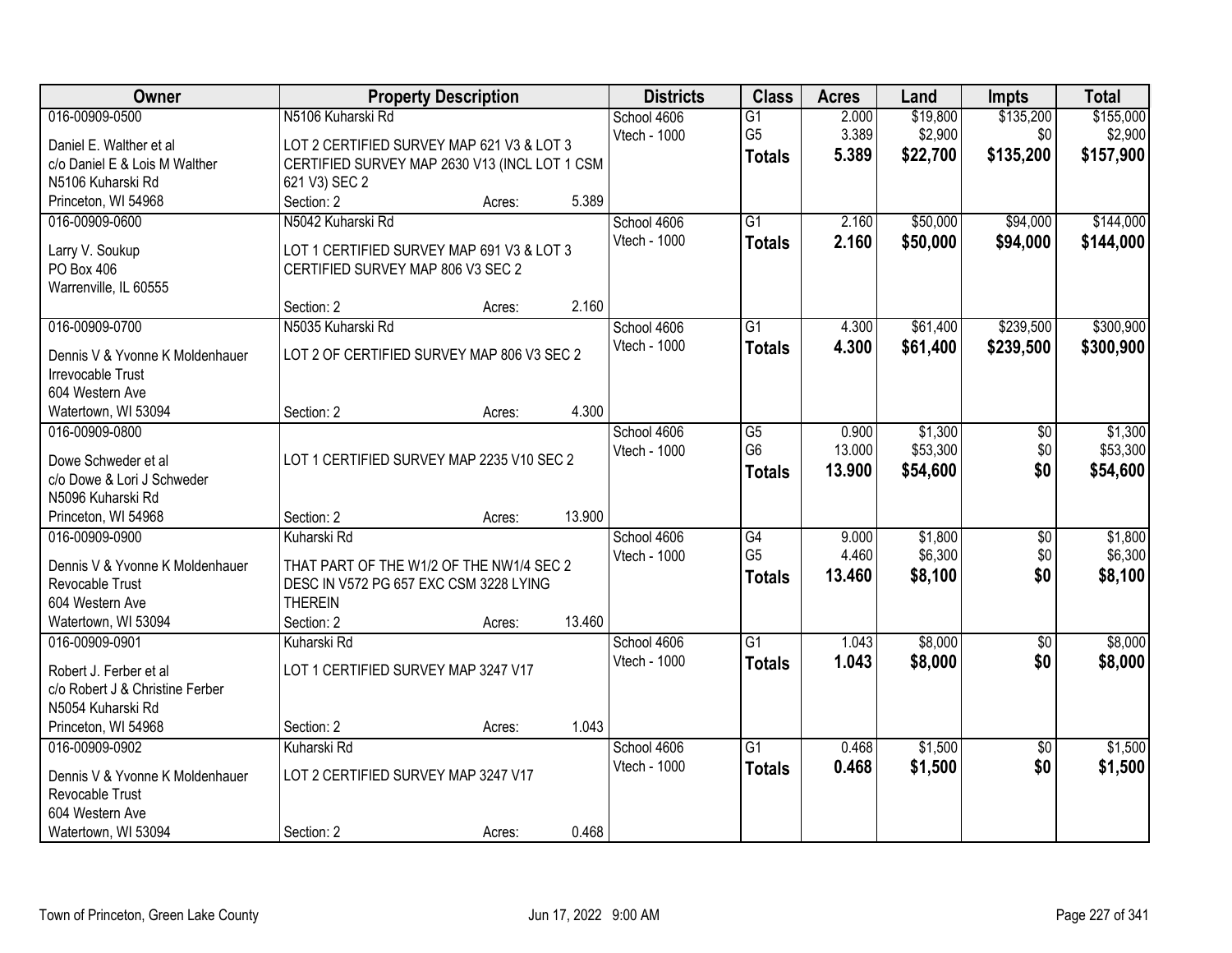| Owner | Property Description | | | Districts | Class | Acres | Land | Impts | Total |
|---|---|---|---|---|---|---|---|---|---|
| 016-00909-0500 | N5106 Kuharski Rd | | | School 4606 | G1 | 2.000 | $19,800 | $135,200 | $155,000 |
| Daniel E. Walther et al | LOT 2 CERTIFIED SURVEY MAP 621 V3 & LOT 3 | | | Vtech - 1000 | G5 | 3.389 | $2,900 | $0 | $2,900 |
| c/o Daniel E & Lois M Walther | CERTIFIED SURVEY MAP 2630 V13 (INCL LOT 1 CSM | | | | **Totals** | **5.389** | **$22,700** | **$135,200** | **$157,900** |
| N5106 Kuharski Rd | 621 V3) SEC 2 | | | | | | | | |
| Princeton, WI 54968 | Section: 2 | Acres: | 5.389 | | | | | | |
| 016-00909-0600 | N5042 Kuharski Rd | | | School 4606 | G1 | 2.160 | $50,000 | $94,000 | $144,000 |
| Larry V. Soukup | LOT 1 CERTIFIED SURVEY MAP 691 V3 & LOT 3 | | | Vtech - 1000 | **Totals** | **2.160** | **$50,000** | **$94,000** | **$144,000** |
| PO Box 406 | CERTIFIED SURVEY MAP 806 V3 SEC 2 | | | | | | | | |
| Warrenville, IL 60555 | | | | | | | | | |
| | Section: 2 | Acres: | 2.160 | | | | | | |
| 016-00909-0700 | N5035 Kuharski Rd | | | School 4606 | G1 | 4.300 | $61,400 | $239,500 | $300,900 |
| Dennis V & Yvonne K Moldenhauer | LOT 2 OF CERTIFIED SURVEY MAP 806 V3 SEC 2 | | | Vtech - 1000 | **Totals** | **4.300** | **$61,400** | **$239,500** | **$300,900** |
| Irrevocable Trust | | | | | | | | | |
| 604 Western Ave | | | | | | | | | |
| Watertown, WI 53094 | Section: 2 | Acres: | 4.300 | | | | | | |
| 016-00909-0800 | | | | School 4606 | G5 | 0.900 | $1,300 | $0 | $1,300 |
| Dowe Schweder et al | LOT 1 CERTIFIED SURVEY MAP 2235 V10 SEC 2 | | | Vtech - 1000 | G6 | 13.000 | $53,300 | $0 | $53,300 |
| c/o Dowe & Lori J Schweder | | | | | **Totals** | **13.900** | **$54,600** | **$0** | **$54,600** |
| N5096 Kuharski Rd | | | | | | | | | |
| Princeton, WI 54968 | Section: 2 | Acres: | 13.900 | | | | | | |
| 016-00909-0900 | Kuharski Rd | | | School 4606 | G4 | 9.000 | $1,800 | $0 | $1,800 |
| Dennis V & Yvonne K Moldenhauer | THAT PART OF THE W1/2 OF THE NW1/4 SEC 2 | | | Vtech - 1000 | G5 | 4.460 | $6,300 | $0 | $6,300 |
| Revocable Trust | DESC IN V572 PG 657 EXC CSM 3228 LYING | | | | **Totals** | **13.460** | **$8,100** | **$0** | **$8,100** |
| 604 Western Ave | THEREIN | | | | | | | | |
| Watertown, WI 53094 | Section: 2 | Acres: | 13.460 | | | | | | |
| 016-00909-0901 | Kuharski Rd | | | School 4606 | G1 | 1.043 | $8,000 | $0 | $8,000 |
| Robert J. Ferber et al | LOT 1 CERTIFIED SURVEY MAP 3247 V17 | | | Vtech - 1000 | **Totals** | **1.043** | **$8,000** | **$0** | **$8,000** |
| c/o Robert J & Christine Ferber | | | | | | | | | |
| N5054 Kuharski Rd | | | | | | | | | |
| Princeton, WI 54968 | Section: 2 | Acres: | 1.043 | | | | | | |
| 016-00909-0902 | Kuharski Rd | | | School 4606 | G1 | 0.468 | $1,500 | $0 | $1,500 |
| Dennis V & Yvonne K Moldenhauer | LOT 2 CERTIFIED SURVEY MAP 3247 V17 | | | Vtech - 1000 | **Totals** | **0.468** | **$1,500** | **$0** | **$1,500** |
| Revocable Trust | | | | | | | | | |
| 604 Western Ave | | | | | | | | | |
| Watertown, WI 53094 | Section: 2 | Acres: | 0.468 | | | | | | |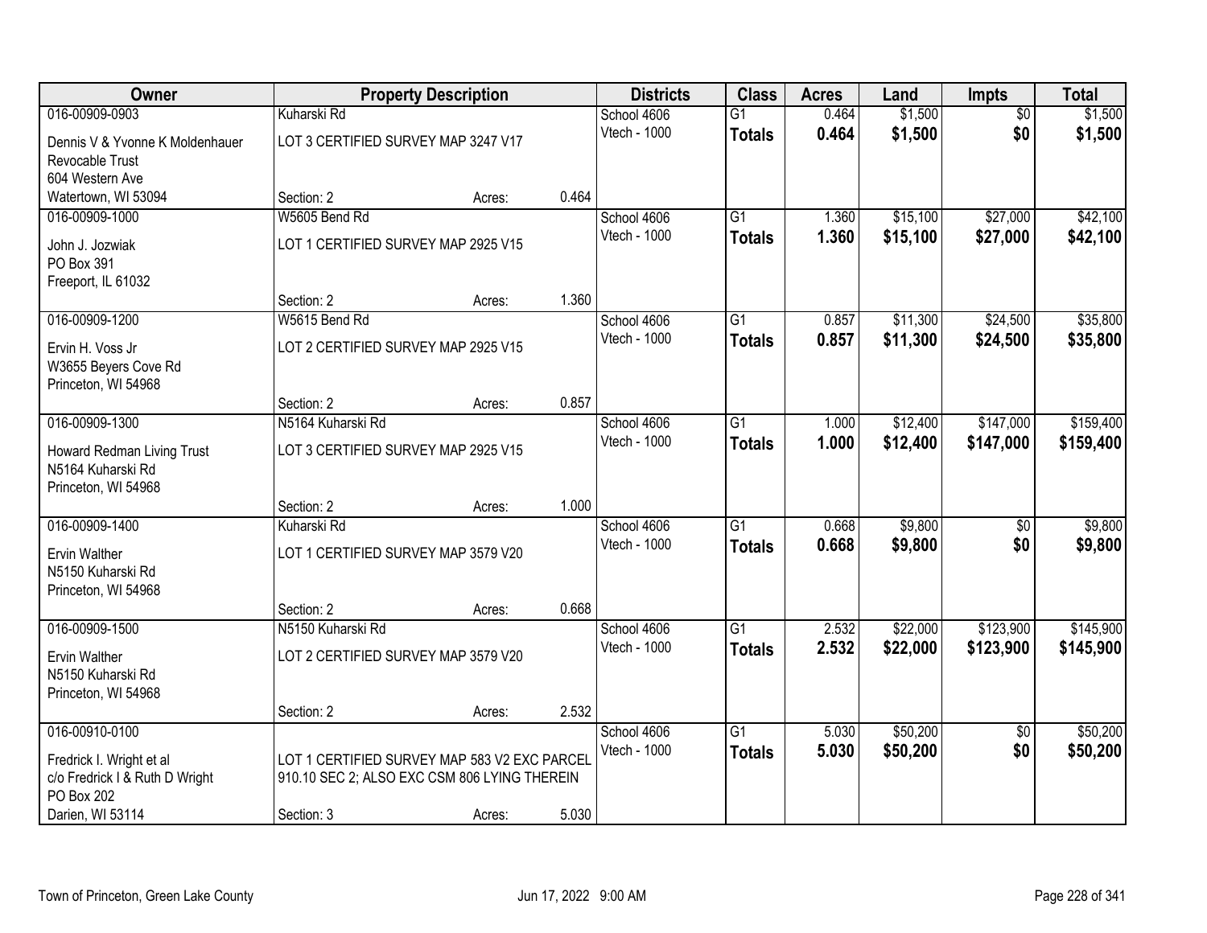| Owner | Property Description | | | Districts | Class | Acres | Land | Impts | Total |
|---|---|---|---|---|---|---|---|---|---|
| 016-00909-0903 | Kuharski Rd | | | School 4606 | G1 | 0.464 | $1,500 | $0 | $1,500 |
| Dennis V & Yvonne K Moldenhauer Revocable Trust<br>604 Western Ave<br>Watertown, WI 53094 | LOT 3 CERTIFIED SURVEY MAP 3247 V17 | | | Vtech - 1000 | **Totals** | **0.464** | **$1,500** | **$0** | **$1,500** |
| | Section: 2 | Acres: | 0.464 | | | | | | |
| 016-00909-1000 | W5605 Bend Rd | | | School 4606 | G1 | 1.360 | $15,100 | $27,000 | $42,100 |
| John J. Jozwiak<br>PO Box 391<br>Freeport, IL 61032 | LOT 1 CERTIFIED SURVEY MAP 2925 V15 | | | Vtech - 1000 | **Totals** | **1.360** | **$15,100** | **$27,000** | **$42,100** |
| | Section: 2 | Acres: | 1.360 | | | | | | |
| 016-00909-1200 | W5615 Bend Rd | | | School 4606 | G1 | 0.857 | $11,300 | $24,500 | $35,800 |
| Ervin H. Voss Jr<br>W3655 Beyers Cove Rd<br>Princeton, WI 54968 | LOT 2 CERTIFIED SURVEY MAP 2925 V15 | | | Vtech - 1000 | **Totals** | **0.857** | **$11,300** | **$24,500** | **$35,800** |
| | Section: 2 | Acres: | 0.857 | | | | | | |
| 016-00909-1300 | N5164 Kuharski Rd | | | School 4606 | G1 | 1.000 | $12,400 | $147,000 | $159,400 |
| Howard Redman Living Trust<br>N5164 Kuharski Rd<br>Princeton, WI 54968 | LOT 3 CERTIFIED SURVEY MAP 2925 V15 | | | Vtech - 1000 | **Totals** | **1.000** | **$12,400** | **$147,000** | **$159,400** |
| | Section: 2 | Acres: | 1.000 | | | | | | |
| 016-00909-1400 | Kuharski Rd | | | School 4606 | G1 | 0.668 | $9,800 | $0 | $9,800 |
| Ervin Walther<br>N5150 Kuharski Rd<br>Princeton, WI 54968 | LOT 1 CERTIFIED SURVEY MAP 3579 V20 | | | Vtech - 1000 | **Totals** | **0.668** | **$9,800** | **$0** | **$9,800** |
| | Section: 2 | Acres: | 0.668 | | | | | | |
| 016-00909-1500 | N5150 Kuharski Rd | | | School 4606 | G1 | 2.532 | $22,000 | $123,900 | $145,900 |
| Ervin Walther<br>N5150 Kuharski Rd<br>Princeton, WI 54968 | LOT 2 CERTIFIED SURVEY MAP 3579 V20 | | | Vtech - 1000 | **Totals** | **2.532** | **$22,000** | **$123,900** | **$145,900** |
| | Section: 2 | Acres: | 2.532 | | | | | | |
| 016-00910-0100 | | | | School 4606 | G1 | 5.030 | $50,200 | $0 | $50,200 |
| Fredrick I. Wright et al<br>c/o Fredrick I & Ruth D Wright<br>PO Box 202<br>Darien, WI 53114 | LOT 1 CERTIFIED SURVEY MAP 583 V2 EXC PARCEL 910.10 SEC 2; ALSO EXC CSM 806 LYING THEREIN | | | Vtech - 1000 | **Totals** | **5.030** | **$50,200** | **$0** | **$50,200** |
| | Section: 3 | Acres: | 5.030 | | | | | | |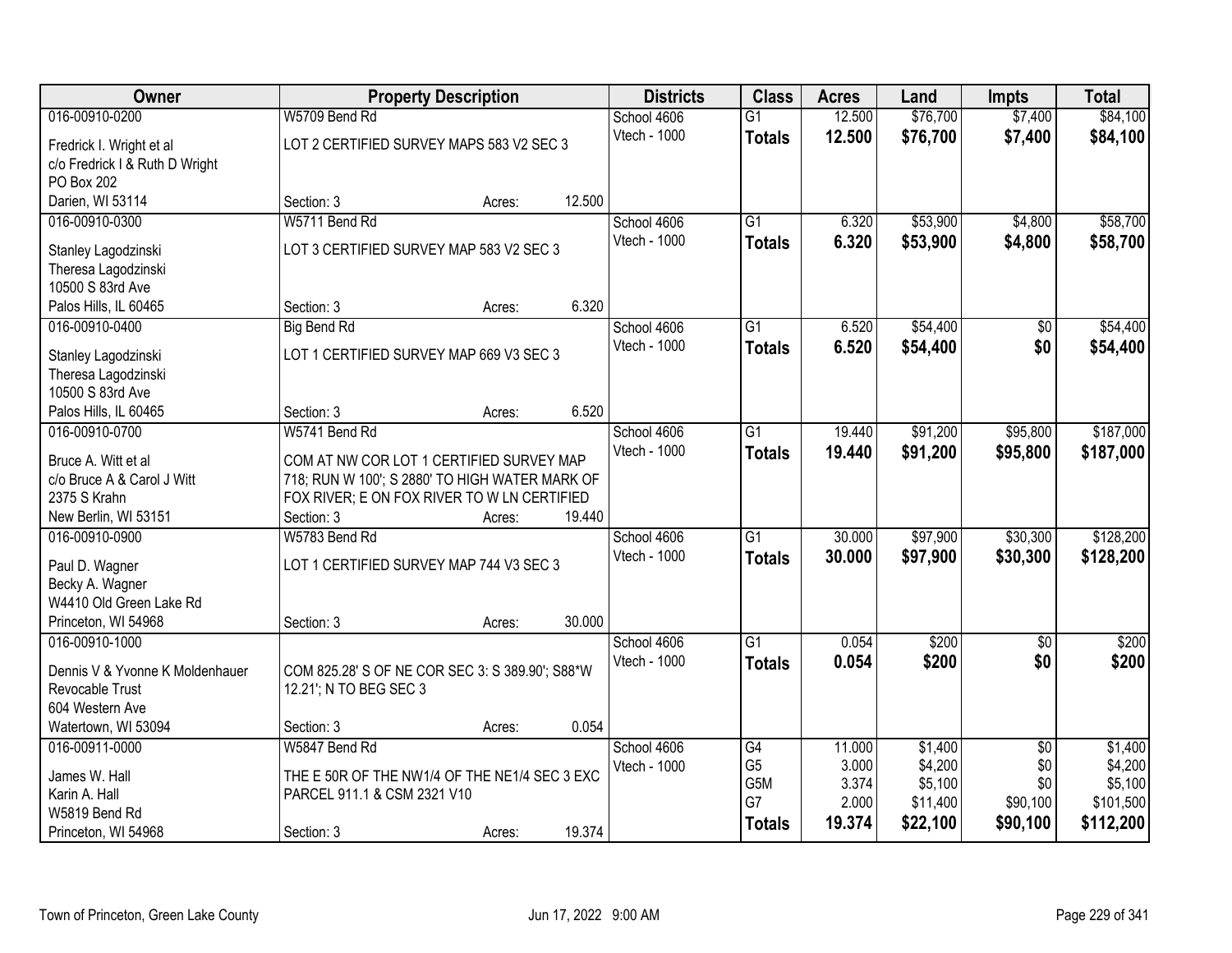| Owner | Property Description | | | Districts | Class | Acres | Land | Impts | Total |
|---|---|---|---|---|---|---|---|---|---|
| 016-00910-0200 | W5709 Bend Rd | | | School 4606 | G1 | 12.500 | $76,700 | $7,400 | $84,100 |
| Fredrick I. Wright et al | LOT 2 CERTIFIED SURVEY MAPS 583 V2 SEC 3 | | | Vtech - 1000 | **Totals** | **12.500** | **$76,700** | **$7,400** | **$84,100** |
| c/o Fredrick I & Ruth D Wright | | | | | | | | | |
| PO Box 202 | | | | | | | | | |
| Darien, WI 53114 | Section: 3 | Acres: | 12.500 | | | | | | |
| 016-00910-0300 | W5711 Bend Rd | | | School 4606 | G1 | 6.320 | $53,900 | $4,800 | $58,700 |
| Stanley Lagodzinski | LOT 3 CERTIFIED SURVEY MAP 583 V2 SEC 3 | | | Vtech - 1000 | **Totals** | **6.320** | **$53,900** | **$4,800** | **$58,700** |
| Theresa Lagodzinski | | | | | | | | | |
| 10500 S 83rd Ave | | | | | | | | | |
| Palos Hills, IL 60465 | Section: 3 | Acres: | 6.320 | | | | | | |
| 016-00910-0400 | Big Bend Rd | | | School 4606 | G1 | 6.520 | $54,400 | $0 | $54,400 |
| Stanley Lagodzinski | LOT 1 CERTIFIED SURVEY MAP 669 V3 SEC 3 | | | Vtech - 1000 | **Totals** | **6.520** | **$54,400** | **$0** | **$54,400** |
| Theresa Lagodzinski | | | | | | | | | |
| 10500 S 83rd Ave | | | | | | | | | |
| Palos Hills, IL 60465 | Section: 3 | Acres: | 6.520 | | | | | | |
| 016-00910-0700 | W5741 Bend Rd | | | School 4606 | G1 | 19.440 | $91,200 | $95,800 | $187,000 |
| Bruce A. Witt et al | COM AT NW COR LOT 1 CERTIFIED SURVEY MAP | | | Vtech - 1000 | **Totals** | **19.440** | **$91,200** | **$95,800** | **$187,000** |
| c/o Bruce A & Carol J Witt | 718; RUN W 100'; S 2880' TO HIGH WATER MARK OF | | | | | | | | |
| 2375 S Krahn | FOX RIVER; E ON FOX RIVER TO W LN CERTIFIED | | | | | | | | |
| New Berlin, WI 53151 | Section: 3 | Acres: | 19.440 | | | | | | |
| 016-00910-0900 | W5783 Bend Rd | | | School 4606 | G1 | 30.000 | $97,900 | $30,300 | $128,200 |
| Paul D. Wagner | LOT 1 CERTIFIED SURVEY MAP 744 V3 SEC 3 | | | Vtech - 1000 | **Totals** | **30.000** | **$97,900** | **$30,300** | **$128,200** |
| Becky A. Wagner | | | | | | | | | |
| W4410 Old Green Lake Rd | | | | | | | | | |
| Princeton, WI 54968 | Section: 3 | Acres: | 30.000 | | | | | | |
| 016-00910-1000 | | | | School 4606 | G1 | 0.054 | $200 | $0 | $200 |
| Dennis V & Yvonne K Moldenhauer | COM 825.28' S OF NE COR SEC 3: S 389.90'; S88*W | | | Vtech - 1000 | **Totals** | **0.054** | **$200** | **$0** | **$200** |
| Revocable Trust | 12.21'; N TO BEG SEC 3 | | | | | | | | |
| 604 Western Ave | | | | | | | | | |
| Watertown, WI 53094 | Section: 3 | Acres: | 0.054 | | | | | | |
| 016-00911-0000 | W5847 Bend Rd | | | School 4606 | G4 | 11.000 | $1,400 | $0 | $1,400 |
| James W. Hall | THE E 50R OF THE NW1/4 OF THE NE1/4 SEC 3 EXC | | | Vtech - 1000 | G5 | 3.000 | $4,200 | $0 | $4,200 |
| Karin A. Hall | PARCEL 911.1 & CSM 2321 V10 | | | | G5M | 3.374 | $5,100 | $0 | $5,100 |
| W5819 Bend Rd | | | | | G7 | 2.000 | $11,400 | $90,100 | $101,500 |
| Princeton, WI 54968 | Section: 3 | Acres: | 19.374 | | **Totals** | **19.374** | **$22,100** | **$90,100** | **$112,200** |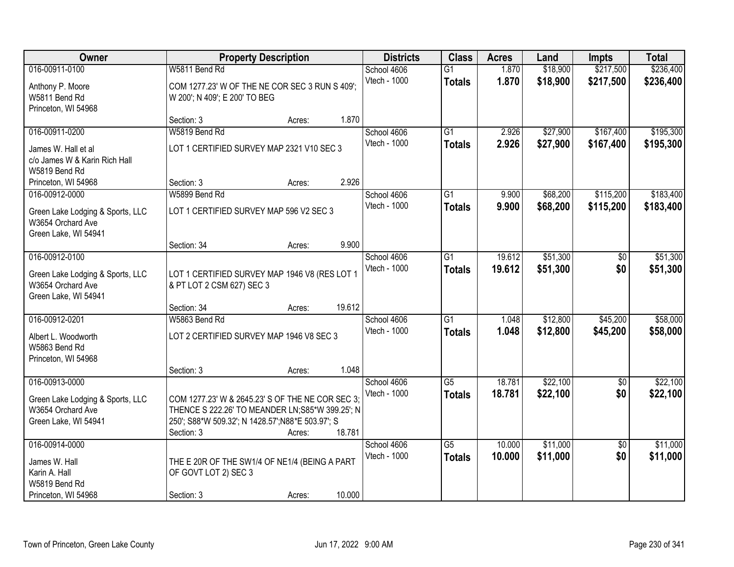| Owner | Property Description | | | Districts | Class | Acres | Land | Impts | Total |
|---|---|---|---|---|---|---|---|---|---|
| 016-00911-0100 | W5811 Bend Rd | | | School 4606 | G1 | 1.870 | $18,900 | $217,500 | $236,400 |
| Anthony P. Moore<br>W5811 Bend Rd<br>Princeton, WI 54968 | COM 1277.23' W OF THE NE COR SEC 3 RUN S 409'; W 200'; N 409'; E 200' TO BEG | | | Vtech - 1000 | **Totals** | **1.870** | **$18,900** | **$217,500** | **$236,400** |
| | Section: 3 | Acres: | 1.870 | | | | | | |
| 016-00911-0200 | W5819 Bend Rd | | | School 4606 | G1 | 2.926 | $27,900 | $167,400 | $195,300 |
| James W. Hall et al<br>c/o James W & Karin Rich Hall<br>W5819 Bend Rd<br>Princeton, WI 54968 | LOT 1 CERTIFIED SURVEY MAP 2321 V10 SEC 3 | | | Vtech - 1000 | **Totals** | **2.926** | **$27,900** | **$167,400** | **$195,300** |
| | Section: 3 | Acres: | 2.926 | | | | | | |
| 016-00912-0000 | W5899 Bend Rd | | | School 4606 | G1 | 9.900 | $68,200 | $115,200 | $183,400 |
| Green Lake Lodging & Sports, LLC<br>W3654 Orchard Ave<br>Green Lake, WI 54941 | LOT 1 CERTIFIED SURVEY MAP 596 V2 SEC 3 | | | Vtech - 1000 | **Totals** | **9.900** | **$68,200** | **$115,200** | **$183,400** |
| | Section: 34 | Acres: | 9.900 | | | | | | |
| 016-00912-0100 | | | | School 4606 | G1 | 19.612 | $51,300 | $0 | $51,300 |
| Green Lake Lodging & Sports, LLC<br>W3654 Orchard Ave<br>Green Lake, WI 54941 | LOT 1 CERTIFIED SURVEY MAP 1946 V8 (RES LOT 1 & PT LOT 2 CSM 627) SEC 3 | | | Vtech - 1000 | **Totals** | **19.612** | **$51,300** | **$0** | **$51,300** |
| | Section: 34 | Acres: | 19.612 | | | | | | |
| 016-00912-0201 | W5863 Bend Rd | | | School 4606 | G1 | 1.048 | $12,800 | $45,200 | $58,000 |
| Albert L. Woodworth<br>W5863 Bend Rd<br>Princeton, WI 54968 | LOT 2 CERTIFIED SURVEY MAP 1946 V8 SEC 3 | | | Vtech - 1000 | **Totals** | **1.048** | **$12,800** | **$45,200** | **$58,000** |
| | Section: 3 | Acres: | 1.048 | | | | | | |
| 016-00913-0000 | | | | School 4606 | G5 | 18.781 | $22,100 | $0 | $22,100 |
| Green Lake Lodging & Sports, LLC<br>W3654 Orchard Ave<br>Green Lake, WI 54941 | COM 1277.23' W & 2645.23' S OF THE NE COR SEC 3; THENCE S 222.26' TO MEANDER LN;S85*W 399.25'; N 250'; S88*W 509.32'; N 1428.57';N88*E 503.97'; S | | | Vtech - 1000 | **Totals** | **18.781** | **$22,100** | **$0** | **$22,100** |
| | Section: 3 | Acres: | 18.781 | | | | | | |
| 016-00914-0000 | | | | School 4606 | G5 | 10.000 | $11,000 | $0 | $11,000 |
| James W. Hall<br>Karin A. Hall<br>W5819 Bend Rd<br>Princeton, WI 54968 | THE E 20R OF THE SW1/4 OF NE1/4 (BEING A PART OF GOVT LOT 2) SEC 3 | | | Vtech - 1000 | **Totals** | **10.000** | **$11,000** | **$0** | **$11,000** |
| | Section: 3 | Acres: | 10.000 | | | | | | |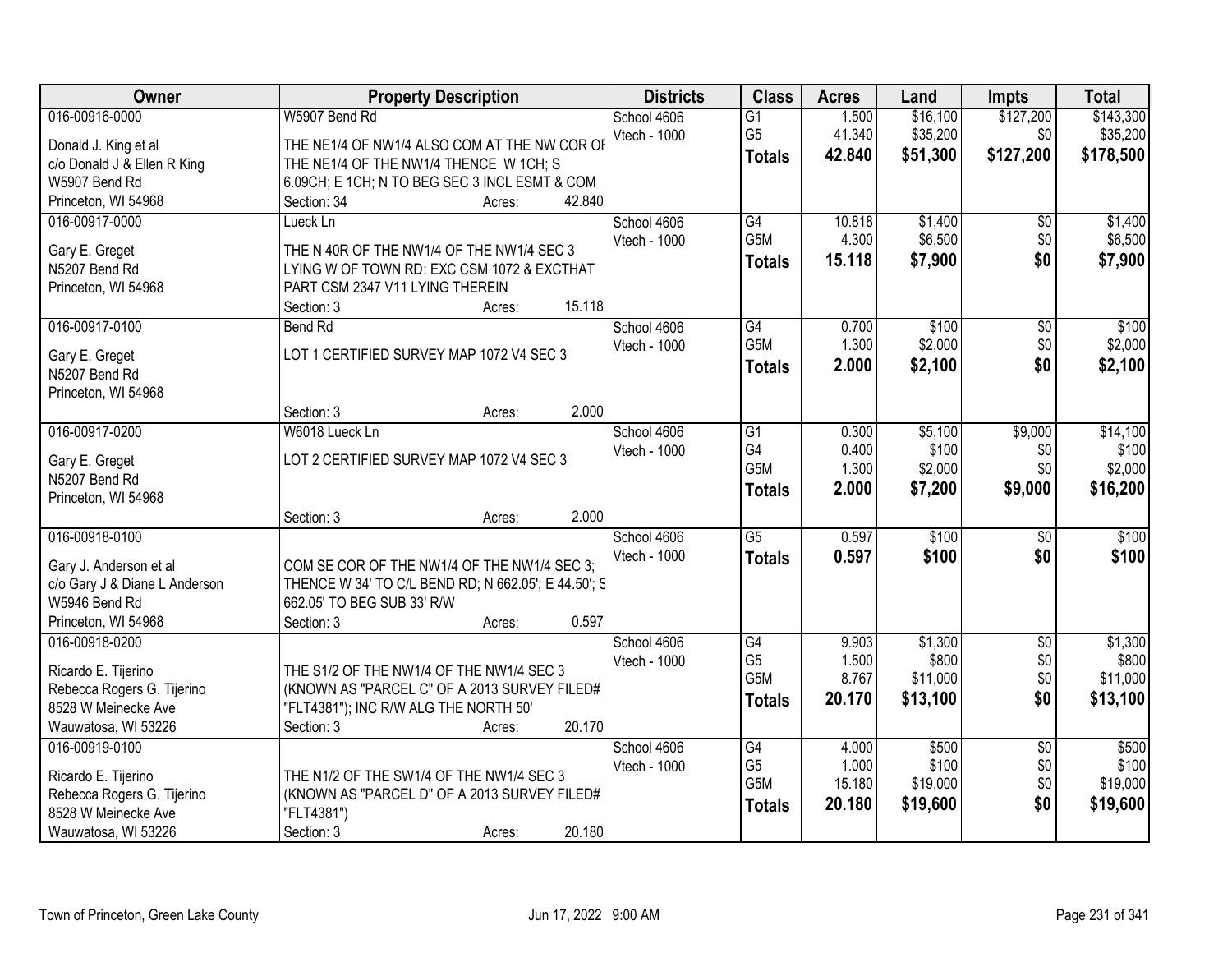| Owner | Property Description | Districts | Class | Acres | Land | Impts | Total |
|---|---|---|---|---|---|---|---|
| 016-00916-0000<br>Donald J. King et al<br>c/o Donald J & Ellen R King<br>W5907 Bend Rd<br>Princeton, WI 54968 | W5907 Bend Rd<br>THE NE1/4 OF NW1/4 ALSO COM AT THE NW COR OF THE NE1/4 OF THE NW1/4 THENCE W 1CH; S 6.09CH; E 1CH; N TO BEG SEC 3 INCL ESMT & COM<br>Section: 34 Acres: 42.840 | School 4606<br>Vtech - 1000 | G1<br>G5<br>**Totals** | 1.500<br>41.340<br>**42.840** | $16,100<br>$35,200<br>**$51,300** | $127,200<br>$0<br>**$127,200** | $143,300<br>$35,200<br>**$178,500** |
| 016-00917-0000<br>Gary E. Greget<br>N5207 Bend Rd<br>Princeton, WI 54968 | Lueck Ln<br>THE N 40R OF THE NW1/4 OF THE NW1/4 SEC 3 LYING W OF TOWN RD: EXC CSM 1072 & EXCTHAT PART CSM 2347 V11 LYING THEREIN<br>Section: 3 Acres: 15.118 | School 4606<br>Vtech - 1000 | G4<br>G5M<br>**Totals** | 10.818<br>4.300<br>**15.118** | $1,400<br>$6,500<br>**$7,900** | $0<br>$0<br>**$0** | $1,400<br>$6,500<br>**$7,900** |
| 016-00917-0100<br>Gary E. Greget<br>N5207 Bend Rd<br>Princeton, WI 54968 | Bend Rd<br>LOT 1 CERTIFIED SURVEY MAP 1072 V4 SEC 3<br>Section: 3 Acres: 2.000 | School 4606<br>Vtech - 1000 | G4<br>G5M<br>**Totals** | 0.700<br>1.300<br>**2.000** | $100<br>$2,000<br>**$2,100** | $0<br>$0<br>**$0** | $100<br>$2,000<br>**$2,100** |
| 016-00917-0200<br>Gary E. Greget<br>N5207 Bend Rd<br>Princeton, WI 54968 | W6018 Lueck Ln<br>LOT 2 CERTIFIED SURVEY MAP 1072 V4 SEC 3<br>Section: 3 Acres: 2.000 | School 4606<br>Vtech - 1000 | G1<br>G4<br>G5M<br>**Totals** | 0.300<br>0.400<br>1.300<br>**2.000** | $5,100<br>$100<br>$2,000<br>**$7,200** | $9,000<br>$0<br>$0<br>**$9,000** | $14,100<br>$100<br>$2,000<br>**$16,200** |
| 016-00918-0100<br>Gary J. Anderson et al<br>c/o Gary J & Diane L Anderson<br>W5946 Bend Rd<br>Princeton, WI 54968 | COM SE COR OF THE NW1/4 OF THE NW1/4 SEC 3; THENCE W 34' TO C/L BEND RD; N 662.05'; E 44.50'; S 662.05' TO BEG SUB 33' R/W<br>Section: 3 Acres: 0.597 | School 4606<br>Vtech - 1000 | G5<br>**Totals** | 0.597<br>**0.597** | $100<br>**$100** | $0<br>**$0** | $100<br>**$100** |
| 016-00918-0200<br>Ricardo E. Tijerino<br>Rebecca Rogers G. Tijerino<br>8528 W Meinecke Ave<br>Wauwatosa, WI 53226 | THE S1/2 OF THE NW1/4 OF THE NW1/4 SEC 3 (KNOWN AS "PARCEL C" OF A 2013 SURVEY FILED# "FLT4381"); INC R/W ALG THE NORTH 50'<br>Section: 3 Acres: 20.170 | School 4606<br>Vtech - 1000 | G4<br>G5<br>G5M<br>**Totals** | 9.903<br>1.500<br>8.767<br>**20.170** | $1,300<br>$800<br>$11,000<br>**$13,100** | $0<br>$0<br>$0<br>**$0** | $1,300<br>$800<br>$11,000<br>**$13,100** |
| 016-00919-0100<br>Ricardo E. Tijerino<br>Rebecca Rogers G. Tijerino<br>8528 W Meinecke Ave<br>Wauwatosa, WI 53226 | THE N1/2 OF THE SW1/4 OF THE NW1/4 SEC 3 (KNOWN AS "PARCEL D" OF A 2013 SURVEY FILED# "FLT4381")<br>Section: 3 Acres: 20.180 | School 4606<br>Vtech - 1000 | G4<br>G5<br>G5M<br>**Totals** | 4.000<br>1.000<br>15.180<br>**20.180** | $500<br>$100<br>$19,000<br>**$19,600** | $0<br>$0<br>$0<br>**$0** | $500<br>$100<br>$19,000<br>**$19,600** |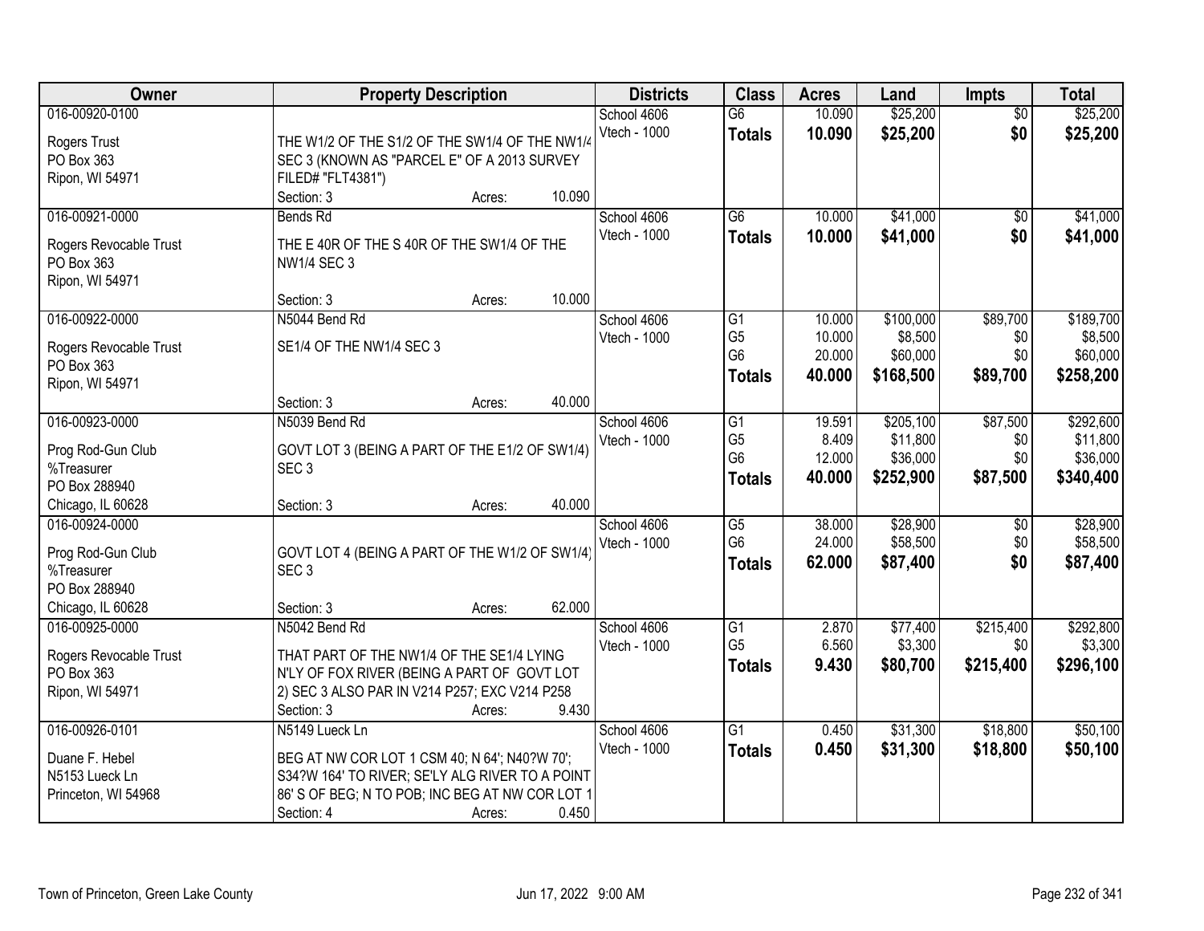| Owner | Property Description | Districts | Class | Acres | Land | Impts | Total |
|---|---|---|---|---|---|---|---|
| 016-00920-0100<br>Rogers Trust<br>PO Box 363<br>Ripon, WI 54971 | THE W1/2 OF THE S1/2 OF THE SW1/4 OF THE NW1/4 SEC 3 (KNOWN AS "PARCEL E" OF A 2013 SURVEY FILED# "FLT4381")<br>Section: 3 Acres: 10.090 | School 4606<br>Vtech - 1000 | G6<br>**Totals** | 10.090<br>**10.090** | $25,200<br>**$25,200** | $0<br>**$0** | $25,200<br>**$25,200** |
| 016-00921-0000<br>Rogers Revocable Trust<br>PO Box 363<br>Ripon, WI 54971 | Bends Rd<br>THE E 40R OF THE S 40R OF THE SW1/4 OF THE NW1/4 SEC 3<br>Section: 3 Acres: 10.000 | School 4606<br>Vtech - 1000 | G6<br>**Totals** | 10.000<br>**10.000** | $41,000<br>**$41,000** | $0<br>**$0** | $41,000<br>**$41,000** |
| 016-00922-0000<br>Rogers Revocable Trust<br>PO Box 363<br>Ripon, WI 54971 | N5044 Bend Rd<br>SE1/4 OF THE NW1/4 SEC 3<br>Section: 3 Acres: 40.000 | School 4606<br>Vtech - 1000 | G1<br>G5<br>G6<br>**Totals** | 10.000<br>10.000<br>20.000<br>**40.000** | $100,000<br>$8,500<br>$60,000<br>**$168,500** | $89,700<br>$0<br>$0<br>**$89,700** | $189,700<br>$8,500<br>$60,000<br>**$258,200** |
| 016-00923-0000<br>Prog Rod-Gun Club<br>%Treasurer<br>PO Box 288940<br>Chicago, IL 60628 | N5039 Bend Rd<br>GOVT LOT 3 (BEING A PART OF THE E1/2 OF SW1/4) SEC 3<br>Section: 3 Acres: 40.000 | School 4606<br>Vtech - 1000 | G1<br>G5<br>G6<br>**Totals** | 19.591<br>8.409<br>12.000<br>**40.000** | $205,100<br>$11,800<br>$36,000<br>**$252,900** | $87,500<br>$0<br>$0<br>**$87,500** | $292,600<br>$11,800<br>$36,000<br>**$340,400** |
| 016-00924-0000<br>Prog Rod-Gun Club<br>%Treasurer<br>PO Box 288940<br>Chicago, IL 60628 | GOVT LOT 4 (BEING A PART OF THE W1/2 OF SW1/4) SEC 3<br>Section: 3 Acres: 62.000 | School 4606<br>Vtech - 1000 | G5<br>G6<br>**Totals** | 38.000<br>24.000<br>**62.000** | $28,900<br>$58,500<br>**$87,400** | $0<br>$0<br>**$0** | $28,900<br>$58,500<br>**$87,400** |
| 016-00925-0000<br>Rogers Revocable Trust<br>PO Box 363<br>Ripon, WI 54971 | N5042 Bend Rd<br>THAT PART OF THE NW1/4 OF THE SE1/4 LYING N'LY OF FOX RIVER (BEING A PART OF GOVT LOT 2) SEC 3 ALSO PAR IN V214 P257; EXC V214 P258<br>Section: 3 Acres: 9.430 | School 4606<br>Vtech - 1000 | G1<br>G5<br>**Totals** | 2.870<br>6.560<br>**9.430** | $77,400<br>$3,300<br>**$80,700** | $215,400<br>$0<br>**$215,400** | $292,800<br>$3,300<br>**$296,100** |
| 016-00926-0101<br>Duane F. Hebel<br>N5153 Lueck Ln<br>Princeton, WI 54968 | N5149 Lueck Ln<br>BEG AT NW COR LOT 1 CSM 40; N 64'; N40?W 70'; S34?W 164' TO RIVER; SE'LY ALG RIVER TO A POINT 86' S OF BEG; N TO POB; INC BEG AT NW COR LOT 1<br>Section: 4 Acres: 0.450 | School 4606<br>Vtech - 1000 | G1<br>**Totals** | 0.450<br>**0.450** | $31,300<br>**$31,300** | $18,800<br>**$18,800** | $50,100<br>**$50,100** |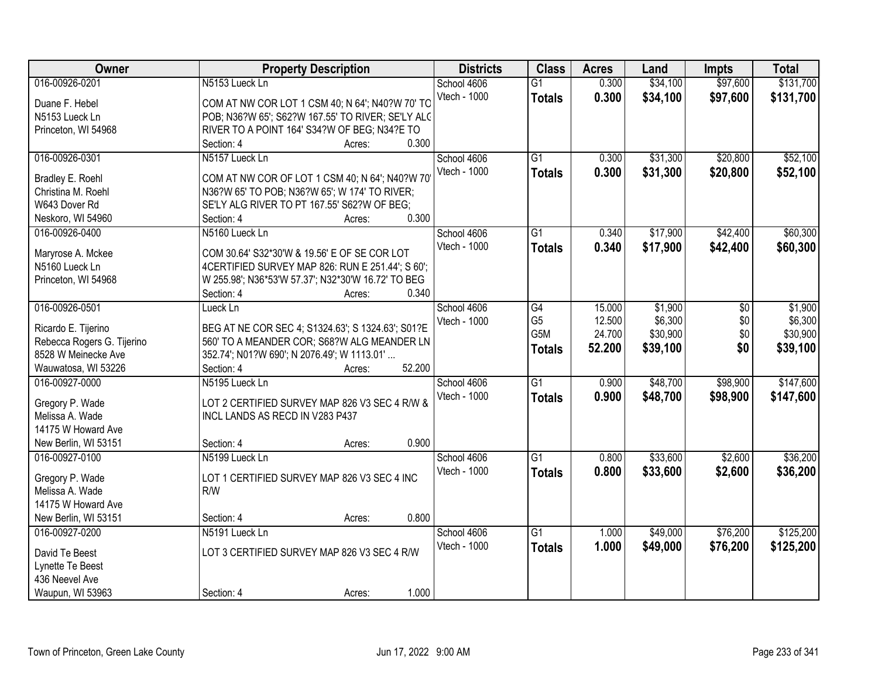| Owner | Property Description | Districts | Class | Acres | Land | Impts | Total |
|---|---|---|---|---|---|---|---|
| 016-00926-0201 | N5153 Lueck Ln | School 4606 | G1 | 0.300 | $34,100 | $97,600 | $131,700 |
| Duane F. Hebel<br>N5153 Lueck Ln<br>Princeton, WI 54968 | COM AT NW COR LOT 1 CSM 40; N 64'; N40?W 70' TO POB; N36?W 65'; S62?W 167.55' TO RIVER; SE'LY ALG RIVER TO A POINT 164' S34?W OF BEG; N34?E TO<br>Section: 4 Acres: 0.300 | Vtech - 1000 | **Totals** | **0.300** | **$34,100** | **$97,600** | **$131,700** |
| 016-00926-0301 | N5157 Lueck Ln | School 4606 | G1 | 0.300 | $31,300 | $20,800 | $52,100 |
| Bradley E. Roehl<br>Christina M. Roehl<br>W643 Dover Rd<br>Neskoro, WI 54960 | COM AT NW COR OF LOT 1 CSM 40; N 64'; N40?W 70' N36?W 65' TO POB; N36?W 65'; W 174' TO RIVER; SE'LY ALG RIVER TO PT 167.55' S62?W OF BEG;<br>Section: 4 Acres: 0.300 | Vtech - 1000 | **Totals** | **0.300** | **$31,300** | **$20,800** | **$52,100** |
| 016-00926-0400 | N5160 Lueck Ln | School 4606 | G1 | 0.340 | $17,900 | $42,400 | $60,300 |
| Maryrose A. Mckee<br>N5160 Lueck Ln<br>Princeton, WI 54968 | COM 30.64' S32*30'W & 19.56' E OF SE COR LOT 4CERTIFIED SURVEY MAP 826: RUN E 251.44'; S 60'; W 255.98'; N36*53'W 57.37'; N32*30'W 16.72' TO BEG<br>Section: 4 Acres: 0.340 | Vtech - 1000 | **Totals** | **0.340** | **$17,900** | **$42,400** | **$60,300** |
| 016-00926-0501 | Lueck Ln | School 4606 | G4 | 15.000 | $1,900 | $0 | $1,900 |
| Ricardo E. Tijerino<br>Rebecca Rogers G. Tijerino<br>8528 W Meinecke Ave<br>Wauwatosa, WI 53226 | BEG AT NE COR SEC 4; S1324.63'; S 1324.63'; S01?E 560' TO A MEANDER COR; S68?W ALG MEANDER LN 352.74'; N01?W 690'; N 2076.49'; W 1113.01' ...<br>Section: 4 Acres: 52.200 | Vtech - 1000 | G5 | 12.500 | $6,300 | $0 | $6,300 |
| | | | G5M | 24.700 | $30,900 | $0 | $30,900 |
| | | | **Totals** | **52.200** | **$39,100** | **$0** | **$39,100** |
| 016-00927-0000 | N5195 Lueck Ln | School 4606 | G1 | 0.900 | $48,700 | $98,900 | $147,600 |
| Gregory P. Wade<br>Melissa A. Wade<br>14175 W Howard Ave<br>New Berlin, WI 53151 | LOT 2 CERTIFIED SURVEY MAP 826 V3 SEC 4 R/W & INCL LANDS AS RECD IN V283 P437<br>Section: 4 Acres: 0.900 | Vtech - 1000 | **Totals** | **0.900** | **$48,700** | **$98,900** | **$147,600** |
| 016-00927-0100 | N5199 Lueck Ln | School 4606 | G1 | 0.800 | $33,600 | $2,600 | $36,200 |
| Gregory P. Wade<br>Melissa A. Wade<br>14175 W Howard Ave<br>New Berlin, WI 53151 | LOT 1 CERTIFIED SURVEY MAP 826 V3 SEC 4 INC R/W<br>Section: 4 Acres: 0.800 | Vtech - 1000 | **Totals** | **0.800** | **$33,600** | **$2,600** | **$36,200** |
| 016-00927-0200 | N5191 Lueck Ln | School 4606 | G1 | 1.000 | $49,000 | $76,200 | $125,200 |
| David Te Beest<br>Lynette Te Beest<br>436 Neevel Ave<br>Waupun, WI 53963 | LOT 3 CERTIFIED SURVEY MAP 826 V3 SEC 4 R/W<br>Section: 4 Acres: 1.000 | Vtech - 1000 | **Totals** | **1.000** | **$49,000** | **$76,200** | **$125,200** |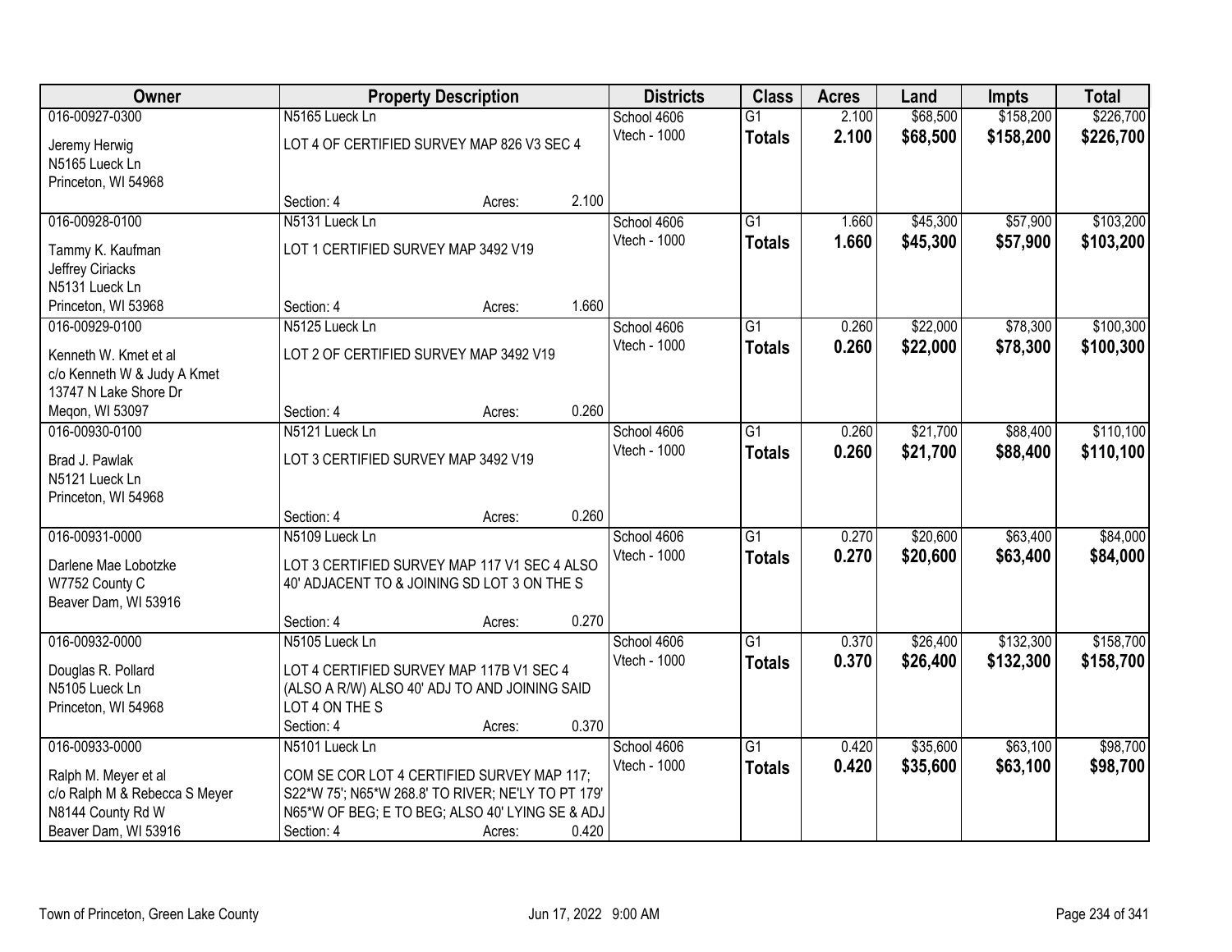| Owner | Property Description | Districts | Class | Acres | Land | Impts | Total |
|---|---|---|---|---|---|---|---|
| 016-00927-0300<br>Jeremy Herwig<br>N5165 Lueck Ln<br>Princeton, WI 54968 | N5165 Lueck Ln<br>LOT 4 OF CERTIFIED SURVEY MAP 826 V3 SEC 4<br>Section: 4 Acres: 2.100 | School 4606<br>Vtech - 1000 | G1<br>**Totals** | 2.100<br>**2.100** | $68,500<br>**$68,500** | $158,200<br>**$158,200** | $226,700<br>**$226,700** |
| 016-00928-0100<br>Tammy K. Kaufman<br>Jeffrey Ciriacks<br>N5131 Lueck Ln<br>Princeton, WI 53968 | N5131 Lueck Ln<br>LOT 1 CERTIFIED SURVEY MAP 3492 V19<br>Section: 4 Acres: 1.660 | School 4606<br>Vtech - 1000 | G1<br>**Totals** | 1.660<br>**1.660** | $45,300<br>**$45,300** | $57,900<br>**$57,900** | $103,200<br>**$103,200** |
| 016-00929-0100<br>Kenneth W. Kmet et al<br>c/o Kenneth W & Judy A Kmet<br>13747 N Lake Shore Dr<br>Meqon, WI 53097 | N5125 Lueck Ln<br>LOT 2 OF CERTIFIED SURVEY MAP 3492 V19<br>Section: 4 Acres: 0.260 | School 4606<br>Vtech - 1000 | G1<br>**Totals** | 0.260<br>**0.260** | $22,000<br>**$22,000** | $78,300<br>**$78,300** | $100,300<br>**$100,300** |
| 016-00930-0100<br>Brad J. Pawlak<br>N5121 Lueck Ln<br>Princeton, WI 54968 | N5121 Lueck Ln<br>LOT 3 CERTIFIED SURVEY MAP 3492 V19<br>Section: 4 Acres: 0.260 | School 4606<br>Vtech - 1000 | G1<br>**Totals** | 0.260<br>**0.260** | $21,700<br>**$21,700** | $88,400<br>**$88,400** | $110,100<br>**$110,100** |
| 016-00931-0000<br>Darlene Mae Lobotzke<br>W7752 County C<br>Beaver Dam, WI 53916 | N5109 Lueck Ln<br>LOT 3 CERTIFIED SURVEY MAP 117 V1 SEC 4 ALSO 40' ADJACENT TO & JOINING SD LOT 3 ON THE S<br>Section: 4 Acres: 0.270 | School 4606<br>Vtech - 1000 | G1<br>**Totals** | 0.270<br>**0.270** | $20,600<br>**$20,600** | $63,400<br>**$63,400** | $84,000<br>**$84,000** |
| 016-00932-0000<br>Douglas R. Pollard<br>N5105 Lueck Ln<br>Princeton, WI 54968 | N5105 Lueck Ln<br>LOT 4 CERTIFIED SURVEY MAP 117B V1 SEC 4 (ALSO A R/W) ALSO 40' ADJ TO AND JOINING SAID LOT 4 ON THE S<br>Section: 4 Acres: 0.370 | School 4606<br>Vtech - 1000 | G1<br>**Totals** | 0.370<br>**0.370** | $26,400<br>**$26,400** | $132,300<br>**$132,300** | $158,700<br>**$158,700** |
| 016-00933-0000<br>Ralph M. Meyer et al<br>c/o Ralph M & Rebecca S Meyer<br>N8144 County Rd W<br>Beaver Dam, WI 53916 | N5101 Lueck Ln<br>COM SE COR LOT 4 CERTIFIED SURVEY MAP 117; S22*W 75'; N65*W 268.8' TO RIVER; NE'LY TO PT 179' N65*W OF BEG; E TO BEG; ALSO 40' LYING SE & ADJ<br>Section: 4 Acres: 0.420 | School 4606<br>Vtech - 1000 | G1<br>**Totals** | 0.420<br>**0.420** | $35,600<br>**$35,600** | $63,100<br>**$63,100** | $98,700<br>**$98,700** |

Town of Princeton, Green Lake County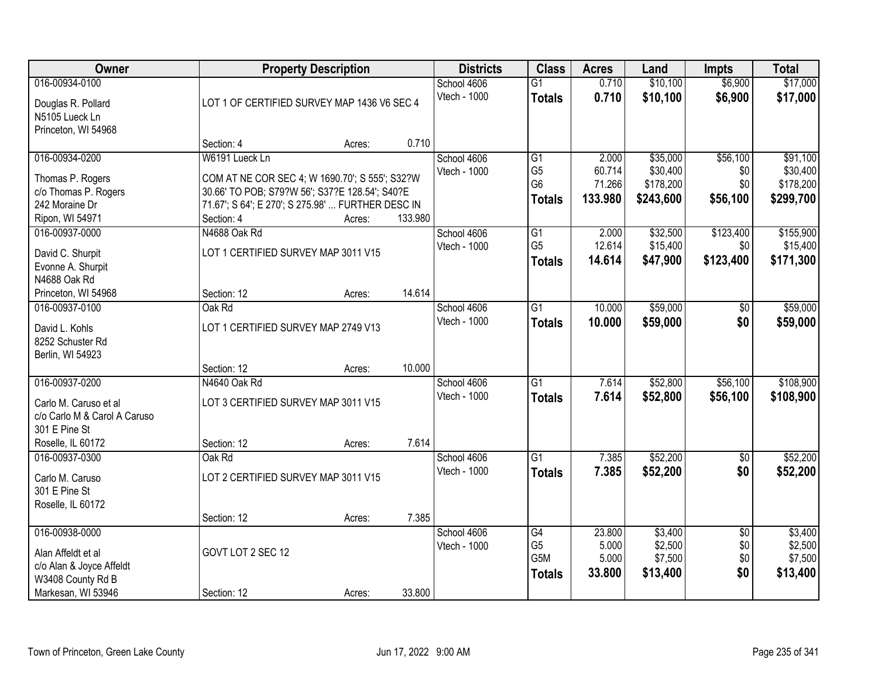| Owner | Property Description | | | Districts | Class | Acres | Land | Impts | Total |
|---|---|---|---|---|---|---|---|---|---|
| 016-00934-0100 | | | | School 4606 | G1 | 0.710 | $10,100 | $6,900 | $17,000 |
| Douglas R. Pollard | LOT 1 OF CERTIFIED SURVEY MAP 1436 V6 SEC 4 | | | Vtech - 1000 | **Totals** | **0.710** | **$10,100** | **$6,900** | **$17,000** |
| N5105 Lueck Ln | | | | | | | | | |
| Princeton, WI 54968 | | | | | | | | | |
| | Section: 4 | Acres: | 0.710 | | | | | | |
| 016-00934-0200 | W6191 Lueck Ln | | | School 4606 | G1 | 2.000 | $35,000 | $56,100 | $91,100 |
| Thomas P. Rogers | COM AT NE COR SEC 4; W 1690.70'; S 555'; S32?W | | | Vtech - 1000 | G5 | 60.714 | $30,400 | $0 | $30,400 |
| c/o Thomas P. Rogers | 30.66' TO POB; S79?W 56'; S37?E 128.54'; S40?E | | | | G6 | 71.266 | $178,200 | $0 | $178,200 |
| 242 Moraine Dr | 71.67'; S 64'; E 270'; S 275.98' ... FURTHER DESC IN | | | | **Totals** | **133.980** | **$243,600** | **$56,100** | **$299,700** |
| Ripon, WI 54971 | Section: 4 | Acres: | 133.980 | | | | | | |
| 016-00937-0000 | N4688 Oak Rd | | | School 4606 | G1 | 2.000 | $32,500 | $123,400 | $155,900 |
| David C. Shurpit | LOT 1 CERTIFIED SURVEY MAP 3011 V15 | | | Vtech - 1000 | G5 | 12.614 | $15,400 | $0 | $15,400 |
| Evonne A. Shurpit | | | | | **Totals** | **14.614** | **$47,900** | **$123,400** | **$171,300** |
| N4688 Oak Rd | | | | | | | | | |
| Princeton, WI 54968 | Section: 12 | Acres: | 14.614 | | | | | | |
| 016-00937-0100 | Oak Rd | | | School 4606 | G1 | 10.000 | $59,000 | $0 | $59,000 |
| David L. Kohls | LOT 1 CERTIFIED SURVEY MAP 2749 V13 | | | Vtech - 1000 | **Totals** | **10.000** | **$59,000** | **$0** | **$59,000** |
| 8252 Schuster Rd | | | | | | | | | |
| Berlin, WI 54923 | | | | | | | | | |
| | Section: 12 | Acres: | 10.000 | | | | | | |
| 016-00937-0200 | N4640 Oak Rd | | | School 4606 | G1 | 7.614 | $52,800 | $56,100 | $108,900 |
| Carlo M. Caruso et al | LOT 3 CERTIFIED SURVEY MAP 3011 V15 | | | Vtech - 1000 | **Totals** | **7.614** | **$52,800** | **$56,100** | **$108,900** |
| c/o Carlo M & Carol A Caruso | | | | | | | | | |
| 301 E Pine St | | | | | | | | | |
| Roselle, IL 60172 | Section: 12 | Acres: | 7.614 | | | | | | |
| 016-00937-0300 | Oak Rd | | | School 4606 | G1 | 7.385 | $52,200 | $0 | $52,200 |
| Carlo M. Caruso | LOT 2 CERTIFIED SURVEY MAP 3011 V15 | | | Vtech - 1000 | **Totals** | **7.385** | **$52,200** | **$0** | **$52,200** |
| 301 E Pine St | | | | | | | | | |
| Roselle, IL 60172 | | | | | | | | | |
| | Section: 12 | Acres: | 7.385 | | | | | | |
| 016-00938-0000 | | | | School 4606 | G4 | 23.800 | $3,400 | $0 | $3,400 |
| Alan Affeldt et al | GOVT LOT 2 SEC 12 | | | Vtech - 1000 | G5 | 5.000 | $2,500 | $0 | $2,500 |
| c/o Alan & Joyce Affeldt | | | | | G5M | 5.000 | $7,500 | $0 | $7,500 |
| W3408 County Rd B | | | | | **Totals** | **33.800** | **$13,400** | **$0** | **$13,400** |
| Markesan, WI 53946 | Section: 12 | Acres: | 33.800 | | | | | | |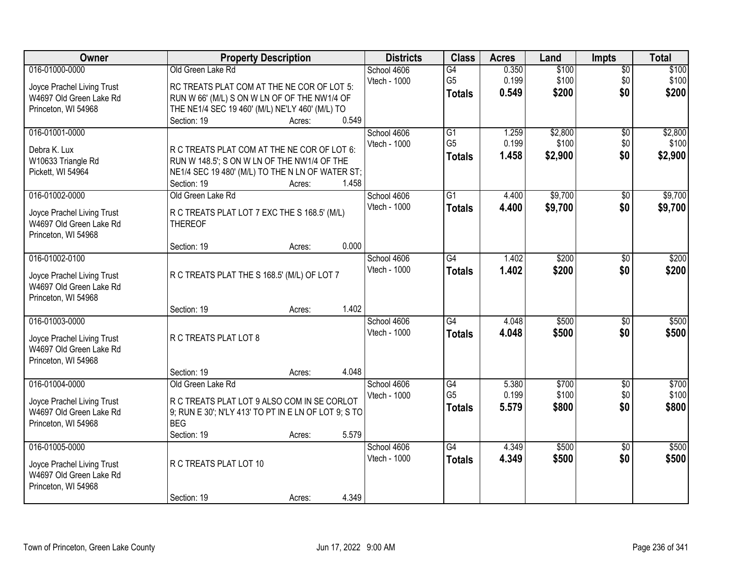| Owner | Property Description | Districts | Class | Acres | Land | Impts | Total |
|---|---|---|---|---|---|---|---|
| 016-01000-0000<br>Joyce Prachel Living Trust<br>W4697 Old Green Lake Rd<br>Princeton, WI 54968 | Old Green Lake Rd<br>RC TREATS PLAT COM AT THE NE COR OF LOT 5: RUN W 66' (M/L) S ON W LN OF OF THE NW1/4 OF THE NE1/4 SEC 19 460' (M/L) NE'LY 460' (M/L) TO<br>Section: 19 Acres: 0.549 | School 4606<br>Vtech - 1000 | G4<br>G5<br>**Totals** | 0.350<br>0.199<br>**0.549** | $100<br>$100<br>**$200** | $0<br>$0<br>**$0** | $100<br>$100<br>**$200** |
| 016-01001-0000<br>Debra K. Lux<br>W10633 Triangle Rd<br>Pickett, WI 54964 | R C TREATS PLAT COM AT THE NE COR OF LOT 6: RUN W 148.5'; S ON W LN OF THE NW1/4 OF THE NE1/4 SEC 19 480' (M/L) TO THE N LN OF WATER ST;<br>Section: 19 Acres: 1.458 | School 4606<br>Vtech - 1000 | G1<br>G5<br>**Totals** | 1.259<br>0.199<br>**1.458** | $2,800<br>$100<br>**$2,900** | $0<br>$0<br>**$0** | $2,800<br>$100<br>**$2,900** |
| 016-01002-0000<br>Joyce Prachel Living Trust<br>W4697 Old Green Lake Rd<br>Princeton, WI 54968 | Old Green Lake Rd<br>R C TREATS PLAT LOT 7 EXC THE S 168.5' (M/L) THEREOF<br>Section: 19 Acres: 0.000 | School 4606<br>Vtech - 1000 | G1<br>**Totals** | 4.400<br>**4.400** | $9,700<br>**$9,700** | $0<br>**$0** | $9,700<br>**$9,700** |
| 016-01002-0100<br>Joyce Prachel Living Trust<br>W4697 Old Green Lake Rd<br>Princeton, WI 54968 | R C TREATS PLAT THE S 168.5' (M/L) OF LOT 7<br>Section: 19 Acres: 1.402 | School 4606<br>Vtech - 1000 | G4<br>**Totals** | 1.402<br>**1.402** | $200<br>**$200** | $0<br>**$0** | $200<br>**$200** |
| 016-01003-0000<br>Joyce Prachel Living Trust<br>W4697 Old Green Lake Rd<br>Princeton, WI 54968 | R C TREATS PLAT LOT 8<br>Section: 19 Acres: 4.048 | School 4606<br>Vtech - 1000 | G4<br>**Totals** | 4.048<br>**4.048** | $500<br>**$500** | $0<br>**$0** | $500<br>**$500** |
| 016-01004-0000<br>Joyce Prachel Living Trust<br>W4697 Old Green Lake Rd<br>Princeton, WI 54968 | Old Green Lake Rd<br>R C TREATS PLAT LOT 9 ALSO COM IN SE CORLOT 9; RUN E 30'; N'LY 413' TO PT IN E LN OF LOT 9; S TO BEG<br>Section: 19 Acres: 5.579 | School 4606<br>Vtech - 1000 | G4<br>G5<br>**Totals** | 5.380<br>0.199<br>**5.579** | $700<br>$100<br>**$800** | $0<br>$0<br>**$0** | $700<br>$100<br>**$800** |
| 016-01005-0000<br>Joyce Prachel Living Trust<br>W4697 Old Green Lake Rd<br>Princeton, WI 54968 | R C TREATS PLAT LOT 10<br>Section: 19 Acres: 4.349 | School 4606<br>Vtech - 1000 | G4<br>**Totals** | 4.349<br>**4.349** | $500<br>**$500** | $0<br>**$0** | $500<br>**$500** |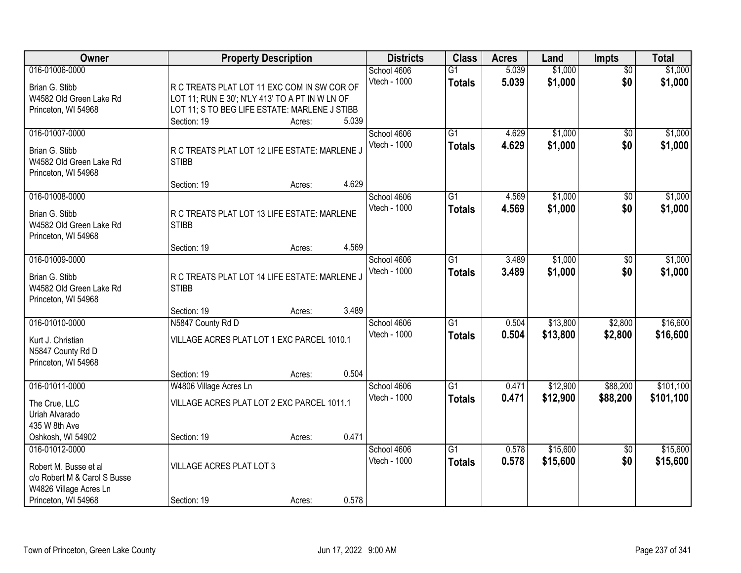| Owner | Property Description | Districts | Class | Acres | Land | Impts | Total |
|---|---|---|---|---|---|---|---|
| 016-01006-0000<br>Brian G. Stibb<br>W4582 Old Green Lake Rd<br>Princeton, WI 54968 | R C TREATS PLAT LOT 11 EXC COM IN SW COR OF LOT 11; RUN E 30'; N'LY 413' TO A PT IN W LN OF LOT 11; S TO BEG LIFE ESTATE: MARLENE J STIBB<br>Section: 19 Acres: 5.039 | School 4606<br>Vtech - 1000 | G1<br>**Totals** | 5.039<br>**5.039** | $1,000<br>**$1,000** | $0<br>**$0** | $1,000<br>**$1,000** |
| 016-01007-0000<br>Brian G. Stibb<br>W4582 Old Green Lake Rd<br>Princeton, WI 54968 | R C TREATS PLAT LOT 12 LIFE ESTATE: MARLENE J STIBB<br>Section: 19 Acres: 4.629 | School 4606<br>Vtech - 1000 | G1<br>**Totals** | 4.629<br>**4.629** | $1,000<br>**$1,000** | $0<br>**$0** | $1,000<br>**$1,000** |
| 016-01008-0000<br>Brian G. Stibb<br>W4582 Old Green Lake Rd<br>Princeton, WI 54968 | R C TREATS PLAT LOT 13 LIFE ESTATE: MARLENE STIBB<br>Section: 19 Acres: 4.569 | School 4606<br>Vtech - 1000 | G1<br>**Totals** | 4.569<br>**4.569** | $1,000<br>**$1,000** | $0<br>**$0** | $1,000<br>**$1,000** |
| 016-01009-0000<br>Brian G. Stibb<br>W4582 Old Green Lake Rd<br>Princeton, WI 54968 | R C TREATS PLAT LOT 14 LIFE ESTATE: MARLENE J STIBB<br>Section: 19 Acres: 3.489 | School 4606<br>Vtech - 1000 | G1<br>**Totals** | 3.489<br>**3.489** | $1,000<br>**$1,000** | $0<br>**$0** | $1,000<br>**$1,000** |
| 016-01010-0000<br>Kurt J. Christian<br>N5847 County Rd D<br>Princeton, WI 54968 | N5847 County Rd D<br>VILLAGE ACRES PLAT LOT 1 EXC PARCEL 1010.1<br>Section: 19 Acres: 0.504 | School 4606<br>Vtech - 1000 | G1<br>**Totals** | 0.504<br>**0.504** | $13,800<br>**$13,800** | $2,800<br>**$2,800** | $16,600<br>**$16,600** |
| 016-01011-0000<br>The Crue, LLC<br>Uriah Alvarado<br>435 W 8th Ave<br>Oshkosh, WI 54902 | W4806 Village Acres Ln<br>VILLAGE ACRES PLAT LOT 2 EXC PARCEL 1011.1<br>Section: 19 Acres: 0.471 | School 4606<br>Vtech - 1000 | G1<br>**Totals** | 0.471<br>**0.471** | $12,900<br>**$12,900** | $88,200<br>**$88,200** | $101,100<br>**$101,100** |
| 016-01012-0000<br>Robert M. Busse et al<br>c/o Robert M & Carol S Busse<br>W4826 Village Acres Ln<br>Princeton, WI 54968 | VILLAGE ACRES PLAT LOT 3<br>Section: 19 Acres: 0.578 | School 4606<br>Vtech - 1000 | G1<br>**Totals** | 0.578<br>**0.578** | $15,600<br>**$15,600** | $0<br>**$0** | $15,600<br>**$15,600** |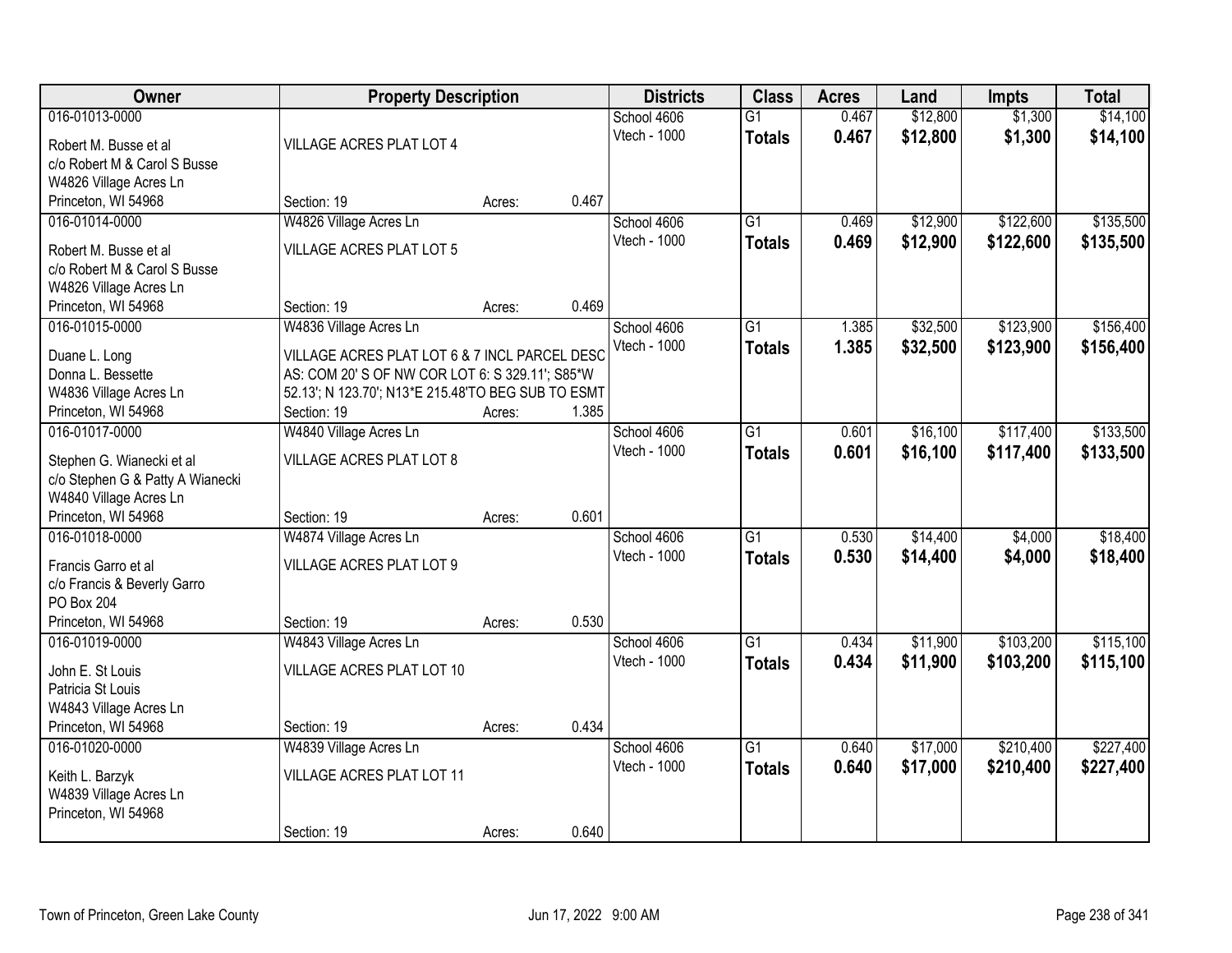| Owner | Property Description | | | Districts | Class | Acres | Land | Impts | Total |
|---|---|---|---|---|---|---|---|---|---|
| 016-01013-0000<br>Robert M. Busse et al<br>c/o Robert M & Carol S Busse<br>W4826 Village Acres Ln<br>Princeton, WI 54968 | VILLAGE ACRES PLAT LOT 4<br>Section: 19 | Acres: | 0.467 | School 4606<br>Vtech - 1000 | G1<br>**Totals** | 0.467<br>**0.467** | $12,800<br>**$12,800** | $1,300<br>**$1,300** | $14,100<br>**$14,100** |
| 016-01014-0000<br>Robert M. Busse et al<br>c/o Robert M & Carol S Busse<br>W4826 Village Acres Ln<br>Princeton, WI 54968 | W4826 Village Acres Ln<br>VILLAGE ACRES PLAT LOT 5<br>Section: 19 | Acres: | 0.469 | School 4606<br>Vtech - 1000 | G1<br>**Totals** | 0.469<br>**0.469** | $12,900<br>**$12,900** | $122,600<br>**$122,600** | $135,500<br>**$135,500** |
| 016-01015-0000<br>Duane L. Long<br>Donna L. Bessette<br>W4836 Village Acres Ln<br>Princeton, WI 54968 | W4836 Village Acres Ln<br>VILLAGE ACRES PLAT LOT 6 & 7 INCL PARCEL DESC AS: COM 20' S OF NW COR LOT 6: S 329.11'; S85*W 52.13'; N 123.70'; N13*E 215.48'TO BEG SUB TO ESMT<br>Section: 19 | Acres: | 1.385 | School 4606<br>Vtech - 1000 | G1<br>**Totals** | 1.385<br>**1.385** | $32,500<br>**$32,500** | $123,900<br>**$123,900** | $156,400<br>**$156,400** |
| 016-01017-0000<br>Stephen G. Wianecki et al<br>c/o Stephen G & Patty A Wianecki<br>W4840 Village Acres Ln<br>Princeton, WI 54968 | W4840 Village Acres Ln<br>VILLAGE ACRES PLAT LOT 8<br>Section: 19 | Acres: | 0.601 | School 4606<br>Vtech - 1000 | G1<br>**Totals** | 0.601<br>**0.601** | $16,100<br>**$16,100** | $117,400<br>**$117,400** | $133,500<br>**$133,500** |
| 016-01018-0000<br>Francis Garro et al<br>c/o Francis & Beverly Garro<br>PO Box 204<br>Princeton, WI 54968 | W4874 Village Acres Ln<br>VILLAGE ACRES PLAT LOT 9<br>Section: 19 | Acres: | 0.530 | School 4606<br>Vtech - 1000 | G1<br>**Totals** | 0.530<br>**0.530** | $14,400<br>**$14,400** | $4,000<br>**$4,000** | $18,400<br>**$18,400** |
| 016-01019-0000<br>John E. St Louis<br>Patricia St Louis<br>W4843 Village Acres Ln<br>Princeton, WI 54968 | W4843 Village Acres Ln<br>VILLAGE ACRES PLAT LOT 10<br>Section: 19 | Acres: | 0.434 | School 4606<br>Vtech - 1000 | G1<br>**Totals** | 0.434<br>**0.434** | $11,900<br>**$11,900** | $103,200<br>**$103,200** | $115,100<br>**$115,100** |
| 016-01020-0000<br>Keith L. Barzyk<br>W4839 Village Acres Ln<br>Princeton, WI 54968 | W4839 Village Acres Ln<br>VILLAGE ACRES PLAT LOT 11<br>Section: 19 | Acres: | 0.640 | School 4606<br>Vtech - 1000 | G1<br>**Totals** | 0.640<br>**0.640** | $17,000<br>**$17,000** | $210,400<br>**$210,400** | $227,400<br>**$227,400** |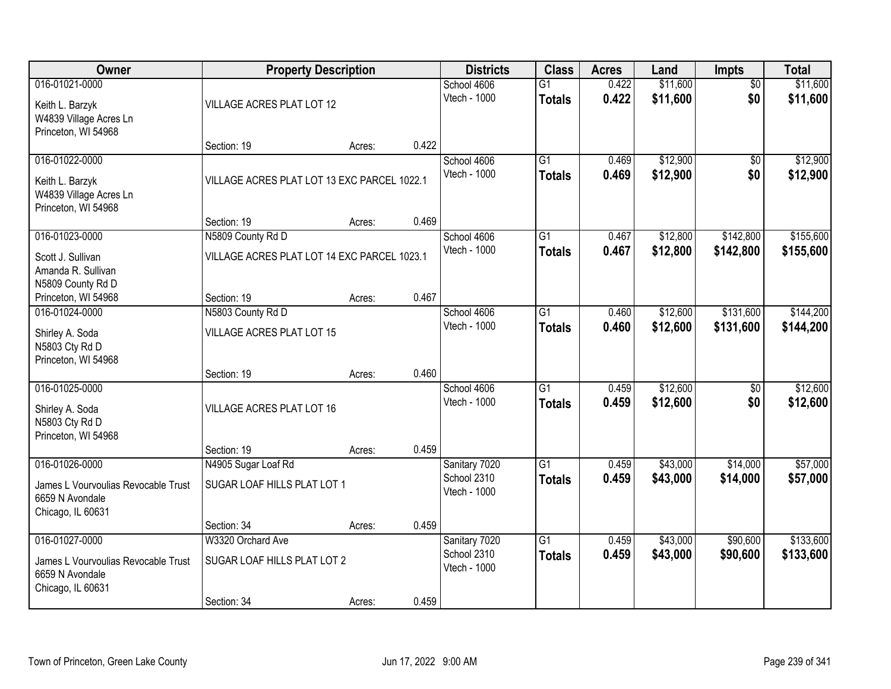| Owner | Property Description | | | Districts | Class | Acres | Land | Impts | Total |
|---|---|---|---|---|---|---|---|---|---|
| 016-01021-0000 | | | | School 4606 | G1 | 0.422 | $11,600 | $0 | $11,600 |
| Keith L. Barzyk<br>W4839 Village Acres Ln<br>Princeton, WI 54968 | VILLAGE ACRES PLAT LOT 12 | | | Vtech - 1000 | **Totals** | **0.422** | **$11,600** | **$0** | **$11,600** |
| | Section: 19 | Acres: | 0.422 | | | | | | |
| 016-01022-0000 | | | | School 4606 | G1 | 0.469 | $12,900 | $0 | $12,900 |
| Keith L. Barzyk<br>W4839 Village Acres Ln<br>Princeton, WI 54968 | VILLAGE ACRES PLAT LOT 13 EXC PARCEL 1022.1 | | | Vtech - 1000 | **Totals** | **0.469** | **$12,900** | **$0** | **$12,900** |
| | Section: 19 | Acres: | 0.469 | | | | | | |
| 016-01023-0000 | N5809 County Rd D | | | School 4606 | G1 | 0.467 | $12,800 | $142,800 | $155,600 |
| Scott J. Sullivan<br>Amanda R. Sullivan<br>N5809 County Rd D<br>Princeton, WI 54968 | VILLAGE ACRES PLAT LOT 14 EXC PARCEL 1023.1 | | | Vtech - 1000 | **Totals** | **0.467** | **$12,800** | **$142,800** | **$155,600** |
| | Section: 19 | Acres: | 0.467 | | | | | | |
| 016-01024-0000 | N5803 County Rd D | | | School 4606 | G1 | 0.460 | $12,600 | $131,600 | $144,200 |
| Shirley A. Soda<br>N5803 Cty Rd D<br>Princeton, WI 54968 | VILLAGE ACRES PLAT LOT 15 | | | Vtech - 1000 | **Totals** | **0.460** | **$12,600** | **$131,600** | **$144,200** |
| | Section: 19 | Acres: | 0.460 | | | | | | |
| 016-01025-0000 | | | | School 4606 | G1 | 0.459 | $12,600 | $0 | $12,600 |
| Shirley A. Soda<br>N5803 Cty Rd D<br>Princeton, WI 54968 | VILLAGE ACRES PLAT LOT 16 | | | Vtech - 1000 | **Totals** | **0.459** | **$12,600** | **$0** | **$12,600** |
| | Section: 19 | Acres: | 0.459 | | | | | | |
| 016-01026-0000 | N4905 Sugar Loaf Rd | | | Sanitary 7020 | G1 | 0.459 | $43,000 | $14,000 | $57,000 |
| James L Vourvoulias Revocable Trust<br>6659 N Avondale<br>Chicago, IL 60631 | SUGAR LOAF HILLS PLAT LOT 1 | | | School 2310<br>Vtech - 1000 | **Totals** | **0.459** | **$43,000** | **$14,000** | **$57,000** |
| | Section: 34 | Acres: | 0.459 | | | | | | |
| 016-01027-0000 | W3320 Orchard Ave | | | Sanitary 7020 | G1 | 0.459 | $43,000 | $90,600 | $133,600 |
| James L Vourvoulias Revocable Trust<br>6659 N Avondale<br>Chicago, IL 60631 | SUGAR LOAF HILLS PLAT LOT 2 | | | School 2310<br>Vtech - 1000 | **Totals** | **0.459** | **$43,000** | **$90,600** | **$133,600** |
| | Section: 34 | Acres: | 0.459 | | | | | | |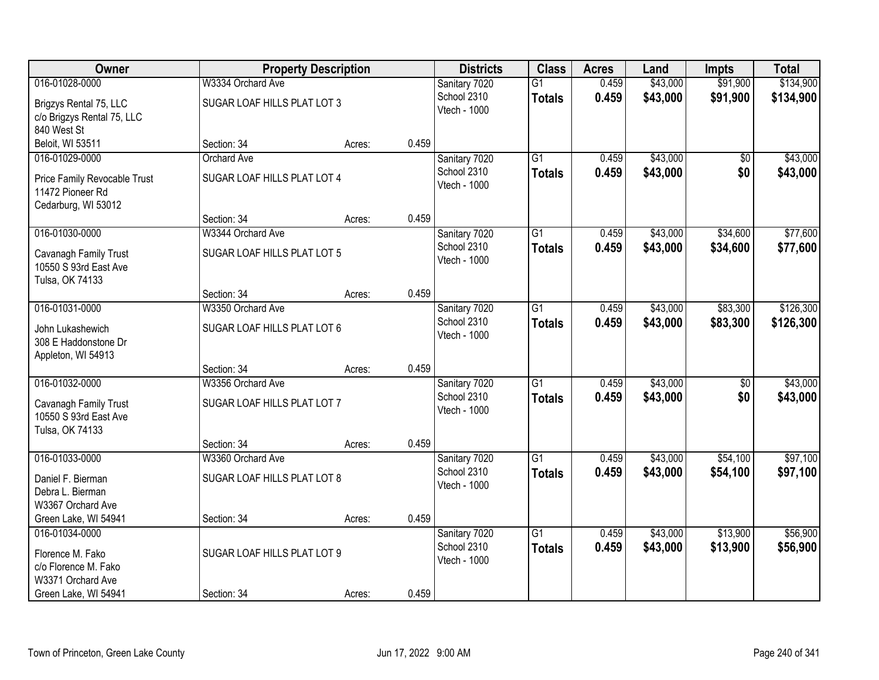| Owner | Property Description | | | Districts | Class | Acres | Land | Impts | Total |
|---|---|---|---|---|---|---|---|---|---|
| 016-01028-0000 | W3334 Orchard Ave | | | Sanitary 7020 | G1 | 0.459 | $43,000 | $91,900 | $134,900 |
| Brigzys Rental 75, LLC<br>c/o Brigzys Rental 75, LLC<br>840 West St<br>Beloit, WI 53511 | SUGAR LOAF HILLS PLAT LOT 3 | | | School 2310<br>Vtech - 1000 | **Totals** | **0.459** | **$43,000** | **$91,900** | **$134,900** |
| | Section: 34 | Acres: | 0.459 | | | | | | |
| 016-01029-0000 | Orchard Ave | | | Sanitary 7020 | G1 | 0.459 | $43,000 | $0 | $43,000 |
| Price Family Revocable Trust<br>11472 Pioneer Rd<br>Cedarburg, WI 53012 | SUGAR LOAF HILLS PLAT LOT 4 | | | School 2310<br>Vtech - 1000 | **Totals** | **0.459** | **$43,000** | **$0** | **$43,000** |
| | Section: 34 | Acres: | 0.459 | | | | | | |
| 016-01030-0000 | W3344 Orchard Ave | | | Sanitary 7020 | G1 | 0.459 | $43,000 | $34,600 | $77,600 |
| Cavanagh Family Trust<br>10550 S 93rd East Ave<br>Tulsa, OK 74133 | SUGAR LOAF HILLS PLAT LOT 5 | | | School 2310<br>Vtech - 1000 | **Totals** | **0.459** | **$43,000** | **$34,600** | **$77,600** |
| | Section: 34 | Acres: | 0.459 | | | | | | |
| 016-01031-0000 | W3350 Orchard Ave | | | Sanitary 7020 | G1 | 0.459 | $43,000 | $83,300 | $126,300 |
| John Lukashewich<br>308 E Haddonstone Dr<br>Appleton, WI 54913 | SUGAR LOAF HILLS PLAT LOT 6 | | | School 2310<br>Vtech - 1000 | **Totals** | **0.459** | **$43,000** | **$83,300** | **$126,300** |
| | Section: 34 | Acres: | 0.459 | | | | | | |
| 016-01032-0000 | W3356 Orchard Ave | | | Sanitary 7020 | G1 | 0.459 | $43,000 | $0 | $43,000 |
| Cavanagh Family Trust<br>10550 S 93rd East Ave<br>Tulsa, OK 74133 | SUGAR LOAF HILLS PLAT LOT 7 | | | School 2310<br>Vtech - 1000 | **Totals** | **0.459** | **$43,000** | **$0** | **$43,000** |
| | Section: 34 | Acres: | 0.459 | | | | | | |
| 016-01033-0000 | W3360 Orchard Ave | | | Sanitary 7020 | G1 | 0.459 | $43,000 | $54,100 | $97,100 |
| Daniel F. Bierman<br>Debra L. Bierman<br>W3367 Orchard Ave<br>Green Lake, WI 54941 | SUGAR LOAF HILLS PLAT LOT 8 | | | School 2310<br>Vtech - 1000 | **Totals** | **0.459** | **$43,000** | **$54,100** | **$97,100** |
| | Section: 34 | Acres: | 0.459 | | | | | | |
| 016-01034-0000 | | | | Sanitary 7020 | G1 | 0.459 | $43,000 | $13,900 | $56,900 |
| Florence M. Fako<br>c/o Florence M. Fako<br>W3371 Orchard Ave<br>Green Lake, WI 54941 | SUGAR LOAF HILLS PLAT LOT 9 | | | School 2310<br>Vtech - 1000 | **Totals** | **0.459** | **$43,000** | **$13,900** | **$56,900** |
| | Section: 34 | Acres: | 0.459 | | | | | | |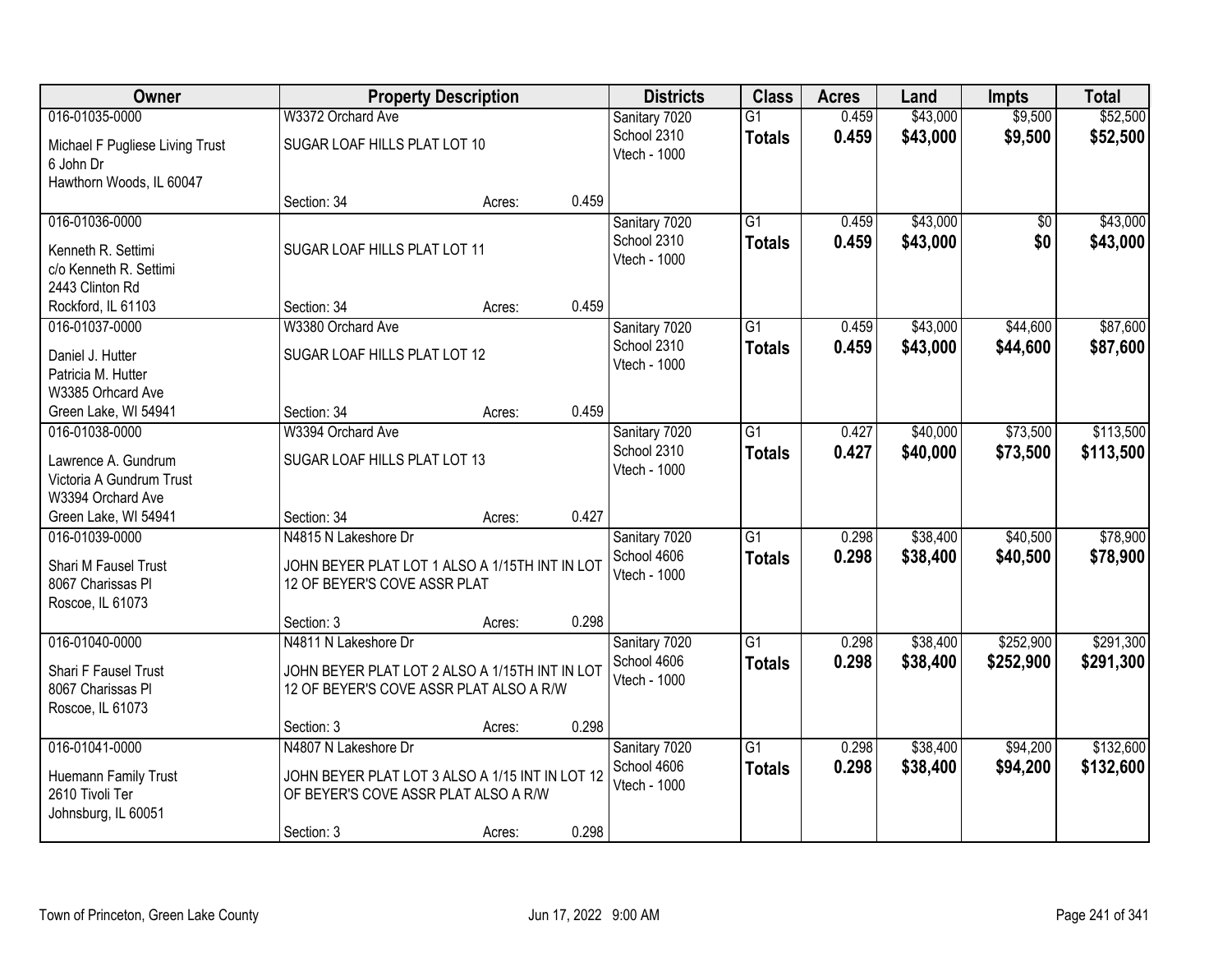| Owner | Property Description | | | Districts | Class | Acres | Land | Impts | Total |
|---|---|---|---|---|---|---|---|---|---|
| 016-01035-0000<br>Michael F Pugliese Living Trust<br>6 John Dr<br>Hawthorn Woods, IL 60047 | W3372 Orchard Ave<br>SUGAR LOAF HILLS PLAT LOT 10<br>Section: 34 | Acres: | 0.459 | Sanitary 7020<br>School 2310<br>Vtech - 1000 | G1<br>**Totals** | 0.459<br>**0.459** | $43,000<br>**$43,000** | $9,500<br>**$9,500** | $52,500<br>**$52,500** |
| 016-01036-0000<br>Kenneth R. Settimi<br>c/o Kenneth R. Settimi<br>2443 Clinton Rd<br>Rockford, IL 61103 | SUGAR LOAF HILLS PLAT LOT 11<br>Section: 34 | Acres: | 0.459 | Sanitary 7020<br>School 2310<br>Vtech - 1000 | G1<br>**Totals** | 0.459<br>**0.459** | $43,000<br>**$43,000** | $0<br>**$0** | $43,000<br>**$43,000** |
| 016-01037-0000<br>Daniel J. Hutter<br>Patricia M. Hutter<br>W3385 Orhcard Ave<br>Green Lake, WI 54941 | W3380 Orchard Ave<br>SUGAR LOAF HILLS PLAT LOT 12<br>Section: 34 | Acres: | 0.459 | Sanitary 7020<br>School 2310<br>Vtech - 1000 | G1<br>**Totals** | 0.459<br>**0.459** | $43,000<br>**$43,000** | $44,600<br>**$44,600** | $87,600<br>**$87,600** |
| 016-01038-0000<br>Lawrence A. Gundrum<br>Victoria A Gundrum Trust<br>W3394 Orchard Ave<br>Green Lake, WI 54941 | W3394 Orchard Ave<br>SUGAR LOAF HILLS PLAT LOT 13<br>Section: 34 | Acres: | 0.427 | Sanitary 7020<br>School 2310<br>Vtech - 1000 | G1<br>**Totals** | 0.427<br>**0.427** | $40,000<br>**$40,000** | $73,500<br>**$73,500** | $113,500<br>**$113,500** |
| 016-01039-0000<br>Shari M Fausel Trust<br>8067 Charissas Pl<br>Roscoe, IL 61073 | N4815 N Lakeshore Dr<br>JOHN BEYER PLAT LOT 1 ALSO A 1/15TH INT IN LOT 12 OF BEYER'S COVE ASSR PLAT<br>Section: 3 | Acres: | 0.298 | Sanitary 7020<br>School 4606<br>Vtech - 1000 | G1<br>**Totals** | 0.298<br>**0.298** | $38,400<br>**$38,400** | $40,500<br>**$40,500** | $78,900<br>**$78,900** |
| 016-01040-0000<br>Shari F Fausel Trust<br>8067 Charissas Pl<br>Roscoe, IL 61073 | N4811 N Lakeshore Dr<br>JOHN BEYER PLAT LOT 2 ALSO A 1/15TH INT IN LOT 12 OF BEYER'S COVE ASSR PLAT ALSO A R/W<br>Section: 3 | Acres: | 0.298 | Sanitary 7020<br>School 4606<br>Vtech - 1000 | G1<br>**Totals** | 0.298<br>**0.298** | $38,400<br>**$38,400** | $252,900<br>**$252,900** | $291,300<br>**$291,300** |
| 016-01041-0000<br>Huemann Family Trust<br>2610 Tivoli Ter<br>Johnsburg, IL 60051 | N4807 N Lakeshore Dr<br>JOHN BEYER PLAT LOT 3 ALSO A 1/15 INT IN LOT 12 OF BEYER'S COVE ASSR PLAT ALSO A R/W<br>Section: 3 | Acres: | 0.298 | Sanitary 7020<br>School 4606<br>Vtech - 1000 | G1<br>**Totals** | 0.298<br>**0.298** | $38,400<br>**$38,400** | $94,200<br>**$94,200** | $132,600<br>**$132,600** |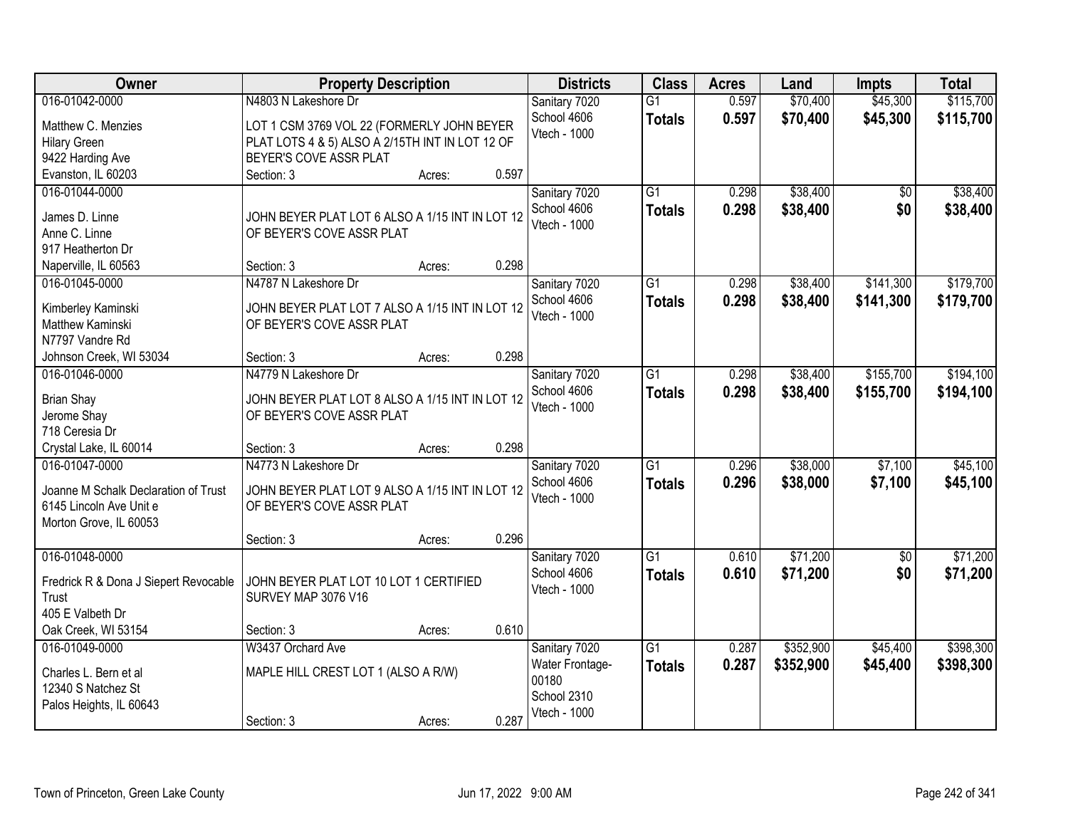| Owner | Property Description | Districts | Class | Acres | Land | Impts | Total |
|---|---|---|---|---|---|---|---|
| 016-01042-0000<br>Matthew C. Menzies<br>Hilary Green<br>9422 Harding Ave<br>Evanston, IL 60203 | N4803 N Lakeshore Dr<br>LOT 1 CSM 3769 VOL 22 (FORMERLY JOHN BEYER PLAT LOTS 4 & 5) ALSO A 2/15TH INT IN LOT 12 OF BEYER'S COVE ASSR PLAT<br>Section: 3 Acres: 0.597 | Sanitary 7020<br>School 4606<br>Vtech - 1000 | G1<br>**Totals** | 0.597<br>**0.597** | $70,400<br>**$70,400** | $45,300<br>**$45,300** | $115,700<br>**$115,700** |
| 016-01044-0000<br>James D. Linne<br>Anne C. Linne<br>917 Heatherton Dr<br>Naperville, IL 60563 | JOHN BEYER PLAT LOT 6 ALSO A 1/15 INT IN LOT 12 OF BEYER'S COVE ASSR PLAT<br>Section: 3 Acres: 0.298 | Sanitary 7020<br>School 4606<br>Vtech - 1000 | G1<br>**Totals** | 0.298<br>**0.298** | $38,400<br>**$38,400** | $0<br>**$0** | $38,400<br>**$38,400** |
| 016-01045-0000<br>Kimberley Kaminski<br>Matthew Kaminski<br>N7797 Vandre Rd<br>Johnson Creek, WI 53034 | N4787 N Lakeshore Dr<br>JOHN BEYER PLAT LOT 7 ALSO A 1/15 INT IN LOT 12 OF BEYER'S COVE ASSR PLAT<br>Section: 3 Acres: 0.298 | Sanitary 7020<br>School 4606<br>Vtech - 1000 | G1<br>**Totals** | 0.298<br>**0.298** | $38,400<br>**$38,400** | $141,300<br>**$141,300** | $179,700<br>**$179,700** |
| 016-01046-0000<br>Brian Shay<br>Jerome Shay<br>718 Ceresia Dr<br>Crystal Lake, IL 60014 | N4779 N Lakeshore Dr<br>JOHN BEYER PLAT LOT 8 ALSO A 1/15 INT IN LOT 12 OF BEYER'S COVE ASSR PLAT<br>Section: 3 Acres: 0.298 | Sanitary 7020<br>School 4606<br>Vtech - 1000 | G1<br>**Totals** | 0.298<br>**0.298** | $38,400<br>**$38,400** | $155,700<br>**$155,700** | $194,100<br>**$194,100** |
| 016-01047-0000<br>Joanne M Schalk Declaration of Trust<br>6145 Lincoln Ave Unit e<br>Morton Grove, IL 60053 | N4773 N Lakeshore Dr<br>JOHN BEYER PLAT LOT 9 ALSO A 1/15 INT IN LOT 12 OF BEYER'S COVE ASSR PLAT<br>Section: 3 Acres: 0.296 | Sanitary 7020<br>School 4606<br>Vtech - 1000 | G1<br>**Totals** | 0.296<br>**0.296** | $38,000<br>**$38,000** | $7,100<br>**$7,100** | $45,100<br>**$45,100** |
| 016-01048-0000<br>Fredrick R & Dona J Siepert Revocable Trust<br>405 E Valbeth Dr<br>Oak Creek, WI 53154 | JOHN BEYER PLAT LOT 10 LOT 1 CERTIFIED SURVEY MAP 3076 V16<br>Section: 3 Acres: 0.610 | Sanitary 7020<br>School 4606<br>Vtech - 1000 | G1<br>**Totals** | 0.610<br>**0.610** | $71,200<br>**$71,200** | $0<br>**$0** | $71,200<br>**$71,200** |
| 016-01049-0000<br>Charles L. Bern et al<br>12340 S Natchez St<br>Palos Heights, IL 60643 | W3437 Orchard Ave<br>MAPLE HILL CREST LOT 1 (ALSO A R/W)<br>Section: 3 Acres: 0.287 | Sanitary 7020<br>Water Frontage-00180<br>School 2310<br>Vtech - 1000 | G1<br>**Totals** | 0.287<br>**0.287** | $352,900<br>**$352,900** | $45,400<br>**$45,400** | $398,300<br>**$398,300** |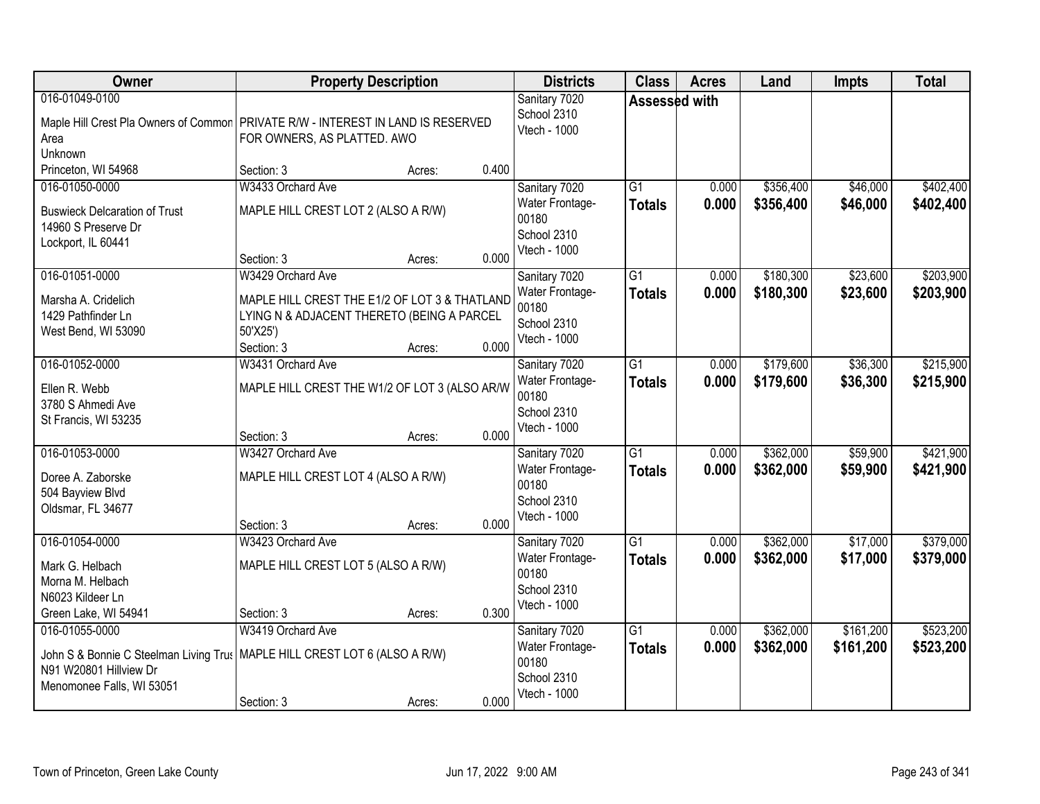| Owner | Property Description | Districts | Class | Acres | Land | Impts | Total |
|---|---|---|---|---|---|---|---|
| 016-01049-0100<br>Maple Hill Crest Pla Owners of Common Area<br>Unknown<br>Princeton, WI 54968 | PRIVATE R/W - INTEREST IN LAND IS RESERVED FOR OWNERS, AS PLATTED. AWO<br>Section: 3 Acres: 0.400 | Sanitary 7020<br>School 2310<br>Vtech - 1000 | Assessed with | | | | |
| 016-01050-0000<br>Buswieck Delcaration of Trust<br>14960 S Preserve Dr<br>Lockport, IL 60441 | W3433 Orchard Ave<br>MAPLE HILL CREST LOT 2 (ALSO A R/W)<br>Section: 3 Acres: 0.000 | Sanitary 7020<br>Water Frontage-00180<br>School 2310<br>Vtech - 1000 | G1<br>**Totals** | 0.000<br>**0.000** | $356,400<br>**$356,400** | $46,000<br>**$46,000** | $402,400<br>**$402,400** |
| 016-01051-0000<br>Marsha A. Cridelich<br>1429 Pathfinder Ln<br>West Bend, WI 53090 | W3429 Orchard Ave<br>MAPLE HILL CREST THE E1/2 OF LOT 3 & THATLAND LYING N & ADJACENT THERETO (BEING A PARCEL 50'X25')<br>Section: 3 Acres: 0.000 | Sanitary 7020<br>Water Frontage-00180<br>School 2310<br>Vtech - 1000 | G1<br>**Totals** | 0.000<br>**0.000** | $180,300<br>**$180,300** | $23,600<br>**$23,600** | $203,900<br>**$203,900** |
| 016-01052-0000<br>Ellen R. Webb<br>3780 S Ahmedi Ave<br>St Francis, WI 53235 | W3431 Orchard Ave<br>MAPLE HILL CREST THE W1/2 OF LOT 3 (ALSO AR/W<br>Section: 3 Acres: 0.000 | Sanitary 7020<br>Water Frontage-00180<br>School 2310<br>Vtech - 1000 | G1<br>**Totals** | 0.000<br>**0.000** | $179,600<br>**$179,600** | $36,300<br>**$36,300** | $215,900<br>**$215,900** |
| 016-01053-0000<br>Doree A. Zaborske<br>504 Bayview Blvd<br>Oldsmar, FL 34677 | W3427 Orchard Ave<br>MAPLE HILL CREST LOT 4 (ALSO A R/W)<br>Section: 3 Acres: 0.000 | Sanitary 7020<br>Water Frontage-00180<br>School 2310<br>Vtech - 1000 | G1<br>**Totals** | 0.000<br>**0.000** | $362,000<br>**$362,000** | $59,900<br>**$59,900** | $421,900<br>**$421,900** |
| 016-01054-0000<br>Mark G. Helbach<br>Morna M. Helbach<br>N6023 Kildeer Ln<br>Green Lake, WI 54941 | W3423 Orchard Ave<br>MAPLE HILL CREST LOT 5 (ALSO A R/W)<br>Section: 3 Acres: 0.300 | Sanitary 7020<br>Water Frontage-00180<br>School 2310<br>Vtech - 1000 | G1<br>**Totals** | 0.000<br>**0.000** | $362,000<br>**$362,000** | $17,000<br>**$17,000** | $379,000<br>**$379,000** |
| 016-01055-0000<br>John S & Bonnie C Steelman Living Trus<br>N91 W20801 Hillview Dr<br>Menomonee Falls, WI 53051 | W3419 Orchard Ave<br>MAPLE HILL CREST LOT 6 (ALSO A R/W)<br>Section: 3 Acres: 0.000 | Sanitary 7020<br>Water Frontage-00180<br>School 2310<br>Vtech - 1000 | G1<br>**Totals** | 0.000<br>**0.000** | $362,000<br>**$362,000** | $161,200<br>**$161,200** | $523,200<br>**$523,200** |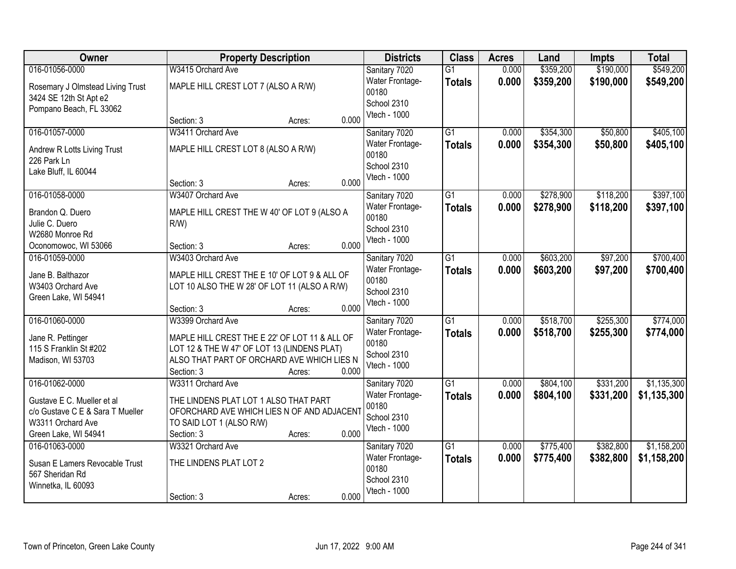| Owner | Property Description | Districts | Class | Acres | Land | Impts | Total |
|---|---|---|---|---|---|---|---|
| 016-01056-0000<br>Rosemary J Olmstead Living Trust<br>3424 SE 12th St Apt e2<br>Pompano Beach, FL 33062 | W3415 Orchard Ave<br>MAPLE HILL CREST LOT 7 (ALSO A R/W)<br>Section: 3 Acres: 0.000 | Sanitary 7020<br>Water Frontage-00180<br>School 2310<br>Vtech - 1000 | G1<br>**Totals** | 0.000<br>**0.000** | $359,200<br>**$359,200** | $190,000<br>**$190,000** | $549,200<br>**$549,200** |
| 016-01057-0000<br>Andrew R Lotts Living Trust<br>226 Park Ln<br>Lake Bluff, IL 60044 | W3411 Orchard Ave<br>MAPLE HILL CREST LOT 8 (ALSO A R/W)<br>Section: 3 Acres: 0.000 | Sanitary 7020<br>Water Frontage-00180<br>School 2310<br>Vtech - 1000 | G1<br>**Totals** | 0.000<br>**0.000** | $354,300<br>**$354,300** | $50,800<br>**$50,800** | $405,100<br>**$405,100** |
| 016-01058-0000<br>Brandon Q. Duero<br>Julie C. Duero<br>W2680 Monroe Rd<br>Oconomowoc, WI 53066 | W3407 Orchard Ave<br>MAPLE HILL CREST THE W 40' OF LOT 9 (ALSO A R/W)<br>Section: 3 Acres: 0.000 | Sanitary 7020<br>Water Frontage-00180<br>School 2310<br>Vtech - 1000 | G1<br>**Totals** | 0.000<br>**0.000** | $278,900<br>**$278,900** | $118,200<br>**$118,200** | $397,100<br>**$397,100** |
| 016-01059-0000<br>Jane B. Balthazor<br>W3403 Orchard Ave<br>Green Lake, WI 54941 | W3403 Orchard Ave<br>MAPLE HILL CREST THE E 10' OF LOT 9 & ALL OF LOT 10 ALSO THE W 28' OF LOT 11 (ALSO A R/W)<br>Section: 3 Acres: 0.000 | Sanitary 7020<br>Water Frontage-00180<br>School 2310<br>Vtech - 1000 | G1<br>**Totals** | 0.000<br>**0.000** | $603,200<br>**$603,200** | $97,200<br>**$97,200** | $700,400<br>**$700,400** |
| 016-01060-0000<br>Jane R. Pettinger<br>115 S Franklin St #202<br>Madison, WI 53703 | W3399 Orchard Ave<br>MAPLE HILL CREST THE E 22' OF LOT 11 & ALL OF LOT 12 & THE W 47' OF LOT 13 (LINDENS PLAT) ALSO THAT PART OF ORCHARD AVE WHICH LIES N<br>Section: 3 Acres: 0.000 | Sanitary 7020<br>Water Frontage-00180<br>School 2310<br>Vtech - 1000 | G1<br>**Totals** | 0.000<br>**0.000** | $518,700<br>**$518,700** | $255,300<br>**$255,300** | $774,000<br>**$774,000** |
| 016-01062-0000<br>Gustave E C. Mueller et al<br>c/o Gustave C E & Sara T Mueller<br>W3311 Orchard Ave<br>Green Lake, WI 54941 | W3311 Orchard Ave<br>THE LINDENS PLAT LOT 1 ALSO THAT PART OFORCHARD AVE WHICH LIES N OF AND ADJACENT TO SAID LOT 1 (ALSO R/W)<br>Section: 3 Acres: 0.000 | Sanitary 7020<br>Water Frontage-00180<br>School 2310<br>Vtech - 1000 | G1<br>**Totals** | 0.000<br>**0.000** | $804,100<br>**$804,100** | $331,200<br>**$331,200** | $1,135,300<br>**$1,135,300** |
| 016-01063-0000<br>Susan E Lamers Revocable Trust<br>567 Sheridan Rd<br>Winnetka, IL 60093 | W3321 Orchard Ave<br>THE LINDENS PLAT LOT 2<br>Section: 3 Acres: 0.000 | Sanitary 7020<br>Water Frontage-00180<br>School 2310<br>Vtech - 1000 | G1<br>**Totals** | 0.000<br>**0.000** | $775,400<br>**$775,400** | $382,800<br>**$382,800** | $1,158,200<br>**$1,158,200** |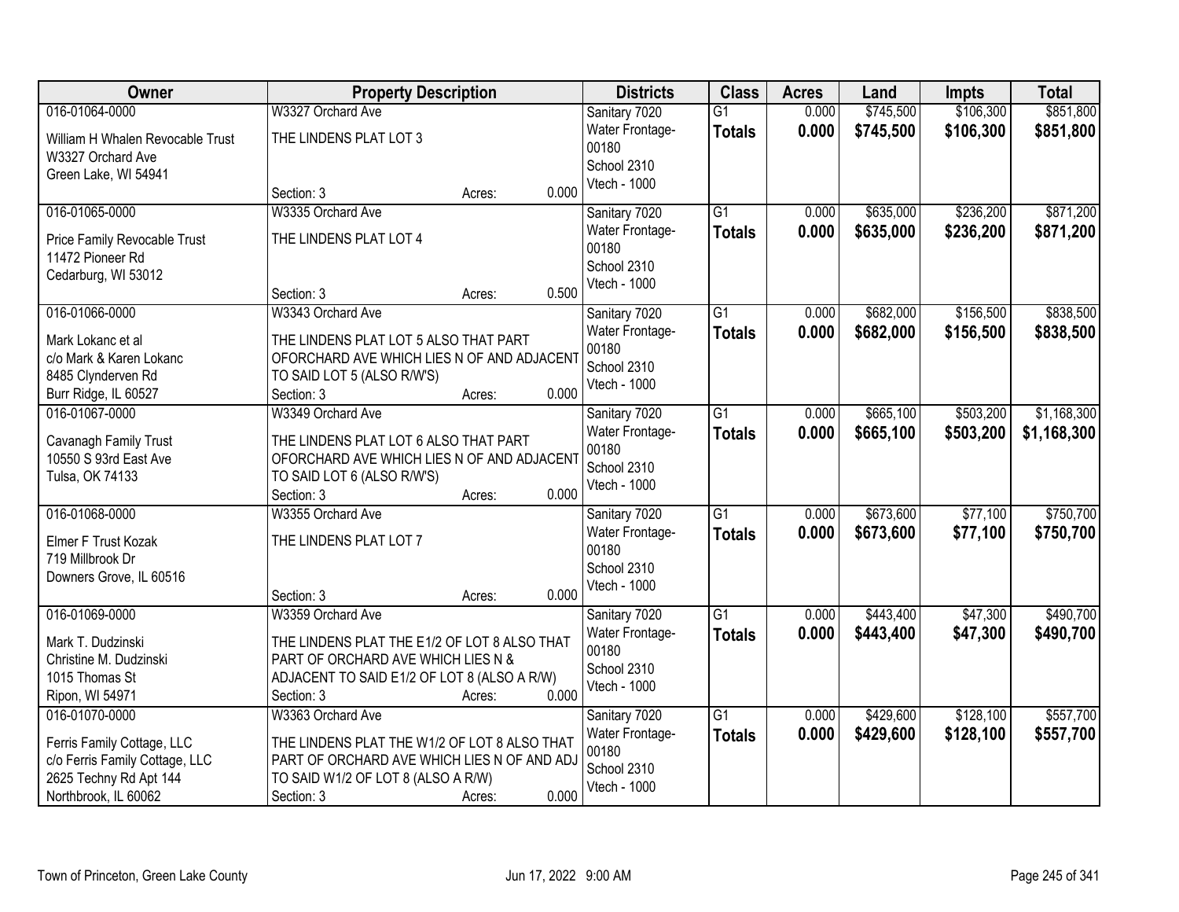| Owner | Property Description | | | Districts | Class | Acres | Land | Impts | Total |
|---|---|---|---|---|---|---|---|---|---|
| 016-01064-0000 | W3327 Orchard Ave | | | Sanitary 7020 | G1 | 0.000 | $745,500 | $106,300 | $851,800 |
| William H Whalen Revocable Trust<br>W3327 Orchard Ave<br>Green Lake, WI 54941 | THE LINDENS PLAT LOT 3 | | | Water Frontage-00180<br>School 2310<br>Vtech - 1000 | **Totals** | **0.000** | **$745,500** | **$106,300** | **$851,800** |
| | Section: 3 | Acres: | 0.000 | | | | | | |
| 016-01065-0000 | W3335 Orchard Ave | | | Sanitary 7020 | G1 | 0.000 | $635,000 | $236,200 | $871,200 |
| Price Family Revocable Trust<br>11472 Pioneer Rd<br>Cedarburg, WI 53012 | THE LINDENS PLAT LOT 4 | | | Water Frontage-00180<br>School 2310<br>Vtech - 1000 | **Totals** | **0.000** | **$635,000** | **$236,200** | **$871,200** |
| | Section: 3 | Acres: | 0.500 | | | | | | |
| 016-01066-0000 | W3343 Orchard Ave | | | Sanitary 7020 | G1 | 0.000 | $682,000 | $156,500 | $838,500 |
| Mark Lokanc et al<br>c/o Mark & Karen Lokanc<br>8485 Clynderven Rd<br>Burr Ridge, IL 60527 | THE LINDENS PLAT LOT 5 ALSO THAT PART OFORCHARD AVE WHICH LIES N OF AND ADJACENT TO SAID LOT 5 (ALSO R/W'S) | | | Water Frontage-00180<br>School 2310<br>Vtech - 1000 | **Totals** | **0.000** | **$682,000** | **$156,500** | **$838,500** |
| | Section: 3 | Acres: | 0.000 | | | | | | |
| 016-01067-0000 | W3349 Orchard Ave | | | Sanitary 7020 | G1 | 0.000 | $665,100 | $503,200 | $1,168,300 |
| Cavanagh Family Trust<br>10550 S 93rd East Ave<br>Tulsa, OK 74133 | THE LINDENS PLAT LOT 6 ALSO THAT PART OFORCHARD AVE WHICH LIES N OF AND ADJACENT TO SAID LOT 6 (ALSO R/W'S) | | | Water Frontage-00180<br>School 2310<br>Vtech - 1000 | **Totals** | **0.000** | **$665,100** | **$503,200** | **$1,168,300** |
| | Section: 3 | Acres: | 0.000 | | | | | | |
| 016-01068-0000 | W3355 Orchard Ave | | | Sanitary 7020 | G1 | 0.000 | $673,600 | $77,100 | $750,700 |
| Elmer F Trust Kozak<br>719 Millbrook Dr<br>Downers Grove, IL 60516 | THE LINDENS PLAT LOT 7 | | | Water Frontage-00180<br>School 2310<br>Vtech - 1000 | **Totals** | **0.000** | **$673,600** | **$77,100** | **$750,700** |
| | Section: 3 | Acres: | 0.000 | | | | | | |
| 016-01069-0000 | W3359 Orchard Ave | | | Sanitary 7020 | G1 | 0.000 | $443,400 | $47,300 | $490,700 |
| Mark T. Dudzinski<br>Christine M. Dudzinski<br>1015 Thomas St<br>Ripon, WI 54971 | THE LINDENS PLAT THE E1/2 OF LOT 8 ALSO THAT PART OF ORCHARD AVE WHICH LIES N & ADJACENT TO SAID E1/2 OF LOT 8 (ALSO A R/W) | | | Water Frontage-00180<br>School 2310<br>Vtech - 1000 | **Totals** | **0.000** | **$443,400** | **$47,300** | **$490,700** |
| | Section: 3 | Acres: | 0.000 | | | | | | |
| 016-01070-0000 | W3363 Orchard Ave | | | Sanitary 7020 | G1 | 0.000 | $429,600 | $128,100 | $557,700 |
| Ferris Family Cottage, LLC<br>c/o Ferris Family Cottage, LLC<br>2625 Techny Rd Apt 144<br>Northbrook, IL 60062 | THE LINDENS PLAT THE W1/2 OF LOT 8 ALSO THAT PART OF ORCHARD AVE WHICH LIES N OF AND ADJ TO SAID W1/2 OF LOT 8 (ALSO A R/W) | | | Water Frontage-00180<br>School 2310<br>Vtech - 1000 | **Totals** | **0.000** | **$429,600** | **$128,100** | **$557,700** |
| | Section: 3 | Acres: | 0.000 | | | | | | |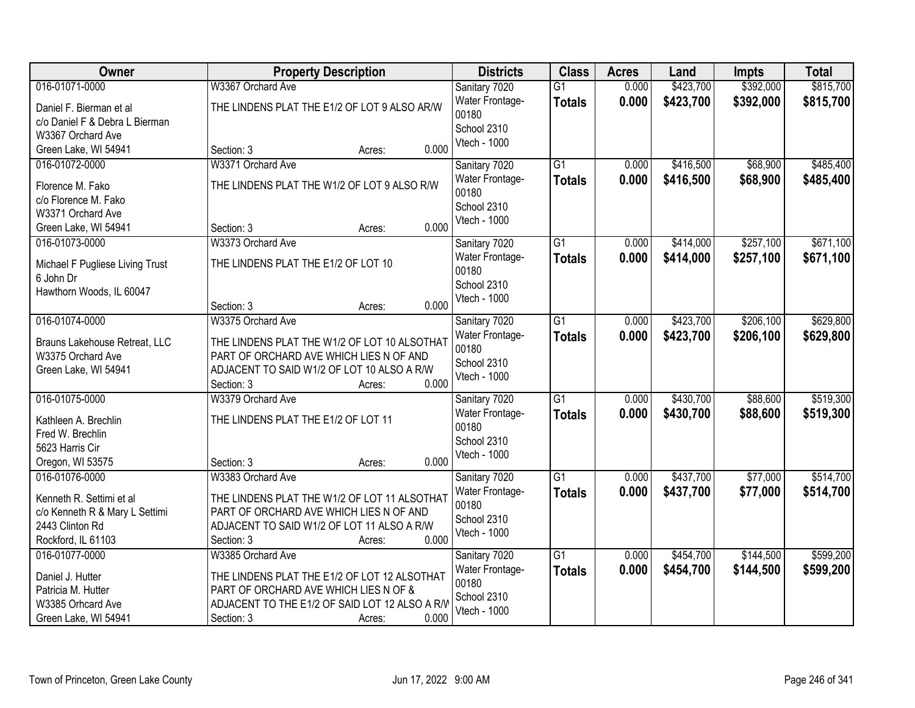| Owner | Property Description | Districts | Class | Acres | Land | Impts | Total |
|---|---|---|---|---|---|---|---|
| 016-01071-0000<br>Daniel F. Bierman et al<br>c/o Daniel F & Debra L Bierman<br>W3367 Orchard Ave<br>Green Lake, WI 54941 | W3367 Orchard Ave<br>THE LINDENS PLAT THE E1/2 OF LOT 9 ALSO AR/W<br>Section: 3 Acres: 0.000 | Sanitary 7020<br>Water Frontage-00180<br>School 2310<br>Vtech - 1000 | G1<br>**Totals** | 0.000<br>**0.000** | $423,700<br>**$423,700** | $392,000<br>**$392,000** | $815,700<br>**$815,700** |
| 016-01072-0000<br>Florence M. Fako<br>c/o Florence M. Fako<br>W3371 Orchard Ave<br>Green Lake, WI 54941 | W3371 Orchard Ave<br>THE LINDENS PLAT THE W1/2 OF LOT 9 ALSO R/W<br>Section: 3 Acres: 0.000 | Sanitary 7020<br>Water Frontage-00180<br>School 2310<br>Vtech - 1000 | G1<br>**Totals** | 0.000<br>**0.000** | $416,500<br>**$416,500** | $68,900<br>**$68,900** | $485,400<br>**$485,400** |
| 016-01073-0000<br>Michael F Pugliese Living Trust<br>6 John Dr<br>Hawthorn Woods, IL 60047 | W3373 Orchard Ave<br>THE LINDENS PLAT THE E1/2 OF LOT 10<br>Section: 3 Acres: 0.000 | Sanitary 7020<br>Water Frontage-00180<br>School 2310<br>Vtech - 1000 | G1<br>**Totals** | 0.000<br>**0.000** | $414,000<br>**$414,000** | $257,100<br>**$257,100** | $671,100<br>**$671,100** |
| 016-01074-0000<br>Brauns Lakehouse Retreat, LLC<br>W3375 Orchard Ave<br>Green Lake, WI 54941 | W3375 Orchard Ave<br>THE LINDENS PLAT THE W1/2 OF LOT 10 ALSOTHAT PART OF ORCHARD AVE WHICH LIES N OF AND ADJACENT TO SAID W1/2 OF LOT 10 ALSO A R/W<br>Section: 3 Acres: 0.000 | Sanitary 7020<br>Water Frontage-00180<br>School 2310<br>Vtech - 1000 | G1<br>**Totals** | 0.000<br>**0.000** | $423,700<br>**$423,700** | $206,100<br>**$206,100** | $629,800<br>**$629,800** |
| 016-01075-0000<br>Kathleen A. Brechlin<br>Fred W. Brechlin<br>5623 Harris Cir<br>Oregon, WI 53575 | W3379 Orchard Ave<br>THE LINDENS PLAT THE E1/2 OF LOT 11<br>Section: 3 Acres: 0.000 | Sanitary 7020<br>Water Frontage-00180<br>School 2310<br>Vtech - 1000 | G1<br>**Totals** | 0.000<br>**0.000** | $430,700<br>**$430,700** | $88,600<br>**$88,600** | $519,300<br>**$519,300** |
| 016-01076-0000<br>Kenneth R. Settimi et al<br>c/o Kenneth R & Mary L Settimi<br>2443 Clinton Rd<br>Rockford, IL 61103 | W3383 Orchard Ave<br>THE LINDENS PLAT THE W1/2 OF LOT 11 ALSOTHAT PART OF ORCHARD AVE WHICH LIES N OF AND ADJACENT TO SAID W1/2 OF LOT 11 ALSO A R/W<br>Section: 3 Acres: 0.000 | Sanitary 7020<br>Water Frontage-00180<br>School 2310<br>Vtech - 1000 | G1<br>**Totals** | 0.000<br>**0.000** | $437,700<br>**$437,700** | $77,000<br>**$77,000** | $514,700<br>**$514,700** |
| 016-01077-0000<br>Daniel J. Hutter<br>Patricia M. Hutter<br>W3385 Orhcard Ave<br>Green Lake, WI 54941 | W3385 Orchard Ave<br>THE LINDENS PLAT THE E1/2 OF LOT 12 ALSOTHAT PART OF ORCHARD AVE WHICH LIES N OF & ADJACENT TO THE E1/2 OF SAID LOT 12 ALSO A R/W<br>Section: 3 Acres: 0.000 | Sanitary 7020<br>Water Frontage-00180<br>School 2310<br>Vtech - 1000 | G1<br>**Totals** | 0.000<br>**0.000** | $454,700<br>**$454,700** | $144,500<br>**$144,500** | $599,200<br>**$599,200** |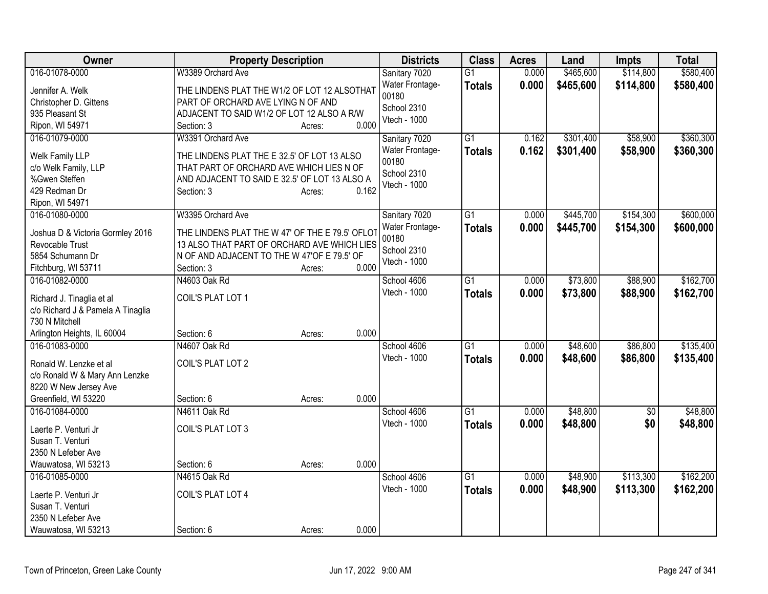| Owner | Property Description | Districts | Class | Acres | Land | Impts | Total |
|---|---|---|---|---|---|---|---|
| 016-01078-0000<br>Jennifer A. Welk<br>Christopher D. Gittens<br>935 Pleasant St<br>Ripon, WI 54971 | W3389 Orchard Ave<br>THE LINDENS PLAT THE W1/2 OF LOT 12 ALSOTHAT PART OF ORCHARD AVE LYING N OF AND ADJACENT TO SAID W1/2 OF LOT 12 ALSO A R/W<br>Section: 3 Acres: 0.000 | Sanitary 7020<br>Water Frontage-00180<br>School 2310<br>Vtech - 1000 | G1<br>**Totals** | 0.000<br>**0.000** | $465,600<br>**$465,600** | $114,800<br>**$114,800** | $580,400<br>**$580,400** |
| 016-01079-0000<br>Welk Family LLP<br>c/o Welk Family, LLP<br>%Gwen Steffen<br>429 Redman Dr<br>Ripon, WI 54971 | W3391 Orchard Ave<br>THE LINDENS PLAT THE E 32.5' OF LOT 13 ALSO THAT PART OF ORCHARD AVE WHICH LIES N OF AND ADJACENT TO SAID E 32.5' OF LOT 13 ALSO A<br>Section: 3 Acres: 0.162 | Sanitary 7020<br>Water Frontage-00180<br>School 2310<br>Vtech - 1000 | G1<br>**Totals** | 0.162<br>**0.162** | $301,400<br>**$301,400** | $58,900<br>**$58,900** | $360,300<br>**$360,300** |
| 016-01080-0000<br>Joshua D & Victoria Gormley 2016 Revocable Trust<br>5854 Schumann Dr<br>Fitchburg, WI 53711 | W3395 Orchard Ave<br>THE LINDENS PLAT THE W 47' OF THE E 79.5' OFLOT 13 ALSO THAT PART OF ORCHARD AVE WHICH LIES N OF AND ADJACENT TO THE W 47'OF E 79.5' OF<br>Section: 3 Acres: 0.000 | Sanitary 7020<br>Water Frontage-00180<br>School 2310<br>Vtech - 1000 | G1<br>**Totals** | 0.000<br>**0.000** | $445,700<br>**$445,700** | $154,300<br>**$154,300** | $600,000<br>**$600,000** |
| 016-01082-0000<br>Richard J. Tinaglia et al<br>c/o Richard J & Pamela A Tinaglia<br>730 N Mitchell<br>Arlington Heights, IL 60004 | N4603 Oak Rd<br>COIL'S PLAT LOT 1<br>Section: 6 Acres: 0.000 | School 4606<br>Vtech - 1000 | G1<br>**Totals** | 0.000<br>**0.000** | $73,800<br>**$73,800** | $88,900<br>**$88,900** | $162,700<br>**$162,700** |
| 016-01083-0000<br>Ronald W. Lenzke et al<br>c/o Ronald W & Mary Ann Lenzke<br>8220 W New Jersey Ave<br>Greenfield, WI 53220 | N4607 Oak Rd<br>COIL'S PLAT LOT 2<br>Section: 6 Acres: 0.000 | School 4606<br>Vtech - 1000 | G1<br>**Totals** | 0.000<br>**0.000** | $48,600<br>**$48,600** | $86,800<br>**$86,800** | $135,400<br>**$135,400** |
| 016-01084-0000<br>Laerte P. Venturi Jr<br>Susan T. Venturi<br>2350 N Lefeber Ave<br>Wauwatosa, WI 53213 | N4611 Oak Rd<br>COIL'S PLAT LOT 3<br>Section: 6 Acres: 0.000 | School 4606<br>Vtech - 1000 | G1<br>**Totals** | 0.000<br>**0.000** | $48,800<br>**$48,800** | $0<br>**$0** | $48,800<br>**$48,800** |
| 016-01085-0000<br>Laerte P. Venturi Jr<br>Susan T. Venturi<br>2350 N Lefeber Ave<br>Wauwatosa, WI 53213 | N4615 Oak Rd<br>COIL'S PLAT LOT 4<br>Section: 6 Acres: 0.000 | School 4606<br>Vtech - 1000 | G1<br>**Totals** | 0.000<br>**0.000** | $48,900<br>**$48,900** | $113,300<br>**$113,300** | $162,200<br>**$162,200** |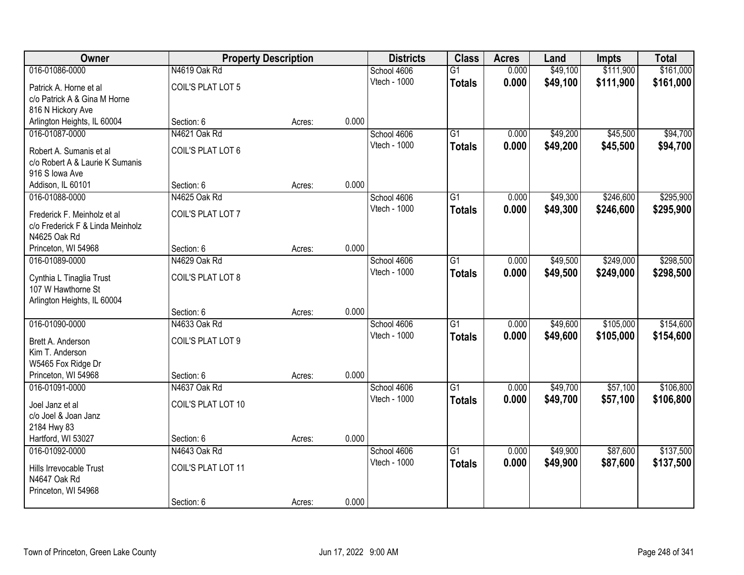| Owner | Property Description | | | Districts | Class | Acres | Land | Impts | Total |
|---|---|---|---|---|---|---|---|---|---|
| 016-01086-0000 | N4619 Oak Rd | | | School 4606 | G1 | 0.000 | $49,100 | $111,900 | $161,000 |
| Patrick A. Horne et al<br>c/o Patrick A & Gina M Horne<br>816 N Hickory Ave<br>Arlington Heights, IL 60004 | COIL'S PLAT LOT 5 | | | Vtech - 1000 | **Totals** | **0.000** | **$49,100** | **$111,900** | **$161,000** |
| | Section: 6 | Acres: | 0.000 | | | | | | |
| 016-01087-0000 | N4621 Oak Rd | | | School 4606 | G1 | 0.000 | $49,200 | $45,500 | $94,700 |
| Robert A. Sumanis et al<br>c/o Robert A & Laurie K Sumanis<br>916 S Iowa Ave<br>Addison, IL 60101 | COIL'S PLAT LOT 6 | | | Vtech - 1000 | **Totals** | **0.000** | **$49,200** | **$45,500** | **$94,700** |
| | Section: 6 | Acres: | 0.000 | | | | | | |
| 016-01088-0000 | N4625 Oak Rd | | | School 4606 | G1 | 0.000 | $49,300 | $246,600 | $295,900 |
| Frederick F. Meinholz et al<br>c/o Frederick F & Linda Meinholz<br>N4625 Oak Rd<br>Princeton, WI 54968 | COIL'S PLAT LOT 7 | | | Vtech - 1000 | **Totals** | **0.000** | **$49,300** | **$246,600** | **$295,900** |
| | Section: 6 | Acres: | 0.000 | | | | | | |
| 016-01089-0000 | N4629 Oak Rd | | | School 4606 | G1 | 0.000 | $49,500 | $249,000 | $298,500 |
| Cynthia L Tinaglia Trust<br>107 W Hawthorne St<br>Arlington Heights, IL 60004 | COIL'S PLAT LOT 8 | | | Vtech - 1000 | **Totals** | **0.000** | **$49,500** | **$249,000** | **$298,500** |
| | Section: 6 | Acres: | 0.000 | | | | | | |
| 016-01090-0000 | N4633 Oak Rd | | | School 4606 | G1 | 0.000 | $49,600 | $105,000 | $154,600 |
| Brett A. Anderson<br>Kim T. Anderson<br>W5465 Fox Ridge Dr<br>Princeton, WI 54968 | COIL'S PLAT LOT 9 | | | Vtech - 1000 | **Totals** | **0.000** | **$49,600** | **$105,000** | **$154,600** |
| | Section: 6 | Acres: | 0.000 | | | | | | |
| 016-01091-0000 | N4637 Oak Rd | | | School 4606 | G1 | 0.000 | $49,700 | $57,100 | $106,800 |
| Joel Janz et al<br>c/o Joel & Joan Janz<br>2184 Hwy 83<br>Hartford, WI 53027 | COIL'S PLAT LOT 10 | | | Vtech - 1000 | **Totals** | **0.000** | **$49,700** | **$57,100** | **$106,800** |
| | Section: 6 | Acres: | 0.000 | | | | | | |
| 016-01092-0000 | N4643 Oak Rd | | | School 4606 | G1 | 0.000 | $49,900 | $87,600 | $137,500 |
| Hills Irrevocable Trust<br>N4647 Oak Rd<br>Princeton, WI 54968 | COIL'S PLAT LOT 11 | | | Vtech - 1000 | **Totals** | **0.000** | **$49,900** | **$87,600** | **$137,500** |
| | Section: 6 | Acres: | 0.000 | | | | | | |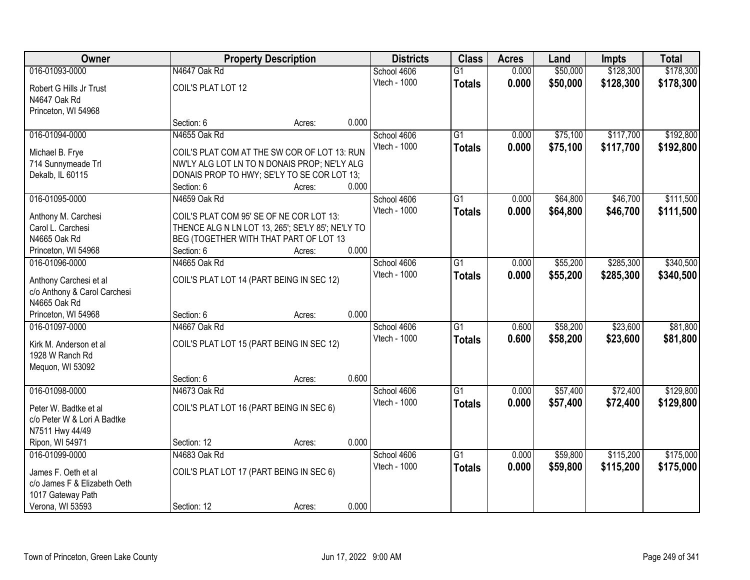| Owner | Property Description | | | Districts | Class | Acres | Land | Impts | Total |
|---|---|---|---|---|---|---|---|---|---|
| 016-01093-0000 | N4647 Oak Rd | | | School 4606 | G1 | 0.000 | $50,000 | $128,300 | $178,300 |
| Robert G Hills Jr Trust<br>N4647 Oak Rd<br>Princeton, WI 54968 | COIL'S PLAT LOT 12 | | | Vtech - 1000 | **Totals** | **0.000** | **$50,000** | **$128,300** | **$178,300** |
| | Section: 6 | Acres: | 0.000 | | | | | | |
| 016-01094-0000 | N4655 Oak Rd | | | School 4606 | G1 | 0.000 | $75,100 | $117,700 | $192,800 |
| Michael B. Frye<br>714 Sunnymeade Trl<br>Dekalb, IL 60115 | COIL'S PLAT COM AT THE SW COR OF LOT 13: RUN NW'LY ALG LOT LN TO N DONAIS PROP; NE'LY ALG DONAIS PROP TO HWY; SE'LY TO SE COR LOT 13; | | | Vtech - 1000 | **Totals** | **0.000** | **$75,100** | **$117,700** | **$192,800** |
| | Section: 6 | Acres: | 0.000 | | | | | | |
| 016-01095-0000 | N4659 Oak Rd | | | School 4606 | G1 | 0.000 | $64,800 | $46,700 | $111,500 |
| Anthony M. Carchesi<br>Carol L. Carchesi<br>N4665 Oak Rd<br>Princeton, WI 54968 | COIL'S PLAT COM 95' SE OF NE COR LOT 13: THENCE ALG N LN LOT 13, 265'; SE'LY 85'; NE'LY TO BEG (TOGETHER WITH THAT PART OF LOT 13 | | | Vtech - 1000 | **Totals** | **0.000** | **$64,800** | **$46,700** | **$111,500** |
| | Section: 6 | Acres: | 0.000 | | | | | | |
| 016-01096-0000 | N4665 Oak Rd | | | School 4606 | G1 | 0.000 | $55,200 | $285,300 | $340,500 |
| Anthony Carchesi et al<br>c/o Anthony & Carol Carchesi<br>N4665 Oak Rd<br>Princeton, WI 54968 | COIL'S PLAT LOT 14 (PART BEING IN SEC 12) | | | Vtech - 1000 | **Totals** | **0.000** | **$55,200** | **$285,300** | **$340,500** |
| | Section: 6 | Acres: | 0.000 | | | | | | |
| 016-01097-0000 | N4667 Oak Rd | | | School 4606 | G1 | 0.600 | $58,200 | $23,600 | $81,800 |
| Kirk M. Anderson et al<br>1928 W Ranch Rd<br>Mequon, WI 53092 | COIL'S PLAT LOT 15 (PART BEING IN SEC 12) | | | Vtech - 1000 | **Totals** | **0.600** | **$58,200** | **$23,600** | **$81,800** |
| | Section: 6 | Acres: | 0.600 | | | | | | |
| 016-01098-0000 | N4673 Oak Rd | | | School 4606 | G1 | 0.000 | $57,400 | $72,400 | $129,800 |
| Peter W. Badtke et al<br>c/o Peter W & Lori A Badtke<br>N7511 Hwy 44/49<br>Ripon, WI 54971 | COIL'S PLAT LOT 16 (PART BEING IN SEC 6) | | | Vtech - 1000 | **Totals** | **0.000** | **$57,400** | **$72,400** | **$129,800** |
| | Section: 12 | Acres: | 0.000 | | | | | | |
| 016-01099-0000 | N4683 Oak Rd | | | School 4606 | G1 | 0.000 | $59,800 | $115,200 | $175,000 |
| James F. Oeth et al<br>c/o James F & Elizabeth Oeth<br>1017 Gateway Path<br>Verona, WI 53593 | COIL'S PLAT LOT 17 (PART BEING IN SEC 6) | | | Vtech - 1000 | **Totals** | **0.000** | **$59,800** | **$115,200** | **$175,000** |
| | Section: 12 | Acres: | 0.000 | | | | | | |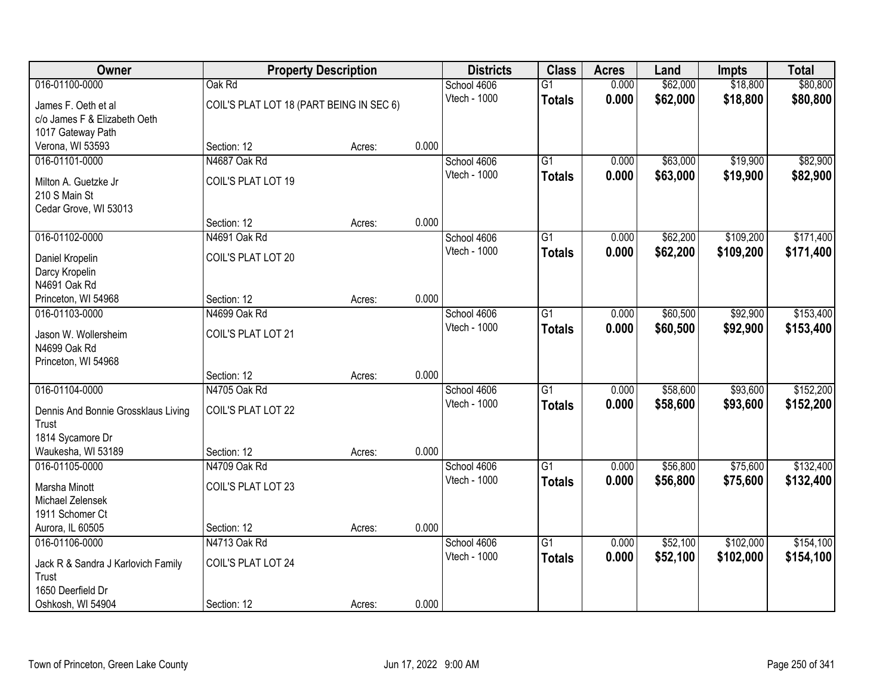| Owner | Property Description | | | Districts | Class | Acres | Land | Impts | Total |
|---|---|---|---|---|---|---|---|---|---|
| 016-01100-0000 | Oak Rd | | | School 4606 | G1 | 0.000 | $62,000 | $18,800 | $80,800 |
| James F. Oeth et al<br>c/o James F & Elizabeth Oeth<br>1017 Gateway Path<br>Verona, WI 53593 | COIL'S PLAT LOT 18 (PART BEING IN SEC 6) | | | Vtech - 1000 | **Totals** | **0.000** | **$62,000** | **$18,800** | **$80,800** |
| | Section: 12 | Acres: | 0.000 | | | | | | |
| 016-01101-0000 | N4687 Oak Rd | | | School 4606 | G1 | 0.000 | $63,000 | $19,900 | $82,900 |
| Milton A. Guetzke Jr<br>210 S Main St<br>Cedar Grove, WI 53013 | COIL'S PLAT LOT 19 | | | Vtech - 1000 | **Totals** | **0.000** | **$63,000** | **$19,900** | **$82,900** |
| | Section: 12 | Acres: | 0.000 | | | | | | |
| 016-01102-0000 | N4691 Oak Rd | | | School 4606 | G1 | 0.000 | $62,200 | $109,200 | $171,400 |
| Daniel Kropelin<br>Darcy Kropelin<br>N4691 Oak Rd<br>Princeton, WI 54968 | COIL'S PLAT LOT 20 | | | Vtech - 1000 | **Totals** | **0.000** | **$62,200** | **$109,200** | **$171,400** |
| | Section: 12 | Acres: | 0.000 | | | | | | |
| 016-01103-0000 | N4699 Oak Rd | | | School 4606 | G1 | 0.000 | $60,500 | $92,900 | $153,400 |
| Jason W. Wollersheim<br>N4699 Oak Rd<br>Princeton, WI 54968 | COIL'S PLAT LOT 21 | | | Vtech - 1000 | **Totals** | **0.000** | **$60,500** | **$92,900** | **$153,400** |
| | Section: 12 | Acres: | 0.000 | | | | | | |
| 016-01104-0000 | N4705 Oak Rd | | | School 4606 | G1 | 0.000 | $58,600 | $93,600 | $152,200 |
| Dennis And Bonnie Grossklaus Living Trust<br>1814 Sycamore Dr<br>Waukesha, WI 53189 | COIL'S PLAT LOT 22 | | | Vtech - 1000 | **Totals** | **0.000** | **$58,600** | **$93,600** | **$152,200** |
| | Section: 12 | Acres: | 0.000 | | | | | | |
| 016-01105-0000 | N4709 Oak Rd | | | School 4606 | G1 | 0.000 | $56,800 | $75,600 | $132,400 |
| Marsha Minott<br>Michael Zelensek<br>1911 Schomer Ct<br>Aurora, IL 60505 | COIL'S PLAT LOT 23 | | | Vtech - 1000 | **Totals** | **0.000** | **$56,800** | **$75,600** | **$132,400** |
| | Section: 12 | Acres: | 0.000 | | | | | | |
| 016-01106-0000 | N4713 Oak Rd | | | School 4606 | G1 | 0.000 | $52,100 | $102,000 | $154,100 |
| Jack R & Sandra J Karlovich Family Trust<br>1650 Deerfield Dr<br>Oshkosh, WI 54904 | COIL'S PLAT LOT 24 | | | Vtech - 1000 | **Totals** | **0.000** | **$52,100** | **$102,000** | **$154,100** |
| | Section: 12 | Acres: | 0.000 | | | | | | |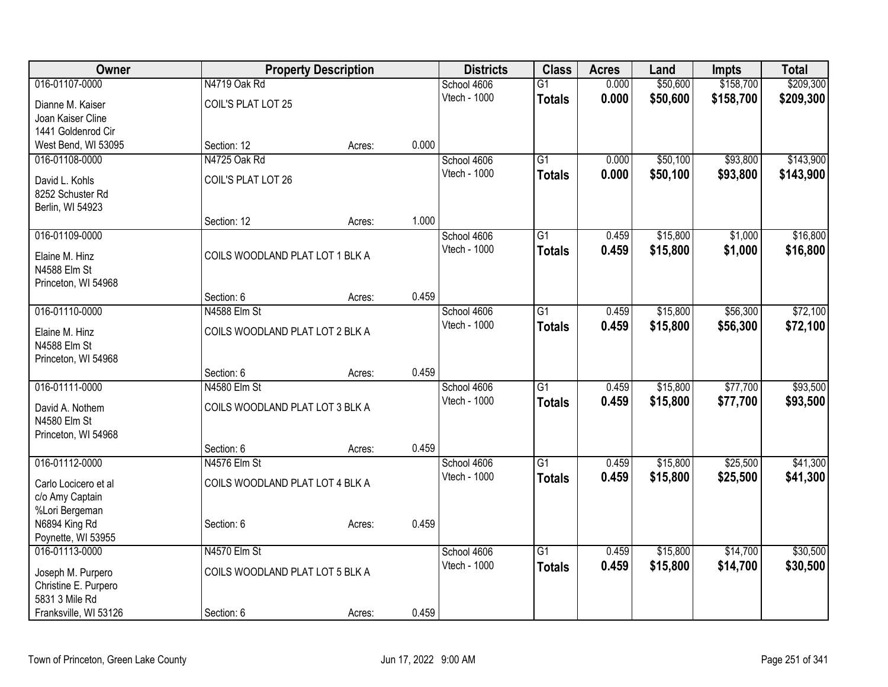| Owner | Property Description | | | Districts | Class | Acres | Land | Impts | Total |
|---|---|---|---|---|---|---|---|---|---|
| 016-01107-0000 | N4719 Oak Rd | | | School 4606 | G1 | 0.000 | $50,600 | $158,700 | $209,300 |
| Dianne M. Kaiser<br>Joan Kaiser Cline<br>1441 Goldenrod Cir<br>West Bend, WI 53095 | COIL'S PLAT LOT 25 | | | Vtech - 1000 | **Totals** | **0.000** | **$50,600** | **$158,700** | **$209,300** |
| | Section: 12 | Acres: | 0.000 | | | | | | |
| 016-01108-0000 | N4725 Oak Rd | | | School 4606 | G1 | 0.000 | $50,100 | $93,800 | $143,900 |
| David L. Kohls<br>8252 Schuster Rd<br>Berlin, WI 54923 | COIL'S PLAT LOT 26 | | | Vtech - 1000 | **Totals** | **0.000** | **$50,100** | **$93,800** | **$143,900** |
| | Section: 12 | Acres: | 1.000 | | | | | | |
| 016-01109-0000 | | | | School 4606 | G1 | 0.459 | $15,800 | $1,000 | $16,800 |
| Elaine M. Hinz<br>N4588 Elm St<br>Princeton, WI 54968 | COILS WOODLAND PLAT LOT 1 BLK A | | | Vtech - 1000 | **Totals** | **0.459** | **$15,800** | **$1,000** | **$16,800** |
| | Section: 6 | Acres: | 0.459 | | | | | | |
| 016-01110-0000 | N4588 Elm St | | | School 4606 | G1 | 0.459 | $15,800 | $56,300 | $72,100 |
| Elaine M. Hinz<br>N4588 Elm St<br>Princeton, WI 54968 | COILS WOODLAND PLAT LOT 2 BLK A | | | Vtech - 1000 | **Totals** | **0.459** | **$15,800** | **$56,300** | **$72,100** |
| | Section: 6 | Acres: | 0.459 | | | | | | |
| 016-01111-0000 | N4580 Elm St | | | School 4606 | G1 | 0.459 | $15,800 | $77,700 | $93,500 |
| David A. Nothem<br>N4580 Elm St<br>Princeton, WI 54968 | COILS WOODLAND PLAT LOT 3 BLK A | | | Vtech - 1000 | **Totals** | **0.459** | **$15,800** | **$77,700** | **$93,500** |
| | Section: 6 | Acres: | 0.459 | | | | | | |
| 016-01112-0000 | N4576 Elm St | | | School 4606 | G1 | 0.459 | $15,800 | $25,500 | $41,300 |
| Carlo Locicero et al<br>c/o Amy Captain<br>%Lori Bergeman<br>N6894 King Rd<br>Poynette, WI 53955 | COILS WOODLAND PLAT LOT 4 BLK A | | | Vtech - 1000 | **Totals** | **0.459** | **$15,800** | **$25,500** | **$41,300** |
| | Section: 6 | Acres: | 0.459 | | | | | | |
| 016-01113-0000 | N4570 Elm St | | | School 4606 | G1 | 0.459 | $15,800 | $14,700 | $30,500 |
| Joseph M. Purpero<br>Christine E. Purpero<br>5831 3 Mile Rd<br>Franksville, WI 53126 | COILS WOODLAND PLAT LOT 5 BLK A | | | Vtech - 1000 | **Totals** | **0.459** | **$15,800** | **$14,700** | **$30,500** |
| | Section: 6 | Acres: | 0.459 | | | | | | |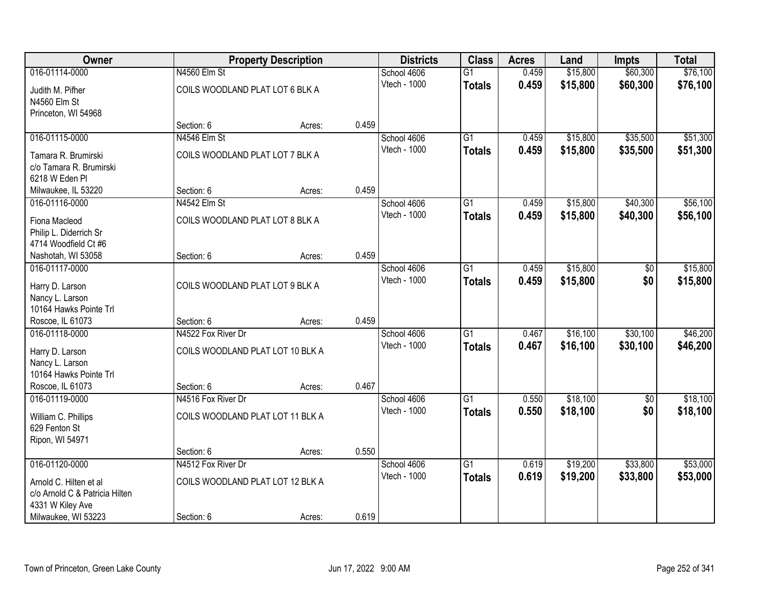| Owner | Property Description | | | Districts | Class | Acres | Land | Impts | Total |
|---|---|---|---|---|---|---|---|---|---|
| 016-01114-0000 | N4560 Elm St | | | School 4606 | G1 | 0.459 | $15,800 | $60,300 | $76,100 |
| Judith M. Pifher<br>N4560 Elm St<br>Princeton, WI 54968 | COILS WOODLAND PLAT LOT 6 BLK A | | | Vtech - 1000 | **Totals** | **0.459** | **$15,800** | **$60,300** | **$76,100** |
| | Section: 6 | Acres: | 0.459 | | | | | | |
| 016-01115-0000 | N4546 Elm St | | | School 4606 | G1 | 0.459 | $15,800 | $35,500 | $51,300 |
| Tamara R. Brumirski<br>c/o Tamara R. Brumirski<br>6218 W Eden Pl<br>Milwaukee, IL 53220 | COILS WOODLAND PLAT LOT 7 BLK A | | | Vtech - 1000 | **Totals** | **0.459** | **$15,800** | **$35,500** | **$51,300** |
| | Section: 6 | Acres: | 0.459 | | | | | | |
| 016-01116-0000 | N4542 Elm St | | | School 4606 | G1 | 0.459 | $15,800 | $40,300 | $56,100 |
| Fiona Macleod<br>Philip L. Diderrich Sr<br>4714 Woodfield Ct #6<br>Nashotah, WI 53058 | COILS WOODLAND PLAT LOT 8 BLK A | | | Vtech - 1000 | **Totals** | **0.459** | **$15,800** | **$40,300** | **$56,100** |
| | Section: 6 | Acres: | 0.459 | | | | | | |
| 016-01117-0000 | | | | School 4606 | G1 | 0.459 | $15,800 | $0 | $15,800 |
| Harry D. Larson<br>Nancy L. Larson<br>10164 Hawks Pointe Trl<br>Roscoe, IL 61073 | COILS WOODLAND PLAT LOT 9 BLK A | | | Vtech - 1000 | **Totals** | **0.459** | **$15,800** | **$0** | **$15,800** |
| | Section: 6 | Acres: | 0.459 | | | | | | |
| 016-01118-0000 | N4522 Fox River Dr | | | School 4606 | G1 | 0.467 | $16,100 | $30,100 | $46,200 |
| Harry D. Larson<br>Nancy L. Larson<br>10164 Hawks Pointe Trl<br>Roscoe, IL 61073 | COILS WOODLAND PLAT LOT 10 BLK A | | | Vtech - 1000 | **Totals** | **0.467** | **$16,100** | **$30,100** | **$46,200** |
| | Section: 6 | Acres: | 0.467 | | | | | | |
| 016-01119-0000 | N4516 Fox River Dr | | | School 4606 | G1 | 0.550 | $18,100 | $0 | $18,100 |
| William C. Phillips<br>629 Fenton St<br>Ripon, WI 54971 | COILS WOODLAND PLAT LOT 11 BLK A | | | Vtech - 1000 | **Totals** | **0.550** | **$18,100** | **$0** | **$18,100** |
| | Section: 6 | Acres: | 0.550 | | | | | | |
| 016-01120-0000 | N4512 Fox River Dr | | | School 4606 | G1 | 0.619 | $19,200 | $33,800 | $53,000 |
| Arnold C. Hilten et al<br>c/o Arnold C & Patricia Hilten<br>4331 W Kiley Ave<br>Milwaukee, WI 53223 | COILS WOODLAND PLAT LOT 12 BLK A | | | Vtech - 1000 | **Totals** | **0.619** | **$19,200** | **$33,800** | **$53,000** |
| | Section: 6 | Acres: | 0.619 | | | | | | |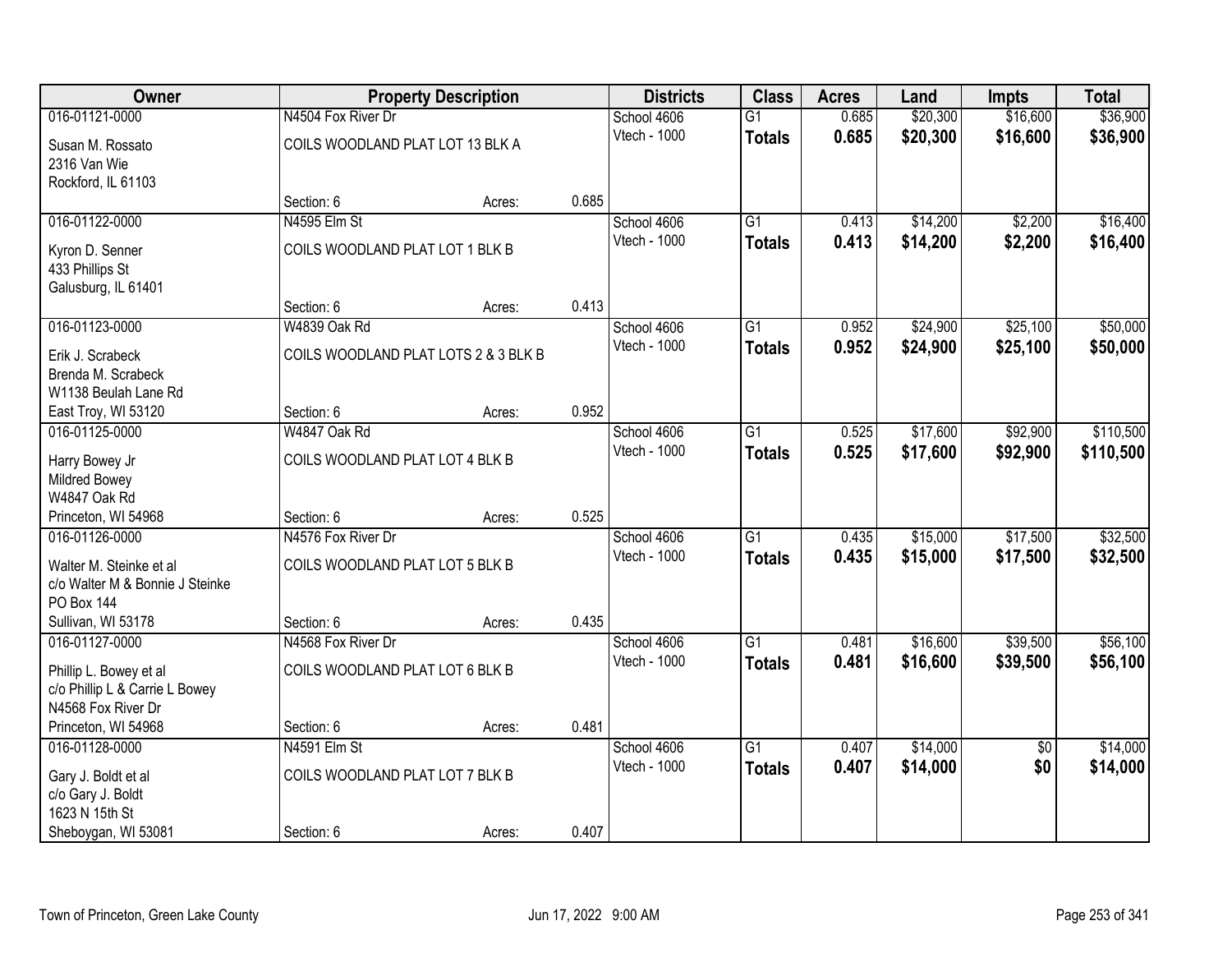| Owner | Property Description | | | Districts | Class | Acres | Land | Impts | Total |
|---|---|---|---|---|---|---|---|---|---|
| 016-01121-0000 | N4504 Fox River Dr | | | School 4606 | G1 | 0.685 | $20,300 | $16,600 | $36,900 |
| Susan M. Rossato<br>2316 Van Wie<br>Rockford, IL 61103 | COILS WOODLAND PLAT LOT 13 BLK A | | | Vtech - 1000 | **Totals** | **0.685** | **$20,300** | **$16,600** | **$36,900** |
| | Section: 6 | Acres: | 0.685 | | | | | | |
| 016-01122-0000 | N4595 Elm St | | | School 4606 | G1 | 0.413 | $14,200 | $2,200 | $16,400 |
| Kyron D. Senner<br>433 Phillips St<br>Galusburg, IL 61401 | COILS WOODLAND PLAT LOT 1 BLK B | | | Vtech - 1000 | **Totals** | **0.413** | **$14,200** | **$2,200** | **$16,400** |
| | Section: 6 | Acres: | 0.413 | | | | | | |
| 016-01123-0000 | W4839 Oak Rd | | | School 4606 | G1 | 0.952 | $24,900 | $25,100 | $50,000 |
| Erik J. Scrabeck<br>Brenda M. Scrabeck<br>W1138 Beulah Lane Rd<br>East Troy, WI 53120 | COILS WOODLAND PLAT LOTS 2 & 3 BLK B | | | Vtech - 1000 | **Totals** | **0.952** | **$24,900** | **$25,100** | **$50,000** |
| | Section: 6 | Acres: | 0.952 | | | | | | |
| 016-01125-0000 | W4847 Oak Rd | | | School 4606 | G1 | 0.525 | $17,600 | $92,900 | $110,500 |
| Harry Bowey Jr<br>Mildred Bowey<br>W4847 Oak Rd<br>Princeton, WI 54968 | COILS WOODLAND PLAT LOT 4 BLK B | | | Vtech - 1000 | **Totals** | **0.525** | **$17,600** | **$92,900** | **$110,500** |
| | Section: 6 | Acres: | 0.525 | | | | | | |
| 016-01126-0000 | N4576 Fox River Dr | | | School 4606 | G1 | 0.435 | $15,000 | $17,500 | $32,500 |
| Walter M. Steinke et al<br>c/o Walter M & Bonnie J Steinke<br>PO Box 144<br>Sullivan, WI 53178 | COILS WOODLAND PLAT LOT 5 BLK B | | | Vtech - 1000 | **Totals** | **0.435** | **$15,000** | **$17,500** | **$32,500** |
| | Section: 6 | Acres: | 0.435 | | | | | | |
| 016-01127-0000 | N4568 Fox River Dr | | | School 4606 | G1 | 0.481 | $16,600 | $39,500 | $56,100 |
| Phillip L. Bowey et al<br>c/o Phillip L & Carrie L Bowey<br>N4568 Fox River Dr<br>Princeton, WI 54968 | COILS WOODLAND PLAT LOT 6 BLK B | | | Vtech - 1000 | **Totals** | **0.481** | **$16,600** | **$39,500** | **$56,100** |
| | Section: 6 | Acres: | 0.481 | | | | | | |
| 016-01128-0000 | N4591 Elm St | | | School 4606 | G1 | 0.407 | $14,000 | $0 | $14,000 |
| Gary J. Boldt et al<br>c/o Gary J. Boldt<br>1623 N 15th St<br>Sheboygan, WI 53081 | COILS WOODLAND PLAT LOT 7 BLK B | | | Vtech - 1000 | **Totals** | **0.407** | **$14,000** | **$0** | **$14,000** |
| | Section: 6 | Acres: | 0.407 | | | | | | |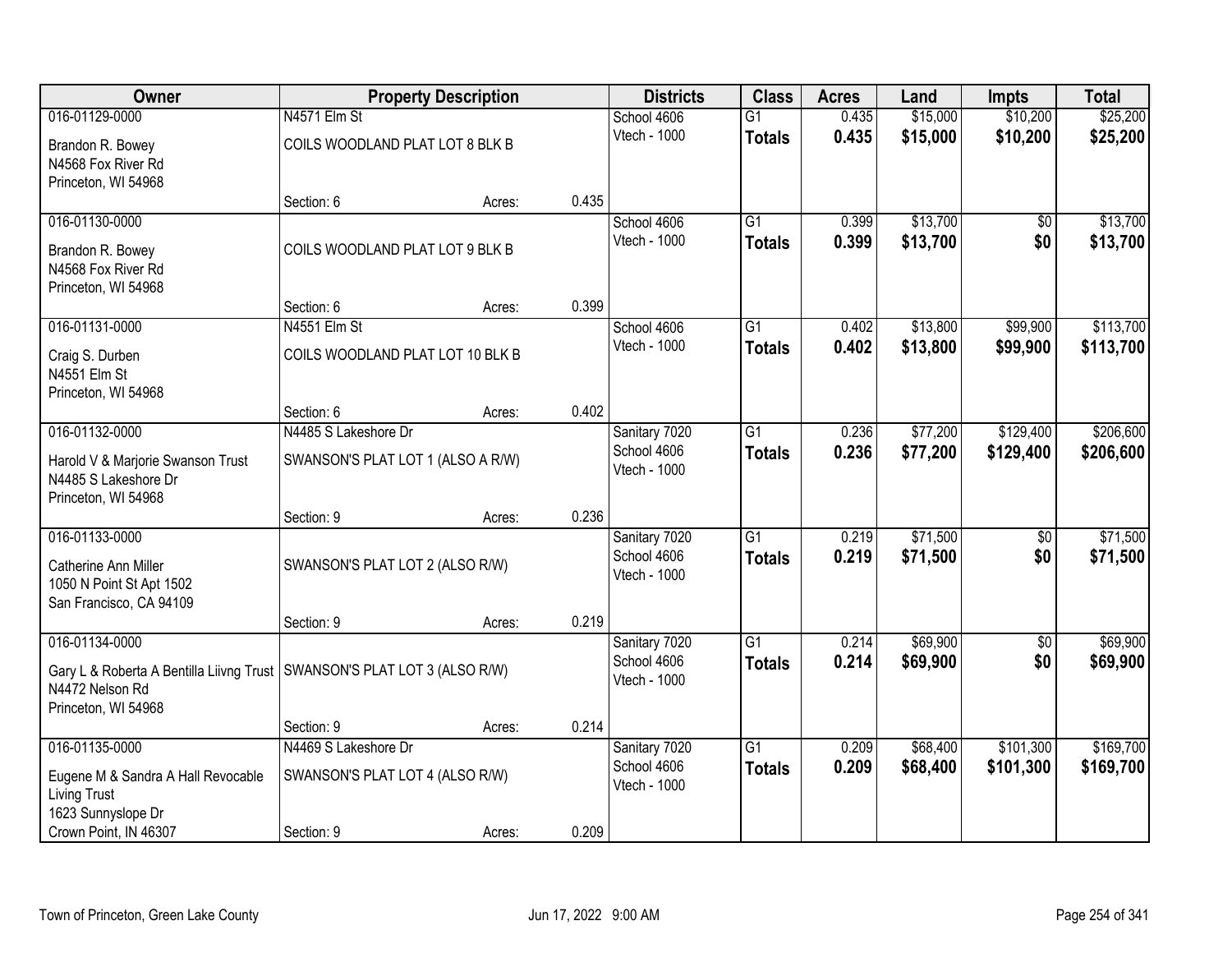| Owner | Property Description | | | Districts | Class | Acres | Land | Impts | Total |
|---|---|---|---|---|---|---|---|---|---|
| 016-01129-0000 | N4571 Elm St | | | School 4606 | G1 | 0.435 | $15,000 | $10,200 | $25,200 |
| Brandon R. Bowey<br>N4568 Fox River Rd<br>Princeton, WI 54968 | COILS WOODLAND PLAT LOT 8 BLK B | | | Vtech - 1000 | **Totals** | **0.435** | **$15,000** | **$10,200** | **$25,200** |
| | Section: 6 | Acres: | 0.435 | | | | | | |
| 016-01130-0000 | | | | School 4606 | G1 | 0.399 | $13,700 | $0 | $13,700 |
| Brandon R. Bowey<br>N4568 Fox River Rd<br>Princeton, WI 54968 | COILS WOODLAND PLAT LOT 9 BLK B | | | Vtech - 1000 | **Totals** | **0.399** | **$13,700** | **$0** | **$13,700** |
| | Section: 6 | Acres: | 0.399 | | | | | | |
| 016-01131-0000 | N4551 Elm St | | | School 4606 | G1 | 0.402 | $13,800 | $99,900 | $113,700 |
| Craig S. Durben<br>N4551 Elm St<br>Princeton, WI 54968 | COILS WOODLAND PLAT LOT 10 BLK B | | | Vtech - 1000 | **Totals** | **0.402** | **$13,800** | **$99,900** | **$113,700** |
| | Section: 6 | Acres: | 0.402 | | | | | | |
| 016-01132-0000 | N4485 S Lakeshore Dr | | | Sanitary 7020 | G1 | 0.236 | $77,200 | $129,400 | $206,600 |
| Harold V & Marjorie Swanson Trust<br>N4485 S Lakeshore Dr<br>Princeton, WI 54968 | SWANSON'S PLAT LOT 1 (ALSO A R/W) | | | School 4606<br>Vtech - 1000 | **Totals** | **0.236** | **$77,200** | **$129,400** | **$206,600** |
| | Section: 9 | Acres: | 0.236 | | | | | | |
| 016-01133-0000 | | | | Sanitary 7020 | G1 | 0.219 | $71,500 | $0 | $71,500 |
| Catherine Ann Miller<br>1050 N Point St Apt 1502<br>San Francisco, CA 94109 | SWANSON'S PLAT LOT 2 (ALSO R/W) | | | School 4606<br>Vtech - 1000 | **Totals** | **0.219** | **$71,500** | **$0** | **$71,500** |
| | Section: 9 | Acres: | 0.219 | | | | | | |
| 016-01134-0000 | | | | Sanitary 7020 | G1 | 0.214 | $69,900 | $0 | $69,900 |
| Gary L & Roberta A Bentilla Liivng Trust<br>N4472 Nelson Rd<br>Princeton, WI 54968 | SWANSON'S PLAT LOT 3 (ALSO R/W) | | | School 4606<br>Vtech - 1000 | **Totals** | **0.214** | **$69,900** | **$0** | **$69,900** |
| | Section: 9 | Acres: | 0.214 | | | | | | |
| 016-01135-0000 | N4469 S Lakeshore Dr | | | Sanitary 7020 | G1 | 0.209 | $68,400 | $101,300 | $169,700 |
| Eugene M & Sandra A Hall Revocable Living Trust<br>1623 Sunnyslope Dr<br>Crown Point, IN 46307 | SWANSON'S PLAT LOT 4 (ALSO R/W) | | | School 4606<br>Vtech - 1000 | **Totals** | **0.209** | **$68,400** | **$101,300** | **$169,700** |
| | Section: 9 | Acres: | 0.209 | | | | | | |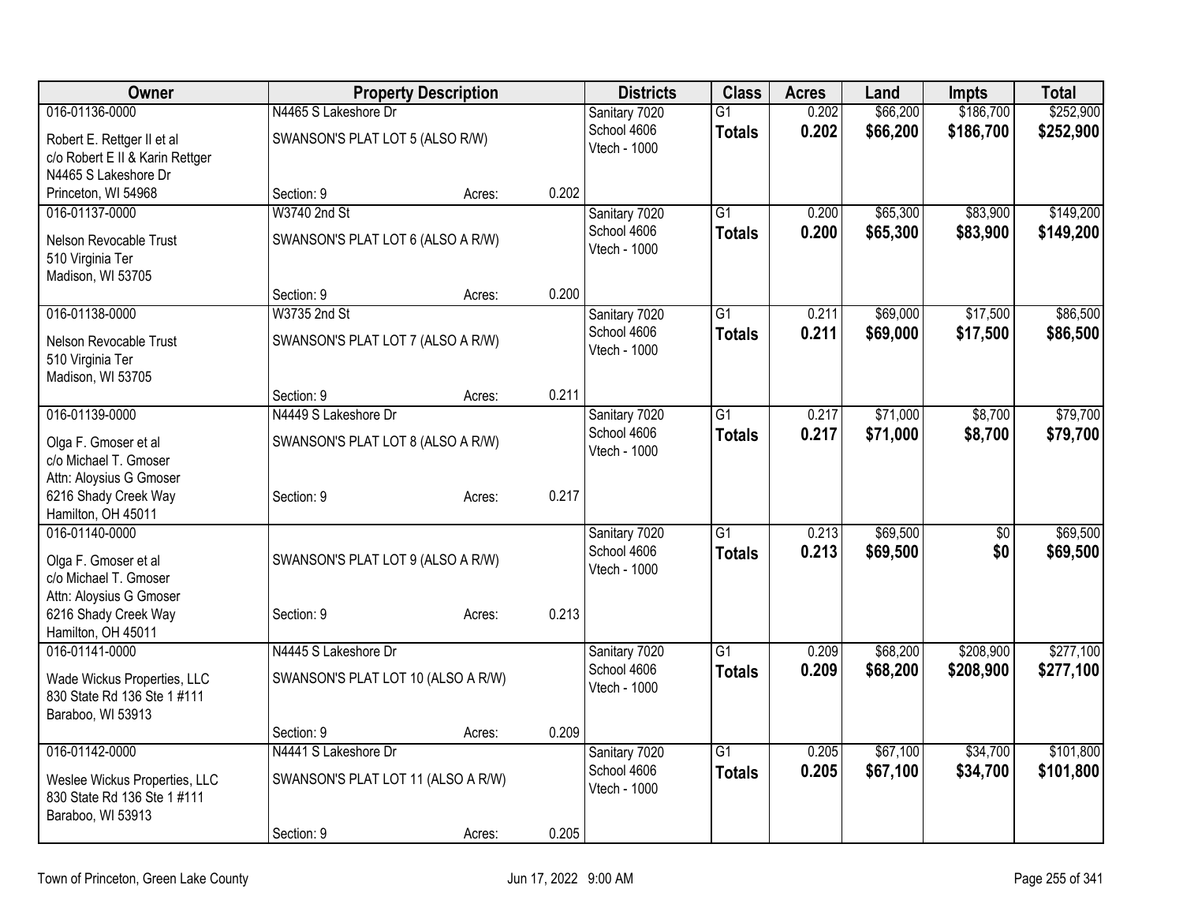| Owner | Property Description | | | Districts | Class | Acres | Land | Impts | Total |
|---|---|---|---|---|---|---|---|---|---|
| 016-01136-0000 | N4465 S Lakeshore Dr | | | Sanitary 7020 | G1 | 0.202 | $66,200 | $186,700 | $252,900 |
| Robert E. Rettger II et al<br>c/o Robert E II & Karin Rettger<br>N4465 S Lakeshore Dr<br>Princeton, WI 54968 | SWANSON'S PLAT LOT 5 (ALSO R/W) | | | School 4606<br>Vtech - 1000 | **Totals** | **0.202** | **$66,200** | **$186,700** | **$252,900** |
| | Section: 9 | Acres: | 0.202 | | | | | | |
| 016-01137-0000 | W3740 2nd St | | | Sanitary 7020 | G1 | 0.200 | $65,300 | $83,900 | $149,200 |
| Nelson Revocable Trust<br>510 Virginia Ter<br>Madison, WI 53705 | SWANSON'S PLAT LOT 6 (ALSO A R/W) | | | School 4606<br>Vtech - 1000 | **Totals** | **0.200** | **$65,300** | **$83,900** | **$149,200** |
| | Section: 9 | Acres: | 0.200 | | | | | | |
| 016-01138-0000 | W3735 2nd St | | | Sanitary 7020 | G1 | 0.211 | $69,000 | $17,500 | $86,500 |
| Nelson Revocable Trust<br>510 Virginia Ter<br>Madison, WI 53705 | SWANSON'S PLAT LOT 7 (ALSO A R/W) | | | School 4606<br>Vtech - 1000 | **Totals** | **0.211** | **$69,000** | **$17,500** | **$86,500** |
| | Section: 9 | Acres: | 0.211 | | | | | | |
| 016-01139-0000 | N4449 S Lakeshore Dr | | | Sanitary 7020 | G1 | 0.217 | $71,000 | $8,700 | $79,700 |
| Olga F. Gmoser et al<br>c/o Michael T. Gmoser<br>Attn: Aloysius G Gmoser<br>6216 Shady Creek Way<br>Hamilton, OH 45011 | SWANSON'S PLAT LOT 8 (ALSO A R/W) | | | School 4606<br>Vtech - 1000 | **Totals** | **0.217** | **$71,000** | **$8,700** | **$79,700** |
| | Section: 9 | Acres: | 0.217 | | | | | | |
| 016-01140-0000 | | | | Sanitary 7020 | G1 | 0.213 | $69,500 | $0 | $69,500 |
| Olga F. Gmoser et al<br>c/o Michael T. Gmoser<br>Attn: Aloysius G Gmoser<br>6216 Shady Creek Way<br>Hamilton, OH 45011 | SWANSON'S PLAT LOT 9 (ALSO A R/W) | | | School 4606<br>Vtech - 1000 | **Totals** | **0.213** | **$69,500** | **$0** | **$69,500** |
| | Section: 9 | Acres: | 0.213 | | | | | | |
| 016-01141-0000 | N4445 S Lakeshore Dr | | | Sanitary 7020 | G1 | 0.209 | $68,200 | $208,900 | $277,100 |
| Wade Wickus Properties, LLC<br>830 State Rd 136 Ste 1 #111<br>Baraboo, WI 53913 | SWANSON'S PLAT LOT 10 (ALSO A R/W) | | | School 4606<br>Vtech - 1000 | **Totals** | **0.209** | **$68,200** | **$208,900** | **$277,100** |
| | Section: 9 | Acres: | 0.209 | | | | | | |
| 016-01142-0000 | N4441 S Lakeshore Dr | | | Sanitary 7020 | G1 | 0.205 | $67,100 | $34,700 | $101,800 |
| Weslee Wickus Properties, LLC<br>830 State Rd 136 Ste 1 #111<br>Baraboo, WI 53913 | SWANSON'S PLAT LOT 11 (ALSO A R/W) | | | School 4606<br>Vtech - 1000 | **Totals** | **0.205** | **$67,100** | **$34,700** | **$101,800** |
| | Section: 9 | Acres: | 0.205 | | | | | | |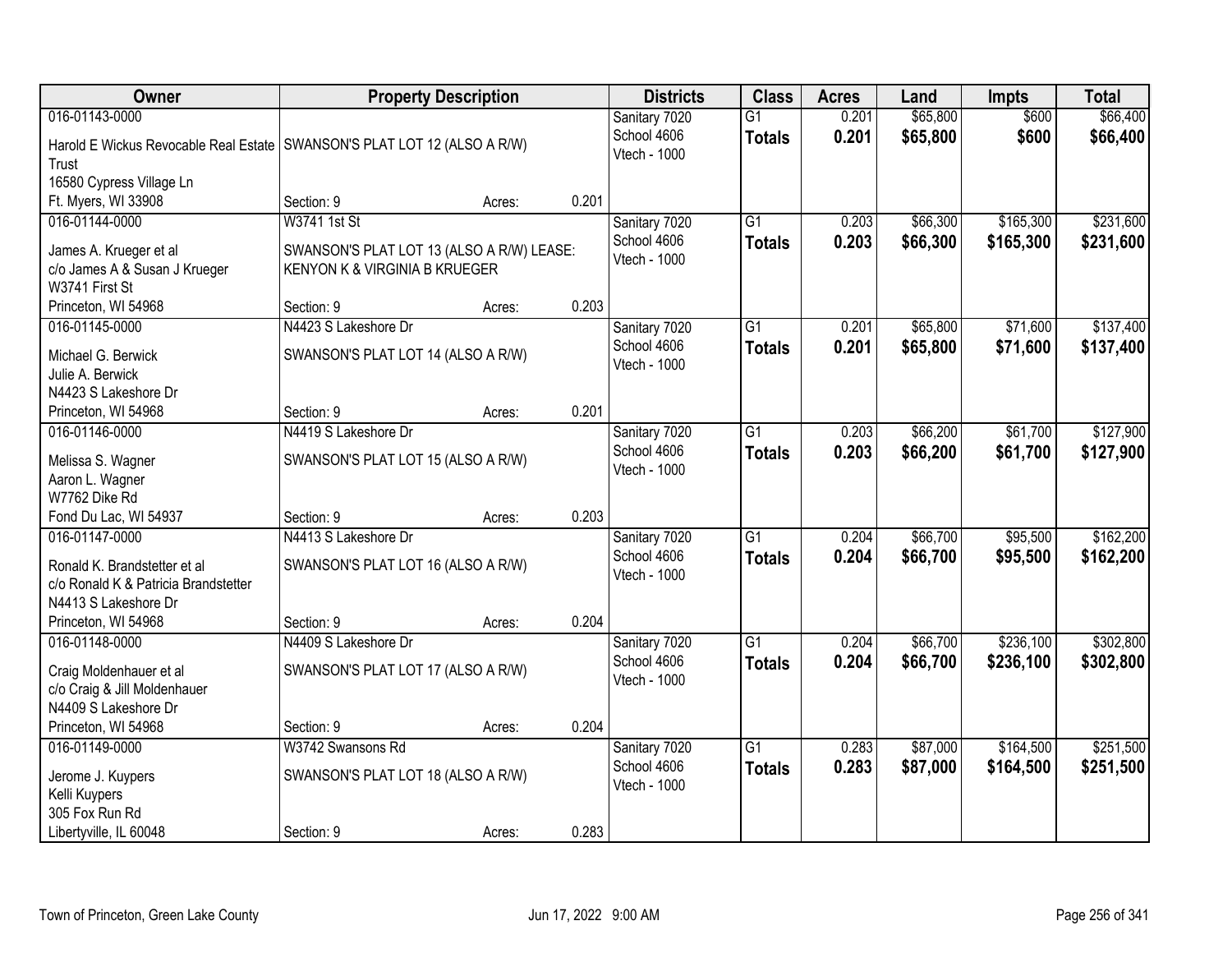| Owner | Property Description | Districts | Class | Acres | Land | Impts | Total |
|---|---|---|---|---|---|---|---|
| 016-01143-0000<br>Harold E Wickus Revocable Real Estate Trust<br>16580 Cypress Village Ln<br>Ft. Myers, WI 33908 | SWANSON'S PLAT LOT 12 (ALSO A R/W)<br>Section: 9 Acres: 0.201 | Sanitary 7020<br>School 4606<br>Vtech - 1000 | G1<br>**Totals** | 0.201<br>**0.201** | $65,800<br>**$65,800** | $600<br>**$600** | $66,400<br>**$66,400** |
| 016-01144-0000<br>James A. Krueger et al<br>c/o James A & Susan J Krueger<br>W3741 First St<br>Princeton, WI 54968 | W3741 1st St<br>SWANSON'S PLAT LOT 13 (ALSO A R/W) LEASE: KENYON K & VIRGINIA B KRUEGER<br>Section: 9 Acres: 0.203 | Sanitary 7020<br>School 4606<br>Vtech - 1000 | G1<br>**Totals** | 0.203<br>**0.203** | $66,300<br>**$66,300** | $165,300<br>**$165,300** | $231,600<br>**$231,600** |
| 016-01145-0000<br>Michael G. Berwick<br>Julie A. Berwick<br>N4423 S Lakeshore Dr<br>Princeton, WI 54968 | N4423 S Lakeshore Dr<br>SWANSON'S PLAT LOT 14 (ALSO A R/W)<br>Section: 9 Acres: 0.201 | Sanitary 7020<br>School 4606<br>Vtech - 1000 | G1<br>**Totals** | 0.201<br>**0.201** | $65,800<br>**$65,800** | $71,600<br>**$71,600** | $137,400<br>**$137,400** |
| 016-01146-0000<br>Melissa S. Wagner<br>Aaron L. Wagner<br>W7762 Dike Rd<br>Fond Du Lac, WI 54937 | N4419 S Lakeshore Dr<br>SWANSON'S PLAT LOT 15 (ALSO A R/W)<br>Section: 9 Acres: 0.203 | Sanitary 7020<br>School 4606<br>Vtech - 1000 | G1<br>**Totals** | 0.203<br>**0.203** | $66,200<br>**$66,200** | $61,700<br>**$61,700** | $127,900<br>**$127,900** |
| 016-01147-0000<br>Ronald K. Brandstetter et al<br>c/o Ronald K & Patricia Brandstetter<br>N4413 S Lakeshore Dr<br>Princeton, WI 54968 | N4413 S Lakeshore Dr<br>SWANSON'S PLAT LOT 16 (ALSO A R/W)<br>Section: 9 Acres: 0.204 | Sanitary 7020<br>School 4606<br>Vtech - 1000 | G1<br>**Totals** | 0.204<br>**0.204** | $66,700<br>**$66,700** | $95,500<br>**$95,500** | $162,200<br>**$162,200** |
| 016-01148-0000<br>Craig Moldenhauer et al<br>c/o Craig & Jill Moldenhauer<br>N4409 S Lakeshore Dr<br>Princeton, WI 54968 | N4409 S Lakeshore Dr<br>SWANSON'S PLAT LOT 17 (ALSO A R/W)<br>Section: 9 Acres: 0.204 | Sanitary 7020<br>School 4606<br>Vtech - 1000 | G1<br>**Totals** | 0.204<br>**0.204** | $66,700<br>**$66,700** | $236,100<br>**$236,100** | $302,800<br>**$302,800** |
| 016-01149-0000<br>Jerome J. Kuypers<br>Kelli Kuypers<br>305 Fox Run Rd<br>Libertyville, IL 60048 | W3742 Swansons Rd<br>SWANSON'S PLAT LOT 18 (ALSO A R/W)<br>Section: 9 Acres: 0.283 | Sanitary 7020<br>School 4606<br>Vtech - 1000 | G1<br>**Totals** | 0.283<br>**0.283** | $87,000<br>**$87,000** | $164,500<br>**$164,500** | $251,500<br>**$251,500** |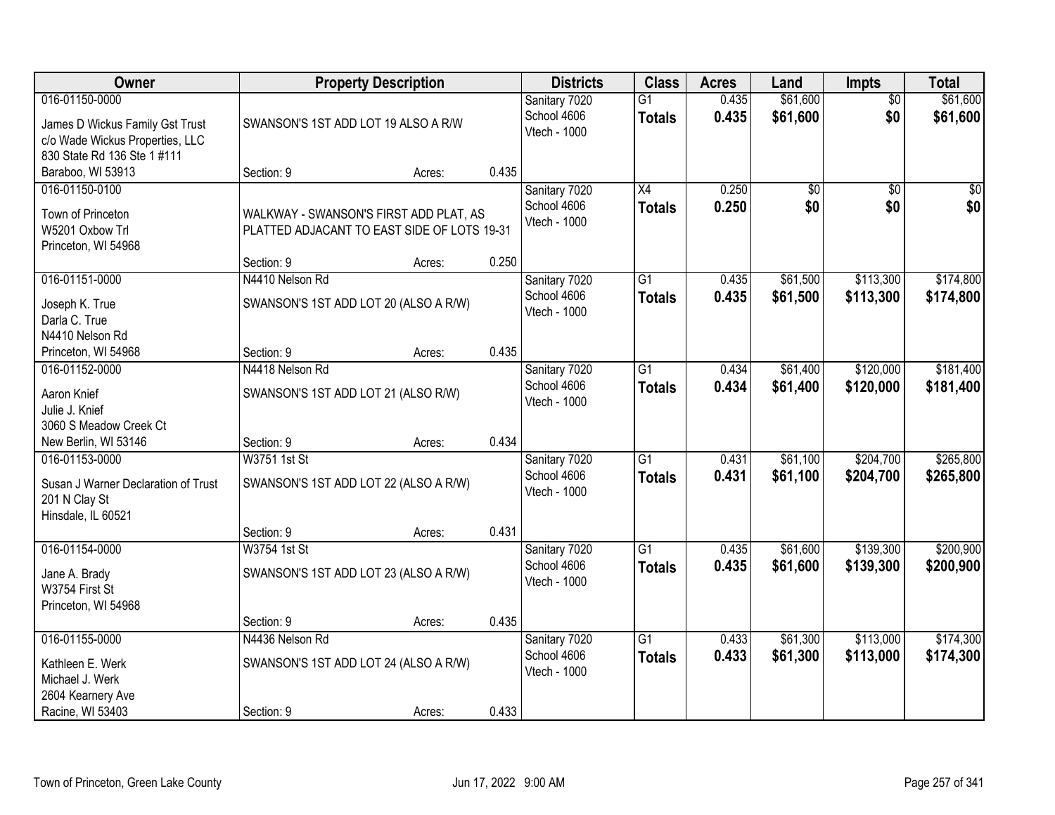| Owner | Property Description | | | Districts | Class | Acres | Land | Impts | Total |
|---|---|---|---|---|---|---|---|---|---|
| 016-01150-0000<br>James D Wickus Family Gst Trust<br>c/o Wade Wickus Properties, LLC<br>830 State Rd 136 Ste 1 #111<br>Baraboo, WI 53913 | SWANSON'S 1ST ADD LOT 19 ALSO A R/W<br>Section: 9 | Acres: | 0.435 | Sanitary 7020<br>School 4606<br>Vtech - 1000 | G1<br>**Totals** | 0.435<br>**0.435** | $61,600<br>**$61,600** | $0<br>**$0** | $61,600<br>**$61,600** |
| 016-01150-0100<br>Town of Princeton<br>W5201 Oxbow Trl<br>Princeton, WI 54968 | WALKWAY - SWANSON'S FIRST ADD PLAT, AS PLATTED ADJACANT TO EAST SIDE OF LOTS 19-31<br>Section: 9 | Acres: | 0.250 | Sanitary 7020<br>School 4606<br>Vtech - 1000 | X4<br>**Totals** | 0.250<br>**0.250** | $0<br>**$0** | $0<br>**$0** | $0<br>**$0** |
| 016-01151-0000<br>Joseph K. True<br>Darla C. True<br>N4410 Nelson Rd<br>Princeton, WI 54968 | N4410 Nelson Rd<br>SWANSON'S 1ST ADD LOT 20 (ALSO A R/W)<br>Section: 9 | Acres: | 0.435 | Sanitary 7020<br>School 4606<br>Vtech - 1000 | G1<br>**Totals** | 0.435<br>**0.435** | $61,500<br>**$61,500** | $113,300<br>**$113,300** | $174,800<br>**$174,800** |
| 016-01152-0000<br>Aaron Knief<br>Julie J. Knief<br>3060 S Meadow Creek Ct<br>New Berlin, WI 53146 | N4418 Nelson Rd<br>SWANSON'S 1ST ADD LOT 21 (ALSO R/W)<br>Section: 9 | Acres: | 0.434 | Sanitary 7020<br>School 4606<br>Vtech - 1000 | G1<br>**Totals** | 0.434<br>**0.434** | $61,400<br>**$61,400** | $120,000<br>**$120,000** | $181,400<br>**$181,400** |
| 016-01153-0000<br>Susan J Warner Declaration of Trust<br>201 N Clay St<br>Hinsdale, IL 60521 | W3751 1st St<br>SWANSON'S 1ST ADD LOT 22 (ALSO A R/W)<br>Section: 9 | Acres: | 0.431 | Sanitary 7020<br>School 4606<br>Vtech - 1000 | G1<br>**Totals** | 0.431<br>**0.431** | $61,100<br>**$61,100** | $204,700<br>**$204,700** | $265,800<br>**$265,800** |
| 016-01154-0000<br>Jane A. Brady<br>W3754 First St<br>Princeton, WI 54968 | W3754 1st St<br>SWANSON'S 1ST ADD LOT 23 (ALSO A R/W)<br>Section: 9 | Acres: | 0.435 | Sanitary 7020<br>School 4606<br>Vtech - 1000 | G1<br>**Totals** | 0.435<br>**0.435** | $61,600<br>**$61,600** | $139,300<br>**$139,300** | $200,900<br>**$200,900** |
| 016-01155-0000<br>Kathleen E. Werk<br>Michael J. Werk<br>2604 Kearnery Ave<br>Racine, WI 53403 | N4436 Nelson Rd<br>SWANSON'S 1ST ADD LOT 24 (ALSO A R/W)<br>Section: 9 | Acres: | 0.433 | Sanitary 7020<br>School 4606<br>Vtech - 1000 | G1<br>**Totals** | 0.433<br>**0.433** | $61,300<br>**$61,300** | $113,000<br>**$113,000** | $174,300<br>**$174,300** |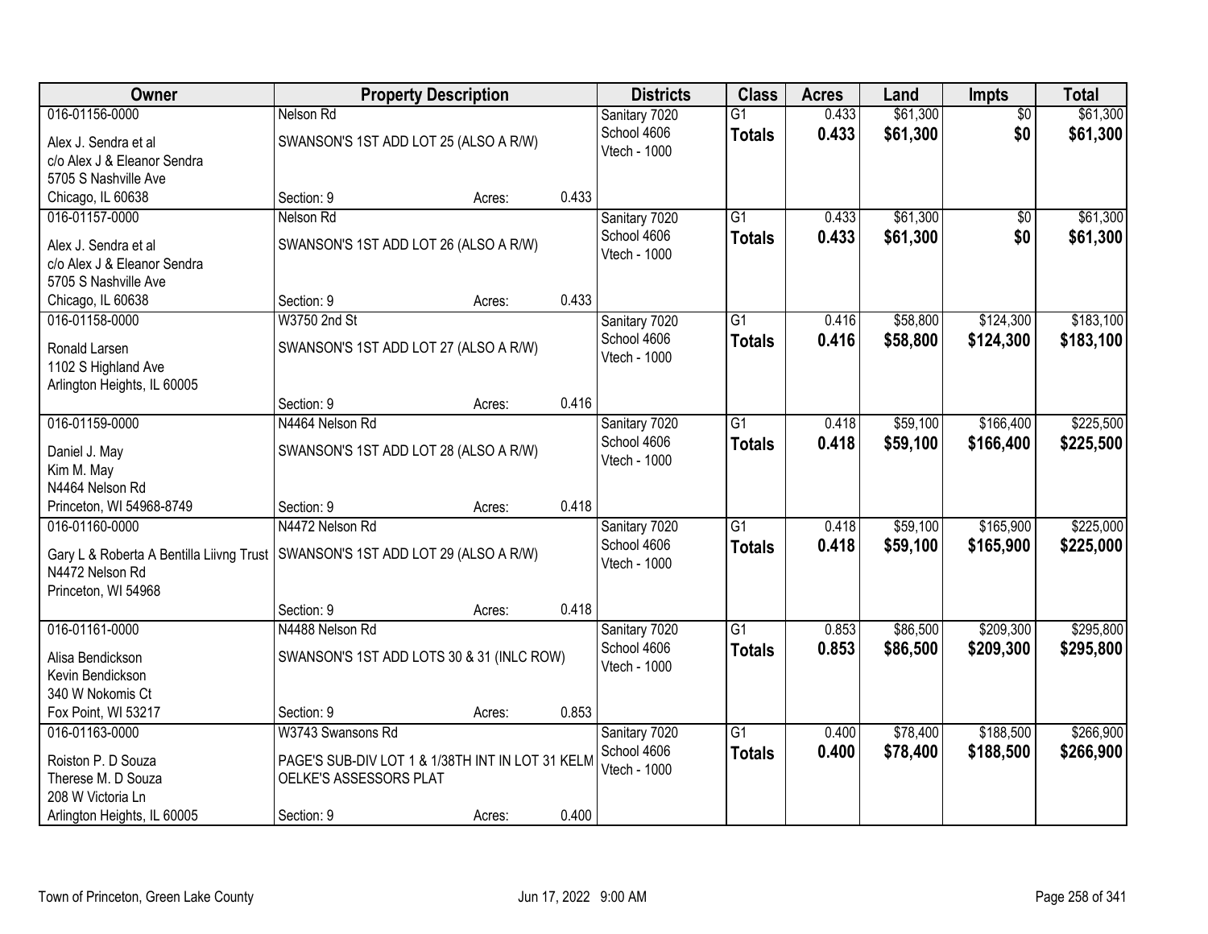| Owner | Property Description | | | Districts | Class | Acres | Land | Impts | Total |
|---|---|---|---|---|---|---|---|---|---|
| 016-01156-0000 | Nelson Rd | | | Sanitary 7020 | G1 | 0.433 | $61,300 | $0 | $61,300 |
| Alex J. Sendra et al<br>c/o Alex J & Eleanor Sendra<br>5705 S Nashville Ave<br>Chicago, IL 60638 | SWANSON'S 1ST ADD LOT 25 (ALSO A R/W) | | | School 4606<br>Vtech - 1000 | **Totals** | **0.433** | **$61,300** | **$0** | **$61,300** |
| | Section: 9 | Acres: | 0.433 | | | | | | |
| 016-01157-0000 | Nelson Rd | | | Sanitary 7020 | G1 | 0.433 | $61,300 | $0 | $61,300 |
| Alex J. Sendra et al<br>c/o Alex J & Eleanor Sendra<br>5705 S Nashville Ave<br>Chicago, IL 60638 | SWANSON'S 1ST ADD LOT 26 (ALSO A R/W) | | | School 4606<br>Vtech - 1000 | **Totals** | **0.433** | **$61,300** | **$0** | **$61,300** |
| | Section: 9 | Acres: | 0.433 | | | | | | |
| 016-01158-0000 | W3750 2nd St | | | Sanitary 7020 | G1 | 0.416 | $58,800 | $124,300 | $183,100 |
| Ronald Larsen<br>1102 S Highland Ave<br>Arlington Heights, IL 60005 | SWANSON'S 1ST ADD LOT 27 (ALSO A R/W) | | | School 4606<br>Vtech - 1000 | **Totals** | **0.416** | **$58,800** | **$124,300** | **$183,100** |
| | Section: 9 | Acres: | 0.416 | | | | | | |
| 016-01159-0000 | N4464 Nelson Rd | | | Sanitary 7020 | G1 | 0.418 | $59,100 | $166,400 | $225,500 |
| Daniel J. May<br>Kim M. May<br>N4464 Nelson Rd<br>Princeton, WI 54968-8749 | SWANSON'S 1ST ADD LOT 28 (ALSO A R/W) | | | School 4606<br>Vtech - 1000 | **Totals** | **0.418** | **$59,100** | **$166,400** | **$225,500** |
| | Section: 9 | Acres: | 0.418 | | | | | | |
| 016-01160-0000 | N4472 Nelson Rd | | | Sanitary 7020 | G1 | 0.418 | $59,100 | $165,900 | $225,000 |
| Gary L & Roberta A Bentilla Liivng Trust<br>N4472 Nelson Rd<br>Princeton, WI 54968 | SWANSON'S 1ST ADD LOT 29 (ALSO A R/W) | | | School 4606<br>Vtech - 1000 | **Totals** | **0.418** | **$59,100** | **$165,900** | **$225,000** |
| | Section: 9 | Acres: | 0.418 | | | | | | |
| 016-01161-0000 | N4488 Nelson Rd | | | Sanitary 7020 | G1 | 0.853 | $86,500 | $209,300 | $295,800 |
| Alisa Bendickson<br>Kevin Bendickson<br>340 W Nokomis Ct<br>Fox Point, WI 53217 | SWANSON'S 1ST ADD LOTS 30 & 31 (INLC ROW) | | | School 4606<br>Vtech - 1000 | **Totals** | **0.853** | **$86,500** | **$209,300** | **$295,800** |
| | Section: 9 | Acres: | 0.853 | | | | | | |
| 016-01163-0000 | W3743 Swansons Rd | | | Sanitary 7020 | G1 | 0.400 | $78,400 | $188,500 | $266,900 |
| Roiston P. D Souza<br>Therese M. D Souza<br>208 W Victoria Ln<br>Arlington Heights, IL 60005 | PAGE'S SUB-DIV LOT 1 & 1/38TH INT IN LOT 31 KELM OELKE'S ASSESSORS PLAT | | | School 4606<br>Vtech - 1000 | **Totals** | **0.400** | **$78,400** | **$188,500** | **$266,900** |
| | Section: 9 | Acres: | 0.400 | | | | | | |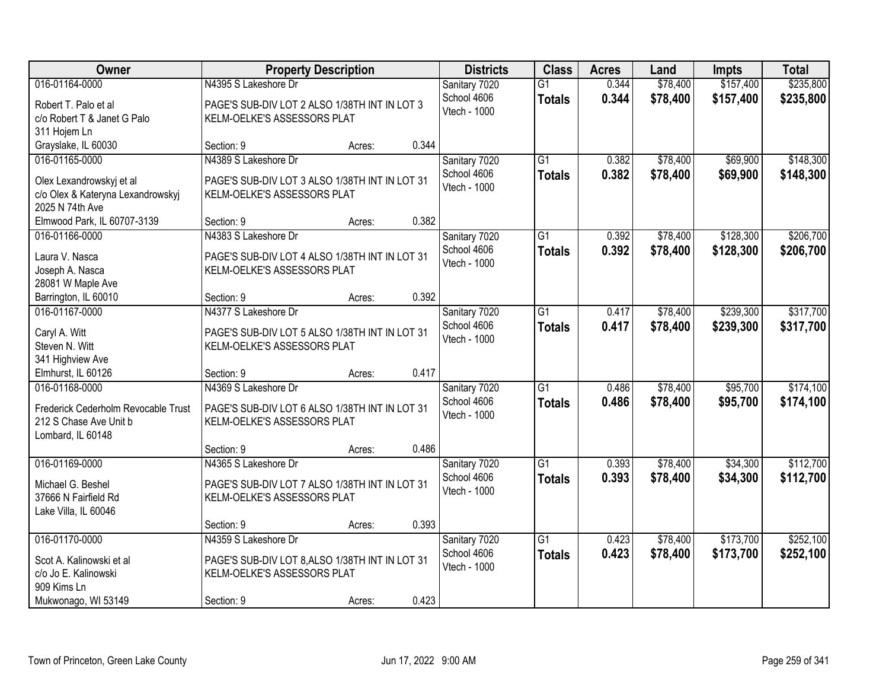| Owner | Property Description | Districts | Class | Acres | Land | Impts | Total |
|---|---|---|---|---|---|---|---|
| 016-01164-0000<br>Robert T. Palo et al<br>c/o Robert T & Janet G Palo<br>311 Hojem Ln<br>Grayslake, IL 60030 | N4395 S Lakeshore Dr<br>PAGE'S SUB-DIV LOT 2 ALSO 1/38TH INT IN LOT 3 KELM-OELKE'S ASSESSORS PLAT<br>Section: 9 Acres: 0.344 | Sanitary 7020<br>School 4606<br>Vtech - 1000 | G1<br>**Totals** | 0.344<br>**0.344** | $78,400<br>**$78,400** | $157,400<br>**$157,400** | $235,800<br>**$235,800** |
| 016-01165-0000<br>Olex Lexandrowskyj et al<br>c/o Olex & Kateryna Lexandrowskyj<br>2025 N 74th Ave<br>Elmwood Park, IL 60707-3139 | N4389 S Lakeshore Dr<br>PAGE'S SUB-DIV LOT 3 ALSO 1/38TH INT IN LOT 31 KELM-OELKE'S ASSESSORS PLAT<br>Section: 9 Acres: 0.382 | Sanitary 7020<br>School 4606<br>Vtech - 1000 | G1<br>**Totals** | 0.382<br>**0.382** | $78,400<br>**$78,400** | $69,900<br>**$69,900** | $148,300<br>**$148,300** |
| 016-01166-0000<br>Laura V. Nasca<br>Joseph A. Nasca<br>28081 W Maple Ave<br>Barrington, IL 60010 | N4383 S Lakeshore Dr<br>PAGE'S SUB-DIV LOT 4 ALSO 1/38TH INT IN LOT 31 KELM-OELKE'S ASSESSORS PLAT<br>Section: 9 Acres: 0.392 | Sanitary 7020<br>School 4606<br>Vtech - 1000 | G1<br>**Totals** | 0.392<br>**0.392** | $78,400<br>**$78,400** | $128,300<br>**$128,300** | $206,700<br>**$206,700** |
| 016-01167-0000<br>Caryl A. Witt<br>Steven N. Witt<br>341 Highview Ave<br>Elmhurst, IL 60126 | N4377 S Lakeshore Dr<br>PAGE'S SUB-DIV LOT 5 ALSO 1/38TH INT IN LOT 31 KELM-OELKE'S ASSESSORS PLAT<br>Section: 9 Acres: 0.417 | Sanitary 7020<br>School 4606<br>Vtech - 1000 | G1<br>**Totals** | 0.417<br>**0.417** | $78,400<br>**$78,400** | $239,300<br>**$239,300** | $317,700<br>**$317,700** |
| 016-01168-0000<br>Frederick Cederholm Revocable Trust<br>212 S Chase Ave Unit b<br>Lombard, IL 60148 | N4369 S Lakeshore Dr<br>PAGE'S SUB-DIV LOT 6 ALSO 1/38TH INT IN LOT 31 KELM-OELKE'S ASSESSORS PLAT<br>Section: 9 Acres: 0.486 | Sanitary 7020<br>School 4606<br>Vtech - 1000 | G1<br>**Totals** | 0.486<br>**0.486** | $78,400<br>**$78,400** | $95,700<br>**$95,700** | $174,100<br>**$174,100** |
| 016-01169-0000<br>Michael G. Beshel<br>37666 N Fairfield Rd<br>Lake Villa, IL 60046 | N4365 S Lakeshore Dr<br>PAGE'S SUB-DIV LOT 7 ALSO 1/38TH INT IN LOT 31 KELM-OELKE'S ASSESSORS PLAT<br>Section: 9 Acres: 0.393 | Sanitary 7020<br>School 4606<br>Vtech - 1000 | G1<br>**Totals** | 0.393<br>**0.393** | $78,400<br>**$78,400** | $34,300<br>**$34,300** | $112,700<br>**$112,700** |
| 016-01170-0000<br>Scot A. Kalinowski et al<br>c/o Jo E. Kalinowski<br>909 Kims Ln<br>Mukwonago, WI 53149 | N4359 S Lakeshore Dr<br>PAGE'S SUB-DIV LOT 8,ALSO 1/38TH INT IN LOT 31 KELM-OELKE'S ASSESSORS PLAT<br>Section: 9 Acres: 0.423 | Sanitary 7020<br>School 4606<br>Vtech - 1000 | G1<br>**Totals** | 0.423<br>**0.423** | $78,400<br>**$78,400** | $173,700<br>**$173,700** | $252,100<br>**$252,100** |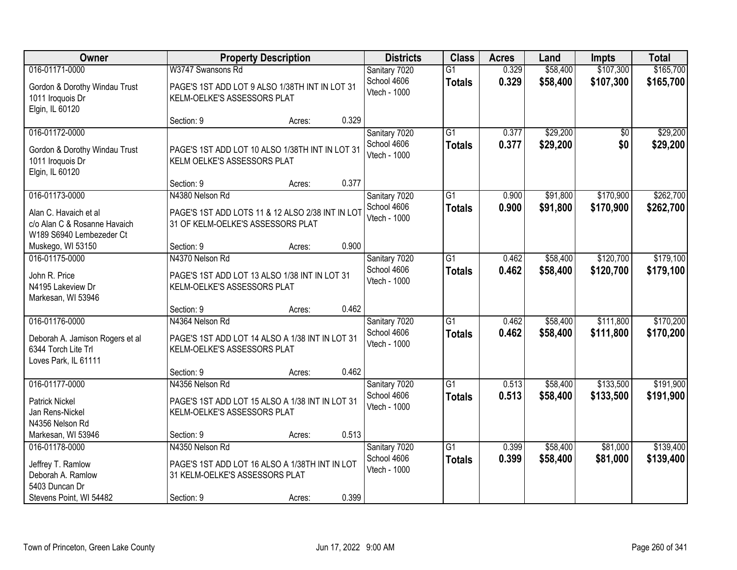| Owner | Property Description | | | Districts | Class | Acres | Land | Impts | Total |
|---|---|---|---|---|---|---|---|---|---|
| 016-01171-0000<br>Gordon & Dorothy Windau Trust<br>1011 Iroquois Dr<br>Elgin, IL 60120 | W3747 Swansons Rd<br>PAGE'S 1ST ADD LOT 9 ALSO 1/38TH INT IN LOT 31 KELM-OELKE'S ASSESSORS PLAT<br>Section: 9 | Acres: | 0.329 | Sanitary 7020<br>School 4606<br>Vtech - 1000 | G1<br>**Totals** | 0.329<br>**0.329** | $58,400<br>**$58,400** | $107,300<br>**$107,300** | $165,700<br>**$165,700** |
| 016-01172-0000<br>Gordon & Dorothy Windau Trust<br>1011 Iroquois Dr<br>Elgin, IL 60120 | PAGE'S 1ST ADD LOT 10 ALSO 1/38TH INT IN LOT 31 KELM OELKE'S ASSESSORS PLAT<br>Section: 9 | Acres: | 0.377 | Sanitary 7020<br>School 4606<br>Vtech - 1000 | G1<br>**Totals** | 0.377<br>**0.377** | $29,200<br>**$29,200** | $0<br>**$0** | $29,200<br>**$29,200** |
| 016-01173-0000<br>Alan C. Havaich et al<br>c/o Alan C & Rosanne Havaich<br>W189 S6940 Lembezeder Ct<br>Muskego, WI 53150 | N4380 Nelson Rd<br>PAGE'S 1ST ADD LOTS 11 & 12 ALSO 2/38 INT IN LOT 31 OF KELM-OELKE'S ASSESSORS PLAT<br>Section: 9 | Acres: | 0.900 | Sanitary 7020<br>School 4606<br>Vtech - 1000 | G1<br>**Totals** | 0.900<br>**0.900** | $91,800<br>**$91,800** | $170,900<br>**$170,900** | $262,700<br>**$262,700** |
| 016-01175-0000<br>John R. Price<br>N4195 Lakeview Dr<br>Markesan, WI 53946 | N4370 Nelson Rd<br>PAGE'S 1ST ADD LOT 13 ALSO 1/38 INT IN LOT 31 KELM-OELKE'S ASSESSORS PLAT<br>Section: 9 | Acres: | 0.462 | Sanitary 7020<br>School 4606<br>Vtech - 1000 | G1<br>**Totals** | 0.462<br>**0.462** | $58,400<br>**$58,400** | $120,700<br>**$120,700** | $179,100<br>**$179,100** |
| 016-01176-0000<br>Deborah A. Jamison Rogers et al<br>6344 Torch Lite Trl<br>Loves Park, IL 61111 | N4364 Nelson Rd<br>PAGE'S 1ST ADD LOT 14 ALSO A 1/38 INT IN LOT 31 KELM-OELKE'S ASSESSORS PLAT<br>Section: 9 | Acres: | 0.462 | Sanitary 7020<br>School 4606<br>Vtech - 1000 | G1<br>**Totals** | 0.462<br>**0.462** | $58,400<br>**$58,400** | $111,800<br>**$111,800** | $170,200<br>**$170,200** |
| 016-01177-0000<br>Patrick Nickel<br>Jan Rens-Nickel<br>N4356 Nelson Rd<br>Markesan, WI 53946 | N4356 Nelson Rd<br>PAGE'S 1ST ADD LOT 15 ALSO A 1/38 INT IN LOT 31 KELM-OELKE'S ASSESSORS PLAT<br>Section: 9 | Acres: | 0.513 | Sanitary 7020<br>School 4606<br>Vtech - 1000 | G1<br>**Totals** | 0.513<br>**0.513** | $58,400<br>**$58,400** | $133,500<br>**$133,500** | $191,900<br>**$191,900** |
| 016-01178-0000<br>Jeffrey T. Ramlow<br>Deborah A. Ramlow<br>5403 Duncan Dr<br>Stevens Point, WI 54482 | N4350 Nelson Rd<br>PAGE'S 1ST ADD LOT 16 ALSO A 1/38TH INT IN LOT 31 KELM-OELKE'S ASSESSORS PLAT<br>Section: 9 | Acres: | 0.399 | Sanitary 7020<br>School 4606<br>Vtech - 1000 | G1<br>**Totals** | 0.399<br>**0.399** | $58,400<br>**$58,400** | $81,000<br>**$81,000** | $139,400<br>**$139,400** |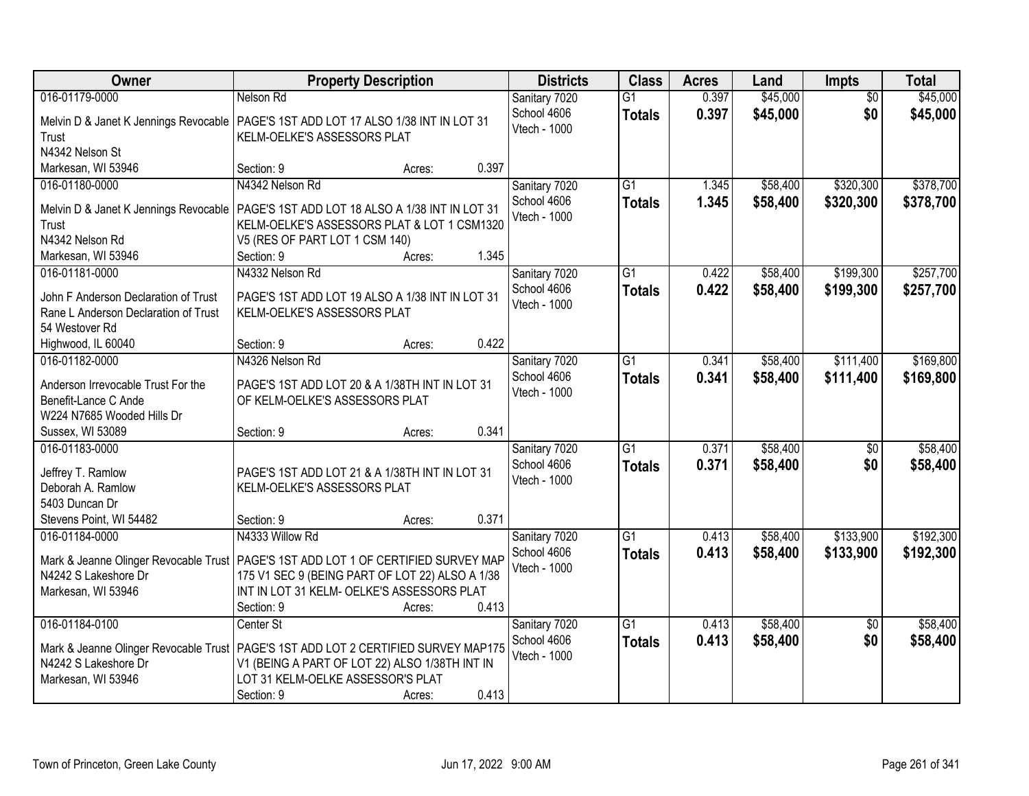| Owner | Property Description | Districts | Class | Acres | Land | Impts | Total |
|---|---|---|---|---|---|---|---|
| 016-01179-0000<br>Melvin D & Janet K Jennings Revocable Trust<br>N4342 Nelson St<br>Markesan, WI 53946 | Nelson Rd<br>PAGE'S 1ST ADD LOT 17 ALSO 1/38 INT IN LOT 31 KELM-OELKE'S ASSESSORS PLAT<br>Section: 9 Acres: 0.397 | Sanitary 7020<br>School 4606<br>Vtech - 1000 | G1<br>**Totals** | 0.397<br>**0.397** | $45,000<br>**$45,000** | $0<br>**$0** | $45,000<br>**$45,000** |
| 016-01180-0000<br>Melvin D & Janet K Jennings Revocable Trust<br>N4342 Nelson Rd<br>Markesan, WI 53946 | N4342 Nelson Rd<br>PAGE'S 1ST ADD LOT 18 ALSO A 1/38 INT IN LOT 31 KELM-OELKE'S ASSESSORS PLAT & LOT 1 CSM1320 V5 (RES OF PART LOT 1 CSM 140)<br>Section: 9 Acres: 1.345 | Sanitary 7020<br>School 4606<br>Vtech - 1000 | G1<br>**Totals** | 1.345<br>**1.345** | $58,400<br>**$58,400** | $320,300<br>**$320,300** | $378,700<br>**$378,700** |
| 016-01181-0000<br>John F Anderson Declaration of Trust<br>Rane L Anderson Declaration of Trust<br>54 Westover Rd<br>Highwood, IL 60040 | N4332 Nelson Rd<br>PAGE'S 1ST ADD LOT 19 ALSO A 1/38 INT IN LOT 31 KELM-OELKE'S ASSESSORS PLAT<br>Section: 9 Acres: 0.422 | Sanitary 7020<br>School 4606<br>Vtech - 1000 | G1<br>**Totals** | 0.422<br>**0.422** | $58,400<br>**$58,400** | $199,300<br>**$199,300** | $257,700<br>**$257,700** |
| 016-01182-0000<br>Anderson Irrevocable Trust For the Benefit-Lance C Ande<br>W224 N7685 Wooded Hills Dr<br>Sussex, WI 53089 | N4326 Nelson Rd<br>PAGE'S 1ST ADD LOT 20 & A 1/38TH INT IN LOT 31 OF KELM-OELKE'S ASSESSORS PLAT<br>Section: 9 Acres: 0.341 | Sanitary 7020<br>School 4606<br>Vtech - 1000 | G1<br>**Totals** | 0.341<br>**0.341** | $58,400<br>**$58,400** | $111,400<br>**$111,400** | $169,800<br>**$169,800** |
| 016-01183-0000<br>Jeffrey T. Ramlow<br>Deborah A. Ramlow<br>5403 Duncan Dr<br>Stevens Point, WI 54482 | PAGE'S 1ST ADD LOT 21 & A 1/38TH INT IN LOT 31 KELM-OELKE'S ASSESSORS PLAT<br>Section: 9 Acres: 0.371 | Sanitary 7020<br>School 4606<br>Vtech - 1000 | G1<br>**Totals** | 0.371<br>**0.371** | $58,400<br>**$58,400** | $0<br>**$0** | $58,400<br>**$58,400** |
| 016-01184-0000<br>Mark & Jeanne Olinger Revocable Trust<br>N4242 S Lakeshore Dr<br>Markesan, WI 53946 | N4333 Willow Rd<br>PAGE'S 1ST ADD LOT 1 OF CERTIFIED SURVEY MAP 175 V1 SEC 9 (BEING PART OF LOT 22) ALSO A 1/38 INT IN LOT 31 KELM- OELKE'S ASSESSORS PLAT<br>Section: 9 Acres: 0.413 | Sanitary 7020<br>School 4606<br>Vtech - 1000 | G1<br>**Totals** | 0.413<br>**0.413** | $58,400<br>**$58,400** | $133,900<br>**$133,900** | $192,300<br>**$192,300** |
| 016-01184-0100<br>Mark & Jeanne Olinger Revocable Trust<br>N4242 S Lakeshore Dr<br>Markesan, WI 53946 | Center St<br>PAGE'S 1ST ADD LOT 2 CERTIFIED SURVEY MAP175 V1 (BEING A PART OF LOT 22) ALSO 1/38TH INT IN LOT 31 KELM-OELKE ASSESSOR'S PLAT<br>Section: 9 Acres: 0.413 | Sanitary 7020<br>School 4606<br>Vtech - 1000 | G1<br>**Totals** | 0.413<br>**0.413** | $58,400<br>**$58,400** | $0<br>**$0** | $58,400<br>**$58,400** |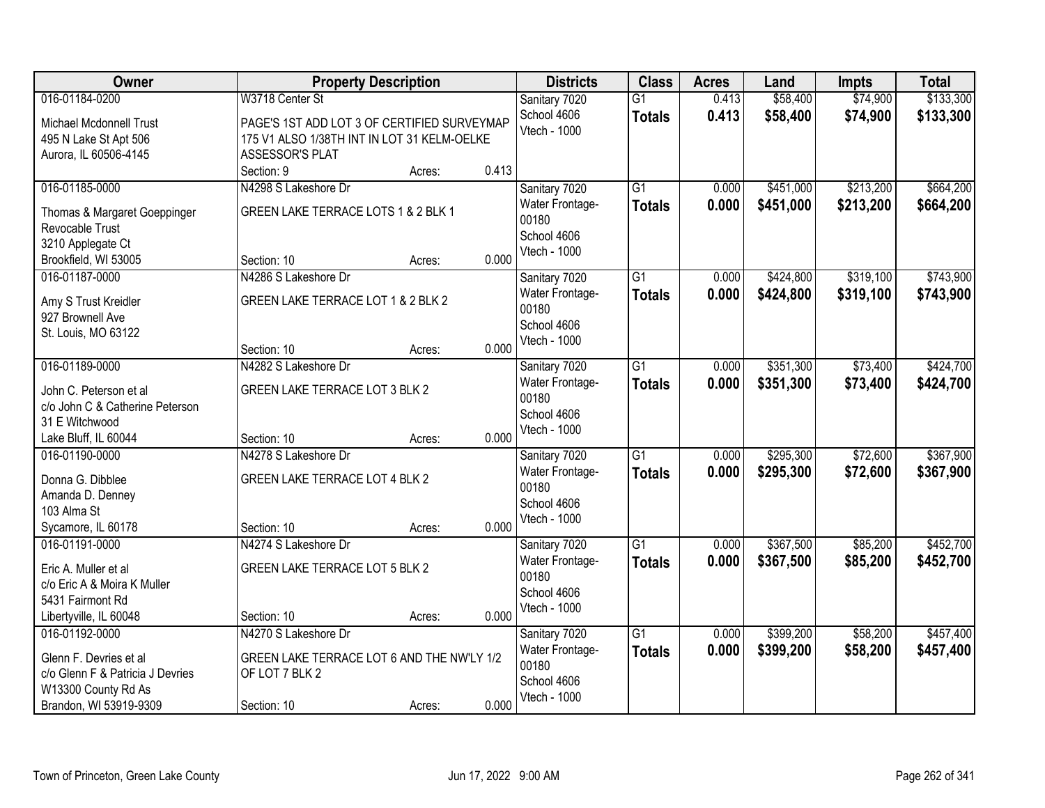| Owner | Property Description | Districts | Class | Acres | Land | Impts | Total |
|---|---|---|---|---|---|---|---|
| 016-01184-0200<br>Michael Mcdonnell Trust<br>495 N Lake St Apt 506<br>Aurora, IL 60506-4145 | W3718 Center St<br>PAGE'S 1ST ADD LOT 3 OF CERTIFIED SURVEYMAP 175 V1 ALSO 1/38TH INT IN LOT 31 KELM-OELKE ASSESSOR'S PLAT<br>Section: 9 Acres: 0.413 | Sanitary 7020<br>School 4606<br>Vtech - 1000 | G1<br>**Totals** | 0.413<br>**0.413** | $58,400<br>**$58,400** | $74,900<br>**$74,900** | $133,300<br>**$133,300** |
| 016-01185-0000<br>Thomas & Margaret Goeppinger Revocable Trust<br>3210 Applegate Ct<br>Brookfield, WI 53005 | N4298 S Lakeshore Dr<br>GREEN LAKE TERRACE LOTS 1 & 2 BLK 1<br>Section: 10 Acres: 0.000 | Sanitary 7020<br>Water Frontage-00180<br>School 4606<br>Vtech - 1000 | G1<br>**Totals** | 0.000<br>**0.000** | $451,000<br>**$451,000** | $213,200<br>**$213,200** | $664,200<br>**$664,200** |
| 016-01187-0000<br>Amy S Trust Kreidler<br>927 Brownell Ave<br>St. Louis, MO 63122 | N4286 S Lakeshore Dr<br>GREEN LAKE TERRACE LOT 1 & 2 BLK 2<br>Section: 10 Acres: 0.000 | Sanitary 7020<br>Water Frontage-00180<br>School 4606<br>Vtech - 1000 | G1<br>**Totals** | 0.000<br>**0.000** | $424,800<br>**$424,800** | $319,100<br>**$319,100** | $743,900<br>**$743,900** |
| 016-01189-0000<br>John C. Peterson et al<br>c/o John C & Catherine Peterson<br>31 E Witchwood<br>Lake Bluff, IL 60044 | N4282 S Lakeshore Dr<br>GREEN LAKE TERRACE LOT 3 BLK 2<br>Section: 10 Acres: 0.000 | Sanitary 7020<br>Water Frontage-00180<br>School 4606<br>Vtech - 1000 | G1<br>**Totals** | 0.000<br>**0.000** | $351,300<br>**$351,300** | $73,400<br>**$73,400** | $424,700<br>**$424,700** |
| 016-01190-0000<br>Donna G. Dibblee<br>Amanda D. Denney<br>103 Alma St<br>Sycamore, IL 60178 | N4278 S Lakeshore Dr<br>GREEN LAKE TERRACE LOT 4 BLK 2<br>Section: 10 Acres: 0.000 | Sanitary 7020<br>Water Frontage-00180<br>School 4606<br>Vtech - 1000 | G1<br>**Totals** | 0.000<br>**0.000** | $295,300<br>**$295,300** | $72,600<br>**$72,600** | $367,900<br>**$367,900** |
| 016-01191-0000<br>Eric A. Muller et al<br>c/o Eric A & Moira K Muller<br>5431 Fairmont Rd<br>Libertyville, IL 60048 | N4274 S Lakeshore Dr<br>GREEN LAKE TERRACE LOT 5 BLK 2<br>Section: 10 Acres: 0.000 | Sanitary 7020<br>Water Frontage-00180<br>School 4606<br>Vtech - 1000 | G1<br>**Totals** | 0.000<br>**0.000** | $367,500<br>**$367,500** | $85,200<br>**$85,200** | $452,700<br>**$452,700** |
| 016-01192-0000<br>Glenn F. Devries et al<br>c/o Glenn F & Patricia J Devries<br>W13300 County Rd As<br>Brandon, WI 53919-9309 | N4270 S Lakeshore Dr<br>GREEN LAKE TERRACE LOT 6 AND THE NW'LY 1/2 OF LOT 7 BLK 2<br>Section: 10 Acres: 0.000 | Sanitary 7020<br>Water Frontage-00180<br>School 4606<br>Vtech - 1000 | G1<br>**Totals** | 0.000<br>**0.000** | $399,200<br>**$399,200** | $58,200<br>**$58,200** | $457,400<br>**$457,400** |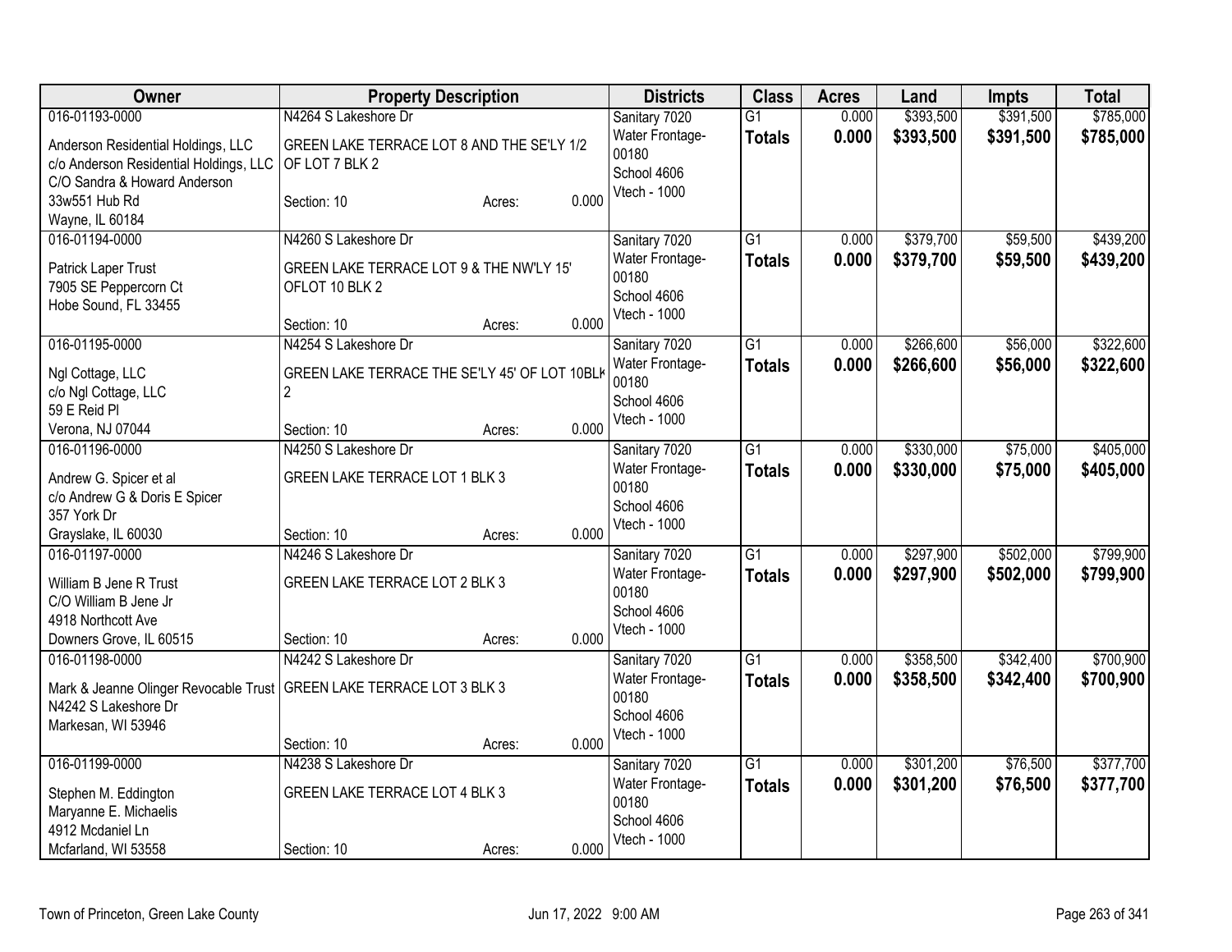| Owner | Property Description | | | Districts | Class | Acres | Land | Impts | Total |
|---|---|---|---|---|---|---|---|---|---|
| 016-01193-0000 | N4264 S Lakeshore Dr | | | Sanitary 7020 | G1 | 0.000 | $393,500 | $391,500 | $785,000 |
| Anderson Residential Holdings, LLC<br>c/o Anderson Residential Holdings, LLC<br>C/O Sandra & Howard Anderson<br>33w551 Hub Rd<br>Wayne, IL 60184 | GREEN LAKE TERRACE LOT 8 AND THE SE'LY 1/2 OF LOT 7 BLK 2<br><br>Section: 10 | Acres: | 0.000 | Water Frontage-00180<br>School 4606<br>Vtech - 1000 | **Totals** | **0.000** | **$393,500** | **$391,500** | **$785,000** |
| 016-01194-0000 | N4260 S Lakeshore Dr | | | Sanitary 7020 | G1 | 0.000 | $379,700 | $59,500 | $439,200 |
| Patrick Laper Trust<br>7905 SE Peppercorn Ct<br>Hobe Sound, FL 33455 | GREEN LAKE TERRACE LOT 9 & THE NW'LY 15' OFLOT 10 BLK 2<br><br>Section: 10 | Acres: | 0.000 | Water Frontage-00180<br>School 4606<br>Vtech - 1000 | **Totals** | **0.000** | **$379,700** | **$59,500** | **$439,200** |
| 016-01195-0000 | N4254 S Lakeshore Dr | | | Sanitary 7020 | G1 | 0.000 | $266,600 | $56,000 | $322,600 |
| Ngl Cottage, LLC<br>c/o Ngl Cottage, LLC<br>59 E Reid Pl<br>Verona, NJ 07044 | GREEN LAKE TERRACE THE SE'LY 45' OF LOT 10BLK 2<br><br>Section: 10 | Acres: | 0.000 | Water Frontage-00180<br>School 4606<br>Vtech - 1000 | **Totals** | **0.000** | **$266,600** | **$56,000** | **$322,600** |
| 016-01196-0000 | N4250 S Lakeshore Dr | | | Sanitary 7020 | G1 | 0.000 | $330,000 | $75,000 | $405,000 |
| Andrew G. Spicer et al<br>c/o Andrew G & Doris E Spicer<br>357 York Dr<br>Grayslake, IL 60030 | GREEN LAKE TERRACE LOT 1 BLK 3<br><br>Section: 10 | Acres: | 0.000 | Water Frontage-00180<br>School 4606<br>Vtech - 1000 | **Totals** | **0.000** | **$330,000** | **$75,000** | **$405,000** |
| 016-01197-0000 | N4246 S Lakeshore Dr | | | Sanitary 7020 | G1 | 0.000 | $297,900 | $502,000 | $799,900 |
| William B Jene R Trust<br>C/O William B Jene Jr<br>4918 Northcott Ave<br>Downers Grove, IL 60515 | GREEN LAKE TERRACE LOT 2 BLK 3<br><br>Section: 10 | Acres: | 0.000 | Water Frontage-00180<br>School 4606<br>Vtech - 1000 | **Totals** | **0.000** | **$297,900** | **$502,000** | **$799,900** |
| 016-01198-0000 | N4242 S Lakeshore Dr | | | Sanitary 7020 | G1 | 0.000 | $358,500 | $342,400 | $700,900 |
| Mark & Jeanne Olinger Revocable Trust<br>N4242 S Lakeshore Dr<br>Markesan, WI 53946 | GREEN LAKE TERRACE LOT 3 BLK 3<br><br>Section: 10 | Acres: | 0.000 | Water Frontage-00180<br>School 4606<br>Vtech - 1000 | **Totals** | **0.000** | **$358,500** | **$342,400** | **$700,900** |
| 016-01199-0000 | N4238 S Lakeshore Dr | | | Sanitary 7020 | G1 | 0.000 | $301,200 | $76,500 | $377,700 |
| Stephen M. Eddington<br>Maryanne E. Michaelis<br>4912 Mcdaniel Ln<br>Mcfarland, WI 53558 | GREEN LAKE TERRACE LOT 4 BLK 3<br><br>Section: 10 | Acres: | 0.000 | Water Frontage-00180<br>School 4606<br>Vtech - 1000 | **Totals** | **0.000** | **$301,200** | **$76,500** | **$377,700** |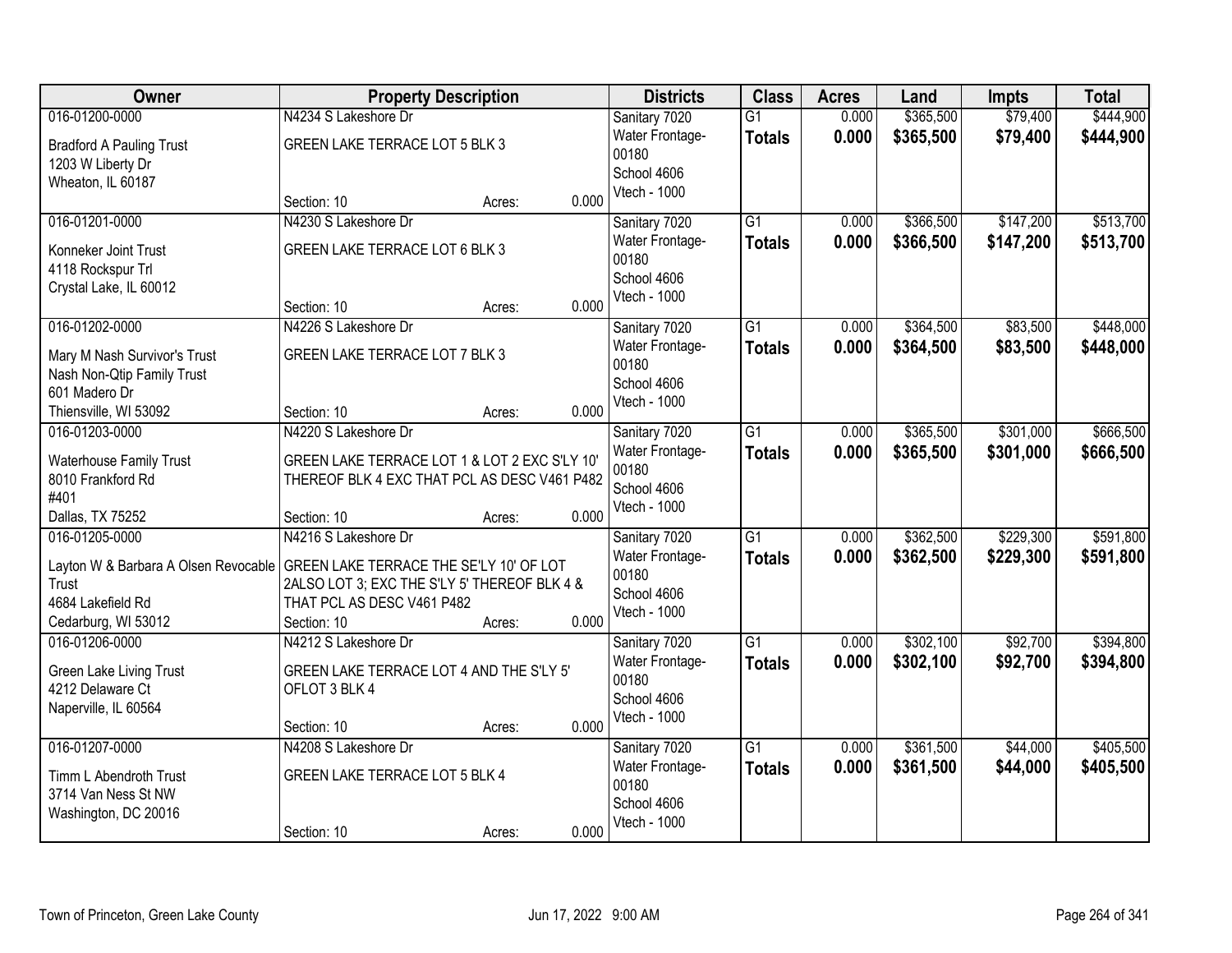| Owner | Property Description | Districts | Class | Acres | Land | Impts | Total |
|---|---|---|---|---|---|---|---|
| 016-01200-0000<br>Bradford A Pauling Trust<br>1203 W Liberty Dr<br>Wheaton, IL 60187 | N4234 S Lakeshore Dr<br>GREEN LAKE TERRACE LOT 5 BLK 3<br>Section: 10 Acres: 0.000 | Sanitary 7020<br>Water Frontage-00180<br>School 4606<br>Vtech - 1000 | G1<br>**Totals** | 0.000<br>**0.000** | $365,500<br>**$365,500** | $79,400<br>**$79,400** | $444,900<br>**$444,900** |
| 016-01201-0000<br>Konneker Joint Trust<br>4118 Rockspur Trl<br>Crystal Lake, IL 60012 | N4230 S Lakeshore Dr<br>GREEN LAKE TERRACE LOT 6 BLK 3<br>Section: 10 Acres: 0.000 | Sanitary 7020<br>Water Frontage-00180<br>School 4606<br>Vtech - 1000 | G1<br>**Totals** | 0.000<br>**0.000** | $366,500<br>**$366,500** | $147,200<br>**$147,200** | $513,700<br>**$513,700** |
| 016-01202-0000<br>Mary M Nash Survivor's Trust<br>Nash Non-Qtip Family Trust<br>601 Madero Dr<br>Thiensville, WI 53092 | N4226 S Lakeshore Dr<br>GREEN LAKE TERRACE LOT 7 BLK 3<br>Section: 10 Acres: 0.000 | Sanitary 7020<br>Water Frontage-00180<br>School 4606<br>Vtech - 1000 | G1<br>**Totals** | 0.000<br>**0.000** | $364,500<br>**$364,500** | $83,500<br>**$83,500** | $448,000<br>**$448,000** |
| 016-01203-0000<br>Waterhouse Family Trust<br>8010 Frankford Rd<br>#401<br>Dallas, TX 75252 | N4220 S Lakeshore Dr<br>GREEN LAKE TERRACE LOT 1 & LOT 2 EXC S'LY 10' THEREOF BLK 4 EXC THAT PCL AS DESC V461 P482<br>Section: 10 Acres: 0.000 | Sanitary 7020<br>Water Frontage-00180<br>School 4606<br>Vtech - 1000 | G1<br>**Totals** | 0.000<br>**0.000** | $365,500<br>**$365,500** | $301,000<br>**$301,000** | $666,500<br>**$666,500** |
| 016-01205-0000<br>Layton W & Barbara A Olsen Revocable Trust<br>4684 Lakefield Rd<br>Cedarburg, WI 53012 | N4216 S Lakeshore Dr<br>GREEN LAKE TERRACE THE SE'LY 10' OF LOT 2ALSO LOT 3; EXC THE S'LY 5' THEREOF BLK 4 & THAT PCL AS DESC V461 P482<br>Section: 10 Acres: 0.000 | Sanitary 7020<br>Water Frontage-00180<br>School 4606<br>Vtech - 1000 | G1<br>**Totals** | 0.000<br>**0.000** | $362,500<br>**$362,500** | $229,300<br>**$229,300** | $591,800<br>**$591,800** |
| 016-01206-0000<br>Green Lake Living Trust<br>4212 Delaware Ct<br>Naperville, IL 60564 | N4212 S Lakeshore Dr<br>GREEN LAKE TERRACE LOT 4 AND THE S'LY 5' OFLOT 3 BLK 4<br>Section: 10 Acres: 0.000 | Sanitary 7020<br>Water Frontage-00180<br>School 4606<br>Vtech - 1000 | G1<br>**Totals** | 0.000<br>**0.000** | $302,100<br>**$302,100** | $92,700<br>**$92,700** | $394,800<br>**$394,800** |
| 016-01207-0000<br>Timm L Abendroth Trust<br>3714 Van Ness St NW<br>Washington, DC 20016 | N4208 S Lakeshore Dr<br>GREEN LAKE TERRACE LOT 5 BLK 4<br>Section: 10 Acres: 0.000 | Sanitary 7020<br>Water Frontage-00180<br>School 4606<br>Vtech - 1000 | G1<br>**Totals** | 0.000<br>**0.000** | $361,500<br>**$361,500** | $44,000<br>**$44,000** | $405,500<br>**$405,500** |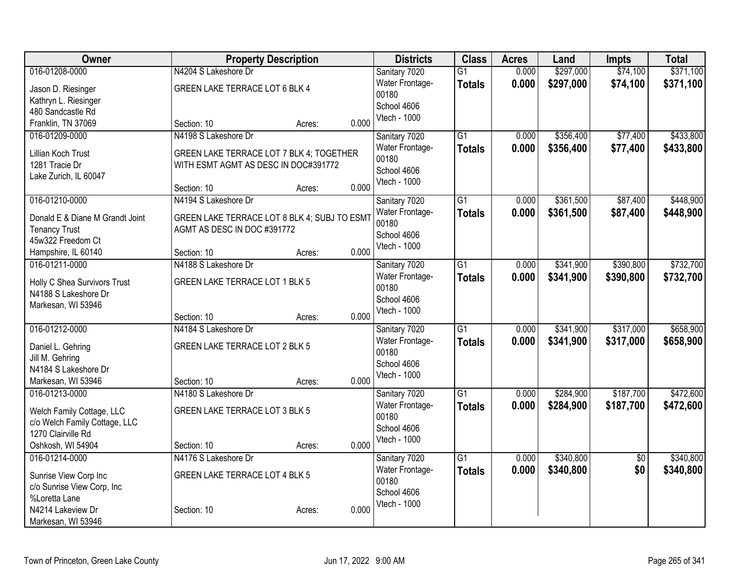| Owner | Property Description | Districts | Class | Acres | Land | Impts | Total |
|---|---|---|---|---|---|---|---|
| 016-01208-0000<br>Jason D. Riesinger<br>Kathryn L. Riesinger<br>480 Sandcastle Rd<br>Franklin, TN 37069 | N4204 S Lakeshore Dr<br>GREEN LAKE TERRACE LOT 6 BLK 4<br>Section: 10 Acres: 0.000 | Sanitary 7020<br>Water Frontage-00180<br>School 4606<br>Vtech - 1000 | G1<br>**Totals** | 0.000<br>**0.000** | $297,000<br>**$297,000** | $74,100<br>**$74,100** | $371,100<br>**$371,100** |
| 016-01209-0000<br>Lillian Koch Trust<br>1281 Tracie Dr<br>Lake Zurich, IL 60047 | N4198 S Lakeshore Dr<br>GREEN LAKE TERRACE LOT 7 BLK 4; TOGETHER WITH ESMT AGMT AS DESC IN DOC#391772<br>Section: 10 Acres: 0.000 | Sanitary 7020<br>Water Frontage-00180<br>School 4606<br>Vtech - 1000 | G1<br>**Totals** | 0.000<br>**0.000** | $356,400<br>**$356,400** | $77,400<br>**$77,400** | $433,800<br>**$433,800** |
| 016-01210-0000<br>Donald E & Diane M Grandt Joint Tenancy Trust<br>45w322 Freedom Ct<br>Hampshire, IL 60140 | N4194 S Lakeshore Dr<br>GREEN LAKE TERRACE LOT 8 BLK 4; SUBJ TO ESMT AGMT AS DESC IN DOC #391772<br>Section: 10 Acres: 0.000 | Sanitary 7020<br>Water Frontage-00180<br>School 4606<br>Vtech - 1000 | G1<br>**Totals** | 0.000<br>**0.000** | $361,500<br>**$361,500** | $87,400<br>**$87,400** | $448,900<br>**$448,900** |
| 016-01211-0000<br>Holly C Shea Survivors Trust<br>N4188 S Lakeshore Dr<br>Markesan, WI 53946 | N4188 S Lakeshore Dr<br>GREEN LAKE TERRACE LOT 1 BLK 5<br>Section: 10 Acres: 0.000 | Sanitary 7020<br>Water Frontage-00180<br>School 4606<br>Vtech - 1000 | G1<br>**Totals** | 0.000<br>**0.000** | $341,900<br>**$341,900** | $390,800<br>**$390,800** | $732,700<br>**$732,700** |
| 016-01212-0000<br>Daniel L. Gehring<br>Jill M. Gehring<br>N4184 S Lakeshore Dr<br>Markesan, WI 53946 | N4184 S Lakeshore Dr<br>GREEN LAKE TERRACE LOT 2 BLK 5<br>Section: 10 Acres: 0.000 | Sanitary 7020<br>Water Frontage-00180<br>School 4606<br>Vtech - 1000 | G1<br>**Totals** | 0.000<br>**0.000** | $341,900<br>**$341,900** | $317,000<br>**$317,000** | $658,900<br>**$658,900** |
| 016-01213-0000<br>Welch Family Cottage, LLC<br>c/o Welch Family Cottage, LLC<br>1270 Clairville Rd<br>Oshkosh, WI 54904 | N4180 S Lakeshore Dr<br>GREEN LAKE TERRACE LOT 3 BLK 5<br>Section: 10 Acres: 0.000 | Sanitary 7020<br>Water Frontage-00180<br>School 4606<br>Vtech - 1000 | G1<br>**Totals** | 0.000<br>**0.000** | $284,900<br>**$284,900** | $187,700<br>**$187,700** | $472,600<br>**$472,600** |
| 016-01214-0000<br>Sunrise View Corp Inc<br>c/o Sunrise View Corp, Inc<br>%Loretta Lane<br>N4214 Lakeview Dr<br>Markesan, WI 53946 | N4176 S Lakeshore Dr<br>GREEN LAKE TERRACE LOT 4 BLK 5<br>Section: 10 Acres: 0.000 | Sanitary 7020<br>Water Frontage-00180<br>School 4606<br>Vtech - 1000 | G1<br>**Totals** | 0.000<br>**0.000** | $340,800<br>**$340,800** | $0<br>**$0** | $340,800<br>**$340,800** |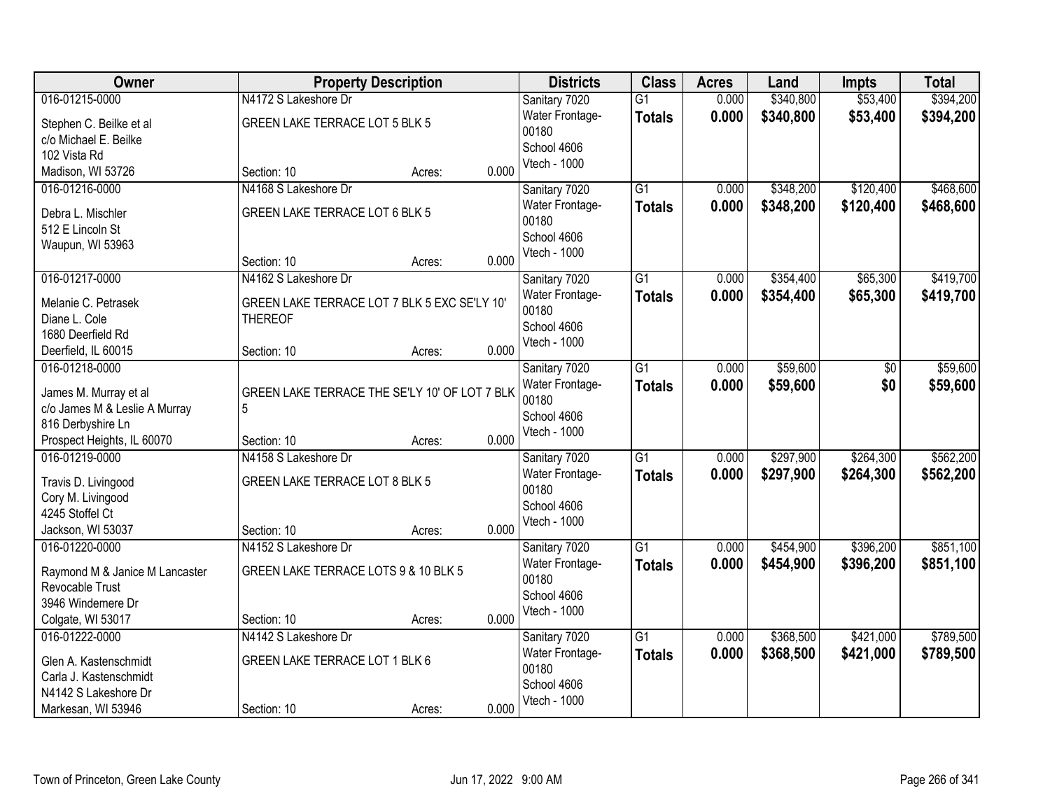| Owner | Property Description | | | Districts | Class | Acres | Land | Impts | Total |
|---|---|---|---|---|---|---|---|---|---|
| 016-01215-0000 | N4172 S Lakeshore Dr | | | Sanitary 7020 | G1 | 0.000 | $340,800 | $53,400 | $394,200 |
| Stephen C. Beilke et al<br>c/o Michael E. Beilke<br>102 Vista Rd<br>Madison, WI 53726 | GREEN LAKE TERRACE LOT 5 BLK 5 | | | Water Frontage-00180<br>School 4606<br>Vtech - 1000 | **Totals** | **0.000** | **$340,800** | **$53,400** | **$394,200** |
| | Section: 10 | Acres: | 0.000 | | | | | | |
| 016-01216-0000 | N4168 S Lakeshore Dr | | | Sanitary 7020 | G1 | 0.000 | $348,200 | $120,400 | $468,600 |
| Debra L. Mischler<br>512 E Lincoln St<br>Waupun, WI 53963 | GREEN LAKE TERRACE LOT 6 BLK 5 | | | Water Frontage-00180<br>School 4606<br>Vtech - 1000 | **Totals** | **0.000** | **$348,200** | **$120,400** | **$468,600** |
| | Section: 10 | Acres: | 0.000 | | | | | | |
| 016-01217-0000 | N4162 S Lakeshore Dr | | | Sanitary 7020 | G1 | 0.000 | $354,400 | $65,300 | $419,700 |
| Melanie C. Petrasek<br>Diane L. Cole<br>1680 Deerfield Rd<br>Deerfield, IL 60015 | GREEN LAKE TERRACE LOT 7 BLK 5 EXC SE'LY 10' THEREOF | | | Water Frontage-00180<br>School 4606<br>Vtech - 1000 | **Totals** | **0.000** | **$354,400** | **$65,300** | **$419,700** |
| | Section: 10 | Acres: | 0.000 | | | | | | |
| 016-01218-0000 | | | | Sanitary 7020 | G1 | 0.000 | $59,600 | $0 | $59,600 |
| James M. Murray et al<br>c/o James M & Leslie A Murray<br>816 Derbyshire Ln<br>Prospect Heights, IL 60070 | GREEN LAKE TERRACE THE SE'LY 10' OF LOT 7 BLK 5 | | | Water Frontage-00180<br>School 4606<br>Vtech - 1000 | **Totals** | **0.000** | **$59,600** | **$0** | **$59,600** |
| | Section: 10 | Acres: | 0.000 | | | | | | |
| 016-01219-0000 | N4158 S Lakeshore Dr | | | Sanitary 7020 | G1 | 0.000 | $297,900 | $264,300 | $562,200 |
| Travis D. Livingood<br>Cory M. Livingood<br>4245 Stoffel Ct<br>Jackson, WI 53037 | GREEN LAKE TERRACE LOT 8 BLK 5 | | | Water Frontage-00180<br>School 4606<br>Vtech - 1000 | **Totals** | **0.000** | **$297,900** | **$264,300** | **$562,200** |
| | Section: 10 | Acres: | 0.000 | | | | | | |
| 016-01220-0000 | N4152 S Lakeshore Dr | | | Sanitary 7020 | G1 | 0.000 | $454,900 | $396,200 | $851,100 |
| Raymond M & Janice M Lancaster Revocable Trust<br>3946 Windemere Dr<br>Colgate, WI 53017 | GREEN LAKE TERRACE LOTS 9 & 10 BLK 5 | | | Water Frontage-00180<br>School 4606<br>Vtech - 1000 | **Totals** | **0.000** | **$454,900** | **$396,200** | **$851,100** |
| | Section: 10 | Acres: | 0.000 | | | | | | |
| 016-01222-0000 | N4142 S Lakeshore Dr | | | Sanitary 7020 | G1 | 0.000 | $368,500 | $421,000 | $789,500 |
| Glen A. Kastenschmidt<br>Carla J. Kastenschmidt<br>N4142 S Lakeshore Dr<br>Markesan, WI 53946 | GREEN LAKE TERRACE LOT 1 BLK 6 | | | Water Frontage-00180<br>School 4606<br>Vtech - 1000 | **Totals** | **0.000** | **$368,500** | **$421,000** | **$789,500** |
| | Section: 10 | Acres: | 0.000 | | | | | | |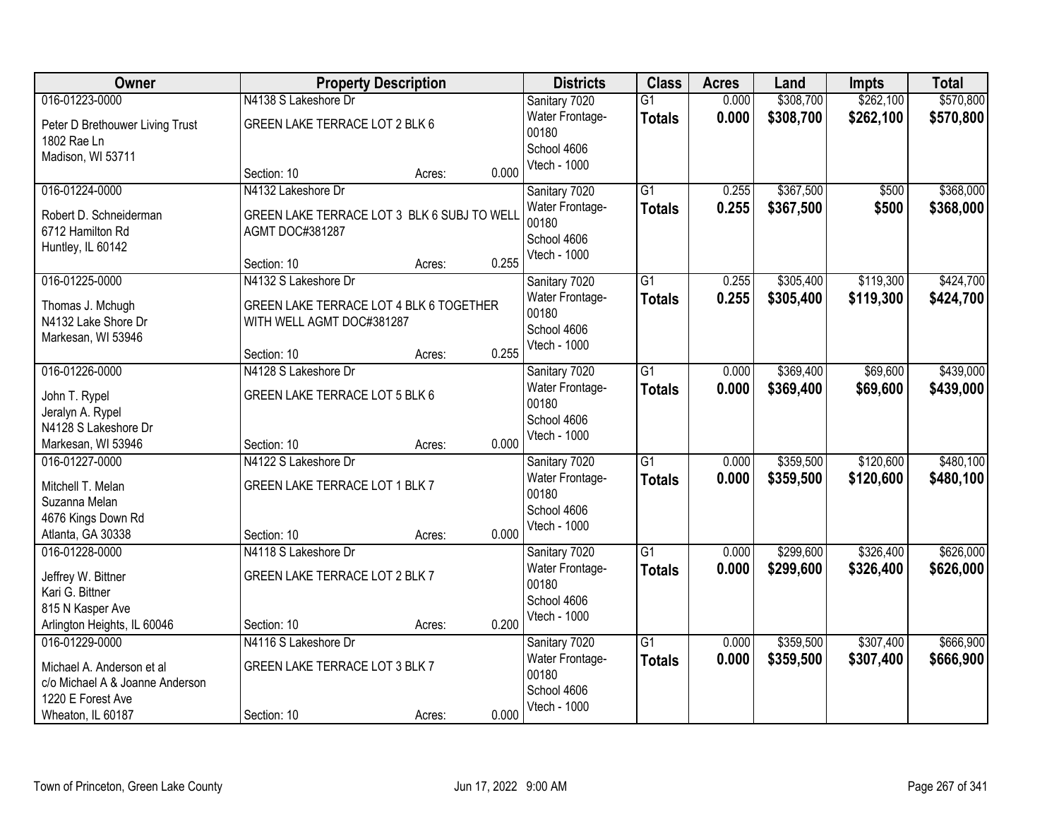| Owner | Property Description | | | Districts | Class | Acres | Land | Impts | Total |
|---|---|---|---|---|---|---|---|---|---|
| 016-01223-0000<br>Peter D Brethouwer Living Trust<br>1802 Rae Ln<br>Madison, WI 53711 | N4138 S Lakeshore Dr<br>GREEN LAKE TERRACE LOT 2 BLK 6<br><br>Section: 10 | Acres: | 0.000 | Sanitary 7020<br>Water Frontage-00180<br>School 4606<br>Vtech - 1000 | G1<br>**Totals** | 0.000<br>**0.000** | $308,700<br>**$308,700** | $262,100<br>**$262,100** | $570,800<br>**$570,800** |
| 016-01224-0000<br>Robert D. Schneiderman<br>6712 Hamilton Rd<br>Huntley, IL 60142 | N4132 Lakeshore Dr<br>GREEN LAKE TERRACE LOT 3 BLK 6 SUBJ TO WELL AGMT DOC#381287<br><br>Section: 10 | Acres: | 0.255 | Sanitary 7020<br>Water Frontage-00180<br>School 4606<br>Vtech - 1000 | G1<br>**Totals** | 0.255<br>**0.255** | $367,500<br>**$367,500** | $500<br>**$500** | $368,000<br>**$368,000** |
| 016-01225-0000<br>Thomas J. Mchugh<br>N4132 Lake Shore Dr<br>Markesan, WI 53946 | N4132 S Lakeshore Dr<br>GREEN LAKE TERRACE LOT 4 BLK 6 TOGETHER WITH WELL AGMT DOC#381287<br><br>Section: 10 | Acres: | 0.255 | Sanitary 7020<br>Water Frontage-00180<br>School 4606<br>Vtech - 1000 | G1<br>**Totals** | 0.255<br>**0.255** | $305,400<br>**$305,400** | $119,300<br>**$119,300** | $424,700<br>**$424,700** |
| 016-01226-0000<br>John T. Rypel<br>Jeralyn A. Rypel<br>N4128 S Lakeshore Dr<br>Markesan, WI 53946 | N4128 S Lakeshore Dr<br>GREEN LAKE TERRACE LOT 5 BLK 6<br><br>Section: 10 | Acres: | 0.000 | Sanitary 7020<br>Water Frontage-00180<br>School 4606<br>Vtech - 1000 | G1<br>**Totals** | 0.000<br>**0.000** | $369,400<br>**$369,400** | $69,600<br>**$69,600** | $439,000<br>**$439,000** |
| 016-01227-0000<br>Mitchell T. Melan<br>Suzanna Melan<br>4676 Kings Down Rd<br>Atlanta, GA 30338 | N4122 S Lakeshore Dr<br>GREEN LAKE TERRACE LOT 1 BLK 7<br><br>Section: 10 | Acres: | 0.000 | Sanitary 7020<br>Water Frontage-00180<br>School 4606<br>Vtech - 1000 | G1<br>**Totals** | 0.000<br>**0.000** | $359,500<br>**$359,500** | $120,600<br>**$120,600** | $480,100<br>**$480,100** |
| 016-01228-0000<br>Jeffrey W. Bittner<br>Kari G. Bittner<br>815 N Kasper Ave<br>Arlington Heights, IL 60046 | N4118 S Lakeshore Dr<br>GREEN LAKE TERRACE LOT 2 BLK 7<br><br>Section: 10 | Acres: | 0.200 | Sanitary 7020<br>Water Frontage-00180<br>School 4606<br>Vtech - 1000 | G1<br>**Totals** | 0.000<br>**0.000** | $299,600<br>**$299,600** | $326,400<br>**$326,400** | $626,000<br>**$626,000** |
| 016-01229-0000<br>Michael A. Anderson et al<br>c/o Michael A & Joanne Anderson<br>1220 E Forest Ave<br>Wheaton, IL 60187 | N4116 S Lakeshore Dr<br>GREEN LAKE TERRACE LOT 3 BLK 7<br><br>Section: 10 | Acres: | 0.000 | Sanitary 7020<br>Water Frontage-00180<br>School 4606<br>Vtech - 1000 | G1<br>**Totals** | 0.000<br>**0.000** | $359,500<br>**$359,500** | $307,400<br>**$307,400** | $666,900<br>**$666,900** |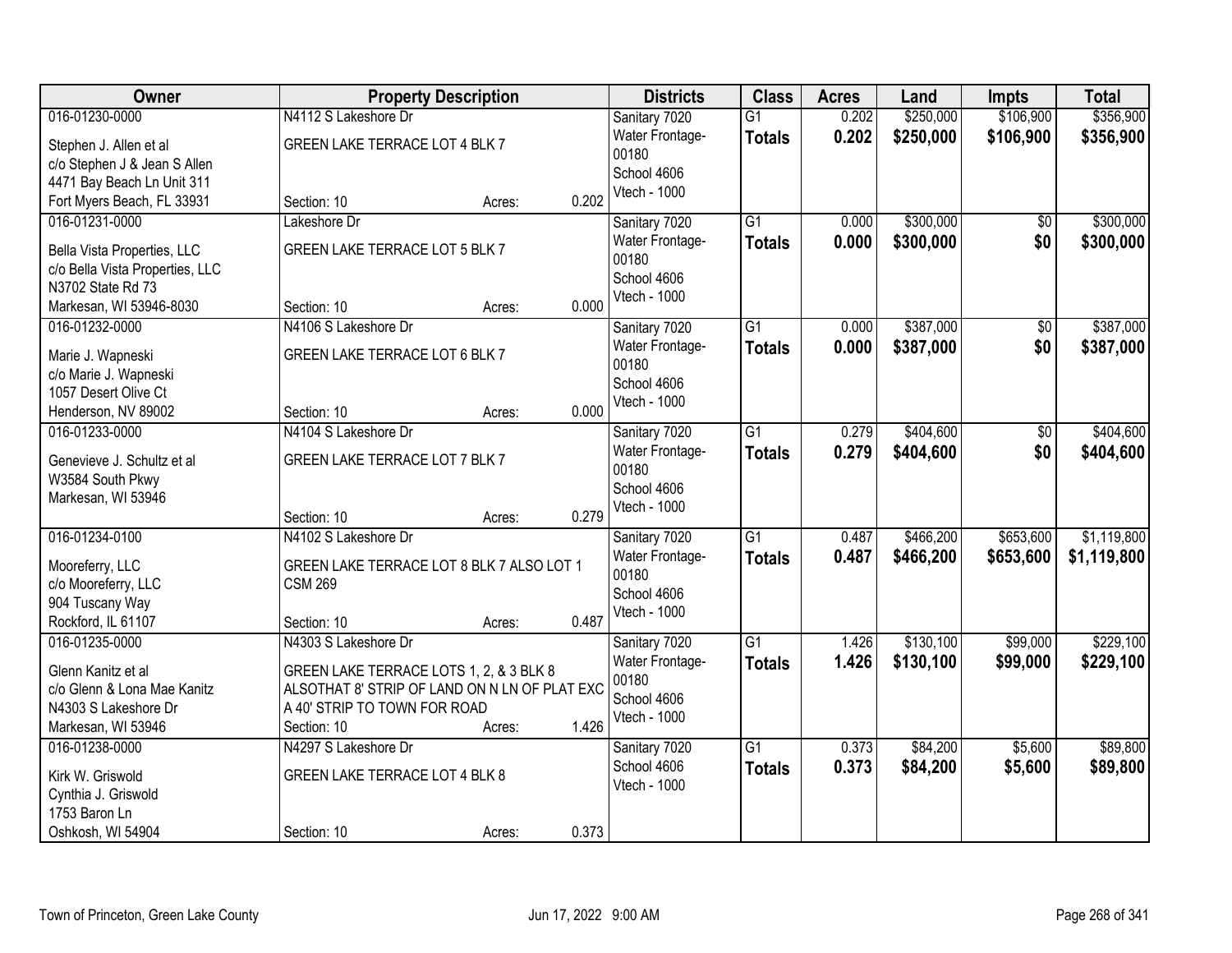| Owner | Property Description | | Districts | Class | Acres | Land | Impts | Total |
|---|---|---|---|---|---|---|---|---|
| 016-01230-0000<br>Stephen J. Allen et al<br>c/o Stephen J & Jean S Allen<br>4471 Bay Beach Ln Unit 311<br>Fort Myers Beach, FL 33931 | N4112 S Lakeshore Dr<br>GREEN LAKE TERRACE LOT 4 BLK 7<br>Section: 10 | Acres: 0.202 | Sanitary 7020<br>Water Frontage-00180<br>School 4606<br>Vtech - 1000 | G1<br>**Totals** | 0.202<br>**0.202** | $250,000<br>**$250,000** | $106,900<br>**$106,900** | $356,900<br>**$356,900** |
| 016-01231-0000<br>Bella Vista Properties, LLC<br>c/o Bella Vista Properties, LLC<br>N3702 State Rd 73<br>Markesan, WI 53946-8030 | Lakeshore Dr<br>GREEN LAKE TERRACE LOT 5 BLK 7<br>Section: 10 | Acres: 0.000 | Sanitary 7020<br>Water Frontage-00180<br>School 4606<br>Vtech - 1000 | G1<br>**Totals** | 0.000<br>**0.000** | $300,000<br>**$300,000** | $0<br>**$0** | $300,000<br>**$300,000** |
| 016-01232-0000<br>Marie J. Wapneski<br>c/o Marie J. Wapneski<br>1057 Desert Olive Ct<br>Henderson, NV 89002 | N4106 S Lakeshore Dr<br>GREEN LAKE TERRACE LOT 6 BLK 7<br>Section: 10 | Acres: 0.000 | Sanitary 7020<br>Water Frontage-00180<br>School 4606<br>Vtech - 1000 | G1<br>**Totals** | 0.000<br>**0.000** | $387,000<br>**$387,000** | $0<br>**$0** | $387,000<br>**$387,000** |
| 016-01233-0000<br>Genevieve J. Schultz et al<br>W3584 South Pkwy<br>Markesan, WI 53946 | N4104 S Lakeshore Dr<br>GREEN LAKE TERRACE LOT 7 BLK 7<br>Section: 10 | Acres: 0.279 | Sanitary 7020<br>Water Frontage-00180<br>School 4606<br>Vtech - 1000 | G1<br>**Totals** | 0.279<br>**0.279** | $404,600<br>**$404,600** | $0<br>**$0** | $404,600<br>**$404,600** |
| 016-01234-0100<br>Mooreferry, LLC<br>c/o Mooreferry, LLC<br>904 Tuscany Way<br>Rockford, IL 61107 | N4102 S Lakeshore Dr<br>GREEN LAKE TERRACE LOT 8 BLK 7 ALSO LOT 1 CSM 269<br>Section: 10 | Acres: 0.487 | Sanitary 7020<br>Water Frontage-00180<br>School 4606<br>Vtech - 1000 | G1<br>**Totals** | 0.487<br>**0.487** | $466,200<br>**$466,200** | $653,600<br>**$653,600** | $1,119,800<br>**$1,119,800** |
| 016-01235-0000<br>Glenn Kanitz et al<br>c/o Glenn & Lona Mae Kanitz<br>N4303 S Lakeshore Dr<br>Markesan, WI 53946 | N4303 S Lakeshore Dr<br>GREEN LAKE TERRACE LOTS 1, 2, & 3 BLK 8 ALSOTHAT 8' STRIP OF LAND ON N LN OF PLAT EXC A 40' STRIP TO TOWN FOR ROAD<br>Section: 10 | Acres: 1.426 | Sanitary 7020<br>Water Frontage-00180<br>School 4606<br>Vtech - 1000 | G1<br>**Totals** | 1.426<br>**1.426** | $130,100<br>**$130,100** | $99,000<br>**$99,000** | $229,100<br>**$229,100** |
| 016-01238-0000<br>Kirk W. Griswold<br>Cynthia J. Griswold<br>1753 Baron Ln<br>Oshkosh, WI 54904 | N4297 S Lakeshore Dr<br>GREEN LAKE TERRACE LOT 4 BLK 8<br>Section: 10 | Acres: 0.373 | Sanitary 7020<br>School 4606<br>Vtech - 1000 | G1<br>**Totals** | 0.373<br>**0.373** | $84,200<br>**$84,200** | $5,600<br>**$5,600** | $89,800<br>**$89,800** |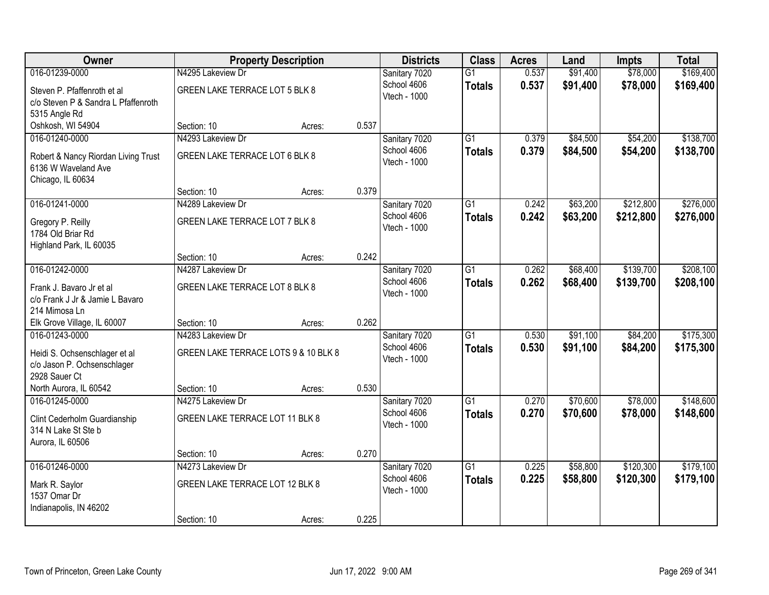| Owner | Property Description | | | Districts | Class | Acres | Land | Impts | Total |
|---|---|---|---|---|---|---|---|---|---|
| 016-01239-0000 | N4295 Lakeview Dr | | | Sanitary 7020 | G1 | 0.537 | $91,400 | $78,000 | $169,400 |
| Steven P. Pfaffenroth et al<br>c/o Steven P & Sandra L Pfaffenroth<br>5315 Angle Rd<br>Oshkosh, WI 54904 | GREEN LAKE TERRACE LOT 5 BLK 8 | | | School 4606<br>Vtech - 1000 | **Totals** | **0.537** | **$91,400** | **$78,000** | **$169,400** |
| | Section: 10 | Acres: | 0.537 | | | | | | |
| 016-01240-0000 | N4293 Lakeview Dr | | | Sanitary 7020 | G1 | 0.379 | $84,500 | $54,200 | $138,700 |
| Robert & Nancy Riordan Living Trust<br>6136 W Waveland Ave<br>Chicago, IL 60634 | GREEN LAKE TERRACE LOT 6 BLK 8 | | | School 4606<br>Vtech - 1000 | **Totals** | **0.379** | **$84,500** | **$54,200** | **$138,700** |
| | Section: 10 | Acres: | 0.379 | | | | | | |
| 016-01241-0000 | N4289 Lakeview Dr | | | Sanitary 7020 | G1 | 0.242 | $63,200 | $212,800 | $276,000 |
| Gregory P. Reilly<br>1784 Old Briar Rd<br>Highland Park, IL 60035 | GREEN LAKE TERRACE LOT 7 BLK 8 | | | School 4606<br>Vtech - 1000 | **Totals** | **0.242** | **$63,200** | **$212,800** | **$276,000** |
| | Section: 10 | Acres: | 0.242 | | | | | | |
| 016-01242-0000 | N4287 Lakeview Dr | | | Sanitary 7020 | G1 | 0.262 | $68,400 | $139,700 | $208,100 |
| Frank J. Bavaro Jr et al<br>c/o Frank J Jr & Jamie L Bavaro<br>214 Mimosa Ln<br>Elk Grove Village, IL 60007 | GREEN LAKE TERRACE LOT 8 BLK 8 | | | School 4606<br>Vtech - 1000 | **Totals** | **0.262** | **$68,400** | **$139,700** | **$208,100** |
| | Section: 10 | Acres: | 0.262 | | | | | | |
| 016-01243-0000 | N4283 Lakeview Dr | | | Sanitary 7020 | G1 | 0.530 | $91,100 | $84,200 | $175,300 |
| Heidi S. Ochsenschlager et al<br>c/o Jason P. Ochsenschlager<br>2928 Sauer Ct<br>North Aurora, IL 60542 | GREEN LAKE TERRACE LOTS 9 & 10 BLK 8 | | | School 4606<br>Vtech - 1000 | **Totals** | **0.530** | **$91,100** | **$84,200** | **$175,300** |
| | Section: 10 | Acres: | 0.530 | | | | | | |
| 016-01245-0000 | N4275 Lakeview Dr | | | Sanitary 7020 | G1 | 0.270 | $70,600 | $78,000 | $148,600 |
| Clint Cederholm Guardianship<br>314 N Lake St Ste b<br>Aurora, IL 60506 | GREEN LAKE TERRACE LOT 11 BLK 8 | | | School 4606<br>Vtech - 1000 | **Totals** | **0.270** | **$70,600** | **$78,000** | **$148,600** |
| | Section: 10 | Acres: | 0.270 | | | | | | |
| 016-01246-0000 | N4273 Lakeview Dr | | | Sanitary 7020 | G1 | 0.225 | $58,800 | $120,300 | $179,100 |
| Mark R. Saylor<br>1537 Omar Dr<br>Indianapolis, IN 46202 | GREEN LAKE TERRACE LOT 12 BLK 8 | | | School 4606<br>Vtech - 1000 | **Totals** | **0.225** | **$58,800** | **$120,300** | **$179,100** |
| | Section: 10 | Acres: | 0.225 | | | | | | |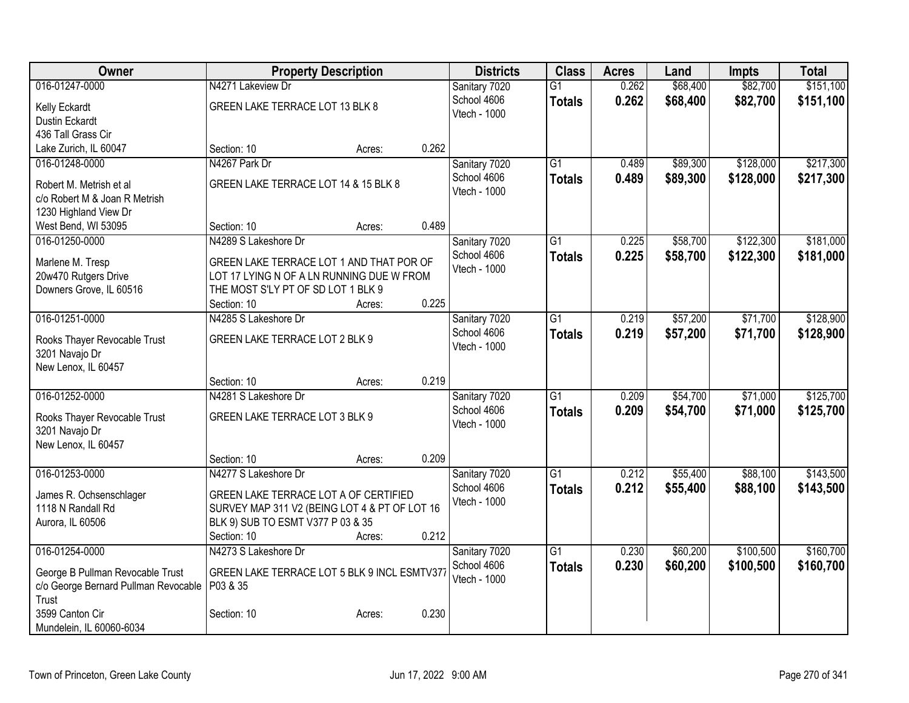| Owner | Property Description | Districts | Class | Acres | Land | Impts | Total |
|---|---|---|---|---|---|---|---|
| 016-01247-0000<br>Kelly Eckardt<br>Dustin Eckardt<br>436 Tall Grass Cir<br>Lake Zurich, IL 60047 | N4271 Lakeview Dr<br>GREEN LAKE TERRACE LOT 13 BLK 8<br>Section: 10 Acres: 0.262 | Sanitary 7020<br>School 4606<br>Vtech - 1000 | G1<br>**Totals** | 0.262<br>**0.262** | $68,400<br>**$68,400** | $82,700<br>**$82,700** | $151,100<br>**$151,100** |
| 016-01248-0000<br>Robert M. Metrish et al<br>c/o Robert M & Joan R Metrish<br>1230 Highland View Dr<br>West Bend, WI 53095 | N4267 Park Dr<br>GREEN LAKE TERRACE LOT 14 & 15 BLK 8<br>Section: 10 Acres: 0.489 | Sanitary 7020<br>School 4606<br>Vtech - 1000 | G1<br>**Totals** | 0.489<br>**0.489** | $89,300<br>**$89,300** | $128,000<br>**$128,000** | $217,300<br>**$217,300** |
| 016-01250-0000<br>Marlene M. Tresp<br>20w470 Rutgers Drive<br>Downers Grove, IL 60516 | N4289 S Lakeshore Dr<br>GREEN LAKE TERRACE LOT 1 AND THAT POR OF LOT 17 LYING N OF A LN RUNNING DUE W FROM THE MOST S'LY PT OF SD LOT 1 BLK 9<br>Section: 10 Acres: 0.225 | Sanitary 7020<br>School 4606<br>Vtech - 1000 | G1<br>**Totals** | 0.225<br>**0.225** | $58,700<br>**$58,700** | $122,300<br>**$122,300** | $181,000<br>**$181,000** |
| 016-01251-0000<br>Rooks Thayer Revocable Trust<br>3201 Navajo Dr<br>New Lenox, IL 60457 | N4285 S Lakeshore Dr<br>GREEN LAKE TERRACE LOT 2 BLK 9<br>Section: 10 Acres: 0.219 | Sanitary 7020<br>School 4606<br>Vtech - 1000 | G1<br>**Totals** | 0.219<br>**0.219** | $57,200<br>**$57,200** | $71,700<br>**$71,700** | $128,900<br>**$128,900** |
| 016-01252-0000<br>Rooks Thayer Revocable Trust<br>3201 Navajo Dr<br>New Lenox, IL 60457 | N4281 S Lakeshore Dr<br>GREEN LAKE TERRACE LOT 3 BLK 9<br>Section: 10 Acres: 0.209 | Sanitary 7020<br>School 4606<br>Vtech - 1000 | G1<br>**Totals** | 0.209<br>**0.209** | $54,700<br>**$54,700** | $71,000<br>**$71,000** | $125,700<br>**$125,700** |
| 016-01253-0000<br>James R. Ochsenschlager<br>1118 N Randall Rd<br>Aurora, IL 60506 | N4277 S Lakeshore Dr<br>GREEN LAKE TERRACE LOT A OF CERTIFIED SURVEY MAP 311 V2 (BEING LOT 4 & PT OF LOT 16 BLK 9) SUB TO ESMT V377 P 03 & 35<br>Section: 10 Acres: 0.212 | Sanitary 7020<br>School 4606<br>Vtech - 1000 | G1<br>**Totals** | 0.212<br>**0.212** | $55,400<br>**$55,400** | $88,100<br>**$88,100** | $143,500<br>**$143,500** |
| 016-01254-0000<br>George B Pullman Revocable Trust<br>c/o George Bernard Pullman Revocable Trust<br>3599 Canton Cir<br>Mundelein, IL 60060-6034 | N4273 S Lakeshore Dr<br>GREEN LAKE TERRACE LOT 5 BLK 9 INCL ESMTV377 P03 & 35<br>Section: 10 Acres: 0.230 | Sanitary 7020<br>School 4606<br>Vtech - 1000 | G1<br>**Totals** | 0.230<br>**0.230** | $60,200<br>**$60,200** | $100,500<br>**$100,500** | $160,700<br>**$160,700** |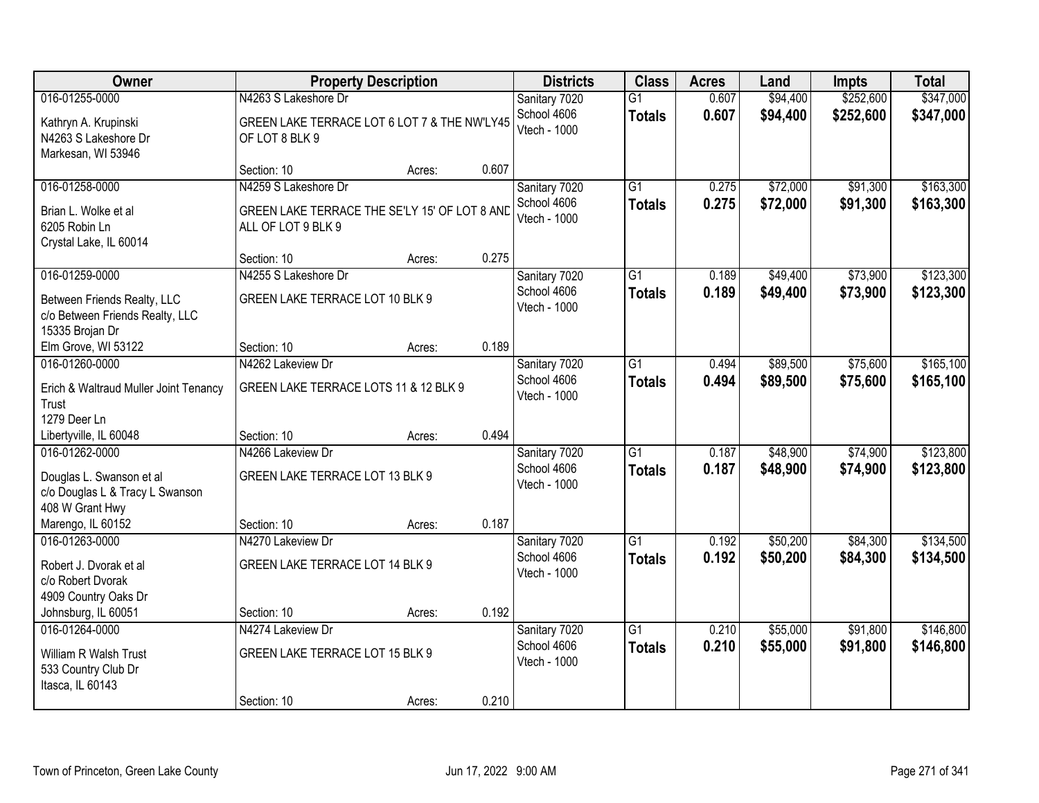| Owner | Property Description | Districts | Class | Acres | Land | Impts | Total |
|---|---|---|---|---|---|---|---|
| 016-01255-0000<br>Kathryn A. Krupinski<br>N4263 S Lakeshore Dr<br>Markesan, WI 53946 | N4263 S Lakeshore Dr<br>GREEN LAKE TERRACE LOT 6 LOT 7 & THE NW'LY45 OF LOT 8 BLK 9<br>Section: 10 Acres: 0.607 | Sanitary 7020<br>School 4606<br>Vtech - 1000 | G1<br>**Totals** | 0.607<br>**0.607** | $94,400<br>**$94,400** | $252,600<br>**$252,600** | $347,000<br>**$347,000** |
| 016-01258-0000<br>Brian L. Wolke et al<br>6205 Robin Ln<br>Crystal Lake, IL 60014 | N4259 S Lakeshore Dr<br>GREEN LAKE TERRACE THE SE'LY 15' OF LOT 8 AND ALL OF LOT 9 BLK 9<br>Section: 10 Acres: 0.275 | Sanitary 7020<br>School 4606<br>Vtech - 1000 | G1<br>**Totals** | 0.275<br>**0.275** | $72,000<br>**$72,000** | $91,300<br>**$91,300** | $163,300<br>**$163,300** |
| 016-01259-0000<br>Between Friends Realty, LLC<br>c/o Between Friends Realty, LLC<br>15335 Brojan Dr<br>Elm Grove, WI 53122 | N4255 S Lakeshore Dr<br>GREEN LAKE TERRACE LOT 10 BLK 9<br>Section: 10 Acres: 0.189 | Sanitary 7020<br>School 4606<br>Vtech - 1000 | G1<br>**Totals** | 0.189<br>**0.189** | $49,400<br>**$49,400** | $73,900<br>**$73,900** | $123,300<br>**$123,300** |
| 016-01260-0000<br>Erich & Waltraud Muller Joint Tenancy Trust<br>1279 Deer Ln<br>Libertyville, IL 60048 | N4262 Lakeview Dr<br>GREEN LAKE TERRACE LOTS 11 & 12 BLK 9<br>Section: 10 Acres: 0.494 | Sanitary 7020<br>School 4606<br>Vtech - 1000 | G1<br>**Totals** | 0.494<br>**0.494** | $89,500<br>**$89,500** | $75,600<br>**$75,600** | $165,100<br>**$165,100** |
| 016-01262-0000<br>Douglas L. Swanson et al<br>c/o Douglas L & Tracy L Swanson<br>408 W Grant Hwy<br>Marengo, IL 60152 | N4266 Lakeview Dr<br>GREEN LAKE TERRACE LOT 13 BLK 9<br>Section: 10 Acres: 0.187 | Sanitary 7020<br>School 4606<br>Vtech - 1000 | G1<br>**Totals** | 0.187<br>**0.187** | $48,900<br>**$48,900** | $74,900<br>**$74,900** | $123,800<br>**$123,800** |
| 016-01263-0000<br>Robert J. Dvorak et al<br>c/o Robert Dvorak<br>4909 Country Oaks Dr<br>Johnsburg, IL 60051 | N4270 Lakeview Dr<br>GREEN LAKE TERRACE LOT 14 BLK 9<br>Section: 10 Acres: 0.192 | Sanitary 7020<br>School 4606<br>Vtech - 1000 | G1<br>**Totals** | 0.192<br>**0.192** | $50,200<br>**$50,200** | $84,300<br>**$84,300** | $134,500<br>**$134,500** |
| 016-01264-0000<br>William R Walsh Trust<br>533 Country Club Dr<br>Itasca, IL 60143 | N4274 Lakeview Dr<br>GREEN LAKE TERRACE LOT 15 BLK 9<br>Section: 10 Acres: 0.210 | Sanitary 7020<br>School 4606<br>Vtech - 1000 | G1<br>**Totals** | 0.210<br>**0.210** | $55,000<br>**$55,000** | $91,800<br>**$91,800** | $146,800<br>**$146,800** |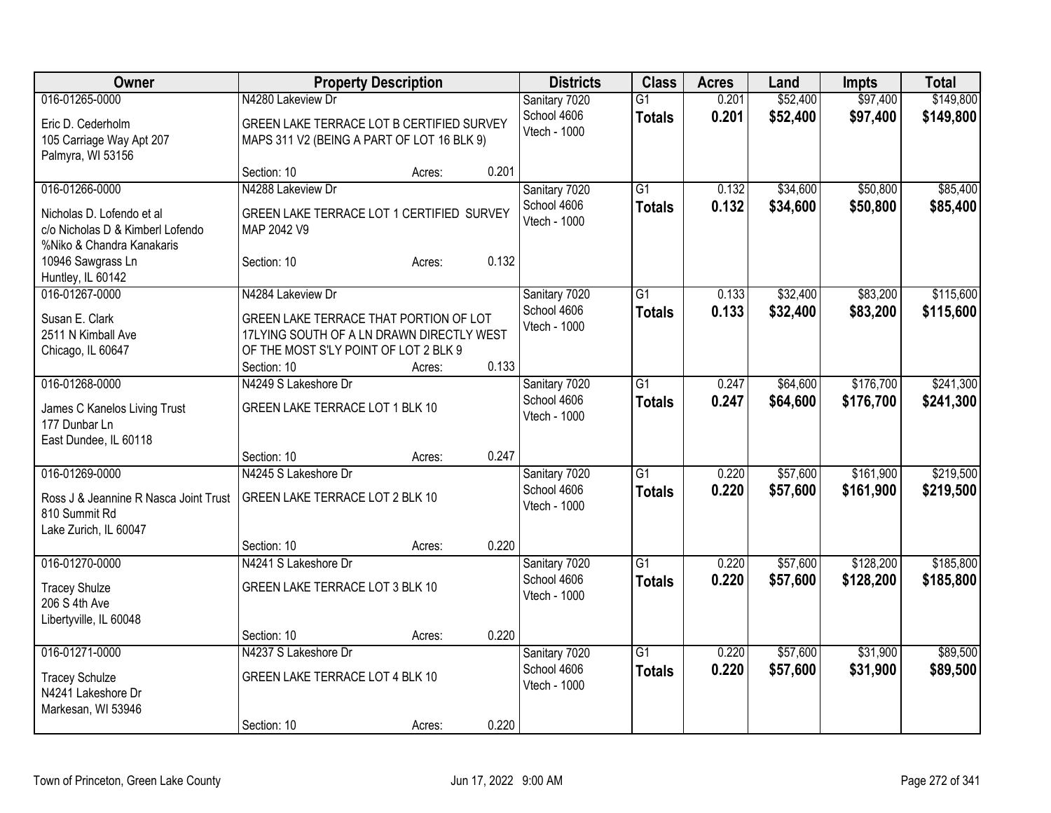| Owner | Property Description | | | Districts | Class | Acres | Land | Impts | Total |
|---|---|---|---|---|---|---|---|---|---|
| 016-01265-0000<br>Eric D. Cederholm<br>105 Carriage Way Apt 207<br>Palmyra, WI 53156 | N4280 Lakeview Dr<br>GREEN LAKE TERRACE LOT B CERTIFIED SURVEY MAPS 311 V2 (BEING A PART OF LOT 16 BLK 9)<br>Section: 10 | Acres: | 0.201 | Sanitary 7020<br>School 4606<br>Vtech - 1000 | G1<br>**Totals** | 0.201<br>**0.201** | $52,400<br>**$52,400** | $97,400<br>**$97,400** | $149,800<br>**$149,800** |
| 016-01266-0000<br>Nicholas D. Lofendo et al<br>c/o Nicholas D & Kimberl Lofendo<br>%Niko & Chandra Kanakaris<br>10946 Sawgrass Ln<br>Huntley, IL 60142 | N4288 Lakeview Dr<br>GREEN LAKE TERRACE LOT 1 CERTIFIED SURVEY MAP 2042 V9<br>Section: 10 | Acres: | 0.132 | Sanitary 7020<br>School 4606<br>Vtech - 1000 | G1<br>**Totals** | 0.132<br>**0.132** | $34,600<br>**$34,600** | $50,800<br>**$50,800** | $85,400<br>**$85,400** |
| 016-01267-0000<br>Susan E. Clark<br>2511 N Kimball Ave<br>Chicago, IL 60647 | N4284 Lakeview Dr<br>GREEN LAKE TERRACE THAT PORTION OF LOT 17LYING SOUTH OF A LN DRAWN DIRECTLY WEST OF THE MOST S'LY POINT OF LOT 2 BLK 9<br>Section: 10 | Acres: | 0.133 | Sanitary 7020<br>School 4606<br>Vtech - 1000 | G1<br>**Totals** | 0.133<br>**0.133** | $32,400<br>**$32,400** | $83,200<br>**$83,200** | $115,600<br>**$115,600** |
| 016-01268-0000<br>James C Kanelos Living Trust<br>177 Dunbar Ln<br>East Dundee, IL 60118 | N4249 S Lakeshore Dr<br>GREEN LAKE TERRACE LOT 1 BLK 10<br>Section: 10 | Acres: | 0.247 | Sanitary 7020<br>School 4606<br>Vtech - 1000 | G1<br>**Totals** | 0.247<br>**0.247** | $64,600<br>**$64,600** | $176,700<br>**$176,700** | $241,300<br>**$241,300** |
| 016-01269-0000<br>Ross J & Jeannine R Nasca Joint Trust<br>810 Summit Rd<br>Lake Zurich, IL 60047 | N4245 S Lakeshore Dr<br>GREEN LAKE TERRACE LOT 2 BLK 10<br>Section: 10 | Acres: | 0.220 | Sanitary 7020<br>School 4606<br>Vtech - 1000 | G1<br>**Totals** | 0.220<br>**0.220** | $57,600<br>**$57,600** | $161,900<br>**$161,900** | $219,500<br>**$219,500** |
| 016-01270-0000<br>Tracey Shulze<br>206 S 4th Ave<br>Libertyville, IL 60048 | N4241 S Lakeshore Dr<br>GREEN LAKE TERRACE LOT 3 BLK 10<br>Section: 10 | Acres: | 0.220 | Sanitary 7020<br>School 4606<br>Vtech - 1000 | G1<br>**Totals** | 0.220<br>**0.220** | $57,600<br>**$57,600** | $128,200<br>**$128,200** | $185,800<br>**$185,800** |
| 016-01271-0000<br>Tracey Schulze<br>N4241 Lakeshore Dr<br>Markesan, WI 53946 | N4237 S Lakeshore Dr<br>GREEN LAKE TERRACE LOT 4 BLK 10<br>Section: 10 | Acres: | 0.220 | Sanitary 7020<br>School 4606<br>Vtech - 1000 | G1<br>**Totals** | 0.220<br>**0.220** | $57,600<br>**$57,600** | $31,900<br>**$31,900** | $89,500<br>**$89,500** |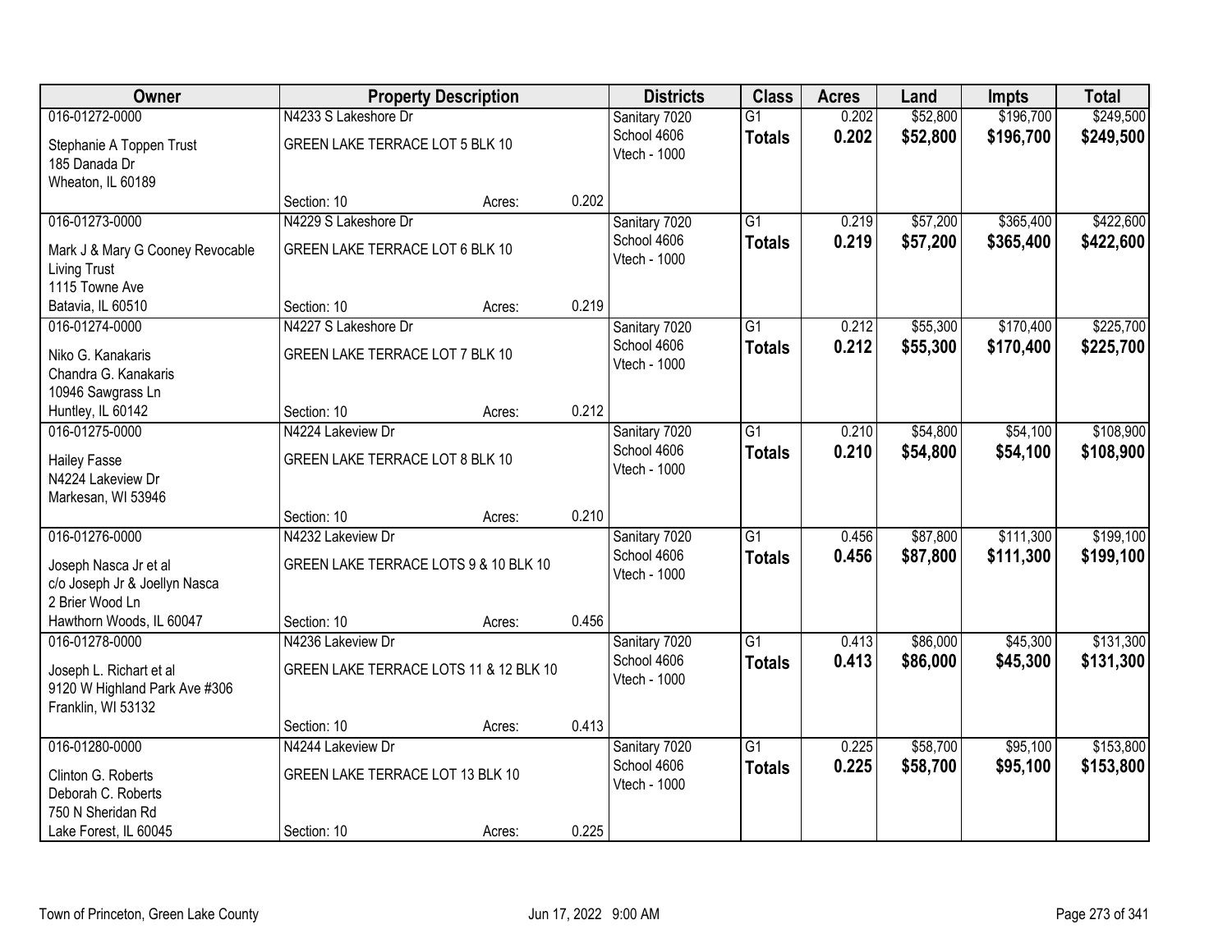| Owner | Property Description | | | Districts | Class | Acres | Land | Impts | Total |
|---|---|---|---|---|---|---|---|---|---|
| 016-01272-0000 | N4233 S Lakeshore Dr | | | Sanitary 7020 | G1 | 0.202 | $52,800 | $196,700 | $249,500 |
| Stephanie A Toppen Trust<br>185 Danada Dr<br>Wheaton, IL 60189 | GREEN LAKE TERRACE LOT 5 BLK 10 | | | School 4606<br>Vtech - 1000 | **Totals** | **0.202** | **$52,800** | **$196,700** | **$249,500** |
| | Section: 10 | Acres: | 0.202 | | | | | | |
| 016-01273-0000 | N4229 S Lakeshore Dr | | | Sanitary 7020 | G1 | 0.219 | $57,200 | $365,400 | $422,600 |
| Mark J & Mary G Cooney Revocable Living Trust<br>1115 Towne Ave<br>Batavia, IL 60510 | GREEN LAKE TERRACE LOT 6 BLK 10 | | | School 4606<br>Vtech - 1000 | **Totals** | **0.219** | **$57,200** | **$365,400** | **$422,600** |
| | Section: 10 | Acres: | 0.219 | | | | | | |
| 016-01274-0000 | N4227 S Lakeshore Dr | | | Sanitary 7020 | G1 | 0.212 | $55,300 | $170,400 | $225,700 |
| Niko G. Kanakaris<br>Chandra G. Kanakaris<br>10946 Sawgrass Ln<br>Huntley, IL 60142 | GREEN LAKE TERRACE LOT 7 BLK 10 | | | School 4606<br>Vtech - 1000 | **Totals** | **0.212** | **$55,300** | **$170,400** | **$225,700** |
| | Section: 10 | Acres: | 0.212 | | | | | | |
| 016-01275-0000 | N4224 Lakeview Dr | | | Sanitary 7020 | G1 | 0.210 | $54,800 | $54,100 | $108,900 |
| Hailey Fasse<br>N4224 Lakeview Dr<br>Markesan, WI 53946 | GREEN LAKE TERRACE LOT 8 BLK 10 | | | School 4606<br>Vtech - 1000 | **Totals** | **0.210** | **$54,800** | **$54,100** | **$108,900** |
| | Section: 10 | Acres: | 0.210 | | | | | | |
| 016-01276-0000 | N4232 Lakeview Dr | | | Sanitary 7020 | G1 | 0.456 | $87,800 | $111,300 | $199,100 |
| Joseph Nasca Jr et al<br>c/o Joseph Jr & Joellyn Nasca<br>2 Brier Wood Ln<br>Hawthorn Woods, IL 60047 | GREEN LAKE TERRACE LOTS 9 & 10 BLK 10 | | | School 4606<br>Vtech - 1000 | **Totals** | **0.456** | **$87,800** | **$111,300** | **$199,100** |
| | Section: 10 | Acres: | 0.456 | | | | | | |
| 016-01278-0000 | N4236 Lakeview Dr | | | Sanitary 7020 | G1 | 0.413 | $86,000 | $45,300 | $131,300 |
| Joseph L. Richart et al<br>9120 W Highland Park Ave #306<br>Franklin, WI 53132 | GREEN LAKE TERRACE LOTS 11 & 12 BLK 10 | | | School 4606<br>Vtech - 1000 | **Totals** | **0.413** | **$86,000** | **$45,300** | **$131,300** |
| | Section: 10 | Acres: | 0.413 | | | | | | |
| 016-01280-0000 | N4244 Lakeview Dr | | | Sanitary 7020 | G1 | 0.225 | $58,700 | $95,100 | $153,800 |
| Clinton G. Roberts<br>Deborah C. Roberts<br>750 N Sheridan Rd<br>Lake Forest, IL 60045 | GREEN LAKE TERRACE LOT 13 BLK 10 | | | School 4606<br>Vtech - 1000 | **Totals** | **0.225** | **$58,700** | **$95,100** | **$153,800** |
| | Section: 10 | Acres: | 0.225 | | | | | | |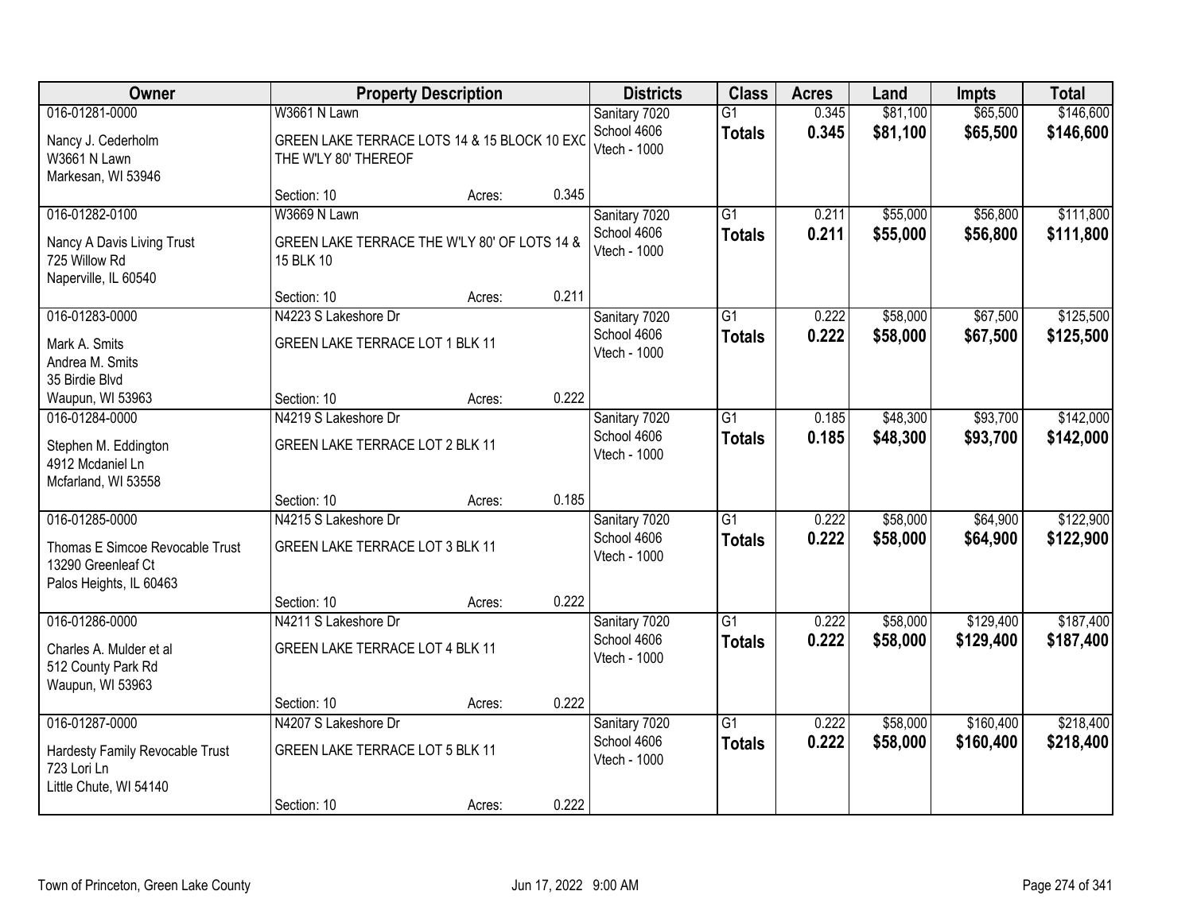| Owner | Property Description | | | Districts | Class | Acres | Land | Impts | Total |
|---|---|---|---|---|---|---|---|---|---|
| 016-01281-0000<br>Nancy J. Cederholm<br>W3661 N Lawn<br>Markesan, WI 53946 | W3661 N Lawn<br>GREEN LAKE TERRACE LOTS 14 & 15 BLOCK 10 EXC THE W'LY 80' THEREOF<br>Section: 10 | Acres: | 0.345 | Sanitary 7020<br>School 4606<br>Vtech - 1000 | G1<br>**Totals** | 0.345<br>**0.345** | $81,100<br>**$81,100** | $65,500<br>**$65,500** | $146,600<br>**$146,600** |
| 016-01282-0100<br>Nancy A Davis Living Trust<br>725 Willow Rd<br>Naperville, IL 60540 | W3669 N Lawn<br>GREEN LAKE TERRACE THE W'LY 80' OF LOTS 14 & 15 BLK 10<br>Section: 10 | Acres: | 0.211 | Sanitary 7020<br>School 4606<br>Vtech - 1000 | G1<br>**Totals** | 0.211<br>**0.211** | $55,000<br>**$55,000** | $56,800<br>**$56,800** | $111,800<br>**$111,800** |
| 016-01283-0000<br>Mark A. Smits<br>Andrea M. Smits<br>35 Birdie Blvd<br>Waupun, WI 53963 | N4223 S Lakeshore Dr<br>GREEN LAKE TERRACE LOT 1 BLK 11<br>Section: 10 | Acres: | 0.222 | Sanitary 7020<br>School 4606<br>Vtech - 1000 | G1<br>**Totals** | 0.222<br>**0.222** | $58,000<br>**$58,000** | $67,500<br>**$67,500** | $125,500<br>**$125,500** |
| 016-01284-0000<br>Stephen M. Eddington<br>4912 Mcdaniel Ln<br>Mcfarland, WI 53558 | N4219 S Lakeshore Dr<br>GREEN LAKE TERRACE LOT 2 BLK 11<br>Section: 10 | Acres: | 0.185 | Sanitary 7020<br>School 4606<br>Vtech - 1000 | G1<br>**Totals** | 0.185<br>**0.185** | $48,300<br>**$48,300** | $93,700<br>**$93,700** | $142,000<br>**$142,000** |
| 016-01285-0000<br>Thomas E Simcoe Revocable Trust<br>13290 Greenleaf Ct<br>Palos Heights, IL 60463 | N4215 S Lakeshore Dr<br>GREEN LAKE TERRACE LOT 3 BLK 11<br>Section: 10 | Acres: | 0.222 | Sanitary 7020<br>School 4606<br>Vtech - 1000 | G1<br>**Totals** | 0.222<br>**0.222** | $58,000<br>**$58,000** | $64,900<br>**$64,900** | $122,900<br>**$122,900** |
| 016-01286-0000<br>Charles A. Mulder et al<br>512 County Park Rd<br>Waupun, WI 53963 | N4211 S Lakeshore Dr<br>GREEN LAKE TERRACE LOT 4 BLK 11<br>Section: 10 | Acres: | 0.222 | Sanitary 7020<br>School 4606<br>Vtech - 1000 | G1<br>**Totals** | 0.222<br>**0.222** | $58,000<br>**$58,000** | $129,400<br>**$129,400** | $187,400<br>**$187,400** |
| 016-01287-0000<br>Hardesty Family Revocable Trust<br>723 Lori Ln<br>Little Chute, WI 54140 | N4207 S Lakeshore Dr<br>GREEN LAKE TERRACE LOT 5 BLK 11<br>Section: 10 | Acres: | 0.222 | Sanitary 7020<br>School 4606<br>Vtech - 1000 | G1<br>**Totals** | 0.222<br>**0.222** | $58,000<br>**$58,000** | $160,400<br>**$160,400** | $218,400<br>**$218,400** |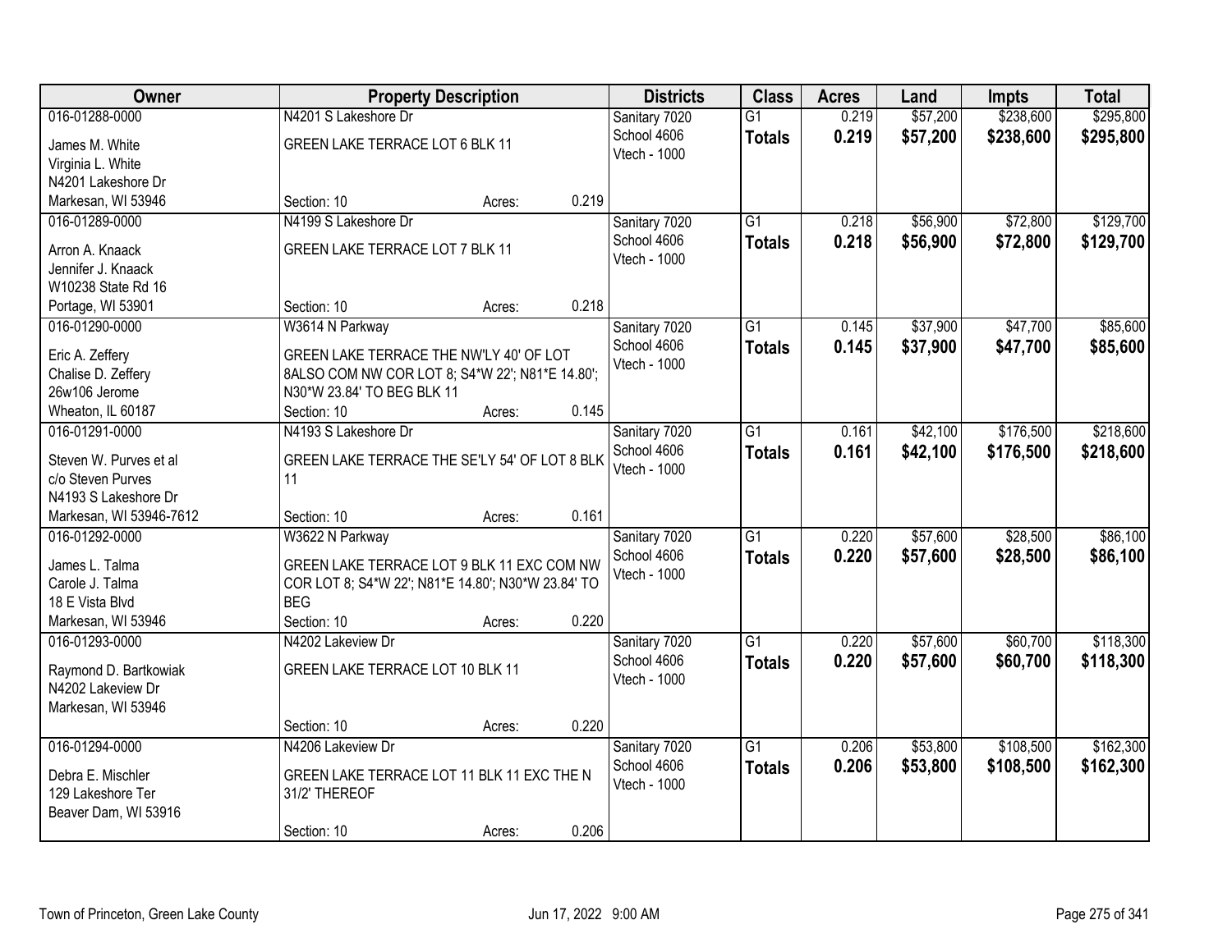| Owner | Property Description | Districts | Class | Acres | Land | Impts | Total |
|---|---|---|---|---|---|---|---|
| 016-01288-0000<br>James M. White<br>Virginia L. White<br>N4201 Lakeshore Dr<br>Markesan, WI 53946 | N4201 S Lakeshore Dr<br>GREEN LAKE TERRACE LOT 6 BLK 11<br>Section: 10 Acres: 0.219 | Sanitary 7020<br>School 4606<br>Vtech - 1000 | G1<br>**Totals** | 0.219<br>**0.219** | $57,200<br>**$57,200** | $238,600<br>**$238,600** | $295,800<br>**$295,800** |
| 016-01289-0000<br>Arron A. Knaack<br>Jennifer J. Knaack<br>W10238 State Rd 16<br>Portage, WI 53901 | N4199 S Lakeshore Dr<br>GREEN LAKE TERRACE LOT 7 BLK 11<br>Section: 10 Acres: 0.218 | Sanitary 7020<br>School 4606<br>Vtech - 1000 | G1<br>**Totals** | 0.218<br>**0.218** | $56,900<br>**$56,900** | $72,800<br>**$72,800** | $129,700<br>**$129,700** |
| 016-01290-0000<br>Eric A. Zeffery<br>Chalise D. Zeffery<br>26w106 Jerome<br>Wheaton, IL 60187 | W3614 N Parkway<br>GREEN LAKE TERRACE THE NW'LY 40' OF LOT 8ALSO COM NW COR LOT 8; S4*W 22'; N81*E 14.80'; N30*W 23.84' TO BEG BLK 11<br>Section: 10 Acres: 0.145 | Sanitary 7020<br>School 4606<br>Vtech - 1000 | G1<br>**Totals** | 0.145<br>**0.145** | $37,900<br>**$37,900** | $47,700<br>**$47,700** | $85,600<br>**$85,600** |
| 016-01291-0000<br>Steven W. Purves et al<br>c/o Steven Purves<br>N4193 S Lakeshore Dr<br>Markesan, WI 53946-7612 | N4193 S Lakeshore Dr<br>GREEN LAKE TERRACE THE SE'LY 54' OF LOT 8 BLK 11<br>Section: 10 Acres: 0.161 | Sanitary 7020<br>School 4606<br>Vtech - 1000 | G1<br>**Totals** | 0.161<br>**0.161** | $42,100<br>**$42,100** | $176,500<br>**$176,500** | $218,600<br>**$218,600** |
| 016-01292-0000<br>James L. Talma<br>Carole J. Talma<br>18 E Vista Blvd<br>Markesan, WI 53946 | W3622 N Parkway<br>GREEN LAKE TERRACE LOT 9 BLK 11 EXC COM NW COR LOT 8; S4*W 22'; N81*E 14.80'; N30*W 23.84' TO BEG<br>Section: 10 Acres: 0.220 | Sanitary 7020<br>School 4606<br>Vtech - 1000 | G1<br>**Totals** | 0.220<br>**0.220** | $57,600<br>**$57,600** | $28,500<br>**$28,500** | $86,100<br>**$86,100** |
| 016-01293-0000<br>Raymond D. Bartkowiak<br>N4202 Lakeview Dr<br>Markesan, WI 53946 | N4202 Lakeview Dr<br>GREEN LAKE TERRACE LOT 10 BLK 11<br>Section: 10 Acres: 0.220 | Sanitary 7020<br>School 4606<br>Vtech - 1000 | G1<br>**Totals** | 0.220<br>**0.220** | $57,600<br>**$57,600** | $60,700<br>**$60,700** | $118,300<br>**$118,300** |
| 016-01294-0000<br>Debra E. Mischler<br>129 Lakeshore Ter<br>Beaver Dam, WI 53916 | N4206 Lakeview Dr<br>GREEN LAKE TERRACE LOT 11 BLK 11 EXC THE N 31/2' THEREOF<br>Section: 10 Acres: 0.206 | Sanitary 7020<br>School 4606<br>Vtech - 1000 | G1<br>**Totals** | 0.206<br>**0.206** | $53,800<br>**$53,800** | $108,500<br>**$108,500** | $162,300<br>**$162,300** |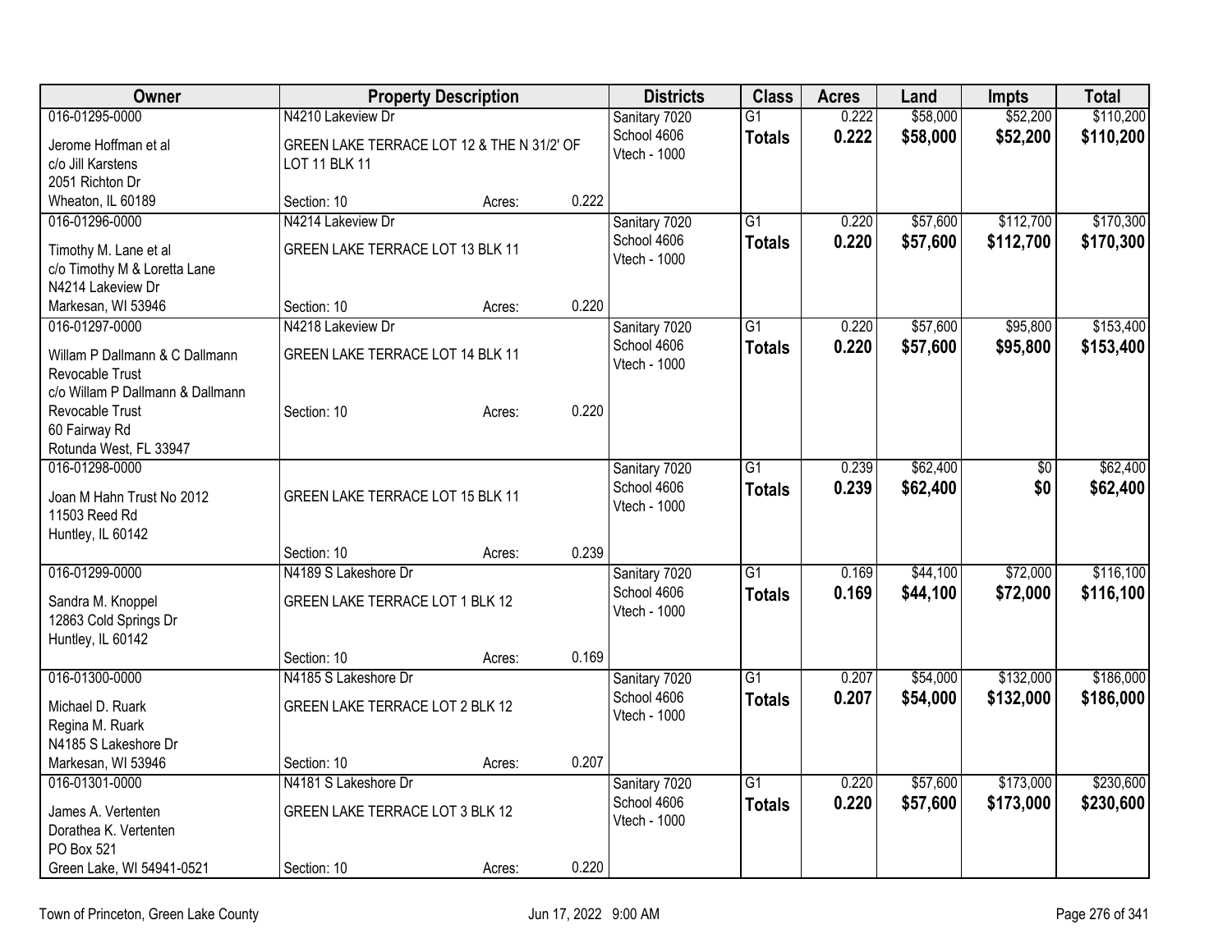| Owner | Property Description | | | Districts | Class | Acres | Land | Impts | Total |
|---|---|---|---|---|---|---|---|---|---|
| 016-01295-0000 | N4210 Lakeview Dr | | | Sanitary 7020 | G1 | 0.222 | $58,000 | $52,200 | $110,200 |
| Jerome Hoffman et al<br>c/o Jill Karstens<br>2051 Richton Dr<br>Wheaton, IL 60189 | GREEN LAKE TERRACE LOT 12 & THE N 31/2' OF LOT 11 BLK 11<br>Section: 10 | Acres: | 0.222 | School 4606<br>Vtech - 1000 | **Totals** | **0.222** | **$58,000** | **$52,200** | **$110,200** |
| 016-01296-0000 | N4214 Lakeview Dr | | | Sanitary 7020 | G1 | 0.220 | $57,600 | $112,700 | $170,300 |
| Timothy M. Lane et al<br>c/o Timothy M & Loretta Lane<br>N4214 Lakeview Dr<br>Markesan, WI 53946 | GREEN LAKE TERRACE LOT 13 BLK 11<br>Section: 10 | Acres: | 0.220 | School 4606<br>Vtech - 1000 | **Totals** | **0.220** | **$57,600** | **$112,700** | **$170,300** |
| 016-01297-0000 | N4218 Lakeview Dr | | | Sanitary 7020 | G1 | 0.220 | $57,600 | $95,800 | $153,400 |
| Willam P Dallmann & C Dallmann Revocable Trust<br>c/o Willam P Dallmann & Dallmann Revocable Trust<br>60 Fairway Rd<br>Rotunda West, FL 33947 | GREEN LAKE TERRACE LOT 14 BLK 11<br>Section: 10 | Acres: | 0.220 | School 4606<br>Vtech - 1000 | **Totals** | **0.220** | **$57,600** | **$95,800** | **$153,400** |
| 016-01298-0000 | | | | Sanitary 7020 | G1 | 0.239 | $62,400 | $0 | $62,400 |
| Joan M Hahn Trust No 2012<br>11503 Reed Rd<br>Huntley, IL 60142 | GREEN LAKE TERRACE LOT 15 BLK 11<br>Section: 10 | Acres: | 0.239 | School 4606<br>Vtech - 1000 | **Totals** | **0.239** | **$62,400** | **$0** | **$62,400** |
| 016-01299-0000 | N4189 S Lakeshore Dr | | | Sanitary 7020 | G1 | 0.169 | $44,100 | $72,000 | $116,100 |
| Sandra M. Knoppel<br>12863 Cold Springs Dr<br>Huntley, IL 60142 | GREEN LAKE TERRACE LOT 1 BLK 12<br>Section: 10 | Acres: | 0.169 | School 4606<br>Vtech - 1000 | **Totals** | **0.169** | **$44,100** | **$72,000** | **$116,100** |
| 016-01300-0000 | N4185 S Lakeshore Dr | | | Sanitary 7020 | G1 | 0.207 | $54,000 | $132,000 | $186,000 |
| Michael D. Ruark<br>Regina M. Ruark<br>N4185 S Lakeshore Dr<br>Markesan, WI 53946 | GREEN LAKE TERRACE LOT 2 BLK 12<br>Section: 10 | Acres: | 0.207 | School 4606<br>Vtech - 1000 | **Totals** | **0.207** | **$54,000** | **$132,000** | **$186,000** |
| 016-01301-0000 | N4181 S Lakeshore Dr | | | Sanitary 7020 | G1 | 0.220 | $57,600 | $173,000 | $230,600 |
| James A. Vertenten<br>Dorathea K. Vertenten<br>PO Box 521<br>Green Lake, WI 54941-0521 | GREEN LAKE TERRACE LOT 3 BLK 12<br>Section: 10 | Acres: | 0.220 | School 4606<br>Vtech - 1000 | **Totals** | **0.220** | **$57,600** | **$173,000** | **$230,600** |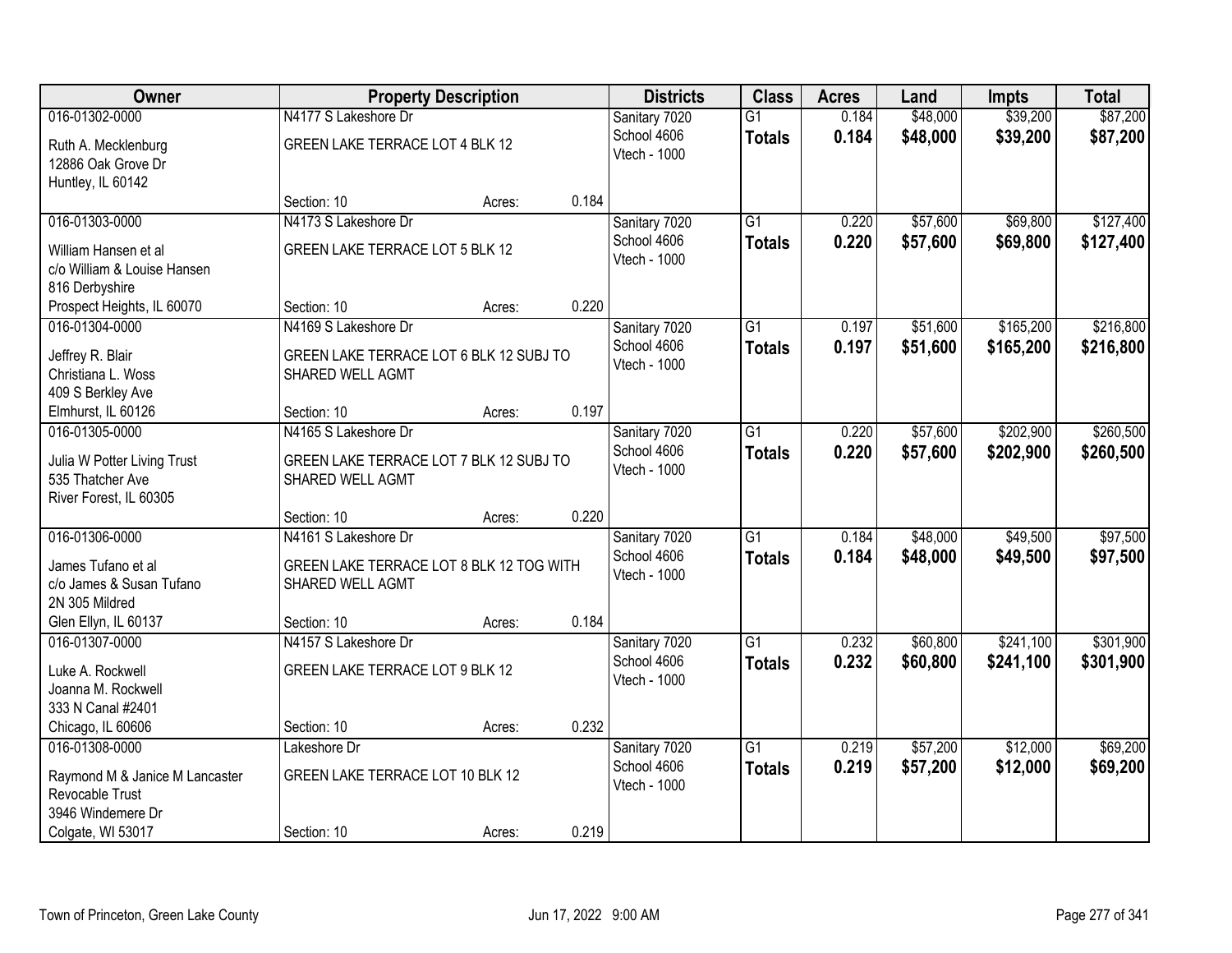| Owner | Property Description | | | Districts | Class | Acres | Land | Impts | Total |
|---|---|---|---|---|---|---|---|---|---|
| 016-01302-0000<br>Ruth A. Mecklenburg<br>12886 Oak Grove Dr<br>Huntley, IL 60142 | N4177 S Lakeshore Dr<br>GREEN LAKE TERRACE LOT 4 BLK 12<br>Section: 10 | Acres: | 0.184 | Sanitary 7020<br>School 4606<br>Vtech - 1000 | G1<br>**Totals** | 0.184<br>**0.184** | $48,000<br>**$48,000** | $39,200<br>**$39,200** | $87,200<br>**$87,200** |
| 016-01303-0000<br>William Hansen et al<br>c/o William & Louise Hansen<br>816 Derbyshire<br>Prospect Heights, IL 60070 | N4173 S Lakeshore Dr<br>GREEN LAKE TERRACE LOT 5 BLK 12<br>Section: 10 | Acres: | 0.220 | Sanitary 7020<br>School 4606<br>Vtech - 1000 | G1<br>**Totals** | 0.220<br>**0.220** | $57,600<br>**$57,600** | $69,800<br>**$69,800** | $127,400<br>**$127,400** |
| 016-01304-0000<br>Jeffrey R. Blair<br>Christiana L. Woss<br>409 S Berkley Ave<br>Elmhurst, IL 60126 | N4169 S Lakeshore Dr<br>GREEN LAKE TERRACE LOT 6 BLK 12 SUBJ TO SHARED WELL AGMT<br>Section: 10 | Acres: | 0.197 | Sanitary 7020<br>School 4606<br>Vtech - 1000 | G1<br>**Totals** | 0.197<br>**0.197** | $51,600<br>**$51,600** | $165,200<br>**$165,200** | $216,800<br>**$216,800** |
| 016-01305-0000<br>Julia W Potter Living Trust<br>535 Thatcher Ave<br>River Forest, IL 60305 | N4165 S Lakeshore Dr<br>GREEN LAKE TERRACE LOT 7 BLK 12 SUBJ TO SHARED WELL AGMT<br>Section: 10 | Acres: | 0.220 | Sanitary 7020<br>School 4606<br>Vtech - 1000 | G1<br>**Totals** | 0.220<br>**0.220** | $57,600<br>**$57,600** | $202,900<br>**$202,900** | $260,500<br>**$260,500** |
| 016-01306-0000<br>James Tufano et al<br>c/o James & Susan Tufano<br>2N 305 Mildred<br>Glen Ellyn, IL 60137 | N4161 S Lakeshore Dr<br>GREEN LAKE TERRACE LOT 8 BLK 12 TOG WITH SHARED WELL AGMT<br>Section: 10 | Acres: | 0.184 | Sanitary 7020<br>School 4606<br>Vtech - 1000 | G1<br>**Totals** | 0.184<br>**0.184** | $48,000<br>**$48,000** | $49,500<br>**$49,500** | $97,500<br>**$97,500** |
| 016-01307-0000<br>Luke A. Rockwell<br>Joanna M. Rockwell<br>333 N Canal #2401<br>Chicago, IL 60606 | N4157 S Lakeshore Dr<br>GREEN LAKE TERRACE LOT 9 BLK 12<br>Section: 10 | Acres: | 0.232 | Sanitary 7020<br>School 4606<br>Vtech - 1000 | G1<br>**Totals** | 0.232<br>**0.232** | $60,800<br>**$60,800** | $241,100<br>**$241,100** | $301,900<br>**$301,900** |
| 016-01308-0000<br>Raymond M & Janice M Lancaster Revocable Trust<br>3946 Windemere Dr<br>Colgate, WI 53017 | Lakeshore Dr<br>GREEN LAKE TERRACE LOT 10 BLK 12<br>Section: 10 | Acres: | 0.219 | Sanitary 7020<br>School 4606<br>Vtech - 1000 | G1<br>**Totals** | 0.219<br>**0.219** | $57,200<br>**$57,200** | $12,000<br>**$12,000** | $69,200<br>**$69,200** |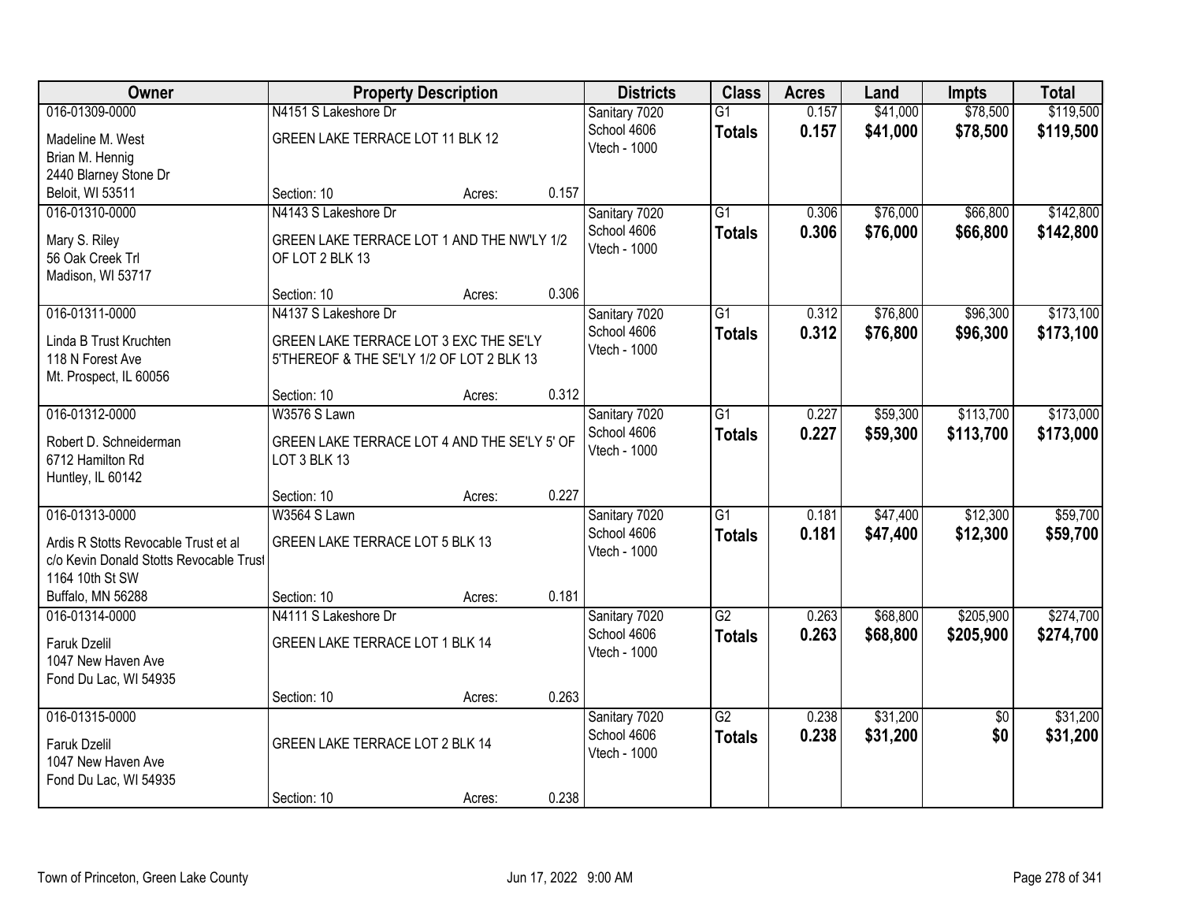| Owner | Property Description | Districts | Class | Acres | Land | Impts | Total |
|---|---|---|---|---|---|---|---|
| 016-01309-0000<br>Madeline M. West<br>Brian M. Hennig<br>2440 Blarney Stone Dr<br>Beloit, WI 53511 | N4151 S Lakeshore Dr<br>GREEN LAKE TERRACE LOT 11 BLK 12<br>Section: 10 Acres: 0.157 | Sanitary 7020<br>School 4606<br>Vtech - 1000 | G1<br>**Totals** | 0.157<br>**0.157** | $41,000<br>**$41,000** | $78,500<br>**$78,500** | $119,500<br>**$119,500** |
| 016-01310-0000<br>Mary S. Riley<br>56 Oak Creek Trl<br>Madison, WI 53717 | N4143 S Lakeshore Dr<br>GREEN LAKE TERRACE LOT 1 AND THE NW'LY 1/2 OF LOT 2 BLK 13<br>Section: 10 Acres: 0.306 | Sanitary 7020<br>School 4606<br>Vtech - 1000 | G1<br>**Totals** | 0.306<br>**0.306** | $76,000<br>**$76,000** | $66,800<br>**$66,800** | $142,800<br>**$142,800** |
| 016-01311-0000<br>Linda B Trust Kruchten<br>118 N Forest Ave<br>Mt. Prospect, IL 60056 | N4137 S Lakeshore Dr<br>GREEN LAKE TERRACE LOT 3 EXC THE SE'LY 5'THEREOF & THE SE'LY 1/2 OF LOT 2 BLK 13<br>Section: 10 Acres: 0.312 | Sanitary 7020<br>School 4606<br>Vtech - 1000 | G1<br>**Totals** | 0.312<br>**0.312** | $76,800<br>**$76,800** | $96,300<br>**$96,300** | $173,100<br>**$173,100** |
| 016-01312-0000<br>Robert D. Schneiderman<br>6712 Hamilton Rd<br>Huntley, IL 60142 | W3576 S Lawn<br>GREEN LAKE TERRACE LOT 4 AND THE SE'LY 5' OF LOT 3 BLK 13<br>Section: 10 Acres: 0.227 | Sanitary 7020<br>School 4606<br>Vtech - 1000 | G1<br>**Totals** | 0.227<br>**0.227** | $59,300<br>**$59,300** | $113,700<br>**$113,700** | $173,000<br>**$173,000** |
| 016-01313-0000<br>Ardis R Stotts Revocable Trust et al<br>c/o Kevin Donald Stotts Revocable Trust<br>1164 10th St SW<br>Buffalo, MN 56288 | W3564 S Lawn<br>GREEN LAKE TERRACE LOT 5 BLK 13<br>Section: 10 Acres: 0.181 | Sanitary 7020<br>School 4606<br>Vtech - 1000 | G1<br>**Totals** | 0.181<br>**0.181** | $47,400<br>**$47,400** | $12,300<br>**$12,300** | $59,700<br>**$59,700** |
| 016-01314-0000<br>Faruk Dzelil<br>1047 New Haven Ave<br>Fond Du Lac, WI 54935 | N4111 S Lakeshore Dr<br>GREEN LAKE TERRACE LOT 1 BLK 14<br>Section: 10 Acres: 0.263 | Sanitary 7020<br>School 4606<br>Vtech - 1000 | G2<br>**Totals** | 0.263<br>**0.263** | $68,800<br>**$68,800** | $205,900<br>**$205,900** | $274,700<br>**$274,700** |
| 016-01315-0000<br>Faruk Dzelil<br>1047 New Haven Ave<br>Fond Du Lac, WI 54935 | GREEN LAKE TERRACE LOT 2 BLK 14<br>Section: 10 Acres: 0.238 | Sanitary 7020<br>School 4606<br>Vtech - 1000 | G2<br>**Totals** | 0.238<br>**0.238** | $31,200<br>**$31,200** | $0<br>**$0** | $31,200<br>**$31,200** |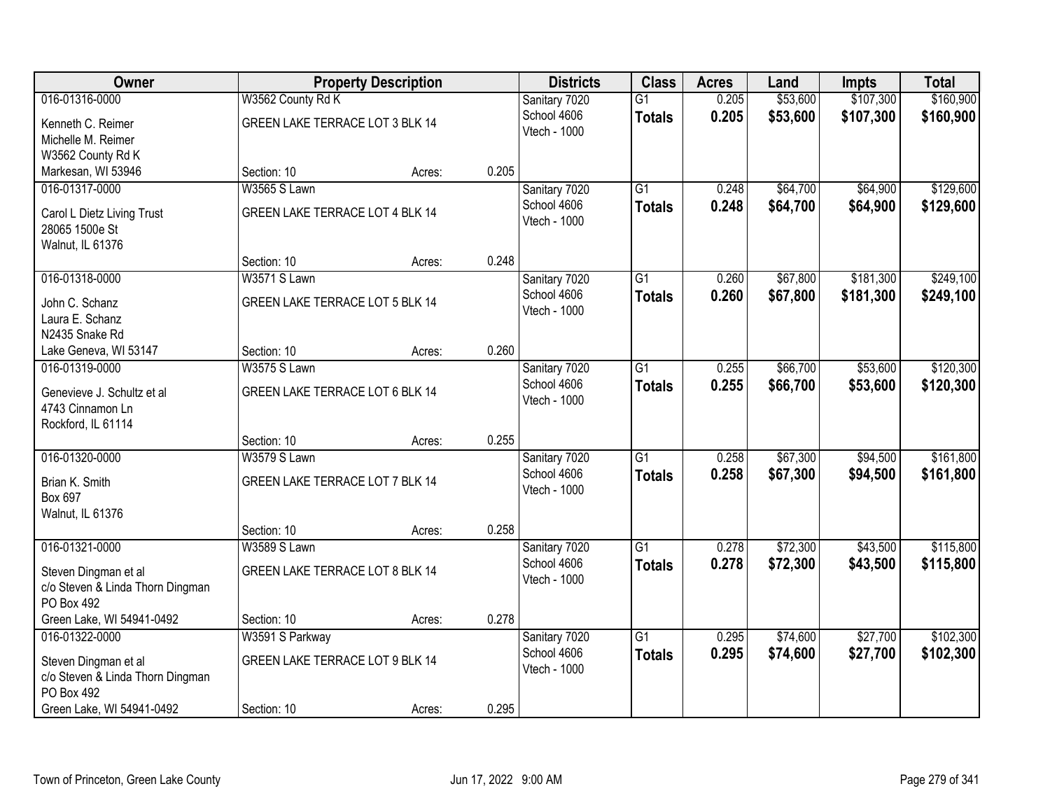| Owner | Property Description | | | Districts | Class | Acres | Land | Impts | Total |
|---|---|---|---|---|---|---|---|---|---|
| 016-01316-0000<br>Kenneth C. Reimer<br>Michelle M. Reimer<br>W3562 County Rd K<br>Markesan, WI 53946 | W3562 County Rd K<br>GREEN LAKE TERRACE LOT 3 BLK 14<br>Section: 10 | Acres: | 0.205 | Sanitary 7020<br>School 4606<br>Vtech - 1000 | G1<br>**Totals** | 0.205<br>**0.205** | $53,600<br>**$53,600** | $107,300<br>**$107,300** | $160,900<br>**$160,900** |
| 016-01317-0000<br>Carol L Dietz Living Trust<br>28065 1500e St<br>Walnut, IL 61376 | W3565 S Lawn<br>GREEN LAKE TERRACE LOT 4 BLK 14<br>Section: 10 | Acres: | 0.248 | Sanitary 7020<br>School 4606<br>Vtech - 1000 | G1<br>**Totals** | 0.248<br>**0.248** | $64,700<br>**$64,700** | $64,900<br>**$64,900** | $129,600<br>**$129,600** |
| 016-01318-0000<br>John C. Schanz<br>Laura E. Schanz<br>N2435 Snake Rd<br>Lake Geneva, WI 53147 | W3571 S Lawn<br>GREEN LAKE TERRACE LOT 5 BLK 14<br>Section: 10 | Acres: | 0.260 | Sanitary 7020<br>School 4606<br>Vtech - 1000 | G1<br>**Totals** | 0.260<br>**0.260** | $67,800<br>**$67,800** | $181,300<br>**$181,300** | $249,100<br>**$249,100** |
| 016-01319-0000<br>Genevieve J. Schultz et al<br>4743 Cinnamon Ln<br>Rockford, IL 61114 | W3575 S Lawn<br>GREEN LAKE TERRACE LOT 6 BLK 14<br>Section: 10 | Acres: | 0.255 | Sanitary 7020<br>School 4606<br>Vtech - 1000 | G1<br>**Totals** | 0.255<br>**0.255** | $66,700<br>**$66,700** | $53,600<br>**$53,600** | $120,300<br>**$120,300** |
| 016-01320-0000<br>Brian K. Smith<br>Box 697<br>Walnut, IL 61376 | W3579 S Lawn<br>GREEN LAKE TERRACE LOT 7 BLK 14<br>Section: 10 | Acres: | 0.258 | Sanitary 7020<br>School 4606<br>Vtech - 1000 | G1<br>**Totals** | 0.258<br>**0.258** | $67,300<br>**$67,300** | $94,500<br>**$94,500** | $161,800<br>**$161,800** |
| 016-01321-0000<br>Steven Dingman et al<br>c/o Steven & Linda Thorn Dingman<br>PO Box 492<br>Green Lake, WI 54941-0492 | W3589 S Lawn<br>GREEN LAKE TERRACE LOT 8 BLK 14<br>Section: 10 | Acres: | 0.278 | Sanitary 7020<br>School 4606<br>Vtech - 1000 | G1<br>**Totals** | 0.278<br>**0.278** | $72,300<br>**$72,300** | $43,500<br>**$43,500** | $115,800<br>**$115,800** |
| 016-01322-0000<br>Steven Dingman et al<br>c/o Steven & Linda Thorn Dingman<br>PO Box 492<br>Green Lake, WI 54941-0492 | W3591 S Parkway<br>GREEN LAKE TERRACE LOT 9 BLK 14<br>Section: 10 | Acres: | 0.295 | Sanitary 7020<br>School 4606<br>Vtech - 1000 | G1<br>**Totals** | 0.295<br>**0.295** | $74,600<br>**$74,600** | $27,700<br>**$27,700** | $102,300<br>**$102,300** |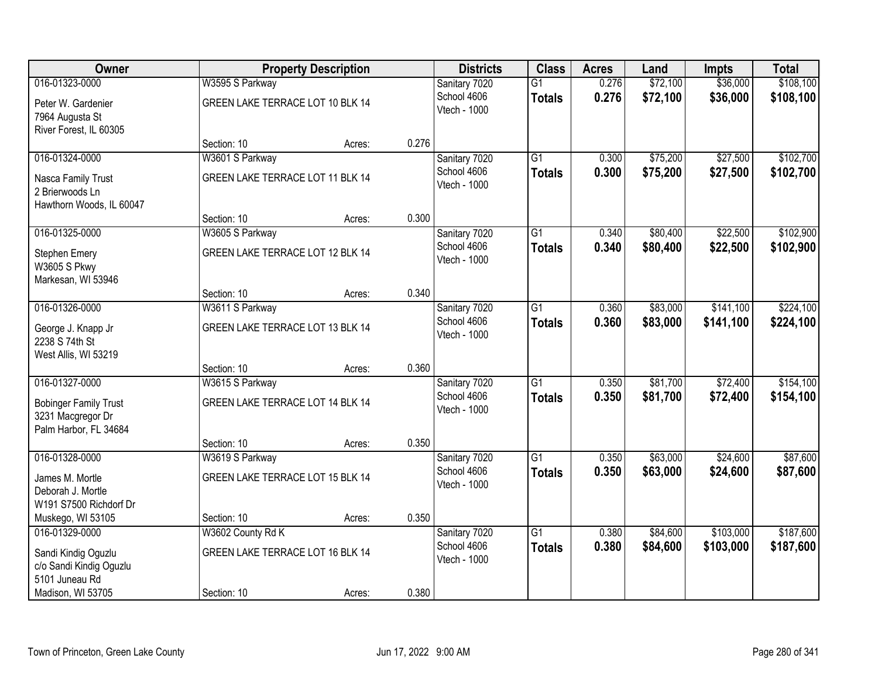| Owner | Property Description | Districts | Class | Acres | Land | Impts | Total |
|---|---|---|---|---|---|---|---|
| 016-01323-0000<br>Peter W. Gardenier<br>7964 Augusta St<br>River Forest, IL 60305 | W3595 Parkway<br>GREEN LAKE TERRACE LOT 10 BLK 14<br>Section: 10 Acres: 0.276 | Sanitary 7020<br>School 4606<br>Vtech - 1000 | G1<br>**Totals** | 0.276<br>**0.276** | $72,100<br>**$72,100** | $36,000<br>**$36,000** | $108,100<br>**$108,100** |
| 016-01324-0000<br>Nasca Family Trust<br>2 Brierwoods Ln<br>Hawthorn Woods, IL 60047 | W3601 S Parkway<br>GREEN LAKE TERRACE LOT 11 BLK 14<br>Section: 10 Acres: 0.300 | Sanitary 7020<br>School 4606<br>Vtech - 1000 | G1<br>**Totals** | 0.300<br>**0.300** | $75,200<br>**$75,200** | $27,500<br>**$27,500** | $102,700<br>**$102,700** |
| 016-01325-0000<br>Stephen Emery<br>W3605 S Pkwy<br>Markesan, WI 53946 | W3605 S Parkway<br>GREEN LAKE TERRACE LOT 12 BLK 14<br>Section: 10 Acres: 0.340 | Sanitary 7020<br>School 4606<br>Vtech - 1000 | G1<br>**Totals** | 0.340<br>**0.340** | $80,400<br>**$80,400** | $22,500<br>**$22,500** | $102,900<br>**$102,900** |
| 016-01326-0000<br>George J. Knapp Jr<br>2238 S 74th St<br>West Allis, WI 53219 | W3611 S Parkway<br>GREEN LAKE TERRACE LOT 13 BLK 14<br>Section: 10 Acres: 0.360 | Sanitary 7020<br>School 4606<br>Vtech - 1000 | G1<br>**Totals** | 0.360<br>**0.360** | $83,000<br>**$83,000** | $141,100<br>**$141,100** | $224,100<br>**$224,100** |
| 016-01327-0000<br>Bobinger Family Trust<br>3231 Macgregor Dr<br>Palm Harbor, FL 34684 | W3615 S Parkway<br>GREEN LAKE TERRACE LOT 14 BLK 14<br>Section: 10 Acres: 0.350 | Sanitary 7020<br>School 4606<br>Vtech - 1000 | G1<br>**Totals** | 0.350<br>**0.350** | $81,700<br>**$81,700** | $72,400<br>**$72,400** | $154,100<br>**$154,100** |
| 016-01328-0000<br>James M. Mortle<br>Deborah J. Mortle<br>W191 S7500 Richdorf Dr<br>Muskego, WI 53105 | W3619 S Parkway<br>GREEN LAKE TERRACE LOT 15 BLK 14<br>Section: 10 Acres: 0.350 | Sanitary 7020<br>School 4606<br>Vtech - 1000 | G1<br>**Totals** | 0.350<br>**0.350** | $63,000<br>**$63,000** | $24,600<br>**$24,600** | $87,600<br>**$87,600** |
| 016-01329-0000<br>Sandi Kindig Oguzlu<br>c/o Sandi Kindig Oguzlu<br>5101 Juneau Rd<br>Madison, WI 53705 | W3602 County Rd K<br>GREEN LAKE TERRACE LOT 16 BLK 14<br>Section: 10 Acres: 0.380 | Sanitary 7020<br>School 4606<br>Vtech - 1000 | G1<br>**Totals** | 0.380<br>**0.380** | $84,600<br>**$84,600** | $103,000<br>**$103,000** | $187,600<br>**$187,600** |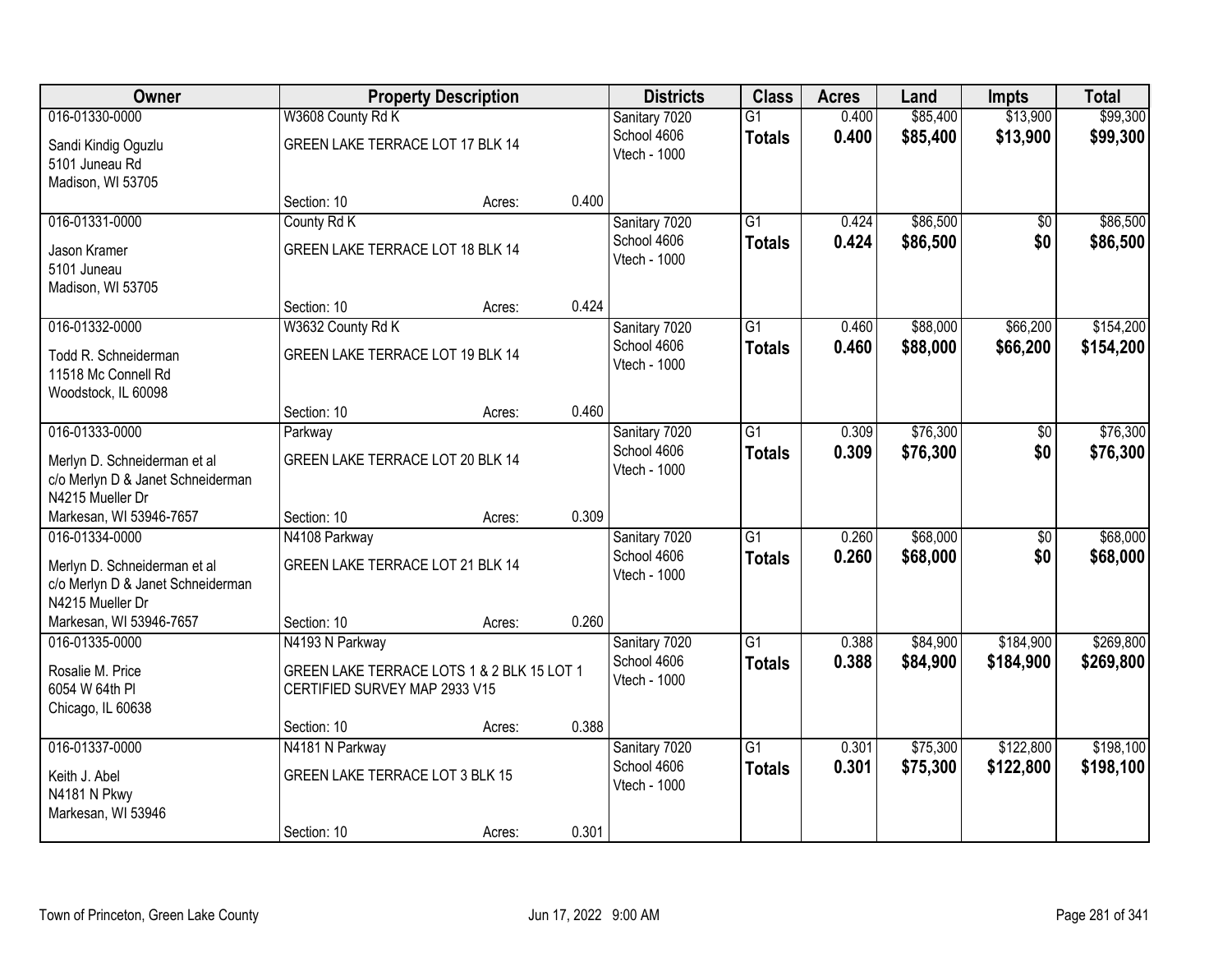| Owner | Property Description | | | Districts | Class | Acres | Land | Impts | Total |
|---|---|---|---|---|---|---|---|---|---|
| 016-01330-0000<br>Sandi Kindig Oguzlu<br>5101 Juneau Rd<br>Madison, WI 53705 | W3608 County Rd K<br>GREEN LAKE TERRACE LOT 17 BLK 14<br>Section: 10 | Acres: | 0.400 | Sanitary 7020<br>School 4606<br>Vtech - 1000 | G1<br>**Totals** | 0.400<br>**0.400** | \$85,400<br>**\$85,400** | \$13,900<br>**\$13,900** | \$99,300<br>**\$99,300** |
| 016-01331-0000<br>Jason Kramer<br>5101 Juneau<br>Madison, WI 53705 | County Rd K<br>GREEN LAKE TERRACE LOT 18 BLK 14<br>Section: 10 | Acres: | 0.424 | Sanitary 7020<br>School 4606<br>Vtech - 1000 | G1<br>**Totals** | 0.424<br>**0.424** | \$86,500<br>**\$86,500** | \$0<br>**\$0** | \$86,500<br>**\$86,500** |
| 016-01332-0000<br>Todd R. Schneiderman<br>11518 Mc Connell Rd<br>Woodstock, IL 60098 | W3632 County Rd K<br>GREEN LAKE TERRACE LOT 19 BLK 14<br>Section: 10 | Acres: | 0.460 | Sanitary 7020<br>School 4606<br>Vtech - 1000 | G1<br>**Totals** | 0.460<br>**0.460** | \$88,000<br>**\$88,000** | \$66,200<br>**\$66,200** | \$154,200<br>**\$154,200** |
| 016-01333-0000<br>Merlyn D. Schneiderman et al<br>c/o Merlyn D & Janet Schneiderman<br>N4215 Mueller Dr<br>Markesan, WI 53946-7657 | Parkway<br>GREEN LAKE TERRACE LOT 20 BLK 14<br>Section: 10 | Acres: | 0.309 | Sanitary 7020<br>School 4606<br>Vtech - 1000 | G1<br>**Totals** | 0.309<br>**0.309** | \$76,300<br>**\$76,300** | \$0<br>**\$0** | \$76,300<br>**\$76,300** |
| 016-01334-0000<br>Merlyn D. Schneiderman et al<br>c/o Merlyn D & Janet Schneiderman<br>N4215 Mueller Dr<br>Markesan, WI 53946-7657 | N4108 Parkway<br>GREEN LAKE TERRACE LOT 21 BLK 14<br>Section: 10 | Acres: | 0.260 | Sanitary 7020<br>School 4606<br>Vtech - 1000 | G1<br>**Totals** | 0.260<br>**0.260** | \$68,000<br>**\$68,000** | \$0<br>**\$0** | \$68,000<br>**\$68,000** |
| 016-01335-0000<br>Rosalie M. Price<br>6054 W 64th Pl<br>Chicago, IL 60638 | N4193 N Parkway<br>GREEN LAKE TERRACE LOTS 1 & 2 BLK 15 LOT 1 CERTIFIED SURVEY MAP 2933 V15<br>Section: 10 | Acres: | 0.388 | Sanitary 7020<br>School 4606<br>Vtech - 1000 | G1<br>**Totals** | 0.388<br>**0.388** | \$84,900<br>**\$84,900** | \$184,900<br>**\$184,900** | \$269,800<br>**\$269,800** |
| 016-01337-0000<br>Keith J. Abel<br>N4181 N Pkwy<br>Markesan, WI 53946 | N4181 N Parkway<br>GREEN LAKE TERRACE LOT 3 BLK 15<br>Section: 10 | Acres: | 0.301 | Sanitary 7020<br>School 4606<br>Vtech - 1000 | G1<br>**Totals** | 0.301<br>**0.301** | \$75,300<br>**\$75,300** | \$122,800<br>**\$122,800** | \$198,100<br>**\$198,100** |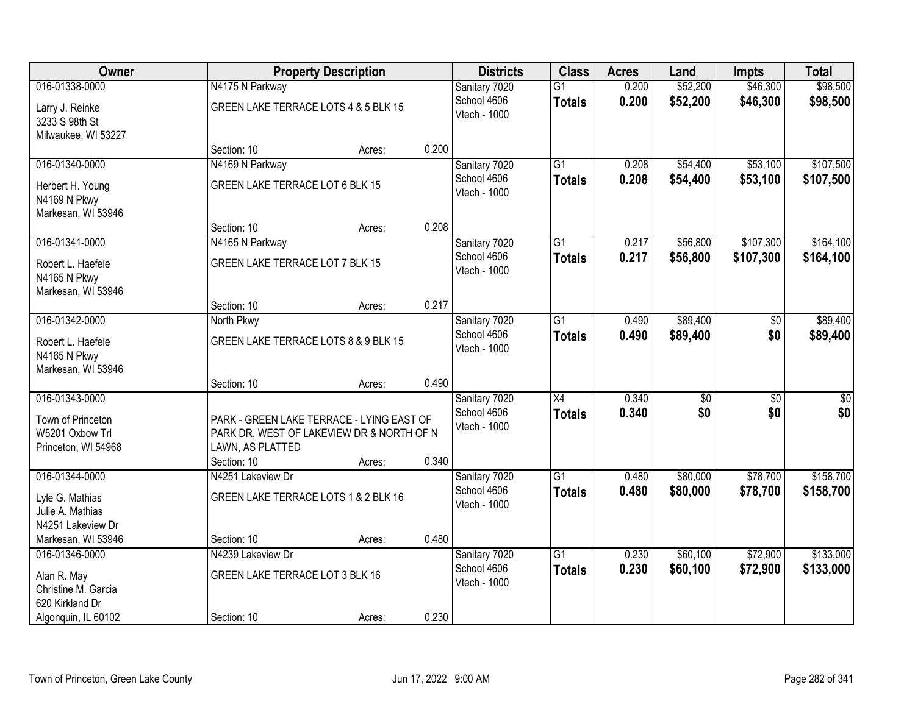| Owner | Property Description | | | Districts | Class | Acres | Land | Impts | Total |
|---|---|---|---|---|---|---|---|---|---|
| 016-01338-0000<br>Larry J. Reinke<br>3233 S 98th St<br>Milwaukee, WI 53227 | N4175 N Parkway<br>GREEN LAKE TERRACE LOTS 4 & 5 BLK 15<br>Section: 10 | Acres: | 0.200 | Sanitary 7020<br>School 4606<br>Vtech - 1000 | G1<br>**Totals** | 0.200<br>**0.200** | $52,200<br>**$52,200** | $46,300<br>**$46,300** | $98,500<br>**$98,500** |
| 016-01340-0000<br>Herbert H. Young<br>N4169 N Pkwy<br>Markesan, WI 53946 | N4169 N Parkway<br>GREEN LAKE TERRACE LOT 6 BLK 15<br>Section: 10 | Acres: | 0.208 | Sanitary 7020<br>School 4606<br>Vtech - 1000 | G1<br>**Totals** | 0.208<br>**0.208** | $54,400<br>**$54,400** | $53,100<br>**$53,100** | $107,500<br>**$107,500** |
| 016-01341-0000<br>Robert L. Haefele<br>N4165 N Pkwy<br>Markesan, WI 53946 | N4165 N Parkway<br>GREEN LAKE TERRACE LOT 7 BLK 15<br>Section: 10 | Acres: | 0.217 | Sanitary 7020<br>School 4606<br>Vtech - 1000 | G1<br>**Totals** | 0.217<br>**0.217** | $56,800<br>**$56,800** | $107,300<br>**$107,300** | $164,100<br>**$164,100** |
| 016-01342-0000<br>Robert L. Haefele<br>N4165 N Pkwy<br>Markesan, WI 53946 | North Pkwy<br>GREEN LAKE TERRACE LOTS 8 & 9 BLK 15<br>Section: 10 | Acres: | 0.490 | Sanitary 7020<br>School 4606<br>Vtech - 1000 | G1<br>**Totals** | 0.490<br>**0.490** | $89,400<br>**$89,400** | $0<br>**$0** | $89,400<br>**$89,400** |
| 016-01343-0000<br>Town of Princeton<br>W5201 Oxbow Trl<br>Princeton, WI 54968 | PARK - GREEN LAKE TERRACE - LYING EAST OF PARK DR, WEST OF LAKEVIEW DR & NORTH OF N LAWN, AS PLATTED<br>Section: 10 | Acres: | 0.340 | Sanitary 7020<br>School 4606<br>Vtech - 1000 | X4<br>**Totals** | 0.340<br>**0.340** | $0<br>**$0** | $0<br>**$0** | $0<br>**$0** |
| 016-01344-0000<br>Lyle G. Mathias<br>Julie A. Mathias<br>N4251 Lakeview Dr<br>Markesan, WI 53946 | N4251 Lakeview Dr<br>GREEN LAKE TERRACE LOTS 1 & 2 BLK 16<br>Section: 10 | Acres: | 0.480 | Sanitary 7020<br>School 4606<br>Vtech - 1000 | G1<br>**Totals** | 0.480<br>**0.480** | $80,000<br>**$80,000** | $78,700<br>**$78,700** | $158,700<br>**$158,700** |
| 016-01346-0000<br>Alan R. May<br>Christine M. Garcia<br>620 Kirkland Dr<br>Algonquin, IL 60102 | N4239 Lakeview Dr<br>GREEN LAKE TERRACE LOT 3 BLK 16<br>Section: 10 | Acres: | 0.230 | Sanitary 7020<br>School 4606<br>Vtech - 1000 | G1<br>**Totals** | 0.230<br>**0.230** | $60,100<br>**$60,100** | $72,900<br>**$72,900** | $133,000<br>**$133,000** |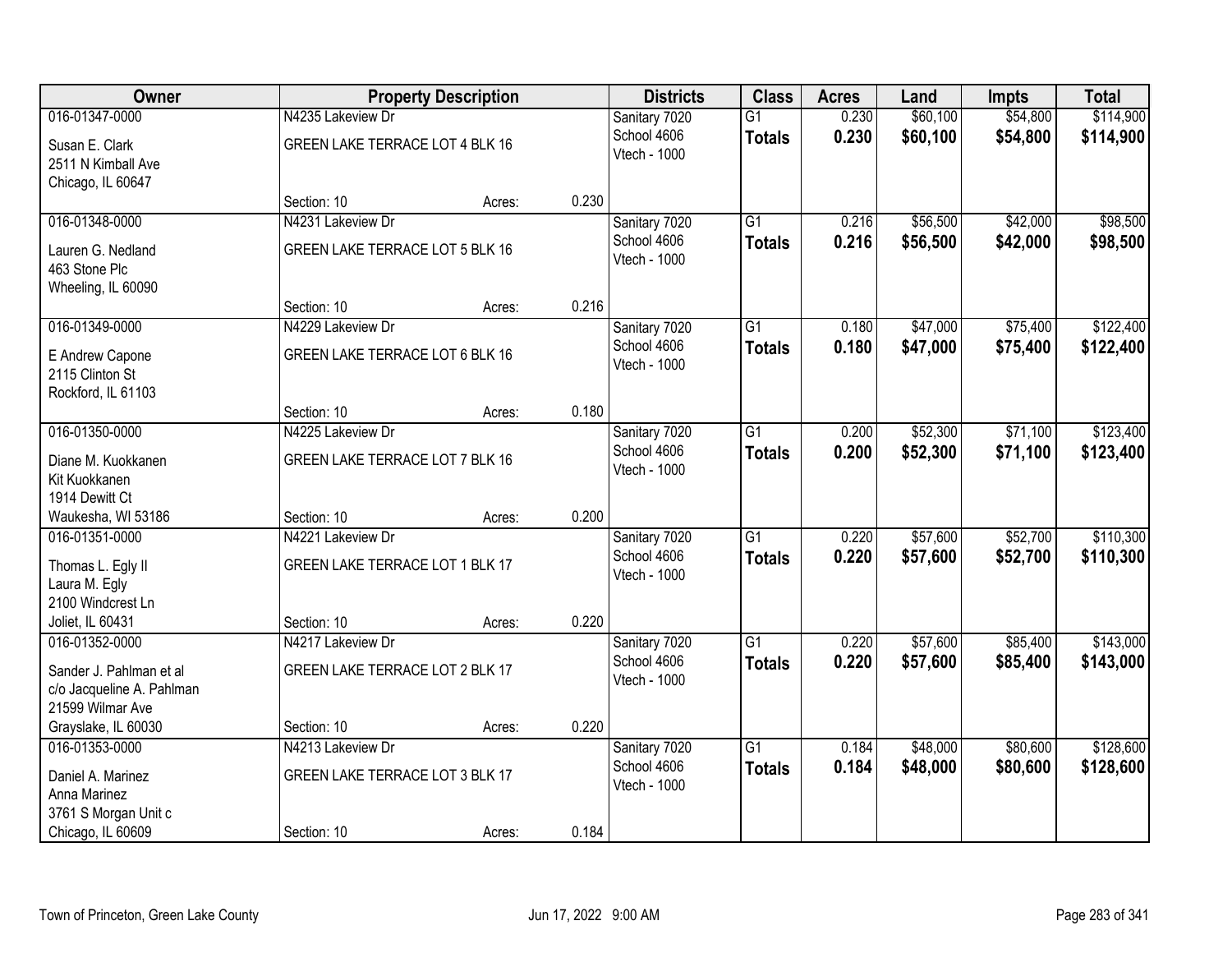| Owner | Property Description | | | Districts | Class | Acres | Land | Impts | Total |
|---|---|---|---|---|---|---|---|---|---|
| 016-01347-0000<br>Susan E. Clark<br>2511 N Kimball Ave<br>Chicago, IL 60647 | N4235 Lakeview Dr<br>GREEN LAKE TERRACE LOT 4 BLK 16<br>Section: 10 | Acres: | 0.230 | Sanitary 7020<br>School 4606<br>Vtech - 1000 | G1<br>**Totals** | 0.230<br>**0.230** | $60,100<br>**$60,100** | $54,800<br>**$54,800** | $114,900<br>**$114,900** |
| 016-01348-0000<br>Lauren G. Nedland<br>463 Stone Plc<br>Wheeling, IL 60090 | N4231 Lakeview Dr<br>GREEN LAKE TERRACE LOT 5 BLK 16<br>Section: 10 | Acres: | 0.216 | Sanitary 7020<br>School 4606<br>Vtech - 1000 | G1<br>**Totals** | 0.216<br>**0.216** | $56,500<br>**$56,500** | $42,000<br>**$42,000** | $98,500<br>**$98,500** |
| 016-01349-0000<br>E Andrew Capone<br>2115 Clinton St<br>Rockford, IL 61103 | N4229 Lakeview Dr<br>GREEN LAKE TERRACE LOT 6 BLK 16<br>Section: 10 | Acres: | 0.180 | Sanitary 7020<br>School 4606<br>Vtech - 1000 | G1<br>**Totals** | 0.180<br>**0.180** | $47,000<br>**$47,000** | $75,400<br>**$75,400** | $122,400<br>**$122,400** |
| 016-01350-0000<br>Diane M. Kuokkanen<br>Kit Kuokkanen<br>1914 Dewitt Ct<br>Waukesha, WI 53186 | N4225 Lakeview Dr<br>GREEN LAKE TERRACE LOT 7 BLK 16<br>Section: 10 | Acres: | 0.200 | Sanitary 7020<br>School 4606<br>Vtech - 1000 | G1<br>**Totals** | 0.200<br>**0.200** | $52,300<br>**$52,300** | $71,100<br>**$71,100** | $123,400<br>**$123,400** |
| 016-01351-0000<br>Thomas L. Egly II<br>Laura M. Egly<br>2100 Windcrest Ln<br>Joliet, IL 60431 | N4221 Lakeview Dr<br>GREEN LAKE TERRACE LOT 1 BLK 17<br>Section: 10 | Acres: | 0.220 | Sanitary 7020<br>School 4606<br>Vtech - 1000 | G1<br>**Totals** | 0.220<br>**0.220** | $57,600<br>**$57,600** | $52,700<br>**$52,700** | $110,300<br>**$110,300** |
| 016-01352-0000<br>Sander J. Pahlman et al<br>c/o Jacqueline A. Pahlman<br>21599 Wilmar Ave<br>Grayslake, IL 60030 | N4217 Lakeview Dr<br>GREEN LAKE TERRACE LOT 2 BLK 17<br>Section: 10 | Acres: | 0.220 | Sanitary 7020<br>School 4606<br>Vtech - 1000 | G1<br>**Totals** | 0.220<br>**0.220** | $57,600<br>**$57,600** | $85,400<br>**$85,400** | $143,000<br>**$143,000** |
| 016-01353-0000<br>Daniel A. Marinez<br>Anna Marinez<br>3761 S Morgan Unit c<br>Chicago, IL 60609 | N4213 Lakeview Dr<br>GREEN LAKE TERRACE LOT 3 BLK 17<br>Section: 10 | Acres: | 0.184 | Sanitary 7020<br>School 4606<br>Vtech - 1000 | G1<br>**Totals** | 0.184<br>**0.184** | $48,000<br>**$48,000** | $80,600<br>**$80,600** | $128,600<br>**$128,600** |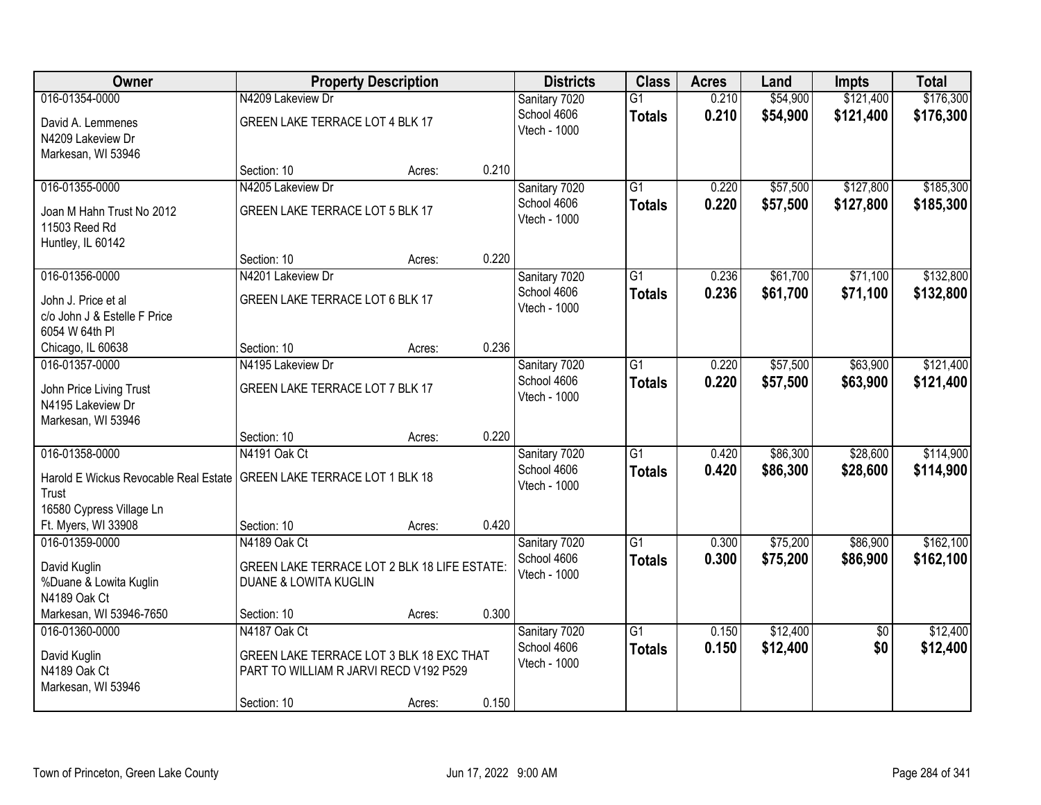| Owner | Property Description | | | Districts | Class | Acres | Land | Impts | Total |
|---|---|---|---|---|---|---|---|---|---|
| 016-01354-0000 | N4209 Lakeview Dr | | | Sanitary 7020 | G1 | 0.210 | $54,900 | $121,400 | $176,300 |
| David A. Lemmenes<br>N4209 Lakeview Dr<br>Markesan, WI 53946 | GREEN LAKE TERRACE LOT 4 BLK 17 | | | School 4606<br>Vtech - 1000 | **Totals** | **0.210** | **$54,900** | **$121,400** | **$176,300** |
| | Section: 10 | Acres: | 0.210 | | | | | | |
| 016-01355-0000 | N4205 Lakeview Dr | | | Sanitary 7020 | G1 | 0.220 | $57,500 | $127,800 | $185,300 |
| Joan M Hahn Trust No 2012<br>11503 Reed Rd<br>Huntley, IL 60142 | GREEN LAKE TERRACE LOT 5 BLK 17 | | | School 4606<br>Vtech - 1000 | **Totals** | **0.220** | **$57,500** | **$127,800** | **$185,300** |
| | Section: 10 | Acres: | 0.220 | | | | | | |
| 016-01356-0000 | N4201 Lakeview Dr | | | Sanitary 7020 | G1 | 0.236 | $61,700 | $71,100 | $132,800 |
| John J. Price et al<br>c/o John J & Estelle F Price<br>6054 W 64th Pl<br>Chicago, IL 60638 | GREEN LAKE TERRACE LOT 6 BLK 17 | | | School 4606<br>Vtech - 1000 | **Totals** | **0.236** | **$61,700** | **$71,100** | **$132,800** |
| | Section: 10 | Acres: | 0.236 | | | | | | |
| 016-01357-0000 | N4195 Lakeview Dr | | | Sanitary 7020 | G1 | 0.220 | $57,500 | $63,900 | $121,400 |
| John Price Living Trust<br>N4195 Lakeview Dr<br>Markesan, WI 53946 | GREEN LAKE TERRACE LOT 7 BLK 17 | | | School 4606<br>Vtech - 1000 | **Totals** | **0.220** | **$57,500** | **$63,900** | **$121,400** |
| | Section: 10 | Acres: | 0.220 | | | | | | |
| 016-01358-0000 | N4191 Oak Ct | | | Sanitary 7020 | G1 | 0.420 | $86,300 | $28,600 | $114,900 |
| Harold E Wickus Revocable Real Estate Trust<br>16580 Cypress Village Ln<br>Ft. Myers, WI 33908 | GREEN LAKE TERRACE LOT 1 BLK 18 | | | School 4606<br>Vtech - 1000 | **Totals** | **0.420** | **$86,300** | **$28,600** | **$114,900** |
| | Section: 10 | Acres: | 0.420 | | | | | | |
| 016-01359-0000 | N4189 Oak Ct | | | Sanitary 7020 | G1 | 0.300 | $75,200 | $86,900 | $162,100 |
| David Kuglin<br>%Duane & Lowita Kuglin<br>N4189 Oak Ct<br>Markesan, WI 53946-7650 | GREEN LAKE TERRACE LOT 2 BLK 18 LIFE ESTATE: DUANE & LOWITA KUGLIN | | | School 4606<br>Vtech - 1000 | **Totals** | **0.300** | **$75,200** | **$86,900** | **$162,100** |
| | Section: 10 | Acres: | 0.300 | | | | | | |
| 016-01360-0000 | N4187 Oak Ct | | | Sanitary 7020 | G1 | 0.150 | $12,400 | $0 | $12,400 |
| David Kuglin<br>N4189 Oak Ct<br>Markesan, WI 53946 | GREEN LAKE TERRACE LOT 3 BLK 18 EXC THAT PART TO WILLIAM R JARVI RECD V192 P529 | | | School 4606<br>Vtech - 1000 | **Totals** | **0.150** | **$12,400** | **$0** | **$12,400** |
| | Section: 10 | Acres: | 0.150 | | | | | | |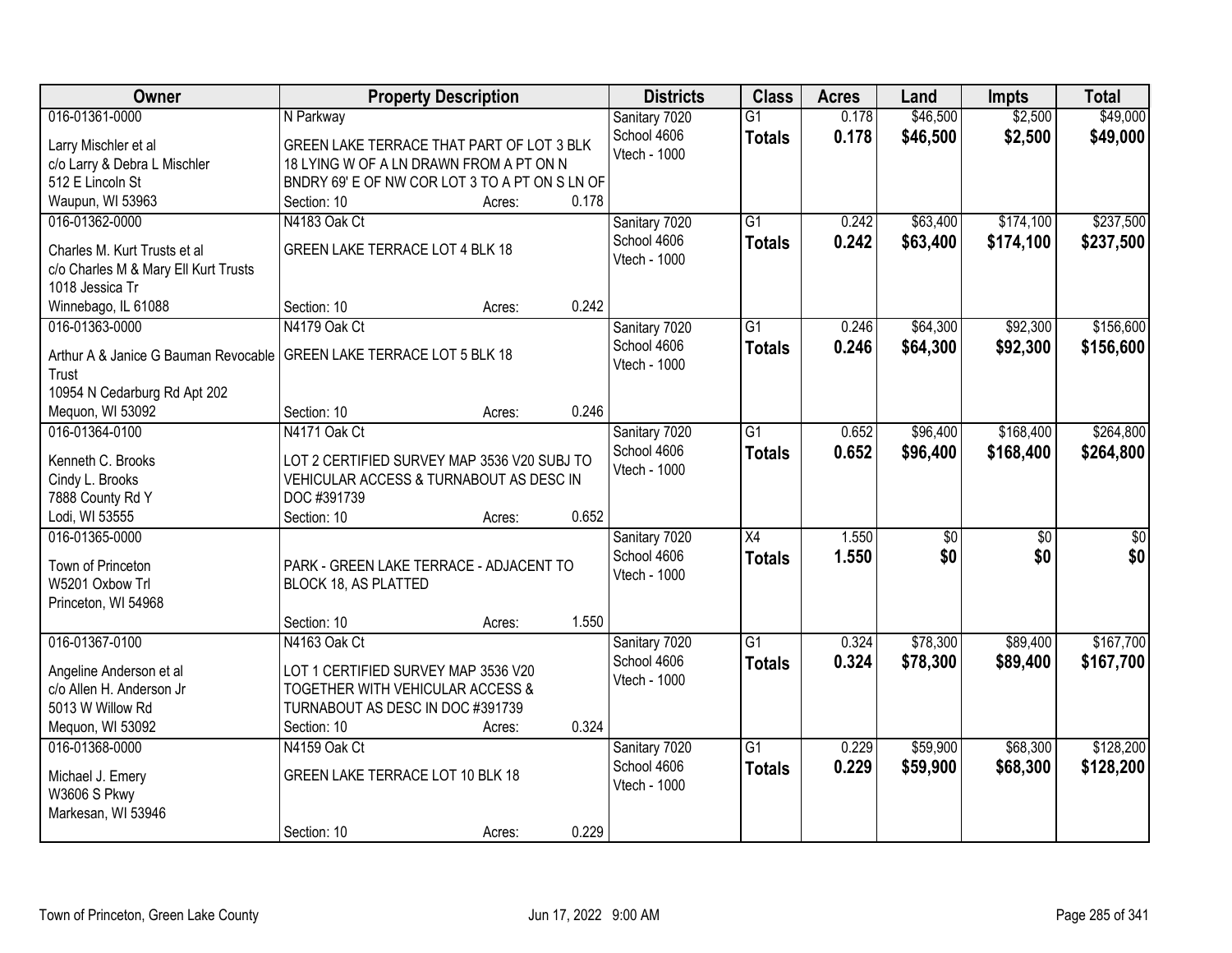| Owner | Property Description | Districts | Class | Acres | Land | Impts | Total |
|---|---|---|---|---|---|---|---|
| 016-01361-0000<br>Larry Mischler et al<br>c/o Larry & Debra L Mischler<br>512 E Lincoln St<br>Waupun, WI 53963 | N Parkway<br>GREEN LAKE TERRACE THAT PART OF LOT 3 BLK 18 LYING W OF A LN DRAWN FROM A PT ON N BNDRY 69' E OF NW COR LOT 3 TO A PT ON S LN OF<br>Section: 10 Acres: 0.178 | Sanitary 7020<br>School 4606<br>Vtech - 1000 | G1<br>**Totals** | 0.178<br>**0.178** | $46,500<br>**$46,500** | $2,500<br>**$2,500** | $49,000<br>**$49,000** |
| 016-01362-0000<br>Charles M. Kurt Trusts et al<br>c/o Charles M & Mary Ell Kurt Trusts<br>1018 Jessica Tr<br>Winnebago, IL 61088 | N4183 Oak Ct<br>GREEN LAKE TERRACE LOT 4 BLK 18<br>Section: 10 Acres: 0.242 | Sanitary 7020<br>School 4606<br>Vtech - 1000 | G1<br>**Totals** | 0.242<br>**0.242** | $63,400<br>**$63,400** | $174,100<br>**$174,100** | $237,500<br>**$237,500** |
| 016-01363-0000<br>Arthur A & Janice G Bauman Revocable Trust<br>10954 N Cedarburg Rd Apt 202<br>Mequon, WI 53092 | N4179 Oak Ct<br>GREEN LAKE TERRACE LOT 5 BLK 18<br>Section: 10 Acres: 0.246 | Sanitary 7020<br>School 4606<br>Vtech - 1000 | G1<br>**Totals** | 0.246<br>**0.246** | $64,300<br>**$64,300** | $92,300<br>**$92,300** | $156,600<br>**$156,600** |
| 016-01364-0100<br>Kenneth C. Brooks<br>Cindy L. Brooks<br>7888 County Rd Y<br>Lodi, WI 53555 | N4171 Oak Ct<br>LOT 2 CERTIFIED SURVEY MAP 3536 V20 SUBJ TO VEHICULAR ACCESS & TURNABOUT AS DESC IN DOC #391739<br>Section: 10 Acres: 0.652 | Sanitary 7020<br>School 4606<br>Vtech - 1000 | G1<br>**Totals** | 0.652<br>**0.652** | $96,400<br>**$96,400** | $168,400<br>**$168,400** | $264,800<br>**$264,800** |
| 016-01365-0000<br>Town of Princeton<br>W5201 Oxbow Trl<br>Princeton, WI 54968 | PARK - GREEN LAKE TERRACE - ADJACENT TO BLOCK 18, AS PLATTED<br>Section: 10 Acres: 1.550 | Sanitary 7020<br>School 4606<br>Vtech - 1000 | X4<br>**Totals** | 1.550<br>**1.550** | $0<br>**$0** | $0<br>**$0** | $0<br>**$0** |
| 016-01367-0100<br>Angeline Anderson et al<br>c/o Allen H. Anderson Jr<br>5013 W Willow Rd<br>Mequon, WI 53092 | N4163 Oak Ct<br>LOT 1 CERTIFIED SURVEY MAP 3536 V20 TOGETHER WITH VEHICULAR ACCESS & TURNABOUT AS DESC IN DOC #391739<br>Section: 10 Acres: 0.324 | Sanitary 7020<br>School 4606<br>Vtech - 1000 | G1<br>**Totals** | 0.324<br>**0.324** | $78,300<br>**$78,300** | $89,400<br>**$89,400** | $167,700<br>**$167,700** |
| 016-01368-0000<br>Michael J. Emery<br>W3606 S Pkwy<br>Markesan, WI 53946 | N4159 Oak Ct<br>GREEN LAKE TERRACE LOT 10 BLK 18<br>Section: 10 Acres: 0.229 | Sanitary 7020<br>School 4606<br>Vtech - 1000 | G1<br>**Totals** | 0.229<br>**0.229** | $59,900<br>**$59,900** | $68,300<br>**$68,300** | $128,200<br>**$128,200** |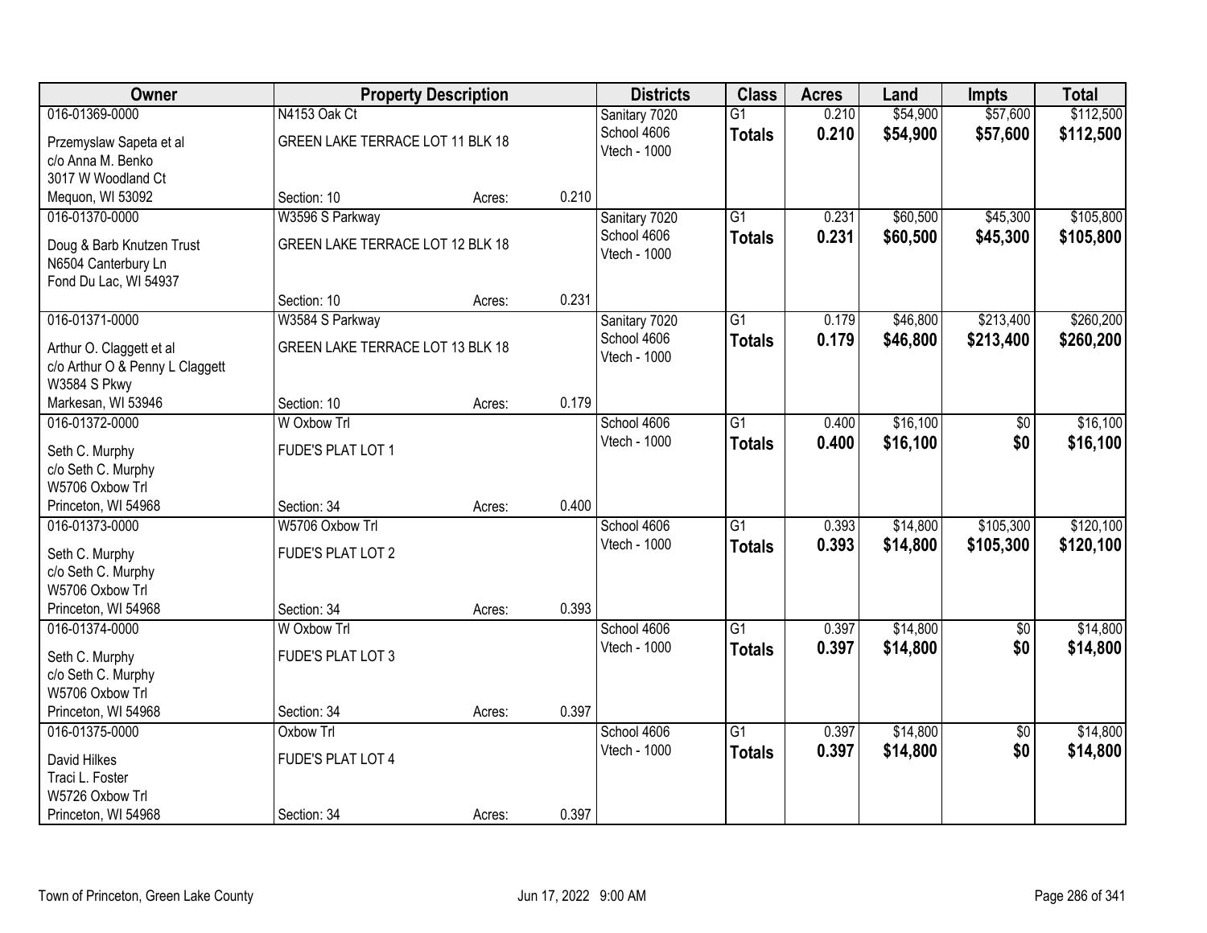| Owner | Property Description | | | Districts | Class | Acres | Land | Impts | Total |
|---|---|---|---|---|---|---|---|---|---|
| 016-01369-0000<br>Przemyslaw Sapeta et al<br>c/o Anna M. Benko<br>3017 W Woodland Ct<br>Mequon, WI 53092 | N4153 Oak Ct<br>GREEN LAKE TERRACE LOT 11 BLK 18<br>Section: 10 | Acres: | 0.210 | Sanitary 7020<br>School 4606<br>Vtech - 1000 | G1<br>**Totals** | 0.210<br>**0.210** | $54,900<br>**$54,900** | $57,600<br>**$57,600** | $112,500<br>**$112,500** |
| 016-01370-0000<br>Doug & Barb Knutzen Trust<br>N6504 Canterbury Ln<br>Fond Du Lac, WI 54937 | W3596 S Parkway<br>GREEN LAKE TERRACE LOT 12 BLK 18<br>Section: 10 | Acres: | 0.231 | Sanitary 7020<br>School 4606<br>Vtech - 1000 | G1<br>**Totals** | 0.231<br>**0.231** | $60,500<br>**$60,500** | $45,300<br>**$45,300** | $105,800<br>**$105,800** |
| 016-01371-0000<br>Arthur O. Claggett et al<br>c/o Arthur O & Penny L Claggett<br>W3584 S Pkwy<br>Markesan, WI 53946 | W3584 S Parkway<br>GREEN LAKE TERRACE LOT 13 BLK 18<br>Section: 10 | Acres: | 0.179 | Sanitary 7020<br>School 4606<br>Vtech - 1000 | G1<br>**Totals** | 0.179<br>**0.179** | $46,800<br>**$46,800** | $213,400<br>**$213,400** | $260,200<br>**$260,200** |
| 016-01372-0000<br>Seth C. Murphy<br>c/o Seth C. Murphy<br>W5706 Oxbow Trl<br>Princeton, WI 54968 | W Oxbow Trl<br>FUDE'S PLAT LOT 1<br>Section: 34 | Acres: | 0.400 | School 4606<br>Vtech - 1000 | G1<br>**Totals** | 0.400<br>**0.400** | $16,100<br>**$16,100** | $0<br>**$0** | $16,100<br>**$16,100** |
| 016-01373-0000<br>Seth C. Murphy<br>c/o Seth C. Murphy<br>W5706 Oxbow Trl<br>Princeton, WI 54968 | W5706 Oxbow Trl<br>FUDE'S PLAT LOT 2<br>Section: 34 | Acres: | 0.393 | School 4606<br>Vtech - 1000 | G1<br>**Totals** | 0.393<br>**0.393** | $14,800<br>**$14,800** | $105,300<br>**$105,300** | $120,100<br>**$120,100** |
| 016-01374-0000<br>Seth C. Murphy<br>c/o Seth C. Murphy<br>W5706 Oxbow Trl<br>Princeton, WI 54968 | W Oxbow Trl<br>FUDE'S PLAT LOT 3<br>Section: 34 | Acres: | 0.397 | School 4606<br>Vtech - 1000 | G1<br>**Totals** | 0.397<br>**0.397** | $14,800<br>**$14,800** | $0<br>**$0** | $14,800<br>**$14,800** |
| 016-01375-0000<br>David Hilkes<br>Traci L. Foster<br>W5726 Oxbow Trl<br>Princeton, WI 54968 | Oxbow Trl<br>FUDE'S PLAT LOT 4<br>Section: 34 | Acres: | 0.397 | School 4606<br>Vtech - 1000 | G1<br>**Totals** | 0.397<br>**0.397** | $14,800<br>**$14,800** | $0<br>**$0** | $14,800<br>**$14,800** |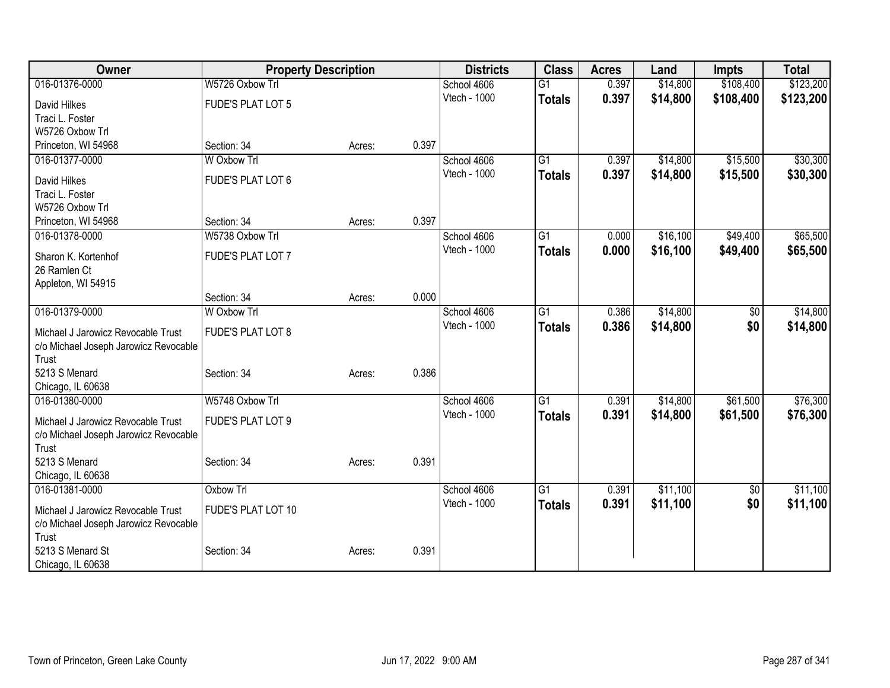| Owner | Property Description | | | Districts | Class | Acres | Land | Impts | Total |
|---|---|---|---|---|---|---|---|---|---|
| 016-01376-0000 | W5726 Oxbow Trl | | | School 4606 | G1 | 0.397 | $14,800 | $108,400 | $123,200 |
| David Hilkes<br>Traci L. Foster<br>W5726 Oxbow Trl<br>Princeton, WI 54968 | FUDE'S PLAT LOT 5<br><br>Section: 34 | Acres: | 0.397 | Vtech - 1000 | **Totals** | **0.397** | **$14,800** | **$108,400** | **$123,200** |
| 016-01377-0000 | W Oxbow Trl | | | School 4606 | G1 | 0.397 | $14,800 | $15,500 | $30,300 |
| David Hilkes<br>Traci L. Foster<br>W5726 Oxbow Trl<br>Princeton, WI 54968 | FUDE'S PLAT LOT 6<br><br>Section: 34 | Acres: | 0.397 | Vtech - 1000 | **Totals** | **0.397** | **$14,800** | **$15,500** | **$30,300** |
| 016-01378-0000 | W5738 Oxbow Trl | | | School 4606 | G1 | 0.000 | $16,100 | $49,400 | $65,500 |
| Sharon K. Kortenhof<br>26 Ramlen Ct<br>Appleton, WI 54915 | FUDE'S PLAT LOT 7<br><br>Section: 34 | Acres: | 0.000 | Vtech - 1000 | **Totals** | **0.000** | **$16,100** | **$49,400** | **$65,500** |
| 016-01379-0000 | W Oxbow Trl | | | School 4606 | G1 | 0.386 | $14,800 | $0 | $14,800 |
| Michael J Jarowicz Revocable Trust<br>c/o Michael Joseph Jarowicz Revocable Trust<br>5213 S Menard<br>Chicago, IL 60638 | FUDE'S PLAT LOT 8<br><br>Section: 34 | Acres: | 0.386 | Vtech - 1000 | **Totals** | **0.386** | **$14,800** | **$0** | **$14,800** |
| 016-01380-0000 | W5748 Oxbow Trl | | | School 4606 | G1 | 0.391 | $14,800 | $61,500 | $76,300 |
| Michael J Jarowicz Revocable Trust<br>c/o Michael Joseph Jarowicz Revocable Trust<br>5213 S Menard<br>Chicago, IL 60638 | FUDE'S PLAT LOT 9<br><br>Section: 34 | Acres: | 0.391 | Vtech - 1000 | **Totals** | **0.391** | **$14,800** | **$61,500** | **$76,300** |
| 016-01381-0000 | Oxbow Trl | | | School 4606 | G1 | 0.391 | $11,100 | $0 | $11,100 |
| Michael J Jarowicz Revocable Trust<br>c/o Michael Joseph Jarowicz Revocable Trust<br>5213 S Menard St<br>Chicago, IL 60638 | FUDE'S PLAT LOT 10<br><br>Section: 34 | Acres: | 0.391 | Vtech - 1000 | **Totals** | **0.391** | **$11,100** | **$0** | **$11,100** |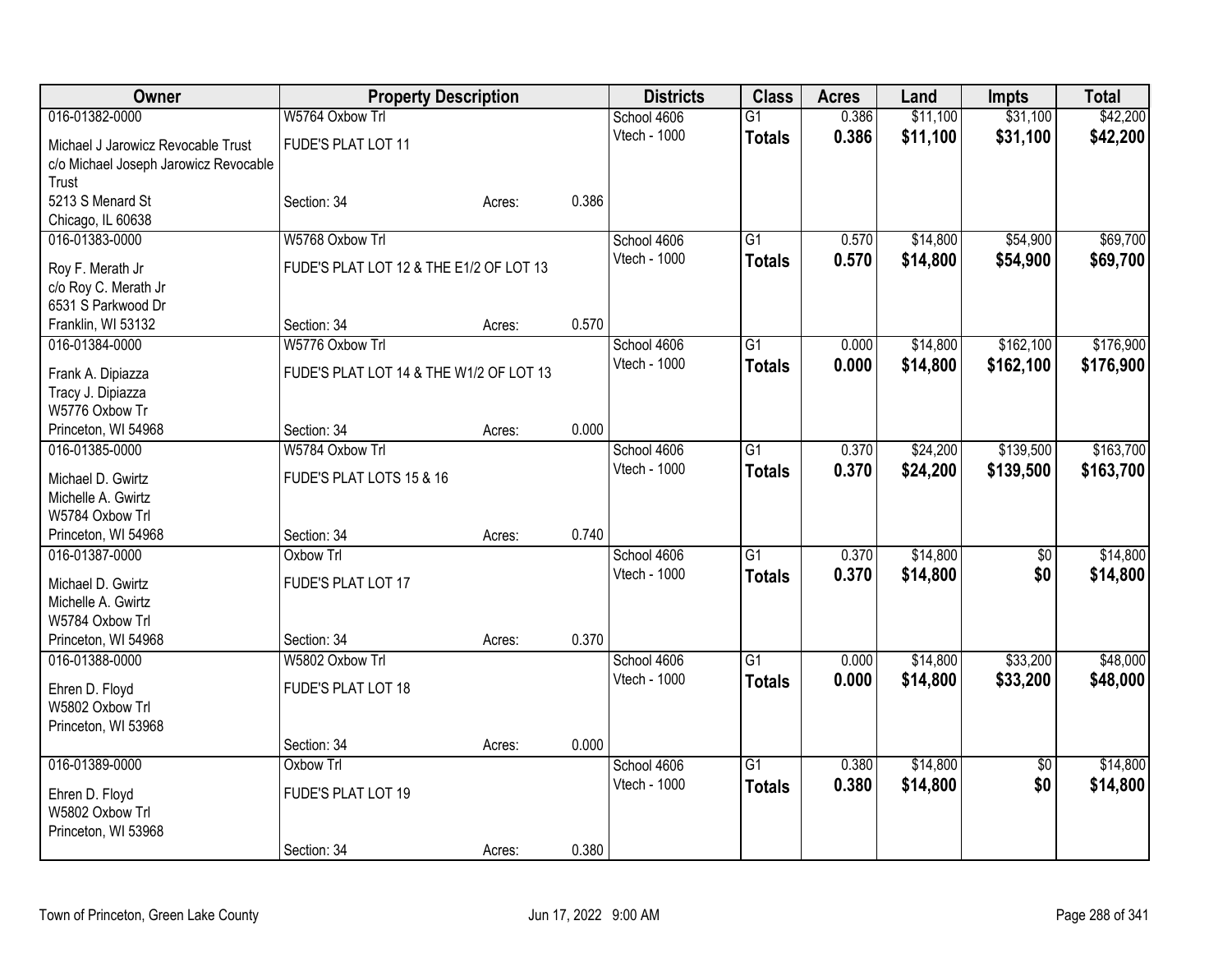| Owner | Property Description | | | Districts | Class | Acres | Land | Impts | Total |
|---|---|---|---|---|---|---|---|---|---|
| 016-01382-0000 | W5764 Oxbow Trl | | | School 4606 | G1 | 0.386 | $11,100 | $31,100 | $42,200 |
| Michael J Jarowicz Revocable Trust<br>c/o Michael Joseph Jarowicz Revocable Trust<br>5213 S Menard St<br>Chicago, IL 60638 | FUDE'S PLAT LOT 11<br><br>Section: 34 | Acres: | 0.386 | Vtech - 1000 | **Totals** | **0.386** | **$11,100** | **$31,100** | **$42,200** |
| 016-01383-0000 | W5768 Oxbow Trl | | | School 4606 | G1 | 0.570 | $14,800 | $54,900 | $69,700 |
| Roy F. Merath Jr<br>c/o Roy C. Merath Jr<br>6531 S Parkwood Dr<br>Franklin, WI 53132 | FUDE'S PLAT LOT 12 & THE E1/2 OF LOT 13<br><br>Section: 34 | Acres: | 0.570 | Vtech - 1000 | **Totals** | **0.570** | **$14,800** | **$54,900** | **$69,700** |
| 016-01384-0000 | W5776 Oxbow Trl | | | School 4606 | G1 | 0.000 | $14,800 | $162,100 | $176,900 |
| Frank A. Dipiazza<br>Tracy J. Dipiazza<br>W5776 Oxbow Tr<br>Princeton, WI 54968 | FUDE'S PLAT LOT 14 & THE W1/2 OF LOT 13<br><br>Section: 34 | Acres: | 0.000 | Vtech - 1000 | **Totals** | **0.000** | **$14,800** | **$162,100** | **$176,900** |
| 016-01385-0000 | W5784 Oxbow Trl | | | School 4606 | G1 | 0.370 | $24,200 | $139,500 | $163,700 |
| Michael D. Gwirtz<br>Michelle A. Gwirtz<br>W5784 Oxbow Trl<br>Princeton, WI 54968 | FUDE'S PLAT LOTS 15 & 16<br><br>Section: 34 | Acres: | 0.740 | Vtech - 1000 | **Totals** | **0.370** | **$24,200** | **$139,500** | **$163,700** |
| 016-01387-0000 | Oxbow Trl | | | School 4606 | G1 | 0.370 | $14,800 | $0 | $14,800 |
| Michael D. Gwirtz<br>Michelle A. Gwirtz<br>W5784 Oxbow Trl<br>Princeton, WI 54968 | FUDE'S PLAT LOT 17<br><br>Section: 34 | Acres: | 0.370 | Vtech - 1000 | **Totals** | **0.370** | **$14,800** | **$0** | **$14,800** |
| 016-01388-0000 | W5802 Oxbow Trl | | | School 4606 | G1 | 0.000 | $14,800 | $33,200 | $48,000 |
| Ehren D. Floyd<br>W5802 Oxbow Trl<br>Princeton, WI 53968 | FUDE'S PLAT LOT 18<br><br>Section: 34 | Acres: | 0.000 | Vtech - 1000 | **Totals** | **0.000** | **$14,800** | **$33,200** | **$48,000** |
| 016-01389-0000 | Oxbow Trl | | | School 4606 | G1 | 0.380 | $14,800 | $0 | $14,800 |
| Ehren D. Floyd<br>W5802 Oxbow Trl<br>Princeton, WI 53968 | FUDE'S PLAT LOT 19<br><br>Section: 34 | Acres: | 0.380 | Vtech - 1000 | **Totals** | **0.380** | **$14,800** | **$0** | **$14,800** |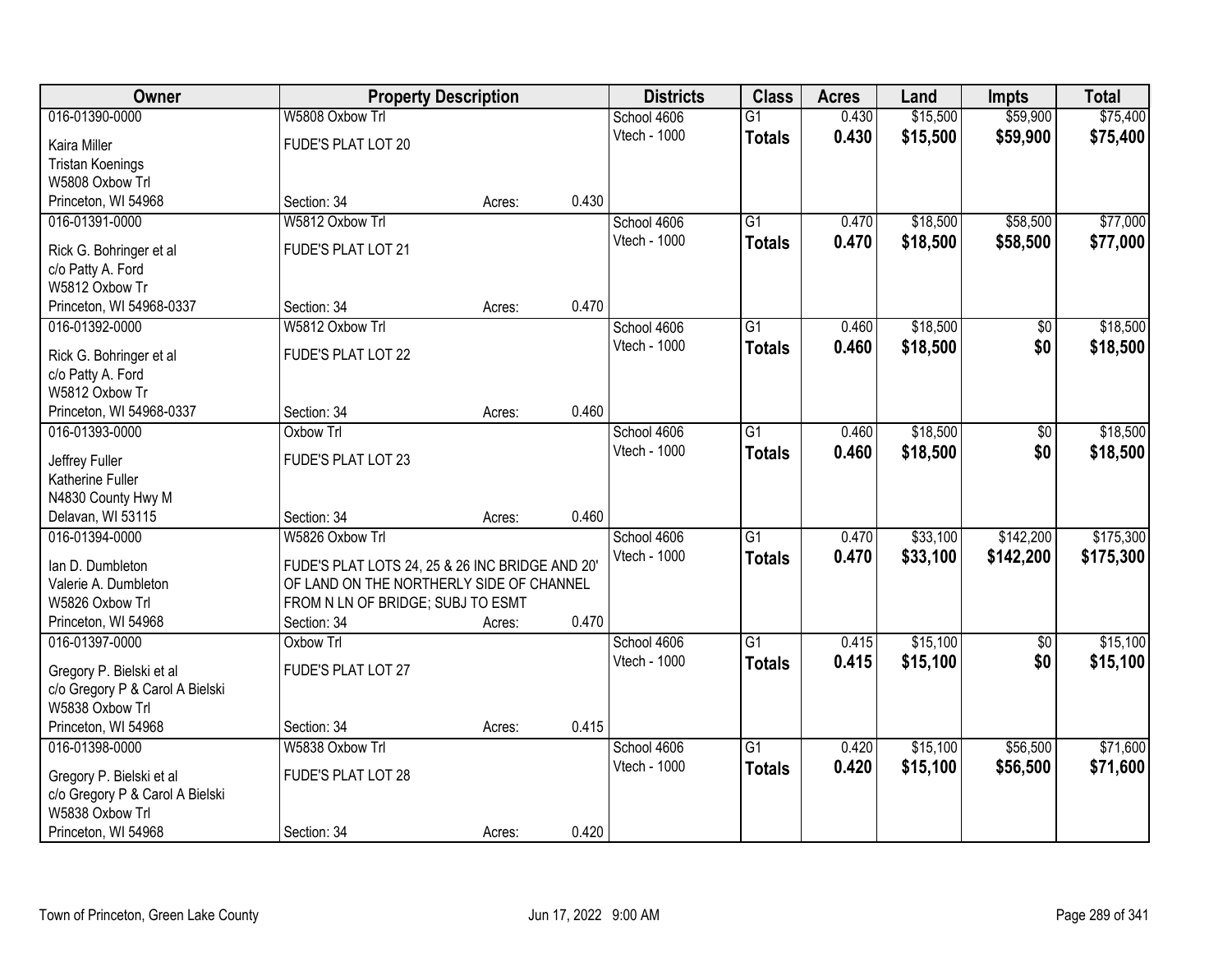| Owner | Property Description | | | Districts | Class | Acres | Land | Impts | Total |
|---|---|---|---|---|---|---|---|---|---|
| 016-01390-0000 | W5808 Oxbow Trl | | | School 4606 | G1 | 0.430 | $15,500 | $59,900 | $75,400 |
| Kaira Miller | FUDE'S PLAT LOT 20 | | | Vtech - 1000 | **Totals** | **0.430** | **$15,500** | **$59,900** | **$75,400** |
| Tristan Koenings | | | | | | | | | |
| W5808 Oxbow Trl | | | | | | | | | |
| Princeton, WI 54968 | Section: 34 | Acres: | 0.430 | | | | | | |
| 016-01391-0000 | W5812 Oxbow Trl | | | School 4606 | G1 | 0.470 | $18,500 | $58,500 | $77,000 |
| Rick G. Bohringer et al | FUDE'S PLAT LOT 21 | | | Vtech - 1000 | **Totals** | **0.470** | **$18,500** | **$58,500** | **$77,000** |
| c/o Patty A. Ford | | | | | | | | | |
| W5812 Oxbow Tr | | | | | | | | | |
| Princeton, WI 54968-0337 | Section: 34 | Acres: | 0.470 | | | | | | |
| 016-01392-0000 | W5812 Oxbow Trl | | | School 4606 | G1 | 0.460 | $18,500 | $0 | $18,500 |
| Rick G. Bohringer et al | FUDE'S PLAT LOT 22 | | | Vtech - 1000 | **Totals** | **0.460** | **$18,500** | **$0** | **$18,500** |
| c/o Patty A. Ford | | | | | | | | | |
| W5812 Oxbow Tr | | | | | | | | | |
| Princeton, WI 54968-0337 | Section: 34 | Acres: | 0.460 | | | | | | |
| 016-01393-0000 | Oxbow Trl | | | School 4606 | G1 | 0.460 | $18,500 | $0 | $18,500 |
| Jeffrey Fuller | FUDE'S PLAT LOT 23 | | | Vtech - 1000 | **Totals** | **0.460** | **$18,500** | **$0** | **$18,500** |
| Katherine Fuller | | | | | | | | | |
| N4830 County Hwy M | | | | | | | | | |
| Delavan, WI 53115 | Section: 34 | Acres: | 0.460 | | | | | | |
| 016-01394-0000 | W5826 Oxbow Trl | | | School 4606 | G1 | 0.470 | $33,100 | $142,200 | $175,300 |
| Ian D. Dumbleton | FUDE'S PLAT LOTS 24, 25 & 26 INC BRIDGE AND 20' | | | Vtech - 1000 | **Totals** | **0.470** | **$33,100** | **$142,200** | **$175,300** |
| Valerie A. Dumbleton | OF LAND ON THE NORTHERLY SIDE OF CHANNEL | | | | | | | | |
| W5826 Oxbow Trl | FROM N LN OF BRIDGE; SUBJ TO ESMT | | | | | | | | |
| Princeton, WI 54968 | Section: 34 | Acres: | 0.470 | | | | | | |
| 016-01397-0000 | Oxbow Trl | | | School 4606 | G1 | 0.415 | $15,100 | $0 | $15,100 |
| Gregory P. Bielski et al | FUDE'S PLAT LOT 27 | | | Vtech - 1000 | **Totals** | **0.415** | **$15,100** | **$0** | **$15,100** |
| c/o Gregory P & Carol A Bielski | | | | | | | | | |
| W5838 Oxbow Trl | | | | | | | | | |
| Princeton, WI 54968 | Section: 34 | Acres: | 0.415 | | | | | | |
| 016-01398-0000 | W5838 Oxbow Trl | | | School 4606 | G1 | 0.420 | $15,100 | $56,500 | $71,600 |
| Gregory P. Bielski et al | FUDE'S PLAT LOT 28 | | | Vtech - 1000 | **Totals** | **0.420** | **$15,100** | **$56,500** | **$71,600** |
| c/o Gregory P & Carol A Bielski | | | | | | | | | |
| W5838 Oxbow Trl | | | | | | | | | |
| Princeton, WI 54968 | Section: 34 | Acres: | 0.420 | | | | | | |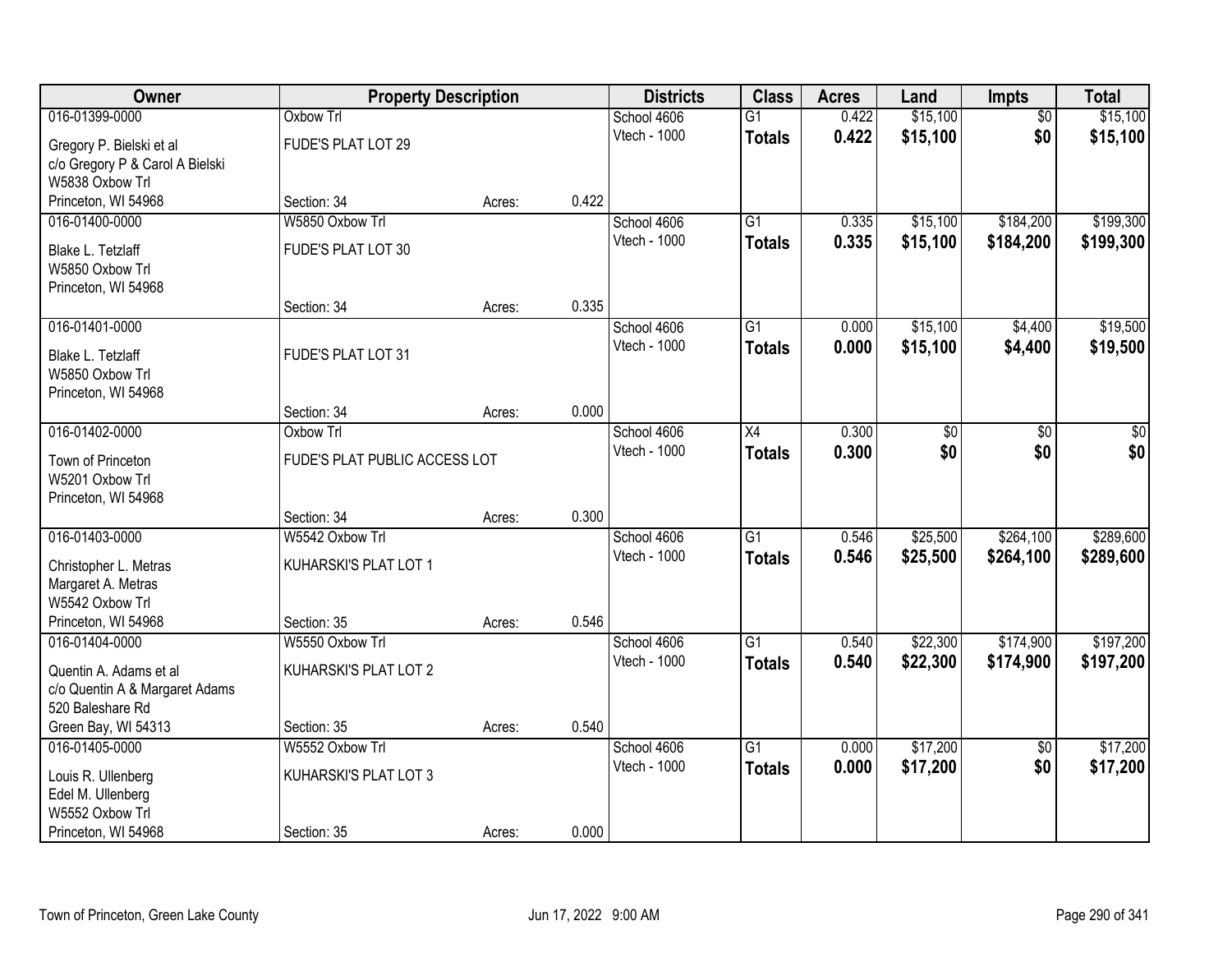| Owner | Property Description | | | Districts | Class | Acres | Land | Impts | Total |
|---|---|---|---|---|---|---|---|---|---|
| 016-01399-0000 | Oxbow Trl | | | School 4606 | G1 | 0.422 | $15,100 | $0 | $15,100 |
| Gregory P. Bielski et al<br>c/o Gregory P & Carol A Bielski<br>W5838 Oxbow Trl<br>Princeton, WI 54968 | FUDE'S PLAT LOT 29 | | | Vtech - 1000 | **Totals** | **0.422** | **$15,100** | **$0** | **$15,100** |
| | Section: 34 | Acres: | 0.422 | | | | | | |
| 016-01400-0000 | W5850 Oxbow Trl | | | School 4606 | G1 | 0.335 | $15,100 | $184,200 | $199,300 |
| Blake L. Tetzlaff<br>W5850 Oxbow Trl<br>Princeton, WI 54968 | FUDE'S PLAT LOT 30 | | | Vtech - 1000 | **Totals** | **0.335** | **$15,100** | **$184,200** | **$199,300** |
| | Section: 34 | Acres: | 0.335 | | | | | | |
| 016-01401-0000 | | | | School 4606 | G1 | 0.000 | $15,100 | $4,400 | $19,500 |
| Blake L. Tetzlaff<br>W5850 Oxbow Trl<br>Princeton, WI 54968 | FUDE'S PLAT LOT 31 | | | Vtech - 1000 | **Totals** | **0.000** | **$15,100** | **$4,400** | **$19,500** |
| | Section: 34 | Acres: | 0.000 | | | | | | |
| 016-01402-0000 | Oxbow Trl | | | School 4606 | X4 | 0.300 | $0 | $0 | $0 |
| Town of Princeton<br>W5201 Oxbow Trl<br>Princeton, WI 54968 | FUDE'S PLAT PUBLIC ACCESS LOT | | | Vtech - 1000 | **Totals** | **0.300** | **$0** | **$0** | **$0** |
| | Section: 34 | Acres: | 0.300 | | | | | | |
| 016-01403-0000 | W5542 Oxbow Trl | | | School 4606 | G1 | 0.546 | $25,500 | $264,100 | $289,600 |
| Christopher L. Metras<br>Margaret A. Metras<br>W5542 Oxbow Trl<br>Princeton, WI 54968 | KUHARSKI'S PLAT LOT 1 | | | Vtech - 1000 | **Totals** | **0.546** | **$25,500** | **$264,100** | **$289,600** |
| | Section: 35 | Acres: | 0.546 | | | | | | |
| 016-01404-0000 | W5550 Oxbow Trl | | | School 4606 | G1 | 0.540 | $22,300 | $174,900 | $197,200 |
| Quentin A. Adams et al<br>c/o Quentin A & Margaret Adams<br>520 Baleshare Rd<br>Green Bay, WI 54313 | KUHARSKI'S PLAT LOT 2 | | | Vtech - 1000 | **Totals** | **0.540** | **$22,300** | **$174,900** | **$197,200** |
| | Section: 35 | Acres: | 0.540 | | | | | | |
| 016-01405-0000 | W5552 Oxbow Trl | | | School 4606 | G1 | 0.000 | $17,200 | $0 | $17,200 |
| Louis R. Ullenberg<br>Edel M. Ullenberg<br>W5552 Oxbow Trl<br>Princeton, WI 54968 | KUHARSKI'S PLAT LOT 3 | | | Vtech - 1000 | **Totals** | **0.000** | **$17,200** | **$0** | **$17,200** |
| | Section: 35 | Acres: | 0.000 | | | | | | |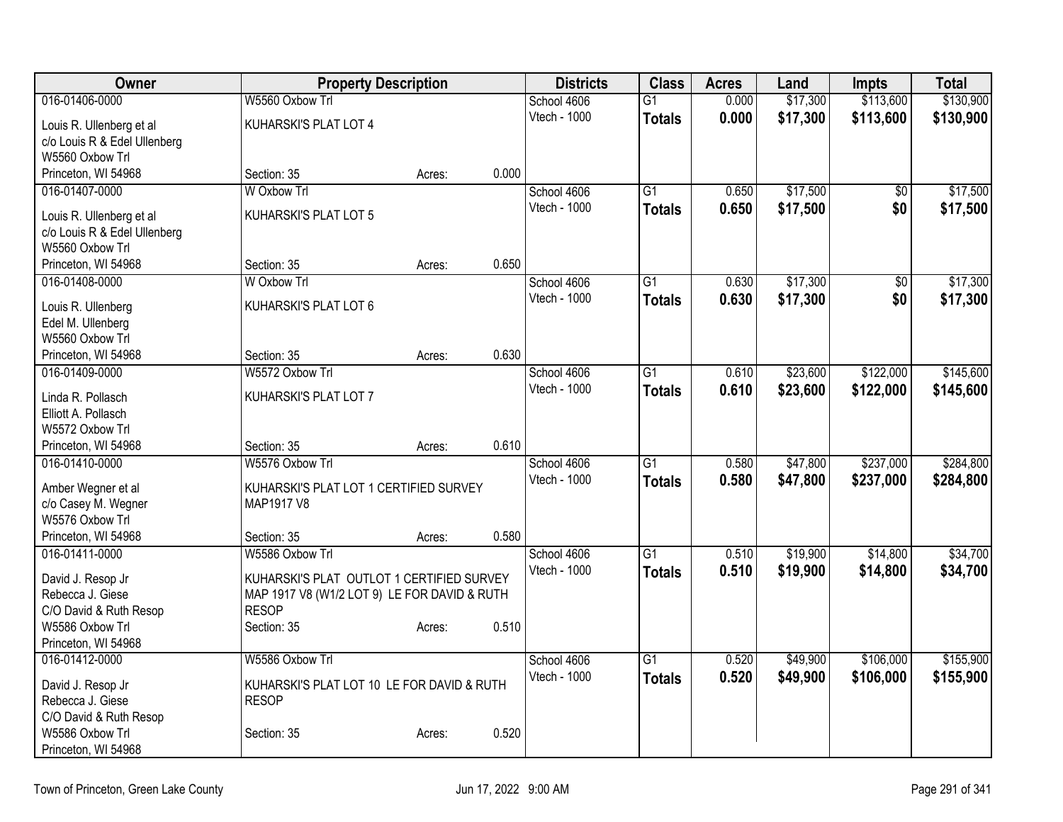| Owner | Property Description | | | Districts | Class | Acres | Land | Impts | Total |
|---|---|---|---|---|---|---|---|---|---|
| 016-01406-0000 | W5560 Oxbow Trl | | | School 4606 | G1 | 0.000 | $17,300 | $113,600 | $130,900 |
| Louis R. Ullenberg et al<br>c/o Louis R & Edel Ullenberg<br>W5560 Oxbow Trl<br>Princeton, WI 54968 | KUHARSKI'S PLAT LOT 4 | | | Vtech - 1000 | **Totals** | **0.000** | **$17,300** | **$113,600** | **$130,900** |
| | Section: 35 | Acres: | 0.000 | | | | | | |
| 016-01407-0000 | W Oxbow Trl | | | School 4606 | G1 | 0.650 | $17,500 | $0 | $17,500 |
| Louis R. Ullenberg et al<br>c/o Louis R & Edel Ullenberg<br>W5560 Oxbow Trl<br>Princeton, WI 54968 | KUHARSKI'S PLAT LOT 5 | | | Vtech - 1000 | **Totals** | **0.650** | **$17,500** | **$0** | **$17,500** |
| | Section: 35 | Acres: | 0.650 | | | | | | |
| 016-01408-0000 | W Oxbow Trl | | | School 4606 | G1 | 0.630 | $17,300 | $0 | $17,300 |
| Louis R. Ullenberg<br>Edel M. Ullenberg<br>W5560 Oxbow Trl<br>Princeton, WI 54968 | KUHARSKI'S PLAT LOT 6 | | | Vtech - 1000 | **Totals** | **0.630** | **$17,300** | **$0** | **$17,300** |
| | Section: 35 | Acres: | 0.630 | | | | | | |
| 016-01409-0000 | W5572 Oxbow Trl | | | School 4606 | G1 | 0.610 | $23,600 | $122,000 | $145,600 |
| Linda R. Pollasch<br>Elliott A. Pollasch<br>W5572 Oxbow Trl<br>Princeton, WI 54968 | KUHARSKI'S PLAT LOT 7 | | | Vtech - 1000 | **Totals** | **0.610** | **$23,600** | **$122,000** | **$145,600** |
| | Section: 35 | Acres: | 0.610 | | | | | | |
| 016-01410-0000 | W5576 Oxbow Trl | | | School 4606 | G1 | 0.580 | $47,800 | $237,000 | $284,800 |
| Amber Wegner et al<br>c/o Casey M. Wegner<br>W5576 Oxbow Trl<br>Princeton, WI 54968 | KUHARSKI'S PLAT LOT 1 CERTIFIED SURVEY MAP1917 V8 | | | Vtech - 1000 | **Totals** | **0.580** | **$47,800** | **$237,000** | **$284,800** |
| | Section: 35 | Acres: | 0.580 | | | | | | |
| 016-01411-0000 | W5586 Oxbow Trl | | | School 4606 | G1 | 0.510 | $19,900 | $14,800 | $34,700 |
| David J. Resop Jr<br>Rebecca J. Giese<br>C/O David & Ruth Resop<br>W5586 Oxbow Trl<br>Princeton, WI 54968 | KUHARSKI'S PLAT OUTLOT 1 CERTIFIED SURVEY MAP 1917 V8 (W1/2 LOT 9) LE FOR DAVID & RUTH RESOP | | | Vtech - 1000 | **Totals** | **0.510** | **$19,900** | **$14,800** | **$34,700** |
| | Section: 35 | Acres: | 0.510 | | | | | | |
| 016-01412-0000 | W5586 Oxbow Trl | | | School 4606 | G1 | 0.520 | $49,900 | $106,000 | $155,900 |
| David J. Resop Jr<br>Rebecca J. Giese<br>C/O David & Ruth Resop<br>W5586 Oxbow Trl<br>Princeton, WI 54968 | KUHARSKI'S PLAT LOT 10 LE FOR DAVID & RUTH RESOP | | | Vtech - 1000 | **Totals** | **0.520** | **$49,900** | **$106,000** | **$155,900** |
| | Section: 35 | Acres: | 0.520 | | | | | | |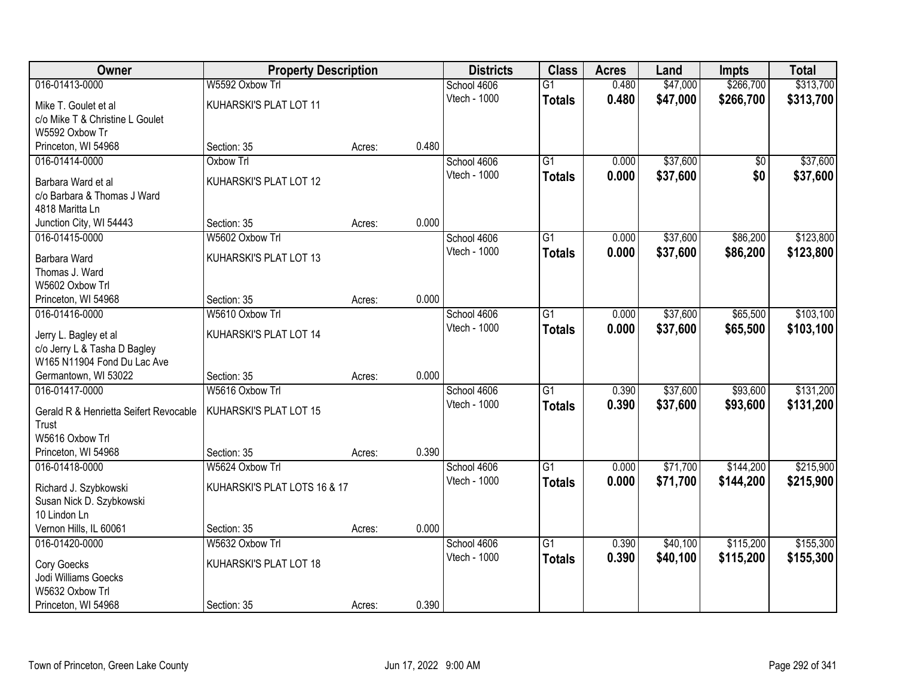| Owner | Property Description | | | Districts | Class | Acres | Land | Impts | Total |
|---|---|---|---|---|---|---|---|---|---|
| 016-01413-0000 | W5592 Oxbow Trl | | | School 4606 | G1 | 0.480 | $47,000 | $266,700 | $313,700 |
| Mike T. Goulet et al<br>c/o Mike T & Christine L Goulet<br>W5592 Oxbow Tr<br>Princeton, WI 54968 | KUHARSKI'S PLAT LOT 11<br>Section: 35 | Acres: | 0.480 | Vtech - 1000 | **Totals** | **0.480** | **$47,000** | **$266,700** | **$313,700** |
| 016-01414-0000 | Oxbow Trl | | | School 4606 | G1 | 0.000 | $37,600 | $0 | $37,600 |
| Barbara Ward et al<br>c/o Barbara & Thomas J Ward<br>4818 Maritta Ln<br>Junction City, WI 54443 | KUHARSKI'S PLAT LOT 12<br>Section: 35 | Acres: | 0.000 | Vtech - 1000 | **Totals** | **0.000** | **$37,600** | **$0** | **$37,600** |
| 016-01415-0000 | W5602 Oxbow Trl | | | School 4606 | G1 | 0.000 | $37,600 | $86,200 | $123,800 |
| Barbara Ward<br>Thomas J. Ward<br>W5602 Oxbow Trl<br>Princeton, WI 54968 | KUHARSKI'S PLAT LOT 13<br>Section: 35 | Acres: | 0.000 | Vtech - 1000 | **Totals** | **0.000** | **$37,600** | **$86,200** | **$123,800** |
| 016-01416-0000 | W5610 Oxbow Trl | | | School 4606 | G1 | 0.000 | $37,600 | $65,500 | $103,100 |
| Jerry L. Bagley et al<br>c/o Jerry L & Tasha D Bagley<br>W165 N11904 Fond Du Lac Ave<br>Germantown, WI 53022 | KUHARSKI'S PLAT LOT 14<br>Section: 35 | Acres: | 0.000 | Vtech - 1000 | **Totals** | **0.000** | **$37,600** | **$65,500** | **$103,100** |
| 016-01417-0000 | W5616 Oxbow Trl | | | School 4606 | G1 | 0.390 | $37,600 | $93,600 | $131,200 |
| Gerald R & Henrietta Seifert Revocable Trust<br>W5616 Oxbow Trl<br>Princeton, WI 54968 | KUHARSKI'S PLAT LOT 15<br>Section: 35 | Acres: | 0.390 | Vtech - 1000 | **Totals** | **0.390** | **$37,600** | **$93,600** | **$131,200** |
| 016-01418-0000 | W5624 Oxbow Trl | | | School 4606 | G1 | 0.000 | $71,700 | $144,200 | $215,900 |
| Richard J. Szybkowski<br>Susan Nick D. Szybkowski<br>10 Lindon Ln<br>Vernon Hills, IL 60061 | KUHARSKI'S PLAT LOTS 16 & 17<br>Section: 35 | Acres: | 0.000 | Vtech - 1000 | **Totals** | **0.000** | **$71,700** | **$144,200** | **$215,900** |
| 016-01420-0000 | W5632 Oxbow Trl | | | School 4606 | G1 | 0.390 | $40,100 | $115,200 | $155,300 |
| Cory Goecks<br>Jodi Williams Goecks<br>W5632 Oxbow Trl<br>Princeton, WI 54968 | KUHARSKI'S PLAT LOT 18<br>Section: 35 | Acres: | 0.390 | Vtech - 1000 | **Totals** | **0.390** | **$40,100** | **$115,200** | **$155,300** |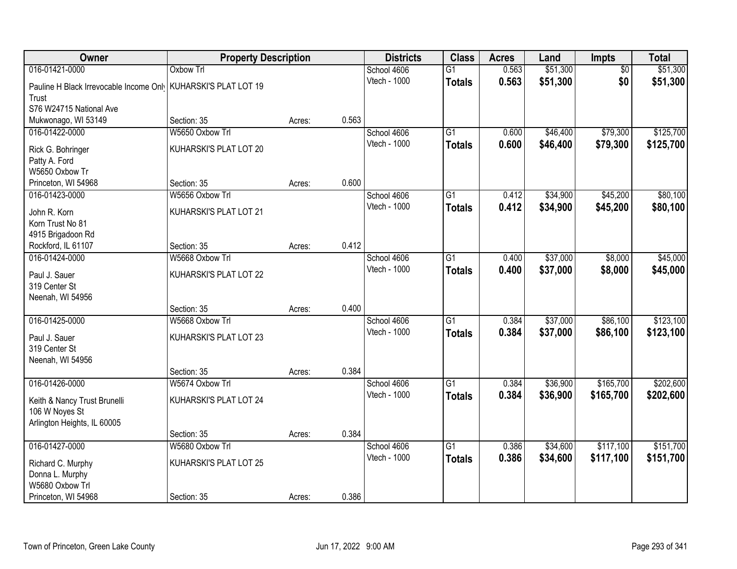| Owner | Property Description | | | Districts | Class | Acres | Land | Impts | Total |
|---|---|---|---|---|---|---|---|---|---|
| 016-01421-0000 | Oxbow Trl | | | School 4606 | G1 | 0.563 | $51,300 | $0 | $51,300 |
| Pauline H Black Irrevocable Income Only Trust<br>S76 W24715 National Ave<br>Mukwonago, WI 53149 | KUHARSKI'S PLAT LOT 19<br>Section: 35 | Acres: | 0.563 | Vtech - 1000 | **Totals** | **0.563** | **$51,300** | **$0** | **$51,300** |
| 016-01422-0000 | W5650 Oxbow Trl | | | School 4606 | G1 | 0.600 | $46,400 | $79,300 | $125,700 |
| Rick G. Bohringer<br>Patty A. Ford<br>W5650 Oxbow Tr<br>Princeton, WI 54968 | KUHARSKI'S PLAT LOT 20<br>Section: 35 | Acres: | 0.600 | Vtech - 1000 | **Totals** | **0.600** | **$46,400** | **$79,300** | **$125,700** |
| 016-01423-0000 | W5656 Oxbow Trl | | | School 4606 | G1 | 0.412 | $34,900 | $45,200 | $80,100 |
| John R. Korn<br>Korn Trust No 81<br>4915 Brigadoon Rd<br>Rockford, IL 61107 | KUHARSKI'S PLAT LOT 21<br>Section: 35 | Acres: | 0.412 | Vtech - 1000 | **Totals** | **0.412** | **$34,900** | **$45,200** | **$80,100** |
| 016-01424-0000 | W5668 Oxbow Trl | | | School 4606 | G1 | 0.400 | $37,000 | $8,000 | $45,000 |
| Paul J. Sauer<br>319 Center St<br>Neenah, WI 54956 | KUHARSKI'S PLAT LOT 22<br>Section: 35 | Acres: | 0.400 | Vtech - 1000 | **Totals** | **0.400** | **$37,000** | **$8,000** | **$45,000** |
| 016-01425-0000 | W5668 Oxbow Trl | | | School 4606 | G1 | 0.384 | $37,000 | $86,100 | $123,100 |
| Paul J. Sauer<br>319 Center St<br>Neenah, WI 54956 | KUHARSKI'S PLAT LOT 23<br>Section: 35 | Acres: | 0.384 | Vtech - 1000 | **Totals** | **0.384** | **$37,000** | **$86,100** | **$123,100** |
| 016-01426-0000 | W5674 Oxbow Trl | | | School 4606 | G1 | 0.384 | $36,900 | $165,700 | $202,600 |
| Keith & Nancy Trust Brunelli<br>106 W Noyes St<br>Arlington Heights, IL 60005 | KUHARSKI'S PLAT LOT 24<br>Section: 35 | Acres: | 0.384 | Vtech - 1000 | **Totals** | **0.384** | **$36,900** | **$165,700** | **$202,600** |
| 016-01427-0000 | W5680 Oxbow Trl | | | School 4606 | G1 | 0.386 | $34,600 | $117,100 | $151,700 |
| Richard C. Murphy<br>Donna L. Murphy<br>W5680 Oxbow Trl<br>Princeton, WI 54968 | KUHARSKI'S PLAT LOT 25<br>Section: 35 | Acres: | 0.386 | Vtech - 1000 | **Totals** | **0.386** | **$34,600** | **$117,100** | **$151,700** |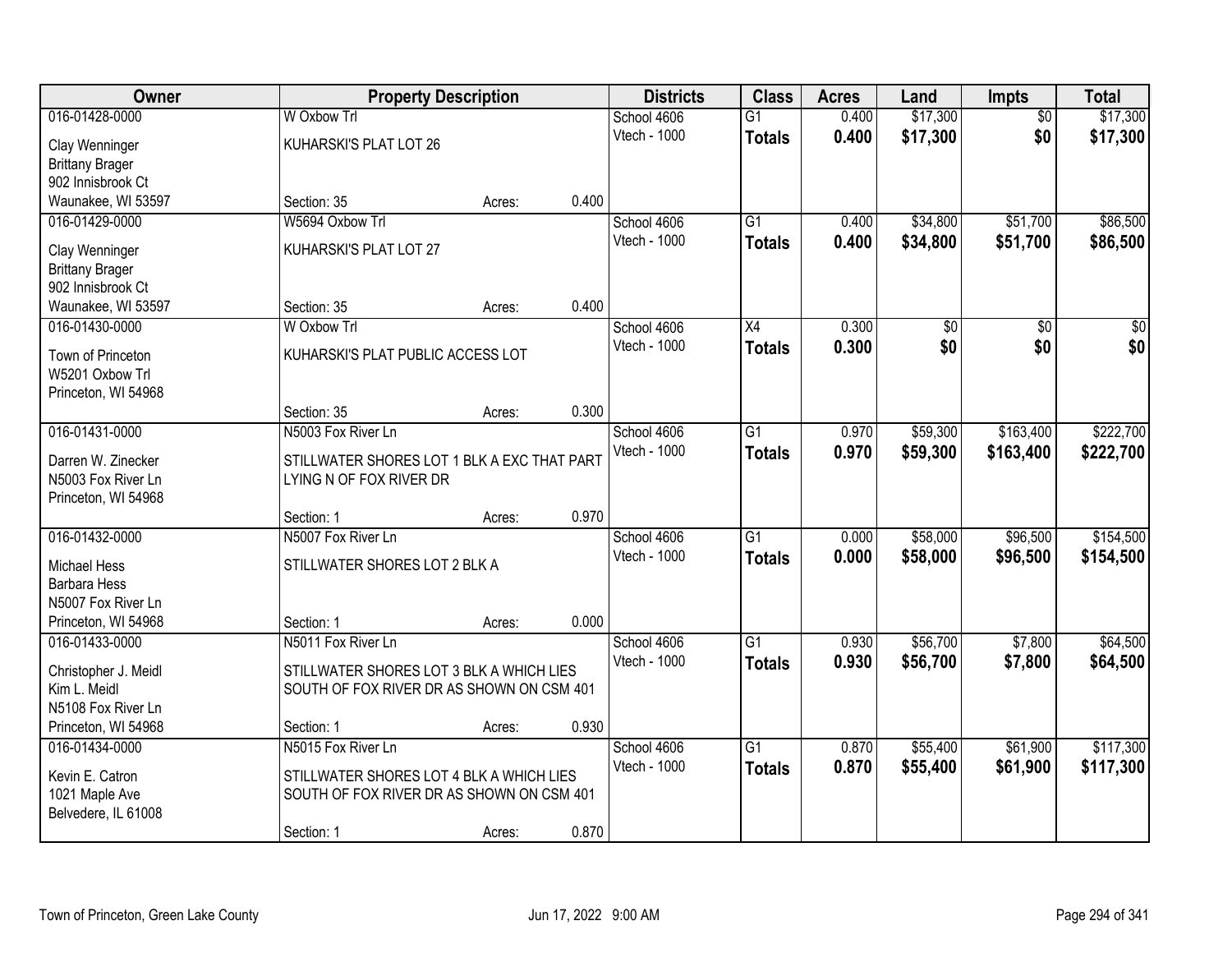| Owner | Property Description | | | Districts | Class | Acres | Land | Impts | Total |
|---|---|---|---|---|---|---|---|---|---|
| 016-01428-0000 | W Oxbow Trl | | | School 4606 | G1 | 0.400 | $17,300 | $0 | $17,300 |
| Clay Wenninger<br>Brittany Brager<br>902 Innisbrook Ct<br>Waunakee, WI 53597 | KUHARSKI'S PLAT LOT 26 | | | Vtech - 1000 | **Totals** | **0.400** | **$17,300** | **$0** | **$17,300** |
| | Section: 35 | Acres: | 0.400 | | | | | | |
| 016-01429-0000 | W5694 Oxbow Trl | | | School 4606 | G1 | 0.400 | $34,800 | $51,700 | $86,500 |
| Clay Wenninger<br>Brittany Brager<br>902 Innisbrook Ct<br>Waunakee, WI 53597 | KUHARSKI'S PLAT LOT 27 | | | Vtech - 1000 | **Totals** | **0.400** | **$34,800** | **$51,700** | **$86,500** |
| | Section: 35 | Acres: | 0.400 | | | | | | |
| 016-01430-0000 | W Oxbow Trl | | | School 4606 | X4 | 0.300 | $0 | $0 | $0 |
| Town of Princeton<br>W5201 Oxbow Trl<br>Princeton, WI 54968 | KUHARSKI'S PLAT PUBLIC ACCESS LOT | | | Vtech - 1000 | **Totals** | **0.300** | **$0** | **$0** | **$0** |
| | Section: 35 | Acres: | 0.300 | | | | | | |
| 016-01431-0000 | N5003 Fox River Ln | | | School 4606 | G1 | 0.970 | $59,300 | $163,400 | $222,700 |
| Darren W. Zinecker<br>N5003 Fox River Ln<br>Princeton, WI 54968 | STILLWATER SHORES LOT 1 BLK A EXC THAT PART LYING N OF FOX RIVER DR | | | Vtech - 1000 | **Totals** | **0.970** | **$59,300** | **$163,400** | **$222,700** |
| | Section: 1 | Acres: | 0.970 | | | | | | |
| 016-01432-0000 | N5007 Fox River Ln | | | School 4606 | G1 | 0.000 | $58,000 | $96,500 | $154,500 |
| Michael Hess<br>Barbara Hess<br>N5007 Fox River Ln<br>Princeton, WI 54968 | STILLWATER SHORES LOT 2 BLK A | | | Vtech - 1000 | **Totals** | **0.000** | **$58,000** | **$96,500** | **$154,500** |
| | Section: 1 | Acres: | 0.000 | | | | | | |
| 016-01433-0000 | N5011 Fox River Ln | | | School 4606 | G1 | 0.930 | $56,700 | $7,800 | $64,500 |
| Christopher J. Meidl<br>Kim L. Meidl<br>N5108 Fox River Ln<br>Princeton, WI 54968 | STILLWATER SHORES LOT 3 BLK A WHICH LIES SOUTH OF FOX RIVER DR AS SHOWN ON CSM 401 | | | Vtech - 1000 | **Totals** | **0.930** | **$56,700** | **$7,800** | **$64,500** |
| | Section: 1 | Acres: | 0.930 | | | | | | |
| 016-01434-0000 | N5015 Fox River Ln | | | School 4606 | G1 | 0.870 | $55,400 | $61,900 | $117,300 |
| Kevin E. Catron<br>1021 Maple Ave<br>Belvedere, IL 61008 | STILLWATER SHORES LOT 4 BLK A WHICH LIES SOUTH OF FOX RIVER DR AS SHOWN ON CSM 401 | | | Vtech - 1000 | **Totals** | **0.870** | **$55,400** | **$61,900** | **$117,300** |
| | Section: 1 | Acres: | 0.870 | | | | | | |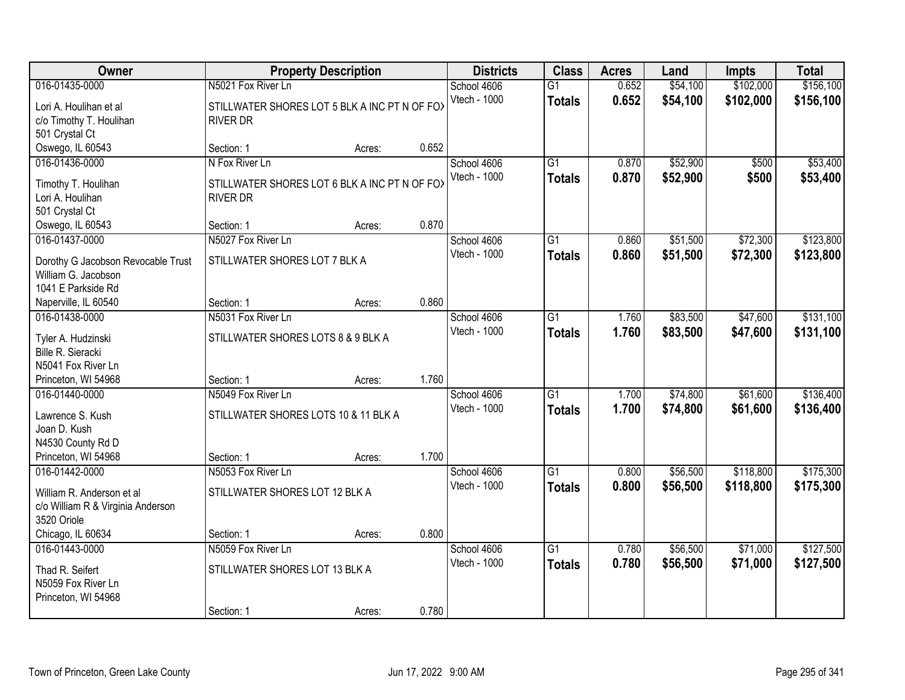| Owner | Property Description | | | Districts | Class | Acres | Land | Impts | Total |
|---|---|---|---|---|---|---|---|---|---|
| 016-01435-0000 | N5021 Fox River Ln | | | School 4606 | G1 | 0.652 | $54,100 | $102,000 | $156,100 |
| Lori A. Houlihan et al<br>c/o Timothy T. Houlihan<br>501 Crystal Ct<br>Oswego, IL 60543 | STILLWATER SHORES LOT 5 BLK A INC PT N OF FOX RIVER DR | | | Vtech - 1000 | **Totals** | **0.652** | **$54,100** | **$102,000** | **$156,100** |
| | Section: 1 | Acres: | 0.652 | | | | | | |
| 016-01436-0000 | N Fox River Ln | | | School 4606 | G1 | 0.870 | $52,900 | $500 | $53,400 |
| Timothy T. Houlihan<br>Lori A. Houlihan<br>501 Crystal Ct<br>Oswego, IL 60543 | STILLWATER SHORES LOT 6 BLK A INC PT N OF FOX RIVER DR | | | Vtech - 1000 | **Totals** | **0.870** | **$52,900** | **$500** | **$53,400** |
| | Section: 1 | Acres: | 0.870 | | | | | | |
| 016-01437-0000 | N5027 Fox River Ln | | | School 4606 | G1 | 0.860 | $51,500 | $72,300 | $123,800 |
| Dorothy G Jacobson Revocable Trust<br>William G. Jacobson<br>1041 E Parkside Rd<br>Naperville, IL 60540 | STILLWATER SHORES LOT 7 BLK A | | | Vtech - 1000 | **Totals** | **0.860** | **$51,500** | **$72,300** | **$123,800** |
| | Section: 1 | Acres: | 0.860 | | | | | | |
| 016-01438-0000 | N5031 Fox River Ln | | | School 4606 | G1 | 1.760 | $83,500 | $47,600 | $131,100 |
| Tyler A. Hudzinski<br>Bille R. Sieracki<br>N5041 Fox River Ln<br>Princeton, WI 54968 | STILLWATER SHORES LOTS 8 & 9 BLK A | | | Vtech - 1000 | **Totals** | **1.760** | **$83,500** | **$47,600** | **$131,100** |
| | Section: 1 | Acres: | 1.760 | | | | | | |
| 016-01440-0000 | N5049 Fox River Ln | | | School 4606 | G1 | 1.700 | $74,800 | $61,600 | $136,400 |
| Lawrence S. Kush<br>Joan D. Kush<br>N4530 County Rd D<br>Princeton, WI 54968 | STILLWATER SHORES LOTS 10 & 11 BLK A | | | Vtech - 1000 | **Totals** | **1.700** | **$74,800** | **$61,600** | **$136,400** |
| | Section: 1 | Acres: | 1.700 | | | | | | |
| 016-01442-0000 | N5053 Fox River Ln | | | School 4606 | G1 | 0.800 | $56,500 | $118,800 | $175,300 |
| William R. Anderson et al<br>c/o William R & Virginia Anderson<br>3520 Oriole<br>Chicago, IL 60634 | STILLWATER SHORES LOT 12 BLK A | | | Vtech - 1000 | **Totals** | **0.800** | **$56,500** | **$118,800** | **$175,300** |
| | Section: 1 | Acres: | 0.800 | | | | | | |
| 016-01443-0000 | N5059 Fox River Ln | | | School 4606 | G1 | 0.780 | $56,500 | $71,000 | $127,500 |
| Thad R. Seifert<br>N5059 Fox River Ln<br>Princeton, WI 54968 | STILLWATER SHORES LOT 13 BLK A | | | Vtech - 1000 | **Totals** | **0.780** | **$56,500** | **$71,000** | **$127,500** |
| | Section: 1 | Acres: | 0.780 | | | | | | |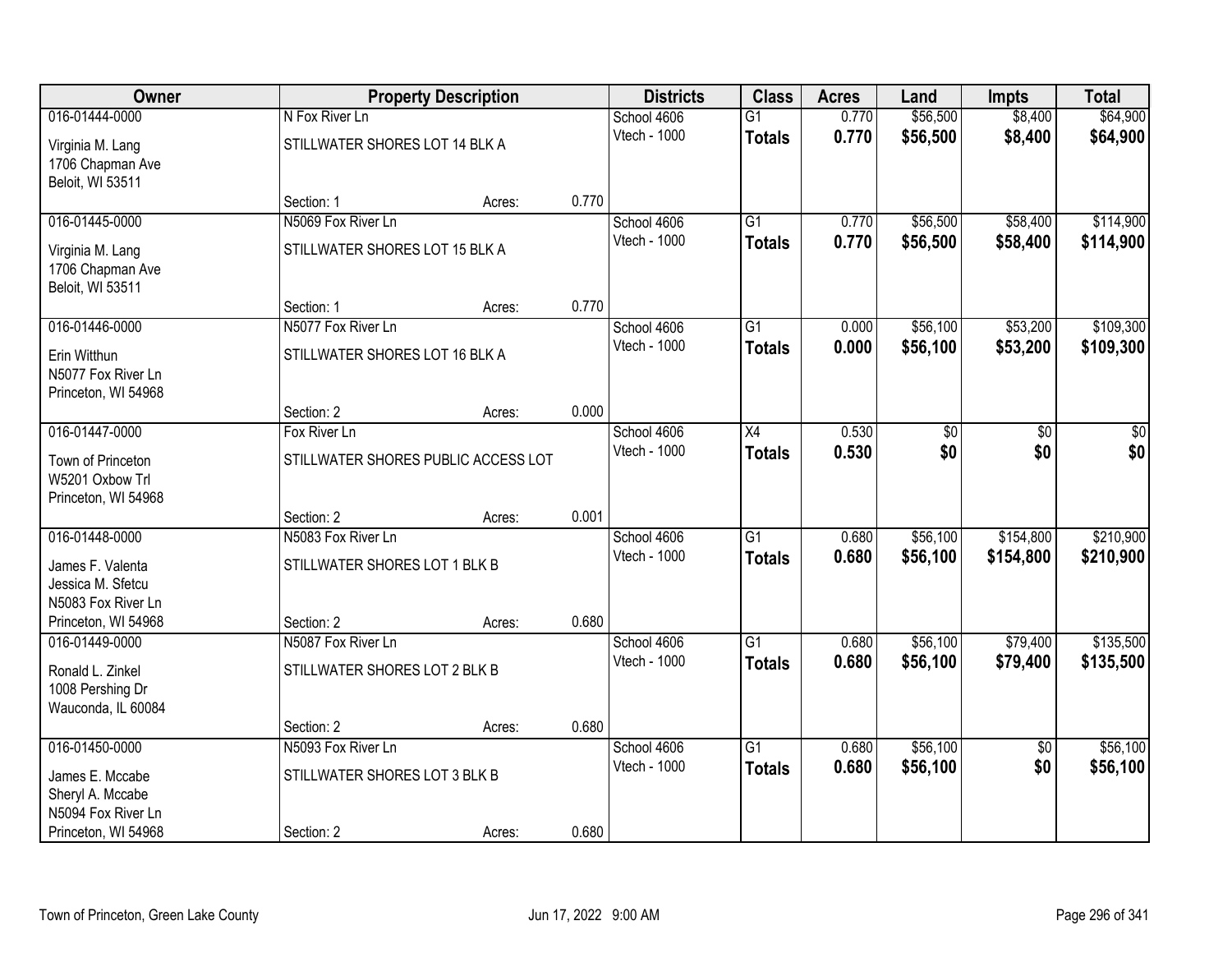| Owner | Property Description | | | Districts | Class | Acres | Land | Impts | Total |
|---|---|---|---|---|---|---|---|---|---|
| 016-01444-0000 | N Fox River Ln | | | School 4606 | G1 | 0.770 | $56,500 | $8,400 | $64,900 |
| Virginia M. Lang<br>1706 Chapman Ave<br>Beloit, WI 53511 | STILLWATER SHORES LOT 14 BLK A | | | Vtech - 1000 | **Totals** | **0.770** | **$56,500** | **$8,400** | **$64,900** |
| | Section: 1 | Acres: | 0.770 | | | | | | |
| 016-01445-0000 | N5069 Fox River Ln | | | School 4606 | G1 | 0.770 | $56,500 | $58,400 | $114,900 |
| Virginia M. Lang<br>1706 Chapman Ave<br>Beloit, WI 53511 | STILLWATER SHORES LOT 15 BLK A | | | Vtech - 1000 | **Totals** | **0.770** | **$56,500** | **$58,400** | **$114,900** |
| | Section: 1 | Acres: | 0.770 | | | | | | |
| 016-01446-0000 | N5077 Fox River Ln | | | School 4606 | G1 | 0.000 | $56,100 | $53,200 | $109,300 |
| Erin Witthun<br>N5077 Fox River Ln<br>Princeton, WI 54968 | STILLWATER SHORES LOT 16 BLK A | | | Vtech - 1000 | **Totals** | **0.000** | **$56,100** | **$53,200** | **$109,300** |
| | Section: 2 | Acres: | 0.000 | | | | | | |
| 016-01447-0000 | Fox River Ln | | | School 4606 | X4 | 0.530 | $0 | $0 | $0 |
| Town of Princeton<br>W5201 Oxbow Trl<br>Princeton, WI 54968 | STILLWATER SHORES PUBLIC ACCESS LOT | | | Vtech - 1000 | **Totals** | **0.530** | **$0** | **$0** | **$0** |
| | Section: 2 | Acres: | 0.001 | | | | | | |
| 016-01448-0000 | N5083 Fox River Ln | | | School 4606 | G1 | 0.680 | $56,100 | $154,800 | $210,900 |
| James F. Valenta<br>Jessica M. Sfetcu<br>N5083 Fox River Ln<br>Princeton, WI 54968 | STILLWATER SHORES LOT 1 BLK B | | | Vtech - 1000 | **Totals** | **0.680** | **$56,100** | **$154,800** | **$210,900** |
| | Section: 2 | Acres: | 0.680 | | | | | | |
| 016-01449-0000 | N5087 Fox River Ln | | | School 4606 | G1 | 0.680 | $56,100 | $79,400 | $135,500 |
| Ronald L. Zinkel<br>1008 Pershing Dr<br>Wauconda, IL 60084 | STILLWATER SHORES LOT 2 BLK B | | | Vtech - 1000 | **Totals** | **0.680** | **$56,100** | **$79,400** | **$135,500** |
| | Section: 2 | Acres: | 0.680 | | | | | | |
| 016-01450-0000 | N5093 Fox River Ln | | | School 4606 | G1 | 0.680 | $56,100 | $0 | $56,100 |
| James E. Mccabe<br>Sheryl A. Mccabe<br>N5094 Fox River Ln<br>Princeton, WI 54968 | STILLWATER SHORES LOT 3 BLK B | | | Vtech - 1000 | **Totals** | **0.680** | **$56,100** | **$0** | **$56,100** |
| | Section: 2 | Acres: | 0.680 | | | | | | |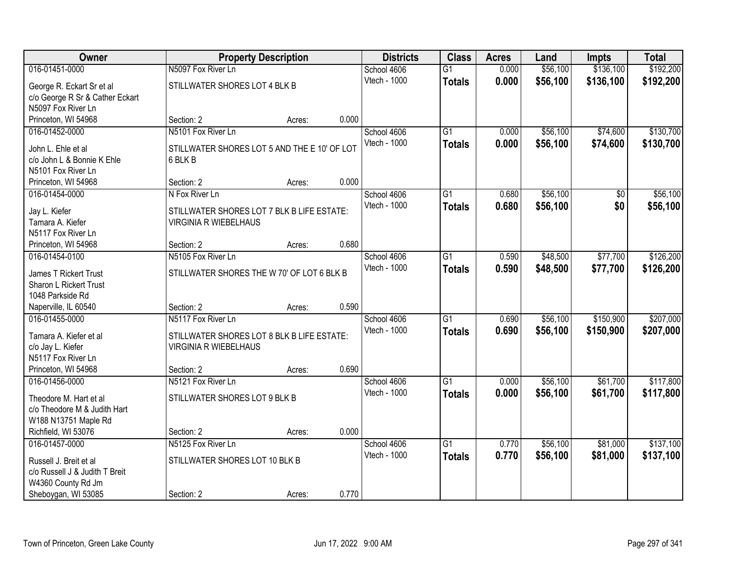| Owner | Property Description | | | Districts | Class | Acres | Land | Impts | Total |
|---|---|---|---|---|---|---|---|---|---|
| 016-01451-0000 | N5097 Fox River Ln | | | School 4606 | G1 | 0.000 | $56,100 | $136,100 | $192,200 |
| George R. Eckart Sr et al<br>c/o George R Sr & Cather Eckart<br>N5097 Fox River Ln<br>Princeton, WI 54968 | STILLWATER SHORES LOT 4 BLK B | | | Vtech - 1000 | **Totals** | **0.000** | **$56,100** | **$136,100** | **$192,200** |
| | Section: 2 | Acres: | 0.000 | | | | | | |
| 016-01452-0000 | N5101 Fox River Ln | | | School 4606 | G1 | 0.000 | $56,100 | $74,600 | $130,700 |
| John L. Ehle et al<br>c/o John L & Bonnie K Ehle<br>N5101 Fox River Ln<br>Princeton, WI 54968 | STILLWATER SHORES LOT 5 AND THE E 10' OF LOT 6 BLK B | | | Vtech - 1000 | **Totals** | **0.000** | **$56,100** | **$74,600** | **$130,700** |
| | Section: 2 | Acres: | 0.000 | | | | | | |
| 016-01454-0000 | N Fox River Ln | | | School 4606 | G1 | 0.680 | $56,100 | $0 | $56,100 |
| Jay L. Kiefer<br>Tamara A. Kiefer<br>N5117 Fox River Ln<br>Princeton, WI 54968 | STILLWATER SHORES LOT 7 BLK B LIFE ESTATE: VIRGINIA R WIEBELHAUS | | | Vtech - 1000 | **Totals** | **0.680** | **$56,100** | **$0** | **$56,100** |
| | Section: 2 | Acres: | 0.680 | | | | | | |
| 016-01454-0100 | N5105 Fox River Ln | | | School 4606 | G1 | 0.590 | $48,500 | $77,700 | $126,200 |
| James T Rickert Trust<br>Sharon L Rickert Trust<br>1048 Parkside Rd<br>Naperville, IL 60540 | STILLWATER SHORES THE W 70' OF LOT 6 BLK B | | | Vtech - 1000 | **Totals** | **0.590** | **$48,500** | **$77,700** | **$126,200** |
| | Section: 2 | Acres: | 0.590 | | | | | | |
| 016-01455-0000 | N5117 Fox River Ln | | | School 4606 | G1 | 0.690 | $56,100 | $150,900 | $207,000 |
| Tamara A. Kiefer et al<br>c/o Jay L. Kiefer<br>N5117 Fox River Ln<br>Princeton, WI 54968 | STILLWATER SHORES LOT 8 BLK B LIFE ESTATE: VIRGINIA R WIEBELHAUS | | | Vtech - 1000 | **Totals** | **0.690** | **$56,100** | **$150,900** | **$207,000** |
| | Section: 2 | Acres: | 0.690 | | | | | | |
| 016-01456-0000 | N5121 Fox River Ln | | | School 4606 | G1 | 0.000 | $56,100 | $61,700 | $117,800 |
| Theodore M. Hart et al<br>c/o Theodore M & Judith Hart<br>W188 N13751 Maple Rd<br>Richfield, WI 53076 | STILLWATER SHORES LOT 9 BLK B | | | Vtech - 1000 | **Totals** | **0.000** | **$56,100** | **$61,700** | **$117,800** |
| | Section: 2 | Acres: | 0.000 | | | | | | |
| 016-01457-0000 | N5125 Fox River Ln | | | School 4606 | G1 | 0.770 | $56,100 | $81,000 | $137,100 |
| Russell J. Breit et al<br>c/o Russell J & Judith T Breit<br>W4360 County Rd Jm<br>Sheboygan, WI 53085 | STILLWATER SHORES LOT 10 BLK B | | | Vtech - 1000 | **Totals** | **0.770** | **$56,100** | **$81,000** | **$137,100** |
| | Section: 2 | Acres: | 0.770 | | | | | | |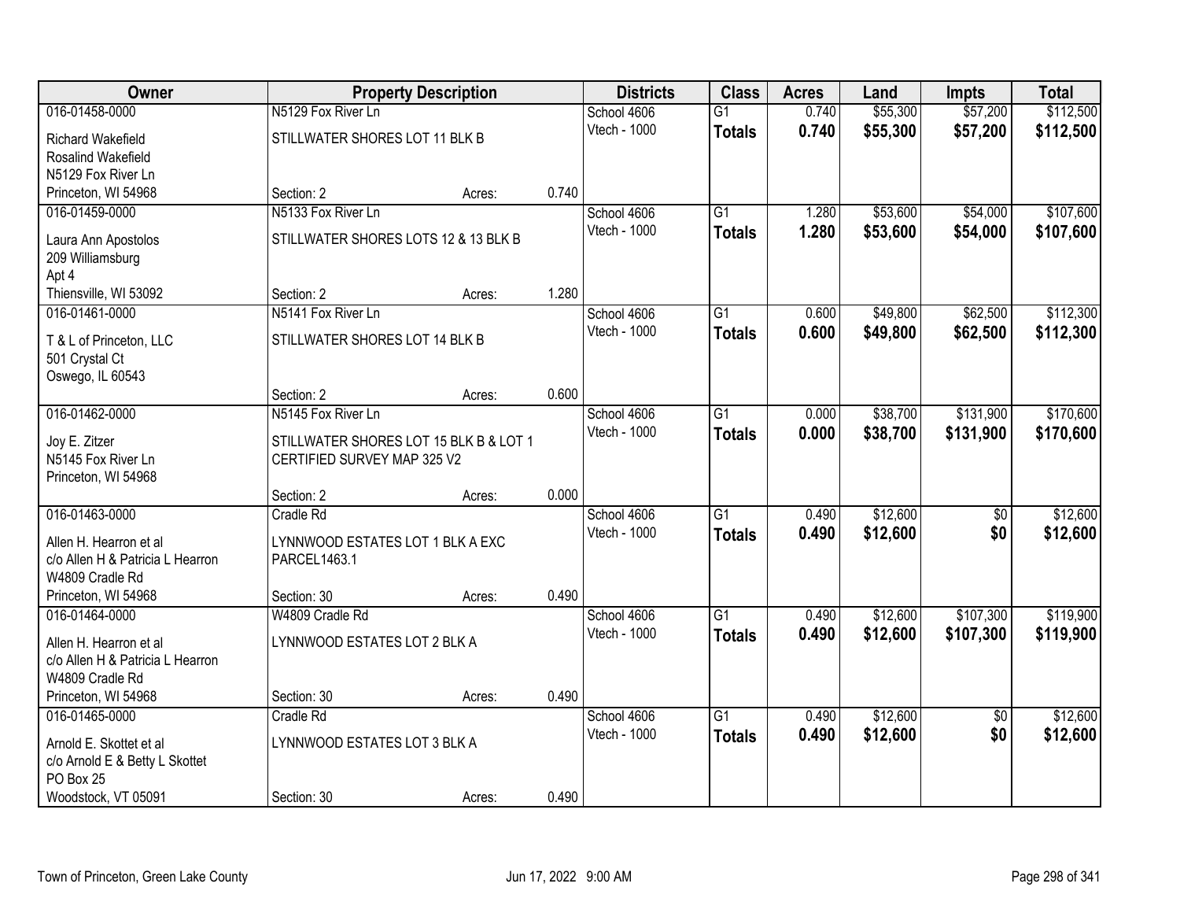| Owner | Property Description | | | Districts | Class | Acres | Land | Impts | Total |
|---|---|---|---|---|---|---|---|---|---|
| 016-01458-0000 | N5129 Fox River Ln | | | School 4606 | G1 | 0.740 | $55,300 | $57,200 | $112,500 |
| Richard Wakefield<br>Rosalind Wakefield<br>N5129 Fox River Ln<br>Princeton, WI 54968 | STILLWATER SHORES LOT 11 BLK B | | | Vtech - 1000 | **Totals** | **0.740** | **$55,300** | **$57,200** | **$112,500** |
| | Section: 2 | Acres: | 0.740 | | | | | | |
| 016-01459-0000 | N5133 Fox River Ln | | | School 4606 | G1 | 1.280 | $53,600 | $54,000 | $107,600 |
| Laura Ann Apostolos<br>209 Williamsburg<br>Apt 4<br>Thiensville, WI 53092 | STILLWATER SHORES LOTS 12 & 13 BLK B | | | Vtech - 1000 | **Totals** | **1.280** | **$53,600** | **$54,000** | **$107,600** |
| | Section: 2 | Acres: | 1.280 | | | | | | |
| 016-01461-0000 | N5141 Fox River Ln | | | School 4606 | G1 | 0.600 | $49,800 | $62,500 | $112,300 |
| T & L of Princeton, LLC<br>501 Crystal Ct<br>Oswego, IL 60543 | STILLWATER SHORES LOT 14 BLK B | | | Vtech - 1000 | **Totals** | **0.600** | **$49,800** | **$62,500** | **$112,300** |
| | Section: 2 | Acres: | 0.600 | | | | | | |
| 016-01462-0000 | N5145 Fox River Ln | | | School 4606 | G1 | 0.000 | $38,700 | $131,900 | $170,600 |
| Joy E. Zitzer<br>N5145 Fox River Ln<br>Princeton, WI 54968 | STILLWATER SHORES LOT 15 BLK B & LOT 1 CERTIFIED SURVEY MAP 325 V2 | | | Vtech - 1000 | **Totals** | **0.000** | **$38,700** | **$131,900** | **$170,600** |
| | Section: 2 | Acres: | 0.000 | | | | | | |
| 016-01463-0000 | Cradle Rd | | | School 4606 | G1 | 0.490 | $12,600 | $0 | $12,600 |
| Allen H. Hearron et al<br>c/o Allen H & Patricia L Hearron<br>W4809 Cradle Rd<br>Princeton, WI 54968 | LYNNWOOD ESTATES LOT 1 BLK A EXC PARCEL1463.1 | | | Vtech - 1000 | **Totals** | **0.490** | **$12,600** | **$0** | **$12,600** |
| | Section: 30 | Acres: | 0.490 | | | | | | |
| 016-01464-0000 | W4809 Cradle Rd | | | School 4606 | G1 | 0.490 | $12,600 | $107,300 | $119,900 |
| Allen H. Hearron et al<br>c/o Allen H & Patricia L Hearron<br>W4809 Cradle Rd<br>Princeton, WI 54968 | LYNNWOOD ESTATES LOT 2 BLK A | | | Vtech - 1000 | **Totals** | **0.490** | **$12,600** | **$107,300** | **$119,900** |
| | Section: 30 | Acres: | 0.490 | | | | | | |
| 016-01465-0000 | Cradle Rd | | | School 4606 | G1 | 0.490 | $12,600 | $0 | $12,600 |
| Arnold E. Skottet et al<br>c/o Arnold E & Betty L Skottet<br>PO Box 25<br>Woodstock, VT 05091 | LYNNWOOD ESTATES LOT 3 BLK A | | | Vtech - 1000 | **Totals** | **0.490** | **$12,600** | **$0** | **$12,600** |
| | Section: 30 | Acres: | 0.490 | | | | | | |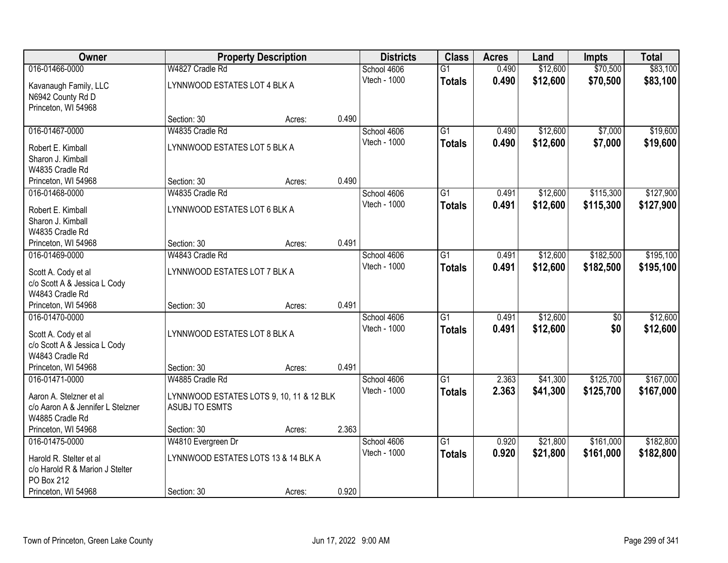| Owner | Property Description | | | Districts | Class | Acres | Land | Impts | Total |
|---|---|---|---|---|---|---|---|---|---|
| 016-01466-0000 | W4827 Cradle Rd | | | School 4606 | G1 | 0.490 | $12,600 | $70,500 | $83,100 |
| Kavanaugh Family, LLC<br>N6942 County Rd D<br>Princeton, WI 54968 | LYNNWOOD ESTATES LOT 4 BLK A | | | Vtech - 1000 | **Totals** | **0.490** | **$12,600** | **$70,500** | **$83,100** |
| | Section: 30 | Acres: | 0.490 | | | | | | |
| 016-01467-0000 | W4835 Cradle Rd | | | School 4606 | G1 | 0.490 | $12,600 | $7,000 | $19,600 |
| Robert E. Kimball<br>Sharon J. Kimball<br>W4835 Cradle Rd<br>Princeton, WI 54968 | LYNNWOOD ESTATES LOT 5 BLK A | | | Vtech - 1000 | **Totals** | **0.490** | **$12,600** | **$7,000** | **$19,600** |
| | Section: 30 | Acres: | 0.490 | | | | | | |
| 016-01468-0000 | W4835 Cradle Rd | | | School 4606 | G1 | 0.491 | $12,600 | $115,300 | $127,900 |
| Robert E. Kimball<br>Sharon J. Kimball<br>W4835 Cradle Rd<br>Princeton, WI 54968 | LYNNWOOD ESTATES LOT 6 BLK A | | | Vtech - 1000 | **Totals** | **0.491** | **$12,600** | **$115,300** | **$127,900** |
| | Section: 30 | Acres: | 0.491 | | | | | | |
| 016-01469-0000 | W4843 Cradle Rd | | | School 4606 | G1 | 0.491 | $12,600 | $182,500 | $195,100 |
| Scott A. Cody et al<br>c/o Scott A & Jessica L Cody<br>W4843 Cradle Rd<br>Princeton, WI 54968 | LYNNWOOD ESTATES LOT 7 BLK A | | | Vtech - 1000 | **Totals** | **0.491** | **$12,600** | **$182,500** | **$195,100** |
| | Section: 30 | Acres: | 0.491 | | | | | | |
| 016-01470-0000 | | | | School 4606 | G1 | 0.491 | $12,600 | $0 | $12,600 |
| Scott A. Cody et al<br>c/o Scott A & Jessica L Cody<br>W4843 Cradle Rd<br>Princeton, WI 54968 | LYNNWOOD ESTATES LOT 8 BLK A | | | Vtech - 1000 | **Totals** | **0.491** | **$12,600** | **$0** | **$12,600** |
| | Section: 30 | Acres: | 0.491 | | | | | | |
| 016-01471-0000 | W4885 Cradle Rd | | | School 4606 | G1 | 2.363 | $41,300 | $125,700 | $167,000 |
| Aaron A. Stelzner et al<br>c/o Aaron A & Jennifer L Stelzner<br>W4885 Cradle Rd<br>Princeton, WI 54968 | LYNNWOOD ESTATES LOTS 9, 10, 11 & 12 BLK ASUBJ TO ESMTS | | | Vtech - 1000 | **Totals** | **2.363** | **$41,300** | **$125,700** | **$167,000** |
| | Section: 30 | Acres: | 2.363 | | | | | | |
| 016-01475-0000 | W4810 Evergreen Dr | | | School 4606 | G1 | 0.920 | $21,800 | $161,000 | $182,800 |
| Harold R. Stelter et al<br>c/o Harold R & Marion J Stelter<br>PO Box 212<br>Princeton, WI 54968 | LYNNWOOD ESTATES LOTS 13 & 14 BLK A | | | Vtech - 1000 | **Totals** | **0.920** | **$21,800** | **$161,000** | **$182,800** |
| | Section: 30 | Acres: | 0.920 | | | | | | |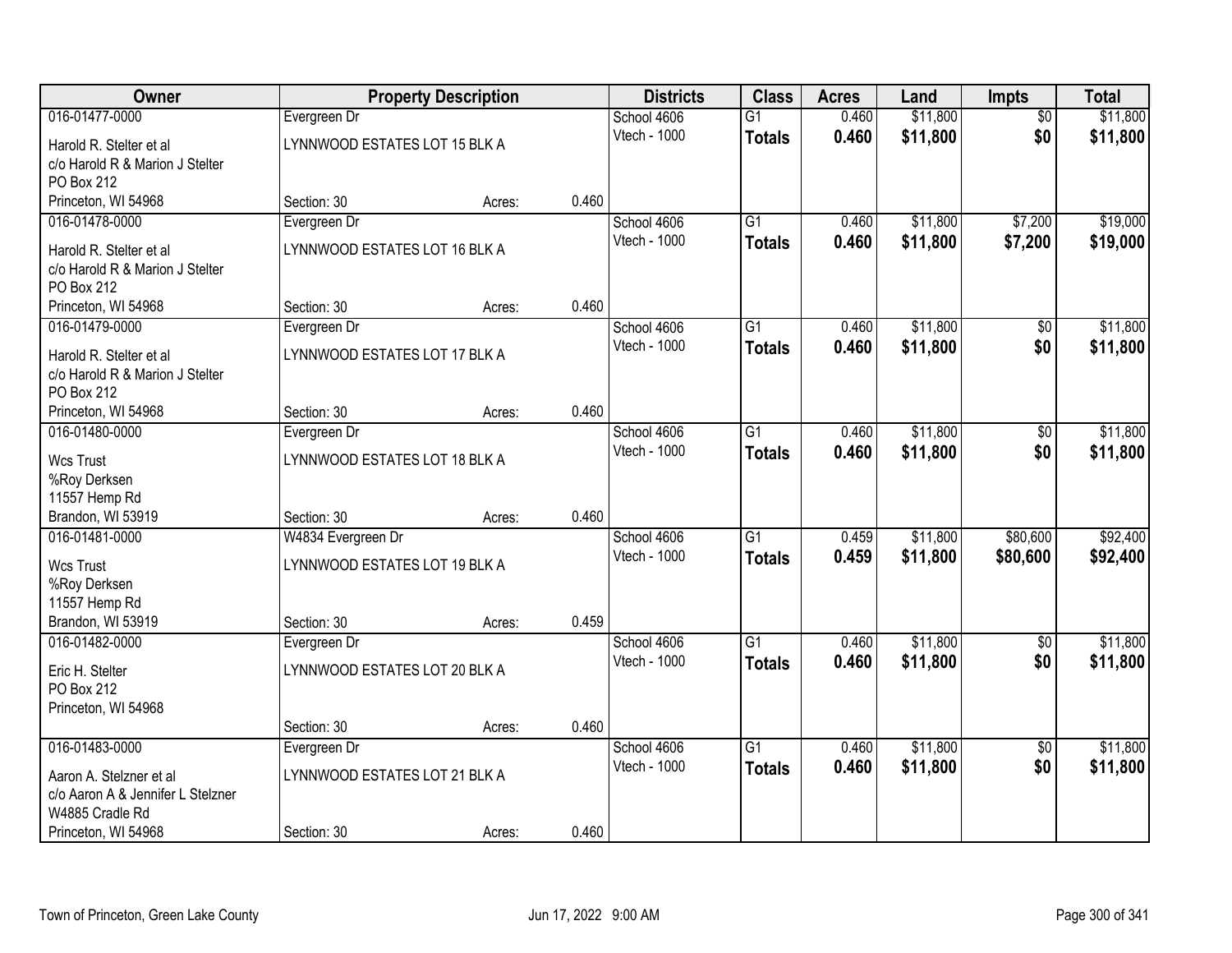| Owner | Property Description | | | Districts | Class | Acres | Land | Impts | Total |
|---|---|---|---|---|---|---|---|---|---|
| 016-01477-0000 | Evergreen Dr | | | School 4606 | G1 | 0.460 | $11,800 | $0 | $11,800 |
| Harold R. Stelter et al<br>c/o Harold R & Marion J Stelter<br>PO Box 212<br>Princeton, WI 54968 | LYNNWOOD ESTATES LOT 15 BLK A | | | Vtech - 1000 | **Totals** | **0.460** | **$11,800** | **$0** | **$11,800** |
| | Section: 30 | Acres: | 0.460 | | | | | | |
| 016-01478-0000 | Evergreen Dr | | | School 4606 | G1 | 0.460 | $11,800 | $7,200 | $19,000 |
| Harold R. Stelter et al<br>c/o Harold R & Marion J Stelter<br>PO Box 212<br>Princeton, WI 54968 | LYNNWOOD ESTATES LOT 16 BLK A | | | Vtech - 1000 | **Totals** | **0.460** | **$11,800** | **$7,200** | **$19,000** |
| | Section: 30 | Acres: | 0.460 | | | | | | |
| 016-01479-0000 | Evergreen Dr | | | School 4606 | G1 | 0.460 | $11,800 | $0 | $11,800 |
| Harold R. Stelter et al<br>c/o Harold R & Marion J Stelter<br>PO Box 212<br>Princeton, WI 54968 | LYNNWOOD ESTATES LOT 17 BLK A | | | Vtech - 1000 | **Totals** | **0.460** | **$11,800** | **$0** | **$11,800** |
| | Section: 30 | Acres: | 0.460 | | | | | | |
| 016-01480-0000 | Evergreen Dr | | | School 4606 | G1 | 0.460 | $11,800 | $0 | $11,800 |
| Wcs Trust<br>%Roy Derksen<br>11557 Hemp Rd<br>Brandon, WI 53919 | LYNNWOOD ESTATES LOT 18 BLK A | | | Vtech - 1000 | **Totals** | **0.460** | **$11,800** | **$0** | **$11,800** |
| | Section: 30 | Acres: | 0.460 | | | | | | |
| 016-01481-0000 | W4834 Evergreen Dr | | | School 4606 | G1 | 0.459 | $11,800 | $80,600 | $92,400 |
| Wcs Trust<br>%Roy Derksen<br>11557 Hemp Rd<br>Brandon, WI 53919 | LYNNWOOD ESTATES LOT 19 BLK A | | | Vtech - 1000 | **Totals** | **0.459** | **$11,800** | **$80,600** | **$92,400** |
| | Section: 30 | Acres: | 0.459 | | | | | | |
| 016-01482-0000 | Evergreen Dr | | | School 4606 | G1 | 0.460 | $11,800 | $0 | $11,800 |
| Eric H. Stelter<br>PO Box 212<br>Princeton, WI 54968 | LYNNWOOD ESTATES LOT 20 BLK A | | | Vtech - 1000 | **Totals** | **0.460** | **$11,800** | **$0** | **$11,800** |
| | Section: 30 | Acres: | 0.460 | | | | | | |
| 016-01483-0000 | Evergreen Dr | | | School 4606 | G1 | 0.460 | $11,800 | $0 | $11,800 |
| Aaron A. Stelzner et al<br>c/o Aaron A & Jennifer L Stelzner<br>W4885 Cradle Rd<br>Princeton, WI 54968 | LYNNWOOD ESTATES LOT 21 BLK A | | | Vtech - 1000 | **Totals** | **0.460** | **$11,800** | **$0** | **$11,800** |
| | Section: 30 | Acres: | 0.460 | | | | | | |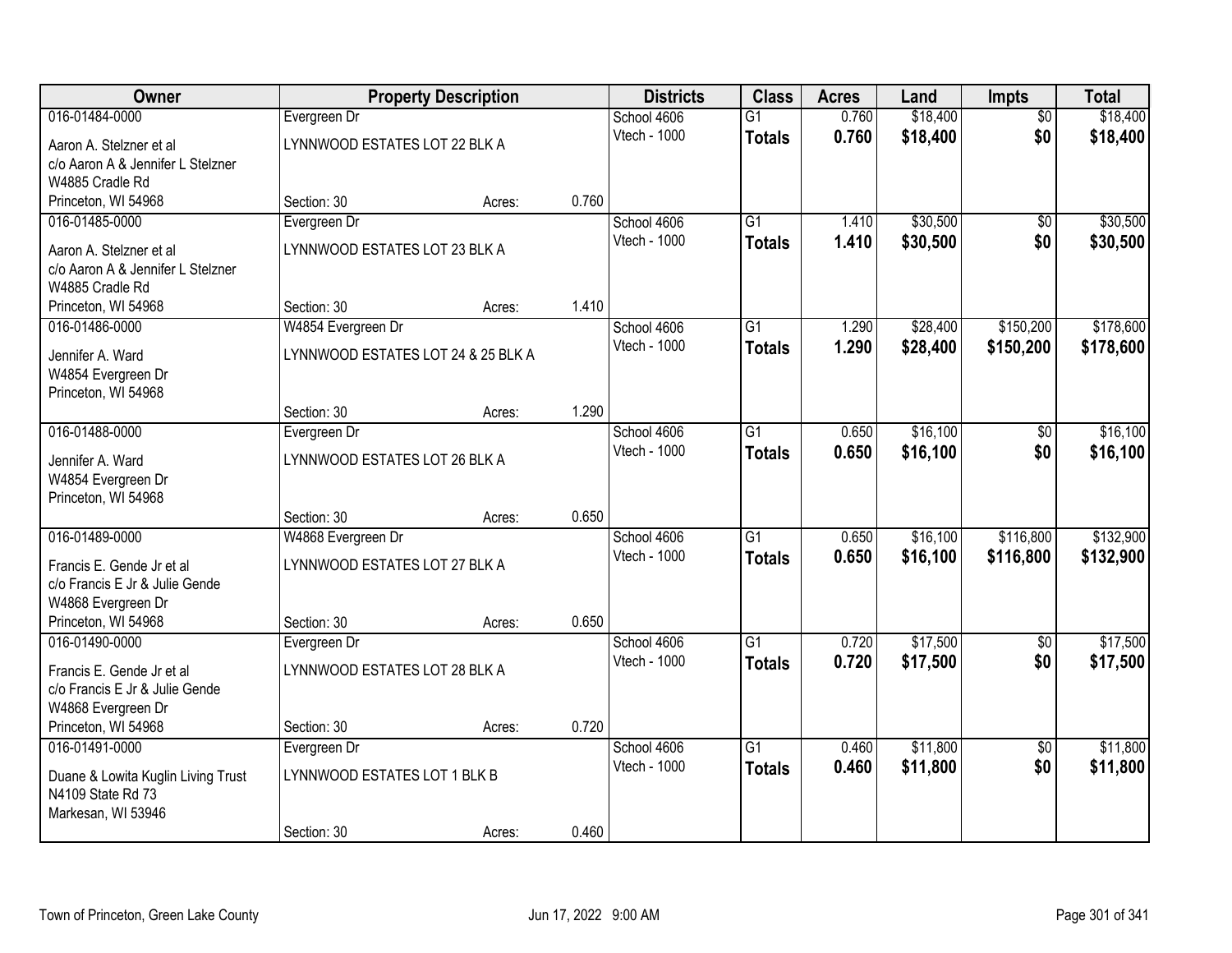| Owner | Property Description | | | Districts | Class | Acres | Land | Impts | Total |
|---|---|---|---|---|---|---|---|---|---|
| 016-01484-0000 | Evergreen Dr | | | School 4606 | G1 | 0.760 | $18,400 | $0 | $18,400 |
| Aaron A. Stelzner et al<br>c/o Aaron A & Jennifer L Stelzner<br>W4885 Cradle Rd<br>Princeton, WI 54968 | LYNNWOOD ESTATES LOT 22 BLK A | | | Vtech - 1000 | **Totals** | **0.760** | **$18,400** | **$0** | **$18,400** |
| | Section: 30 | Acres: | 0.760 | | | | | | |
| 016-01485-0000 | Evergreen Dr | | | School 4606 | G1 | 1.410 | $30,500 | $0 | $30,500 |
| Aaron A. Stelzner et al<br>c/o Aaron A & Jennifer L Stelzner<br>W4885 Cradle Rd<br>Princeton, WI 54968 | LYNNWOOD ESTATES LOT 23 BLK A | | | Vtech - 1000 | **Totals** | **1.410** | **$30,500** | **$0** | **$30,500** |
| | Section: 30 | Acres: | 1.410 | | | | | | |
| 016-01486-0000 | W4854 Evergreen Dr | | | School 4606 | G1 | 1.290 | $28,400 | $150,200 | $178,600 |
| Jennifer A. Ward<br>W4854 Evergreen Dr<br>Princeton, WI 54968 | LYNNWOOD ESTATES LOT 24 & 25 BLK A | | | Vtech - 1000 | **Totals** | **1.290** | **$28,400** | **$150,200** | **$178,600** |
| | Section: 30 | Acres: | 1.290 | | | | | | |
| 016-01488-0000 | Evergreen Dr | | | School 4606 | G1 | 0.650 | $16,100 | $0 | $16,100 |
| Jennifer A. Ward<br>W4854 Evergreen Dr<br>Princeton, WI 54968 | LYNNWOOD ESTATES LOT 26 BLK A | | | Vtech - 1000 | **Totals** | **0.650** | **$16,100** | **$0** | **$16,100** |
| | Section: 30 | Acres: | 0.650 | | | | | | |
| 016-01489-0000 | W4868 Evergreen Dr | | | School 4606 | G1 | 0.650 | $16,100 | $116,800 | $132,900 |
| Francis E. Gende Jr et al<br>c/o Francis E Jr & Julie Gende<br>W4868 Evergreen Dr<br>Princeton, WI 54968 | LYNNWOOD ESTATES LOT 27 BLK A | | | Vtech - 1000 | **Totals** | **0.650** | **$16,100** | **$116,800** | **$132,900** |
| | Section: 30 | Acres: | 0.650 | | | | | | |
| 016-01490-0000 | Evergreen Dr | | | School 4606 | G1 | 0.720 | $17,500 | $0 | $17,500 |
| Francis E. Gende Jr et al<br>c/o Francis E Jr & Julie Gende<br>W4868 Evergreen Dr<br>Princeton, WI 54968 | LYNNWOOD ESTATES LOT 28 BLK A | | | Vtech - 1000 | **Totals** | **0.720** | **$17,500** | **$0** | **$17,500** |
| | Section: 30 | Acres: | 0.720 | | | | | | |
| 016-01491-0000 | Evergreen Dr | | | School 4606 | G1 | 0.460 | $11,800 | $0 | $11,800 |
| Duane & Lowita Kuglin Living Trust<br>N4109 State Rd 73<br>Markesan, WI 53946 | LYNNWOOD ESTATES LOT 1 BLK B | | | Vtech - 1000 | **Totals** | **0.460** | **$11,800** | **$0** | **$11,800** |
| | Section: 30 | Acres: | 0.460 | | | | | | |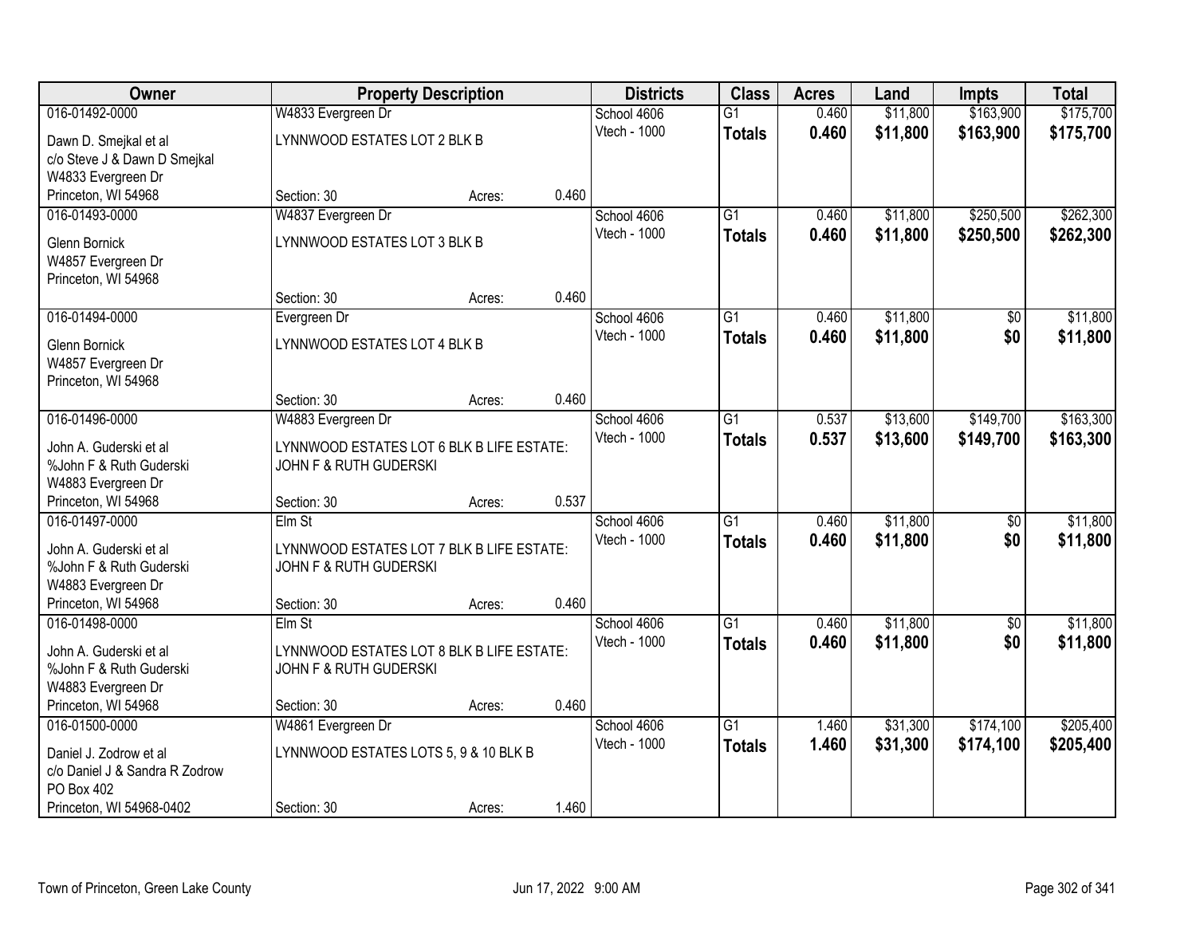| Owner | Property Description | | | Districts | Class | Acres | Land | Impts | Total |
|---|---|---|---|---|---|---|---|---|---|
| 016-01492-0000<br>Dawn D. Smejkal et al<br>c/o Steve J & Dawn D Smejkal<br>W4833 Evergreen Dr<br>Princeton, WI 54968 | W4833 Evergreen Dr<br>LYNNWOOD ESTATES LOT 2 BLK B<br>Section: 30 | Acres: | 0.460 | School 4606<br>Vtech - 1000 | G1<br>**Totals** | 0.460<br>**0.460** | $11,800<br>**$11,800** | $163,900<br>**$163,900** | $175,700<br>**$175,700** |
| 016-01493-0000<br>Glenn Bornick<br>W4857 Evergreen Dr<br>Princeton, WI 54968 | W4837 Evergreen Dr<br>LYNNWOOD ESTATES LOT 3 BLK B<br>Section: 30 | Acres: | 0.460 | School 4606<br>Vtech - 1000 | G1<br>**Totals** | 0.460<br>**0.460** | $11,800<br>**$11,800** | $250,500<br>**$250,500** | $262,300<br>**$262,300** |
| 016-01494-0000<br>Glenn Bornick<br>W4857 Evergreen Dr<br>Princeton, WI 54968 | Evergreen Dr<br>LYNNWOOD ESTATES LOT 4 BLK B<br>Section: 30 | Acres: | 0.460 | School 4606<br>Vtech - 1000 | G1<br>**Totals** | 0.460<br>**0.460** | $11,800<br>**$11,800** | $0<br>**$0** | $11,800<br>**$11,800** |
| 016-01496-0000<br>John A. Guderski et al<br>%John F & Ruth Guderski<br>W4883 Evergreen Dr<br>Princeton, WI 54968 | W4883 Evergreen Dr<br>LYNNWOOD ESTATES LOT 6 BLK B LIFE ESTATE: JOHN F & RUTH GUDERSKI<br>Section: 30 | Acres: | 0.537 | School 4606<br>Vtech - 1000 | G1<br>**Totals** | 0.537<br>**0.537** | $13,600<br>**$13,600** | $149,700<br>**$149,700** | $163,300<br>**$163,300** |
| 016-01497-0000<br>John A. Guderski et al<br>%John F & Ruth Guderski<br>W4883 Evergreen Dr<br>Princeton, WI 54968 | Elm St<br>LYNNWOOD ESTATES LOT 7 BLK B LIFE ESTATE: JOHN F & RUTH GUDERSKI<br>Section: 30 | Acres: | 0.460 | School 4606<br>Vtech - 1000 | G1<br>**Totals** | 0.460<br>**0.460** | $11,800<br>**$11,800** | $0<br>**$0** | $11,800<br>**$11,800** |
| 016-01498-0000<br>John A. Guderski et al<br>%John F & Ruth Guderski<br>W4883 Evergreen Dr<br>Princeton, WI 54968 | Elm St<br>LYNNWOOD ESTATES LOT 8 BLK B LIFE ESTATE: JOHN F & RUTH GUDERSKI<br>Section: 30 | Acres: | 0.460 | School 4606<br>Vtech - 1000 | G1<br>**Totals** | 0.460<br>**0.460** | $11,800<br>**$11,800** | $0<br>**$0** | $11,800<br>**$11,800** |
| 016-01500-0000<br>Daniel J. Zodrow et al<br>c/o Daniel J & Sandra R Zodrow<br>PO Box 402<br>Princeton, WI 54968-0402 | W4861 Evergreen Dr<br>LYNNWOOD ESTATES LOTS 5, 9 & 10 BLK B<br>Section: 30 | Acres: | 1.460 | School 4606<br>Vtech - 1000 | G1<br>**Totals** | 1.460<br>**1.460** | $31,300<br>**$31,300** | $174,100<br>**$174,100** | $205,400<br>**$205,400** |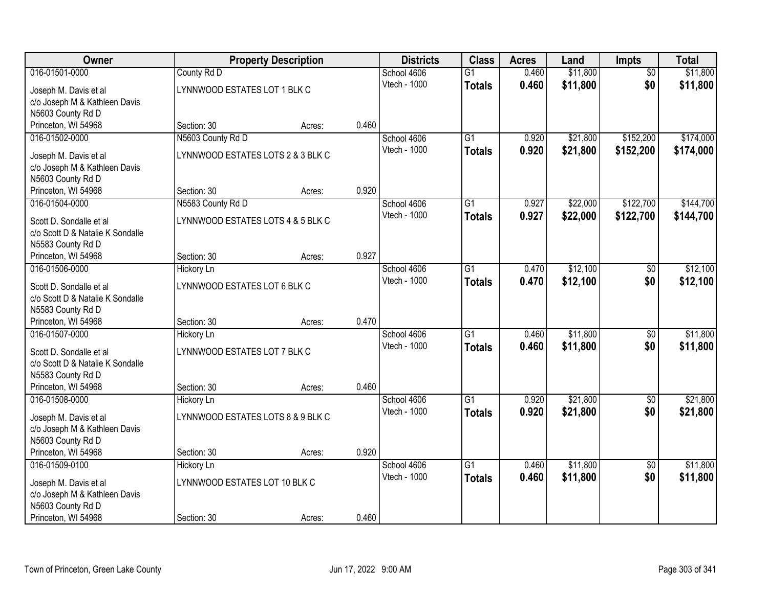| Owner | Property Description | | | Districts | Class | Acres | Land | Impts | Total |
|---|---|---|---|---|---|---|---|---|---|
| 016-01501-0000 | County Rd D | | | School 4606 | G1 | 0.460 | $11,800 | $0 | $11,800 |
| Joseph M. Davis et al<br>c/o Joseph M & Kathleen Davis<br>N5603 County Rd D<br>Princeton, WI 54968 | LYNNWOOD ESTATES LOT 1 BLK C<br>Section: 30 | Acres: | 0.460 | Vtech - 1000 | **Totals** | **0.460** | **$11,800** | **$0** | **$11,800** |
| 016-01502-0000 | N5603 County Rd D | | | School 4606 | G1 | 0.920 | $21,800 | $152,200 | $174,000 |
| Joseph M. Davis et al<br>c/o Joseph M & Kathleen Davis<br>N5603 County Rd D<br>Princeton, WI 54968 | LYNNWOOD ESTATES LOTS 2 & 3 BLK C<br>Section: 30 | Acres: | 0.920 | Vtech - 1000 | **Totals** | **0.920** | **$21,800** | **$152,200** | **$174,000** |
| 016-01504-0000 | N5583 County Rd D | | | School 4606 | G1 | 0.927 | $22,000 | $122,700 | $144,700 |
| Scott D. Sondalle et al<br>c/o Scott D & Natalie K Sondalle<br>N5583 County Rd D<br>Princeton, WI 54968 | LYNNWOOD ESTATES LOTS 4 & 5 BLK C<br>Section: 30 | Acres: | 0.927 | Vtech - 1000 | **Totals** | **0.927** | **$22,000** | **$122,700** | **$144,700** |
| 016-01506-0000 | Hickory Ln | | | School 4606 | G1 | 0.470 | $12,100 | $0 | $12,100 |
| Scott D. Sondalle et al<br>c/o Scott D & Natalie K Sondalle<br>N5583 County Rd D<br>Princeton, WI 54968 | LYNNWOOD ESTATES LOT 6 BLK C<br>Section: 30 | Acres: | 0.470 | Vtech - 1000 | **Totals** | **0.470** | **$12,100** | **$0** | **$12,100** |
| 016-01507-0000 | Hickory Ln | | | School 4606 | G1 | 0.460 | $11,800 | $0 | $11,800 |
| Scott D. Sondalle et al<br>c/o Scott D & Natalie K Sondalle<br>N5583 County Rd D<br>Princeton, WI 54968 | LYNNWOOD ESTATES LOT 7 BLK C<br>Section: 30 | Acres: | 0.460 | Vtech - 1000 | **Totals** | **0.460** | **$11,800** | **$0** | **$11,800** |
| 016-01508-0000 | Hickory Ln | | | School 4606 | G1 | 0.920 | $21,800 | $0 | $21,800 |
| Joseph M. Davis et al<br>c/o Joseph M & Kathleen Davis<br>N5603 County Rd D<br>Princeton, WI 54968 | LYNNWOOD ESTATES LOTS 8 & 9 BLK C<br>Section: 30 | Acres: | 0.920 | Vtech - 1000 | **Totals** | **0.920** | **$21,800** | **$0** | **$21,800** |
| 016-01509-0100 | Hickory Ln | | | School 4606 | G1 | 0.460 | $11,800 | $0 | $11,800 |
| Joseph M. Davis et al<br>c/o Joseph M & Kathleen Davis<br>N5603 County Rd D<br>Princeton, WI 54968 | LYNNWOOD ESTATES LOT 10 BLK C<br>Section: 30 | Acres: | 0.460 | Vtech - 1000 | **Totals** | **0.460** | **$11,800** | **$0** | **$11,800** |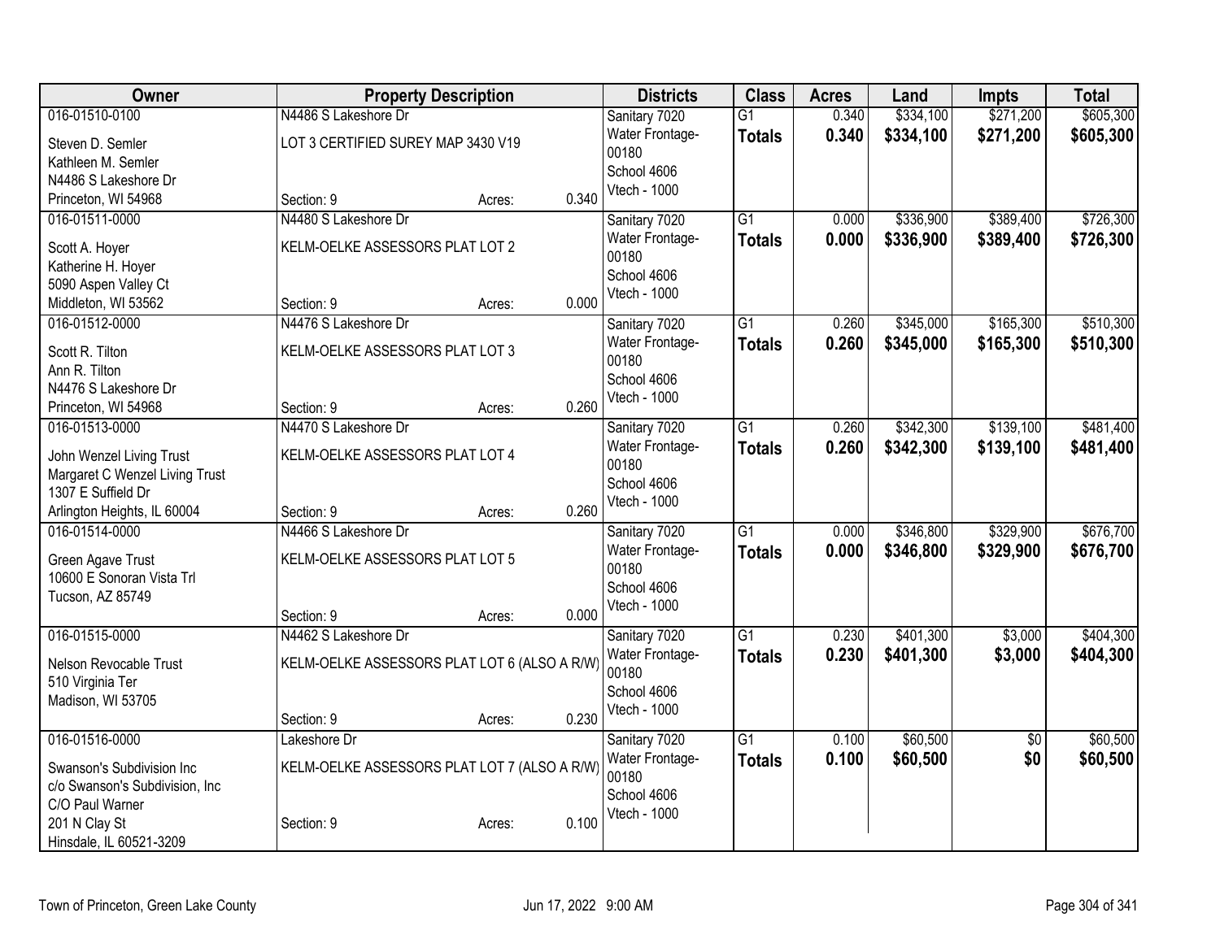| Owner | Property Description | | | Districts | Class | Acres | Land | Impts | Total |
|---|---|---|---|---|---|---|---|---|---|
| 016-01510-0100<br>Steven D. Semler<br>Kathleen M. Semler<br>N4486 S Lakeshore Dr<br>Princeton, WI 54968 | N4486 S Lakeshore Dr<br>LOT 3 CERTIFIED SUREY MAP 3430 V19<br>Section: 9 | Acres: | 0.340 | Sanitary 7020<br>Water Frontage-00180<br>School 4606<br>Vtech - 1000 | G1<br>**Totals** | 0.340<br>**0.340** | $334,100<br>**$334,100** | $271,200<br>**$271,200** | $605,300<br>**$605,300** |
| 016-01511-0000<br>Scott A. Hoyer<br>Katherine H. Hoyer<br>5090 Aspen Valley Ct<br>Middleton, WI 53562 | N4480 S Lakeshore Dr<br>KELM-OELKE ASSESSORS PLAT LOT 2<br>Section: 9 | Acres: | 0.000 | Sanitary 7020<br>Water Frontage-00180<br>School 4606<br>Vtech - 1000 | G1<br>**Totals** | 0.000<br>**0.000** | $336,900<br>**$336,900** | $389,400<br>**$389,400** | $726,300<br>**$726,300** |
| 016-01512-0000<br>Scott R. Tilton<br>Ann R. Tilton<br>N4476 S Lakeshore Dr<br>Princeton, WI 54968 | N4476 S Lakeshore Dr<br>KELM-OELKE ASSESSORS PLAT LOT 3<br>Section: 9 | Acres: | 0.260 | Sanitary 7020<br>Water Frontage-00180<br>School 4606<br>Vtech - 1000 | G1<br>**Totals** | 0.260<br>**0.260** | $345,000<br>**$345,000** | $165,300<br>**$165,300** | $510,300<br>**$510,300** |
| 016-01513-0000<br>John Wenzel Living Trust<br>Margaret C Wenzel Living Trust<br>1307 E Suffield Dr<br>Arlington Heights, IL 60004 | N4470 S Lakeshore Dr<br>KELM-OELKE ASSESSORS PLAT LOT 4<br>Section: 9 | Acres: | 0.260 | Sanitary 7020<br>Water Frontage-00180<br>School 4606<br>Vtech - 1000 | G1<br>**Totals** | 0.260<br>**0.260** | $342,300<br>**$342,300** | $139,100<br>**$139,100** | $481,400<br>**$481,400** |
| 016-01514-0000<br>Green Agave Trust<br>10600 E Sonoran Vista Trl<br>Tucson, AZ 85749 | N4466 S Lakeshore Dr<br>KELM-OELKE ASSESSORS PLAT LOT 5<br>Section: 9 | Acres: | 0.000 | Sanitary 7020<br>Water Frontage-00180<br>School 4606<br>Vtech - 1000 | G1<br>**Totals** | 0.000<br>**0.000** | $346,800<br>**$346,800** | $329,900<br>**$329,900** | $676,700<br>**$676,700** |
| 016-01515-0000<br>Nelson Revocable Trust<br>510 Virginia Ter<br>Madison, WI 53705 | N4462 S Lakeshore Dr<br>KELM-OELKE ASSESSORS PLAT LOT 6 (ALSO A R/W)<br>Section: 9 | Acres: | 0.230 | Sanitary 7020<br>Water Frontage-00180<br>School 4606<br>Vtech - 1000 | G1<br>**Totals** | 0.230<br>**0.230** | $401,300<br>**$401,300** | $3,000<br>**$3,000** | $404,300<br>**$404,300** |
| 016-01516-0000<br>Swanson's Subdivision Inc<br>c/o Swanson's Subdivision, Inc<br>C/O Paul Warner<br>201 N Clay St<br>Hinsdale, IL 60521-3209 | Lakeshore Dr<br>KELM-OELKE ASSESSORS PLAT LOT 7 (ALSO A R/W)<br>Section: 9 | Acres: | 0.100 | Sanitary 7020<br>Water Frontage-00180<br>School 4606<br>Vtech - 1000 | G1<br>**Totals** | 0.100<br>**0.100** | $60,500<br>**$60,500** | $0<br>**$0** | $60,500<br>**$60,500** |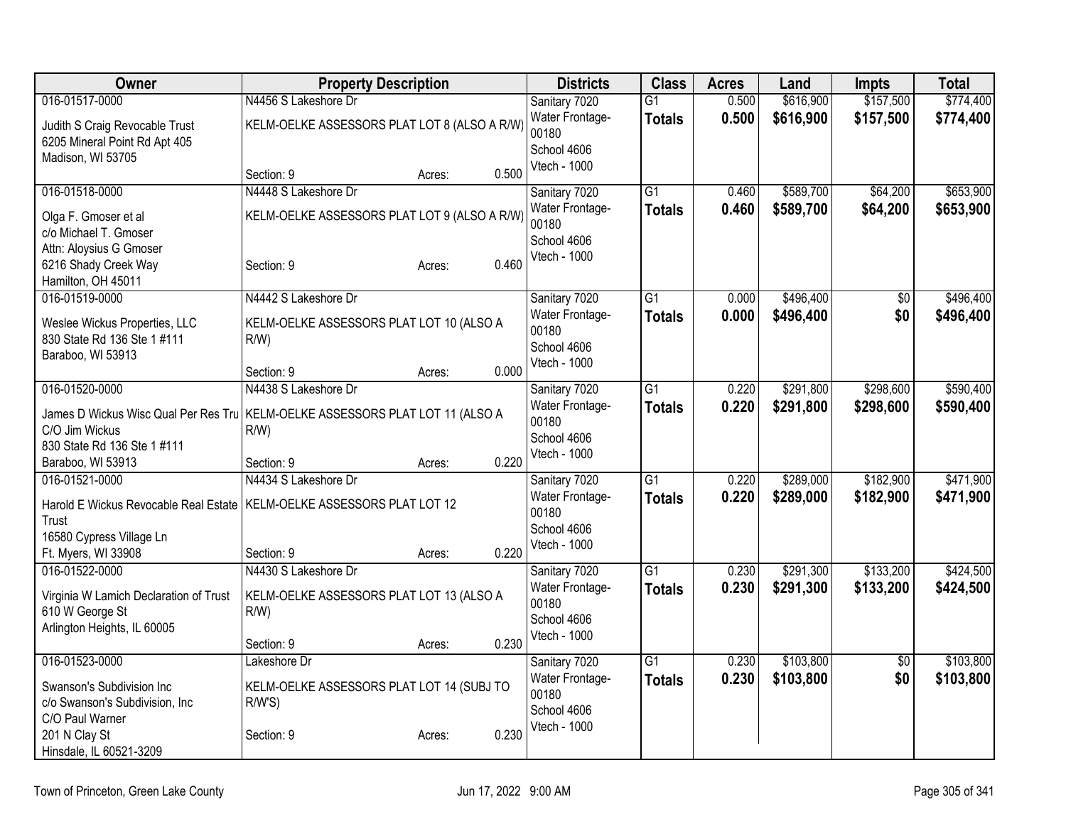| Owner | Property Description | Districts | Class | Acres | Land | Impts | Total |
|---|---|---|---|---|---|---|---|
| 016-01517-0000<br>Judith S Craig Revocable Trust<br>6205 Mineral Point Rd Apt 405<br>Madison, WI 53705 | N4456 S Lakeshore Dr<br>KELM-OELKE ASSESSORS PLAT LOT 8 (ALSO A R/W)<br>Section: 9 Acres: 0.500 | Sanitary 7020<br>Water Frontage-00180<br>School 4606<br>Vtech - 1000 | G1<br>**Totals** | 0.500<br>**0.500** | $616,900<br>**$616,900** | $157,500<br>**$157,500** | $774,400<br>**$774,400** |
| 016-01518-0000<br>Olga F. Gmoser et al<br>c/o Michael T. Gmoser<br>Attn: Aloysius G Gmoser<br>6216 Shady Creek Way<br>Hamilton, OH 45011 | N4448 S Lakeshore Dr<br>KELM-OELKE ASSESSORS PLAT LOT 9 (ALSO A R/W)<br>Section: 9 Acres: 0.460 | Sanitary 7020<br>Water Frontage-00180<br>School 4606<br>Vtech - 1000 | G1<br>**Totals** | 0.460<br>**0.460** | $589,700<br>**$589,700** | $64,200<br>**$64,200** | $653,900<br>**$653,900** |
| 016-01519-0000<br>Weslee Wickus Properties, LLC<br>830 State Rd 136 Ste 1 #111<br>Baraboo, WI 53913 | N4442 S Lakeshore Dr<br>KELM-OELKE ASSESSORS PLAT LOT 10 (ALSO A R/W)<br>Section: 9 Acres: 0.000 | Sanitary 7020<br>Water Frontage-00180<br>School 4606<br>Vtech - 1000 | G1<br>**Totals** | 0.000<br>**0.000** | $496,400<br>**$496,400** | $0<br>**$0** | $496,400<br>**$496,400** |
| 016-01520-0000<br>James D Wickus Wisc Qual Per Res Tru<br>C/O Jim Wickus<br>830 State Rd 136 Ste 1 #111<br>Baraboo, WI 53913 | N4438 S Lakeshore Dr<br>KELM-OELKE ASSESSORS PLAT LOT 11 (ALSO A R/W)<br>Section: 9 Acres: 0.220 | Sanitary 7020<br>Water Frontage-00180<br>School 4606<br>Vtech - 1000 | G1<br>**Totals** | 0.220<br>**0.220** | $291,800<br>**$291,800** | $298,600<br>**$298,600** | $590,400<br>**$590,400** |
| 016-01521-0000<br>Harold E Wickus Revocable Real Estate Trust<br>16580 Cypress Village Ln<br>Ft. Myers, WI 33908 | N4434 S Lakeshore Dr<br>KELM-OELKE ASSESSORS PLAT LOT 12<br>Section: 9 Acres: 0.220 | Sanitary 7020<br>Water Frontage-00180<br>School 4606<br>Vtech - 1000 | G1<br>**Totals** | 0.220<br>**0.220** | $289,000<br>**$289,000** | $182,900<br>**$182,900** | $471,900<br>**$471,900** |
| 016-01522-0000<br>Virginia W Lamich Declaration of Trust<br>610 W George St<br>Arlington Heights, IL 60005 | N4430 S Lakeshore Dr<br>KELM-OELKE ASSESSORS PLAT LOT 13 (ALSO A R/W)<br>Section: 9 Acres: 0.230 | Sanitary 7020<br>Water Frontage-00180<br>School 4606<br>Vtech - 1000 | G1<br>**Totals** | 0.230<br>**0.230** | $291,300<br>**$291,300** | $133,200<br>**$133,200** | $424,500<br>**$424,500** |
| 016-01523-0000<br>Swanson's Subdivision Inc<br>c/o Swanson's Subdivision, Inc<br>C/O Paul Warner<br>201 N Clay St<br>Hinsdale, IL 60521-3209 | Lakeshore Dr<br>KELM-OELKE ASSESSORS PLAT LOT 14 (SUBJ TO R/W'S)<br>Section: 9 Acres: 0.230 | Sanitary 7020<br>Water Frontage-00180<br>School 4606<br>Vtech - 1000 | G1<br>**Totals** | 0.230<br>**0.230** | $103,800<br>**$103,800** | $0<br>**$0** | $103,800<br>**$103,800** |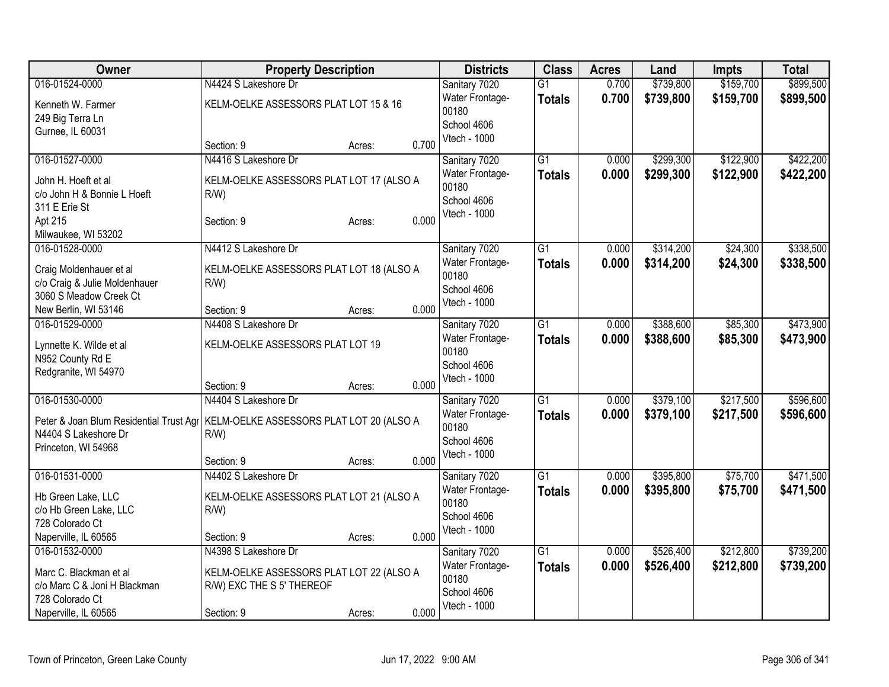| Owner | Property Description | Districts | Class | Acres | Land | Impts | Total |
|---|---|---|---|---|---|---|---|
| 016-01524-0000<br>Kenneth W. Farmer<br>249 Big Terra Ln<br>Gurnee, IL 60031 | N4424 S Lakeshore Dr<br>KELM-OELKE ASSESSORS PLAT LOT 15 & 16<br>Section: 9 Acres: 0.700 | Sanitary 7020<br>Water Frontage-00180<br>School 4606<br>Vtech - 1000 | G1<br>**Totals** | 0.700<br>**0.700** | $739,800<br>**$739,800** | $159,700<br>**$159,700** | $899,500<br>**$899,500** |
| 016-01527-0000<br>John H. Hoeft et al<br>c/o John H & Bonnie L Hoeft<br>311 E Erie St<br>Apt 215<br>Milwaukee, WI 53202 | N4416 S Lakeshore Dr<br>KELM-OELKE ASSESSORS PLAT LOT 17 (ALSO A R/W)<br>Section: 9 Acres: 0.000 | Sanitary 7020<br>Water Frontage-00180<br>School 4606<br>Vtech - 1000 | G1<br>**Totals** | 0.000<br>**0.000** | $299,300<br>**$299,300** | $122,900<br>**$122,900** | $422,200<br>**$422,200** |
| 016-01528-0000<br>Craig Moldenhauer et al<br>c/o Craig & Julie Moldenhauer<br>3060 S Meadow Creek Ct<br>New Berlin, WI 53146 | N4412 S Lakeshore Dr<br>KELM-OELKE ASSESSORS PLAT LOT 18 (ALSO A R/W)<br>Section: 9 Acres: 0.000 | Sanitary 7020<br>Water Frontage-00180<br>School 4606<br>Vtech - 1000 | G1<br>**Totals** | 0.000<br>**0.000** | $314,200<br>**$314,200** | $24,300<br>**$24,300** | $338,500<br>**$338,500** |
| 016-01529-0000<br>Lynnette K. Wilde et al<br>N952 County Rd E<br>Redgranite, WI 54970 | N4408 S Lakeshore Dr<br>KELM-OELKE ASSESSORS PLAT LOT 19<br>Section: 9 Acres: 0.000 | Sanitary 7020<br>Water Frontage-00180<br>School 4606<br>Vtech - 1000 | G1<br>**Totals** | 0.000<br>**0.000** | $388,600<br>**$388,600** | $85,300<br>**$85,300** | $473,900<br>**$473,900** |
| 016-01530-0000<br>Peter & Joan Blum Residential Trust Agr<br>N4404 S Lakeshore Dr<br>Princeton, WI 54968 | N4404 S Lakeshore Dr<br>KELM-OELKE ASSESSORS PLAT LOT 20 (ALSO A R/W)<br>Section: 9 Acres: 0.000 | Sanitary 7020<br>Water Frontage-00180<br>School 4606<br>Vtech - 1000 | G1<br>**Totals** | 0.000<br>**0.000** | $379,100<br>**$379,100** | $217,500<br>**$217,500** | $596,600<br>**$596,600** |
| 016-01531-0000<br>Hb Green Lake, LLC<br>c/o Hb Green Lake, LLC<br>728 Colorado Ct<br>Naperville, IL 60565 | N4402 S Lakeshore Dr<br>KELM-OELKE ASSESSORS PLAT LOT 21 (ALSO A R/W)<br>Section: 9 Acres: 0.000 | Sanitary 7020<br>Water Frontage-00180<br>School 4606<br>Vtech - 1000 | G1<br>**Totals** | 0.000<br>**0.000** | $395,800<br>**$395,800** | $75,700<br>**$75,700** | $471,500<br>**$471,500** |
| 016-01532-0000<br>Marc C. Blackman et al<br>c/o Marc C & Joni H Blackman<br>728 Colorado Ct<br>Naperville, IL 60565 | N4398 S Lakeshore Dr<br>KELM-OELKE ASSESSORS PLAT LOT 22 (ALSO A R/W) EXC THE S 5' THEREOF<br>Section: 9 Acres: 0.000 | Sanitary 7020<br>Water Frontage-00180<br>School 4606<br>Vtech - 1000 | G1<br>**Totals** | 0.000<br>**0.000** | $526,400<br>**$526,400** | $212,800<br>**$212,800** | $739,200<br>**$739,200** |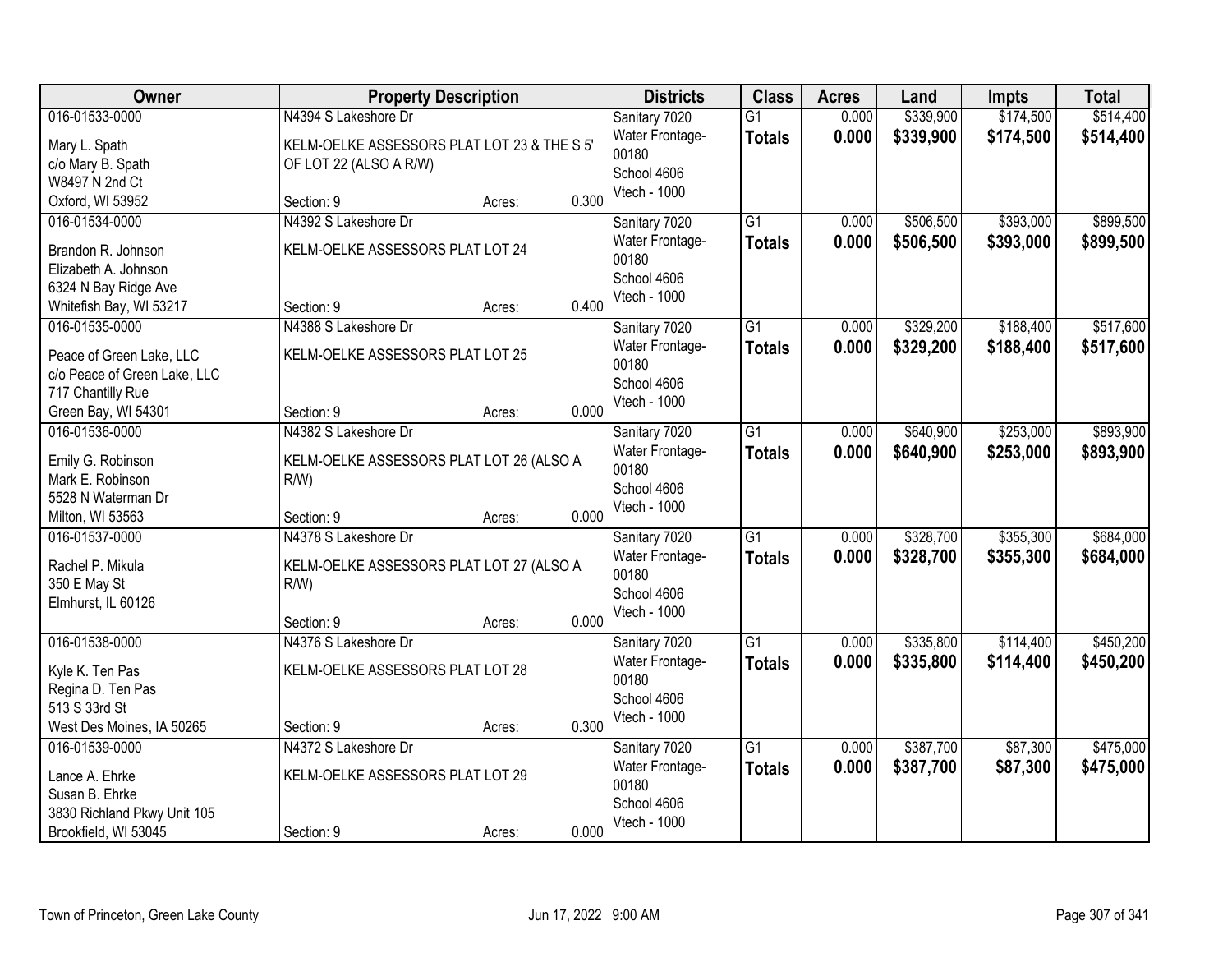| Owner | Property Description | | | Districts | Class | Acres | Land | Impts | Total |
|---|---|---|---|---|---|---|---|---|---|
| 016-01533-0000<br>Mary L. Spath<br>c/o Mary B. Spath<br>W8497 N 2nd Ct<br>Oxford, WI 53952 | N4394 S Lakeshore Dr<br>KELM-OELKE ASSESSORS PLAT LOT 23 & THE S 5' OF LOT 22 (ALSO A R/W)<br>Section: 9 | Acres: | 0.300 | Sanitary 7020<br>Water Frontage-00180<br>School 4606<br>Vtech - 1000 | G1<br>**Totals** | 0.000<br>**0.000** | $339,900<br>**$339,900** | $174,500<br>**$174,500** | $514,400<br>**$514,400** |
| 016-01534-0000<br>Brandon R. Johnson<br>Elizabeth A. Johnson<br>6324 N Bay Ridge Ave<br>Whitefish Bay, WI 53217 | N4392 S Lakeshore Dr<br>KELM-OELKE ASSESSORS PLAT LOT 24<br>Section: 9 | Acres: | 0.400 | Sanitary 7020<br>Water Frontage-00180<br>School 4606<br>Vtech - 1000 | G1<br>**Totals** | 0.000<br>**0.000** | $506,500<br>**$506,500** | $393,000<br>**$393,000** | $899,500<br>**$899,500** |
| 016-01535-0000<br>Peace of Green Lake, LLC<br>c/o Peace of Green Lake, LLC<br>717 Chantilly Rue<br>Green Bay, WI 54301 | N4388 S Lakeshore Dr<br>KELM-OELKE ASSESSORS PLAT LOT 25<br>Section: 9 | Acres: | 0.000 | Sanitary 7020<br>Water Frontage-00180<br>School 4606<br>Vtech - 1000 | G1<br>**Totals** | 0.000<br>**0.000** | $329,200<br>**$329,200** | $188,400<br>**$188,400** | $517,600<br>**$517,600** |
| 016-01536-0000<br>Emily G. Robinson<br>Mark E. Robinson<br>5528 N Waterman Dr<br>Milton, WI 53563 | N4382 S Lakeshore Dr<br>KELM-OELKE ASSESSORS PLAT LOT 26 (ALSO A R/W)<br>Section: 9 | Acres: | 0.000 | Sanitary 7020<br>Water Frontage-00180<br>School 4606<br>Vtech - 1000 | G1<br>**Totals** | 0.000<br>**0.000** | $640,900<br>**$640,900** | $253,000<br>**$253,000** | $893,900<br>**$893,900** |
| 016-01537-0000<br>Rachel P. Mikula<br>350 E May St<br>Elmhurst, IL 60126 | N4378 S Lakeshore Dr<br>KELM-OELKE ASSESSORS PLAT LOT 27 (ALSO A R/W)<br>Section: 9 | Acres: | 0.000 | Sanitary 7020<br>Water Frontage-00180<br>School 4606<br>Vtech - 1000 | G1<br>**Totals** | 0.000<br>**0.000** | $328,700<br>**$328,700** | $355,300<br>**$355,300** | $684,000<br>**$684,000** |
| 016-01538-0000<br>Kyle K. Ten Pas<br>Regina D. Ten Pas<br>513 S 33rd St<br>West Des Moines, IA 50265 | N4376 S Lakeshore Dr<br>KELM-OELKE ASSESSORS PLAT LOT 28<br>Section: 9 | Acres: | 0.300 | Sanitary 7020<br>Water Frontage-00180<br>School 4606<br>Vtech - 1000 | G1<br>**Totals** | 0.000<br>**0.000** | $335,800<br>**$335,800** | $114,400<br>**$114,400** | $450,200<br>**$450,200** |
| 016-01539-0000<br>Lance A. Ehrke<br>Susan B. Ehrke<br>3830 Richland Pkwy Unit 105<br>Brookfield, WI 53045 | N4372 S Lakeshore Dr<br>KELM-OELKE ASSESSORS PLAT LOT 29<br>Section: 9 | Acres: | 0.000 | Sanitary 7020<br>Water Frontage-00180<br>School 4606<br>Vtech - 1000 | G1<br>**Totals** | 0.000<br>**0.000** | $387,700<br>**$387,700** | $87,300<br>**$87,300** | $475,000<br>**$475,000** |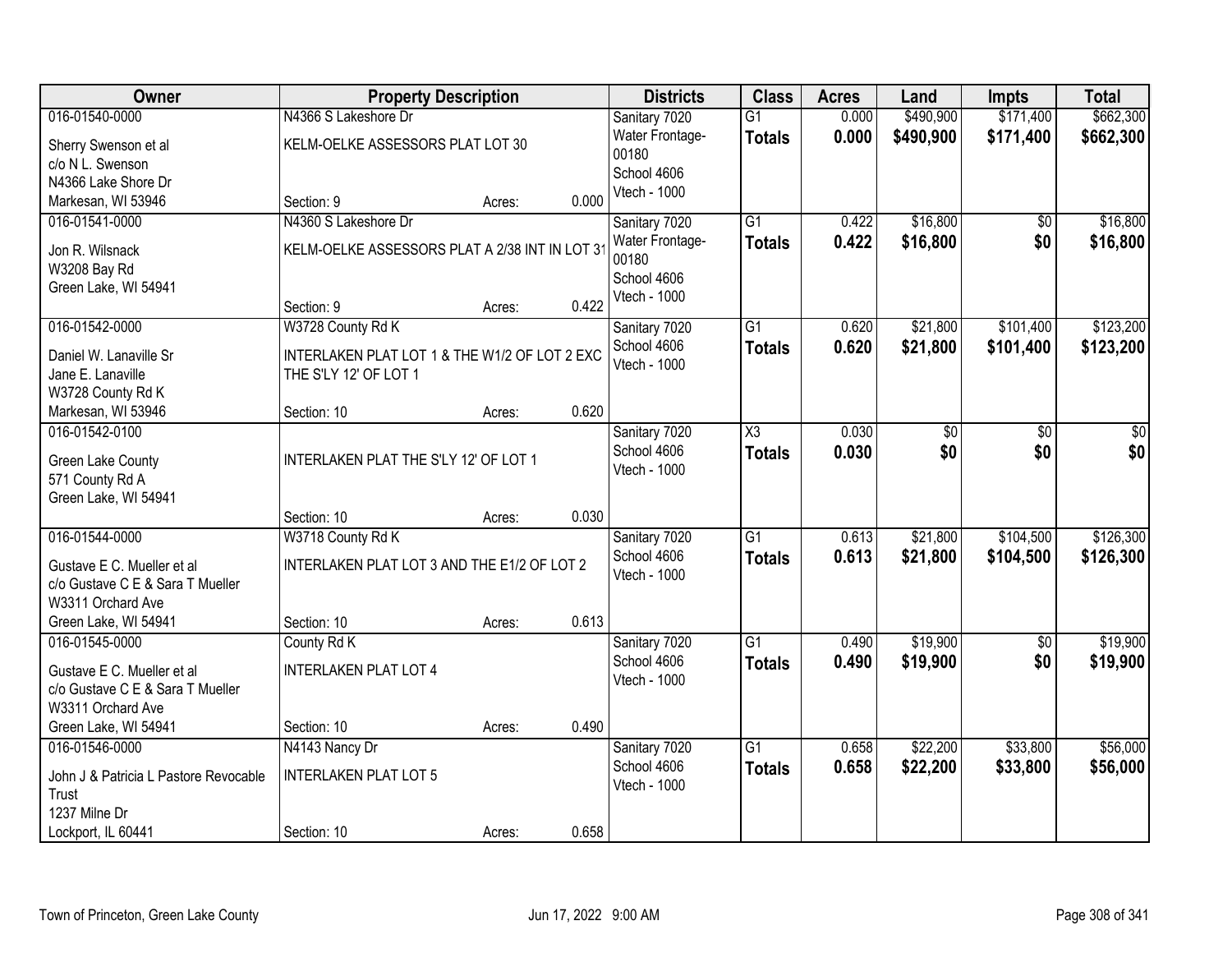| Owner | Property Description | | | Districts | Class | Acres | Land | Impts | Total |
|---|---|---|---|---|---|---|---|---|---|
| 016-01540-0000<br>Sherry Swenson et al<br>c/o N L. Swenson<br>N4366 Lake Shore Dr<br>Markesan, WI 53946 | N4366 S Lakeshore Dr<br>KELM-OELKE ASSESSORS PLAT LOT 30<br>Section: 9 | Acres: | 0.000 | Sanitary 7020<br>Water Frontage-00180<br>School 4606<br>Vtech - 1000 | G1<br>**Totals** | 0.000<br>**0.000** | $490,900<br>**$490,900** | $171,400<br>**$171,400** | $662,300<br>**$662,300** |
| 016-01541-0000<br>Jon R. Wilsnack<br>W3208 Bay Rd<br>Green Lake, WI 54941 | N4360 S Lakeshore Dr<br>KELM-OELKE ASSESSORS PLAT A 2/38 INT IN LOT 31<br>Section: 9 | Acres: | 0.422 | Sanitary 7020<br>Water Frontage-00180<br>School 4606<br>Vtech - 1000 | G1<br>**Totals** | 0.422<br>**0.422** | $16,800<br>**$16,800** | $0<br>**$0** | $16,800<br>**$16,800** |
| 016-01542-0000<br>Daniel W. Lanaville Sr<br>Jane E. Lanaville<br>W3728 County Rd K<br>Markesan, WI 53946 | W3728 County Rd K<br>INTERLAKEN PLAT LOT 1 & THE W1/2 OF LOT 2 EXC THE S'LY 12' OF LOT 1<br>Section: 10 | Acres: | 0.620 | Sanitary 7020<br>School 4606<br>Vtech - 1000 | G1<br>**Totals** | 0.620<br>**0.620** | $21,800<br>**$21,800** | $101,400<br>**$101,400** | $123,200<br>**$123,200** |
| 016-01542-0100<br>Green Lake County<br>571 County Rd A<br>Green Lake, WI 54941 | INTERLAKEN PLAT THE S'LY 12' OF LOT 1<br>Section: 10 | Acres: | 0.030 | Sanitary 7020<br>School 4606<br>Vtech - 1000 | X3<br>**Totals** | 0.030<br>**0.030** | $0<br>**$0** | $0<br>**$0** | $0<br>**$0** |
| 016-01544-0000<br>Gustave E C. Mueller et al<br>c/o Gustave C E & Sara T Mueller<br>W3311 Orchard Ave<br>Green Lake, WI 54941 | W3718 County Rd K<br>INTERLAKEN PLAT LOT 3 AND THE E1/2 OF LOT 2<br>Section: 10 | Acres: | 0.613 | Sanitary 7020<br>School 4606<br>Vtech - 1000 | G1<br>**Totals** | 0.613<br>**0.613** | $21,800<br>**$21,800** | $104,500<br>**$104,500** | $126,300<br>**$126,300** |
| 016-01545-0000<br>Gustave E C. Mueller et al<br>c/o Gustave C E & Sara T Mueller<br>W3311 Orchard Ave<br>Green Lake, WI 54941 | County Rd K<br>INTERLAKEN PLAT LOT 4<br>Section: 10 | Acres: | 0.490 | Sanitary 7020<br>School 4606<br>Vtech - 1000 | G1<br>**Totals** | 0.490<br>**0.490** | $19,900<br>**$19,900** | $0<br>**$0** | $19,900<br>**$19,900** |
| 016-01546-0000<br>John J & Patricia L Pastore Revocable Trust<br>1237 Milne Dr<br>Lockport, IL 60441 | N4143 Nancy Dr<br>INTERLAKEN PLAT LOT 5<br>Section: 10 | Acres: | 0.658 | Sanitary 7020<br>School 4606<br>Vtech - 1000 | G1<br>**Totals** | 0.658<br>**0.658** | $22,200<br>**$22,200** | $33,800<br>**$33,800** | $56,000<br>**$56,000** |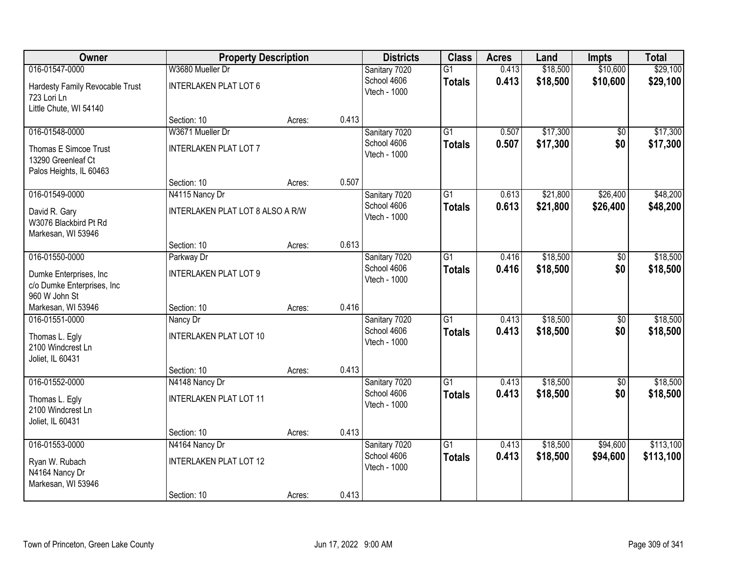| Owner | Property Description | | | Districts | Class | Acres | Land | Impts | Total |
|---|---|---|---|---|---|---|---|---|---|
| 016-01547-0000<br>Hardesty Family Revocable Trust<br>723 Lori Ln<br>Little Chute, WI 54140 | W3680 Mueller Dr<br>INTERLAKEN PLAT LOT 6<br>Section: 10 | Acres: | 0.413 | Sanitary 7020<br>School 4606<br>Vtech - 1000 | G1<br>**Totals** | 0.413<br>**0.413** | $18,500<br>**$18,500** | $10,600<br>**$10,600** | $29,100<br>**$29,100** |
| 016-01548-0000<br>Thomas E Simcoe Trust<br>13290 Greenleaf Ct<br>Palos Heights, IL 60463 | W3671 Mueller Dr<br>INTERLAKEN PLAT LOT 7<br>Section: 10 | Acres: | 0.507 | Sanitary 7020<br>School 4606<br>Vtech - 1000 | G1<br>**Totals** | 0.507<br>**0.507** | $17,300<br>**$17,300** | $0<br>**$0** | $17,300<br>**$17,300** |
| 016-01549-0000<br>David R. Gary<br>W3076 Blackbird Pt Rd<br>Markesan, WI 53946 | N4115 Nancy Dr<br>INTERLAKEN PLAT LOT 8 ALSO A R/W<br>Section: 10 | Acres: | 0.613 | Sanitary 7020<br>School 4606<br>Vtech - 1000 | G1<br>**Totals** | 0.613<br>**0.613** | $21,800<br>**$21,800** | $26,400<br>**$26,400** | $48,200<br>**$48,200** |
| 016-01550-0000<br>Dumke Enterprises, Inc<br>c/o Dumke Enterprises, Inc<br>960 W John St<br>Markesan, WI 53946 | Parkway Dr<br>INTERLAKEN PLAT LOT 9<br>Section: 10 | Acres: | 0.416 | Sanitary 7020<br>School 4606<br>Vtech - 1000 | G1<br>**Totals** | 0.416<br>**0.416** | $18,500<br>**$18,500** | $0<br>**$0** | $18,500<br>**$18,500** |
| 016-01551-0000<br>Thomas L. Egly<br>2100 Windcrest Ln<br>Joliet, IL 60431 | Nancy Dr<br>INTERLAKEN PLAT LOT 10<br>Section: 10 | Acres: | 0.413 | Sanitary 7020<br>School 4606<br>Vtech - 1000 | G1<br>**Totals** | 0.413<br>**0.413** | $18,500<br>**$18,500** | $0<br>**$0** | $18,500<br>**$18,500** |
| 016-01552-0000<br>Thomas L. Egly<br>2100 Windcrest Ln<br>Joliet, IL 60431 | N4148 Nancy Dr<br>INTERLAKEN PLAT LOT 11<br>Section: 10 | Acres: | 0.413 | Sanitary 7020<br>School 4606<br>Vtech - 1000 | G1<br>**Totals** | 0.413<br>**0.413** | $18,500<br>**$18,500** | $0<br>**$0** | $18,500<br>**$18,500** |
| 016-01553-0000<br>Ryan W. Rubach<br>N4164 Nancy Dr<br>Markesan, WI 53946 | N4164 Nancy Dr<br>INTERLAKEN PLAT LOT 12<br>Section: 10 | Acres: | 0.413 | Sanitary 7020<br>School 4606<br>Vtech - 1000 | G1<br>**Totals** | 0.413<br>**0.413** | $18,500<br>**$18,500** | $94,600<br>**$94,600** | $113,100<br>**$113,100** |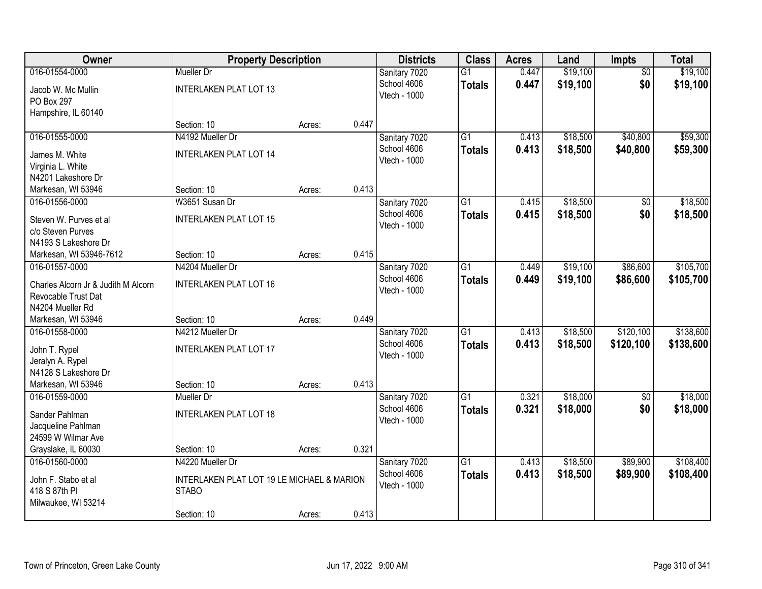| Owner | Property Description | | | Districts | Class | Acres | Land | Impts | Total |
|---|---|---|---|---|---|---|---|---|---|
| 016-01554-0000<br>Jacob W. Mc Mullin<br>PO Box 297<br>Hampshire, IL 60140 | Mueller Dr<br>INTERLAKEN PLAT LOT 13<br>Section: 10 | Acres: | 0.447 | Sanitary 7020<br>School 4606<br>Vtech - 1000 | G1<br>**Totals** | 0.447<br>**0.447** | $19,100<br>**$19,100** | $0<br>**$0** | $19,100<br>**$19,100** |
| 016-01555-0000<br>James M. White<br>Virginia L. White<br>N4201 Lakeshore Dr<br>Markesan, WI 53946 | N4192 Mueller Dr<br>INTERLAKEN PLAT LOT 14<br>Section: 10 | Acres: | 0.413 | Sanitary 7020<br>School 4606<br>Vtech - 1000 | G1<br>**Totals** | 0.413<br>**0.413** | $18,500<br>**$18,500** | $40,800<br>**$40,800** | $59,300<br>**$59,300** |
| 016-01556-0000<br>Steven W. Purves et al<br>c/o Steven Purves<br>N4193 S Lakeshore Dr<br>Markesan, WI 53946-7612 | W3651 Susan Dr<br>INTERLAKEN PLAT LOT 15<br>Section: 10 | Acres: | 0.415 | Sanitary 7020<br>School 4606<br>Vtech - 1000 | G1<br>**Totals** | 0.415<br>**0.415** | $18,500<br>**$18,500** | $0<br>**$0** | $18,500<br>**$18,500** |
| 016-01557-0000<br>Charles Alcorn Jr & Judith M Alcorn Revocable Trust Dat<br>N4204 Mueller Rd<br>Markesan, WI 53946 | N4204 Mueller Dr<br>INTERLAKEN PLAT LOT 16<br>Section: 10 | Acres: | 0.449 | Sanitary 7020<br>School 4606<br>Vtech - 1000 | G1<br>**Totals** | 0.449<br>**0.449** | $19,100<br>**$19,100** | $86,600<br>**$86,600** | $105,700<br>**$105,700** |
| 016-01558-0000<br>John T. Rypel<br>Jeralyn A. Rypel<br>N4128 S Lakeshore Dr<br>Markesan, WI 53946 | N4212 Mueller Dr<br>INTERLAKEN PLAT LOT 17<br>Section: 10 | Acres: | 0.413 | Sanitary 7020<br>School 4606<br>Vtech - 1000 | G1<br>**Totals** | 0.413<br>**0.413** | $18,500<br>**$18,500** | $120,100<br>**$120,100** | $138,600<br>**$138,600** |
| 016-01559-0000<br>Sander Pahlman<br>Jacqueline Pahlman<br>24599 W Wilmar Ave<br>Grayslake, IL 60030 | Mueller Dr<br>INTERLAKEN PLAT LOT 18<br>Section: 10 | Acres: | 0.321 | Sanitary 7020<br>School 4606<br>Vtech - 1000 | G1<br>**Totals** | 0.321<br>**0.321** | $18,000<br>**$18,000** | $0<br>**$0** | $18,000<br>**$18,000** |
| 016-01560-0000<br>John F. Stabo et al<br>418 S 87th Pl<br>Milwaukee, WI 53214 | N4220 Mueller Dr<br>INTERLAKEN PLAT LOT 19 LE MICHAEL & MARION STABO<br>Section: 10 | Acres: | 0.413 | Sanitary 7020<br>School 4606<br>Vtech - 1000 | G1<br>**Totals** | 0.413<br>**0.413** | $18,500<br>**$18,500** | $89,900<br>**$89,900** | $108,400<br>**$108,400** |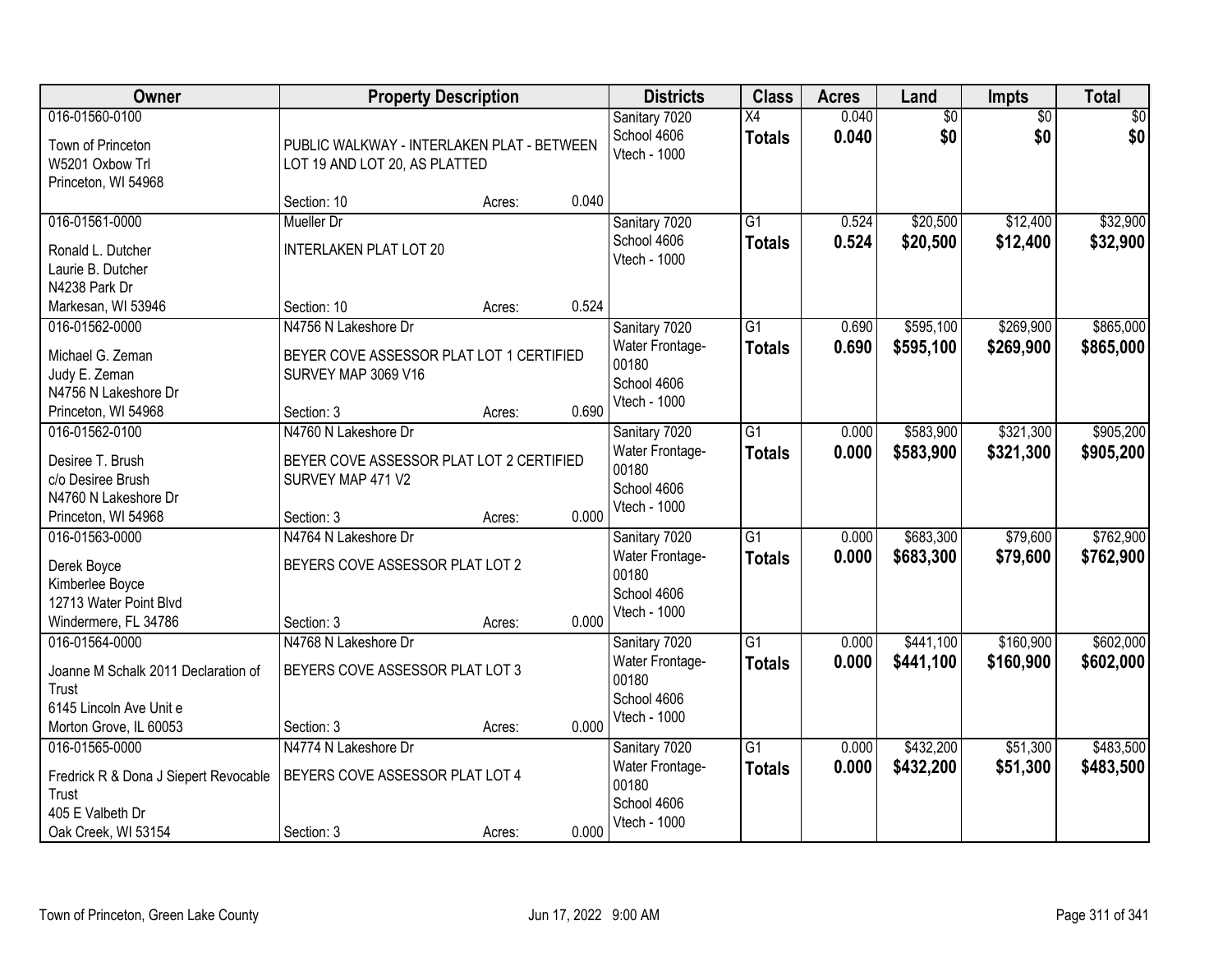| Owner | Property Description | | | Districts | Class | Acres | Land | Impts | Total |
|---|---|---|---|---|---|---|---|---|---|
| 016-01560-0100<br>Town of Princeton<br>W5201 Oxbow Trl<br>Princeton, WI 54968 | PUBLIC WALKWAY - INTERLAKEN PLAT - BETWEEN LOT 19 AND LOT 20, AS PLATTED<br>Section: 10 | Acres: | 0.040 | Sanitary 7020<br>School 4606<br>Vtech - 1000 | X4<br>**Totals** | 0.040<br>**0.040** | $0<br>**$0** | $0<br>**$0** | $0<br>**$0** |
| 016-01561-0000<br>Ronald L. Dutcher<br>Laurie B. Dutcher<br>N4238 Park Dr<br>Markesan, WI 53946 | Mueller Dr<br>INTERLAKEN PLAT LOT 20<br>Section: 10 | Acres: | 0.524 | Sanitary 7020<br>School 4606<br>Vtech - 1000 | G1<br>**Totals** | 0.524<br>**0.524** | $20,500<br>**$20,500** | $12,400<br>**$12,400** | $32,900<br>**$32,900** |
| 016-01562-0000<br>Michael G. Zeman<br>Judy E. Zeman<br>N4756 N Lakeshore Dr<br>Princeton, WI 54968 | N4756 N Lakeshore Dr<br>BEYER COVE ASSESSOR PLAT LOT 1 CERTIFIED SURVEY MAP 3069 V16<br>Section: 3 | Acres: | 0.690 | Sanitary 7020<br>Water Frontage-00180<br>School 4606<br>Vtech - 1000 | G1<br>**Totals** | 0.690<br>**0.690** | $595,100<br>**$595,100** | $269,900<br>**$269,900** | $865,000<br>**$865,000** |
| 016-01562-0100<br>Desiree T. Brush<br>c/o Desiree Brush<br>N4760 N Lakeshore Dr<br>Princeton, WI 54968 | N4760 N Lakeshore Dr<br>BEYER COVE ASSESSOR PLAT LOT 2 CERTIFIED SURVEY MAP 471 V2<br>Section: 3 | Acres: | 0.000 | Sanitary 7020<br>Water Frontage-00180<br>School 4606<br>Vtech - 1000 | G1<br>**Totals** | 0.000<br>**0.000** | $583,900<br>**$583,900** | $321,300<br>**$321,300** | $905,200<br>**$905,200** |
| 016-01563-0000<br>Derek Boyce<br>Kimberlee Boyce<br>12713 Water Point Blvd<br>Windermere, FL 34786 | N4764 N Lakeshore Dr<br>BEYERS COVE ASSESSOR PLAT LOT 2<br>Section: 3 | Acres: | 0.000 | Sanitary 7020<br>Water Frontage-00180<br>School 4606<br>Vtech - 1000 | G1<br>**Totals** | 0.000<br>**0.000** | $683,300<br>**$683,300** | $79,600<br>**$79,600** | $762,900<br>**$762,900** |
| 016-01564-0000<br>Joanne M Schalk 2011 Declaration of Trust<br>6145 Lincoln Ave Unit e<br>Morton Grove, IL 60053 | N4768 N Lakeshore Dr<br>BEYERS COVE ASSESSOR PLAT LOT 3<br>Section: 3 | Acres: | 0.000 | Sanitary 7020<br>Water Frontage-00180<br>School 4606<br>Vtech - 1000 | G1<br>**Totals** | 0.000<br>**0.000** | $441,100<br>**$441,100** | $160,900<br>**$160,900** | $602,000<br>**$602,000** |
| 016-01565-0000<br>Fredrick R & Dona J Siepert Revocable Trust<br>405 E Valbeth Dr<br>Oak Creek, WI 53154 | N4774 N Lakeshore Dr<br>BEYERS COVE ASSESSOR PLAT LOT 4<br>Section: 3 | Acres: | 0.000 | Sanitary 7020<br>Water Frontage-00180<br>School 4606<br>Vtech - 1000 | G1<br>**Totals** | 0.000<br>**0.000** | $432,200<br>**$432,200** | $51,300<br>**$51,300** | $483,500<br>**$483,500** |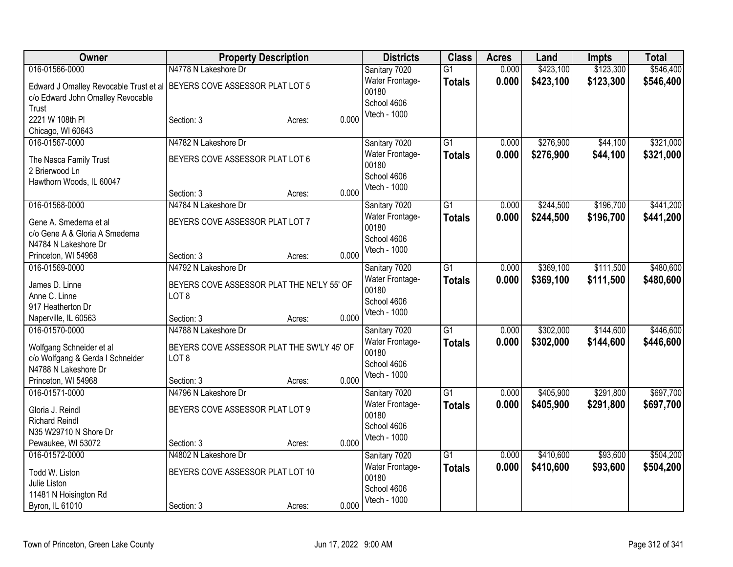| Owner | Property Description | Districts | Class | Acres | Land | Impts | Total |
|---|---|---|---|---|---|---|---|
| 016-01566-0000<br>Edward J Omalley Revocable Trust et al<br>c/o Edward John Omalley Revocable Trust<br>2221 W 108th Pl<br>Chicago, WI 60643 | N4778 N Lakeshore Dr<br>BEYERS COVE ASSESSOR PLAT LOT 5<br>Section: 3 Acres: 0.000 | Sanitary 7020<br>Water Frontage-00180<br>School 4606<br>Vtech - 1000 | G1<br>**Totals** | 0.000<br>**0.000** | $423,100<br>**$423,100** | $123,300<br>**$123,300** | $546,400<br>**$546,400** |
| 016-01567-0000<br>The Nasca Family Trust<br>2 Brierwood Ln<br>Hawthorn Woods, IL 60047 | N4782 N Lakeshore Dr<br>BEYERS COVE ASSESSOR PLAT LOT 6<br>Section: 3 Acres: 0.000 | Sanitary 7020<br>Water Frontage-00180<br>School 4606<br>Vtech - 1000 | G1<br>**Totals** | 0.000<br>**0.000** | $276,900<br>**$276,900** | $44,100<br>**$44,100** | $321,000<br>**$321,000** |
| 016-01568-0000<br>Gene A. Smedema et al<br>c/o Gene A & Gloria A Smedema<br>N4784 N Lakeshore Dr<br>Princeton, WI 54968 | N4784 N Lakeshore Dr<br>BEYERS COVE ASSESSOR PLAT LOT 7<br>Section: 3 Acres: 0.000 | Sanitary 7020<br>Water Frontage-00180<br>School 4606<br>Vtech - 1000 | G1<br>**Totals** | 0.000<br>**0.000** | $244,500<br>**$244,500** | $196,700<br>**$196,700** | $441,200<br>**$441,200** |
| 016-01569-0000<br>James D. Linne<br>Anne C. Linne<br>917 Heatherton Dr<br>Naperville, IL 60563 | N4792 N Lakeshore Dr<br>BEYERS COVE ASSESSOR PLAT THE NE'LY 55' OF LOT 8<br>Section: 3 Acres: 0.000 | Sanitary 7020<br>Water Frontage-00180<br>School 4606<br>Vtech - 1000 | G1<br>**Totals** | 0.000<br>**0.000** | $369,100<br>**$369,100** | $111,500<br>**$111,500** | $480,600<br>**$480,600** |
| 016-01570-0000<br>Wolfgang Schneider et al<br>c/o Wolfgang & Gerda I Schneider<br>N4788 N Lakeshore Dr<br>Princeton, WI 54968 | N4788 N Lakeshore Dr<br>BEYERS COVE ASSESSOR PLAT THE SW'LY 45' OF LOT 8<br>Section: 3 Acres: 0.000 | Sanitary 7020<br>Water Frontage-00180<br>School 4606<br>Vtech - 1000 | G1<br>**Totals** | 0.000<br>**0.000** | $302,000<br>**$302,000** | $144,600<br>**$144,600** | $446,600<br>**$446,600** |
| 016-01571-0000<br>Gloria J. Reindl<br>Richard Reindl<br>N35 W29710 N Shore Dr<br>Pewaukee, WI 53072 | N4796 N Lakeshore Dr<br>BEYERS COVE ASSESSOR PLAT LOT 9<br>Section: 3 Acres: 0.000 | Sanitary 7020<br>Water Frontage-00180<br>School 4606<br>Vtech - 1000 | G1<br>**Totals** | 0.000<br>**0.000** | $405,900<br>**$405,900** | $291,800<br>**$291,800** | $697,700<br>**$697,700** |
| 016-01572-0000<br>Todd W. Liston<br>Julie Liston<br>11481 N Hoisington Rd<br>Byron, IL 61010 | N4802 N Lakeshore Dr<br>BEYERS COVE ASSESSOR PLAT LOT 10<br>Section: 3 Acres: 0.000 | Sanitary 7020<br>Water Frontage-00180<br>School 4606<br>Vtech - 1000 | G1<br>**Totals** | 0.000<br>**0.000** | $410,600<br>**$410,600** | $93,600<br>**$93,600** | $504,200<br>**$504,200** |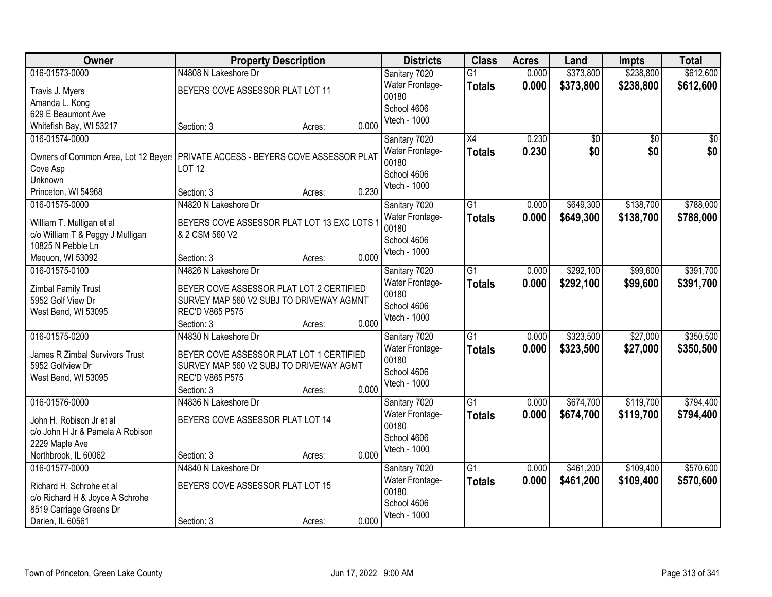| Owner | Property Description | Districts | Class | Acres | Land | Impts | Total |
|---|---|---|---|---|---|---|---|
| 016-01573-0000<br>Travis J. Myers<br>Amanda L. Kong<br>629 E Beaumont Ave<br>Whitefish Bay, WI 53217 | N4808 N Lakeshore Dr<br>BEYERS COVE ASSESSOR PLAT LOT 11<br>Section: 3 Acres: 0.000 | Sanitary 7020<br>Water Frontage-00180<br>School 4606<br>Vtech - 1000 | G1<br>**Totals** | 0.000<br>**0.000** | $373,800<br>**$373,800** | $238,800<br>**$238,800** | $612,600<br>**$612,600** |
| 016-01574-0000<br>Owners of Common Area, Lot 12 Beyers Cove Asp<br>Unknown<br>Princeton, WI 54968 | PRIVATE ACCESS - BEYERS COVE ASSESSOR PLAT LOT 12<br>Section: 3 Acres: 0.230 | Sanitary 7020<br>Water Frontage-00180<br>School 4606<br>Vtech - 1000 | X4<br>**Totals** | 0.230<br>**0.230** | $0<br>**$0** | $0<br>**$0** | $0<br>**$0** |
| 016-01575-0000<br>William T. Mulligan et al<br>c/o William T & Peggy J Mulligan<br>10825 N Pebble Ln<br>Mequon, WI 53092 | N4820 N Lakeshore Dr<br>BEYERS COVE ASSESSOR PLAT LOT 13 EXC LOTS 1 & 2 CSM 560 V2<br>Section: 3 Acres: 0.000 | Sanitary 7020<br>Water Frontage-00180<br>School 4606<br>Vtech - 1000 | G1<br>**Totals** | 0.000<br>**0.000** | $649,300<br>**$649,300** | $138,700<br>**$138,700** | $788,000<br>**$788,000** |
| 016-01575-0100<br>Zimbal Family Trust<br>5952 Golf View Dr<br>West Bend, WI 53095 | N4826 N Lakeshore Dr<br>BEYER COVE ASSESSOR PLAT LOT 2 CERTIFIED SURVEY MAP 560 V2 SUBJ TO DRIVEWAY AGMNT REC'D V865 P575<br>Section: 3 Acres: 0.000 | Sanitary 7020<br>Water Frontage-00180<br>School 4606<br>Vtech - 1000 | G1<br>**Totals** | 0.000<br>**0.000** | $292,100<br>**$292,100** | $99,600<br>**$99,600** | $391,700<br>**$391,700** |
| 016-01575-0200<br>James R Zimbal Survivors Trust<br>5952 Golfview Dr<br>West Bend, WI 53095 | N4830 N Lakeshore Dr<br>BEYER COVE ASSESSOR PLAT LOT 1 CERTIFIED SURVEY MAP 560 V2 SUBJ TO DRIVEWAY AGMT REC'D V865 P575<br>Section: 3 Acres: 0.000 | Sanitary 7020<br>Water Frontage-00180<br>School 4606<br>Vtech - 1000 | G1<br>**Totals** | 0.000<br>**0.000** | $323,500<br>**$323,500** | $27,000<br>**$27,000** | $350,500<br>**$350,500** |
| 016-01576-0000<br>John H. Robison Jr et al<br>c/o John H Jr & Pamela A Robison<br>2229 Maple Ave<br>Northbrook, IL 60062 | N4836 N Lakeshore Dr<br>BEYERS COVE ASSESSOR PLAT LOT 14<br>Section: 3 Acres: 0.000 | Sanitary 7020<br>Water Frontage-00180<br>School 4606<br>Vtech - 1000 | G1<br>**Totals** | 0.000<br>**0.000** | $674,700<br>**$674,700** | $119,700<br>**$119,700** | $794,400<br>**$794,400** |
| 016-01577-0000<br>Richard H. Schrohe et al<br>c/o Richard H & Joyce A Schrohe<br>8519 Carriage Greens Dr<br>Darien, IL 60561 | N4840 N Lakeshore Dr<br>BEYERS COVE ASSESSOR PLAT LOT 15<br>Section: 3 Acres: 0.000 | Sanitary 7020<br>Water Frontage-00180<br>School 4606<br>Vtech - 1000 | G1<br>**Totals** | 0.000<br>**0.000** | $461,200<br>**$461,200** | $109,400<br>**$109,400** | $570,600<br>**$570,600** |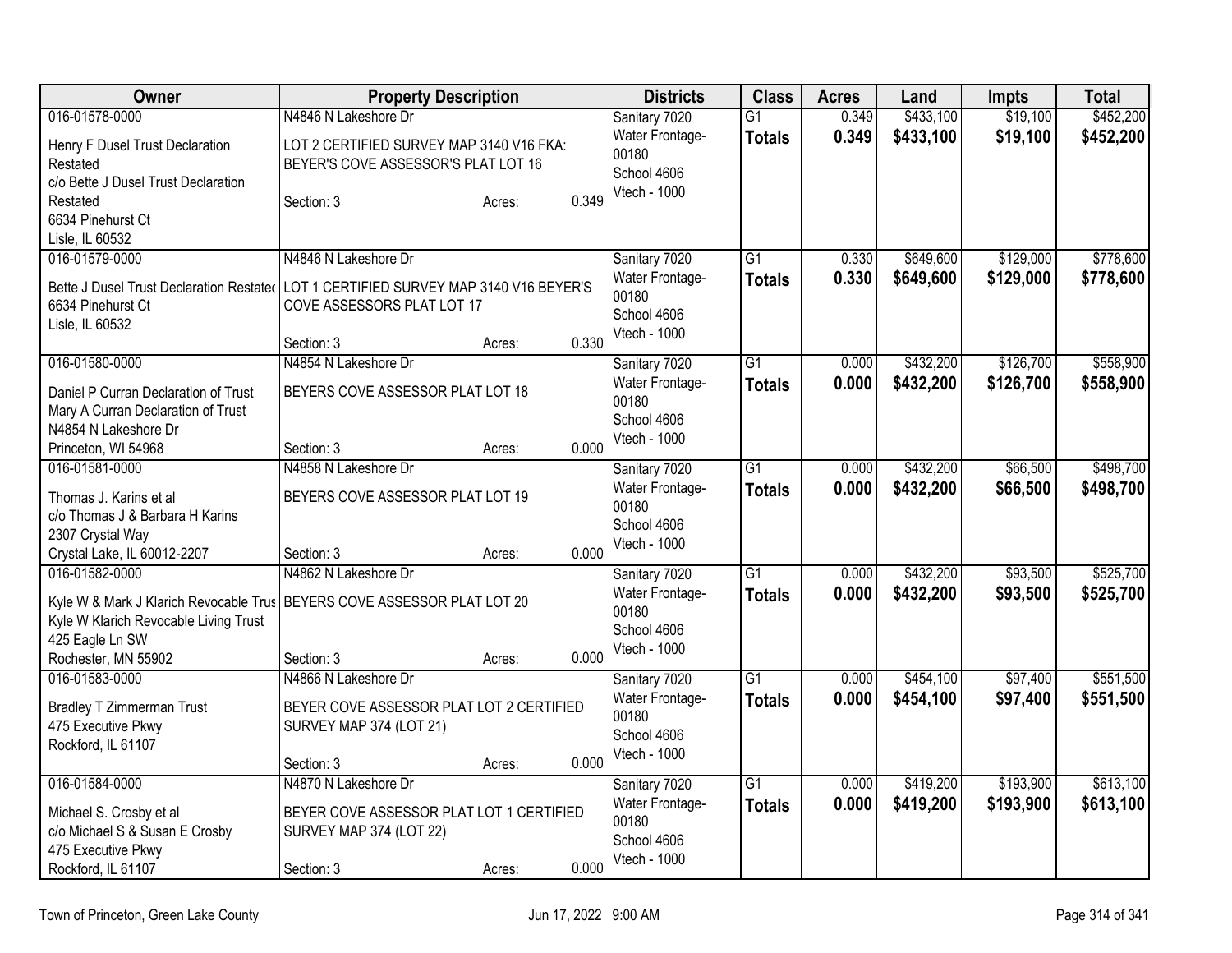| Owner | Property Description | Districts | Class | Acres | Land | Impts | Total |
|---|---|---|---|---|---|---|---|
| 016-01578-0000<br>Henry F Dusel Trust Declaration Restated<br>c/o Bette J Dusel Trust Declaration Restated<br>6634 Pinehurst Ct<br>Lisle, IL 60532 | N4846 N Lakeshore Dr<br>LOT 2 CERTIFIED SURVEY MAP 3140 V16 FKA: BEYER'S COVE ASSESSOR'S PLAT LOT 16<br>Section: 3 Acres: 0.349 | Sanitary 7020<br>Water Frontage-00180<br>School 4606<br>Vtech - 1000 | G1<br>**Totals** | 0.349<br>**0.349** | $433,100<br>**$433,100** | $19,100<br>**$19,100** | $452,200<br>**$452,200** |
| 016-01579-0000<br>Bette J Dusel Trust Declaration Restatec<br>6634 Pinehurst Ct<br>Lisle, IL 60532 | N4846 N Lakeshore Dr<br>LOT 1 CERTIFIED SURVEY MAP 3140 V16 BEYER'S COVE ASSESSORS PLAT LOT 17<br>Section: 3 Acres: 0.330 | Sanitary 7020<br>Water Frontage-00180<br>School 4606<br>Vtech - 1000 | G1<br>**Totals** | 0.330<br>**0.330** | $649,600<br>**$649,600** | $129,000<br>**$129,000** | $778,600<br>**$778,600** |
| 016-01580-0000<br>Daniel P Curran Declaration of Trust<br>Mary A Curran Declaration of Trust<br>N4854 N Lakeshore Dr<br>Princeton, WI 54968 | N4854 N Lakeshore Dr<br>BEYERS COVE ASSESSOR PLAT LOT 18<br>Section: 3 Acres: 0.000 | Sanitary 7020<br>Water Frontage-00180<br>School 4606<br>Vtech - 1000 | G1<br>**Totals** | 0.000<br>**0.000** | $432,200<br>**$432,200** | $126,700<br>**$126,700** | $558,900<br>**$558,900** |
| 016-01581-0000<br>Thomas J. Karins et al<br>c/o Thomas J & Barbara H Karins<br>2307 Crystal Way<br>Crystal Lake, IL 60012-2207 | N4858 N Lakeshore Dr<br>BEYERS COVE ASSESSOR PLAT LOT 19<br>Section: 3 Acres: 0.000 | Sanitary 7020<br>Water Frontage-00180<br>School 4606<br>Vtech - 1000 | G1<br>**Totals** | 0.000<br>**0.000** | $432,200<br>**$432,200** | $66,500<br>**$66,500** | $498,700<br>**$498,700** |
| 016-01582-0000<br>Kyle W & Mark J Klarich Revocable Trus<br>Kyle W Klarich Revocable Living Trust<br>425 Eagle Ln SW<br>Rochester, MN 55902 | N4862 N Lakeshore Dr<br>BEYERS COVE ASSESSOR PLAT LOT 20<br>Section: 3 Acres: 0.000 | Sanitary 7020<br>Water Frontage-00180<br>School 4606<br>Vtech - 1000 | G1<br>**Totals** | 0.000<br>**0.000** | $432,200<br>**$432,200** | $93,500<br>**$93,500** | $525,700<br>**$525,700** |
| 016-01583-0000<br>Bradley T Zimmerman Trust<br>475 Executive Pkwy<br>Rockford, IL 61107 | N4866 N Lakeshore Dr<br>BEYER COVE ASSESSOR PLAT LOT 2 CERTIFIED SURVEY MAP 374 (LOT 21)<br>Section: 3 Acres: 0.000 | Sanitary 7020<br>Water Frontage-00180<br>School 4606<br>Vtech - 1000 | G1<br>**Totals** | 0.000<br>**0.000** | $454,100<br>**$454,100** | $97,400<br>**$97,400** | $551,500<br>**$551,500** |
| 016-01584-0000<br>Michael S. Crosby et al<br>c/o Michael S & Susan E Crosby<br>475 Executive Pkwy<br>Rockford, IL 61107 | N4870 N Lakeshore Dr<br>BEYER COVE ASSESSOR PLAT LOT 1 CERTIFIED SURVEY MAP 374 (LOT 22)<br>Section: 3 Acres: 0.000 | Sanitary 7020<br>Water Frontage-00180<br>School 4606<br>Vtech - 1000 | G1<br>**Totals** | 0.000<br>**0.000** | $419,200<br>**$419,200** | $193,900<br>**$193,900** | $613,100<br>**$613,100** |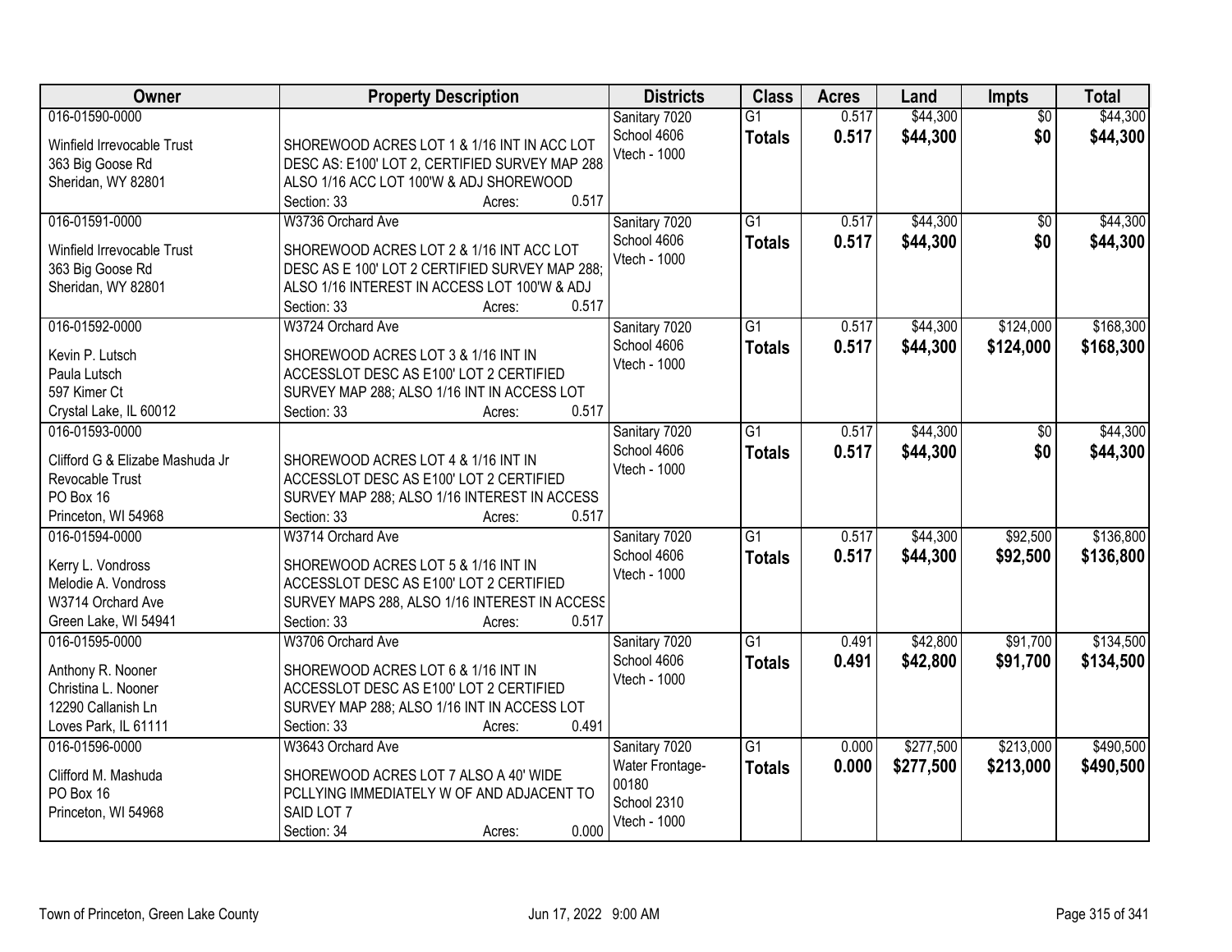| Owner | Property Description | Districts | Class | Acres | Land | Impts | Total |
|---|---|---|---|---|---|---|---|
| 016-01590-0000<br>Winfield Irrevocable Trust<br>363 Big Goose Rd<br>Sheridan, WY 82801 | SHOREWOOD ACRES LOT 1 & 1/16 INT IN ACC LOT DESC AS: E100' LOT 2, CERTIFIED SURVEY MAP 288 ALSO 1/16 ACC LOT 100'W & ADJ SHOREWOOD<br>Section: 33 Acres: 0.517 | Sanitary 7020<br>School 4606<br>Vtech - 1000 | G1<br>**Totals** | 0.517<br>**0.517** | $44,300<br>**$44,300** | $0<br>**$0** | $44,300<br>**$44,300** |
| 016-01591-0000<br>Winfield Irrevocable Trust<br>363 Big Goose Rd<br>Sheridan, WY 82801 | W3736 Orchard Ave<br>SHOREWOOD ACRES LOT 2 & 1/16 INT ACC LOT DESC AS E 100' LOT 2 CERTIFIED SURVEY MAP 288; ALSO 1/16 INTEREST IN ACCESS LOT 100'W & ADJ<br>Section: 33 Acres: 0.517 | Sanitary 7020<br>School 4606<br>Vtech - 1000 | G1<br>**Totals** | 0.517<br>**0.517** | $44,300<br>**$44,300** | $0<br>**$0** | $44,300<br>**$44,300** |
| 016-01592-0000<br>Kevin P. Lutsch<br>Paula Lutsch<br>597 Kimer Ct<br>Crystal Lake, IL 60012 | W3724 Orchard Ave<br>SHOREWOOD ACRES LOT 3 & 1/16 INT IN ACCESSLOT DESC AS E100' LOT 2 CERTIFIED SURVEY MAP 288; ALSO 1/16 INT IN ACCESS LOT<br>Section: 33 Acres: 0.517 | Sanitary 7020<br>School 4606<br>Vtech - 1000 | G1<br>**Totals** | 0.517<br>**0.517** | $44,300<br>**$44,300** | $124,000<br>**$124,000** | $168,300<br>**$168,300** |
| 016-01593-0000<br>Clifford G & Elizabe Mashuda Jr<br>Revocable Trust<br>PO Box 16<br>Princeton, WI 54968 | SHOREWOOD ACRES LOT 4 & 1/16 INT IN ACCESSLOT DESC AS E100' LOT 2 CERTIFIED SURVEY MAP 288; ALSO 1/16 INTEREST IN ACCESS<br>Section: 33 Acres: 0.517 | Sanitary 7020<br>School 4606<br>Vtech - 1000 | G1<br>**Totals** | 0.517<br>**0.517** | $44,300<br>**$44,300** | $0<br>**$0** | $44,300<br>**$44,300** |
| 016-01594-0000<br>Kerry L. Vondross<br>Melodie A. Vondross<br>W3714 Orchard Ave<br>Green Lake, WI 54941 | W3714 Orchard Ave<br>SHOREWOOD ACRES LOT 5 & 1/16 INT IN ACCESSLOT DESC AS E100' LOT 2 CERTIFIED SURVEY MAPS 288, ALSO 1/16 INTEREST IN ACCESS<br>Section: 33 Acres: 0.517 | Sanitary 7020<br>School 4606<br>Vtech - 1000 | G1<br>**Totals** | 0.517<br>**0.517** | $44,300<br>**$44,300** | $92,500<br>**$92,500** | $136,800<br>**$136,800** |
| 016-01595-0000<br>Anthony R. Nooner<br>Christina L. Nooner<br>12290 Callanish Ln<br>Loves Park, IL 61111 | W3706 Orchard Ave<br>SHOREWOOD ACRES LOT 6 & 1/16 INT IN ACCESSLOT DESC AS E100' LOT 2 CERTIFIED SURVEY MAP 288; ALSO 1/16 INT IN ACCESS LOT<br>Section: 33 Acres: 0.491 | Sanitary 7020<br>School 4606<br>Vtech - 1000 | G1<br>**Totals** | 0.491<br>**0.491** | $42,800<br>**$42,800** | $91,700<br>**$91,700** | $134,500<br>**$134,500** |
| 016-01596-0000<br>Clifford M. Mashuda<br>PO Box 16<br>Princeton, WI 54968 | W3643 Orchard Ave<br>SHOREWOOD ACRES LOT 7 ALSO A 40' WIDE PCLLYING IMMEDIATELY W OF AND ADJACENT TO SAID LOT 7<br>Section: 34 Acres: 0.000 | Sanitary 7020<br>Water Frontage-00180<br>School 2310<br>Vtech - 1000 | G1<br>**Totals** | 0.000<br>**0.000** | $277,500<br>**$277,500** | $213,000<br>**$213,000** | $490,500<br>**$490,500** |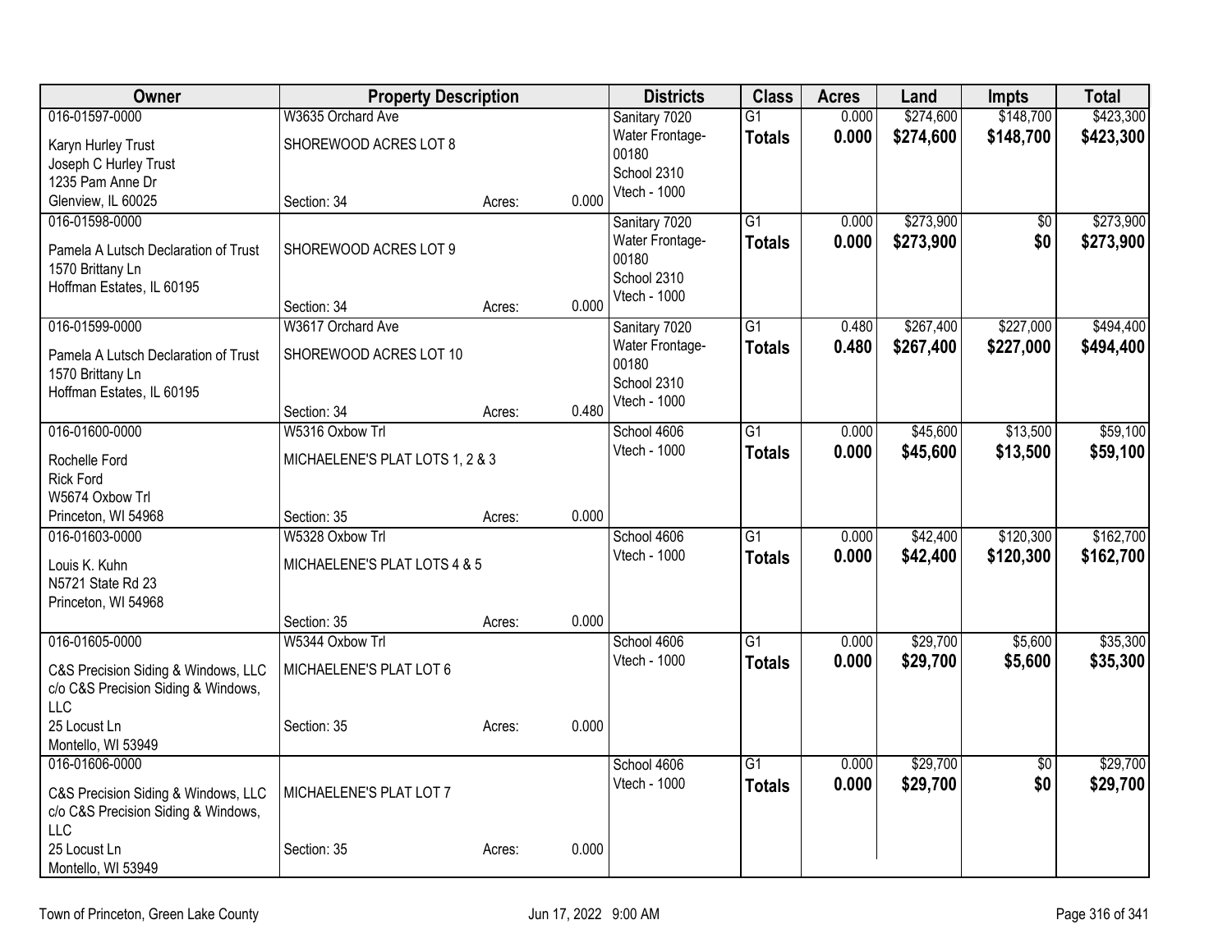| Owner | Property Description | | | Districts | Class | Acres | Land | Impts | Total |
|---|---|---|---|---|---|---|---|---|---|
| 016-01597-0000<br>Karyn Hurley Trust<br>Joseph C Hurley Trust<br>1235 Pam Anne Dr<br>Glenview, IL 60025 | W3635 Orchard Ave<br>SHOREWOOD ACRES LOT 8<br>Section: 34 | Acres: | 0.000 | Sanitary 7020<br>Water Frontage-00180<br>School 2310<br>Vtech - 1000 | G1<br>**Totals** | 0.000<br>**0.000** | $274,600<br>**$274,600** | $148,700<br>**$148,700** | $423,300<br>**$423,300** |
| 016-01598-0000<br>Pamela A Lutsch Declaration of Trust<br>1570 Brittany Ln<br>Hoffman Estates, IL 60195 | SHOREWOOD ACRES LOT 9<br>Section: 34 | Acres: | 0.000 | Sanitary 7020<br>Water Frontage-00180<br>School 2310<br>Vtech - 1000 | G1<br>**Totals** | 0.000<br>**0.000** | $273,900<br>**$273,900** | $0<br>**$0** | $273,900<br>**$273,900** |
| 016-01599-0000<br>Pamela A Lutsch Declaration of Trust<br>1570 Brittany Ln<br>Hoffman Estates, IL 60195 | W3617 Orchard Ave<br>SHOREWOOD ACRES LOT 10<br>Section: 34 | Acres: | 0.480 | Sanitary 7020<br>Water Frontage-00180<br>School 2310<br>Vtech - 1000 | G1<br>**Totals** | 0.480<br>**0.480** | $267,400<br>**$267,400** | $227,000<br>**$227,000** | $494,400<br>**$494,400** |
| 016-01600-0000<br>Rochelle Ford<br>Rick Ford<br>W5674 Oxbow Trl<br>Princeton, WI 54968 | W5316 Oxbow Trl<br>MICHAELENE'S PLAT LOTS 1, 2 & 3<br>Section: 35 | Acres: | 0.000 | School 4606<br>Vtech - 1000 | G1<br>**Totals** | 0.000<br>**0.000** | $45,600<br>**$45,600** | $13,500<br>**$13,500** | $59,100<br>**$59,100** |
| 016-01603-0000<br>Louis K. Kuhn<br>N5721 State Rd 23<br>Princeton, WI 54968 | W5328 Oxbow Trl<br>MICHAELENE'S PLAT LOTS 4 & 5<br>Section: 35 | Acres: | 0.000 | School 4606<br>Vtech - 1000 | G1<br>**Totals** | 0.000<br>**0.000** | $42,400<br>**$42,400** | $120,300<br>**$120,300** | $162,700<br>**$162,700** |
| 016-01605-0000<br>C&S Precision Siding & Windows, LLC<br>c/o C&S Precision Siding & Windows, LLC<br>25 Locust Ln<br>Montello, WI 53949 | W5344 Oxbow Trl<br>MICHAELENE'S PLAT LOT 6<br>Section: 35 | Acres: | 0.000 | School 4606<br>Vtech - 1000 | G1<br>**Totals** | 0.000<br>**0.000** | $29,700<br>**$29,700** | $5,600<br>**$5,600** | $35,300<br>**$35,300** |
| 016-01606-0000<br>C&S Precision Siding & Windows, LLC<br>c/o C&S Precision Siding & Windows, LLC<br>25 Locust Ln<br>Montello, WI 53949 | MICHAELENE'S PLAT LOT 7<br>Section: 35 | Acres: | 0.000 | School 4606<br>Vtech - 1000 | G1<br>**Totals** | 0.000<br>**0.000** | $29,700<br>**$29,700** | $0<br>**$0** | $29,700<br>**$29,700** |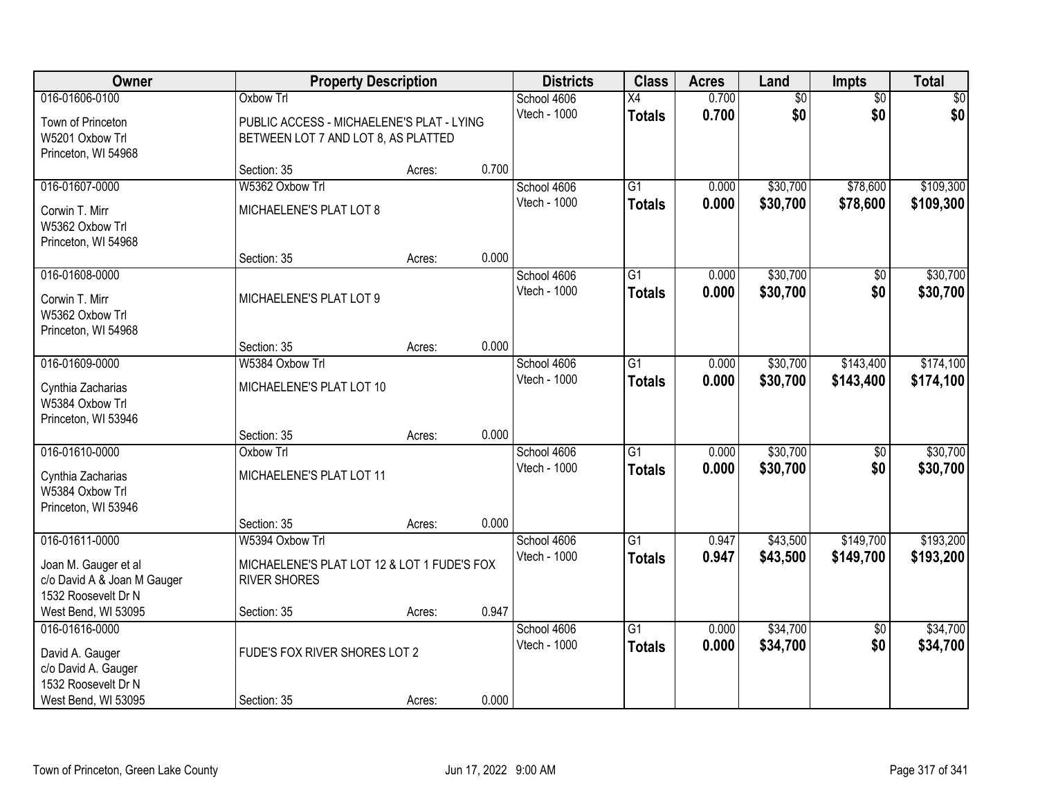| Owner | Property Description | | | Districts | Class | Acres | Land | Impts | Total |
|---|---|---|---|---|---|---|---|---|---|
| 016-01606-0100 | Oxbow Trl | | | School 4606 | X4 | 0.700 | $0 | $0 | $0 |
| Town of Princeton<br>W5201 Oxbow Trl<br>Princeton, WI 54968 | PUBLIC ACCESS - MICHAELENE'S PLAT - LYING BETWEEN LOT 7 AND LOT 8, AS PLATTED | | | Vtech - 1000 | **Totals** | **0.700** | **$0** | **$0** | **$0** |
| | Section: 35 | Acres: | 0.700 | | | | | | |
| 016-01607-0000 | W5362 Oxbow Trl | | | School 4606 | G1 | 0.000 | $30,700 | $78,600 | $109,300 |
| Corwin T. Mirr<br>W5362 Oxbow Trl<br>Princeton, WI 54968 | MICHAELENE'S PLAT LOT 8 | | | Vtech - 1000 | **Totals** | **0.000** | **$30,700** | **$78,600** | **$109,300** |
| | Section: 35 | Acres: | 0.000 | | | | | | |
| 016-01608-0000 | | | | School 4606 | G1 | 0.000 | $30,700 | $0 | $30,700 |
| Corwin T. Mirr<br>W5362 Oxbow Trl<br>Princeton, WI 54968 | MICHAELENE'S PLAT LOT 9 | | | Vtech - 1000 | **Totals** | **0.000** | **$30,700** | **$0** | **$30,700** |
| | Section: 35 | Acres: | 0.000 | | | | | | |
| 016-01609-0000 | W5384 Oxbow Trl | | | School 4606 | G1 | 0.000 | $30,700 | $143,400 | $174,100 |
| Cynthia Zacharias<br>W5384 Oxbow Trl<br>Princeton, WI 53946 | MICHAELENE'S PLAT LOT 10 | | | Vtech - 1000 | **Totals** | **0.000** | **$30,700** | **$143,400** | **$174,100** |
| | Section: 35 | Acres: | 0.000 | | | | | | |
| 016-01610-0000 | Oxbow Trl | | | School 4606 | G1 | 0.000 | $30,700 | $0 | $30,700 |
| Cynthia Zacharias<br>W5384 Oxbow Trl<br>Princeton, WI 53946 | MICHAELENE'S PLAT LOT 11 | | | Vtech - 1000 | **Totals** | **0.000** | **$30,700** | **$0** | **$30,700** |
| | Section: 35 | Acres: | 0.000 | | | | | | |
| 016-01611-0000 | W5394 Oxbow Trl | | | School 4606 | G1 | 0.947 | $43,500 | $149,700 | $193,200 |
| Joan M. Gauger et al<br>c/o David A & Joan M Gauger<br>1532 Roosevelt Dr N<br>West Bend, WI 53095 | MICHAELENE'S PLAT LOT 12 & LOT 1 FUDE'S FOX RIVER SHORES | | | Vtech - 1000 | **Totals** | **0.947** | **$43,500** | **$149,700** | **$193,200** |
| | Section: 35 | Acres: | 0.947 | | | | | | |
| 016-01616-0000 | | | | School 4606 | G1 | 0.000 | $34,700 | $0 | $34,700 |
| David A. Gauger<br>c/o David A. Gauger<br>1532 Roosevelt Dr N<br>West Bend, WI 53095 | FUDE'S FOX RIVER SHORES LOT 2 | | | Vtech - 1000 | **Totals** | **0.000** | **$34,700** | **$0** | **$34,700** |
| | Section: 35 | Acres: | 0.000 | | | | | | |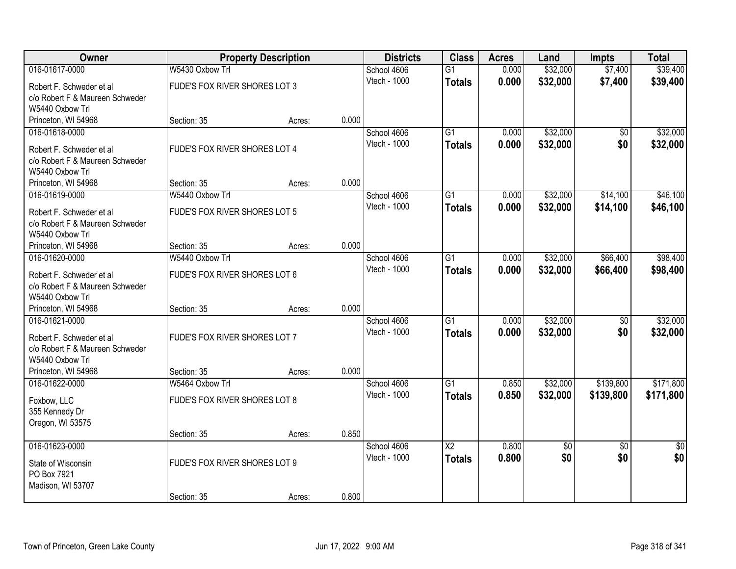| Owner | Property Description | | | Districts | Class | Acres | Land | Impts | Total |
|---|---|---|---|---|---|---|---|---|---|
| 016-01617-0000 | W5430 Oxbow Trl | | | School 4606 | G1 | 0.000 | $32,000 | $7,400 | $39,400 |
| Robert F. Schweder et al<br>c/o Robert F & Maureen Schweder<br>W5440 Oxbow Trl<br>Princeton, WI 54968 | FUDE'S FOX RIVER SHORES LOT 3<br><br>Section: 35 | Acres: | 0.000 | Vtech - 1000 | **Totals** | **0.000** | **$32,000** | **$7,400** | **$39,400** |
| 016-01618-0000 | | | | School 4606 | G1 | 0.000 | $32,000 | $0 | $32,000 |
| Robert F. Schweder et al<br>c/o Robert F & Maureen Schweder<br>W5440 Oxbow Trl<br>Princeton, WI 54968 | FUDE'S FOX RIVER SHORES LOT 4<br><br>Section: 35 | Acres: | 0.000 | Vtech - 1000 | **Totals** | **0.000** | **$32,000** | **$0** | **$32,000** |
| 016-01619-0000 | W5440 Oxbow Trl | | | School 4606 | G1 | 0.000 | $32,000 | $14,100 | $46,100 |
| Robert F. Schweder et al<br>c/o Robert F & Maureen Schweder<br>W5440 Oxbow Trl<br>Princeton, WI 54968 | FUDE'S FOX RIVER SHORES LOT 5<br><br>Section: 35 | Acres: | 0.000 | Vtech - 1000 | **Totals** | **0.000** | **$32,000** | **$14,100** | **$46,100** |
| 016-01620-0000 | W5440 Oxbow Trl | | | School 4606 | G1 | 0.000 | $32,000 | $66,400 | $98,400 |
| Robert F. Schweder et al<br>c/o Robert F & Maureen Schweder<br>W5440 Oxbow Trl<br>Princeton, WI 54968 | FUDE'S FOX RIVER SHORES LOT 6<br><br>Section: 35 | Acres: | 0.000 | Vtech - 1000 | **Totals** | **0.000** | **$32,000** | **$66,400** | **$98,400** |
| 016-01621-0000 | | | | School 4606 | G1 | 0.000 | $32,000 | $0 | $32,000 |
| Robert F. Schweder et al<br>c/o Robert F & Maureen Schweder<br>W5440 Oxbow Trl<br>Princeton, WI 54968 | FUDE'S FOX RIVER SHORES LOT 7<br><br>Section: 35 | Acres: | 0.000 | Vtech - 1000 | **Totals** | **0.000** | **$32,000** | **$0** | **$32,000** |
| 016-01622-0000 | W5464 Oxbow Trl | | | School 4606 | G1 | 0.850 | $32,000 | $139,800 | $171,800 |
| Foxbow, LLC<br>355 Kennedy Dr<br>Oregon, WI 53575 | FUDE'S FOX RIVER SHORES LOT 8<br><br>Section: 35 | Acres: | 0.850 | Vtech - 1000 | **Totals** | **0.850** | **$32,000** | **$139,800** | **$171,800** |
| 016-01623-0000 | | | | School 4606 | X2 | 0.800 | $0 | $0 | $0 |
| State of Wisconsin<br>PO Box 7921<br>Madison, WI 53707 | FUDE'S FOX RIVER SHORES LOT 9<br><br>Section: 35 | Acres: | 0.800 | Vtech - 1000 | **Totals** | **0.800** | **$0** | **$0** | **$0** |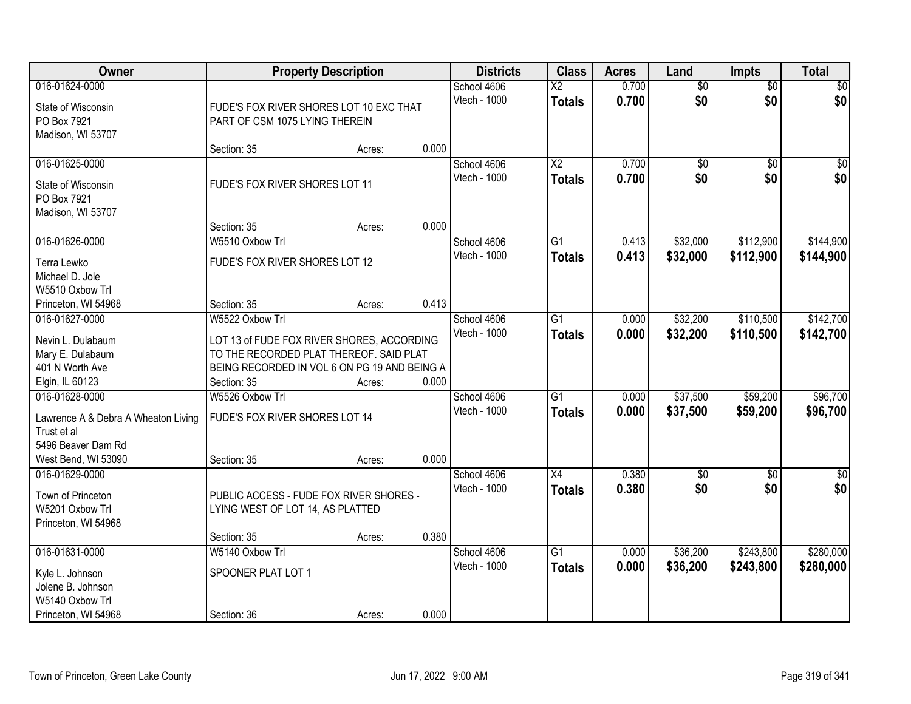| Owner | Property Description | | | Districts | Class | Acres | Land | Impts | Total |
|---|---|---|---|---|---|---|---|---|---|
| 016-01624-0000<br>State of Wisconsin<br>PO Box 7921<br>Madison, WI 53707 | FUDE'S FOX RIVER SHORES LOT 10 EXC THAT PART OF CSM 1075 LYING THEREIN<br>Section: 35 | Acres: | 0.000 | School 4606<br>Vtech - 1000 | X2<br>**Totals** | 0.700<br>**0.700** | $0<br>**$0** | $0<br>**$0** | $0<br>**$0** |
| 016-01625-0000<br>State of Wisconsin<br>PO Box 7921<br>Madison, WI 53707 | FUDE'S FOX RIVER SHORES LOT 11<br>Section: 35 | Acres: | 0.000 | School 4606<br>Vtech - 1000 | X2<br>**Totals** | 0.700<br>**0.700** | $0<br>**$0** | $0<br>**$0** | $0<br>**$0** |
| 016-01626-0000<br>Terra Lewko<br>Michael D. Jole<br>W5510 Oxbow Trl<br>Princeton, WI 54968 | W5510 Oxbow Trl<br>FUDE'S FOX RIVER SHORES LOT 12<br>Section: 35 | Acres: | 0.413 | School 4606<br>Vtech - 1000 | G1<br>**Totals** | 0.413<br>**0.413** | $32,000<br>**$32,000** | $112,900<br>**$112,900** | $144,900<br>**$144,900** |
| 016-01627-0000<br>Nevin L. Dulabaum<br>Mary E. Dulabaum<br>401 N Worth Ave<br>Elgin, IL 60123 | W5522 Oxbow Trl<br>LOT 13 of FUDE FOX RIVER SHORES, ACCORDING TO THE RECORDED PLAT THEREOF. SAID PLAT BEING RECORDED IN VOL 6 ON PG 19 AND BEING A<br>Section: 35 | Acres: | 0.000 | School 4606<br>Vtech - 1000 | G1<br>**Totals** | 0.000<br>**0.000** | $32,200<br>**$32,200** | $110,500<br>**$110,500** | $142,700<br>**$142,700** |
| 016-01628-0000<br>Lawrence A & Debra A Wheaton Living Trust et al<br>5496 Beaver Dam Rd<br>West Bend, WI 53090 | W5526 Oxbow Trl<br>FUDE'S FOX RIVER SHORES LOT 14<br>Section: 35 | Acres: | 0.000 | School 4606<br>Vtech - 1000 | G1<br>**Totals** | 0.000<br>**0.000** | $37,500<br>**$37,500** | $59,200<br>**$59,200** | $96,700<br>**$96,700** |
| 016-01629-0000<br>Town of Princeton<br>W5201 Oxbow Trl<br>Princeton, WI 54968 | PUBLIC ACCESS - FUDE FOX RIVER SHORES - LYING WEST OF LOT 14, AS PLATTED<br>Section: 35 | Acres: | 0.380 | School 4606<br>Vtech - 1000 | X4<br>**Totals** | 0.380<br>**0.380** | $0<br>**$0** | $0<br>**$0** | $0<br>**$0** |
| 016-01631-0000<br>Kyle L. Johnson<br>Jolene B. Johnson<br>W5140 Oxbow Trl<br>Princeton, WI 54968 | W5140 Oxbow Trl<br>SPOONER PLAT LOT 1<br>Section: 36 | Acres: | 0.000 | School 4606<br>Vtech - 1000 | G1<br>**Totals** | 0.000<br>**0.000** | $36,200<br>**$36,200** | $243,800<br>**$243,800** | $280,000<br>**$280,000** |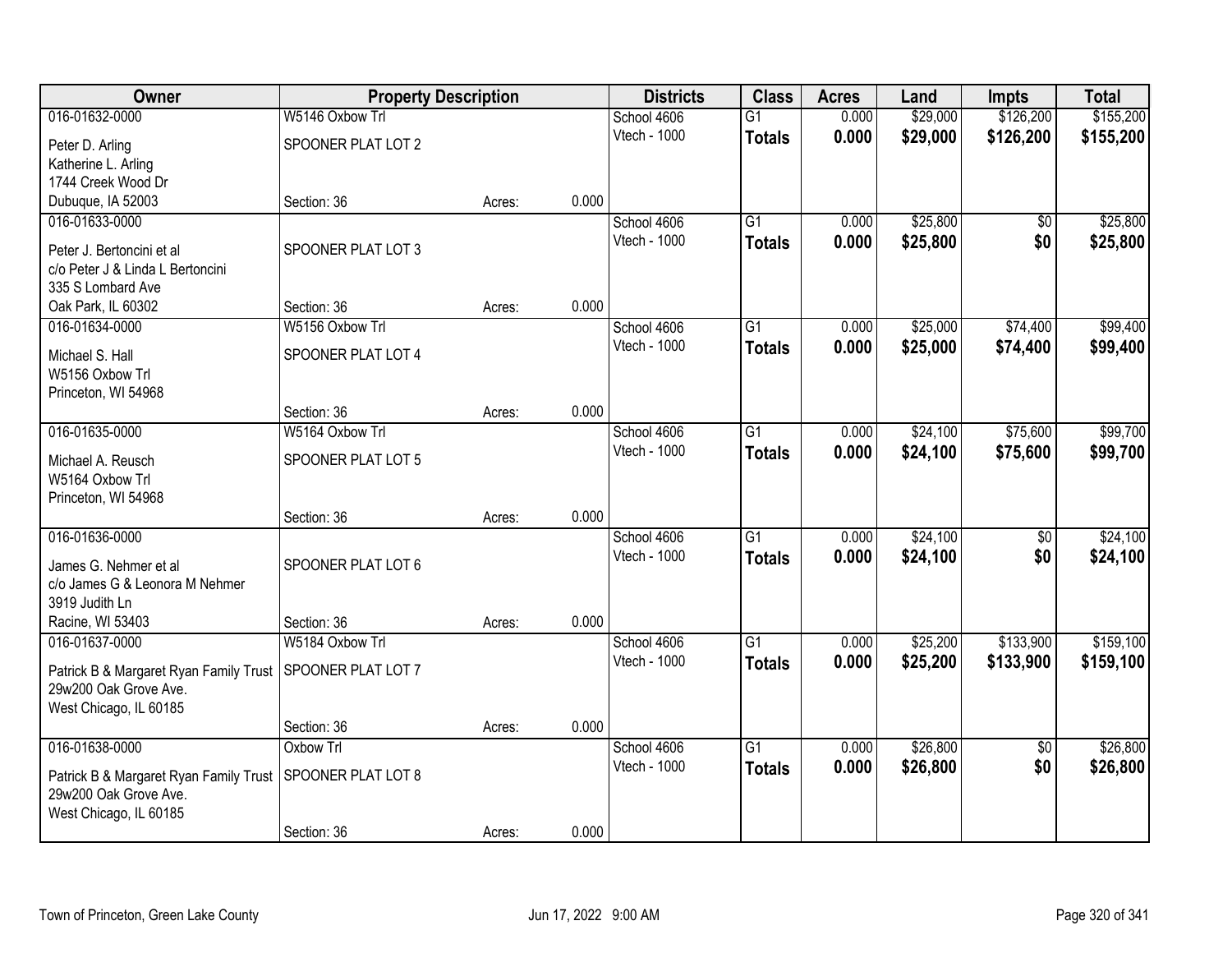| Owner | Property Description | | | Districts | Class | Acres | Land | Impts | Total |
|---|---|---|---|---|---|---|---|---|---|
| 016-01632-0000 | W5146 Oxbow Trl | | | School 4606 | G1 | 0.000 | $29,000 | $126,200 | $155,200 |
| Peter D. Arling<br>Katherine L. Arling<br>1744 Creek Wood Dr<br>Dubuque, IA 52003 | SPOONER PLAT LOT 2<br>Section: 36 | Acres: | 0.000 | Vtech - 1000 | **Totals** | **0.000** | **$29,000** | **$126,200** | **$155,200** |
| 016-01633-0000 | | | | School 4606 | G1 | 0.000 | $25,800 | $0 | $25,800 |
| Peter J. Bertoncini et al<br>c/o Peter J & Linda L Bertoncini<br>335 S Lombard Ave<br>Oak Park, IL 60302 | SPOONER PLAT LOT 3<br>Section: 36 | Acres: | 0.000 | Vtech - 1000 | **Totals** | **0.000** | **$25,800** | **$0** | **$25,800** |
| 016-01634-0000 | W5156 Oxbow Trl | | | School 4606 | G1 | 0.000 | $25,000 | $74,400 | $99,400 |
| Michael S. Hall<br>W5156 Oxbow Trl<br>Princeton, WI 54968 | SPOONER PLAT LOT 4<br>Section: 36 | Acres: | 0.000 | Vtech - 1000 | **Totals** | **0.000** | **$25,000** | **$74,400** | **$99,400** |
| 016-01635-0000 | W5164 Oxbow Trl | | | School 4606 | G1 | 0.000 | $24,100 | $75,600 | $99,700 |
| Michael A. Reusch<br>W5164 Oxbow Trl<br>Princeton, WI 54968 | SPOONER PLAT LOT 5<br>Section: 36 | Acres: | 0.000 | Vtech - 1000 | **Totals** | **0.000** | **$24,100** | **$75,600** | **$99,700** |
| 016-01636-0000 | | | | School 4606 | G1 | 0.000 | $24,100 | $0 | $24,100 |
| James G. Nehmer et al<br>c/o James G & Leonora M Nehmer<br>3919 Judith Ln<br>Racine, WI 53403 | SPOONER PLAT LOT 6<br>Section: 36 | Acres: | 0.000 | Vtech - 1000 | **Totals** | **0.000** | **$24,100** | **$0** | **$24,100** |
| 016-01637-0000 | W5184 Oxbow Trl | | | School 4606 | G1 | 0.000 | $25,200 | $133,900 | $159,100 |
| Patrick B & Margaret Ryan Family Trust<br>29w200 Oak Grove Ave.<br>West Chicago, IL 60185 | SPOONER PLAT LOT 7<br>Section: 36 | Acres: | 0.000 | Vtech - 1000 | **Totals** | **0.000** | **$25,200** | **$133,900** | **$159,100** |
| 016-01638-0000 | Oxbow Trl | | | School 4606 | G1 | 0.000 | $26,800 | $0 | $26,800 |
| Patrick B & Margaret Ryan Family Trust<br>29w200 Oak Grove Ave.<br>West Chicago, IL 60185 | SPOONER PLAT LOT 8<br>Section: 36 | Acres: | 0.000 | Vtech - 1000 | **Totals** | **0.000** | **$26,800** | **$0** | **$26,800** |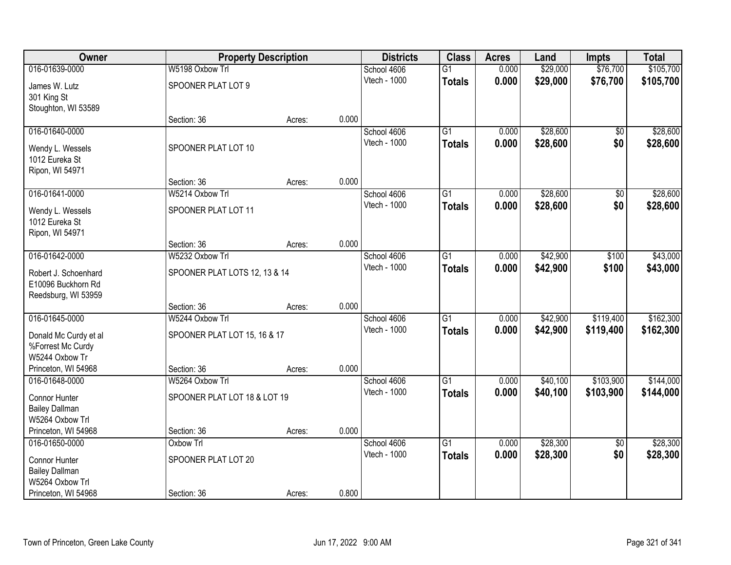| Owner | Property Description | | | Districts | Class | Acres | Land | Impts | Total |
|---|---|---|---|---|---|---|---|---|---|
| 016-01639-0000 | W5198 Oxbow Trl | | | School 4606 | G1 | 0.000 | $29,000 | $76,700 | $105,700 |
| James W. Lutz<br>301 King St<br>Stoughton, WI 53589 | SPOONER PLAT LOT 9 | | | Vtech - 1000 | **Totals** | **0.000** | **$29,000** | **$76,700** | **$105,700** |
| | Section: 36 | Acres: | 0.000 | | | | | | |
| 016-01640-0000 | | | | School 4606 | G1 | 0.000 | $28,600 | $0 | $28,600 |
| Wendy L. Wessels<br>1012 Eureka St<br>Ripon, WI 54971 | SPOONER PLAT LOT 10 | | | Vtech - 1000 | **Totals** | **0.000** | **$28,600** | **$0** | **$28,600** |
| | Section: 36 | Acres: | 0.000 | | | | | | |
| 016-01641-0000 | W5214 Oxbow Trl | | | School 4606 | G1 | 0.000 | $28,600 | $0 | $28,600 |
| Wendy L. Wessels<br>1012 Eureka St<br>Ripon, WI 54971 | SPOONER PLAT LOT 11 | | | Vtech - 1000 | **Totals** | **0.000** | **$28,600** | **$0** | **$28,600** |
| | Section: 36 | Acres: | 0.000 | | | | | | |
| 016-01642-0000 | W5232 Oxbow Trl | | | School 4606 | G1 | 0.000 | $42,900 | $100 | $43,000 |
| Robert J. Schoenhard<br>E10096 Buckhorn Rd<br>Reedsburg, WI 53959 | SPOONER PLAT LOTS 12, 13 & 14 | | | Vtech - 1000 | **Totals** | **0.000** | **$42,900** | **$100** | **$43,000** |
| | Section: 36 | Acres: | 0.000 | | | | | | |
| 016-01645-0000 | W5244 Oxbow Trl | | | School 4606 | G1 | 0.000 | $42,900 | $119,400 | $162,300 |
| Donald Mc Curdy et al<br>%Forrest Mc Curdy<br>W5244 Oxbow Tr<br>Princeton, WI 54968 | SPOONER PLAT LOT 15, 16 & 17 | | | Vtech - 1000 | **Totals** | **0.000** | **$42,900** | **$119,400** | **$162,300** |
| | Section: 36 | Acres: | 0.000 | | | | | | |
| 016-01648-0000 | W5264 Oxbow Trl | | | School 4606 | G1 | 0.000 | $40,100 | $103,900 | $144,000 |
| Connor Hunter<br>Bailey Dallman<br>W5264 Oxbow Trl<br>Princeton, WI 54968 | SPOONER PLAT LOT 18 & LOT 19 | | | Vtech - 1000 | **Totals** | **0.000** | **$40,100** | **$103,900** | **$144,000** |
| | Section: 36 | Acres: | 0.000 | | | | | | |
| 016-01650-0000 | Oxbow Trl | | | School 4606 | G1 | 0.000 | $28,300 | $0 | $28,300 |
| Connor Hunter<br>Bailey Dallman<br>W5264 Oxbow Trl<br>Princeton, WI 54968 | SPOONER PLAT LOT 20 | | | Vtech - 1000 | **Totals** | **0.000** | **$28,300** | **$0** | **$28,300** |
| | Section: 36 | Acres: | 0.800 | | | | | | |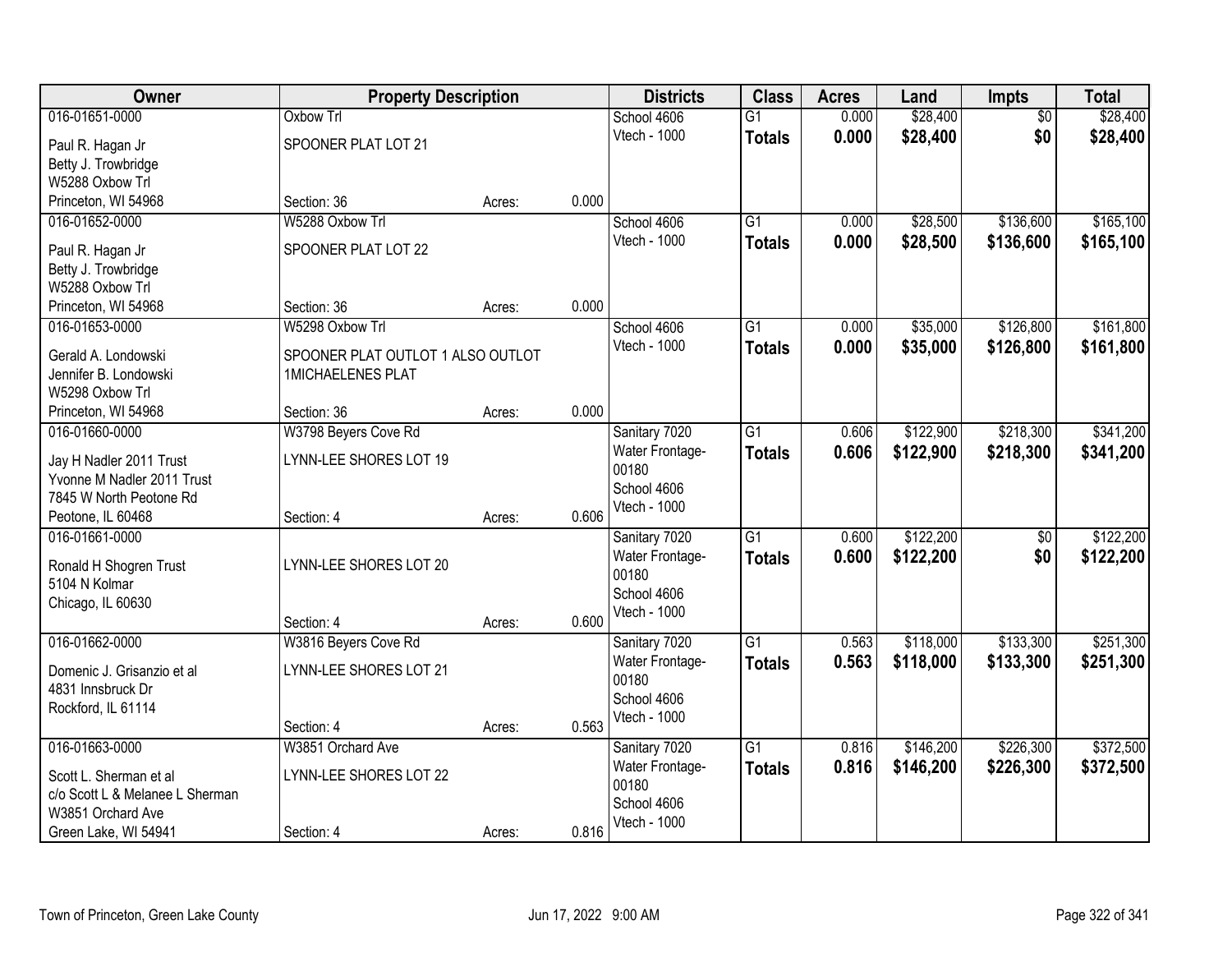| Owner | Property Description | | | Districts | Class | Acres | Land | Impts | Total |
|---|---|---|---|---|---|---|---|---|---|
| 016-01651-0000<br>Paul R. Hagan Jr<br>Betty J. Trowbridge<br>W5288 Oxbow Trl<br>Princeton, WI 54968 | Oxbow Trl<br>SPOONER PLAT LOT 21<br>Section: 36 | Acres: | 0.000 | School 4606<br>Vtech - 1000 | G1<br>**Totals** | 0.000<br>**0.000** | $28,400<br>**$28,400** | $0<br>**$0** | $28,400<br>**$28,400** |
| 016-01652-0000<br>Paul R. Hagan Jr<br>Betty J. Trowbridge<br>W5288 Oxbow Trl<br>Princeton, WI 54968 | W5288 Oxbow Trl<br>SPOONER PLAT LOT 22<br>Section: 36 | Acres: | 0.000 | School 4606<br>Vtech - 1000 | G1<br>**Totals** | 0.000<br>**0.000** | $28,500<br>**$28,500** | $136,600<br>**$136,600** | $165,100<br>**$165,100** |
| 016-01653-0000<br>Gerald A. Londowski<br>Jennifer B. Londowski<br>W5298 Oxbow Trl<br>Princeton, WI 54968 | W5298 Oxbow Trl<br>SPOONER PLAT OUTLOT 1 ALSO OUTLOT 1MICHAELENES PLAT<br>Section: 36 | Acres: | 0.000 | School 4606<br>Vtech - 1000 | G1<br>**Totals** | 0.000<br>**0.000** | $35,000<br>**$35,000** | $126,800<br>**$126,800** | $161,800<br>**$161,800** |
| 016-01660-0000<br>Jay H Nadler 2011 Trust<br>Yvonne M Nadler 2011 Trust<br>7845 W North Peotone Rd<br>Peotone, IL 60468 | W3798 Beyers Cove Rd<br>LYNN-LEE SHORES LOT 19<br>Section: 4 | Acres: | 0.606 | Sanitary 7020<br>Water Frontage-00180<br>School 4606<br>Vtech - 1000 | G1<br>**Totals** | 0.606<br>**0.606** | $122,900<br>**$122,900** | $218,300<br>**$218,300** | $341,200<br>**$341,200** |
| 016-01661-0000<br>Ronald H Shogren Trust<br>5104 N Kolmar<br>Chicago, IL 60630 | LYNN-LEE SHORES LOT 20<br>Section: 4 | Acres: | 0.600 | Sanitary 7020<br>Water Frontage-00180<br>School 4606<br>Vtech - 1000 | G1<br>**Totals** | 0.600<br>**0.600** | $122,200<br>**$122,200** | $0<br>**$0** | $122,200<br>**$122,200** |
| 016-01662-0000<br>Domenic J. Grisanzio et al<br>4831 Innsbruck Dr<br>Rockford, IL 61114 | W3816 Beyers Cove Rd<br>LYNN-LEE SHORES LOT 21<br>Section: 4 | Acres: | 0.563 | Sanitary 7020<br>Water Frontage-00180<br>School 4606<br>Vtech - 1000 | G1<br>**Totals** | 0.563<br>**0.563** | $118,000<br>**$118,000** | $133,300<br>**$133,300** | $251,300<br>**$251,300** |
| 016-01663-0000<br>Scott L. Sherman et al<br>c/o Scott L & Melanee L Sherman<br>W3851 Orchard Ave<br>Green Lake, WI 54941 | W3851 Orchard Ave<br>LYNN-LEE SHORES LOT 22<br>Section: 4 | Acres: | 0.816 | Sanitary 7020<br>Water Frontage-00180<br>School 4606<br>Vtech - 1000 | G1<br>**Totals** | 0.816<br>**0.816** | $146,200<br>**$146,200** | $226,300<br>**$226,300** | $372,500<br>**$372,500** |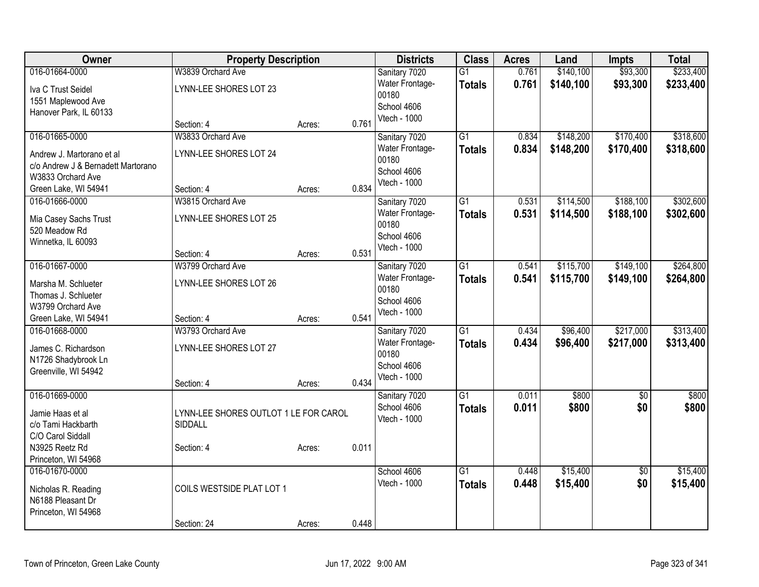| Owner | Property Description | | | Districts | Class | Acres | Land | Impts | Total |
|---|---|---|---|---|---|---|---|---|---|
| 016-01664-0000<br>Iva C Trust Seidel<br>1551 Maplewood Ave<br>Hanover Park, IL 60133 | W3839 Orchard Ave<br>LYNN-LEE SHORES LOT 23<br>Section: 4 | Acres: | 0.761 | Sanitary 7020<br>Water Frontage-00180<br>School 4606<br>Vtech - 1000 | G1<br>**Totals** | 0.761<br>**0.761** | $140,100<br>**$140,100** | $93,300<br>**$93,300** | $233,400<br>**$233,400** |
| 016-01665-0000<br>Andrew J. Martorano et al<br>c/o Andrew J & Bernadett Martorano<br>W3833 Orchard Ave<br>Green Lake, WI 54941 | W3833 Orchard Ave<br>LYNN-LEE SHORES LOT 24<br>Section: 4 | Acres: | 0.834 | Sanitary 7020<br>Water Frontage-00180<br>School 4606<br>Vtech - 1000 | G1<br>**Totals** | 0.834<br>**0.834** | $148,200<br>**$148,200** | $170,400<br>**$170,400** | $318,600<br>**$318,600** |
| 016-01666-0000<br>Mia Casey Sachs Trust<br>520 Meadow Rd<br>Winnetka, IL 60093 | W3815 Orchard Ave<br>LYNN-LEE SHORES LOT 25<br>Section: 4 | Acres: | 0.531 | Sanitary 7020<br>Water Frontage-00180<br>School 4606<br>Vtech - 1000 | G1<br>**Totals** | 0.531<br>**0.531** | $114,500<br>**$114,500** | $188,100<br>**$188,100** | $302,600<br>**$302,600** |
| 016-01667-0000<br>Marsha M. Schlueter<br>Thomas J. Schlueter<br>W3799 Orchard Ave<br>Green Lake, WI 54941 | W3799 Orchard Ave<br>LYNN-LEE SHORES LOT 26<br>Section: 4 | Acres: | 0.541 | Sanitary 7020<br>Water Frontage-00180<br>School 4606<br>Vtech - 1000 | G1<br>**Totals** | 0.541<br>**0.541** | $115,700<br>**$115,700** | $149,100<br>**$149,100** | $264,800<br>**$264,800** |
| 016-01668-0000<br>James C. Richardson<br>N1726 Shadybrook Ln<br>Greenville, WI 54942 | W3793 Orchard Ave<br>LYNN-LEE SHORES LOT 27<br>Section: 4 | Acres: | 0.434 | Sanitary 7020<br>Water Frontage-00180<br>School 4606<br>Vtech - 1000 | G1<br>**Totals** | 0.434<br>**0.434** | $96,400<br>**$96,400** | $217,000<br>**$217,000** | $313,400<br>**$313,400** |
| 016-01669-0000<br>Jamie Haas et al<br>c/o Tami Hackbarth<br>C/O Carol Siddall<br>N3925 Reetz Rd<br>Princeton, WI 54968 | LYNN-LEE SHORES OUTLOT 1 LE FOR CAROL SIDDALL<br>Section: 4 | Acres: | 0.011 | Sanitary 7020<br>School 4606<br>Vtech - 1000 | G1<br>**Totals** | 0.011<br>**0.011** | $800<br>**$800** | $0<br>**$0** | $800<br>**$800** |
| 016-01670-0000<br>Nicholas R. Reading<br>N6188 Pleasant Dr<br>Princeton, WI 54968 | COILS WESTSIDE PLAT LOT 1<br>Section: 24 | Acres: | 0.448 | School 4606<br>Vtech - 1000 | G1<br>**Totals** | 0.448<br>**0.448** | $15,400<br>**$15,400** | $0<br>**$0** | $15,400<br>**$15,400** |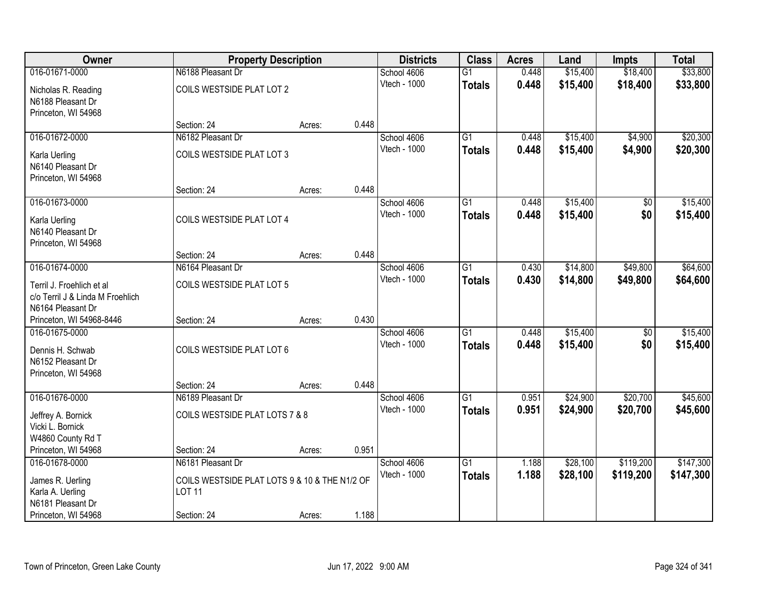| Owner | Property Description | | | Districts | Class | Acres | Land | Impts | Total |
|---|---|---|---|---|---|---|---|---|---|
| 016-01671-0000 | N6188 Pleasant Dr | | | School 4606 | G1 | 0.448 | $15,400 | $18,400 | $33,800 |
| Nicholas R. Reading<br>N6188 Pleasant Dr<br>Princeton, WI 54968 | COILS WESTSIDE PLAT LOT 2 | | | Vtech - 1000 | **Totals** | **0.448** | **$15,400** | **$18,400** | **$33,800** |
| | Section: 24 | Acres: | 0.448 | | | | | | |
| 016-01672-0000 | N6182 Pleasant Dr | | | School 4606 | G1 | 0.448 | $15,400 | $4,900 | $20,300 |
| Karla Uerling<br>N6140 Pleasant Dr<br>Princeton, WI 54968 | COILS WESTSIDE PLAT LOT 3 | | | Vtech - 1000 | **Totals** | **0.448** | **$15,400** | **$4,900** | **$20,300** |
| | Section: 24 | Acres: | 0.448 | | | | | | |
| 016-01673-0000 | | | | School 4606 | G1 | 0.448 | $15,400 | $0 | $15,400 |
| Karla Uerling<br>N6140 Pleasant Dr<br>Princeton, WI 54968 | COILS WESTSIDE PLAT LOT 4 | | | Vtech - 1000 | **Totals** | **0.448** | **$15,400** | **$0** | **$15,400** |
| | Section: 24 | Acres: | 0.448 | | | | | | |
| 016-01674-0000 | N6164 Pleasant Dr | | | School 4606 | G1 | 0.430 | $14,800 | $49,800 | $64,600 |
| Terril J. Froehlich et al<br>c/o Terril J & Linda M Froehlich<br>N6164 Pleasant Dr<br>Princeton, WI 54968-8446 | COILS WESTSIDE PLAT LOT 5 | | | Vtech - 1000 | **Totals** | **0.430** | **$14,800** | **$49,800** | **$64,600** |
| | Section: 24 | Acres: | 0.430 | | | | | | |
| 016-01675-0000 | | | | School 4606 | G1 | 0.448 | $15,400 | $0 | $15,400 |
| Dennis H. Schwab<br>N6152 Pleasant Dr<br>Princeton, WI 54968 | COILS WESTSIDE PLAT LOT 6 | | | Vtech - 1000 | **Totals** | **0.448** | **$15,400** | **$0** | **$15,400** |
| | Section: 24 | Acres: | 0.448 | | | | | | |
| 016-01676-0000 | N6189 Pleasant Dr | | | School 4606 | G1 | 0.951 | $24,900 | $20,700 | $45,600 |
| Jeffrey A. Bornick<br>Vicki L. Bornick<br>W4860 County Rd T<br>Princeton, WI 54968 | COILS WESTSIDE PLAT LOTS 7 & 8 | | | Vtech - 1000 | **Totals** | **0.951** | **$24,900** | **$20,700** | **$45,600** |
| | Section: 24 | Acres: | 0.951 | | | | | | |
| 016-01678-0000 | N6181 Pleasant Dr | | | School 4606 | G1 | 1.188 | $28,100 | $119,200 | $147,300 |
| James R. Uerling<br>Karla A. Uerling<br>N6181 Pleasant Dr<br>Princeton, WI 54968 | COILS WESTSIDE PLAT LOTS 9 & 10 & THE N1/2 OF LOT 11 | | | Vtech - 1000 | **Totals** | **1.188** | **$28,100** | **$119,200** | **$147,300** |
| | Section: 24 | Acres: | 1.188 | | | | | | |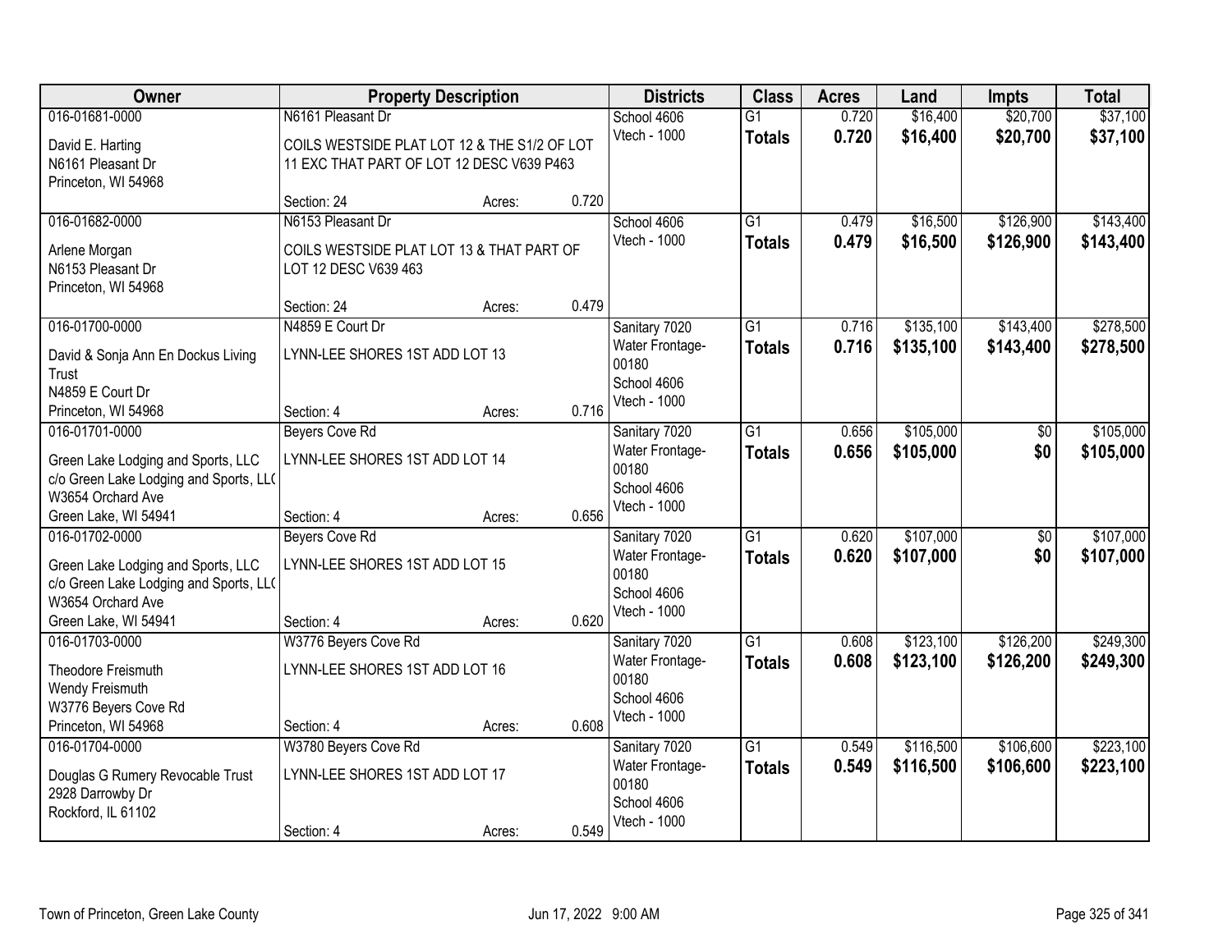| Owner | Property Description | | | Districts | Class | Acres | Land | Impts | Total |
|---|---|---|---|---|---|---|---|---|---|
| 016-01681-0000<br>David E. Harting<br>N6161 Pleasant Dr<br>Princeton, WI 54968 | N6161 Pleasant Dr<br>COILS WESTSIDE PLAT LOT 12 & THE S1/2 OF LOT 11 EXC THAT PART OF LOT 12 DESC V639 P463<br>Section: 24 | Acres: | 0.720 | School 4606<br>Vtech - 1000 | G1<br>**Totals** | 0.720<br>**0.720** | $16,400<br>**$16,400** | $20,700<br>**$20,700** | $37,100<br>**$37,100** |
| 016-01682-0000<br>Arlene Morgan<br>N6153 Pleasant Dr<br>Princeton, WI 54968 | N6153 Pleasant Dr<br>COILS WESTSIDE PLAT LOT 13 & THAT PART OF LOT 12 DESC V639 463<br>Section: 24 | Acres: | 0.479 | School 4606<br>Vtech - 1000 | G1<br>**Totals** | 0.479<br>**0.479** | $16,500<br>**$16,500** | $126,900<br>**$126,900** | $143,400<br>**$143,400** |
| 016-01700-0000<br>David & Sonja Ann En Dockus Living Trust<br>N4859 E Court Dr<br>Princeton, WI 54968 | N4859 E Court Dr<br>LYNN-LEE SHORES 1ST ADD LOT 13<br>Section: 4 | Acres: | 0.716 | Sanitary 7020<br>Water Frontage-00180<br>School 4606<br>Vtech - 1000 | G1<br>**Totals** | 0.716<br>**0.716** | $135,100<br>**$135,100** | $143,400<br>**$143,400** | $278,500<br>**$278,500** |
| 016-01701-0000<br>Green Lake Lodging and Sports, LLC<br>c/o Green Lake Lodging and Sports, LL(<br>W3654 Orchard Ave<br>Green Lake, WI 54941 | Beyers Cove Rd<br>LYNN-LEE SHORES 1ST ADD LOT 14<br>Section: 4 | Acres: | 0.656 | Sanitary 7020<br>Water Frontage-00180<br>School 4606<br>Vtech - 1000 | G1<br>**Totals** | 0.656<br>**0.656** | $105,000<br>**$105,000** | $0<br>**$0** | $105,000<br>**$105,000** |
| 016-01702-0000<br>Green Lake Lodging and Sports, LLC<br>c/o Green Lake Lodging and Sports, LL(<br>W3654 Orchard Ave<br>Green Lake, WI 54941 | Beyers Cove Rd<br>LYNN-LEE SHORES 1ST ADD LOT 15<br>Section: 4 | Acres: | 0.620 | Sanitary 7020<br>Water Frontage-00180<br>School 4606<br>Vtech - 1000 | G1<br>**Totals** | 0.620<br>**0.620** | $107,000<br>**$107,000** | $0<br>**$0** | $107,000<br>**$107,000** |
| 016-01703-0000<br>Theodore Freismuth<br>Wendy Freismuth<br>W3776 Beyers Cove Rd<br>Princeton, WI 54968 | W3776 Beyers Cove Rd<br>LYNN-LEE SHORES 1ST ADD LOT 16<br>Section: 4 | Acres: | 0.608 | Sanitary 7020<br>Water Frontage-00180<br>School 4606<br>Vtech - 1000 | G1<br>**Totals** | 0.608<br>**0.608** | $123,100<br>**$123,100** | $126,200<br>**$126,200** | $249,300<br>**$249,300** |
| 016-01704-0000<br>Douglas G Rumery Revocable Trust<br>2928 Darrowby Dr<br>Rockford, IL 61102 | W3780 Beyers Cove Rd<br>LYNN-LEE SHORES 1ST ADD LOT 17<br>Section: 4 | Acres: | 0.549 | Sanitary 7020<br>Water Frontage-00180<br>School 4606<br>Vtech - 1000 | G1<br>**Totals** | 0.549<br>**0.549** | $116,500<br>**$116,500** | $106,600<br>**$106,600** | $223,100<br>**$223,100** |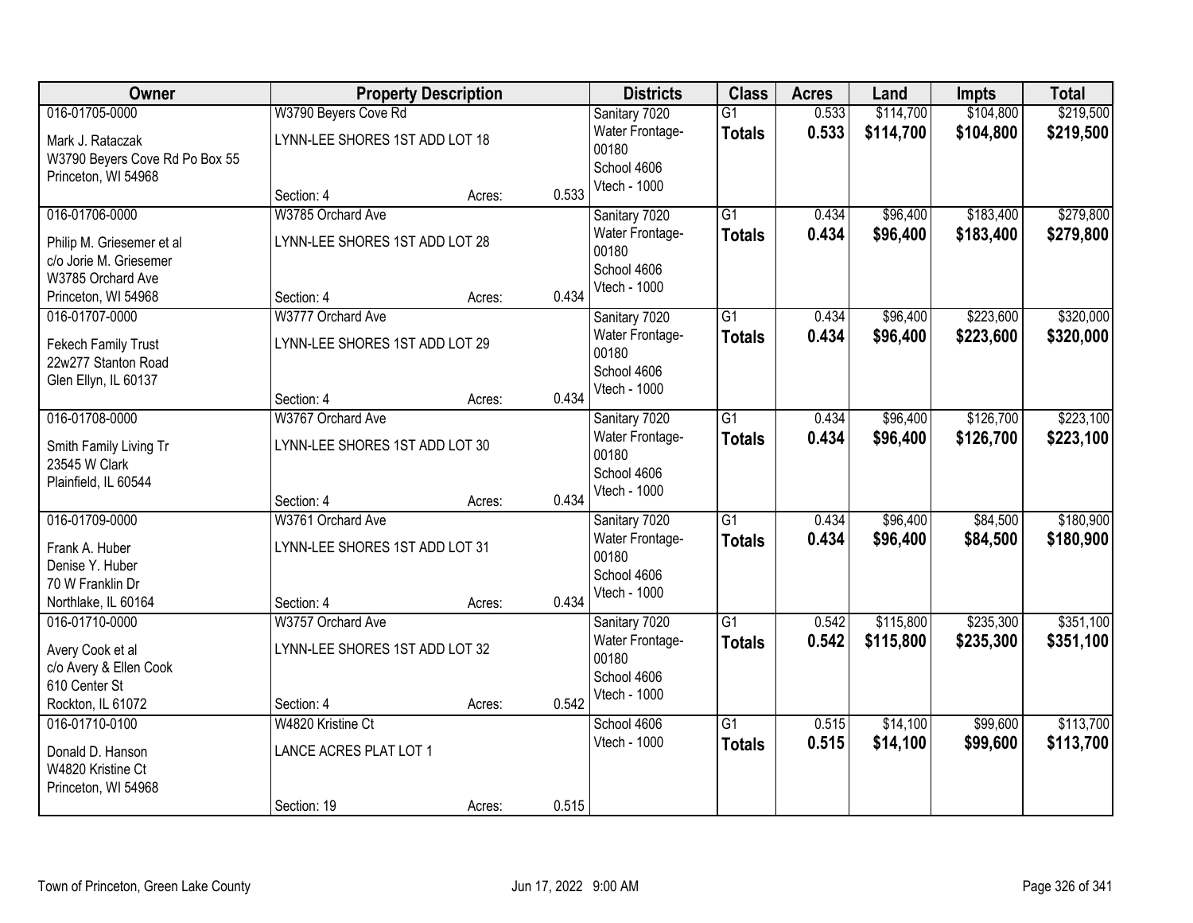| Owner | Property Description | | | Districts | Class | Acres | Land | Impts | Total |
|---|---|---|---|---|---|---|---|---|---|
| 016-01705-0000<br>Mark J. Rataczak<br>W3790 Beyers Cove Rd Po Box 55<br>Princeton, WI 54968 | W3790 Beyers Cove Rd<br>LYNN-LEE SHORES 1ST ADD LOT 18<br>Section: 4 | Acres: | 0.533 | Sanitary 7020<br>Water Frontage-00180<br>School 4606<br>Vtech - 1000 | G1<br>**Totals** | 0.533<br>**0.533** | $114,700<br>**$114,700** | $104,800<br>**$104,800** | $219,500<br>**$219,500** |
| 016-01706-0000<br>Philip M. Griesemer et al<br>c/o Jorie M. Griesemer<br>W3785 Orchard Ave<br>Princeton, WI 54968 | W3785 Orchard Ave<br>LYNN-LEE SHORES 1ST ADD LOT 28<br>Section: 4 | Acres: | 0.434 | Sanitary 7020<br>Water Frontage-00180<br>School 4606<br>Vtech - 1000 | G1<br>**Totals** | 0.434<br>**0.434** | $96,400<br>**$96,400** | $183,400<br>**$183,400** | $279,800<br>**$279,800** |
| 016-01707-0000<br>Fekech Family Trust<br>22w277 Stanton Road<br>Glen Ellyn, IL 60137 | W3777 Orchard Ave<br>LYNN-LEE SHORES 1ST ADD LOT 29<br>Section: 4 | Acres: | 0.434 | Sanitary 7020<br>Water Frontage-00180<br>School 4606<br>Vtech - 1000 | G1<br>**Totals** | 0.434<br>**0.434** | $96,400<br>**$96,400** | $223,600<br>**$223,600** | $320,000<br>**$320,000** |
| 016-01708-0000<br>Smith Family Living Tr<br>23545 W Clark<br>Plainfield, IL 60544 | W3767 Orchard Ave<br>LYNN-LEE SHORES 1ST ADD LOT 30<br>Section: 4 | Acres: | 0.434 | Sanitary 7020<br>Water Frontage-00180<br>School 4606<br>Vtech - 1000 | G1<br>**Totals** | 0.434<br>**0.434** | $96,400<br>**$96,400** | $126,700<br>**$126,700** | $223,100<br>**$223,100** |
| 016-01709-0000<br>Frank A. Huber<br>Denise Y. Huber<br>70 W Franklin Dr<br>Northlake, IL 60164 | W3761 Orchard Ave<br>LYNN-LEE SHORES 1ST ADD LOT 31<br>Section: 4 | Acres: | 0.434 | Sanitary 7020<br>Water Frontage-00180<br>School 4606<br>Vtech - 1000 | G1<br>**Totals** | 0.434<br>**0.434** | $96,400<br>**$96,400** | $84,500<br>**$84,500** | $180,900<br>**$180,900** |
| 016-01710-0000<br>Avery Cook et al<br>c/o Avery & Ellen Cook<br>610 Center St<br>Rockton, IL 61072 | W3757 Orchard Ave<br>LYNN-LEE SHORES 1ST ADD LOT 32<br>Section: 4 | Acres: | 0.542 | Sanitary 7020<br>Water Frontage-00180<br>School 4606<br>Vtech - 1000 | G1<br>**Totals** | 0.542<br>**0.542** | $115,800<br>**$115,800** | $235,300<br>**$235,300** | $351,100<br>**$351,100** |
| 016-01710-0100<br>Donald D. Hanson<br>W4820 Kristine Ct<br>Princeton, WI 54968 | W4820 Kristine Ct<br>LANCE ACRES PLAT LOT 1<br>Section: 19 | Acres: | 0.515 | School 4606<br>Vtech - 1000 | G1<br>**Totals** | 0.515<br>**0.515** | $14,100<br>**$14,100** | $99,600<br>**$99,600** | $113,700<br>**$113,700** |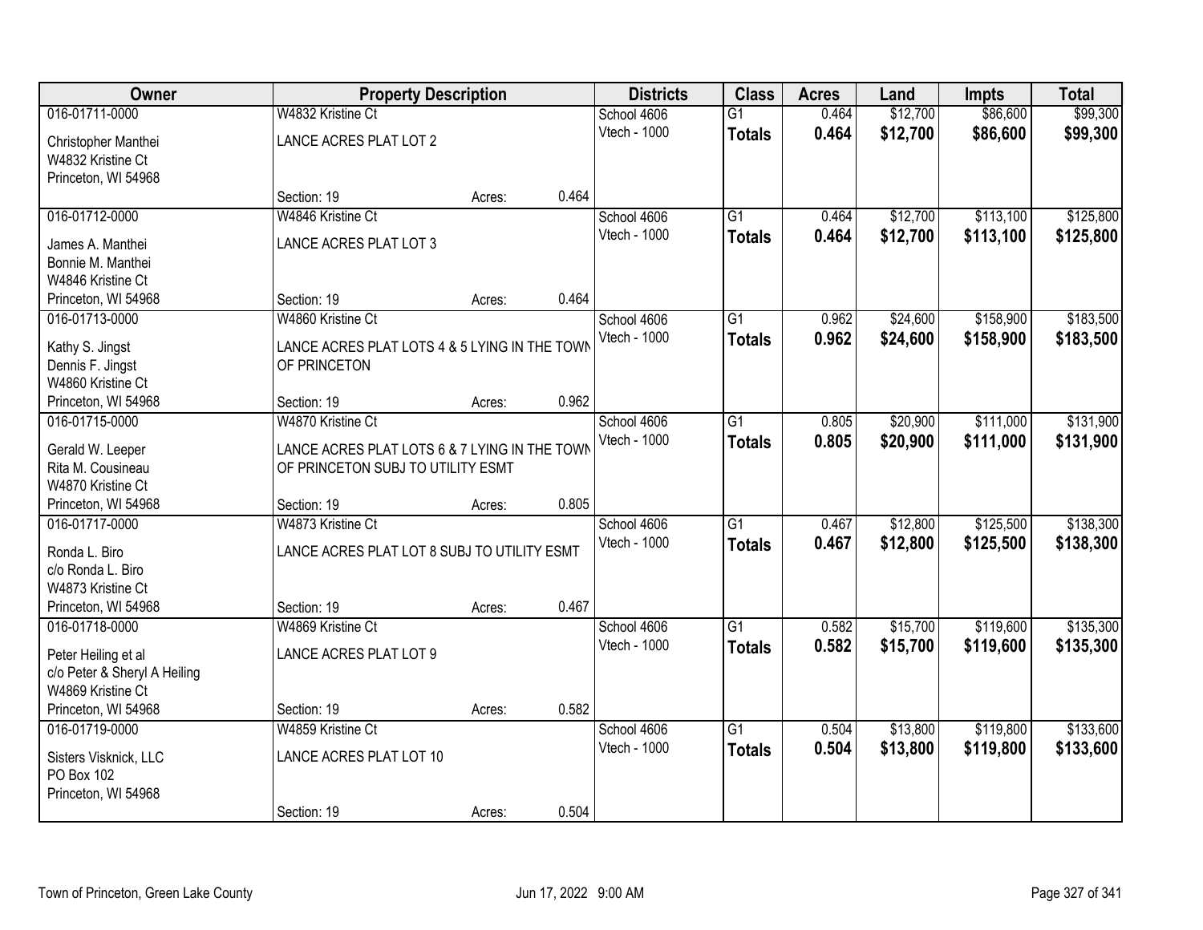| Owner | Property Description | | | Districts | Class | Acres | Land | Impts | Total |
|---|---|---|---|---|---|---|---|---|---|
| 016-01711-0000 | W4832 Kristine Ct | | | School 4606 | G1 | 0.464 | $12,700 | $86,600 | $99,300 |
| Christopher Manthei<br>W4832 Kristine Ct<br>Princeton, WI 54968 | LANCE ACRES PLAT LOT 2 | | | Vtech - 1000 | **Totals** | **0.464** | **$12,700** | **$86,600** | **$99,300** |
| | Section: 19 | Acres: | 0.464 | | | | | | |
| 016-01712-0000 | W4846 Kristine Ct | | | School 4606 | G1 | 0.464 | $12,700 | $113,100 | $125,800 |
| James A. Manthei<br>Bonnie M. Manthei<br>W4846 Kristine Ct<br>Princeton, WI 54968 | LANCE ACRES PLAT LOT 3 | | | Vtech - 1000 | **Totals** | **0.464** | **$12,700** | **$113,100** | **$125,800** |
| | Section: 19 | Acres: | 0.464 | | | | | | |
| 016-01713-0000 | W4860 Kristine Ct | | | School 4606 | G1 | 0.962 | $24,600 | $158,900 | $183,500 |
| Kathy S. Jingst<br>Dennis F. Jingst<br>W4860 Kristine Ct<br>Princeton, WI 54968 | LANCE ACRES PLAT LOTS 4 & 5 LYING IN THE TOWN OF PRINCETON | | | Vtech - 1000 | **Totals** | **0.962** | **$24,600** | **$158,900** | **$183,500** |
| | Section: 19 | Acres: | 0.962 | | | | | | |
| 016-01715-0000 | W4870 Kristine Ct | | | School 4606 | G1 | 0.805 | $20,900 | $111,000 | $131,900 |
| Gerald W. Leeper<br>Rita M. Cousineau<br>W4870 Kristine Ct<br>Princeton, WI 54968 | LANCE ACRES PLAT LOTS 6 & 7 LYING IN THE TOWN OF PRINCETON SUBJ TO UTILITY ESMT | | | Vtech - 1000 | **Totals** | **0.805** | **$20,900** | **$111,000** | **$131,900** |
| | Section: 19 | Acres: | 0.805 | | | | | | |
| 016-01717-0000 | W4873 Kristine Ct | | | School 4606 | G1 | 0.467 | $12,800 | $125,500 | $138,300 |
| Ronda L. Biro<br>c/o Ronda L. Biro<br>W4873 Kristine Ct<br>Princeton, WI 54968 | LANCE ACRES PLAT LOT 8 SUBJ TO UTILITY ESMT | | | Vtech - 1000 | **Totals** | **0.467** | **$12,800** | **$125,500** | **$138,300** |
| | Section: 19 | Acres: | 0.467 | | | | | | |
| 016-01718-0000 | W4869 Kristine Ct | | | School 4606 | G1 | 0.582 | $15,700 | $119,600 | $135,300 |
| Peter Heiling et al<br>c/o Peter & Sheryl A Heiling<br>W4869 Kristine Ct<br>Princeton, WI 54968 | LANCE ACRES PLAT LOT 9 | | | Vtech - 1000 | **Totals** | **0.582** | **$15,700** | **$119,600** | **$135,300** |
| | Section: 19 | Acres: | 0.582 | | | | | | |
| 016-01719-0000 | W4859 Kristine Ct | | | School 4606 | G1 | 0.504 | $13,800 | $119,800 | $133,600 |
| Sisters Visknick, LLC<br>PO Box 102<br>Princeton, WI 54968 | LANCE ACRES PLAT LOT 10 | | | Vtech - 1000 | **Totals** | **0.504** | **$13,800** | **$119,800** | **$133,600** |
| | Section: 19 | Acres: | 0.504 | | | | | | |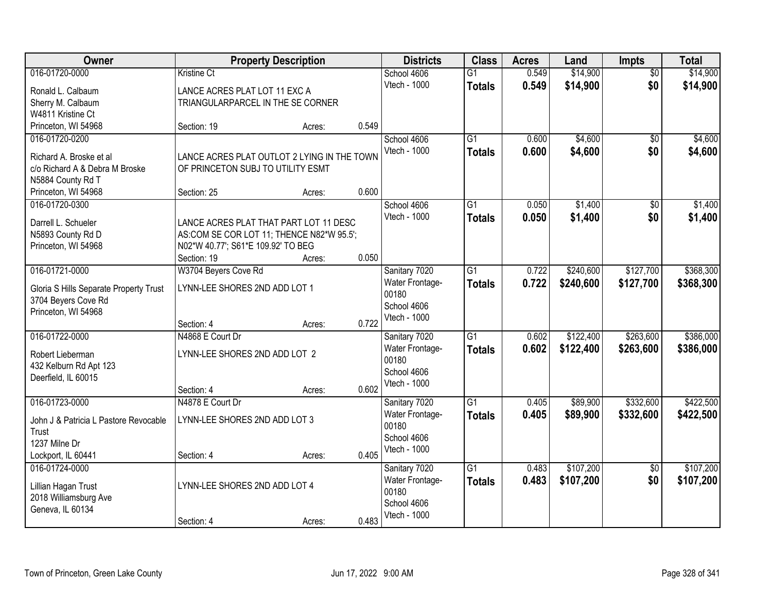| Owner | Property Description | | | Districts | Class | Acres | Land | Impts | Total |
|---|---|---|---|---|---|---|---|---|---|
| 016-01720-0000<br>Ronald L. Calbaum<br>Sherry M. Calbaum<br>W4811 Kristine Ct<br>Princeton, WI 54968 | Kristine Ct<br>LANCE ACRES PLAT LOT 11 EXC A TRIANGULARPARCEL IN THE SE CORNER<br>Section: 19 | Acres: | 0.549 | School 4606<br>Vtech - 1000 | G1<br>**Totals** | 0.549<br>**0.549** | $14,900<br>**$14,900** | $0<br>**$0** | $14,900<br>**$14,900** |
| 016-01720-0200<br>Richard A. Broske et al<br>c/o Richard A & Debra M Broske<br>N5884 County Rd T<br>Princeton, WI 54968 | LANCE ACRES PLAT OUTLOT 2 LYING IN THE TOWN OF PRINCETON SUBJ TO UTILITY ESMT<br>Section: 25 | Acres: | 0.600 | School 4606<br>Vtech - 1000 | G1<br>**Totals** | 0.600<br>**0.600** | $4,600<br>**$4,600** | $0<br>**$0** | $4,600<br>**$4,600** |
| 016-01720-0300<br>Darrell L. Schueler<br>N5893 County Rd D<br>Princeton, WI 54968 | LANCE ACRES PLAT THAT PART LOT 11 DESC AS:COM SE COR LOT 11; THENCE N82*W 95.5'; N02*W 40.77'; S61*E 109.92' TO BEG<br>Section: 19 | Acres: | 0.050 | School 4606<br>Vtech - 1000 | G1<br>**Totals** | 0.050<br>**0.050** | $1,400<br>**$1,400** | $0<br>**$0** | $1,400<br>**$1,400** |
| 016-01721-0000<br>Gloria S Hills Separate Property Trust<br>3704 Beyers Cove Rd<br>Princeton, WI 54968 | W3704 Beyers Cove Rd<br>LYNN-LEE SHORES 2ND ADD LOT 1<br>Section: 4 | Acres: | 0.722 | Sanitary 7020<br>Water Frontage-00180<br>School 4606<br>Vtech - 1000 | G1<br>**Totals** | 0.722<br>**0.722** | $240,600<br>**$240,600** | $127,700<br>**$127,700** | $368,300<br>**$368,300** |
| 016-01722-0000<br>Robert Lieberman<br>432 Kelburn Rd Apt 123<br>Deerfield, IL 60015 | N4868 E Court Dr<br>LYNN-LEE SHORES 2ND ADD LOT 2<br>Section: 4 | Acres: | 0.602 | Sanitary 7020<br>Water Frontage-00180<br>School 4606<br>Vtech - 1000 | G1<br>**Totals** | 0.602<br>**0.602** | $122,400<br>**$122,400** | $263,600<br>**$263,600** | $386,000<br>**$386,000** |
| 016-01723-0000<br>John J & Patricia L Pastore Revocable Trust<br>1237 Milne Dr<br>Lockport, IL 60441 | N4878 E Court Dr<br>LYNN-LEE SHORES 2ND ADD LOT 3<br>Section: 4 | Acres: | 0.405 | Sanitary 7020<br>Water Frontage-00180<br>School 4606<br>Vtech - 1000 | G1<br>**Totals** | 0.405<br>**0.405** | $89,900<br>**$89,900** | $332,600<br>**$332,600** | $422,500<br>**$422,500** |
| 016-01724-0000<br>Lillian Hagan Trust<br>2018 Williamsburg Ave<br>Geneva, IL 60134 | LYNN-LEE SHORES 2ND ADD LOT 4<br>Section: 4 | Acres: | 0.483 | Sanitary 7020<br>Water Frontage-00180<br>School 4606<br>Vtech - 1000 | G1<br>**Totals** | 0.483<br>**0.483** | $107,200<br>**$107,200** | $0<br>**$0** | $107,200<br>**$107,200** |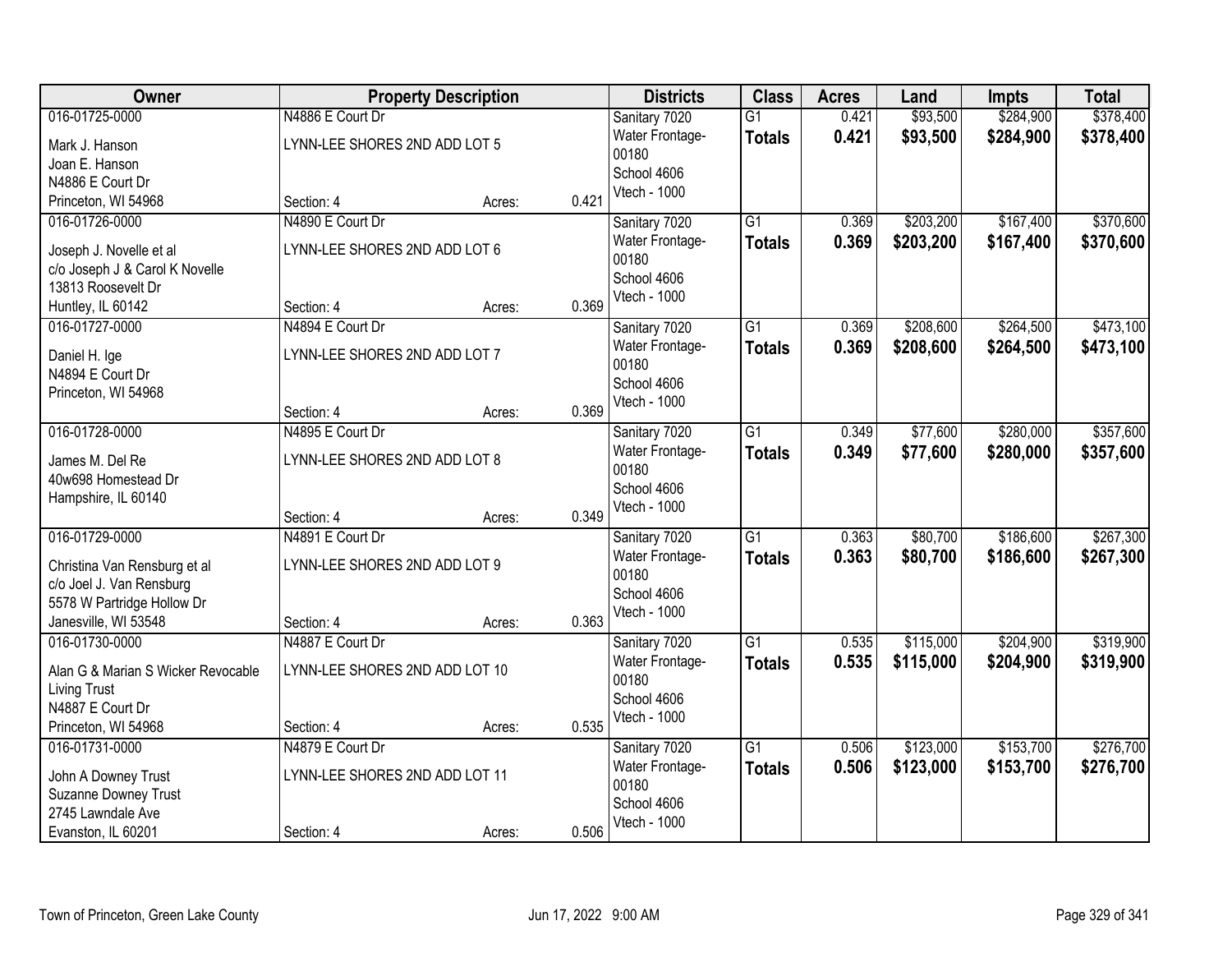| Owner | Property Description | | | Districts | Class | Acres | Land | Impts | Total |
|---|---|---|---|---|---|---|---|---|---|
| 016-01725-0000<br>Mark J. Hanson<br>Joan E. Hanson<br>N4886 E Court Dr<br>Princeton, WI 54968 | N4886 E Court Dr<br>LYNN-LEE SHORES 2ND ADD LOT 5<br>Section: 4 | Acres: | 0.421 | Sanitary 7020<br>Water Frontage-00180<br>School 4606<br>Vtech - 1000 | G1<br>**Totals** | 0.421<br>**0.421** | $93,500<br>**$93,500** | $284,900<br>**$284,900** | $378,400<br>**$378,400** |
| 016-01726-0000<br>Joseph J. Novelle et al<br>c/o Joseph J & Carol K Novelle<br>13813 Roosevelt Dr<br>Huntley, IL 60142 | N4890 E Court Dr<br>LYNN-LEE SHORES 2ND ADD LOT 6<br>Section: 4 | Acres: | 0.369 | Sanitary 7020<br>Water Frontage-00180<br>School 4606<br>Vtech - 1000 | G1<br>**Totals** | 0.369<br>**0.369** | $203,200<br>**$203,200** | $167,400<br>**$167,400** | $370,600<br>**$370,600** |
| 016-01727-0000<br>Daniel H. Ige<br>N4894 E Court Dr<br>Princeton, WI 54968 | N4894 E Court Dr<br>LYNN-LEE SHORES 2ND ADD LOT 7<br>Section: 4 | Acres: | 0.369 | Sanitary 7020<br>Water Frontage-00180<br>School 4606<br>Vtech - 1000 | G1<br>**Totals** | 0.369<br>**0.369** | $208,600<br>**$208,600** | $264,500<br>**$264,500** | $473,100<br>**$473,100** |
| 016-01728-0000<br>James M. Del Re<br>40w698 Homestead Dr<br>Hampshire, IL 60140 | N4895 E Court Dr<br>LYNN-LEE SHORES 2ND ADD LOT 8<br>Section: 4 | Acres: | 0.349 | Sanitary 7020<br>Water Frontage-00180<br>School 4606<br>Vtech - 1000 | G1<br>**Totals** | 0.349<br>**0.349** | $77,600<br>**$77,600** | $280,000<br>**$280,000** | $357,600<br>**$357,600** |
| 016-01729-0000<br>Christina Van Rensburg et al<br>c/o Joel J. Van Rensburg<br>5578 W Partridge Hollow Dr<br>Janesville, WI 53548 | N4891 E Court Dr<br>LYNN-LEE SHORES 2ND ADD LOT 9<br>Section: 4 | Acres: | 0.363 | Sanitary 7020<br>Water Frontage-00180<br>School 4606<br>Vtech - 1000 | G1<br>**Totals** | 0.363<br>**0.363** | $80,700<br>**$80,700** | $186,600<br>**$186,600** | $267,300<br>**$267,300** |
| 016-01730-0000<br>Alan G & Marian S Wicker Revocable Living Trust<br>N4887 E Court Dr<br>Princeton, WI 54968 | N4887 E Court Dr<br>LYNN-LEE SHORES 2ND ADD LOT 10<br>Section: 4 | Acres: | 0.535 | Sanitary 7020<br>Water Frontage-00180<br>School 4606<br>Vtech - 1000 | G1<br>**Totals** | 0.535<br>**0.535** | $115,000<br>**$115,000** | $204,900<br>**$204,900** | $319,900<br>**$319,900** |
| 016-01731-0000<br>John A Downey Trust<br>Suzanne Downey Trust<br>2745 Lawndale Ave<br>Evanston, IL 60201 | N4879 E Court Dr<br>LYNN-LEE SHORES 2ND ADD LOT 11<br>Section: 4 | Acres: | 0.506 | Sanitary 7020<br>Water Frontage-00180<br>School 4606<br>Vtech - 1000 | G1<br>**Totals** | 0.506<br>**0.506** | $123,000<br>**$123,000** | $153,700<br>**$153,700** | $276,700<br>**$276,700** |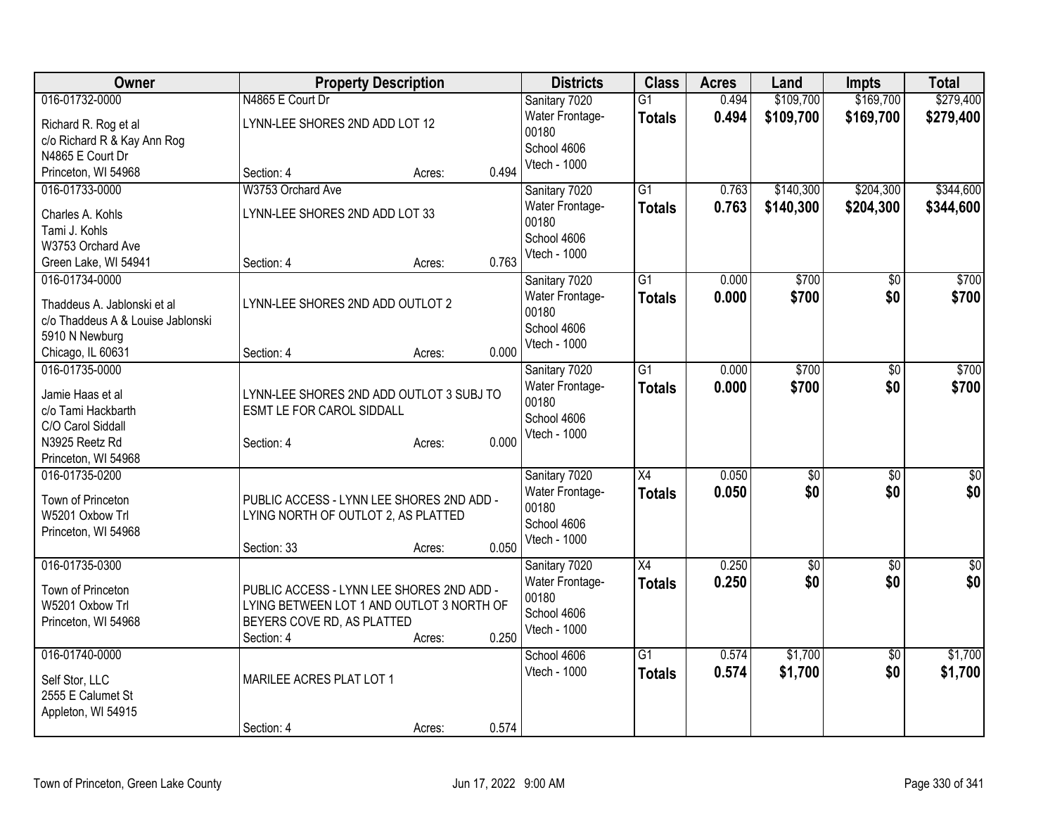| Owner | Property Description | Districts | Class | Acres | Land | Impts | Total |
|---|---|---|---|---|---|---|---|
| 016-01732-0000<br>Richard R. Rog et al<br>c/o Richard R & Kay Ann Rog<br>N4865 E Court Dr<br>Princeton, WI 54968 | N4865 E Court Dr<br>LYNN-LEE SHORES 2ND ADD LOT 12<br>Section: 4 Acres: 0.494 | Sanitary 7020<br>Water Frontage-00180<br>School 4606<br>Vtech - 1000 | G1<br>**Totals** | 0.494<br>**0.494** | $109,700<br>**$109,700** | $169,700<br>**$169,700** | $279,400<br>**$279,400** |
| 016-01733-0000<br>Charles A. Kohls<br>Tami J. Kohls<br>W3753 Orchard Ave<br>Green Lake, WI 54941 | W3753 Orchard Ave<br>LYNN-LEE SHORES 2ND ADD LOT 33<br>Section: 4 Acres: 0.763 | Sanitary 7020<br>Water Frontage-00180<br>School 4606<br>Vtech - 1000 | G1<br>**Totals** | 0.763<br>**0.763** | $140,300<br>**$140,300** | $204,300<br>**$204,300** | $344,600<br>**$344,600** |
| 016-01734-0000<br>Thaddeus A. Jablonski et al<br>c/o Thaddeus A & Louise Jablonski<br>5910 N Newburg<br>Chicago, IL 60631 | LYNN-LEE SHORES 2ND ADD OUTLOT 2<br>Section: 4 Acres: 0.000 | Sanitary 7020<br>Water Frontage-00180<br>School 4606<br>Vtech - 1000 | G1<br>**Totals** | 0.000<br>**0.000** | $700<br>**$700** | $0<br>**$0** | $700<br>**$700** |
| 016-01735-0000<br>Jamie Haas et al<br>c/o Tami Hackbarth<br>C/O Carol Siddall<br>N3925 Reetz Rd<br>Princeton, WI 54968 | LYNN-LEE SHORES 2ND ADD OUTLOT 3 SUBJ TO ESMT LE FOR CAROL SIDDALL<br>Section: 4 Acres: 0.000 | Sanitary 7020<br>Water Frontage-00180<br>School 4606<br>Vtech - 1000 | G1<br>**Totals** | 0.000<br>**0.000** | $700<br>**$700** | $0<br>**$0** | $700<br>**$700** |
| 016-01735-0200<br>Town of Princeton<br>W5201 Oxbow Trl<br>Princeton, WI 54968 | PUBLIC ACCESS - LYNN LEE SHORES 2ND ADD - LYING NORTH OF OUTLOT 2, AS PLATTED<br>Section: 33 Acres: 0.050 | Sanitary 7020<br>Water Frontage-00180<br>School 4606<br>Vtech - 1000 | X4<br>**Totals** | 0.050<br>**0.050** | $0<br>**$0** | $0<br>**$0** | $0<br>**$0** |
| 016-01735-0300<br>Town of Princeton<br>W5201 Oxbow Trl<br>Princeton, WI 54968 | PUBLIC ACCESS - LYNN LEE SHORES 2ND ADD - LYING BETWEEN LOT 1 AND OUTLOT 3 NORTH OF BEYERS COVE RD, AS PLATTED<br>Section: 4 Acres: 0.250 | Sanitary 7020<br>Water Frontage-00180<br>School 4606<br>Vtech - 1000 | X4<br>**Totals** | 0.250<br>**0.250** | $0<br>**$0** | $0<br>**$0** | $0<br>**$0** |
| 016-01740-0000<br>Self Stor, LLC<br>2555 E Calumet St<br>Appleton, WI 54915 | MARILEE ACRES PLAT LOT 1<br>Section: 4 Acres: 0.574 | School 4606<br>Vtech - 1000 | G1<br>**Totals** | 0.574<br>**0.574** | $1,700<br>**$1,700** | $0<br>**$0** | $1,700<br>**$1,700** |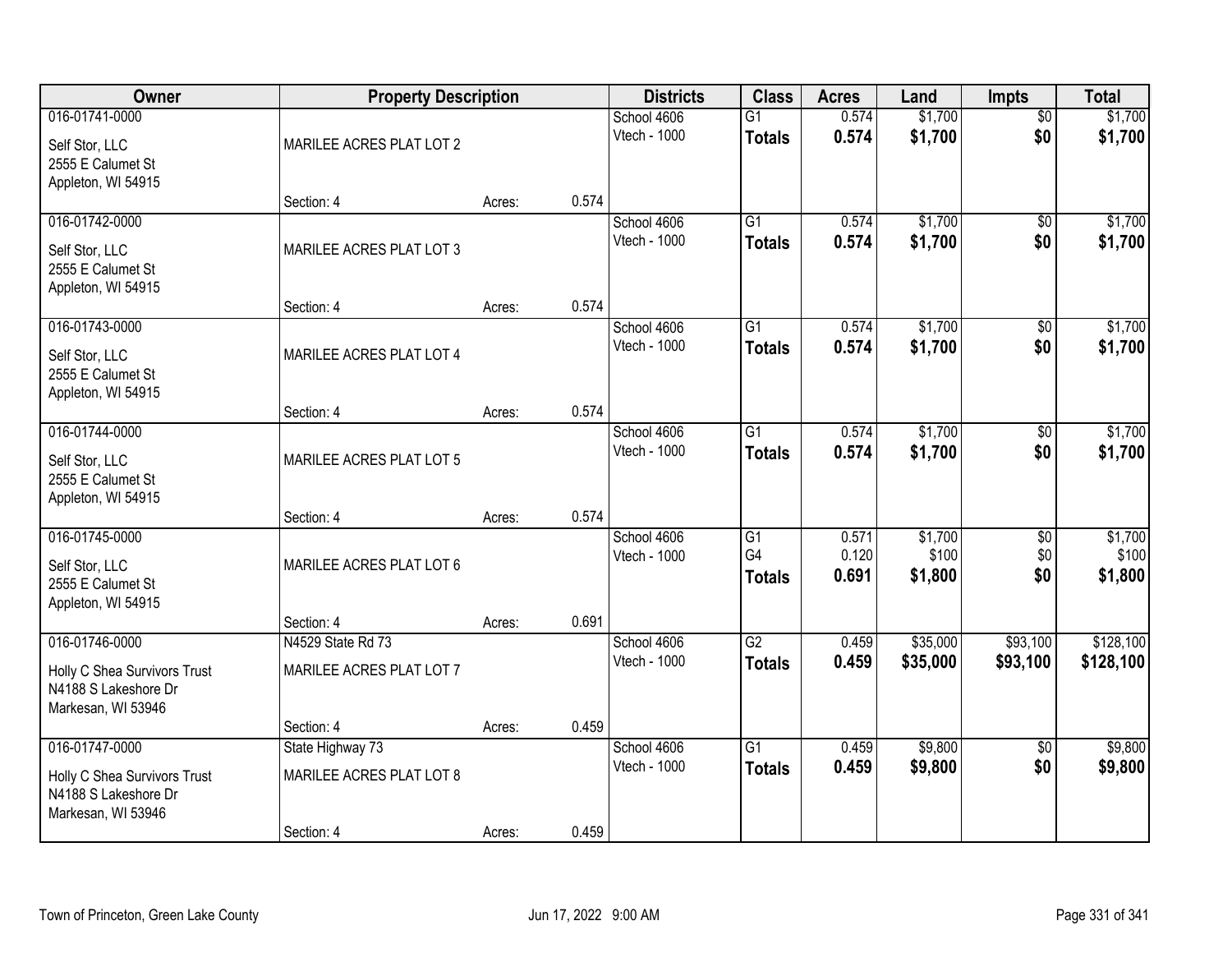| Owner | Property Description | | | Districts | Class | Acres | Land | Impts | Total |
|---|---|---|---|---|---|---|---|---|---|
| 016-01741-0000 | | | | School 4606 | G1 | 0.574 | $1,700 | $0 | $1,700 |
| Self Stor, LLC<br>2555 E Calumet St<br>Appleton, WI 54915 | MARILEE ACRES PLAT LOT 2 | | | Vtech - 1000 | **Totals** | **0.574** | **$1,700** | **$0** | **$1,700** |
| | Section: 4 | Acres: | 0.574 | | | | | | |
| 016-01742-0000 | | | | School 4606 | G1 | 0.574 | $1,700 | $0 | $1,700 |
| Self Stor, LLC<br>2555 E Calumet St<br>Appleton, WI 54915 | MARILEE ACRES PLAT LOT 3 | | | Vtech - 1000 | **Totals** | **0.574** | **$1,700** | **$0** | **$1,700** |
| | Section: 4 | Acres: | 0.574 | | | | | | |
| 016-01743-0000 | | | | School 4606 | G1 | 0.574 | $1,700 | $0 | $1,700 |
| Self Stor, LLC<br>2555 E Calumet St<br>Appleton, WI 54915 | MARILEE ACRES PLAT LOT 4 | | | Vtech - 1000 | **Totals** | **0.574** | **$1,700** | **$0** | **$1,700** |
| | Section: 4 | Acres: | 0.574 | | | | | | |
| 016-01744-0000 | | | | School 4606 | G1 | 0.574 | $1,700 | $0 | $1,700 |
| Self Stor, LLC<br>2555 E Calumet St<br>Appleton, WI 54915 | MARILEE ACRES PLAT LOT 5 | | | Vtech - 1000 | **Totals** | **0.574** | **$1,700** | **$0** | **$1,700** |
| | Section: 4 | Acres: | 0.574 | | | | | | |
| 016-01745-0000 | | | | School 4606 | G1 | 0.571 | $1,700 | $0 | $1,700 |
| Self Stor, LLC<br>2555 E Calumet St<br>Appleton, WI 54915 | MARILEE ACRES PLAT LOT 6 | | | Vtech - 1000 | G4 | 0.120 | $100 | $0 | $100 |
| | | | | | **Totals** | **0.691** | **$1,800** | **$0** | **$1,800** |
| | Section: 4 | Acres: | 0.691 | | | | | | |
| 016-01746-0000 | N4529 State Rd 73 | | | School 4606 | G2 | 0.459 | $35,000 | $93,100 | $128,100 |
| Holly C Shea Survivors Trust<br>N4188 S Lakeshore Dr<br>Markesan, WI 53946 | MARILEE ACRES PLAT LOT 7 | | | Vtech - 1000 | **Totals** | **0.459** | **$35,000** | **$93,100** | **$128,100** |
| | Section: 4 | Acres: | 0.459 | | | | | | |
| 016-01747-0000 | State Highway 73 | | | School 4606 | G1 | 0.459 | $9,800 | $0 | $9,800 |
| Holly C Shea Survivors Trust<br>N4188 S Lakeshore Dr<br>Markesan, WI 53946 | MARILEE ACRES PLAT LOT 8 | | | Vtech - 1000 | **Totals** | **0.459** | **$9,800** | **$0** | **$9,800** |
| | Section: 4 | Acres: | 0.459 | | | | | | |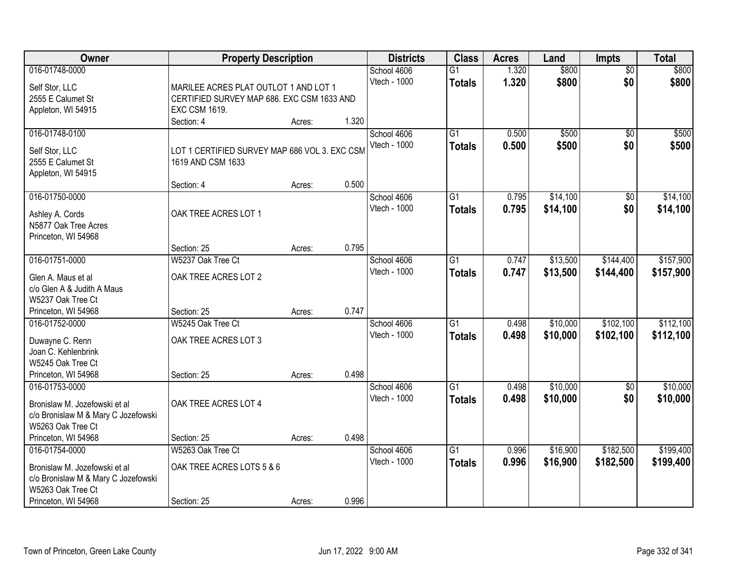| Owner | Property Description | | | Districts | Class | Acres | Land | Impts | Total |
|---|---|---|---|---|---|---|---|---|---|
| 016-01748-0000 | | | | School 4606 | G1 | 1.320 | $800 | $0 | $800 |
| Self Stor, LLC<br>2555 E Calumet St<br>Appleton, WI 54915 | MARILEE ACRES PLAT OUTLOT 1 AND LOT 1 CERTIFIED SURVEY MAP 686. EXC CSM 1633 AND EXC CSM 1619. | | | Vtech - 1000 | **Totals** | **1.320** | **$800** | **$0** | **$800** |
| | Section: 4 | Acres: | 1.320 | | | | | | |
| 016-01748-0100 | | | | School 4606 | G1 | 0.500 | $500 | $0 | $500 |
| Self Stor, LLC<br>2555 E Calumet St<br>Appleton, WI 54915 | LOT 1 CERTIFIED SURVEY MAP 686 VOL 3. EXC CSM 1619 AND CSM 1633 | | | Vtech - 1000 | **Totals** | **0.500** | **$500** | **$0** | **$500** |
| | Section: 4 | Acres: | 0.500 | | | | | | |
| 016-01750-0000 | | | | School 4606 | G1 | 0.795 | $14,100 | $0 | $14,100 |
| Ashley A. Cords<br>N5877 Oak Tree Acres<br>Princeton, WI 54968 | OAK TREE ACRES LOT 1 | | | Vtech - 1000 | **Totals** | **0.795** | **$14,100** | **$0** | **$14,100** |
| | Section: 25 | Acres: | 0.795 | | | | | | |
| 016-01751-0000 | W5237 Oak Tree Ct | | | School 4606 | G1 | 0.747 | $13,500 | $144,400 | $157,900 |
| Glen A. Maus et al<br>c/o Glen A & Judith A Maus<br>W5237 Oak Tree Ct<br>Princeton, WI 54968 | OAK TREE ACRES LOT 2 | | | Vtech - 1000 | **Totals** | **0.747** | **$13,500** | **$144,400** | **$157,900** |
| | Section: 25 | Acres: | 0.747 | | | | | | |
| 016-01752-0000 | W5245 Oak Tree Ct | | | School 4606 | G1 | 0.498 | $10,000 | $102,100 | $112,100 |
| Duwayne C. Renn<br>Joan C. Kehlenbrink<br>W5245 Oak Tree Ct<br>Princeton, WI 54968 | OAK TREE ACRES LOT 3 | | | Vtech - 1000 | **Totals** | **0.498** | **$10,000** | **$102,100** | **$112,100** |
| | Section: 25 | Acres: | 0.498 | | | | | | |
| 016-01753-0000 | | | | School 4606 | G1 | 0.498 | $10,000 | $0 | $10,000 |
| Bronislaw M. Jozefowski et al<br>c/o Bronislaw M & Mary C Jozefowski<br>W5263 Oak Tree Ct<br>Princeton, WI 54968 | OAK TREE ACRES LOT 4 | | | Vtech - 1000 | **Totals** | **0.498** | **$10,000** | **$0** | **$10,000** |
| | Section: 25 | Acres: | 0.498 | | | | | | |
| 016-01754-0000 | W5263 Oak Tree Ct | | | School 4606 | G1 | 0.996 | $16,900 | $182,500 | $199,400 |
| Bronislaw M. Jozefowski et al<br>c/o Bronislaw M & Mary C Jozefowski<br>W5263 Oak Tree Ct<br>Princeton, WI 54968 | OAK TREE ACRES LOTS 5 & 6 | | | Vtech - 1000 | **Totals** | **0.996** | **$16,900** | **$182,500** | **$199,400** |
| | Section: 25 | Acres: | 0.996 | | | | | | |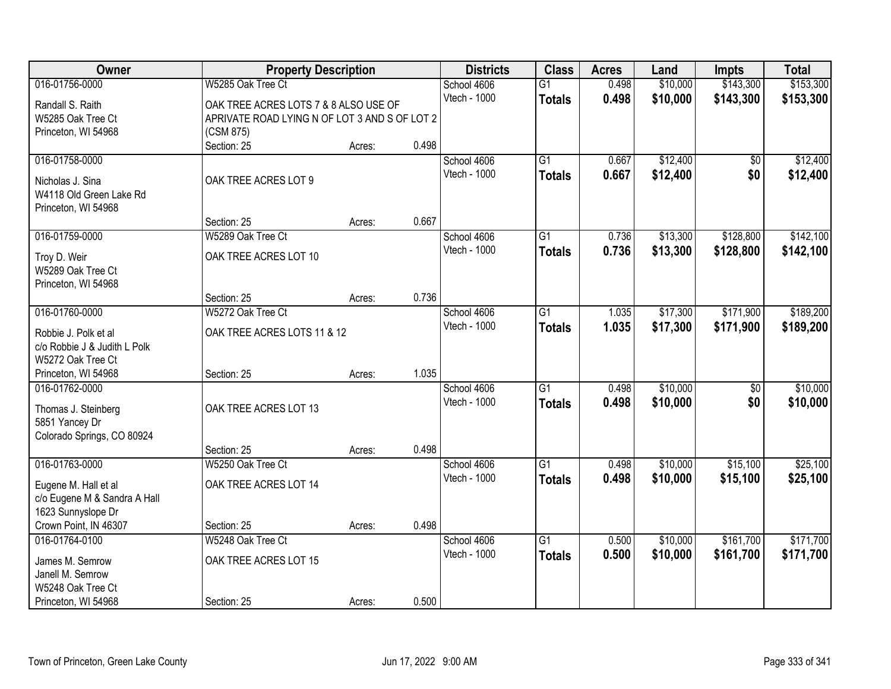| Owner | Property Description | | | Districts | Class | Acres | Land | Impts | Total |
|---|---|---|---|---|---|---|---|---|---|
| 016-01756-0000<br>Randall S. Raith<br>W5285 Oak Tree Ct<br>Princeton, WI 54968 | W5285 Oak Tree Ct<br>OAK TREE ACRES LOTS 7 & 8 ALSO USE OF APRIVATE ROAD LYING N OF LOT 3 AND S OF LOT 2 (CSM 875)<br>Section: 25 | Acres: | 0.498 | School 4606<br>Vtech - 1000 | G1<br>**Totals** | 0.498<br>**0.498** | $10,000<br>**$10,000** | $143,300<br>**$143,300** | $153,300<br>**$153,300** |
| 016-01758-0000<br>Nicholas J. Sina<br>W4118 Old Green Lake Rd<br>Princeton, WI 54968 | OAK TREE ACRES LOT 9<br>Section: 25 | Acres: | 0.667 | School 4606<br>Vtech - 1000 | G1<br>**Totals** | 0.667<br>**0.667** | $12,400<br>**$12,400** | $0<br>**$0** | $12,400<br>**$12,400** |
| 016-01759-0000<br>Troy D. Weir<br>W5289 Oak Tree Ct<br>Princeton, WI 54968 | W5289 Oak Tree Ct<br>OAK TREE ACRES LOT 10<br>Section: 25 | Acres: | 0.736 | School 4606<br>Vtech - 1000 | G1<br>**Totals** | 0.736<br>**0.736** | $13,300<br>**$13,300** | $128,800<br>**$128,800** | $142,100<br>**$142,100** |
| 016-01760-0000<br>Robbie J. Polk et al<br>c/o Robbie J & Judith L Polk<br>W5272 Oak Tree Ct<br>Princeton, WI 54968 | W5272 Oak Tree Ct<br>OAK TREE ACRES LOTS 11 & 12<br>Section: 25 | Acres: | 1.035 | School 4606<br>Vtech - 1000 | G1<br>**Totals** | 1.035<br>**1.035** | $17,300<br>**$17,300** | $171,900<br>**$171,900** | $189,200<br>**$189,200** |
| 016-01762-0000<br>Thomas J. Steinberg<br>5851 Yancey Dr<br>Colorado Springs, CO 80924 | OAK TREE ACRES LOT 13<br>Section: 25 | Acres: | 0.498 | School 4606<br>Vtech - 1000 | G1<br>**Totals** | 0.498<br>**0.498** | $10,000<br>**$10,000** | $0<br>**$0** | $10,000<br>**$10,000** |
| 016-01763-0000<br>Eugene M. Hall et al<br>c/o Eugene M & Sandra A Hall<br>1623 Sunnyslope Dr<br>Crown Point, IN 46307 | W5250 Oak Tree Ct<br>OAK TREE ACRES LOT 14<br>Section: 25 | Acres: | 0.498 | School 4606<br>Vtech - 1000 | G1<br>**Totals** | 0.498<br>**0.498** | $10,000<br>**$10,000** | $15,100<br>**$15,100** | $25,100<br>**$25,100** |
| 016-01764-0100<br>James M. Semrow<br>Janell M. Semrow<br>W5248 Oak Tree Ct<br>Princeton, WI 54968 | W5248 Oak Tree Ct<br>OAK TREE ACRES LOT 15<br>Section: 25 | Acres: | 0.500 | School 4606<br>Vtech - 1000 | G1<br>**Totals** | 0.500<br>**0.500** | $10,000<br>**$10,000** | $161,700<br>**$161,700** | $171,700<br>**$171,700** |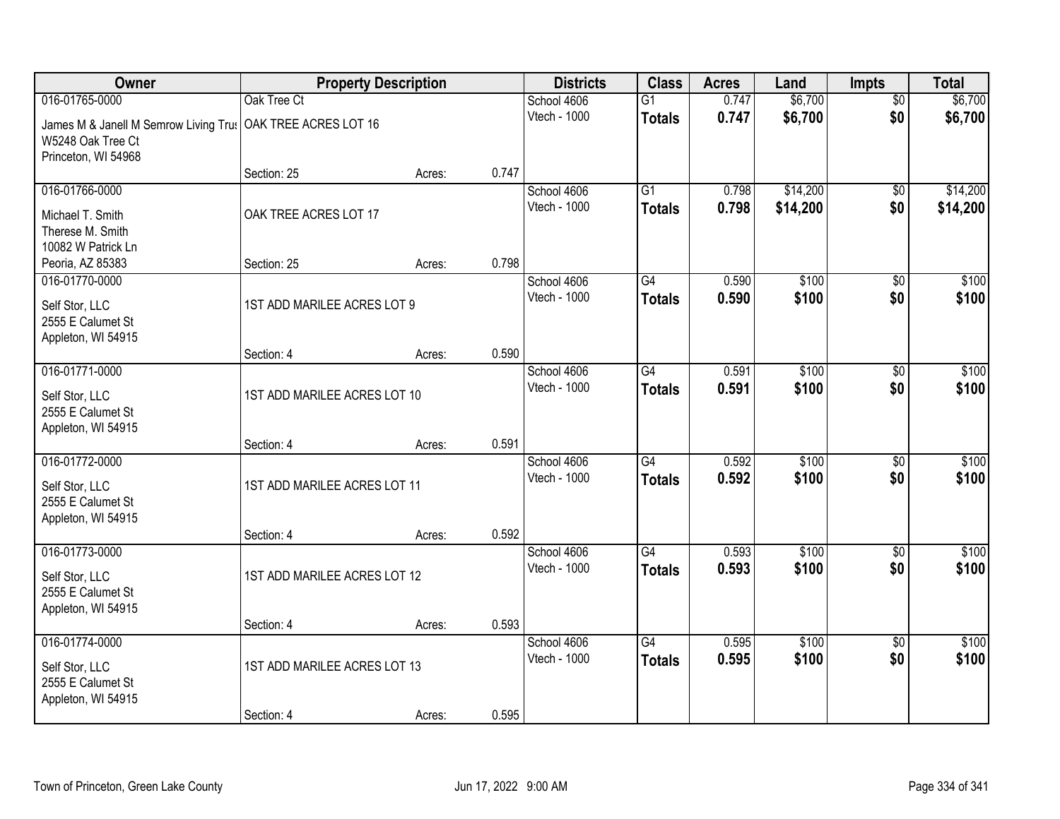| Owner | Property Description | | | Districts | Class | Acres | Land | Impts | Total |
|---|---|---|---|---|---|---|---|---|---|
| 016-01765-0000 | Oak Tree Ct | | | School 4606 | G1 | 0.747 | $6,700 | $0 | $6,700 |
| James M & Janell M Semrow Living Trus<br>W5248 Oak Tree Ct<br>Princeton, WI 54968 | OAK TREE ACRES LOT 16 | | | Vtech - 1000 | **Totals** | **0.747** | **$6,700** | **$0** | **$6,700** |
| | Section: 25 | Acres: | 0.747 | | | | | | |
| 016-01766-0000 | | | | School 4606 | G1 | 0.798 | $14,200 | $0 | $14,200 |
| Michael T. Smith<br>Therese M. Smith<br>10082 W Patrick Ln<br>Peoria, AZ 85383 | OAK TREE ACRES LOT 17 | | | Vtech - 1000 | **Totals** | **0.798** | **$14,200** | **$0** | **$14,200** |
| | Section: 25 | Acres: | 0.798 | | | | | | |
| 016-01770-0000 | | | | School 4606 | G4 | 0.590 | $100 | $0 | $100 |
| Self Stor, LLC<br>2555 E Calumet St<br>Appleton, WI 54915 | 1ST ADD MARILEE ACRES LOT 9 | | | Vtech - 1000 | **Totals** | **0.590** | **$100** | **$0** | **$100** |
| | Section: 4 | Acres: | 0.590 | | | | | | |
| 016-01771-0000 | | | | School 4606 | G4 | 0.591 | $100 | $0 | $100 |
| Self Stor, LLC<br>2555 E Calumet St<br>Appleton, WI 54915 | 1ST ADD MARILEE ACRES LOT 10 | | | Vtech - 1000 | **Totals** | **0.591** | **$100** | **$0** | **$100** |
| | Section: 4 | Acres: | 0.591 | | | | | | |
| 016-01772-0000 | | | | School 4606 | G4 | 0.592 | $100 | $0 | $100 |
| Self Stor, LLC<br>2555 E Calumet St<br>Appleton, WI 54915 | 1ST ADD MARILEE ACRES LOT 11 | | | Vtech - 1000 | **Totals** | **0.592** | **$100** | **$0** | **$100** |
| | Section: 4 | Acres: | 0.592 | | | | | | |
| 016-01773-0000 | | | | School 4606 | G4 | 0.593 | $100 | $0 | $100 |
| Self Stor, LLC<br>2555 E Calumet St<br>Appleton, WI 54915 | 1ST ADD MARILEE ACRES LOT 12 | | | Vtech - 1000 | **Totals** | **0.593** | **$100** | **$0** | **$100** |
| | Section: 4 | Acres: | 0.593 | | | | | | |
| 016-01774-0000 | | | | School 4606 | G4 | 0.595 | $100 | $0 | $100 |
| Self Stor, LLC<br>2555 E Calumet St<br>Appleton, WI 54915 | 1ST ADD MARILEE ACRES LOT 13 | | | Vtech - 1000 | **Totals** | **0.595** | **$100** | **$0** | **$100** |
| | Section: 4 | Acres: | 0.595 | | | | | | |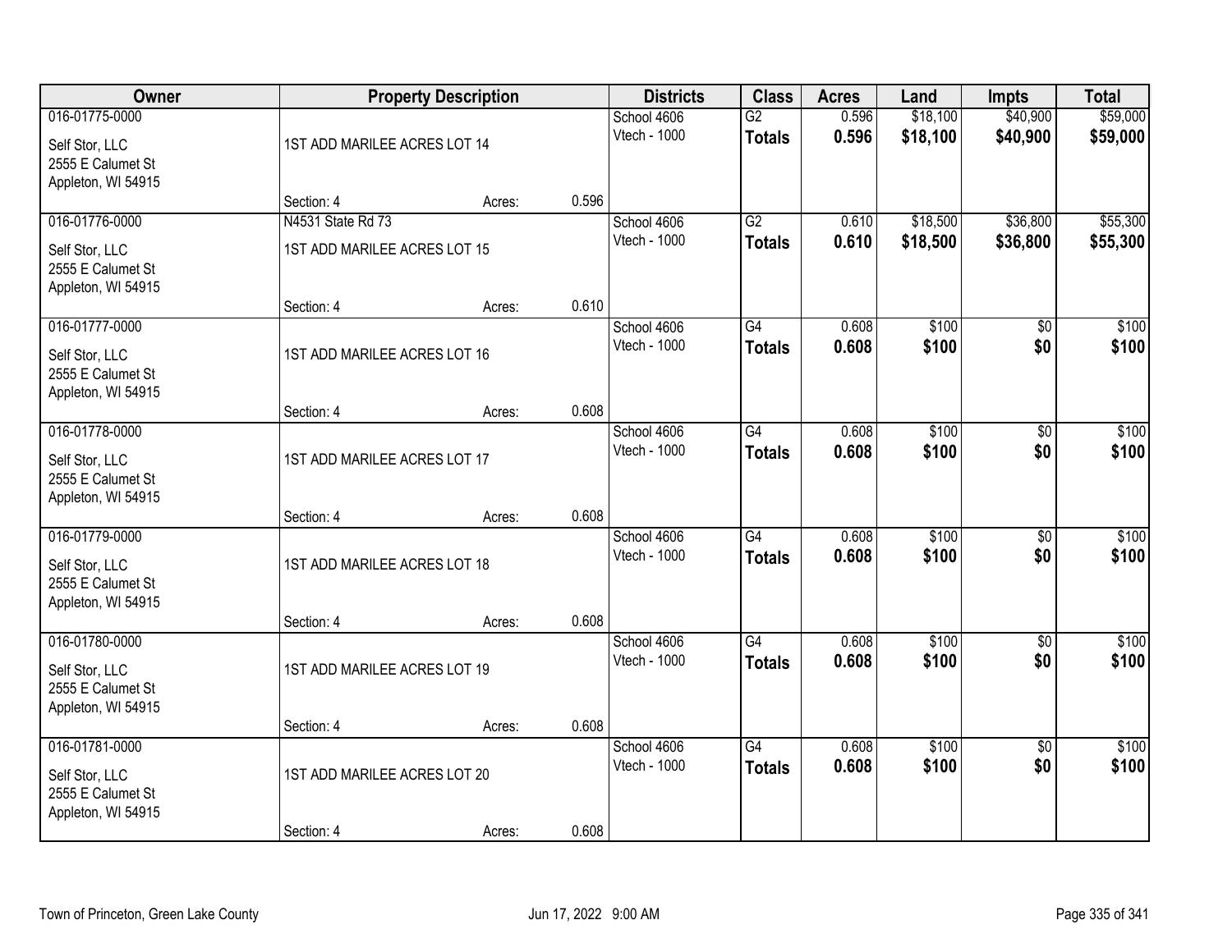| Owner | Property Description | | | Districts | Class | Acres | Land | Impts | Total |
|---|---|---|---|---|---|---|---|---|---|
| 016-01775-0000 | | | | School 4606 | G2 | 0.596 | $18,100 | $40,900 | $59,000 |
| Self Stor, LLC<br>2555 E Calumet St<br>Appleton, WI 54915 | 1ST ADD MARILEE ACRES LOT 14 | | | Vtech - 1000 | **Totals** | **0.596** | **$18,100** | **$40,900** | **$59,000** |
| | Section: 4 | Acres: | 0.596 | | | | | | |
| 016-01776-0000 | N4531 State Rd 73 | | | School 4606 | G2 | 0.610 | $18,500 | $36,800 | $55,300 |
| Self Stor, LLC<br>2555 E Calumet St<br>Appleton, WI 54915 | 1ST ADD MARILEE ACRES LOT 15 | | | Vtech - 1000 | **Totals** | **0.610** | **$18,500** | **$36,800** | **$55,300** |
| | Section: 4 | Acres: | 0.610 | | | | | | |
| 016-01777-0000 | | | | School 4606 | G4 | 0.608 | $100 | $0 | $100 |
| Self Stor, LLC<br>2555 E Calumet St<br>Appleton, WI 54915 | 1ST ADD MARILEE ACRES LOT 16 | | | Vtech - 1000 | **Totals** | **0.608** | **$100** | **$0** | **$100** |
| | Section: 4 | Acres: | 0.608 | | | | | | |
| 016-01778-0000 | | | | School 4606 | G4 | 0.608 | $100 | $0 | $100 |
| Self Stor, LLC<br>2555 E Calumet St<br>Appleton, WI 54915 | 1ST ADD MARILEE ACRES LOT 17 | | | Vtech - 1000 | **Totals** | **0.608** | **$100** | **$0** | **$100** |
| | Section: 4 | Acres: | 0.608 | | | | | | |
| 016-01779-0000 | | | | School 4606 | G4 | 0.608 | $100 | $0 | $100 |
| Self Stor, LLC<br>2555 E Calumet St<br>Appleton, WI 54915 | 1ST ADD MARILEE ACRES LOT 18 | | | Vtech - 1000 | **Totals** | **0.608** | **$100** | **$0** | **$100** |
| | Section: 4 | Acres: | 0.608 | | | | | | |
| 016-01780-0000 | | | | School 4606 | G4 | 0.608 | $100 | $0 | $100 |
| Self Stor, LLC<br>2555 E Calumet St<br>Appleton, WI 54915 | 1ST ADD MARILEE ACRES LOT 19 | | | Vtech - 1000 | **Totals** | **0.608** | **$100** | **$0** | **$100** |
| | Section: 4 | Acres: | 0.608 | | | | | | |
| 016-01781-0000 | | | | School 4606 | G4 | 0.608 | $100 | $0 | $100 |
| Self Stor, LLC<br>2555 E Calumet St<br>Appleton, WI 54915 | 1ST ADD MARILEE ACRES LOT 20 | | | Vtech - 1000 | **Totals** | **0.608** | **$100** | **$0** | **$100** |
| | Section: 4 | Acres: | 0.608 | | | | | | |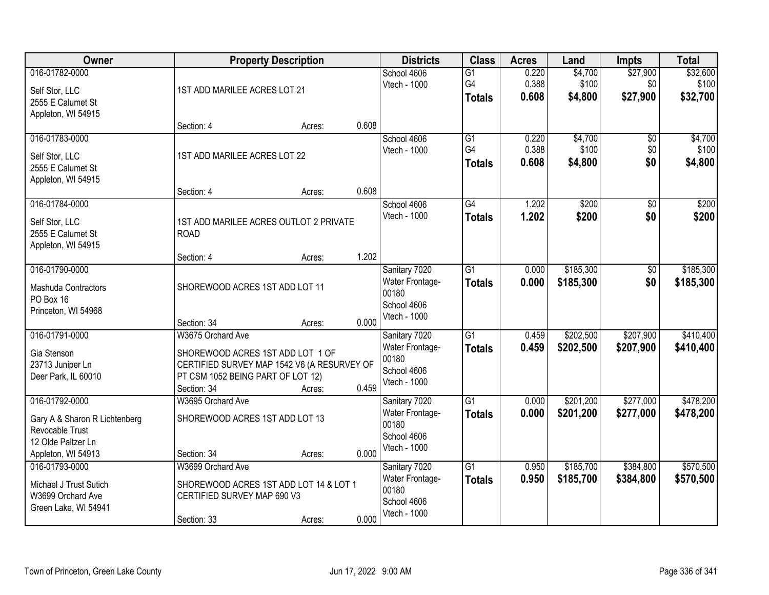| Owner | Property Description | Districts | Class | Acres | Land | Impts | Total |
|---|---|---|---|---|---|---|---|
| 016-01782-0000<br>Self Stor, LLC<br>2555 E Calumet St<br>Appleton, WI 54915 | 1ST ADD MARILEE ACRES LOT 21<br>Section: 4 Acres: 0.608 | School 4606<br>Vtech - 1000 | G1<br>G4<br>**Totals** | 0.220<br>0.388<br>**0.608** | $4,700<br>$100<br>**$4,800** | $27,900<br>$0<br>**$27,900** | $32,600<br>$100<br>**$32,700** |
| 016-01783-0000<br>Self Stor, LLC<br>2555 E Calumet St<br>Appleton, WI 54915 | 1ST ADD MARILEE ACRES LOT 22<br>Section: 4 Acres: 0.608 | School 4606<br>Vtech - 1000 | G1<br>G4<br>**Totals** | 0.220<br>0.388<br>**0.608** | $4,700<br>$100<br>**$4,800** | $0<br>$0<br>**$0** | $4,700<br>$100<br>**$4,800** |
| 016-01784-0000<br>Self Stor, LLC<br>2555 E Calumet St<br>Appleton, WI 54915 | 1ST ADD MARILEE ACRES OUTLOT 2 PRIVATE ROAD<br>Section: 4 Acres: 1.202 | School 4606<br>Vtech - 1000 | G4<br>**Totals** | 1.202<br>**1.202** | $200<br>**$200** | $0<br>**$0** | $200<br>**$200** |
| 016-01790-0000<br>Mashuda Contractors<br>PO Box 16<br>Princeton, WI 54968 | SHOREWOOD ACRES 1ST ADD LOT 11<br>Section: 34 Acres: 0.000 | Sanitary 7020<br>Water Frontage-00180<br>School 4606<br>Vtech - 1000 | G1<br>**Totals** | 0.000<br>**0.000** | $185,300<br>**$185,300** | $0<br>**$0** | $185,300<br>**$185,300** |
| 016-01791-0000<br>Gia Stenson<br>23713 Juniper Ln<br>Deer Park, IL 60010 | W3675 Orchard Ave<br>SHOREWOOD ACRES 1ST ADD LOT 1 OF CERTIFIED SURVEY MAP 1542 V6 (A RESURVEY OF PT CSM 1052 BEING PART OF LOT 12)<br>Section: 34 Acres: 0.459 | Sanitary 7020<br>Water Frontage-00180<br>School 4606<br>Vtech - 1000 | G1<br>**Totals** | 0.459<br>**0.459** | $202,500<br>**$202,500** | $207,900<br>**$207,900** | $410,400<br>**$410,400** |
| 016-01792-0000<br>Gary A & Sharon R Lichtenberg Revocable Trust<br>12 Olde Paltzer Ln<br>Appleton, WI 54913 | W3695 Orchard Ave<br>SHOREWOOD ACRES 1ST ADD LOT 13<br>Section: 34 Acres: 0.000 | Sanitary 7020<br>Water Frontage-00180<br>School 4606<br>Vtech - 1000 | G1<br>**Totals** | 0.000<br>**0.000** | $201,200<br>**$201,200** | $277,000<br>**$277,000** | $478,200<br>**$478,200** |
| 016-01793-0000<br>Michael J Trust Sutich<br>W3699 Orchard Ave<br>Green Lake, WI 54941 | W3699 Orchard Ave<br>SHOREWOOD ACRES 1ST ADD LOT 14 & LOT 1 CERTIFIED SURVEY MAP 690 V3<br>Section: 33 Acres: 0.000 | Sanitary 7020<br>Water Frontage-00180<br>School 4606<br>Vtech - 1000 | G1<br>**Totals** | 0.950<br>**0.950** | $185,700<br>**$185,700** | $384,800<br>**$384,800** | $570,500<br>**$570,500** |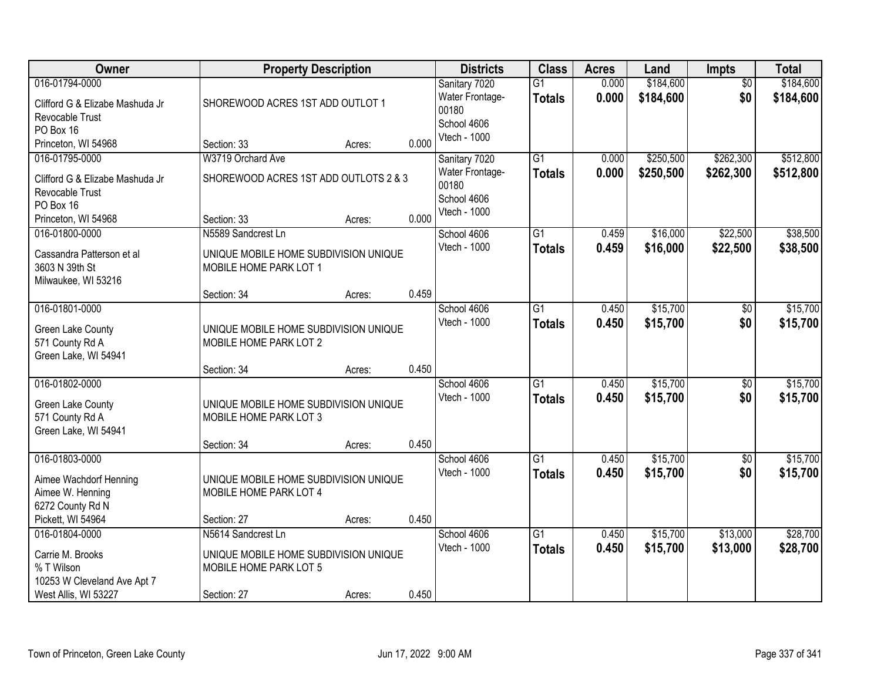| Owner | Property Description | | | Districts | Class | Acres | Land | Impts | Total |
|---|---|---|---|---|---|---|---|---|---|
| 016-01794-0000 | | | | Sanitary 7020 | G1 | 0.000 | $184,600 | $0 | $184,600 |
| Clifford G & Elizabe Mashuda Jr Revocable Trust PO Box 16 Princeton, WI 54968 | SHOREWOOD ACRES 1ST ADD OUTLOT 1 | | | Water Frontage-00180 School 4606 Vtech - 1000 | **Totals** | **0.000** | **$184,600** | **$0** | **$184,600** |
| | Section: 33 | Acres: | 0.000 | | | | | | |
| 016-01795-0000 | W3719 Orchard Ave | | | Sanitary 7020 | G1 | 0.000 | $250,500 | $262,300 | $512,800 |
| Clifford G & Elizabe Mashuda Jr Revocable Trust PO Box 16 Princeton, WI 54968 | SHOREWOOD ACRES 1ST ADD OUTLOTS 2 & 3 | | | Water Frontage-00180 School 4606 Vtech - 1000 | **Totals** | **0.000** | **$250,500** | **$262,300** | **$512,800** |
| | Section: 33 | Acres: | 0.000 | | | | | | |
| 016-01800-0000 | N5589 Sandcrest Ln | | | School 4606 | G1 | 0.459 | $16,000 | $22,500 | $38,500 |
| Cassandra Patterson et al 3603 N 39th St Milwaukee, WI 53216 | UNIQUE MOBILE HOME SUBDIVISION UNIQUE MOBILE HOME PARK LOT 1 | | | Vtech - 1000 | **Totals** | **0.459** | **$16,000** | **$22,500** | **$38,500** |
| | Section: 34 | Acres: | 0.459 | | | | | | |
| 016-01801-0000 | | | | School 4606 | G1 | 0.450 | $15,700 | $0 | $15,700 |
| Green Lake County 571 County Rd A Green Lake, WI 54941 | UNIQUE MOBILE HOME SUBDIVISION UNIQUE MOBILE HOME PARK LOT 2 | | | Vtech - 1000 | **Totals** | **0.450** | **$15,700** | **$0** | **$15,700** |
| | Section: 34 | Acres: | 0.450 | | | | | | |
| 016-01802-0000 | | | | School 4606 | G1 | 0.450 | $15,700 | $0 | $15,700 |
| Green Lake County 571 County Rd A Green Lake, WI 54941 | UNIQUE MOBILE HOME SUBDIVISION UNIQUE MOBILE HOME PARK LOT 3 | | | Vtech - 1000 | **Totals** | **0.450** | **$15,700** | **$0** | **$15,700** |
| | Section: 34 | Acres: | 0.450 | | | | | | |
| 016-01803-0000 | | | | School 4606 | G1 | 0.450 | $15,700 | $0 | $15,700 |
| Aimee Wachdorf Henning Aimee W. Henning 6272 County Rd N Pickett, WI 54964 | UNIQUE MOBILE HOME SUBDIVISION UNIQUE MOBILE HOME PARK LOT 4 | | | Vtech - 1000 | **Totals** | **0.450** | **$15,700** | **$0** | **$15,700** |
| | Section: 27 | Acres: | 0.450 | | | | | | |
| 016-01804-0000 | N5614 Sandcrest Ln | | | School 4606 | G1 | 0.450 | $15,700 | $13,000 | $28,700 |
| Carrie M. Brooks % T Wilson 10253 W Cleveland Ave Apt 7 West Allis, WI 53227 | UNIQUE MOBILE HOME SUBDIVISION UNIQUE MOBILE HOME PARK LOT 5 | | | Vtech - 1000 | **Totals** | **0.450** | **$15,700** | **$13,000** | **$28,700** |
| | Section: 27 | Acres: | 0.450 | | | | | | |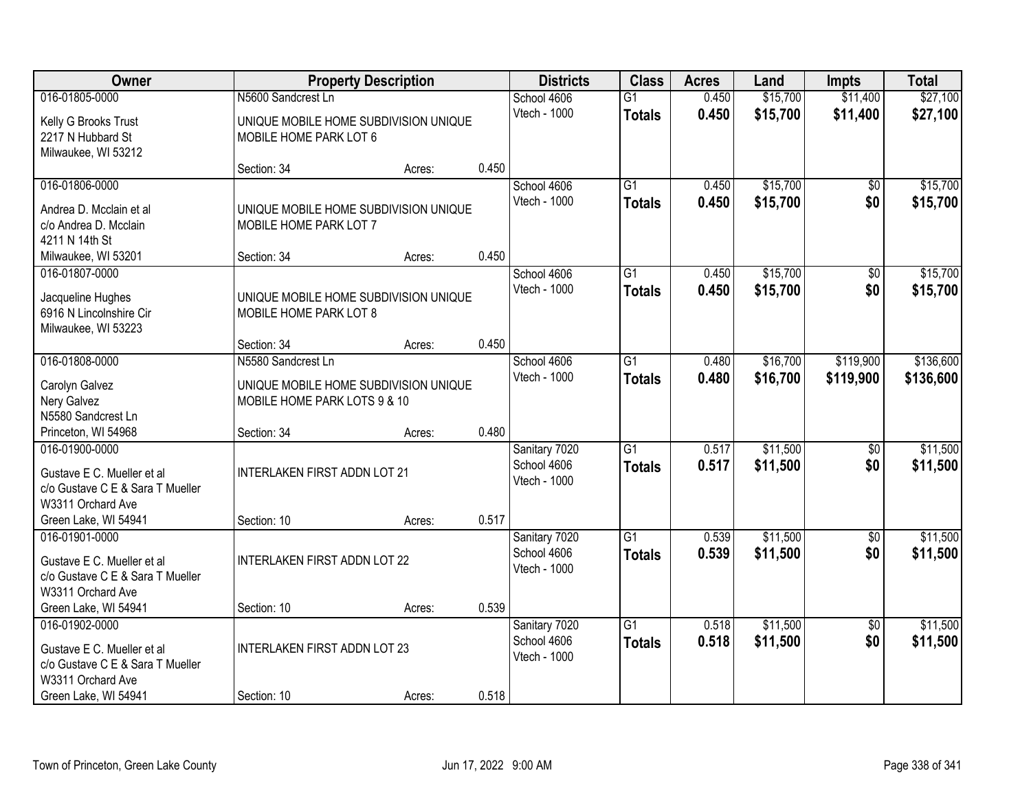| Owner | Property Description | | | Districts | Class | Acres | Land | Impts | Total |
|---|---|---|---|---|---|---|---|---|---|
| 016-01805-0000 | N5600 Sandcrest Ln | | | School 4606 | G1 | 0.450 | $15,700 | $11,400 | $27,100 |
| Kelly G Brooks Trust<br>2217 N Hubbard St<br>Milwaukee, WI 53212 | UNIQUE MOBILE HOME SUBDIVISION UNIQUE MOBILE HOME PARK LOT 6 | | | Vtech - 1000 | **Totals** | **0.450** | **$15,700** | **$11,400** | **$27,100** |
| | Section: 34 | Acres: | 0.450 | | | | | | |
| 016-01806-0000 | | | | School 4606 | G1 | 0.450 | $15,700 | $0 | $15,700 |
| Andrea D. Mcclain et al<br>c/o Andrea D. Mcclain<br>4211 N 14th St<br>Milwaukee, WI 53201 | UNIQUE MOBILE HOME SUBDIVISION UNIQUE MOBILE HOME PARK LOT 7 | | | Vtech - 1000 | **Totals** | **0.450** | **$15,700** | **$0** | **$15,700** |
| | Section: 34 | Acres: | 0.450 | | | | | | |
| 016-01807-0000 | | | | School 4606 | G1 | 0.450 | $15,700 | $0 | $15,700 |
| Jacqueline Hughes<br>6916 N Lincolnshire Cir<br>Milwaukee, WI 53223 | UNIQUE MOBILE HOME SUBDIVISION UNIQUE MOBILE HOME PARK LOT 8 | | | Vtech - 1000 | **Totals** | **0.450** | **$15,700** | **$0** | **$15,700** |
| | Section: 34 | Acres: | 0.450 | | | | | | |
| 016-01808-0000 | N5580 Sandcrest Ln | | | School 4606 | G1 | 0.480 | $16,700 | $119,900 | $136,600 |
| Carolyn Galvez<br>Nery Galvez<br>N5580 Sandcrest Ln<br>Princeton, WI 54968 | UNIQUE MOBILE HOME SUBDIVISION UNIQUE MOBILE HOME PARK LOTS 9 & 10 | | | Vtech - 1000 | **Totals** | **0.480** | **$16,700** | **$119,900** | **$136,600** |
| | Section: 34 | Acres: | 0.480 | | | | | | |
| 016-01900-0000 | | | | Sanitary 7020 | G1 | 0.517 | $11,500 | $0 | $11,500 |
| Gustave E C. Mueller et al<br>c/o Gustave C E & Sara T Mueller<br>W3311 Orchard Ave<br>Green Lake, WI 54941 | INTERLAKEN FIRST ADDN LOT 21 | | | School 4606<br>Vtech - 1000 | **Totals** | **0.517** | **$11,500** | **$0** | **$11,500** |
| | Section: 10 | Acres: | 0.517 | | | | | | |
| 016-01901-0000 | | | | Sanitary 7020 | G1 | 0.539 | $11,500 | $0 | $11,500 |
| Gustave E C. Mueller et al<br>c/o Gustave C E & Sara T Mueller<br>W3311 Orchard Ave<br>Green Lake, WI 54941 | INTERLAKEN FIRST ADDN LOT 22 | | | School 4606<br>Vtech - 1000 | **Totals** | **0.539** | **$11,500** | **$0** | **$11,500** |
| | Section: 10 | Acres: | 0.539 | | | | | | |
| 016-01902-0000 | | | | Sanitary 7020 | G1 | 0.518 | $11,500 | $0 | $11,500 |
| Gustave E C. Mueller et al<br>c/o Gustave C E & Sara T Mueller<br>W3311 Orchard Ave<br>Green Lake, WI 54941 | INTERLAKEN FIRST ADDN LOT 23 | | | School 4606<br>Vtech - 1000 | **Totals** | **0.518** | **$11,500** | **$0** | **$11,500** |
| | Section: 10 | Acres: | 0.518 | | | | | | |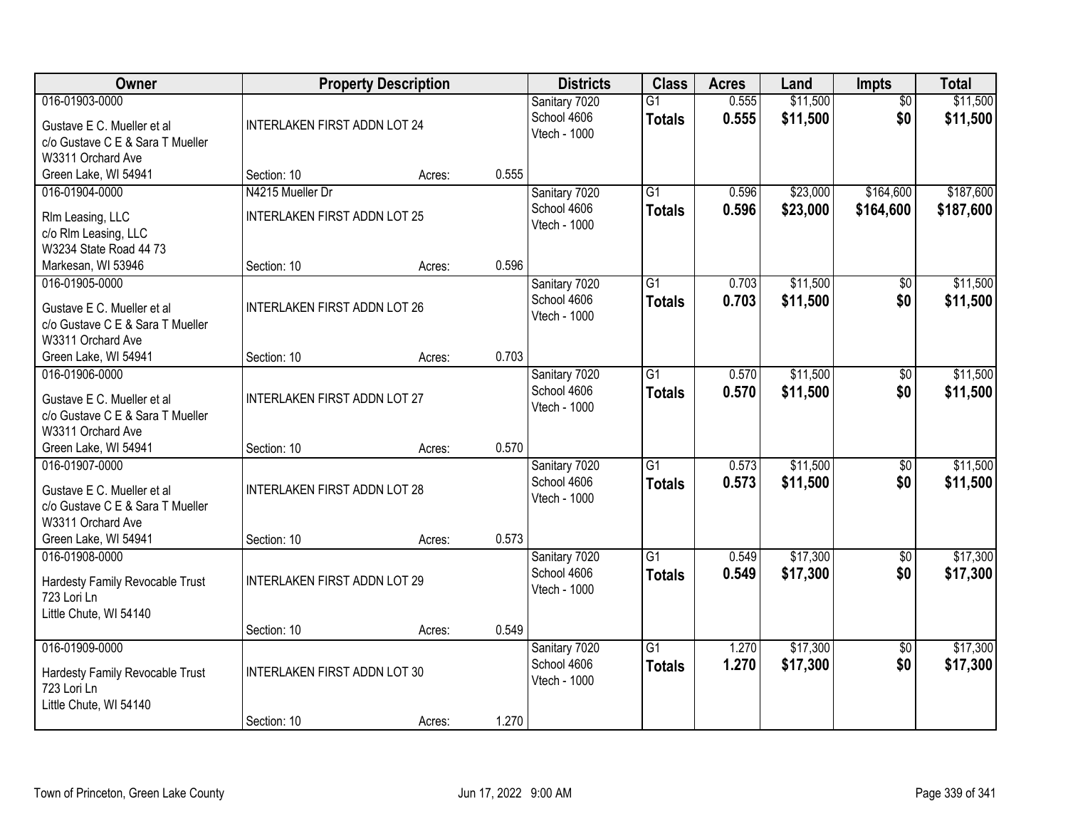| Owner | Property Description | | | Districts | Class | Acres | Land | Impts | Total |
|---|---|---|---|---|---|---|---|---|---|
| 016-01903-0000<br>Gustave E C. Mueller et al<br>c/o Gustave C E & Sara T Mueller<br>W3311 Orchard Ave<br>Green Lake, WI 54941 | INTERLAKEN FIRST ADDN LOT 24<br>Section: 10 | Acres: | 0.555 | Sanitary 7020<br>School 4606<br>Vtech - 1000 | G1<br>**Totals** | 0.555<br>**0.555** | $11,500<br>**$11,500** | $0<br>**$0** | $11,500<br>**$11,500** |
| 016-01904-0000<br>Rlm Leasing, LLC<br>c/o Rlm Leasing, LLC<br>W3234 State Road 44 73<br>Markesan, WI 53946 | N4215 Mueller Dr<br>INTERLAKEN FIRST ADDN LOT 25<br>Section: 10 | Acres: | 0.596 | Sanitary 7020<br>School 4606<br>Vtech - 1000 | G1<br>**Totals** | 0.596<br>**0.596** | $23,000<br>**$23,000** | $164,600<br>**$164,600** | $187,600<br>**$187,600** |
| 016-01905-0000<br>Gustave E C. Mueller et al<br>c/o Gustave C E & Sara T Mueller<br>W3311 Orchard Ave<br>Green Lake, WI 54941 | INTERLAKEN FIRST ADDN LOT 26<br>Section: 10 | Acres: | 0.703 | Sanitary 7020<br>School 4606<br>Vtech - 1000 | G1<br>**Totals** | 0.703<br>**0.703** | $11,500<br>**$11,500** | $0<br>**$0** | $11,500<br>**$11,500** |
| 016-01906-0000<br>Gustave E C. Mueller et al<br>c/o Gustave C E & Sara T Mueller<br>W3311 Orchard Ave<br>Green Lake, WI 54941 | INTERLAKEN FIRST ADDN LOT 27<br>Section: 10 | Acres: | 0.570 | Sanitary 7020<br>School 4606<br>Vtech - 1000 | G1<br>**Totals** | 0.570<br>**0.570** | $11,500<br>**$11,500** | $0<br>**$0** | $11,500<br>**$11,500** |
| 016-01907-0000<br>Gustave E C. Mueller et al<br>c/o Gustave C E & Sara T Mueller<br>W3311 Orchard Ave<br>Green Lake, WI 54941 | INTERLAKEN FIRST ADDN LOT 28<br>Section: 10 | Acres: | 0.573 | Sanitary 7020<br>School 4606<br>Vtech - 1000 | G1<br>**Totals** | 0.573<br>**0.573** | $11,500<br>**$11,500** | $0<br>**$0** | $11,500<br>**$11,500** |
| 016-01908-0000<br>Hardesty Family Revocable Trust<br>723 Lori Ln<br>Little Chute, WI 54140 | INTERLAKEN FIRST ADDN LOT 29<br>Section: 10 | Acres: | 0.549 | Sanitary 7020<br>School 4606<br>Vtech - 1000 | G1<br>**Totals** | 0.549<br>**0.549** | $17,300<br>**$17,300** | $0<br>**$0** | $17,300<br>**$17,300** |
| 016-01909-0000<br>Hardesty Family Revocable Trust<br>723 Lori Ln<br>Little Chute, WI 54140 | INTERLAKEN FIRST ADDN LOT 30<br>Section: 10 | Acres: | 1.270 | Sanitary 7020<br>School 4606<br>Vtech - 1000 | G1<br>**Totals** | 1.270<br>**1.270** | $17,300<br>**$17,300** | $0<br>**$0** | $17,300<br>**$17,300** |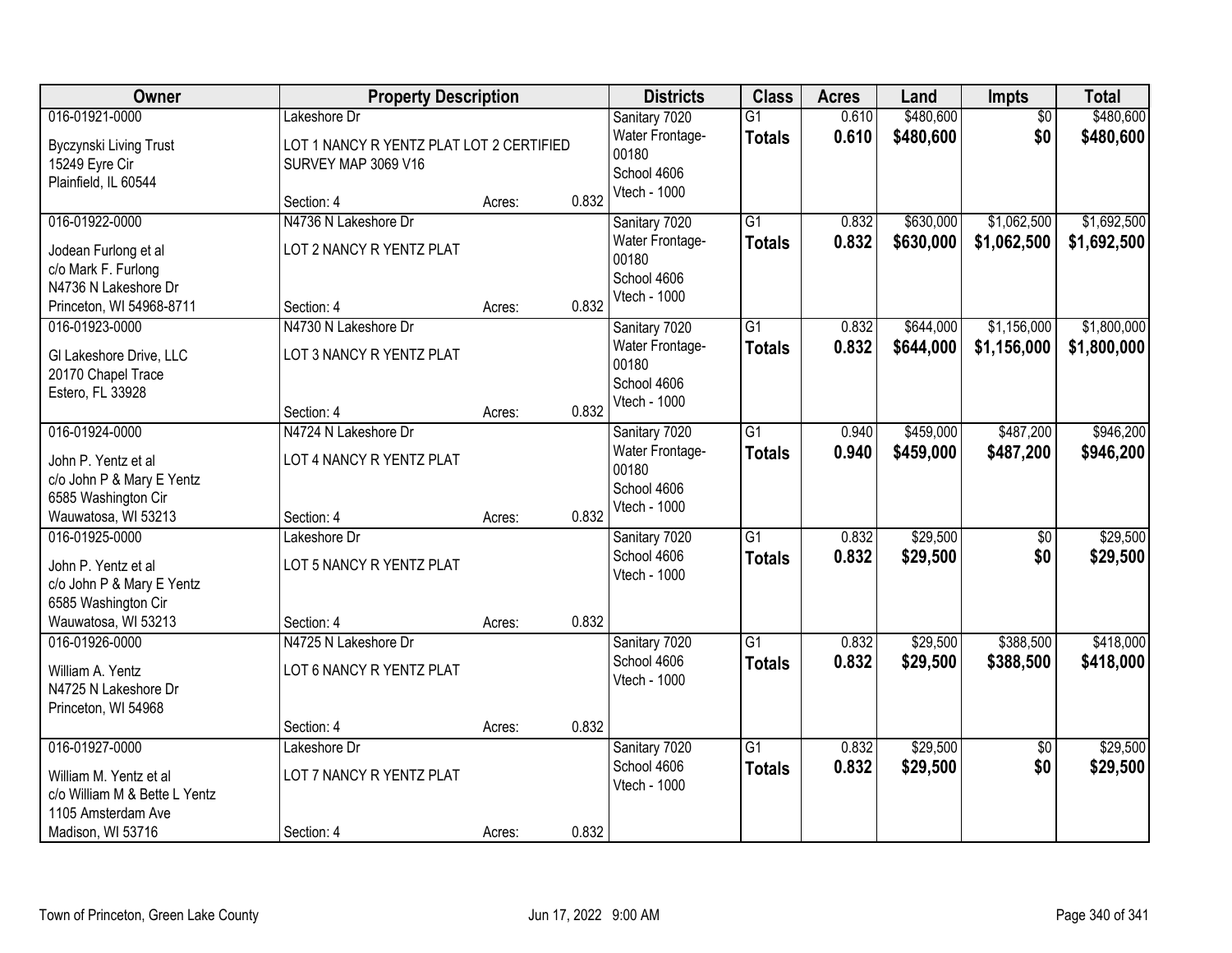| Owner | Property Description | | | Districts | Class | Acres | Land | Impts | Total |
|---|---|---|---|---|---|---|---|---|---|
| 016-01921-0000<br>Byczynski Living Trust<br>15249 Eyre Cir<br>Plainfield, IL 60544 | Lakeshore Dr<br>LOT 1 NANCY R YENTZ PLAT LOT 2 CERTIFIED SURVEY MAP 3069 V16<br>Section: 4 | Acres: | 0.832 | Sanitary 7020<br>Water Frontage-00180<br>School 4606<br>Vtech - 1000 | G1<br>**Totals** | 0.610<br>**0.610** | $480,600<br>**$480,600** | $0<br>**$0** | $480,600<br>**$480,600** |
| 016-01922-0000<br>Jodean Furlong et al<br>c/o Mark F. Furlong<br>N4736 N Lakeshore Dr<br>Princeton, WI 54968-8711 | N4736 N Lakeshore Dr<br>LOT 2 NANCY R YENTZ PLAT<br>Section: 4 | Acres: | 0.832 | Sanitary 7020<br>Water Frontage-00180<br>School 4606<br>Vtech - 1000 | G1<br>**Totals** | 0.832<br>**0.832** | $630,000<br>**$630,000** | $1,062,500<br>**$1,062,500** | $1,692,500<br>**$1,692,500** |
| 016-01923-0000<br>Gl Lakeshore Drive, LLC<br>20170 Chapel Trace<br>Estero, FL 33928 | N4730 N Lakeshore Dr<br>LOT 3 NANCY R YENTZ PLAT<br>Section: 4 | Acres: | 0.832 | Sanitary 7020<br>Water Frontage-00180<br>School 4606<br>Vtech - 1000 | G1<br>**Totals** | 0.832<br>**0.832** | $644,000<br>**$644,000** | $1,156,000<br>**$1,156,000** | $1,800,000<br>**$1,800,000** |
| 016-01924-0000<br>John P. Yentz et al<br>c/o John P & Mary E Yentz<br>6585 Washington Cir<br>Wauwatosa, WI 53213 | N4724 N Lakeshore Dr<br>LOT 4 NANCY R YENTZ PLAT<br>Section: 4 | Acres: | 0.832 | Sanitary 7020<br>Water Frontage-00180<br>School 4606<br>Vtech - 1000 | G1<br>**Totals** | 0.940<br>**0.940** | $459,000<br>**$459,000** | $487,200<br>**$487,200** | $946,200<br>**$946,200** |
| 016-01925-0000<br>John P. Yentz et al<br>c/o John P & Mary E Yentz<br>6585 Washington Cir<br>Wauwatosa, WI 53213 | Lakeshore Dr<br>LOT 5 NANCY R YENTZ PLAT<br>Section: 4 | Acres: | 0.832 | Sanitary 7020<br>School 4606<br>Vtech - 1000 | G1<br>**Totals** | 0.832<br>**0.832** | $29,500<br>**$29,500** | $0<br>**$0** | $29,500<br>**$29,500** |
| 016-01926-0000<br>William A. Yentz<br>N4725 N Lakeshore Dr<br>Princeton, WI 54968 | N4725 N Lakeshore Dr<br>LOT 6 NANCY R YENTZ PLAT<br>Section: 4 | Acres: | 0.832 | Sanitary 7020<br>School 4606<br>Vtech - 1000 | G1<br>**Totals** | 0.832<br>**0.832** | $29,500<br>**$29,500** | $388,500<br>**$388,500** | $418,000<br>**$418,000** |
| 016-01927-0000<br>William M. Yentz et al<br>c/o William M & Bette L Yentz<br>1105 Amsterdam Ave<br>Madison, WI 53716 | Lakeshore Dr<br>LOT 7 NANCY R YENTZ PLAT<br>Section: 4 | Acres: | 0.832 | Sanitary 7020<br>School 4606<br>Vtech - 1000 | G1<br>**Totals** | 0.832<br>**0.832** | $29,500<br>**$29,500** | $0<br>**$0** | $29,500<br>**$29,500** |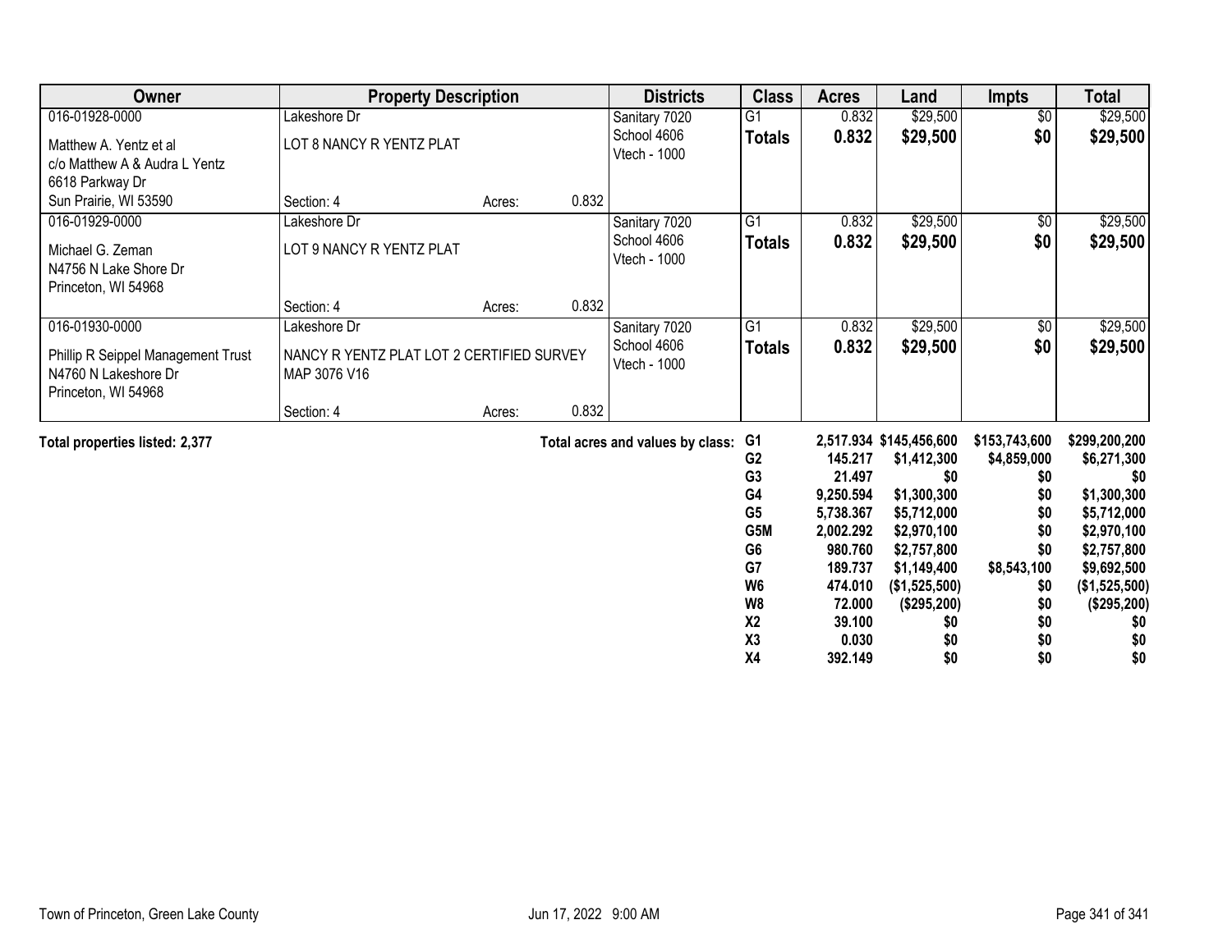| Owner | Property Description | Districts | Class | Acres | Land | Impts | Total |
|---|---|---|---|---|---|---|---|
| 016-01928-0000<br>Matthew A. Yentz et al<br>c/o Matthew A & Audra L Yentz<br>6618 Parkway Dr<br>Sun Prairie, WI 53590 | Lakeshore Dr<br>LOT 8 NANCY R YENTZ PLAT<br>Section: 4 Acres: 0.832 | Sanitary 7020<br>School 4606<br>Vtech - 1000 | G1<br>**Totals** | 0.832<br>**0.832** | $29,500<br>**$29,500** | $0<br>**$0** | $29,500<br>**$29,500** |
| 016-01929-0000<br>Michael G. Zeman<br>N4756 N Lake Shore Dr<br>Princeton, WI 54968 | Lakeshore Dr<br>LOT 9 NANCY R YENTZ PLAT<br>Section: 4 Acres: 0.832 | Sanitary 7020<br>School 4606<br>Vtech - 1000 | G1<br>**Totals** | 0.832<br>**0.832** | $29,500<br>**$29,500** | $0<br>**$0** | $29,500<br>**$29,500** |
| 016-01930-0000<br>Phillip R Seippel Management Trust<br>N4760 N Lakeshore Dr<br>Princeton, WI 54968 | Lakeshore Dr<br>NANCY R YENTZ PLAT LOT 2 CERTIFIED SURVEY MAP 3076 V16<br>Section: 4 Acres: 0.832 | Sanitary 7020<br>School 4606<br>Vtech - 1000 | G1<br>**Totals** | 0.832<br>**0.832** | $29,500<br>**$29,500** | $0<br>**$0** | $29,500<br>**$29,500** |

**Total properties listed: 2,377**

**Total acres and values by class:**

| Class | Acres | Land | Impts | Total |
|---|---|---|---|---|
| G1 | 2,517.934 | $145,456,600 | $153,743,600 | $299,200,200 |
| G2 | 145.217 | $1,412,300 | $4,859,000 | $6,271,300 |
| G3 | 21.497 | $0 | $0 | $0 |
| G4 | 9,250.594 | $1,300,300 | $0 | $1,300,300 |
| G5 | 5,738.367 | $5,712,000 | $0 | $5,712,000 |
| G5M | 2,002.292 | $2,970,100 | $0 | $2,970,100 |
| G6 | 980.760 | $2,757,800 | $0 | $2,757,800 |
| G7 | 189.737 | $1,149,400 | $8,543,100 | $9,692,500 |
| W6 | 474.010 | ($1,525,500) | $0 | ($1,525,500) |
| W8 | 72.000 | ($295,200) | $0 | ($295,200) |
| X2 | 39.100 | $0 | $0 | $0 |
| X3 | 0.030 | $0 | $0 | $0 |
| X4 | 392.149 | $0 | $0 | $0 |